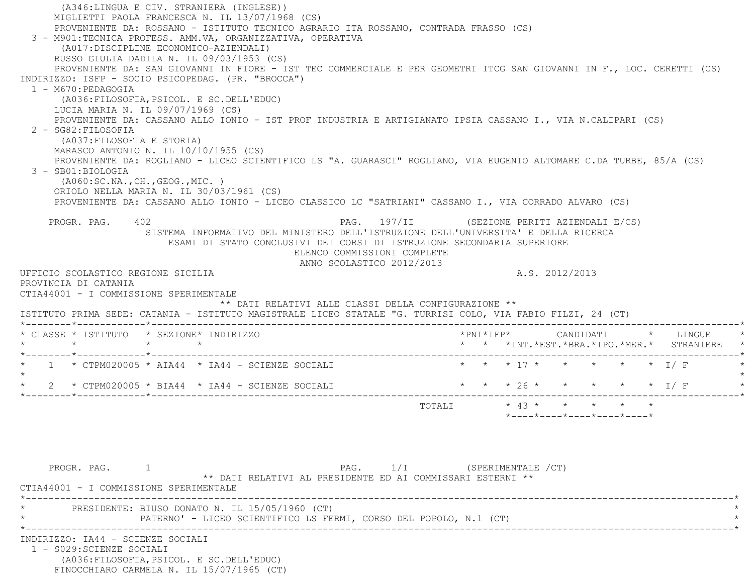(A346:LINGUA E CIV. STRANIERA (INGLESE))
MIGLIETTI PAOLA FRANCESCA N. IL 13/07/1968 (CS)
PROVENIENTE DA: ROSSANO - ISTITUTO TECNICO AGRARIO ITA ROSSANO, CONTRADA FRASSO (CS)

3 - M901:TECNICA PROFESS. AMM.VA, ORGANIZZATIVA, OPERATIVA
(A017:DISCIPLINE ECONOMICO-AZIENDALI)
RUSSO GIULIA DADILA N. IL 09/03/1953 (CS)
PROVENIENTE DA: SAN GIOVANNI IN FIORE - IST TEC COMMERCIALE E PER GEOMETRI ITCG SAN GIOVANNI IN F., LOC. CERETTI (CS)

INDIRIZZO: ISFP - SOCIO PSICOPEDAG. (PR. "BROCCA")

1 - M670:PEDAGOGIA
(A036:FILOSOFIA,PSICOL. E SC.DELL'EDUC)
LUCIA MARIA N. IL 09/07/1969 (CS)
PROVENIENTE DA: CASSANO ALLO IONIO - IST PROF INDUSTRIA E ARTIGIANATO IPSIA CASSANO I., VIA N.CALIPARI (CS)

2 - SG82:FILOSOFIA
(A037:FILOSOFIA E STORIA)
MARASCO ANTONIO N. IL 10/10/1955 (CS)
PROVENIENTE DA: ROGLIANO - LICEO SCIENTIFICO LS "A. GUARASCI" ROGLIANO, VIA EUGENIO ALTOMARE C.DA TURBE, 85/A (CS)

3 - SB01:BIOLOGIA
(A060:SC.NA.,CH.,GEOG.,MIC. )
ORIOLO NELLA MARIA N. IL 30/03/1961 (CS)
PROVENIENTE DA: CASSANO ALLO IONIO - LICEO CLASSICO LC "SATRIANI" CASSANO I., VIA CORRADO ALVARO (CS)

PROGR. PAG. 402 PAG. 197/II (SEZIONE PERITI AZIENDALI E/CS)

SISTEMA INFORMATIVO DEL MINISTERO DELL'ISTRUZIONE DELL'UNIVERSITA' E DELLA RICERCA
ESAMI DI STATO CONCLUSIVI DEI CORSI DI ISTRUZIONE SECONDARIA SUPERIORE
ELENCO COMMISSIONI COMPLETE
ANNO SCOLASTICO 2012/2013

UFFICIO SCOLASTICO REGIONE SICILIA A.S. 2012/2013
PROVINCIA DI CATANIA
CTIA44001 - I COMMISSIONE SPERIMENTALE

** DATI RELATIVI ALLE CLASSI DELLA CONFIGURAZIONE **

ISTITUTO PRIMA SEDE: CATANIA - ISTITUTO MAGISTRALE LICEO STATALE "G. TURRISI COLO, VIA FABIO FILZI, 24 (CT)

| CLASSE | ISTITUTO | SEZIONE | INDIRIZZO | PNI | IFP | CANDIDATI INT. | EST. | BRA. | IPO. | MER. | LINGUE STRANIERE |
|---|---|---|---|---|---|---|---|---|---|---|---|
| 1 | CTPM020005 | AIA44 | IA44 - SCIENZE SOCIALI | | | 17 | | | | | I/ F |
| 2 | CTPM020005 | BIA44 | IA44 - SCIENZE SOCIALI | | | 26 | | | | | I/ F |
| | | | TOTALI | | | 43 | | | | | |

PROGR. PAG. 1 PAG. 1/I (SPERIMENTALE /CT)

** DATI RELATIVI AL PRESIDENTE ED AI COMMISSARI ESTERNI **

CTIA44001 - I COMMISSIONE SPERIMENTALE

PRESIDENTE: BIUSO DONATO N. IL 15/05/1960 (CT)
PATERNO' - LICEO SCIENTIFICO LS FERMI, CORSO DEL POPOLO, N.1 (CT)

INDIRIZZO: IA44 - SCIENZE SOCIALI

1 - S029:SCIENZE SOCIALI
(A036:FILOSOFIA,PSICOL. E SC.DELL'EDUC)
FINOCCHIARO CARMELA N. IL 15/07/1965 (CT)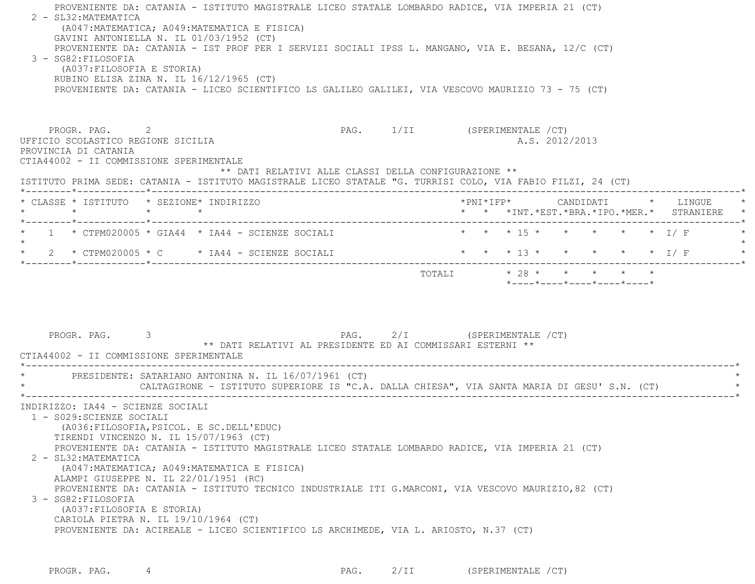PROVENIENTE DA: CATANIA - ISTITUTO MAGISTRALE LICEO STATALE LOMBARDO RADICE, VIA IMPERIA 21 (CT)

2 - SL32:MATEMATICA
(A047:MATEMATICA; A049:MATEMATICA E FISICA)
GAVINI ANTONIELLA N. IL 01/03/1952 (CT)
PROVENIENTE DA: CATANIA - IST PROF PER I SERVIZI SOCIALI IPSS L. MANGANO, VIA E. BESANA, 12/C (CT)

3 - SG82:FILOSOFIA
(A037:FILOSOFIA E STORIA)
RUBINO ELISA ZINA N. IL 16/12/1965 (CT)
PROVENIENTE DA: CATANIA - LICEO SCIENTIFICO LS GALILEO GALILEI, VIA VESCOVO MAURIZIO 73 - 75 (CT)

PROGR. PAG. 2 PAG. 1/II (SPERIMENTALE /CT)

UFFICIO SCOLASTICO REGIONE SICILIA A.S. 2012/2013
PROVINCIA DI CATANIA
CTIA44002 - II COMMISSIONE SPERIMENTALE

** DATI RELATIVI ALLE CLASSI DELLA CONFIGURAZIONE **

ISTITUTO PRIMA SEDE: CATANIA - ISTITUTO MAGISTRALE LICEO STATALE "G. TURRISI COLO, VIA FABIO FILZI, 24 (CT)

| CLASSE | ISTITUTO | SEZIONE | INDIRIZZO | PNI | IFP | CANDIDATI INT. | EST. | BRA. | IPO. | MER. | LINGUE STRANIERE |
|---|---|---|---|---|---|---|---|---|---|---|---|
| 1 | CTPM020005 | GIA44 | IA44 - SCIENZE SOCIALI | | | 15 | | | | | I/ F |
| 2 | CTPM020005 | C | IA44 - SCIENZE SOCIALI | | | 13 | | | | | I/ F |
| | | | TOTALI | | | 28 | | | | | |

PROGR. PAG. 3 PAG. 2/I (SPERIMENTALE /CT)

** DATI RELATIVI AL PRESIDENTE ED AI COMMISSARI ESTERNI **

CTIA44002 - II COMMISSIONE SPERIMENTALE

PRESIDENTE: SATARIANO ANTONINA N. IL 16/07/1961 (CT)
CALTAGIRONE - ISTITUTO SUPERIORE IS "C.A. DALLA CHIESA", VIA SANTA MARIA DI GESU' S.N. (CT)

INDIRIZZO: IA44 - SCIENZE SOCIALI

1 - S029:SCIENZE SOCIALI
(A036:FILOSOFIA,PSICOL. E SC.DELL'EDUC)
TIRENDI VINCENZO N. IL 15/07/1963 (CT)
PROVENIENTE DA: CATANIA - ISTITUTO MAGISTRALE LICEO STATALE LOMBARDO RADICE, VIA IMPERIA 21 (CT)

2 - SL32:MATEMATICA
(A047:MATEMATICA; A049:MATEMATICA E FISICA)
ALAMPI GIUSEPPE N. IL 22/01/1951 (RC)
PROVENIENTE DA: CATANIA - ISTITUTO TECNICO INDUSTRIALE ITI G.MARCONI, VIA VESCOVO MAURIZIO,82 (CT)

3 - SG82:FILOSOFIA
(A037:FILOSOFIA E STORIA)
CARIOLA PIETRA N. IL 19/10/1964 (CT)
PROVENIENTE DA: ACIREALE - LICEO SCIENTIFICO LS ARCHIMEDE, VIA L. ARIOSTO, N.37 (CT)

PROGR. PAG. 4 PAG. 2/II (SPERIMENTALE /CT)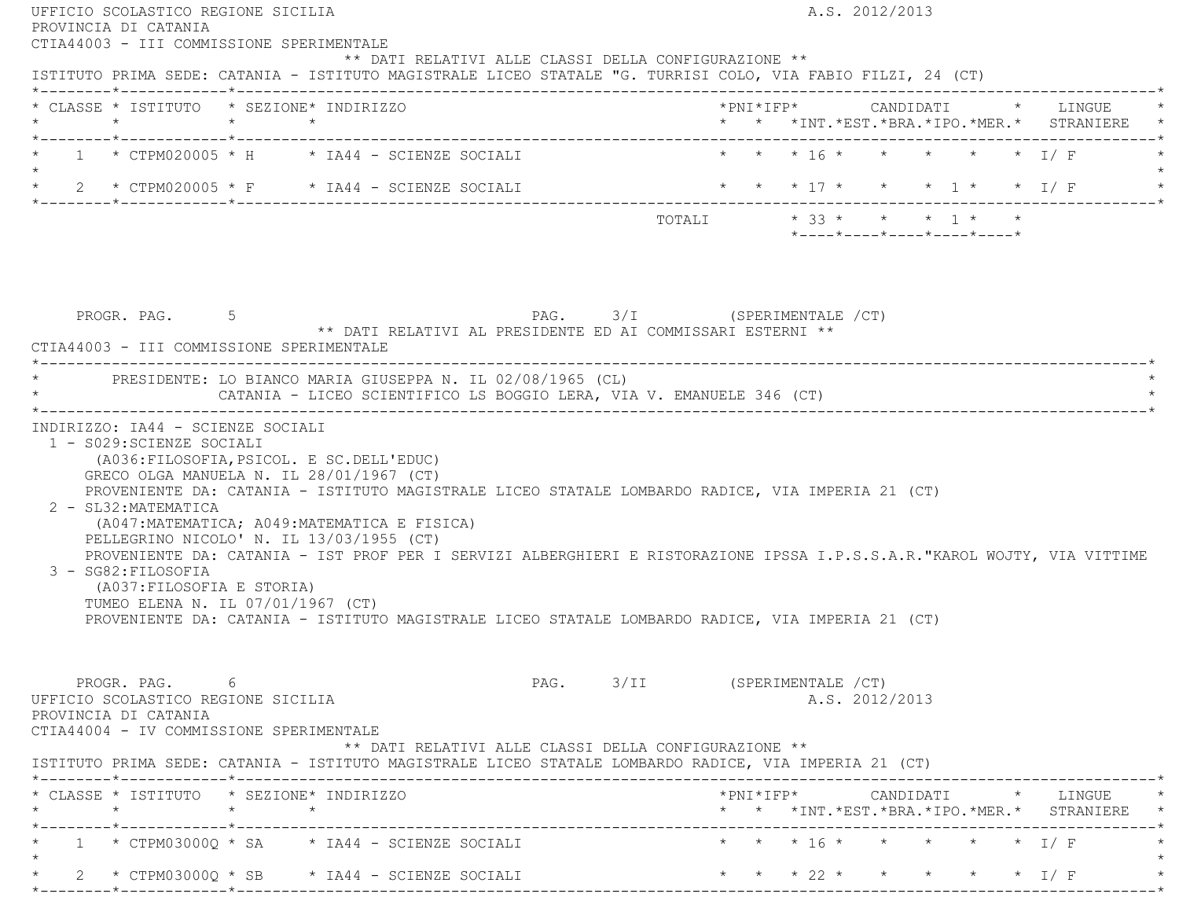UFFICIO SCOLASTICO REGIONE SICILIA — A.S. 2012/2013
PROVINCIA DI CATANIA
CTIA44003 - III COMMISSIONE SPERIMENTALE

** DATI RELATIVI ALLE CLASSI DELLA CONFIGURAZIONE **

ISTITUTO PRIMA SEDE: CATANIA - ISTITUTO MAGISTRALE LICEO STATALE "G. TURRISI COLO, VIA FABIO FILZI, 24 (CT)

| CLASSE | ISTITUTO | SEZIONE | INDIRIZZO | PNI | IFP | CANDIDATI INT. | CANDIDATI EST. | CANDIDATI BRA. | CANDIDATI IPO. | CANDIDATI MER. | LINGUE STRANIERE |
|---|---|---|---|---|---|---|---|---|---|---|---|
| 1 | CTPM020005 | H | IA44 - SCIENZE SOCIALI | | | 16 | | | | | I/ F |
| 2 | CTPM020005 | F | IA44 - SCIENZE SOCIALI | | | 17 | | | 1 | | I/ F |
| | | | TOTALI | | | 33 | | | 1 | | |

PROGR. PAG. 5 — PAG. 3/I (SPERIMENTALE /CT)

** DATI RELATIVI AL PRESIDENTE ED AI COMMISSARI ESTERNI **

CTIA44003 - III COMMISSIONE SPERIMENTALE

PRESIDENTE: LO BIANCO MARIA GIUSEPPA N. IL 02/08/1965 (CL)
CATANIA - LICEO SCIENTIFICO LS BOGGIO LERA, VIA V. EMANUELE 346 (CT)

INDIRIZZO: IA44 - SCIENZE SOCIALI

1 - S029:SCIENZE SOCIALI
   (A036:FILOSOFIA,PSICOL. E SC.DELL'EDUC)
   GRECO OLGA MANUELA N. IL 28/01/1967 (CT)
   PROVENIENTE DA: CATANIA - ISTITUTO MAGISTRALE LICEO STATALE LOMBARDO RADICE, VIA IMPERIA 21 (CT)

2 - SL32:MATEMATICA
   (A047:MATEMATICA; A049:MATEMATICA E FISICA)
   PELLEGRINO NICOLO' N. IL 13/03/1955 (CT)
   PROVENIENTE DA: CATANIA - IST PROF PER I SERVIZI ALBERGHIERI E RISTORAZIONE IPSSA I.P.S.S.A.R."KAROL WOJTY, VIA VITTIME

3 - SG82:FILOSOFIA
   (A037:FILOSOFIA E STORIA)
   TUMEO ELENA N. IL 07/01/1967 (CT)
   PROVENIENTE DA: CATANIA - ISTITUTO MAGISTRALE LICEO STATALE LOMBARDO RADICE, VIA IMPERIA 21 (CT)

PROGR. PAG. 6 — PAG. 3/II (SPERIMENTALE /CT)

UFFICIO SCOLASTICO REGIONE SICILIA — A.S. 2012/2013
PROVINCIA DI CATANIA
CTIA44004 - IV COMMISSIONE SPERIMENTALE

** DATI RELATIVI ALLE CLASSI DELLA CONFIGURAZIONE **

ISTITUTO PRIMA SEDE: CATANIA - ISTITUTO MAGISTRALE LICEO STATALE LOMBARDO RADICE, VIA IMPERIA 21 (CT)

| CLASSE | ISTITUTO | SEZIONE | INDIRIZZO | PNI | IFP | CANDIDATI INT. | CANDIDATI EST. | CANDIDATI BRA. | CANDIDATI IPO. | CANDIDATI MER. | LINGUE STRANIERE |
|---|---|---|---|---|---|---|---|---|---|---|---|
| 1 | CTPM03000Q | SA | IA44 - SCIENZE SOCIALI | | | 16 | | | | | I/ F |
| 2 | CTPM03000Q | SB | IA44 - SCIENZE SOCIALI | | | 22 | | | | | I/ F |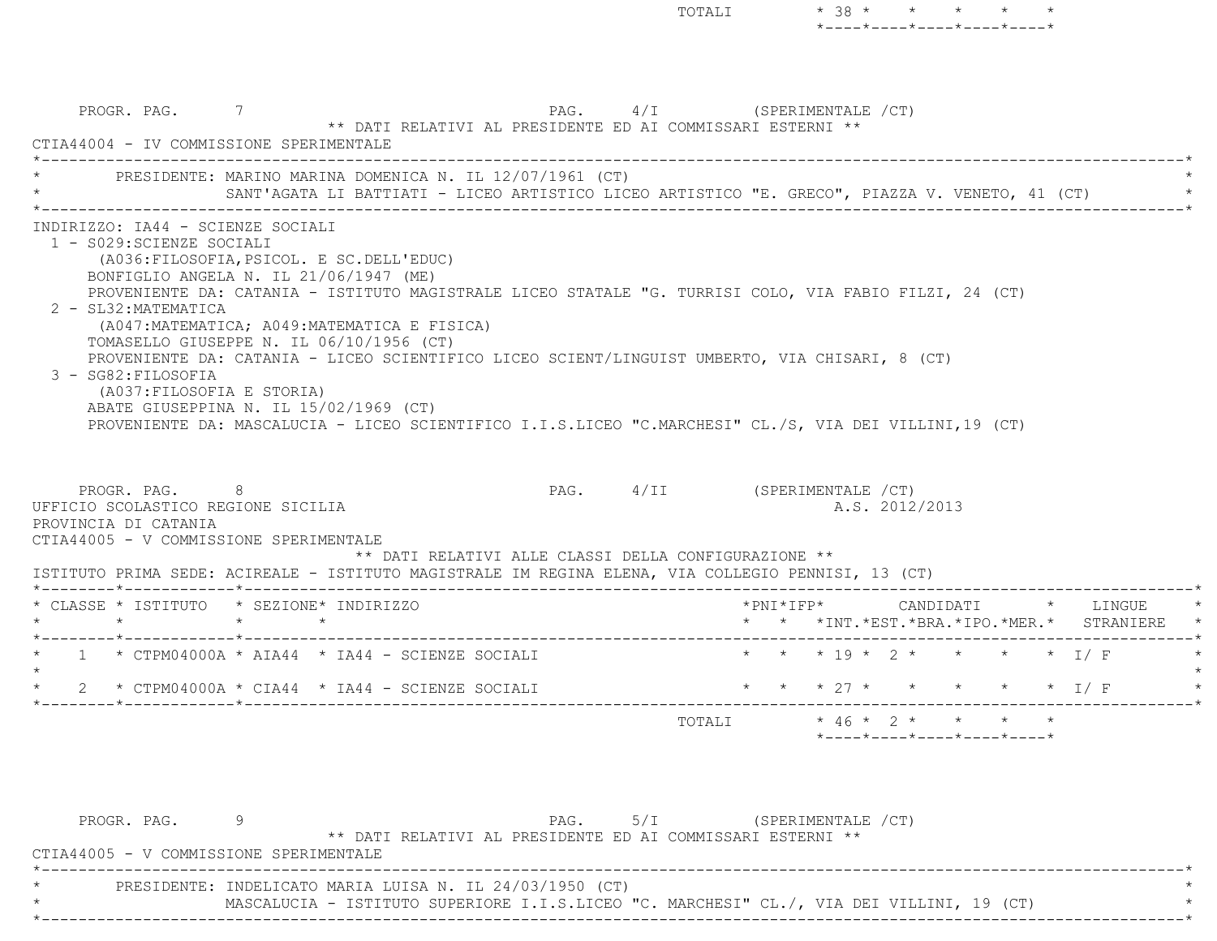| | | | | | | | | | |
|---|---|---|---|---|---|---|---|---|---|
| TOTALI | 38 | | | | | | | | |

PROGR. PAG. 7 PAG. 4/I (SPERIMENTALE /CT)

** DATI RELATIVI AL PRESIDENTE ED AI COMMISSARI ESTERNI **

CTIA44004 - IV COMMISSIONE SPERIMENTALE

PRESIDENTE: MARINO MARINA DOMENICA N. IL 12/07/1961 (CT)
SANT'AGATA LI BATTIATI - LICEO ARTISTICO LICEO ARTISTICO "E. GRECO", PIAZZA V. VENETO, 41 (CT)

INDIRIZZO: IA44 - SCIENZE SOCIALI

1 - S029:SCIENZE SOCIALI
(A036:FILOSOFIA,PSICOL. E SC.DELL'EDUC)
BONFIGLIO ANGELA N. IL 21/06/1947 (ME)
PROVENIENTE DA: CATANIA - ISTITUTO MAGISTRALE LICEO STATALE "G. TURRISI COLO, VIA FABIO FILZI, 24 (CT)

2 - SL32:MATEMATICA
(A047:MATEMATICA; A049:MATEMATICA E FISICA)
TOMASELLO GIUSEPPE N. IL 06/10/1956 (CT)
PROVENIENTE DA: CATANIA - LICEO SCIENTIFICO LICEO SCIENT/LINGUIST UMBERTO, VIA CHISARI, 8 (CT)

3 - SG82:FILOSOFIA
(A037:FILOSOFIA E STORIA)
ABATE GIUSEPPINA N. IL 15/02/1969 (CT)
PROVENIENTE DA: MASCALUCIA - LICEO SCIENTIFICO I.I.S.LICEO "C.MARCHESI" CL./S, VIA DEI VILLINI,19 (CT)

PROGR. PAG. 8 PAG. 4/II (SPERIMENTALE /CT)

UFFICIO SCOLASTICO REGIONE SICILIA A.S. 2012/2013

PROVINCIA DI CATANIA

CTIA44005 - V COMMISSIONE SPERIMENTALE

** DATI RELATIVI ALLE CLASSI DELLA CONFIGURAZIONE **

ISTITUTO PRIMA SEDE: ACIREALE - ISTITUTO MAGISTRALE IM REGINA ELENA, VIA COLLEGIO PENNISI, 13 (CT)

| CLASSE | ISTITUTO | SEZIONE | INDIRIZZO | PNI | IFP | CANDIDATI INT. | CANDIDATI EST. | CANDIDATI BRA. | CANDIDATI IPO. | CANDIDATI MER. | LINGUE STRANIERE |
|---|---|---|---|---|---|---|---|---|---|---|---|
| 1 | CTPM04000A | AIA44 | IA44 - SCIENZE SOCIALI | | | 19 | 2 | | | | I/ F |
| 2 | CTPM04000A | CIA44 | IA44 - SCIENZE SOCIALI | | | 27 | | | | | I/ F |
| | | | | | TOTALI | 46 | 2 | | | | |

PROGR. PAG. 9 PAG. 5/I (SPERIMENTALE /CT)

** DATI RELATIVI AL PRESIDENTE ED AI COMMISSARI ESTERNI **

CTIA44005 - V COMMISSIONE SPERIMENTALE

PRESIDENTE: INDELICATO MARIA LUISA N. IL 24/03/1950 (CT)
MASCALUCIA - ISTITUTO SUPERIORE I.I.S.LICEO "C. MARCHESI" CL./, VIA DEI VILLINI, 19 (CT)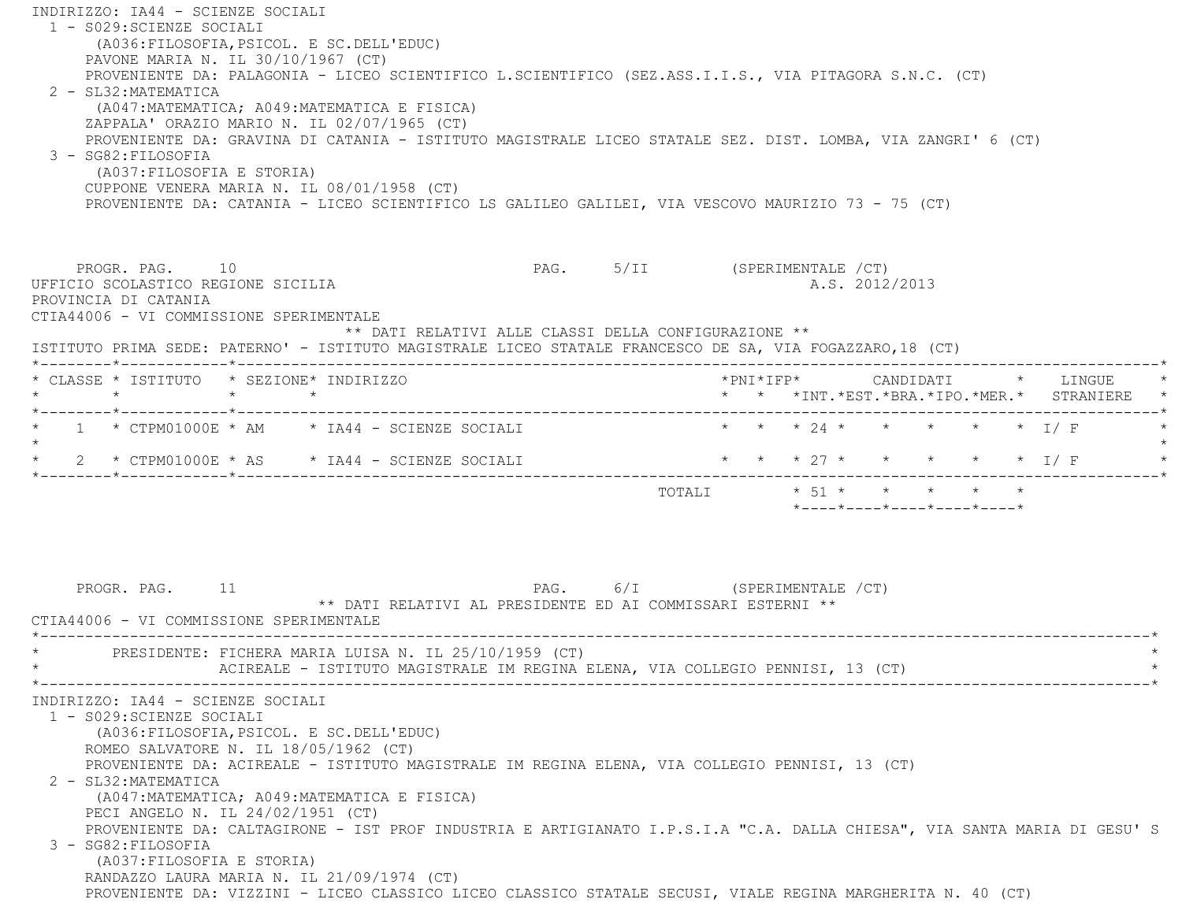INDIRIZZO: IA44 - SCIENZE SOCIALI

1 - S029:SCIENZE SOCIALI
   (A036:FILOSOFIA,PSICOL. E SC.DELL'EDUC)
   PAVONE MARIA N. IL 30/10/1967 (CT)
   PROVENIENTE DA: PALAGONIA - LICEO SCIENTIFICO L.SCIENTIFICO (SEZ.ASS.I.I.S., VIA PITAGORA S.N.C. (CT)
2 - SL32:MATEMATICA
   (A047:MATEMATICA; A049:MATEMATICA E FISICA)
   ZAPPALA' ORAZIO MARIO N. IL 02/07/1965 (CT)
   PROVENIENTE DA: GRAVINA DI CATANIA - ISTITUTO MAGISTRALE LICEO STATALE SEZ. DIST. LOMBA, VIA ZANGRI' 6 (CT)
3 - SG82:FILOSOFIA
   (A037:FILOSOFIA E STORIA)
   CUPPONE VENERA MARIA N. IL 08/01/1958 (CT)
   PROVENIENTE DA: CATANIA - LICEO SCIENTIFICO LS GALILEO GALILEI, VIA VESCOVO MAURIZIO 73 - 75 (CT)

PROGR. PAG. 10 PAG. 5/II (SPERIMENTALE /CT)

UFFICIO SCOLASTICO REGIONE SICILIA A.S. 2012/2013
PROVINCIA DI CATANIA
CTIA44006 - VI COMMISSIONE SPERIMENTALE

** DATI RELATIVI ALLE CLASSI DELLA CONFIGURAZIONE **

ISTITUTO PRIMA SEDE: PATERNO' - ISTITUTO MAGISTRALE LICEO STATALE FRANCESCO DE SA, VIA FOGAZZARO,18 (CT)

| CLASSE | ISTITUTO | SEZIONE | INDIRIZZO | PNI | IFP | CANDIDATI INT. | EST. | BRA. | IPO. | MER. | LINGUE STRANIERE |
|---|---|---|---|---|---|---|---|---|---|---|---|
| 1 | CTPM01000E | AM | IA44 - SCIENZE SOCIALI | | | 24 | | | | | I/ F |
| 2 | CTPM01000E | AS | IA44 - SCIENZE SOCIALI | | | 27 | | | | | I/ F |
| | | | TOTALI | | | 51 | | | | | |

PROGR. PAG. 11 PAG. 6/I (SPERIMENTALE /CT)

** DATI RELATIVI AL PRESIDENTE ED AI COMMISSARI ESTERNI **

CTIA44006 - VI COMMISSIONE SPERIMENTALE

PRESIDENTE: FICHERA MARIA LUISA N. IL 25/10/1959 (CT)
ACIREALE - ISTITUTO MAGISTRALE IM REGINA ELENA, VIA COLLEGIO PENNISI, 13 (CT)

INDIRIZZO: IA44 - SCIENZE SOCIALI

1 - S029:SCIENZE SOCIALI
   (A036:FILOSOFIA,PSICOL. E SC.DELL'EDUC)
   ROMEO SALVATORE N. IL 18/05/1962 (CT)
   PROVENIENTE DA: ACIREALE - ISTITUTO MAGISTRALE IM REGINA ELENA, VIA COLLEGIO PENNISI, 13 (CT)
2 - SL32:MATEMATICA
   (A047:MATEMATICA; A049:MATEMATICA E FISICA)
   PECI ANGELO N. IL 24/02/1951 (CT)
   PROVENIENTE DA: CALTAGIRONE - IST PROF INDUSTRIA E ARTIGIANATO I.P.S.I.A "C.A. DALLA CHIESA", VIA SANTA MARIA DI GESU' S
3 - SG82:FILOSOFIA
   (A037:FILOSOFIA E STORIA)
   RANDAZZO LAURA MARIA N. IL 21/09/1974 (CT)
   PROVENIENTE DA: VIZZINI - LICEO CLASSICO LICEO CLASSICO STATALE SECUSI, VIALE REGINA MARGHERITA N. 40 (CT)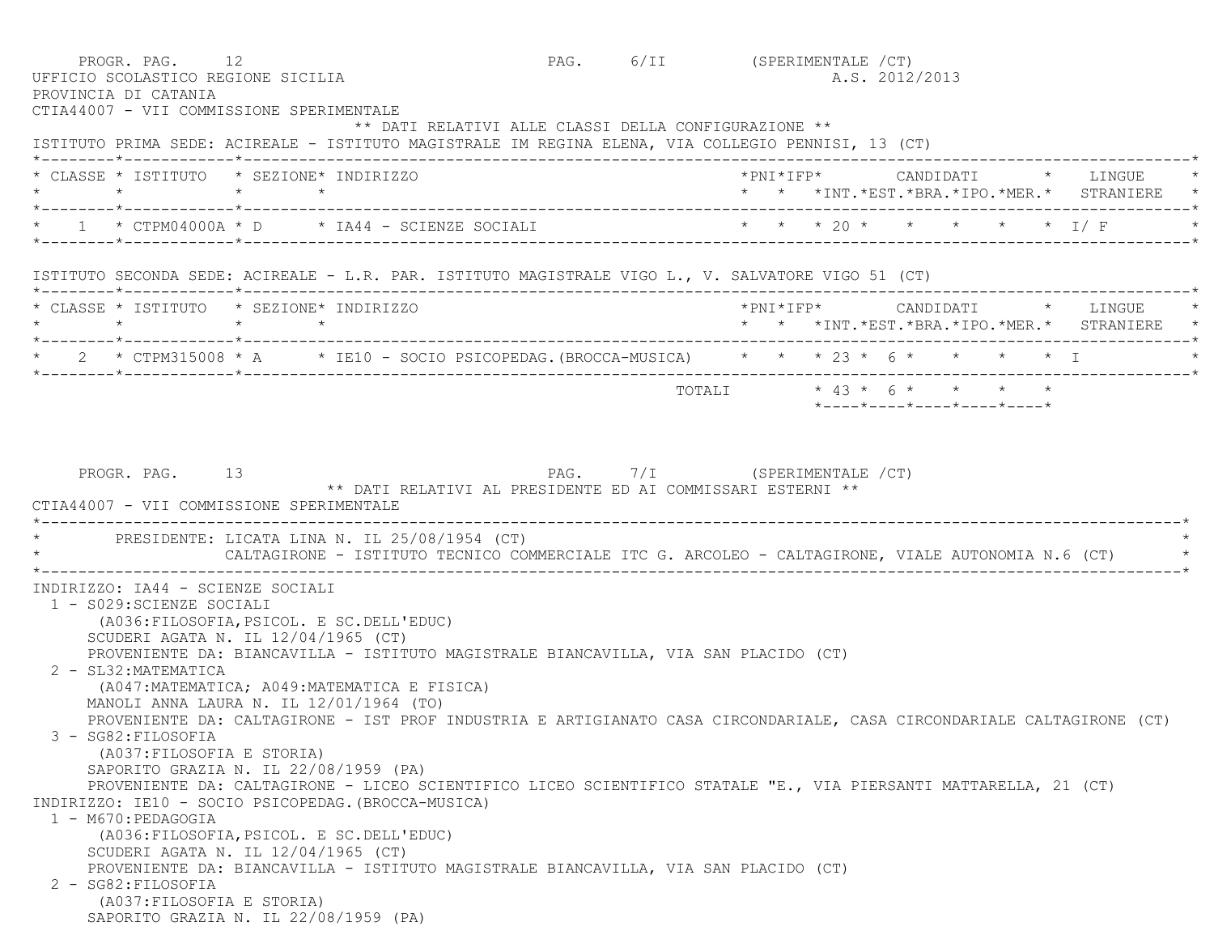PROGR. PAG. 12 PAG. 6/II (SPERIMENTALE /CT)

UFFICIO SCOLASTICO REGIONE SICILIA A.S. 2012/2013

PROVINCIA DI CATANIA

CTIA44007 - VII COMMISSIONE SPERIMENTALE

** DATI RELATIVI ALLE CLASSI DELLA CONFIGURAZIONE **

ISTITUTO PRIMA SEDE: ACIREALE - ISTITUTO MAGISTRALE IM REGINA ELENA, VIA COLLEGIO PENNISI, 13 (CT)

| CLASSE | ISTITUTO | SEZIONE | INDIRIZZO | PNI | IFP | CANDIDATI INT. | EST. | BRA. | IPO. | MER. | LINGUE STRANIERE |
|---|---|---|---|---|---|---|---|---|---|---|---|
| 1 | CTPM04000A | D | IA44 - SCIENZE SOCIALI | | | 20 | | | | | I/ F |

ISTITUTO SECONDA SEDE: ACIREALE - L.R. PAR. ISTITUTO MAGISTRALE VIGO L., V. SALVATORE VIGO 51 (CT)

| CLASSE | ISTITUTO | SEZIONE | INDIRIZZO | PNI | IFP | CANDIDATI INT. | EST. | BRA. | IPO. | MER. | LINGUE STRANIERE |
|---|---|---|---|---|---|---|---|---|---|---|---|
| 2 | CTPM315008 | A | IE10 - SOCIO PSICOPEDAG.(BROCCA-MUSICA) | | | 23 | 6 | | | | I |
| | | | TOTALI | | | 43 | 6 | | | | |

PROGR. PAG. 13 PAG. 7/I (SPERIMENTALE /CT)

** DATI RELATIVI AL PRESIDENTE ED AI COMMISSARI ESTERNI **

CTIA44007 - VII COMMISSIONE SPERIMENTALE

PRESIDENTE: LICATA LINA N. IL 25/08/1954 (CT)
CALTAGIRONE - ISTITUTO TECNICO COMMERCIALE ITC G. ARCOLEO - CALTAGIRONE, VIALE AUTONOMIA N.6 (CT)

INDIRIZZO: IA44 - SCIENZE SOCIALI

1 - S029:SCIENZE SOCIALI
(A036:FILOSOFIA,PSICOL. E SC.DELL'EDUC)
SCUDERI AGATA N. IL 12/04/1965 (CT)
PROVENIENTE DA: BIANCAVILLA - ISTITUTO MAGISTRALE BIANCAVILLA, VIA SAN PLACIDO (CT)

2 - SL32:MATEMATICA
(A047:MATEMATICA; A049:MATEMATICA E FISICA)
MANOLI ANNA LAURA N. IL 12/01/1964 (TO)
PROVENIENTE DA: CALTAGIRONE - IST PROF INDUSTRIA E ARTIGIANATO CASA CIRCONDARIALE, CASA CIRCONDARIALE CALTAGIRONE (CT)

3 - SG82:FILOSOFIA
(A037:FILOSOFIA E STORIA)
SAPORITO GRAZIA N. IL 22/08/1959 (PA)
PROVENIENTE DA: CALTAGIRONE - LICEO SCIENTIFICO LICEO SCIENTIFICO STATALE "E., VIA PIERSANTI MATTARELLA, 21 (CT)

INDIRIZZO: IE10 - SOCIO PSICOPEDAG.(BROCCA-MUSICA)

1 - M670:PEDAGOGIA
(A036:FILOSOFIA,PSICOL. E SC.DELL'EDUC)
SCUDERI AGATA N. IL 12/04/1965 (CT)
PROVENIENTE DA: BIANCAVILLA - ISTITUTO MAGISTRALE BIANCAVILLA, VIA SAN PLACIDO (CT)

2 - SG82:FILOSOFIA
(A037:FILOSOFIA E STORIA)
SAPORITO GRAZIA N. IL 22/08/1959 (PA)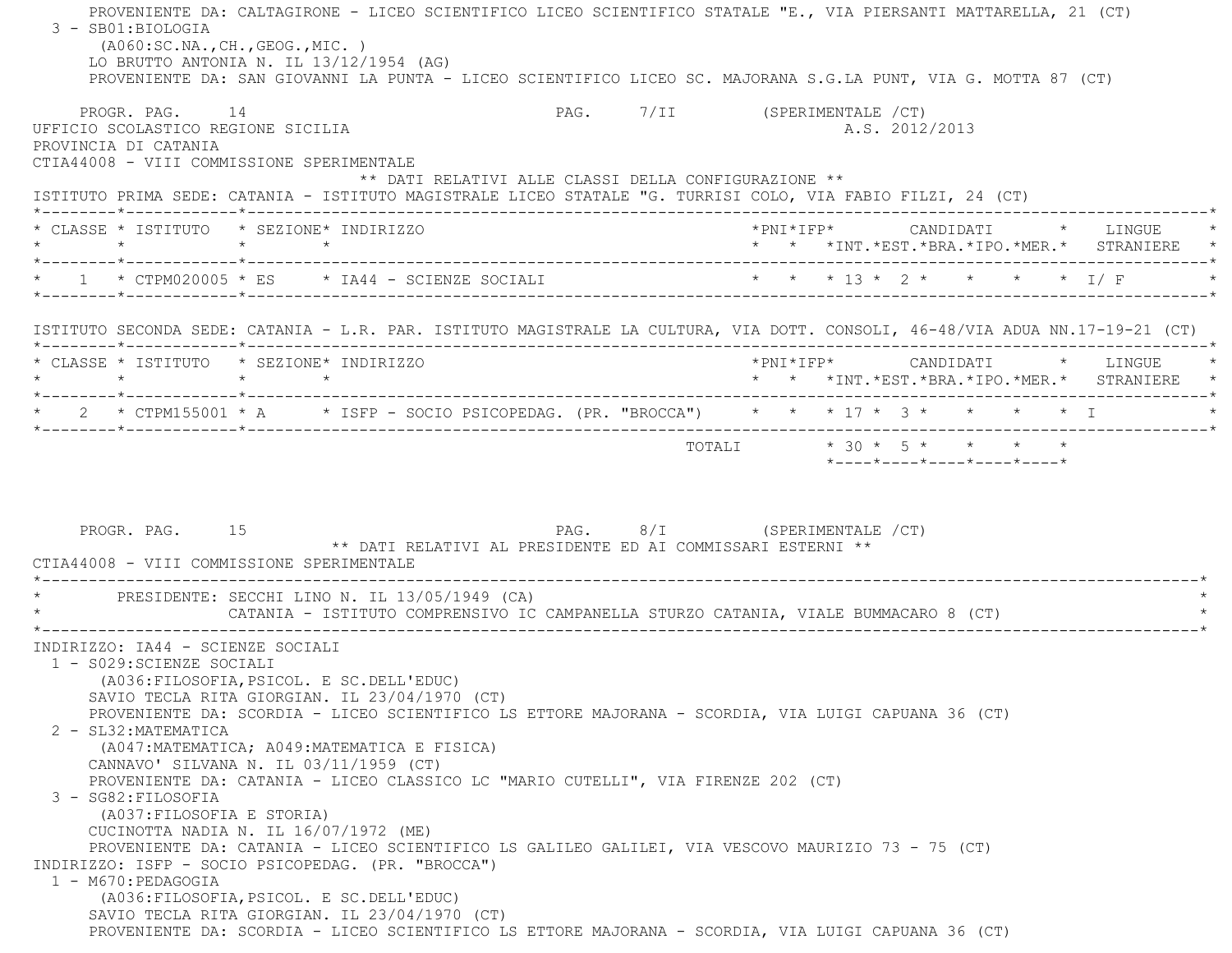PROVENIENTE DA: CALTAGIRONE - LICEO SCIENTIFICO LICEO SCIENTIFICO STATALE "E., VIA PIERSANTI MATTARELLA, 21 (CT)

3 - SB01:BIOLOGIA
(A060:SC.NA.,CH.,GEOG.,MIC. )
LO BRUTTO ANTONIA N. IL 13/12/1954 (AG)
PROVENIENTE DA: SAN GIOVANNI LA PUNTA - LICEO SCIENTIFICO LICEO SC. MAJORANA S.G.LA PUNT, VIA G. MOTTA 87 (CT)

PROGR. PAG. 14 PAG. 7/II (SPERIMENTALE /CT)

UFFICIO SCOLASTICO REGIONE SICILIA A.S. 2012/2013
PROVINCIA DI CATANIA
CTIA44008 - VIII COMMISSIONE SPERIMENTALE

** DATI RELATIVI ALLE CLASSI DELLA CONFIGURAZIONE **

ISTITUTO PRIMA SEDE: CATANIA - ISTITUTO MAGISTRALE LICEO STATALE "G. TURRISI COLO, VIA FABIO FILZI, 24 (CT)

| CLASSE | ISTITUTO | SEZIONE | INDIRIZZO | PNI | IFP | CANDIDATI INT. | EST. | BRA. | IPO. | MER. | LINGUE STRANIERE |
|---|---|---|---|---|---|---|---|---|---|---|---|
| 1 | CTPM020005 | ES | IA44 - SCIENZE SOCIALI | | | 13 | 2 | | | | I/ F |

ISTITUTO SECONDA SEDE: CATANIA - L.R. PAR. ISTITUTO MAGISTRALE LA CULTURA, VIA DOTT. CONSOLI, 46-48/VIA ADUA NN.17-19-21 (CT)

| CLASSE | ISTITUTO | SEZIONE | INDIRIZZO | PNI | IFP | CANDIDATI INT. | EST. | BRA. | IPO. | MER. | LINGUE STRANIERE |
|---|---|---|---|---|---|---|---|---|---|---|---|
| 2 | CTPM155001 | A | ISFP - SOCIO PSICOPEDAG. (PR. "BROCCA") | | | 17 | 3 | | | | I |
| | | | TOTALI | | | 30 | 5 | | | | |

PROGR. PAG. 15 PAG. 8/I (SPERIMENTALE /CT)

** DATI RELATIVI AL PRESIDENTE ED AI COMMISSARI ESTERNI **

CTIA44008 - VIII COMMISSIONE SPERIMENTALE

PRESIDENTE: SECCHI LINO N. IL 13/05/1949 (CA)
CATANIA - ISTITUTO COMPRENSIVO IC CAMPANELLA STURZO CATANIA, VIALE BUMMACARO 8 (CT)

INDIRIZZO: IA44 - SCIENZE SOCIALI

1 - S029:SCIENZE SOCIALI
(A036:FILOSOFIA,PSICOL. E SC.DELL'EDUC)
SAVIO TECLA RITA GIORGIAN. IL 23/04/1970 (CT)
PROVENIENTE DA: SCORDIA - LICEO SCIENTIFICO LS ETTORE MAJORANA - SCORDIA, VIA LUIGI CAPUANA 36 (CT)

2 - SL32:MATEMATICA
(A047:MATEMATICA; A049:MATEMATICA E FISICA)
CANNAVO' SILVANA N. IL 03/11/1959 (CT)
PROVENIENTE DA: CATANIA - LICEO CLASSICO LC "MARIO CUTELLI", VIA FIRENZE 202 (CT)

3 - SG82:FILOSOFIA
(A037:FILOSOFIA E STORIA)
CUCINOTTA NADIA N. IL 16/07/1972 (ME)
PROVENIENTE DA: CATANIA - LICEO SCIENTIFICO LS GALILEO GALILEI, VIA VESCOVO MAURIZIO 73 - 75 (CT)

INDIRIZZO: ISFP - SOCIO PSICOPEDAG. (PR. "BROCCA")

1 - M670:PEDAGOGIA
(A036:FILOSOFIA,PSICOL. E SC.DELL'EDUC)
SAVIO TECLA RITA GIORGIAN. IL 23/04/1970 (CT)
PROVENIENTE DA: SCORDIA - LICEO SCIENTIFICO LS ETTORE MAJORANA - SCORDIA, VIA LUIGI CAPUANA 36 (CT)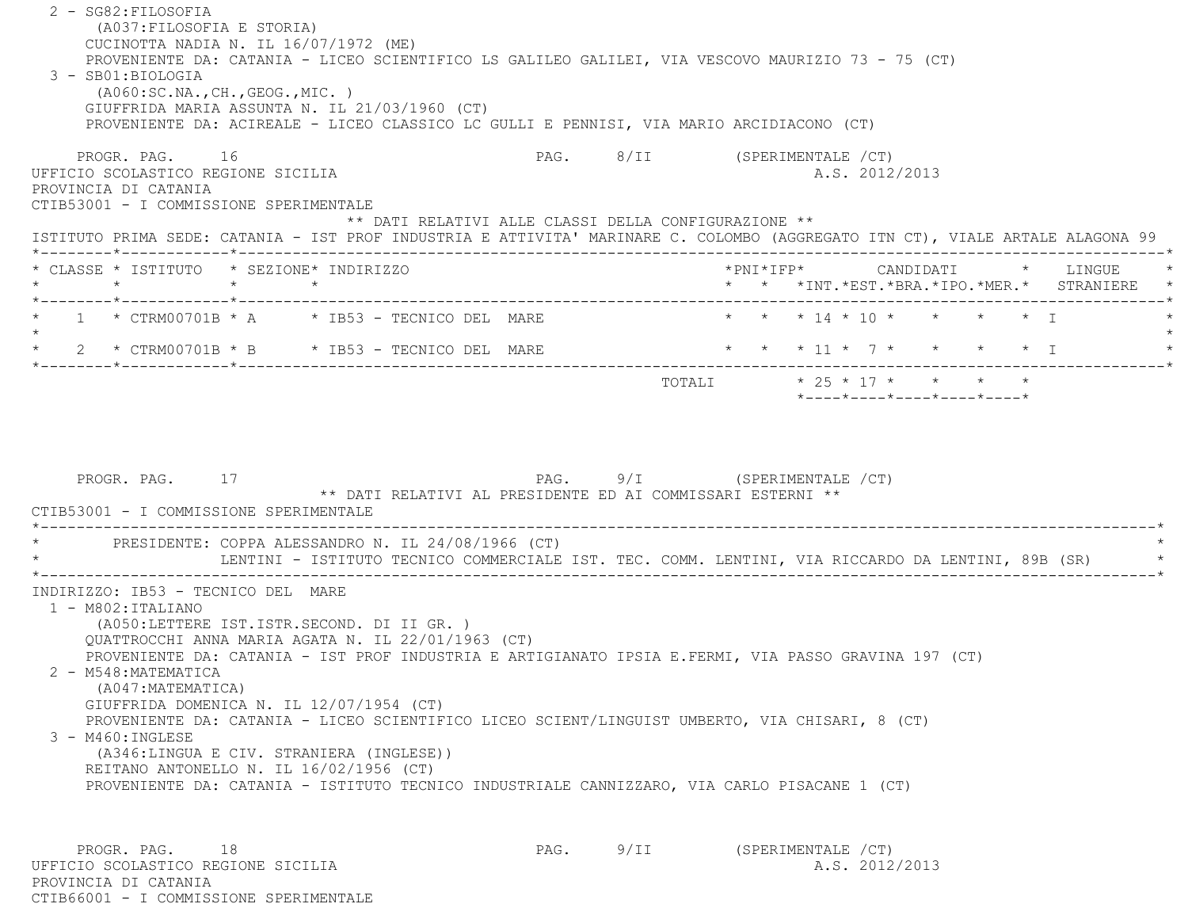2 - SG82:FILOSOFIA
(A037:FILOSOFIA E STORIA)
CUCINOTTA NADIA N. IL 16/07/1972 (ME)
PROVENIENTE DA: CATANIA - LICEO SCIENTIFICO LS GALILEO GALILEI, VIA VESCOVO MAURIZIO 73 - 75 (CT)

3 - SB01:BIOLOGIA
(A060:SC.NA.,CH.,GEOG.,MIC. )
GIUFFRIDA MARIA ASSUNTA N. IL 21/03/1960 (CT)
PROVENIENTE DA: ACIREALE - LICEO CLASSICO LC GULLI E PENNISI, VIA MARIO ARCIDIACONO (CT)

PROGR. PAG. 16 PAG. 8/II (SPERIMENTALE /CT)

UFFICIO SCOLASTICO REGIONE SICILIA A.S. 2012/2013
PROVINCIA DI CATANIA
CTIB53001 - I COMMISSIONE SPERIMENTALE

** DATI RELATIVI ALLE CLASSI DELLA CONFIGURAZIONE **

ISTITUTO PRIMA SEDE: CATANIA - IST PROF INDUSTRIA E ATTIVITA' MARINARE C. COLOMBO (AGGREGATO ITN CT), VIALE ARTALE ALAGONA 99

| CLASSE | ISTITUTO | SEZIONE | INDIRIZZO | PNI | IFP | CANDIDATI INT. | EST. | BRA. | IPO. | MER. | LINGUE STRANIERE |
|---|---|---|---|---|---|---|---|---|---|---|---|
| 1 | CTRM00701B | A | IB53 - TECNICO DEL MARE | | | 14 | 10 | | | | I |
| 2 | CTRM00701B | B | IB53 - TECNICO DEL MARE | | | 11 | 7 | | | | I |
| | | | TOTALI | | | 25 | 17 | | | | |

PROGR. PAG. 17 PAG. 9/I (SPERIMENTALE /CT)

** DATI RELATIVI AL PRESIDENTE ED AI COMMISSARI ESTERNI **

CTIB53001 - I COMMISSIONE SPERIMENTALE

PRESIDENTE: COPPA ALESSANDRO N. IL 24/08/1966 (CT)
LENTINI - ISTITUTO TECNICO COMMERCIALE IST. TEC. COMM. LENTINI, VIA RICCARDO DA LENTINI, 89B (SR)

INDIRIZZO: IB53 - TECNICO DEL MARE

1 - M802:ITALIANO
(A050:LETTERE IST.ISTR.SECOND. DI II GR. )
QUATTROCCHI ANNA MARIA AGATA N. IL 22/01/1963 (CT)
PROVENIENTE DA: CATANIA - IST PROF INDUSTRIA E ARTIGIANATO IPSIA E.FERMI, VIA PASSO GRAVINA 197 (CT)

2 - M548:MATEMATICA
(A047:MATEMATICA)
GIUFFRIDA DOMENICA N. IL 12/07/1954 (CT)
PROVENIENTE DA: CATANIA - LICEO SCIENTIFICO LICEO SCIENT/LINGUIST UMBERTO, VIA CHISARI, 8 (CT)

3 - M460:INGLESE
(A346:LINGUA E CIV. STRANIERA (INGLESE))
REITANO ANTONELLO N. IL 16/02/1956 (CT)
PROVENIENTE DA: CATANIA - ISTITUTO TECNICO INDUSTRIALE CANNIZZARO, VIA CARLO PISACANE 1 (CT)

PROGR. PAG. 18 PAG. 9/II (SPERIMENTALE /CT)

UFFICIO SCOLASTICO REGIONE SICILIA A.S. 2012/2013
PROVINCIA DI CATANIA
CTIB66001 - I COMMISSIONE SPERIMENTALE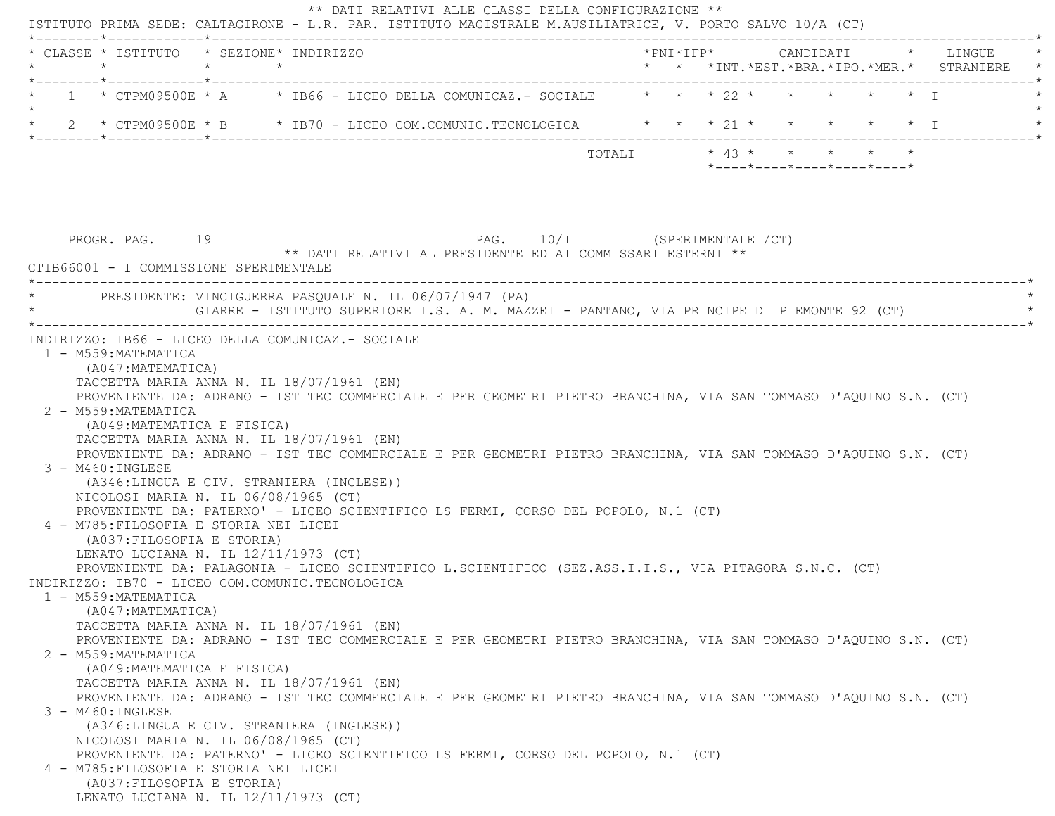** DATI RELATIVI ALLE CLASSI DELLA CONFIGURAZIONE **

ISTITUTO PRIMA SEDE: CALTAGIRONE - L.R. PAR. ISTITUTO MAGISTRALE M.AUSILIATRICE, V. PORTO SALVO 10/A (CT)

| CLASSE | ISTITUTO | SEZIONE | INDIRIZZO | PNI | IFP | CANDIDATI INT. | CANDIDATI EST. | CANDIDATI BRA. | CANDIDATI IPO. | CANDIDATI MER. | LINGUE STRANIERE |
|---|---|---|---|---|---|---|---|---|---|---|---|
| 1 | CTPM09500E | A | IB66 - LICEO DELLA COMUNICAZ.- SOCIALE | | | 22 | | | | | I |
| 2 | CTPM09500E | B | IB70 - LICEO COM.COMUNIC.TECNOLOGICA | | | 21 | | | | | I |
| | | | TOTALI | | | 43 | | | | | |

PROGR. PAG. 19 PAG. 10/I (SPERIMENTALE /CT)

** DATI RELATIVI AL PRESIDENTE ED AI COMMISSARI ESTERNI **

CTIB66001 - I COMMISSIONE SPERIMENTALE

PRESIDENTE: VINCIGUERRA PASQUALE N. IL 06/07/1947 (PA)
GIARRE - ISTITUTO SUPERIORE I.S. A. M. MAZZEI - PANTANO, VIA PRINCIPE DI PIEMONTE 92 (CT)

INDIRIZZO: IB66 - LICEO DELLA COMUNICAZ.- SOCIALE

1 - M559:MATEMATICA
(A047:MATEMATICA)
TACCETTA MARIA ANNA N. IL 18/07/1961 (EN)
PROVENIENTE DA: ADRANO - IST TEC COMMERCIALE E PER GEOMETRI PIETRO BRANCHINA, VIA SAN TOMMASO D'AQUINO S.N. (CT)

2 - M559:MATEMATICA
(A049:MATEMATICA E FISICA)
TACCETTA MARIA ANNA N. IL 18/07/1961 (EN)
PROVENIENTE DA: ADRANO - IST TEC COMMERCIALE E PER GEOMETRI PIETRO BRANCHINA, VIA SAN TOMMASO D'AQUINO S.N. (CT)

3 - M460:INGLESE
(A346:LINGUA E CIV. STRANIERA (INGLESE))
NICOLOSI MARIA N. IL 06/08/1965 (CT)
PROVENIENTE DA: PATERNO' - LICEO SCIENTIFICO LS FERMI, CORSO DEL POPOLO, N.1 (CT)

4 - M785:FILOSOFIA E STORIA NEI LICEI
(A037:FILOSOFIA E STORIA)
LENATO LUCIANA N. IL 12/11/1973 (CT)
PROVENIENTE DA: PALAGONIA - LICEO SCIENTIFICO L.SCIENTIFICO (SEZ.ASS.I.I.S., VIA PITAGORA S.N.C. (CT)

INDIRIZZO: IB70 - LICEO COM.COMUNIC.TECNOLOGICA

1 - M559:MATEMATICA
(A047:MATEMATICA)
TACCETTA MARIA ANNA N. IL 18/07/1961 (EN)
PROVENIENTE DA: ADRANO - IST TEC COMMERCIALE E PER GEOMETRI PIETRO BRANCHINA, VIA SAN TOMMASO D'AQUINO S.N. (CT)

2 - M559:MATEMATICA
(A049:MATEMATICA E FISICA)
TACCETTA MARIA ANNA N. IL 18/07/1961 (EN)
PROVENIENTE DA: ADRANO - IST TEC COMMERCIALE E PER GEOMETRI PIETRO BRANCHINA, VIA SAN TOMMASO D'AQUINO S.N. (CT)

3 - M460:INGLESE
(A346:LINGUA E CIV. STRANIERA (INGLESE))
NICOLOSI MARIA N. IL 06/08/1965 (CT)
PROVENIENTE DA: PATERNO' - LICEO SCIENTIFICO LS FERMI, CORSO DEL POPOLO, N.1 (CT)

4 - M785:FILOSOFIA E STORIA NEI LICEI
(A037:FILOSOFIA E STORIA)
LENATO LUCIANA N. IL 12/11/1973 (CT)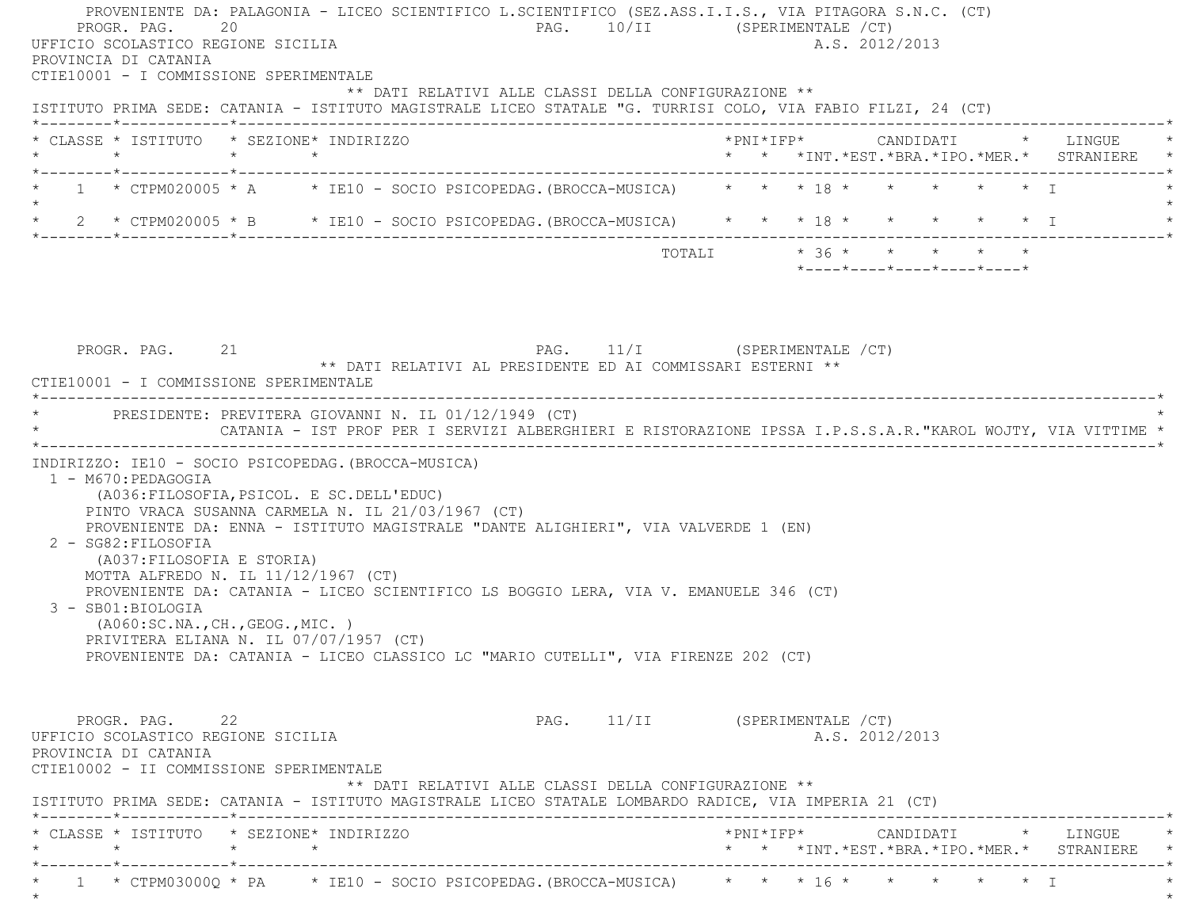PROVENIENTE DA: PALAGONIA - LICEO SCIENTIFICO L.SCIENTIFICO (SEZ.ASS.I.I.S., VIA PITAGORA S.N.C. (CT)

PROGR. PAG. 20 PAG. 10/II (SPERIMENTALE /CT)

UFFICIO SCOLASTICO REGIONE SICILIA A.S. 2012/2013

PROVINCIA DI CATANIA

CTIE10001 - I COMMISSIONE SPERIMENTALE

** DATI RELATIVI ALLE CLASSI DELLA CONFIGURAZIONE **

ISTITUTO PRIMA SEDE: CATANIA - ISTITUTO MAGISTRALE LICEO STATALE "G. TURRISI COLO, VIA FABIO FILZI, 24 (CT)

| CLASSE | ISTITUTO | SEZIONE | INDIRIZZO | PNI | IFP | CANDIDATI INT. | EST. | BRA. | IPO. | MER. | LINGUE STRANIERE |
|---|---|---|---|---|---|---|---|---|---|---|---|
| 1 | CTPM020005 | A | IE10 - SOCIO PSICOPEDAG.(BROCCA-MUSICA) | | | 18 | | | | | I |
| 2 | CTPM020005 | B | IE10 - SOCIO PSICOPEDAG.(BROCCA-MUSICA) | | | 18 | | | | | I |
| | | | TOTALI | | | 36 | | | | | |

PROGR. PAG. 21 PAG. 11/I (SPERIMENTALE /CT)

** DATI RELATIVI AL PRESIDENTE ED AI COMMISSARI ESTERNI **

CTIE10001 - I COMMISSIONE SPERIMENTALE

PRESIDENTE: PREVITERA GIOVANNI N. IL 01/12/1949 (CT)
CATANIA - IST PROF PER I SERVIZI ALBERGHIERI E RISTORAZIONE IPSSA I.P.S.S.A.R."KAROL WOJTY, VIA VITTIME

INDIRIZZO: IE10 - SOCIO PSICOPEDAG.(BROCCA-MUSICA)

1 - M670:PEDAGOGIA
(A036:FILOSOFIA,PSICOL. E SC.DELL'EDUC)
PINTO VRACA SUSANNA CARMELA N. IL 21/03/1967 (CT)
PROVENIENTE DA: ENNA - ISTITUTO MAGISTRALE "DANTE ALIGHIERI", VIA VALVERDE 1 (EN)

2 - SG82:FILOSOFIA
(A037:FILOSOFIA E STORIA)
MOTTA ALFREDO N. IL 11/12/1967 (CT)
PROVENIENTE DA: CATANIA - LICEO SCIENTIFICO LS BOGGIO LERA, VIA V. EMANUELE 346 (CT)

3 - SB01:BIOLOGIA
(A060:SC.NA.,CH.,GEOG.,MIC. )
PRIVITERA ELIANA N. IL 07/07/1957 (CT)
PROVENIENTE DA: CATANIA - LICEO CLASSICO LC "MARIO CUTELLI", VIA FIRENZE 202 (CT)

PROGR. PAG. 22 PAG. 11/II (SPERIMENTALE /CT)

UFFICIO SCOLASTICO REGIONE SICILIA A.S. 2012/2013

PROVINCIA DI CATANIA

CTIE10002 - II COMMISSIONE SPERIMENTALE

** DATI RELATIVI ALLE CLASSI DELLA CONFIGURAZIONE **

ISTITUTO PRIMA SEDE: CATANIA - ISTITUTO MAGISTRALE LICEO STATALE LOMBARDO RADICE, VIA IMPERIA 21 (CT)

| CLASSE | ISTITUTO | SEZIONE | INDIRIZZO | PNI | IFP | CANDIDATI INT. | EST. | BRA. | IPO. | MER. | LINGUE STRANIERE |
|---|---|---|---|---|---|---|---|---|---|---|---|
| 1 | CTPM03000Q | PA | IE10 - SOCIO PSICOPEDAG.(BROCCA-MUSICA) | | | 16 | | | | | I |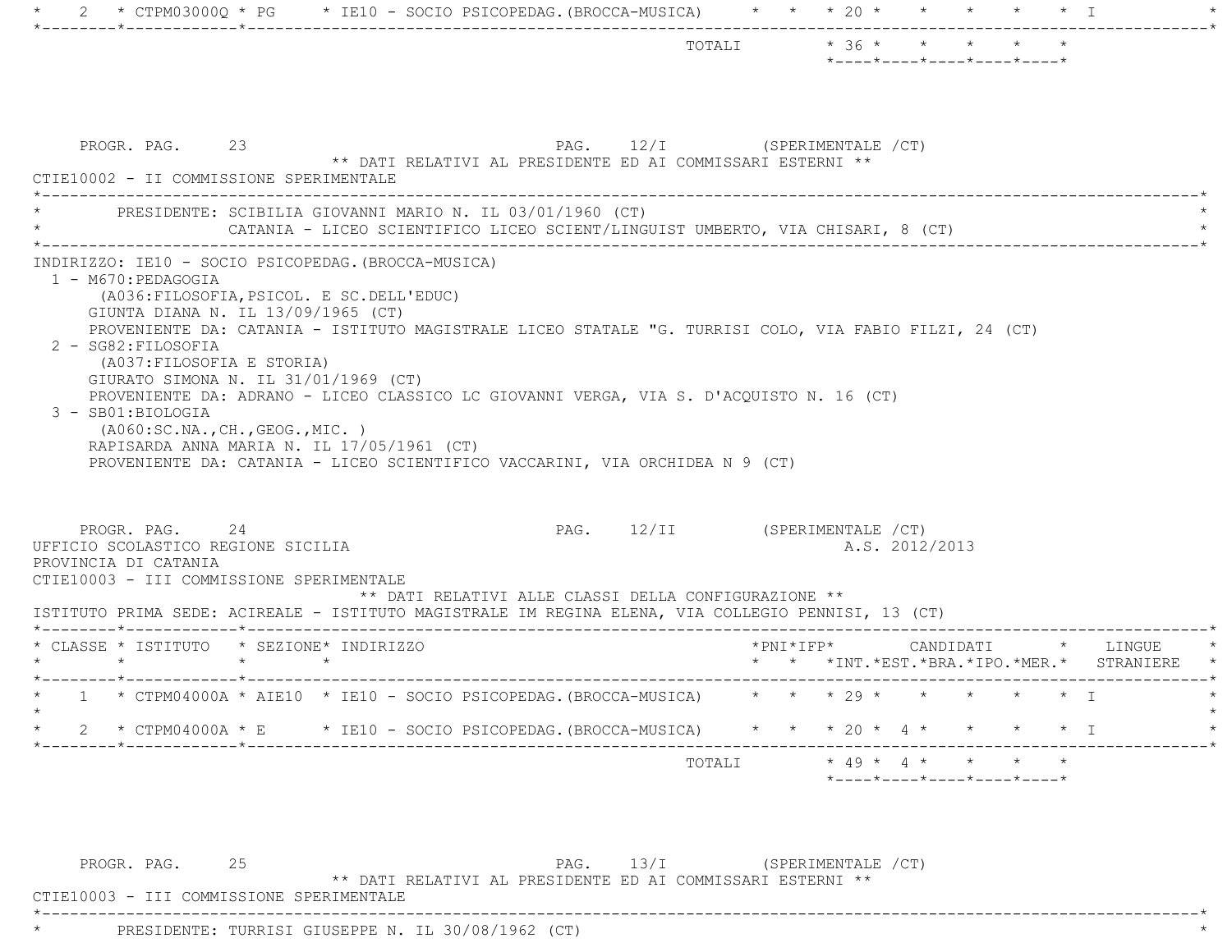| CLASSE | ISTITUTO | SEZIONE | INDIRIZZO | PNI | IFP | INT. | EST. | BRA. | IPO. | MER. | LINGUE STRANIERE |
|---|---|---|---|---|---|---|---|---|---|---|---|
| 2 | CTPM03000Q | PG | IE10 - SOCIO PSICOPEDAG.(BROCCA-MUSICA) | | | 20 | | | | | I |
| | | | TOTALI | | | 36 | | | | | |

PROGR. PAG. 23 PAG. 12/I (SPERIMENTALE /CT)

** DATI RELATIVI AL PRESIDENTE ED AI COMMISSARI ESTERNI **

CTIE10002 - II COMMISSIONE SPERIMENTALE

PRESIDENTE: SCIBILIA GIOVANNI MARIO N. IL 03/01/1960 (CT)
CATANIA - LICEO SCIENTIFICO LICEO SCIENT/LINGUIST UMBERTO, VIA CHISARI, 8 (CT)

INDIRIZZO: IE10 - SOCIO PSICOPEDAG.(BROCCA-MUSICA)

1 - M670:PEDAGOGIA
(A036:FILOSOFIA,PSICOL. E SC.DELL'EDUC)
GIUNTA DIANA N. IL 13/09/1965 (CT)
PROVENIENTE DA: CATANIA - ISTITUTO MAGISTRALE LICEO STATALE "G. TURRISI COLO, VIA FABIO FILZI, 24 (CT)

2 - SG82:FILOSOFIA
(A037:FILOSOFIA E STORIA)
GIURATO SIMONA N. IL 31/01/1969 (CT)
PROVENIENTE DA: ADRANO - LICEO CLASSICO LC GIOVANNI VERGA, VIA S. D'ACQUISTO N. 16 (CT)

3 - SB01:BIOLOGIA
(A060:SC.NA.,CH.,GEOG.,MIC. )
RAPISARDA ANNA MARIA N. IL 17/05/1961 (CT)
PROVENIENTE DA: CATANIA - LICEO SCIENTIFICO VACCARINI, VIA ORCHIDEA N 9 (CT)

PROGR. PAG. 24 PAG. 12/II (SPERIMENTALE /CT)

UFFICIO SCOLASTICO REGIONE SICILIA A.S. 2012/2013
PROVINCIA DI CATANIA
CTIE10003 - III COMMISSIONE SPERIMENTALE

** DATI RELATIVI ALLE CLASSI DELLA CONFIGURAZIONE **

ISTITUTO PRIMA SEDE: ACIREALE - ISTITUTO MAGISTRALE IM REGINA ELENA, VIA COLLEGIO PENNISI, 13 (CT)

| CLASSE | ISTITUTO | SEZIONE | INDIRIZZO | PNI | IFP | INT. | EST. | BRA. | IPO. | MER. | LINGUE STRANIERE |
|---|---|---|---|---|---|---|---|---|---|---|---|
| 1 | CTPM04000A | AIE10 | IE10 - SOCIO PSICOPEDAG.(BROCCA-MUSICA) | | | 29 | | | | | I |
| 2 | CTPM04000A | E | IE10 - SOCIO PSICOPEDAG.(BROCCA-MUSICA) | | | 20 | 4 | | | | I |
| | | | TOTALI | | | 49 | 4 | | | | |

PROGR. PAG. 25 PAG. 13/I (SPERIMENTALE /CT)

** DATI RELATIVI AL PRESIDENTE ED AI COMMISSARI ESTERNI **

CTIE10003 - III COMMISSIONE SPERIMENTALE

PRESIDENTE: TURRISI GIUSEPPE N. IL 30/08/1962 (CT)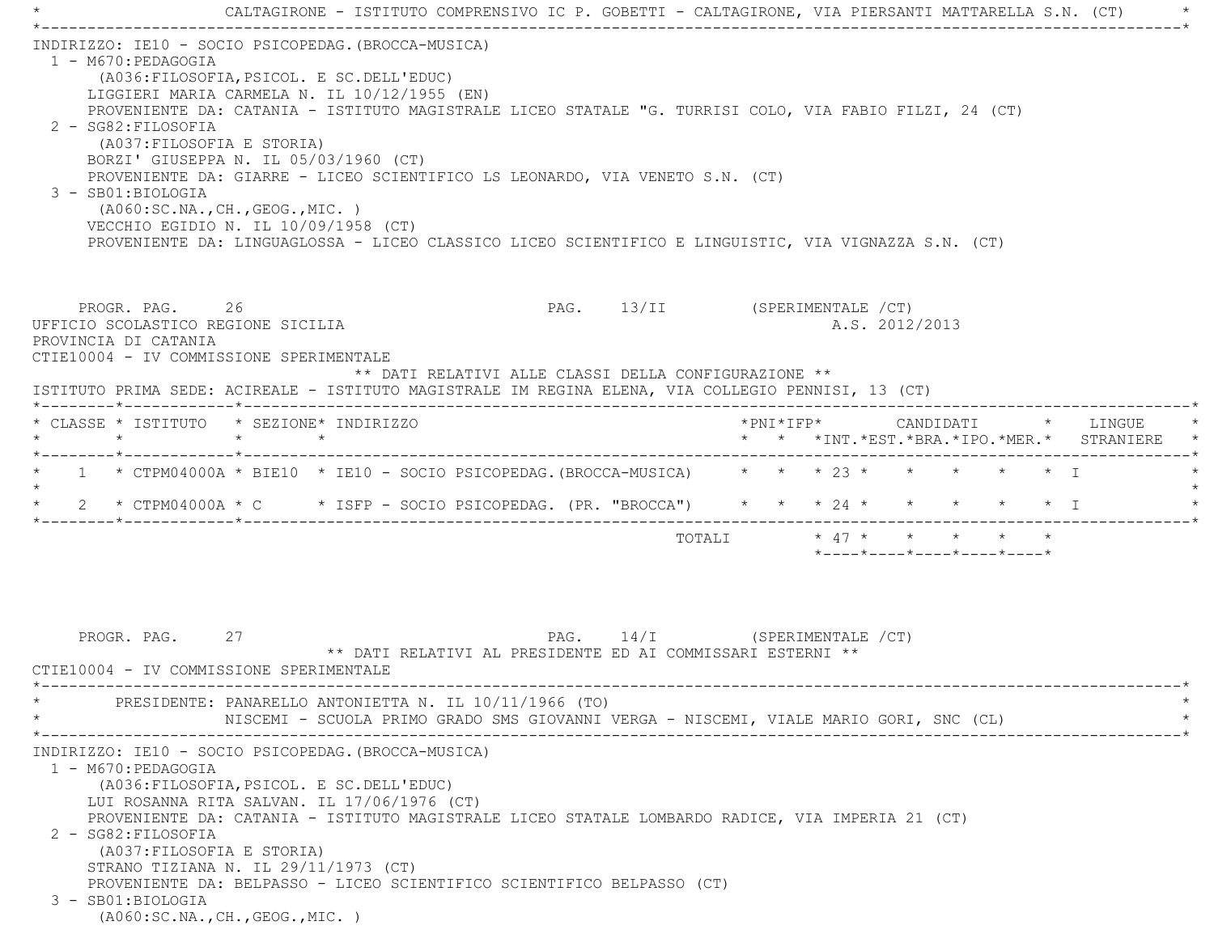CALTAGIRONE - ISTITUTO COMPRENSIVO IC P. GOBETTI - CALTAGIRONE, VIA PIERSANTI MATTARELLA S.N. (CT)

INDIRIZZO: IE10 - SOCIO PSICOPEDAG.(BROCCA-MUSICA)

1 - M670:PEDAGOGIA
   (A036:FILOSOFIA,PSICOL. E SC.DELL'EDUC)
   LIGGIERI MARIA CARMELA N. IL 10/12/1955 (EN)
   PROVENIENTE DA: CATANIA - ISTITUTO MAGISTRALE LICEO STATALE "G. TURRISI COLO, VIA FABIO FILZI, 24 (CT)
2 - SG82:FILOSOFIA
   (A037:FILOSOFIA E STORIA)
   BORZI' GIUSEPPA N. IL 05/03/1960 (CT)
   PROVENIENTE DA: GIARRE - LICEO SCIENTIFICO LS LEONARDO, VIA VENETO S.N. (CT)
3 - SB01:BIOLOGIA
   (A060:SC.NA.,CH.,GEOG.,MIC. )
   VECCHIO EGIDIO N. IL 10/09/1958 (CT)
   PROVENIENTE DA: LINGUAGLOSSA - LICEO CLASSICO LICEO SCIENTIFICO E LINGUISTIC, VIA VIGNAZZA S.N. (CT)

PROGR. PAG. 26 PAG. 13/II (SPERIMENTALE /CT)

UFFICIO SCOLASTICO REGIONE SICILIA A.S. 2012/2013
PROVINCIA DI CATANIA
CTIE10004 - IV COMMISSIONE SPERIMENTALE

** DATI RELATIVI ALLE CLASSI DELLA CONFIGURAZIONE **

ISTITUTO PRIMA SEDE: ACIREALE - ISTITUTO MAGISTRALE IM REGINA ELENA, VIA COLLEGIO PENNISI, 13 (CT)

| CLASSE | ISTITUTO | SEZIONE | INDIRIZZO | PNI | IFP | CANDIDATI INT. | EST. | BRA. | IPO. | MER. | LINGUE STRANIERE |
|---|---|---|---|---|---|---|---|---|---|---|---|
| 1 | CTPM04000A | BIE10 | IE10 - SOCIO PSICOPEDAG.(BROCCA-MUSICA) | | | 23 | | | | | I |
| 2 | CTPM04000A | C | ISFP - SOCIO PSICOPEDAG. (PR. "BROCCA") | | | 24 | | | | | I |
| | | | TOTALI | | | 47 | | | | | |

PROGR. PAG. 27 PAG. 14/I (SPERIMENTALE /CT)

** DATI RELATIVI AL PRESIDENTE ED AI COMMISSARI ESTERNI **

CTIE10004 - IV COMMISSIONE SPERIMENTALE

PRESIDENTE: PANARELLO ANTONIETTA N. IL 10/11/1966 (TO)
NISCEMI - SCUOLA PRIMO GRADO SMS GIOVANNI VERGA - NISCEMI, VIALE MARIO GORI, SNC (CL)

INDIRIZZO: IE10 - SOCIO PSICOPEDAG.(BROCCA-MUSICA)

1 - M670:PEDAGOGIA
   (A036:FILOSOFIA,PSICOL. E SC.DELL'EDUC)
   LUI ROSANNA RITA SALVAN. IL 17/06/1976 (CT)
   PROVENIENTE DA: CATANIA - ISTITUTO MAGISTRALE LICEO STATALE LOMBARDO RADICE, VIA IMPERIA 21 (CT)
2 - SG82:FILOSOFIA
   (A037:FILOSOFIA E STORIA)
   STRANO TIZIANA N. IL 29/11/1973 (CT)
   PROVENIENTE DA: BELPASSO - LICEO SCIENTIFICO SCIENTIFICO BELPASSO (CT)
3 - SB01:BIOLOGIA
   (A060:SC.NA.,CH.,GEOG.,MIC. )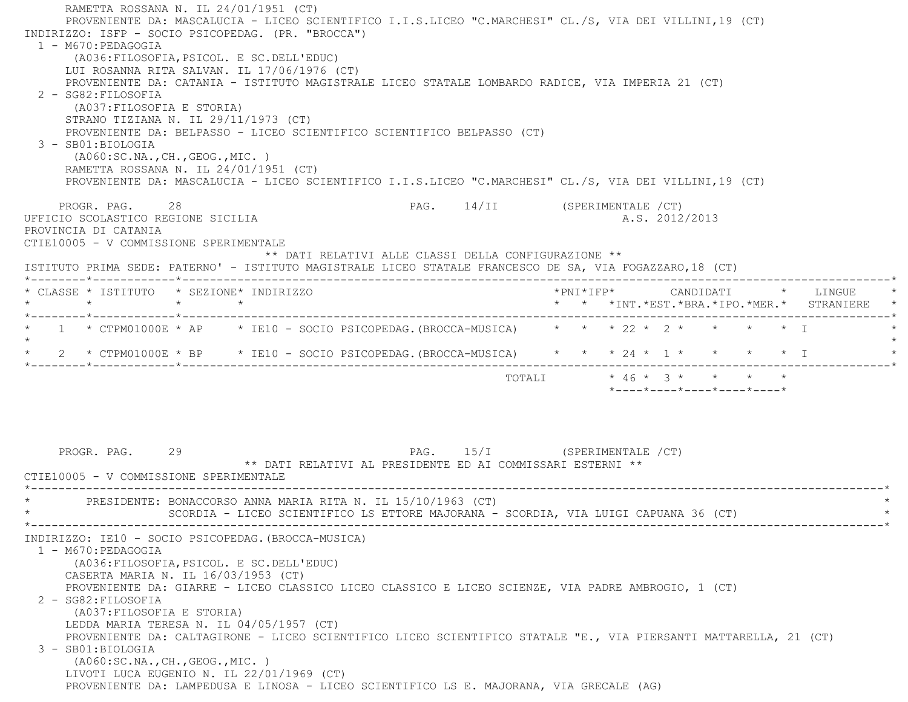RAMETTA ROSSANA N. IL 24/01/1951 (CT)
PROVENIENTE DA: MASCALUCIA - LICEO SCIENTIFICO I.I.S.LICEO "C.MARCHESI" CL./S, VIA DEI VILLINI,19 (CT)

INDIRIZZO: ISFP - SOCIO PSICOPEDAG. (PR. "BROCCA")

1 - M670:PEDAGOGIA
(A036:FILOSOFIA,PSICOL. E SC.DELL'EDUC)
LUI ROSANNA RITA SALVAN. IL 17/06/1976 (CT)
PROVENIENTE DA: CATANIA - ISTITUTO MAGISTRALE LICEO STATALE LOMBARDO RADICE, VIA IMPERIA 21 (CT)

2 - SG82:FILOSOFIA
(A037:FILOSOFIA E STORIA)
STRANO TIZIANA N. IL 29/11/1973 (CT)
PROVENIENTE DA: BELPASSO - LICEO SCIENTIFICO SCIENTIFICO BELPASSO (CT)

3 - SB01:BIOLOGIA
(A060:SC.NA.,CH.,GEOG.,MIC. )
RAMETTA ROSSANA N. IL 24/01/1951 (CT)
PROVENIENTE DA: MASCALUCIA - LICEO SCIENTIFICO I.I.S.LICEO "C.MARCHESI" CL./S, VIA DEI VILLINI,19 (CT)

PROGR. PAG. 28 PAG. 14/II (SPERIMENTALE /CT)

UFFICIO SCOLASTICO REGIONE SICILIA A.S. 2012/2013

PROVINCIA DI CATANIA

CTIE10005 - V COMMISSIONE SPERIMENTALE

** DATI RELATIVI ALLE CLASSI DELLA CONFIGURAZIONE **

ISTITUTO PRIMA SEDE: PATERNO' - ISTITUTO MAGISTRALE LICEO STATALE FRANCESCO DE SA, VIA FOGAZZARO,18 (CT)

| CLASSE | ISTITUTO | SEZIONE | INDIRIZZO | PNI | IFP | CANDIDATI INT. | EST. | BRA. | IPO. | MER. | LINGUE STRANIERE |
|---|---|---|---|---|---|---|---|---|---|---|---|
| 1 | CTPM01000E | AP | IE10 - SOCIO PSICOPEDAG.(BROCCA-MUSICA) | | | 22 | 2 | | | | I |
| 2 | CTPM01000E | BP | IE10 - SOCIO PSICOPEDAG.(BROCCA-MUSICA) | | | 24 | 1 | | | | I |
| | | | TOTALI | | | 46 | 3 | | | | |

PROGR. PAG. 29 PAG. 15/I (SPERIMENTALE /CT)

** DATI RELATIVI AL PRESIDENTE ED AI COMMISSARI ESTERNI **

CTIE10005 - V COMMISSIONE SPERIMENTALE

PRESIDENTE: BONACCORSO ANNA MARIA RITA N. IL 15/10/1963 (CT)
SCORDIA - LICEO SCIENTIFICO LS ETTORE MAJORANA - SCORDIA, VIA LUIGI CAPUANA 36 (CT)

INDIRIZZO: IE10 - SOCIO PSICOPEDAG.(BROCCA-MUSICA)

1 - M670:PEDAGOGIA
(A036:FILOSOFIA,PSICOL. E SC.DELL'EDUC)
CASERTA MARIA N. IL 16/03/1953 (CT)
PROVENIENTE DA: GIARRE - LICEO CLASSICO LICEO CLASSICO E LICEO SCIENZE, VIA PADRE AMBROGIO, 1 (CT)

2 - SG82:FILOSOFIA
(A037:FILOSOFIA E STORIA)
LEDDA MARIA TERESA N. IL 04/05/1957 (CT)
PROVENIENTE DA: CALTAGIRONE - LICEO SCIENTIFICO LICEO SCIENTIFICO STATALE "E., VIA PIERSANTI MATTARELLA, 21 (CT)

3 - SB01:BIOLOGIA
(A060:SC.NA.,CH.,GEOG.,MIC. )
LIVOTI LUCA EUGENIO N. IL 22/01/1969 (CT)
PROVENIENTE DA: LAMPEDUSA E LINOSA - LICEO SCIENTIFICO LS E. MAJORANA, VIA GRECALE (AG)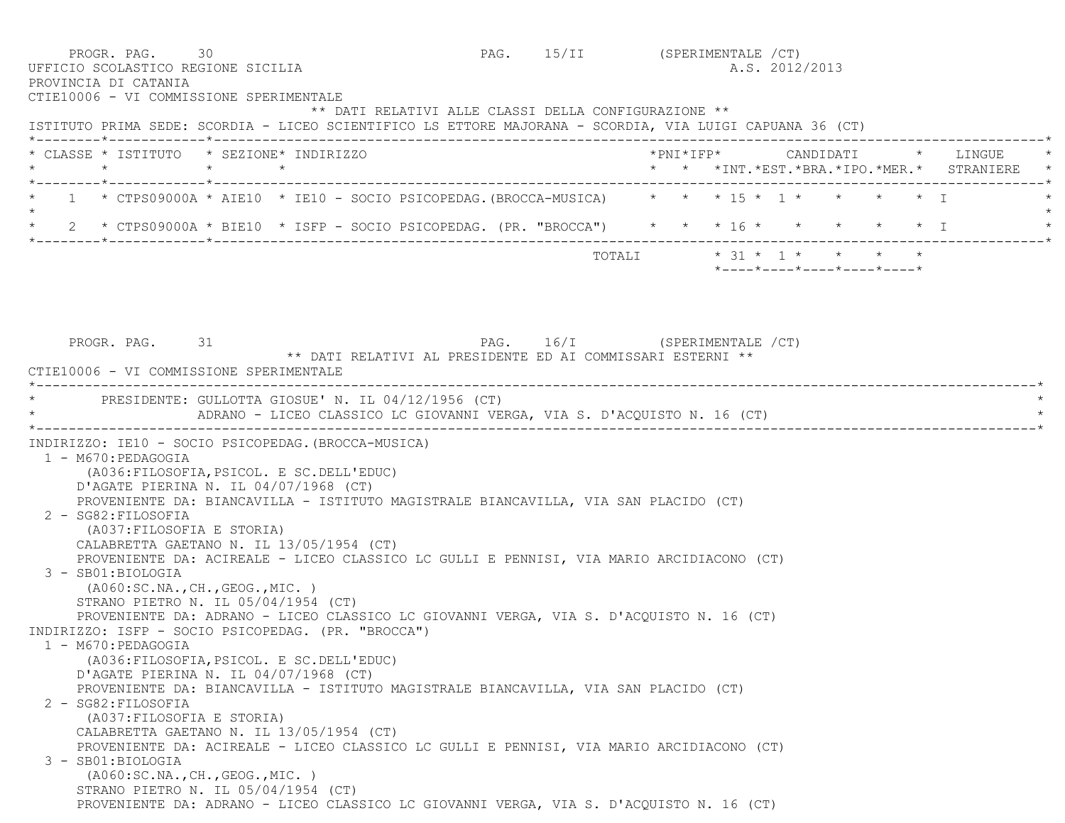UFFICIO SCOLASTICO REGIONE SICILIA

A.S. 2012/2013

PROVINCIA DI CATANIA

CTIE10006 - VI COMMISSIONE SPERIMENTALE

** DATI RELATIVI ALLE CLASSI DELLA CONFIGURAZIONE **

ISTITUTO PRIMA SEDE: SCORDIA - LICEO SCIENTIFICO LS ETTORE MAJORANA - SCORDIA, VIA LUIGI CAPUANA 36 (CT)

| CLASSE | ISTITUTO | SEZIONE | INDIRIZZO | PNI | IFP | CANDIDATI INT. | CANDIDATI EST. | CANDIDATI BRA. | CANDIDATI IPO. | CANDIDATI MER. | LINGUE STRANIERE |
|---|---|---|---|---|---|---|---|---|---|---|---|
| 1 | CTPS09000A | AIE10 | IE10 - SOCIO PSICOPEDAG.(BROCCA-MUSICA) | | | 15 | 1 | | | | I |
| 2 | CTPS09000A | BIE10 | ISFP - SOCIO PSICOPEDAG. (PR. "BROCCA") | | | 16 | | | | | I |
| | | | TOTALI | | | 31 | 1 | | | | |

** DATI RELATIVI AL PRESIDENTE ED AI COMMISSARI ESTERNI **

CTIE10006 - VI COMMISSIONE SPERIMENTALE

PRESIDENTE: GULLOTTA GIOSUE' N. IL 04/12/1956 (CT)
ADRANO - LICEO CLASSICO LC GIOVANNI VERGA, VIA S. D'ACQUISTO N. 16 (CT)

INDIRIZZO: IE10 - SOCIO PSICOPEDAG.(BROCCA-MUSICA)

1 - M670:PEDAGOGIA
(A036:FILOSOFIA,PSICOL. E SC.DELL'EDUC)
D'AGATE PIERINA N. IL 04/07/1968 (CT)
PROVENIENTE DA: BIANCAVILLA - ISTITUTO MAGISTRALE BIANCAVILLA, VIA SAN PLACIDO (CT)

2 - SG82:FILOSOFIA
(A037:FILOSOFIA E STORIA)
CALABRETTA GAETANO N. IL 13/05/1954 (CT)
PROVENIENTE DA: ACIREALE - LICEO CLASSICO LC GULLI E PENNISI, VIA MARIO ARCIDIACONO (CT)

3 - SB01:BIOLOGIA
(A060:SC.NA.,CH.,GEOG.,MIC. )
STRANO PIETRO N. IL 05/04/1954 (CT)
PROVENIENTE DA: ADRANO - LICEO CLASSICO LC GIOVANNI VERGA, VIA S. D'ACQUISTO N. 16 (CT)

INDIRIZZO: ISFP - SOCIO PSICOPEDAG. (PR. "BROCCA")

1 - M670:PEDAGOGIA
(A036:FILOSOFIA,PSICOL. E SC.DELL'EDUC)
D'AGATE PIERINA N. IL 04/07/1968 (CT)
PROVENIENTE DA: BIANCAVILLA - ISTITUTO MAGISTRALE BIANCAVILLA, VIA SAN PLACIDO (CT)

2 - SG82:FILOSOFIA
(A037:FILOSOFIA E STORIA)
CALABRETTA GAETANO N. IL 13/05/1954 (CT)
PROVENIENTE DA: ACIREALE - LICEO CLASSICO LC GULLI E PENNISI, VIA MARIO ARCIDIACONO (CT)

3 - SB01:BIOLOGIA
(A060:SC.NA.,CH.,GEOG.,MIC. )
STRANO PIETRO N. IL 05/04/1954 (CT)
PROVENIENTE DA: ADRANO - LICEO CLASSICO LC GIOVANNI VERGA, VIA S. D'ACQUISTO N. 16 (CT)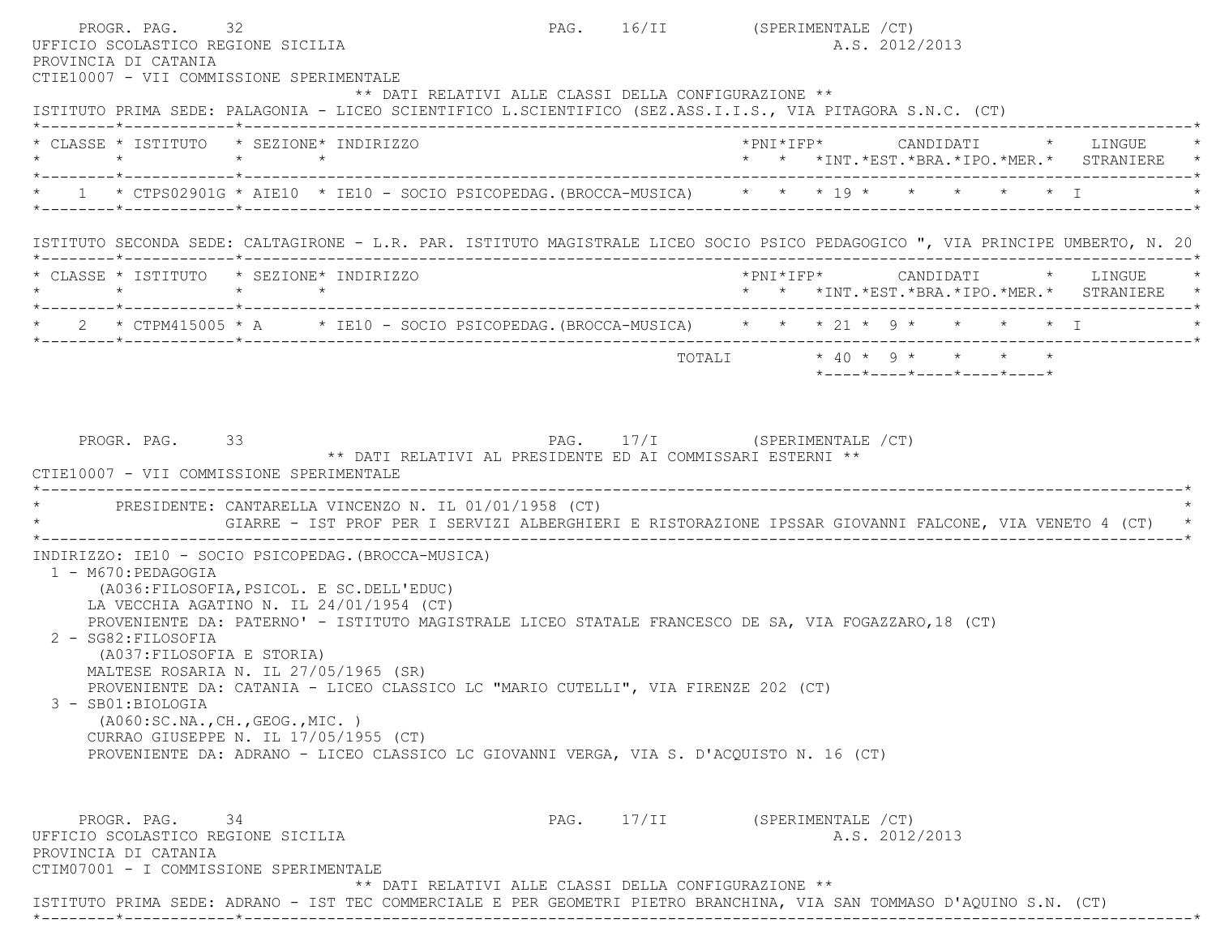PROGR. PAG. 32 PAG. 16/II (SPERIMENTALE /CT)

UFFICIO SCOLASTICO REGIONE SICILIA A.S. 2012/2013

PROVINCIA DI CATANIA

CTIE10007 - VII COMMISSIONE SPERIMENTALE

** DATI RELATIVI ALLE CLASSI DELLA CONFIGURAZIONE **

ISTITUTO PRIMA SEDE: PALAGONIA - LICEO SCIENTIFICO L.SCIENTIFICO (SEZ.ASS.I.I.S., VIA PITAGORA S.N.C. (CT)

| CLASSE | ISTITUTO | SEZIONE | INDIRIZZO | PNI | IFP | CANDIDATI INT. | EST. | BRA. | IPO. | MER. | LINGUE STRANIERE |
|---|---|---|---|---|---|---|---|---|---|---|---|
| 1 | CTPS02901G | AIE10 | IE10 - SOCIO PSICOPEDAG.(BROCCA-MUSICA) | | | 19 | | | | | I |

ISTITUTO SECONDA SEDE: CALTAGIRONE - L.R. PAR. ISTITUTO MAGISTRALE LICEO SOCIO PSICO PEDAGOGICO ", VIA PRINCIPE UMBERTO, N. 20

| CLASSE | ISTITUTO | SEZIONE | INDIRIZZO | PNI | IFP | CANDIDATI INT. | EST. | BRA. | IPO. | MER. | LINGUE STRANIERE |
|---|---|---|---|---|---|---|---|---|---|---|---|
| 2 | CTPM415005 | A | IE10 - SOCIO PSICOPEDAG.(BROCCA-MUSICA) | | | 21 | 9 | | | | I |
| | | | TOTALI | | | 40 | 9 | | | | |

PROGR. PAG. 33 PAG. 17/I (SPERIMENTALE /CT)

** DATI RELATIVI AL PRESIDENTE ED AI COMMISSARI ESTERNI **

CTIE10007 - VII COMMISSIONE SPERIMENTALE

PRESIDENTE: CANTARELLA VINCENZO N. IL 01/01/1958 (CT)
GIARRE - IST PROF PER I SERVIZI ALBERGHIERI E RISTORAZIONE IPSSAR GIOVANNI FALCONE, VIA VENETO 4 (CT)

INDIRIZZO: IE10 - SOCIO PSICOPEDAG.(BROCCA-MUSICA)

1 - M670:PEDAGOGIA
(A036:FILOSOFIA,PSICOL. E SC.DELL'EDUC)
LA VECCHIA AGATINO N. IL 24/01/1954 (CT)
PROVENIENTE DA: PATERNO' - ISTITUTO MAGISTRALE LICEO STATALE FRANCESCO DE SA, VIA FOGAZZARO,18 (CT)

2 - SG82:FILOSOFIA
(A037:FILOSOFIA E STORIA)
MALTESE ROSARIA N. IL 27/05/1965 (SR)
PROVENIENTE DA: CATANIA - LICEO CLASSICO LC "MARIO CUTELLI", VIA FIRENZE 202 (CT)

3 - SB01:BIOLOGIA
(A060:SC.NA.,CH.,GEOG.,MIC. )
CURRAO GIUSEPPE N. IL 17/05/1955 (CT)
PROVENIENTE DA: ADRANO - LICEO CLASSICO LC GIOVANNI VERGA, VIA S. D'ACQUISTO N. 16 (CT)

PROGR. PAG. 34 PAG. 17/II (SPERIMENTALE /CT)

UFFICIO SCOLASTICO REGIONE SICILIA A.S. 2012/2013

PROVINCIA DI CATANIA

CTIM07001 - I COMMISSIONE SPERIMENTALE

** DATI RELATIVI ALLE CLASSI DELLA CONFIGURAZIONE **

ISTITUTO PRIMA SEDE: ADRANO - IST TEC COMMERCIALE E PER GEOMETRI PIETRO BRANCHINA, VIA SAN TOMMASO D'AQUINO S.N. (CT)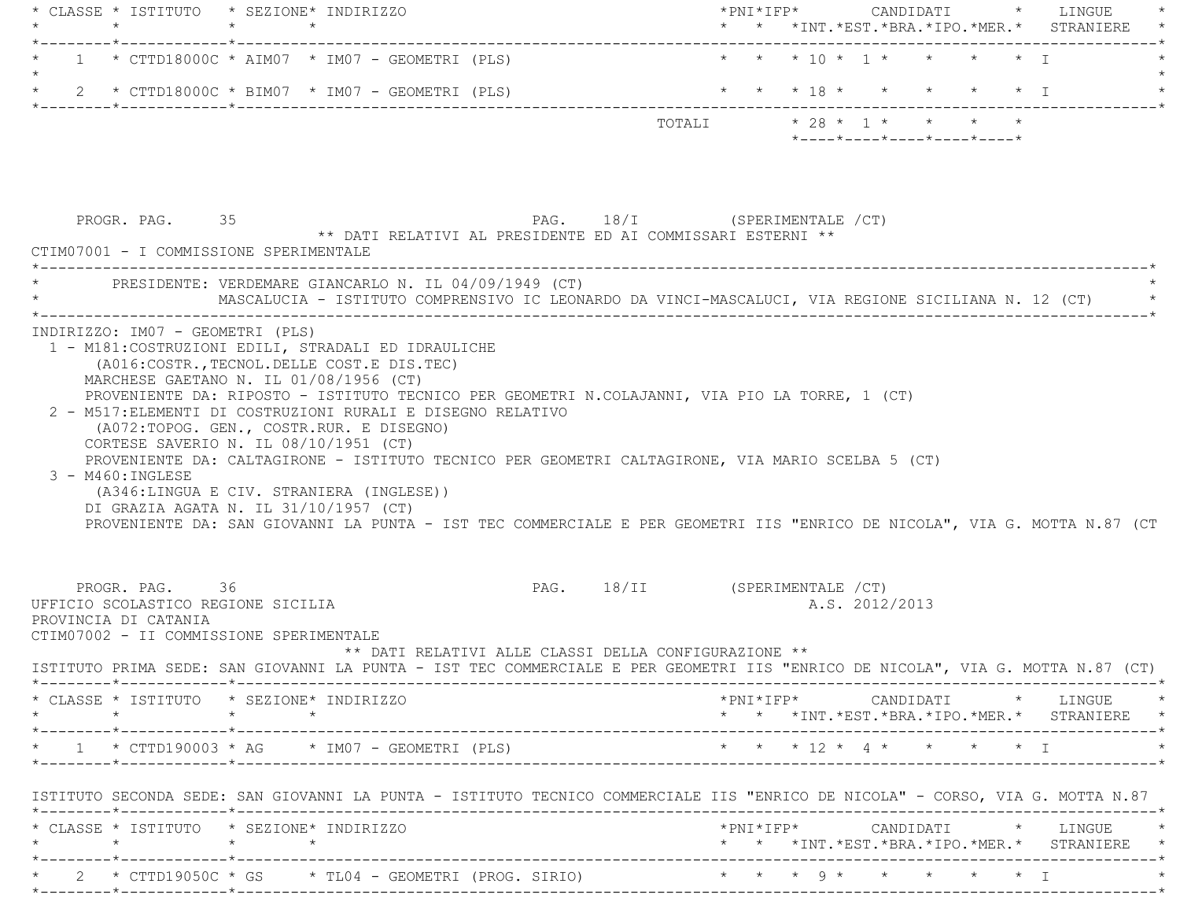| CLASSE | ISTITUTO | SEZIONE | INDIRIZZO | PNI | IFP | CANDIDATI INT. | CANDIDATI EST. | CANDIDATI BRA. | CANDIDATI IPO. | CANDIDATI MER. | LINGUE STRANIERE |
|---|---|---|---|---|---|---|---|---|---|---|---|
| 1 | CTTD18000C | AIM07 | IM07 - GEOMETRI (PLS) | | | 10 | 1 | | | | I |
| 2 | CTTD18000C | BIM07 | IM07 - GEOMETRI (PLS) | | | 18 | | | | | I |
| | | | TOTALI | | | 28 | 1 | | | | |

PROGR. PAG. 35 PAG. 18/I (SPERIMENTALE /CT)

** DATI RELATIVI AL PRESIDENTE ED AI COMMISSARI ESTERNI **

CTIM07001 - I COMMISSIONE SPERIMENTALE

PRESIDENTE: VERDEMARE GIANCARLO N. IL 04/09/1949 (CT)
MASCALUCIA - ISTITUTO COMPRENSIVO IC LEONARDO DA VINCI-MASCALUCI, VIA REGIONE SICILIANA N. 12 (CT)

INDIRIZZO: IM07 - GEOMETRI (PLS)

1 - M181:COSTRUZIONI EDILI, STRADALI ED IDRAULICHE
(A016:COSTR.,TECNOL.DELLE COST.E DIS.TEC)
MARCHESE GAETANO N. IL 01/08/1956 (CT)
PROVENIENTE DA: RIPOSTO - ISTITUTO TECNICO PER GEOMETRI N.COLAJANNI, VIA PIO LA TORRE, 1 (CT)

2 - M517:ELEMENTI DI COSTRUZIONI RURALI E DISEGNO RELATIVO
(A072:TOPOG. GEN., COSTR.RUR. E DISEGNO)
CORTESE SAVERIO N. IL 08/10/1951 (CT)
PROVENIENTE DA: CALTAGIRONE - ISTITUTO TECNICO PER GEOMETRI CALTAGIRONE, VIA MARIO SCELBA 5 (CT)

3 - M460:INGLESE
(A346:LINGUA E CIV. STRANIERA (INGLESE))
DI GRAZIA AGATA N. IL 31/10/1957 (CT)
PROVENIENTE DA: SAN GIOVANNI LA PUNTA - IST TEC COMMERCIALE E PER GEOMETRI IIS "ENRICO DE NICOLA", VIA G. MOTTA N.87 (CT

PROGR. PAG. 36 PAG. 18/II (SPERIMENTALE /CT)

UFFICIO SCOLASTICO REGIONE SICILIA A.S. 2012/2013
PROVINCIA DI CATANIA
CTIM07002 - II COMMISSIONE SPERIMENTALE

** DATI RELATIVI ALLE CLASSI DELLA CONFIGURAZIONE **

ISTITUTO PRIMA SEDE: SAN GIOVANNI LA PUNTA - IST TEC COMMERCIALE E PER GEOMETRI IIS "ENRICO DE NICOLA", VIA G. MOTTA N.87 (CT)

| CLASSE | ISTITUTO | SEZIONE | INDIRIZZO | PNI | IFP | CANDIDATI INT. | CANDIDATI EST. | CANDIDATI BRA. | CANDIDATI IPO. | CANDIDATI MER. | LINGUE STRANIERE |
|---|---|---|---|---|---|---|---|---|---|---|---|
| 1 | CTTD190003 | AG | IM07 - GEOMETRI (PLS) | | | 12 | 4 | | | | I |

ISTITUTO SECONDA SEDE: SAN GIOVANNI LA PUNTA - ISTITUTO TECNICO COMMERCIALE IIS "ENRICO DE NICOLA" - CORSO, VIA G. MOTTA N.87

| CLASSE | ISTITUTO | SEZIONE | INDIRIZZO | PNI | IFP | CANDIDATI INT. | CANDIDATI EST. | CANDIDATI BRA. | CANDIDATI IPO. | CANDIDATI MER. | LINGUE STRANIERE |
|---|---|---|---|---|---|---|---|---|---|---|---|
| 2 | CTTD19050C | GS | TL04 - GEOMETRI (PROG. SIRIO) | | | | 9 | | | | I |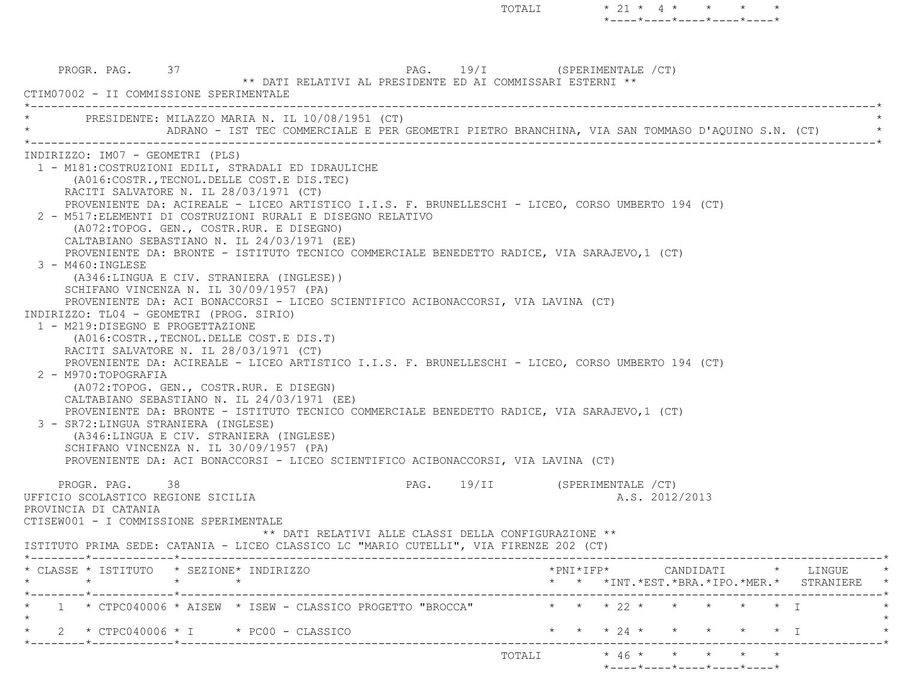| | | | | | | | | | | | |
|---|---|---|---|---|---|---|---|---|---|---|---|
| | | | TOTALI | | | 21 | 4 | | | | |

PROGR. PAG. 37 PAG. 19/I (SPERIMENTALE /CT)

** DATI RELATIVI AL PRESIDENTE ED AI COMMISSARI ESTERNI **

CTIM07002 - II COMMISSIONE SPERIMENTALE

PRESIDENTE: MILAZZO MARIA N. IL 10/08/1951 (CT)
ADRANO - IST TEC COMMERCIALE E PER GEOMETRI PIETRO BRANCHINA, VIA SAN TOMMASO D'AQUINO S.N. (CT)

INDIRIZZO: IM07 - GEOMETRI (PLS)

1 - M181:COSTRUZIONI EDILI, STRADALI ED IDRAULICHE
(A016:COSTR.,TECNOL.DELLE COST.E DIS.TEC)
RACITI SALVATORE N. IL 28/03/1971 (CT)
PROVENIENTE DA: ACIREALE - LICEO ARTISTICO I.I.S. F. BRUNELLESCHI - LICEO, CORSO UMBERTO 194 (CT)

2 - M517:ELEMENTI DI COSTRUZIONI RURALI E DISEGNO RELATIVO
(A072:TOPOG. GEN., COSTR.RUR. E DISEGNO)
CALTABIANO SEBASTIANO N. IL 24/03/1971 (EE)
PROVENIENTE DA: BRONTE - ISTITUTO TECNICO COMMERCIALE BENEDETTO RADICE, VIA SARAJEVO,1 (CT)

3 - M460:INGLESE
(A346:LINGUA E CIV. STRANIERA (INGLESE))
SCHIFANO VINCENZA N. IL 30/09/1957 (PA)
PROVENIENTE DA: ACI BONACCORSI - LICEO SCIENTIFICO ACIBONACCORSI, VIA LAVINA (CT)

INDIRIZZO: TL04 - GEOMETRI (PROG. SIRIO)

1 - M219:DISEGNO E PROGETTAZIONE
(A016:COSTR.,TECNOL.DELLE COST.E DIS.T)
RACITI SALVATORE N. IL 28/03/1971 (CT)
PROVENIENTE DA: ACIREALE - LICEO ARTISTICO I.I.S. F. BRUNELLESCHI - LICEO, CORSO UMBERTO 194 (CT)

2 - M970:TOPOGRAFIA
(A072:TOPOG. GEN., COSTR.RUR. E DISEGN)
CALTABIANO SEBASTIANO N. IL 24/03/1971 (EE)
PROVENIENTE DA: BRONTE - ISTITUTO TECNICO COMMERCIALE BENEDETTO RADICE, VIA SARAJEVO,1 (CT)

3 - SR72:LINGUA STRANIERA (INGLESE)
(A346:LINGUA E CIV. STRANIERA (INGLESE)
SCHIFANO VINCENZA N. IL 30/09/1957 (PA)
PROVENIENTE DA: ACI BONACCORSI - LICEO SCIENTIFICO ACIBONACCORSI, VIA LAVINA (CT)

PROGR. PAG. 38 PAG. 19/II (SPERIMENTALE /CT)

UFFICIO SCOLASTICO REGIONE SICILIA A.S. 2012/2013

PROVINCIA DI CATANIA

CTISEW001 - I COMMISSIONE SPERIMENTALE

** DATI RELATIVI ALLE CLASSI DELLA CONFIGURAZIONE **

ISTITUTO PRIMA SEDE: CATANIA - LICEO CLASSICO LC "MARIO CUTELLI", VIA FIRENZE 202 (CT)

| CLASSE | ISTITUTO | SEZIONE | INDIRIZZO | PNI | IFP | CANDIDATI INT. | EST. | BRA. | IPO. | MER. | LINGUE STRANIERE |
|---|---|---|---|---|---|---|---|---|---|---|---|
| 1 | CTPC040006 | AISEW | ISEW - CLASSICO PROGETTO "BROCCA" | | | 22 | | | | | I |
| 2 | CTPC040006 | I | PC00 - CLASSICO | | | 24 | | | | | I |
| | | | TOTALI | | | 46 | | | | | |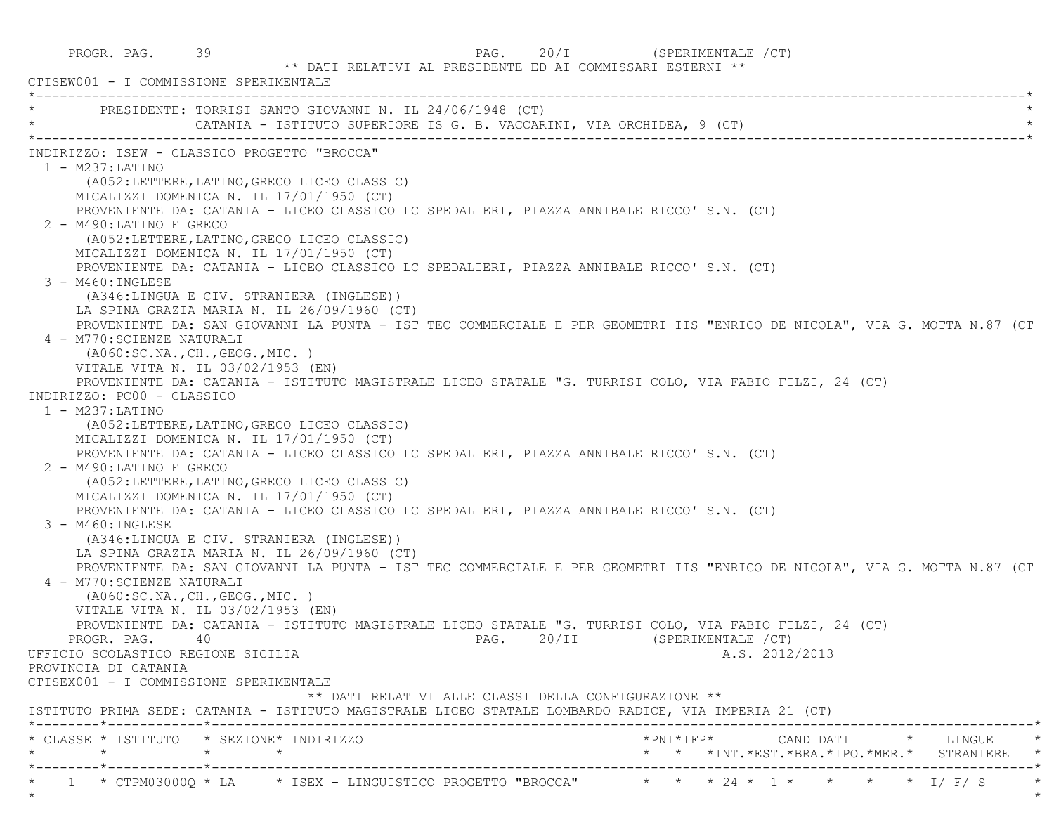PROGR. PAG. 39 PAG. 20/I (SPERIMENTALE /CT)

** DATI RELATIVI AL PRESIDENTE ED AI COMMISSARI ESTERNI **

CTISEW001 - I COMMISSIONE SPERIMENTALE

PRESIDENTE: TORRISI SANTO GIOVANNI N. IL 24/06/1948 (CT)
CATANIA - ISTITUTO SUPERIORE IS G. B. VACCARINI, VIA ORCHIDEA, 9 (CT)

INDIRIZZO: ISEW - CLASSICO PROGETTO "BROCCA"

1 - M237:LATINO
(A052:LETTERE,LATINO,GRECO LICEO CLASSIC)
MICALIZZI DOMENICA N. IL 17/01/1950 (CT)
PROVENIENTE DA: CATANIA - LICEO CLASSICO LC SPEDALIERI, PIAZZA ANNIBALE RICCO' S.N. (CT)

2 - M490:LATINO E GRECO
(A052:LETTERE,LATINO,GRECO LICEO CLASSIC)
MICALIZZI DOMENICA N. IL 17/01/1950 (CT)
PROVENIENTE DA: CATANIA - LICEO CLASSICO LC SPEDALIERI, PIAZZA ANNIBALE RICCO' S.N. (CT)

3 - M460:INGLESE
(A346:LINGUA E CIV. STRANIERA (INGLESE))
LA SPINA GRAZIA MARIA N. IL 26/09/1960 (CT)
PROVENIENTE DA: SAN GIOVANNI LA PUNTA - IST TEC COMMERCIALE E PER GEOMETRI IIS "ENRICO DE NICOLA", VIA G. MOTTA N.87 (CT

4 - M770:SCIENZE NATURALI
(A060:SC.NA.,CH.,GEOG.,MIC. )
VITALE VITA N. IL 03/02/1953 (EN)
PROVENIENTE DA: CATANIA - ISTITUTO MAGISTRALE LICEO STATALE "G. TURRISI COLO, VIA FABIO FILZI, 24 (CT)

INDIRIZZO: PC00 - CLASSICO

1 - M237:LATINO
(A052:LETTERE,LATINO,GRECO LICEO CLASSIC)
MICALIZZI DOMENICA N. IL 17/01/1950 (CT)
PROVENIENTE DA: CATANIA - LICEO CLASSICO LC SPEDALIERI, PIAZZA ANNIBALE RICCO' S.N. (CT)

2 - M490:LATINO E GRECO
(A052:LETTERE,LATINO,GRECO LICEO CLASSIC)
MICALIZZI DOMENICA N. IL 17/01/1950 (CT)
PROVENIENTE DA: CATANIA - LICEO CLASSICO LC SPEDALIERI, PIAZZA ANNIBALE RICCO' S.N. (CT)

3 - M460:INGLESE
(A346:LINGUA E CIV. STRANIERA (INGLESE))
LA SPINA GRAZIA MARIA N. IL 26/09/1960 (CT)
PROVENIENTE DA: SAN GIOVANNI LA PUNTA - IST TEC COMMERCIALE E PER GEOMETRI IIS "ENRICO DE NICOLA", VIA G. MOTTA N.87 (CT

4 - M770:SCIENZE NATURALI
(A060:SC.NA.,CH.,GEOG.,MIC. )
VITALE VITA N. IL 03/02/1953 (EN)
PROVENIENTE DA: CATANIA - ISTITUTO MAGISTRALE LICEO STATALE "G. TURRISI COLO, VIA FABIO FILZI, 24 (CT)

PROGR. PAG. 40 PAG. 20/II (SPERIMENTALE /CT)

UFFICIO SCOLASTICO REGIONE SICILIA A.S. 2012/2013

PROVINCIA DI CATANIA

CTISEX001 - I COMMISSIONE SPERIMENTALE

** DATI RELATIVI ALLE CLASSI DELLA CONFIGURAZIONE **

ISTITUTO PRIMA SEDE: CATANIA - ISTITUTO MAGISTRALE LICEO STATALE LOMBARDO RADICE, VIA IMPERIA 21 (CT)

| CLASSE | ISTITUTO | SEZIONE | INDIRIZZO | PNI | IFP | CANDIDATI INT. | EST. | BRA. | IPO. | MER. | LINGUE STRANIERE |
|---|---|---|---|---|---|---|---|---|---|---|---|
| 1 | CTPM03000Q | LA | ISEX - LINGUISTICO PROGETTO "BROCCA" | | | 24 | 1 | | | | I/ F/ S |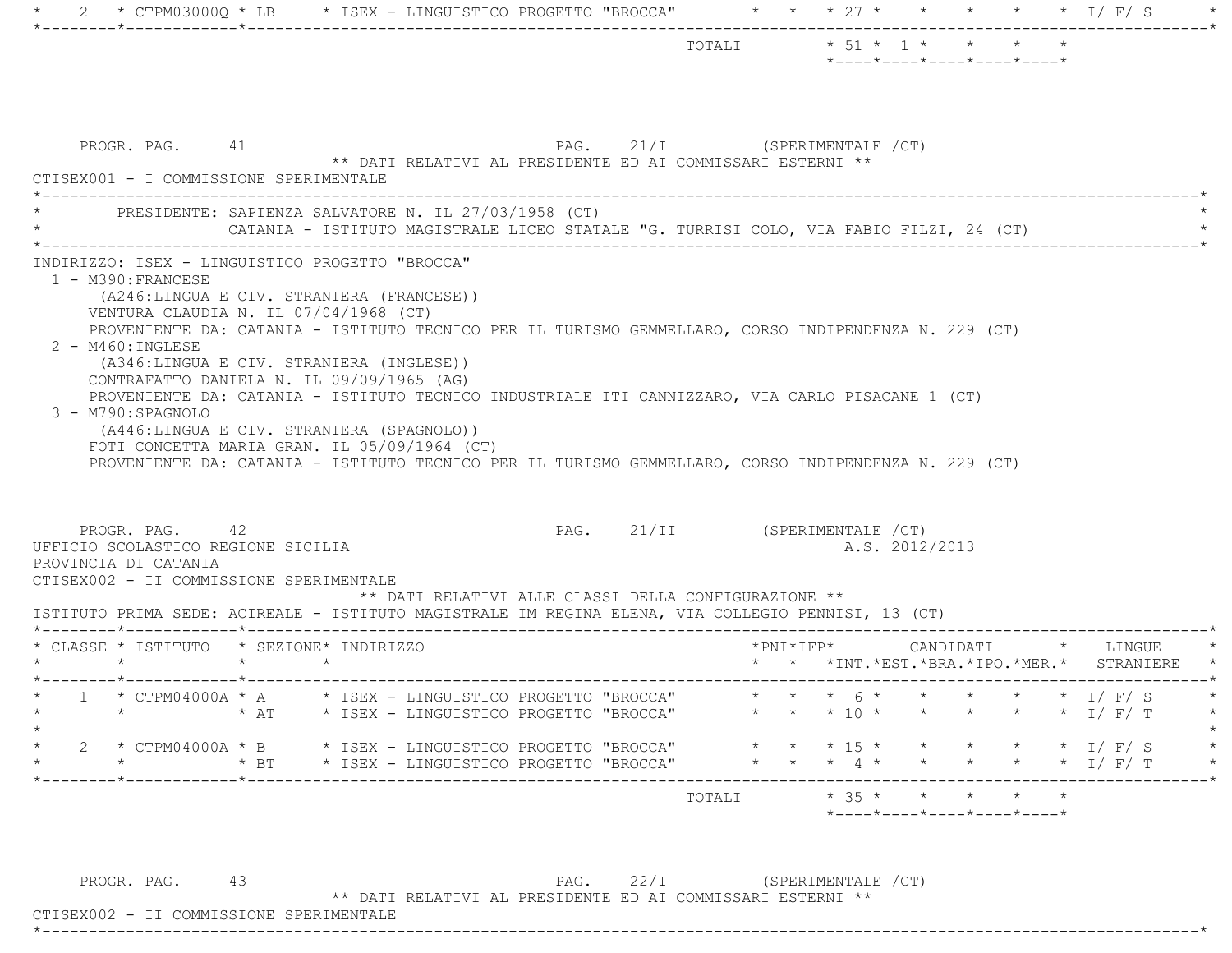| CLASSE | ISTITUTO | SEZIONE | INDIRIZZO | PNI | IFP | INT. | EST. | BRA. | IPO. | MER. | LINGUE STRANIERE |
|---|---|---|---|---|---|---|---|---|---|---|---|
| 2 | CTPM03000Q | LB | ISEX - LINGUISTICO PROGETTO "BROCCA" | | | 27 | | | | | I/ F/ S |
| | | | TOTALI | | | 51 | 1 | | | | |

PROGR. PAG. 41 PAG. 21/I (SPERIMENTALE /CT)

** DATI RELATIVI AL PRESIDENTE ED AI COMMISSARI ESTERNI **

CTISEX001 - I COMMISSIONE SPERIMENTALE

PRESIDENTE: SAPIENZA SALVATORE N. IL 27/03/1958 (CT)
CATANIA - ISTITUTO MAGISTRALE LICEO STATALE "G. TURRISI COLO, VIA FABIO FILZI, 24 (CT)

INDIRIZZO: ISEX - LINGUISTICO PROGETTO "BROCCA"

1 - M390:FRANCESE
(A246:LINGUA E CIV. STRANIERA (FRANCESE))
VENTURA CLAUDIA N. IL 07/04/1968 (CT)
PROVENIENTE DA: CATANIA - ISTITUTO TECNICO PER IL TURISMO GEMMELLARO, CORSO INDIPENDENZA N. 229 (CT)

2 - M460:INGLESE
(A346:LINGUA E CIV. STRANIERA (INGLESE))
CONTRAFATTO DANIELA N. IL 09/09/1965 (AG)
PROVENIENTE DA: CATANIA - ISTITUTO TECNICO INDUSTRIALE ITI CANNIZZARO, VIA CARLO PISACANE 1 (CT)

3 - M790:SPAGNOLO
(A446:LINGUA E CIV. STRANIERA (SPAGNOLO))
FOTI CONCETTA MARIA GRAN. IL 05/09/1964 (CT)
PROVENIENTE DA: CATANIA - ISTITUTO TECNICO PER IL TURISMO GEMMELLARO, CORSO INDIPENDENZA N. 229 (CT)

PROGR. PAG. 42 PAG. 21/II (SPERIMENTALE /CT)

UFFICIO SCOLASTICO REGIONE SICILIA A.S. 2012/2013

PROVINCIA DI CATANIA

CTISEX002 - II COMMISSIONE SPERIMENTALE

** DATI RELATIVI ALLE CLASSI DELLA CONFIGURAZIONE **

ISTITUTO PRIMA SEDE: ACIREALE - ISTITUTO MAGISTRALE IM REGINA ELENA, VIA COLLEGIO PENNISI, 13 (CT)

| CLASSE | ISTITUTO | SEZIONE | INDIRIZZO | PNI | IFP | INT. | EST. | BRA. | IPO. | MER. | LINGUE STRANIERE |
|---|---|---|---|---|---|---|---|---|---|---|---|
| 1 | CTPM04000A | A | ISEX - LINGUISTICO PROGETTO "BROCCA" | | | 6 | | | | | I/ F/ S |
| | | AT | ISEX - LINGUISTICO PROGETTO "BROCCA" | | | 10 | | | | | I/ F/ T |
| 2 | CTPM04000A | B | ISEX - LINGUISTICO PROGETTO "BROCCA" | | | 15 | | | | | I/ F/ S |
| | | BT | ISEX - LINGUISTICO PROGETTO "BROCCA" | | | 4 | | | | | I/ F/ T |
| | | | TOTALI | | | 35 | | | | | |

PROGR. PAG. 43 PAG. 22/I (SPERIMENTALE /CT)

** DATI RELATIVI AL PRESIDENTE ED AI COMMISSARI ESTERNI **

CTISEX002 - II COMMISSIONE SPERIMENTALE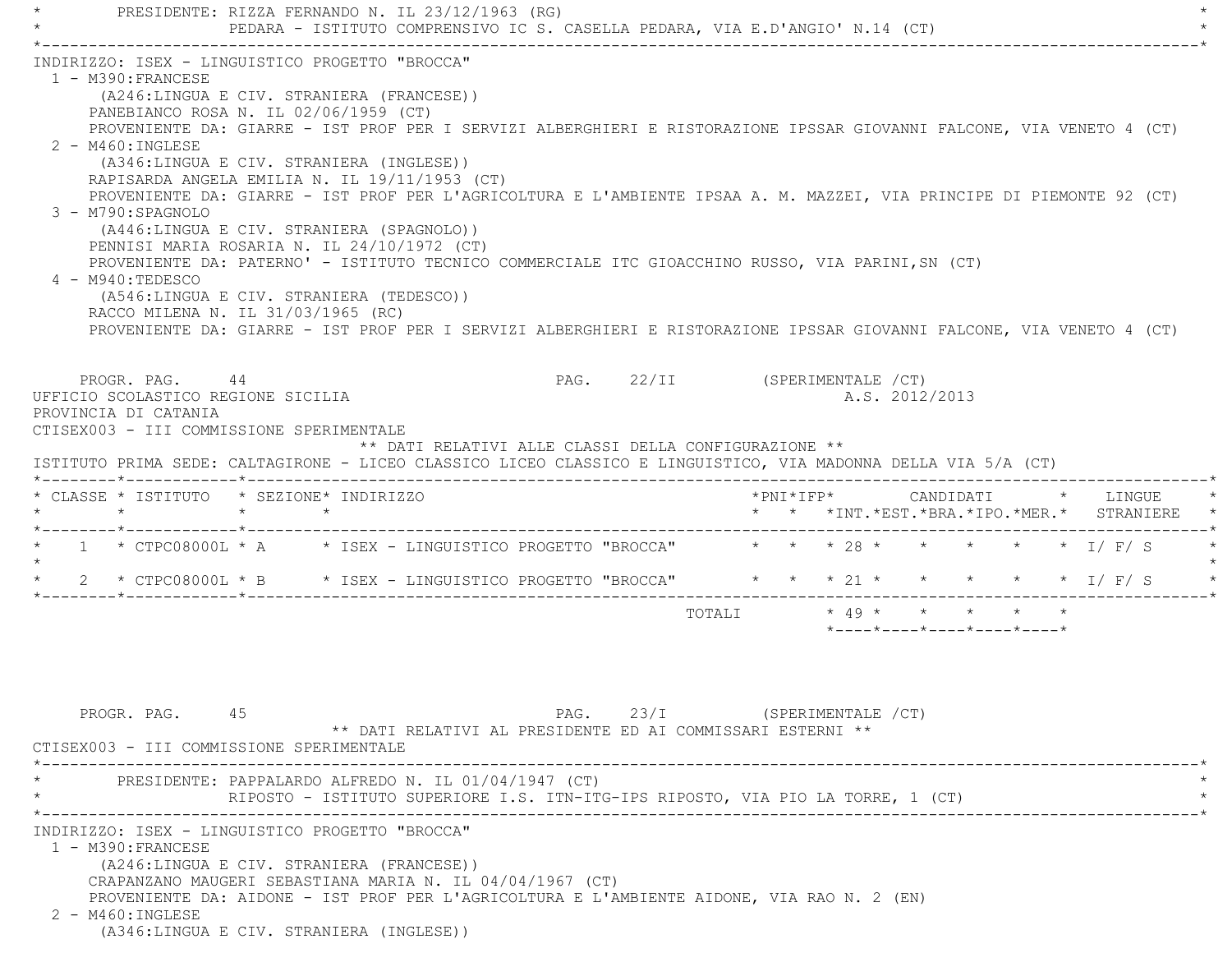PRESIDENTE: RIZZA FERNANDO N. IL 23/12/1963 (RG)
PEDARA - ISTITUTO COMPRENSIVO IC S. CASELLA PEDARA, VIA E.D'ANGIO' N.14 (CT)

INDIRIZZO: ISEX - LINGUISTICO PROGETTO "BROCCA"

1 - M390:FRANCESE
(A246:LINGUA E CIV. STRANIERA (FRANCESE))
PANEBIANCO ROSA N. IL 02/06/1959 (CT)
PROVENIENTE DA: GIARRE - IST PROF PER I SERVIZI ALBERGHIERI E RISTORAZIONE IPSSAR GIOVANNI FALCONE, VIA VENETO 4 (CT)

2 - M460:INGLESE
(A346:LINGUA E CIV. STRANIERA (INGLESE))
RAPISARDA ANGELA EMILIA N. IL 19/11/1953 (CT)
PROVENIENTE DA: GIARRE - IST PROF PER L'AGRICOLTURA E L'AMBIENTE IPSAA A. M. MAZZEI, VIA PRINCIPE DI PIEMONTE 92 (CT)

3 - M790:SPAGNOLO
(A446:LINGUA E CIV. STRANIERA (SPAGNOLO))
PENNISI MARIA ROSARIA N. IL 24/10/1972 (CT)
PROVENIENTE DA: PATERNO' - ISTITUTO TECNICO COMMERCIALE ITC GIOACCHINO RUSSO, VIA PARINI,SN (CT)

4 - M940:TEDESCO
(A546:LINGUA E CIV. STRANIERA (TEDESCO))
RACCO MILENA N. IL 31/03/1965 (RC)
PROVENIENTE DA: GIARRE - IST PROF PER I SERVIZI ALBERGHIERI E RISTORAZIONE IPSSAR GIOVANNI FALCONE, VIA VENETO 4 (CT)

PROGR. PAG. 44 PAG. 22/II (SPERIMENTALE /CT)
UFFICIO SCOLASTICO REGIONE SICILIA A.S. 2012/2013
PROVINCIA DI CATANIA
CTISEX003 - III COMMISSIONE SPERIMENTALE

** DATI RELATIVI ALLE CLASSI DELLA CONFIGURAZIONE **

ISTITUTO PRIMA SEDE: CALTAGIRONE - LICEO CLASSICO LICEO CLASSICO E LINGUISTICO, VIA MADONNA DELLA VIA 5/A (CT)

| CLASSE | ISTITUTO | SEZIONE | INDIRIZZO | PNI | IFP | CANDIDATI INT. | EST. | BRA. | IPO. | MER. | LINGUE STRANIERE |
|---|---|---|---|---|---|---|---|---|---|---|---|
| 1 | CTPC08000L | A | ISEX - LINGUISTICO PROGETTO "BROCCA" | | | 28 | | | | | I/ F/ S |
| 2 | CTPC08000L | B | ISEX - LINGUISTICO PROGETTO "BROCCA" | | | 21 | | | | | I/ F/ S |
| | | | TOTALI | | | 49 | | | | | |

PROGR. PAG. 45 PAG. 23/I (SPERIMENTALE /CT)

** DATI RELATIVI AL PRESIDENTE ED AI COMMISSARI ESTERNI **

CTISEX003 - III COMMISSIONE SPERIMENTALE

PRESIDENTE: PAPPALARDO ALFREDO N. IL 01/04/1947 (CT)
RIPOSTO - ISTITUTO SUPERIORE I.S. ITN-ITG-IPS RIPOSTO, VIA PIO LA TORRE, 1 (CT)

INDIRIZZO: ISEX - LINGUISTICO PROGETTO "BROCCA"

1 - M390:FRANCESE
(A246:LINGUA E CIV. STRANIERA (FRANCESE))
CRAPANZANO MAUGERI SEBASTIANA MARIA N. IL 04/04/1967 (CT)
PROVENIENTE DA: AIDONE - IST PROF PER L'AGRICOLTURA E L'AMBIENTE AIDONE, VIA RAO N. 2 (EN)

2 - M460:INGLESE
(A346:LINGUA E CIV. STRANIERA (INGLESE))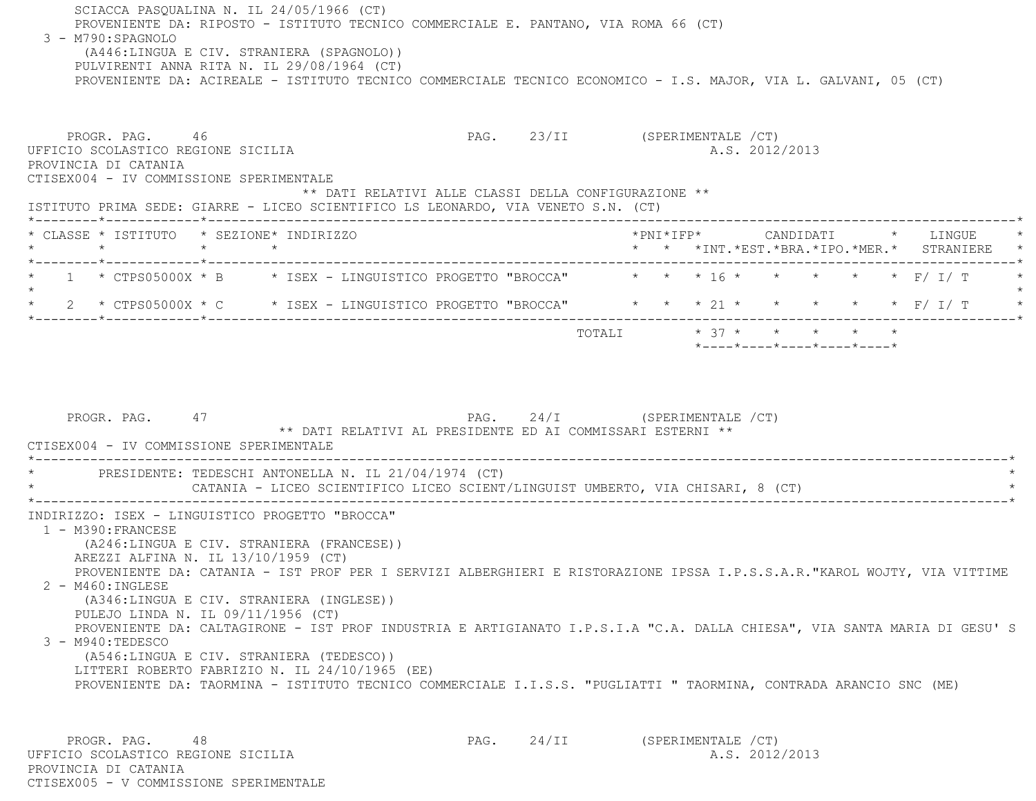SCIACCA PASQUALINA N. IL 24/05/1966 (CT)
PROVENIENTE DA: RIPOSTO - ISTITUTO TECNICO COMMERCIALE E. PANTANO, VIA ROMA 66 (CT)

3 - M790:SPAGNOLO
(A446:LINGUA E CIV. STRANIERA (SPAGNOLO))
PULVIRENTI ANNA RITA N. IL 29/08/1964 (CT)
PROVENIENTE DA: ACIREALE - ISTITUTO TECNICO COMMERCIALE TECNICO ECONOMICO - I.S. MAJOR, VIA L. GALVANI, 05 (CT)

PROGR. PAG. 46 PAG. 23/II (SPERIMENTALE /CT)

UFFICIO SCOLASTICO REGIONE SICILIA A.S. 2012/2013
PROVINCIA DI CATANIA
CTISEX004 - IV COMMISSIONE SPERIMENTALE

** DATI RELATIVI ALLE CLASSI DELLA CONFIGURAZIONE **

ISTITUTO PRIMA SEDE: GIARRE - LICEO SCIENTIFICO LS LEONARDO, VIA VENETO S.N. (CT)

| CLASSE | ISTITUTO | SEZIONE | INDIRIZZO | PNI | IFP | CANDIDATI INT. | EST. | BRA. | IPO. | MER. | LINGUE STRANIERE |
|---|---|---|---|---|---|---|---|---|---|---|---|
| 1 | CTPS05000X | B | ISEX - LINGUISTICO PROGETTO "BROCCA" | | | 16 | | | | | F/ I/ T |
| 2 | CTPS05000X | C | ISEX - LINGUISTICO PROGETTO "BROCCA" | | | 21 | | | | | F/ I/ T |
| | | | TOTALI | | | 37 | | | | | |

PROGR. PAG. 47 PAG. 24/I (SPERIMENTALE /CT)

** DATI RELATIVI AL PRESIDENTE ED AI COMMISSARI ESTERNI **

CTISEX004 - IV COMMISSIONE SPERIMENTALE

PRESIDENTE: TEDESCHI ANTONELLA N. IL 21/04/1974 (CT)
CATANIA - LICEO SCIENTIFICO LICEO SCIENT/LINGUIST UMBERTO, VIA CHISARI, 8 (CT)

INDIRIZZO: ISEX - LINGUISTICO PROGETTO "BROCCA"

1 - M390:FRANCESE
(A246:LINGUA E CIV. STRANIERA (FRANCESE))
AREZZI ALFINA N. IL 13/10/1959 (CT)
PROVENIENTE DA: CATANIA - IST PROF PER I SERVIZI ALBERGHIERI E RISTORAZIONE IPSSA I.P.S.S.A.R."KAROL WOJTY, VIA VITTIME

2 - M460:INGLESE
(A346:LINGUA E CIV. STRANIERA (INGLESE))
PULEJO LINDA N. IL 09/11/1956 (CT)
PROVENIENTE DA: CALTAGIRONE - IST PROF INDUSTRIA E ARTIGIANATO I.P.S.I.A "C.A. DALLA CHIESA", VIA SANTA MARIA DI GESU' S

3 - M940:TEDESCO
(A546:LINGUA E CIV. STRANIERA (TEDESCO))
LITTERI ROBERTO FABRIZIO N. IL 24/10/1965 (EE)
PROVENIENTE DA: TAORMINA - ISTITUTO TECNICO COMMERCIALE I.I.S.S. "PUGLIATTI " TAORMINA, CONTRADA ARANCIO SNC (ME)

PROGR. PAG. 48 PAG. 24/II (SPERIMENTALE /CT)

UFFICIO SCOLASTICO REGIONE SICILIA A.S. 2012/2013
PROVINCIA DI CATANIA
CTISEX005 - V COMMISSIONE SPERIMENTALE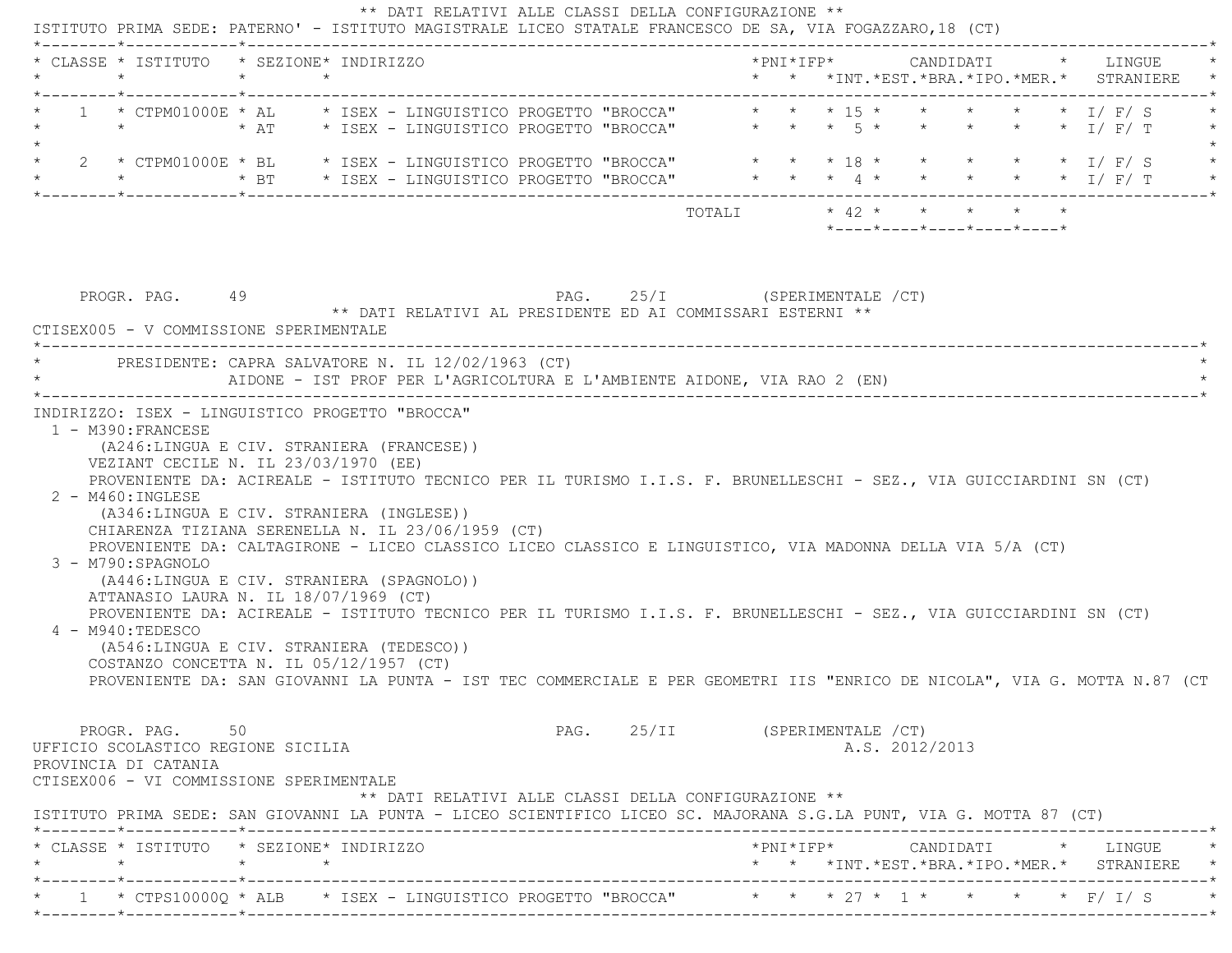** DATI RELATIVI ALLE CLASSI DELLA CONFIGURAZIONE **

ISTITUTO PRIMA SEDE: PATERNO' - ISTITUTO MAGISTRALE LICEO STATALE FRANCESCO DE SA, VIA FOGAZZARO,18 (CT)

| CLASSE | ISTITUTO | SEZIONE | INDIRIZZO | PNI | IFP | CANDIDATI INT. | EST. | BRA. | IPO. | MER. | LINGUE STRANIERE |
|---|---|---|---|---|---|---|---|---|---|---|---|
| 1 | CTPM01000E | AL | ISEX - LINGUISTICO PROGETTO "BROCCA" | | | 15 | | | | | I/ F/ S |
| | | AT | ISEX - LINGUISTICO PROGETTO "BROCCA" | | | 5 | | | | | I/ F/ T |
| 2 | CTPM01000E | BL | ISEX - LINGUISTICO PROGETTO "BROCCA" | | | 18 | | | | | I/ F/ S |
| | | BT | ISEX - LINGUISTICO PROGETTO "BROCCA" | | | 4 | | | | | I/ F/ T |
| | | | TOTALI | | | 42 | | | | | |

PROGR. PAG. 49 PAG. 25/I (SPERIMENTALE /CT)

** DATI RELATIVI AL PRESIDENTE ED AI COMMISSARI ESTERNI **

CTISEX005 - V COMMISSIONE SPERIMENTALE

PRESIDENTE: CAPRA SALVATORE N. IL 12/02/1963 (CT)
AIDONE - IST PROF PER L'AGRICOLTURA E L'AMBIENTE AIDONE, VIA RAO 2 (EN)

INDIRIZZO: ISEX - LINGUISTICO PROGETTO "BROCCA"

1 - M390:FRANCESE
(A246:LINGUA E CIV. STRANIERA (FRANCESE))
VEZIANT CECILE N. IL 23/03/1970 (EE)
PROVENIENTE DA: ACIREALE - ISTITUTO TECNICO PER IL TURISMO I.I.S. F. BRUNELLESCHI - SEZ., VIA GUICCIARDINI SN (CT)

2 - M460:INGLESE
(A346:LINGUA E CIV. STRANIERA (INGLESE))
CHIARENZA TIZIANA SERENELLA N. IL 23/06/1959 (CT)
PROVENIENTE DA: CALTAGIRONE - LICEO CLASSICO LICEO CLASSICO E LINGUISTICO, VIA MADONNA DELLA VIA 5/A (CT)

3 - M790:SPAGNOLO
(A446:LINGUA E CIV. STRANIERA (SPAGNOLO))
ATTANASIO LAURA N. IL 18/07/1969 (CT)
PROVENIENTE DA: ACIREALE - ISTITUTO TECNICO PER IL TURISMO I.I.S. F. BRUNELLESCHI - SEZ., VIA GUICCIARDINI SN (CT)

4 - M940:TEDESCO
(A546:LINGUA E CIV. STRANIERA (TEDESCO))
COSTANZO CONCETTA N. IL 05/12/1957 (CT)
PROVENIENTE DA: SAN GIOVANNI LA PUNTA - IST TEC COMMERCIALE E PER GEOMETRI IIS "ENRICO DE NICOLA", VIA G. MOTTA N.87 (CT

PROGR. PAG. 50 PAG. 25/II (SPERIMENTALE /CT)

UFFICIO SCOLASTICO REGIONE SICILIA A.S. 2012/2013
PROVINCIA DI CATANIA
CTISEX006 - VI COMMISSIONE SPERIMENTALE

** DATI RELATIVI ALLE CLASSI DELLA CONFIGURAZIONE **

ISTITUTO PRIMA SEDE: SAN GIOVANNI LA PUNTA - LICEO SCIENTIFICO LICEO SC. MAJORANA S.G.LA PUNT, VIA G. MOTTA 87 (CT)

| CLASSE | ISTITUTO | SEZIONE | INDIRIZZO | PNI | IFP | CANDIDATI INT. | EST. | BRA. | IPO. | MER. | LINGUE STRANIERE |
|---|---|---|---|---|---|---|---|---|---|---|---|
| 1 | CTPS10000Q | ALB | ISEX - LINGUISTICO PROGETTO "BROCCA" | | | 27 | 1 | | | | F/ I/ S |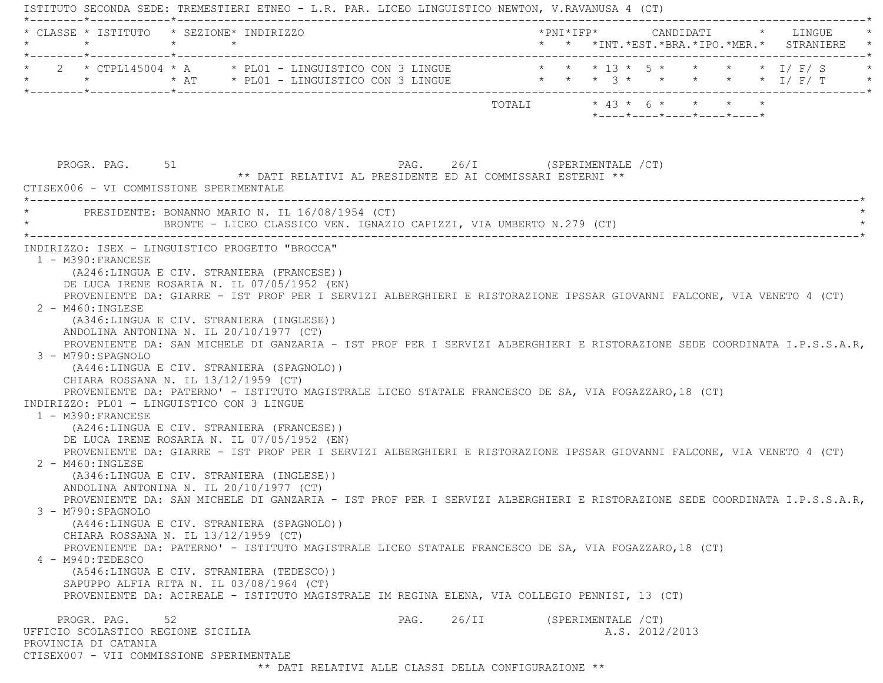ISTITUTO SECONDA SEDE: TREMESTIERI ETNEO - L.R. PAR. LICEO LINGUISTICO NEWTON, V.RAVANUSA 4 (CT)

| CLASSE | ISTITUTO | SEZIONE | INDIRIZZO | PNI | IFP | CANDIDATI INT. | CANDIDATI EST. | CANDIDATI BRA. | CANDIDATI IPO. | CANDIDATI MER. | LINGUE STRANIERE |
|---|---|---|---|---|---|---|---|---|---|---|---|
| 2 | CTPL145004 | A | PL01 - LINGUISTICO CON 3 LINGUE | | | 13 | 5 | | | | I/ F/ S |
| | | AT | PL01 - LINGUISTICO CON 3 LINGUE | | | 3 | | | | | I/ F/ T |
| | | | TOTALI | | | 43 | 6 | | | | |

PROGR. PAG. 51 PAG. 26/I (SPERIMENTALE /CT)

** DATI RELATIVI AL PRESIDENTE ED AI COMMISSARI ESTERNI **

CTISEX006 - VI COMMISSIONE SPERIMENTALE

PRESIDENTE: BONANNO MARIO N. IL 16/08/1954 (CT)
BRONTE - LICEO CLASSICO VEN. IGNAZIO CAPIZZI, VIA UMBERTO N.279 (CT)

INDIRIZZO: ISEX - LINGUISTICO PROGETTO "BROCCA"

1 - M390:FRANCESE
(A246:LINGUA E CIV. STRANIERA (FRANCESE))
DE LUCA IRENE ROSARIA N. IL 07/05/1952 (EN)
PROVENIENTE DA: GIARRE - IST PROF PER I SERVIZI ALBERGHIERI E RISTORAZIONE IPSSAR GIOVANNI FALCONE, VIA VENETO 4 (CT)

2 - M460:INGLESE
(A346:LINGUA E CIV. STRANIERA (INGLESE))
ANDOLINA ANTONINA N. IL 20/10/1977 (CT)
PROVENIENTE DA: SAN MICHELE DI GANZARIA - IST PROF PER I SERVIZI ALBERGHIERI E RISTORAZIONE SEDE COORDINATA I.P.S.S.A.R,

3 - M790:SPAGNOLO
(A446:LINGUA E CIV. STRANIERA (SPAGNOLO))
CHIARA ROSSANA N. IL 13/12/1959 (CT)
PROVENIENTE DA: PATERNO' - ISTITUTO MAGISTRALE LICEO STATALE FRANCESCO DE SA, VIA FOGAZZARO,18 (CT)

INDIRIZZO: PL01 - LINGUISTICO CON 3 LINGUE

1 - M390:FRANCESE
(A246:LINGUA E CIV. STRANIERA (FRANCESE))
DE LUCA IRENE ROSARIA N. IL 07/05/1952 (EN)
PROVENIENTE DA: GIARRE - IST PROF PER I SERVIZI ALBERGHIERI E RISTORAZIONE IPSSAR GIOVANNI FALCONE, VIA VENETO 4 (CT)

2 - M460:INGLESE
(A346:LINGUA E CIV. STRANIERA (INGLESE))
ANDOLINA ANTONINA N. IL 20/10/1977 (CT)
PROVENIENTE DA: SAN MICHELE DI GANZARIA - IST PROF PER I SERVIZI ALBERGHIERI E RISTORAZIONE SEDE COORDINATA I.P.S.S.A.R,

3 - M790:SPAGNOLO
(A446:LINGUA E CIV. STRANIERA (SPAGNOLO))
CHIARA ROSSANA N. IL 13/12/1959 (CT)
PROVENIENTE DA: PATERNO' - ISTITUTO MAGISTRALE LICEO STATALE FRANCESCO DE SA, VIA FOGAZZARO,18 (CT)

4 - M940:TEDESCO
(A546:LINGUA E CIV. STRANIERA (TEDESCO))
SAPUPPO ALFIA RITA N. IL 03/08/1964 (CT)
PROVENIENTE DA: ACIREALE - ISTITUTO MAGISTRALE IM REGINA ELENA, VIA COLLEGIO PENNISI, 13 (CT)

PROGR. PAG. 52 PAG. 26/II (SPERIMENTALE /CT)

UFFICIO SCOLASTICO REGIONE SICILIA A.S. 2012/2013

PROVINCIA DI CATANIA

CTISEX007 - VII COMMISSIONE SPERIMENTALE

** DATI RELATIVI ALLE CLASSI DELLA CONFIGURAZIONE **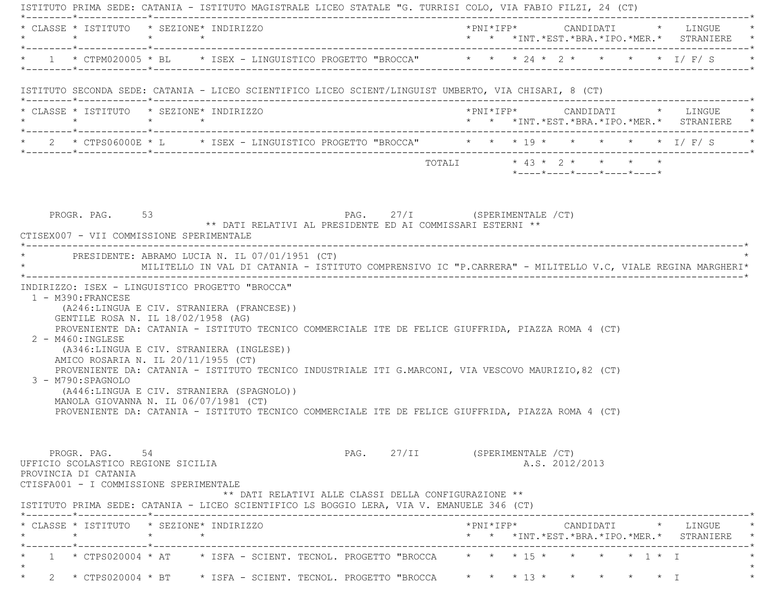ISTITUTO PRIMA SEDE: CATANIA - ISTITUTO MAGISTRALE LICEO STATALE "G. TURRISI COLO, VIA FABIO FILZI, 24 (CT)

| CLASSE | ISTITUTO | SEZIONE | INDIRIZZO | PNI | IFP | INT. | EST. | BRA. | IPO. | MER. | LINGUE STRANIERE |
|---|---|---|---|---|---|---|---|---|---|---|---|
| 1 | CTPM020005 | BL | ISEX - LINGUISTICO PROGETTO "BROCCA" | | | 24 | 2 | | | | I/ F/ S |

ISTITUTO SECONDA SEDE: CATANIA - LICEO SCIENTIFICO LICEO SCIENT/LINGUIST UMBERTO, VIA CHISARI, 8 (CT)

| CLASSE | ISTITUTO | SEZIONE | INDIRIZZO | PNI | IFP | INT. | EST. | BRA. | IPO. | MER. | LINGUE STRANIERE |
|---|---|---|---|---|---|---|---|---|---|---|---|
| 2 | CTPS06000E | L | ISEX - LINGUISTICO PROGETTO "BROCCA" | | | 19 | | | | | I/ F/ S |
| | | | TOTALI | | | 43 | 2 | | | | |

PROGR. PAG. 53 PAG. 27/I (SPERIMENTALE /CT)

** DATI RELATIVI AL PRESIDENTE ED AI COMMISSARI ESTERNI **

CTISEX007 - VII COMMISSIONE SPERIMENTALE

PRESIDENTE: ABRAMO LUCIA N. IL 07/01/1951 (CT)
MILITELLO IN VAL DI CATANIA - ISTITUTO COMPRENSIVO IC "P.CARRERA" - MILITELLO V.C, VIALE REGINA MARGHERI

INDIRIZZO: ISEX - LINGUISTICO PROGETTO "BROCCA"

1 - M390:FRANCESE
(A246:LINGUA E CIV. STRANIERA (FRANCESE))
GENTILE ROSA N. IL 18/02/1958 (AG)
PROVENIENTE DA: CATANIA - ISTITUTO TECNICO COMMERCIALE ITE DE FELICE GIUFFRIDA, PIAZZA ROMA 4 (CT)

2 - M460:INGLESE
(A346:LINGUA E CIV. STRANIERA (INGLESE))
AMICO ROSARIA N. IL 20/11/1955 (CT)
PROVENIENTE DA: CATANIA - ISTITUTO TECNICO INDUSTRIALE ITI G.MARCONI, VIA VESCOVO MAURIZIO,82 (CT)

3 - M790:SPAGNOLO
(A446:LINGUA E CIV. STRANIERA (SPAGNOLO))
MANOLA GIOVANNA N. IL 06/07/1981 (CT)
PROVENIENTE DA: CATANIA - ISTITUTO TECNICO COMMERCIALE ITE DE FELICE GIUFFRIDA, PIAZZA ROMA 4 (CT)

PROGR. PAG. 54 PAG. 27/II (SPERIMENTALE /CT)

UFFICIO SCOLASTICO REGIONE SICILIA A.S. 2012/2013

PROVINCIA DI CATANIA

CTISFA001 - I COMMISSIONE SPERIMENTALE

** DATI RELATIVI ALLE CLASSI DELLA CONFIGURAZIONE **

ISTITUTO PRIMA SEDE: CATANIA - LICEO SCIENTIFICO LS BOGGIO LERA, VIA V. EMANUELE 346 (CT)

| CLASSE | ISTITUTO | SEZIONE | INDIRIZZO | PNI | IFP | INT. | EST. | BRA. | IPO. | MER. | LINGUE STRANIERE |
|---|---|---|---|---|---|---|---|---|---|---|---|
| 1 | CTPS020004 | AT | ISFA - SCIENT. TECNOL. PROGETTO "BROCCA | | | 15 | | | | 1 | I |
| 2 | CTPS020004 | BT | ISFA - SCIENT. TECNOL. PROGETTO "BROCCA | | | 13 | | | | | I |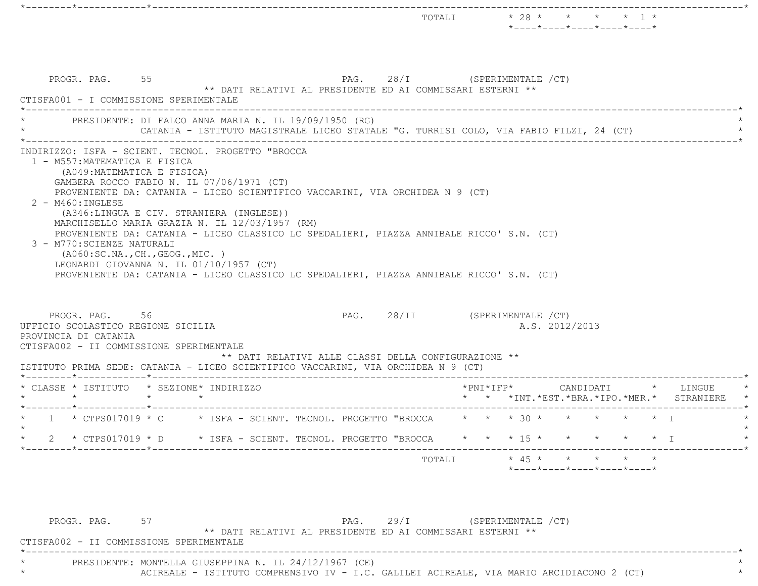| | | | | | | | | | | | |
|---|---|---|---|---|---|---|---|---|---|---|---|
| | | | TOTALI | | | 28 | | | | 1 | |

PROGR. PAG. 55 PAG. 28/I (SPERIMENTALE /CT)

** DATI RELATIVI AL PRESIDENTE ED AI COMMISSARI ESTERNI **

CTISFA001 - I COMMISSIONE SPERIMENTALE

PRESIDENTE: DI FALCO ANNA MARIA N. IL 19/09/1950 (RG)
CATANIA - ISTITUTO MAGISTRALE LICEO STATALE "G. TURRISI COLO, VIA FABIO FILZI, 24 (CT)

INDIRIZZO: ISFA - SCIENT. TECNOL. PROGETTO "BROCCA

1 - M557:MATEMATICA E FISICA
(A049:MATEMATICA E FISICA)
GAMBERA ROCCO FABIO N. IL 07/06/1971 (CT)
PROVENIENTE DA: CATANIA - LICEO SCIENTIFICO VACCARINI, VIA ORCHIDEA N 9 (CT)

2 - M460:INGLESE
(A346:LINGUA E CIV. STRANIERA (INGLESE))
MARCHISELLO MARIA GRAZIA N. IL 12/03/1957 (RM)
PROVENIENTE DA: CATANIA - LICEO CLASSICO LC SPEDALIERI, PIAZZA ANNIBALE RICCO' S.N. (CT)

3 - M770:SCIENZE NATURALI
(A060:SC.NA.,CH.,GEOG.,MIC. )
LEONARDI GIOVANNA N. IL 01/10/1957 (CT)
PROVENIENTE DA: CATANIA - LICEO CLASSICO LC SPEDALIERI, PIAZZA ANNIBALE RICCO' S.N. (CT)

PROGR. PAG. 56 PAG. 28/II (SPERIMENTALE /CT)

UFFICIO SCOLASTICO REGIONE SICILIA A.S. 2012/2013

PROVINCIA DI CATANIA

CTISFA002 - II COMMISSIONE SPERIMENTALE

** DATI RELATIVI ALLE CLASSI DELLA CONFIGURAZIONE **

ISTITUTO PRIMA SEDE: CATANIA - LICEO SCIENTIFICO VACCARINI, VIA ORCHIDEA N 9 (CT)

| CLASSE | ISTITUTO | SEZIONE | INDIRIZZO | PNI | IFP | CANDIDATI INT. | EST. | BRA. | IPO. | MER. | LINGUE STRANIERE |
|---|---|---|---|---|---|---|---|---|---|---|---|
| 1 | CTPS017019 | C | ISFA - SCIENT. TECNOL. PROGETTO "BROCCA | | | 30 | | | | | I |
| 2 | CTPS017019 | D | ISFA - SCIENT. TECNOL. PROGETTO "BROCCA | | | 15 | | | | | I |
| | | | TOTALI | | | 45 | | | | | |

PROGR. PAG. 57 PAG. 29/I (SPERIMENTALE /CT)

** DATI RELATIVI AL PRESIDENTE ED AI COMMISSARI ESTERNI **

CTISFA002 - II COMMISSIONE SPERIMENTALE

PRESIDENTE: MONTELLA GIUSEPPINA N. IL 24/12/1967 (CE)
ACIREALE - ISTITUTO COMPRENSIVO IV - I.C. GALILEI ACIREALE, VIA MARIO ARCIDIACONO 2 (CT)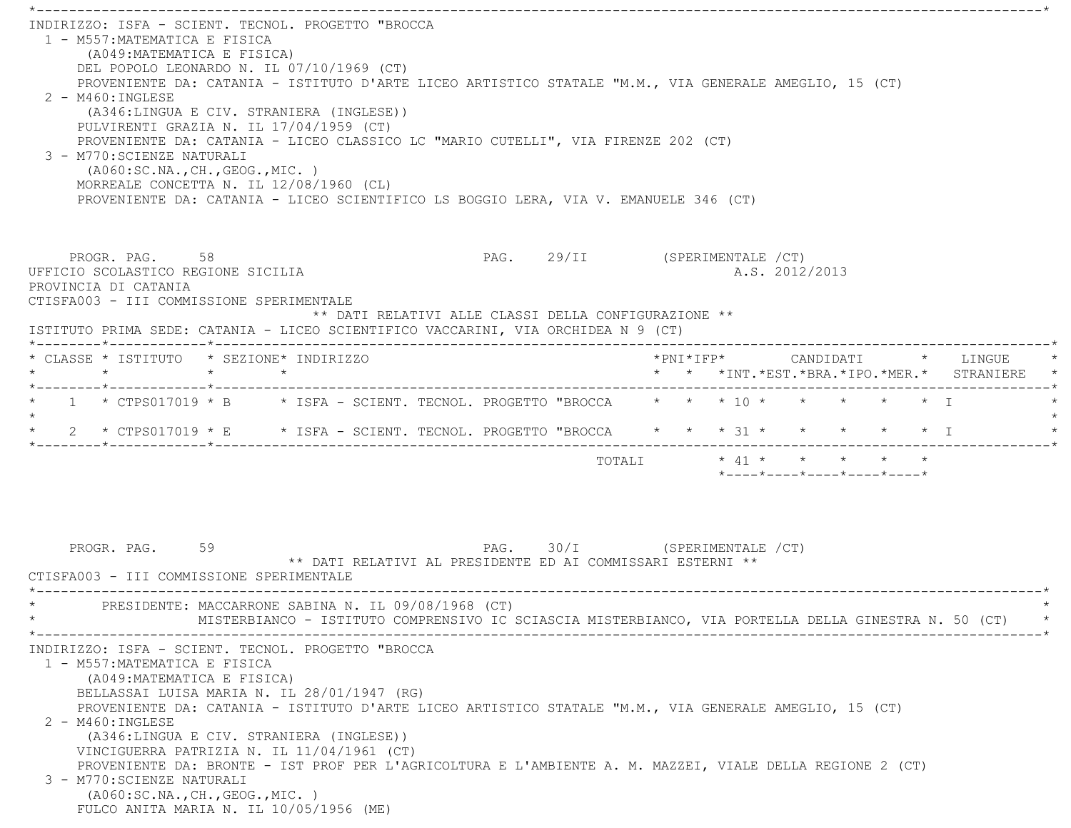INDIRIZZO: ISFA - SCIENT. TECNOL. PROGETTO "BROCCA

1 - M557:MATEMATICA E FISICA
   (A049:MATEMATICA E FISICA)
   DEL POPOLO LEONARDO N. IL 07/10/1969 (CT)
   PROVENIENTE DA: CATANIA - ISTITUTO D'ARTE LICEO ARTISTICO STATALE "M.M., VIA GENERALE AMEGLIO, 15 (CT)
2 - M460:INGLESE
   (A346:LINGUA E CIV. STRANIERA (INGLESE))
   PULVIRENTI GRAZIA N. IL 17/04/1959 (CT)
   PROVENIENTE DA: CATANIA - LICEO CLASSICO LC "MARIO CUTELLI", VIA FIRENZE 202 (CT)
3 - M770:SCIENZE NATURALI
   (A060:SC.NA.,CH.,GEOG.,MIC. )
   MORREALE CONCETTA N. IL 12/08/1960 (CL)
   PROVENIENTE DA: CATANIA - LICEO SCIENTIFICO LS BOGGIO LERA, VIA V. EMANUELE 346 (CT)

PROGR. PAG. 58 PAG. 29/II (SPERIMENTALE /CT)

UFFICIO SCOLASTICO REGIONE SICILIA A.S. 2012/2013
PROVINCIA DI CATANIA
CTISFA003 - III COMMISSIONE SPERIMENTALE

** DATI RELATIVI ALLE CLASSI DELLA CONFIGURAZIONE **

ISTITUTO PRIMA SEDE: CATANIA - LICEO SCIENTIFICO VACCARINI, VIA ORCHIDEA N 9 (CT)

| CLASSE | ISTITUTO | SEZIONE | INDIRIZZO | PNI | IFP | CANDIDATI INT. | EST. | BRA. | IPO. | MER. | LINGUE STRANIERE |
|---|---|---|---|---|---|---|---|---|---|---|---|
| 1 | CTPS017019 | B | ISFA - SCIENT. TECNOL. PROGETTO "BROCCA | | | 10 | | | | | I |
| 2 | CTPS017019 | E | ISFA - SCIENT. TECNOL. PROGETTO "BROCCA | | | 31 | | | | | I |
| | | | TOTALI | | | 41 | | | | | |

PROGR. PAG. 59 PAG. 30/I (SPERIMENTALE /CT)

** DATI RELATIVI AL PRESIDENTE ED AI COMMISSARI ESTERNI **

CTISFA003 - III COMMISSIONE SPERIMENTALE

PRESIDENTE: MACCARRONE SABINA N. IL 09/08/1968 (CT)
MISTERBIANCO - ISTITUTO COMPRENSIVO IC SCIASCIA MISTERBIANCO, VIA PORTELLA DELLA GINESTRA N. 50 (CT)

INDIRIZZO: ISFA - SCIENT. TECNOL. PROGETTO "BROCCA

1 - M557:MATEMATICA E FISICA
   (A049:MATEMATICA E FISICA)
   BELLASSAI LUISA MARIA N. IL 28/01/1947 (RG)
   PROVENIENTE DA: CATANIA - ISTITUTO D'ARTE LICEO ARTISTICO STATALE "M.M., VIA GENERALE AMEGLIO, 15 (CT)
2 - M460:INGLESE
   (A346:LINGUA E CIV. STRANIERA (INGLESE))
   VINCIGUERRA PATRIZIA N. IL 11/04/1961 (CT)
   PROVENIENTE DA: BRONTE - IST PROF PER L'AGRICOLTURA E L'AMBIENTE A. M. MAZZEI, VIALE DELLA REGIONE 2 (CT)
3 - M770:SCIENZE NATURALI
   (A060:SC.NA.,CH.,GEOG.,MIC. )
   FULCO ANITA MARIA N. IL 10/05/1956 (ME)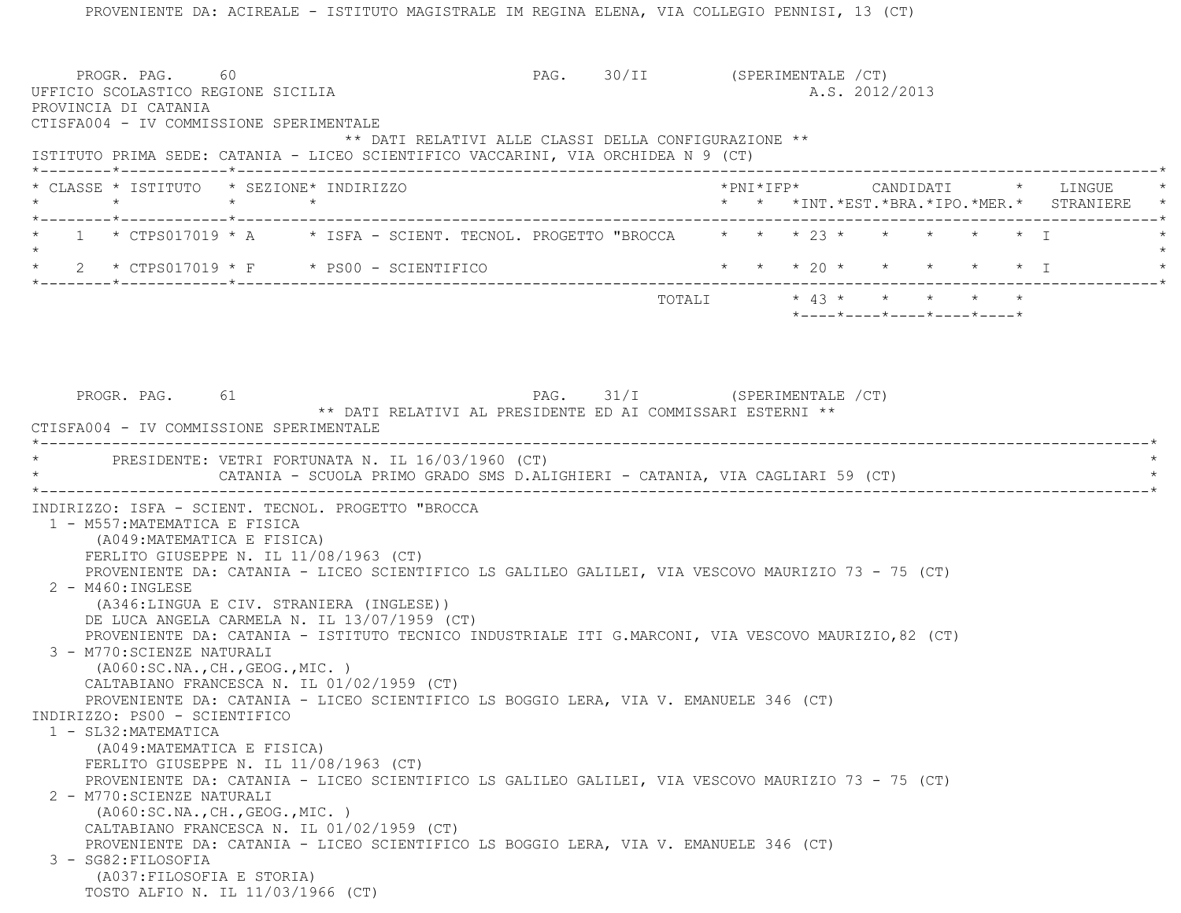PROVENIENTE DA: ACIREALE - ISTITUTO MAGISTRALE IM REGINA ELENA, VIA COLLEGIO PENNISI, 13 (CT)

PROGR. PAG. 60 PAG. 30/II (SPERIMENTALE /CT)

UFFICIO SCOLASTICO REGIONE SICILIA A.S. 2012/2013

PROVINCIA DI CATANIA

CTISFA004 - IV COMMISSIONE SPERIMENTALE

** DATI RELATIVI ALLE CLASSI DELLA CONFIGURAZIONE **

ISTITUTO PRIMA SEDE: CATANIA - LICEO SCIENTIFICO VACCARINI, VIA ORCHIDEA N 9 (CT)

| CLASSE | ISTITUTO | SEZIONE | INDIRIZZO | PNI | IFP | CANDIDATI INT. | EST. | BRA. | IPO. | MER. | LINGUE STRANIERE |
|---|---|---|---|---|---|---|---|---|---|---|---|
| 1 | CTPS017019 | A | ISFA - SCIENT. TECNOL. PROGETTO "BROCCA | | | 23 | | | | | I |
| 2 | CTPS017019 | F | PS00 - SCIENTIFICO | | | 20 | | | | | I |
| | | | TOTALI | | | 43 | | | | | |

PROGR. PAG. 61 PAG. 31/I (SPERIMENTALE /CT)

** DATI RELATIVI AL PRESIDENTE ED AI COMMISSARI ESTERNI **

CTISFA004 - IV COMMISSIONE SPERIMENTALE

PRESIDENTE: VETRI FORTUNATA N. IL 16/03/1960 (CT)
CATANIA - SCUOLA PRIMO GRADO SMS D.ALIGHIERI - CATANIA, VIA CAGLIARI 59 (CT)

INDIRIZZO: ISFA - SCIENT. TECNOL. PROGETTO "BROCCA

1 - M557:MATEMATICA E FISICA
(A049:MATEMATICA E FISICA)
FERLITO GIUSEPPE N. IL 11/08/1963 (CT)
PROVENIENTE DA: CATANIA - LICEO SCIENTIFICO LS GALILEO GALILEI, VIA VESCOVO MAURIZIO 73 - 75 (CT)

2 - M460:INGLESE
(A346:LINGUA E CIV. STRANIERA (INGLESE))
DE LUCA ANGELA CARMELA N. IL 13/07/1959 (CT)
PROVENIENTE DA: CATANIA - ISTITUTO TECNICO INDUSTRIALE ITI G.MARCONI, VIA VESCOVO MAURIZIO,82 (CT)

3 - M770:SCIENZE NATURALI
(A060:SC.NA.,CH.,GEOG.,MIC. )
CALTABIANO FRANCESCA N. IL 01/02/1959 (CT)
PROVENIENTE DA: CATANIA - LICEO SCIENTIFICO LS BOGGIO LERA, VIA V. EMANUELE 346 (CT)

INDIRIZZO: PS00 - SCIENTIFICO

1 - SL32:MATEMATICA
(A049:MATEMATICA E FISICA)
FERLITO GIUSEPPE N. IL 11/08/1963 (CT)
PROVENIENTE DA: CATANIA - LICEO SCIENTIFICO LS GALILEO GALILEI, VIA VESCOVO MAURIZIO 73 - 75 (CT)

2 - M770:SCIENZE NATURALI
(A060:SC.NA.,CH.,GEOG.,MIC. )
CALTABIANO FRANCESCA N. IL 01/02/1959 (CT)
PROVENIENTE DA: CATANIA - LICEO SCIENTIFICO LS BOGGIO LERA, VIA V. EMANUELE 346 (CT)

3 - SG82:FILOSOFIA
(A037:FILOSOFIA E STORIA)
TOSTO ALFIO N. IL 11/03/1966 (CT)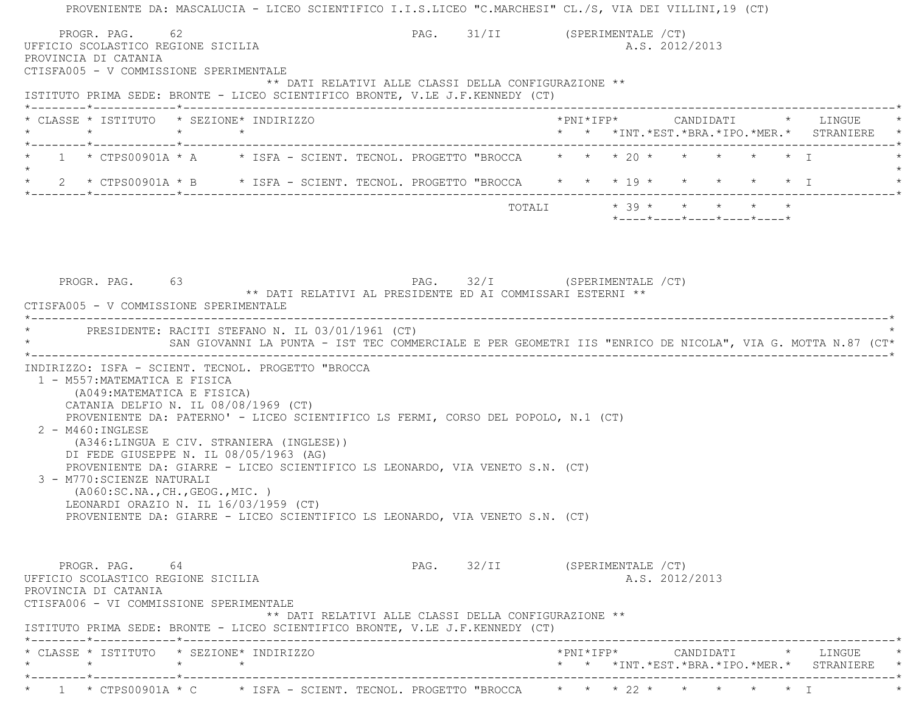PROVENIENTE DA: MASCALUCIA - LICEO SCIENTIFICO I.I.S.LICEO "C.MARCHESI" CL./S, VIA DEI VILLINI,19 (CT)

PROGR. PAG. 62 PAG. 31/II (SPERIMENTALE /CT)

UFFICIO SCOLASTICO REGIONE SICILIA A.S. 2012/2013

PROVINCIA DI CATANIA

CTISFA005 - V COMMISSIONE SPERIMENTALE

** DATI RELATIVI ALLE CLASSI DELLA CONFIGURAZIONE **

ISTITUTO PRIMA SEDE: BRONTE - LICEO SCIENTIFICO BRONTE, V.LE J.F.KENNEDY (CT)

| CLASSE | ISTITUTO | SEZIONE | INDIRIZZO | PNI | IFP | CANDIDATI INT. | EST. | BRA. | IPO. | MER. | LINGUE STRANIERE |
|---|---|---|---|---|---|---|---|---|---|---|---|
| 1 | CTPS00901A | A | ISFA - SCIENT. TECNOL. PROGETTO "BROCCA | | | 20 | | | | | I |
| 2 | CTPS00901A | B | ISFA - SCIENT. TECNOL. PROGETTO "BROCCA | | | 19 | | | | | I |
| | | | TOTALI | | | 39 | | | | | |

PROGR. PAG. 63 PAG. 32/I (SPERIMENTALE /CT)

** DATI RELATIVI AL PRESIDENTE ED AI COMMISSARI ESTERNI **

CTISFA005 - V COMMISSIONE SPERIMENTALE

PRESIDENTE: RACITI STEFANO N. IL 03/01/1961 (CT)
SAN GIOVANNI LA PUNTA - IST TEC COMMERCIALE E PER GEOMETRI IIS "ENRICO DE NICOLA", VIA G. MOTTA N.87 (CT

INDIRIZZO: ISFA - SCIENT. TECNOL. PROGETTO "BROCCA

1 - M557:MATEMATICA E FISICA
(A049:MATEMATICA E FISICA)
CATANIA DELFIO N. IL 08/08/1969 (CT)
PROVENIENTE DA: PATERNO' - LICEO SCIENTIFICO LS FERMI, CORSO DEL POPOLO, N.1 (CT)

2 - M460:INGLESE
(A346:LINGUA E CIV. STRANIERA (INGLESE))
DI FEDE GIUSEPPE N. IL 08/05/1963 (AG)
PROVENIENTE DA: GIARRE - LICEO SCIENTIFICO LS LEONARDO, VIA VENETO S.N. (CT)

3 - M770:SCIENZE NATURALI
(A060:SC.NA.,CH.,GEOG.,MIC. )
LEONARDI ORAZIO N. IL 16/03/1959 (CT)
PROVENIENTE DA: GIARRE - LICEO SCIENTIFICO LS LEONARDO, VIA VENETO S.N. (CT)

PROGR. PAG. 64 PAG. 32/II (SPERIMENTALE /CT)

UFFICIO SCOLASTICO REGIONE SICILIA A.S. 2012/2013

PROVINCIA DI CATANIA

CTISFA006 - VI COMMISSIONE SPERIMENTALE

** DATI RELATIVI ALLE CLASSI DELLA CONFIGURAZIONE **

ISTITUTO PRIMA SEDE: BRONTE - LICEO SCIENTIFICO BRONTE, V.LE J.F.KENNEDY (CT)

| CLASSE | ISTITUTO | SEZIONE | INDIRIZZO | PNI | IFP | CANDIDATI INT. | EST. | BRA. | IPO. | MER. | LINGUE STRANIERE |
|---|---|---|---|---|---|---|---|---|---|---|---|
| 1 | CTPS00901A | C | ISFA - SCIENT. TECNOL. PROGETTO "BROCCA | | | 22 | | | | | I |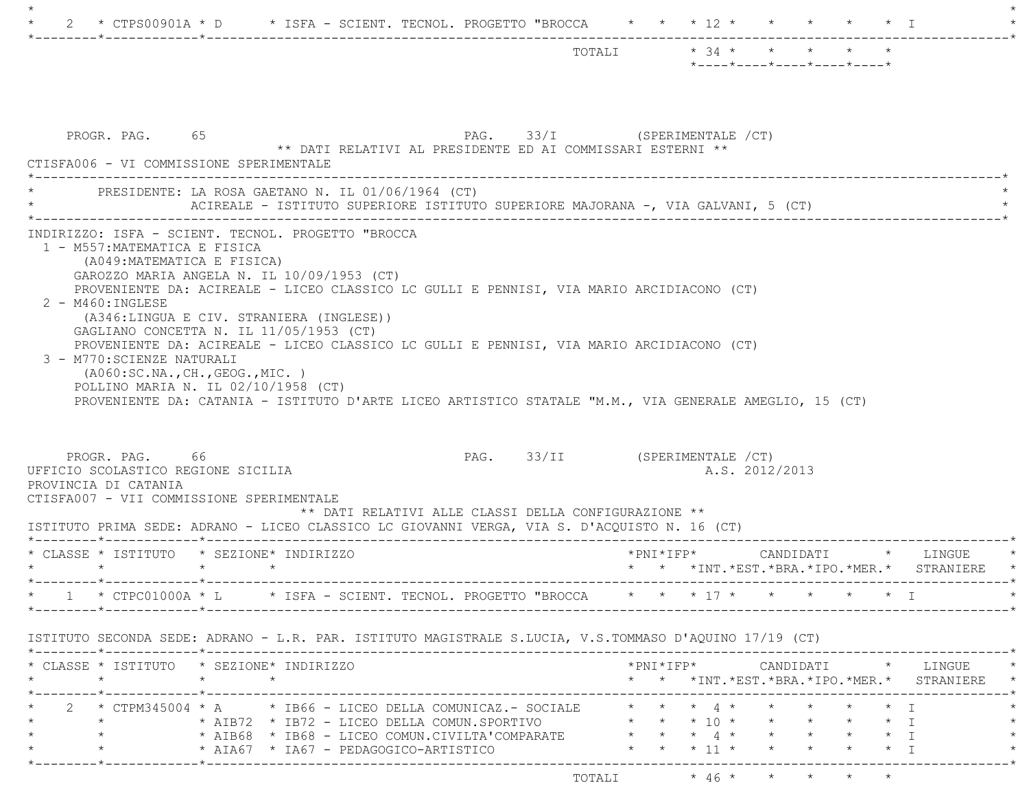| CLASSE | ISTITUTO | SEZIONE | INDIRIZZO | PNI | IFP | INT. | EST. | BRA. | IPO. | MER. | LINGUE STRANIERE |
|---|---|---|---|---|---|---|---|---|---|---|---|
| 2 | CTPS00901A | D | ISFA - SCIENT. TECNOL. PROGETTO "BROCCA | | | 12 | | | | | I |
| | | | TOTALI | | | 34 | | | | | |

PROGR. PAG. 65 PAG. 33/I (SPERIMENTALE /CT)

** DATI RELATIVI AL PRESIDENTE ED AI COMMISSARI ESTERNI **

CTISFA006 - VI COMMISSIONE SPERIMENTALE

PRESIDENTE: LA ROSA GAETANO N. IL 01/06/1964 (CT)
ACIREALE - ISTITUTO SUPERIORE ISTITUTO SUPERIORE MAJORANA -, VIA GALVANI, 5 (CT)

INDIRIZZO: ISFA - SCIENT. TECNOL. PROGETTO "BROCCA

1 - M557:MATEMATICA E FISICA
(A049:MATEMATICA E FISICA)
GAROZZO MARIA ANGELA N. IL 10/09/1953 (CT)
PROVENIENTE DA: ACIREALE - LICEO CLASSICO LC GULLI E PENNISI, VIA MARIO ARCIDIACONO (CT)

2 - M460:INGLESE
(A346:LINGUA E CIV. STRANIERA (INGLESE))
GAGLIANO CONCETTA N. IL 11/05/1953 (CT)
PROVENIENTE DA: ACIREALE - LICEO CLASSICO LC GULLI E PENNISI, VIA MARIO ARCIDIACONO (CT)

3 - M770:SCIENZE NATURALI
(A060:SC.NA.,CH.,GEOG.,MIC. )
POLLINO MARIA N. IL 02/10/1958 (CT)
PROVENIENTE DA: CATANIA - ISTITUTO D'ARTE LICEO ARTISTICO STATALE "M.M., VIA GENERALE AMEGLIO, 15 (CT)

PROGR. PAG. 66 PAG. 33/II (SPERIMENTALE /CT)

UFFICIO SCOLASTICO REGIONE SICILIA A.S. 2012/2013

PROVINCIA DI CATANIA

CTISFA007 - VII COMMISSIONE SPERIMENTALE

** DATI RELATIVI ALLE CLASSI DELLA CONFIGURAZIONE **

ISTITUTO PRIMA SEDE: ADRANO - LICEO CLASSICO LC GIOVANNI VERGA, VIA S. D'ACQUISTO N. 16 (CT)

| CLASSE | ISTITUTO | SEZIONE | INDIRIZZO | PNI | IFP | INT. | EST. | BRA. | IPO. | MER. | LINGUE STRANIERE |
|---|---|---|---|---|---|---|---|---|---|---|---|
| 1 | CTPC01000A | L | ISFA - SCIENT. TECNOL. PROGETTO "BROCCA | | | 17 | | | | | I |

ISTITUTO SECONDA SEDE: ADRANO - L.R. PAR. ISTITUTO MAGISTRALE S.LUCIA, V.S.TOMMASO D'AQUINO 17/19 (CT)

| CLASSE | ISTITUTO | SEZIONE | INDIRIZZO | PNI | IFP | INT. | EST. | BRA. | IPO. | MER. | LINGUE STRANIERE |
|---|---|---|---|---|---|---|---|---|---|---|---|
| 2 | CTPM345004 | A | IB66 - LICEO DELLA COMUNICAZ.- SOCIALE | | | 4 | | | | | I |
| | | AIB72 | IB72 - LICEO DELLA COMUN.SPORTIVO | | | 10 | | | | | I |
| | | AIB68 | IB68 - LICEO COMUN.CIVILTA'COMPARATE | | | 4 | | | | | I |
| | | AIA67 | IA67 - PEDAGOGICO-ARTISTICO | | | 11 | | | | | I |
| | | | TOTALI | | | 46 | | | | | |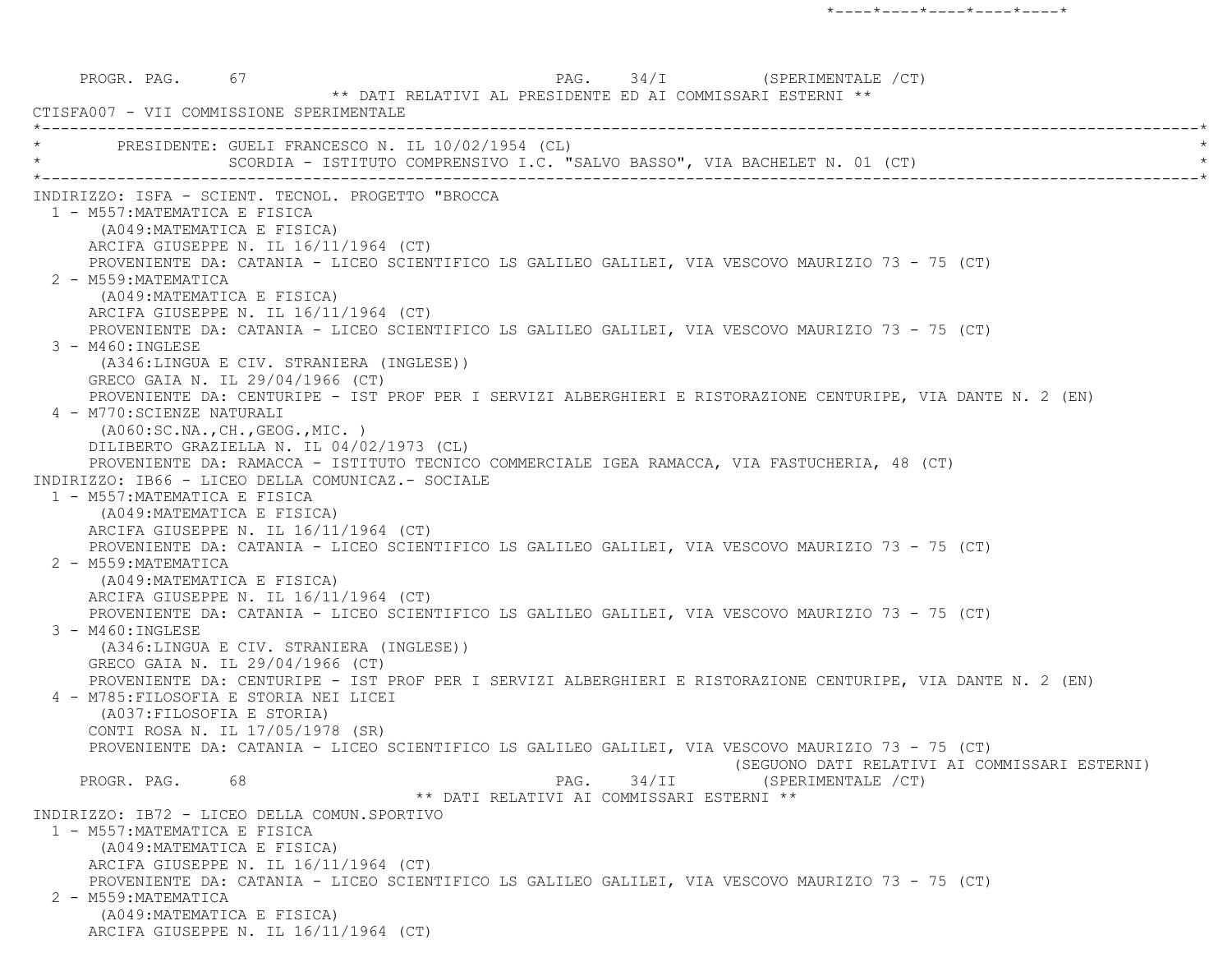PROGR. PAG. 67 PAG. 34/I (SPERIMENTALE /CT)

** DATI RELATIVI AL PRESIDENTE ED AI COMMISSARI ESTERNI **

CTISFA007 - VII COMMISSIONE SPERIMENTALE

PRESIDENTE: GUELI FRANCESCO N. IL 10/02/1954 (CL)
SCORDIA - ISTITUTO COMPRENSIVO I.C. "SALVO BASSO", VIA BACHELET N. 01 (CT)

INDIRIZZO: ISFA - SCIENT. TECNOL. PROGETTO "BROCCA

1 - M557:MATEMATICA E FISICA
(A049:MATEMATICA E FISICA)
ARCIFA GIUSEPPE N. IL 16/11/1964 (CT)
PROVENIENTE DA: CATANIA - LICEO SCIENTIFICO LS GALILEO GALILEI, VIA VESCOVO MAURIZIO 73 - 75 (CT)

2 - M559:MATEMATICA
(A049:MATEMATICA E FISICA)
ARCIFA GIUSEPPE N. IL 16/11/1964 (CT)
PROVENIENTE DA: CATANIA - LICEO SCIENTIFICO LS GALILEO GALILEI, VIA VESCOVO MAURIZIO 73 - 75 (CT)

3 - M460:INGLESE
(A346:LINGUA E CIV. STRANIERA (INGLESE))
GRECO GAIA N. IL 29/04/1966 (CT)
PROVENIENTE DA: CENTURIPE - IST PROF PER I SERVIZI ALBERGHIERI E RISTORAZIONE CENTURIPE, VIA DANTE N. 2 (EN)

4 - M770:SCIENZE NATURALI
(A060:SC.NA.,CH.,GEOG.,MIC. )
DILIBERTO GRAZIELLA N. IL 04/02/1973 (CL)
PROVENIENTE DA: RAMACCA - ISTITUTO TECNICO COMMERCIALE IGEA RAMACCA, VIA FASTUCHERIA, 48 (CT)

INDIRIZZO: IB66 - LICEO DELLA COMUNICAZ.- SOCIALE

1 - M557:MATEMATICA E FISICA
(A049:MATEMATICA E FISICA)
ARCIFA GIUSEPPE N. IL 16/11/1964 (CT)
PROVENIENTE DA: CATANIA - LICEO SCIENTIFICO LS GALILEO GALILEI, VIA VESCOVO MAURIZIO 73 - 75 (CT)

2 - M559:MATEMATICA
(A049:MATEMATICA E FISICA)
ARCIFA GIUSEPPE N. IL 16/11/1964 (CT)
PROVENIENTE DA: CATANIA - LICEO SCIENTIFICO LS GALILEO GALILEI, VIA VESCOVO MAURIZIO 73 - 75 (CT)

3 - M460:INGLESE
(A346:LINGUA E CIV. STRANIERA (INGLESE))
GRECO GAIA N. IL 29/04/1966 (CT)
PROVENIENTE DA: CENTURIPE - IST PROF PER I SERVIZI ALBERGHIERI E RISTORAZIONE CENTURIPE, VIA DANTE N. 2 (EN)

4 - M785:FILOSOFIA E STORIA NEI LICEI
(A037:FILOSOFIA E STORIA)
CONTI ROSA N. IL 17/05/1978 (SR)
PROVENIENTE DA: CATANIA - LICEO SCIENTIFICO LS GALILEO GALILEI, VIA VESCOVO MAURIZIO 73 - 75 (CT)

(SEGUONO DATI RELATIVI AI COMMISSARI ESTERNI)

PROGR. PAG. 68 PAG. 34/II (SPERIMENTALE /CT)

** DATI RELATIVI AI COMMISSARI ESTERNI **

INDIRIZZO: IB72 - LICEO DELLA COMUN.SPORTIVO

1 - M557:MATEMATICA E FISICA
(A049:MATEMATICA E FISICA)
ARCIFA GIUSEPPE N. IL 16/11/1964 (CT)
PROVENIENTE DA: CATANIA - LICEO SCIENTIFICO LS GALILEO GALILEI, VIA VESCOVO MAURIZIO 73 - 75 (CT)

2 - M559:MATEMATICA
(A049:MATEMATICA E FISICA)
ARCIFA GIUSEPPE N. IL 16/11/1964 (CT)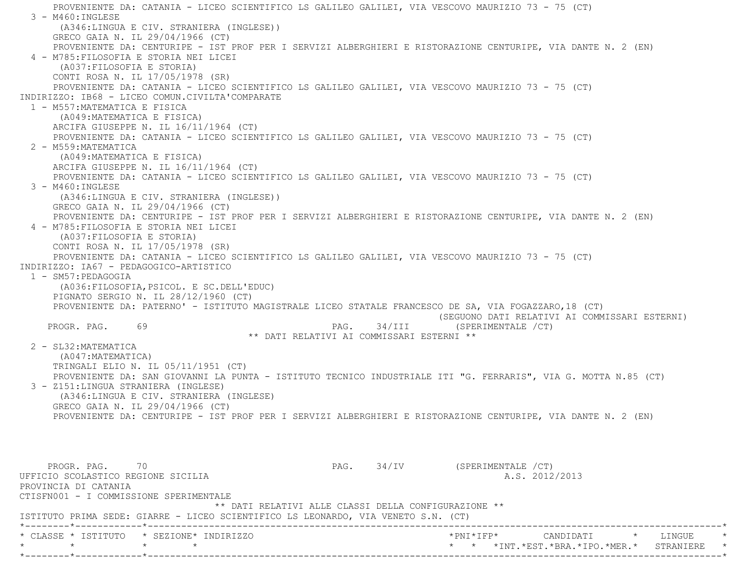PROVENIENTE DA: CATANIA - LICEO SCIENTIFICO LS GALILEO GALILEI, VIA VESCOVO MAURIZIO 73 - 75 (CT)

3 - M460:INGLESE
(A346:LINGUA E CIV. STRANIERA (INGLESE))
GRECO GAIA N. IL 29/04/1966 (CT)
PROVENIENTE DA: CENTURIPE - IST PROF PER I SERVIZI ALBERGHIERI E RISTORAZIONE CENTURIPE, VIA DANTE N. 2 (EN)

4 - M785:FILOSOFIA E STORIA NEI LICEI
(A037:FILOSOFIA E STORIA)
CONTI ROSA N. IL 17/05/1978 (SR)
PROVENIENTE DA: CATANIA - LICEO SCIENTIFICO LS GALILEO GALILEI, VIA VESCOVO MAURIZIO 73 - 75 (CT)

INDIRIZZO: IB68 - LICEO COMUN.CIVILTA'COMPARATE

1 - M557:MATEMATICA E FISICA
(A049:MATEMATICA E FISICA)
ARCIFA GIUSEPPE N. IL 16/11/1964 (CT)
PROVENIENTE DA: CATANIA - LICEO SCIENTIFICO LS GALILEO GALILEI, VIA VESCOVO MAURIZIO 73 - 75 (CT)

2 - M559:MATEMATICA
(A049:MATEMATICA E FISICA)
ARCIFA GIUSEPPE N. IL 16/11/1964 (CT)
PROVENIENTE DA: CATANIA - LICEO SCIENTIFICO LS GALILEO GALILEI, VIA VESCOVO MAURIZIO 73 - 75 (CT)

3 - M460:INGLESE
(A346:LINGUA E CIV. STRANIERA (INGLESE))
GRECO GAIA N. IL 29/04/1966 (CT)
PROVENIENTE DA: CENTURIPE - IST PROF PER I SERVIZI ALBERGHIERI E RISTORAZIONE CENTURIPE, VIA DANTE N. 2 (EN)

4 - M785:FILOSOFIA E STORIA NEI LICEI
(A037:FILOSOFIA E STORIA)
CONTI ROSA N. IL 17/05/1978 (SR)
PROVENIENTE DA: CATANIA - LICEO SCIENTIFICO LS GALILEO GALILEI, VIA VESCOVO MAURIZIO 73 - 75 (CT)

INDIRIZZO: IA67 - PEDAGOGICO-ARTISTICO

1 - SM57:PEDAGOGIA
(A036:FILOSOFIA,PSICOL. E SC.DELL'EDUC)
PIGNATO SERGIO N. IL 28/12/1960 (CT)
PROVENIENTE DA: PATERNO' - ISTITUTO MAGISTRALE LICEO STATALE FRANCESCO DE SA, VIA FOGAZZARO,18 (CT)

(SEGUONO DATI RELATIVI AI COMMISSARI ESTERNI)

PROGR. PAG. 69 PAG. 34/III (SPERIMENTALE /CT)

** DATI RELATIVI AI COMMISSARI ESTERNI **

2 - SL32:MATEMATICA
(A047:MATEMATICA)
TRINGALI ELIO N. IL 05/11/1951 (CT)
PROVENIENTE DA: SAN GIOVANNI LA PUNTA - ISTITUTO TECNICO INDUSTRIALE ITI "G. FERRARIS", VIA G. MOTTA N.85 (CT)

3 - Z151:LINGUA STRANIERA (INGLESE)
(A346:LINGUA E CIV. STRANIERA (INGLESE)
GRECO GAIA N. IL 29/04/1966 (CT)
PROVENIENTE DA: CENTURIPE - IST PROF PER I SERVIZI ALBERGHIERI E RISTORAZIONE CENTURIPE, VIA DANTE N. 2 (EN)

PROGR. PAG. 70 PAG. 34/IV (SPERIMENTALE /CT)

UFFICIO SCOLASTICO REGIONE SICILIA A.S. 2012/2013
PROVINCIA DI CATANIA
CTISFN001 - I COMMISSIONE SPERIMENTALE

** DATI RELATIVI ALLE CLASSI DELLA CONFIGURAZIONE **

ISTITUTO PRIMA SEDE: GIARRE - LICEO SCIENTIFICO LS LEONARDO, VIA VENETO S.N. (CT)

| CLASSE | ISTITUTO | SEZIONE | INDIRIZZO | PNI | IFP | CANDIDATI INT. | EST. | BRA. | IPO. | MER. | LINGUE STRANIERE |
|---|---|---|---|---|---|---|---|---|---|---|---|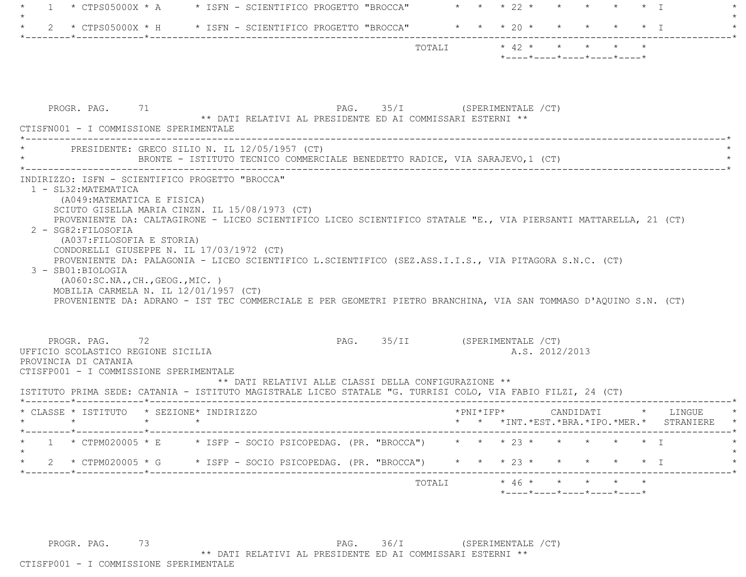| CLASSE | ISTITUTO | SEZIONE | INDIRIZZO | PNI | IFP | INT. | EST. | BRA. | IPO. | MER. | LINGUE STRANIERE |
|---|---|---|---|---|---|---|---|---|---|---|---|
| 1 | CTPS05000X | A | ISFN - SCIENTIFICO PROGETTO "BROCCA" | | | 22 | | | | | I |
| 2 | CTPS05000X | H | ISFN - SCIENTIFICO PROGETTO "BROCCA" | | | 20 | | | | | I |
| | | | TOTALI | | | 42 | | | | | |

PROGR. PAG. 71 PAG. 35/I (SPERIMENTALE /CT)

** DATI RELATIVI AL PRESIDENTE ED AI COMMISSARI ESTERNI **

CTISFN001 - I COMMISSIONE SPERIMENTALE

PRESIDENTE: GRECO SILIO N. IL 12/05/1957 (CT)
BRONTE - ISTITUTO TECNICO COMMERCIALE BENEDETTO RADICE, VIA SARAJEVO,1 (CT)

INDIRIZZO: ISFN - SCIENTIFICO PROGETTO "BROCCA"

1 - SL32:MATEMATICA
(A049:MATEMATICA E FISICA)
SCIUTO GISELLA MARIA CINZN. IL 15/08/1973 (CT)
PROVENIENTE DA: CALTAGIRONE - LICEO SCIENTIFICO LICEO SCIENTIFICO STATALE "E., VIA PIERSANTI MATTARELLA, 21 (CT)

2 - SG82:FILOSOFIA
(A037:FILOSOFIA E STORIA)
CONDORELLI GIUSEPPE N. IL 17/03/1972 (CT)
PROVENIENTE DA: PALAGONIA - LICEO SCIENTIFICO L.SCIENTIFICO (SEZ.ASS.I.I.S., VIA PITAGORA S.N.C. (CT)

3 - SB01:BIOLOGIA
(A060:SC.NA.,CH.,GEOG.,MIC. )
MOBILIA CARMELA N. IL 12/01/1957 (CT)
PROVENIENTE DA: ADRANO - IST TEC COMMERCIALE E PER GEOMETRI PIETRO BRANCHINA, VIA SAN TOMMASO D'AQUINO S.N. (CT)

PROGR. PAG. 72 PAG. 35/II (SPERIMENTALE /CT)

UFFICIO SCOLASTICO REGIONE SICILIA A.S. 2012/2013

PROVINCIA DI CATANIA

CTISFP001 - I COMMISSIONE SPERIMENTALE

** DATI RELATIVI ALLE CLASSI DELLA CONFIGURAZIONE **

ISTITUTO PRIMA SEDE: CATANIA - ISTITUTO MAGISTRALE LICEO STATALE "G. TURRISI COLO, VIA FABIO FILZI, 24 (CT)

| CLASSE | ISTITUTO | SEZIONE | INDIRIZZO | PNI | IFP | INT. | EST. | BRA. | IPO. | MER. | LINGUE STRANIERE |
|---|---|---|---|---|---|---|---|---|---|---|---|
| 1 | CTPM020005 | E | ISFP - SOCIO PSICOPEDAG. (PR. "BROCCA") | | | 23 | | | | | I |
| 2 | CTPM020005 | G | ISFP - SOCIO PSICOPEDAG. (PR. "BROCCA") | | | 23 | | | | | I |
| | | | TOTALI | | | 46 | | | | | |

PROGR. PAG. 73 PAG. 36/I (SPERIMENTALE /CT)

** DATI RELATIVI AL PRESIDENTE ED AI COMMISSARI ESTERNI **

CTISFP001 - I COMMISSIONE SPERIMENTALE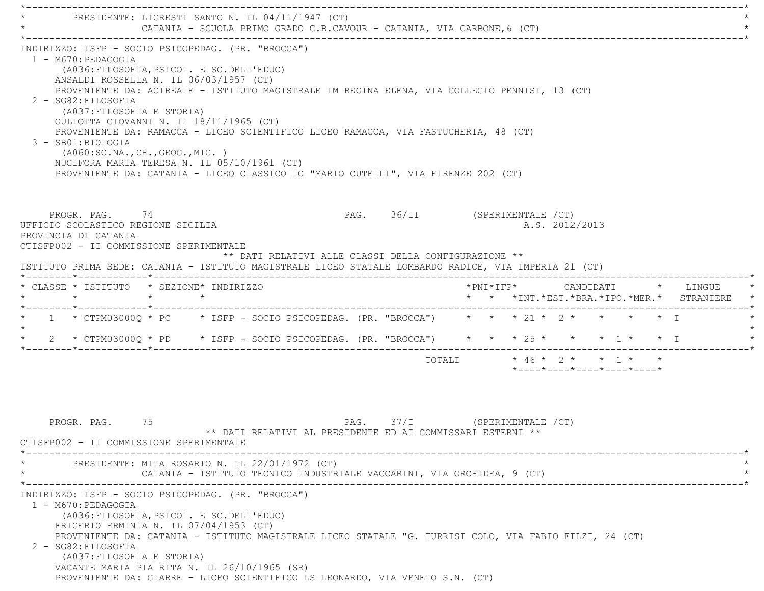PRESIDENTE: LIGRESTI SANTO N. IL 04/11/1947 (CT)
CATANIA - SCUOLA PRIMO GRADO C.B.CAVOUR - CATANIA, VIA CARBONE,6 (CT)

INDIRIZZO: ISFP - SOCIO PSICOPEDAG. (PR. "BROCCA")

1 - M670:PEDAGOGIA
(A036:FILOSOFIA,PSICOL. E SC.DELL'EDUC)
ANSALDI ROSSELLA N. IL 06/03/1957 (CT)
PROVENIENTE DA: ACIREALE - ISTITUTO MAGISTRALE IM REGINA ELENA, VIA COLLEGIO PENNISI, 13 (CT)

2 - SG82:FILOSOFIA
(A037:FILOSOFIA E STORIA)
GULLOTTA GIOVANNI N. IL 18/11/1965 (CT)
PROVENIENTE DA: RAMACCA - LICEO SCIENTIFICO LICEO RAMACCA, VIA FASTUCHERIA, 48 (CT)

3 - SB01:BIOLOGIA
(A060:SC.NA.,CH.,GEOG.,MIC. )
NUCIFORA MARIA TERESA N. IL 05/10/1961 (CT)
PROVENIENTE DA: CATANIA - LICEO CLASSICO LC "MARIO CUTELLI", VIA FIRENZE 202 (CT)

PROGR. PAG. 74 PAG. 36/II (SPERIMENTALE /CT)

UFFICIO SCOLASTICO REGIONE SICILIA A.S. 2012/2013
PROVINCIA DI CATANIA
CTISFP002 - II COMMISSIONE SPERIMENTALE

** DATI RELATIVI ALLE CLASSI DELLA CONFIGURAZIONE **

ISTITUTO PRIMA SEDE: CATANIA - ISTITUTO MAGISTRALE LICEO STATALE LOMBARDO RADICE, VIA IMPERIA 21 (CT)

| CLASSE | ISTITUTO | SEZIONE | INDIRIZZO | PNI | IFP | CANDIDATI INT. | EST. | BRA. | IPO. | MER. | LINGUE STRANIERE |
|---|---|---|---|---|---|---|---|---|---|---|---|
| 1 | CTPM03000Q | PC | ISFP - SOCIO PSICOPEDAG. (PR. "BROCCA") | | | 21 | 2 | | | | I |
| 2 | CTPM03000Q | PD | ISFP - SOCIO PSICOPEDAG. (PR. "BROCCA") | | | 25 | | | 1 | | I |
| | | | TOTALI | | | 46 | 2 | | 1 | | |

PROGR. PAG. 75 PAG. 37/I (SPERIMENTALE /CT)

** DATI RELATIVI AL PRESIDENTE ED AI COMMISSARI ESTERNI **

CTISFP002 - II COMMISSIONE SPERIMENTALE

PRESIDENTE: MITA ROSARIO N. IL 22/01/1972 (CT)
CATANIA - ISTITUTO TECNICO INDUSTRIALE VACCARINI, VIA ORCHIDEA, 9 (CT)

INDIRIZZO: ISFP - SOCIO PSICOPEDAG. (PR. "BROCCA")

1 - M670:PEDAGOGIA
(A036:FILOSOFIA,PSICOL. E SC.DELL'EDUC)
FRIGERIO ERMINIA N. IL 07/04/1953 (CT)
PROVENIENTE DA: CATANIA - ISTITUTO MAGISTRALE LICEO STATALE "G. TURRISI COLO, VIA FABIO FILZI, 24 (CT)

2 - SG82:FILOSOFIA
(A037:FILOSOFIA E STORIA)
VACANTE MARIA PIA RITA N. IL 26/10/1965 (SR)
PROVENIENTE DA: GIARRE - LICEO SCIENTIFICO LS LEONARDO, VIA VENETO S.N. (CT)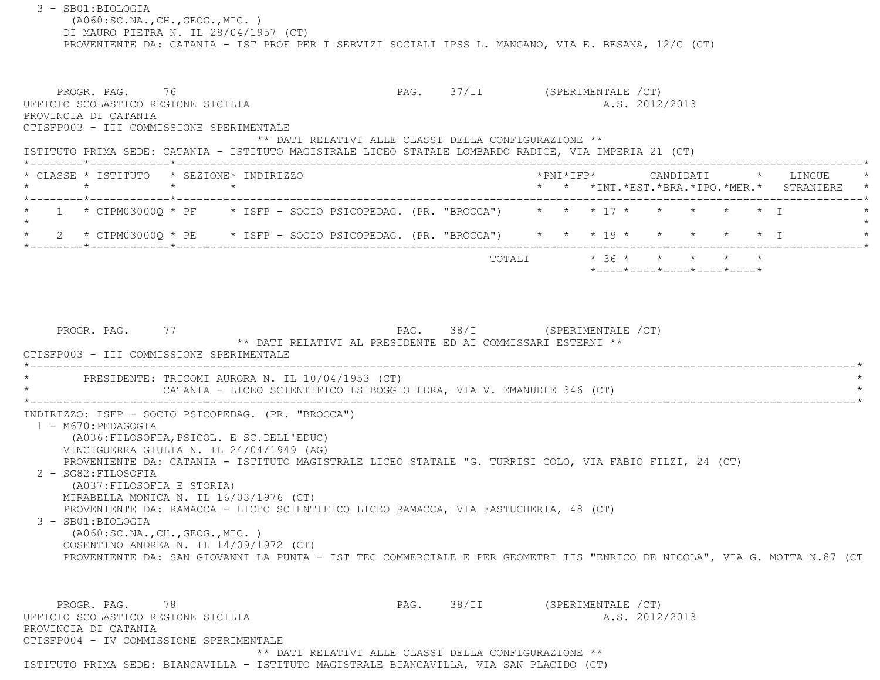3 - SB01:BIOLOGIA
(A060:SC.NA.,CH.,GEOG.,MIC. )
DI MAURO PIETRA N. IL 28/04/1957 (CT)
PROVENIENTE DA: CATANIA - IST PROF PER I SERVIZI SOCIALI IPSS L. MANGANO, VIA E. BESANA, 12/C (CT)

PROGR. PAG. 76 PAG. 37/II (SPERIMENTALE /CT)

UFFICIO SCOLASTICO REGIONE SICILIA A.S. 2012/2013

PROVINCIA DI CATANIA

CTISFP003 - III COMMISSIONE SPERIMENTALE

** DATI RELATIVI ALLE CLASSI DELLA CONFIGURAZIONE **

ISTITUTO PRIMA SEDE: CATANIA - ISTITUTO MAGISTRALE LICEO STATALE LOMBARDO RADICE, VIA IMPERIA 21 (CT)

| CLASSE | ISTITUTO | SEZIONE | INDIRIZZO | PNI | IFP | CANDIDATI INT. | EST. | BRA. | IPO. | MER. | LINGUE STRANIERE |
|---|---|---|---|---|---|---|---|---|---|---|---|
| 1 | CTPM03000Q | PF | ISFP - SOCIO PSICOPEDAG. (PR. "BROCCA") | | | 17 | | | | | I |
| 2 | CTPM03000Q | PE | ISFP - SOCIO PSICOPEDAG. (PR. "BROCCA") | | | 19 | | | | | I |
| | | | TOTALI | | | 36 | | | | | |

PROGR. PAG. 77 PAG. 38/I (SPERIMENTALE /CT)

** DATI RELATIVI AL PRESIDENTE ED AI COMMISSARI ESTERNI **

CTISFP003 - III COMMISSIONE SPERIMENTALE

PRESIDENTE: TRICOMI AURORA N. IL 10/04/1953 (CT)
CATANIA - LICEO SCIENTIFICO LS BOGGIO LERA, VIA V. EMANUELE 346 (CT)

INDIRIZZO: ISFP - SOCIO PSICOPEDAG. (PR. "BROCCA")

1 - M670:PEDAGOGIA
(A036:FILOSOFIA,PSICOL. E SC.DELL'EDUC)
VINCIGUERRA GIULIA N. IL 24/04/1949 (AG)
PROVENIENTE DA: CATANIA - ISTITUTO MAGISTRALE LICEO STATALE "G. TURRISI COLO, VIA FABIO FILZI, 24 (CT)

2 - SG82:FILOSOFIA
(A037:FILOSOFIA E STORIA)
MIRABELLA MONICA N. IL 16/03/1976 (CT)
PROVENIENTE DA: RAMACCA - LICEO SCIENTIFICO LICEO RAMACCA, VIA FASTUCHERIA, 48 (CT)

3 - SB01:BIOLOGIA
(A060:SC.NA.,CH.,GEOG.,MIC. )
COSENTINO ANDREA N. IL 14/09/1972 (CT)
PROVENIENTE DA: SAN GIOVANNI LA PUNTA - IST TEC COMMERCIALE E PER GEOMETRI IIS "ENRICO DE NICOLA", VIA G. MOTTA N.87 (CT

PROGR. PAG. 78 PAG. 38/II (SPERIMENTALE /CT)

UFFICIO SCOLASTICO REGIONE SICILIA A.S. 2012/2013

PROVINCIA DI CATANIA

CTISFP004 - IV COMMISSIONE SPERIMENTALE

** DATI RELATIVI ALLE CLASSI DELLA CONFIGURAZIONE **

ISTITUTO PRIMA SEDE: BIANCAVILLA - ISTITUTO MAGISTRALE BIANCAVILLA, VIA SAN PLACIDO (CT)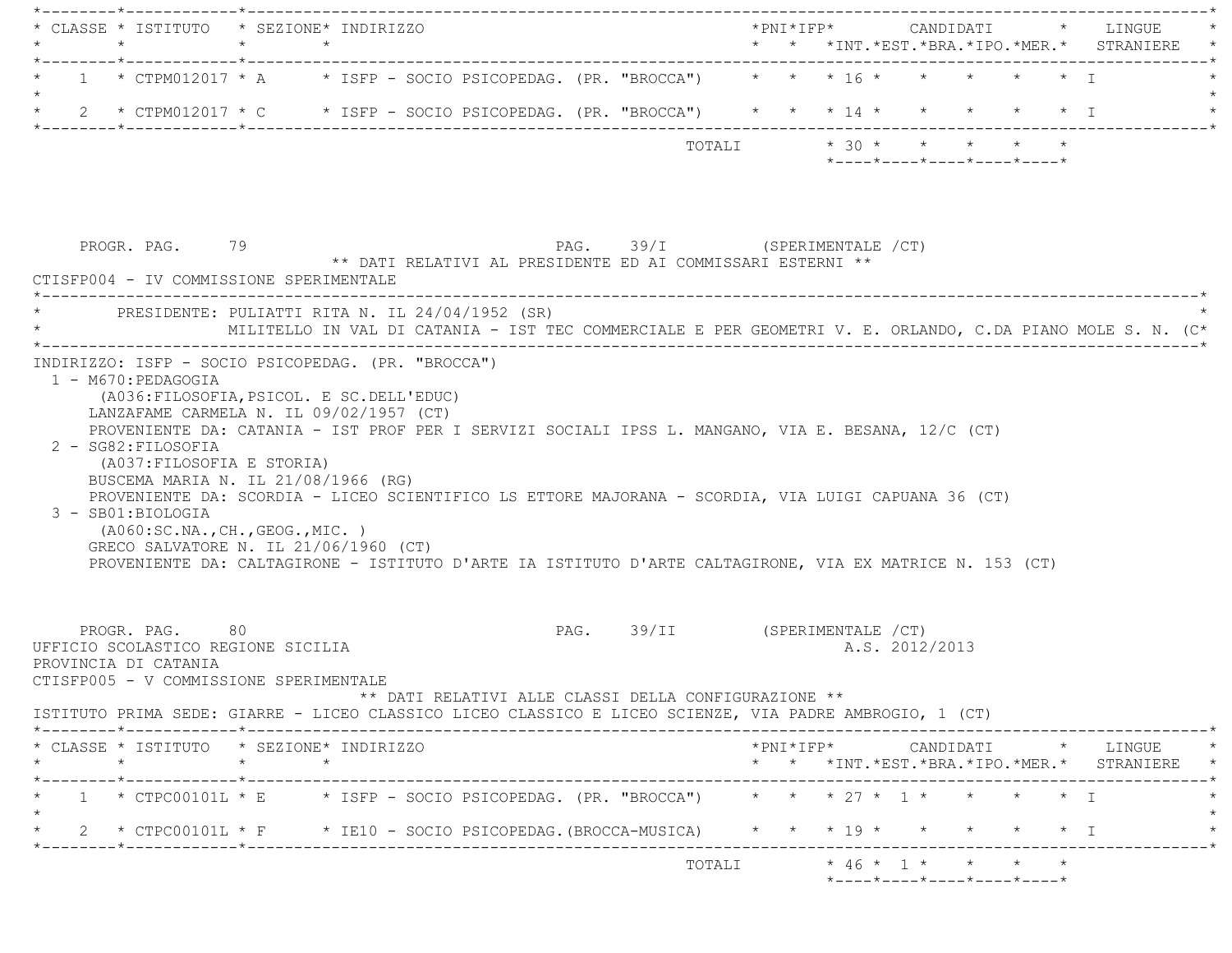| CLASSE | ISTITUTO | SEZIONE | INDIRIZZO | PNI | IFP | INT. | EST. | BRA. | IPO. | MER. | LINGUE STRANIERE |
|---|---|---|---|---|---|---|---|---|---|---|---|
| 1 | CTPM012017 | A | ISFP - SOCIO PSICOPEDAG. (PR. "BROCCA") | | | 16 | | | | | I |
| 2 | CTPM012017 | C | ISFP - SOCIO PSICOPEDAG. (PR. "BROCCA") | | | 14 | | | | | I |
| | | | TOTALI | | | 30 | | | | | |

PROGR. PAG. 79 PAG. 39/I (SPERIMENTALE /CT)

** DATI RELATIVI AL PRESIDENTE ED AI COMMISSARI ESTERNI **

CTISFP004 - IV COMMISSIONE SPERIMENTALE

PRESIDENTE: PULIATTI RITA N. IL 24/04/1952 (SR)
MILITELLO IN VAL DI CATANIA - IST TEC COMMERCIALE E PER GEOMETRI V. E. ORLANDO, C.DA PIANO MOLE S. N. (C

INDIRIZZO: ISFP - SOCIO PSICOPEDAG. (PR. "BROCCA")

1 - M670:PEDAGOGIA
(A036:FILOSOFIA,PSICOL. E SC.DELL'EDUC)
LANZAFAME CARMELA N. IL 09/02/1957 (CT)
PROVENIENTE DA: CATANIA - IST PROF PER I SERVIZI SOCIALI IPSS L. MANGANO, VIA E. BESANA, 12/C (CT)

2 - SG82:FILOSOFIA
(A037:FILOSOFIA E STORIA)
BUSCEMA MARIA N. IL 21/08/1966 (RG)
PROVENIENTE DA: SCORDIA - LICEO SCIENTIFICO LS ETTORE MAJORANA - SCORDIA, VIA LUIGI CAPUANA 36 (CT)

3 - SB01:BIOLOGIA
(A060:SC.NA.,CH.,GEOG.,MIC. )
GRECO SALVATORE N. IL 21/06/1960 (CT)
PROVENIENTE DA: CALTAGIRONE - ISTITUTO D'ARTE IA ISTITUTO D'ARTE CALTAGIRONE, VIA EX MATRICE N. 153 (CT)

PROGR. PAG. 80 PAG. 39/II (SPERIMENTALE /CT)

UFFICIO SCOLASTICO REGIONE SICILIA A.S. 2012/2013

PROVINCIA DI CATANIA

CTISFP005 - V COMMISSIONE SPERIMENTALE

** DATI RELATIVI ALLE CLASSI DELLA CONFIGURAZIONE **

ISTITUTO PRIMA SEDE: GIARRE - LICEO CLASSICO LICEO CLASSICO E LICEO SCIENZE, VIA PADRE AMBROGIO, 1 (CT)

| CLASSE | ISTITUTO | SEZIONE | INDIRIZZO | PNI | IFP | INT. | EST. | BRA. | IPO. | MER. | LINGUE STRANIERE |
|---|---|---|---|---|---|---|---|---|---|---|---|
| 1 | CTPC00101L | E | ISFP - SOCIO PSICOPEDAG. (PR. "BROCCA") | | | 27 | 1 | | | | I |
| 2 | CTPC00101L | F | IE10 - SOCIO PSICOPEDAG.(BROCCA-MUSICA) | | | 19 | | | | | I |
| | | | TOTALI | | | 46 | 1 | | | | |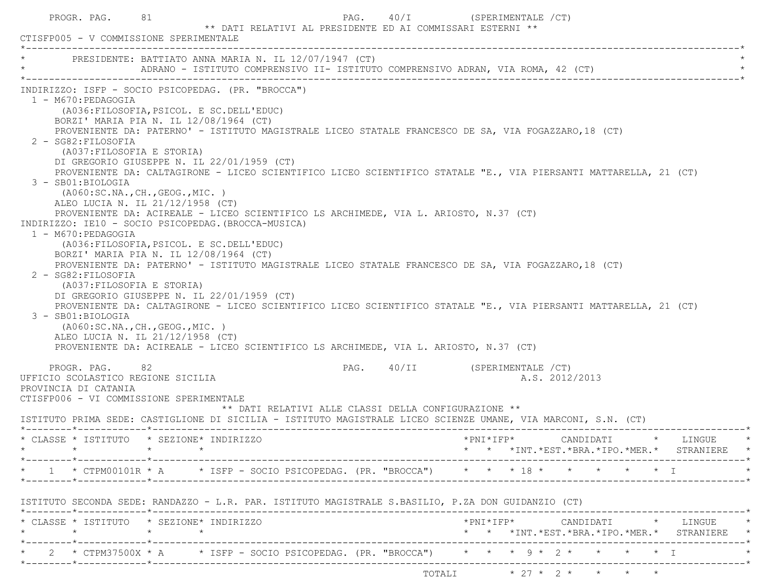** DATI RELATIVI AL PRESIDENTE ED AI COMMISSARI ESTERNI **

CTISFP005 - V COMMISSIONE SPERIMENTALE

PRESIDENTE: BATTIATO ANNA MARIA N. IL 12/07/1947 (CT)
ADRANO - ISTITUTO COMPRENSIVO II- ISTITUTO COMPRENSIVO ADRAN, VIA ROMA, 42 (CT)

INDIRIZZO: ISFP - SOCIO PSICOPEDAG. (PR. "BROCCA")

1 - M670:PEDAGOGIA
(A036:FILOSOFIA,PSICOL. E SC.DELL'EDUC)
BORZI' MARIA PIA N. IL 12/08/1964 (CT)
PROVENIENTE DA: PATERNO' - ISTITUTO MAGISTRALE LICEO STATALE FRANCESCO DE SA, VIA FOGAZZARO,18 (CT)

2 - SG82:FILOSOFIA
(A037:FILOSOFIA E STORIA)
DI GREGORIO GIUSEPPE N. IL 22/01/1959 (CT)
PROVENIENTE DA: CALTAGIRONE - LICEO SCIENTIFICO LICEO SCIENTIFICO STATALE "E., VIA PIERSANTI MATTARELLA, 21 (CT)

3 - SB01:BIOLOGIA
(A060:SC.NA.,CH.,GEOG.,MIC. )
ALEO LUCIA N. IL 21/12/1958 (CT)
PROVENIENTE DA: ACIREALE - LICEO SCIENTIFICO LS ARCHIMEDE, VIA L. ARIOSTO, N.37 (CT)

INDIRIZZO: IE10 - SOCIO PSICOPEDAG.(BROCCA-MUSICA)

1 - M670:PEDAGOGIA
(A036:FILOSOFIA,PSICOL. E SC.DELL'EDUC)
BORZI' MARIA PIA N. IL 12/08/1964 (CT)
PROVENIENTE DA: PATERNO' - ISTITUTO MAGISTRALE LICEO STATALE FRANCESCO DE SA, VIA FOGAZZARO,18 (CT)

2 - SG82:FILOSOFIA
(A037:FILOSOFIA E STORIA)
DI GREGORIO GIUSEPPE N. IL 22/01/1959 (CT)
PROVENIENTE DA: CALTAGIRONE - LICEO SCIENTIFICO LICEO SCIENTIFICO STATALE "E., VIA PIERSANTI MATTARELLA, 21 (CT)

3 - SB01:BIOLOGIA
(A060:SC.NA.,CH.,GEOG.,MIC. )
ALEO LUCIA N. IL 21/12/1958 (CT)
PROVENIENTE DA: ACIREALE - LICEO SCIENTIFICO LS ARCHIMEDE, VIA L. ARIOSTO, N.37 (CT)

UFFICIO SCOLASTICO REGIONE SICILIA — A.S. 2012/2013

PROVINCIA DI CATANIA

CTISFP006 - VI COMMISSIONE SPERIMENTALE

** DATI RELATIVI ALLE CLASSI DELLA CONFIGURAZIONE **

ISTITUTO PRIMA SEDE: CASTIGLIONE DI SICILIA - ISTITUTO MAGISTRALE LICEO SCIENZE UMANE, VIA MARCONI, S.N. (CT)

| CLASSE | ISTITUTO | SEZIONE | INDIRIZZO | PNI | IFP | CANDIDATI INT. | EST. | BRA. | IPO. | MER. | LINGUE STRANIERE |
|---|---|---|---|---|---|---|---|---|---|---|---|
| 1 | CTPM00101R | A | ISFP - SOCIO PSICOPEDAG. (PR. "BROCCA") | | | 18 | | | | | I |

ISTITUTO SECONDA SEDE: RANDAZZO - L.R. PAR. ISTITUTO MAGISTRALE S.BASILIO, P.ZA DON GUIDANZIO (CT)

| CLASSE | ISTITUTO | SEZIONE | INDIRIZZO | PNI | IFP | CANDIDATI INT. | EST. | BRA. | IPO. | MER. | LINGUE STRANIERE |
|---|---|---|---|---|---|---|---|---|---|---|---|
| 2 | CTPM37500X | A | ISFP - SOCIO PSICOPEDAG. (PR. "BROCCA") | | | 9 | 2 | | | | I |
| | | | TOTALI | | | 27 | 2 | | | | |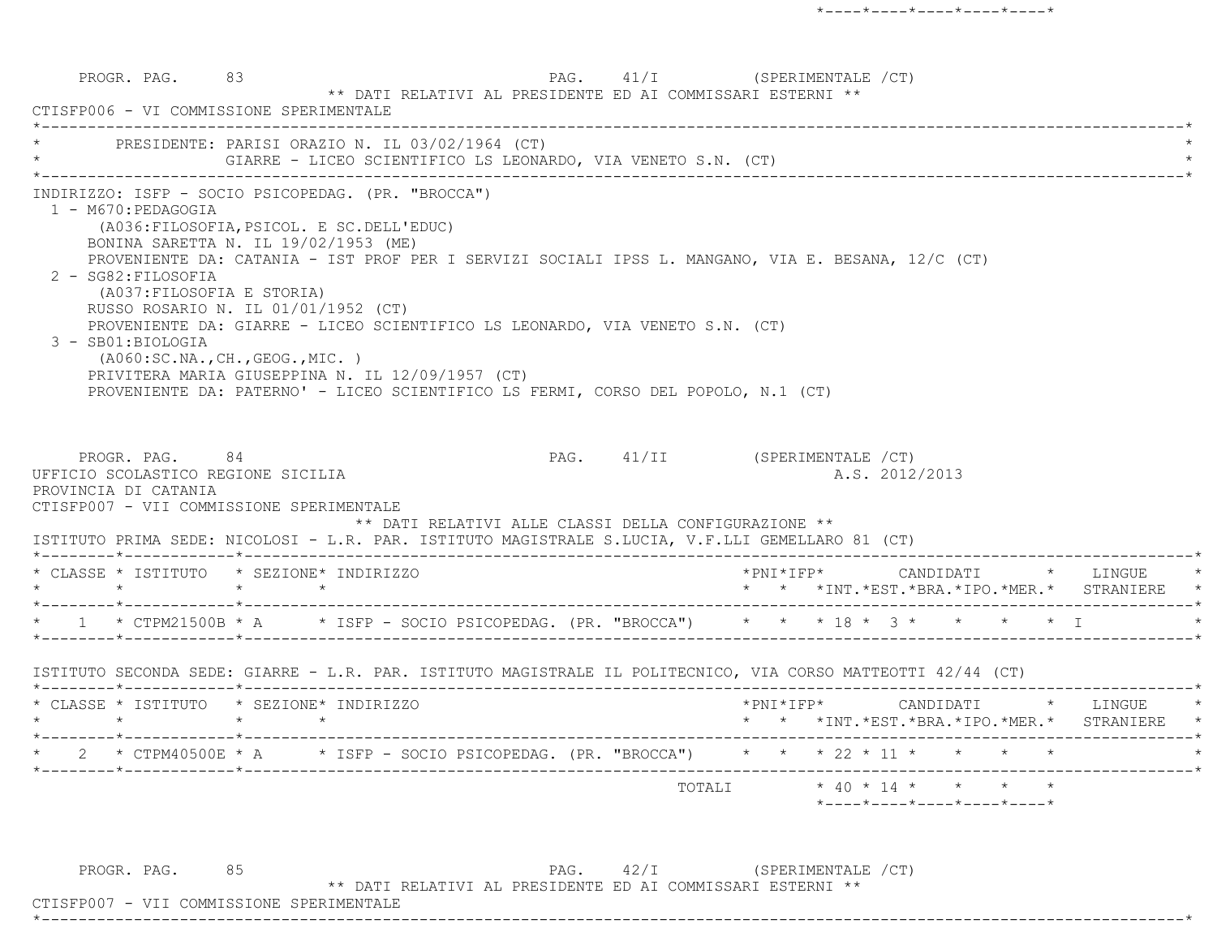PROGR. PAG. 83 PAG. 41/I (SPERIMENTALE /CT)

** DATI RELATIVI AL PRESIDENTE ED AI COMMISSARI ESTERNI **

CTISFP006 - VI COMMISSIONE SPERIMENTALE

PRESIDENTE: PARISI ORAZIO N. IL 03/02/1964 (CT)
GIARRE - LICEO SCIENTIFICO LS LEONARDO, VIA VENETO S.N. (CT)

INDIRIZZO: ISFP - SOCIO PSICOPEDAG. (PR. "BROCCA")

1 - M670:PEDAGOGIA
(A036:FILOSOFIA,PSICOL. E SC.DELL'EDUC)
BONINA SARETTA N. IL 19/02/1953 (ME)
PROVENIENTE DA: CATANIA - IST PROF PER I SERVIZI SOCIALI IPSS L. MANGANO, VIA E. BESANA, 12/C (CT)

2 - SG82:FILOSOFIA
(A037:FILOSOFIA E STORIA)
RUSSO ROSARIO N. IL 01/01/1952 (CT)
PROVENIENTE DA: GIARRE - LICEO SCIENTIFICO LS LEONARDO, VIA VENETO S.N. (CT)

3 - SB01:BIOLOGIA
(A060:SC.NA.,CH.,GEOG.,MIC. )
PRIVITERA MARIA GIUSEPPINA N. IL 12/09/1957 (CT)
PROVENIENTE DA: PATERNO' - LICEO SCIENTIFICO LS FERMI, CORSO DEL POPOLO, N.1 (CT)

PROGR. PAG. 84 PAG. 41/II (SPERIMENTALE /CT)

UFFICIO SCOLASTICO REGIONE SICILIA A.S. 2012/2013

PROVINCIA DI CATANIA

CTISFP007 - VII COMMISSIONE SPERIMENTALE

** DATI RELATIVI ALLE CLASSI DELLA CONFIGURAZIONE **

ISTITUTO PRIMA SEDE: NICOLOSI - L.R. PAR. ISTITUTO MAGISTRALE S.LUCIA, V.F.LLI GEMELLARO 81 (CT)

| CLASSE | ISTITUTO | SEZIONE | INDIRIZZO | PNI | IFP | INT. | EST. | BRA. | IPO. | MER. | LINGUE STRANIERE |
|---|---|---|---|---|---|---|---|---|---|---|---|
| 1 | CTPM21500B | A | ISFP - SOCIO PSICOPEDAG. (PR. "BROCCA") | | | 18 | 3 | | | | I |

ISTITUTO SECONDA SEDE: GIARRE - L.R. PAR. ISTITUTO MAGISTRALE IL POLITECNICO, VIA CORSO MATTEOTTI 42/44 (CT)

| CLASSE | ISTITUTO | SEZIONE | INDIRIZZO | PNI | IFP | INT. | EST. | BRA. | IPO. | MER. | LINGUE STRANIERE |
|---|---|---|---|---|---|---|---|---|---|---|---|
| 2 | CTPM40500E | A | ISFP - SOCIO PSICOPEDAG. (PR. "BROCCA") | | | 22 | 11 | | | | |
| | | | TOTALI | | | 40 | 14 | | | | |

PROGR. PAG. 85 PAG. 42/I (SPERIMENTALE /CT)

** DATI RELATIVI AL PRESIDENTE ED AI COMMISSARI ESTERNI **

CTISFP007 - VII COMMISSIONE SPERIMENTALE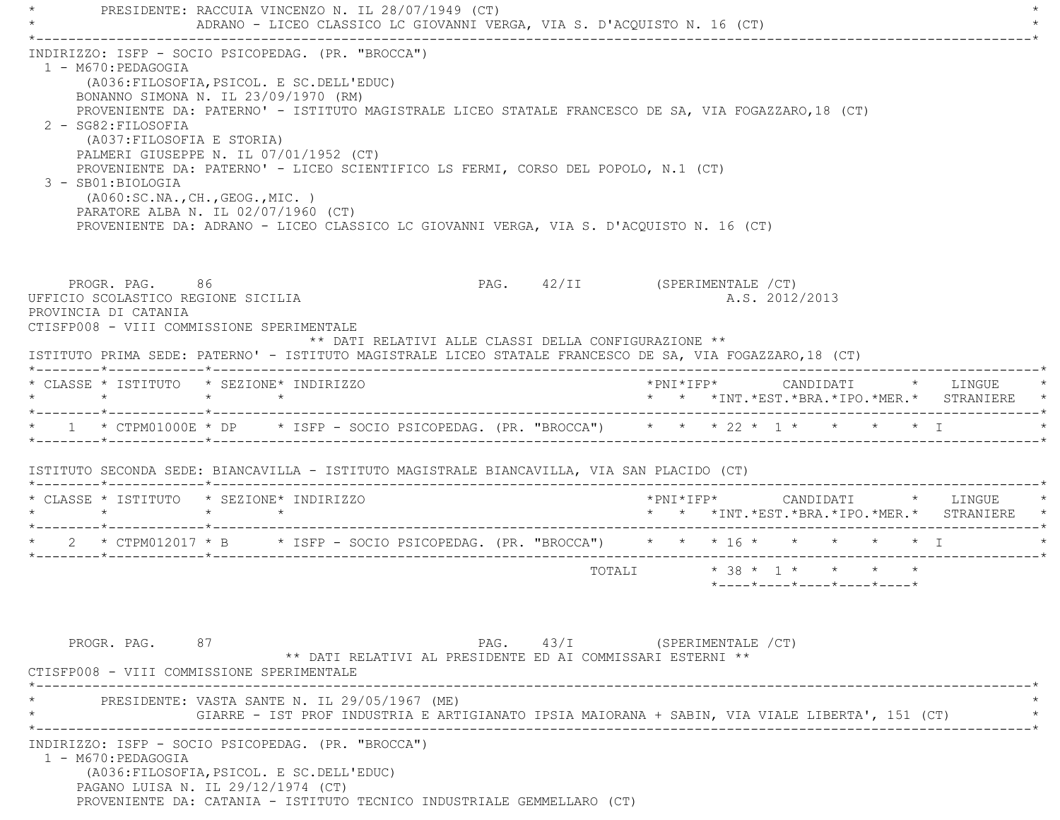PRESIDENTE: RACCUIA VINCENZO N. IL 28/07/1949 (CT)
ADRANO - LICEO CLASSICO LC GIOVANNI VERGA, VIA S. D'ACQUISTO N. 16 (CT)

INDIRIZZO: ISFP - SOCIO PSICOPEDAG. (PR. "BROCCA")

1 - M670:PEDAGOGIA
(A036:FILOSOFIA,PSICOL. E SC.DELL'EDUC)
BONANNO SIMONA N. IL 23/09/1970 (RM)
PROVENIENTE DA: PATERNO' - ISTITUTO MAGISTRALE LICEO STATALE FRANCESCO DE SA, VIA FOGAZZARO,18 (CT)

2 - SG82:FILOSOFIA
(A037:FILOSOFIA E STORIA)
PALMERI GIUSEPPE N. IL 07/01/1952 (CT)
PROVENIENTE DA: PATERNO' - LICEO SCIENTIFICO LS FERMI, CORSO DEL POPOLO, N.1 (CT)

3 - SB01:BIOLOGIA
(A060:SC.NA.,CH.,GEOG.,MIC. )
PARATORE ALBA N. IL 02/07/1960 (CT)
PROVENIENTE DA: ADRANO - LICEO CLASSICO LC GIOVANNI VERGA, VIA S. D'ACQUISTO N. 16 (CT)

PROGR. PAG. 86 PAG. 42/II (SPERIMENTALE /CT)

UFFICIO SCOLASTICO REGIONE SICILIA A.S. 2012/2013
PROVINCIA DI CATANIA
CTISFP008 - VIII COMMISSIONE SPERIMENTALE

** DATI RELATIVI ALLE CLASSI DELLA CONFIGURAZIONE **

ISTITUTO PRIMA SEDE: PATERNO' - ISTITUTO MAGISTRALE LICEO STATALE FRANCESCO DE SA, VIA FOGAZZARO,18 (CT)

| CLASSE | ISTITUTO | SEZIONE | INDIRIZZO | PNI | IFP | CANDIDATI INT. | EST. | BRA. | IPO. | MER. | LINGUE STRANIERE |
|---|---|---|---|---|---|---|---|---|---|---|---|
| 1 | CTPM01000E | DP | ISFP - SOCIO PSICOPEDAG. (PR. "BROCCA") | | | 22 | 1 | | | | I |

ISTITUTO SECONDA SEDE: BIANCAVILLA - ISTITUTO MAGISTRALE BIANCAVILLA, VIA SAN PLACIDO (CT)

| CLASSE | ISTITUTO | SEZIONE | INDIRIZZO | PNI | IFP | CANDIDATI INT. | EST. | BRA. | IPO. | MER. | LINGUE STRANIERE |
|---|---|---|---|---|---|---|---|---|---|---|---|
| 2 | CTPM012017 | B | ISFP - SOCIO PSICOPEDAG. (PR. "BROCCA") | | | 16 | | | | | I |
| | | | TOTALI | | | 38 | 1 | | | | |

PROGR. PAG. 87 PAG. 43/I (SPERIMENTALE /CT)

** DATI RELATIVI AL PRESIDENTE ED AI COMMISSARI ESTERNI **

CTISFP008 - VIII COMMISSIONE SPERIMENTALE

PRESIDENTE: VASTA SANTE N. IL 29/05/1967 (ME)
GIARRE - IST PROF INDUSTRIA E ARTIGIANATO IPSIA MAIORANA + SABIN, VIA VIALE LIBERTA', 151 (CT)

INDIRIZZO: ISFP - SOCIO PSICOPEDAG. (PR. "BROCCA")

1 - M670:PEDAGOGIA
(A036:FILOSOFIA,PSICOL. E SC.DELL'EDUC)
PAGANO LUISA N. IL 29/12/1974 (CT)
PROVENIENTE DA: CATANIA - ISTITUTO TECNICO INDUSTRIALE GEMMELLARO (CT)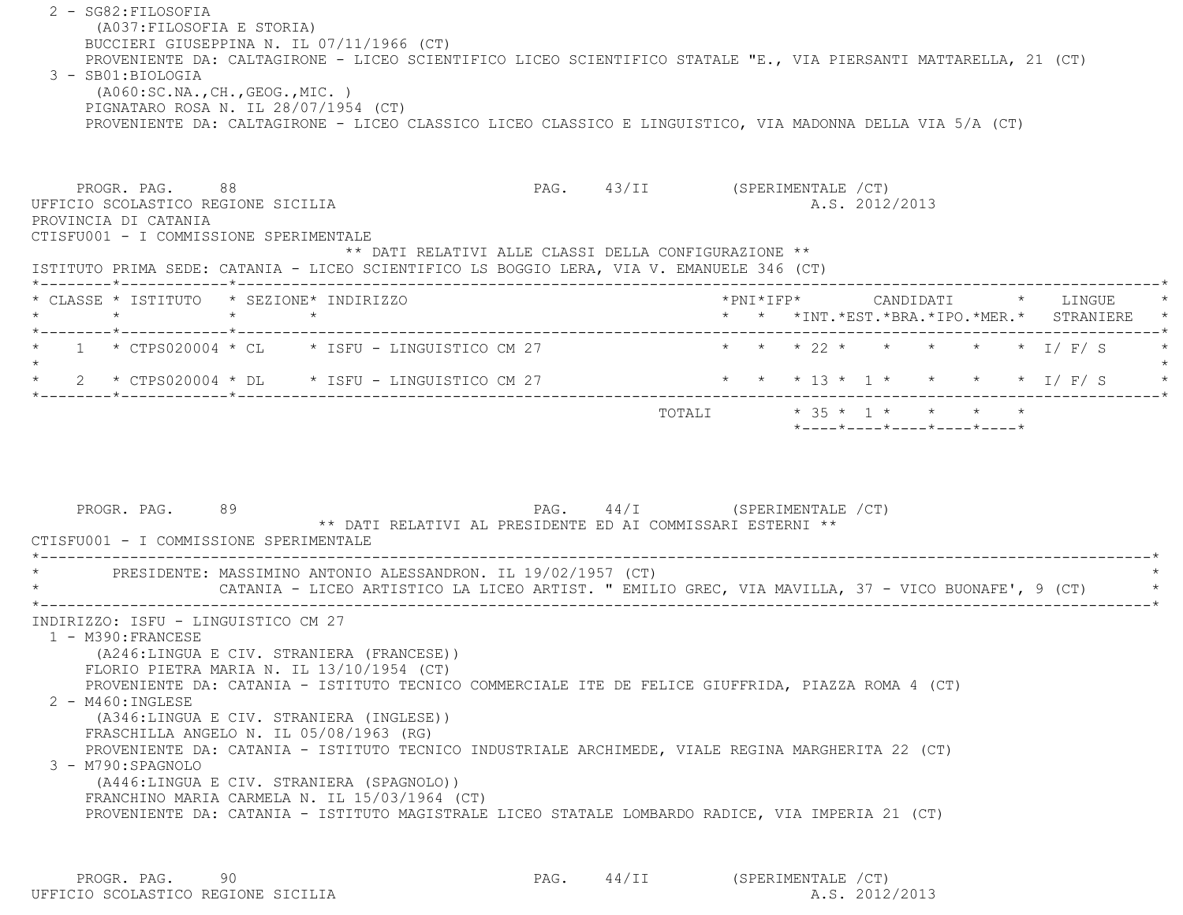2 - SG82:FILOSOFIA
(A037:FILOSOFIA E STORIA)
BUCCIERI GIUSEPPINA N. IL 07/11/1966 (CT)
PROVENIENTE DA: CALTAGIRONE - LICEO SCIENTIFICO LICEO SCIENTIFICO STATALE "E., VIA PIERSANTI MATTARELLA, 21 (CT)

3 - SB01:BIOLOGIA
(A060:SC.NA.,CH.,GEOG.,MIC. )
PIGNATARO ROSA N. IL 28/07/1954 (CT)
PROVENIENTE DA: CALTAGIRONE - LICEO CLASSICO LICEO CLASSICO E LINGUISTICO, VIA MADONNA DELLA VIA 5/A (CT)

PROGR. PAG. 88 PAG. 43/II (SPERIMENTALE /CT)
UFFICIO SCOLASTICO REGIONE SICILIA A.S. 2012/2013
PROVINCIA DI CATANIA
CTISFU001 - I COMMISSIONE SPERIMENTALE

** DATI RELATIVI ALLE CLASSI DELLA CONFIGURAZIONE **

ISTITUTO PRIMA SEDE: CATANIA - LICEO SCIENTIFICO LS BOGGIO LERA, VIA V. EMANUELE 346 (CT)

| CLASSE | ISTITUTO | SEZIONE | INDIRIZZO | PNI | IFP | CANDIDATI INT. | EST. | BRA. | IPO. | MER. | LINGUE STRANIERE |
|---|---|---|---|---|---|---|---|---|---|---|---|
| 1 | CTPS020004 | CL | ISFU - LINGUISTICO CM 27 | | | 22 | | | | | I/ F/ S |
| 2 | CTPS020004 | DL | ISFU - LINGUISTICO CM 27 | | | 13 | 1 | | | | I/ F/ S |
| | | | TOTALI | | | 35 | 1 | | | | |

PROGR. PAG. 89 PAG. 44/I (SPERIMENTALE /CT)

** DATI RELATIVI AL PRESIDENTE ED AI COMMISSARI ESTERNI **

CTISFU001 - I COMMISSIONE SPERIMENTALE

PRESIDENTE: MASSIMINO ANTONIO ALESSANDRON. IL 19/02/1957 (CT)
CATANIA - LICEO ARTISTICO LA LICEO ARTIST. " EMILIO GREC, VIA MAVILLA, 37 - VICO BUONAFE', 9 (CT)

INDIRIZZO: ISFU - LINGUISTICO CM 27

1 - M390:FRANCESE
(A246:LINGUA E CIV. STRANIERA (FRANCESE))
FLORIO PIETRA MARIA N. IL 13/10/1954 (CT)
PROVENIENTE DA: CATANIA - ISTITUTO TECNICO COMMERCIALE ITE DE FELICE GIUFFRIDA, PIAZZA ROMA 4 (CT)

2 - M460:INGLESE
(A346:LINGUA E CIV. STRANIERA (INGLESE))
FRASCHILLA ANGELO N. IL 05/08/1963 (RG)
PROVENIENTE DA: CATANIA - ISTITUTO TECNICO INDUSTRIALE ARCHIMEDE, VIALE REGINA MARGHERITA 22 (CT)

3 - M790:SPAGNOLO
(A446:LINGUA E CIV. STRANIERA (SPAGNOLO))
FRANCHINO MARIA CARMELA N. IL 15/03/1964 (CT)
PROVENIENTE DA: CATANIA - ISTITUTO MAGISTRALE LICEO STATALE LOMBARDO RADICE, VIA IMPERIA 21 (CT)

PROGR. PAG. 90 PAG. 44/II (SPERIMENTALE /CT)
UFFICIO SCOLASTICO REGIONE SICILIA A.S. 2012/2013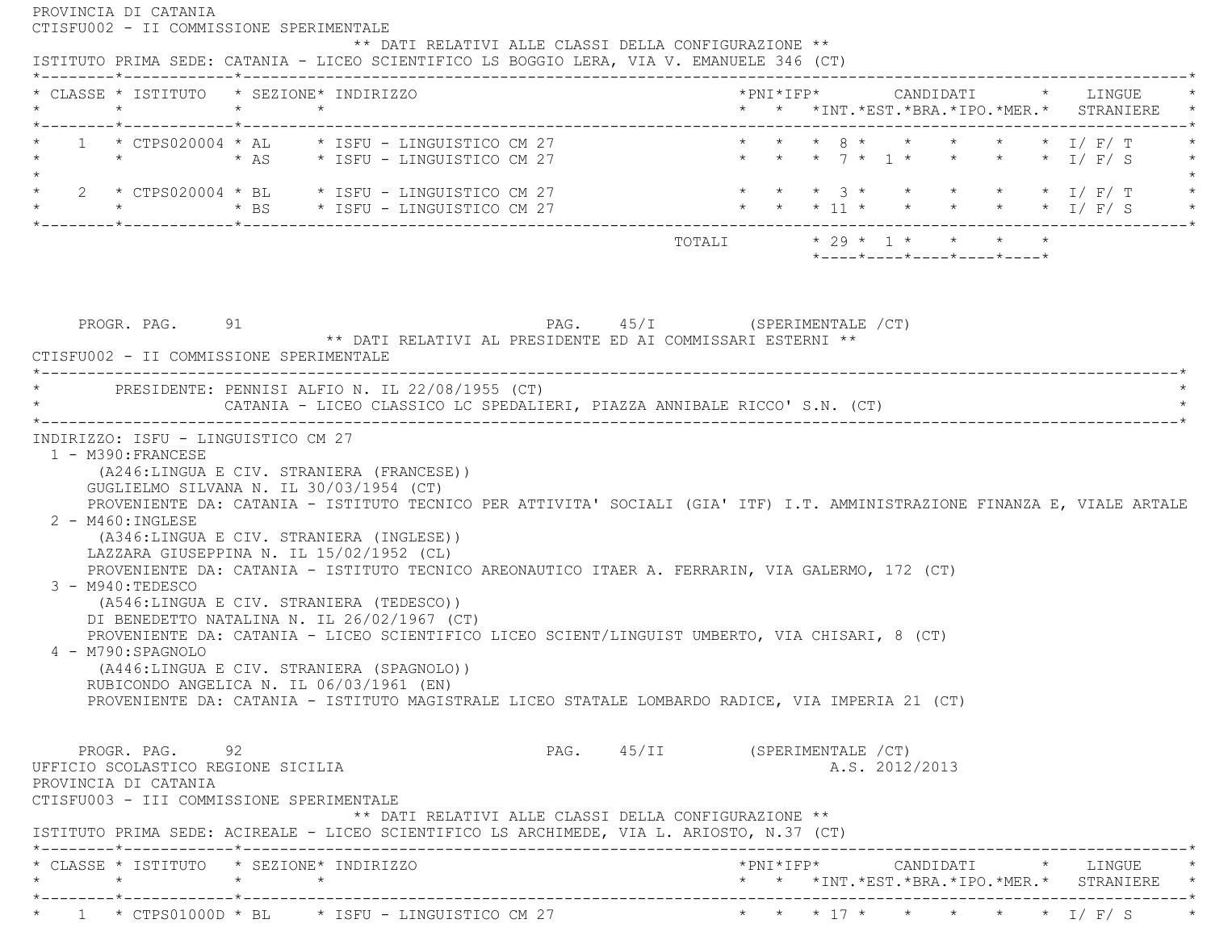PROVINCIA DI CATANIA

CTISFU002 - II COMMISSIONE SPERIMENTALE

** DATI RELATIVI ALLE CLASSI DELLA CONFIGURAZIONE **

ISTITUTO PRIMA SEDE: CATANIA - LICEO SCIENTIFICO LS BOGGIO LERA, VIA V. EMANUELE 346 (CT)

| CLASSE | ISTITUTO | SEZIONE | INDIRIZZO | PNI | IFP | CANDIDATI INT. | CANDIDATI EST. | CANDIDATI BRA. | CANDIDATI IPO. | CANDIDATI MER. | LINGUE STRANIERE |
|---|---|---|---|---|---|---|---|---|---|---|---|
| 1 | CTPS020004 | AL | ISFU - LINGUISTICO CM 27 | | | 8 | | | | | I/ F/ T |
| | | AS | ISFU - LINGUISTICO CM 27 | | | 7 | 1 | | | | I/ F/ S |
| 2 | CTPS020004 | BL | ISFU - LINGUISTICO CM 27 | | | 3 | | | | | I/ F/ T |
| | | BS | ISFU - LINGUISTICO CM 27 | | | 11 | | | | | I/ F/ S |
| | | | TOTALI | | | 29 | 1 | | | | |

PROGR. PAG. 91 PAG. 45/I (SPERIMENTALE /CT)

** DATI RELATIVI AL PRESIDENTE ED AI COMMISSARI ESTERNI **

CTISFU002 - II COMMISSIONE SPERIMENTALE

PRESIDENTE: PENNISI ALFIO N. IL 22/08/1955 (CT)
CATANIA - LICEO CLASSICO LC SPEDALIERI, PIAZZA ANNIBALE RICCO' S.N. (CT)

INDIRIZZO: ISFU - LINGUISTICO CM 27

1 - M390:FRANCESE
(A246:LINGUA E CIV. STRANIERA (FRANCESE))
GUGLIELMO SILVANA N. IL 30/03/1954 (CT)
PROVENIENTE DA: CATANIA - ISTITUTO TECNICO PER ATTIVITA' SOCIALI (GIA' ITF) I.T. AMMINISTRAZIONE FINANZA E, VIALE ARTALE

2 - M460:INGLESE
(A346:LINGUA E CIV. STRANIERA (INGLESE))
LAZZARA GIUSEPPINA N. IL 15/02/1952 (CL)
PROVENIENTE DA: CATANIA - ISTITUTO TECNICO AREONAUTICO ITAER A. FERRARIN, VIA GALERMO, 172 (CT)

3 - M940:TEDESCO
(A546:LINGUA E CIV. STRANIERA (TEDESCO))
DI BENEDETTO NATALINA N. IL 26/02/1967 (CT)
PROVENIENTE DA: CATANIA - LICEO SCIENTIFICO LICEO SCIENT/LINGUIST UMBERTO, VIA CHISARI, 8 (CT)

4 - M790:SPAGNOLO
(A446:LINGUA E CIV. STRANIERA (SPAGNOLO))
RUBICONDO ANGELICA N. IL 06/03/1961 (EN)
PROVENIENTE DA: CATANIA - ISTITUTO MAGISTRALE LICEO STATALE LOMBARDO RADICE, VIA IMPERIA 21 (CT)

PROGR. PAG. 92 PAG. 45/II (SPERIMENTALE /CT)

UFFICIO SCOLASTICO REGIONE SICILIA A.S. 2012/2013

PROVINCIA DI CATANIA

CTISFU003 - III COMMISSIONE SPERIMENTALE

** DATI RELATIVI ALLE CLASSI DELLA CONFIGURAZIONE **

ISTITUTO PRIMA SEDE: ACIREALE - LICEO SCIENTIFICO LS ARCHIMEDE, VIA L. ARIOSTO, N.37 (CT)

| CLASSE | ISTITUTO | SEZIONE | INDIRIZZO | PNI | IFP | CANDIDATI INT. | CANDIDATI EST. | CANDIDATI BRA. | CANDIDATI IPO. | CANDIDATI MER. | LINGUE STRANIERE |
|---|---|---|---|---|---|---|---|---|---|---|---|
| 1 | CTPS01000D | BL | ISFU - LINGUISTICO CM 27 | | | 17 | | | | | I/ F/ S |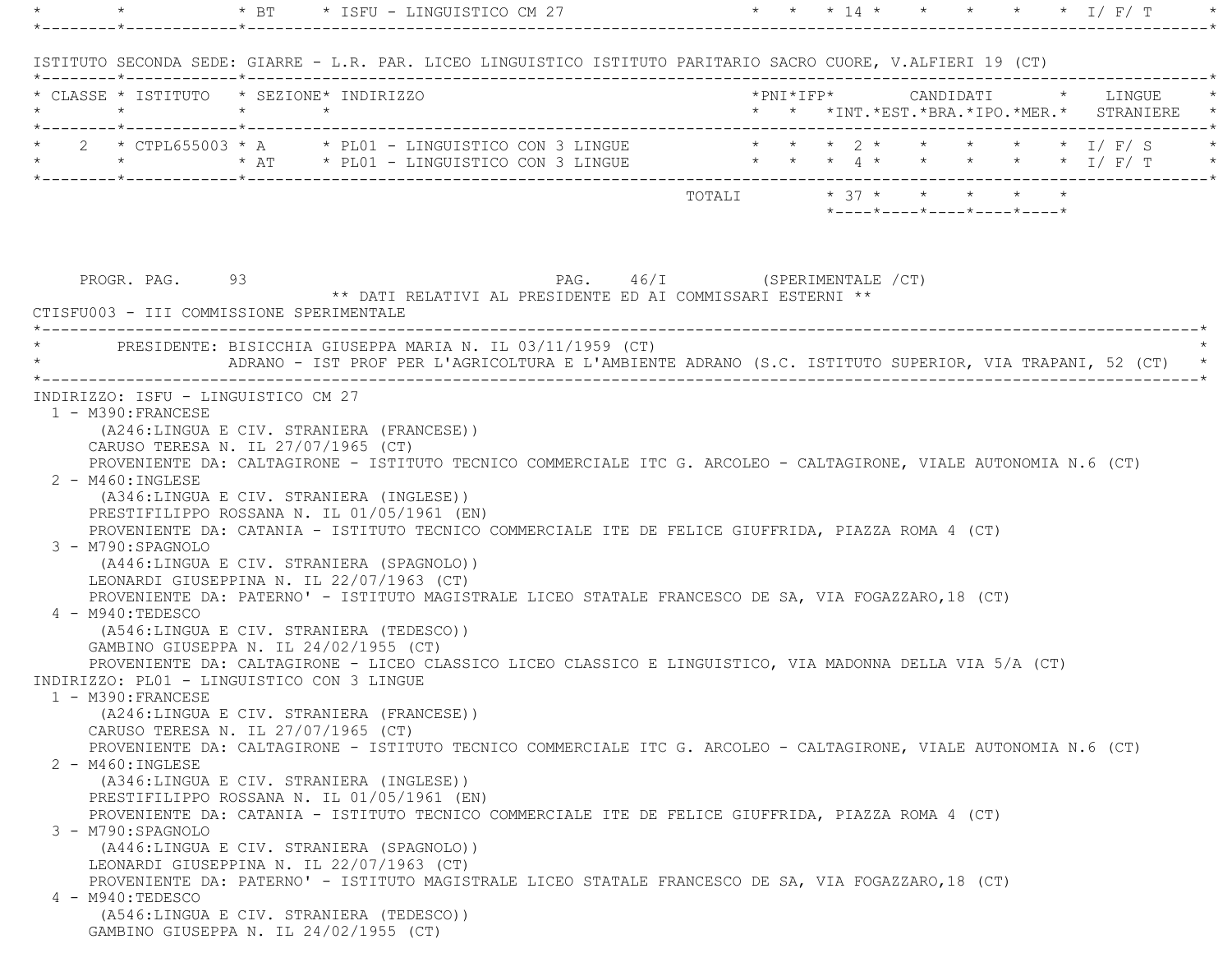| CLASSE | ISTITUTO | SEZIONE | INDIRIZZO | PNI | IFP | INT. | EST. | BRA. | IPO. | MER. | LINGUE STRANIERE |
|---|---|---|---|---|---|---|---|---|---|---|---|
| | | BT | ISFU - LINGUISTICO CM 27 | | | 14 | | | | | I/ F/ T |

ISTITUTO SECONDA SEDE: GIARRE - L.R. PAR. LICEO LINGUISTICO ISTITUTO PARITARIO SACRO CUORE, V.ALFIERI 19 (CT)

| CLASSE | ISTITUTO | SEZIONE | INDIRIZZO | PNI | IFP | CANDIDATI INT. | EST. | BRA. | IPO. | MER. | LINGUE STRANIERE |
|---|---|---|---|---|---|---|---|---|---|---|---|
| 2 | CTPL655003 | A | PL01 - LINGUISTICO CON 3 LINGUE | | | 2 | | | | | I/ F/ S |
| | | AT | PL01 - LINGUISTICO CON 3 LINGUE | | | 4 | | | | | I/ F/ T |
| | | | TOTALI | | | 37 | | | | | |

PROGR. PAG. 93 PAG. 46/I (SPERIMENTALE /CT)

** DATI RELATIVI AL PRESIDENTE ED AI COMMISSARI ESTERNI **

CTISFU003 - III COMMISSIONE SPERIMENTALE

PRESIDENTE: BISICCHIA GIUSEPPA MARIA N. IL 03/11/1959 (CT)
ADRANO - IST PROF PER L'AGRICOLTURA E L'AMBIENTE ADRANO (S.C. ISTITUTO SUPERIOR, VIA TRAPANI, 52 (CT)

INDIRIZZO: ISFU - LINGUISTICO CM 27

1 - M390:FRANCESE
(A246:LINGUA E CIV. STRANIERA (FRANCESE))
CARUSO TERESA N. IL 27/07/1965 (CT)
PROVENIENTE DA: CALTAGIRONE - ISTITUTO TECNICO COMMERCIALE ITC G. ARCOLEO - CALTAGIRONE, VIALE AUTONOMIA N.6 (CT)

2 - M460:INGLESE
(A346:LINGUA E CIV. STRANIERA (INGLESE))
PRESTIFILIPPO ROSSANA N. IL 01/05/1961 (EN)
PROVENIENTE DA: CATANIA - ISTITUTO TECNICO COMMERCIALE ITE DE FELICE GIUFFRIDA, PIAZZA ROMA 4 (CT)

3 - M790:SPAGNOLO
(A446:LINGUA E CIV. STRANIERA (SPAGNOLO))
LEONARDI GIUSEPPINA N. IL 22/07/1963 (CT)
PROVENIENTE DA: PATERNO' - ISTITUTO MAGISTRALE LICEO STATALE FRANCESCO DE SA, VIA FOGAZZARO,18 (CT)

4 - M940:TEDESCO
(A546:LINGUA E CIV. STRANIERA (TEDESCO))
GAMBINO GIUSEPPA N. IL 24/02/1955 (CT)
PROVENIENTE DA: CALTAGIRONE - LICEO CLASSICO LICEO CLASSICO E LINGUISTICO, VIA MADONNA DELLA VIA 5/A (CT)

INDIRIZZO: PL01 - LINGUISTICO CON 3 LINGUE

1 - M390:FRANCESE
(A246:LINGUA E CIV. STRANIERA (FRANCESE))
CARUSO TERESA N. IL 27/07/1965 (CT)
PROVENIENTE DA: CALTAGIRONE - ISTITUTO TECNICO COMMERCIALE ITC G. ARCOLEO - CALTAGIRONE, VIALE AUTONOMIA N.6 (CT)

2 - M460:INGLESE
(A346:LINGUA E CIV. STRANIERA (INGLESE))
PRESTIFILIPPO ROSSANA N. IL 01/05/1961 (EN)
PROVENIENTE DA: CATANIA - ISTITUTO TECNICO COMMERCIALE ITE DE FELICE GIUFFRIDA, PIAZZA ROMA 4 (CT)

3 - M790:SPAGNOLO
(A446:LINGUA E CIV. STRANIERA (SPAGNOLO))
LEONARDI GIUSEPPINA N. IL 22/07/1963 (CT)
PROVENIENTE DA: PATERNO' - ISTITUTO MAGISTRALE LICEO STATALE FRANCESCO DE SA, VIA FOGAZZARO,18 (CT)

4 - M940:TEDESCO
(A546:LINGUA E CIV. STRANIERA (TEDESCO))
GAMBINO GIUSEPPA N. IL 24/02/1955 (CT)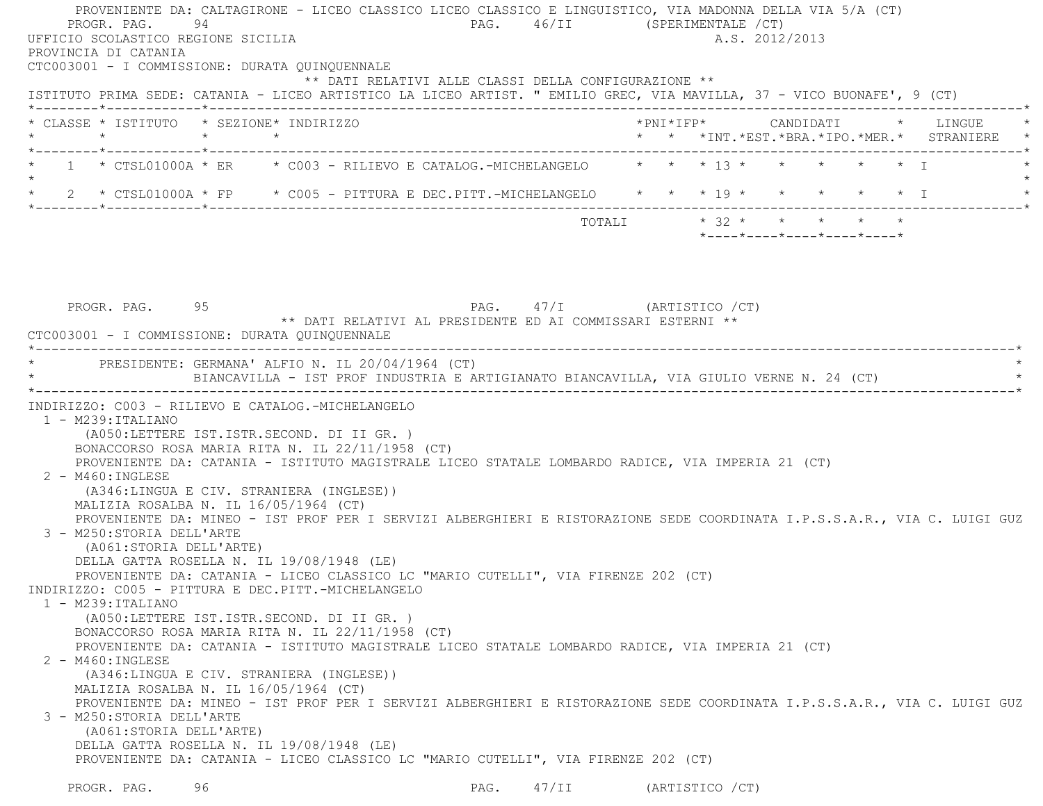PROVENIENTE DA: CALTAGIRONE - LICEO CLASSICO LICEO CLASSICO E LINGUISTICO, VIA MADONNA DELLA VIA 5/A (CT)

UFFICIO SCOLASTICO REGIONE SICILIA  A.S. 2012/2013

PROVINCIA DI CATANIA

CTC003001 - I COMMISSIONE: DURATA QUINQUENNALE

** DATI RELATIVI ALLE CLASSI DELLA CONFIGURAZIONE **

ISTITUTO PRIMA SEDE: CATANIA - LICEO ARTISTICO LA LICEO ARTIST. " EMILIO GREC, VIA MAVILLA, 37 - VICO BUONAFE', 9 (CT)

| CLASSE | ISTITUTO | SEZIONE | INDIRIZZO | PNI | IFP | CANDIDATI INT. | EST. | BRA. | IPO. | MER. | LINGUE STRANIERE |
|---|---|---|---|---|---|---|---|---|---|---|---|
| 1 | CTSL01000A | ER | C003 - RILIEVO E CATALOG.-MICHELANGELO | | | 13 | | | | | I |
| 2 | CTSL01000A | FP | C005 - PITTURA E DEC.PITT.-MICHELANGELO | | | 19 | | | | | I |
| | | | TOTALI | | | 32 | | | | | |

** DATI RELATIVI AL PRESIDENTE ED AI COMMISSARI ESTERNI **

CTC003001 - I COMMISSIONE: DURATA QUINQUENNALE

PRESIDENTE: GERMANA' ALFIO N. IL 20/04/1964 (CT)
BIANCAVILLA - IST PROF INDUSTRIA E ARTIGIANATO BIANCAVILLA, VIA GIULIO VERNE N. 24 (CT)

INDIRIZZO: C003 - RILIEVO E CATALOG.-MICHELANGELO

1 - M239:ITALIANO
(A050:LETTERE IST.ISTR.SECOND. DI II GR. )
BONACCORSO ROSA MARIA RITA N. IL 22/11/1958 (CT)
PROVENIENTE DA: CATANIA - ISTITUTO MAGISTRALE LICEO STATALE LOMBARDO RADICE, VIA IMPERIA 21 (CT)

2 - M460:INGLESE
(A346:LINGUA E CIV. STRANIERA (INGLESE))
MALIZIA ROSALBA N. IL 16/05/1964 (CT)
PROVENIENTE DA: MINEO - IST PROF PER I SERVIZI ALBERGHIERI E RISTORAZIONE SEDE COORDINATA I.P.S.S.A.R., VIA C. LUIGI GUZ

3 - M250:STORIA DELL'ARTE
(A061:STORIA DELL'ARTE)
DELLA GATTA ROSELLA N. IL 19/08/1948 (LE)
PROVENIENTE DA: CATANIA - LICEO CLASSICO LC "MARIO CUTELLI", VIA FIRENZE 202 (CT)

INDIRIZZO: C005 - PITTURA E DEC.PITT.-MICHELANGELO

1 - M239:ITALIANO
(A050:LETTERE IST.ISTR.SECOND. DI II GR. )
BONACCORSO ROSA MARIA RITA N. IL 22/11/1958 (CT)
PROVENIENTE DA: CATANIA - ISTITUTO MAGISTRALE LICEO STATALE LOMBARDO RADICE, VIA IMPERIA 21 (CT)

2 - M460:INGLESE
(A346:LINGUA E CIV. STRANIERA (INGLESE))
MALIZIA ROSALBA N. IL 16/05/1964 (CT)
PROVENIENTE DA: MINEO - IST PROF PER I SERVIZI ALBERGHIERI E RISTORAZIONE SEDE COORDINATA I.P.S.S.A.R., VIA C. LUIGI GUZ

3 - M250:STORIA DELL'ARTE
(A061:STORIA DELL'ARTE)
DELLA GATTA ROSELLA N. IL 19/08/1948 (LE)
PROVENIENTE DA: CATANIA - LICEO CLASSICO LC "MARIO CUTELLI", VIA FIRENZE 202 (CT)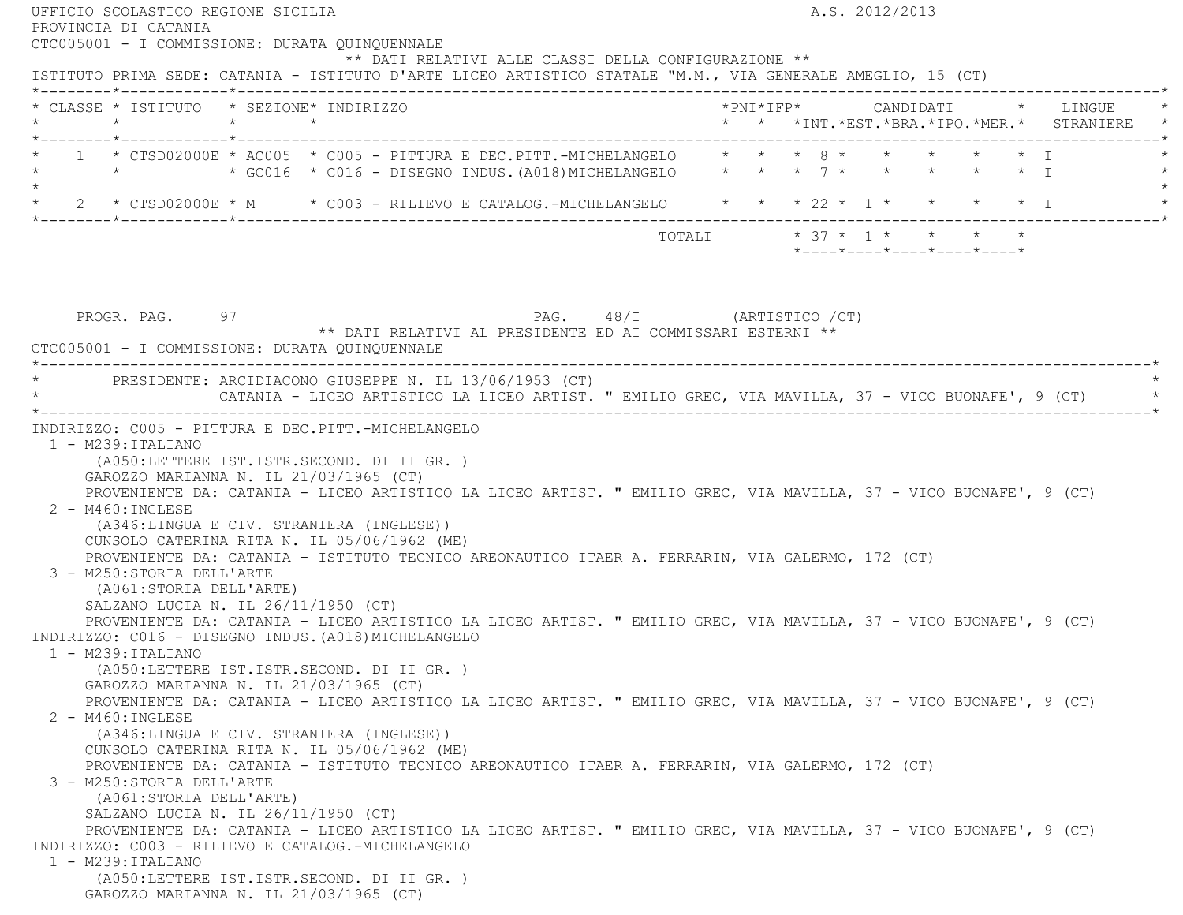UFFICIO SCOLASTICO REGIONE SICILIA A.S. 2012/2013
PROVINCIA DI CATANIA
CTC005001 - I COMMISSIONE: DURATA QUINQUENNALE

** DATI RELATIVI ALLE CLASSI DELLA CONFIGURAZIONE **

ISTITUTO PRIMA SEDE: CATANIA - ISTITUTO D'ARTE LICEO ARTISTICO STATALE "M.M., VIA GENERALE AMEGLIO, 15 (CT)

| CLASSE | ISTITUTO | SEZIONE | INDIRIZZO | PNI | IFP | CANDIDATI INT. | CANDIDATI EST. | CANDIDATI BRA. | CANDIDATI IPO. | CANDIDATI MER. | LINGUE STRANIERE |
|---|---|---|---|---|---|---|---|---|---|---|---|
| 1 | CTSD02000E | AC005 | C005 - PITTURA E DEC.PITT.-MICHELANGELO | | | 8 | | | | | I |
| | | GC016 | C016 - DISEGNO INDUS.(A018)MICHELANGELO | | | 7 | | | | | I |
| 2 | CTSD02000E | M | C003 - RILIEVO E CATALOG.-MICHELANGELO | | | 22 | 1 | | | | I |
| | | | TOTALI | | | 37 | 1 | | | | |

PROGR. PAG. 97 PAG. 48/I (ARTISTICO /CT)

** DATI RELATIVI AL PRESIDENTE ED AI COMMISSARI ESTERNI **

CTC005001 - I COMMISSIONE: DURATA QUINQUENNALE

PRESIDENTE: ARCIDIACONO GIUSEPPE N. IL 13/06/1953 (CT)
CATANIA - LICEO ARTISTICO LA LICEO ARTIST. " EMILIO GREC, VIA MAVILLA, 37 - VICO BUONAFE', 9 (CT)

INDIRIZZO: C005 - PITTURA E DEC.PITT.-MICHELANGELO
1 - M239:ITALIANO
(A050:LETTERE IST.ISTR.SECOND. DI II GR. )
GAROZZO MARIANNA N. IL 21/03/1965 (CT)
PROVENIENTE DA: CATANIA - LICEO ARTISTICO LA LICEO ARTIST. " EMILIO GREC, VIA MAVILLA, 37 - VICO BUONAFE', 9 (CT)
2 - M460:INGLESE
(A346:LINGUA E CIV. STRANIERA (INGLESE))
CUNSOLO CATERINA RITA N. IL 05/06/1962 (ME)
PROVENIENTE DA: CATANIA - ISTITUTO TECNICO AREONAUTICO ITAER A. FERRARIN, VIA GALERMO, 172 (CT)
3 - M250:STORIA DELL'ARTE
(A061:STORIA DELL'ARTE)
SALZANO LUCIA N. IL 26/11/1950 (CT)
PROVENIENTE DA: CATANIA - LICEO ARTISTICO LA LICEO ARTIST. " EMILIO GREC, VIA MAVILLA, 37 - VICO BUONAFE', 9 (CT)

INDIRIZZO: C016 - DISEGNO INDUS.(A018)MICHELANGELO
1 - M239:ITALIANO
(A050:LETTERE IST.ISTR.SECOND. DI II GR. )
GAROZZO MARIANNA N. IL 21/03/1965 (CT)
PROVENIENTE DA: CATANIA - LICEO ARTISTICO LA LICEO ARTIST. " EMILIO GREC, VIA MAVILLA, 37 - VICO BUONAFE', 9 (CT)
2 - M460:INGLESE
(A346:LINGUA E CIV. STRANIERA (INGLESE))
CUNSOLO CATERINA RITA N. IL 05/06/1962 (ME)
PROVENIENTE DA: CATANIA - ISTITUTO TECNICO AREONAUTICO ITAER A. FERRARIN, VIA GALERMO, 172 (CT)
3 - M250:STORIA DELL'ARTE
(A061:STORIA DELL'ARTE)
SALZANO LUCIA N. IL 26/11/1950 (CT)
PROVENIENTE DA: CATANIA - LICEO ARTISTICO LA LICEO ARTIST. " EMILIO GREC, VIA MAVILLA, 37 - VICO BUONAFE', 9 (CT)

INDIRIZZO: C003 - RILIEVO E CATALOG.-MICHELANGELO
1 - M239:ITALIANO
(A050:LETTERE IST.ISTR.SECOND. DI II GR. )
GAROZZO MARIANNA N. IL 21/03/1965 (CT)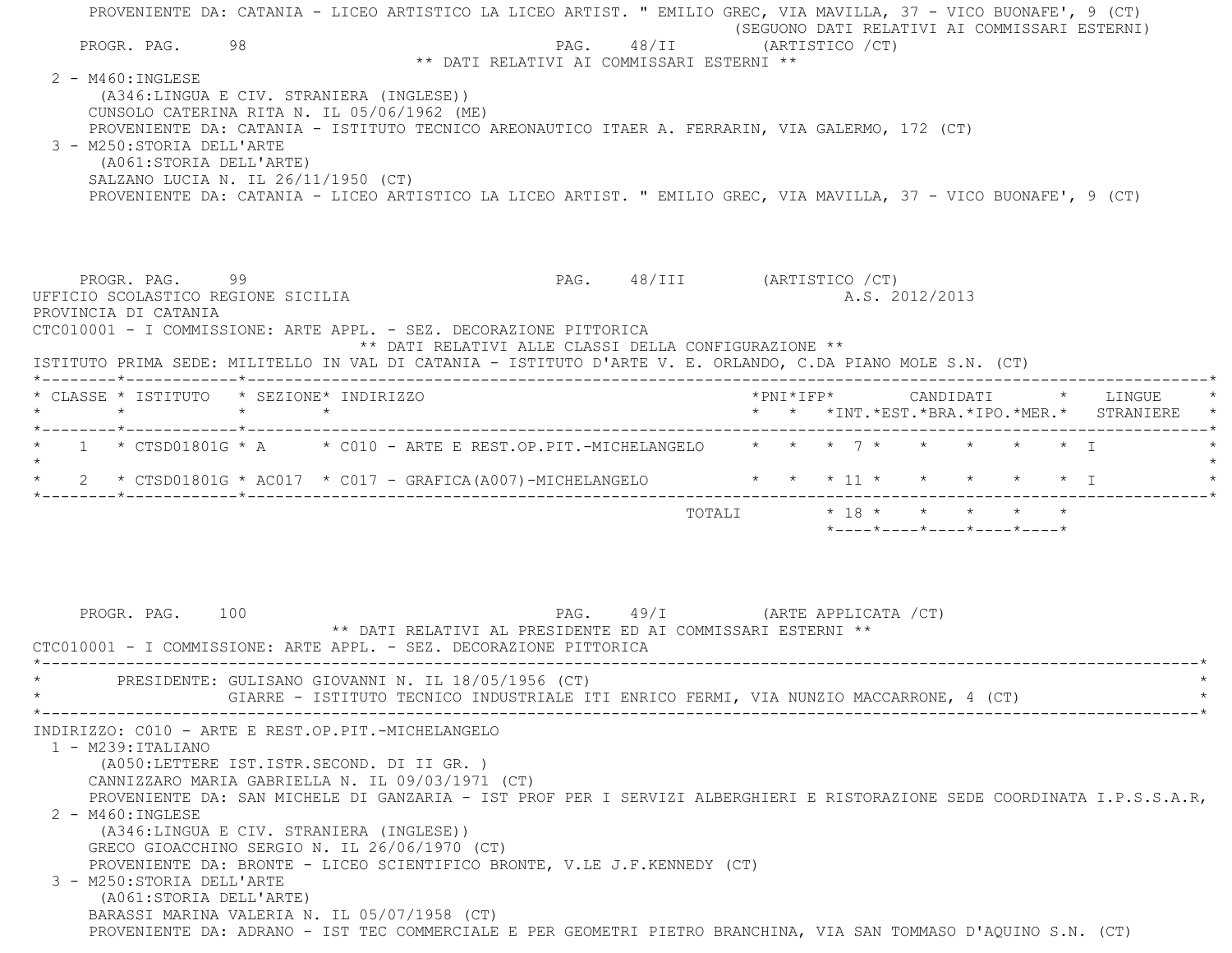PROVENIENTE DA: CATANIA - LICEO ARTISTICO LA LICEO ARTIST. " EMILIO GREC, VIA MAVILLA, 37 - VICO BUONAFE', 9 (CT)

(SEGUONO DATI RELATIVI AI COMMISSARI ESTERNI)

PROGR. PAG. 98 PAG. 48/II (ARTISTICO /CT)

** DATI RELATIVI AI COMMISSARI ESTERNI **

2 - M460:INGLESE
(A346:LINGUA E CIV. STRANIERA (INGLESE))
CUNSOLO CATERINA RITA N. IL 05/06/1962 (ME)
PROVENIENTE DA: CATANIA - ISTITUTO TECNICO AREONAUTICO ITAER A. FERRARIN, VIA GALERMO, 172 (CT)

3 - M250:STORIA DELL'ARTE
(A061:STORIA DELL'ARTE)
SALZANO LUCIA N. IL 26/11/1950 (CT)
PROVENIENTE DA: CATANIA - LICEO ARTISTICO LA LICEO ARTIST. " EMILIO GREC, VIA MAVILLA, 37 - VICO BUONAFE', 9 (CT)

PROGR. PAG. 99 PAG. 48/III (ARTISTICO /CT)

UFFICIO SCOLASTICO REGIONE SICILIA A.S. 2012/2013

PROVINCIA DI CATANIA

CTC010001 - I COMMISSIONE: ARTE APPL. - SEZ. DECORAZIONE PITTORICA

** DATI RELATIVI ALLE CLASSI DELLA CONFIGURAZIONE **

ISTITUTO PRIMA SEDE: MILITELLO IN VAL DI CATANIA - ISTITUTO D'ARTE V. E. ORLANDO, C.DA PIANO MOLE S.N. (CT)

| CLASSE | ISTITUTO | SEZIONE | INDIRIZZO | PNI | IFP | CANDIDATI INT. | EST. | BRA. | IPO. | MER. | LINGUE STRANIERE |
|---|---|---|---|---|---|---|---|---|---|---|---|
| 1 | CTSD01801G | A | C010 - ARTE E REST.OP.PIT.-MICHELANGELO | | | 7 | | | | | I |
| 2 | CTSD01801G | AC017 | C017 - GRAFICA(A007)-MICHELANGELO | | | 11 | | | | | I |
| | | | TOTALI | | | 18 | | | | | |

PROGR. PAG. 100 PAG. 49/I (ARTE APPLICATA /CT)

** DATI RELATIVI AL PRESIDENTE ED AI COMMISSARI ESTERNI **

CTC010001 - I COMMISSIONE: ARTE APPL. - SEZ. DECORAZIONE PITTORICA

PRESIDENTE: GULISANO GIOVANNI N. IL 18/05/1956 (CT)
GIARRE - ISTITUTO TECNICO INDUSTRIALE ITI ENRICO FERMI, VIA NUNZIO MACCARRONE, 4 (CT)

INDIRIZZO: C010 - ARTE E REST.OP.PIT.-MICHELANGELO

1 - M239:ITALIANO
(A050:LETTERE IST.ISTR.SECOND. DI II GR. )
CANNIZZARO MARIA GABRIELLA N. IL 09/03/1971 (CT)
PROVENIENTE DA: SAN MICHELE DI GANZARIA - IST PROF PER I SERVIZI ALBERGHIERI E RISTORAZIONE SEDE COORDINATA I.P.S.S.A.R,

2 - M460:INGLESE
(A346:LINGUA E CIV. STRANIERA (INGLESE))
GRECO GIOACCHINO SERGIO N. IL 26/06/1970 (CT)
PROVENIENTE DA: BRONTE - LICEO SCIENTIFICO BRONTE, V.LE J.F.KENNEDY (CT)

3 - M250:STORIA DELL'ARTE
(A061:STORIA DELL'ARTE)
BARASSI MARINA VALERIA N. IL 05/07/1958 (CT)
PROVENIENTE DA: ADRANO - IST TEC COMMERCIALE E PER GEOMETRI PIETRO BRANCHINA, VIA SAN TOMMASO D'AQUINO S.N. (CT)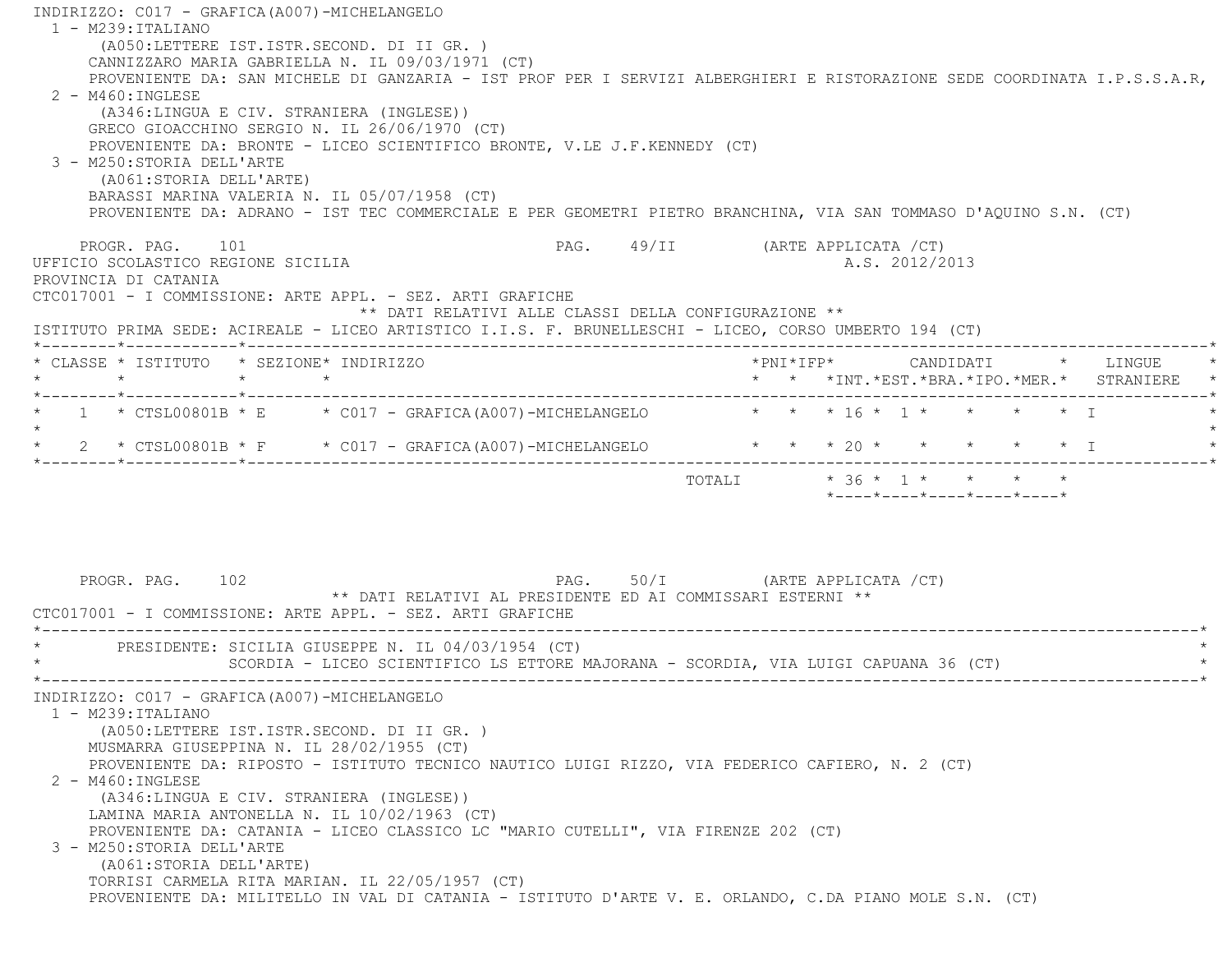INDIRIZZO: C017 - GRAFICA(A007)-MICHELANGELO

1 - M239:ITALIANO
(A050:LETTERE IST.ISTR.SECOND. DI II GR. )
CANNIZZARO MARIA GABRIELLA N. IL 09/03/1971 (CT)
PROVENIENTE DA: SAN MICHELE DI GANZARIA - IST PROF PER I SERVIZI ALBERGHIERI E RISTORAZIONE SEDE COORDINATA I.P.S.S.A.R,

2 - M460:INGLESE
(A346:LINGUA E CIV. STRANIERA (INGLESE))
GRECO GIOACCHINO SERGIO N. IL 26/06/1970 (CT)
PROVENIENTE DA: BRONTE - LICEO SCIENTIFICO BRONTE, V.LE J.F.KENNEDY (CT)

3 - M250:STORIA DELL'ARTE
(A061:STORIA DELL'ARTE)
BARASSI MARINA VALERIA N. IL 05/07/1958 (CT)
PROVENIENTE DA: ADRANO - IST TEC COMMERCIALE E PER GEOMETRI PIETRO BRANCHINA, VIA SAN TOMMASO D'AQUINO S.N. (CT)

PROGR. PAG. 101 PAG. 49/II (ARTE APPLICATA /CT)

UFFICIO SCOLASTICO REGIONE SICILIA A.S. 2012/2013

PROVINCIA DI CATANIA

CTC017001 - I COMMISSIONE: ARTE APPL. - SEZ. ARTI GRAFICHE

** DATI RELATIVI ALLE CLASSI DELLA CONFIGURAZIONE **

ISTITUTO PRIMA SEDE: ACIREALE - LICEO ARTISTICO I.I.S. F. BRUNELLESCHI - LICEO, CORSO UMBERTO 194 (CT)

| CLASSE | ISTITUTO | SEZIONE | INDIRIZZO | PNI | IFP | CANDIDATI INT. | EST. | BRA. | IPO. | MER. | LINGUE STRANIERE |
|---|---|---|---|---|---|---|---|---|---|---|---|
| 1 | CTSL00801B | E | C017 - GRAFICA(A007)-MICHELANGELO | | | 16 | 1 | | | | I |
| 2 | CTSL00801B | F | C017 - GRAFICA(A007)-MICHELANGELO | | | 20 | | | | | I |
| | | | TOTALI | | | 36 | 1 | | | | |

PROGR. PAG. 102 PAG. 50/I (ARTE APPLICATA /CT)

** DATI RELATIVI AL PRESIDENTE ED AI COMMISSARI ESTERNI **

CTC017001 - I COMMISSIONE: ARTE APPL. - SEZ. ARTI GRAFICHE

PRESIDENTE: SICILIA GIUSEPPE N. IL 04/03/1954 (CT)
SCORDIA - LICEO SCIENTIFICO LS ETTORE MAJORANA - SCORDIA, VIA LUIGI CAPUANA 36 (CT)

INDIRIZZO: C017 - GRAFICA(A007)-MICHELANGELO

1 - M239:ITALIANO
(A050:LETTERE IST.ISTR.SECOND. DI II GR. )
MUSMARRA GIUSEPPINA N. IL 28/02/1955 (CT)
PROVENIENTE DA: RIPOSTO - ISTITUTO TECNICO NAUTICO LUIGI RIZZO, VIA FEDERICO CAFIERO, N. 2 (CT)

2 - M460:INGLESE
(A346:LINGUA E CIV. STRANIERA (INGLESE))
LAMINA MARIA ANTONELLA N. IL 10/02/1963 (CT)
PROVENIENTE DA: CATANIA - LICEO CLASSICO LC "MARIO CUTELLI", VIA FIRENZE 202 (CT)

3 - M250:STORIA DELL'ARTE
(A061:STORIA DELL'ARTE)
TORRISI CARMELA RITA MARIAN. IL 22/05/1957 (CT)
PROVENIENTE DA: MILITELLO IN VAL DI CATANIA - ISTITUTO D'ARTE V. E. ORLANDO, C.DA PIANO MOLE S.N. (CT)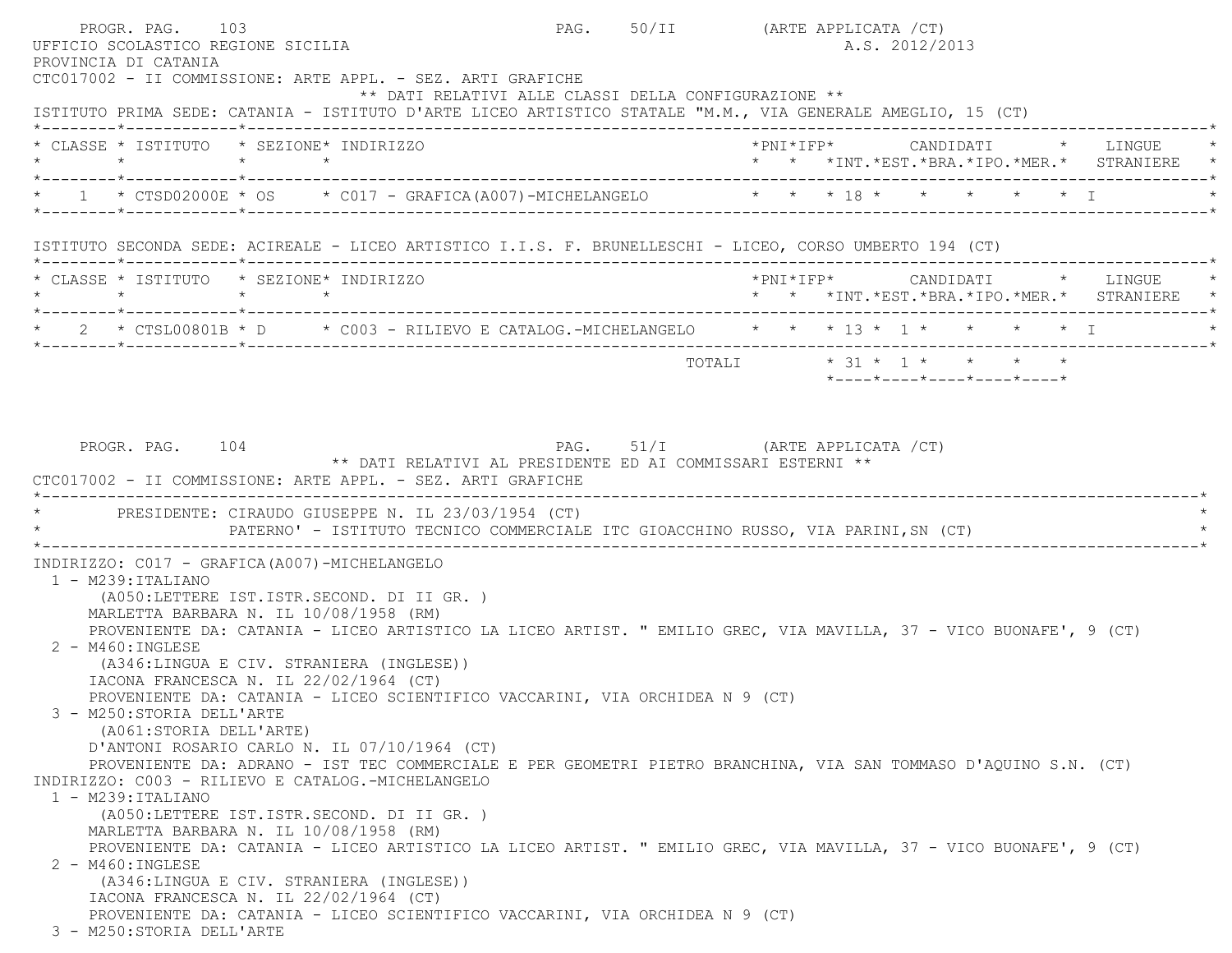UFFICIO SCOLASTICO REGIONE SICILIA

A.S. 2012/2013

PROVINCIA DI CATANIA

CTC017002 - II COMMISSIONE: ARTE APPL. - SEZ. ARTI GRAFICHE

** DATI RELATIVI ALLE CLASSI DELLA CONFIGURAZIONE **

ISTITUTO PRIMA SEDE: CATANIA - ISTITUTO D'ARTE LICEO ARTISTICO STATALE "M.M., VIA GENERALE AMEGLIO, 15 (CT)

| CLASSE | ISTITUTO | SEZIONE | INDIRIZZO | PNI | IFP | CANDIDATI INT. | EST. | BRA. | IPO. | MER. | LINGUE STRANIERE |
|---|---|---|---|---|---|---|---|---|---|---|---|
| 1 | CTSD02000E | OS | C017 - GRAFICA(A007)-MICHELANGELO | | | 18 | | | | | I |

ISTITUTO SECONDA SEDE: ACIREALE - LICEO ARTISTICO I.I.S. F. BRUNELLESCHI - LICEO, CORSO UMBERTO 194 (CT)

| CLASSE | ISTITUTO | SEZIONE | INDIRIZZO | PNI | IFP | CANDIDATI INT. | EST. | BRA. | IPO. | MER. | LINGUE STRANIERE |
|---|---|---|---|---|---|---|---|---|---|---|---|
| 2 | CTSL00801B | D | C003 - RILIEVO E CATALOG.-MICHELANGELO | | | 13 | 1 | | | | I |
| | | | TOTALI | | | 31 | 1 | | | | |

** DATI RELATIVI AL PRESIDENTE ED AI COMMISSARI ESTERNI **

CTC017002 - II COMMISSIONE: ARTE APPL. - SEZ. ARTI GRAFICHE

PRESIDENTE: CIRAUDO GIUSEPPE N. IL 23/03/1954 (CT)
PATERNO' - ISTITUTO TECNICO COMMERCIALE ITC GIOACCHINO RUSSO, VIA PARINI,SN (CT)

INDIRIZZO: C017 - GRAFICA(A007)-MICHELANGELO

1 - M239:ITALIANO
(A050:LETTERE IST.ISTR.SECOND. DI II GR. )
MARLETTA BARBARA N. IL 10/08/1958 (RM)
PROVENIENTE DA: CATANIA - LICEO ARTISTICO LA LICEO ARTIST. " EMILIO GREC, VIA MAVILLA, 37 - VICO BUONAFE', 9 (CT)

2 - M460:INGLESE
(A346:LINGUA E CIV. STRANIERA (INGLESE))
IACONA FRANCESCA N. IL 22/02/1964 (CT)
PROVENIENTE DA: CATANIA - LICEO SCIENTIFICO VACCARINI, VIA ORCHIDEA N 9 (CT)

3 - M250:STORIA DELL'ARTE
(A061:STORIA DELL'ARTE)
D'ANTONI ROSARIO CARLO N. IL 07/10/1964 (CT)
PROVENIENTE DA: ADRANO - IST TEC COMMERCIALE E PER GEOMETRI PIETRO BRANCHINA, VIA SAN TOMMASO D'AQUINO S.N. (CT)

INDIRIZZO: C003 - RILIEVO E CATALOG.-MICHELANGELO

1 - M239:ITALIANO
(A050:LETTERE IST.ISTR.SECOND. DI II GR. )
MARLETTA BARBARA N. IL 10/08/1958 (RM)
PROVENIENTE DA: CATANIA - LICEO ARTISTICO LA LICEO ARTIST. " EMILIO GREC, VIA MAVILLA, 37 - VICO BUONAFE', 9 (CT)

2 - M460:INGLESE
(A346:LINGUA E CIV. STRANIERA (INGLESE))
IACONA FRANCESCA N. IL 22/02/1964 (CT)
PROVENIENTE DA: CATANIA - LICEO SCIENTIFICO VACCARINI, VIA ORCHIDEA N 9 (CT)

3 - M250:STORIA DELL'ARTE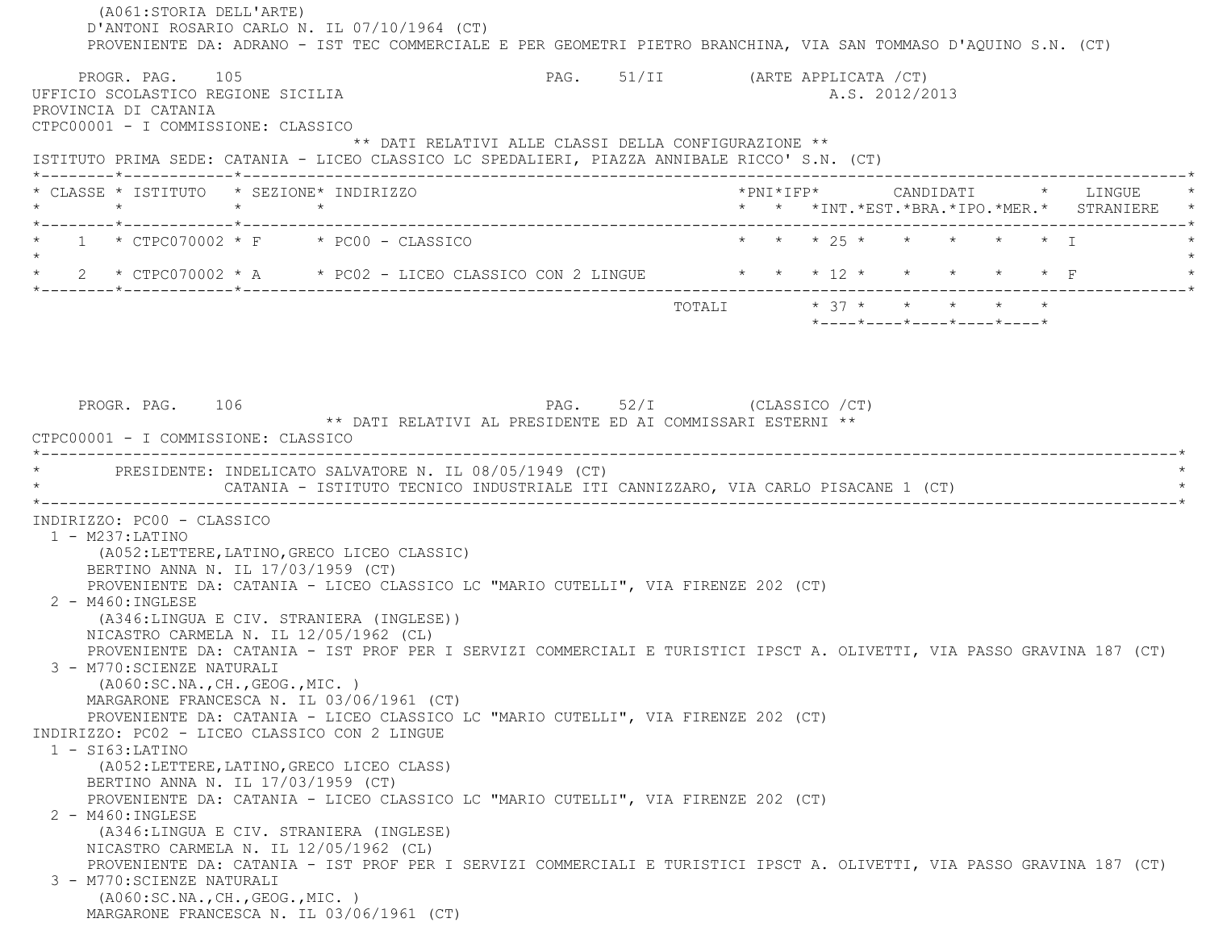(A061:STORIA DELL'ARTE)
D'ANTONI ROSARIO CARLO N. IL 07/10/1964 (CT)
PROVENIENTE DA: ADRANO - IST TEC COMMERCIALE E PER GEOMETRI PIETRO BRANCHINA, VIA SAN TOMMASO D'AQUINO S.N. (CT)

PROGR. PAG. 105 PAG. 51/II (ARTE APPLICATA /CT)
UFFICIO SCOLASTICO REGIONE SICILIA A.S. 2012/2013
PROVINCIA DI CATANIA
CTPC00001 - I COMMISSIONE: CLASSICO

** DATI RELATIVI ALLE CLASSI DELLA CONFIGURAZIONE **

ISTITUTO PRIMA SEDE: CATANIA - LICEO CLASSICO LC SPEDALIERI, PIAZZA ANNIBALE RICCO' S.N. (CT)

| CLASSE | ISTITUTO | SEZIONE | INDIRIZZO | PNI | IFP | CANDIDATI INT. | EST. | BRA. | IPO. | MER. | LINGUE STRANIERE |
|---|---|---|---|---|---|---|---|---|---|---|---|
| 1 | CTPC070002 | F | PC00 - CLASSICO | | | 25 | | | | | I |
| 2 | CTPC070002 | A | PC02 - LICEO CLASSICO CON 2 LINGUE | | | 12 | | | | | F |
| | | | TOTALI | | | 37 | | | | | |

PROGR. PAG. 106 PAG. 52/I (CLASSICO /CT)

** DATI RELATIVI AL PRESIDENTE ED AI COMMISSARI ESTERNI **

CTPC00001 - I COMMISSIONE: CLASSICO

PRESIDENTE: INDELICATO SALVATORE N. IL 08/05/1949 (CT)
CATANIA - ISTITUTO TECNICO INDUSTRIALE ITI CANNIZZARO, VIA CARLO PISACANE 1 (CT)

INDIRIZZO: PC00 - CLASSICO

1 - M237:LATINO
(A052:LETTERE,LATINO,GRECO LICEO CLASSIC)
BERTINO ANNA N. IL 17/03/1959 (CT)
PROVENIENTE DA: CATANIA - LICEO CLASSICO LC "MARIO CUTELLI", VIA FIRENZE 202 (CT)

2 - M460:INGLESE
(A346:LINGUA E CIV. STRANIERA (INGLESE))
NICASTRO CARMELA N. IL 12/05/1962 (CL)
PROVENIENTE DA: CATANIA - IST PROF PER I SERVIZI COMMERCIALI E TURISTICI IPSCT A. OLIVETTI, VIA PASSO GRAVINA 187 (CT)

3 - M770:SCIENZE NATURALI
(A060:SC.NA.,CH.,GEOG.,MIC. )
MARGARONE FRANCESCA N. IL 03/06/1961 (CT)
PROVENIENTE DA: CATANIA - LICEO CLASSICO LC "MARIO CUTELLI", VIA FIRENZE 202 (CT)

INDIRIZZO: PC02 - LICEO CLASSICO CON 2 LINGUE

1 - SI63:LATINO
(A052:LETTERE,LATINO,GRECO LICEO CLASS)
BERTINO ANNA N. IL 17/03/1959 (CT)
PROVENIENTE DA: CATANIA - LICEO CLASSICO LC "MARIO CUTELLI", VIA FIRENZE 202 (CT)

2 - M460:INGLESE
(A346:LINGUA E CIV. STRANIERA (INGLESE)
NICASTRO CARMELA N. IL 12/05/1962 (CL)
PROVENIENTE DA: CATANIA - IST PROF PER I SERVIZI COMMERCIALI E TURISTICI IPSCT A. OLIVETTI, VIA PASSO GRAVINA 187 (CT)

3 - M770:SCIENZE NATURALI
(A060:SC.NA.,CH.,GEOG.,MIC. )
MARGARONE FRANCESCA N. IL 03/06/1961 (CT)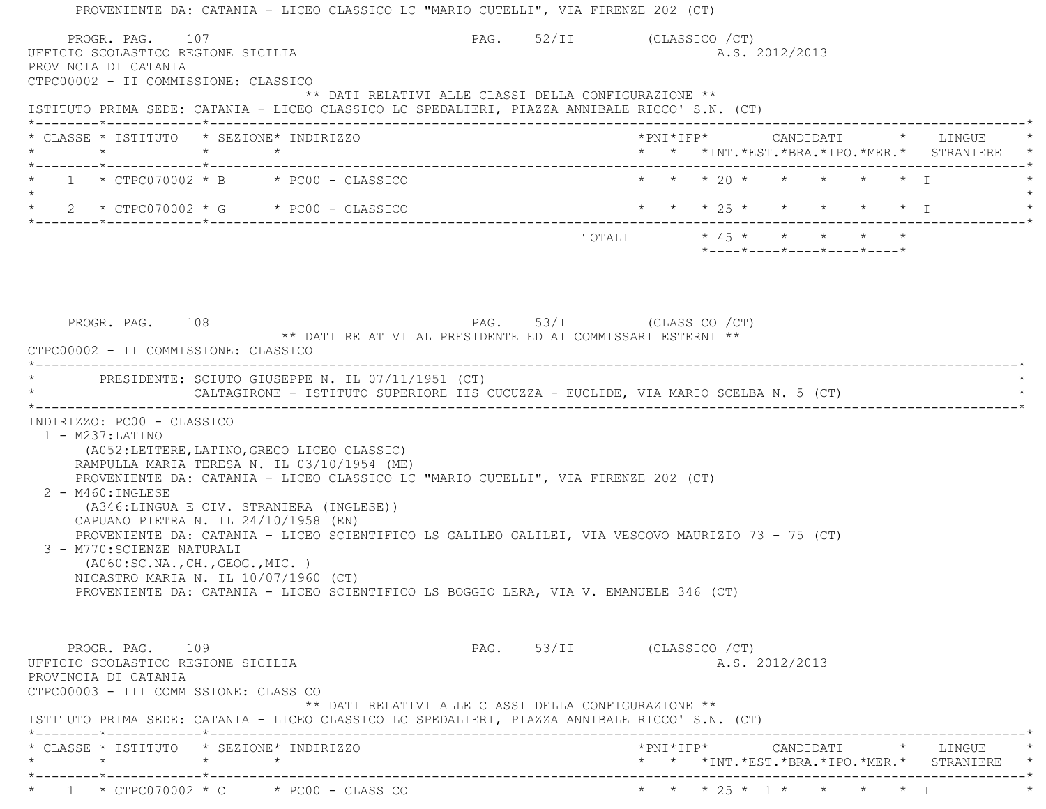PROVENIENTE DA: CATANIA - LICEO CLASSICO LC "MARIO CUTELLI", VIA FIRENZE 202 (CT)

PROGR. PAG. 107 PAG. 52/II (CLASSICO /CT)

UFFICIO SCOLASTICO REGIONE SICILIA A.S. 2012/2013

PROVINCIA DI CATANIA

CTPC00002 - II COMMISSIONE: CLASSICO

** DATI RELATIVI ALLE CLASSI DELLA CONFIGURAZIONE **

ISTITUTO PRIMA SEDE: CATANIA - LICEO CLASSICO LC SPEDALIERI, PIAZZA ANNIBALE RICCO' S.N. (CT)

| CLASSE | ISTITUTO | SEZIONE | INDIRIZZO | PNI | IFP | CANDIDATI INT. | EST. | BRA. | IPO. | MER. | LINGUE STRANIERE |
|---|---|---|---|---|---|---|---|---|---|---|---|
| 1 | CTPC070002 | B | PC00 - CLASSICO | | | 20 | | | | | I |
| 2 | CTPC070002 | G | PC00 - CLASSICO | | | 25 | | | | | I |
| | | | TOTALI | | | 45 | | | | | |

PROGR. PAG. 108 PAG. 53/I (CLASSICO /CT)

** DATI RELATIVI AL PRESIDENTE ED AI COMMISSARI ESTERNI **

CTPC00002 - II COMMISSIONE: CLASSICO

PRESIDENTE: SCIUTO GIUSEPPE N. IL 07/11/1951 (CT)
CALTAGIRONE - ISTITUTO SUPERIORE IIS CUCUZZA - EUCLIDE, VIA MARIO SCELBA N. 5 (CT)

INDIRIZZO: PC00 - CLASSICO

1 - M237:LATINO
(A052:LETTERE,LATINO,GRECO LICEO CLASSIC)
RAMPULLA MARIA TERESA N. IL 03/10/1954 (ME)
PROVENIENTE DA: CATANIA - LICEO CLASSICO LC "MARIO CUTELLI", VIA FIRENZE 202 (CT)

2 - M460:INGLESE
(A346:LINGUA E CIV. STRANIERA (INGLESE))
CAPUANO PIETRA N. IL 24/10/1958 (EN)
PROVENIENTE DA: CATANIA - LICEO SCIENTIFICO LS GALILEO GALILEI, VIA VESCOVO MAURIZIO 73 - 75 (CT)

3 - M770:SCIENZE NATURALI
(A060:SC.NA.,CH.,GEOG.,MIC. )
NICASTRO MARIA N. IL 10/07/1960 (CT)
PROVENIENTE DA: CATANIA - LICEO SCIENTIFICO LS BOGGIO LERA, VIA V. EMANUELE 346 (CT)

PROGR. PAG. 109 PAG. 53/II (CLASSICO /CT)

UFFICIO SCOLASTICO REGIONE SICILIA A.S. 2012/2013

PROVINCIA DI CATANIA

CTPC00003 - III COMMISSIONE: CLASSICO

** DATI RELATIVI ALLE CLASSI DELLA CONFIGURAZIONE **

ISTITUTO PRIMA SEDE: CATANIA - LICEO CLASSICO LC SPEDALIERI, PIAZZA ANNIBALE RICCO' S.N. (CT)

| CLASSE | ISTITUTO | SEZIONE | INDIRIZZO | PNI | IFP | CANDIDATI INT. | EST. | BRA. | IPO. | MER. | LINGUE STRANIERE |
|---|---|---|---|---|---|---|---|---|---|---|---|
| 1 | CTPC070002 | C | PC00 - CLASSICO | | | 25 | 1 | | | | I |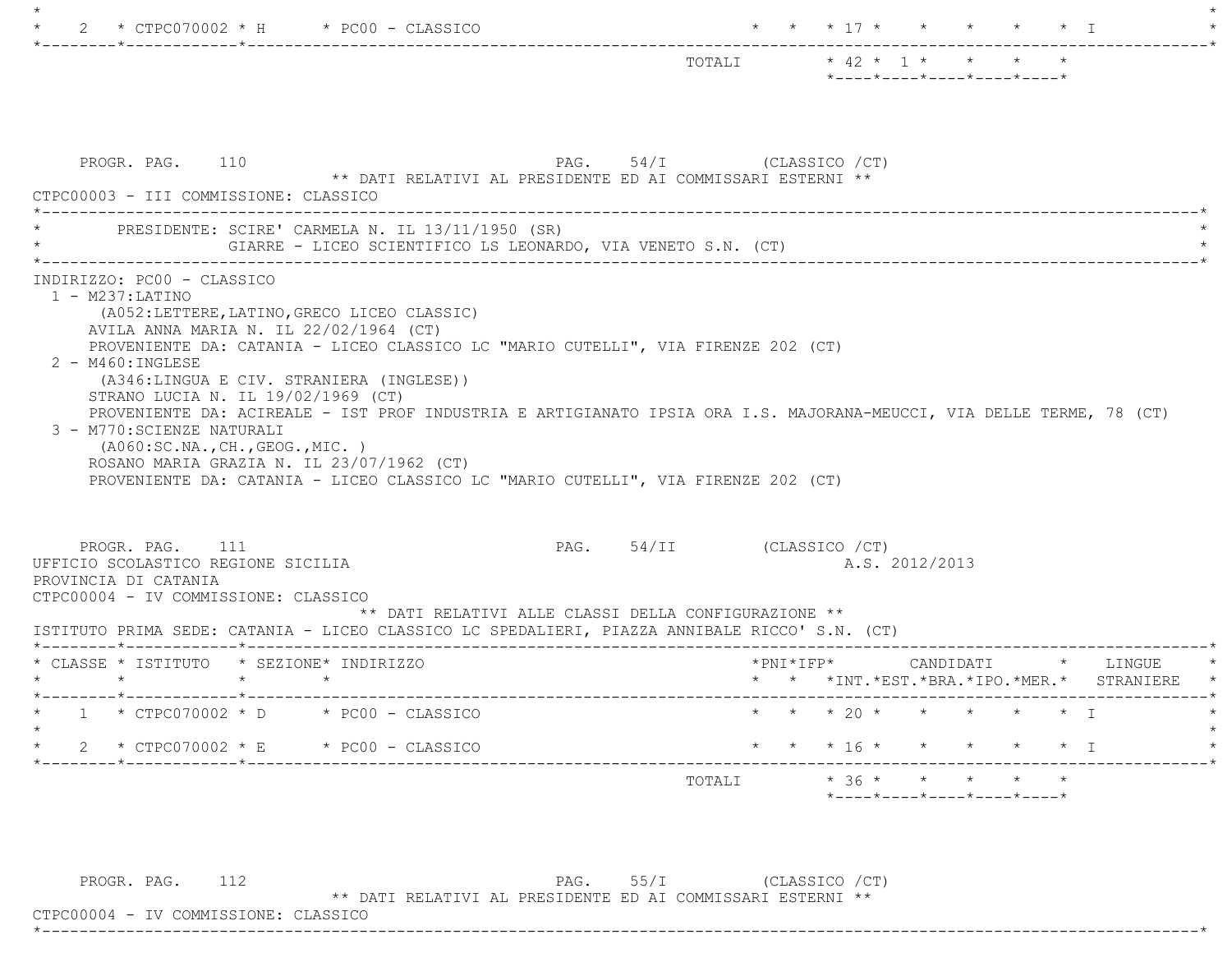| CLASSE | ISTITUTO | SEZIONE | INDIRIZZO | PNI | IFP | INT. | EST. | BRA. | IPO. | MER. | LINGUE STRANIERE |
|---|---|---|---|---|---|---|---|---|---|---|---|
| 2 | CTPC070002 | H | PC00 - CLASSICO | | | 17 | | | | | I |
| | | | TOTALI | | | 42 | 1 | | | | |

PROGR. PAG. 110 PAG. 54/I (CLASSICO /CT)

** DATI RELATIVI AL PRESIDENTE ED AI COMMISSARI ESTERNI **

CTPC00003 - III COMMISSIONE: CLASSICO

PRESIDENTE: SCIRE' CARMELA N. IL 13/11/1950 (SR)
GIARRE - LICEO SCIENTIFICO LS LEONARDO, VIA VENETO S.N. (CT)

INDIRIZZO: PC00 - CLASSICO

1 - M237:LATINO
(A052:LETTERE,LATINO,GRECO LICEO CLASSIC)
AVILA ANNA MARIA N. IL 22/02/1964 (CT)
PROVENIENTE DA: CATANIA - LICEO CLASSICO LC "MARIO CUTELLI", VIA FIRENZE 202 (CT)

2 - M460:INGLESE
(A346:LINGUA E CIV. STRANIERA (INGLESE))
STRANO LUCIA N. IL 19/02/1969 (CT)
PROVENIENTE DA: ACIREALE - IST PROF INDUSTRIA E ARTIGIANATO IPSIA ORA I.S. MAJORANA-MEUCCI, VIA DELLE TERME, 78 (CT)

3 - M770:SCIENZE NATURALI
(A060:SC.NA.,CH.,GEOG.,MIC. )
ROSANO MARIA GRAZIA N. IL 23/07/1962 (CT)
PROVENIENTE DA: CATANIA - LICEO CLASSICO LC "MARIO CUTELLI", VIA FIRENZE 202 (CT)

PROGR. PAG. 111 PAG. 54/II (CLASSICO /CT)

UFFICIO SCOLASTICO REGIONE SICILIA A.S. 2012/2013
PROVINCIA DI CATANIA
CTPC00004 - IV COMMISSIONE: CLASSICO

** DATI RELATIVI ALLE CLASSI DELLA CONFIGURAZIONE **

ISTITUTO PRIMA SEDE: CATANIA - LICEO CLASSICO LC SPEDALIERI, PIAZZA ANNIBALE RICCO' S.N. (CT)

| CLASSE | ISTITUTO | SEZIONE | INDIRIZZO | PNI | IFP | INT. | EST. | BRA. | IPO. | MER. | LINGUE STRANIERE |
|---|---|---|---|---|---|---|---|---|---|---|---|
| 1 | CTPC070002 | D | PC00 - CLASSICO | | | 20 | | | | | I |
| 2 | CTPC070002 | E | PC00 - CLASSICO | | | 16 | | | | | I |
| | | | TOTALI | | | 36 | | | | | |

PROGR. PAG. 112 PAG. 55/I (CLASSICO /CT)

** DATI RELATIVI AL PRESIDENTE ED AI COMMISSARI ESTERNI **

CTPC00004 - IV COMMISSIONE: CLASSICO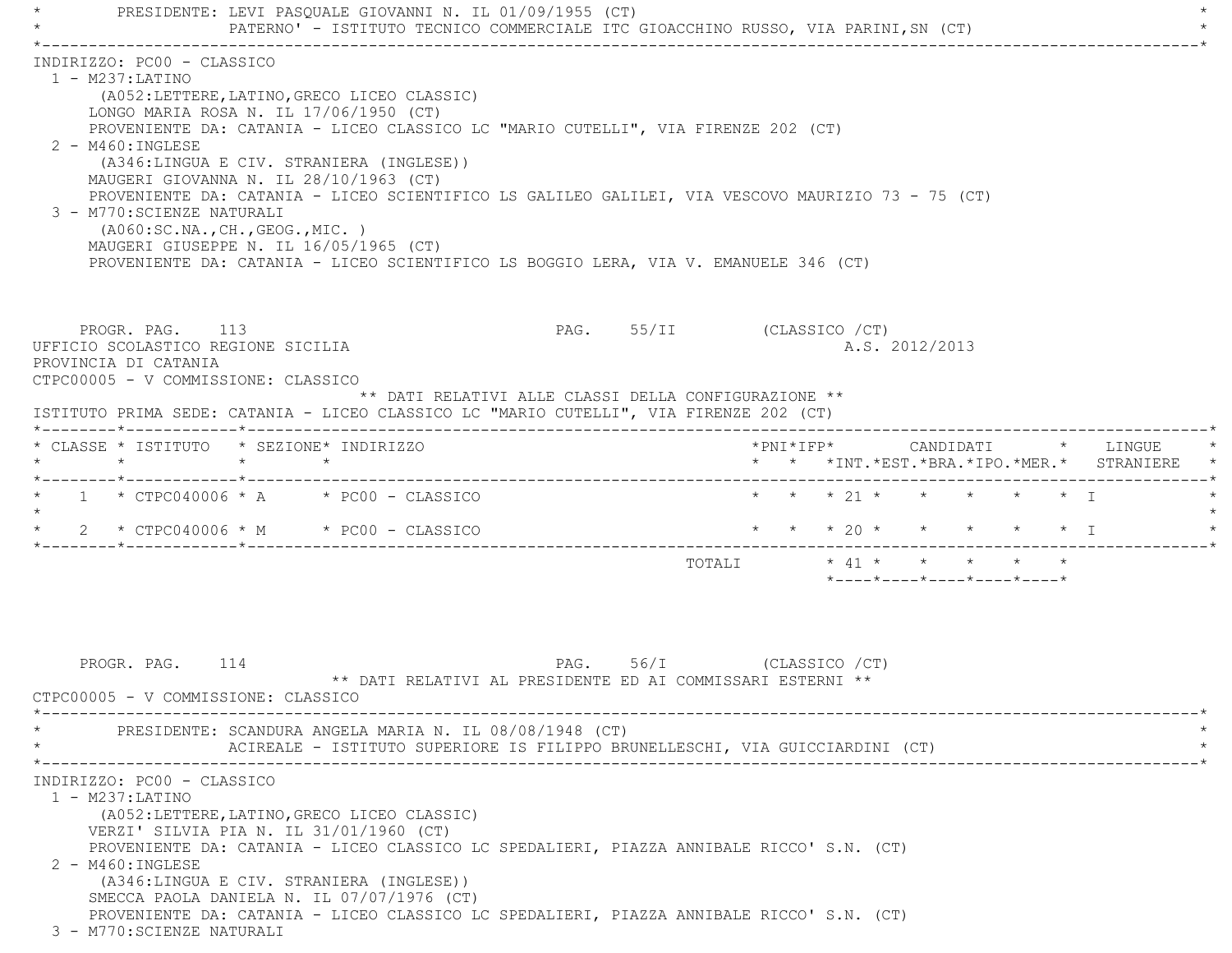PRESIDENTE: LEVI PASQUALE GIOVANNI N. IL 01/09/1955 (CT)
PATERNO' - ISTITUTO TECNICO COMMERCIALE ITC GIOACCHINO RUSSO, VIA PARINI,SN (CT)

INDIRIZZO: PC00 - CLASSICO

1 - M237:LATINO
   (A052:LETTERE,LATINO,GRECO LICEO CLASSIC)
   LONGO MARIA ROSA N. IL 17/06/1950 (CT)
   PROVENIENTE DA: CATANIA - LICEO CLASSICO LC "MARIO CUTELLI", VIA FIRENZE 202 (CT)
2 - M460:INGLESE
   (A346:LINGUA E CIV. STRANIERA (INGLESE))
   MAUGERI GIOVANNA N. IL 28/10/1963 (CT)
   PROVENIENTE DA: CATANIA - LICEO SCIENTIFICO LS GALILEO GALILEI, VIA VESCOVO MAURIZIO 73 - 75 (CT)
3 - M770:SCIENZE NATURALI
   (A060:SC.NA.,CH.,GEOG.,MIC. )
   MAUGERI GIUSEPPE N. IL 16/05/1965 (CT)
   PROVENIENTE DA: CATANIA - LICEO SCIENTIFICO LS BOGGIO LERA, VIA V. EMANUELE 346 (CT)

PROGR. PAG. 113 PAG. 55/II (CLASSICO /CT)

UFFICIO SCOLASTICO REGIONE SICILIA A.S. 2012/2013
PROVINCIA DI CATANIA
CTPC00005 - V COMMISSIONE: CLASSICO

** DATI RELATIVI ALLE CLASSI DELLA CONFIGURAZIONE **

ISTITUTO PRIMA SEDE: CATANIA - LICEO CLASSICO LC "MARIO CUTELLI", VIA FIRENZE 202 (CT)

| CLASSE | ISTITUTO | SEZIONE | INDIRIZZO | PNI | IFP | CANDIDATI INT. | CANDIDATI EST. | CANDIDATI BRA. | CANDIDATI IPO. | CANDIDATI MER. | LINGUE STRANIERE |
|---|---|---|---|---|---|---|---|---|---|---|---|
| 1 | CTPC040006 | A | PC00 - CLASSICO | | | 21 | | | | | I |
| 2 | CTPC040006 | M | PC00 - CLASSICO | | | 20 | | | | | I |
| | | | TOTALI | | | 41 | | | | | |

PROGR. PAG. 114 PAG. 56/I (CLASSICO /CT)

** DATI RELATIVI AL PRESIDENTE ED AI COMMISSARI ESTERNI **

CTPC00005 - V COMMISSIONE: CLASSICO

PRESIDENTE: SCANDURA ANGELA MARIA N. IL 08/08/1948 (CT)
ACIREALE - ISTITUTO SUPERIORE IS FILIPPO BRUNELLESCHI, VIA GUICCIARDINI (CT)

INDIRIZZO: PC00 - CLASSICO

1 - M237:LATINO
   (A052:LETTERE,LATINO,GRECO LICEO CLASSIC)
   VERZI' SILVIA PIA N. IL 31/01/1960 (CT)
   PROVENIENTE DA: CATANIA - LICEO CLASSICO LC SPEDALIERI, PIAZZA ANNIBALE RICCO' S.N. (CT)
2 - M460:INGLESE
   (A346:LINGUA E CIV. STRANIERA (INGLESE))
   SMECCA PAOLA DANIELA N. IL 07/07/1976 (CT)
   PROVENIENTE DA: CATANIA - LICEO CLASSICO LC SPEDALIERI, PIAZZA ANNIBALE RICCO' S.N. (CT)
3 - M770:SCIENZE NATURALI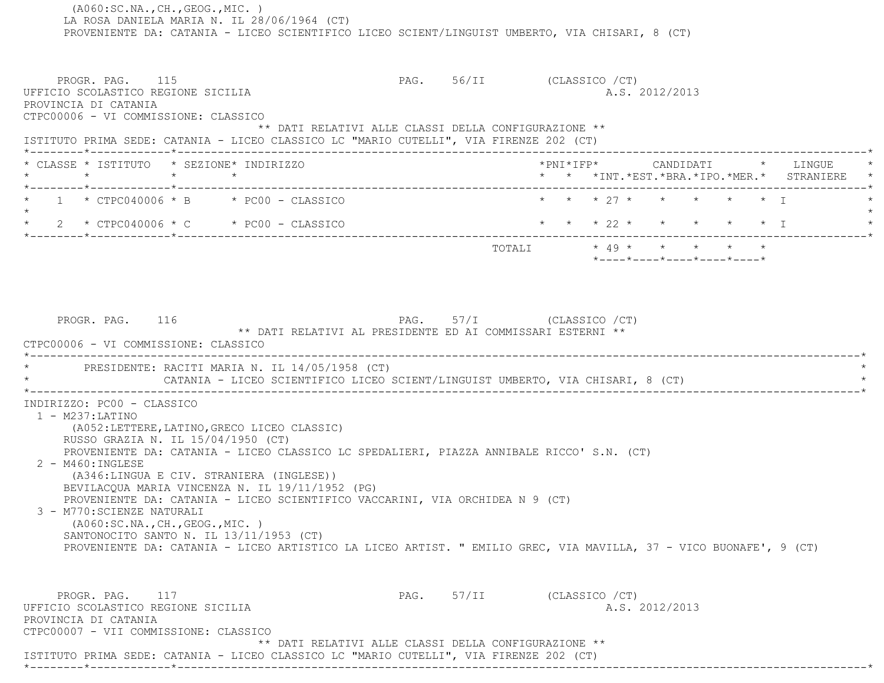(A060:SC.NA.,CH.,GEOG.,MIC. )
LA ROSA DANIELA MARIA N. IL 28/06/1964 (CT)
PROVENIENTE DA: CATANIA - LICEO SCIENTIFICO LICEO SCIENT/LINGUIST UMBERTO, VIA CHISARI, 8 (CT)

PROGR. PAG. 115 PAG. 56/II (CLASSICO /CT)
UFFICIO SCOLASTICO REGIONE SICILIA A.S. 2012/2013
PROVINCIA DI CATANIA
CTPC00006 - VI COMMISSIONE: CLASSICO

** DATI RELATIVI ALLE CLASSI DELLA CONFIGURAZIONE **

ISTITUTO PRIMA SEDE: CATANIA - LICEO CLASSICO LC "MARIO CUTELLI", VIA FIRENZE 202 (CT)

| CLASSE | ISTITUTO | SEZIONE | INDIRIZZO | PNI | IFP | CANDIDATI INT. | EST. | BRA. | IPO. | MER. | LINGUE STRANIERE |
|---|---|---|---|---|---|---|---|---|---|---|---|
| 1 | CTPC040006 | B | PC00 - CLASSICO | | | 27 | | | | | I |
| 2 | CTPC040006 | C | PC00 - CLASSICO | | | 22 | | | | | I |
| | | | | | TOTALI | 49 | | | | | |

PROGR. PAG. 116 PAG. 57/I (CLASSICO /CT)

** DATI RELATIVI AL PRESIDENTE ED AI COMMISSARI ESTERNI **

CTPC00006 - VI COMMISSIONE: CLASSICO

PRESIDENTE: RACITI MARIA N. IL 14/05/1958 (CT)
CATANIA - LICEO SCIENTIFICO LICEO SCIENT/LINGUIST UMBERTO, VIA CHISARI, 8 (CT)

INDIRIZZO: PC00 - CLASSICO

1 - M237:LATINO
(A052:LETTERE,LATINO,GRECO LICEO CLASSIC)
RUSSO GRAZIA N. IL 15/04/1950 (CT)
PROVENIENTE DA: CATANIA - LICEO CLASSICO LC SPEDALIERI, PIAZZA ANNIBALE RICCO' S.N. (CT)

2 - M460:INGLESE
(A346:LINGUA E CIV. STRANIERA (INGLESE))
BEVILACQUA MARIA VINCENZA N. IL 19/11/1952 (PG)
PROVENIENTE DA: CATANIA - LICEO SCIENTIFICO VACCARINI, VIA ORCHIDEA N 9 (CT)

3 - M770:SCIENZE NATURALI
(A060:SC.NA.,CH.,GEOG.,MIC. )
SANTONOCITO SANTO N. IL 13/11/1953 (CT)
PROVENIENTE DA: CATANIA - LICEO ARTISTICO LA LICEO ARTIST. " EMILIO GREC, VIA MAVILLA, 37 - VICO BUONAFE', 9 (CT)

PROGR. PAG. 117 PAG. 57/II (CLASSICO /CT)
UFFICIO SCOLASTICO REGIONE SICILIA A.S. 2012/2013
PROVINCIA DI CATANIA
CTPC00007 - VII COMMISSIONE: CLASSICO

** DATI RELATIVI ALLE CLASSI DELLA CONFIGURAZIONE **

ISTITUTO PRIMA SEDE: CATANIA - LICEO CLASSICO LC "MARIO CUTELLI", VIA FIRENZE 202 (CT)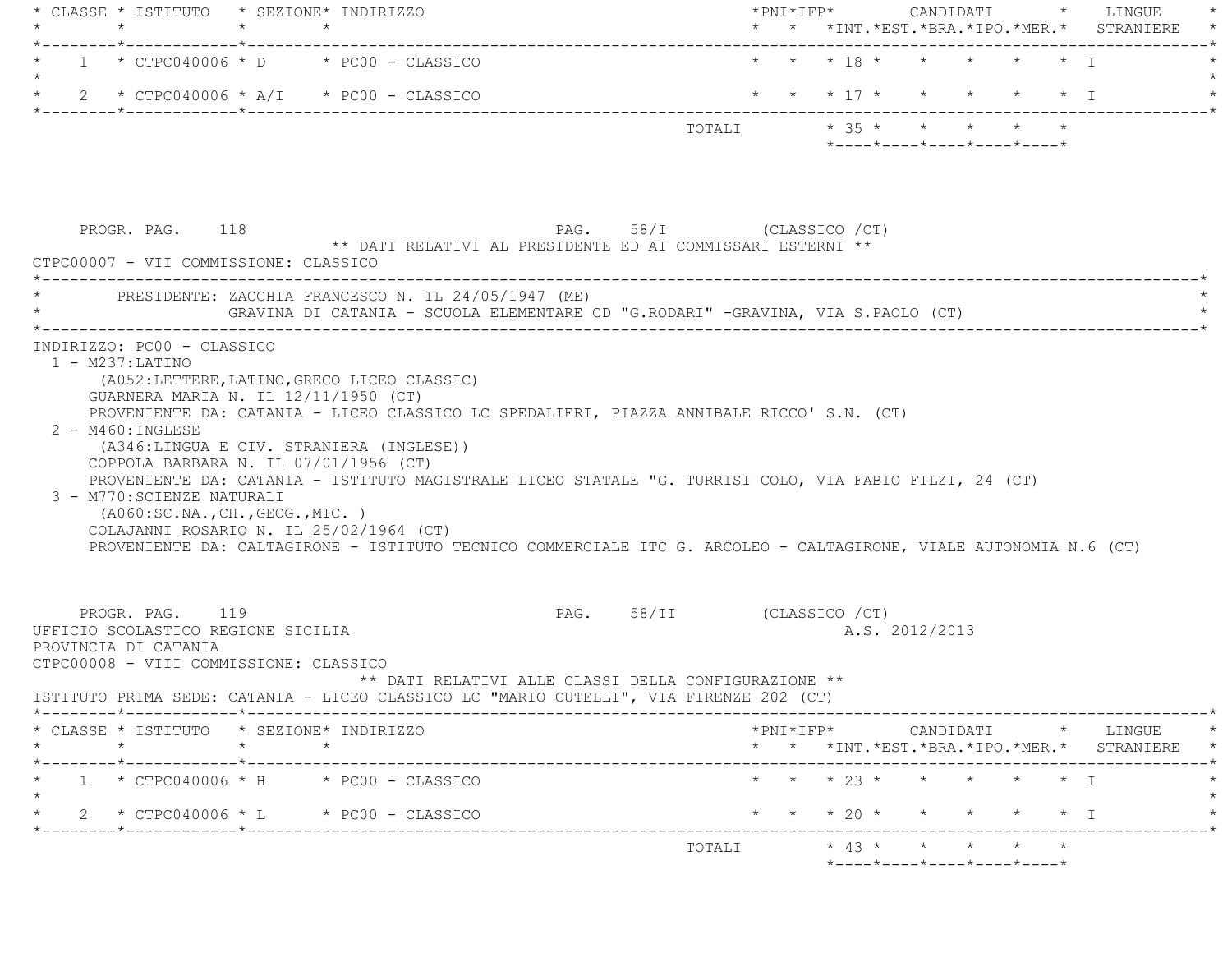| CLASSE | ISTITUTO | SEZIONE | INDIRIZZO | PNI | IFP | CANDIDATI INT. | EST. | BRA. | IPO. | MER. | LINGUE STRANIERE |
|---|---|---|---|---|---|---|---|---|---|---|---|
| 1 | CTPC040006 | D | PC00 - CLASSICO | | | 18 | | | | | I |
| 2 | CTPC040006 | A/I | PC00 - CLASSICO | | | 17 | | | | | I |
| | | | TOTALI | | | 35 | | | | | |

PROGR. PAG. 118 PAG. 58/I (CLASSICO /CT)

** DATI RELATIVI AL PRESIDENTE ED AI COMMISSARI ESTERNI **

CTPC00007 - VII COMMISSIONE: CLASSICO

PRESIDENTE: ZACCHIA FRANCESCO N. IL 24/05/1947 (ME)
GRAVINA DI CATANIA - SCUOLA ELEMENTARE CD "G.RODARI" -GRAVINA, VIA S.PAOLO (CT)

INDIRIZZO: PC00 - CLASSICO

1 - M237:LATINO
(A052:LETTERE,LATINO,GRECO LICEO CLASSIC)
GUARNERA MARIA N. IL 12/11/1950 (CT)
PROVENIENTE DA: CATANIA - LICEO CLASSICO LC SPEDALIERI, PIAZZA ANNIBALE RICCO' S.N. (CT)

2 - M460:INGLESE
(A346:LINGUA E CIV. STRANIERA (INGLESE))
COPPOLA BARBARA N. IL 07/01/1956 (CT)
PROVENIENTE DA: CATANIA - ISTITUTO MAGISTRALE LICEO STATALE "G. TURRISI COLO, VIA FABIO FILZI, 24 (CT)

3 - M770:SCIENZE NATURALI
(A060:SC.NA.,CH.,GEOG.,MIC. )
COLAJANNI ROSARIO N. IL 25/02/1964 (CT)
PROVENIENTE DA: CALTAGIRONE - ISTITUTO TECNICO COMMERCIALE ITC G. ARCOLEO - CALTAGIRONE, VIALE AUTONOMIA N.6 (CT)

PROGR. PAG. 119 PAG. 58/II (CLASSICO /CT)

UFFICIO SCOLASTICO REGIONE SICILIA A.S. 2012/2013

PROVINCIA DI CATANIA

CTPC00008 - VIII COMMISSIONE: CLASSICO

** DATI RELATIVI ALLE CLASSI DELLA CONFIGURAZIONE **

ISTITUTO PRIMA SEDE: CATANIA - LICEO CLASSICO LC "MARIO CUTELLI", VIA FIRENZE 202 (CT)

| CLASSE | ISTITUTO | SEZIONE | INDIRIZZO | PNI | IFP | CANDIDATI INT. | EST. | BRA. | IPO. | MER. | LINGUE STRANIERE |
|---|---|---|---|---|---|---|---|---|---|---|---|
| 1 | CTPC040006 | H | PC00 - CLASSICO | | | 23 | | | | | I |
| 2 | CTPC040006 | L | PC00 - CLASSICO | | | 20 | | | | | I |
| | | | TOTALI | | | 43 | | | | | |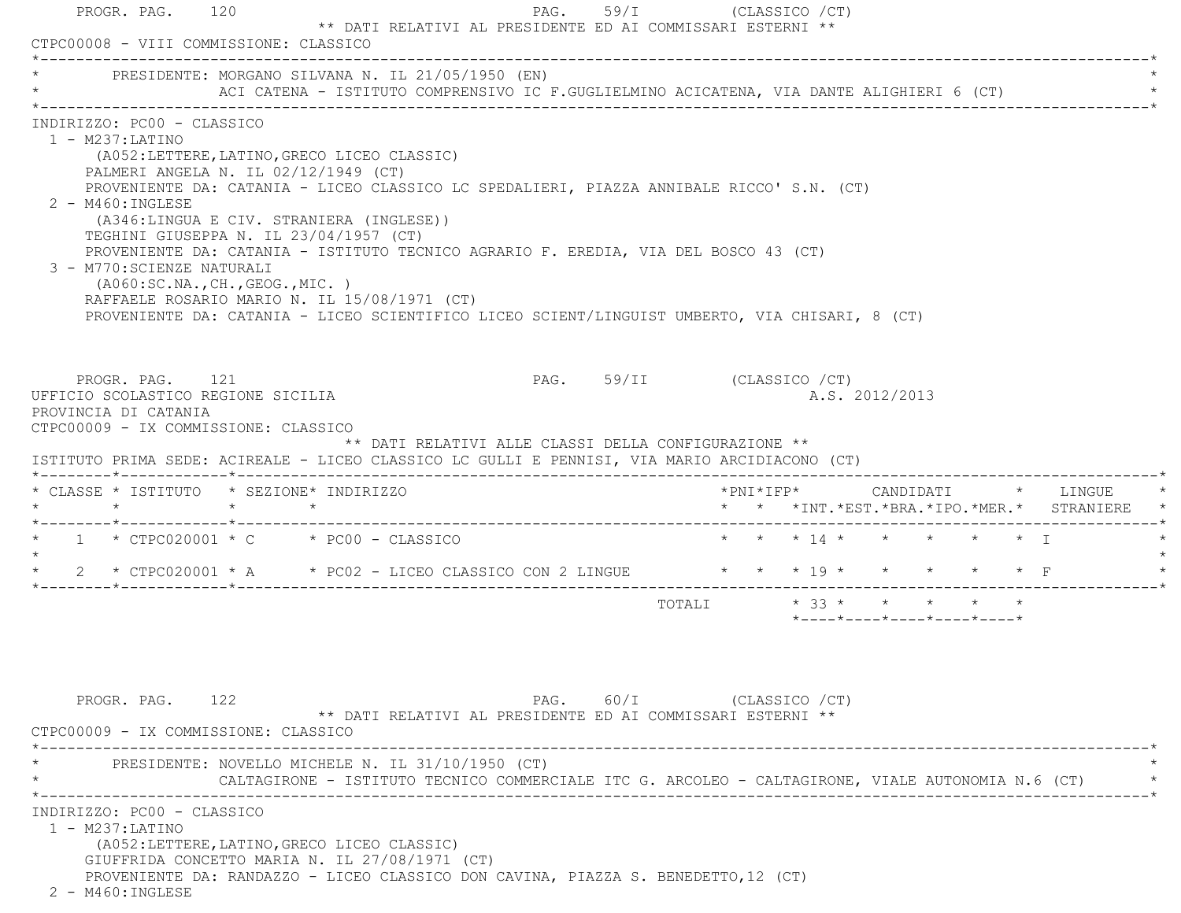** DATI RELATIVI AL PRESIDENTE ED AI COMMISSARI ESTERNI **

CTPC00008 - VIII COMMISSIONE: CLASSICO

PRESIDENTE: MORGANO SILVANA N. IL 21/05/1950 (EN)
ACI CATENA - ISTITUTO COMPRENSIVO IC F.GUGLIELMINO ACICATENA, VIA DANTE ALIGHIERI 6 (CT)

INDIRIZZO: PC00 - CLASSICO

1 - M237:LATINO
(A052:LETTERE,LATINO,GRECO LICEO CLASSIC)
PALMERI ANGELA N. IL 02/12/1949 (CT)
PROVENIENTE DA: CATANIA - LICEO CLASSICO LC SPEDALIERI, PIAZZA ANNIBALE RICCO' S.N. (CT)

2 - M460:INGLESE
(A346:LINGUA E CIV. STRANIERA (INGLESE))
TEGHINI GIUSEPPA N. IL 23/04/1957 (CT)
PROVENIENTE DA: CATANIA - ISTITUTO TECNICO AGRARIO F. EREDIA, VIA DEL BOSCO 43 (CT)

3 - M770:SCIENZE NATURALI
(A060:SC.NA.,CH.,GEOG.,MIC. )
RAFFAELE ROSARIO MARIO N. IL 15/08/1971 (CT)
PROVENIENTE DA: CATANIA - LICEO SCIENTIFICO LICEO SCIENT/LINGUIST UMBERTO, VIA CHISARI, 8 (CT)

UFFICIO SCOLASTICO REGIONE SICILIA
A.S. 2012/2013
PROVINCIA DI CATANIA
CTPC00009 - IX COMMISSIONE: CLASSICO

** DATI RELATIVI ALLE CLASSI DELLA CONFIGURAZIONE **

ISTITUTO PRIMA SEDE: ACIREALE - LICEO CLASSICO LC GULLI E PENNISI, VIA MARIO ARCIDIACONO (CT)

| CLASSE | ISTITUTO | SEZIONE | INDIRIZZO | PNI | IFP | CANDIDATI INT. | EST. | BRA. | IPO. | MER. | LINGUE STRANIERE |
|---|---|---|---|---|---|---|---|---|---|---|---|
| 1 | CTPC020001 | C | PC00 - CLASSICO | | | 14 | | | | | I |
| 2 | CTPC020001 | A | PC02 - LICEO CLASSICO CON 2 LINGUE | | | 19 | | | | | F |
| | | | TOTALI | | | 33 | | | | | |

** DATI RELATIVI AL PRESIDENTE ED AI COMMISSARI ESTERNI **

CTPC00009 - IX COMMISSIONE: CLASSICO

PRESIDENTE: NOVELLO MICHELE N. IL 31/10/1950 (CT)
CALTAGIRONE - ISTITUTO TECNICO COMMERCIALE ITC G. ARCOLEO - CALTAGIRONE, VIALE AUTONOMIA N.6 (CT)

INDIRIZZO: PC00 - CLASSICO

1 - M237:LATINO
(A052:LETTERE,LATINO,GRECO LICEO CLASSIC)
GIUFFRIDA CONCETTO MARIA N. IL 27/08/1971 (CT)
PROVENIENTE DA: RANDAZZO - LICEO CLASSICO DON CAVINA, PIAZZA S. BENEDETTO,12 (CT)

2 - M460:INGLESE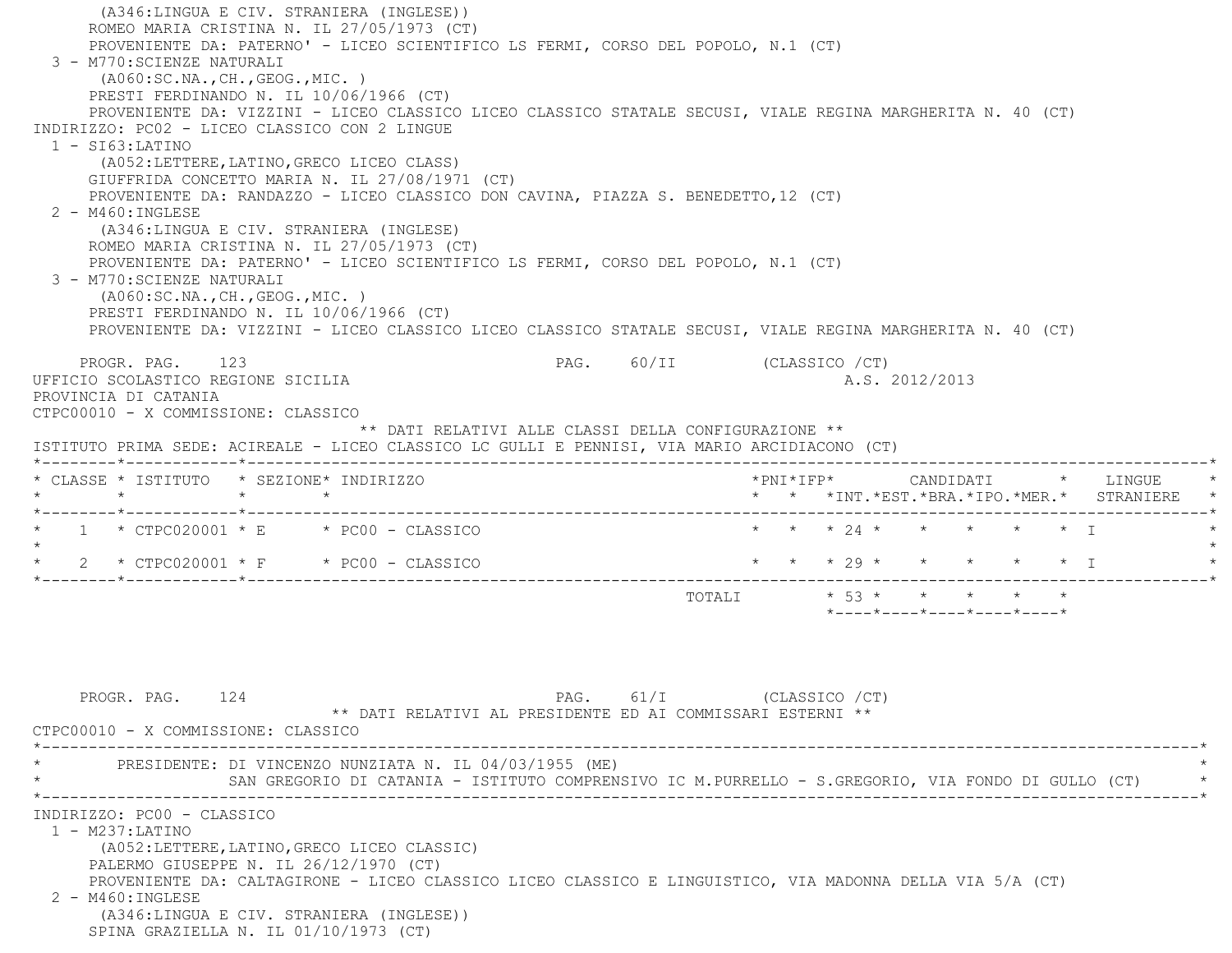(A346:LINGUA E CIV. STRANIERA (INGLESE))
ROMEO MARIA CRISTINA N. IL 27/05/1973 (CT)
PROVENIENTE DA: PATERNO' - LICEO SCIENTIFICO LS FERMI, CORSO DEL POPOLO, N.1 (CT)

3 - M770:SCIENZE NATURALI
(A060:SC.NA.,CH.,GEOG.,MIC. )
PRESTI FERDINANDO N. IL 10/06/1966 (CT)
PROVENIENTE DA: VIZZINI - LICEO CLASSICO LICEO CLASSICO STATALE SECUSI, VIALE REGINA MARGHERITA N. 40 (CT)

INDIRIZZO: PC02 - LICEO CLASSICO CON 2 LINGUE

1 - SI63:LATINO
(A052:LETTERE,LATINO,GRECO LICEO CLASS)
GIUFFRIDA CONCETTO MARIA N. IL 27/08/1971 (CT)
PROVENIENTE DA: RANDAZZO - LICEO CLASSICO DON CAVINA, PIAZZA S. BENEDETTO,12 (CT)

2 - M460:INGLESE
(A346:LINGUA E CIV. STRANIERA (INGLESE)
ROMEO MARIA CRISTINA N. IL 27/05/1973 (CT)
PROVENIENTE DA: PATERNO' - LICEO SCIENTIFICO LS FERMI, CORSO DEL POPOLO, N.1 (CT)

3 - M770:SCIENZE NATURALI
(A060:SC.NA.,CH.,GEOG.,MIC. )
PRESTI FERDINANDO N. IL 10/06/1966 (CT)
PROVENIENTE DA: VIZZINI - LICEO CLASSICO LICEO CLASSICO STATALE SECUSI, VIALE REGINA MARGHERITA N. 40 (CT)

PROGR. PAG. 123 PAG. 60/II (CLASSICO /CT)

UFFICIO SCOLASTICO REGIONE SICILIA A.S. 2012/2013

PROVINCIA DI CATANIA

CTPC00010 - X COMMISSIONE: CLASSICO

** DATI RELATIVI ALLE CLASSI DELLA CONFIGURAZIONE **

ISTITUTO PRIMA SEDE: ACIREALE - LICEO CLASSICO LC GULLI E PENNISI, VIA MARIO ARCIDIACONO (CT)

| CLASSE | ISTITUTO | SEZIONE | INDIRIZZO | PNI | IFP | CANDIDATI INT. | EST. | BRA. | IPO. | MER. | LINGUE STRANIERE |
|---|---|---|---|---|---|---|---|---|---|---|---|
| 1 | CTPC020001 | E | PC00 - CLASSICO | | | 24 | | | | | I |
| 2 | CTPC020001 | F | PC00 - CLASSICO | | | 29 | | | | | I |
| | | | TOTALI | | | 53 | | | | | |

PROGR. PAG. 124 PAG. 61/I (CLASSICO /CT)

** DATI RELATIVI AL PRESIDENTE ED AI COMMISSARI ESTERNI **

CTPC00010 - X COMMISSIONE: CLASSICO

PRESIDENTE: DI VINCENZO NUNZIATA N. IL 04/03/1955 (ME)
SAN GREGORIO DI CATANIA - ISTITUTO COMPRENSIVO IC M.PURRELLO - S.GREGORIO, VIA FONDO DI GULLO (CT)

INDIRIZZO: PC00 - CLASSICO

1 - M237:LATINO
(A052:LETTERE,LATINO,GRECO LICEO CLASSIC)
PALERMO GIUSEPPE N. IL 26/12/1970 (CT)
PROVENIENTE DA: CALTAGIRONE - LICEO CLASSICO LICEO CLASSICO E LINGUISTICO, VIA MADONNA DELLA VIA 5/A (CT)

2 - M460:INGLESE
(A346:LINGUA E CIV. STRANIERA (INGLESE))
SPINA GRAZIELLA N. IL 01/10/1973 (CT)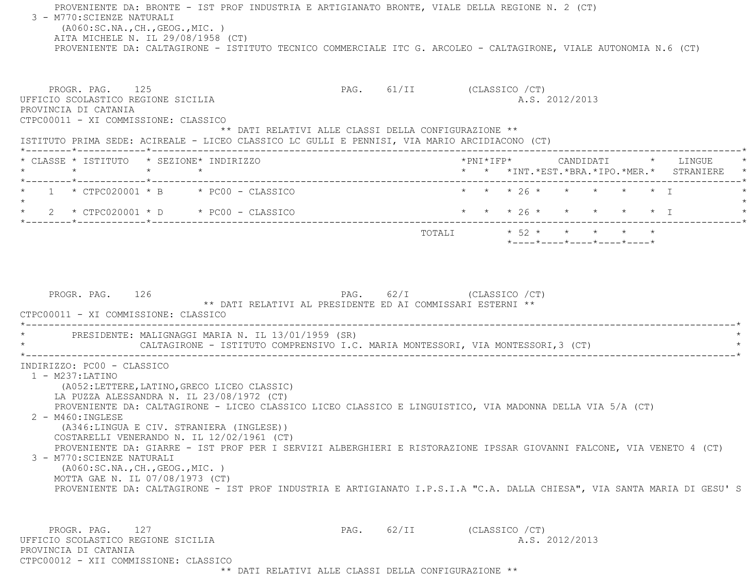PROVENIENTE DA: BRONTE - IST PROF INDUSTRIA E ARTIGIANATO BRONTE, VIALE DELLA REGIONE N. 2 (CT)

3 - M770:SCIENZE NATURALI
(A060:SC.NA.,CH.,GEOG.,MIC. )
AITA MICHELE N. IL 29/08/1958 (CT)
PROVENIENTE DA: CALTAGIRONE - ISTITUTO TECNICO COMMERCIALE ITC G. ARCOLEO - CALTAGIRONE, VIALE AUTONOMIA N.6 (CT)

PROGR. PAG. 125 PAG. 61/II (CLASSICO /CT)

UFFICIO SCOLASTICO REGIONE SICILIA A.S. 2012/2013

PROVINCIA DI CATANIA

CTPC00011 - XI COMMISSIONE: CLASSICO

** DATI RELATIVI ALLE CLASSI DELLA CONFIGURAZIONE **

ISTITUTO PRIMA SEDE: ACIREALE - LICEO CLASSICO LC GULLI E PENNISI, VIA MARIO ARCIDIACONO (CT)

| CLASSE | ISTITUTO | SEZIONE | INDIRIZZO | PNI | IFP | CANDIDATI INT. | EST. | BRA. | IPO. | MER. | LINGUE STRANIERE |
|---|---|---|---|---|---|---|---|---|---|---|---|
| 1 | CTPC020001 | B | PC00 - CLASSICO | | | 26 | | | | | I |
| 2 | CTPC020001 | D | PC00 - CLASSICO | | | 26 | | | | | I |
| | | | TOTALI | | | 52 | | | | | |

PROGR. PAG. 126 PAG. 62/I (CLASSICO /CT)

** DATI RELATIVI AL PRESIDENTE ED AI COMMISSARI ESTERNI **

CTPC00011 - XI COMMISSIONE: CLASSICO

PRESIDENTE: MALIGNAGGI MARIA N. IL 13/01/1959 (SR)
CALTAGIRONE - ISTITUTO COMPRENSIVO I.C. MARIA MONTESSORI, VIA MONTESSORI,3 (CT)

INDIRIZZO: PC00 - CLASSICO

1 - M237:LATINO
(A052:LETTERE,LATINO,GRECO LICEO CLASSIC)
LA PUZZA ALESSANDRA N. IL 23/08/1972 (CT)
PROVENIENTE DA: CALTAGIRONE - LICEO CLASSICO LICEO CLASSICO E LINGUISTICO, VIA MADONNA DELLA VIA 5/A (CT)

2 - M460:INGLESE
(A346:LINGUA E CIV. STRANIERA (INGLESE))
COSTARELLI VENERANDO N. IL 12/02/1961 (CT)
PROVENIENTE DA: GIARRE - IST PROF PER I SERVIZI ALBERGHIERI E RISTORAZIONE IPSSAR GIOVANNI FALCONE, VIA VENETO 4 (CT)

3 - M770:SCIENZE NATURALI
(A060:SC.NA.,CH.,GEOG.,MIC. )
MOTTA GAE N. IL 07/08/1973 (CT)
PROVENIENTE DA: CALTAGIRONE - IST PROF INDUSTRIA E ARTIGIANATO I.P.S.I.A "C.A. DALLA CHIESA", VIA SANTA MARIA DI GESU' S

PROGR. PAG. 127 PAG. 62/II (CLASSICO /CT)

UFFICIO SCOLASTICO REGIONE SICILIA A.S. 2012/2013

PROVINCIA DI CATANIA

CTPC00012 - XII COMMISSIONE: CLASSICO

** DATI RELATIVI ALLE CLASSI DELLA CONFIGURAZIONE **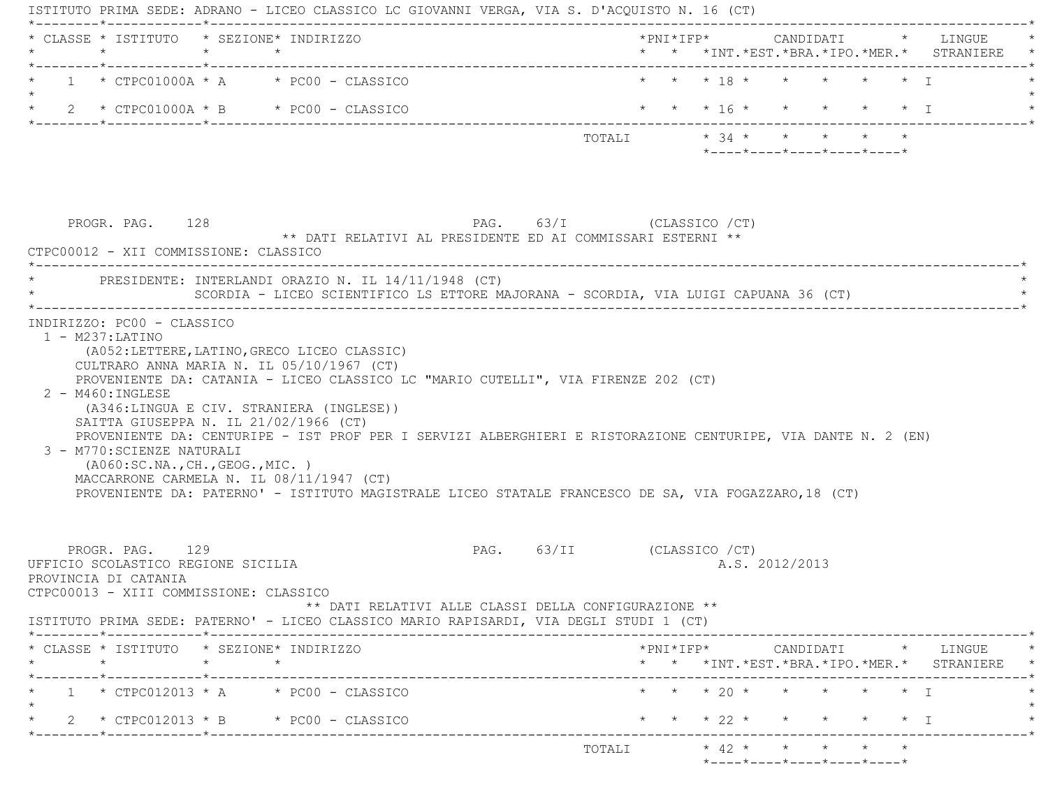ISTITUTO PRIMA SEDE: ADRANO - LICEO CLASSICO LC GIOVANNI VERGA, VIA S. D'ACQUISTO N. 16 (CT)

| CLASSE | ISTITUTO | SEZIONE | INDIRIZZO | PNI | IFP | CANDIDATI INT. | EST. | BRA. | IPO. | MER. | LINGUE STRANIERE |
|---|---|---|---|---|---|---|---|---|---|---|---|
| 1 | CTPC01000A | A | PC00 - CLASSICO | | | 18 | | | | | I |
| 2 | CTPC01000A | B | PC00 - CLASSICO | | | 16 | | | | | I |
| | | | TOTALI | | | 34 | | | | | |

PROGR. PAG. 128 PAG. 63/I (CLASSICO /CT)

** DATI RELATIVI AL PRESIDENTE ED AI COMMISSARI ESTERNI **

CTPC00012 - XII COMMISSIONE: CLASSICO

PRESIDENTE: INTERLANDI ORAZIO N. IL 14/11/1948 (CT)
SCORDIA - LICEO SCIENTIFICO LS ETTORE MAJORANA - SCORDIA, VIA LUIGI CAPUANA 36 (CT)

INDIRIZZO: PC00 - CLASSICO

1 - M237:LATINO
(A052:LETTERE,LATINO,GRECO LICEO CLASSIC)
CULTRARO ANNA MARIA N. IL 05/10/1967 (CT)
PROVENIENTE DA: CATANIA - LICEO CLASSICO LC "MARIO CUTELLI", VIA FIRENZE 202 (CT)

2 - M460:INGLESE
(A346:LINGUA E CIV. STRANIERA (INGLESE))
SAITTA GIUSEPPA N. IL 21/02/1966 (CT)
PROVENIENTE DA: CENTURIPE - IST PROF PER I SERVIZI ALBERGHIERI E RISTORAZIONE CENTURIPE, VIA DANTE N. 2 (EN)

3 - M770:SCIENZE NATURALI
(A060:SC.NA.,CH.,GEOG.,MIC. )
MACCARRONE CARMELA N. IL 08/11/1947 (CT)
PROVENIENTE DA: PATERNO' - ISTITUTO MAGISTRALE LICEO STATALE FRANCESCO DE SA, VIA FOGAZZARO,18 (CT)

PROGR. PAG. 129 PAG. 63/II (CLASSICO /CT)

UFFICIO SCOLASTICO REGIONE SICILIA A.S. 2012/2013

PROVINCIA DI CATANIA

CTPC00013 - XIII COMMISSIONE: CLASSICO

** DATI RELATIVI ALLE CLASSI DELLA CONFIGURAZIONE **

ISTITUTO PRIMA SEDE: PATERNO' - LICEO CLASSICO MARIO RAPISARDI, VIA DEGLI STUDI 1 (CT)

| CLASSE | ISTITUTO | SEZIONE | INDIRIZZO | PNI | IFP | CANDIDATI INT. | EST. | BRA. | IPO. | MER. | LINGUE STRANIERE |
|---|---|---|---|---|---|---|---|---|---|---|---|
| 1 | CTPC012013 | A | PC00 - CLASSICO | | | 20 | | | | | I |
| 2 | CTPC012013 | B | PC00 - CLASSICO | | | 22 | | | | | I |
| | | | TOTALI | | | 42 | | | | | |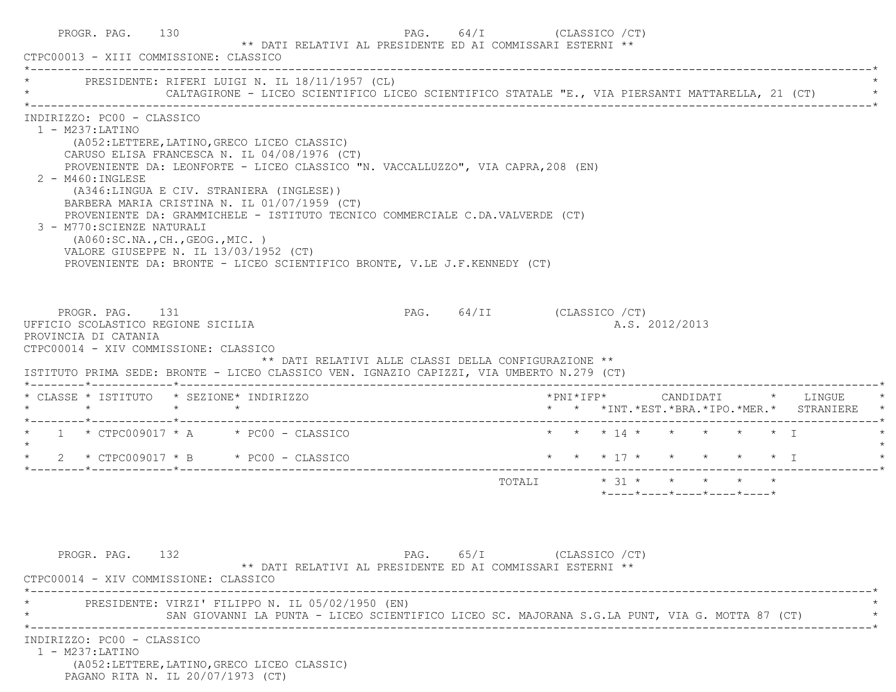PROGR. PAG. 130 PAG. 64/I (CLASSICO /CT)

** DATI RELATIVI AL PRESIDENTE ED AI COMMISSARI ESTERNI **

CTPC00013 - XIII COMMISSIONE: CLASSICO

PRESIDENTE: RIFERI LUIGI N. IL 18/11/1957 (CL)
CALTAGIRONE - LICEO SCIENTIFICO LICEO SCIENTIFICO STATALE "E., VIA PIERSANTI MATTARELLA, 21 (CT)

INDIRIZZO: PC00 - CLASSICO

1 - M237:LATINO
(A052:LETTERE,LATINO,GRECO LICEO CLASSIC)
CARUSO ELISA FRANCESCA N. IL 04/08/1976 (CT)
PROVENIENTE DA: LEONFORTE - LICEO CLASSICO "N. VACCALLUZZO", VIA CAPRA,208 (EN)

2 - M460:INGLESE
(A346:LINGUA E CIV. STRANIERA (INGLESE))
BARBERA MARIA CRISTINA N. IL 01/07/1959 (CT)
PROVENIENTE DA: GRAMMICHELE - ISTITUTO TECNICO COMMERCIALE C.DA.VALVERDE (CT)

3 - M770:SCIENZE NATURALI
(A060:SC.NA.,CH.,GEOG.,MIC. )
VALORE GIUSEPPE N. IL 13/03/1952 (CT)
PROVENIENTE DA: BRONTE - LICEO SCIENTIFICO BRONTE, V.LE J.F.KENNEDY (CT)

PROGR. PAG. 131 PAG. 64/II (CLASSICO /CT)

UFFICIO SCOLASTICO REGIONE SICILIA A.S. 2012/2013

PROVINCIA DI CATANIA

CTPC00014 - XIV COMMISSIONE: CLASSICO

** DATI RELATIVI ALLE CLASSI DELLA CONFIGURAZIONE **

ISTITUTO PRIMA SEDE: BRONTE - LICEO CLASSICO VEN. IGNAZIO CAPIZZI, VIA UMBERTO N.279 (CT)

| CLASSE | ISTITUTO | SEZIONE | INDIRIZZO | PNI | IFP | CANDIDATI INT. | CANDIDATI EST. | CANDIDATI BRA. | CANDIDATI IPO. | CANDIDATI MER. | LINGUE STRANIERE |
|---|---|---|---|---|---|---|---|---|---|---|---|
| 1 | CTPC009017 | A | PC00 - CLASSICO | | | 14 | | | | | I |
| 2 | CTPC009017 | B | PC00 - CLASSICO | | | 17 | | | | | I |
| | | | TOTALI | | | 31 | | | | | |

PROGR. PAG. 132 PAG. 65/I (CLASSICO /CT)

** DATI RELATIVI AL PRESIDENTE ED AI COMMISSARI ESTERNI **

CTPC00014 - XIV COMMISSIONE: CLASSICO

PRESIDENTE: VIRZI' FILIPPO N. IL 05/02/1950 (EN)
SAN GIOVANNI LA PUNTA - LICEO SCIENTIFICO LICEO SC. MAJORANA S.G.LA PUNT, VIA G. MOTTA 87 (CT)

INDIRIZZO: PC00 - CLASSICO

1 - M237:LATINO
(A052:LETTERE,LATINO,GRECO LICEO CLASSIC)
PAGANO RITA N. IL 20/07/1973 (CT)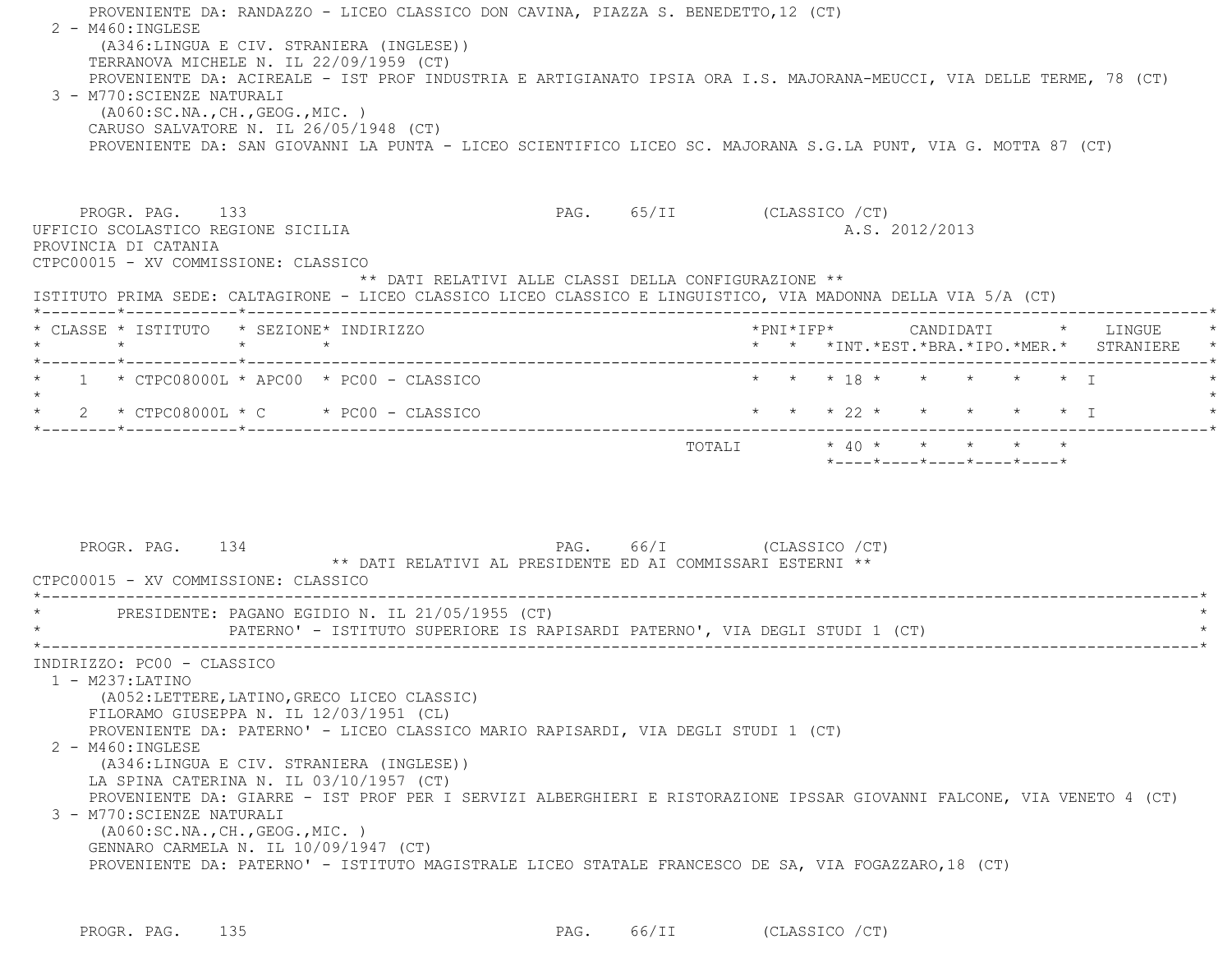PROVENIENTE DA: RANDAZZO - LICEO CLASSICO DON CAVINA, PIAZZA S. BENEDETTO,12 (CT)

2 - M460:INGLESE
(A346:LINGUA E CIV. STRANIERA (INGLESE))
TERRANOVA MICHELE N. IL 22/09/1959 (CT)
PROVENIENTE DA: ACIREALE - IST PROF INDUSTRIA E ARTIGIANATO IPSIA ORA I.S. MAJORANA-MEUCCI, VIA DELLE TERME, 78 (CT)

3 - M770:SCIENZE NATURALI
(A060:SC.NA.,CH.,GEOG.,MIC. )
CARUSO SALVATORE N. IL 26/05/1948 (CT)
PROVENIENTE DA: SAN GIOVANNI LA PUNTA - LICEO SCIENTIFICO LICEO SC. MAJORANA S.G.LA PUNT, VIA G. MOTTA 87 (CT)

PROGR. PAG. 133 PAG. 65/II (CLASSICO /CT)

UFFICIO SCOLASTICO REGIONE SICILIA A.S. 2012/2013
PROVINCIA DI CATANIA
CTPC00015 - XV COMMISSIONE: CLASSICO

** DATI RELATIVI ALLE CLASSI DELLA CONFIGURAZIONE **

ISTITUTO PRIMA SEDE: CALTAGIRONE - LICEO CLASSICO LICEO CLASSICO E LINGUISTICO, VIA MADONNA DELLA VIA 5/A (CT)

| CLASSE | ISTITUTO | SEZIONE | INDIRIZZO | PNI | IFP | CANDIDATI INT. | EST. | BRA. | IPO. | MER. | LINGUE STRANIERE |
|---|---|---|---|---|---|---|---|---|---|---|---|
| 1 | CTPC08000L | APC00 | PC00 - CLASSICO | | | 18 | | | | | I |
| 2 | CTPC08000L | C | PC00 - CLASSICO | | | 22 | | | | | I |
| | | | TOTALI | | | 40 | | | | | |

PROGR. PAG. 134 PAG. 66/I (CLASSICO /CT)

** DATI RELATIVI AL PRESIDENTE ED AI COMMISSARI ESTERNI **

CTPC00015 - XV COMMISSIONE: CLASSICO

PRESIDENTE: PAGANO EGIDIO N. IL 21/05/1955 (CT)
PATERNO' - ISTITUTO SUPERIORE IS RAPISARDI PATERNO', VIA DEGLI STUDI 1 (CT)

INDIRIZZO: PC00 - CLASSICO

1 - M237:LATINO
(A052:LETTERE,LATINO,GRECO LICEO CLASSIC)
FILORAMO GIUSEPPA N. IL 12/03/1951 (CL)
PROVENIENTE DA: PATERNO' - LICEO CLASSICO MARIO RAPISARDI, VIA DEGLI STUDI 1 (CT)

2 - M460:INGLESE
(A346:LINGUA E CIV. STRANIERA (INGLESE))
LA SPINA CATERINA N. IL 03/10/1957 (CT)
PROVENIENTE DA: GIARRE - IST PROF PER I SERVIZI ALBERGHIERI E RISTORAZIONE IPSSAR GIOVANNI FALCONE, VIA VENETO 4 (CT)

3 - M770:SCIENZE NATURALI
(A060:SC.NA.,CH.,GEOG.,MIC. )
GENNARO CARMELA N. IL 10/09/1947 (CT)
PROVENIENTE DA: PATERNO' - ISTITUTO MAGISTRALE LICEO STATALE FRANCESCO DE SA, VIA FOGAZZARO,18 (CT)

PROGR. PAG. 135 PAG. 66/II (CLASSICO /CT)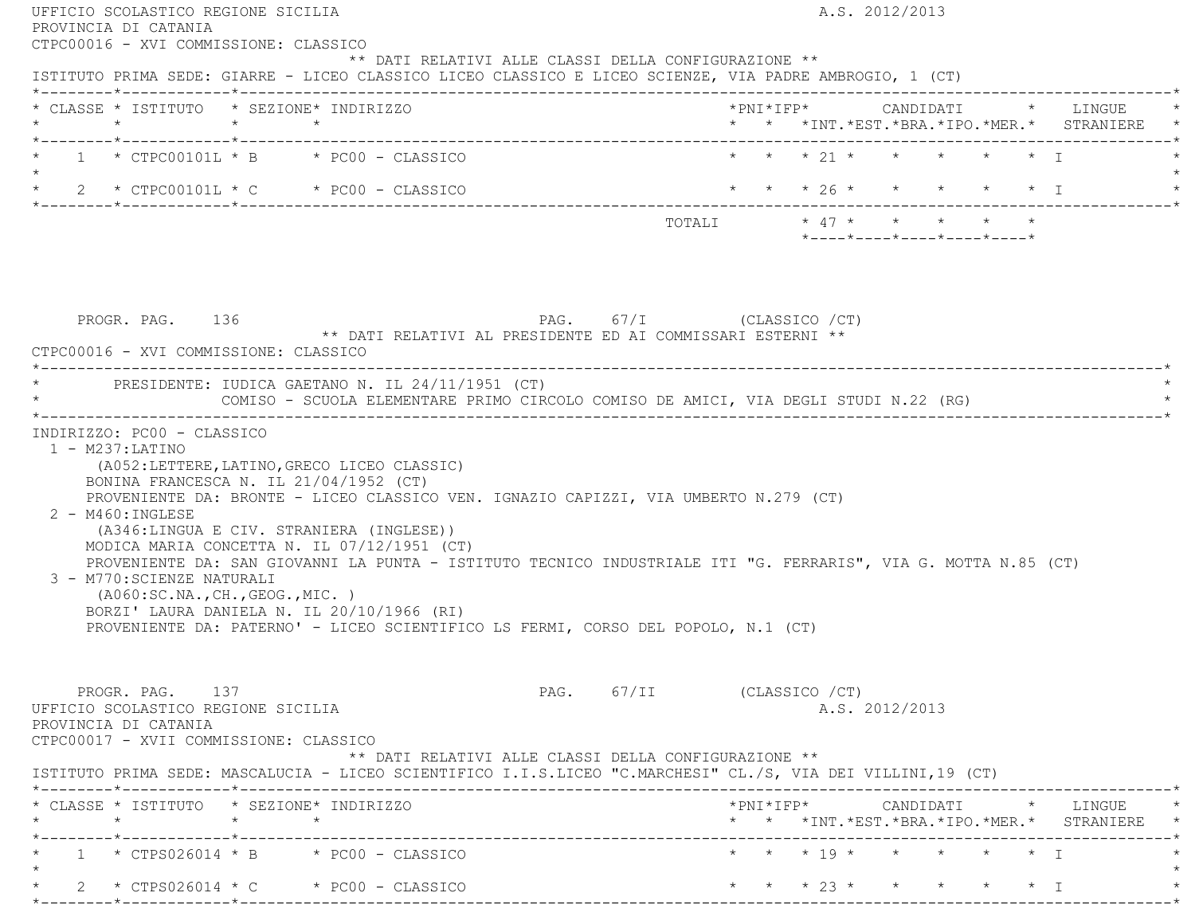UFFICIO SCOLASTICO REGIONE SICILIA A.S. 2012/2013
PROVINCIA DI CATANIA
CTPC00016 - XVI COMMISSIONE: CLASSICO

** DATI RELATIVI ALLE CLASSI DELLA CONFIGURAZIONE **

ISTITUTO PRIMA SEDE: GIARRE - LICEO CLASSICO LICEO CLASSICO E LICEO SCIENZE, VIA PADRE AMBROGIO, 1 (CT)

| CLASSE | ISTITUTO | SEZIONE | INDIRIZZO | PNI | IFP | CANDIDATI INT. | EST. | BRA. | IPO. | MER. | LINGUE STRANIERE |
|---|---|---|---|---|---|---|---|---|---|---|---|
| 1 | CTPC00101L | B | PC00 - CLASSICO | | | 21 | | | | | I |
| 2 | CTPC00101L | C | PC00 - CLASSICO | | | 26 | | | | | I |
| | | | TOTALI | | | 47 | | | | | |

PROGR. PAG. 136 PAG. 67/I (CLASSICO /CT)

** DATI RELATIVI AL PRESIDENTE ED AI COMMISSARI ESTERNI **

CTPC00016 - XVI COMMISSIONE: CLASSICO

PRESIDENTE: IUDICA GAETANO N. IL 24/11/1951 (CT)
COMISO - SCUOLA ELEMENTARE PRIMO CIRCOLO COMISO DE AMICI, VIA DEGLI STUDI N.22 (RG)

INDIRIZZO: PC00 - CLASSICO

1 - M237:LATINO
(A052:LETTERE,LATINO,GRECO LICEO CLASSIC)
BONINA FRANCESCA N. IL 21/04/1952 (CT)
PROVENIENTE DA: BRONTE - LICEO CLASSICO VEN. IGNAZIO CAPIZZI, VIA UMBERTO N.279 (CT)

2 - M460:INGLESE
(A346:LINGUA E CIV. STRANIERA (INGLESE))
MODICA MARIA CONCETTA N. IL 07/12/1951 (CT)
PROVENIENTE DA: SAN GIOVANNI LA PUNTA - ISTITUTO TECNICO INDUSTRIALE ITI "G. FERRARIS", VIA G. MOTTA N.85 (CT)

3 - M770:SCIENZE NATURALI
(A060:SC.NA.,CH.,GEOG.,MIC. )
BORZI' LAURA DANIELA N. IL 20/10/1966 (RI)
PROVENIENTE DA: PATERNO' - LICEO SCIENTIFICO LS FERMI, CORSO DEL POPOLO, N.1 (CT)

PROGR. PAG. 137 PAG. 67/II (CLASSICO /CT)

UFFICIO SCOLASTICO REGIONE SICILIA A.S. 2012/2013
PROVINCIA DI CATANIA
CTPC00017 - XVII COMMISSIONE: CLASSICO

** DATI RELATIVI ALLE CLASSI DELLA CONFIGURAZIONE **

ISTITUTO PRIMA SEDE: MASCALUCIA - LICEO SCIENTIFICO I.I.S.LICEO "C.MARCHESI" CL./S, VIA DEI VILLINI,19 (CT)

| CLASSE | ISTITUTO | SEZIONE | INDIRIZZO | PNI | IFP | CANDIDATI INT. | EST. | BRA. | IPO. | MER. | LINGUE STRANIERE |
|---|---|---|---|---|---|---|---|---|---|---|---|
| 1 | CTPS026014 | B | PC00 - CLASSICO | | | 19 | | | | | I |
| 2 | CTPS026014 | C | PC00 - CLASSICO | | | 23 | | | | | I |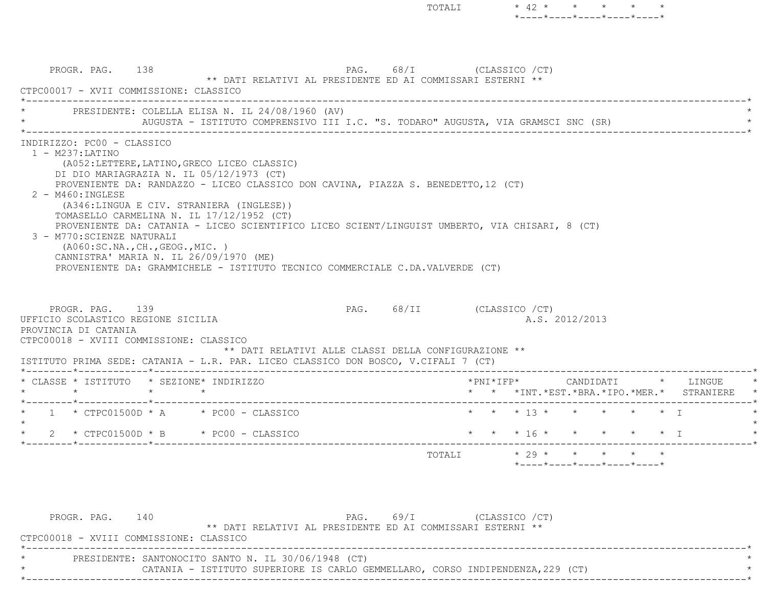| | | TOTALI | 42 | | | | |
|---|---|---|---|---|---|---|---|

PROGR. PAG. 138 PAG. 68/I (CLASSICO /CT)

** DATI RELATIVI AL PRESIDENTE ED AI COMMISSARI ESTERNI **

CTPC00017 - XVII COMMISSIONE: CLASSICO

PRESIDENTE: COLELLA ELISA N. IL 24/08/1960 (AV)
AUGUSTA - ISTITUTO COMPRENSIVO III I.C. "S. TODARO" AUGUSTA, VIA GRAMSCI SNC (SR)

INDIRIZZO: PC00 - CLASSICO

1 - M237:LATINO
(A052:LETTERE,LATINO,GRECO LICEO CLASSIC)
DI DIO MARIAGRAZIA N. IL 05/12/1973 (CT)
PROVENIENTE DA: RANDAZZO - LICEO CLASSICO DON CAVINA, PIAZZA S. BENEDETTO,12 (CT)

2 - M460:INGLESE
(A346:LINGUA E CIV. STRANIERA (INGLESE))
TOMASELLO CARMELINA N. IL 17/12/1952 (CT)
PROVENIENTE DA: CATANIA - LICEO SCIENTIFICO LICEO SCIENT/LINGUIST UMBERTO, VIA CHISARI, 8 (CT)

3 - M770:SCIENZE NATURALI
(A060:SC.NA.,CH.,GEOG.,MIC. )
CANNISTRA' MARIA N. IL 26/09/1970 (ME)
PROVENIENTE DA: GRAMMICHELE - ISTITUTO TECNICO COMMERCIALE C.DA.VALVERDE (CT)

PROGR. PAG. 139 PAG. 68/II (CLASSICO /CT)

UFFICIO SCOLASTICO REGIONE SICILIA A.S. 2012/2013

PROVINCIA DI CATANIA

CTPC00018 - XVIII COMMISSIONE: CLASSICO

** DATI RELATIVI ALLE CLASSI DELLA CONFIGURAZIONE **

ISTITUTO PRIMA SEDE: CATANIA - L.R. PAR. LICEO CLASSICO DON BOSCO, V.CIFALI 7 (CT)

| CLASSE | ISTITUTO | SEZIONE | INDIRIZZO | PNI | IFP | CANDIDATI INT. | CANDIDATI EST. | CANDIDATI BRA. | CANDIDATI IPO. | CANDIDATI MER. | LINGUE STRANIERE |
|---|---|---|---|---|---|---|---|---|---|---|---|
| 1 | CTPC01500D | A | PC00 - CLASSICO | | | 13 | | | | | I |
| 2 | CTPC01500D | B | PC00 - CLASSICO | | | 16 | | | | | I |
| | | | TOTALI | | | 29 | | | | | |

PROGR. PAG. 140 PAG. 69/I (CLASSICO /CT)

** DATI RELATIVI AL PRESIDENTE ED AI COMMISSARI ESTERNI **

CTPC00018 - XVIII COMMISSIONE: CLASSICO

PRESIDENTE: SANTONOCITO SANTO N. IL 30/06/1948 (CT)
CATANIA - ISTITUTO SUPERIORE IS CARLO GEMMELLARO, CORSO INDIPENDENZA,229 (CT)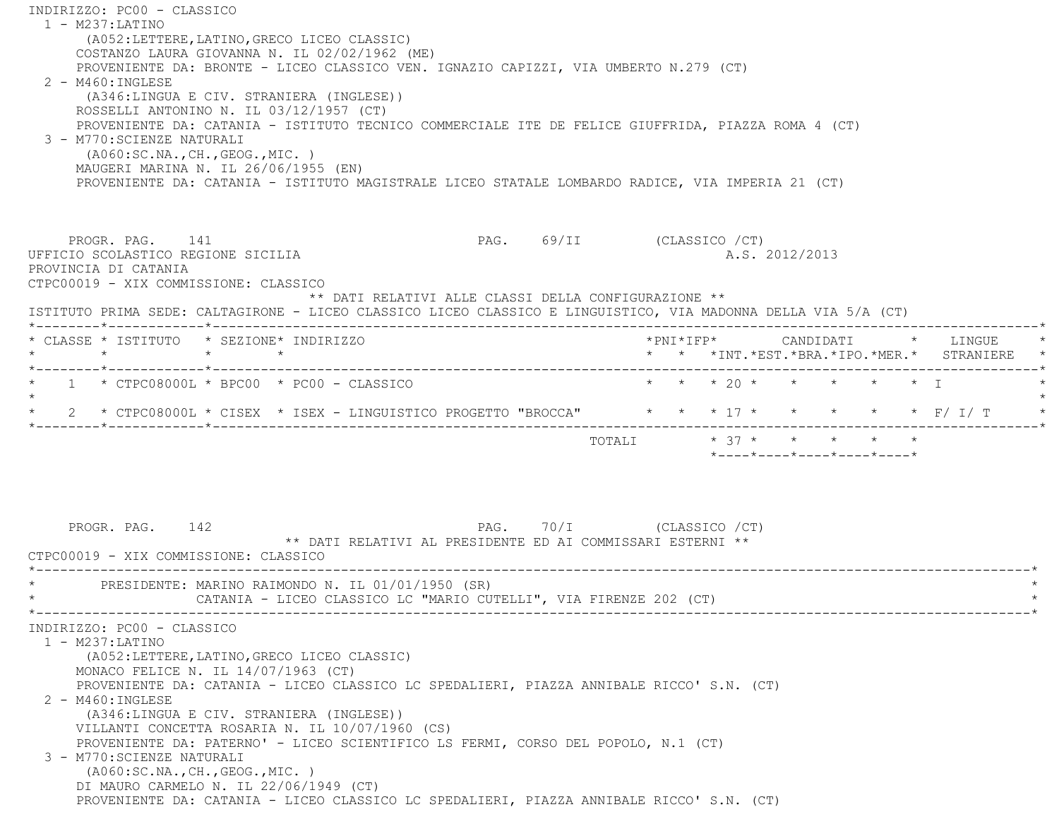INDIRIZZO: PC00 - CLASSICO

1 - M237:LATINO
(A052:LETTERE,LATINO,GRECO LICEO CLASSIC)
COSTANZO LAURA GIOVANNA N. IL 02/02/1962 (ME)
PROVENIENTE DA: BRONTE - LICEO CLASSICO VEN. IGNAZIO CAPIZZI, VIA UMBERTO N.279 (CT)

2 - M460:INGLESE
(A346:LINGUA E CIV. STRANIERA (INGLESE))
ROSSELLI ANTONINO N. IL 03/12/1957 (CT)
PROVENIENTE DA: CATANIA - ISTITUTO TECNICO COMMERCIALE ITE DE FELICE GIUFFRIDA, PIAZZA ROMA 4 (CT)

3 - M770:SCIENZE NATURALI
(A060:SC.NA.,CH.,GEOG.,MIC. )
MAUGERI MARINA N. IL 26/06/1955 (EN)
PROVENIENTE DA: CATANIA - ISTITUTO MAGISTRALE LICEO STATALE LOMBARDO RADICE, VIA IMPERIA 21 (CT)

PROGR. PAG. 141 PAG. 69/II (CLASSICO /CT)

UFFICIO SCOLASTICO REGIONE SICILIA A.S. 2012/2013
PROVINCIA DI CATANIA
CTPC00019 - XIX COMMISSIONE: CLASSICO

** DATI RELATIVI ALLE CLASSI DELLA CONFIGURAZIONE **

ISTITUTO PRIMA SEDE: CALTAGIRONE - LICEO CLASSICO LICEO CLASSICO E LINGUISTICO, VIA MADONNA DELLA VIA 5/A (CT)

| CLASSE | ISTITUTO | SEZIONE | INDIRIZZO | PNI | IFP | CANDIDATI INT. | EST. | BRA. | IPO. | MER. | LINGUE STRANIERE |
|---|---|---|---|---|---|---|---|---|---|---|---|
| 1 | CTPC08000L | BPC00 | PC00 - CLASSICO | | | 20 | | | | | I |
| 2 | CTPC08000L | CISEX | ISEX - LINGUISTICO PROGETTO "BROCCA" | | | 17 | | | | | F/ I/ T |
| | | | TOTALI | | | 37 | | | | | |

PROGR. PAG. 142 PAG. 70/I (CLASSICO /CT)

** DATI RELATIVI AL PRESIDENTE ED AI COMMISSARI ESTERNI **

CTPC00019 - XIX COMMISSIONE: CLASSICO

PRESIDENTE: MARINO RAIMONDO N. IL 01/01/1950 (SR)
CATANIA - LICEO CLASSICO LC "MARIO CUTELLI", VIA FIRENZE 202 (CT)

INDIRIZZO: PC00 - CLASSICO

1 - M237:LATINO
(A052:LETTERE,LATINO,GRECO LICEO CLASSIC)
MONACO FELICE N. IL 14/07/1963 (CT)
PROVENIENTE DA: CATANIA - LICEO CLASSICO LC SPEDALIERI, PIAZZA ANNIBALE RICCO' S.N. (CT)

2 - M460:INGLESE
(A346:LINGUA E CIV. STRANIERA (INGLESE))
VILLANTI CONCETTA ROSARIA N. IL 10/07/1960 (CS)
PROVENIENTE DA: PATERNO' - LICEO SCIENTIFICO LS FERMI, CORSO DEL POPOLO, N.1 (CT)

3 - M770:SCIENZE NATURALI
(A060:SC.NA.,CH.,GEOG.,MIC. )
DI MAURO CARMELO N. IL 22/06/1949 (CT)
PROVENIENTE DA: CATANIA - LICEO CLASSICO LC SPEDALIERI, PIAZZA ANNIBALE RICCO' S.N. (CT)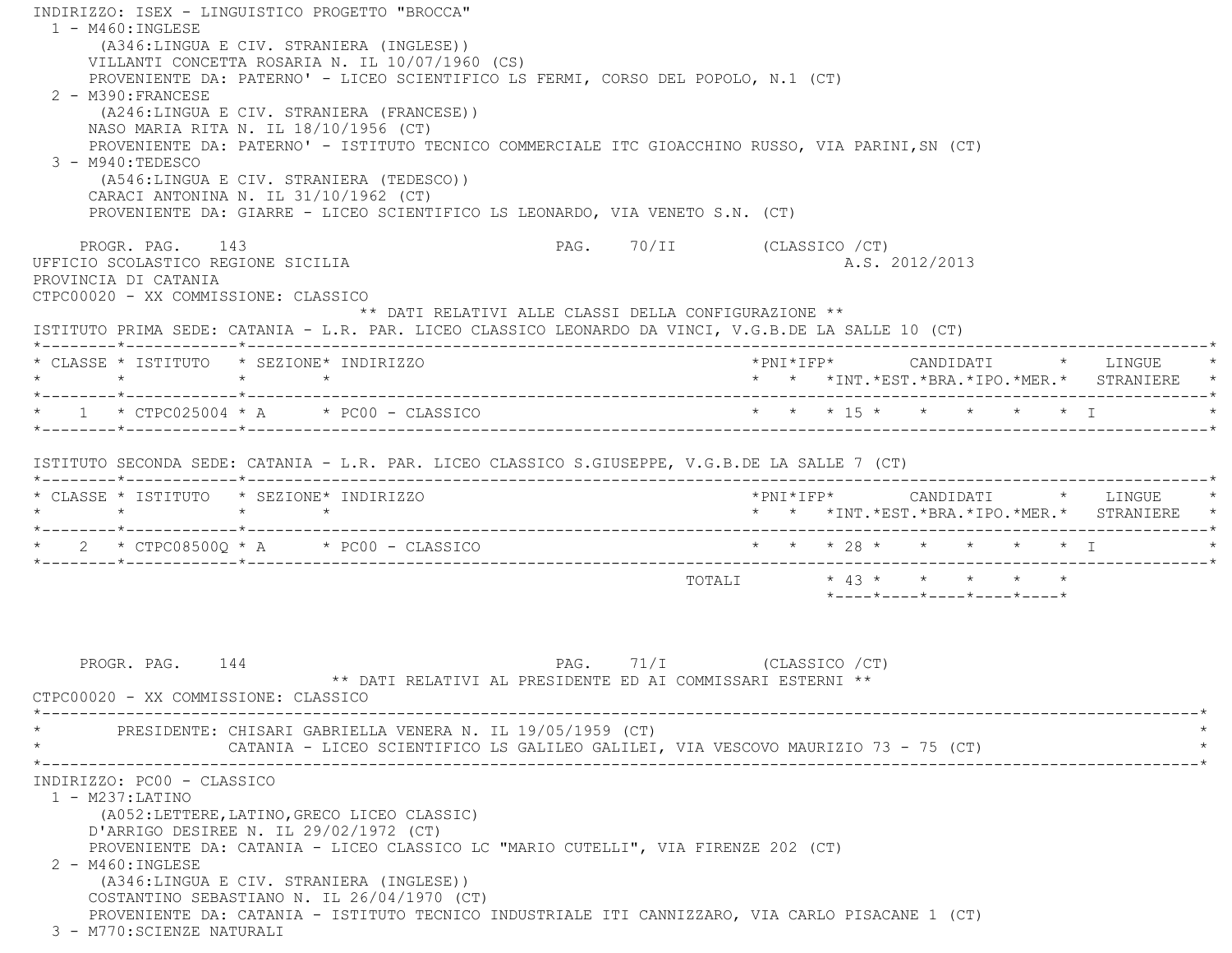INDIRIZZO: ISEX - LINGUISTICO PROGETTO "BROCCA"

1 - M460:INGLESE
   (A346:LINGUA E CIV. STRANIERA (INGLESE))
   VILLANTI CONCETTA ROSARIA N. IL 10/07/1960 (CS)
   PROVENIENTE DA: PATERNO' - LICEO SCIENTIFICO LS FERMI, CORSO DEL POPOLO, N.1 (CT)

2 - M390:FRANCESE
   (A246:LINGUA E CIV. STRANIERA (FRANCESE))
   NASO MARIA RITA N. IL 18/10/1956 (CT)
   PROVENIENTE DA: PATERNO' - ISTITUTO TECNICO COMMERCIALE ITC GIOACCHINO RUSSO, VIA PARINI,SN (CT)

3 - M940:TEDESCO
   (A546:LINGUA E CIV. STRANIERA (TEDESCO))
   CARACI ANTONINA N. IL 31/10/1962 (CT)
   PROVENIENTE DA: GIARRE - LICEO SCIENTIFICO LS LEONARDO, VIA VENETO S.N. (CT)

PROGR. PAG. 143 PAG. 70/II (CLASSICO /CT)

UFFICIO SCOLASTICO REGIONE SICILIA A.S. 2012/2013

PROVINCIA DI CATANIA

CTPC00020 - XX COMMISSIONE: CLASSICO

** DATI RELATIVI ALLE CLASSI DELLA CONFIGURAZIONE **

ISTITUTO PRIMA SEDE: CATANIA - L.R. PAR. LICEO CLASSICO LEONARDO DA VINCI, V.G.B.DE LA SALLE 10 (CT)

| CLASSE | ISTITUTO | SEZIONE | INDIRIZZO | PNI | IFP | CANDIDATI INT. | EST. | BRA. | IPO. | MER. | LINGUE STRANIERE |
|---|---|---|---|---|---|---|---|---|---|---|---|
| 1 | CTPC025004 | A | PC00 - CLASSICO | | | 15 | | | | | I |

ISTITUTO SECONDA SEDE: CATANIA - L.R. PAR. LICEO CLASSICO S.GIUSEPPE, V.G.B.DE LA SALLE 7 (CT)

| CLASSE | ISTITUTO | SEZIONE | INDIRIZZO | PNI | IFP | CANDIDATI INT. | EST. | BRA. | IPO. | MER. | LINGUE STRANIERE |
|---|---|---|---|---|---|---|---|---|---|---|---|
| 2 | CTPC08500Q | A | PC00 - CLASSICO | | | 28 | | | | | I |
| | | | TOTALI | | | 43 | | | | | |

PROGR. PAG. 144 PAG. 71/I (CLASSICO /CT)

** DATI RELATIVI AL PRESIDENTE ED AI COMMISSARI ESTERNI **

CTPC00020 - XX COMMISSIONE: CLASSICO

PRESIDENTE: CHISARI GABRIELLA VENERA N. IL 19/05/1959 (CT)
CATANIA - LICEO SCIENTIFICO LS GALILEO GALILEI, VIA VESCOVO MAURIZIO 73 - 75 (CT)

INDIRIZZO: PC00 - CLASSICO

1 - M237:LATINO
   (A052:LETTERE,LATINO,GRECO LICEO CLASSIC)
   D'ARRIGO DESIREE N. IL 29/02/1972 (CT)
   PROVENIENTE DA: CATANIA - LICEO CLASSICO LC "MARIO CUTELLI", VIA FIRENZE 202 (CT)

2 - M460:INGLESE
   (A346:LINGUA E CIV. STRANIERA (INGLESE))
   COSTANTINO SEBASTIANO N. IL 26/04/1970 (CT)
   PROVENIENTE DA: CATANIA - ISTITUTO TECNICO INDUSTRIALE ITI CANNIZZARO, VIA CARLO PISACANE 1 (CT)

3 - M770:SCIENZE NATURALI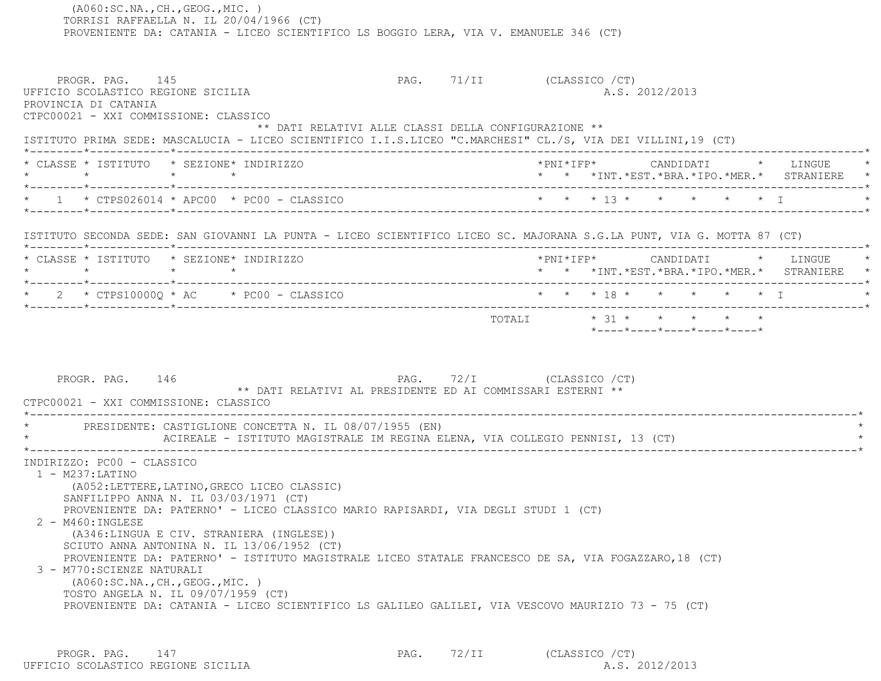(A060:SC.NA.,CH.,GEOG.,MIC. )
TORRISI RAFFAELLA N. IL 20/04/1966 (CT)
PROVENIENTE DA: CATANIA - LICEO SCIENTIFICO LS BOGGIO LERA, VIA V. EMANUELE 346 (CT)

PROGR. PAG. 145 PAG. 71/II (CLASSICO /CT)
UFFICIO SCOLASTICO REGIONE SICILIA A.S. 2012/2013
PROVINCIA DI CATANIA
CTPC00021 - XXI COMMISSIONE: CLASSICO

** DATI RELATIVI ALLE CLASSI DELLA CONFIGURAZIONE **

ISTITUTO PRIMA SEDE: MASCALUCIA - LICEO SCIENTIFICO I.I.S.LICEO "C.MARCHESI" CL./S, VIA DEI VILLINI,19 (CT)

| CLASSE | ISTITUTO | SEZIONE | INDIRIZZO | PNI | IFP | CANDIDATI INT. | EST. | BRA. | IPO. | MER. | LINGUE STRANIERE |
|---|---|---|---|---|---|---|---|---|---|---|---|
| 1 | CTPS026014 | APC00 | PC00 - CLASSICO | | | 13 | | | | | I |

ISTITUTO SECONDA SEDE: SAN GIOVANNI LA PUNTA - LICEO SCIENTIFICO LICEO SC. MAJORANA S.G.LA PUNT, VIA G. MOTTA 87 (CT)

| CLASSE | ISTITUTO | SEZIONE | INDIRIZZO | PNI | IFP | CANDIDATI INT. | EST. | BRA. | IPO. | MER. | LINGUE STRANIERE |
|---|---|---|---|---|---|---|---|---|---|---|---|
| 2 | CTPS10000Q | AC | PC00 - CLASSICO | | | 18 | | | | | I |
| | | | TOTALI | | | 31 | | | | | |

PROGR. PAG. 146 PAG. 72/I (CLASSICO /CT)

** DATI RELATIVI AL PRESIDENTE ED AI COMMISSARI ESTERNI **

CTPC00021 - XXI COMMISSIONE: CLASSICO

PRESIDENTE: CASTIGLIONE CONCETTA N. IL 08/07/1955 (EN)
ACIREALE - ISTITUTO MAGISTRALE IM REGINA ELENA, VIA COLLEGIO PENNISI, 13 (CT)

INDIRIZZO: PC00 - CLASSICO

1 - M237:LATINO
(A052:LETTERE,LATINO,GRECO LICEO CLASSIC)
SANFILIPPO ANNA N. IL 03/03/1971 (CT)
PROVENIENTE DA: PATERNO' - LICEO CLASSICO MARIO RAPISARDI, VIA DEGLI STUDI 1 (CT)

2 - M460:INGLESE
(A346:LINGUA E CIV. STRANIERA (INGLESE))
SCIUTO ANNA ANTONINA N. IL 13/06/1952 (CT)
PROVENIENTE DA: PATERNO' - ISTITUTO MAGISTRALE LICEO STATALE FRANCESCO DE SA, VIA FOGAZZARO,18 (CT)

3 - M770:SCIENZE NATURALI
(A060:SC.NA.,CH.,GEOG.,MIC. )
TOSTO ANGELA N. IL 09/07/1959 (CT)
PROVENIENTE DA: CATANIA - LICEO SCIENTIFICO LS GALILEO GALILEI, VIA VESCOVO MAURIZIO 73 - 75 (CT)

PROGR. PAG. 147 PAG. 72/II (CLASSICO /CT)
UFFICIO SCOLASTICO REGIONE SICILIA A.S. 2012/2013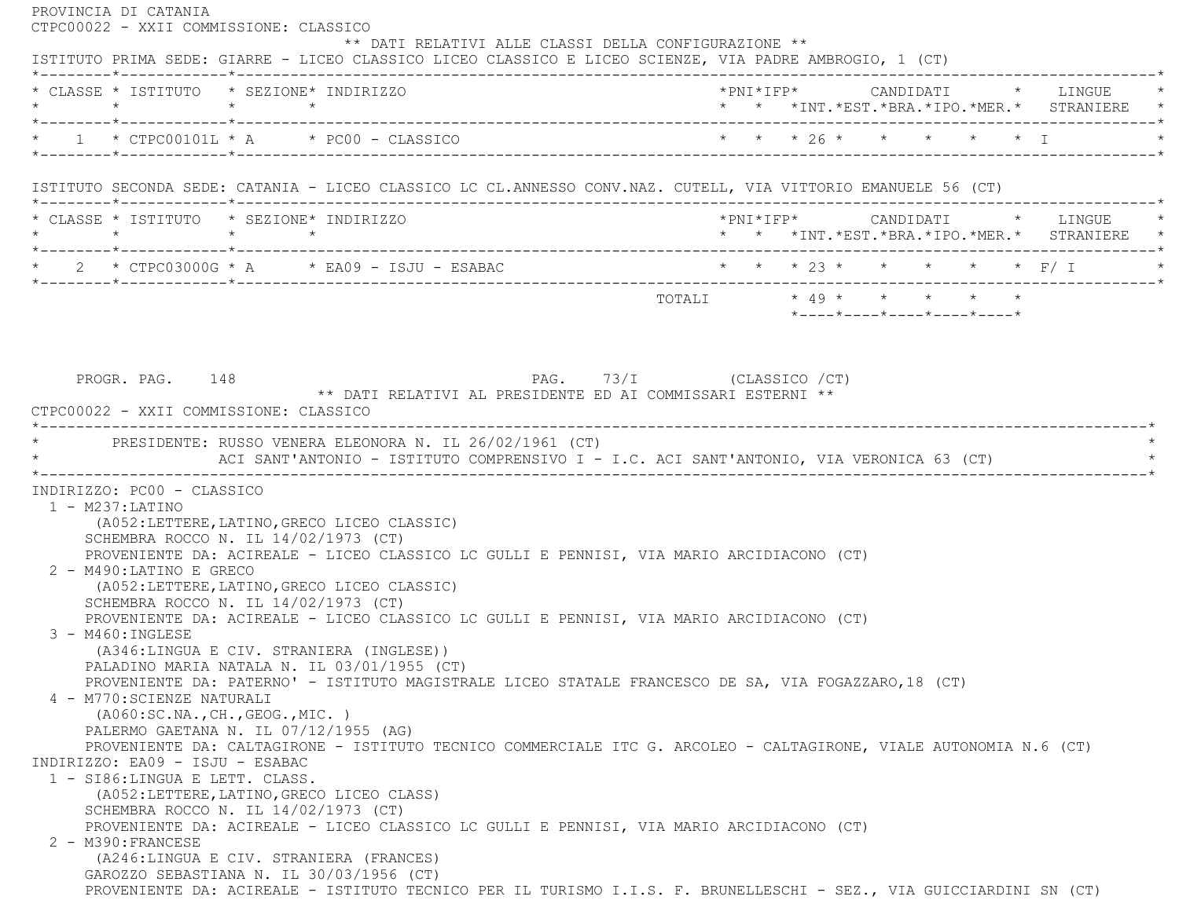PROVINCIA DI CATANIA

CTPC00022 - XXII COMMISSIONE: CLASSICO

** DATI RELATIVI ALLE CLASSI DELLA CONFIGURAZIONE **

ISTITUTO PRIMA SEDE: GIARRE - LICEO CLASSICO LICEO CLASSICO E LICEO SCIENZE, VIA PADRE AMBROGIO, 1 (CT)

| CLASSE | ISTITUTO | SEZIONE | INDIRIZZO | PNI | IFP | CANDIDATI INT. | EST. | BRA. | IPO. | MER. | LINGUE STRANIERE |
|---|---|---|---|---|---|---|---|---|---|---|---|
| 1 | CTPC00101L | A | PC00 - CLASSICO | | | 26 | | | | | I |

ISTITUTO SECONDA SEDE: CATANIA - LICEO CLASSICO LC CL.ANNESSO CONV.NAZ. CUTELL, VIA VITTORIO EMANUELE 56 (CT)

| CLASSE | ISTITUTO | SEZIONE | INDIRIZZO | PNI | IFP | CANDIDATI INT. | EST. | BRA. | IPO. | MER. | LINGUE STRANIERE |
|---|---|---|---|---|---|---|---|---|---|---|---|
| 2 | CTPC03000G | A | EA09 - ISJU - ESABAC | | | 23 | | | | | F/ I |
| | | | TOTALI | | | 49 | | | | | |

PROGR. PAG. 148 PAG. 73/I (CLASSICO /CT)

** DATI RELATIVI AL PRESIDENTE ED AI COMMISSARI ESTERNI **

CTPC00022 - XXII COMMISSIONE: CLASSICO

PRESIDENTE: RUSSO VENERA ELEONORA N. IL 26/02/1961 (CT)
ACI SANT'ANTONIO - ISTITUTO COMPRENSIVO I - I.C. ACI SANT'ANTONIO, VIA VERONICA 63 (CT)

INDIRIZZO: PC00 - CLASSICO

1 - M237:LATINO
(A052:LETTERE,LATINO,GRECO LICEO CLASSIC)
SCHEMBRA ROCCO N. IL 14/02/1973 (CT)
PROVENIENTE DA: ACIREALE - LICEO CLASSICO LC GULLI E PENNISI, VIA MARIO ARCIDIACONO (CT)

2 - M490:LATINO E GRECO
(A052:LETTERE,LATINO,GRECO LICEO CLASSIC)
SCHEMBRA ROCCO N. IL 14/02/1973 (CT)
PROVENIENTE DA: ACIREALE - LICEO CLASSICO LC GULLI E PENNISI, VIA MARIO ARCIDIACONO (CT)

3 - M460:INGLESE
(A346:LINGUA E CIV. STRANIERA (INGLESE))
PALADINO MARIA NATALA N. IL 03/01/1955 (CT)
PROVENIENTE DA: PATERNO' - ISTITUTO MAGISTRALE LICEO STATALE FRANCESCO DE SA, VIA FOGAZZARO,18 (CT)

4 - M770:SCIENZE NATURALI
(A060:SC.NA.,CH.,GEOG.,MIC. )
PALERMO GAETANA N. IL 07/12/1955 (AG)
PROVENIENTE DA: CALTAGIRONE - ISTITUTO TECNICO COMMERCIALE ITC G. ARCOLEO - CALTAGIRONE, VIALE AUTONOMIA N.6 (CT)

INDIRIZZO: EA09 - ISJU - ESABAC

1 - SI86:LINGUA E LETT. CLASS.
(A052:LETTERE,LATINO,GRECO LICEO CLASS)
SCHEMBRA ROCCO N. IL 14/02/1973 (CT)
PROVENIENTE DA: ACIREALE - LICEO CLASSICO LC GULLI E PENNISI, VIA MARIO ARCIDIACONO (CT)

2 - M390:FRANCESE
(A246:LINGUA E CIV. STRANIERA (FRANCES)
GAROZZO SEBASTIANA N. IL 30/03/1956 (CT)
PROVENIENTE DA: ACIREALE - ISTITUTO TECNICO PER IL TURISMO I.I.S. F. BRUNELLESCHI - SEZ., VIA GUICCIARDINI SN (CT)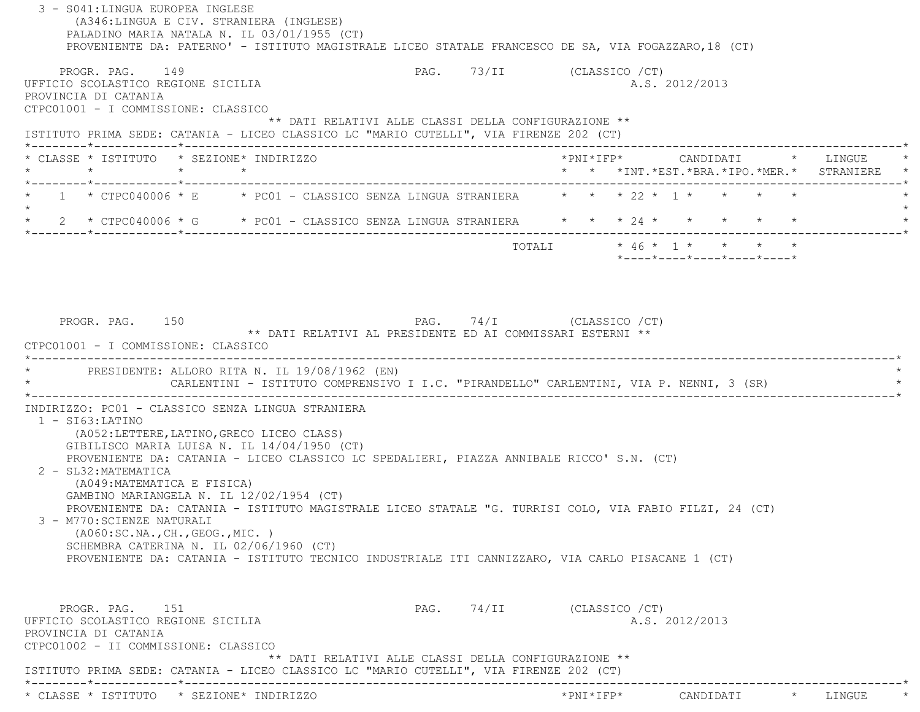3 - S041:LINGUA EUROPEA INGLESE
(A346:LINGUA E CIV. STRANIERA (INGLESE)
PALADINO MARIA NATALA N. IL 03/01/1955 (CT)
PROVENIENTE DA: PATERNO' - ISTITUTO MAGISTRALE LICEO STATALE FRANCESCO DE SA, VIA FOGAZZARO,18 (CT)

PROGR. PAG. 149 PAG. 73/II (CLASSICO /CT)
UFFICIO SCOLASTICO REGIONE SICILIA A.S. 2012/2013
PROVINCIA DI CATANIA
CTPC01001 - I COMMISSIONE: CLASSICO

** DATI RELATIVI ALLE CLASSI DELLA CONFIGURAZIONE **

ISTITUTO PRIMA SEDE: CATANIA - LICEO CLASSICO LC "MARIO CUTELLI", VIA FIRENZE 202 (CT)

| CLASSE | ISTITUTO | SEZIONE | INDIRIZZO | PNI | IFP | CANDIDATI INT. | EST. | BRA. | IPO. | MER. | LINGUE STRANIERE |
|---|---|---|---|---|---|---|---|---|---|---|---|
| 1 | CTPC040006 | E | PC01 - CLASSICO SENZA LINGUA STRANIERA | | | 22 | 1 | | | | |
| 2 | CTPC040006 | G | PC01 - CLASSICO SENZA LINGUA STRANIERA | | | 24 | | | | | |
| | | | TOTALI | | | 46 | 1 | | | | |

PROGR. PAG. 150 PAG. 74/I (CLASSICO /CT)

** DATI RELATIVI AL PRESIDENTE ED AI COMMISSARI ESTERNI **

CTPC01001 - I COMMISSIONE: CLASSICO

PRESIDENTE: ALLORO RITA N. IL 19/08/1962 (EN)
CARLENTINI - ISTITUTO COMPRENSIVO I I.C. "PIRANDELLO" CARLENTINI, VIA P. NENNI, 3 (SR)

INDIRIZZO: PC01 - CLASSICO SENZA LINGUA STRANIERA

1 - SI63:LATINO
(A052:LETTERE,LATINO,GRECO LICEO CLASS)
GIBILISCO MARIA LUISA N. IL 14/04/1950 (CT)
PROVENIENTE DA: CATANIA - LICEO CLASSICO LC SPEDALIERI, PIAZZA ANNIBALE RICCO' S.N. (CT)

2 - SL32:MATEMATICA
(A049:MATEMATICA E FISICA)
GAMBINO MARIANGELA N. IL 12/02/1954 (CT)
PROVENIENTE DA: CATANIA - ISTITUTO MAGISTRALE LICEO STATALE "G. TURRISI COLO, VIA FABIO FILZI, 24 (CT)

3 - M770:SCIENZE NATURALI
(A060:SC.NA.,CH.,GEOG.,MIC. )
SCHEMBRA CATERINA N. IL 02/06/1960 (CT)
PROVENIENTE DA: CATANIA - ISTITUTO TECNICO INDUSTRIALE ITI CANNIZZARO, VIA CARLO PISACANE 1 (CT)

PROGR. PAG. 151 PAG. 74/II (CLASSICO /CT)
UFFICIO SCOLASTICO REGIONE SICILIA A.S. 2012/2013
PROVINCIA DI CATANIA
CTPC01002 - II COMMISSIONE: CLASSICO

** DATI RELATIVI ALLE CLASSI DELLA CONFIGURAZIONE **

ISTITUTO PRIMA SEDE: CATANIA - LICEO CLASSICO LC "MARIO CUTELLI", VIA FIRENZE 202 (CT)

| CLASSE | ISTITUTO | SEZIONE | INDIRIZZO | PNI | IFP | CANDIDATI | LINGUE |
|---|---|---|---|---|---|---|---|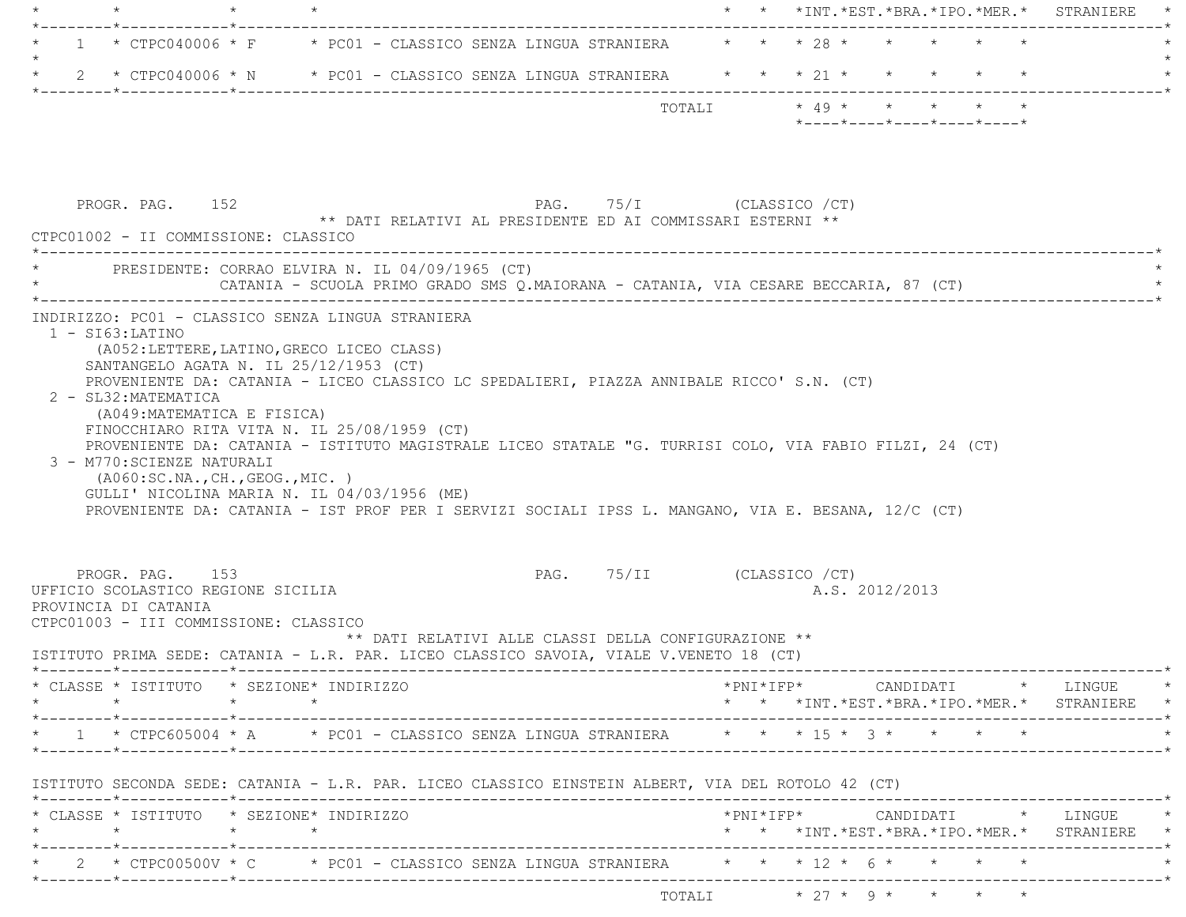| CLASSE | ISTITUTO | SEZIONE | INDIRIZZO | PNI | IFP | CANDIDATI INT. | EST. | BRA. | IPO. | MER. | LINGUE STRANIERE |
|---|---|---|---|---|---|---|---|---|---|---|---|
| 1 | CTPC040006 | F | PC01 - CLASSICO SENZA LINGUA STRANIERA | | | 28 | | | | | |
| 2 | CTPC040006 | N | PC01 - CLASSICO SENZA LINGUA STRANIERA | | | 21 | | | | | |
| | | | TOTALI | | | 49 | | | | | |

PROGR. PAG. 152 PAG. 75/I (CLASSICO /CT)

** DATI RELATIVI AL PRESIDENTE ED AI COMMISSARI ESTERNI **

CTPC01002 - II COMMISSIONE: CLASSICO

PRESIDENTE: CORRAO ELVIRA N. IL 04/09/1965 (CT)
CATANIA - SCUOLA PRIMO GRADO SMS Q.MAIORANA - CATANIA, VIA CESARE BECCARIA, 87 (CT)

INDIRIZZO: PC01 - CLASSICO SENZA LINGUA STRANIERA

1 - SI63:LATINO
(A052:LETTERE,LATINO,GRECO LICEO CLASS)
SANTANGELO AGATA N. IL 25/12/1953 (CT)
PROVENIENTE DA: CATANIA - LICEO CLASSICO LC SPEDALIERI, PIAZZA ANNIBALE RICCO' S.N. (CT)

2 - SL32:MATEMATICA
(A049:MATEMATICA E FISICA)
FINOCCHIARO RITA VITA N. IL 25/08/1959 (CT)
PROVENIENTE DA: CATANIA - ISTITUTO MAGISTRALE LICEO STATALE "G. TURRISI COLO, VIA FABIO FILZI, 24 (CT)

3 - M770:SCIENZE NATURALI
(A060:SC.NA.,CH.,GEOG.,MIC. )
GULLI' NICOLINA MARIA N. IL 04/03/1956 (ME)
PROVENIENTE DA: CATANIA - IST PROF PER I SERVIZI SOCIALI IPSS L. MANGANO, VIA E. BESANA, 12/C (CT)

PROGR. PAG. 153 PAG. 75/II (CLASSICO /CT)

UFFICIO SCOLASTICO REGIONE SICILIA A.S. 2012/2013

PROVINCIA DI CATANIA

CTPC01003 - III COMMISSIONE: CLASSICO

** DATI RELATIVI ALLE CLASSI DELLA CONFIGURAZIONE **

ISTITUTO PRIMA SEDE: CATANIA - L.R. PAR. LICEO CLASSICO SAVOIA, VIALE V.VENETO 18 (CT)

| CLASSE | ISTITUTO | SEZIONE | INDIRIZZO | PNI | IFP | CANDIDATI INT. | EST. | BRA. | IPO. | MER. | LINGUE STRANIERE |
|---|---|---|---|---|---|---|---|---|---|---|---|
| 1 | CTPC605004 | A | PC01 - CLASSICO SENZA LINGUA STRANIERA | | | 15 | 3 | | | | |

ISTITUTO SECONDA SEDE: CATANIA - L.R. PAR. LICEO CLASSICO EINSTEIN ALBERT, VIA DEL ROTOLO 42 (CT)

| CLASSE | ISTITUTO | SEZIONE | INDIRIZZO | PNI | IFP | CANDIDATI INT. | EST. | BRA. | IPO. | MER. | LINGUE STRANIERE |
|---|---|---|---|---|---|---|---|---|---|---|---|
| 2 | CTPC00500V | C | PC01 - CLASSICO SENZA LINGUA STRANIERA | | | 12 | 6 | | | | |
| | | | TOTALI | | | 27 | 9 | | | | |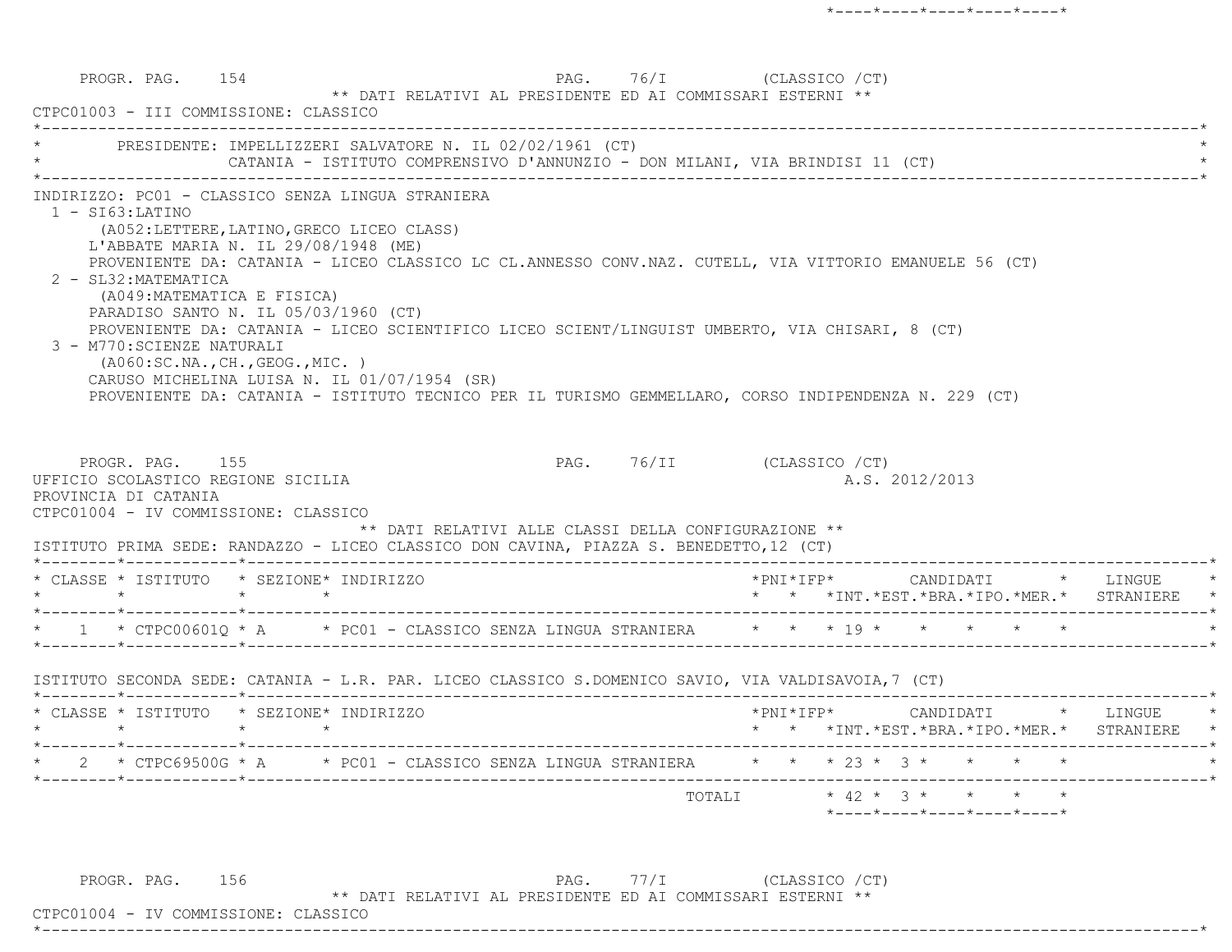PROGR. PAG. 154 PAG. 76/I (CLASSICO /CT)

** DATI RELATIVI AL PRESIDENTE ED AI COMMISSARI ESTERNI **

CTPC01003 - III COMMISSIONE: CLASSICO

PRESIDENTE: IMPELLIZZERI SALVATORE N. IL 02/02/1961 (CT)
CATANIA - ISTITUTO COMPRENSIVO D'ANNUNZIO - DON MILANI, VIA BRINDISI 11 (CT)

INDIRIZZO: PC01 - CLASSICO SENZA LINGUA STRANIERA

1 - SI63:LATINO
(A052:LETTERE,LATINO,GRECO LICEO CLASS)
L'ABBATE MARIA N. IL 29/08/1948 (ME)
PROVENIENTE DA: CATANIA - LICEO CLASSICO LC CL.ANNESSO CONV.NAZ. CUTELL, VIA VITTORIO EMANUELE 56 (CT)

2 - SL32:MATEMATICA
(A049:MATEMATICA E FISICA)
PARADISO SANTO N. IL 05/03/1960 (CT)
PROVENIENTE DA: CATANIA - LICEO SCIENTIFICO LICEO SCIENT/LINGUIST UMBERTO, VIA CHISARI, 8 (CT)

3 - M770:SCIENZE NATURALI
(A060:SC.NA.,CH.,GEOG.,MIC. )
CARUSO MICHELINA LUISA N. IL 01/07/1954 (SR)
PROVENIENTE DA: CATANIA - ISTITUTO TECNICO PER IL TURISMO GEMMELLARO, CORSO INDIPENDENZA N. 229 (CT)

PROGR. PAG. 155 PAG. 76/II (CLASSICO /CT)

UFFICIO SCOLASTICO REGIONE SICILIA A.S. 2012/2013

PROVINCIA DI CATANIA

CTPC01004 - IV COMMISSIONE: CLASSICO

** DATI RELATIVI ALLE CLASSI DELLA CONFIGURAZIONE **

ISTITUTO PRIMA SEDE: RANDAZZO - LICEO CLASSICO DON CAVINA, PIAZZA S. BENEDETTO,12 (CT)

| CLASSE | ISTITUTO | SEZIONE | INDIRIZZO | PNI | IFP | CANDIDATI INT. | EST. | BRA. | IPO. | MER. | LINGUE STRANIERE |
|---|---|---|---|---|---|---|---|---|---|---|---|
| 1 | CTPC00601Q | A | PC01 - CLASSICO SENZA LINGUA STRANIERA | | | 19 | | | | | |

ISTITUTO SECONDA SEDE: CATANIA - L.R. PAR. LICEO CLASSICO S.DOMENICO SAVIO, VIA VALDISAVOIA,7 (CT)

| CLASSE | ISTITUTO | SEZIONE | INDIRIZZO | PNI | IFP | CANDIDATI INT. | EST. | BRA. | IPO. | MER. | LINGUE STRANIERE |
|---|---|---|---|---|---|---|---|---|---|---|---|
| 2 | CTPC69500G | A | PC01 - CLASSICO SENZA LINGUA STRANIERA | | | 23 | 3 | | | | |
| | | | TOTALI | | | 42 | 3 | | | | |

PROGR. PAG. 156 PAG. 77/I (CLASSICO /CT)

** DATI RELATIVI AL PRESIDENTE ED AI COMMISSARI ESTERNI **

CTPC01004 - IV COMMISSIONE: CLASSICO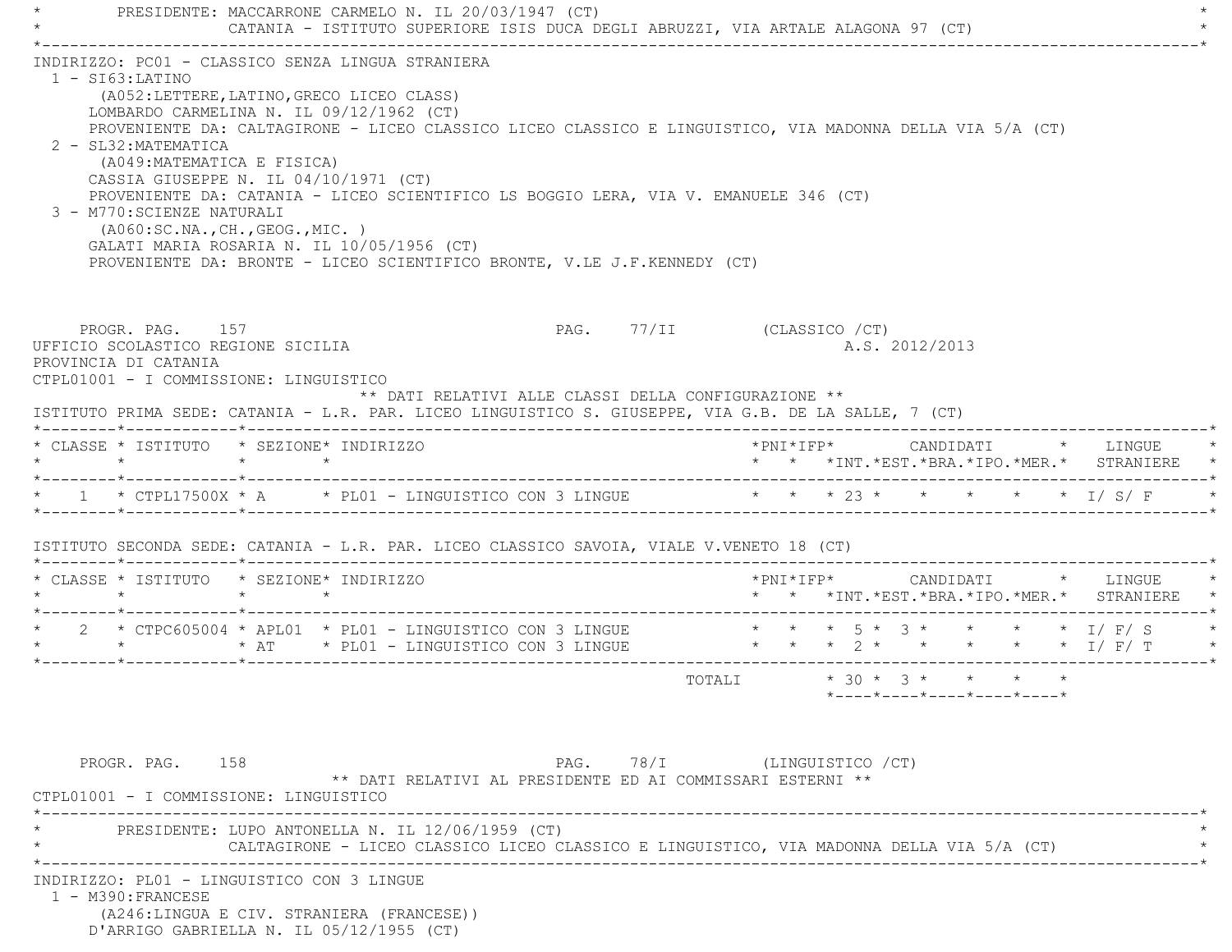PRESIDENTE: MACCARRONE CARMELO N. IL 20/03/1947 (CT)
CATANIA - ISTITUTO SUPERIORE ISIS DUCA DEGLI ABRUZZI, VIA ARTALE ALAGONA 97 (CT)

INDIRIZZO: PC01 - CLASSICO SENZA LINGUA STRANIERA

1 - SI63:LATINO
(A052:LETTERE,LATINO,GRECO LICEO CLASS)
LOMBARDO CARMELINA N. IL 09/12/1962 (CT)
PROVENIENTE DA: CALTAGIRONE - LICEO CLASSICO LICEO CLASSICO E LINGUISTICO, VIA MADONNA DELLA VIA 5/A (CT)

2 - SL32:MATEMATICA
(A049:MATEMATICA E FISICA)
CASSIA GIUSEPPE N. IL 04/10/1971 (CT)
PROVENIENTE DA: CATANIA - LICEO SCIENTIFICO LS BOGGIO LERA, VIA V. EMANUELE 346 (CT)

3 - M770:SCIENZE NATURALI
(A060:SC.NA.,CH.,GEOG.,MIC. )
GALATI MARIA ROSARIA N. IL 10/05/1956 (CT)
PROVENIENTE DA: BRONTE - LICEO SCIENTIFICO BRONTE, V.LE J.F.KENNEDY (CT)

PROGR. PAG. 157 PAG. 77/II (CLASSICO /CT)

UFFICIO SCOLASTICO REGIONE SICILIA A.S. 2012/2013
PROVINCIA DI CATANIA
CTPL01001 - I COMMISSIONE: LINGUISTICO

** DATI RELATIVI ALLE CLASSI DELLA CONFIGURAZIONE **

ISTITUTO PRIMA SEDE: CATANIA - L.R. PAR. LICEO LINGUISTICO S. GIUSEPPE, VIA G.B. DE LA SALLE, 7 (CT)

| CLASSE | ISTITUTO | SEZIONE | INDIRIZZO | PNI | IFP | CANDIDATI INT. | EST. | BRA. | IPO. | MER. | LINGUE STRANIERE |
|---|---|---|---|---|---|---|---|---|---|---|---|
| 1 | CTPL17500X | A | PL01 - LINGUISTICO CON 3 LINGUE | | | 23 | | | | | I/ S/ F |

ISTITUTO SECONDA SEDE: CATANIA - L.R. PAR. LICEO CLASSICO SAVOIA, VIALE V.VENETO 18 (CT)

| CLASSE | ISTITUTO | SEZIONE | INDIRIZZO | PNI | IFP | CANDIDATI INT. | EST. | BRA. | IPO. | MER. | LINGUE STRANIERE |
|---|---|---|---|---|---|---|---|---|---|---|---|
| 2 | CTPC605004 | APL01 | PL01 - LINGUISTICO CON 3 LINGUE | | | 5 | 3 | | | | I/ F/ S |
| | | AT | PL01 - LINGUISTICO CON 3 LINGUE | | | 2 | | | | | I/ F/ T |
| | | | TOTALI | | | 30 | 3 | | | | |

PROGR. PAG. 158 PAG. 78/I (LINGUISTICO /CT)

** DATI RELATIVI AL PRESIDENTE ED AI COMMISSARI ESTERNI **

CTPL01001 - I COMMISSIONE: LINGUISTICO

PRESIDENTE: LUPO ANTONELLA N. IL 12/06/1959 (CT)
CALTAGIRONE - LICEO CLASSICO LICEO CLASSICO E LINGUISTICO, VIA MADONNA DELLA VIA 5/A (CT)

INDIRIZZO: PL01 - LINGUISTICO CON 3 LINGUE

1 - M390:FRANCESE
(A246:LINGUA E CIV. STRANIERA (FRANCESE))
D'ARRIGO GABRIELLA N. IL 05/12/1955 (CT)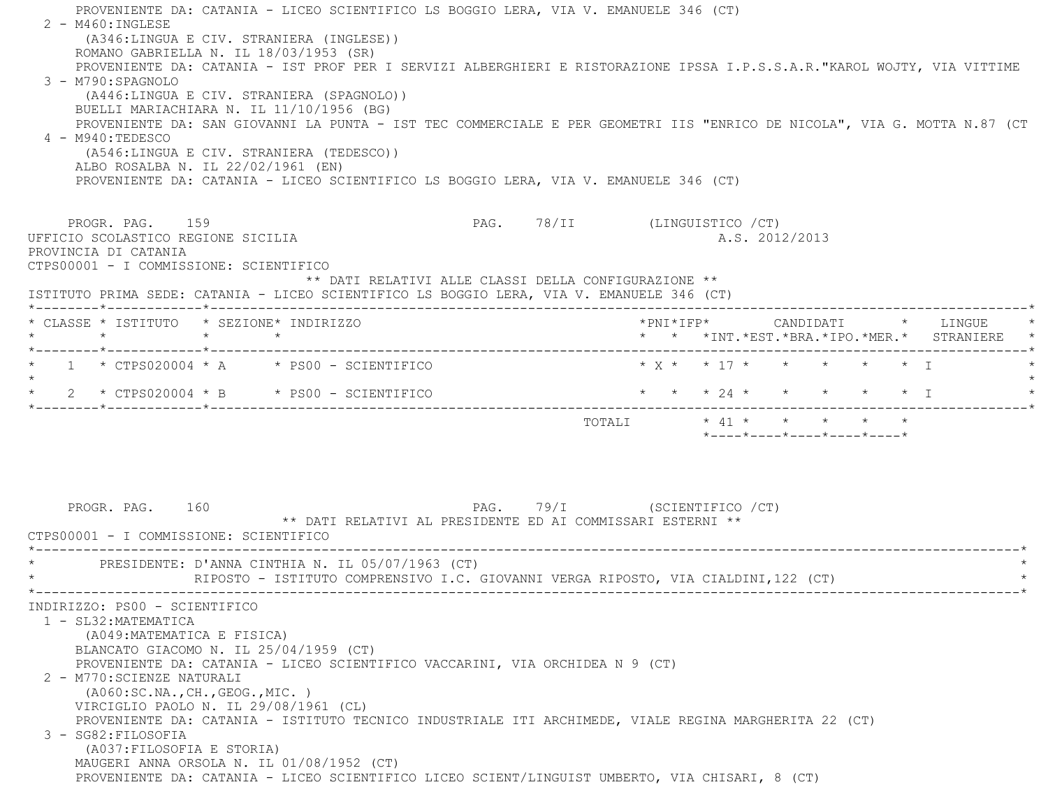PROVENIENTE DA: CATANIA - LICEO SCIENTIFICO LS BOGGIO LERA, VIA V. EMANUELE 346 (CT)

2 - M460:INGLESE
(A346:LINGUA E CIV. STRANIERA (INGLESE))
ROMANO GABRIELLA N. IL 18/03/1953 (SR)
PROVENIENTE DA: CATANIA - IST PROF PER I SERVIZI ALBERGHIERI E RISTORAZIONE IPSSA I.P.S.S.A.R."KAROL WOJTY, VIA VITTIME

3 - M790:SPAGNOLO
(A446:LINGUA E CIV. STRANIERA (SPAGNOLO))
BUELLI MARIACHIARA N. IL 11/10/1956 (BG)
PROVENIENTE DA: SAN GIOVANNI LA PUNTA - IST TEC COMMERCIALE E PER GEOMETRI IIS "ENRICO DE NICOLA", VIA G. MOTTA N.87 (CT

4 - M940:TEDESCO
(A546:LINGUA E CIV. STRANIERA (TEDESCO))
ALBO ROSALBA N. IL 22/02/1961 (EN)
PROVENIENTE DA: CATANIA - LICEO SCIENTIFICO LS BOGGIO LERA, VIA V. EMANUELE 346 (CT)

PROGR. PAG. 159 PAG. 78/II (LINGUISTICO /CT)

UFFICIO SCOLASTICO REGIONE SICILIA A.S. 2012/2013
PROVINCIA DI CATANIA
CTPS00001 - I COMMISSIONE: SCIENTIFICO

** DATI RELATIVI ALLE CLASSI DELLA CONFIGURAZIONE **

ISTITUTO PRIMA SEDE: CATANIA - LICEO SCIENTIFICO LS BOGGIO LERA, VIA V. EMANUELE 346 (CT)

| CLASSE | ISTITUTO | SEZIONE | INDIRIZZO | PNI | IFP | CANDIDATI INT. | EST. | BRA. | IPO. | MER. | LINGUE STRANIERE |
|---|---|---|---|---|---|---|---|---|---|---|---|
| 1 | CTPS020004 | A | PS00 - SCIENTIFICO | X | | 17 | | | | | I |
| 2 | CTPS020004 | B | PS00 - SCIENTIFICO | | | 24 | | | | | I |
| | | | TOTALI | | | 41 | | | | | |

PROGR. PAG. 160 PAG. 79/I (SCIENTIFICO /CT)

** DATI RELATIVI AL PRESIDENTE ED AI COMMISSARI ESTERNI **

CTPS00001 - I COMMISSIONE: SCIENTIFICO

PRESIDENTE: D'ANNA CINTHIA N. IL 05/07/1963 (CT)
RIPOSTO - ISTITUTO COMPRENSIVO I.C. GIOVANNI VERGA RIPOSTO, VIA CIALDINI,122 (CT)

INDIRIZZO: PS00 - SCIENTIFICO

1 - SL32:MATEMATICA
(A049:MATEMATICA E FISICA)
BLANCATO GIACOMO N. IL 25/04/1959 (CT)
PROVENIENTE DA: CATANIA - LICEO SCIENTIFICO VACCARINI, VIA ORCHIDEA N 9 (CT)

2 - M770:SCIENZE NATURALI
(A060:SC.NA.,CH.,GEOG.,MIC. )
VIRCIGLIO PAOLO N. IL 29/08/1961 (CL)
PROVENIENTE DA: CATANIA - ISTITUTO TECNICO INDUSTRIALE ITI ARCHIMEDE, VIALE REGINA MARGHERITA 22 (CT)

3 - SG82:FILOSOFIA
(A037:FILOSOFIA E STORIA)
MAUGERI ANNA ORSOLA N. IL 01/08/1952 (CT)
PROVENIENTE DA: CATANIA - LICEO SCIENTIFICO LICEO SCIENT/LINGUIST UMBERTO, VIA CHISARI, 8 (CT)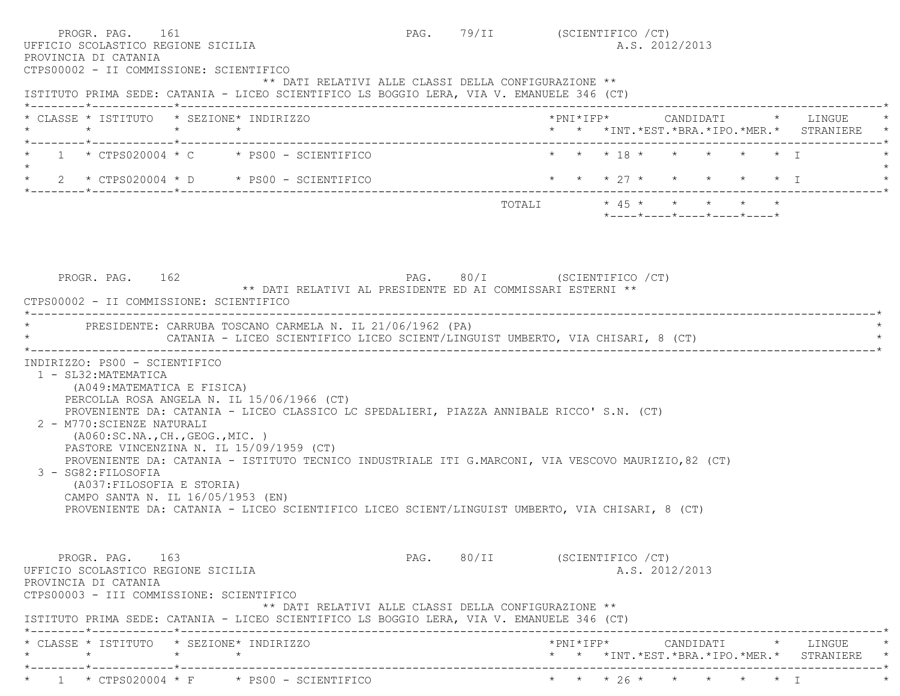PROGR. PAG. 161 PAG. 79/II (SCIENTIFICO /CT)

UFFICIO SCOLASTICO REGIONE SICILIA A.S. 2012/2013

PROVINCIA DI CATANIA

CTPS00002 - II COMMISSIONE: SCIENTIFICO

** DATI RELATIVI ALLE CLASSI DELLA CONFIGURAZIONE **

ISTITUTO PRIMA SEDE: CATANIA - LICEO SCIENTIFICO LS BOGGIO LERA, VIA V. EMANUELE 346 (CT)

| CLASSE | ISTITUTO | SEZIONE | INDIRIZZO | PNI | IFP | CANDIDATI INT. | EST. | BRA. | IPO. | MER. | LINGUE STRANIERE |
|---|---|---|---|---|---|---|---|---|---|---|---|
| 1 | CTPS020004 | C | PS00 - SCIENTIFICO | | | 18 | | | | | I |
| 2 | CTPS020004 | D | PS00 - SCIENTIFICO | | | 27 | | | | | I |
| | | | TOTALI | | | 45 | | | | | |

PROGR. PAG. 162 PAG. 80/I (SCIENTIFICO /CT)

** DATI RELATIVI AL PRESIDENTE ED AI COMMISSARI ESTERNI **

CTPS00002 - II COMMISSIONE: SCIENTIFICO

PRESIDENTE: CARRUBA TOSCANO CARMELA N. IL 21/06/1962 (PA)
CATANIA - LICEO SCIENTIFICO LICEO SCIENT/LINGUIST UMBERTO, VIA CHISARI, 8 (CT)

INDIRIZZO: PS00 - SCIENTIFICO

1 - SL32:MATEMATICA
(A049:MATEMATICA E FISICA)
PERCOLLA ROSA ANGELA N. IL 15/06/1966 (CT)
PROVENIENTE DA: CATANIA - LICEO CLASSICO LC SPEDALIERI, PIAZZA ANNIBALE RICCO' S.N. (CT)

2 - M770:SCIENZE NATURALI
(A060:SC.NA.,CH.,GEOG.,MIC. )
PASTORE VINCENZINA N. IL 15/09/1959 (CT)
PROVENIENTE DA: CATANIA - ISTITUTO TECNICO INDUSTRIALE ITI G.MARCONI, VIA VESCOVO MAURIZIO,82 (CT)

3 - SG82:FILOSOFIA
(A037:FILOSOFIA E STORIA)
CAMPO SANTA N. IL 16/05/1953 (EN)
PROVENIENTE DA: CATANIA - LICEO SCIENTIFICO LICEO SCIENT/LINGUIST UMBERTO, VIA CHISARI, 8 (CT)

PROGR. PAG. 163 PAG. 80/II (SCIENTIFICO /CT)

UFFICIO SCOLASTICO REGIONE SICILIA A.S. 2012/2013

PROVINCIA DI CATANIA

CTPS00003 - III COMMISSIONE: SCIENTIFICO

** DATI RELATIVI ALLE CLASSI DELLA CONFIGURAZIONE **

ISTITUTO PRIMA SEDE: CATANIA - LICEO SCIENTIFICO LS BOGGIO LERA, VIA V. EMANUELE 346 (CT)

| CLASSE | ISTITUTO | SEZIONE | INDIRIZZO | PNI | IFP | CANDIDATI INT. | EST. | BRA. | IPO. | MER. | LINGUE STRANIERE |
|---|---|---|---|---|---|---|---|---|---|---|---|
| 1 | CTPS020004 | F | PS00 - SCIENTIFICO | | | 26 | | | | | I |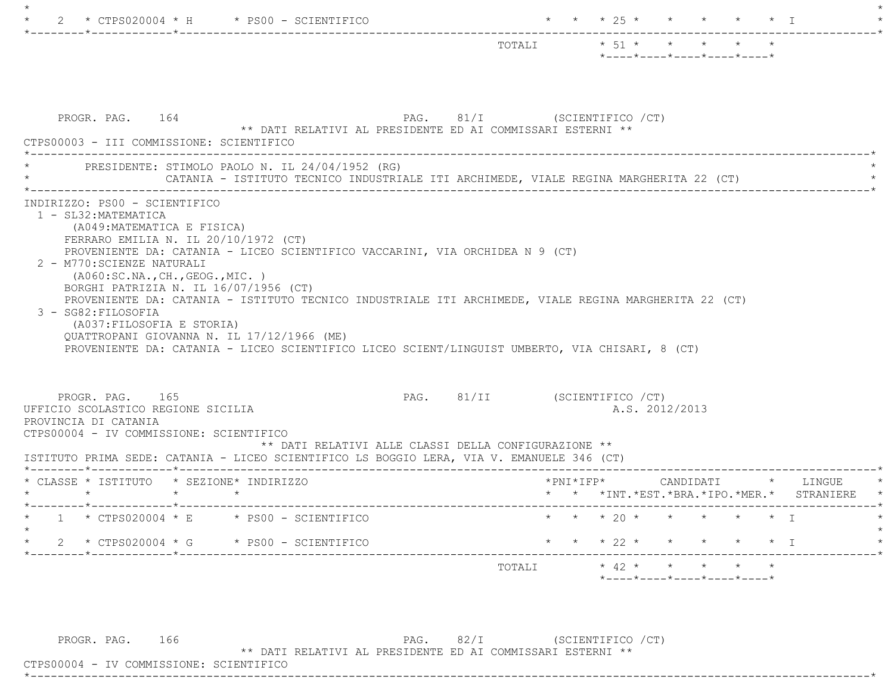| CLASSE | ISTITUTO | SEZIONE | INDIRIZZO | PNI | IFP | INT. | EST. | BRA. | IPO. | MER. | LINGUE STRANIERE |
|---|---|---|---|---|---|---|---|---|---|---|---|
| 2 | CTPS020004 | H | PS00 - SCIENTIFICO | | | 25 | | | | | I |
| | | | TOTALI | | | 51 | | | | | |

PROGR. PAG. 164 PAG. 81/I (SCIENTIFICO /CT)

** DATI RELATIVI AL PRESIDENTE ED AI COMMISSARI ESTERNI **

CTPS00003 - III COMMISSIONE: SCIENTIFICO

PRESIDENTE: STIMOLO PAOLO N. IL 24/04/1952 (RG)
CATANIA - ISTITUTO TECNICO INDUSTRIALE ITI ARCHIMEDE, VIALE REGINA MARGHERITA 22 (CT)

INDIRIZZO: PS00 - SCIENTIFICO

1 - SL32:MATEMATICA
(A049:MATEMATICA E FISICA)
FERRARO EMILIA N. IL 20/10/1972 (CT)
PROVENIENTE DA: CATANIA - LICEO SCIENTIFICO VACCARINI, VIA ORCHIDEA N 9 (CT)

2 - M770:SCIENZE NATURALI
(A060:SC.NA.,CH.,GEOG.,MIC. )
BORGHI PATRIZIA N. IL 16/07/1956 (CT)
PROVENIENTE DA: CATANIA - ISTITUTO TECNICO INDUSTRIALE ITI ARCHIMEDE, VIALE REGINA MARGHERITA 22 (CT)

3 - SG82:FILOSOFIA
(A037:FILOSOFIA E STORIA)
QUATTROPANI GIOVANNA N. IL 17/12/1966 (ME)
PROVENIENTE DA: CATANIA - LICEO SCIENTIFICO LICEO SCIENT/LINGUIST UMBERTO, VIA CHISARI, 8 (CT)

PROGR. PAG. 165 PAG. 81/II (SCIENTIFICO /CT)

UFFICIO SCOLASTICO REGIONE SICILIA A.S. 2012/2013

PROVINCIA DI CATANIA

CTPS00004 - IV COMMISSIONE: SCIENTIFICO

** DATI RELATIVI ALLE CLASSI DELLA CONFIGURAZIONE **

ISTITUTO PRIMA SEDE: CATANIA - LICEO SCIENTIFICO LS BOGGIO LERA, VIA V. EMANUELE 346 (CT)

| CLASSE | ISTITUTO | SEZIONE | INDIRIZZO | PNI | IFP | CANDIDATI INT. | EST. | BRA. | IPO. | MER. | LINGUE STRANIERE |
|---|---|---|---|---|---|---|---|---|---|---|---|
| 1 | CTPS020004 | E | PS00 - SCIENTIFICO | | | 20 | | | | | I |
| 2 | CTPS020004 | G | PS00 - SCIENTIFICO | | | 22 | | | | | I |
| | | | TOTALI | | | 42 | | | | | |

PROGR. PAG. 166 PAG. 82/I (SCIENTIFICO /CT)

** DATI RELATIVI AL PRESIDENTE ED AI COMMISSARI ESTERNI **

CTPS00004 - IV COMMISSIONE: SCIENTIFICO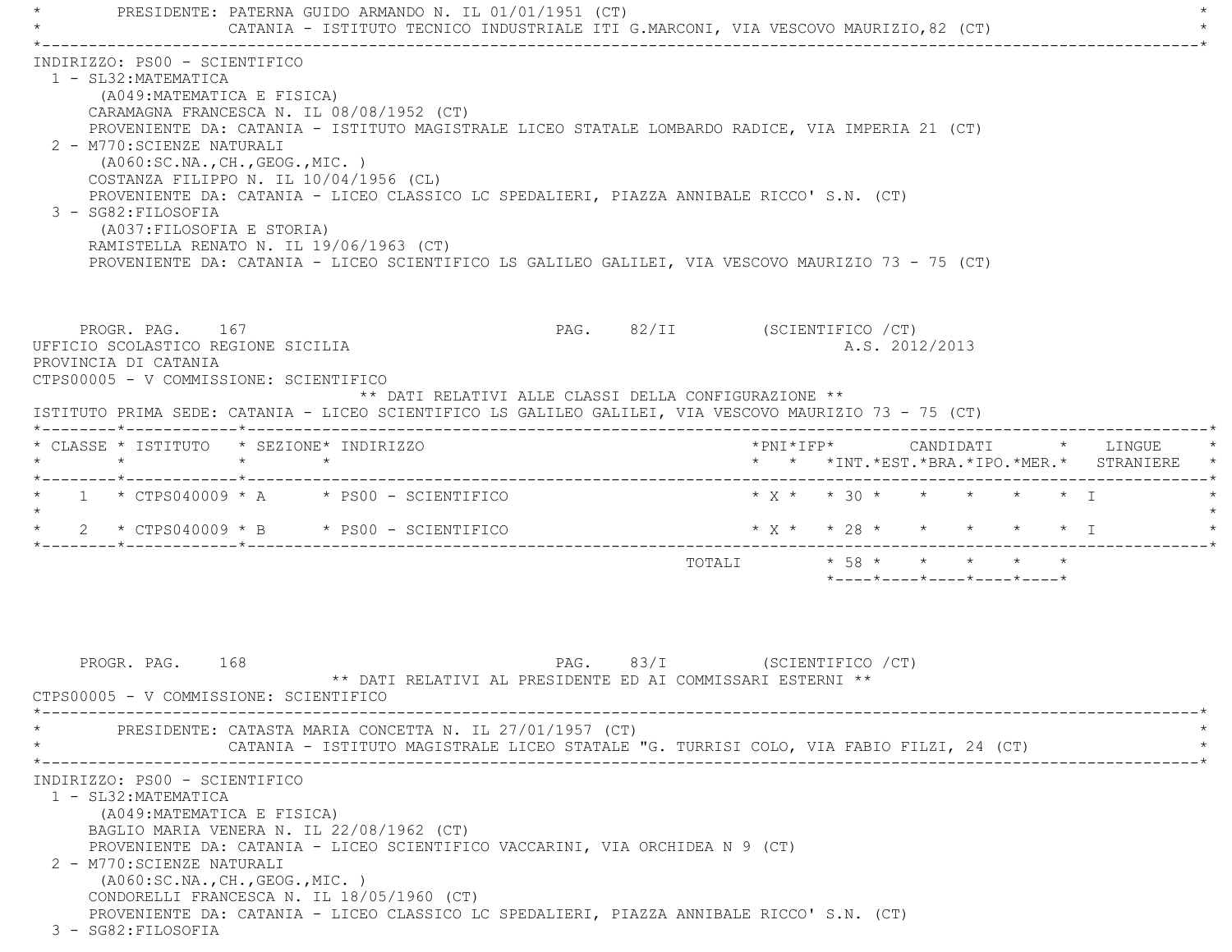PRESIDENTE: PATERNA GUIDO ARMANDO N. IL 01/01/1951 (CT)
CATANIA - ISTITUTO TECNICO INDUSTRIALE ITI G.MARCONI, VIA VESCOVO MAURIZIO,82 (CT)

INDIRIZZO: PS00 - SCIENTIFICO

1 - SL32:MATEMATICA
(A049:MATEMATICA E FISICA)
CARAMAGNA FRANCESCA N. IL 08/08/1952 (CT)
PROVENIENTE DA: CATANIA - ISTITUTO MAGISTRALE LICEO STATALE LOMBARDO RADICE, VIA IMPERIA 21 (CT)

2 - M770:SCIENZE NATURALI
(A060:SC.NA.,CH.,GEOG.,MIC. )
COSTANZA FILIPPO N. IL 10/04/1956 (CL)
PROVENIENTE DA: CATANIA - LICEO CLASSICO LC SPEDALIERI, PIAZZA ANNIBALE RICCO' S.N. (CT)

3 - SG82:FILOSOFIA
(A037:FILOSOFIA E STORIA)
RAMISTELLA RENATO N. IL 19/06/1963 (CT)
PROVENIENTE DA: CATANIA - LICEO SCIENTIFICO LS GALILEO GALILEI, VIA VESCOVO MAURIZIO 73 - 75 (CT)

PROGR. PAG. 167 PAG. 82/II (SCIENTIFICO /CT)

UFFICIO SCOLASTICO REGIONE SICILIA A.S. 2012/2013
PROVINCIA DI CATANIA
CTPS00005 - V COMMISSIONE: SCIENTIFICO

** DATI RELATIVI ALLE CLASSI DELLA CONFIGURAZIONE **

ISTITUTO PRIMA SEDE: CATANIA - LICEO SCIENTIFICO LS GALILEO GALILEI, VIA VESCOVO MAURIZIO 73 - 75 (CT)

| CLASSE | ISTITUTO | SEZIONE | INDIRIZZO | PNI | IFP | CANDIDATI INT. | EST. | BRA. | IPO. | MER. | LINGUE STRANIERE |
|---|---|---|---|---|---|---|---|---|---|---|---|
| 1 | CTPS040009 | A | PS00 - SCIENTIFICO | X | | 30 | | | | | I |
| 2 | CTPS040009 | B | PS00 - SCIENTIFICO | X | | 28 | | | | | I |
| | | | TOTALI | | | 58 | | | | | |

PROGR. PAG. 168 PAG. 83/I (SCIENTIFICO /CT)

** DATI RELATIVI AL PRESIDENTE ED AI COMMISSARI ESTERNI **

CTPS00005 - V COMMISSIONE: SCIENTIFICO

PRESIDENTE: CATASTA MARIA CONCETTA N. IL 27/01/1957 (CT)
CATANIA - ISTITUTO MAGISTRALE LICEO STATALE "G. TURRISI COLO, VIA FABIO FILZI, 24 (CT)

INDIRIZZO: PS00 - SCIENTIFICO

1 - SL32:MATEMATICA
(A049:MATEMATICA E FISICA)
BAGLIO MARIA VENERA N. IL 22/08/1962 (CT)
PROVENIENTE DA: CATANIA - LICEO SCIENTIFICO VACCARINI, VIA ORCHIDEA N 9 (CT)

2 - M770:SCIENZE NATURALI
(A060:SC.NA.,CH.,GEOG.,MIC. )
CONDORELLI FRANCESCA N. IL 18/05/1960 (CT)
PROVENIENTE DA: CATANIA - LICEO CLASSICO LC SPEDALIERI, PIAZZA ANNIBALE RICCO' S.N. (CT)

3 - SG82:FILOSOFIA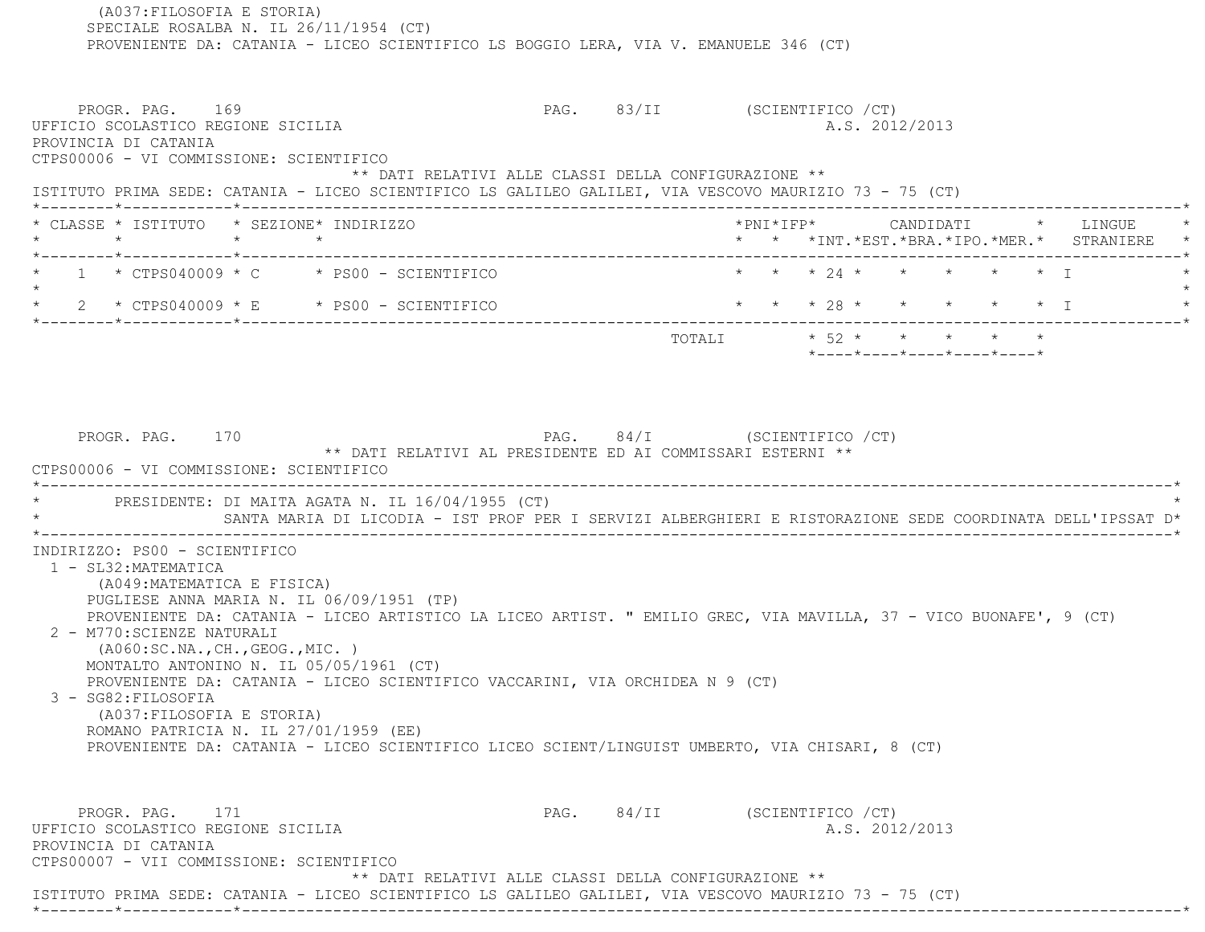(A037:FILOSOFIA E STORIA)
SPECIALE ROSALBA N. IL 26/11/1954 (CT)
PROVENIENTE DA: CATANIA - LICEO SCIENTIFICO LS BOGGIO LERA, VIA V. EMANUELE 346 (CT)

PROGR. PAG. 169 PAG. 83/II (SCIENTIFICO /CT)
UFFICIO SCOLASTICO REGIONE SICILIA A.S. 2012/2013
PROVINCIA DI CATANIA
CTPS00006 - VI COMMISSIONE: SCIENTIFICO

** DATI RELATIVI ALLE CLASSI DELLA CONFIGURAZIONE **

ISTITUTO PRIMA SEDE: CATANIA - LICEO SCIENTIFICO LS GALILEO GALILEI, VIA VESCOVO MAURIZIO 73 - 75 (CT)

| CLASSE | ISTITUTO | SEZIONE | INDIRIZZO | PNI | IFP | CANDIDATI INT. | EST. | BRA. | IPO. | MER. | LINGUE STRANIERE |
|---|---|---|---|---|---|---|---|---|---|---|---|
| 1 | CTPS040009 | C | PS00 - SCIENTIFICO | | | 24 | | | | | I |
| 2 | CTPS040009 | E | PS00 - SCIENTIFICO | | | 28 | | | | | I |
| | | | TOTALI | | | 52 | | | | | |

PROGR. PAG. 170 PAG. 84/I (SCIENTIFICO /CT)

** DATI RELATIVI AL PRESIDENTE ED AI COMMISSARI ESTERNI **

CTPS00006 - VI COMMISSIONE: SCIENTIFICO

PRESIDENTE: DI MAITA AGATA N. IL 16/04/1955 (CT)
SANTA MARIA DI LICODIA - IST PROF PER I SERVIZI ALBERGHIERI E RISTORAZIONE SEDE COORDINATA DELL'IPSSAT D

INDIRIZZO: PS00 - SCIENTIFICO

1 - SL32:MATEMATICA
(A049:MATEMATICA E FISICA)
PUGLIESE ANNA MARIA N. IL 06/09/1951 (TP)
PROVENIENTE DA: CATANIA - LICEO ARTISTICO LA LICEO ARTIST. " EMILIO GREC, VIA MAVILLA, 37 - VICO BUONAFE', 9 (CT)

2 - M770:SCIENZE NATURALI
(A060:SC.NA.,CH.,GEOG.,MIC. )
MONTALTO ANTONINO N. IL 05/05/1961 (CT)
PROVENIENTE DA: CATANIA - LICEO SCIENTIFICO VACCARINI, VIA ORCHIDEA N 9 (CT)

3 - SG82:FILOSOFIA
(A037:FILOSOFIA E STORIA)
ROMANO PATRICIA N. IL 27/01/1959 (EE)
PROVENIENTE DA: CATANIA - LICEO SCIENTIFICO LICEO SCIENT/LINGUIST UMBERTO, VIA CHISARI, 8 (CT)

PROGR. PAG. 171 PAG. 84/II (SCIENTIFICO /CT)
UFFICIO SCOLASTICO REGIONE SICILIA A.S. 2012/2013
PROVINCIA DI CATANIA
CTPS00007 - VII COMMISSIONE: SCIENTIFICO

** DATI RELATIVI ALLE CLASSI DELLA CONFIGURAZIONE **

ISTITUTO PRIMA SEDE: CATANIA - LICEO SCIENTIFICO LS GALILEO GALILEI, VIA VESCOVO MAURIZIO 73 - 75 (CT)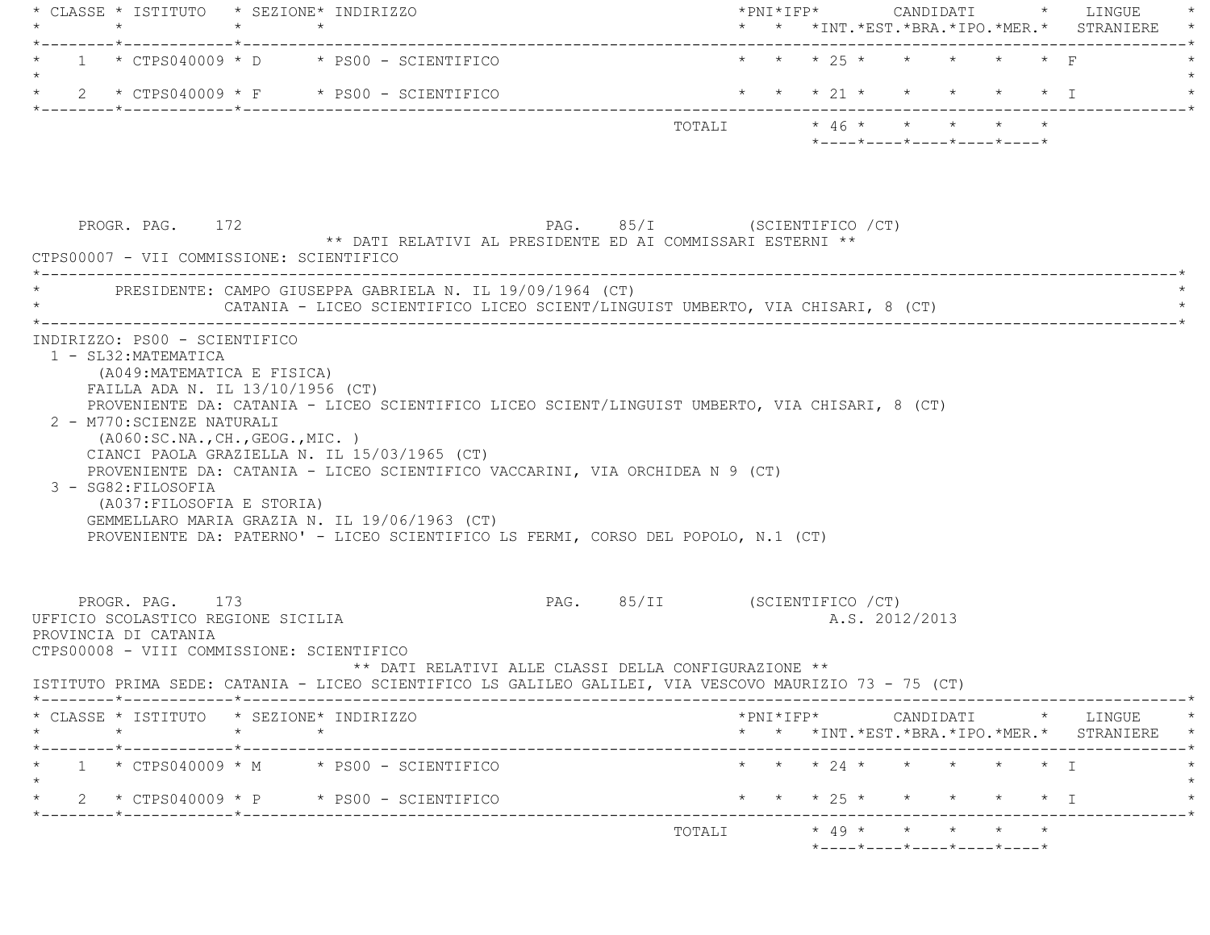| CLASSE | ISTITUTO | SEZIONE | INDIRIZZO | PNI | IFP | CANDIDATI INT. | EST. | BRA. | IPO. | MER. | LINGUE STRANIERE |
|---|---|---|---|---|---|---|---|---|---|---|---|
| 1 | CTPS040009 | D | PS00 - SCIENTIFICO | | | 25 | | | | | F |
| 2 | CTPS040009 | F | PS00 - SCIENTIFICO | | | 21 | | | | | I |
| | | | TOTALI | | | 46 | | | | | |

PROGR. PAG. 172 PAG. 85/I (SCIENTIFICO /CT)

** DATI RELATIVI AL PRESIDENTE ED AI COMMISSARI ESTERNI **

CTPS00007 - VII COMMISSIONE: SCIENTIFICO

PRESIDENTE: CAMPO GIUSEPPA GABRIELA N. IL 19/09/1964 (CT)
CATANIA - LICEO SCIENTIFICO LICEO SCIENT/LINGUIST UMBERTO, VIA CHISARI, 8 (CT)

INDIRIZZO: PS00 - SCIENTIFICO

1 - SL32:MATEMATICA
(A049:MATEMATICA E FISICA)
FAILLA ADA N. IL 13/10/1956 (CT)
PROVENIENTE DA: CATANIA - LICEO SCIENTIFICO LICEO SCIENT/LINGUIST UMBERTO, VIA CHISARI, 8 (CT)

2 - M770:SCIENZE NATURALI
(A060:SC.NA.,CH.,GEOG.,MIC. )
CIANCI PAOLA GRAZIELLA N. IL 15/03/1965 (CT)
PROVENIENTE DA: CATANIA - LICEO SCIENTIFICO VACCARINI, VIA ORCHIDEA N 9 (CT)

3 - SG82:FILOSOFIA
(A037:FILOSOFIA E STORIA)
GEMMELLARO MARIA GRAZIA N. IL 19/06/1963 (CT)
PROVENIENTE DA: PATERNO' - LICEO SCIENTIFICO LS FERMI, CORSO DEL POPOLO, N.1 (CT)

PROGR. PAG. 173 PAG. 85/II (SCIENTIFICO /CT)

UFFICIO SCOLASTICO REGIONE SICILIA A.S. 2012/2013

PROVINCIA DI CATANIA

CTPS00008 - VIII COMMISSIONE: SCIENTIFICO

** DATI RELATIVI ALLE CLASSI DELLA CONFIGURAZIONE **

ISTITUTO PRIMA SEDE: CATANIA - LICEO SCIENTIFICO LS GALILEO GALILEI, VIA VESCOVO MAURIZIO 73 - 75 (CT)

| CLASSE | ISTITUTO | SEZIONE | INDIRIZZO | PNI | IFP | CANDIDATI INT. | EST. | BRA. | IPO. | MER. | LINGUE STRANIERE |
|---|---|---|---|---|---|---|---|---|---|---|---|
| 1 | CTPS040009 | M | PS00 - SCIENTIFICO | | | 24 | | | | | I |
| 2 | CTPS040009 | P | PS00 - SCIENTIFICO | | | 25 | | | | | I |
| | | | TOTALI | | | 49 | | | | | |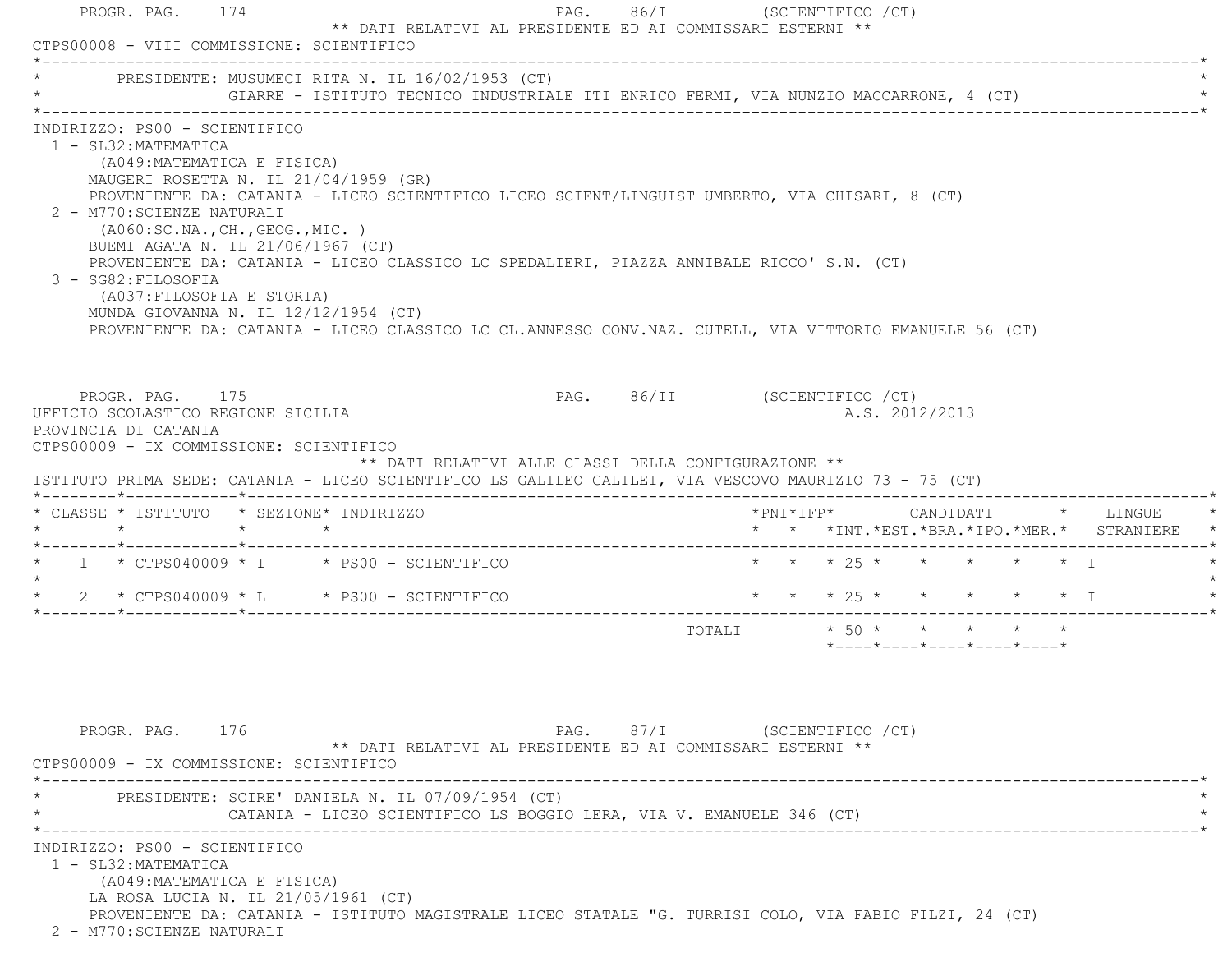** DATI RELATIVI AL PRESIDENTE ED AI COMMISSARI ESTERNI **

CTPS00008 - VIII COMMISSIONE: SCIENTIFICO

PRESIDENTE: MUSUMECI RITA N. IL 16/02/1953 (CT)
GIARRE - ISTITUTO TECNICO INDUSTRIALE ITI ENRICO FERMI, VIA NUNZIO MACCARRONE, 4 (CT)

INDIRIZZO: PS00 - SCIENTIFICO

1 - SL32:MATEMATICA
(A049:MATEMATICA E FISICA)
MAUGERI ROSETTA N. IL 21/04/1959 (GR)
PROVENIENTE DA: CATANIA - LICEO SCIENTIFICO LICEO SCIENT/LINGUIST UMBERTO, VIA CHISARI, 8 (CT)

2 - M770:SCIENZE NATURALI
(A060:SC.NA.,CH.,GEOG.,MIC. )
BUEMI AGATA N. IL 21/06/1967 (CT)
PROVENIENTE DA: CATANIA - LICEO CLASSICO LC SPEDALIERI, PIAZZA ANNIBALE RICCO' S.N. (CT)

3 - SG82:FILOSOFIA
(A037:FILOSOFIA E STORIA)
MUNDA GIOVANNA N. IL 12/12/1954 (CT)
PROVENIENTE DA: CATANIA - LICEO CLASSICO LC CL.ANNESSO CONV.NAZ. CUTELL, VIA VITTORIO EMANUELE 56 (CT)

UFFICIO SCOLASTICO REGIONE SICILIA — A.S. 2012/2013

PROVINCIA DI CATANIA

CTPS00009 - IX COMMISSIONE: SCIENTIFICO

** DATI RELATIVI ALLE CLASSI DELLA CONFIGURAZIONE **

ISTITUTO PRIMA SEDE: CATANIA - LICEO SCIENTIFICO LS GALILEO GALILEI, VIA VESCOVO MAURIZIO 73 - 75 (CT)

| CLASSE | ISTITUTO | SEZIONE | INDIRIZZO | PNI | IFP | CANDIDATI INT. | EST. | BRA. | IPO. | MER. | LINGUE STRANIERE |
|---|---|---|---|---|---|---|---|---|---|---|---|
| 1 | CTPS040009 | I | PS00 - SCIENTIFICO | | | 25 | | | | | I |
| 2 | CTPS040009 | L | PS00 - SCIENTIFICO | | | 25 | | | | | I |
| | | | TOTALI | | | 50 | | | | | |

** DATI RELATIVI AL PRESIDENTE ED AI COMMISSARI ESTERNI **

CTPS00009 - IX COMMISSIONE: SCIENTIFICO

PRESIDENTE: SCIRE' DANIELA N. IL 07/09/1954 (CT)
CATANIA - LICEO SCIENTIFICO LS BOGGIO LERA, VIA V. EMANUELE 346 (CT)

INDIRIZZO: PS00 - SCIENTIFICO

1 - SL32:MATEMATICA
(A049:MATEMATICA E FISICA)
LA ROSA LUCIA N. IL 21/05/1961 (CT)
PROVENIENTE DA: CATANIA - ISTITUTO MAGISTRALE LICEO STATALE "G. TURRISI COLO, VIA FABIO FILZI, 24 (CT)

2 - M770:SCIENZE NATURALI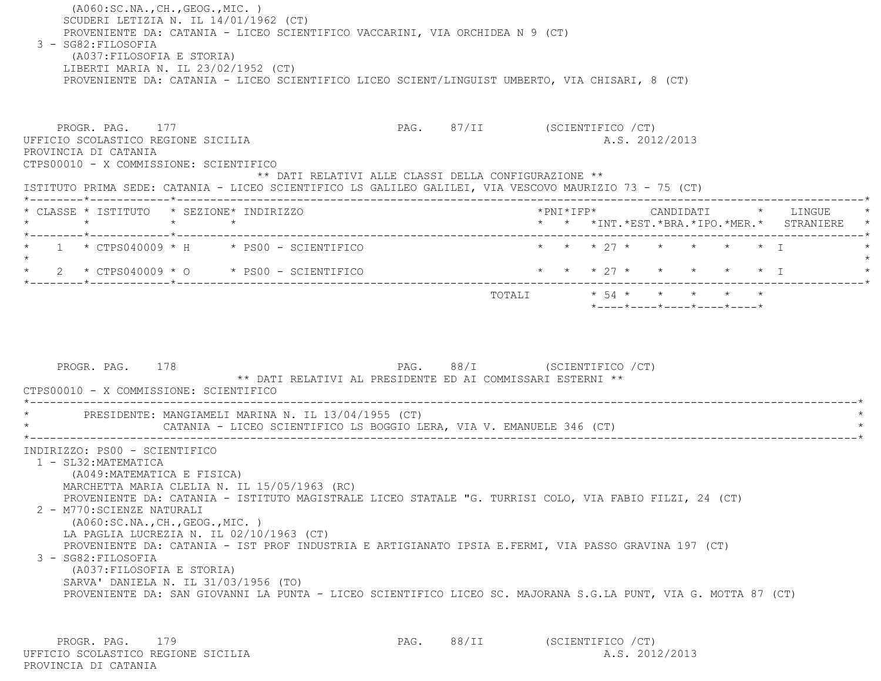(A060:SC.NA.,CH.,GEOG.,MIC. )
SCUDERI LETIZIA N. IL 14/01/1962 (CT)
PROVENIENTE DA: CATANIA - LICEO SCIENTIFICO VACCARINI, VIA ORCHIDEA N 9 (CT)

3 - SG82:FILOSOFIA
(A037:FILOSOFIA E STORIA)
LIBERTI MARIA N. IL 23/02/1952 (CT)
PROVENIENTE DA: CATANIA - LICEO SCIENTIFICO LICEO SCIENT/LINGUIST UMBERTO, VIA CHISARI, 8 (CT)

PROGR. PAG. 177 PAG. 87/II (SCIENTIFICO /CT)
UFFICIO SCOLASTICO REGIONE SICILIA A.S. 2012/2013
PROVINCIA DI CATANIA
CTPS00010 - X COMMISSIONE: SCIENTIFICO

** DATI RELATIVI ALLE CLASSI DELLA CONFIGURAZIONE **

ISTITUTO PRIMA SEDE: CATANIA - LICEO SCIENTIFICO LS GALILEO GALILEI, VIA VESCOVO MAURIZIO 73 - 75 (CT)

| CLASSE | ISTITUTO | SEZIONE | INDIRIZZO | PNI | IFP | CANDIDATI INT. | EST. | BRA. | IPO. | MER. | LINGUE STRANIERE |
|---|---|---|---|---|---|---|---|---|---|---|---|
| 1 | CTPS040009 | H | PS00 - SCIENTIFICO | | | 27 | | | | | I |
| 2 | CTPS040009 | O | PS00 - SCIENTIFICO | | | 27 | | | | | I |
| | | | TOTALI | | | 54 | | | | | |

PROGR. PAG. 178 PAG. 88/I (SCIENTIFICO /CT)

** DATI RELATIVI AL PRESIDENTE ED AI COMMISSARI ESTERNI **

CTPS00010 - X COMMISSIONE: SCIENTIFICO

PRESIDENTE: MANGIAMELI MARINA N. IL 13/04/1955 (CT)
CATANIA - LICEO SCIENTIFICO LS BOGGIO LERA, VIA V. EMANUELE 346 (CT)

INDIRIZZO: PS00 - SCIENTIFICO

1 - SL32:MATEMATICA
(A049:MATEMATICA E FISICA)
MARCHETTA MARIA CLELIA N. IL 15/05/1963 (RC)
PROVENIENTE DA: CATANIA - ISTITUTO MAGISTRALE LICEO STATALE "G. TURRISI COLO, VIA FABIO FILZI, 24 (CT)

2 - M770:SCIENZE NATURALI
(A060:SC.NA.,CH.,GEOG.,MIC. )
LA PAGLIA LUCREZIA N. IL 02/10/1963 (CT)
PROVENIENTE DA: CATANIA - IST PROF INDUSTRIA E ARTIGIANATO IPSIA E.FERMI, VIA PASSO GRAVINA 197 (CT)

3 - SG82:FILOSOFIA
(A037:FILOSOFIA E STORIA)
SARVA' DANIELA N. IL 31/03/1956 (TO)
PROVENIENTE DA: SAN GIOVANNI LA PUNTA - LICEO SCIENTIFICO LICEO SC. MAJORANA S.G.LA PUNT, VIA G. MOTTA 87 (CT)

PROGR. PAG. 179 PAG. 88/II (SCIENTIFICO /CT)
UFFICIO SCOLASTICO REGIONE SICILIA A.S. 2012/2013
PROVINCIA DI CATANIA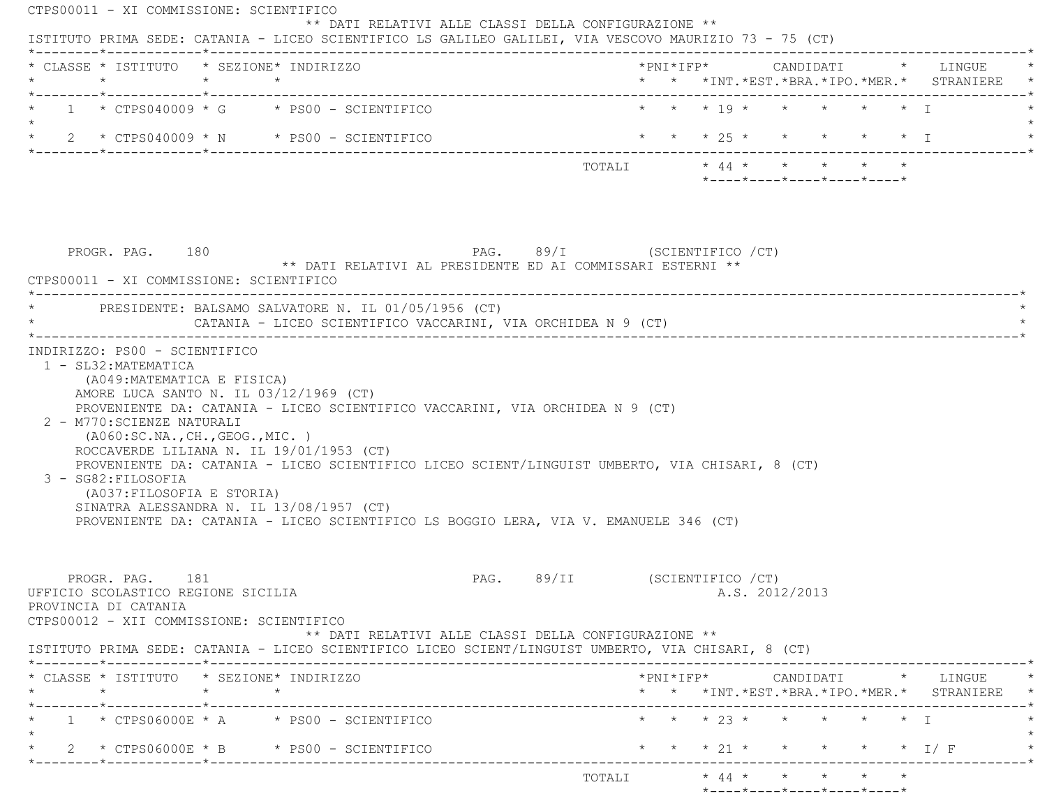CTPS00011 - XI COMMISSIONE: SCIENTIFICO

** DATI RELATIVI ALLE CLASSI DELLA CONFIGURAZIONE **

ISTITUTO PRIMA SEDE: CATANIA - LICEO SCIENTIFICO LS GALILEO GALILEI, VIA VESCOVO MAURIZIO 73 - 75 (CT)

| CLASSE | ISTITUTO | SEZIONE | INDIRIZZO | PNI | IFP | CANDIDATI INT. | EST. | BRA. | IPO. | MER. | LINGUE STRANIERE |
|---|---|---|---|---|---|---|---|---|---|---|---|
| 1 | CTPS040009 | G | PS00 - SCIENTIFICO | | | 19 | | | | | I |
| 2 | CTPS040009 | N | PS00 - SCIENTIFICO | | | 25 | | | | | I |
| | | | TOTALI | | | 44 | | | | | |

PROGR. PAG. 180 PAG. 89/I (SCIENTIFICO /CT)

** DATI RELATIVI AL PRESIDENTE ED AI COMMISSARI ESTERNI **

CTPS00011 - XI COMMISSIONE: SCIENTIFICO

PRESIDENTE: BALSAMO SALVATORE N. IL 01/05/1956 (CT)
CATANIA - LICEO SCIENTIFICO VACCARINI, VIA ORCHIDEA N 9 (CT)

INDIRIZZO: PS00 - SCIENTIFICO

1 - SL32:MATEMATICA
(A049:MATEMATICA E FISICA)
AMORE LUCA SANTO N. IL 03/12/1969 (CT)
PROVENIENTE DA: CATANIA - LICEO SCIENTIFICO VACCARINI, VIA ORCHIDEA N 9 (CT)

2 - M770:SCIENZE NATURALI
(A060:SC.NA.,CH.,GEOG.,MIC. )
ROCCAVERDE LILIANA N. IL 19/01/1953 (CT)
PROVENIENTE DA: CATANIA - LICEO SCIENTIFICO LICEO SCIENT/LINGUIST UMBERTO, VIA CHISARI, 8 (CT)

3 - SG82:FILOSOFIA
(A037:FILOSOFIA E STORIA)
SINATRA ALESSANDRA N. IL 13/08/1957 (CT)
PROVENIENTE DA: CATANIA - LICEO SCIENTIFICO LS BOGGIO LERA, VIA V. EMANUELE 346 (CT)

PROGR. PAG. 181 PAG. 89/II (SCIENTIFICO /CT)

UFFICIO SCOLASTICO REGIONE SICILIA A.S. 2012/2013

PROVINCIA DI CATANIA

CTPS00012 - XII COMMISSIONE: SCIENTIFICO

** DATI RELATIVI ALLE CLASSI DELLA CONFIGURAZIONE **

ISTITUTO PRIMA SEDE: CATANIA - LICEO SCIENTIFICO LICEO SCIENT/LINGUIST UMBERTO, VIA CHISARI, 8 (CT)

| CLASSE | ISTITUTO | SEZIONE | INDIRIZZO | PNI | IFP | CANDIDATI INT. | EST. | BRA. | IPO. | MER. | LINGUE STRANIERE |
|---|---|---|---|---|---|---|---|---|---|---|---|
| 1 | CTPS06000E | A | PS00 - SCIENTIFICO | | | 23 | | | | | I |
| 2 | CTPS06000E | B | PS00 - SCIENTIFICO | | | 21 | | | | | I/ F |
| | | | TOTALI | | | 44 | | | | | |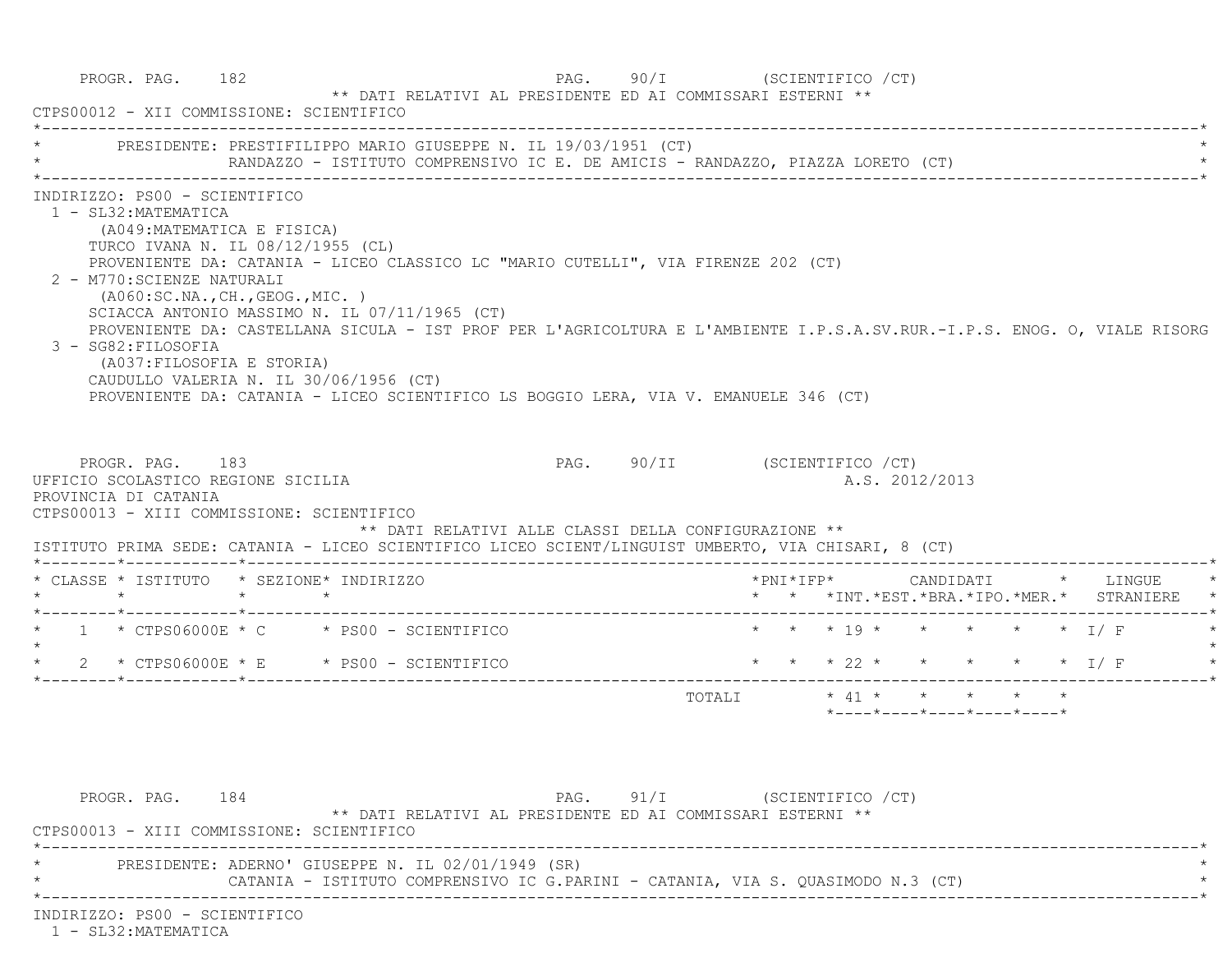PROGR. PAG. 182 PAG. 90/I (SCIENTIFICO /CT)

** DATI RELATIVI AL PRESIDENTE ED AI COMMISSARI ESTERNI **

CTPS00012 - XII COMMISSIONE: SCIENTIFICO

PRESIDENTE: PRESTIFILIPPO MARIO GIUSEPPE N. IL 19/03/1951 (CT)
RANDAZZO - ISTITUTO COMPRENSIVO IC E. DE AMICIS - RANDAZZO, PIAZZA LORETO (CT)

INDIRIZZO: PS00 - SCIENTIFICO

1 - SL32:MATEMATICA
(A049:MATEMATICA E FISICA)
TURCO IVANA N. IL 08/12/1955 (CL)
PROVENIENTE DA: CATANIA - LICEO CLASSICO LC "MARIO CUTELLI", VIA FIRENZE 202 (CT)

2 - M770:SCIENZE NATURALI
(A060:SC.NA.,CH.,GEOG.,MIC. )
SCIACCA ANTONIO MASSIMO N. IL 07/11/1965 (CT)
PROVENIENTE DA: CASTELLANA SICULA - IST PROF PER L'AGRICOLTURA E L'AMBIENTE I.P.S.A.SV.RUR.-I.P.S. ENOG. O, VIALE RISORG

3 - SG82:FILOSOFIA
(A037:FILOSOFIA E STORIA)
CAUDULLO VALERIA N. IL 30/06/1956 (CT)
PROVENIENTE DA: CATANIA - LICEO SCIENTIFICO LS BOGGIO LERA, VIA V. EMANUELE 346 (CT)

PROGR. PAG. 183 PAG. 90/II (SCIENTIFICO /CT)

UFFICIO SCOLASTICO REGIONE SICILIA A.S. 2012/2013

PROVINCIA DI CATANIA

CTPS00013 - XIII COMMISSIONE: SCIENTIFICO

** DATI RELATIVI ALLE CLASSI DELLA CONFIGURAZIONE **

ISTITUTO PRIMA SEDE: CATANIA - LICEO SCIENTIFICO LICEO SCIENT/LINGUIST UMBERTO, VIA CHISARI, 8 (CT)

| CLASSE | ISTITUTO | SEZIONE | INDIRIZZO | PNI | IFP | CANDIDATI INT. | EST. | BRA. | IPO. | MER. | LINGUE STRANIERE |
|---|---|---|---|---|---|---|---|---|---|---|---|
| 1 | CTPS06000E | C | PS00 - SCIENTIFICO | | | 19 | | | | | I/ F |
| 2 | CTPS06000E | E | PS00 - SCIENTIFICO | | | 22 | | | | | I/ F |
| | | | TOTALI | | | 41 | | | | | |

PROGR. PAG. 184 PAG. 91/I (SCIENTIFICO /CT)

** DATI RELATIVI AL PRESIDENTE ED AI COMMISSARI ESTERNI **

CTPS00013 - XIII COMMISSIONE: SCIENTIFICO

PRESIDENTE: ADERNO' GIUSEPPE N. IL 02/01/1949 (SR)
CATANIA - ISTITUTO COMPRENSIVO IC G.PARINI - CATANIA, VIA S. QUASIMODO N.3 (CT)

INDIRIZZO: PS00 - SCIENTIFICO

1 - SL32:MATEMATICA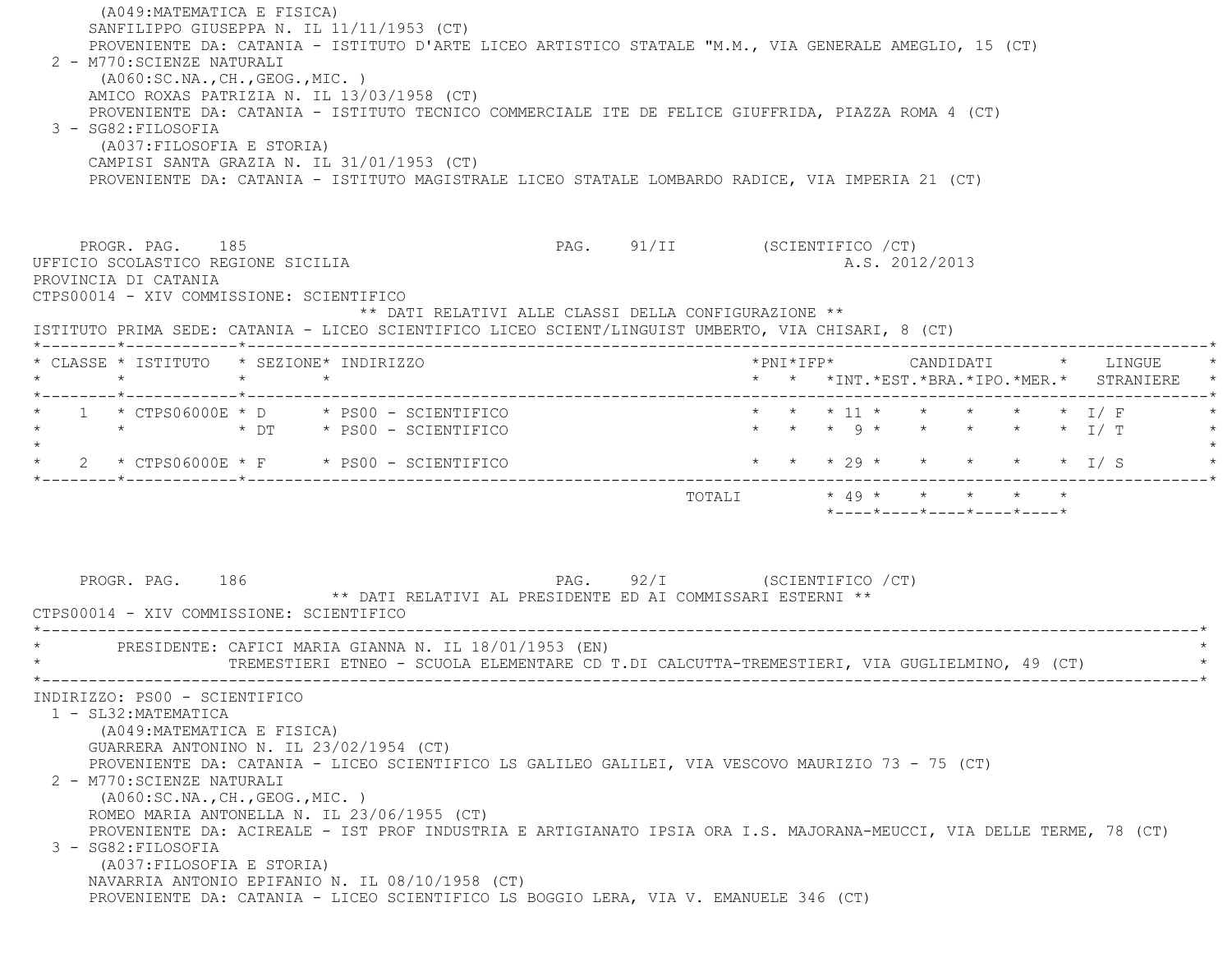(A049:MATEMATICA E FISICA)
SANFILIPPO GIUSEPPA N. IL 11/11/1953 (CT)
PROVENIENTE DA: CATANIA - ISTITUTO D'ARTE LICEO ARTISTICO STATALE "M.M., VIA GENERALE AMEGLIO, 15 (CT)

2 - M770:SCIENZE NATURALI
(A060:SC.NA.,CH.,GEOG.,MIC. )
AMICO ROXAS PATRIZIA N. IL 13/03/1958 (CT)
PROVENIENTE DA: CATANIA - ISTITUTO TECNICO COMMERCIALE ITE DE FELICE GIUFFRIDA, PIAZZA ROMA 4 (CT)

3 - SG82:FILOSOFIA
(A037:FILOSOFIA E STORIA)
CAMPISI SANTA GRAZIA N. IL 31/01/1953 (CT)
PROVENIENTE DA: CATANIA - ISTITUTO MAGISTRALE LICEO STATALE LOMBARDO RADICE, VIA IMPERIA 21 (CT)

PROGR. PAG. 185 PAG. 91/II (SCIENTIFICO /CT)
UFFICIO SCOLASTICO REGIONE SICILIA A.S. 2012/2013
PROVINCIA DI CATANIA
CTPS00014 - XIV COMMISSIONE: SCIENTIFICO

** DATI RELATIVI ALLE CLASSI DELLA CONFIGURAZIONE **

ISTITUTO PRIMA SEDE: CATANIA - LICEO SCIENTIFICO LICEO SCIENT/LINGUIST UMBERTO, VIA CHISARI, 8 (CT)

| CLASSE | ISTITUTO | SEZIONE | INDIRIZZO | PNI | IFP | CANDIDATI INT. | EST. | BRA. | IPO. | MER. | LINGUE STRANIERE |
|---|---|---|---|---|---|---|---|---|---|---|---|
| 1 | CTPS06000E | D | PS00 - SCIENTIFICO | | | 11 | | | | | I/ F |
| | | DT | PS00 - SCIENTIFICO | | | 9 | | | | | I/ T |
| 2 | CTPS06000E | F | PS00 - SCIENTIFICO | | | 29 | | | | | I/ S |
| | | | TOTALI | | | 49 | | | | | |

PROGR. PAG. 186 PAG. 92/I (SCIENTIFICO /CT)

** DATI RELATIVI AL PRESIDENTE ED AI COMMISSARI ESTERNI **

CTPS00014 - XIV COMMISSIONE: SCIENTIFICO

PRESIDENTE: CAFICI MARIA GIANNA N. IL 18/01/1953 (EN)
TREMESTIERI ETNEO - SCUOLA ELEMENTARE CD T.DI CALCUTTA-TREMESTIERI, VIA GUGLIELMINO, 49 (CT)

INDIRIZZO: PS00 - SCIENTIFICO

1 - SL32:MATEMATICA
(A049:MATEMATICA E FISICA)
GUARRERA ANTONINO N. IL 23/02/1954 (CT)
PROVENIENTE DA: CATANIA - LICEO SCIENTIFICO LS GALILEO GALILEI, VIA VESCOVO MAURIZIO 73 - 75 (CT)

2 - M770:SCIENZE NATURALI
(A060:SC.NA.,CH.,GEOG.,MIC. )
ROMEO MARIA ANTONELLA N. IL 23/06/1955 (CT)
PROVENIENTE DA: ACIREALE - IST PROF INDUSTRIA E ARTIGIANATO IPSIA ORA I.S. MAJORANA-MEUCCI, VIA DELLE TERME, 78 (CT)

3 - SG82:FILOSOFIA
(A037:FILOSOFIA E STORIA)
NAVARRIA ANTONIO EPIFANIO N. IL 08/10/1958 (CT)
PROVENIENTE DA: CATANIA - LICEO SCIENTIFICO LS BOGGIO LERA, VIA V. EMANUELE 346 (CT)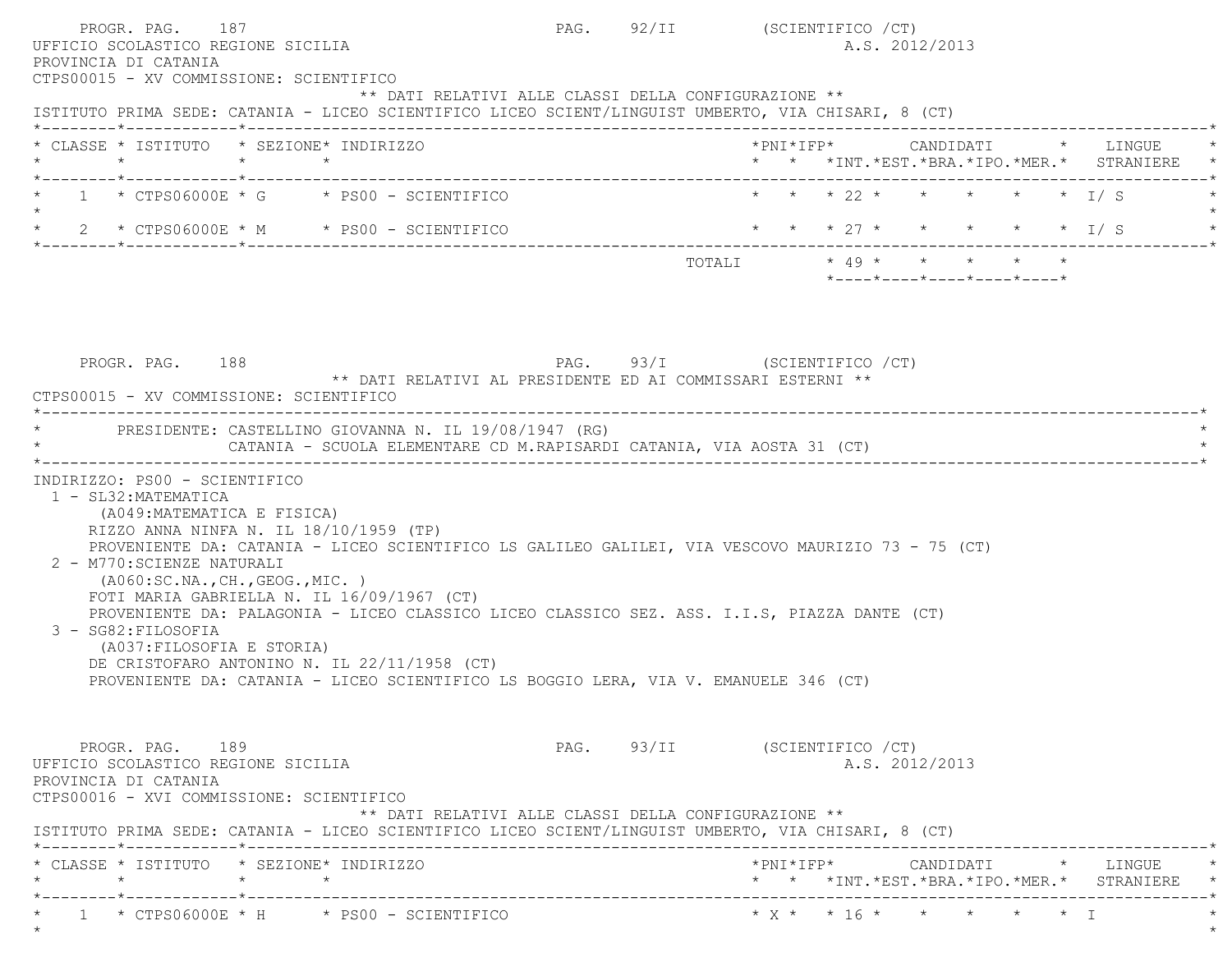UFFICIO SCOLASTICO REGIONE SICILIA
A.S. 2012/2013
PROVINCIA DI CATANIA
CTPS00015 - XV COMMISSIONE: SCIENTIFICO

** DATI RELATIVI ALLE CLASSI DELLA CONFIGURAZIONE **

ISTITUTO PRIMA SEDE: CATANIA - LICEO SCIENTIFICO LICEO SCIENT/LINGUIST UMBERTO, VIA CHISARI, 8 (CT)

| CLASSE | ISTITUTO | SEZIONE | INDIRIZZO | PNI | IFP | CANDIDATI INT. | EST. | BRA. | IPO. | MER. | LINGUE STRANIERE |
|---|---|---|---|---|---|---|---|---|---|---|---|
| 1 | CTPS06000E | G | PS00 - SCIENTIFICO | | | 22 | | | | | I/ S |
| 2 | CTPS06000E | M | PS00 - SCIENTIFICO | | | 27 | | | | | I/ S |
| | | | TOTALI | | | 49 | | | | | |

** DATI RELATIVI AL PRESIDENTE ED AI COMMISSARI ESTERNI **

CTPS00015 - XV COMMISSIONE: SCIENTIFICO

PRESIDENTE: CASTELLINO GIOVANNA N. IL 19/08/1947 (RG)
CATANIA - SCUOLA ELEMENTARE CD M.RAPISARDI CATANIA, VIA AOSTA 31 (CT)

INDIRIZZO: PS00 - SCIENTIFICO

1 - SL32:MATEMATICA
(A049:MATEMATICA E FISICA)
RIZZO ANNA NINFA N. IL 18/10/1959 (TP)
PROVENIENTE DA: CATANIA - LICEO SCIENTIFICO LS GALILEO GALILEI, VIA VESCOVO MAURIZIO 73 - 75 (CT)

2 - M770:SCIENZE NATURALI
(A060:SC.NA.,CH.,GEOG.,MIC. )
FOTI MARIA GABRIELLA N. IL 16/09/1967 (CT)
PROVENIENTE DA: PALAGONIA - LICEO CLASSICO LICEO CLASSICO SEZ. ASS. I.I.S, PIAZZA DANTE (CT)

3 - SG82:FILOSOFIA
(A037:FILOSOFIA E STORIA)
DE CRISTOFARO ANTONINO N. IL 22/11/1958 (CT)
PROVENIENTE DA: CATANIA - LICEO SCIENTIFICO LS BOGGIO LERA, VIA V. EMANUELE 346 (CT)

UFFICIO SCOLASTICO REGIONE SICILIA
A.S. 2012/2013
PROVINCIA DI CATANIA
CTPS00016 - XVI COMMISSIONE: SCIENTIFICO

** DATI RELATIVI ALLE CLASSI DELLA CONFIGURAZIONE **

ISTITUTO PRIMA SEDE: CATANIA - LICEO SCIENTIFICO LICEO SCIENT/LINGUIST UMBERTO, VIA CHISARI, 8 (CT)

| CLASSE | ISTITUTO | SEZIONE | INDIRIZZO | PNI | IFP | CANDIDATI INT. | EST. | BRA. | IPO. | MER. | LINGUE STRANIERE |
|---|---|---|---|---|---|---|---|---|---|---|---|
| 1 | CTPS06000E | H | PS00 - SCIENTIFICO | X | | 16 | | | | | I |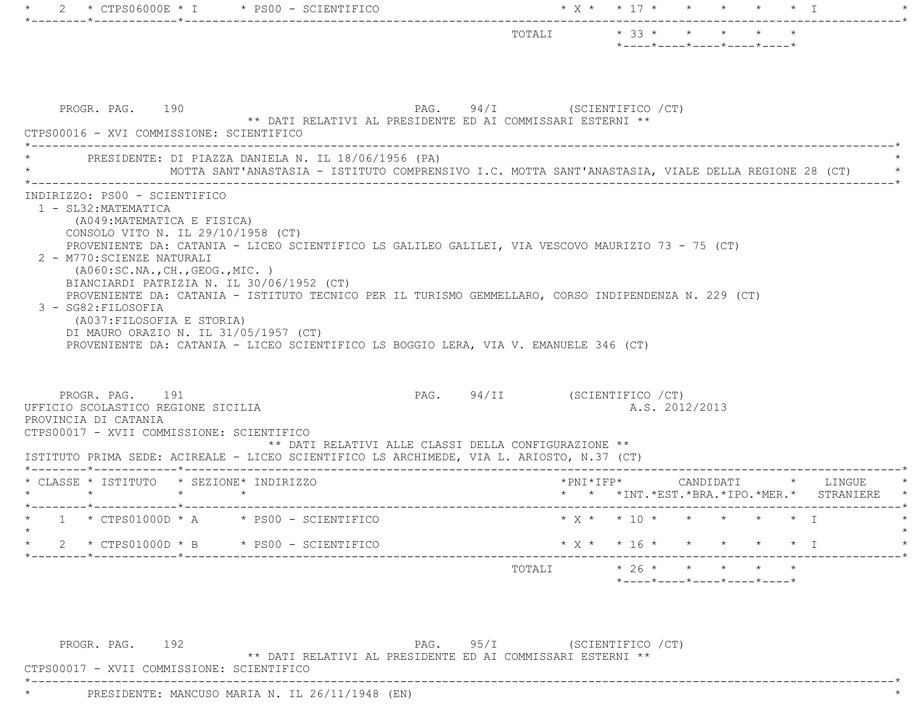| CLASSE | ISTITUTO | SEZIONE | INDIRIZZO | PNI | IFP | INT. | EST. | BRA. | IPO. | MER. | LINGUE STRANIERE |
|---|---|---|---|---|---|---|---|---|---|---|---|
| 2 | CTPS06000E | I | PS00 - SCIENTIFICO | X | | 17 | | | | | I |
| | | | TOTALI | | | 33 | | | | | |

PROGR. PAG. 190 PAG. 94/I (SCIENTIFICO /CT)

** DATI RELATIVI AL PRESIDENTE ED AI COMMISSARI ESTERNI **

CTPS00016 - XVI COMMISSIONE: SCIENTIFICO

PRESIDENTE: DI PIAZZA DANIELA N. IL 18/06/1956 (PA)
MOTTA SANT'ANASTASIA - ISTITUTO COMPRENSIVO I.C. MOTTA SANT'ANASTASIA, VIALE DELLA REGIONE 28 (CT)

INDIRIZZO: PS00 - SCIENTIFICO

1 - SL32:MATEMATICA
(A049:MATEMATICA E FISICA)
CONSOLO VITO N. IL 29/10/1958 (CT)
PROVENIENTE DA: CATANIA - LICEO SCIENTIFICO LS GALILEO GALILEI, VIA VESCOVO MAURIZIO 73 - 75 (CT)

2 - M770:SCIENZE NATURALI
(A060:SC.NA.,CH.,GEOG.,MIC. )
BIANCIARDI PATRIZIA N. IL 30/06/1952 (CT)
PROVENIENTE DA: CATANIA - ISTITUTO TECNICO PER IL TURISMO GEMMELLARO, CORSO INDIPENDENZA N. 229 (CT)

3 - SG82:FILOSOFIA
(A037:FILOSOFIA E STORIA)
DI MAURO ORAZIO N. IL 31/05/1957 (CT)
PROVENIENTE DA: CATANIA - LICEO SCIENTIFICO LS BOGGIO LERA, VIA V. EMANUELE 346 (CT)

PROGR. PAG. 191 PAG. 94/II (SCIENTIFICO /CT)

UFFICIO SCOLASTICO REGIONE SICILIA A.S. 2012/2013
PROVINCIA DI CATANIA
CTPS00017 - XVII COMMISSIONE: SCIENTIFICO

** DATI RELATIVI ALLE CLASSI DELLA CONFIGURAZIONE **

ISTITUTO PRIMA SEDE: ACIREALE - LICEO SCIENTIFICO LS ARCHIMEDE, VIA L. ARIOSTO, N.37 (CT)

| CLASSE | ISTITUTO | SEZIONE | INDIRIZZO | PNI | IFP | INT. | EST. | BRA. | IPO. | MER. | LINGUE STRANIERE |
|---|---|---|---|---|---|---|---|---|---|---|---|
| 1 | CTPS01000D | A | PS00 - SCIENTIFICO | X | | 10 | | | | | I |
| 2 | CTPS01000D | B | PS00 - SCIENTIFICO | X | | 16 | | | | | I |
| | | | TOTALI | | | 26 | | | | | |

PROGR. PAG. 192 PAG. 95/I (SCIENTIFICO /CT)

** DATI RELATIVI AL PRESIDENTE ED AI COMMISSARI ESTERNI **

CTPS00017 - XVII COMMISSIONE: SCIENTIFICO

PRESIDENTE: MANCUSO MARIA N. IL 26/11/1948 (EN)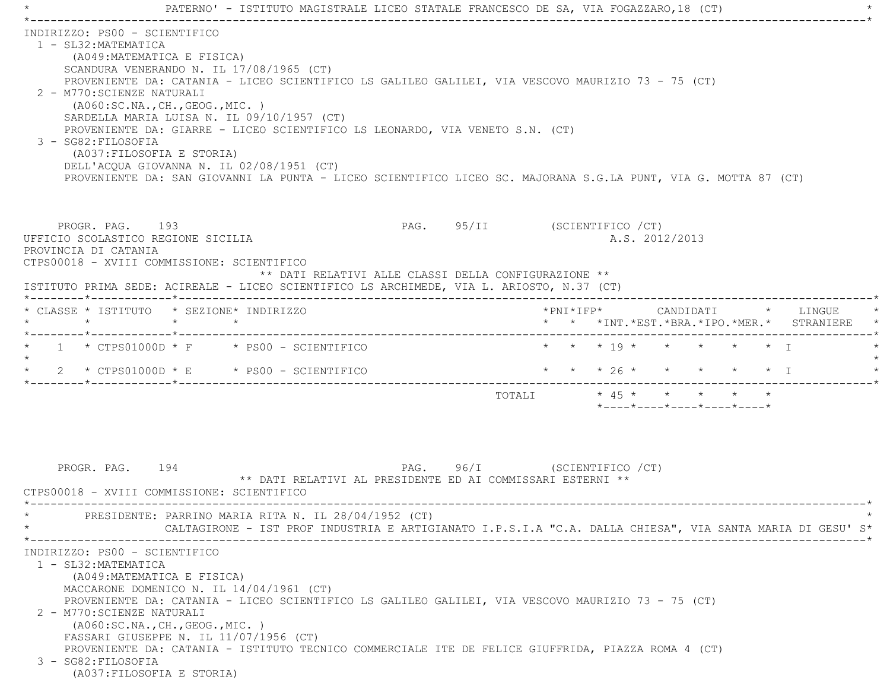PATERNO' - ISTITUTO MAGISTRALE LICEO STATALE FRANCESCO DE SA, VIA FOGAZZARO,18 (CT)

INDIRIZZO: PS00 - SCIENTIFICO

1 - SL32:MATEMATICA
   (A049:MATEMATICA E FISICA)
   SCANDURA VENERANDO N. IL 17/08/1965 (CT)
   PROVENIENTE DA: CATANIA - LICEO SCIENTIFICO LS GALILEO GALILEI, VIA VESCOVO MAURIZIO 73 - 75 (CT)
2 - M770:SCIENZE NATURALI
   (A060:SC.NA.,CH.,GEOG.,MIC. )
   SARDELLA MARIA LUISA N. IL 09/10/1957 (CT)
   PROVENIENTE DA: GIARRE - LICEO SCIENTIFICO LS LEONARDO, VIA VENETO S.N. (CT)
3 - SG82:FILOSOFIA
   (A037:FILOSOFIA E STORIA)
   DELL'ACQUA GIOVANNA N. IL 02/08/1951 (CT)
   PROVENIENTE DA: SAN GIOVANNI LA PUNTA - LICEO SCIENTIFICO LICEO SC. MAJORANA S.G.LA PUNT, VIA G. MOTTA 87 (CT)

PROGR. PAG. 193 PAG. 95/II (SCIENTIFICO /CT)

UFFICIO SCOLASTICO REGIONE SICILIA A.S. 2012/2013
PROVINCIA DI CATANIA
CTPS00018 - XVIII COMMISSIONE: SCIENTIFICO

** DATI RELATIVI ALLE CLASSI DELLA CONFIGURAZIONE **

ISTITUTO PRIMA SEDE: ACIREALE - LICEO SCIENTIFICO LS ARCHIMEDE, VIA L. ARIOSTO, N.37 (CT)

| CLASSE | ISTITUTO | SEZIONE | INDIRIZZO | PNI | IFP | CANDIDATI INT. | EST. | BRA. | IPO. | MER. | LINGUE STRANIERE |
|---|---|---|---|---|---|---|---|---|---|---|---|
| 1 | CTPS01000D | F | PS00 - SCIENTIFICO | | | 19 | | | | | I |
| 2 | CTPS01000D | E | PS00 - SCIENTIFICO | | | 26 | | | | | I |
| | | | TOTALI | | | 45 | | | | | |

PROGR. PAG. 194 PAG. 96/I (SCIENTIFICO /CT)

** DATI RELATIVI AL PRESIDENTE ED AI COMMISSARI ESTERNI **

CTPS00018 - XVIII COMMISSIONE: SCIENTIFICO

PRESIDENTE: PARRINO MARIA RITA N. IL 28/04/1952 (CT)
CALTAGIRONE - IST PROF INDUSTRIA E ARTIGIANATO I.P.S.I.A "C.A. DALLA CHIESA", VIA SANTA MARIA DI GESU' S

INDIRIZZO: PS00 - SCIENTIFICO

1 - SL32:MATEMATICA
   (A049:MATEMATICA E FISICA)
   MACCARONE DOMENICO N. IL 14/04/1961 (CT)
   PROVENIENTE DA: CATANIA - LICEO SCIENTIFICO LS GALILEO GALILEI, VIA VESCOVO MAURIZIO 73 - 75 (CT)
2 - M770:SCIENZE NATURALI
   (A060:SC.NA.,CH.,GEOG.,MIC. )
   FASSARI GIUSEPPE N. IL 11/07/1956 (CT)
   PROVENIENTE DA: CATANIA - ISTITUTO TECNICO COMMERCIALE ITE DE FELICE GIUFFRIDA, PIAZZA ROMA 4 (CT)
3 - SG82:FILOSOFIA
   (A037:FILOSOFIA E STORIA)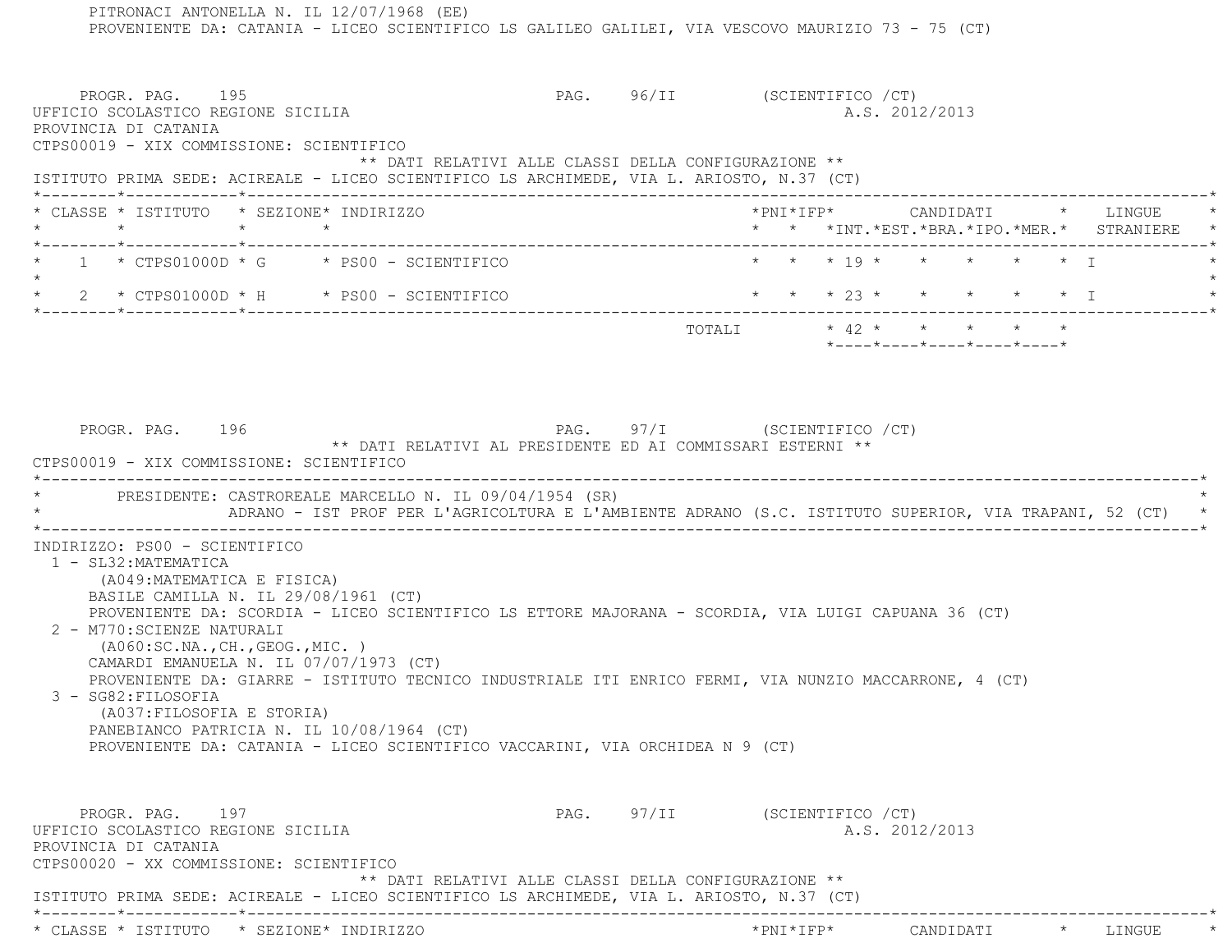PITRONACI ANTONELLA N. IL 12/07/1968 (EE)
PROVENIENTE DA: CATANIA - LICEO SCIENTIFICO LS GALILEO GALILEI, VIA VESCOVO MAURIZIO 73 - 75 (CT)

PROGR. PAG. 195 PAG. 96/II (SCIENTIFICO /CT)
UFFICIO SCOLASTICO REGIONE SICILIA A.S. 2012/2013
PROVINCIA DI CATANIA
CTPS00019 - XIX COMMISSIONE: SCIENTIFICO

** DATI RELATIVI ALLE CLASSI DELLA CONFIGURAZIONE **

ISTITUTO PRIMA SEDE: ACIREALE - LICEO SCIENTIFICO LS ARCHIMEDE, VIA L. ARIOSTO, N.37 (CT)

| CLASSE | ISTITUTO | SEZIONE | INDIRIZZO | PNI | IFP | CANDIDATI INT. | EST. | BRA. | IPO. | MER. | LINGUE STRANIERE |
|---|---|---|---|---|---|---|---|---|---|---|---|
| 1 | CTPS01000D | G | PS00 - SCIENTIFICO | | | 19 | | | | | I |
| 2 | CTPS01000D | H | PS00 - SCIENTIFICO | | | 23 | | | | | I |
| | | | TOTALI | | | 42 | | | | | |

PROGR. PAG. 196 PAG. 97/I (SCIENTIFICO /CT)

** DATI RELATIVI AL PRESIDENTE ED AI COMMISSARI ESTERNI **

CTPS00019 - XIX COMMISSIONE: SCIENTIFICO

PRESIDENTE: CASTROREALE MARCELLO N. IL 09/04/1954 (SR)
ADRANO - IST PROF PER L'AGRICOLTURA E L'AMBIENTE ADRANO (S.C. ISTITUTO SUPERIOR, VIA TRAPANI, 52 (CT)

INDIRIZZO: PS00 - SCIENTIFICO

1 - SL32:MATEMATICA
(A049:MATEMATICA E FISICA)
BASILE CAMILLA N. IL 29/08/1961 (CT)
PROVENIENTE DA: SCORDIA - LICEO SCIENTIFICO LS ETTORE MAJORANA - SCORDIA, VIA LUIGI CAPUANA 36 (CT)

2 - M770:SCIENZE NATURALI
(A060:SC.NA.,CH.,GEOG.,MIC. )
CAMARDI EMANUELA N. IL 07/07/1973 (CT)
PROVENIENTE DA: GIARRE - ISTITUTO TECNICO INDUSTRIALE ITI ENRICO FERMI, VIA NUNZIO MACCARRONE, 4 (CT)

3 - SG82:FILOSOFIA
(A037:FILOSOFIA E STORIA)
PANEBIANCO PATRICIA N. IL 10/08/1964 (CT)
PROVENIENTE DA: CATANIA - LICEO SCIENTIFICO VACCARINI, VIA ORCHIDEA N 9 (CT)

PROGR. PAG. 197 PAG. 97/II (SCIENTIFICO /CT)
UFFICIO SCOLASTICO REGIONE SICILIA A.S. 2012/2013
PROVINCIA DI CATANIA
CTPS00020 - XX COMMISSIONE: SCIENTIFICO

** DATI RELATIVI ALLE CLASSI DELLA CONFIGURAZIONE **

ISTITUTO PRIMA SEDE: ACIREALE - LICEO SCIENTIFICO LS ARCHIMEDE, VIA L. ARIOSTO, N.37 (CT)

| CLASSE | ISTITUTO | SEZIONE | INDIRIZZO | PNI | IFP | CANDIDATI | LINGUE |
|---|---|---|---|---|---|---|---|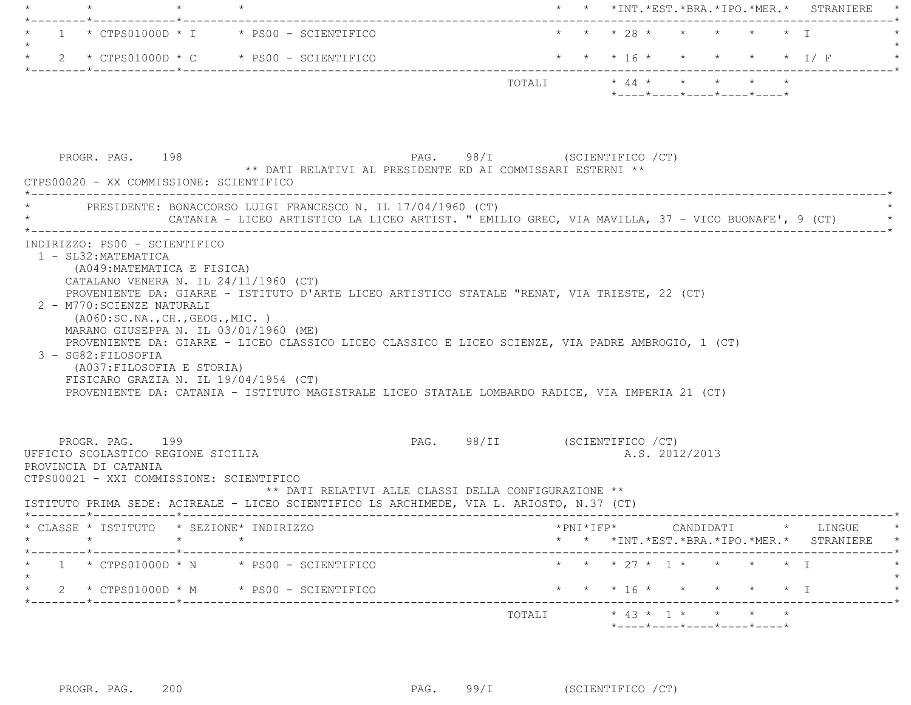| CLASSE | ISTITUTO | SEZIONE | INDIRIZZO | PNI | IFP | CANDIDATI INT. | EST. | BRA. | IPO. | MER. | LINGUE STRANIERE |
|---|---|---|---|---|---|---|---|---|---|---|---|
| 1 | CTPS01000D | I | PS00 - SCIENTIFICO | | | 28 | | | | | I |
| 2 | CTPS01000D | C | PS00 - SCIENTIFICO | | | 16 | | | | | I/ F |
| | | | TOTALI | | | 44 | | | | | |

PROGR. PAG. 198 PAG. 98/I (SCIENTIFICO /CT)

** DATI RELATIVI AL PRESIDENTE ED AI COMMISSARI ESTERNI **

CTPS00020 - XX COMMISSIONE: SCIENTIFICO

PRESIDENTE: BONACCORSO LUIGI FRANCESCO N. IL 17/04/1960 (CT)
CATANIA - LICEO ARTISTICO LA LICEO ARTIST. " EMILIO GREC, VIA MAVILLA, 37 - VICO BUONAFE', 9 (CT)

INDIRIZZO: PS00 - SCIENTIFICO

1 - SL32:MATEMATICA
(A049:MATEMATICA E FISICA)
CATALANO VENERA N. IL 24/11/1960 (CT)
PROVENIENTE DA: GIARRE - ISTITUTO D'ARTE LICEO ARTISTICO STATALE "RENAT, VIA TRIESTE, 22 (CT)

2 - M770:SCIENZE NATURALI
(A060:SC.NA.,CH.,GEOG.,MIC. )
MARANO GIUSEPPA N. IL 03/01/1960 (ME)
PROVENIENTE DA: GIARRE - LICEO CLASSICO LICEO CLASSICO E LICEO SCIENZE, VIA PADRE AMBROGIO, 1 (CT)

3 - SG82:FILOSOFIA
(A037:FILOSOFIA E STORIA)
FISICARO GRAZIA N. IL 19/04/1954 (CT)
PROVENIENTE DA: CATANIA - ISTITUTO MAGISTRALE LICEO STATALE LOMBARDO RADICE, VIA IMPERIA 21 (CT)

PROGR. PAG. 199 PAG. 98/II (SCIENTIFICO /CT)

UFFICIO SCOLASTICO REGIONE SICILIA A.S. 2012/2013

PROVINCIA DI CATANIA

CTPS00021 - XXI COMMISSIONE: SCIENTIFICO

** DATI RELATIVI ALLE CLASSI DELLA CONFIGURAZIONE **

ISTITUTO PRIMA SEDE: ACIREALE - LICEO SCIENTIFICO LS ARCHIMEDE, VIA L. ARIOSTO, N.37 (CT)

| CLASSE | ISTITUTO | SEZIONE | INDIRIZZO | PNI | IFP | CANDIDATI INT. | EST. | BRA. | IPO. | MER. | LINGUE STRANIERE |
|---|---|---|---|---|---|---|---|---|---|---|---|
| 1 | CTPS01000D | N | PS00 - SCIENTIFICO | | | 27 | 1 | | | | I |
| 2 | CTPS01000D | M | PS00 - SCIENTIFICO | | | 16 | | | | | I |
| | | | TOTALI | | | 43 | 1 | | | | |

PROGR. PAG. 200 PAG. 99/I (SCIENTIFICO /CT)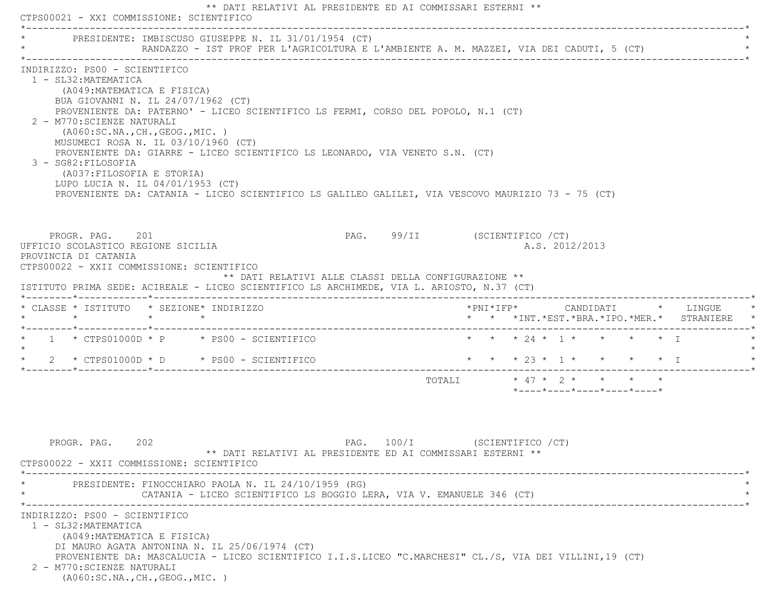** DATI RELATIVI AL PRESIDENTE ED AI COMMISSARI ESTERNI **

CTPS00021 - XXI COMMISSIONE: SCIENTIFICO

PRESIDENTE: IMBISCUSO GIUSEPPE N. IL 31/01/1954 (CT)
RANDAZZO - IST PROF PER L'AGRICOLTURA E L'AMBIENTE A. M. MAZZEI, VIA DEI CADUTI, 5 (CT)

INDIRIZZO: PS00 - SCIENTIFICO

1 - SL32:MATEMATICA
(A049:MATEMATICA E FISICA)
BUA GIOVANNI N. IL 24/07/1962 (CT)
PROVENIENTE DA: PATERNO' - LICEO SCIENTIFICO LS FERMI, CORSO DEL POPOLO, N.1 (CT)

2 - M770:SCIENZE NATURALI
(A060:SC.NA.,CH.,GEOG.,MIC. )
MUSUMECI ROSA N. IL 03/10/1960 (CT)
PROVENIENTE DA: GIARRE - LICEO SCIENTIFICO LS LEONARDO, VIA VENETO S.N. (CT)

3 - SG82:FILOSOFIA
(A037:FILOSOFIA E STORIA)
LUPO LUCIA N. IL 04/01/1953 (CT)
PROVENIENTE DA: CATANIA - LICEO SCIENTIFICO LS GALILEO GALILEI, VIA VESCOVO MAURIZIO 73 - 75 (CT)

UFFICIO SCOLASTICO REGIONE SICILIA — A.S. 2012/2013

PROVINCIA DI CATANIA

CTPS00022 - XXII COMMISSIONE: SCIENTIFICO

** DATI RELATIVI ALLE CLASSI DELLA CONFIGURAZIONE **

ISTITUTO PRIMA SEDE: ACIREALE - LICEO SCIENTIFICO LS ARCHIMEDE, VIA L. ARIOSTO, N.37 (CT)

| CLASSE | ISTITUTO | SEZIONE | INDIRIZZO | PNI | IFP | CANDIDATI INT. | CANDIDATI EST. | CANDIDATI BRA. | CANDIDATI IPO. | CANDIDATI MER. | LINGUE STRANIERE |
|---|---|---|---|---|---|---|---|---|---|---|---|
| 1 | CTPS01000D | P | PS00 - SCIENTIFICO | | | 24 | 1 | | | | I |
| 2 | CTPS01000D | D | PS00 - SCIENTIFICO | | | 23 | 1 | | | | I |
| | | | TOTALI | | | 47 | 2 | | | | |

** DATI RELATIVI AL PRESIDENTE ED AI COMMISSARI ESTERNI **

CTPS00022 - XXII COMMISSIONE: SCIENTIFICO

PRESIDENTE: FINOCCHIARO PAOLA N. IL 24/10/1959 (RG)
CATANIA - LICEO SCIENTIFICO LS BOGGIO LERA, VIA V. EMANUELE 346 (CT)

INDIRIZZO: PS00 - SCIENTIFICO

1 - SL32:MATEMATICA
(A049:MATEMATICA E FISICA)
DI MAURO AGATA ANTONINA N. IL 25/06/1974 (CT)
PROVENIENTE DA: MASCALUCIA - LICEO SCIENTIFICO I.I.S.LICEO "C.MARCHESI" CL./S, VIA DEI VILLINI,19 (CT)

2 - M770:SCIENZE NATURALI
(A060:SC.NA.,CH.,GEOG.,MIC. )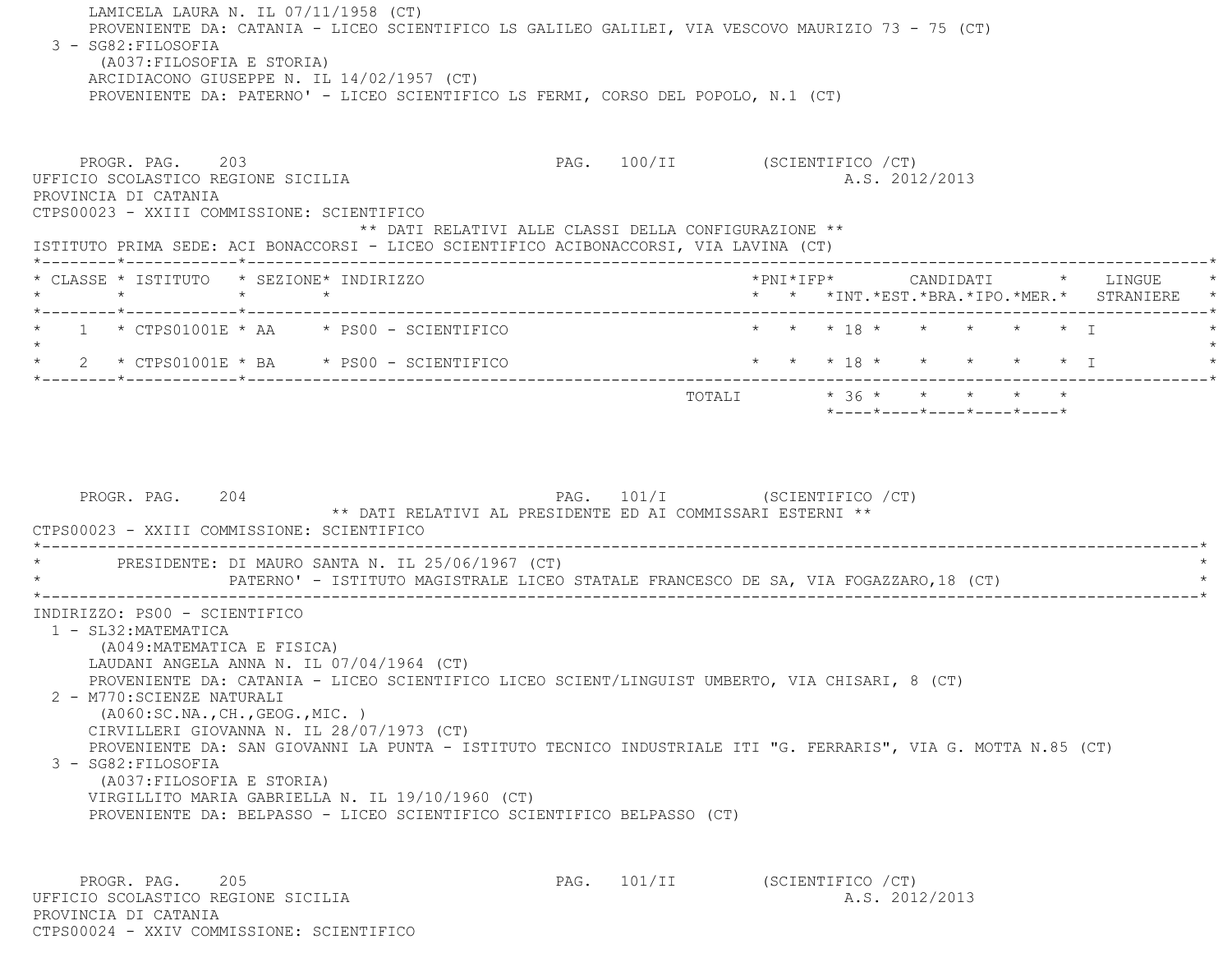LAMICELA LAURA N. IL 07/11/1958 (CT)
PROVENIENTE DA: CATANIA - LICEO SCIENTIFICO LS GALILEO GALILEI, VIA VESCOVO MAURIZIO 73 - 75 (CT)

3 - SG82:FILOSOFIA
(A037:FILOSOFIA E STORIA)
ARCIDIACONO GIUSEPPE N. IL 14/02/1957 (CT)
PROVENIENTE DA: PATERNO' - LICEO SCIENTIFICO LS FERMI, CORSO DEL POPOLO, N.1 (CT)

PROGR. PAG. 203 PAG. 100/II (SCIENTIFICO /CT)

UFFICIO SCOLASTICO REGIONE SICILIA A.S. 2012/2013
PROVINCIA DI CATANIA
CTPS00023 - XXIII COMMISSIONE: SCIENTIFICO

** DATI RELATIVI ALLE CLASSI DELLA CONFIGURAZIONE **

ISTITUTO PRIMA SEDE: ACI BONACCORSI - LICEO SCIENTIFICO ACIBONACCORSI, VIA LAVINA (CT)

| CLASSE | ISTITUTO | SEZIONE | INDIRIZZO | PNI | IFP | CANDIDATI INT. | EST. | BRA. | IPO. | MER. | LINGUE STRANIERE |
|---|---|---|---|---|---|---|---|---|---|---|---|
| 1 | CTPS01001E | AA | PS00 - SCIENTIFICO | | | 18 | | | | | I |
| 2 | CTPS01001E | BA | PS00 - SCIENTIFICO | | | 18 | | | | | I |
| | | | TOTALI | | | 36 | | | | | |

PROGR. PAG. 204 PAG. 101/I (SCIENTIFICO /CT)

** DATI RELATIVI AL PRESIDENTE ED AI COMMISSARI ESTERNI **

CTPS00023 - XXIII COMMISSIONE: SCIENTIFICO

PRESIDENTE: DI MAURO SANTA N. IL 25/06/1967 (CT)
PATERNO' - ISTITUTO MAGISTRALE LICEO STATALE FRANCESCO DE SA, VIA FOGAZZARO,18 (CT)

INDIRIZZO: PS00 - SCIENTIFICO

1 - SL32:MATEMATICA
(A049:MATEMATICA E FISICA)
LAUDANI ANGELA ANNA N. IL 07/04/1964 (CT)
PROVENIENTE DA: CATANIA - LICEO SCIENTIFICO LICEO SCIENT/LINGUIST UMBERTO, VIA CHISARI, 8 (CT)

2 - M770:SCIENZE NATURALI
(A060:SC.NA.,CH.,GEOG.,MIC. )
CIRVILLERI GIOVANNA N. IL 28/07/1973 (CT)
PROVENIENTE DA: SAN GIOVANNI LA PUNTA - ISTITUTO TECNICO INDUSTRIALE ITI "G. FERRARIS", VIA G. MOTTA N.85 (CT)

3 - SG82:FILOSOFIA
(A037:FILOSOFIA E STORIA)
VIRGILLITO MARIA GABRIELLA N. IL 19/10/1960 (CT)
PROVENIENTE DA: BELPASSO - LICEO SCIENTIFICO SCIENTIFICO BELPASSO (CT)

PROGR. PAG. 205 PAG. 101/II (SCIENTIFICO /CT)

UFFICIO SCOLASTICO REGIONE SICILIA A.S. 2012/2013
PROVINCIA DI CATANIA
CTPS00024 - XXIV COMMISSIONE: SCIENTIFICO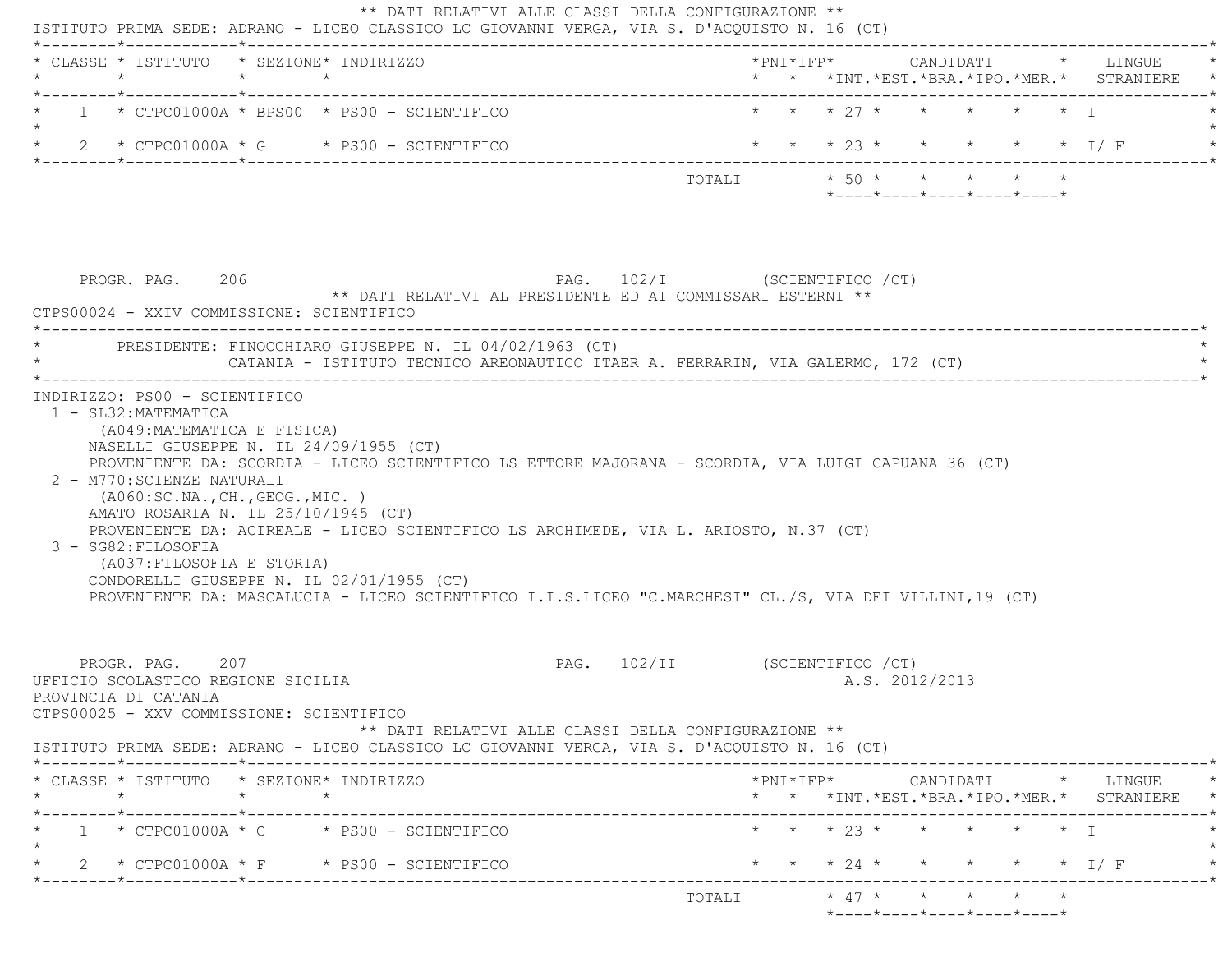** DATI RELATIVI ALLE CLASSI DELLA CONFIGURAZIONE **

ISTITUTO PRIMA SEDE: ADRANO - LICEO CLASSICO LC GIOVANNI VERGA, VIA S. D'ACQUISTO N. 16 (CT)

| CLASSE | ISTITUTO | SEZIONE | INDIRIZZO | PNI | IFP | CANDIDATI INT. | EST. | BRA. | IPO. | MER. | LINGUE STRANIERE |
|---|---|---|---|---|---|---|---|---|---|---|---|
| 1 | CTPC01000A | BPS00 | PS00 - SCIENTIFICO | | | 27 | | | | | I |
| 2 | CTPC01000A | G | PS00 - SCIENTIFICO | | | 23 | | | | | I/ F |
| | | | TOTALI | | | 50 | | | | | |

PROGR. PAG. 206 PAG. 102/I (SCIENTIFICO /CT)

** DATI RELATIVI AL PRESIDENTE ED AI COMMISSARI ESTERNI **

CTPS00024 - XXIV COMMISSIONE: SCIENTIFICO

PRESIDENTE: FINOCCHIARO GIUSEPPE N. IL 04/02/1963 (CT)
CATANIA - ISTITUTO TECNICO AREONAUTICO ITAER A. FERRARIN, VIA GALERMO, 172 (CT)

INDIRIZZO: PS00 - SCIENTIFICO

1 - SL32:MATEMATICA
(A049:MATEMATICA E FISICA)
NASELLI GIUSEPPE N. IL 24/09/1955 (CT)
PROVENIENTE DA: SCORDIA - LICEO SCIENTIFICO LS ETTORE MAJORANA - SCORDIA, VIA LUIGI CAPUANA 36 (CT)

2 - M770:SCIENZE NATURALI
(A060:SC.NA.,CH.,GEOG.,MIC. )
AMATO ROSARIA N. IL 25/10/1945 (CT)
PROVENIENTE DA: ACIREALE - LICEO SCIENTIFICO LS ARCHIMEDE, VIA L. ARIOSTO, N.37 (CT)

3 - SG82:FILOSOFIA
(A037:FILOSOFIA E STORIA)
CONDORELLI GIUSEPPE N. IL 02/01/1955 (CT)
PROVENIENTE DA: MASCALUCIA - LICEO SCIENTIFICO I.I.S.LICEO "C.MARCHESI" CL./S, VIA DEI VILLINI,19 (CT)

PROGR. PAG. 207 PAG. 102/II (SCIENTIFICO /CT)

UFFICIO SCOLASTICO REGIONE SICILIA A.S. 2012/2013

PROVINCIA DI CATANIA

CTPS00025 - XXV COMMISSIONE: SCIENTIFICO

** DATI RELATIVI ALLE CLASSI DELLA CONFIGURAZIONE **

ISTITUTO PRIMA SEDE: ADRANO - LICEO CLASSICO LC GIOVANNI VERGA, VIA S. D'ACQUISTO N. 16 (CT)

| CLASSE | ISTITUTO | SEZIONE | INDIRIZZO | PNI | IFP | CANDIDATI INT. | EST. | BRA. | IPO. | MER. | LINGUE STRANIERE |
|---|---|---|---|---|---|---|---|---|---|---|---|
| 1 | CTPC01000A | C | PS00 - SCIENTIFICO | | | 23 | | | | | I |
| 2 | CTPC01000A | F | PS00 - SCIENTIFICO | | | 24 | | | | | I/ F |
| | | | TOTALI | | | 47 | | | | | |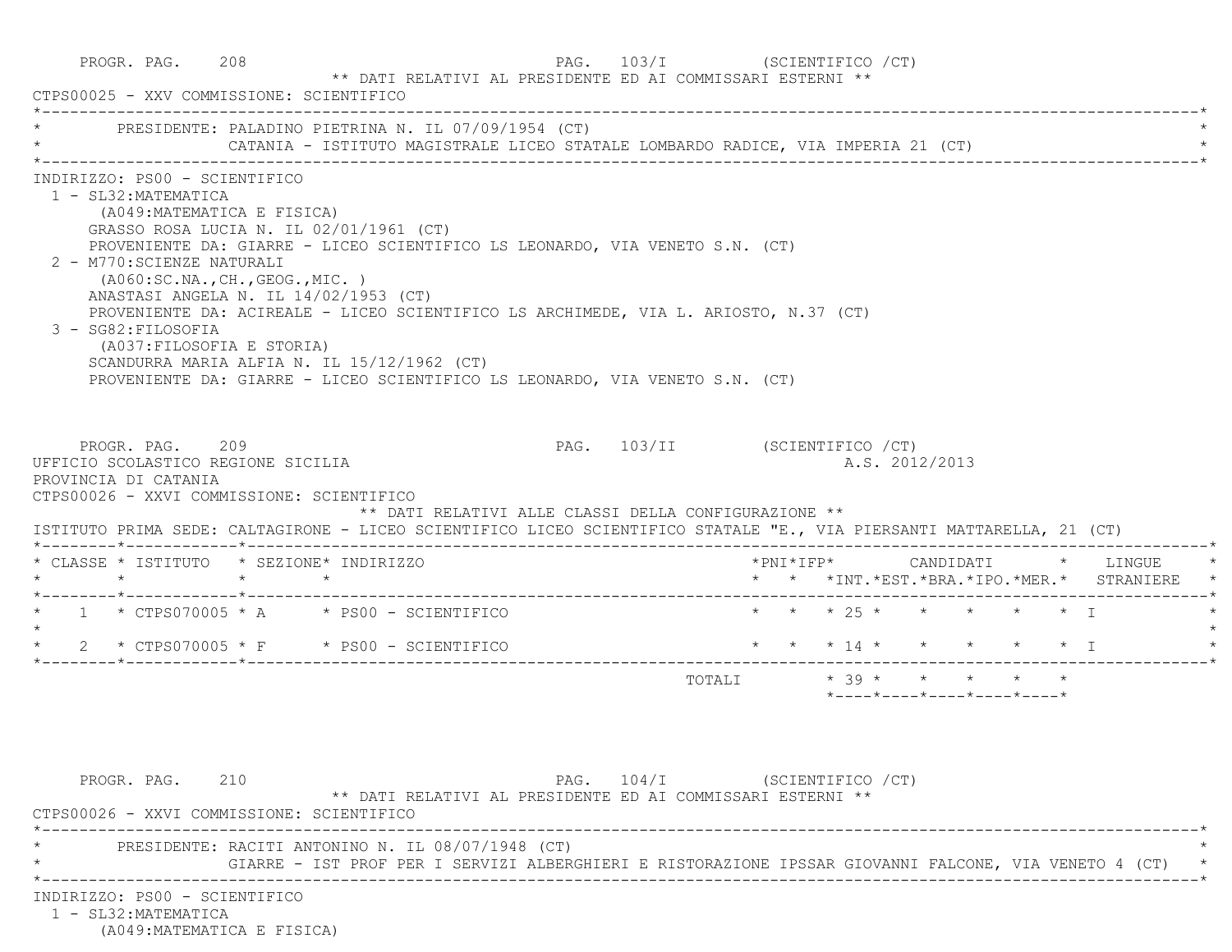PROGR. PAG. 208 PAG. 103/I (SCIENTIFICO /CT)

** DATI RELATIVI AL PRESIDENTE ED AI COMMISSARI ESTERNI **

CTPS00025 - XXV COMMISSIONE: SCIENTIFICO

PRESIDENTE: PALADINO PIETRINA N. IL 07/09/1954 (CT)
CATANIA - ISTITUTO MAGISTRALE LICEO STATALE LOMBARDO RADICE, VIA IMPERIA 21 (CT)

INDIRIZZO: PS00 - SCIENTIFICO

1 - SL32:MATEMATICA
(A049:MATEMATICA E FISICA)
GRASSO ROSA LUCIA N. IL 02/01/1961 (CT)
PROVENIENTE DA: GIARRE - LICEO SCIENTIFICO LS LEONARDO, VIA VENETO S.N. (CT)

2 - M770:SCIENZE NATURALI
(A060:SC.NA.,CH.,GEOG.,MIC. )
ANASTASI ANGELA N. IL 14/02/1953 (CT)
PROVENIENTE DA: ACIREALE - LICEO SCIENTIFICO LS ARCHIMEDE, VIA L. ARIOSTO, N.37 (CT)

3 - SG82:FILOSOFIA
(A037:FILOSOFIA E STORIA)
SCANDURRA MARIA ALFIA N. IL 15/12/1962 (CT)
PROVENIENTE DA: GIARRE - LICEO SCIENTIFICO LS LEONARDO, VIA VENETO S.N. (CT)

PROGR. PAG. 209 PAG. 103/II (SCIENTIFICO /CT)

UFFICIO SCOLASTICO REGIONE SICILIA A.S. 2012/2013

PROVINCIA DI CATANIA

CTPS00026 - XXVI COMMISSIONE: SCIENTIFICO

** DATI RELATIVI ALLE CLASSI DELLA CONFIGURAZIONE **

ISTITUTO PRIMA SEDE: CALTAGIRONE - LICEO SCIENTIFICO LICEO SCIENTIFICO STATALE "E., VIA PIERSANTI MATTARELLA, 21 (CT)

| CLASSE | ISTITUTO | SEZIONE | INDIRIZZO | PNI | IFP | CANDIDATI INT. | EST. | BRA. | IPO. | MER. | LINGUE STRANIERE |
|---|---|---|---|---|---|---|---|---|---|---|---|
| 1 | CTPS070005 | A | PS00 - SCIENTIFICO | | | 25 | | | | | I |
| 2 | CTPS070005 | F | PS00 - SCIENTIFICO | | | 14 | | | | | I |
| | | | TOTALI | | | 39 | | | | | |

PROGR. PAG. 210 PAG. 104/I (SCIENTIFICO /CT)

** DATI RELATIVI AL PRESIDENTE ED AI COMMISSARI ESTERNI **

CTPS00026 - XXVI COMMISSIONE: SCIENTIFICO

PRESIDENTE: RACITI ANTONINO N. IL 08/07/1948 (CT)
GIARRE - IST PROF PER I SERVIZI ALBERGHIERI E RISTORAZIONE IPSSAR GIOVANNI FALCONE, VIA VENETO 4 (CT)

INDIRIZZO: PS00 - SCIENTIFICO

1 - SL32:MATEMATICA
(A049:MATEMATICA E FISICA)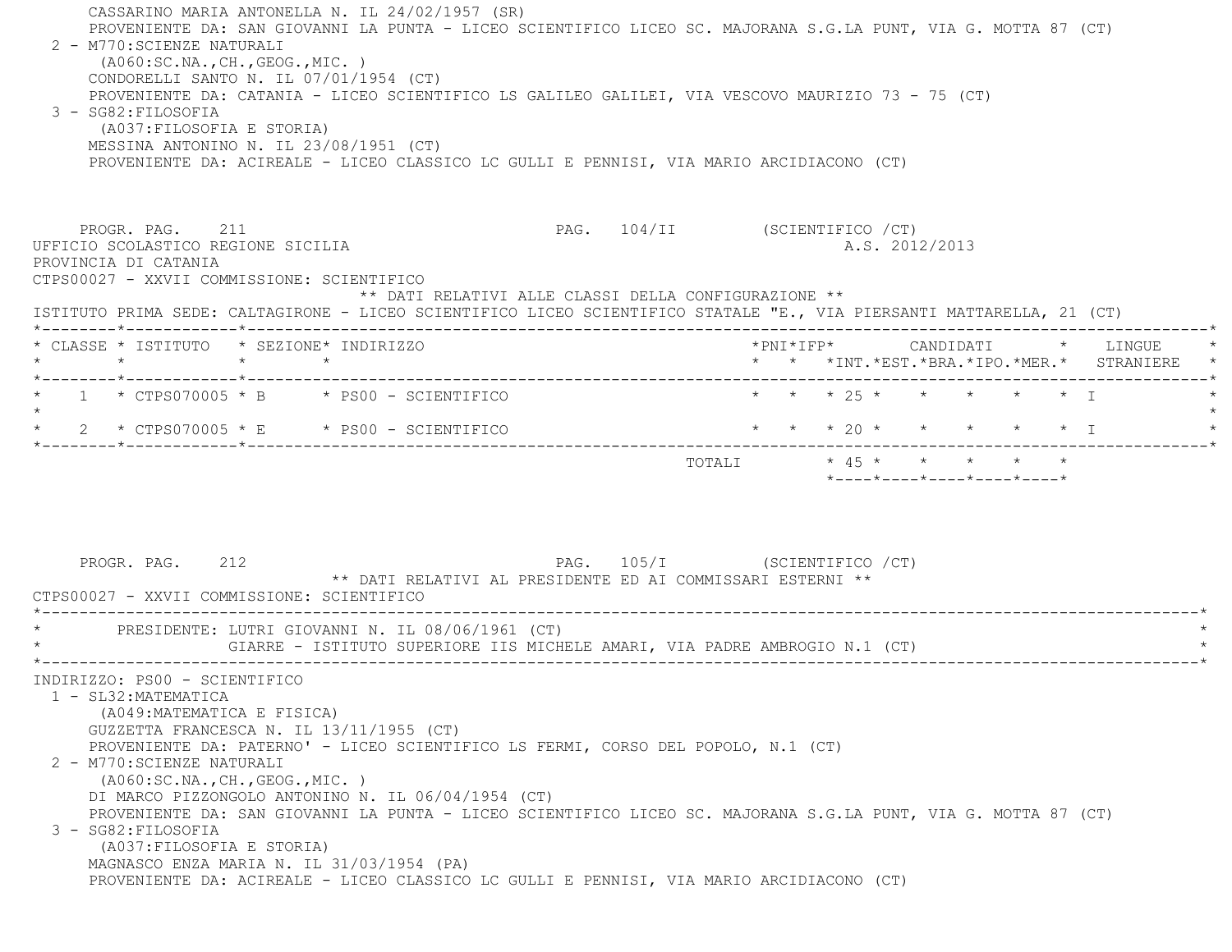CASSARINO MARIA ANTONELLA N. IL 24/02/1957 (SR)
PROVENIENTE DA: SAN GIOVANNI LA PUNTA - LICEO SCIENTIFICO LICEO SC. MAJORANA S.G.LA PUNT, VIA G. MOTTA 87 (CT)

2 - M770:SCIENZE NATURALI
(A060:SC.NA.,CH.,GEOG.,MIC. )
CONDORELLI SANTO N. IL 07/01/1954 (CT)
PROVENIENTE DA: CATANIA - LICEO SCIENTIFICO LS GALILEO GALILEI, VIA VESCOVO MAURIZIO 73 - 75 (CT)

3 - SG82:FILOSOFIA
(A037:FILOSOFIA E STORIA)
MESSINA ANTONINO N. IL 23/08/1951 (CT)
PROVENIENTE DA: ACIREALE - LICEO CLASSICO LC GULLI E PENNISI, VIA MARIO ARCIDIACONO (CT)

PROGR. PAG. 211 PAG. 104/II (SCIENTIFICO /CT)

UFFICIO SCOLASTICO REGIONE SICILIA A.S. 2012/2013
PROVINCIA DI CATANIA
CTPS00027 - XXVII COMMISSIONE: SCIENTIFICO

** DATI RELATIVI ALLE CLASSI DELLA CONFIGURAZIONE **

ISTITUTO PRIMA SEDE: CALTAGIRONE - LICEO SCIENTIFICO LICEO SCIENTIFICO STATALE "E., VIA PIERSANTI MATTARELLA, 21 (CT)

| CLASSE | ISTITUTO | SEZIONE | INDIRIZZO | PNI | IFP | CANDIDATI INT. | EST. | BRA. | IPO. | MER. | LINGUE STRANIERE |
|---|---|---|---|---|---|---|---|---|---|---|---|
| 1 | CTPS070005 | B | PS00 - SCIENTIFICO | | | 25 | | | | | I |
| 2 | CTPS070005 | E | PS00 - SCIENTIFICO | | | 20 | | | | | I |
| | | | TOTALI | | | 45 | | | | | |

PROGR. PAG. 212 PAG. 105/I (SCIENTIFICO /CT)

** DATI RELATIVI AL PRESIDENTE ED AI COMMISSARI ESTERNI **

CTPS00027 - XXVII COMMISSIONE: SCIENTIFICO

PRESIDENTE: LUTRI GIOVANNI N. IL 08/06/1961 (CT)
GIARRE - ISTITUTO SUPERIORE IIS MICHELE AMARI, VIA PADRE AMBROGIO N.1 (CT)

INDIRIZZO: PS00 - SCIENTIFICO

1 - SL32:MATEMATICA
(A049:MATEMATICA E FISICA)
GUZZETTA FRANCESCA N. IL 13/11/1955 (CT)
PROVENIENTE DA: PATERNO' - LICEO SCIENTIFICO LS FERMI, CORSO DEL POPOLO, N.1 (CT)

2 - M770:SCIENZE NATURALI
(A060:SC.NA.,CH.,GEOG.,MIC. )
DI MARCO PIZZONGOLO ANTONINO N. IL 06/04/1954 (CT)
PROVENIENTE DA: SAN GIOVANNI LA PUNTA - LICEO SCIENTIFICO LICEO SC. MAJORANA S.G.LA PUNT, VIA G. MOTTA 87 (CT)

3 - SG82:FILOSOFIA
(A037:FILOSOFIA E STORIA)
MAGNASCO ENZA MARIA N. IL 31/03/1954 (PA)
PROVENIENTE DA: ACIREALE - LICEO CLASSICO LC GULLI E PENNISI, VIA MARIO ARCIDIACONO (CT)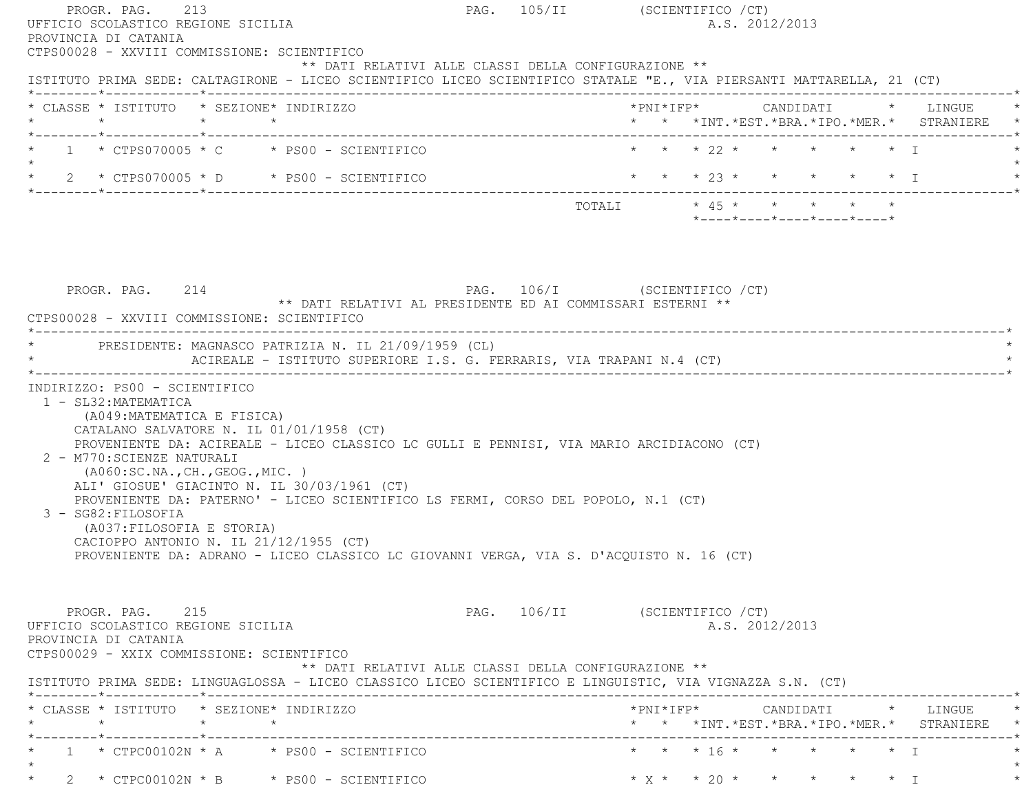PROGR. PAG. 213 PAG. 105/II (SCIENTIFICO /CT)

UFFICIO SCOLASTICO REGIONE SICILIA A.S. 2012/2013

PROVINCIA DI CATANIA

CTPS00028 - XXVIII COMMISSIONE: SCIENTIFICO

** DATI RELATIVI ALLE CLASSI DELLA CONFIGURAZIONE **

ISTITUTO PRIMA SEDE: CALTAGIRONE - LICEO SCIENTIFICO LICEO SCIENTIFICO STATALE "E., VIA PIERSANTI MATTARELLA, 21 (CT)

| CLASSE | ISTITUTO | SEZIONE | INDIRIZZO | PNI | IFP | CANDIDATI INT. | EST. | BRA. | IPO. | MER. | LINGUE STRANIERE |
|---|---|---|---|---|---|---|---|---|---|---|---|
| 1 | CTPS070005 | C | PS00 - SCIENTIFICO | | | 22 | | | | | I |
| 2 | CTPS070005 | D | PS00 - SCIENTIFICO | | | 23 | | | | | I |
| | | | TOTALI | | | 45 | | | | | |

PROGR. PAG. 214 PAG. 106/I (SCIENTIFICO /CT)

** DATI RELATIVI AL PRESIDENTE ED AI COMMISSARI ESTERNI **

CTPS00028 - XXVIII COMMISSIONE: SCIENTIFICO

PRESIDENTE: MAGNASCO PATRIZIA N. IL 21/09/1959 (CL)
ACIREALE - ISTITUTO SUPERIORE I.S. G. FERRARIS, VIA TRAPANI N.4 (CT)

INDIRIZZO: PS00 - SCIENTIFICO

1 - SL32:MATEMATICA
(A049:MATEMATICA E FISICA)
CATALANO SALVATORE N. IL 01/01/1958 (CT)
PROVENIENTE DA: ACIREALE - LICEO CLASSICO LC GULLI E PENNISI, VIA MARIO ARCIDIACONO (CT)

2 - M770:SCIENZE NATURALI
(A060:SC.NA.,CH.,GEOG.,MIC. )
ALI' GIOSUE' GIACINTO N. IL 30/03/1961 (CT)
PROVENIENTE DA: PATERNO' - LICEO SCIENTIFICO LS FERMI, CORSO DEL POPOLO, N.1 (CT)

3 - SG82:FILOSOFIA
(A037:FILOSOFIA E STORIA)
CACIOPPO ANTONIO N. IL 21/12/1955 (CT)
PROVENIENTE DA: ADRANO - LICEO CLASSICO LC GIOVANNI VERGA, VIA S. D'ACQUISTO N. 16 (CT)

PROGR. PAG. 215 PAG. 106/II (SCIENTIFICO /CT)

UFFICIO SCOLASTICO REGIONE SICILIA A.S. 2012/2013

PROVINCIA DI CATANIA

CTPS00029 - XXIX COMMISSIONE: SCIENTIFICO

** DATI RELATIVI ALLE CLASSI DELLA CONFIGURAZIONE **

ISTITUTO PRIMA SEDE: LINGUAGLOSSA - LICEO CLASSICO LICEO SCIENTIFICO E LINGUISTIC, VIA VIGNAZZA S.N. (CT)

| CLASSE | ISTITUTO | SEZIONE | INDIRIZZO | PNI | IFP | CANDIDATI INT. | EST. | BRA. | IPO. | MER. | LINGUE STRANIERE |
|---|---|---|---|---|---|---|---|---|---|---|---|
| 1 | CTPC00102N | A | PS00 - SCIENTIFICO | | | 16 | | | | | I |
| 2 | CTPC00102N | B | PS00 - SCIENTIFICO | X | | 20 | | | | | I |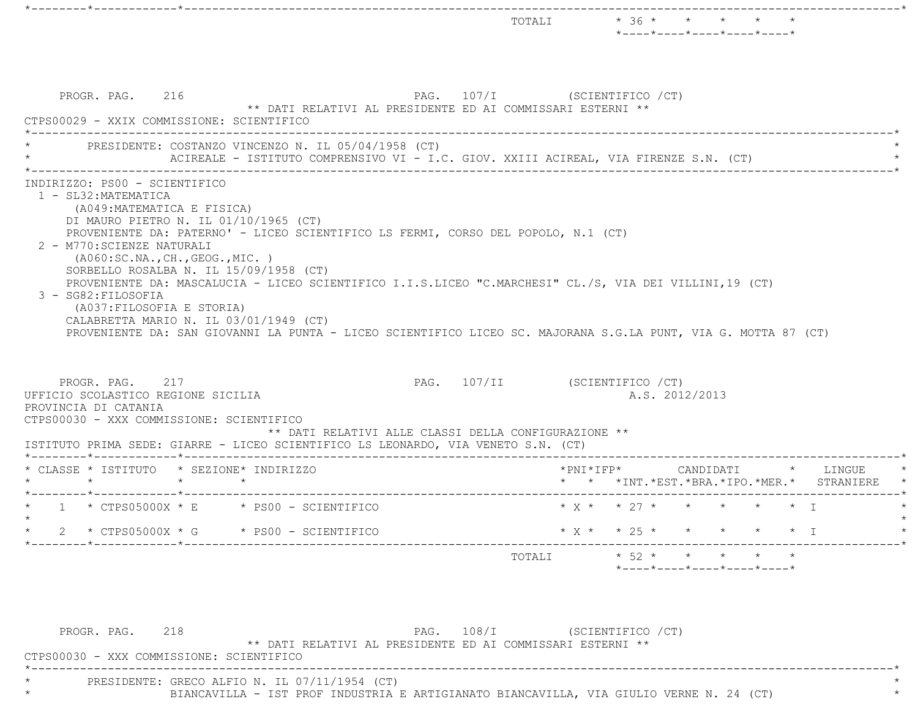| | | | | | | | | | | | |
|---|---|---|---|---|---|---|---|---|---|---|---|
| | | | TOTALI | | | 36 | | | | | |

PROGR. PAG. 216 PAG. 107/I (SCIENTIFICO /CT)

** DATI RELATIVI AL PRESIDENTE ED AI COMMISSARI ESTERNI **

CTPS00029 - XXIX COMMISSIONE: SCIENTIFICO

PRESIDENTE: COSTANZO VINCENZO N. IL 05/04/1958 (CT)
ACIREALE - ISTITUTO COMPRENSIVO VI - I.C. GIOV. XXIII ACIREAL, VIA FIRENZE S.N. (CT)

INDIRIZZO: PS00 - SCIENTIFICO

1 - SL32:MATEMATICA
(A049:MATEMATICA E FISICA)
DI MAURO PIETRO N. IL 01/10/1965 (CT)
PROVENIENTE DA: PATERNO' - LICEO SCIENTIFICO LS FERMI, CORSO DEL POPOLO, N.1 (CT)

2 - M770:SCIENZE NATURALI
(A060:SC.NA.,CH.,GEOG.,MIC. )
SORBELLO ROSALBA N. IL 15/09/1958 (CT)
PROVENIENTE DA: MASCALUCIA - LICEO SCIENTIFICO I.I.S.LICEO "C.MARCHESI" CL./S, VIA DEI VILLINI,19 (CT)

3 - SG82:FILOSOFIA
(A037:FILOSOFIA E STORIA)
CALABRETTA MARIO N. IL 03/01/1949 (CT)
PROVENIENTE DA: SAN GIOVANNI LA PUNTA - LICEO SCIENTIFICO LICEO SC. MAJORANA S.G.LA PUNT, VIA G. MOTTA 87 (CT)

PROGR. PAG. 217 PAG. 107/II (SCIENTIFICO /CT)

UFFICIO SCOLASTICO REGIONE SICILIA A.S. 2012/2013

PROVINCIA DI CATANIA

CTPS00030 - XXX COMMISSIONE: SCIENTIFICO

** DATI RELATIVI ALLE CLASSI DELLA CONFIGURAZIONE **

ISTITUTO PRIMA SEDE: GIARRE - LICEO SCIENTIFICO LS LEONARDO, VIA VENETO S.N. (CT)

| CLASSE | ISTITUTO | SEZIONE | INDIRIZZO | PNI | IFP | CANDIDATI INT. | CANDIDATI EST. | CANDIDATI BRA. | CANDIDATI IPO. | CANDIDATI MER. | LINGUE STRANIERE |
|---|---|---|---|---|---|---|---|---|---|---|---|
| 1 | CTPS05000X | E | PS00 - SCIENTIFICO | X | | 27 | | | | | I |
| 2 | CTPS05000X | G | PS00 - SCIENTIFICO | X | | 25 | | | | | I |
| | | | TOTALI | | | 52 | | | | | |

PROGR. PAG. 218 PAG. 108/I (SCIENTIFICO /CT)

** DATI RELATIVI AL PRESIDENTE ED AI COMMISSARI ESTERNI **

CTPS00030 - XXX COMMISSIONE: SCIENTIFICO

PRESIDENTE: GRECO ALFIO N. IL 07/11/1954 (CT)
BIANCAVILLA - IST PROF INDUSTRIA E ARTIGIANATO BIANCAVILLA, VIA GIULIO VERNE N. 24 (CT)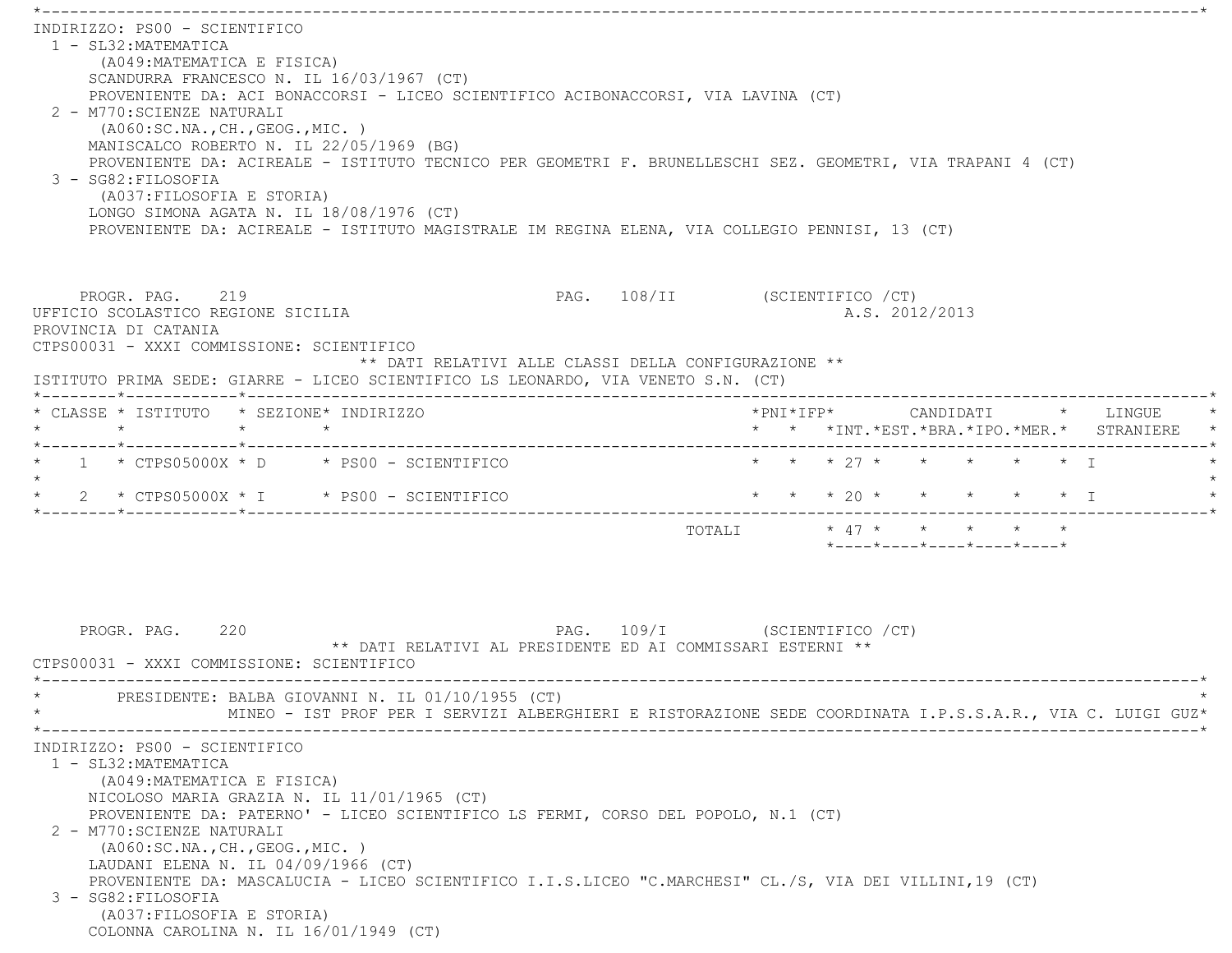INDIRIZZO: PS00 - SCIENTIFICO

1 - SL32:MATEMATICA
   (A049:MATEMATICA E FISICA)
   SCANDURRA FRANCESCO N. IL 16/03/1967 (CT)
   PROVENIENTE DA: ACI BONACCORSI - LICEO SCIENTIFICO ACIBONACCORSI, VIA LAVINA (CT)
2 - M770:SCIENZE NATURALI
   (A060:SC.NA.,CH.,GEOG.,MIC. )
   MANISCALCO ROBERTO N. IL 22/05/1969 (BG)
   PROVENIENTE DA: ACIREALE - ISTITUTO TECNICO PER GEOMETRI F. BRUNELLESCHI SEZ. GEOMETRI, VIA TRAPANI 4 (CT)
3 - SG82:FILOSOFIA
   (A037:FILOSOFIA E STORIA)
   LONGO SIMONA AGATA N. IL 18/08/1976 (CT)
   PROVENIENTE DA: ACIREALE - ISTITUTO MAGISTRALE IM REGINA ELENA, VIA COLLEGIO PENNISI, 13 (CT)

PROGR. PAG. 219 — PAG. 108/II (SCIENTIFICO /CT)

UFFICIO SCOLASTICO REGIONE SICILIA — A.S. 2012/2013

PROVINCIA DI CATANIA

CTPS00031 - XXXI COMMISSIONE: SCIENTIFICO

** DATI RELATIVI ALLE CLASSI DELLA CONFIGURAZIONE **

ISTITUTO PRIMA SEDE: GIARRE - LICEO SCIENTIFICO LS LEONARDO, VIA VENETO S.N. (CT)

| CLASSE | ISTITUTO | SEZIONE | INDIRIZZO | PNI | IFP | CANDIDATI INT. | CANDIDATI EST. | CANDIDATI BRA. | CANDIDATI IPO. | CANDIDATI MER. | LINGUE STRANIERE |
|---|---|---|---|---|---|---|---|---|---|---|---|
| 1 | CTPS05000X | D | PS00 - SCIENTIFICO | | | 27 | | | | | I |
| 2 | CTPS05000X | I | PS00 - SCIENTIFICO | | | 20 | | | | | I |
| | | | TOTALI | | | 47 | | | | | |

PROGR. PAG. 220 — PAG. 109/I (SCIENTIFICO /CT)

** DATI RELATIVI AL PRESIDENTE ED AI COMMISSARI ESTERNI **

CTPS00031 - XXXI COMMISSIONE: SCIENTIFICO

PRESIDENTE: BALBA GIOVANNI N. IL 01/10/1955 (CT)
MINEO - IST PROF PER I SERVIZI ALBERGHIERI E RISTORAZIONE SEDE COORDINATA I.P.S.S.A.R., VIA C. LUIGI GUZ

INDIRIZZO: PS00 - SCIENTIFICO

1 - SL32:MATEMATICA
   (A049:MATEMATICA E FISICA)
   NICOLOSO MARIA GRAZIA N. IL 11/01/1965 (CT)
   PROVENIENTE DA: PATERNO' - LICEO SCIENTIFICO LS FERMI, CORSO DEL POPOLO, N.1 (CT)
2 - M770:SCIENZE NATURALI
   (A060:SC.NA.,CH.,GEOG.,MIC. )
   LAUDANI ELENA N. IL 04/09/1966 (CT)
   PROVENIENTE DA: MASCALUCIA - LICEO SCIENTIFICO I.I.S.LICEO "C.MARCHESI" CL./S, VIA DEI VILLINI,19 (CT)
3 - SG82:FILOSOFIA
   (A037:FILOSOFIA E STORIA)
   COLONNA CAROLINA N. IL 16/01/1949 (CT)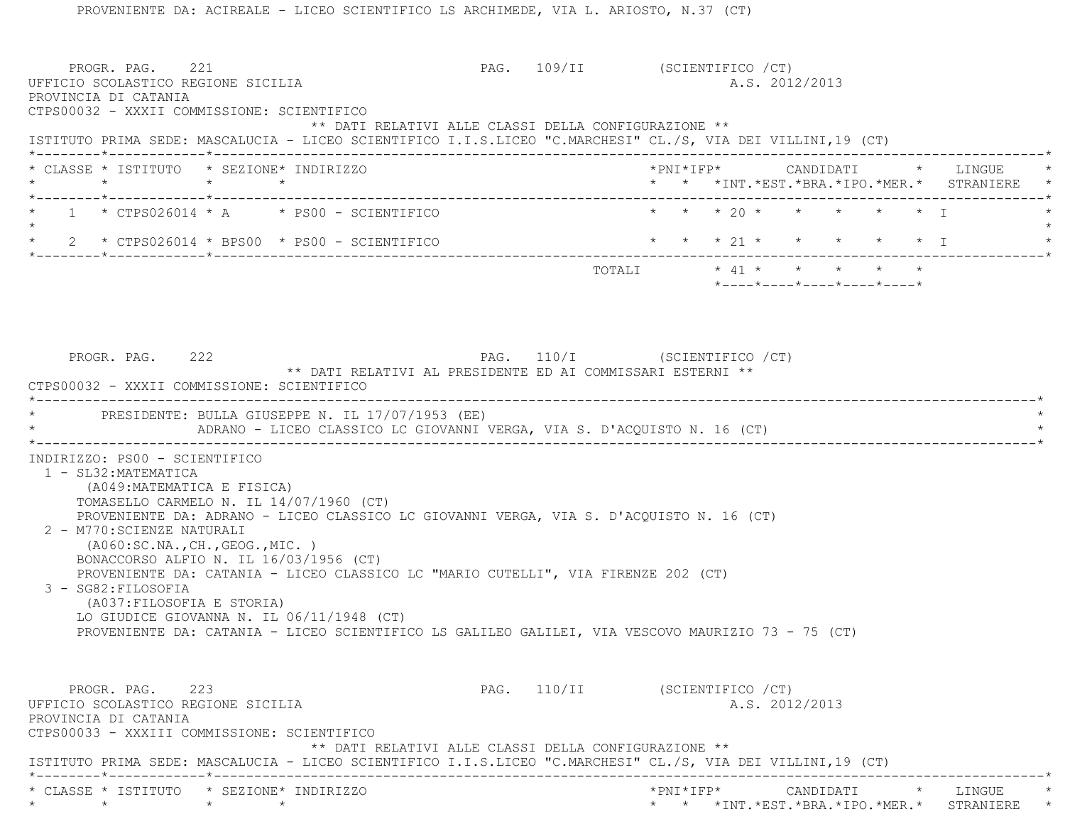PROVENIENTE DA: ACIREALE - LICEO SCIENTIFICO LS ARCHIMEDE, VIA L. ARIOSTO, N.37 (CT)

PROGR. PAG. 221 PAG. 109/II (SCIENTIFICO /CT)

UFFICIO SCOLASTICO REGIONE SICILIA A.S. 2012/2013

PROVINCIA DI CATANIA

CTPS00032 - XXXII COMMISSIONE: SCIENTIFICO

** DATI RELATIVI ALLE CLASSI DELLA CONFIGURAZIONE **

ISTITUTO PRIMA SEDE: MASCALUCIA - LICEO SCIENTIFICO I.I.S.LICEO "C.MARCHESI" CL./S, VIA DEI VILLINI,19 (CT)

| CLASSE | ISTITUTO | SEZIONE | INDIRIZZO | PNI | IFP | CANDIDATI INT. | EST. | BRA. | IPO. | MER. | LINGUE STRANIERE |
|---|---|---|---|---|---|---|---|---|---|---|---|
| 1 | CTPS026014 | A | PS00 - SCIENTIFICO | | | 20 | | | | | I |
| 2 | CTPS026014 | BPS00 | PS00 - SCIENTIFICO | | | 21 | | | | | I |
| | | | TOTALI | | | 41 | | | | | |

PROGR. PAG. 222 PAG. 110/I (SCIENTIFICO /CT)

** DATI RELATIVI AL PRESIDENTE ED AI COMMISSARI ESTERNI **

CTPS00032 - XXXII COMMISSIONE: SCIENTIFICO

PRESIDENTE: BULLA GIUSEPPE N. IL 17/07/1953 (EE)
ADRANO - LICEO CLASSICO LC GIOVANNI VERGA, VIA S. D'ACQUISTO N. 16 (CT)

INDIRIZZO: PS00 - SCIENTIFICO

1 - SL32:MATEMATICA
(A049:MATEMATICA E FISICA)
TOMASELLO CARMELO N. IL 14/07/1960 (CT)
PROVENIENTE DA: ADRANO - LICEO CLASSICO LC GIOVANNI VERGA, VIA S. D'ACQUISTO N. 16 (CT)

2 - M770:SCIENZE NATURALI
(A060:SC.NA.,CH.,GEOG.,MIC. )
BONACCORSO ALFIO N. IL 16/03/1956 (CT)
PROVENIENTE DA: CATANIA - LICEO CLASSICO LC "MARIO CUTELLI", VIA FIRENZE 202 (CT)

3 - SG82:FILOSOFIA
(A037:FILOSOFIA E STORIA)
LO GIUDICE GIOVANNA N. IL 06/11/1948 (CT)
PROVENIENTE DA: CATANIA - LICEO SCIENTIFICO LS GALILEO GALILEI, VIA VESCOVO MAURIZIO 73 - 75 (CT)

PROGR. PAG. 223 PAG. 110/II (SCIENTIFICO /CT)

UFFICIO SCOLASTICO REGIONE SICILIA A.S. 2012/2013

PROVINCIA DI CATANIA

CTPS00033 - XXXIII COMMISSIONE: SCIENTIFICO

** DATI RELATIVI ALLE CLASSI DELLA CONFIGURAZIONE **

ISTITUTO PRIMA SEDE: MASCALUCIA - LICEO SCIENTIFICO I.I.S.LICEO "C.MARCHESI" CL./S, VIA DEI VILLINI,19 (CT)

| CLASSE | ISTITUTO | SEZIONE | INDIRIZZO | PNI | IFP | CANDIDATI INT. | EST. | BRA. | IPO. | MER. | LINGUE STRANIERE |
|---|---|---|---|---|---|---|---|---|---|---|---|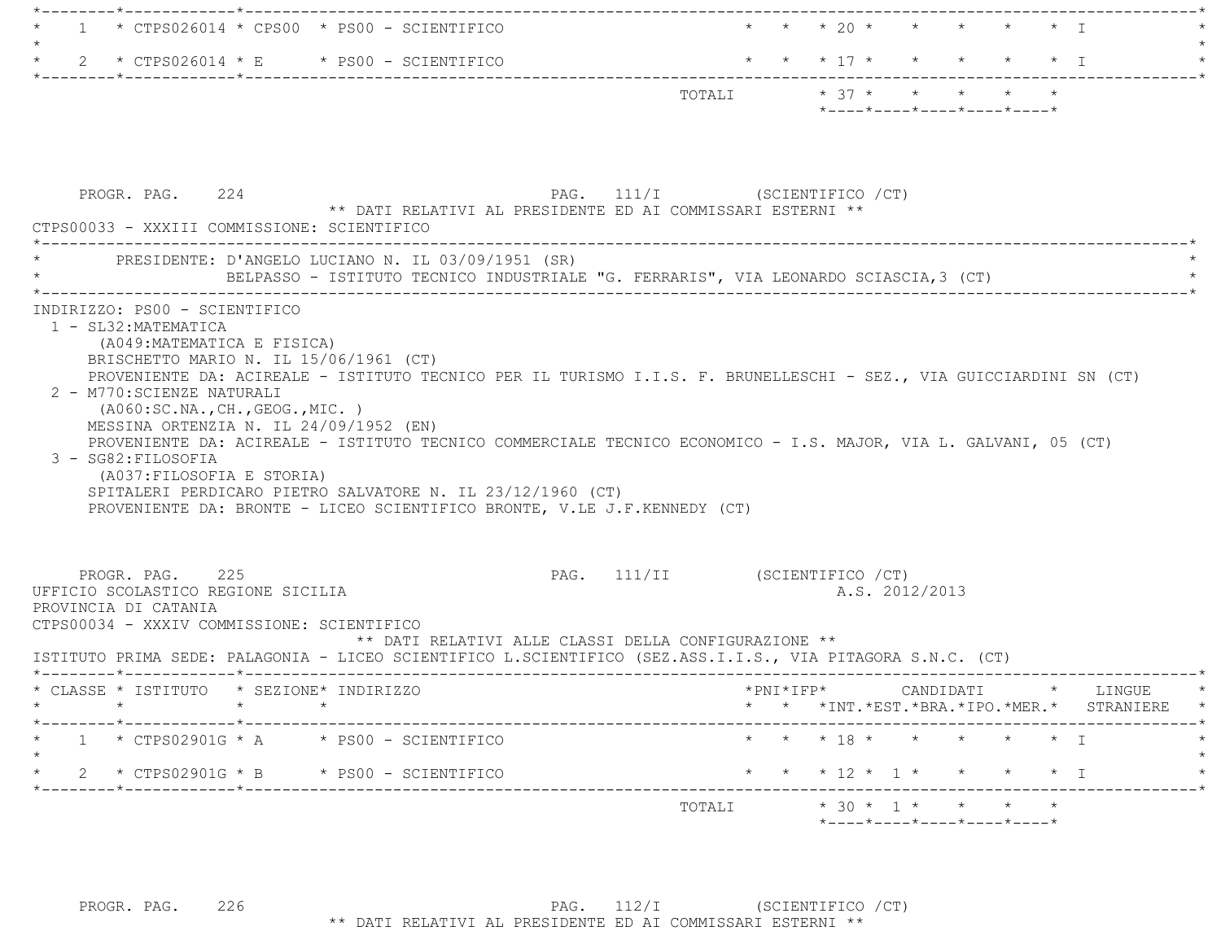| CLASSE | ISTITUTO | SEZIONE | INDIRIZZO | PNI | IFP | INT. | EST. | BRA. | IPO. | MER. | LINGUE STRANIERE |
|---|---|---|---|---|---|---|---|---|---|---|---|
| 1 | CTPS026014 | CPS00 | PS00 - SCIENTIFICO | | | 20 | | | | | I |
| 2 | CTPS026014 | E | PS00 - SCIENTIFICO | | | 17 | | | | | I |
| | | | TOTALI | | | 37 | | | | | |

PROGR. PAG. 224 PAG. 111/I (SCIENTIFICO /CT)

** DATI RELATIVI AL PRESIDENTE ED AI COMMISSARI ESTERNI **

CTPS00033 - XXXIII COMMISSIONE: SCIENTIFICO

PRESIDENTE: D'ANGELO LUCIANO N. IL 03/09/1951 (SR)
BELPASSO - ISTITUTO TECNICO INDUSTRIALE "G. FERRARIS", VIA LEONARDO SCIASCIA,3 (CT)

INDIRIZZO: PS00 - SCIENTIFICO

1 - SL32:MATEMATICA
(A049:MATEMATICA E FISICA)
BRISCHETTO MARIO N. IL 15/06/1961 (CT)
PROVENIENTE DA: ACIREALE - ISTITUTO TECNICO PER IL TURISMO I.I.S. F. BRUNELLESCHI - SEZ., VIA GUICCIARDINI SN (CT)

2 - M770:SCIENZE NATURALI
(A060:SC.NA.,CH.,GEOG.,MIC. )
MESSINA ORTENZIA N. IL 24/09/1952 (EN)
PROVENIENTE DA: ACIREALE - ISTITUTO TECNICO COMMERCIALE TECNICO ECONOMICO - I.S. MAJOR, VIA L. GALVANI, 05 (CT)

3 - SG82:FILOSOFIA
(A037:FILOSOFIA E STORIA)
SPITALERI PERDICARO PIETRO SALVATORE N. IL 23/12/1960 (CT)
PROVENIENTE DA: BRONTE - LICEO SCIENTIFICO BRONTE, V.LE J.F.KENNEDY (CT)

PROGR. PAG. 225 PAG. 111/II (SCIENTIFICO /CT)

UFFICIO SCOLASTICO REGIONE SICILIA A.S. 2012/2013

PROVINCIA DI CATANIA

CTPS00034 - XXXIV COMMISSIONE: SCIENTIFICO

** DATI RELATIVI ALLE CLASSI DELLA CONFIGURAZIONE **

ISTITUTO PRIMA SEDE: PALAGONIA - LICEO SCIENTIFICO L.SCIENTIFICO (SEZ.ASS.I.I.S., VIA PITAGORA S.N.C. (CT)

| CLASSE | ISTITUTO | SEZIONE | INDIRIZZO | PNI | IFP | INT. | EST. | BRA. | IPO. | MER. | LINGUE STRANIERE |
|---|---|---|---|---|---|---|---|---|---|---|---|
| 1 | CTPS02901G | A | PS00 - SCIENTIFICO | | | 18 | | | | | I |
| 2 | CTPS02901G | B | PS00 - SCIENTIFICO | | | 12 | 1 | | | | I |
| | | | TOTALI | | | 30 | 1 | | | | |

PROGR. PAG. 226 PAG. 112/I (SCIENTIFICO /CT)

** DATI RELATIVI AL PRESIDENTE ED AI COMMISSARI ESTERNI **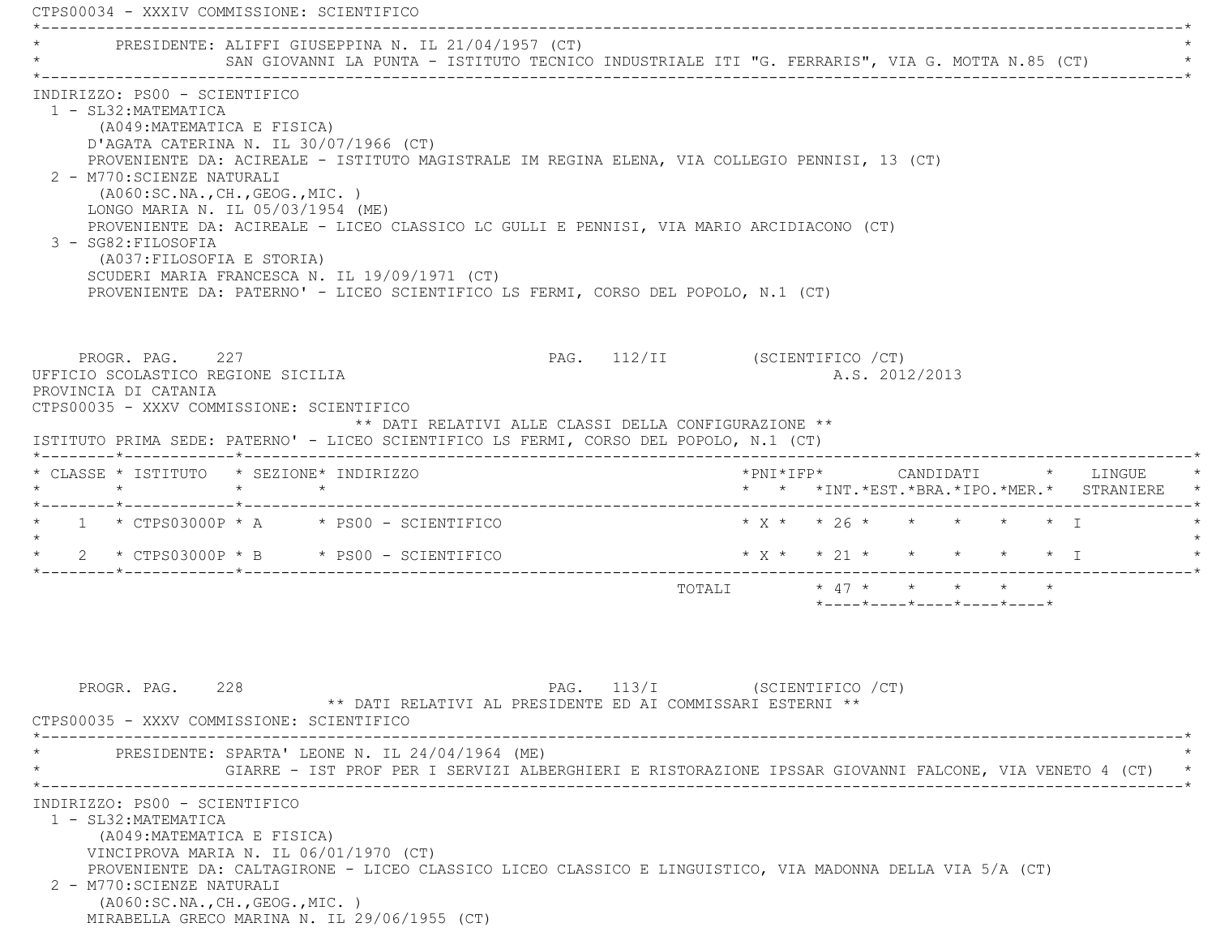CTPS00034 - XXXIV COMMISSIONE: SCIENTIFICO

PRESIDENTE: ALIFFI GIUSEPPINA N. IL 21/04/1957 (CT)
SAN GIOVANNI LA PUNTA - ISTITUTO TECNICO INDUSTRIALE ITI "G. FERRARIS", VIA G. MOTTA N.85 (CT)

INDIRIZZO: PS00 - SCIENTIFICO

1 - SL32:MATEMATICA
(A049:MATEMATICA E FISICA)
D'AGATA CATERINA N. IL 30/07/1966 (CT)
PROVENIENTE DA: ACIREALE - ISTITUTO MAGISTRALE IM REGINA ELENA, VIA COLLEGIO PENNISI, 13 (CT)

2 - M770:SCIENZE NATURALI
(A060:SC.NA.,CH.,GEOG.,MIC. )
LONGO MARIA N. IL 05/03/1954 (ME)
PROVENIENTE DA: ACIREALE - LICEO CLASSICO LC GULLI E PENNISI, VIA MARIO ARCIDIACONO (CT)

3 - SG82:FILOSOFIA
(A037:FILOSOFIA E STORIA)
SCUDERI MARIA FRANCESCA N. IL 19/09/1971 (CT)
PROVENIENTE DA: PATERNO' - LICEO SCIENTIFICO LS FERMI, CORSO DEL POPOLO, N.1 (CT)

PROGR. PAG. 227 PAG. 112/II (SCIENTIFICO /CT)

UFFICIO SCOLASTICO REGIONE SICILIA A.S. 2012/2013

PROVINCIA DI CATANIA

CTPS00035 - XXXV COMMISSIONE: SCIENTIFICO

** DATI RELATIVI ALLE CLASSI DELLA CONFIGURAZIONE **

ISTITUTO PRIMA SEDE: PATERNO' - LICEO SCIENTIFICO LS FERMI, CORSO DEL POPOLO, N.1 (CT)

| CLASSE | ISTITUTO | SEZIONE | INDIRIZZO | PNI | IFP | CANDIDATI INT. | EST. | BRA. | IPO. | MER. | LINGUE STRANIERE |
|---|---|---|---|---|---|---|---|---|---|---|---|
| 1 | CTPS03000P | A | PS00 - SCIENTIFICO | X | | 26 | | | | | I |
| 2 | CTPS03000P | B | PS00 - SCIENTIFICO | X | | 21 | | | | | I |
| | | | TOTALI | | | 47 | | | | | |

PROGR. PAG. 228 PAG. 113/I (SCIENTIFICO /CT)

** DATI RELATIVI AL PRESIDENTE ED AI COMMISSARI ESTERNI **

CTPS00035 - XXXV COMMISSIONE: SCIENTIFICO

PRESIDENTE: SPARTA' LEONE N. IL 24/04/1964 (ME)
GIARRE - IST PROF PER I SERVIZI ALBERGHIERI E RISTORAZIONE IPSSAR GIOVANNI FALCONE, VIA VENETO 4 (CT)

INDIRIZZO: PS00 - SCIENTIFICO

1 - SL32:MATEMATICA
(A049:MATEMATICA E FISICA)
VINCIPROVA MARIA N. IL 06/01/1970 (CT)
PROVENIENTE DA: CALTAGIRONE - LICEO CLASSICO LICEO CLASSICO E LINGUISTICO, VIA MADONNA DELLA VIA 5/A (CT)

2 - M770:SCIENZE NATURALI
(A060:SC.NA.,CH.,GEOG.,MIC. )
MIRABELLA GRECO MARINA N. IL 29/06/1955 (CT)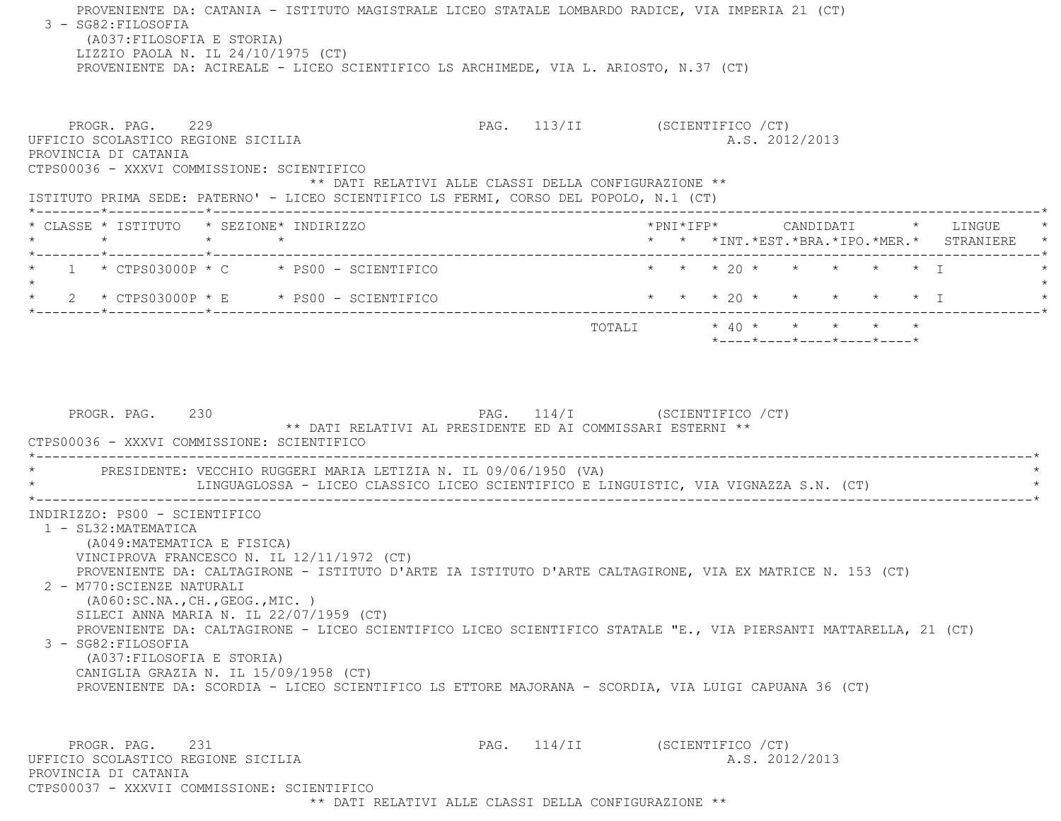PROVENIENTE DA: CATANIA - ISTITUTO MAGISTRALE LICEO STATALE LOMBARDO RADICE, VIA IMPERIA 21 (CT)

3 - SG82:FILOSOFIA
(A037:FILOSOFIA E STORIA)
LIZZIO PAOLA N. IL 24/10/1975 (CT)
PROVENIENTE DA: ACIREALE - LICEO SCIENTIFICO LS ARCHIMEDE, VIA L. ARIOSTO, N.37 (CT)

PROGR. PAG. 229 PAG. 113/II (SCIENTIFICO /CT)

UFFICIO SCOLASTICO REGIONE SICILIA A.S. 2012/2013

PROVINCIA DI CATANIA

CTPS00036 - XXXVI COMMISSIONE: SCIENTIFICO

** DATI RELATIVI ALLE CLASSI DELLA CONFIGURAZIONE **

ISTITUTO PRIMA SEDE: PATERNO' - LICEO SCIENTIFICO LS FERMI, CORSO DEL POPOLO, N.1 (CT)

| CLASSE | ISTITUTO | SEZIONE | INDIRIZZO | PNI | IFP | CANDIDATI INT. | EST. | BRA. | IPO. | MER. | LINGUE STRANIERE |
|---|---|---|---|---|---|---|---|---|---|---|---|
| 1 | CTPS03000P | C | PS00 - SCIENTIFICO | | | 20 | | | | | I |
| 2 | CTPS03000P | E | PS00 - SCIENTIFICO | | | 20 | | | | | I |
| | | | TOTALI | | | 40 | | | | | |

PROGR. PAG. 230 PAG. 114/I (SCIENTIFICO /CT)

** DATI RELATIVI AL PRESIDENTE ED AI COMMISSARI ESTERNI **

CTPS00036 - XXXVI COMMISSIONE: SCIENTIFICO

PRESIDENTE: VECCHIO RUGGERI MARIA LETIZIA N. IL 09/06/1950 (VA)
LINGUAGLOSSA - LICEO CLASSICO LICEO SCIENTIFICO E LINGUISTIC, VIA VIGNAZZA S.N. (CT)

INDIRIZZO: PS00 - SCIENTIFICO

1 - SL32:MATEMATICA
(A049:MATEMATICA E FISICA)
VINCIPROVA FRANCESCO N. IL 12/11/1972 (CT)
PROVENIENTE DA: CALTAGIRONE - ISTITUTO D'ARTE IA ISTITUTO D'ARTE CALTAGIRONE, VIA EX MATRICE N. 153 (CT)

2 - M770:SCIENZE NATURALI
(A060:SC.NA.,CH.,GEOG.,MIC. )
SILECI ANNA MARIA N. IL 22/07/1959 (CT)
PROVENIENTE DA: CALTAGIRONE - LICEO SCIENTIFICO LICEO SCIENTIFICO STATALE "E., VIA PIERSANTI MATTARELLA, 21 (CT)

3 - SG82:FILOSOFIA
(A037:FILOSOFIA E STORIA)
CANIGLIA GRAZIA N. IL 15/09/1958 (CT)
PROVENIENTE DA: SCORDIA - LICEO SCIENTIFICO LS ETTORE MAJORANA - SCORDIA, VIA LUIGI CAPUANA 36 (CT)

PROGR. PAG. 231 PAG. 114/II (SCIENTIFICO /CT)

UFFICIO SCOLASTICO REGIONE SICILIA A.S. 2012/2013

PROVINCIA DI CATANIA

CTPS00037 - XXXVII COMMISSIONE: SCIENTIFICO

** DATI RELATIVI ALLE CLASSI DELLA CONFIGURAZIONE **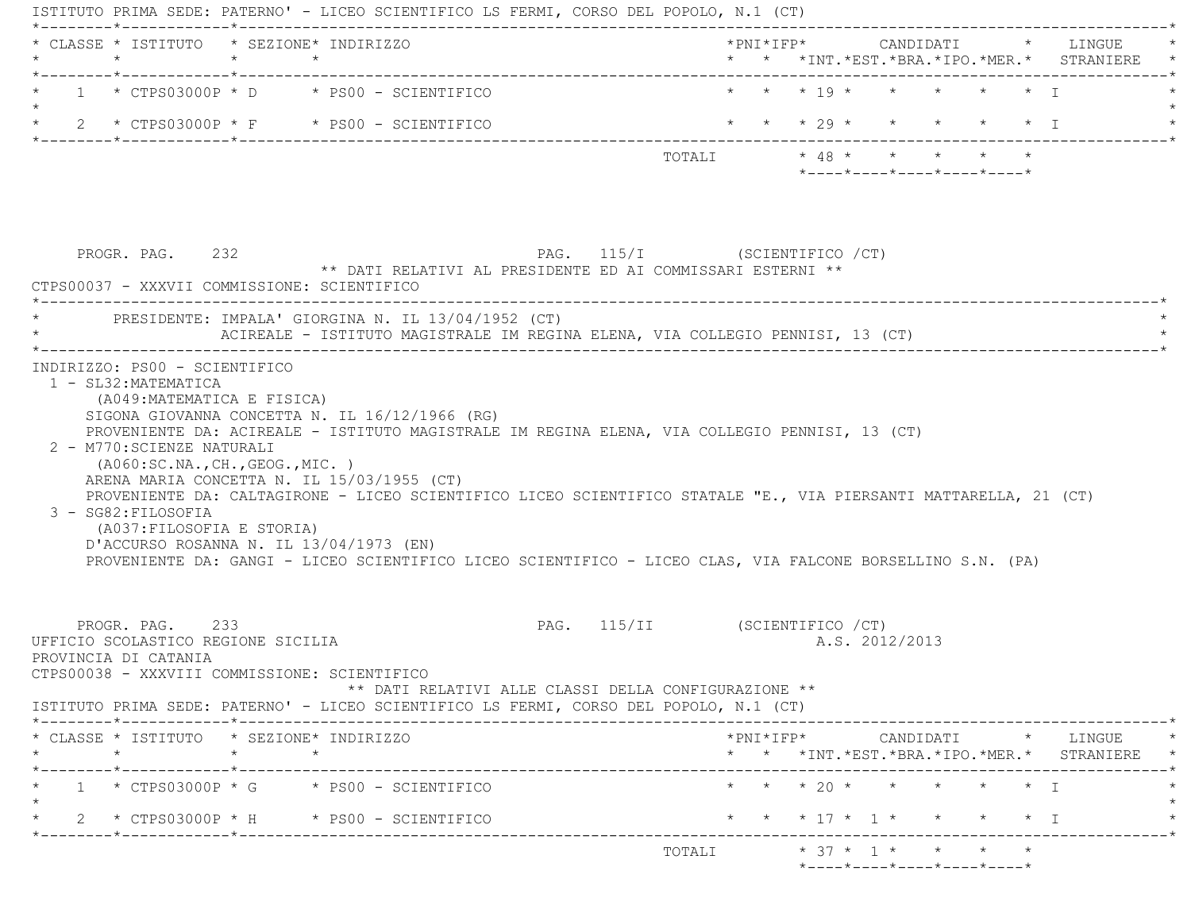ISTITUTO PRIMA SEDE: PATERNO' - LICEO SCIENTIFICO LS FERMI, CORSO DEL POPOLO, N.1 (CT)

| CLASSE | ISTITUTO | SEZIONE | INDIRIZZO | PNI | IFP | CANDIDATI INT. | EST. | BRA. | IPO. | MER. | LINGUE STRANIERE |
|---|---|---|---|---|---|---|---|---|---|---|---|
| 1 | CTPS03000P | D | PS00 - SCIENTIFICO | | | 19 | | | | | I |
| 2 | CTPS03000P | F | PS00 - SCIENTIFICO | | | 29 | | | | | I |
| | | | | | TOTALI | 48 | | | | | |

PROGR. PAG. 232 PAG. 115/I (SCIENTIFICO /CT)

** DATI RELATIVI AL PRESIDENTE ED AI COMMISSARI ESTERNI **

CTPS00037 - XXXVII COMMISSIONE: SCIENTIFICO

PRESIDENTE: IMPALA' GIORGINA N. IL 13/04/1952 (CT)
ACIREALE - ISTITUTO MAGISTRALE IM REGINA ELENA, VIA COLLEGIO PENNISI, 13 (CT)

INDIRIZZO: PS00 - SCIENTIFICO

1 - SL32:MATEMATICA
(A049:MATEMATICA E FISICA)
SIGONA GIOVANNA CONCETTA N. IL 16/12/1966 (RG)
PROVENIENTE DA: ACIREALE - ISTITUTO MAGISTRALE IM REGINA ELENA, VIA COLLEGIO PENNISI, 13 (CT)

2 - M770:SCIENZE NATURALI
(A060:SC.NA.,CH.,GEOG.,MIC. )
ARENA MARIA CONCETTA N. IL 15/03/1955 (CT)
PROVENIENTE DA: CALTAGIRONE - LICEO SCIENTIFICO LICEO SCIENTIFICO STATALE "E., VIA PIERSANTI MATTARELLA, 21 (CT)

3 - SG82:FILOSOFIA
(A037:FILOSOFIA E STORIA)
D'ACCURSO ROSANNA N. IL 13/04/1973 (EN)
PROVENIENTE DA: GANGI - LICEO SCIENTIFICO LICEO SCIENTIFICO - LICEO CLAS, VIA FALCONE BORSELLINO S.N. (PA)

PROGR. PAG. 233 PAG. 115/II (SCIENTIFICO /CT)

UFFICIO SCOLASTICO REGIONE SICILIA A.S. 2012/2013

PROVINCIA DI CATANIA

CTPS00038 - XXXVIII COMMISSIONE: SCIENTIFICO

** DATI RELATIVI ALLE CLASSI DELLA CONFIGURAZIONE **

ISTITUTO PRIMA SEDE: PATERNO' - LICEO SCIENTIFICO LS FERMI, CORSO DEL POPOLO, N.1 (CT)

| CLASSE | ISTITUTO | SEZIONE | INDIRIZZO | PNI | IFP | CANDIDATI INT. | EST. | BRA. | IPO. | MER. | LINGUE STRANIERE |
|---|---|---|---|---|---|---|---|---|---|---|---|
| 1 | CTPS03000P | G | PS00 - SCIENTIFICO | | | 20 | | | | | I |
| 2 | CTPS03000P | H | PS00 - SCIENTIFICO | | | 17 | 1 | | | | I |
| | | | | | TOTALI | 37 | 1 | | | | |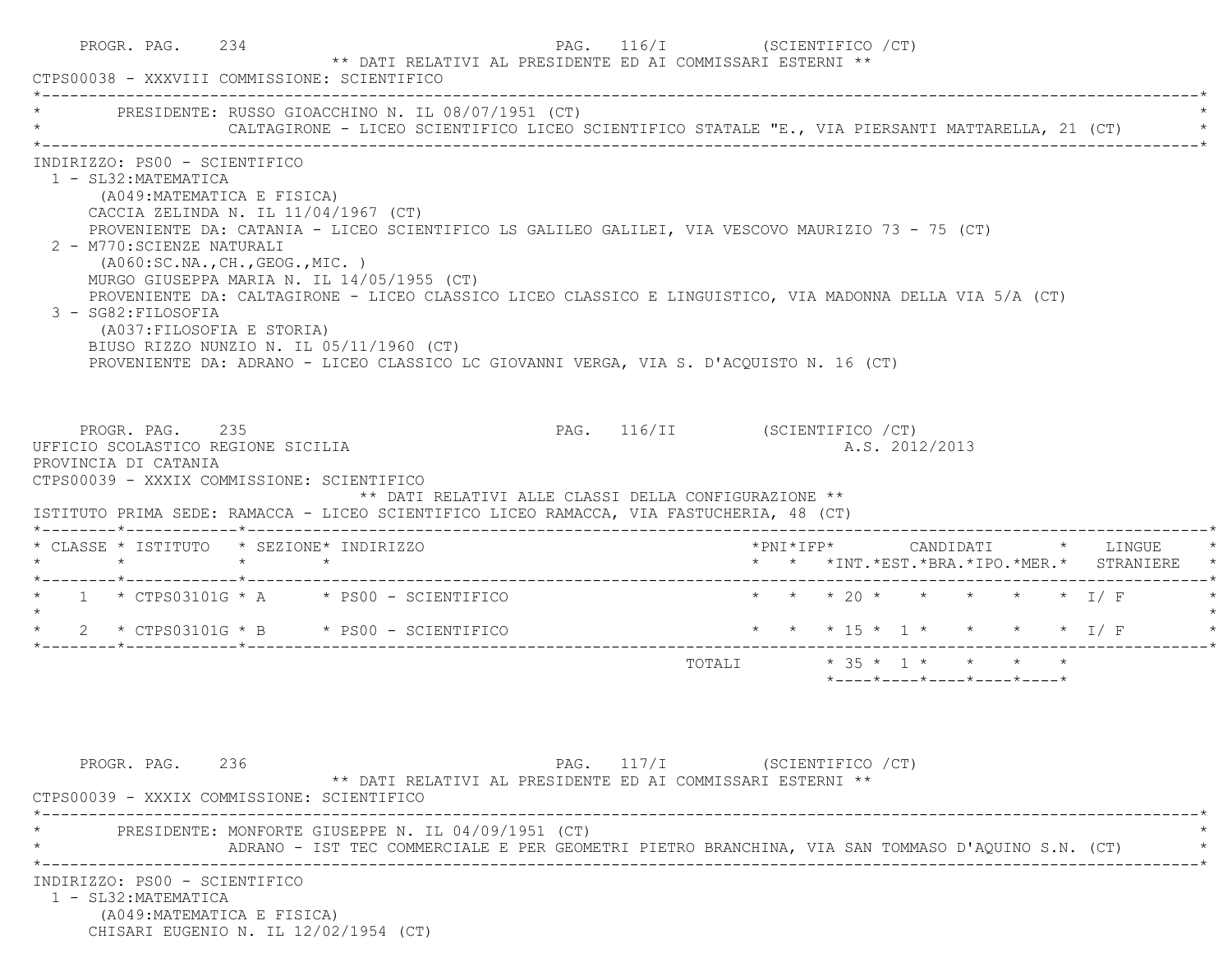PROGR. PAG. 234 PAG. 116/I (SCIENTIFICO /CT)

** DATI RELATIVI AL PRESIDENTE ED AI COMMISSARI ESTERNI **

CTPS00038 - XXXVIII COMMISSIONE: SCIENTIFICO

PRESIDENTE: RUSSO GIOACCHINO N. IL 08/07/1951 (CT)
CALTAGIRONE - LICEO SCIENTIFICO LICEO SCIENTIFICO STATALE "E., VIA PIERSANTI MATTARELLA, 21 (CT)

INDIRIZZO: PS00 - SCIENTIFICO

1 - SL32:MATEMATICA
(A049:MATEMATICA E FISICA)
CACCIA ZELINDA N. IL 11/04/1967 (CT)
PROVENIENTE DA: CATANIA - LICEO SCIENTIFICO LS GALILEO GALILEI, VIA VESCOVO MAURIZIO 73 - 75 (CT)

2 - M770:SCIENZE NATURALI
(A060:SC.NA.,CH.,GEOG.,MIC. )
MURGO GIUSEPPA MARIA N. IL 14/05/1955 (CT)
PROVENIENTE DA: CALTAGIRONE - LICEO CLASSICO LICEO CLASSICO E LINGUISTICO, VIA MADONNA DELLA VIA 5/A (CT)

3 - SG82:FILOSOFIA
(A037:FILOSOFIA E STORIA)
BIUSO RIZZO NUNZIO N. IL 05/11/1960 (CT)
PROVENIENTE DA: ADRANO - LICEO CLASSICO LC GIOVANNI VERGA, VIA S. D'ACQUISTO N. 16 (CT)

PROGR. PAG. 235 PAG. 116/II (SCIENTIFICO /CT)

UFFICIO SCOLASTICO REGIONE SICILIA A.S. 2012/2013

PROVINCIA DI CATANIA

CTPS00039 - XXXIX COMMISSIONE: SCIENTIFICO

** DATI RELATIVI ALLE CLASSI DELLA CONFIGURAZIONE **

ISTITUTO PRIMA SEDE: RAMACCA - LICEO SCIENTIFICO LICEO RAMACCA, VIA FASTUCHERIA, 48 (CT)

| CLASSE | ISTITUTO | SEZIONE | INDIRIZZO | PNI | IFP | CANDIDATI INT. | EST. | BRA. | IPO. | MER. | LINGUE STRANIERE |
|---|---|---|---|---|---|---|---|---|---|---|---|
| 1 | CTPS03101G | A | PS00 - SCIENTIFICO | | | 20 | | | | | I/ F |
| 2 | CTPS03101G | B | PS00 - SCIENTIFICO | | | 15 | 1 | | | | I/ F |
| | | | | | TOTALI | 35 | 1 | | | | |

PROGR. PAG. 236 PAG. 117/I (SCIENTIFICO /CT)

** DATI RELATIVI AL PRESIDENTE ED AI COMMISSARI ESTERNI **

CTPS00039 - XXXIX COMMISSIONE: SCIENTIFICO

PRESIDENTE: MONFORTE GIUSEPPE N. IL 04/09/1951 (CT)
ADRANO - IST TEC COMMERCIALE E PER GEOMETRI PIETRO BRANCHINA, VIA SAN TOMMASO D'AQUINO S.N. (CT)

INDIRIZZO: PS00 - SCIENTIFICO

1 - SL32:MATEMATICA
(A049:MATEMATICA E FISICA)
CHISARI EUGENIO N. IL 12/02/1954 (CT)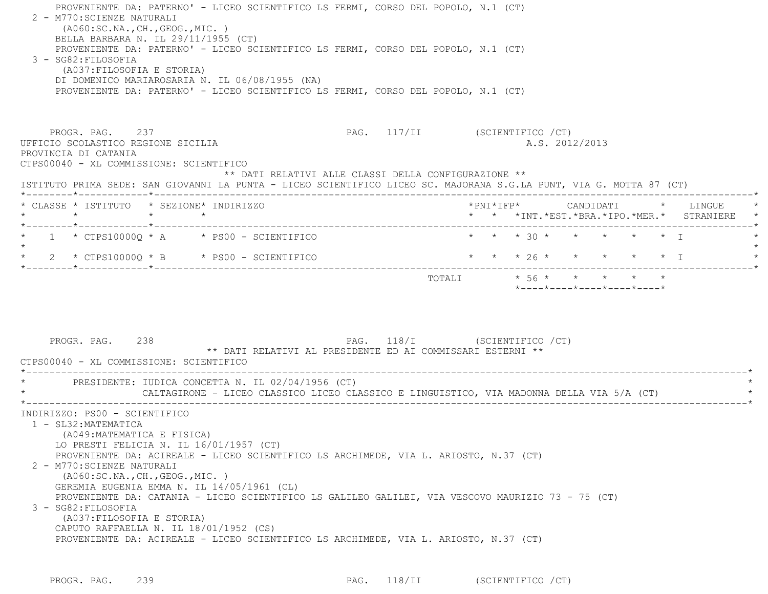PROVENIENTE DA: PATERNO' - LICEO SCIENTIFICO LS FERMI, CORSO DEL POPOLO, N.1 (CT)

2 - M770:SCIENZE NATURALI
(A060:SC.NA.,CH.,GEOG.,MIC. )
BELLA BARBARA N. IL 29/11/1955 (CT)
PROVENIENTE DA: PATERNO' - LICEO SCIENTIFICO LS FERMI, CORSO DEL POPOLO, N.1 (CT)

3 - SG82:FILOSOFIA
(A037:FILOSOFIA E STORIA)
DI DOMENICO MARIAROSARIA N. IL 06/08/1955 (NA)
PROVENIENTE DA: PATERNO' - LICEO SCIENTIFICO LS FERMI, CORSO DEL POPOLO, N.1 (CT)

PROGR. PAG. 237 PAG. 117/II (SCIENTIFICO /CT)

UFFICIO SCOLASTICO REGIONE SICILIA A.S. 2012/2013
PROVINCIA DI CATANIA
CTPS00040 - XL COMMISSIONE: SCIENTIFICO

** DATI RELATIVI ALLE CLASSI DELLA CONFIGURAZIONE **

ISTITUTO PRIMA SEDE: SAN GIOVANNI LA PUNTA - LICEO SCIENTIFICO LICEO SC. MAJORANA S.G.LA PUNT, VIA G. MOTTA 87 (CT)

| CLASSE | ISTITUTO | SEZIONE | INDIRIZZO | PNI | IFP | CANDIDATI INT. | EST. | BRA. | IPO. | MER. | LINGUE STRANIERE |
|---|---|---|---|---|---|---|---|---|---|---|---|
| 1 | CTPS10000Q | A | PS00 - SCIENTIFICO | | | 30 | | | | | I |
| 2 | CTPS10000Q | B | PS00 - SCIENTIFICO | | | 26 | | | | | I |
| | | | TOTALI | | | 56 | | | | | |

PROGR. PAG. 238 PAG. 118/I (SCIENTIFICO /CT)

** DATI RELATIVI AL PRESIDENTE ED AI COMMISSARI ESTERNI **

CTPS00040 - XL COMMISSIONE: SCIENTIFICO

PRESIDENTE: IUDICA CONCETTA N. IL 02/04/1956 (CT)
CALTAGIRONE - LICEO CLASSICO LICEO CLASSICO E LINGUISTICO, VIA MADONNA DELLA VIA 5/A (CT)

INDIRIZZO: PS00 - SCIENTIFICO

1 - SL32:MATEMATICA
(A049:MATEMATICA E FISICA)
LO PRESTI FELICIA N. IL 16/01/1957 (CT)
PROVENIENTE DA: ACIREALE - LICEO SCIENTIFICO LS ARCHIMEDE, VIA L. ARIOSTO, N.37 (CT)

2 - M770:SCIENZE NATURALI
(A060:SC.NA.,CH.,GEOG.,MIC. )
GEREMIA EUGENIA EMMA N. IL 14/05/1961 (CL)
PROVENIENTE DA: CATANIA - LICEO SCIENTIFICO LS GALILEO GALILEI, VIA VESCOVO MAURIZIO 73 - 75 (CT)

3 - SG82:FILOSOFIA
(A037:FILOSOFIA E STORIA)
CAPUTO RAFFAELLA N. IL 18/01/1952 (CS)
PROVENIENTE DA: ACIREALE - LICEO SCIENTIFICO LS ARCHIMEDE, VIA L. ARIOSTO, N.37 (CT)

PROGR. PAG. 239 PAG. 118/II (SCIENTIFICO /CT)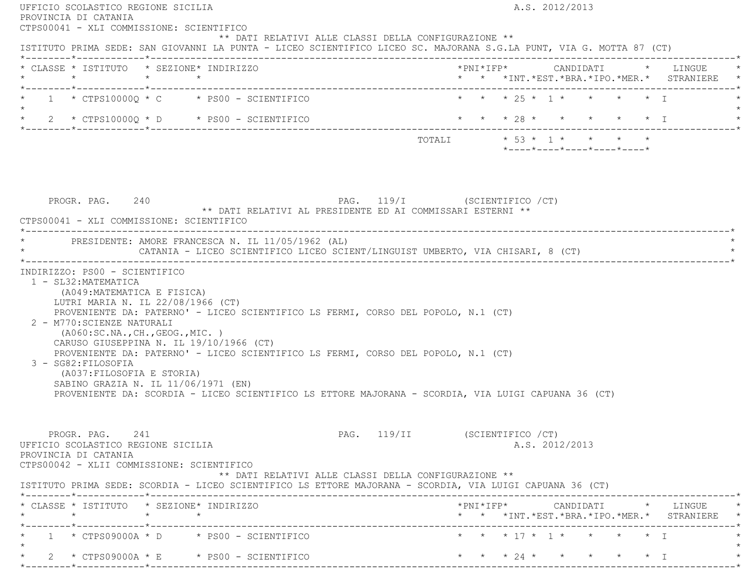UFFICIO SCOLASTICO REGIONE SICILIA A.S. 2012/2013
PROVINCIA DI CATANIA
CTPS00041 - XLI COMMISSIONE: SCIENTIFICO

** DATI RELATIVI ALLE CLASSI DELLA CONFIGURAZIONE **

ISTITUTO PRIMA SEDE: SAN GIOVANNI LA PUNTA - LICEO SCIENTIFICO LICEO SC. MAJORANA S.G.LA PUNT, VIA G. MOTTA 87 (CT)

| CLASSE | ISTITUTO | SEZIONE | INDIRIZZO | PNI | IFP | CANDIDATI INT. | CANDIDATI EST. | CANDIDATI BRA. | CANDIDATI IPO. | CANDIDATI MER. | LINGUE STRANIERE |
|---|---|---|---|---|---|---|---|---|---|---|---|
| 1 | CTPS10000Q | C | PS00 - SCIENTIFICO | | | 25 | 1 | | | | I |
| 2 | CTPS10000Q | D | PS00 - SCIENTIFICO | | | 28 | | | | | I |
| | | | TOTALI | | | 53 | 1 | | | | |

PROGR. PAG. 240 PAG. 119/I (SCIENTIFICO /CT)

** DATI RELATIVI AL PRESIDENTE ED AI COMMISSARI ESTERNI **

CTPS00041 - XLI COMMISSIONE: SCIENTIFICO

PRESIDENTE: AMORE FRANCESCA N. IL 11/05/1962 (AL)
CATANIA - LICEO SCIENTIFICO LICEO SCIENT/LINGUIST UMBERTO, VIA CHISARI, 8 (CT)

INDIRIZZO: PS00 - SCIENTIFICO

1 - SL32:MATEMATICA
(A049:MATEMATICA E FISICA)
LUTRI MARIA N. IL 22/08/1966 (CT)
PROVENIENTE DA: PATERNO' - LICEO SCIENTIFICO LS FERMI, CORSO DEL POPOLO, N.1 (CT)

2 - M770:SCIENZE NATURALI
(A060:SC.NA.,CH.,GEOG.,MIC. )
CARUSO GIUSEPPINA N. IL 19/10/1966 (CT)
PROVENIENTE DA: PATERNO' - LICEO SCIENTIFICO LS FERMI, CORSO DEL POPOLO, N.1 (CT)

3 - SG82:FILOSOFIA
(A037:FILOSOFIA E STORIA)
SABINO GRAZIA N. IL 11/06/1971 (EN)
PROVENIENTE DA: SCORDIA - LICEO SCIENTIFICO LS ETTORE MAJORANA - SCORDIA, VIA LUIGI CAPUANA 36 (CT)

PROGR. PAG. 241 PAG. 119/II (SCIENTIFICO /CT)

UFFICIO SCOLASTICO REGIONE SICILIA A.S. 2012/2013
PROVINCIA DI CATANIA
CTPS00042 - XLII COMMISSIONE: SCIENTIFICO

** DATI RELATIVI ALLE CLASSI DELLA CONFIGURAZIONE **

ISTITUTO PRIMA SEDE: SCORDIA - LICEO SCIENTIFICO LS ETTORE MAJORANA - SCORDIA, VIA LUIGI CAPUANA 36 (CT)

| CLASSE | ISTITUTO | SEZIONE | INDIRIZZO | PNI | IFP | CANDIDATI INT. | CANDIDATI EST. | CANDIDATI BRA. | CANDIDATI IPO. | CANDIDATI MER. | LINGUE STRANIERE |
|---|---|---|---|---|---|---|---|---|---|---|---|
| 1 | CTPS09000A | D | PS00 - SCIENTIFICO | | | 17 | 1 | | | | I |
| 2 | CTPS09000A | E | PS00 - SCIENTIFICO | | | 24 | | | | | I |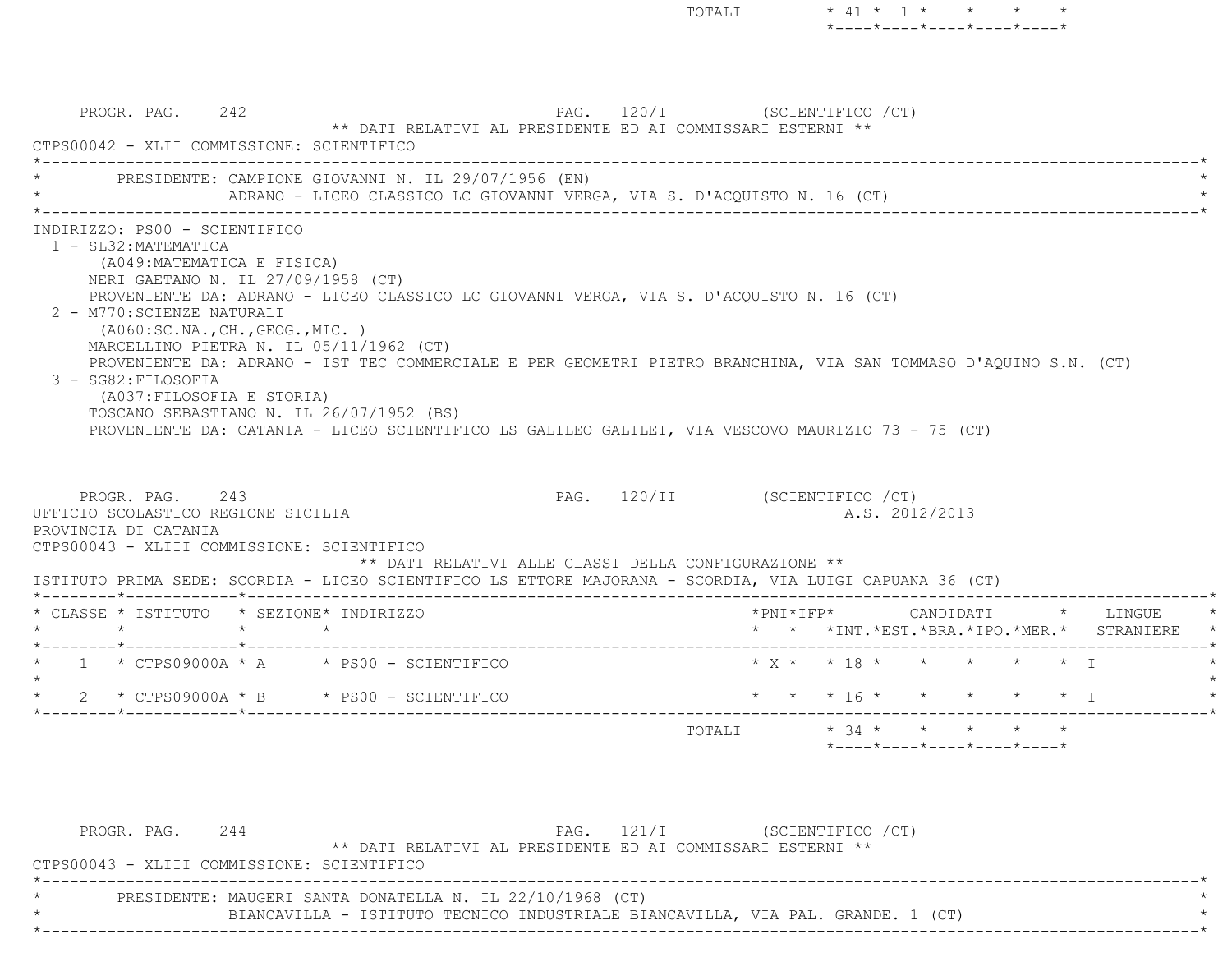| | | | | | | |
|---|---|---|---|---|---|---|
| TOTALI | 41 | 1 | | | | |

PROGR. PAG. 242 PAG. 120/I (SCIENTIFICO /CT)

** DATI RELATIVI AL PRESIDENTE ED AI COMMISSARI ESTERNI **

CTPS00042 - XLII COMMISSIONE: SCIENTIFICO

PRESIDENTE: CAMPIONE GIOVANNI N. IL 29/07/1956 (EN)
ADRANO - LICEO CLASSICO LC GIOVANNI VERGA, VIA S. D'ACQUISTO N. 16 (CT)

INDIRIZZO: PS00 - SCIENTIFICO

1 - SL32:MATEMATICA
(A049:MATEMATICA E FISICA)
NERI GAETANO N. IL 27/09/1958 (CT)
PROVENIENTE DA: ADRANO - LICEO CLASSICO LC GIOVANNI VERGA, VIA S. D'ACQUISTO N. 16 (CT)

2 - M770:SCIENZE NATURALI
(A060:SC.NA.,CH.,GEOG.,MIC. )
MARCELLINO PIETRA N. IL 05/11/1962 (CT)
PROVENIENTE DA: ADRANO - IST TEC COMMERCIALE E PER GEOMETRI PIETRO BRANCHINA, VIA SAN TOMMASO D'AQUINO S.N. (CT)

3 - SG82:FILOSOFIA
(A037:FILOSOFIA E STORIA)
TOSCANO SEBASTIANO N. IL 26/07/1952 (BS)
PROVENIENTE DA: CATANIA - LICEO SCIENTIFICO LS GALILEO GALILEI, VIA VESCOVO MAURIZIO 73 - 75 (CT)

PROGR. PAG. 243 PAG. 120/II (SCIENTIFICO /CT)

UFFICIO SCOLASTICO REGIONE SICILIA A.S. 2012/2013

PROVINCIA DI CATANIA

CTPS00043 - XLIII COMMISSIONE: SCIENTIFICO

** DATI RELATIVI ALLE CLASSI DELLA CONFIGURAZIONE **

ISTITUTO PRIMA SEDE: SCORDIA - LICEO SCIENTIFICO LS ETTORE MAJORANA - SCORDIA, VIA LUIGI CAPUANA 36 (CT)

| CLASSE | ISTITUTO | SEZIONE | INDIRIZZO | PNI | IFP | CANDIDATI INT. | EST. | BRA. | IPO. | MER. | LINGUE STRANIERE |
|---|---|---|---|---|---|---|---|---|---|---|---|
| 1 | CTPS09000A | A | PS00 - SCIENTIFICO | X | | 18 | | | | | I |
| 2 | CTPS09000A | B | PS00 - SCIENTIFICO | | | 16 | | | | | I |
| | | | TOTALI | | | 34 | | | | | |

PROGR. PAG. 244 PAG. 121/I (SCIENTIFICO /CT)

** DATI RELATIVI AL PRESIDENTE ED AI COMMISSARI ESTERNI **

CTPS00043 - XLIII COMMISSIONE: SCIENTIFICO

PRESIDENTE: MAUGERI SANTA DONATELLA N. IL 22/10/1968 (CT)
BIANCAVILLA - ISTITUTO TECNICO INDUSTRIALE BIANCAVILLA, VIA PAL. GRANDE. 1 (CT)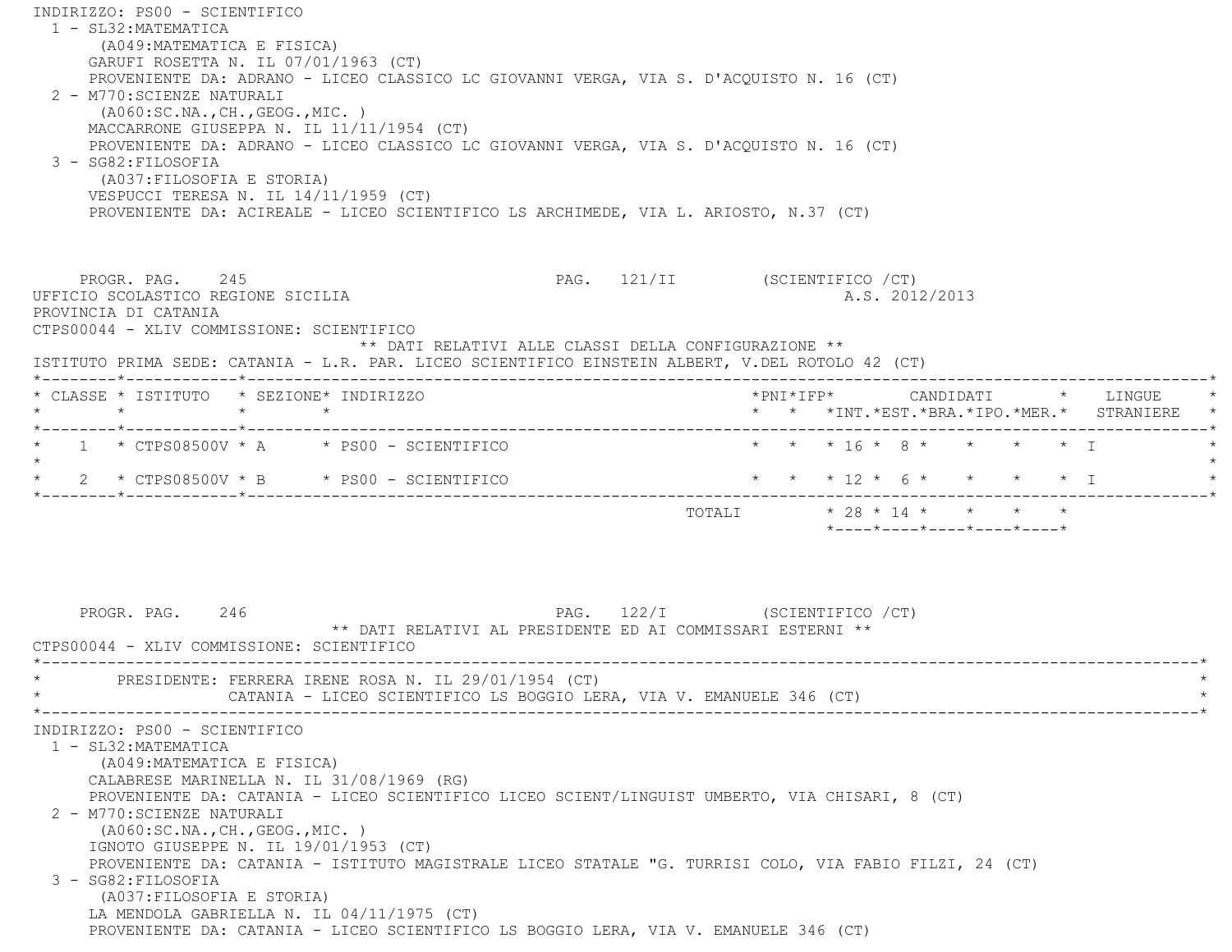INDIRIZZO: PS00 - SCIENTIFICO

1 - SL32:MATEMATICA
   (A049:MATEMATICA E FISICA)
   GARUFI ROSETTA N. IL 07/01/1963 (CT)
   PROVENIENTE DA: ADRANO - LICEO CLASSICO LC GIOVANNI VERGA, VIA S. D'ACQUISTO N. 16 (CT)
2 - M770:SCIENZE NATURALI
   (A060:SC.NA.,CH.,GEOG.,MIC. )
   MACCARRONE GIUSEPPA N. IL 11/11/1954 (CT)
   PROVENIENTE DA: ADRANO - LICEO CLASSICO LC GIOVANNI VERGA, VIA S. D'ACQUISTO N. 16 (CT)
3 - SG82:FILOSOFIA
   (A037:FILOSOFIA E STORIA)
   VESPUCCI TERESA N. IL 14/11/1959 (CT)
   PROVENIENTE DA: ACIREALE - LICEO SCIENTIFICO LS ARCHIMEDE, VIA L. ARIOSTO, N.37 (CT)

PROGR. PAG. 245 PAG. 121/II (SCIENTIFICO /CT)

UFFICIO SCOLASTICO REGIONE SICILIA A.S. 2012/2013

PROVINCIA DI CATANIA

CTPS00044 - XLIV COMMISSIONE: SCIENTIFICO

** DATI RELATIVI ALLE CLASSI DELLA CONFIGURAZIONE **

ISTITUTO PRIMA SEDE: CATANIA - L.R. PAR. LICEO SCIENTIFICO EINSTEIN ALBERT, V.DEL ROTOLO 42 (CT)

| CLASSE | ISTITUTO | SEZIONE | INDIRIZZO | PNI | IFP | CANDIDATI INT. | EST. | BRA. | IPO. | MER. | LINGUE STRANIERE |
|---|---|---|---|---|---|---|---|---|---|---|---|
| 1 | CTPS08500V | A | PS00 - SCIENTIFICO | | | 16 | 8 | | | | I |
| 2 | CTPS08500V | B | PS00 - SCIENTIFICO | | | 12 | 6 | | | | I |
| | | | TOTALI | | | 28 | 14 | | | | |

PROGR. PAG. 246 PAG. 122/I (SCIENTIFICO /CT)

** DATI RELATIVI AL PRESIDENTE ED AI COMMISSARI ESTERNI **

CTPS00044 - XLIV COMMISSIONE: SCIENTIFICO

PRESIDENTE: FERRERA IRENE ROSA N. IL 29/01/1954 (CT)
CATANIA - LICEO SCIENTIFICO LS BOGGIO LERA, VIA V. EMANUELE 346 (CT)

INDIRIZZO: PS00 - SCIENTIFICO

1 - SL32:MATEMATICA
   (A049:MATEMATICA E FISICA)
   CALABRESE MARINELLA N. IL 31/08/1969 (RG)
   PROVENIENTE DA: CATANIA - LICEO SCIENTIFICO LICEO SCIENT/LINGUIST UMBERTO, VIA CHISARI, 8 (CT)
2 - M770:SCIENZE NATURALI
   (A060:SC.NA.,CH.,GEOG.,MIC. )
   IGNOTO GIUSEPPE N. IL 19/01/1953 (CT)
   PROVENIENTE DA: CATANIA - ISTITUTO MAGISTRALE LICEO STATALE "G. TURRISI COLO, VIA FABIO FILZI, 24 (CT)
3 - SG82:FILOSOFIA
   (A037:FILOSOFIA E STORIA)
   LA MENDOLA GABRIELLA N. IL 04/11/1975 (CT)
   PROVENIENTE DA: CATANIA - LICEO SCIENTIFICO LS BOGGIO LERA, VIA V. EMANUELE 346 (CT)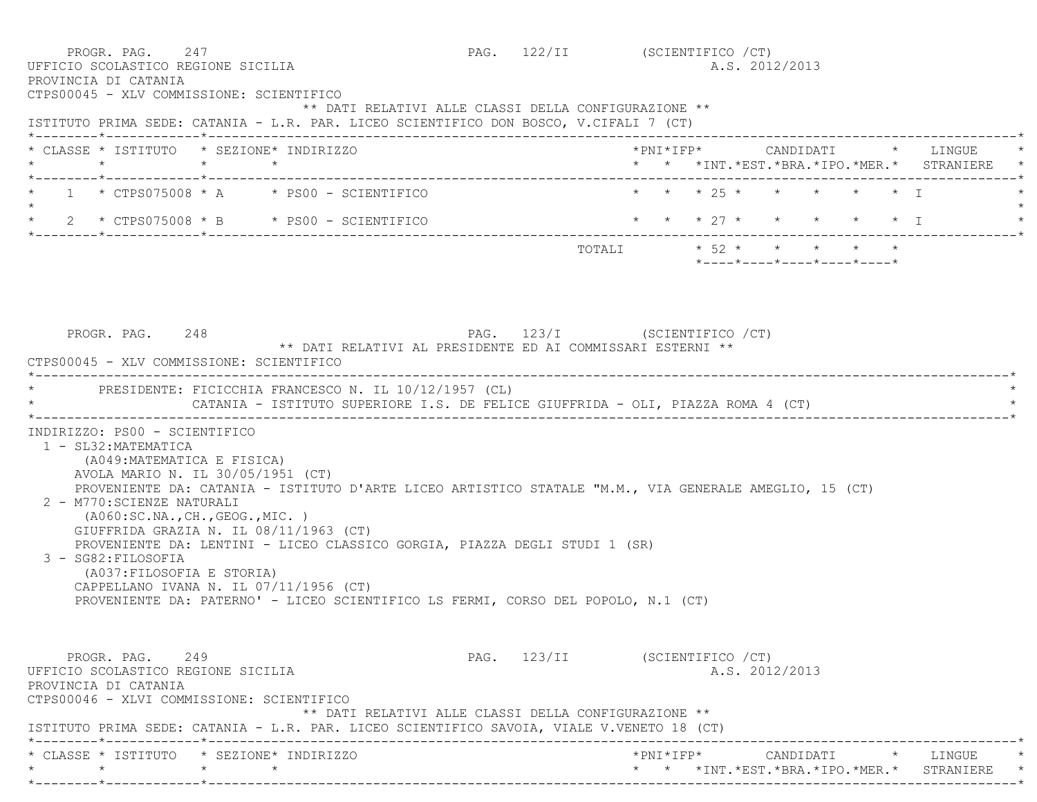PROGR. PAG. 247 PAG. 122/II (SCIENTIFICO /CT)

UFFICIO SCOLASTICO REGIONE SICILIA A.S. 2012/2013

PROVINCIA DI CATANIA

CTPS00045 - XLV COMMISSIONE: SCIENTIFICO

** DATI RELATIVI ALLE CLASSI DELLA CONFIGURAZIONE **

ISTITUTO PRIMA SEDE: CATANIA - L.R. PAR. LICEO SCIENTIFICO DON BOSCO, V.CIFALI 7 (CT)

| CLASSE | ISTITUTO | SEZIONE | INDIRIZZO | PNI | IFP | CANDIDATI INT. | EST. | BRA. | IPO. | MER. | LINGUE STRANIERE |
|---|---|---|---|---|---|---|---|---|---|---|---|
| 1 | CTPS075008 | A | PS00 - SCIENTIFICO | | | 25 | | | | | I |
| 2 | CTPS075008 | B | PS00 - SCIENTIFICO | | | 27 | | | | | I |
| | | | TOTALI | | | 52 | | | | | |

PROGR. PAG. 248 PAG. 123/I (SCIENTIFICO /CT)

** DATI RELATIVI AL PRESIDENTE ED AI COMMISSARI ESTERNI **

CTPS00045 - XLV COMMISSIONE: SCIENTIFICO

PRESIDENTE: FICICCHIA FRANCESCO N. IL 10/12/1957 (CL)
CATANIA - ISTITUTO SUPERIORE I.S. DE FELICE GIUFFRIDA - OLI, PIAZZA ROMA 4 (CT)

INDIRIZZO: PS00 - SCIENTIFICO

1 - SL32:MATEMATICA
(A049:MATEMATICA E FISICA)
AVOLA MARIO N. IL 30/05/1951 (CT)
PROVENIENTE DA: CATANIA - ISTITUTO D'ARTE LICEO ARTISTICO STATALE "M.M., VIA GENERALE AMEGLIO, 15 (CT)

2 - M770:SCIENZE NATURALI
(A060:SC.NA.,CH.,GEOG.,MIC. )
GIUFFRIDA GRAZIA N. IL 08/11/1963 (CT)
PROVENIENTE DA: LENTINI - LICEO CLASSICO GORGIA, PIAZZA DEGLI STUDI 1 (SR)

3 - SG82:FILOSOFIA
(A037:FILOSOFIA E STORIA)
CAPPELLANO IVANA N. IL 07/11/1956 (CT)
PROVENIENTE DA: PATERNO' - LICEO SCIENTIFICO LS FERMI, CORSO DEL POPOLO, N.1 (CT)

PROGR. PAG. 249 PAG. 123/II (SCIENTIFICO /CT)

UFFICIO SCOLASTICO REGIONE SICILIA A.S. 2012/2013

PROVINCIA DI CATANIA

CTPS00046 - XLVI COMMISSIONE: SCIENTIFICO

** DATI RELATIVI ALLE CLASSI DELLA CONFIGURAZIONE **

ISTITUTO PRIMA SEDE: CATANIA - L.R. PAR. LICEO SCIENTIFICO SAVOIA, VIALE V.VENETO 18 (CT)

| CLASSE | ISTITUTO | SEZIONE | INDIRIZZO | PNI | IFP | CANDIDATI INT. | EST. | BRA. | IPO. | MER. | LINGUE STRANIERE |
|---|---|---|---|---|---|---|---|---|---|---|---|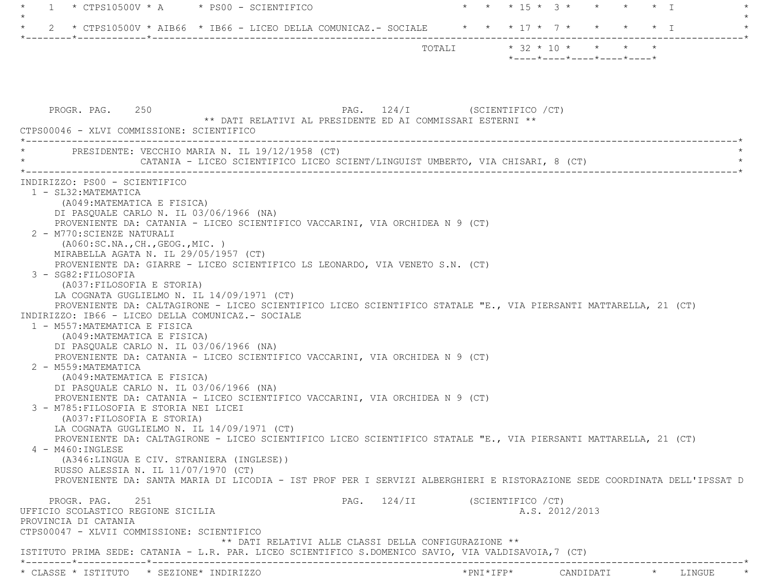| CLASSE | ISTITUTO | SEZIONE | INDIRIZZO | PNI | IFP | CANDIDATI | | | | | LINGUE |
|---|---|---|---|---|---|---|---|---|---|---|---|
| 1 | CTPS10500V | A | PS00 - SCIENTIFICO | | | 15 | 3 | | | | I |
| 2 | CTPS10500V | AIB66 | IB66 - LICEO DELLA COMUNICAZ.- SOCIALE | | | 17 | 7 | | | | I |
| | | | TOTALI | | | 32 | 10 | | | | |

PROGR. PAG. 250 PAG. 124/I (SCIENTIFICO /CT)

** DATI RELATIVI AL PRESIDENTE ED AI COMMISSARI ESTERNI **

CTPS00046 - XLVI COMMISSIONE: SCIENTIFICO

PRESIDENTE: VECCHIO MARIA N. IL 19/12/1958 (CT)
CATANIA - LICEO SCIENTIFICO LICEO SCIENT/LINGUIST UMBERTO, VIA CHISARI, 8 (CT)

INDIRIZZO: PS00 - SCIENTIFICO

1 - SL32:MATEMATICA
(A049:MATEMATICA E FISICA)
DI PASQUALE CARLO N. IL 03/06/1966 (NA)
PROVENIENTE DA: CATANIA - LICEO SCIENTIFICO VACCARINI, VIA ORCHIDEA N 9 (CT)

2 - M770:SCIENZE NATURALI
(A060:SC.NA.,CH.,GEOG.,MIC. )
MIRABELLA AGATA N. IL 29/05/1957 (CT)
PROVENIENTE DA: GIARRE - LICEO SCIENTIFICO LS LEONARDO, VIA VENETO S.N. (CT)

3 - SG82:FILOSOFIA
(A037:FILOSOFIA E STORIA)
LA COGNATA GUGLIELMO N. IL 14/09/1971 (CT)
PROVENIENTE DA: CALTAGIRONE - LICEO SCIENTIFICO LICEO SCIENTIFICO STATALE "E., VIA PIERSANTI MATTARELLA, 21 (CT)

INDIRIZZO: IB66 - LICEO DELLA COMUNICAZ.- SOCIALE

1 - M557:MATEMATICA E FISICA
(A049:MATEMATICA E FISICA)
DI PASQUALE CARLO N. IL 03/06/1966 (NA)
PROVENIENTE DA: CATANIA - LICEO SCIENTIFICO VACCARINI, VIA ORCHIDEA N 9 (CT)

2 - M559:MATEMATICA
(A049:MATEMATICA E FISICA)
DI PASQUALE CARLO N. IL 03/06/1966 (NA)
PROVENIENTE DA: CATANIA - LICEO SCIENTIFICO VACCARINI, VIA ORCHIDEA N 9 (CT)

3 - M785:FILOSOFIA E STORIA NEI LICEI
(A037:FILOSOFIA E STORIA)
LA COGNATA GUGLIELMO N. IL 14/09/1971 (CT)
PROVENIENTE DA: CALTAGIRONE - LICEO SCIENTIFICO LICEO SCIENTIFICO STATALE "E., VIA PIERSANTI MATTARELLA, 21 (CT)

4 - M460:INGLESE
(A346:LINGUA E CIV. STRANIERA (INGLESE))
RUSSO ALESSIA N. IL 11/07/1970 (CT)
PROVENIENTE DA: SANTA MARIA DI LICODIA - IST PROF PER I SERVIZI ALBERGHIERI E RISTORAZIONE SEDE COORDINATA DELL'IPSSAT D

PROGR. PAG. 251 PAG. 124/II (SCIENTIFICO /CT)

UFFICIO SCOLASTICO REGIONE SICILIA A.S. 2012/2013
PROVINCIA DI CATANIA
CTPS00047 - XLVII COMMISSIONE: SCIENTIFICO

** DATI RELATIVI ALLE CLASSI DELLA CONFIGURAZIONE **

ISTITUTO PRIMA SEDE: CATANIA - L.R. PAR. LICEO SCIENTIFICO S.DOMENICO SAVIO, VIA VALDISAVOIA,7 (CT)

| CLASSE | ISTITUTO | SEZIONE | INDIRIZZO | PNI | IFP | CANDIDATI | LINGUE |
|---|---|---|---|---|---|---|---|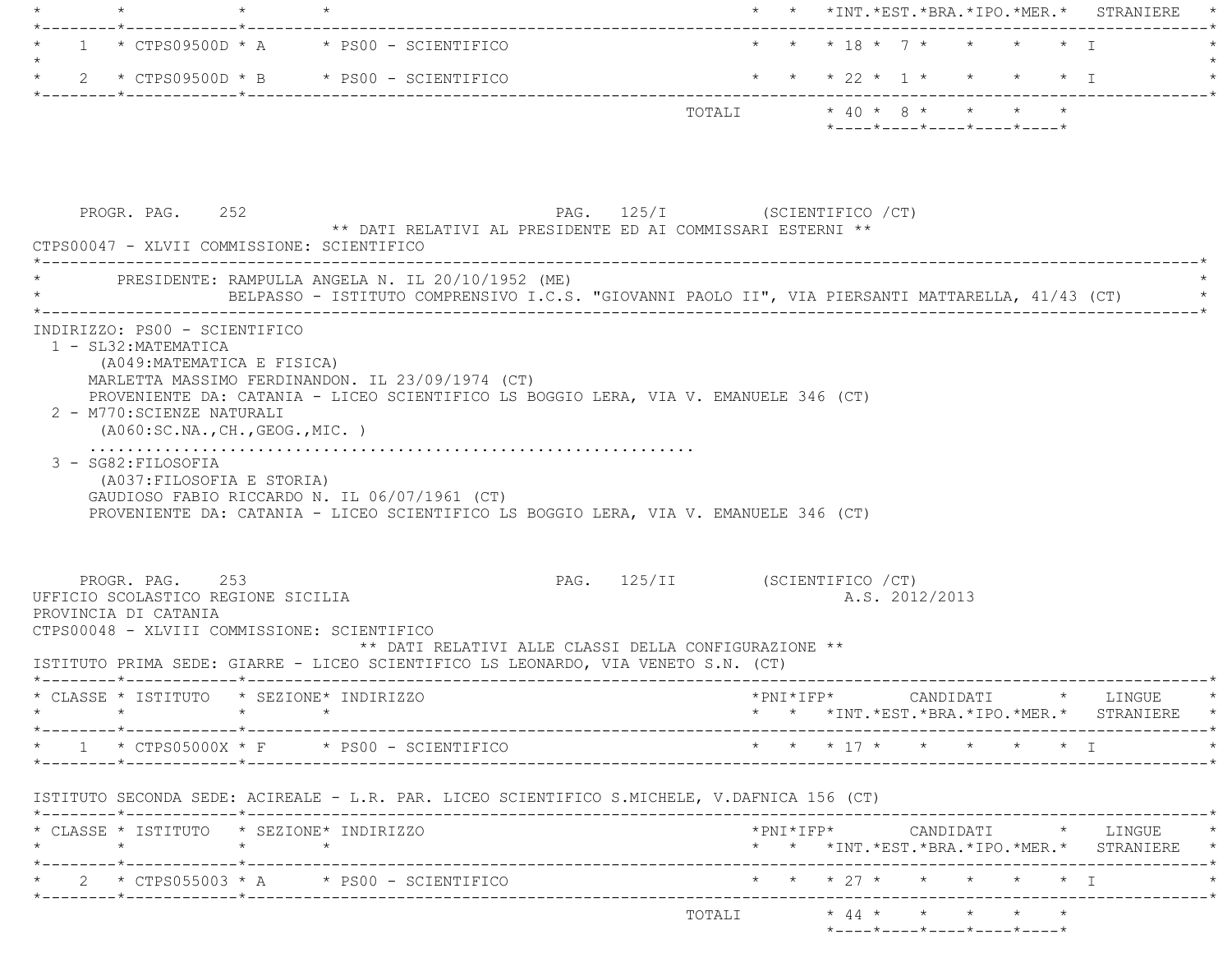| CLASSE | ISTITUTO | SEZIONE | INDIRIZZO | PNI | IFP | CANDIDATI INT. | EST. | BRA. | IPO. | MER. | LINGUE STRANIERE |
|---|---|---|---|---|---|---|---|---|---|---|---|
| 1 | CTPS09500D | A | PS00 - SCIENTIFICO | | | 18 | 7 | | | | I |
| 2 | CTPS09500D | B | PS00 - SCIENTIFICO | | | 22 | 1 | | | | I |
| | | | TOTALI | | | 40 | 8 | | | | |

PROGR. PAG. 252 PAG. 125/I (SCIENTIFICO /CT)

** DATI RELATIVI AL PRESIDENTE ED AI COMMISSARI ESTERNI **

CTPS00047 - XLVII COMMISSIONE: SCIENTIFICO

PRESIDENTE: RAMPULLA ANGELA N. IL 20/10/1952 (ME)
BELPASSO - ISTITUTO COMPRENSIVO I.C.S. "GIOVANNI PAOLO II", VIA PIERSANTI MATTARELLA, 41/43 (CT)

INDIRIZZO: PS00 - SCIENTIFICO

1 - SL32:MATEMATICA
(A049:MATEMATICA E FISICA)
MARLETTA MASSIMO FERDINANDON. IL 23/09/1974 (CT)
PROVENIENTE DA: CATANIA - LICEO SCIENTIFICO LS BOGGIO LERA, VIA V. EMANUELE 346 (CT)

2 - M770:SCIENZE NATURALI
(A060:SC.NA.,CH.,GEOG.,MIC. )
..............................................................

3 - SG82:FILOSOFIA
(A037:FILOSOFIA E STORIA)
GAUDIOSO FABIO RICCARDO N. IL 06/07/1961 (CT)
PROVENIENTE DA: CATANIA - LICEO SCIENTIFICO LS BOGGIO LERA, VIA V. EMANUELE 346 (CT)

PROGR. PAG. 253 PAG. 125/II (SCIENTIFICO /CT)

UFFICIO SCOLASTICO REGIONE SICILIA A.S. 2012/2013

PROVINCIA DI CATANIA

CTPS00048 - XLVIII COMMISSIONE: SCIENTIFICO

** DATI RELATIVI ALLE CLASSI DELLA CONFIGURAZIONE **

ISTITUTO PRIMA SEDE: GIARRE - LICEO SCIENTIFICO LS LEONARDO, VIA VENETO S.N. (CT)

| CLASSE | ISTITUTO | SEZIONE | INDIRIZZO | PNI | IFP | CANDIDATI INT. | EST. | BRA. | IPO. | MER. | LINGUE STRANIERE |
|---|---|---|---|---|---|---|---|---|---|---|---|
| 1 | CTPS05000X | F | PS00 - SCIENTIFICO | | | 17 | | | | | I |

ISTITUTO SECONDA SEDE: ACIREALE - L.R. PAR. LICEO SCIENTIFICO S.MICHELE, V.DAFNICA 156 (CT)

| CLASSE | ISTITUTO | SEZIONE | INDIRIZZO | PNI | IFP | CANDIDATI INT. | EST. | BRA. | IPO. | MER. | LINGUE STRANIERE |
|---|---|---|---|---|---|---|---|---|---|---|---|
| 2 | CTPS055003 | A | PS00 - SCIENTIFICO | | | 27 | | | | | I |
| | | | TOTALI | | | 44 | | | | | |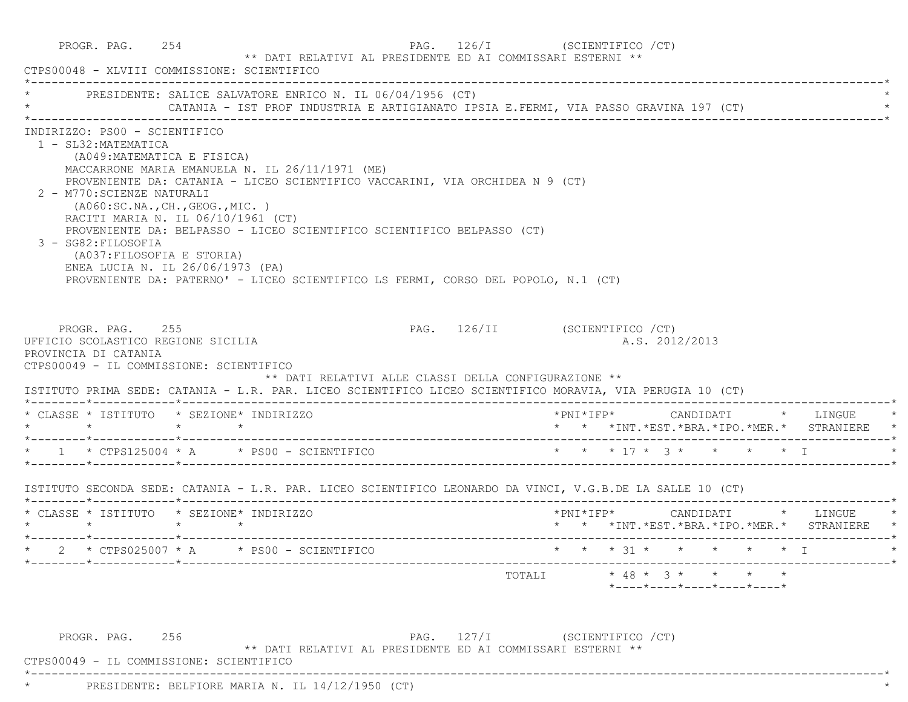PROGR. PAG. 254 PAG. 126/I (SCIENTIFICO /CT)

** DATI RELATIVI AL PRESIDENTE ED AI COMMISSARI ESTERNI **

CTPS00048 - XLVIII COMMISSIONE: SCIENTIFICO

PRESIDENTE: SALICE SALVATORE ENRICO N. IL 06/04/1956 (CT)
CATANIA - IST PROF INDUSTRIA E ARTIGIANATO IPSIA E.FERMI, VIA PASSO GRAVINA 197 (CT)

INDIRIZZO: PS00 - SCIENTIFICO

1 - SL32:MATEMATICA
(A049:MATEMATICA E FISICA)
MACCARRONE MARIA EMANUELA N. IL 26/11/1971 (ME)
PROVENIENTE DA: CATANIA - LICEO SCIENTIFICO VACCARINI, VIA ORCHIDEA N 9 (CT)

2 - M770:SCIENZE NATURALI
(A060:SC.NA.,CH.,GEOG.,MIC. )
RACITI MARIA N. IL 06/10/1961 (CT)
PROVENIENTE DA: BELPASSO - LICEO SCIENTIFICO SCIENTIFICO BELPASSO (CT)

3 - SG82:FILOSOFIA
(A037:FILOSOFIA E STORIA)
ENEA LUCIA N. IL 26/06/1973 (PA)
PROVENIENTE DA: PATERNO' - LICEO SCIENTIFICO LS FERMI, CORSO DEL POPOLO, N.1 (CT)

PROGR. PAG. 255 PAG. 126/II (SCIENTIFICO /CT)

UFFICIO SCOLASTICO REGIONE SICILIA A.S. 2012/2013

PROVINCIA DI CATANIA

CTPS00049 - IL COMMISSIONE: SCIENTIFICO

** DATI RELATIVI ALLE CLASSI DELLA CONFIGURAZIONE **

ISTITUTO PRIMA SEDE: CATANIA - L.R. PAR. LICEO SCIENTIFICO LICEO SCIENTIFICO MORAVIA, VIA PERUGIA 10 (CT)

| CLASSE | ISTITUTO | SEZIONE | INDIRIZZO | PNI | IFP | CANDIDATI INT. | EST. | BRA. | IPO. | MER. | LINGUE STRANIERE |
|---|---|---|---|---|---|---|---|---|---|---|---|
| 1 | CTPS125004 | A | PS00 - SCIENTIFICO | | | 17 | 3 | | | | I |

ISTITUTO SECONDA SEDE: CATANIA - L.R. PAR. LICEO SCIENTIFICO LEONARDO DA VINCI, V.G.B.DE LA SALLE 10 (CT)

| CLASSE | ISTITUTO | SEZIONE | INDIRIZZO | PNI | IFP | CANDIDATI INT. | EST. | BRA. | IPO. | MER. | LINGUE STRANIERE |
|---|---|---|---|---|---|---|---|---|---|---|---|
| 2 | CTPS025007 | A | PS00 - SCIENTIFICO | | | 31 | | | | | I |
| | | | TOTALI | | | 48 | 3 | | | | |

PROGR. PAG. 256 PAG. 127/I (SCIENTIFICO /CT)

** DATI RELATIVI AL PRESIDENTE ED AI COMMISSARI ESTERNI **

CTPS00049 - IL COMMISSIONE: SCIENTIFICO

PRESIDENTE: BELFIORE MARIA N. IL 14/12/1950 (CT)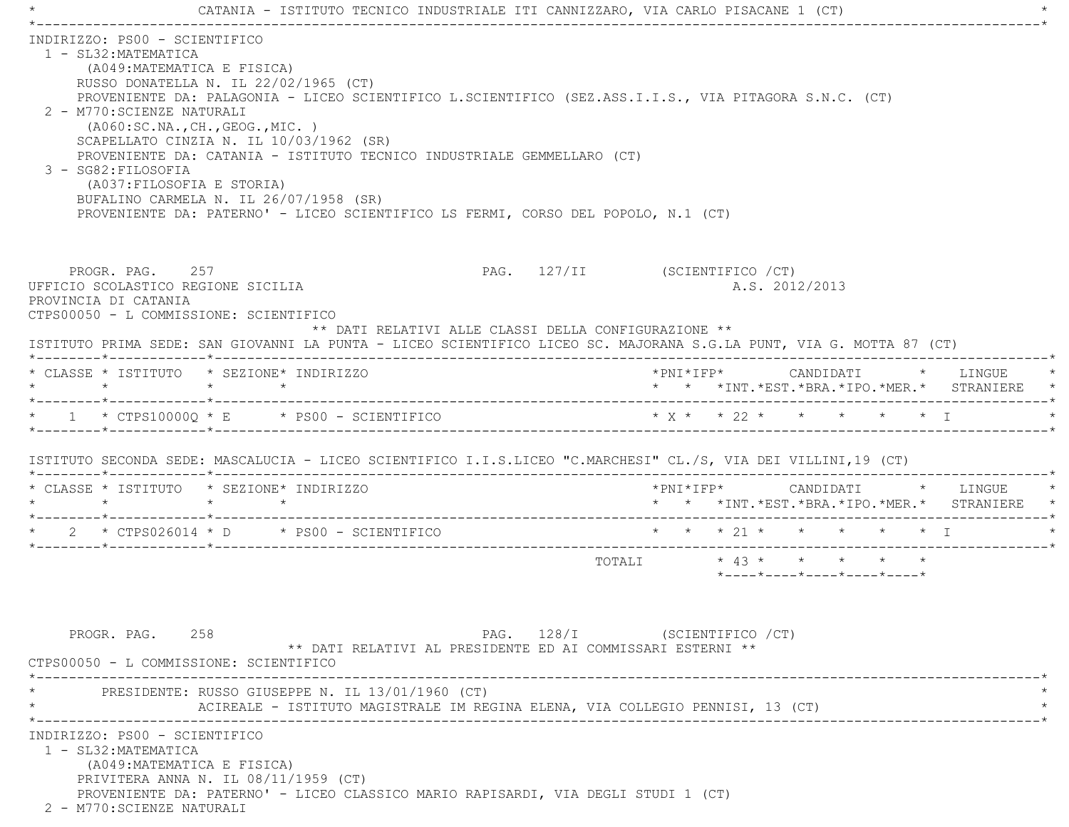CATANIA - ISTITUTO TECNICO INDUSTRIALE ITI CANNIZZARO, VIA CARLO PISACANE 1 (CT)

INDIRIZZO: PS00 - SCIENTIFICO

1 - SL32:MATEMATICA
   (A049:MATEMATICA E FISICA)
   RUSSO DONATELLA N. IL 22/02/1965 (CT)
   PROVENIENTE DA: PALAGONIA - LICEO SCIENTIFICO L.SCIENTIFICO (SEZ.ASS.I.I.S., VIA PITAGORA S.N.C. (CT)
2 - M770:SCIENZE NATURALI
   (A060:SC.NA.,CH.,GEOG.,MIC. )
   SCAPELLATO CINZIA N. IL 10/03/1962 (SR)
   PROVENIENTE DA: CATANIA - ISTITUTO TECNICO INDUSTRIALE GEMMELLARO (CT)
3 - SG82:FILOSOFIA
   (A037:FILOSOFIA E STORIA)
   BUFALINO CARMELA N. IL 26/07/1958 (SR)
   PROVENIENTE DA: PATERNO' - LICEO SCIENTIFICO LS FERMI, CORSO DEL POPOLO, N.1 (CT)

PROGR. PAG. 257 PAG. 127/II (SCIENTIFICO /CT)

UFFICIO SCOLASTICO REGIONE SICILIA A.S. 2012/2013
PROVINCIA DI CATANIA
CTPS00050 - L COMMISSIONE: SCIENTIFICO

** DATI RELATIVI ALLE CLASSI DELLA CONFIGURAZIONE **

ISTITUTO PRIMA SEDE: SAN GIOVANNI LA PUNTA - LICEO SCIENTIFICO LICEO SC. MAJORANA S.G.LA PUNT, VIA G. MOTTA 87 (CT)

| CLASSE | ISTITUTO | SEZIONE | INDIRIZZO | PNI | IFP | CANDIDATI INT. | EST. | BRA. | IPO. | MER. | LINGUE STRANIERE |
|---|---|---|---|---|---|---|---|---|---|---|---|
| 1 | CTPS10000Q | E | PS00 - SCIENTIFICO | X | | 22 | | | | | I |

ISTITUTO SECONDA SEDE: MASCALUCIA - LICEO SCIENTIFICO I.I.S.LICEO "C.MARCHESI" CL./S, VIA DEI VILLINI,19 (CT)

| CLASSE | ISTITUTO | SEZIONE | INDIRIZZO | PNI | IFP | CANDIDATI INT. | EST. | BRA. | IPO. | MER. | LINGUE STRANIERE |
|---|---|---|---|---|---|---|---|---|---|---|---|
| 2 | CTPS026014 | D | PS00 - SCIENTIFICO | | | 21 | | | | | I |
| | | | TOTALI | | | 43 | | | | | |

PROGR. PAG. 258 PAG. 128/I (SCIENTIFICO /CT)

** DATI RELATIVI AL PRESIDENTE ED AI COMMISSARI ESTERNI **

CTPS00050 - L COMMISSIONE: SCIENTIFICO

PRESIDENTE: RUSSO GIUSEPPE N. IL 13/01/1960 (CT)
ACIREALE - ISTITUTO MAGISTRALE IM REGINA ELENA, VIA COLLEGIO PENNISI, 13 (CT)

INDIRIZZO: PS00 - SCIENTIFICO

1 - SL32:MATEMATICA
   (A049:MATEMATICA E FISICA)
   PRIVITERA ANNA N. IL 08/11/1959 (CT)
   PROVENIENTE DA: PATERNO' - LICEO CLASSICO MARIO RAPISARDI, VIA DEGLI STUDI 1 (CT)
2 - M770:SCIENZE NATURALI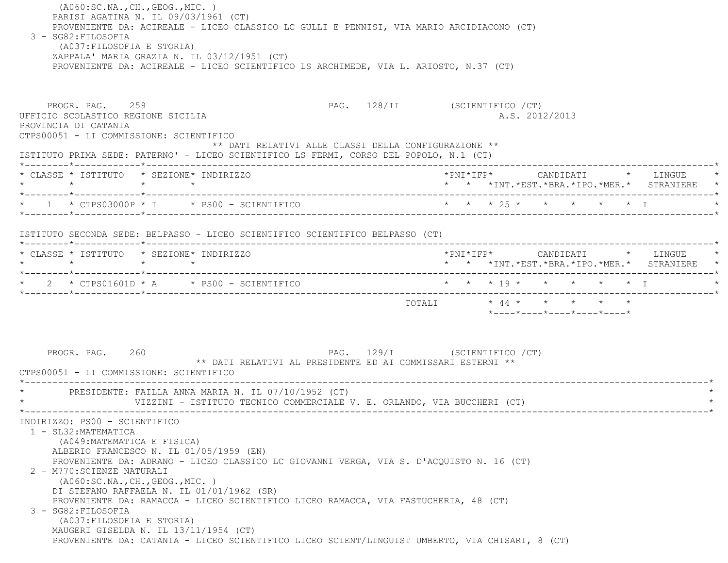(A060:SC.NA.,CH.,GEOG.,MIC. )
PARISI AGATINA N. IL 09/03/1961 (CT)
PROVENIENTE DA: ACIREALE - LICEO CLASSICO LC GULLI E PENNISI, VIA MARIO ARCIDIACONO (CT)

3 - SG82:FILOSOFIA
(A037:FILOSOFIA E STORIA)
ZAPPALA' MARIA GRAZIA N. IL 03/12/1951 (CT)
PROVENIENTE DA: ACIREALE - LICEO SCIENTIFICO LS ARCHIMEDE, VIA L. ARIOSTO, N.37 (CT)

PROGR. PAG. 259 PAG. 128/II (SCIENTIFICO /CT)

UFFICIO SCOLASTICO REGIONE SICILIA A.S. 2012/2013

PROVINCIA DI CATANIA

CTPS00051 - LI COMMISSIONE: SCIENTIFICO

** DATI RELATIVI ALLE CLASSI DELLA CONFIGURAZIONE **

ISTITUTO PRIMA SEDE: PATERNO' - LICEO SCIENTIFICO LS FERMI, CORSO DEL POPOLO, N.1 (CT)

| CLASSE | ISTITUTO | SEZIONE | INDIRIZZO | PNI | IFP | CANDIDATI INT. | EST. | BRA. | IPO. | MER. | LINGUE STRANIERE |
|---|---|---|---|---|---|---|---|---|---|---|---|
| 1 | CTPS03000P | I | PS00 - SCIENTIFICO | | | 25 | | | | | I |

ISTITUTO SECONDA SEDE: BELPASSO - LICEO SCIENTIFICO SCIENTIFICO BELPASSO (CT)

| CLASSE | ISTITUTO | SEZIONE | INDIRIZZO | PNI | IFP | CANDIDATI INT. | EST. | BRA. | IPO. | MER. | LINGUE STRANIERE |
|---|---|---|---|---|---|---|---|---|---|---|---|
| 2 | CTPS01601D | A | PS00 - SCIENTIFICO | | | 19 | | | | | I |
| | | | TOTALI | | | 44 | | | | | |

PROGR. PAG. 260 PAG. 129/I (SCIENTIFICO /CT)

** DATI RELATIVI AL PRESIDENTE ED AI COMMISSARI ESTERNI **

CTPS00051 - LI COMMISSIONE: SCIENTIFICO

PRESIDENTE: FAILLA ANNA MARIA N. IL 07/10/1952 (CT)
VIZZINI - ISTITUTO TECNICO COMMERCIALE V. E. ORLANDO, VIA BUCCHERI (CT)

INDIRIZZO: PS00 - SCIENTIFICO

1 - SL32:MATEMATICA
(A049:MATEMATICA E FISICA)
ALBERIO FRANCESCO N. IL 01/05/1959 (EN)
PROVENIENTE DA: ADRANO - LICEO CLASSICO LC GIOVANNI VERGA, VIA S. D'ACQUISTO N. 16 (CT)

2 - M770:SCIENZE NATURALI
(A060:SC.NA.,CH.,GEOG.,MIC. )
DI STEFANO RAFFAELA N. IL 01/01/1962 (SR)
PROVENIENTE DA: RAMACCA - LICEO SCIENTIFICO LICEO RAMACCA, VIA FASTUCHERIA, 48 (CT)

3 - SG82:FILOSOFIA
(A037:FILOSOFIA E STORIA)
MAUGERI GISELDA N. IL 13/11/1954 (CT)
PROVENIENTE DA: CATANIA - LICEO SCIENTIFICO LICEO SCIENT/LINGUIST UMBERTO, VIA CHISARI, 8 (CT)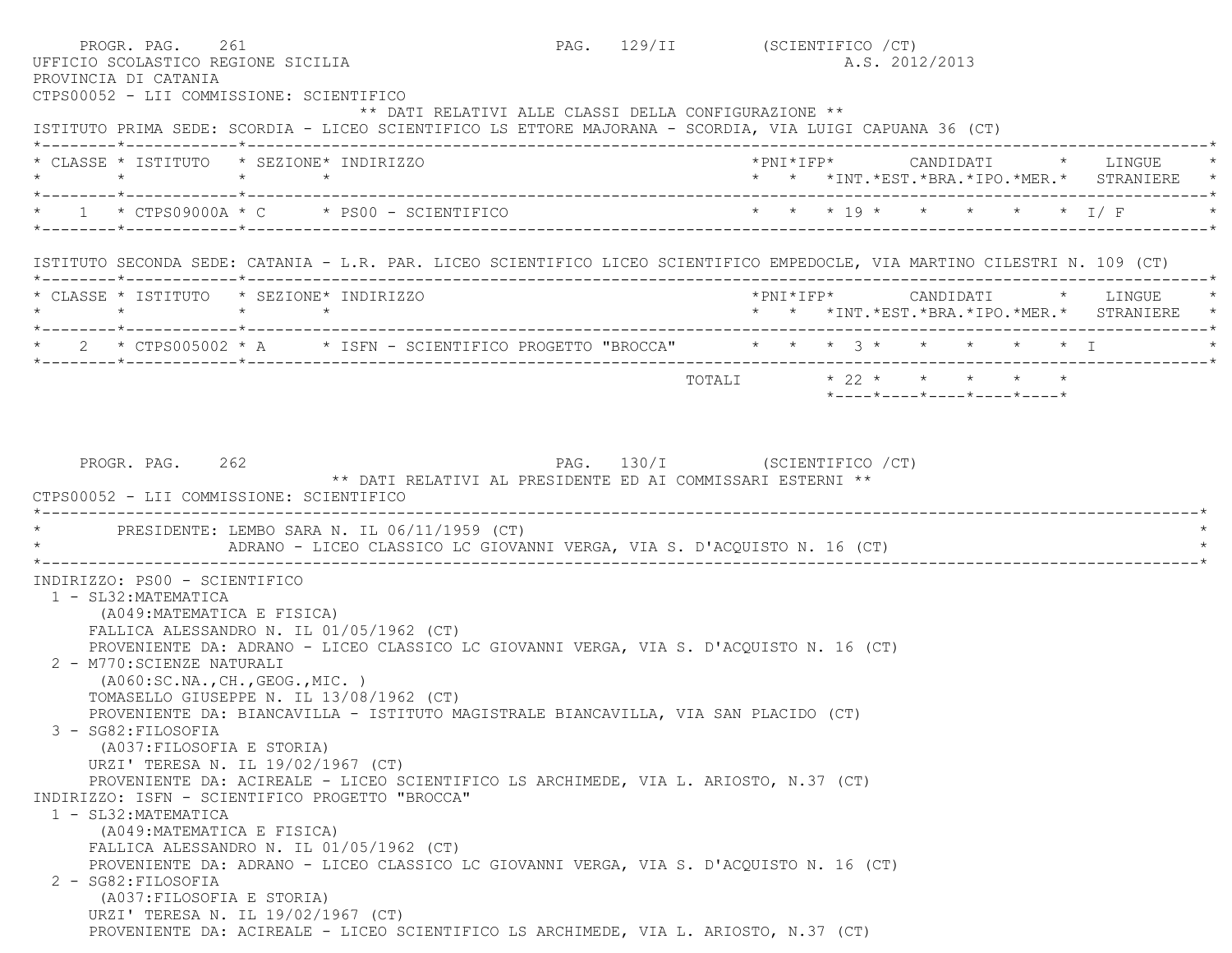PROGR. PAG. 261 PAG. 129/II (SCIENTIFICO /CT)

UFFICIO SCOLASTICO REGIONE SICILIA A.S. 2012/2013

PROVINCIA DI CATANIA

CTPS00052 - LII COMMISSIONE: SCIENTIFICO

** DATI RELATIVI ALLE CLASSI DELLA CONFIGURAZIONE **

ISTITUTO PRIMA SEDE: SCORDIA - LICEO SCIENTIFICO LS ETTORE MAJORANA - SCORDIA, VIA LUIGI CAPUANA 36 (CT)

| CLASSE | ISTITUTO | SEZIONE | INDIRIZZO | PNI | IFP | CANDIDATI INT. | EST. | BRA. | IPO. | MER. | LINGUE STRANIERE |
|---|---|---|---|---|---|---|---|---|---|---|---|
| 1 | CTPS09000A | C | PS00 - SCIENTIFICO | | | 19 | | | | | I/ F |

ISTITUTO SECONDA SEDE: CATANIA - L.R. PAR. LICEO SCIENTIFICO LICEO SCIENTIFICO EMPEDOCLE, VIA MARTINO CILESTRI N. 109 (CT)

| CLASSE | ISTITUTO | SEZIONE | INDIRIZZO | PNI | IFP | CANDIDATI INT. | EST. | BRA. | IPO. | MER. | LINGUE STRANIERE |
|---|---|---|---|---|---|---|---|---|---|---|---|
| 2 | CTPS005002 | A | ISFN - SCIENTIFICO PROGETTO "BROCCA" | | | 3 | | | | | I |
| | | | TOTALI | | | 22 | | | | | |

PROGR. PAG. 262 PAG. 130/I (SCIENTIFICO /CT)

** DATI RELATIVI AL PRESIDENTE ED AI COMMISSARI ESTERNI **

CTPS00052 - LII COMMISSIONE: SCIENTIFICO

PRESIDENTE: LEMBO SARA N. IL 06/11/1959 (CT)
ADRANO - LICEO CLASSICO LC GIOVANNI VERGA, VIA S. D'ACQUISTO N. 16 (CT)

INDIRIZZO: PS00 - SCIENTIFICO

1 - SL32:MATEMATICA
(A049:MATEMATICA E FISICA)
FALLICA ALESSANDRO N. IL 01/05/1962 (CT)
PROVENIENTE DA: ADRANO - LICEO CLASSICO LC GIOVANNI VERGA, VIA S. D'ACQUISTO N. 16 (CT)

2 - M770:SCIENZE NATURALI
(A060:SC.NA.,CH.,GEOG.,MIC. )
TOMASELLO GIUSEPPE N. IL 13/08/1962 (CT)
PROVENIENTE DA: BIANCAVILLA - ISTITUTO MAGISTRALE BIANCAVILLA, VIA SAN PLACIDO (CT)

3 - SG82:FILOSOFIA
(A037:FILOSOFIA E STORIA)
URZI' TERESA N. IL 19/02/1967 (CT)
PROVENIENTE DA: ACIREALE - LICEO SCIENTIFICO LS ARCHIMEDE, VIA L. ARIOSTO, N.37 (CT)

INDIRIZZO: ISFN - SCIENTIFICO PROGETTO "BROCCA"

1 - SL32:MATEMATICA
(A049:MATEMATICA E FISICA)
FALLICA ALESSANDRO N. IL 01/05/1962 (CT)
PROVENIENTE DA: ADRANO - LICEO CLASSICO LC GIOVANNI VERGA, VIA S. D'ACQUISTO N. 16 (CT)

2 - SG82:FILOSOFIA
(A037:FILOSOFIA E STORIA)
URZI' TERESA N. IL 19/02/1967 (CT)
PROVENIENTE DA: ACIREALE - LICEO SCIENTIFICO LS ARCHIMEDE, VIA L. ARIOSTO, N.37 (CT)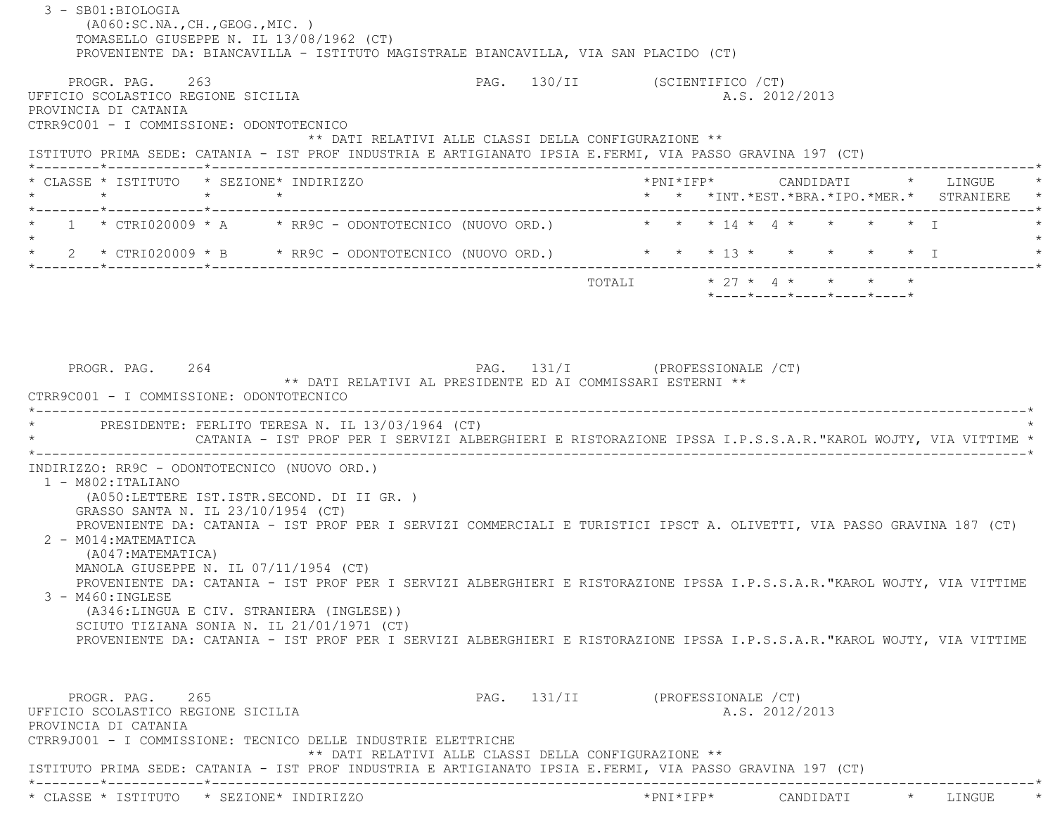3 - SB01:BIOLOGIA
(A060:SC.NA.,CH.,GEOG.,MIC. )
TOMASELLO GIUSEPPE N. IL 13/08/1962 (CT)
PROVENIENTE DA: BIANCAVILLA - ISTITUTO MAGISTRALE BIANCAVILLA, VIA SAN PLACIDO (CT)

PROGR. PAG. 263 PAG. 130/II (SCIENTIFICO /CT)
UFFICIO SCOLASTICO REGIONE SICILIA A.S. 2012/2013
PROVINCIA DI CATANIA
CTRR9C001 - I COMMISSIONE: ODONTOTECNICO

** DATI RELATIVI ALLE CLASSI DELLA CONFIGURAZIONE **

ISTITUTO PRIMA SEDE: CATANIA - IST PROF INDUSTRIA E ARTIGIANATO IPSIA E.FERMI, VIA PASSO GRAVINA 197 (CT)

| CLASSE | ISTITUTO | SEZIONE | INDIRIZZO | PNI | IFP | CANDIDATI INT. | CANDIDATI EST. | CANDIDATI BRA. | CANDIDATI IPO. | CANDIDATI MER. | LINGUE STRANIERE |
|---|---|---|---|---|---|---|---|---|---|---|---|
| 1 | CTRI020009 | A | RR9C - ODONTOTECNICO (NUOVO ORD.) | | | 14 | 4 | | | | I |
| 2 | CTRI020009 | B | RR9C - ODONTOTECNICO (NUOVO ORD.) | | | 13 | | | | | I |
| | | | TOTALI | | | 27 | 4 | | | | |

PROGR. PAG. 264 PAG. 131/I (PROFESSIONALE /CT)

** DATI RELATIVI AL PRESIDENTE ED AI COMMISSARI ESTERNI **

CTRR9C001 - I COMMISSIONE: ODONTOTECNICO

PRESIDENTE: FERLITO TERESA N. IL 13/03/1964 (CT)
CATANIA - IST PROF PER I SERVIZI ALBERGHIERI E RISTORAZIONE IPSSA I.P.S.S.A.R."KAROL WOJTY, VIA VITTIME

INDIRIZZO: RR9C - ODONTOTECNICO (NUOVO ORD.)

1 - M802:ITALIANO
(A050:LETTERE IST.ISTR.SECOND. DI II GR. )
GRASSO SANTA N. IL 23/10/1954 (CT)
PROVENIENTE DA: CATANIA - IST PROF PER I SERVIZI COMMERCIALI E TURISTICI IPSCT A. OLIVETTI, VIA PASSO GRAVINA 187 (CT)

2 - M014:MATEMATICA
(A047:MATEMATICA)
MANOLA GIUSEPPE N. IL 07/11/1954 (CT)
PROVENIENTE DA: CATANIA - IST PROF PER I SERVIZI ALBERGHIERI E RISTORAZIONE IPSSA I.P.S.S.A.R."KAROL WOJTY, VIA VITTIME

3 - M460:INGLESE
(A346:LINGUA E CIV. STRANIERA (INGLESE))
SCIUTO TIZIANA SONIA N. IL 21/01/1971 (CT)
PROVENIENTE DA: CATANIA - IST PROF PER I SERVIZI ALBERGHIERI E RISTORAZIONE IPSSA I.P.S.S.A.R."KAROL WOJTY, VIA VITTIME

PROGR. PAG. 265 PAG. 131/II (PROFESSIONALE /CT)
UFFICIO SCOLASTICO REGIONE SICILIA A.S. 2012/2013
PROVINCIA DI CATANIA
CTRR9J001 - I COMMISSIONE: TECNICO DELLE INDUSTRIE ELETTRICHE

** DATI RELATIVI ALLE CLASSI DELLA CONFIGURAZIONE **

ISTITUTO PRIMA SEDE: CATANIA - IST PROF INDUSTRIA E ARTIGIANATO IPSIA E.FERMI, VIA PASSO GRAVINA 197 (CT)

| CLASSE | ISTITUTO | SEZIONE | INDIRIZZO | PNI | IFP | CANDIDATI | LINGUE |
|---|---|---|---|---|---|---|---|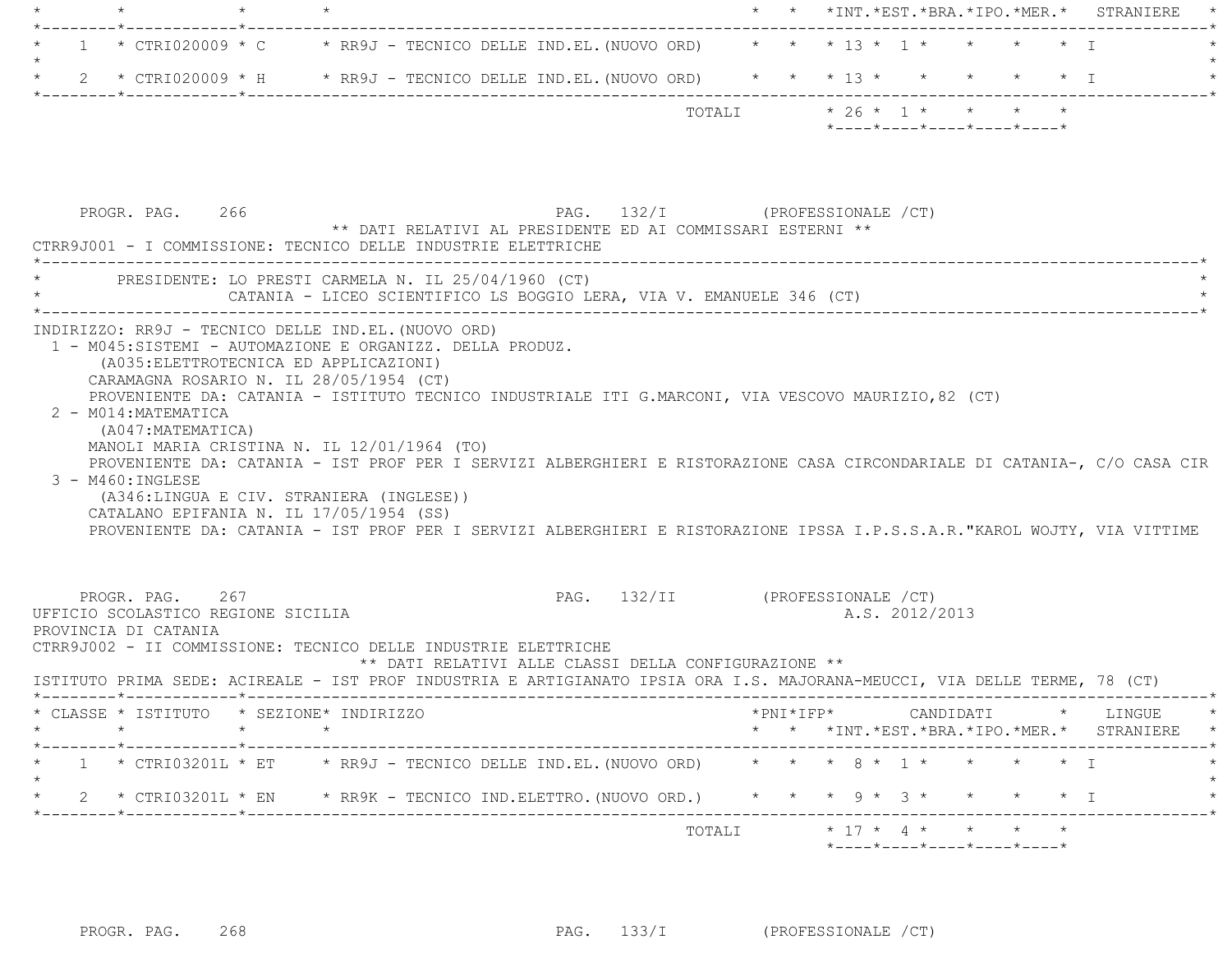| CLASSE | ISTITUTO | SEZIONE | INDIRIZZO | PNI | IFP | INT. | EST. | BRA. | IPO. | MER. | LINGUE STRANIERE |
|---|---|---|---|---|---|---|---|---|---|---|---|
| 1 | CTRI020009 | C | RR9J - TECNICO DELLE IND.EL.(NUOVO ORD) | | | 13 | 1 | | | | I |
| 2 | CTRI020009 | H | RR9J - TECNICO DELLE IND.EL.(NUOVO ORD) | | | 13 | | | | | I |
| | | | TOTALI | | | 26 | 1 | | | | |

PROGR. PAG. 266 PAG. 132/I (PROFESSIONALE /CT)

** DATI RELATIVI AL PRESIDENTE ED AI COMMISSARI ESTERNI **

CTRR9J001 - I COMMISSIONE: TECNICO DELLE INDUSTRIE ELETTRICHE

PRESIDENTE: LO PRESTI CARMELA N. IL 25/04/1960 (CT)
CATANIA - LICEO SCIENTIFICO LS BOGGIO LERA, VIA V. EMANUELE 346 (CT)

INDIRIZZO: RR9J - TECNICO DELLE IND.EL.(NUOVO ORD)

1 - M045:SISTEMI - AUTOMAZIONE E ORGANIZZ. DELLA PRODUZ.
(A035:ELETTROTECNICA ED APPLICAZIONI)
CARAMAGNA ROSARIO N. IL 28/05/1954 (CT)
PROVENIENTE DA: CATANIA - ISTITUTO TECNICO INDUSTRIALE ITI G.MARCONI, VIA VESCOVO MAURIZIO,82 (CT)

2 - M014:MATEMATICA
(A047:MATEMATICA)
MANOLI MARIA CRISTINA N. IL 12/01/1964 (TO)
PROVENIENTE DA: CATANIA - IST PROF PER I SERVIZI ALBERGHIERI E RISTORAZIONE CASA CIRCONDARIALE DI CATANIA-, C/O CASA CIR

3 - M460:INGLESE
(A346:LINGUA E CIV. STRANIERA (INGLESE))
CATALANO EPIFANIA N. IL 17/05/1954 (SS)
PROVENIENTE DA: CATANIA - IST PROF PER I SERVIZI ALBERGHIERI E RISTORAZIONE IPSSA I.P.S.S.A.R."KAROL WOJTY, VIA VITTIME

PROGR. PAG. 267 PAG. 132/II (PROFESSIONALE /CT)

UFFICIO SCOLASTICO REGIONE SICILIA A.S. 2012/2013

PROVINCIA DI CATANIA

CTRR9J002 - II COMMISSIONE: TECNICO DELLE INDUSTRIE ELETTRICHE

** DATI RELATIVI ALLE CLASSI DELLA CONFIGURAZIONE **

ISTITUTO PRIMA SEDE: ACIREALE - IST PROF INDUSTRIA E ARTIGIANATO IPSIA ORA I.S. MAJORANA-MEUCCI, VIA DELLE TERME, 78 (CT)

| CLASSE | ISTITUTO | SEZIONE | INDIRIZZO | PNI | IFP | INT. | EST. | BRA. | IPO. | MER. | LINGUE STRANIERE |
|---|---|---|---|---|---|---|---|---|---|---|---|
| 1 | CTRI03201L | ET | RR9J - TECNICO DELLE IND.EL.(NUOVO ORD) | | | 8 | 1 | | | | I |
| 2 | CTRI03201L | EN | RR9K - TECNICO IND.ELETTRO.(NUOVO ORD.) | | | 9 | 3 | | | | I |
| | | | TOTALI | | | 17 | 4 | | | | |

PROGR. PAG. 268 PAG. 133/I (PROFESSIONALE /CT)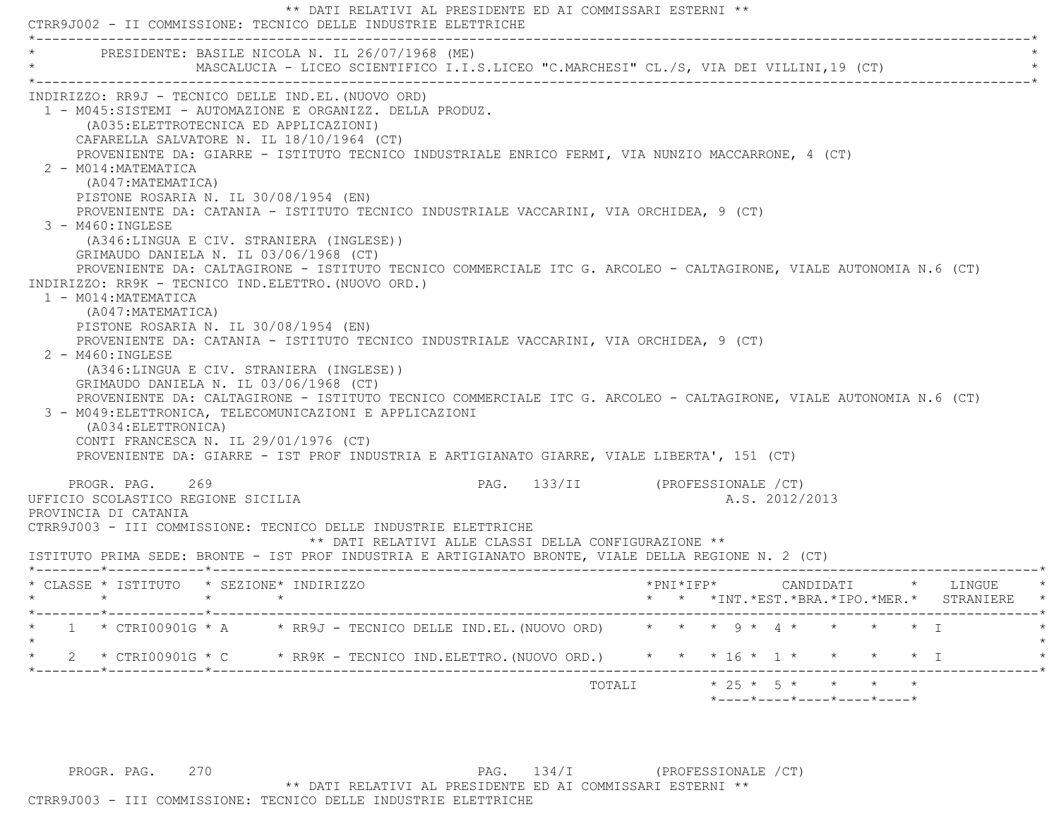** DATI RELATIVI AL PRESIDENTE ED AI COMMISSARI ESTERNI **

CTRR9J002 - II COMMISSIONE: TECNICO DELLE INDUSTRIE ELETTRICHE

PRESIDENTE: BASILE NICOLA N. IL 26/07/1968 (ME)
MASCALUCIA - LICEO SCIENTIFICO I.I.S.LICEO "C.MARCHESI" CL./S, VIA DEI VILLINI,19 (CT)

INDIRIZZO: RR9J - TECNICO DELLE IND.EL.(NUOVO ORD)

1 - M045:SISTEMI - AUTOMAZIONE E ORGANIZZ. DELLA PRODUZ.
(A035:ELETTROTECNICA ED APPLICAZIONI)
CAFARELLA SALVATORE N. IL 18/10/1964 (CT)
PROVENIENTE DA: GIARRE - ISTITUTO TECNICO INDUSTRIALE ENRICO FERMI, VIA NUNZIO MACCARRONE, 4 (CT)

2 - M014:MATEMATICA
(A047:MATEMATICA)
PISTONE ROSARIA N. IL 30/08/1954 (EN)
PROVENIENTE DA: CATANIA - ISTITUTO TECNICO INDUSTRIALE VACCARINI, VIA ORCHIDEA, 9 (CT)

3 - M460:INGLESE
(A346:LINGUA E CIV. STRANIERA (INGLESE))
GRIMAUDO DANIELA N. IL 03/06/1968 (CT)
PROVENIENTE DA: CALTAGIRONE - ISTITUTO TECNICO COMMERCIALE ITC G. ARCOLEO - CALTAGIRONE, VIALE AUTONOMIA N.6 (CT)

INDIRIZZO: RR9K - TECNICO IND.ELETTRO.(NUOVO ORD.)

1 - M014:MATEMATICA
(A047:MATEMATICA)
PISTONE ROSARIA N. IL 30/08/1954 (EN)
PROVENIENTE DA: CATANIA - ISTITUTO TECNICO INDUSTRIALE VACCARINI, VIA ORCHIDEA, 9 (CT)

2 - M460:INGLESE
(A346:LINGUA E CIV. STRANIERA (INGLESE))
GRIMAUDO DANIELA N. IL 03/06/1968 (CT)
PROVENIENTE DA: CALTAGIRONE - ISTITUTO TECNICO COMMERCIALE ITC G. ARCOLEO - CALTAGIRONE, VIALE AUTONOMIA N.6 (CT)

3 - M049:ELETTRONICA, TELECOMUNICAZIONI E APPLICAZIONI
(A034:ELETTRONICA)
CONTI FRANCESCA N. IL 29/01/1976 (CT)
PROVENIENTE DA: GIARRE - IST PROF INDUSTRIA E ARTIGIANATO GIARRE, VIALE LIBERTA', 151 (CT)

UFFICIO SCOLASTICO REGIONE SICILIA — A.S. 2012/2013

PROVINCIA DI CATANIA

CTRR9J003 - III COMMISSIONE: TECNICO DELLE INDUSTRIE ELETTRICHE

** DATI RELATIVI ALLE CLASSI DELLA CONFIGURAZIONE **

ISTITUTO PRIMA SEDE: BRONTE - IST PROF INDUSTRIA E ARTIGIANATO BRONTE, VIALE DELLA REGIONE N. 2 (CT)

| CLASSE | ISTITUTO | SEZIONE | INDIRIZZO | PNI | IFP | CANDIDATI INT. | CANDIDATI EST. | CANDIDATI BRA. | CANDIDATI IPO. | CANDIDATI MER. | LINGUE STRANIERE |
|---|---|---|---|---|---|---|---|---|---|---|---|
| 1 | CTRI00901G | A | RR9J - TECNICO DELLE IND.EL.(NUOVO ORD) | | | 9 | 4 | | | | I |
| 2 | CTRI00901G | C | RR9K - TECNICO IND.ELETTRO.(NUOVO ORD.) | | | 16 | 1 | | | | I |
| | | | TOTALI | | | 25 | 5 | | | | |

** DATI RELATIVI AL PRESIDENTE ED AI COMMISSARI ESTERNI **

CTRR9J003 - III COMMISSIONE: TECNICO DELLE INDUSTRIE ELETTRICHE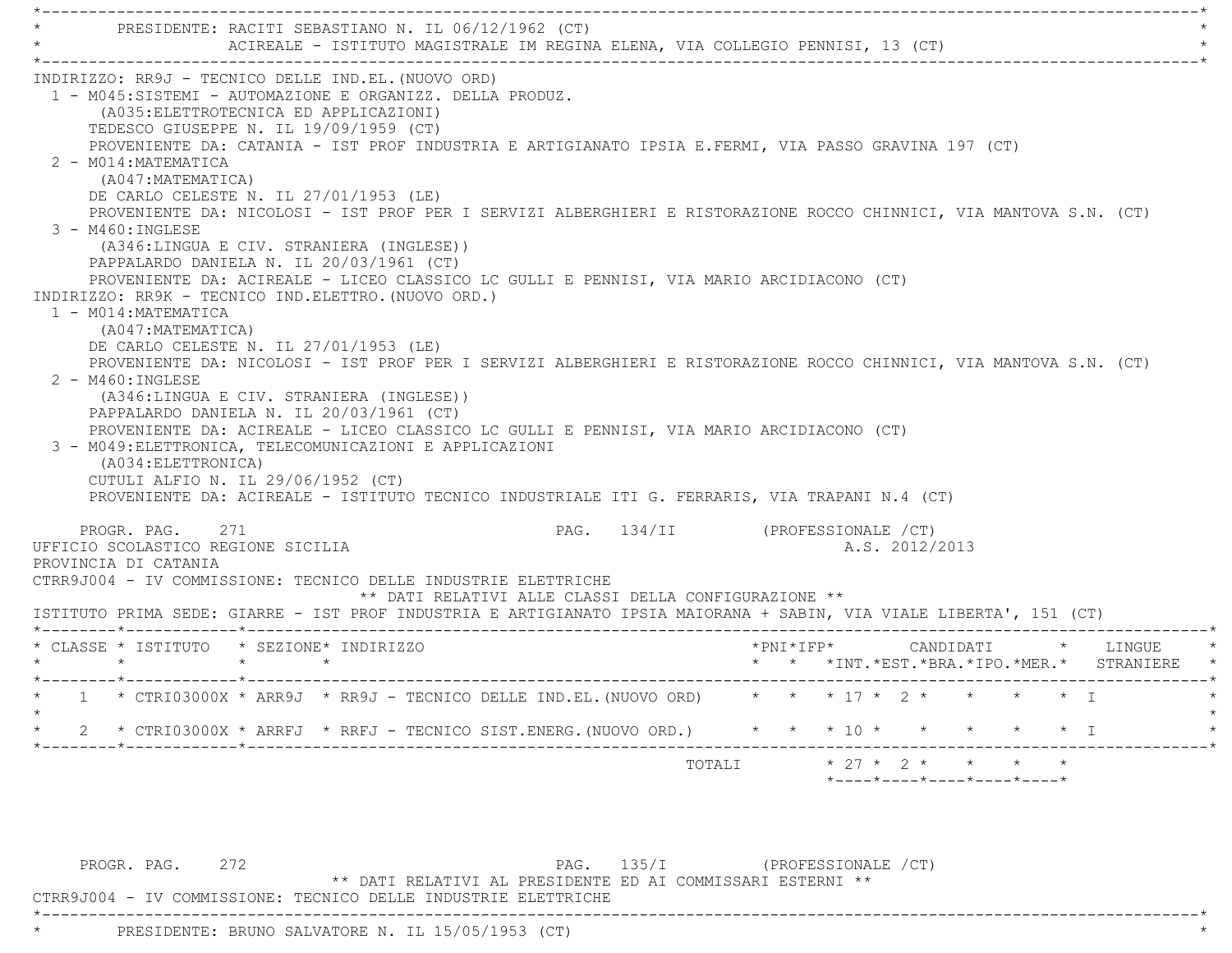PRESIDENTE: RACITI SEBASTIANO N. IL 06/12/1962 (CT)
ACIREALE - ISTITUTO MAGISTRALE IM REGINA ELENA, VIA COLLEGIO PENNISI, 13 (CT)

INDIRIZZO: RR9J - TECNICO DELLE IND.EL.(NUOVO ORD)

1 - M045:SISTEMI - AUTOMAZIONE E ORGANIZZ. DELLA PRODUZ.
(A035:ELETTROTECNICA ED APPLICAZIONI)
TEDESCO GIUSEPPE N. IL 19/09/1959 (CT)
PROVENIENTE DA: CATANIA - IST PROF INDUSTRIA E ARTIGIANATO IPSIA E.FERMI, VIA PASSO GRAVINA 197 (CT)

2 - M014:MATEMATICA
(A047:MATEMATICA)
DE CARLO CELESTE N. IL 27/01/1953 (LE)
PROVENIENTE DA: NICOLOSI - IST PROF PER I SERVIZI ALBERGHIERI E RISTORAZIONE ROCCO CHINNICI, VIA MANTOVA S.N. (CT)

3 - M460:INGLESE
(A346:LINGUA E CIV. STRANIERA (INGLESE))
PAPPALARDO DANIELA N. IL 20/03/1961 (CT)
PROVENIENTE DA: ACIREALE - LICEO CLASSICO LC GULLI E PENNISI, VIA MARIO ARCIDIACONO (CT)

INDIRIZZO: RR9K - TECNICO IND.ELETTRO.(NUOVO ORD.)

1 - M014:MATEMATICA
(A047:MATEMATICA)
DE CARLO CELESTE N. IL 27/01/1953 (LE)
PROVENIENTE DA: NICOLOSI - IST PROF PER I SERVIZI ALBERGHIERI E RISTORAZIONE ROCCO CHINNICI, VIA MANTOVA S.N. (CT)

2 - M460:INGLESE
(A346:LINGUA E CIV. STRANIERA (INGLESE))
PAPPALARDO DANIELA N. IL 20/03/1961 (CT)
PROVENIENTE DA: ACIREALE - LICEO CLASSICO LC GULLI E PENNISI, VIA MARIO ARCIDIACONO (CT)

3 - M049:ELETTRONICA, TELECOMUNICAZIONI E APPLICAZIONI
(A034:ELETTRONICA)
CUTULI ALFIO N. IL 29/06/1952 (CT)
PROVENIENTE DA: ACIREALE - ISTITUTO TECNICO INDUSTRIALE ITI G. FERRARIS, VIA TRAPANI N.4 (CT)

PROGR. PAG. 271 PAG. 134/II (PROFESSIONALE /CT)

UFFICIO SCOLASTICO REGIONE SICILIA A.S. 2012/2013
PROVINCIA DI CATANIA
CTRR9J004 - IV COMMISSIONE: TECNICO DELLE INDUSTRIE ELETTRICHE

** DATI RELATIVI ALLE CLASSI DELLA CONFIGURAZIONE **

ISTITUTO PRIMA SEDE: GIARRE - IST PROF INDUSTRIA E ARTIGIANATO IPSIA MAIORANA + SABIN, VIA VIALE LIBERTA', 151 (CT)

| CLASSE | ISTITUTO | SEZIONE | INDIRIZZO | PNI | IFP | CANDIDATI INT. | EST. | BRA. | IPO. | MER. | LINGUE STRANIERE |
|---|---|---|---|---|---|---|---|---|---|---|---|
| 1 | CTRI03000X | ARR9J | RR9J - TECNICO DELLE IND.EL.(NUOVO ORD) | | | 17 | 2 | | | | I |
| 2 | CTRI03000X | ARRFJ | RRFJ - TECNICO SIST.ENERG.(NUOVO ORD.) | | | 10 | | | | | I |
| | | | TOTALI | | | 27 | 2 | | | | |

PROGR. PAG. 272 PAG. 135/I (PROFESSIONALE /CT)

** DATI RELATIVI AL PRESIDENTE ED AI COMMISSARI ESTERNI **

CTRR9J004 - IV COMMISSIONE: TECNICO DELLE INDUSTRIE ELETTRICHE

PRESIDENTE: BRUNO SALVATORE N. IL 15/05/1953 (CT)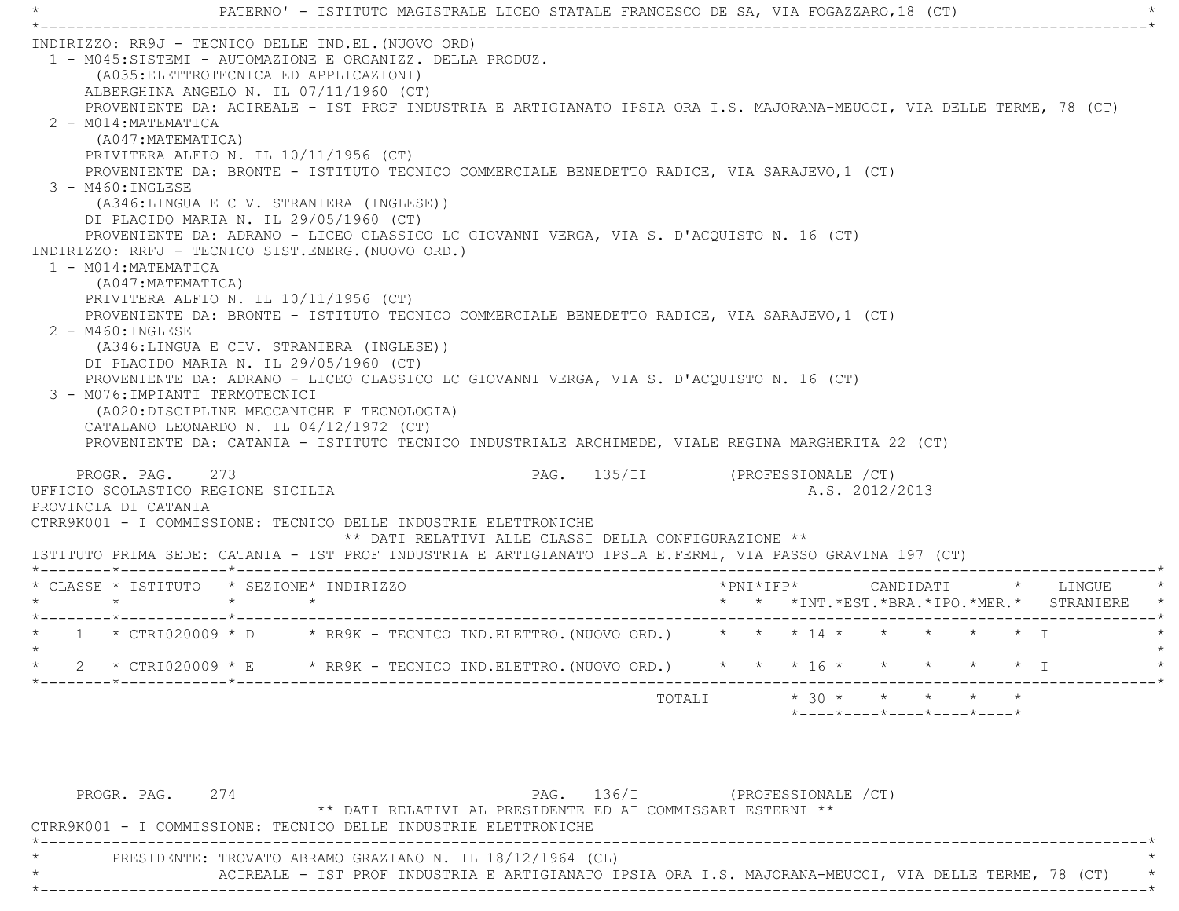PATERNO' - ISTITUTO MAGISTRALE LICEO STATALE FRANCESCO DE SA, VIA FOGAZZARO,18 (CT)

INDIRIZZO: RR9J - TECNICO DELLE IND.EL.(NUOVO ORD)

1 - M045:SISTEMI - AUTOMAZIONE E ORGANIZZ. DELLA PRODUZ.
   (A035:ELETTROTECNICA ED APPLICAZIONI)
   ALBERGHINA ANGELO N. IL 07/11/1960 (CT)
   PROVENIENTE DA: ACIREALE - IST PROF INDUSTRIA E ARTIGIANATO IPSIA ORA I.S. MAJORANA-MEUCCI, VIA DELLE TERME, 78 (CT)
2 - M014:MATEMATICA
   (A047:MATEMATICA)
   PRIVITERA ALFIO N. IL 10/11/1956 (CT)
   PROVENIENTE DA: BRONTE - ISTITUTO TECNICO COMMERCIALE BENEDETTO RADICE, VIA SARAJEVO,1 (CT)
3 - M460:INGLESE
   (A346:LINGUA E CIV. STRANIERA (INGLESE))
   DI PLACIDO MARIA N. IL 29/05/1960 (CT)
   PROVENIENTE DA: ADRANO - LICEO CLASSICO LC GIOVANNI VERGA, VIA S. D'ACQUISTO N. 16 (CT)

INDIRIZZO: RRFJ - TECNICO SIST.ENERG.(NUOVO ORD.)

1 - M014:MATEMATICA
   (A047:MATEMATICA)
   PRIVITERA ALFIO N. IL 10/11/1956 (CT)
   PROVENIENTE DA: BRONTE - ISTITUTO TECNICO COMMERCIALE BENEDETTO RADICE, VIA SARAJEVO,1 (CT)
2 - M460:INGLESE
   (A346:LINGUA E CIV. STRANIERA (INGLESE))
   DI PLACIDO MARIA N. IL 29/05/1960 (CT)
   PROVENIENTE DA: ADRANO - LICEO CLASSICO LC GIOVANNI VERGA, VIA S. D'ACQUISTO N. 16 (CT)
3 - M076:IMPIANTI TERMOTECNICI
   (A020:DISCIPLINE MECCANICHE E TECNOLOGIA)
   CATALANO LEONARDO N. IL 04/12/1972 (CT)
   PROVENIENTE DA: CATANIA - ISTITUTO TECNICO INDUSTRIALE ARCHIMEDE, VIALE REGINA MARGHERITA 22 (CT)

PROGR. PAG. 273 PAG. 135/II (PROFESSIONALE /CT)

UFFICIO SCOLASTICO REGIONE SICILIA A.S. 2012/2013

PROVINCIA DI CATANIA

CTRR9K001 - I COMMISSIONE: TECNICO DELLE INDUSTRIE ELETTRONICHE

** DATI RELATIVI ALLE CLASSI DELLA CONFIGURAZIONE **

ISTITUTO PRIMA SEDE: CATANIA - IST PROF INDUSTRIA E ARTIGIANATO IPSIA E.FERMI, VIA PASSO GRAVINA 197 (CT)

| CLASSE | ISTITUTO | SEZIONE | INDIRIZZO | PNI | IFP | CANDIDATI INT. | CANDIDATI EST. | CANDIDATI BRA. | CANDIDATI IPO. | CANDIDATI MER. | LINGUE STRANIERE |
|---|---|---|---|---|---|---|---|---|---|---|---|
| 1 | CTRI020009 | D | RR9K - TECNICO IND.ELETTRO.(NUOVO ORD.) | | | 14 | | | | | I |
| 2 | CTRI020009 | E | RR9K - TECNICO IND.ELETTRO.(NUOVO ORD.) | | | 16 | | | | | I |
| | | | TOTALI | | | 30 | | | | | |

PROGR. PAG. 274 PAG. 136/I (PROFESSIONALE /CT)

** DATI RELATIVI AL PRESIDENTE ED AI COMMISSARI ESTERNI **

CTRR9K001 - I COMMISSIONE: TECNICO DELLE INDUSTRIE ELETTRONICHE

PRESIDENTE: TROVATO ABRAMO GRAZIANO N. IL 18/12/1964 (CL)
ACIREALE - IST PROF INDUSTRIA E ARTIGIANATO IPSIA ORA I.S. MAJORANA-MEUCCI, VIA DELLE TERME, 78 (CT)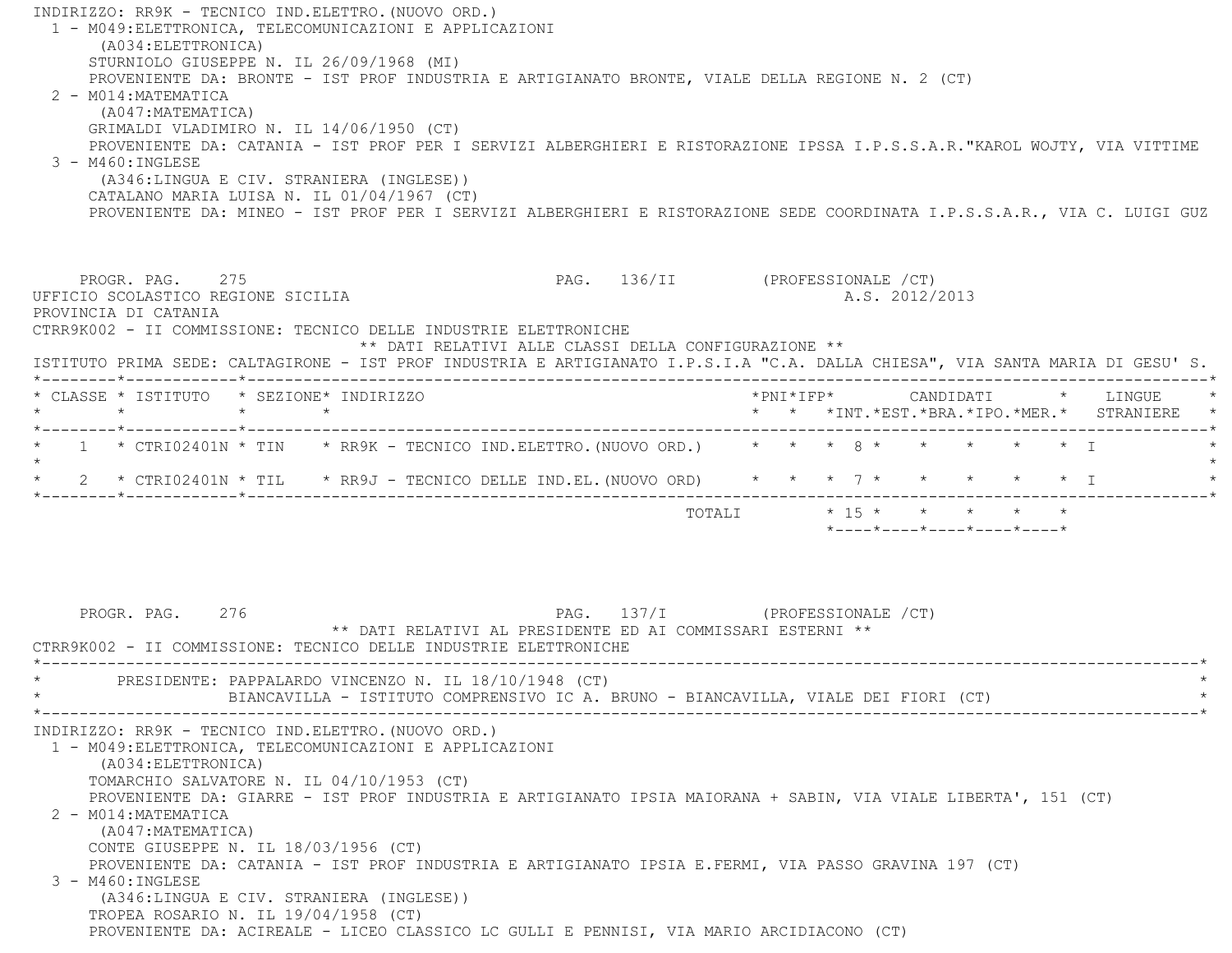INDIRIZZO: RR9K - TECNICO IND.ELETTRO.(NUOVO ORD.)

1 - M049:ELETTRONICA, TELECOMUNICAZIONI E APPLICAZIONI
   (A034:ELETTRONICA)
   STURNIOLO GIUSEPPE N. IL 26/09/1968 (MI)
   PROVENIENTE DA: BRONTE - IST PROF INDUSTRIA E ARTIGIANATO BRONTE, VIALE DELLA REGIONE N. 2 (CT)

2 - M014:MATEMATICA
   (A047:MATEMATICA)
   GRIMALDI VLADIMIRO N. IL 14/06/1950 (CT)
   PROVENIENTE DA: CATANIA - IST PROF PER I SERVIZI ALBERGHIERI E RISTORAZIONE IPSSA I.P.S.S.A.R."KAROL WOJTY, VIA VITTIME

3 - M460:INGLESE
   (A346:LINGUA E CIV. STRANIERA (INGLESE))
   CATALANO MARIA LUISA N. IL 01/04/1967 (CT)
   PROVENIENTE DA: MINEO - IST PROF PER I SERVIZI ALBERGHIERI E RISTORAZIONE SEDE COORDINATA I.P.S.S.A.R., VIA C. LUIGI GUZ

PROGR. PAG. 275 PAG. 136/II (PROFESSIONALE /CT)

UFFICIO SCOLASTICO REGIONE SICILIA A.S. 2012/2013

PROVINCIA DI CATANIA

CTRR9K002 - II COMMISSIONE: TECNICO DELLE INDUSTRIE ELETTRONICHE

** DATI RELATIVI ALLE CLASSI DELLA CONFIGURAZIONE **

ISTITUTO PRIMA SEDE: CALTAGIRONE - IST PROF INDUSTRIA E ARTIGIANATO I.P.S.I.A "C.A. DALLA CHIESA", VIA SANTA MARIA DI GESU' S.

| CLASSE | ISTITUTO | SEZIONE | INDIRIZZO | PNI | IFP | CANDIDATI INT. | EST. | BRA. | IPO. | MER. | LINGUE STRANIERE |
|---|---|---|---|---|---|---|---|---|---|---|---|
| 1 | CTRI02401N | TIN | RR9K - TECNICO IND.ELETTRO.(NUOVO ORD.) | | | 8 | | | | | I |
| 2 | CTRI02401N | TIL | RR9J - TECNICO DELLE IND.EL.(NUOVO ORD) | | | 7 | | | | | I |
| | | | TOTALI | | | 15 | | | | | |

PROGR. PAG. 276 PAG. 137/I (PROFESSIONALE /CT)

** DATI RELATIVI AL PRESIDENTE ED AI COMMISSARI ESTERNI **

CTRR9K002 - II COMMISSIONE: TECNICO DELLE INDUSTRIE ELETTRONICHE

PRESIDENTE: PAPPALARDO VINCENZO N. IL 18/10/1948 (CT)
BIANCAVILLA - ISTITUTO COMPRENSIVO IC A. BRUNO - BIANCAVILLA, VIALE DEI FIORI (CT)

INDIRIZZO: RR9K - TECNICO IND.ELETTRO.(NUOVO ORD.)

1 - M049:ELETTRONICA, TELECOMUNICAZIONI E APPLICAZIONI
   (A034:ELETTRONICA)
   TOMARCHIO SALVATORE N. IL 04/10/1953 (CT)
   PROVENIENTE DA: GIARRE - IST PROF INDUSTRIA E ARTIGIANATO IPSIA MAIORANA + SABIN, VIA VIALE LIBERTA', 151 (CT)

2 - M014:MATEMATICA
   (A047:MATEMATICA)
   CONTE GIUSEPPE N. IL 18/03/1956 (CT)
   PROVENIENTE DA: CATANIA - IST PROF INDUSTRIA E ARTIGIANATO IPSIA E.FERMI, VIA PASSO GRAVINA 197 (CT)

3 - M460:INGLESE
   (A346:LINGUA E CIV. STRANIERA (INGLESE))
   TROPEA ROSARIO N. IL 19/04/1958 (CT)
   PROVENIENTE DA: ACIREALE - LICEO CLASSICO LC GULLI E PENNISI, VIA MARIO ARCIDIACONO (CT)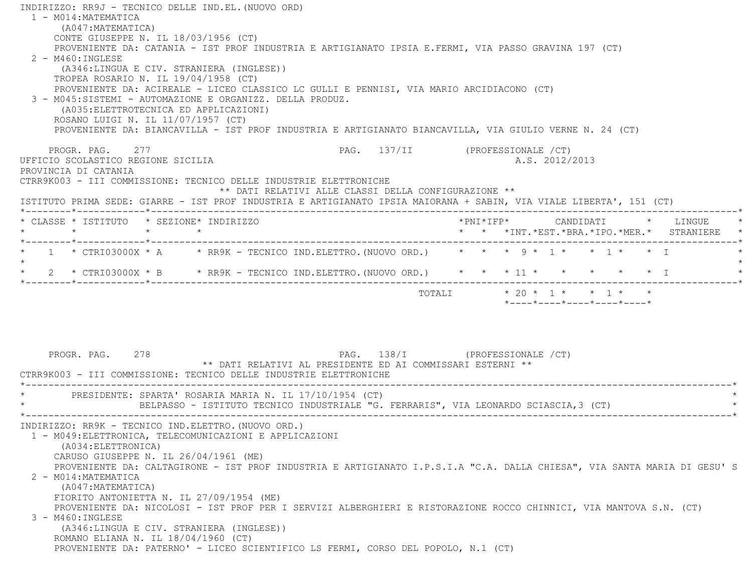INDIRIZZO: RR9J - TECNICO DELLE IND.EL.(NUOVO ORD)

1 - M014:MATEMATICA
   (A047:MATEMATICA)
   CONTE GIUSEPPE N. IL 18/03/1956 (CT)
   PROVENIENTE DA: CATANIA - IST PROF INDUSTRIA E ARTIGIANATO IPSIA E.FERMI, VIA PASSO GRAVINA 197 (CT)
2 - M460:INGLESE
   (A346:LINGUA E CIV. STRANIERA (INGLESE))
   TROPEA ROSARIO N. IL 19/04/1958 (CT)
   PROVENIENTE DA: ACIREALE - LICEO CLASSICO LC GULLI E PENNISI, VIA MARIO ARCIDIACONO (CT)
3 - M045:SISTEMI - AUTOMAZIONE E ORGANIZZ. DELLA PRODUZ.
   (A035:ELETTROTECNICA ED APPLICAZIONI)
   ROSANO LUIGI N. IL 11/07/1957 (CT)
   PROVENIENTE DA: BIANCAVILLA - IST PROF INDUSTRIA E ARTIGIANATO BIANCAVILLA, VIA GIULIO VERNE N. 24 (CT)

PROGR. PAG. 277 PAG. 137/II (PROFESSIONALE /CT)

UFFICIO SCOLASTICO REGIONE SICILIA A.S. 2012/2013

PROVINCIA DI CATANIA

CTRR9K003 - III COMMISSIONE: TECNICO DELLE INDUSTRIE ELETTRONICHE

** DATI RELATIVI ALLE CLASSI DELLA CONFIGURAZIONE **

ISTITUTO PRIMA SEDE: GIARRE - IST PROF INDUSTRIA E ARTIGIANATO IPSIA MAIORANA + SABIN, VIA VIALE LIBERTA', 151 (CT)

| CLASSE | ISTITUTO | SEZIONE | INDIRIZZO | PNI | IFP | CANDIDATI INT. | EST. | BRA. | IPO. | MER. | LINGUE STRANIERE |
|---|---|---|---|---|---|---|---|---|---|---|---|
| 1 | CTRI03000X | A | RR9K - TECNICO IND.ELETTRO.(NUOVO ORD.) | | | 9 | 1 | | 1 | | I |
| 2 | CTRI03000X | B | RR9K - TECNICO IND.ELETTRO.(NUOVO ORD.) | | | 11 | | | | | I |
| | | | TOTALI | | | 20 | 1 | | 1 | | |

PROGR. PAG. 278 PAG. 138/I (PROFESSIONALE /CT)

** DATI RELATIVI AL PRESIDENTE ED AI COMMISSARI ESTERNI **

CTRR9K003 - III COMMISSIONE: TECNICO DELLE INDUSTRIE ELETTRONICHE

PRESIDENTE: SPARTA' ROSARIA MARIA N. IL 17/10/1954 (CT)
BELPASSO - ISTITUTO TECNICO INDUSTRIALE "G. FERRARIS", VIA LEONARDO SCIASCIA,3 (CT)

INDIRIZZO: RR9K - TECNICO IND.ELETTRO.(NUOVO ORD.)

1 - M049:ELETTRONICA, TELECOMUNICAZIONI E APPLICAZIONI
   (A034:ELETTRONICA)
   CARUSO GIUSEPPE N. IL 26/04/1961 (ME)
   PROVENIENTE DA: CALTAGIRONE - IST PROF INDUSTRIA E ARTIGIANATO I.P.S.I.A "C.A. DALLA CHIESA", VIA SANTA MARIA DI GESU' S
2 - M014:MATEMATICA
   (A047:MATEMATICA)
   FIORITO ANTONIETTA N. IL 27/09/1954 (ME)
   PROVENIENTE DA: NICOLOSI - IST PROF PER I SERVIZI ALBERGHIERI E RISTORAZIONE ROCCO CHINNICI, VIA MANTOVA S.N. (CT)
3 - M460:INGLESE
   (A346:LINGUA E CIV. STRANIERA (INGLESE))
   ROMANO ELIANA N. IL 18/04/1960 (CT)
   PROVENIENTE DA: PATERNO' - LICEO SCIENTIFICO LS FERMI, CORSO DEL POPOLO, N.1 (CT)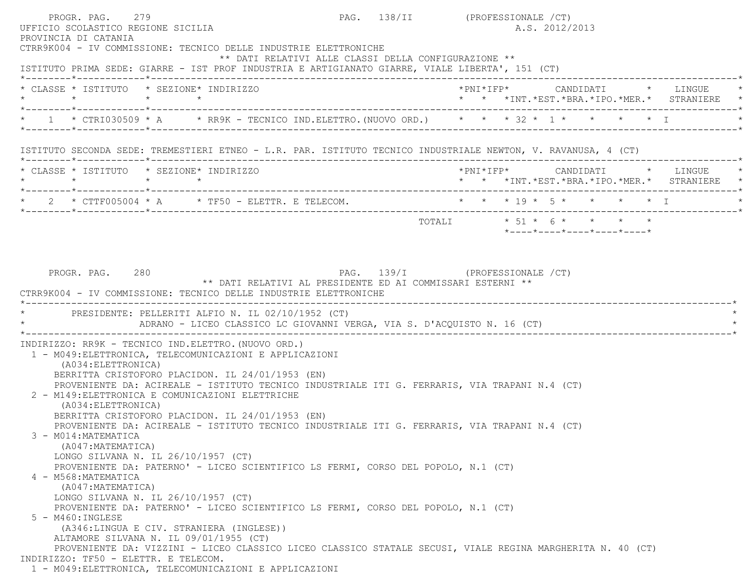UFFICIO SCOLASTICO REGIONE SICILIA — A.S. 2012/2013

PROVINCIA DI CATANIA

CTRR9K004 - IV COMMISSIONE: TECNICO DELLE INDUSTRIE ELETTRONICHE

** DATI RELATIVI ALLE CLASSI DELLA CONFIGURAZIONE **

ISTITUTO PRIMA SEDE: GIARRE - IST PROF INDUSTRIA E ARTIGIANATO GIARRE, VIALE LIBERTA', 151 (CT)

| CLASSE | ISTITUTO | SEZIONE | INDIRIZZO | PNI | IFP | CANDIDATI INT. | EST. | BRA. | IPO. | MER. | LINGUE STRANIERE |
|---|---|---|---|---|---|---|---|---|---|---|---|
| 1 | CTRI030509 | A | RR9K - TECNICO IND.ELETTRO.(NUOVO ORD.) | | | 32 | 1 | | | | I |

ISTITUTO SECONDA SEDE: TREMESTIERI ETNEO - L.R. PAR. ISTITUTO TECNICO INDUSTRIALE NEWTON, V. RAVANUSA, 4 (CT)

| CLASSE | ISTITUTO | SEZIONE | INDIRIZZO | PNI | IFP | CANDIDATI INT. | EST. | BRA. | IPO. | MER. | LINGUE STRANIERE |
|---|---|---|---|---|---|---|---|---|---|---|---|
| 2 | CTTF005004 | A | TF50 - ELETTR. E TELECOM. | | | 19 | 5 | | | | I |
| | | | TOTALI | | | 51 | 6 | | | | |

** DATI RELATIVI AL PRESIDENTE ED AI COMMISSARI ESTERNI **

CTRR9K004 - IV COMMISSIONE: TECNICO DELLE INDUSTRIE ELETTRONICHE

PRESIDENTE: PELLERITI ALFIO N. IL 02/10/1952 (CT)
ADRANO - LICEO CLASSICO LC GIOVANNI VERGA, VIA S. D'ACQUISTO N. 16 (CT)

INDIRIZZO: RR9K - TECNICO IND.ELETTRO.(NUOVO ORD.)

1 - M049:ELETTRONICA, TELECOMUNICAZIONI E APPLICAZIONI
(A034:ELETTRONICA)
BERRITTA CRISTOFORO PLACIDON. IL 24/01/1953 (EN)
PROVENIENTE DA: ACIREALE - ISTITUTO TECNICO INDUSTRIALE ITI G. FERRARIS, VIA TRAPANI N.4 (CT)

2 - M149:ELETTRONICA E COMUNICAZIONI ELETTRICHE
(A034:ELETTRONICA)
BERRITTA CRISTOFORO PLACIDON. IL 24/01/1953 (EN)
PROVENIENTE DA: ACIREALE - ISTITUTO TECNICO INDUSTRIALE ITI G. FERRARIS, VIA TRAPANI N.4 (CT)

3 - M014:MATEMATICA
(A047:MATEMATICA)
LONGO SILVANA N. IL 26/10/1957 (CT)
PROVENIENTE DA: PATERNO' - LICEO SCIENTIFICO LS FERMI, CORSO DEL POPOLO, N.1 (CT)

4 - M568:MATEMATICA
(A047:MATEMATICA)
LONGO SILVANA N. IL 26/10/1957 (CT)
PROVENIENTE DA: PATERNO' - LICEO SCIENTIFICO LS FERMI, CORSO DEL POPOLO, N.1 (CT)

5 - M460:INGLESE
(A346:LINGUA E CIV. STRANIERA (INGLESE))
ALTAMORE SILVANA N. IL 09/01/1955 (CT)
PROVENIENTE DA: VIZZINI - LICEO CLASSICO LICEO CLASSICO STATALE SECUSI, VIALE REGINA MARGHERITA N. 40 (CT)

INDIRIZZO: TF50 - ELETTR. E TELECOM.

1 - M049:ELETTRONICA, TELECOMUNICAZIONI E APPLICAZIONI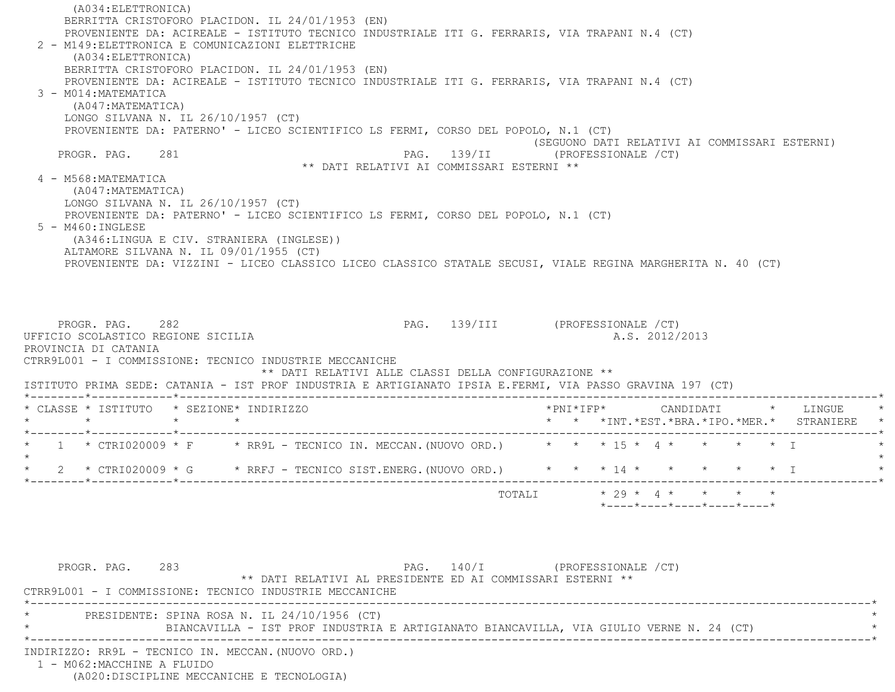(A034:ELETTRONICA)
BERRITTA CRISTOFORO PLACIDON. IL 24/01/1953 (EN)
PROVENIENTE DA: ACIREALE - ISTITUTO TECNICO INDUSTRIALE ITI G. FERRARIS, VIA TRAPANI N.4 (CT)

2 - M149:ELETTRONICA E COMUNICAZIONI ELETTRICHE
(A034:ELETTRONICA)
BERRITTA CRISTOFORO PLACIDON. IL 24/01/1953 (EN)
PROVENIENTE DA: ACIREALE - ISTITUTO TECNICO INDUSTRIALE ITI G. FERRARIS, VIA TRAPANI N.4 (CT)

3 - M014:MATEMATICA
(A047:MATEMATICA)
LONGO SILVANA N. IL 26/10/1957 (CT)
PROVENIENTE DA: PATERNO' - LICEO SCIENTIFICO LS FERMI, CORSO DEL POPOLO, N.1 (CT)

(SEGUONO DATI RELATIVI AI COMMISSARI ESTERNI)

PROGR. PAG. 281 PAG. 139/II (PROFESSIONALE /CT)

** DATI RELATIVI AI COMMISSARI ESTERNI **

4 - M568:MATEMATICA
(A047:MATEMATICA)
LONGO SILVANA N. IL 26/10/1957 (CT)
PROVENIENTE DA: PATERNO' - LICEO SCIENTIFICO LS FERMI, CORSO DEL POPOLO, N.1 (CT)

5 - M460:INGLESE
(A346:LINGUA E CIV. STRANIERA (INGLESE))
ALTAMORE SILVANA N. IL 09/01/1955 (CT)
PROVENIENTE DA: VIZZINI - LICEO CLASSICO LICEO CLASSICO STATALE SECUSI, VIALE REGINA MARGHERITA N. 40 (CT)

PROGR. PAG. 282 PAG. 139/III (PROFESSIONALE /CT)

UFFICIO SCOLASTICO REGIONE SICILIA A.S. 2012/2013
PROVINCIA DI CATANIA
CTRR9L001 - I COMMISSIONE: TECNICO INDUSTRIE MECCANICHE

** DATI RELATIVI ALLE CLASSI DELLA CONFIGURAZIONE **

ISTITUTO PRIMA SEDE: CATANIA - IST PROF INDUSTRIA E ARTIGIANATO IPSIA E.FERMI, VIA PASSO GRAVINA 197 (CT)

| CLASSE | ISTITUTO | SEZIONE | INDIRIZZO | PNI | IFP | CANDIDATI INT. | EST. | BRA. | IPO. | MER. | LINGUE STRANIERE |
|---|---|---|---|---|---|---|---|---|---|---|---|
| 1 | CTRI020009 | F | RR9L - TECNICO IN. MECCAN.(NUOVO ORD.) | | | 15 | 4 | | | | I |
| 2 | CTRI020009 | G | RRFJ - TECNICO SIST.ENERG.(NUOVO ORD.) | | | 14 | | | | | I |
| | | | TOTALI | | | 29 | 4 | | | | |

PROGR. PAG. 283 PAG. 140/I (PROFESSIONALE /CT)

** DATI RELATIVI AL PRESIDENTE ED AI COMMISSARI ESTERNI **

CTRR9L001 - I COMMISSIONE: TECNICO INDUSTRIE MECCANICHE

PRESIDENTE: SPINA ROSA N. IL 24/10/1956 (CT)
BIANCAVILLA - IST PROF INDUSTRIA E ARTIGIANATO BIANCAVILLA, VIA GIULIO VERNE N. 24 (CT)

INDIRIZZO: RR9L - TECNICO IN. MECCAN.(NUOVO ORD.)

1 - M062:MACCHINE A FLUIDO
(A020:DISCIPLINE MECCANICHE E TECNOLOGIA)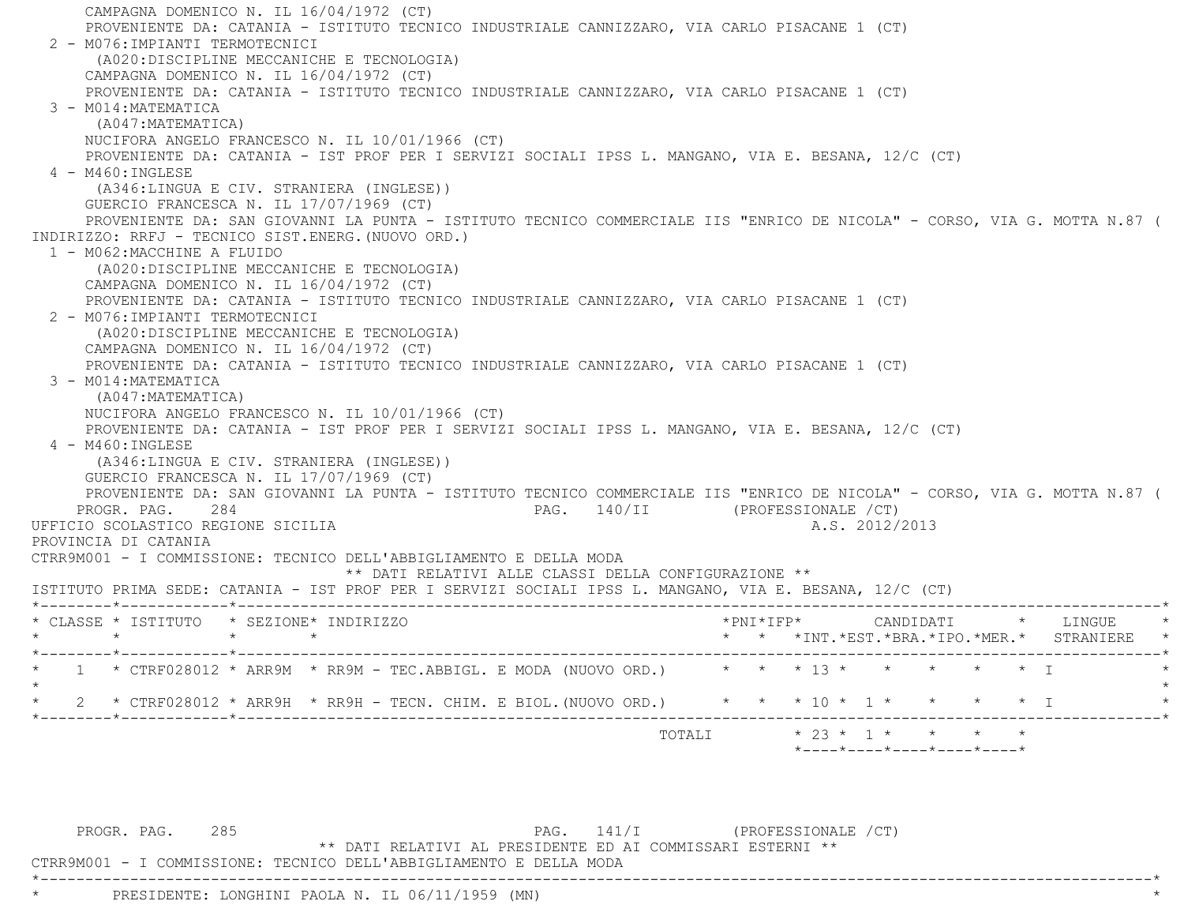CAMPAGNA DOMENICO N. IL 16/04/1972 (CT)
PROVENIENTE DA: CATANIA - ISTITUTO TECNICO INDUSTRIALE CANNIZZARO, VIA CARLO PISACANE 1 (CT)

2 - M076:IMPIANTI TERMOTECNICI
(A020:DISCIPLINE MECCANICHE E TECNOLOGIA)
CAMPAGNA DOMENICO N. IL 16/04/1972 (CT)
PROVENIENTE DA: CATANIA - ISTITUTO TECNICO INDUSTRIALE CANNIZZARO, VIA CARLO PISACANE 1 (CT)

3 - M014:MATEMATICA
(A047:MATEMATICA)
NUCIFORA ANGELO FRANCESCO N. IL 10/01/1966 (CT)
PROVENIENTE DA: CATANIA - IST PROF PER I SERVIZI SOCIALI IPSS L. MANGANO, VIA E. BESANA, 12/C (CT)

4 - M460:INGLESE
(A346:LINGUA E CIV. STRANIERA (INGLESE))
GUERCIO FRANCESCA N. IL 17/07/1969 (CT)
PROVENIENTE DA: SAN GIOVANNI LA PUNTA - ISTITUTO TECNICO COMMERCIALE IIS "ENRICO DE NICOLA" - CORSO, VIA G. MOTTA N.87 (

INDIRIZZO: RRFJ - TECNICO SIST.ENERG.(NUOVO ORD.)

1 - M062:MACCHINE A FLUIDO
(A020:DISCIPLINE MECCANICHE E TECNOLOGIA)
CAMPAGNA DOMENICO N. IL 16/04/1972 (CT)
PROVENIENTE DA: CATANIA - ISTITUTO TECNICO INDUSTRIALE CANNIZZARO, VIA CARLO PISACANE 1 (CT)

2 - M076:IMPIANTI TERMOTECNICI
(A020:DISCIPLINE MECCANICHE E TECNOLOGIA)
CAMPAGNA DOMENICO N. IL 16/04/1972 (CT)
PROVENIENTE DA: CATANIA - ISTITUTO TECNICO INDUSTRIALE CANNIZZARO, VIA CARLO PISACANE 1 (CT)

3 - M014:MATEMATICA
(A047:MATEMATICA)
NUCIFORA ANGELO FRANCESCO N. IL 10/01/1966 (CT)
PROVENIENTE DA: CATANIA - IST PROF PER I SERVIZI SOCIALI IPSS L. MANGANO, VIA E. BESANA, 12/C (CT)

4 - M460:INGLESE
(A346:LINGUA E CIV. STRANIERA (INGLESE))
GUERCIO FRANCESCA N. IL 17/07/1969 (CT)
PROVENIENTE DA: SAN GIOVANNI LA PUNTA - ISTITUTO TECNICO COMMERCIALE IIS "ENRICO DE NICOLA" - CORSO, VIA G. MOTTA N.87 (

UFFICIO SCOLASTICO REGIONE SICILIA — A.S. 2012/2013

PROVINCIA DI CATANIA

CTRR9M001 - I COMMISSIONE: TECNICO DELL'ABBIGLIAMENTO E DELLA MODA

** DATI RELATIVI ALLE CLASSI DELLA CONFIGURAZIONE **

ISTITUTO PRIMA SEDE: CATANIA - IST PROF PER I SERVIZI SOCIALI IPSS L. MANGANO, VIA E. BESANA, 12/C (CT)

| CLASSE | ISTITUTO | SEZIONE | INDIRIZZO | PNI | IFP | CANDIDATI INT. | EST. | BRA. | IPO. | MER. | LINGUE STRANIERE |
|---|---|---|---|---|---|---|---|---|---|---|---|
| 1 | CTRF028012 | ARR9M | RR9M - TEC.ABBIGL. E MODA (NUOVO ORD.) | | | 13 | | | | | I |
| 2 | CTRF028012 | ARR9H | RR9H - TECN. CHIM. E BIOL.(NUOVO ORD.) | | | 10 | 1 | | | | I |
| | | | TOTALI | | | 23 | 1 | | | | |

** DATI RELATIVI AL PRESIDENTE ED AI COMMISSARI ESTERNI **

CTRR9M001 - I COMMISSIONE: TECNICO DELL'ABBIGLIAMENTO E DELLA MODA

PRESIDENTE: LONGHINI PAOLA N. IL 06/11/1959 (MN)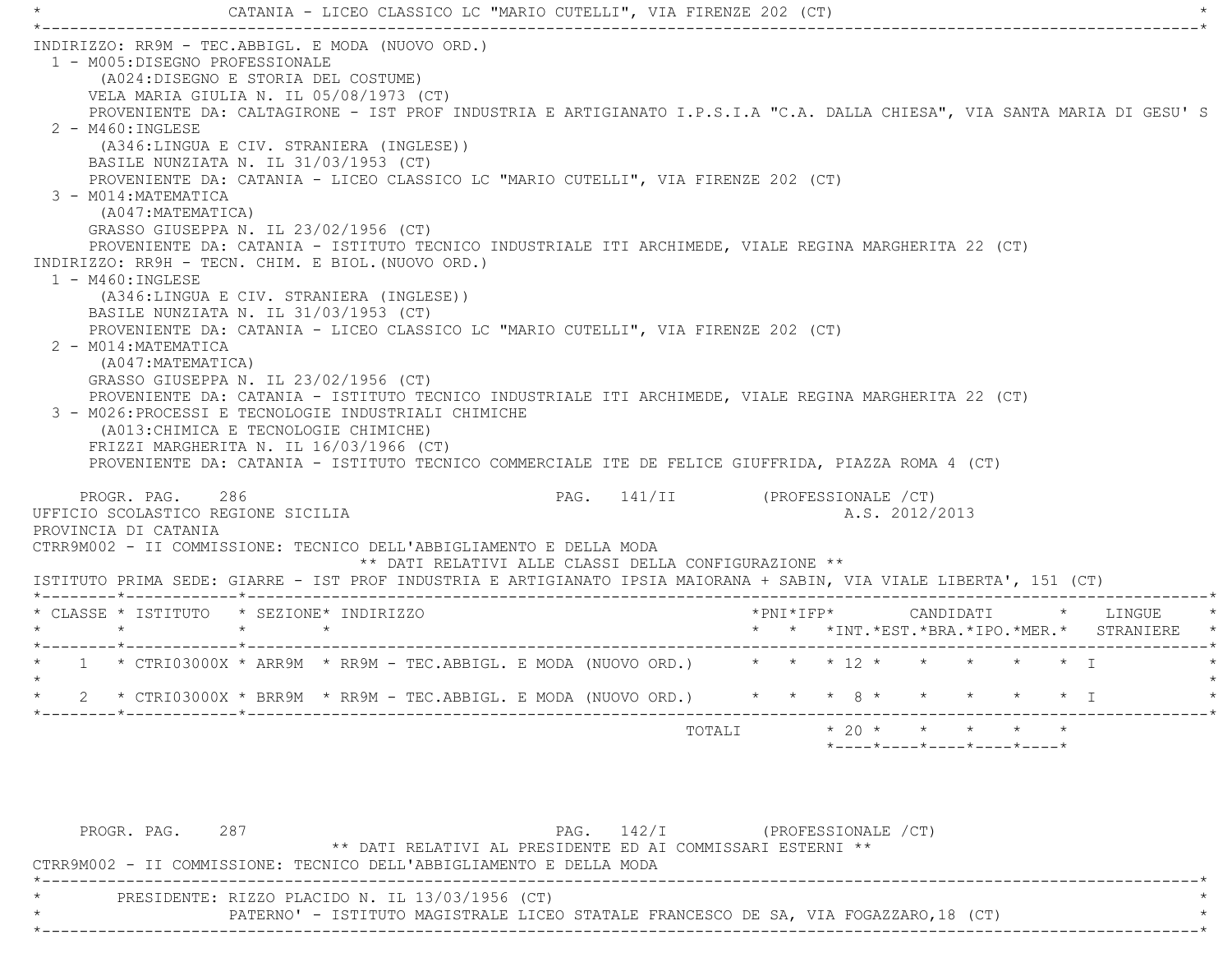CATANIA - LICEO CLASSICO LC "MARIO CUTELLI", VIA FIRENZE 202 (CT)

INDIRIZZO: RR9M - TEC.ABBIGL. E MODA (NUOVO ORD.)

1 - M005:DISEGNO PROFESSIONALE
   (A024:DISEGNO E STORIA DEL COSTUME)
   VELA MARIA GIULIA N. IL 05/08/1973 (CT)
   PROVENIENTE DA: CALTAGIRONE - IST PROF INDUSTRIA E ARTIGIANATO I.P.S.I.A "C.A. DALLA CHIESA", VIA SANTA MARIA DI GESU' S
2 - M460:INGLESE
   (A346:LINGUA E CIV. STRANIERA (INGLESE))
   BASILE NUNZIATA N. IL 31/03/1953 (CT)
   PROVENIENTE DA: CATANIA - LICEO CLASSICO LC "MARIO CUTELLI", VIA FIRENZE 202 (CT)
3 - M014:MATEMATICA
   (A047:MATEMATICA)
   GRASSO GIUSEPPA N. IL 23/02/1956 (CT)
   PROVENIENTE DA: CATANIA - ISTITUTO TECNICO INDUSTRIALE ITI ARCHIMEDE, VIALE REGINA MARGHERITA 22 (CT)

INDIRIZZO: RR9H - TECN. CHIM. E BIOL.(NUOVO ORD.)

1 - M460:INGLESE
   (A346:LINGUA E CIV. STRANIERA (INGLESE))
   BASILE NUNZIATA N. IL 31/03/1953 (CT)
   PROVENIENTE DA: CATANIA - LICEO CLASSICO LC "MARIO CUTELLI", VIA FIRENZE 202 (CT)
2 - M014:MATEMATICA
   (A047:MATEMATICA)
   GRASSO GIUSEPPA N. IL 23/02/1956 (CT)
   PROVENIENTE DA: CATANIA - ISTITUTO TECNICO INDUSTRIALE ITI ARCHIMEDE, VIALE REGINA MARGHERITA 22 (CT)
3 - M026:PROCESSI E TECNOLOGIE INDUSTRIALI CHIMICHE
   (A013:CHIMICA E TECNOLOGIE CHIMICHE)
   FRIZZI MARGHERITA N. IL 16/03/1966 (CT)
   PROVENIENTE DA: CATANIA - ISTITUTO TECNICO COMMERCIALE ITE DE FELICE GIUFFRIDA, PIAZZA ROMA 4 (CT)

PROGR. PAG. 286 PAG. 141/II (PROFESSIONALE /CT)

UFFICIO SCOLASTICO REGIONE SICILIA A.S. 2012/2013

PROVINCIA DI CATANIA

CTRR9M002 - II COMMISSIONE: TECNICO DELL'ABBIGLIAMENTO E DELLA MODA

** DATI RELATIVI ALLE CLASSI DELLA CONFIGURAZIONE **

ISTITUTO PRIMA SEDE: GIARRE - IST PROF INDUSTRIA E ARTIGIANATO IPSIA MAIORANA + SABIN, VIA VIALE LIBERTA', 151 (CT)

| CLASSE | ISTITUTO | SEZIONE | INDIRIZZO | PNI | IFP | CANDIDATI INT. | EST. | BRA. | IPO. | MER. | LINGUE STRANIERE |
|---|---|---|---|---|---|---|---|---|---|---|---|
| 1 | CTRI03000X | ARR9M | RR9M - TEC.ABBIGL. E MODA (NUOVO ORD.) | | | 12 | | | | | I |
| 2 | CTRI03000X | BRR9M | RR9M - TEC.ABBIGL. E MODA (NUOVO ORD.) | | | 8 | | | | | I |
| | | | TOTALI | | | 20 | | | | | |

PROGR. PAG. 287 PAG. 142/I (PROFESSIONALE /CT)

** DATI RELATIVI AL PRESIDENTE ED AI COMMISSARI ESTERNI **

CTRR9M002 - II COMMISSIONE: TECNICO DELL'ABBIGLIAMENTO E DELLA MODA

PRESIDENTE: RIZZO PLACIDO N. IL 13/03/1956 (CT)
PATERNO' - ISTITUTO MAGISTRALE LICEO STATALE FRANCESCO DE SA, VIA FOGAZZARO,18 (CT)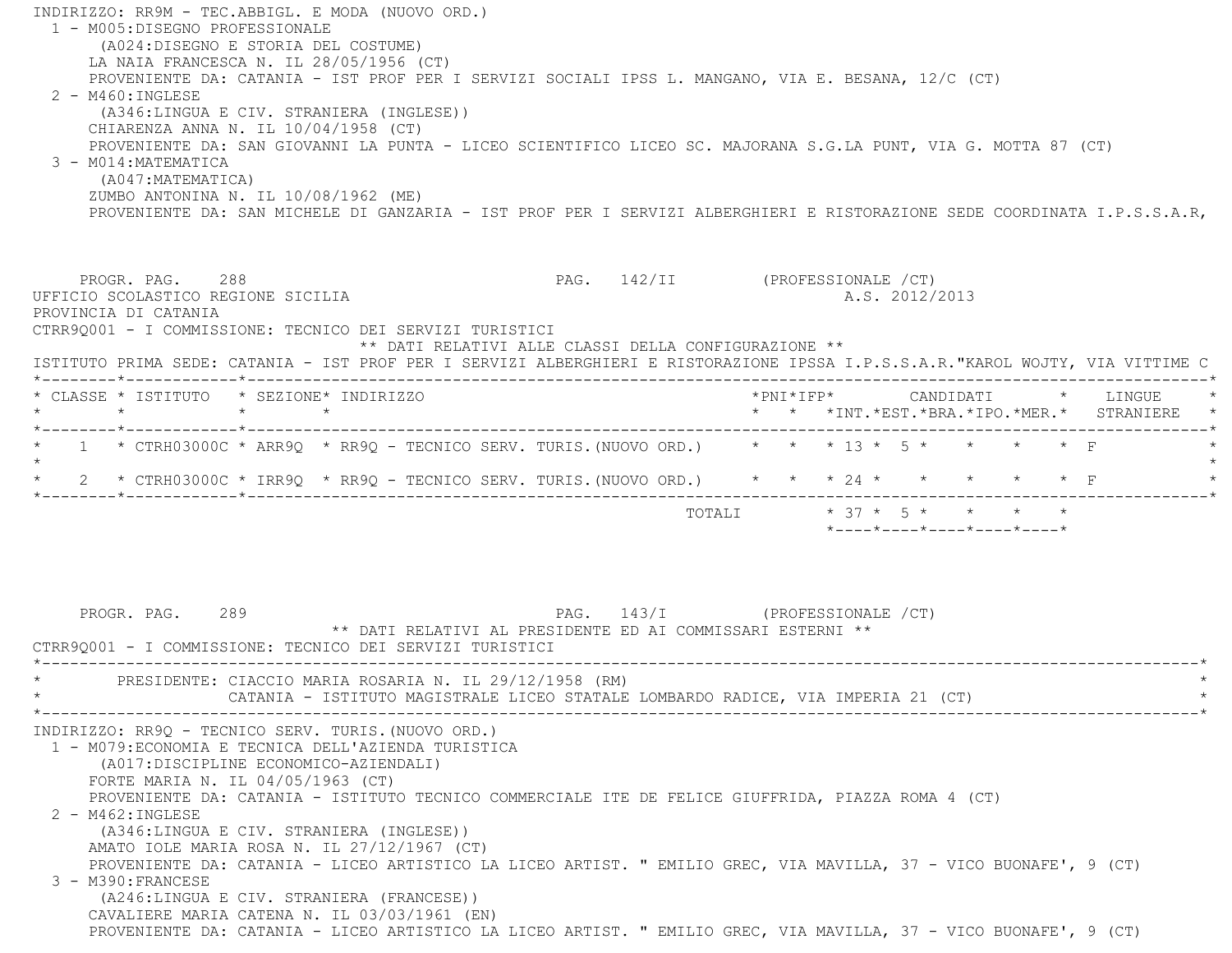INDIRIZZO: RR9M - TEC.ABBIGL. E MODA (NUOVO ORD.)

1 - M005:DISEGNO PROFESSIONALE
   (A024:DISEGNO E STORIA DEL COSTUME)
   LA NAIA FRANCESCA N. IL 28/05/1956 (CT)
   PROVENIENTE DA: CATANIA - IST PROF PER I SERVIZI SOCIALI IPSS L. MANGANO, VIA E. BESANA, 12/C (CT)

2 - M460:INGLESE
   (A346:LINGUA E CIV. STRANIERA (INGLESE))
   CHIARENZA ANNA N. IL 10/04/1958 (CT)
   PROVENIENTE DA: SAN GIOVANNI LA PUNTA - LICEO SCIENTIFICO LICEO SC. MAJORANA S.G.LA PUNT, VIA G. MOTTA 87 (CT)

3 - M014:MATEMATICA
   (A047:MATEMATICA)
   ZUMBO ANTONINA N. IL 10/08/1962 (ME)
   PROVENIENTE DA: SAN MICHELE DI GANZARIA - IST PROF PER I SERVIZI ALBERGHIERI E RISTORAZIONE SEDE COORDINATA I.P.S.S.A.R,

PROGR. PAG. 288 PAG. 142/II (PROFESSIONALE /CT)

UFFICIO SCOLASTICO REGIONE SICILIA A.S. 2012/2013

PROVINCIA DI CATANIA

CTRR9Q001 - I COMMISSIONE: TECNICO DEI SERVIZI TURISTICI

** DATI RELATIVI ALLE CLASSI DELLA CONFIGURAZIONE **

ISTITUTO PRIMA SEDE: CATANIA - IST PROF PER I SERVIZI ALBERGHIERI E RISTORAZIONE IPSSA I.P.S.S.A.R."KAROL WOJTY, VIA VITTIME C

| CLASSE | ISTITUTO | SEZIONE | INDIRIZZO | PNI | IFP | CANDIDATI INT. | EST. | BRA. | IPO. | MER. | LINGUE STRANIERE |
|---|---|---|---|---|---|---|---|---|---|---|---|
| 1 | CTRH03000C | ARR9Q | RR9Q - TECNICO SERV. TURIS.(NUOVO ORD.) | | | 13 | 5 | | | | F |
| 2 | CTRH03000C | IRR9Q | RR9Q - TECNICO SERV. TURIS.(NUOVO ORD.) | | | 24 | | | | | F |
| | | | TOTALI | | | 37 | 5 | | | | |

PROGR. PAG. 289 PAG. 143/I (PROFESSIONALE /CT)

** DATI RELATIVI AL PRESIDENTE ED AI COMMISSARI ESTERNI **

CTRR9Q001 - I COMMISSIONE: TECNICO DEI SERVIZI TURISTICI

PRESIDENTE: CIACCIO MARIA ROSARIA N. IL 29/12/1958 (RM)
CATANIA - ISTITUTO MAGISTRALE LICEO STATALE LOMBARDO RADICE, VIA IMPERIA 21 (CT)

INDIRIZZO: RR9Q - TECNICO SERV. TURIS.(NUOVO ORD.)

1 - M079:ECONOMIA E TECNICA DELL'AZIENDA TURISTICA
   (A017:DISCIPLINE ECONOMICO-AZIENDALI)
   FORTE MARIA N. IL 04/05/1963 (CT)
   PROVENIENTE DA: CATANIA - ISTITUTO TECNICO COMMERCIALE ITE DE FELICE GIUFFRIDA, PIAZZA ROMA 4 (CT)

2 - M462:INGLESE
   (A346:LINGUA E CIV. STRANIERA (INGLESE))
   AMATO IOLE MARIA ROSA N. IL 27/12/1967 (CT)
   PROVENIENTE DA: CATANIA - LICEO ARTISTICO LA LICEO ARTIST. " EMILIO GREC, VIA MAVILLA, 37 - VICO BUONAFE', 9 (CT)

3 - M390:FRANCESE
   (A246:LINGUA E CIV. STRANIERA (FRANCESE))
   CAVALIERE MARIA CATENA N. IL 03/03/1961 (EN)
   PROVENIENTE DA: CATANIA - LICEO ARTISTICO LA LICEO ARTIST. " EMILIO GREC, VIA MAVILLA, 37 - VICO BUONAFE', 9 (CT)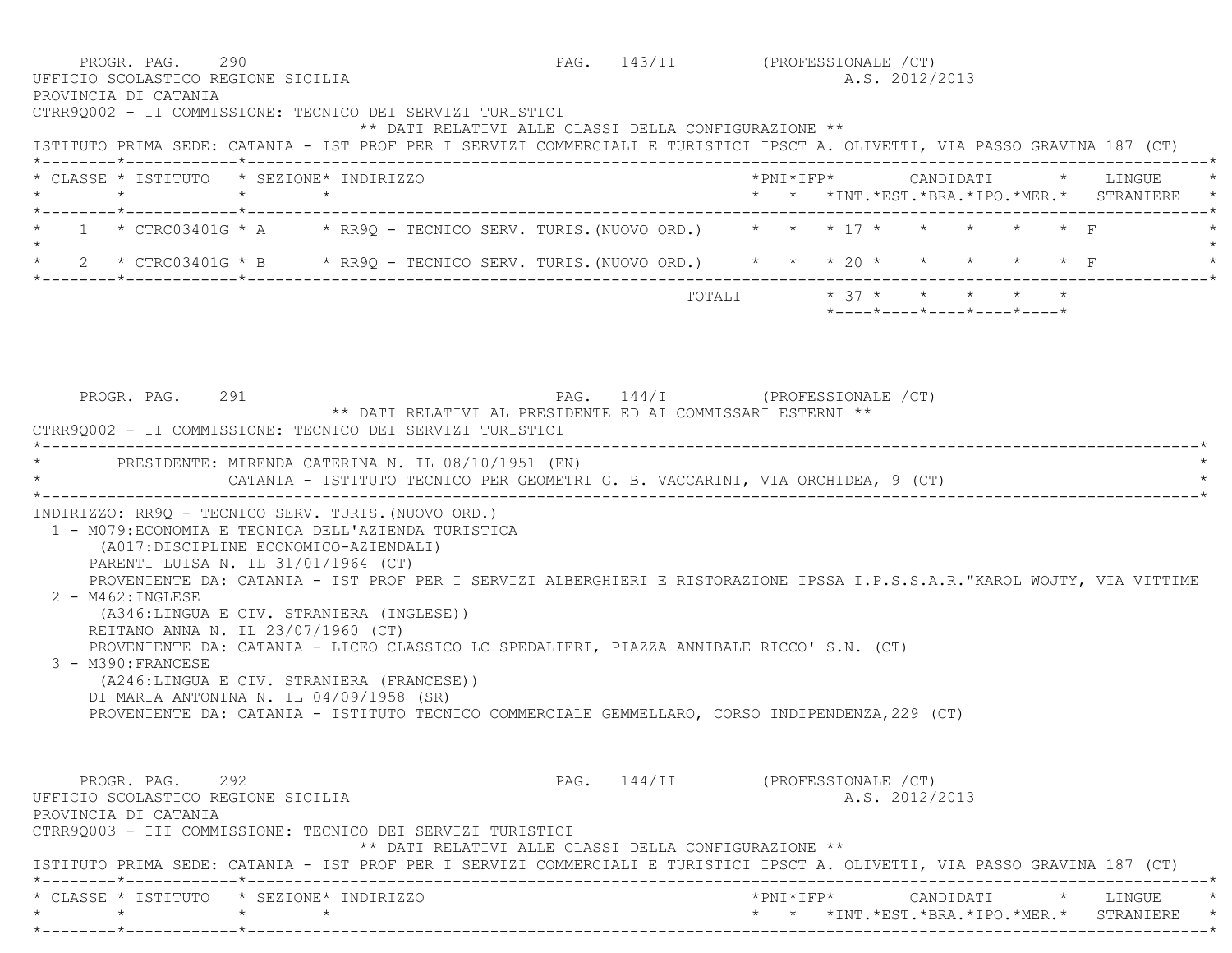PROGR. PAG. 290 PAG. 143/II (PROFESSIONALE /CT)

UFFICIO SCOLASTICO REGIONE SICILIA A.S. 2012/2013

PROVINCIA DI CATANIA

CTRR9Q002 - II COMMISSIONE: TECNICO DEI SERVIZI TURISTICI

** DATI RELATIVI ALLE CLASSI DELLA CONFIGURAZIONE **

ISTITUTO PRIMA SEDE: CATANIA - IST PROF PER I SERVIZI COMMERCIALI E TURISTICI IPSCT A. OLIVETTI, VIA PASSO GRAVINA 187 (CT)

| CLASSE | ISTITUTO | SEZIONE | INDIRIZZO | PNI | IFP | CANDIDATI INT. | EST. | BRA. | IPO. | MER. | LINGUE STRANIERE |
|---|---|---|---|---|---|---|---|---|---|---|---|
| 1 | CTRC03401G | A | RR9Q - TECNICO SERV. TURIS.(NUOVO ORD.) | | | 17 | | | | | F |
| 2 | CTRC03401G | B | RR9Q - TECNICO SERV. TURIS.(NUOVO ORD.) | | | 20 | | | | | F |
| | | | TOTALI | | | 37 | | | | | |

PROGR. PAG. 291 PAG. 144/I (PROFESSIONALE /CT)

** DATI RELATIVI AL PRESIDENTE ED AI COMMISSARI ESTERNI **

CTRR9Q002 - II COMMISSIONE: TECNICO DEI SERVIZI TURISTICI

PRESIDENTE: MIRENDA CATERINA N. IL 08/10/1951 (EN)
CATANIA - ISTITUTO TECNICO PER GEOMETRI G. B. VACCARINI, VIA ORCHIDEA, 9 (CT)

INDIRIZZO: RR9Q - TECNICO SERV. TURIS.(NUOVO ORD.)

1 - M079:ECONOMIA E TECNICA DELL'AZIENDA TURISTICA
(A017:DISCIPLINE ECONOMICO-AZIENDALI)
PARENTI LUISA N. IL 31/01/1964 (CT)
PROVENIENTE DA: CATANIA - IST PROF PER I SERVIZI ALBERGHIERI E RISTORAZIONE IPSSA I.P.S.S.A.R."KAROL WOJTY, VIA VITTIME

2 - M462:INGLESE
(A346:LINGUA E CIV. STRANIERA (INGLESE))
REITANO ANNA N. IL 23/07/1960 (CT)
PROVENIENTE DA: CATANIA - LICEO CLASSICO LC SPEDALIERI, PIAZZA ANNIBALE RICCO' S.N. (CT)

3 - M390:FRANCESE
(A246:LINGUA E CIV. STRANIERA (FRANCESE))
DI MARIA ANTONINA N. IL 04/09/1958 (SR)
PROVENIENTE DA: CATANIA - ISTITUTO TECNICO COMMERCIALE GEMMELLARO, CORSO INDIPENDENZA,229 (CT)

PROGR. PAG. 292 PAG. 144/II (PROFESSIONALE /CT)

UFFICIO SCOLASTICO REGIONE SICILIA A.S. 2012/2013

PROVINCIA DI CATANIA

CTRR9Q003 - III COMMISSIONE: TECNICO DEI SERVIZI TURISTICI

** DATI RELATIVI ALLE CLASSI DELLA CONFIGURAZIONE **

ISTITUTO PRIMA SEDE: CATANIA - IST PROF PER I SERVIZI COMMERCIALI E TURISTICI IPSCT A. OLIVETTI, VIA PASSO GRAVINA 187 (CT)

| CLASSE | ISTITUTO | SEZIONE | INDIRIZZO | PNI | IFP | CANDIDATI INT. | EST. | BRA. | IPO. | MER. | LINGUE STRANIERE |
|---|---|---|---|---|---|---|---|---|---|---|---|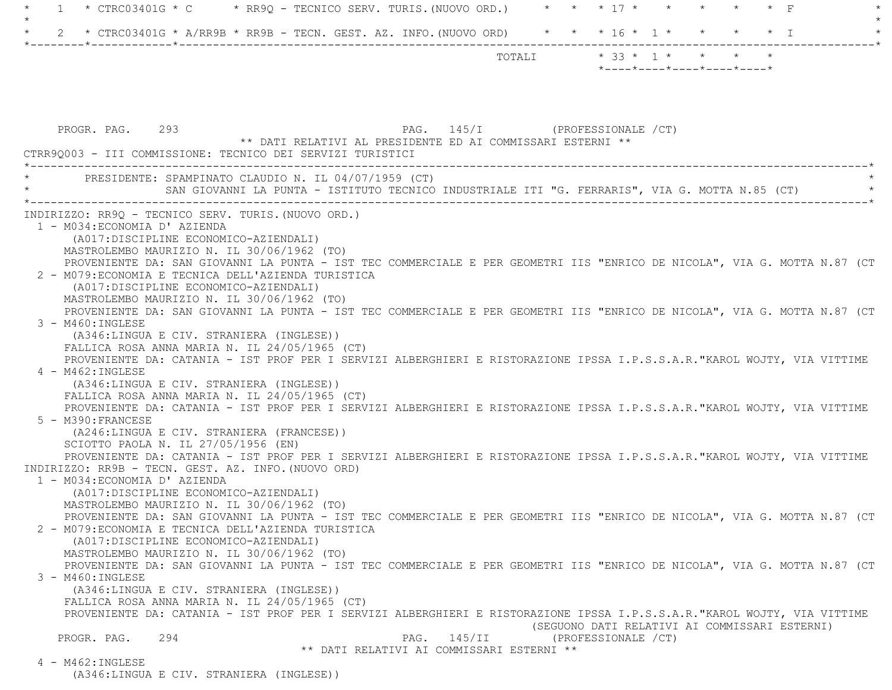| | | | | | | | | | | |
|---|---|---|---|---|---|---|---|---|---|---|
| 1 | CTRC03401G | C | RR9Q - TECNICO SERV. TURIS.(NUOVO ORD.) | | | 17 | | | | F |
| 2 | CTRC03401G | A/RR9B | RR9B - TECN. GEST. AZ. INFO.(NUOVO ORD) | | | 16 | 1 | | | I |
| | | | TOTALI | | | 33 | 1 | | | |

PROGR. PAG. 293 PAG. 145/I (PROFESSIONALE /CT)

** DATI RELATIVI AL PRESIDENTE ED AI COMMISSARI ESTERNI **

CTRR9Q003 - III COMMISSIONE: TECNICO DEI SERVIZI TURISTICI

PRESIDENTE: SPAMPINATO CLAUDIO N. IL 04/07/1959 (CT)
SAN GIOVANNI LA PUNTA - ISTITUTO TECNICO INDUSTRIALE ITI "G. FERRARIS", VIA G. MOTTA N.85 (CT)

INDIRIZZO: RR9Q - TECNICO SERV. TURIS.(NUOVO ORD.)

1 - M034:ECONOMIA D' AZIENDA
(A017:DISCIPLINE ECONOMICO-AZIENDALI)
MASTROLEMBO MAURIZIO N. IL 30/06/1962 (TO)
PROVENIENTE DA: SAN GIOVANNI LA PUNTA - IST TEC COMMERCIALE E PER GEOMETRI IIS "ENRICO DE NICOLA", VIA G. MOTTA N.87 (CT

2 - M079:ECONOMIA E TECNICA DELL'AZIENDA TURISTICA
(A017:DISCIPLINE ECONOMICO-AZIENDALI)
MASTROLEMBO MAURIZIO N. IL 30/06/1962 (TO)
PROVENIENTE DA: SAN GIOVANNI LA PUNTA - IST TEC COMMERCIALE E PER GEOMETRI IIS "ENRICO DE NICOLA", VIA G. MOTTA N.87 (CT

3 - M460:INGLESE
(A346:LINGUA E CIV. STRANIERA (INGLESE))
FALLICA ROSA ANNA MARIA N. IL 24/05/1965 (CT)
PROVENIENTE DA: CATANIA - IST PROF PER I SERVIZI ALBERGHIERI E RISTORAZIONE IPSSA I.P.S.S.A.R."KAROL WOJTY, VIA VITTIME

4 - M462:INGLESE
(A346:LINGUA E CIV. STRANIERA (INGLESE))
FALLICA ROSA ANNA MARIA N. IL 24/05/1965 (CT)
PROVENIENTE DA: CATANIA - IST PROF PER I SERVIZI ALBERGHIERI E RISTORAZIONE IPSSA I.P.S.S.A.R."KAROL WOJTY, VIA VITTIME

5 - M390:FRANCESE
(A246:LINGUA E CIV. STRANIERA (FRANCESE))
SCIOTTO PAOLA N. IL 27/05/1956 (EN)
PROVENIENTE DA: CATANIA - IST PROF PER I SERVIZI ALBERGHIERI E RISTORAZIONE IPSSA I.P.S.S.A.R."KAROL WOJTY, VIA VITTIME

INDIRIZZO: RR9B - TECN. GEST. AZ. INFO.(NUOVO ORD)

1 - M034:ECONOMIA D' AZIENDA
(A017:DISCIPLINE ECONOMICO-AZIENDALI)
MASTROLEMBO MAURIZIO N. IL 30/06/1962 (TO)
PROVENIENTE DA: SAN GIOVANNI LA PUNTA - IST TEC COMMERCIALE E PER GEOMETRI IIS "ENRICO DE NICOLA", VIA G. MOTTA N.87 (CT

2 - M079:ECONOMIA E TECNICA DELL'AZIENDA TURISTICA
(A017:DISCIPLINE ECONOMICO-AZIENDALI)
MASTROLEMBO MAURIZIO N. IL 30/06/1962 (TO)
PROVENIENTE DA: SAN GIOVANNI LA PUNTA - IST TEC COMMERCIALE E PER GEOMETRI IIS "ENRICO DE NICOLA", VIA G. MOTTA N.87 (CT

3 - M460:INGLESE
(A346:LINGUA E CIV. STRANIERA (INGLESE))
FALLICA ROSA ANNA MARIA N. IL 24/05/1965 (CT)
PROVENIENTE DA: CATANIA - IST PROF PER I SERVIZI ALBERGHIERI E RISTORAZIONE IPSSA I.P.S.S.A.R."KAROL WOJTY, VIA VITTIME

(SEGUONO DATI RELATIVI AI COMMISSARI ESTERNI)

PROGR. PAG. 294 PAG. 145/II (PROFESSIONALE /CT)

** DATI RELATIVI AI COMMISSARI ESTERNI **

4 - M462:INGLESE
(A346:LINGUA E CIV. STRANIERA (INGLESE))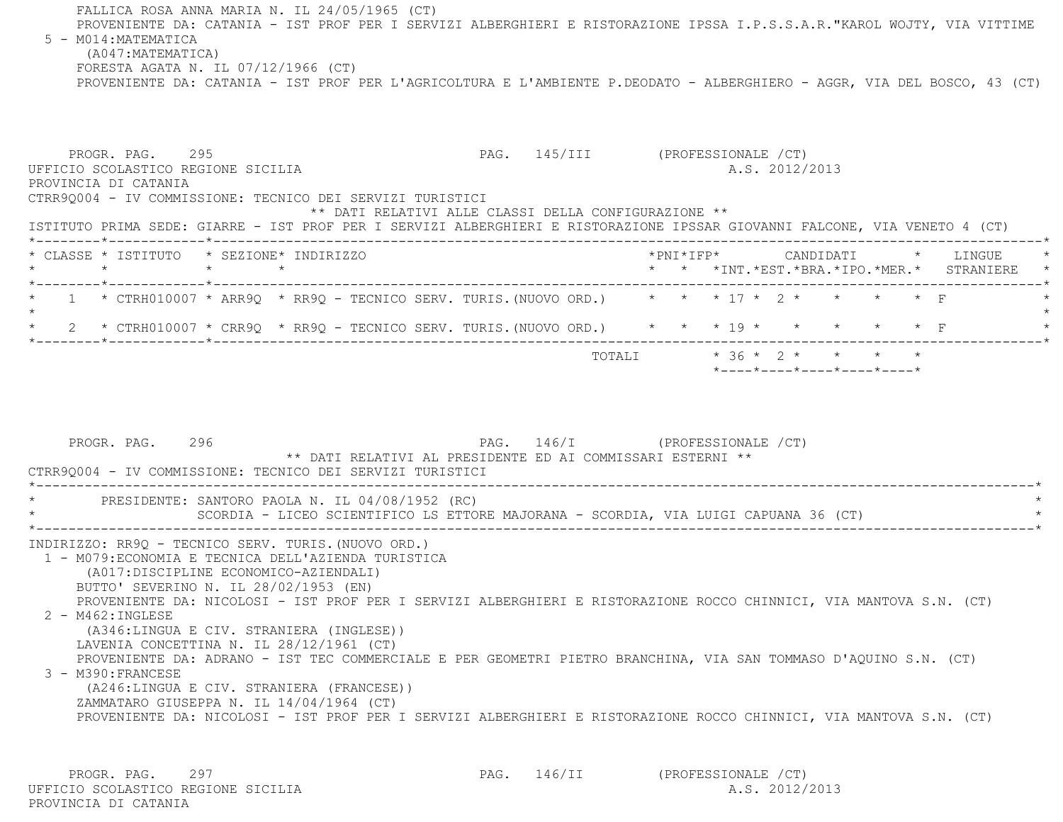FALLICA ROSA ANNA MARIA N. IL 24/05/1965 (CT)
PROVENIENTE DA: CATANIA - IST PROF PER I SERVIZI ALBERGHIERI E RISTORAZIONE IPSSA I.P.S.S.A.R."KAROL WOJTY, VIA VITTIME

5 - M014:MATEMATICA
(A047:MATEMATICA)
FORESTA AGATA N. IL 07/12/1966 (CT)
PROVENIENTE DA: CATANIA - IST PROF PER L'AGRICOLTURA E L'AMBIENTE P.DEODATO - ALBERGHIERO - AGGR, VIA DEL BOSCO, 43 (CT)

PROGR. PAG. 295 PAG. 145/III (PROFESSIONALE /CT)
UFFICIO SCOLASTICO REGIONE SICILIA A.S. 2012/2013
PROVINCIA DI CATANIA
CTRR9Q004 - IV COMMISSIONE: TECNICO DEI SERVIZI TURISTICI
** DATI RELATIVI ALLE CLASSI DELLA CONFIGURAZIONE **
ISTITUTO PRIMA SEDE: GIARRE - IST PROF PER I SERVIZI ALBERGHIERI E RISTORAZIONE IPSSAR GIOVANNI FALCONE, VIA VENETO 4 (CT)

| CLASSE | ISTITUTO | SEZIONE | INDIRIZZO | PNI | IFP | CANDIDATI INT. | EST. | BRA. | IPO. | MER. | LINGUE STRANIERE |
|---|---|---|---|---|---|---|---|---|---|---|---|
| 1 | CTRH010007 | ARR9Q | RR9Q - TECNICO SERV. TURIS.(NUOVO ORD.) | | | 17 | 2 | | | | F |
| 2 | CTRH010007 | CRR9Q | RR9Q - TECNICO SERV. TURIS.(NUOVO ORD.) | | | 19 | | | | | F |
| | | | TOTALI | | | 36 | 2 | | | | |

PROGR. PAG. 296 PAG. 146/I (PROFESSIONALE /CT)
** DATI RELATIVI AL PRESIDENTE ED AI COMMISSARI ESTERNI **
CTRR9Q004 - IV COMMISSIONE: TECNICO DEI SERVIZI TURISTICI

PRESIDENTE: SANTORO PAOLA N. IL 04/08/1952 (RC)
SCORDIA - LICEO SCIENTIFICO LS ETTORE MAJORANA - SCORDIA, VIA LUIGI CAPUANA 36 (CT)

INDIRIZZO: RR9Q - TECNICO SERV. TURIS.(NUOVO ORD.)

1 - M079:ECONOMIA E TECNICA DELL'AZIENDA TURISTICA
(A017:DISCIPLINE ECONOMICO-AZIENDALI)
BUTTO' SEVERINO N. IL 28/02/1953 (EN)
PROVENIENTE DA: NICOLOSI - IST PROF PER I SERVIZI ALBERGHIERI E RISTORAZIONE ROCCO CHINNICI, VIA MANTOVA S.N. (CT)

2 - M462:INGLESE
(A346:LINGUA E CIV. STRANIERA (INGLESE))
LAVENIA CONCETTINA N. IL 28/12/1961 (CT)
PROVENIENTE DA: ADRANO - IST TEC COMMERCIALE E PER GEOMETRI PIETRO BRANCHINA, VIA SAN TOMMASO D'AQUINO S.N. (CT)

3 - M390:FRANCESE
(A246:LINGUA E CIV. STRANIERA (FRANCESE))
ZAMMATARO GIUSEPPA N. IL 14/04/1964 (CT)
PROVENIENTE DA: NICOLOSI - IST PROF PER I SERVIZI ALBERGHIERI E RISTORAZIONE ROCCO CHINNICI, VIA MANTOVA S.N. (CT)

PROGR. PAG. 297 PAG. 146/II (PROFESSIONALE /CT)
UFFICIO SCOLASTICO REGIONE SICILIA A.S. 2012/2013
PROVINCIA DI CATANIA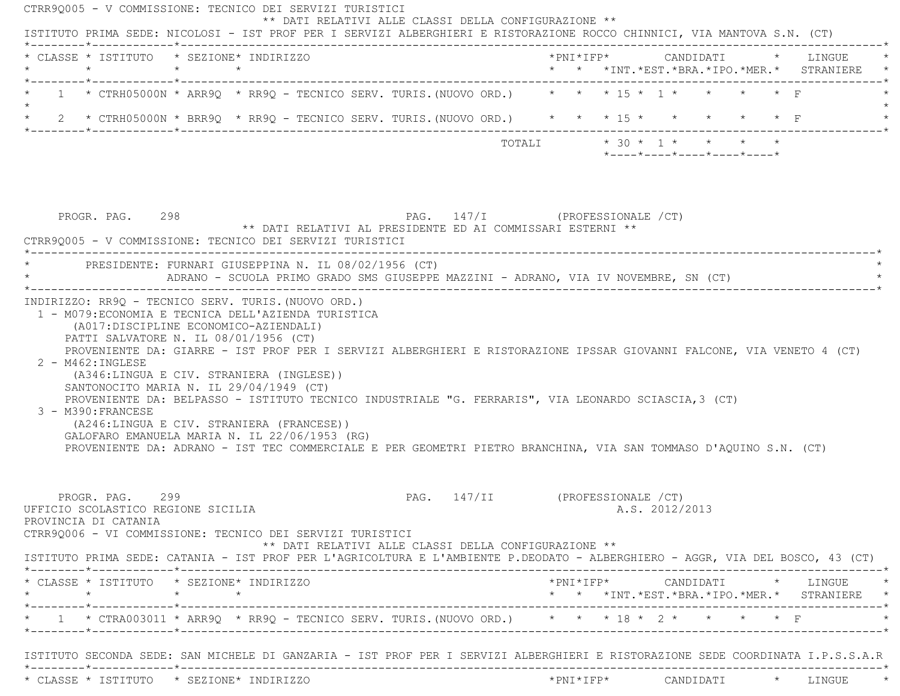CTRR9Q005 - V COMMISSIONE: TECNICO DEI SERVIZI TURISTICI

** DATI RELATIVI ALLE CLASSI DELLA CONFIGURAZIONE **

ISTITUTO PRIMA SEDE: NICOLOSI - IST PROF PER I SERVIZI ALBERGHIERI E RISTORAZIONE ROCCO CHINNICI, VIA MANTOVA S.N. (CT)

| CLASSE | ISTITUTO | SEZIONE | INDIRIZZO | PNI | IFP | CANDIDATI INT. | CANDIDATI EST. | CANDIDATI BRA. | CANDIDATI IPO. | CANDIDATI MER. | LINGUE STRANIERE |
|---|---|---|---|---|---|---|---|---|---|---|---|
| 1 | CTRH05000N | ARR9Q | RR9Q - TECNICO SERV. TURIS.(NUOVO ORD.) | | | 15 | 1 | | | | F |
| 2 | CTRH05000N | BRR9Q | RR9Q - TECNICO SERV. TURIS.(NUOVO ORD.) | | | 15 | | | | | F |
| | | | TOTALI | | | 30 | 1 | | | | |

PROGR. PAG. 298 PAG. 147/I (PROFESSIONALE /CT)

** DATI RELATIVI AL PRESIDENTE ED AI COMMISSARI ESTERNI **

CTRR9Q005 - V COMMISSIONE: TECNICO DEI SERVIZI TURISTICI

PRESIDENTE: FURNARI GIUSEPPINA N. IL 08/02/1956 (CT)
ADRANO - SCUOLA PRIMO GRADO SMS GIUSEPPE MAZZINI - ADRANO, VIA IV NOVEMBRE, SN (CT)

INDIRIZZO: RR9Q - TECNICO SERV. TURIS.(NUOVO ORD.)

1 - M079:ECONOMIA E TECNICA DELL'AZIENDA TURISTICA
(A017:DISCIPLINE ECONOMICO-AZIENDALI)
PATTI SALVATORE N. IL 08/01/1956 (CT)
PROVENIENTE DA: GIARRE - IST PROF PER I SERVIZI ALBERGHIERI E RISTORAZIONE IPSSAR GIOVANNI FALCONE, VIA VENETO 4 (CT)

2 - M462:INGLESE
(A346:LINGUA E CIV. STRANIERA (INGLESE))
SANTONOCITO MARIA N. IL 29/04/1949 (CT)
PROVENIENTE DA: BELPASSO - ISTITUTO TECNICO INDUSTRIALE "G. FERRARIS", VIA LEONARDO SCIASCIA,3 (CT)

3 - M390:FRANCESE
(A246:LINGUA E CIV. STRANIERA (FRANCESE))
GALOFARO EMANUELA MARIA N. IL 22/06/1953 (RG)
PROVENIENTE DA: ADRANO - IST TEC COMMERCIALE E PER GEOMETRI PIETRO BRANCHINA, VIA SAN TOMMASO D'AQUINO S.N. (CT)

PROGR. PAG. 299 PAG. 147/II (PROFESSIONALE /CT)

UFFICIO SCOLASTICO REGIONE SICILIA A.S. 2012/2013

PROVINCIA DI CATANIA

CTRR9Q006 - VI COMMISSIONE: TECNICO DEI SERVIZI TURISTICI

** DATI RELATIVI ALLE CLASSI DELLA CONFIGURAZIONE **

ISTITUTO PRIMA SEDE: CATANIA - IST PROF PER L'AGRICOLTURA E L'AMBIENTE P.DEODATO - ALBERGHIERO - AGGR, VIA DEL BOSCO, 43 (CT)

| CLASSE | ISTITUTO | SEZIONE | INDIRIZZO | PNI | IFP | CANDIDATI INT. | CANDIDATI EST. | CANDIDATI BRA. | CANDIDATI IPO. | CANDIDATI MER. | LINGUE STRANIERE |
|---|---|---|---|---|---|---|---|---|---|---|---|
| 1 | CTRA003011 | ARR9Q | RR9Q - TECNICO SERV. TURIS.(NUOVO ORD.) | | | 18 | 2 | | | | F |

ISTITUTO SECONDA SEDE: SAN MICHELE DI GANZARIA - IST PROF PER I SERVIZI ALBERGHIERI E RISTORAZIONE SEDE COORDINATA I.P.S.S.A.R

| CLASSE | ISTITUTO | SEZIONE | INDIRIZZO | PNI | IFP | CANDIDATI | LINGUE |
|---|---|---|---|---|---|---|---|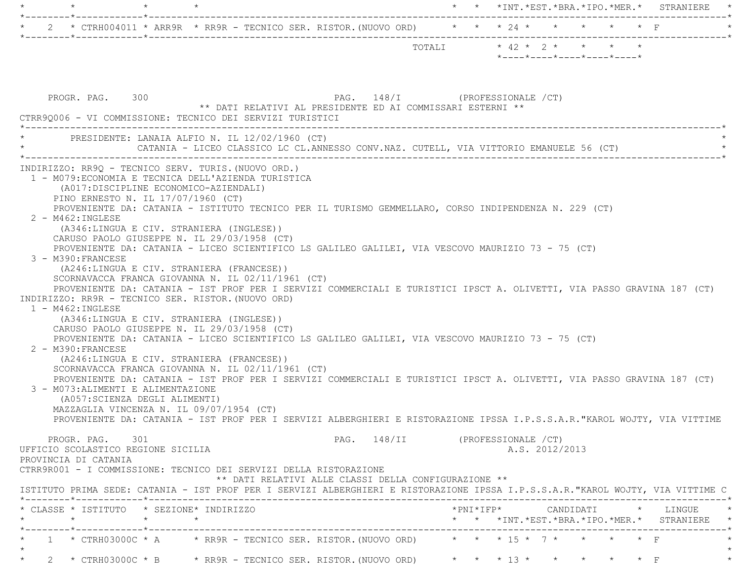| CLASSE | ISTITUTO | SEZIONE | INDIRIZZO | PNI | IFP | INT. | EST. | BRA. | IPO. | MER. | LINGUE STRANIERE |
|---|---|---|---|---|---|---|---|---|---|---|---|
| 2 | CTRH004011 | ARR9R | RR9R - TECNICO SER. RISTOR.(NUOVO ORD) | | | 24 | | | | | F |
| | | | TOTALI | | | 42 | 2 | | | | |

PROGR. PAG. 300 PAG. 148/I (PROFESSIONALE /CT)

** DATI RELATIVI AL PRESIDENTE ED AI COMMISSARI ESTERNI **

CTRR9Q006 - VI COMMISSIONE: TECNICO DEI SERVIZI TURISTICI

PRESIDENTE: LANAIA ALFIO N. IL 12/02/1960 (CT)
CATANIA - LICEO CLASSICO LC CL.ANNESSO CONV.NAZ. CUTELL, VIA VITTORIO EMANUELE 56 (CT)

INDIRIZZO: RR9Q - TECNICO SERV. TURIS.(NUOVO ORD.)

1 - M079:ECONOMIA E TECNICA DELL'AZIENDA TURISTICA
(A017:DISCIPLINE ECONOMICO-AZIENDALI)
PINO ERNESTO N. IL 17/07/1960 (CT)
PROVENIENTE DA: CATANIA - ISTITUTO TECNICO PER IL TURISMO GEMMELLARO, CORSO INDIPENDENZA N. 229 (CT)

2 - M462:INGLESE
(A346:LINGUA E CIV. STRANIERA (INGLESE))
CARUSO PAOLO GIUSEPPE N. IL 29/03/1958 (CT)
PROVENIENTE DA: CATANIA - LICEO SCIENTIFICO LS GALILEO GALILEI, VIA VESCOVO MAURIZIO 73 - 75 (CT)

3 - M390:FRANCESE
(A246:LINGUA E CIV. STRANIERA (FRANCESE))
SCORNAVACCA FRANCA GIOVANNA N. IL 02/11/1961 (CT)
PROVENIENTE DA: CATANIA - IST PROF PER I SERVIZI COMMERCIALI E TURISTICI IPSCT A. OLIVETTI, VIA PASSO GRAVINA 187 (CT)

INDIRIZZO: RR9R - TECNICO SER. RISTOR.(NUOVO ORD)

1 - M462:INGLESE
(A346:LINGUA E CIV. STRANIERA (INGLESE))
CARUSO PAOLO GIUSEPPE N. IL 29/03/1958 (CT)
PROVENIENTE DA: CATANIA - LICEO SCIENTIFICO LS GALILEO GALILEI, VIA VESCOVO MAURIZIO 73 - 75 (CT)

2 - M390:FRANCESE
(A246:LINGUA E CIV. STRANIERA (FRANCESE))
SCORNAVACCA FRANCA GIOVANNA N. IL 02/11/1961 (CT)
PROVENIENTE DA: CATANIA - IST PROF PER I SERVIZI COMMERCIALI E TURISTICI IPSCT A. OLIVETTI, VIA PASSO GRAVINA 187 (CT)

3 - M073:ALIMENTI E ALIMENTAZIONE
(A057:SCIENZA DEGLI ALIMENTI)
MAZZAGLIA VINCENZA N. IL 09/07/1954 (CT)
PROVENIENTE DA: CATANIA - IST PROF PER I SERVIZI ALBERGHIERI E RISTORAZIONE IPSSA I.P.S.S.A.R."KAROL WOJTY, VIA VITTIME

PROGR. PAG. 301 PAG. 148/II (PROFESSIONALE /CT)

UFFICIO SCOLASTICO REGIONE SICILIA A.S. 2012/2013

PROVINCIA DI CATANIA

CTRR9R001 - I COMMISSIONE: TECNICO DEI SERVIZI DELLA RISTORAZIONE

** DATI RELATIVI ALLE CLASSI DELLA CONFIGURAZIONE **

ISTITUTO PRIMA SEDE: CATANIA - IST PROF PER I SERVIZI ALBERGHIERI E RISTORAZIONE IPSSA I.P.S.S.A.R."KAROL WOJTY, VIA VITTIME C

| CLASSE | ISTITUTO | SEZIONE | INDIRIZZO | PNI | IFP | INT. | EST. | BRA. | IPO. | MER. | LINGUE STRANIERE |
|---|---|---|---|---|---|---|---|---|---|---|---|
| 1 | CTRH03000C | A | RR9R - TECNICO SER. RISTOR.(NUOVO ORD) | | | 15 | 7 | | | | F |
| 2 | CTRH03000C | B | RR9R - TECNICO SER. RISTOR.(NUOVO ORD) | | | 13 | | | | | F |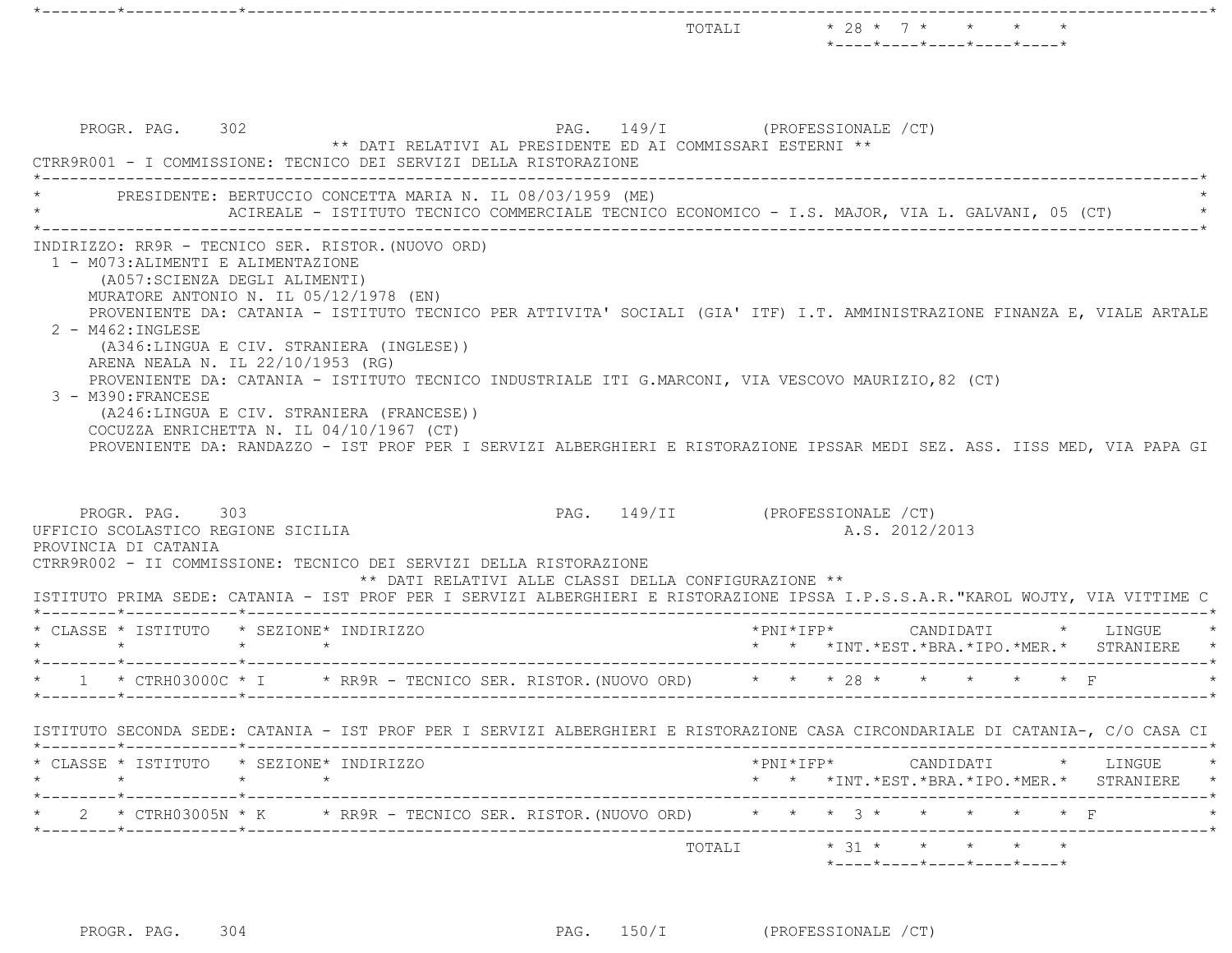| | | TOTALI | 28 | 7 | | | |
|---|---|---|---|---|---|---|---|

PROGR. PAG. 302 PAG. 149/I (PROFESSIONALE /CT)

** DATI RELATIVI AL PRESIDENTE ED AI COMMISSARI ESTERNI **

CTRR9R001 - I COMMISSIONE: TECNICO DEI SERVIZI DELLA RISTORAZIONE

PRESIDENTE: BERTUCCIO CONCETTA MARIA N. IL 08/03/1959 (ME)
ACIREALE - ISTITUTO TECNICO COMMERCIALE TECNICO ECONOMICO - I.S. MAJOR, VIA L. GALVANI, 05 (CT)

INDIRIZZO: RR9R - TECNICO SER. RISTOR.(NUOVO ORD)

1 - M073:ALIMENTI E ALIMENTAZIONE
(A057:SCIENZA DEGLI ALIMENTI)
MURATORE ANTONIO N. IL 05/12/1978 (EN)
PROVENIENTE DA: CATANIA - ISTITUTO TECNICO PER ATTIVITA' SOCIALI (GIA' ITF) I.T. AMMINISTRAZIONE FINANZA E, VIALE ARTALE

2 - M462:INGLESE
(A346:LINGUA E CIV. STRANIERA (INGLESE))
ARENA NEALA N. IL 22/10/1953 (RG)
PROVENIENTE DA: CATANIA - ISTITUTO TECNICO INDUSTRIALE ITI G.MARCONI, VIA VESCOVO MAURIZIO,82 (CT)

3 - M390:FRANCESE
(A246:LINGUA E CIV. STRANIERA (FRANCESE))
COCUZZA ENRICHETTA N. IL 04/10/1967 (CT)
PROVENIENTE DA: RANDAZZO - IST PROF PER I SERVIZI ALBERGHIERI E RISTORAZIONE IPSSAR MEDI SEZ. ASS. IISS MED, VIA PAPA GI

PROGR. PAG. 303 PAG. 149/II (PROFESSIONALE /CT)

UFFICIO SCOLASTICO REGIONE SICILIA A.S. 2012/2013

PROVINCIA DI CATANIA

CTRR9R002 - II COMMISSIONE: TECNICO DEI SERVIZI DELLA RISTORAZIONE

** DATI RELATIVI ALLE CLASSI DELLA CONFIGURAZIONE **

ISTITUTO PRIMA SEDE: CATANIA - IST PROF PER I SERVIZI ALBERGHIERI E RISTORAZIONE IPSSA I.P.S.S.A.R."KAROL WOJTY, VIA VITTIME C

| CLASSE | ISTITUTO | SEZIONE | INDIRIZZO | PNI | IFP | CANDIDATI INT. | EST. | BRA. | IPO. | MER. | LINGUE STRANIERE |
|---|---|---|---|---|---|---|---|---|---|---|---|
| 1 | CTRH03000C | I | RR9R - TECNICO SER. RISTOR.(NUOVO ORD) | | | 28 | | | | | F |

ISTITUTO SECONDA SEDE: CATANIA - IST PROF PER I SERVIZI ALBERGHIERI E RISTORAZIONE CASA CIRCONDARIALE DI CATANIA-, C/O CASA CI

| CLASSE | ISTITUTO | SEZIONE | INDIRIZZO | PNI | IFP | CANDIDATI INT. | EST. | BRA. | IPO. | MER. | LINGUE STRANIERE |
|---|---|---|---|---|---|---|---|---|---|---|---|
| 2 | CTRH03005N | K | RR9R - TECNICO SER. RISTOR.(NUOVO ORD) | | | 3 | | | | | F |
| | | | TOTALI | | | 31 | | | | | |

PROGR. PAG. 304 PAG. 150/I (PROFESSIONALE /CT)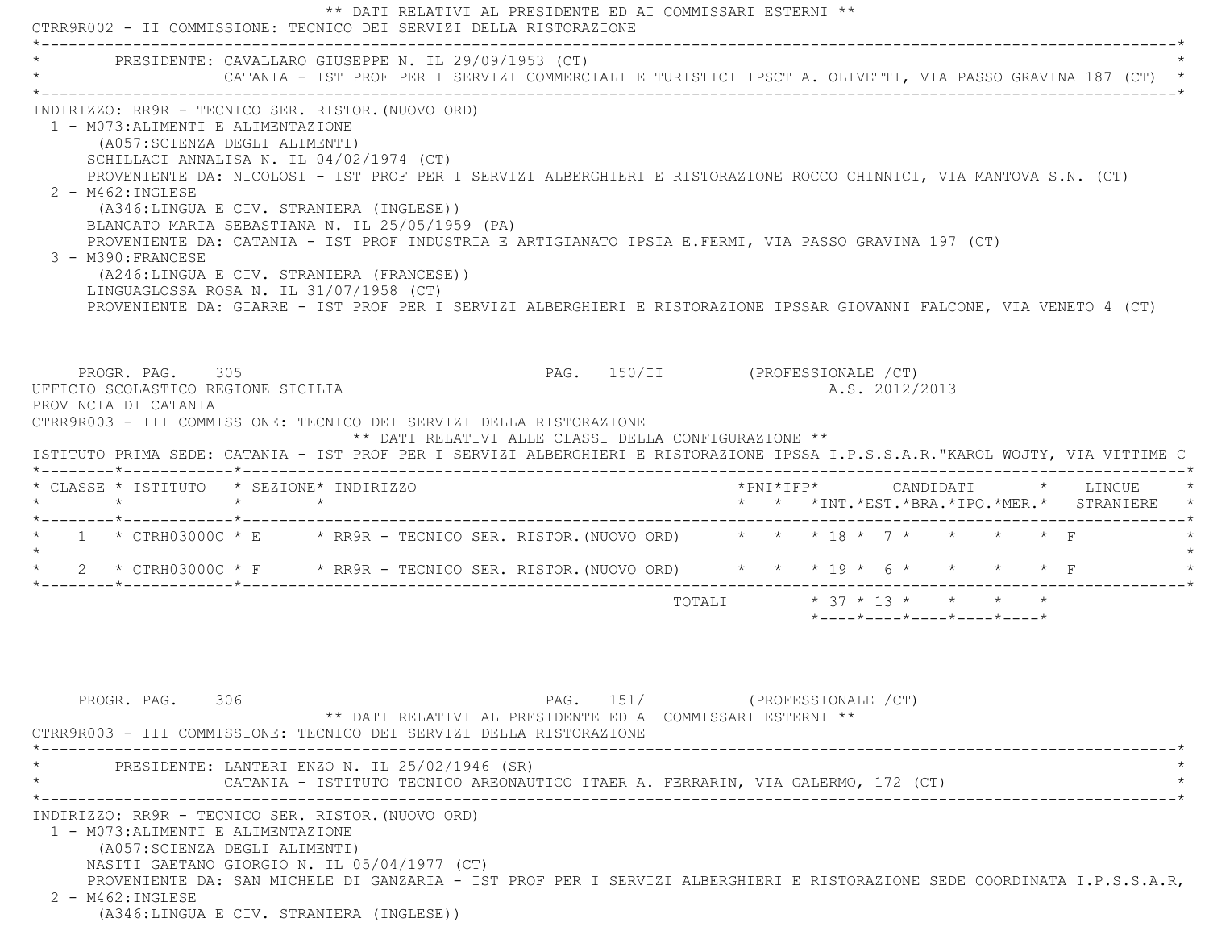** DATI RELATIVI AL PRESIDENTE ED AI COMMISSARI ESTERNI **

CTRR9R002 - II COMMISSIONE: TECNICO DEI SERVIZI DELLA RISTORAZIONE

PRESIDENTE: CAVALLARO GIUSEPPE N. IL 29/09/1953 (CT)
CATANIA - IST PROF PER I SERVIZI COMMERCIALI E TURISTICI IPSCT A. OLIVETTI, VIA PASSO GRAVINA 187 (CT)

INDIRIZZO: RR9R - TECNICO SER. RISTOR.(NUOVO ORD)

1 - M073:ALIMENTI E ALIMENTAZIONE
(A057:SCIENZA DEGLI ALIMENTI)
SCHILLACI ANNALISA N. IL 04/02/1974 (CT)
PROVENIENTE DA: NICOLOSI - IST PROF PER I SERVIZI ALBERGHIERI E RISTORAZIONE ROCCO CHINNICI, VIA MANTOVA S.N. (CT)

2 - M462:INGLESE
(A346:LINGUA E CIV. STRANIERA (INGLESE))
BLANCATO MARIA SEBASTIANA N. IL 25/05/1959 (PA)
PROVENIENTE DA: CATANIA - IST PROF INDUSTRIA E ARTIGIANATO IPSIA E.FERMI, VIA PASSO GRAVINA 197 (CT)

3 - M390:FRANCESE
(A246:LINGUA E CIV. STRANIERA (FRANCESE))
LINGUAGLOSSA ROSA N. IL 31/07/1958 (CT)
PROVENIENTE DA: GIARRE - IST PROF PER I SERVIZI ALBERGHIERI E RISTORAZIONE IPSSAR GIOVANNI FALCONE, VIA VENETO 4 (CT)

PROGR. PAG. 305 PAG. 150/II (PROFESSIONALE /CT)
UFFICIO SCOLASTICO REGIONE SICILIA A.S. 2012/2013
PROVINCIA DI CATANIA

CTRR9R003 - III COMMISSIONE: TECNICO DEI SERVIZI DELLA RISTORAZIONE

** DATI RELATIVI ALLE CLASSI DELLA CONFIGURAZIONE **

ISTITUTO PRIMA SEDE: CATANIA - IST PROF PER I SERVIZI ALBERGHIERI E RISTORAZIONE IPSSA I.P.S.S.A.R."KAROL WOJTY, VIA VITTIME C

| CLASSE | ISTITUTO | SEZIONE | INDIRIZZO | PNI | IFP | CANDIDATI INT. | CANDIDATI EST. | CANDIDATI BRA. | CANDIDATI IPO. | CANDIDATI MER. | LINGUE STRANIERE |
|---|---|---|---|---|---|---|---|---|---|---|---|
| 1 | CTRH03000C | E | RR9R - TECNICO SER. RISTOR.(NUOVO ORD) | | | 18 | 7 | | | | F |
| 2 | CTRH03000C | F | RR9R - TECNICO SER. RISTOR.(NUOVO ORD) | | | 19 | 6 | | | | F |
| | | | TOTALI | | | 37 | 13 | | | | |

PROGR. PAG. 306 PAG. 151/I (PROFESSIONALE /CT)

** DATI RELATIVI AL PRESIDENTE ED AI COMMISSARI ESTERNI **

CTRR9R003 - III COMMISSIONE: TECNICO DEI SERVIZI DELLA RISTORAZIONE

PRESIDENTE: LANTERI ENZO N. IL 25/02/1946 (SR)
CATANIA - ISTITUTO TECNICO AREONAUTICO ITAER A. FERRARIN, VIA GALERMO, 172 (CT)

INDIRIZZO: RR9R - TECNICO SER. RISTOR.(NUOVO ORD)

1 - M073:ALIMENTI E ALIMENTAZIONE
(A057:SCIENZA DEGLI ALIMENTI)
NASITI GAETANO GIORGIO N. IL 05/04/1977 (CT)
PROVENIENTE DA: SAN MICHELE DI GANZARIA - IST PROF PER I SERVIZI ALBERGHIERI E RISTORAZIONE SEDE COORDINATA I.P.S.S.A.R,

2 - M462:INGLESE
(A346:LINGUA E CIV. STRANIERA (INGLESE))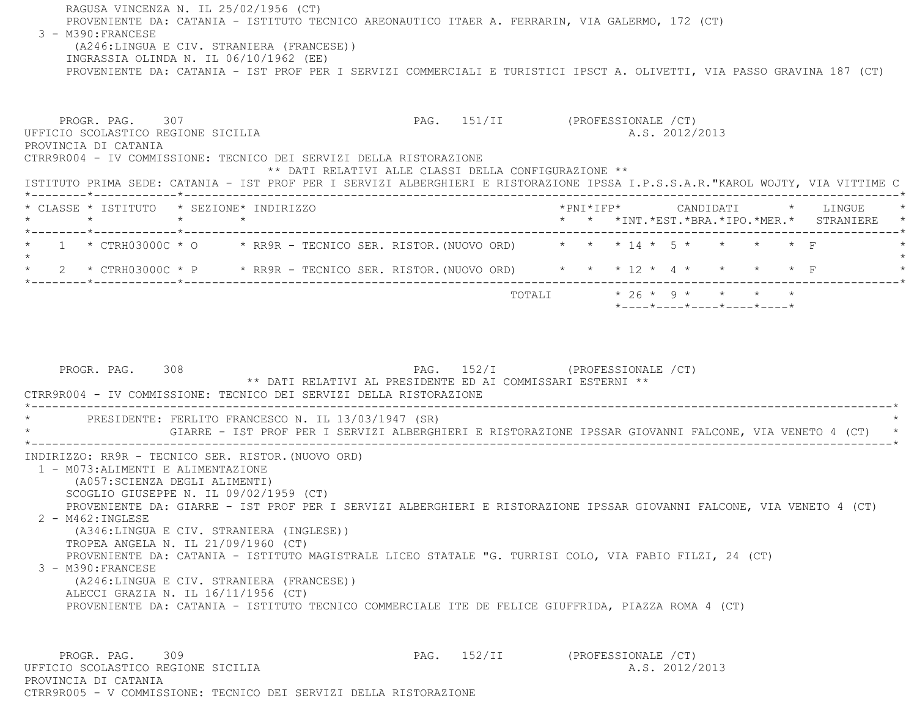RAGUSA VINCENZA N. IL 25/02/1956 (CT)
PROVENIENTE DA: CATANIA - ISTITUTO TECNICO AREONAUTICO ITAER A. FERRARIN, VIA GALERMO, 172 (CT)

3 - M390:FRANCESE
(A246:LINGUA E CIV. STRANIERA (FRANCESE))
INGRASSIA OLINDA N. IL 06/10/1962 (EE)
PROVENIENTE DA: CATANIA - IST PROF PER I SERVIZI COMMERCIALI E TURISTICI IPSCT A. OLIVETTI, VIA PASSO GRAVINA 187 (CT)

PROGR. PAG. 307 PAG. 151/II (PROFESSIONALE /CT)

UFFICIO SCOLASTICO REGIONE SICILIA A.S. 2012/2013

PROVINCIA DI CATANIA

CTRR9R004 - IV COMMISSIONE: TECNICO DEI SERVIZI DELLA RISTORAZIONE

** DATI RELATIVI ALLE CLASSI DELLA CONFIGURAZIONE **

ISTITUTO PRIMA SEDE: CATANIA - IST PROF PER I SERVIZI ALBERGHIERI E RISTORAZIONE IPSSA I.P.S.S.A.R."KAROL WOJTY, VIA VITTIME C

| CLASSE | ISTITUTO | SEZIONE | INDIRIZZO | PNI | IFP | CANDIDATI INT. | EST. | BRA. | IPO. | MER. | LINGUE STRANIERE |
|---|---|---|---|---|---|---|---|---|---|---|---|
| 1 | CTRH03000C | O | RR9R - TECNICO SER. RISTOR.(NUOVO ORD) | | | 14 | 5 | | | | F |
| 2 | CTRH03000C | P | RR9R - TECNICO SER. RISTOR.(NUOVO ORD) | | | 12 | 4 | | | | F |
| | | | TOTALI | | | 26 | 9 | | | | |

PROGR. PAG. 308 PAG. 152/I (PROFESSIONALE /CT)

** DATI RELATIVI AL PRESIDENTE ED AI COMMISSARI ESTERNI **

CTRR9R004 - IV COMMISSIONE: TECNICO DEI SERVIZI DELLA RISTORAZIONE

PRESIDENTE: FERLITO FRANCESCO N. IL 13/03/1947 (SR)
GIARRE - IST PROF PER I SERVIZI ALBERGHIERI E RISTORAZIONE IPSSAR GIOVANNI FALCONE, VIA VENETO 4 (CT)

INDIRIZZO: RR9R - TECNICO SER. RISTOR.(NUOVO ORD)

1 - M073:ALIMENTI E ALIMENTAZIONE
(A057:SCIENZA DEGLI ALIMENTI)
SCOGLIO GIUSEPPE N. IL 09/02/1959 (CT)
PROVENIENTE DA: GIARRE - IST PROF PER I SERVIZI ALBERGHIERI E RISTORAZIONE IPSSAR GIOVANNI FALCONE, VIA VENETO 4 (CT)

2 - M462:INGLESE
(A346:LINGUA E CIV. STRANIERA (INGLESE))
TROPEA ANGELA N. IL 21/09/1960 (CT)
PROVENIENTE DA: CATANIA - ISTITUTO MAGISTRALE LICEO STATALE "G. TURRISI COLO, VIA FABIO FILZI, 24 (CT)

3 - M390:FRANCESE
(A246:LINGUA E CIV. STRANIERA (FRANCESE))
ALECCI GRAZIA N. IL 16/11/1956 (CT)
PROVENIENTE DA: CATANIA - ISTITUTO TECNICO COMMERCIALE ITE DE FELICE GIUFFRIDA, PIAZZA ROMA 4 (CT)

PROGR. PAG. 309 PAG. 152/II (PROFESSIONALE /CT)

UFFICIO SCOLASTICO REGIONE SICILIA A.S. 2012/2013

PROVINCIA DI CATANIA

CTRR9R005 - V COMMISSIONE: TECNICO DEI SERVIZI DELLA RISTORAZIONE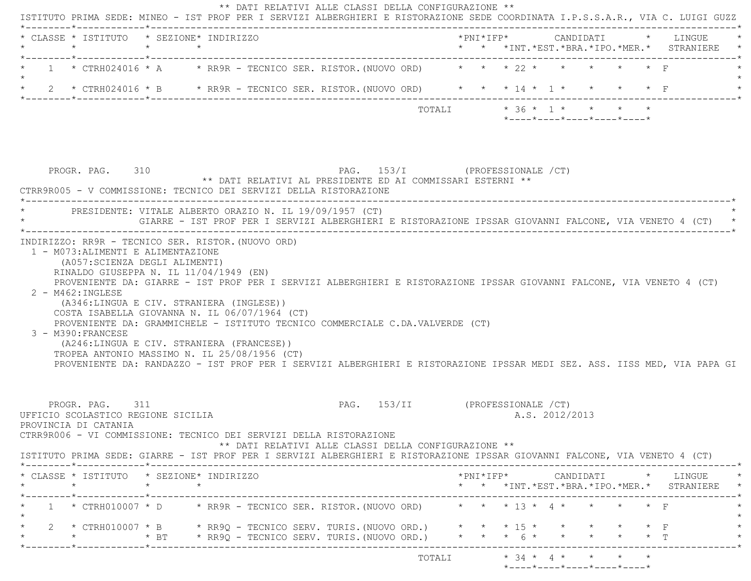** DATI RELATIVI ALLE CLASSI DELLA CONFIGURAZIONE **

ISTITUTO PRIMA SEDE: MINEO - IST PROF PER I SERVIZI ALBERGHIERI E RISTORAZIONE SEDE COORDINATA I.P.S.S.A.R., VIA C. LUIGI GUZZ

| CLASSE | ISTITUTO | SEZIONE | INDIRIZZO | PNI | IFP | CANDIDATI INT. | EST. | BRA. | IPO. | MER. | LINGUE STRANIERE |
|---|---|---|---|---|---|---|---|---|---|---|---|
| 1 | CTRH024016 | A | RR9R - TECNICO SER. RISTOR.(NUOVO ORD) | | | 22 | | | | | F |
| 2 | CTRH024016 | B | RR9R - TECNICO SER. RISTOR.(NUOVO ORD) | | | 14 | 1 | | | | F |
| | | | TOTALI | | | 36 | 1 | | | | |

PROGR. PAG. 310 PAG. 153/I (PROFESSIONALE /CT)

** DATI RELATIVI AL PRESIDENTE ED AI COMMISSARI ESTERNI **

CTRR9R005 - V COMMISSIONE: TECNICO DEI SERVIZI DELLA RISTORAZIONE

PRESIDENTE: VITALE ALBERTO ORAZIO N. IL 19/09/1957 (CT)
GIARRE - IST PROF PER I SERVIZI ALBERGHIERI E RISTORAZIONE IPSSAR GIOVANNI FALCONE, VIA VENETO 4 (CT)

INDIRIZZO: RR9R - TECNICO SER. RISTOR.(NUOVO ORD)

1 - M073:ALIMENTI E ALIMENTAZIONE
(A057:SCIENZA DEGLI ALIMENTI)
RINALDO GIUSEPPA N. IL 11/04/1949 (EN)
PROVENIENTE DA: GIARRE - IST PROF PER I SERVIZI ALBERGHIERI E RISTORAZIONE IPSSAR GIOVANNI FALCONE, VIA VENETO 4 (CT)

2 - M462:INGLESE
(A346:LINGUA E CIV. STRANIERA (INGLESE))
COSTA ISABELLA GIOVANNA N. IL 06/07/1964 (CT)
PROVENIENTE DA: GRAMMICHELE - ISTITUTO TECNICO COMMERCIALE C.DA.VALVERDE (CT)

3 - M390:FRANCESE
(A246:LINGUA E CIV. STRANIERA (FRANCESE))
TROPEA ANTONIO MASSIMO N. IL 25/08/1956 (CT)
PROVENIENTE DA: RANDAZZO - IST PROF PER I SERVIZI ALBERGHIERI E RISTORAZIONE IPSSAR MEDI SEZ. ASS. IISS MED, VIA PAPA GI

PROGR. PAG. 311 PAG. 153/II (PROFESSIONALE /CT)

UFFICIO SCOLASTICO REGIONE SICILIA A.S. 2012/2013

PROVINCIA DI CATANIA

CTRR9R006 - VI COMMISSIONE: TECNICO DEI SERVIZI DELLA RISTORAZIONE

** DATI RELATIVI ALLE CLASSI DELLA CONFIGURAZIONE **

ISTITUTO PRIMA SEDE: GIARRE - IST PROF PER I SERVIZI ALBERGHIERI E RISTORAZIONE IPSSAR GIOVANNI FALCONE, VIA VENETO 4 (CT)

| CLASSE | ISTITUTO | SEZIONE | INDIRIZZO | PNI | IFP | CANDIDATI INT. | EST. | BRA. | IPO. | MER. | LINGUE STRANIERE |
|---|---|---|---|---|---|---|---|---|---|---|---|
| 1 | CTRH010007 | D | RR9R - TECNICO SER. RISTOR.(NUOVO ORD) | | | 13 | 4 | | | | F |
| 2 | CTRH010007 | B | RR9Q - TECNICO SERV. TURIS.(NUOVO ORD.) | | | 15 | | | | | F |
| | | BT | RR9Q - TECNICO SERV. TURIS.(NUOVO ORD.) | | | 6 | | | | | T |
| | | | TOTALI | | | 34 | 4 | | | | |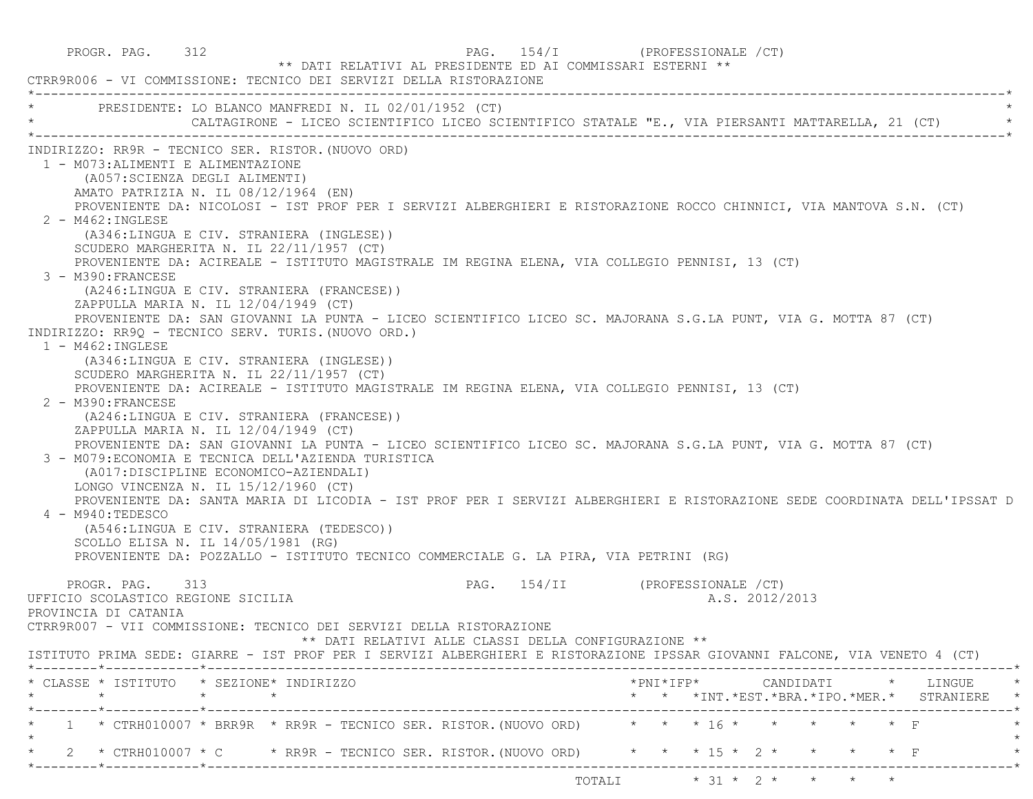PROGR. PAG. 312 PAG. 154/I (PROFESSIONALE /CT)

** DATI RELATIVI AL PRESIDENTE ED AI COMMISSARI ESTERNI **

CTRR9R006 - VI COMMISSIONE: TECNICO DEI SERVIZI DELLA RISTORAZIONE

PRESIDENTE: LO BLANCO MANFREDI N. IL 02/01/1952 (CT)
CALTAGIRONE - LICEO SCIENTIFICO LICEO SCIENTIFICO STATALE "E., VIA PIERSANTI MATTARELLA, 21 (CT)

INDIRIZZO: RR9R - TECNICO SER. RISTOR.(NUOVO ORD)

1 - M073:ALIMENTI E ALIMENTAZIONE
(A057:SCIENZA DEGLI ALIMENTI)
AMATO PATRIZIA N. IL 08/12/1964 (EN)
PROVENIENTE DA: NICOLOSI - IST PROF PER I SERVIZI ALBERGHIERI E RISTORAZIONE ROCCO CHINNICI, VIA MANTOVA S.N. (CT)

2 - M462:INGLESE
(A346:LINGUA E CIV. STRANIERA (INGLESE))
SCUDERO MARGHERITA N. IL 22/11/1957 (CT)
PROVENIENTE DA: ACIREALE - ISTITUTO MAGISTRALE IM REGINA ELENA, VIA COLLEGIO PENNISI, 13 (CT)

3 - M390:FRANCESE
(A246:LINGUA E CIV. STRANIERA (FRANCESE))
ZAPPULLA MARIA N. IL 12/04/1949 (CT)
PROVENIENTE DA: SAN GIOVANNI LA PUNTA - LICEO SCIENTIFICO LICEO SC. MAJORANA S.G.LA PUNT, VIA G. MOTTA 87 (CT)

INDIRIZZO: RR9Q - TECNICO SERV. TURIS.(NUOVO ORD.)

1 - M462:INGLESE
(A346:LINGUA E CIV. STRANIERA (INGLESE))
SCUDERO MARGHERITA N. IL 22/11/1957 (CT)
PROVENIENTE DA: ACIREALE - ISTITUTO MAGISTRALE IM REGINA ELENA, VIA COLLEGIO PENNISI, 13 (CT)

2 - M390:FRANCESE
(A246:LINGUA E CIV. STRANIERA (FRANCESE))
ZAPPULLA MARIA N. IL 12/04/1949 (CT)
PROVENIENTE DA: SAN GIOVANNI LA PUNTA - LICEO SCIENTIFICO LICEO SC. MAJORANA S.G.LA PUNT, VIA G. MOTTA 87 (CT)

3 - M079:ECONOMIA E TECNICA DELL'AZIENDA TURISTICA
(A017:DISCIPLINE ECONOMICO-AZIENDALI)
LONGO VINCENZA N. IL 15/12/1960 (CT)
PROVENIENTE DA: SANTA MARIA DI LICODIA - IST PROF PER I SERVIZI ALBERGHIERI E RISTORAZIONE SEDE COORDINATA DELL'IPSSAT D

4 - M940:TEDESCO
(A546:LINGUA E CIV. STRANIERA (TEDESCO))
SCOLLO ELISA N. IL 14/05/1981 (RG)
PROVENIENTE DA: POZZALLO - ISTITUTO TECNICO COMMERCIALE G. LA PIRA, VIA PETRINI (RG)

PROGR. PAG. 313 PAG. 154/II (PROFESSIONALE /CT)

UFFICIO SCOLASTICO REGIONE SICILIA A.S. 2012/2013

PROVINCIA DI CATANIA

CTRR9R007 - VII COMMISSIONE: TECNICO DEI SERVIZI DELLA RISTORAZIONE

** DATI RELATIVI ALLE CLASSI DELLA CONFIGURAZIONE **

ISTITUTO PRIMA SEDE: GIARRE - IST PROF PER I SERVIZI ALBERGHIERI E RISTORAZIONE IPSSAR GIOVANNI FALCONE, VIA VENETO 4 (CT)

| CLASSE | ISTITUTO | SEZIONE | INDIRIZZO | PNI | IFP | CANDIDATI INT. | EST. | BRA. | IPO. | MER. | LINGUE STRANIERE |
|---|---|---|---|---|---|---|---|---|---|---|---|
| 1 | CTRH010007 | BRR9R | RR9R - TECNICO SER. RISTOR.(NUOVO ORD) | | | 16 | | | | | F |
| 2 | CTRH010007 | C | RR9R - TECNICO SER. RISTOR.(NUOVO ORD) | | | 15 | 2 | | | | F |
| | | | TOTALI | | | 31 | 2 | | | | |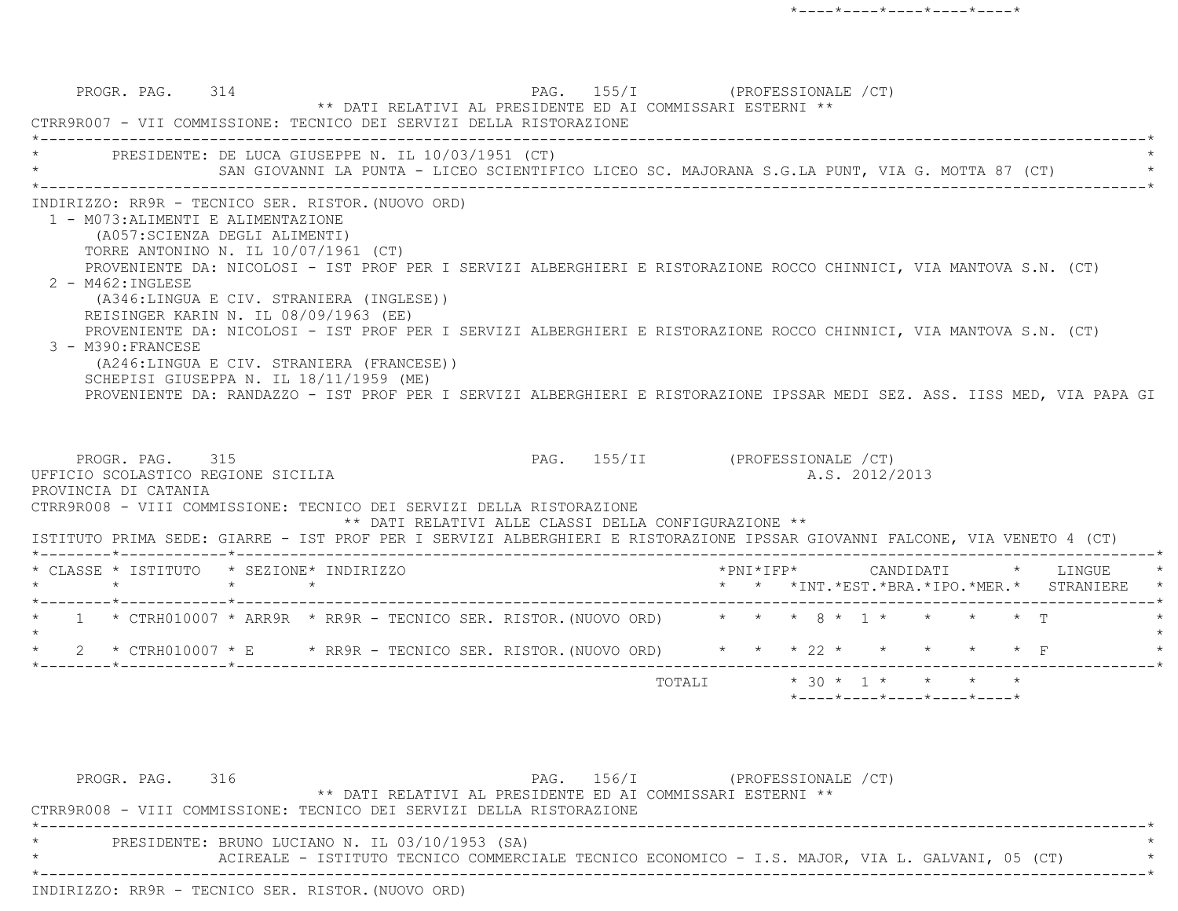PROGR. PAG. 314 PAG. 155/I (PROFESSIONALE /CT)

** DATI RELATIVI AL PRESIDENTE ED AI COMMISSARI ESTERNI **

CTRR9R007 - VII COMMISSIONE: TECNICO DEI SERVIZI DELLA RISTORAZIONE

PRESIDENTE: DE LUCA GIUSEPPE N. IL 10/03/1951 (CT)
SAN GIOVANNI LA PUNTA - LICEO SCIENTIFICO LICEO SC. MAJORANA S.G.LA PUNT, VIA G. MOTTA 87 (CT)

INDIRIZZO: RR9R - TECNICO SER. RISTOR.(NUOVO ORD)

1 - M073:ALIMENTI E ALIMENTAZIONE
   (A057:SCIENZA DEGLI ALIMENTI)
   TORRE ANTONINO N. IL 10/07/1961 (CT)
   PROVENIENTE DA: NICOLOSI - IST PROF PER I SERVIZI ALBERGHIERI E RISTORAZIONE ROCCO CHINNICI, VIA MANTOVA S.N. (CT)
2 - M462:INGLESE
   (A346:LINGUA E CIV. STRANIERA (INGLESE))
   REISINGER KARIN N. IL 08/09/1963 (EE)
   PROVENIENTE DA: NICOLOSI - IST PROF PER I SERVIZI ALBERGHIERI E RISTORAZIONE ROCCO CHINNICI, VIA MANTOVA S.N. (CT)
3 - M390:FRANCESE
   (A246:LINGUA E CIV. STRANIERA (FRANCESE))
   SCHEPISI GIUSEPPA N. IL 18/11/1959 (ME)
   PROVENIENTE DA: RANDAZZO - IST PROF PER I SERVIZI ALBERGHIERI E RISTORAZIONE IPSSAR MEDI SEZ. ASS. IISS MED, VIA PAPA GI

PROGR. PAG. 315 PAG. 155/II (PROFESSIONALE /CT)

UFFICIO SCOLASTICO REGIONE SICILIA A.S. 2012/2013

PROVINCIA DI CATANIA

CTRR9R008 - VIII COMMISSIONE: TECNICO DEI SERVIZI DELLA RISTORAZIONE

** DATI RELATIVI ALLE CLASSI DELLA CONFIGURAZIONE **

ISTITUTO PRIMA SEDE: GIARRE - IST PROF PER I SERVIZI ALBERGHIERI E RISTORAZIONE IPSSAR GIOVANNI FALCONE, VIA VENETO 4 (CT)

| CLASSE | ISTITUTO | SEZIONE | INDIRIZZO | PNI | IFP | CANDIDATI INT. | CANDIDATI EST. | CANDIDATI BRA. | CANDIDATI IPO. | CANDIDATI MER. | LINGUE STRANIERE |
|---|---|---|---|---|---|---|---|---|---|---|---|
| 1 | CTRH010007 | ARR9R | RR9R - TECNICO SER. RISTOR.(NUOVO ORD) | | | 8 | 1 | | | | T |
| 2 | CTRH010007 | E | RR9R - TECNICO SER. RISTOR.(NUOVO ORD) | | | 22 | | | | | F |
| | | | TOTALI | | | 30 | 1 | | | | |

PROGR. PAG. 316 PAG. 156/I (PROFESSIONALE /CT)

** DATI RELATIVI AL PRESIDENTE ED AI COMMISSARI ESTERNI **

CTRR9R008 - VIII COMMISSIONE: TECNICO DEI SERVIZI DELLA RISTORAZIONE

PRESIDENTE: BRUNO LUCIANO N. IL 03/10/1953 (SA)
ACIREALE - ISTITUTO TECNICO COMMERCIALE TECNICO ECONOMICO - I.S. MAJOR, VIA L. GALVANI, 05 (CT)

INDIRIZZO: RR9R - TECNICO SER. RISTOR.(NUOVO ORD)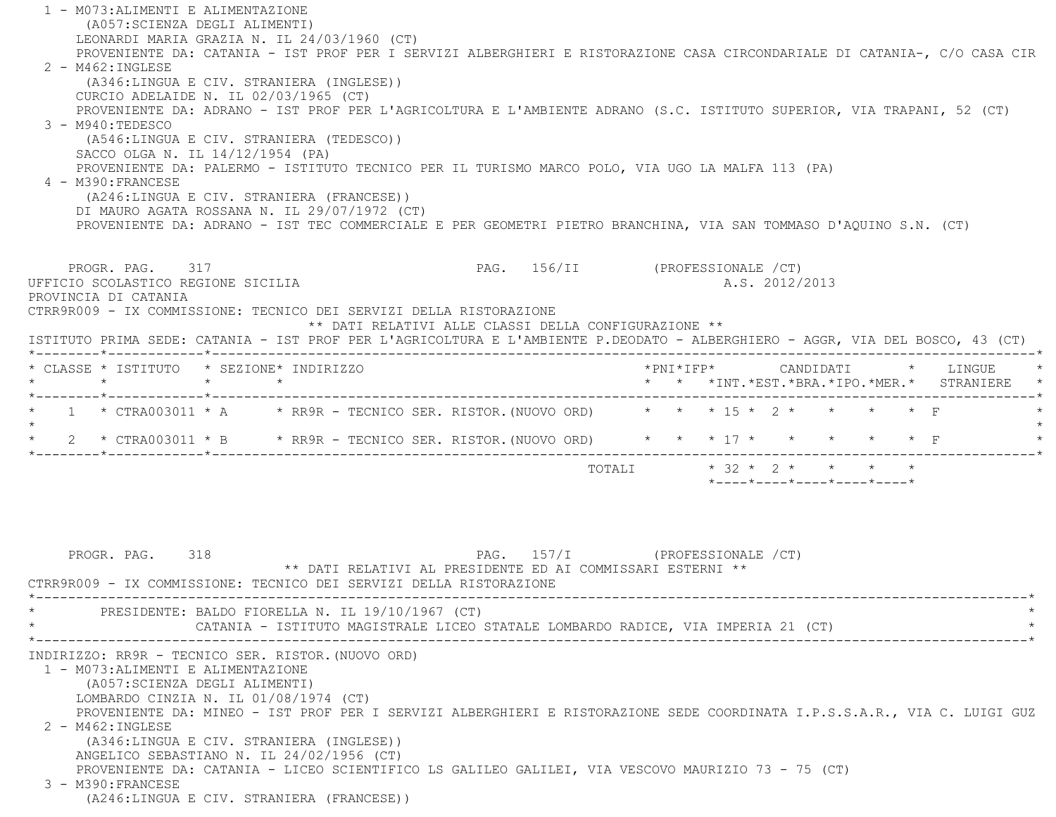1 - M073:ALIMENTI E ALIMENTAZIONE
(A057:SCIENZA DEGLI ALIMENTI)
LEONARDI MARIA GRAZIA N. IL 24/03/1960 (CT)
PROVENIENTE DA: CATANIA - IST PROF PER I SERVIZI ALBERGHIERI E RISTORAZIONE CASA CIRCONDARIALE DI CATANIA-, C/O CASA CIR

2 - M462:INGLESE
(A346:LINGUA E CIV. STRANIERA (INGLESE))
CURCIO ADELAIDE N. IL 02/03/1965 (CT)
PROVENIENTE DA: ADRANO - IST PROF PER L'AGRICOLTURA E L'AMBIENTE ADRANO (S.C. ISTITUTO SUPERIOR, VIA TRAPANI, 52 (CT)

3 - M940:TEDESCO
(A546:LINGUA E CIV. STRANIERA (TEDESCO))
SACCO OLGA N. IL 14/12/1954 (PA)
PROVENIENTE DA: PALERMO - ISTITUTO TECNICO PER IL TURISMO MARCO POLO, VIA UGO LA MALFA 113 (PA)

4 - M390:FRANCESE
(A246:LINGUA E CIV. STRANIERA (FRANCESE))
DI MAURO AGATA ROSSANA N. IL 29/07/1972 (CT)
PROVENIENTE DA: ADRANO - IST TEC COMMERCIALE E PER GEOMETRI PIETRO BRANCHINA, VIA SAN TOMMASO D'AQUINO S.N. (CT)

PROGR. PAG. 317 PAG. 156/II (PROFESSIONALE /CT)

UFFICIO SCOLASTICO REGIONE SICILIA A.S. 2012/2013

PROVINCIA DI CATANIA

CTRR9R009 - IX COMMISSIONE: TECNICO DEI SERVIZI DELLA RISTORAZIONE

** DATI RELATIVI ALLE CLASSI DELLA CONFIGURAZIONE **

ISTITUTO PRIMA SEDE: CATANIA - IST PROF PER L'AGRICOLTURA E L'AMBIENTE P.DEODATO - ALBERGHIERO - AGGR, VIA DEL BOSCO, 43 (CT)

| CLASSE | ISTITUTO | SEZIONE | INDIRIZZO | PNI | IFP | CANDIDATI INT. | CANDIDATI EST. | CANDIDATI BRA. | CANDIDATI IPO. | CANDIDATI MER. | LINGUE STRANIERE |
|---|---|---|---|---|---|---|---|---|---|---|---|
| 1 | CTRA003011 | A | RR9R - TECNICO SER. RISTOR.(NUOVO ORD) | | | 15 | 2 | | | | F |
| 2 | CTRA003011 | B | RR9R - TECNICO SER. RISTOR.(NUOVO ORD) | | | 17 | | | | | F |
| | | | | | TOTALI | 32 | 2 | | | | |

PROGR. PAG. 318 PAG. 157/I (PROFESSIONALE /CT)

** DATI RELATIVI AL PRESIDENTE ED AI COMMISSARI ESTERNI **

CTRR9R009 - IX COMMISSIONE: TECNICO DEI SERVIZI DELLA RISTORAZIONE

PRESIDENTE: BALDO FIORELLA N. IL 19/10/1967 (CT)
CATANIA - ISTITUTO MAGISTRALE LICEO STATALE LOMBARDO RADICE, VIA IMPERIA 21 (CT)

INDIRIZZO: RR9R - TECNICO SER. RISTOR.(NUOVO ORD)

1 - M073:ALIMENTI E ALIMENTAZIONE
(A057:SCIENZA DEGLI ALIMENTI)
LOMBARDO CINZIA N. IL 01/08/1974 (CT)
PROVENIENTE DA: MINEO - IST PROF PER I SERVIZI ALBERGHIERI E RISTORAZIONE SEDE COORDINATA I.P.S.S.A.R., VIA C. LUIGI GUZ

2 - M462:INGLESE
(A346:LINGUA E CIV. STRANIERA (INGLESE))
ANGELICO SEBASTIANO N. IL 24/02/1956 (CT)
PROVENIENTE DA: CATANIA - LICEO SCIENTIFICO LS GALILEO GALILEI, VIA VESCOVO MAURIZIO 73 - 75 (CT)

3 - M390:FRANCESE
(A246:LINGUA E CIV. STRANIERA (FRANCESE))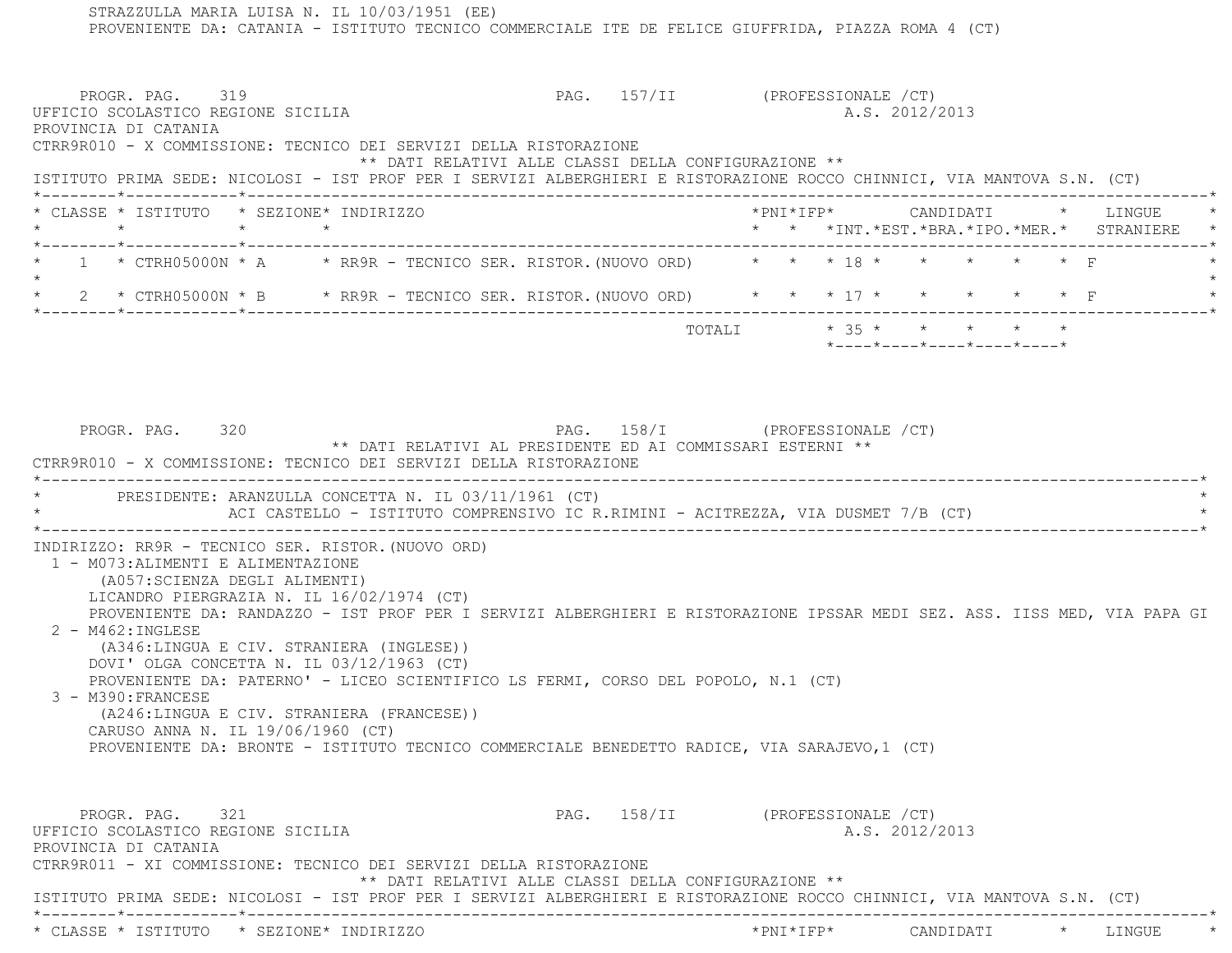STRAZZULLA MARIA LUISA N. IL 10/03/1951 (EE)
PROVENIENTE DA: CATANIA - ISTITUTO TECNICO COMMERCIALE ITE DE FELICE GIUFFRIDA, PIAZZA ROMA 4 (CT)

PROGR. PAG. 319 PAG. 157/II (PROFESSIONALE /CT)

UFFICIO SCOLASTICO REGIONE SICILIA A.S. 2012/2013

PROVINCIA DI CATANIA

CTRR9R010 - X COMMISSIONE: TECNICO DEI SERVIZI DELLA RISTORAZIONE

** DATI RELATIVI ALLE CLASSI DELLA CONFIGURAZIONE **

ISTITUTO PRIMA SEDE: NICOLOSI - IST PROF PER I SERVIZI ALBERGHIERI E RISTORAZIONE ROCCO CHINNICI, VIA MANTOVA S.N. (CT)

| CLASSE | ISTITUTO | SEZIONE | INDIRIZZO | PNI | IFP | CANDIDATI INT. | EST. | BRA. | IPO. | MER. | LINGUE STRANIERE |
|---|---|---|---|---|---|---|---|---|---|---|---|
| 1 | CTRH05000N | A | RR9R - TECNICO SER. RISTOR.(NUOVO ORD) | | | 18 | | | | | F |
| 2 | CTRH05000N | B | RR9R - TECNICO SER. RISTOR.(NUOVO ORD) | | | 17 | | | | | F |
| | | | TOTALI | | | 35 | | | | | |

PROGR. PAG. 320 PAG. 158/I (PROFESSIONALE /CT)

** DATI RELATIVI AL PRESIDENTE ED AI COMMISSARI ESTERNI **

CTRR9R010 - X COMMISSIONE: TECNICO DEI SERVIZI DELLA RISTORAZIONE

PRESIDENTE: ARANZULLA CONCETTA N. IL 03/11/1961 (CT)
ACI CASTELLO - ISTITUTO COMPRENSIVO IC R.RIMINI - ACITREZZA, VIA DUSMET 7/B (CT)

INDIRIZZO: RR9R - TECNICO SER. RISTOR.(NUOVO ORD)

1 - M073:ALIMENTI E ALIMENTAZIONE
(A057:SCIENZA DEGLI ALIMENTI)
LICANDRO PIERGRAZIA N. IL 16/02/1974 (CT)
PROVENIENTE DA: RANDAZZO - IST PROF PER I SERVIZI ALBERGHIERI E RISTORAZIONE IPSSAR MEDI SEZ. ASS. IISS MED, VIA PAPA GI

2 - M462:INGLESE
(A346:LINGUA E CIV. STRANIERA (INGLESE))
DOVI' OLGA CONCETTA N. IL 03/12/1963 (CT)
PROVENIENTE DA: PATERNO' - LICEO SCIENTIFICO LS FERMI, CORSO DEL POPOLO, N.1 (CT)

3 - M390:FRANCESE
(A246:LINGUA E CIV. STRANIERA (FRANCESE))
CARUSO ANNA N. IL 19/06/1960 (CT)
PROVENIENTE DA: BRONTE - ISTITUTO TECNICO COMMERCIALE BENEDETTO RADICE, VIA SARAJEVO,1 (CT)

PROGR. PAG. 321 PAG. 158/II (PROFESSIONALE /CT)

UFFICIO SCOLASTICO REGIONE SICILIA A.S. 2012/2013

PROVINCIA DI CATANIA

CTRR9R011 - XI COMMISSIONE: TECNICO DEI SERVIZI DELLA RISTORAZIONE

** DATI RELATIVI ALLE CLASSI DELLA CONFIGURAZIONE **

ISTITUTO PRIMA SEDE: NICOLOSI - IST PROF PER I SERVIZI ALBERGHIERI E RISTORAZIONE ROCCO CHINNICI, VIA MANTOVA S.N. (CT)

| CLASSE | ISTITUTO | SEZIONE | INDIRIZZO | PNI | IFP | CANDIDATI | LINGUE |
|---|---|---|---|---|---|---|---|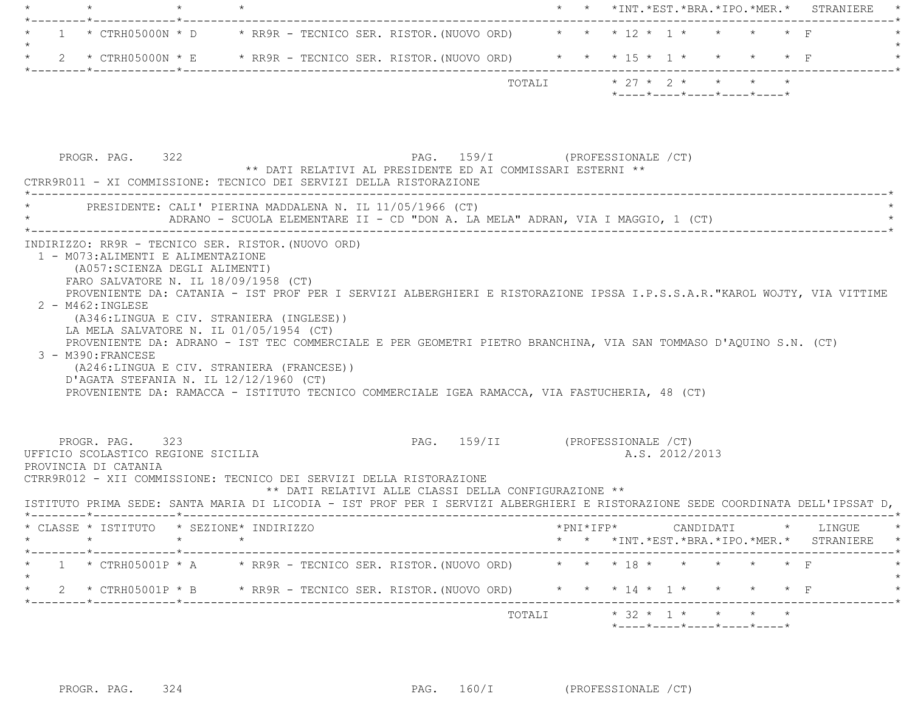| CLASSE | ISTITUTO | SEZIONE | INDIRIZZO | PNI | IFP | INT. | EST. | BRA. | IPO. | MER. | LINGUE STRANIERE |
|---|---|---|---|---|---|---|---|---|---|---|---|
| 1 | CTRH05000N | D | RR9R - TECNICO SER. RISTOR.(NUOVO ORD) | | | 12 | 1 | | | | F |
| 2 | CTRH05000N | E | RR9R - TECNICO SER. RISTOR.(NUOVO ORD) | | | 15 | 1 | | | | F |
| | | | TOTALI | | | 27 | 2 | | | | |

PROGR. PAG. 322 PAG. 159/I (PROFESSIONALE /CT)

** DATI RELATIVI AL PRESIDENTE ED AI COMMISSARI ESTERNI **

CTRR9R011 - XI COMMISSIONE: TECNICO DEI SERVIZI DELLA RISTORAZIONE

PRESIDENTE: CALI' PIERINA MADDALENA N. IL 11/05/1966 (CT)
ADRANO - SCUOLA ELEMENTARE II - CD "DON A. LA MELA" ADRAN, VIA I MAGGIO, 1 (CT)

INDIRIZZO: RR9R - TECNICO SER. RISTOR.(NUOVO ORD)

1 - M073:ALIMENTI E ALIMENTAZIONE
(A057:SCIENZA DEGLI ALIMENTI)
FARO SALVATORE N. IL 18/09/1958 (CT)
PROVENIENTE DA: CATANIA - IST PROF PER I SERVIZI ALBERGHIERI E RISTORAZIONE IPSSA I.P.S.S.A.R."KAROL WOJTY, VIA VITTIME

2 - M462:INGLESE
(A346:LINGUA E CIV. STRANIERA (INGLESE))
LA MELA SALVATORE N. IL 01/05/1954 (CT)
PROVENIENTE DA: ADRANO - IST TEC COMMERCIALE E PER GEOMETRI PIETRO BRANCHINA, VIA SAN TOMMASO D'AQUINO S.N. (CT)

3 - M390:FRANCESE
(A246:LINGUA E CIV. STRANIERA (FRANCESE))
D'AGATA STEFANIA N. IL 12/12/1960 (CT)
PROVENIENTE DA: RAMACCA - ISTITUTO TECNICO COMMERCIALE IGEA RAMACCA, VIA FASTUCHERIA, 48 (CT)

PROGR. PAG. 323 PAG. 159/II (PROFESSIONALE /CT)

UFFICIO SCOLASTICO REGIONE SICILIA A.S. 2012/2013

PROVINCIA DI CATANIA

CTRR9R012 - XII COMMISSIONE: TECNICO DEI SERVIZI DELLA RISTORAZIONE

** DATI RELATIVI ALLE CLASSI DELLA CONFIGURAZIONE **

ISTITUTO PRIMA SEDE: SANTA MARIA DI LICODIA - IST PROF PER I SERVIZI ALBERGHIERI E RISTORAZIONE SEDE COORDINATA DELL'IPSSAT D,

| CLASSE | ISTITUTO | SEZIONE | INDIRIZZO | PNI | IFP | INT. | EST. | BRA. | IPO. | MER. | LINGUE STRANIERE |
|---|---|---|---|---|---|---|---|---|---|---|---|
| 1 | CTRH05001P | A | RR9R - TECNICO SER. RISTOR.(NUOVO ORD) | | | 18 | | | | | F |
| 2 | CTRH05001P | B | RR9R - TECNICO SER. RISTOR.(NUOVO ORD) | | | 14 | 1 | | | | F |
| | | | TOTALI | | | 32 | 1 | | | | |

PROGR. PAG. 324 PAG. 160/I (PROFESSIONALE /CT)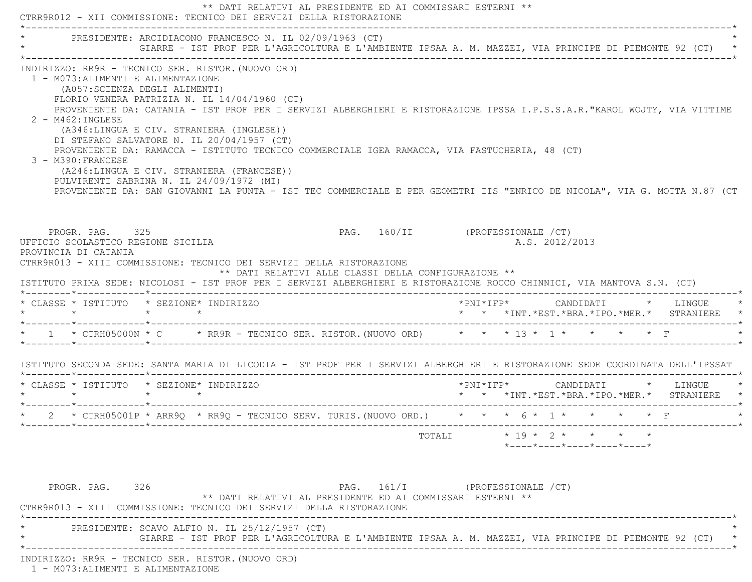** DATI RELATIVI AL PRESIDENTE ED AI COMMISSARI ESTERNI **

CTRR9R012 - XII COMMISSIONE: TECNICO DEI SERVIZI DELLA RISTORAZIONE

PRESIDENTE: ARCIDIACONO FRANCESCO N. IL 02/09/1963 (CT)
GIARRE - IST PROF PER L'AGRICOLTURA E L'AMBIENTE IPSAA A. M. MAZZEI, VIA PRINCIPE DI PIEMONTE 92 (CT)

INDIRIZZO: RR9R - TECNICO SER. RISTOR.(NUOVO ORD)

1 - M073:ALIMENTI E ALIMENTAZIONE
(A057:SCIENZA DEGLI ALIMENTI)
FLORIO VENERA PATRIZIA N. IL 14/04/1960 (CT)
PROVENIENTE DA: CATANIA - IST PROF PER I SERVIZI ALBERGHIERI E RISTORAZIONE IPSSA I.P.S.S.A.R."KAROL WOJTY, VIA VITTIME

2 - M462:INGLESE
(A346:LINGUA E CIV. STRANIERA (INGLESE))
DI STEFANO SALVATORE N. IL 20/04/1957 (CT)
PROVENIENTE DA: RAMACCA - ISTITUTO TECNICO COMMERCIALE IGEA RAMACCA, VIA FASTUCHERIA, 48 (CT)

3 - M390:FRANCESE
(A246:LINGUA E CIV. STRANIERA (FRANCESE))
PULVIRENTI SABRINA N. IL 24/09/1972 (MI)
PROVENIENTE DA: SAN GIOVANNI LA PUNTA - IST TEC COMMERCIALE E PER GEOMETRI IIS "ENRICO DE NICOLA", VIA G. MOTTA N.87 (CT

PROGR. PAG. 325 PAG. 160/II (PROFESSIONALE /CT)

UFFICIO SCOLASTICO REGIONE SICILIA A.S. 2012/2013

PROVINCIA DI CATANIA

CTRR9R013 - XIII COMMISSIONE: TECNICO DEI SERVIZI DELLA RISTORAZIONE

** DATI RELATIVI ALLE CLASSI DELLA CONFIGURAZIONE **

ISTITUTO PRIMA SEDE: NICOLOSI - IST PROF PER I SERVIZI ALBERGHIERI E RISTORAZIONE ROCCO CHINNICI, VIA MANTOVA S.N. (CT)

| CLASSE | ISTITUTO | SEZIONE | INDIRIZZO | PNI | IFP | CANDIDATI INT. | EST. | BRA. | IPO. | MER. | LINGUE STRANIERE |
|---|---|---|---|---|---|---|---|---|---|---|---|
| 1 | CTRH05000N | C | RR9R - TECNICO SER. RISTOR.(NUOVO ORD) | | | 13 | 1 | | | | F |

ISTITUTO SECONDA SEDE: SANTA MARIA DI LICODIA - IST PROF PER I SERVIZI ALBERGHIERI E RISTORAZIONE SEDE COORDINATA DELL'IPSSAT

| CLASSE | ISTITUTO | SEZIONE | INDIRIZZO | PNI | IFP | CANDIDATI INT. | EST. | BRA. | IPO. | MER. | LINGUE STRANIERE |
|---|---|---|---|---|---|---|---|---|---|---|---|
| 2 | CTRH05001P | ARR9Q | RR9Q - TECNICO SERV. TURIS.(NUOVO ORD.) | | | 6 | 1 | | | | F |
| | | | TOTALI | | | 19 | 2 | | | | |

PROGR. PAG. 326 PAG. 161/I (PROFESSIONALE /CT)

** DATI RELATIVI AL PRESIDENTE ED AI COMMISSARI ESTERNI **

CTRR9R013 - XIII COMMISSIONE: TECNICO DEI SERVIZI DELLA RISTORAZIONE

PRESIDENTE: SCAVO ALFIO N. IL 25/12/1957 (CT)
GIARRE - IST PROF PER L'AGRICOLTURA E L'AMBIENTE IPSAA A. M. MAZZEI, VIA PRINCIPE DI PIEMONTE 92 (CT)

INDIRIZZO: RR9R - TECNICO SER. RISTOR.(NUOVO ORD)

1 - M073:ALIMENTI E ALIMENTAZIONE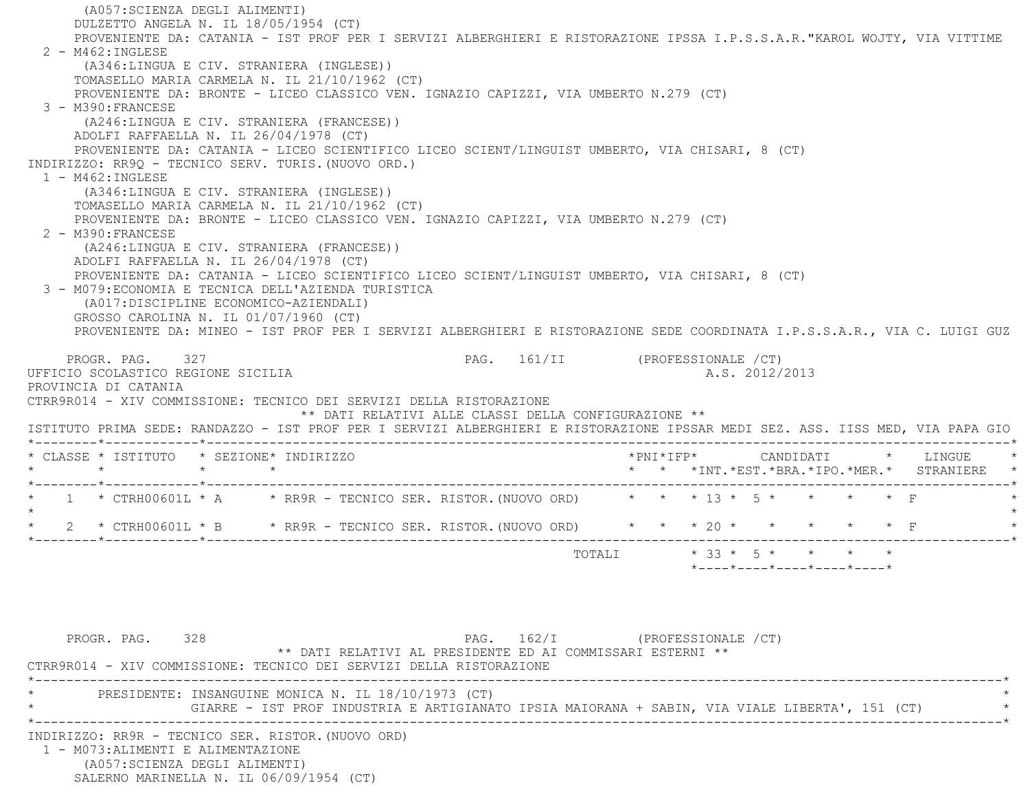(A057:SCIENZA DEGLI ALIMENTI)
DULZETTO ANGELA N. IL 18/05/1954 (CT)
PROVENIENTE DA: CATANIA - IST PROF PER I SERVIZI ALBERGHIERI E RISTORAZIONE IPSSA I.P.S.S.A.R."KAROL WOJTY, VIA VITTIME

2 - M462:INGLESE
(A346:LINGUA E CIV. STRANIERA (INGLESE))
TOMASELLO MARIA CARMELA N. IL 21/10/1962 (CT)
PROVENIENTE DA: BRONTE - LICEO CLASSICO VEN. IGNAZIO CAPIZZI, VIA UMBERTO N.279 (CT)

3 - M390:FRANCESE
(A246:LINGUA E CIV. STRANIERA (FRANCESE))
ADOLFI RAFFAELLA N. IL 26/04/1978 (CT)
PROVENIENTE DA: CATANIA - LICEO SCIENTIFICO LICEO SCIENT/LINGUIST UMBERTO, VIA CHISARI, 8 (CT)

INDIRIZZO: RR9Q - TECNICO SERV. TURIS.(NUOVO ORD.)

1 - M462:INGLESE
(A346:LINGUA E CIV. STRANIERA (INGLESE))
TOMASELLO MARIA CARMELA N. IL 21/10/1962 (CT)
PROVENIENTE DA: BRONTE - LICEO CLASSICO VEN. IGNAZIO CAPIZZI, VIA UMBERTO N.279 (CT)

2 - M390:FRANCESE
(A246:LINGUA E CIV. STRANIERA (FRANCESE))
ADOLFI RAFFAELLA N. IL 26/04/1978 (CT)
PROVENIENTE DA: CATANIA - LICEO SCIENTIFICO LICEO SCIENT/LINGUIST UMBERTO, VIA CHISARI, 8 (CT)

3 - M079:ECONOMIA E TECNICA DELL'AZIENDA TURISTICA
(A017:DISCIPLINE ECONOMICO-AZIENDALI)
GROSSO CAROLINA N. IL 01/07/1960 (CT)
PROVENIENTE DA: MINEO - IST PROF PER I SERVIZI ALBERGHIERI E RISTORAZIONE SEDE COORDINATA I.P.S.S.A.R., VIA C. LUIGI GUZ

PROGR. PAG. 327 PAG. 161/II (PROFESSIONALE /CT)

UFFICIO SCOLASTICO REGIONE SICILIA A.S. 2012/2013
PROVINCIA DI CATANIA
CTRR9R014 - XIV COMMISSIONE: TECNICO DEI SERVIZI DELLA RISTORAZIONE

** DATI RELATIVI ALLE CLASSI DELLA CONFIGURAZIONE **

ISTITUTO PRIMA SEDE: RANDAZZO - IST PROF PER I SERVIZI ALBERGHIERI E RISTORAZIONE IPSSAR MEDI SEZ. ASS. IISS MED, VIA PAPA GIO

| CLASSE | ISTITUTO | SEZIONE | INDIRIZZO | PNI | IFP | CANDIDATI INT. | EST. | BRA. | IPO. | MER. | LINGUE STRANIERE |
|---|---|---|---|---|---|---|---|---|---|---|---|
| 1 | CTRH00601L | A | RR9R - TECNICO SER. RISTOR.(NUOVO ORD) | | | 13 | 5 | | | | F |
| 2 | CTRH00601L | B | RR9R - TECNICO SER. RISTOR.(NUOVO ORD) | | | 20 | | | | | F |
| | | | TOTALI | | | 33 | 5 | | | | |

PROGR. PAG. 328 PAG. 162/I (PROFESSIONALE /CT)

** DATI RELATIVI AL PRESIDENTE ED AI COMMISSARI ESTERNI **

CTRR9R014 - XIV COMMISSIONE: TECNICO DEI SERVIZI DELLA RISTORAZIONE

PRESIDENTE: INSANGUINE MONICA N. IL 18/10/1973 (CT)
GIARRE - IST PROF INDUSTRIA E ARTIGIANATO IPSIA MAIORANA + SABIN, VIA VIALE LIBERTA', 151 (CT)

INDIRIZZO: RR9R - TECNICO SER. RISTOR.(NUOVO ORD)

1 - M073:ALIMENTI E ALIMENTAZIONE
(A057:SCIENZA DEGLI ALIMENTI)
SALERNO MARINELLA N. IL 06/09/1954 (CT)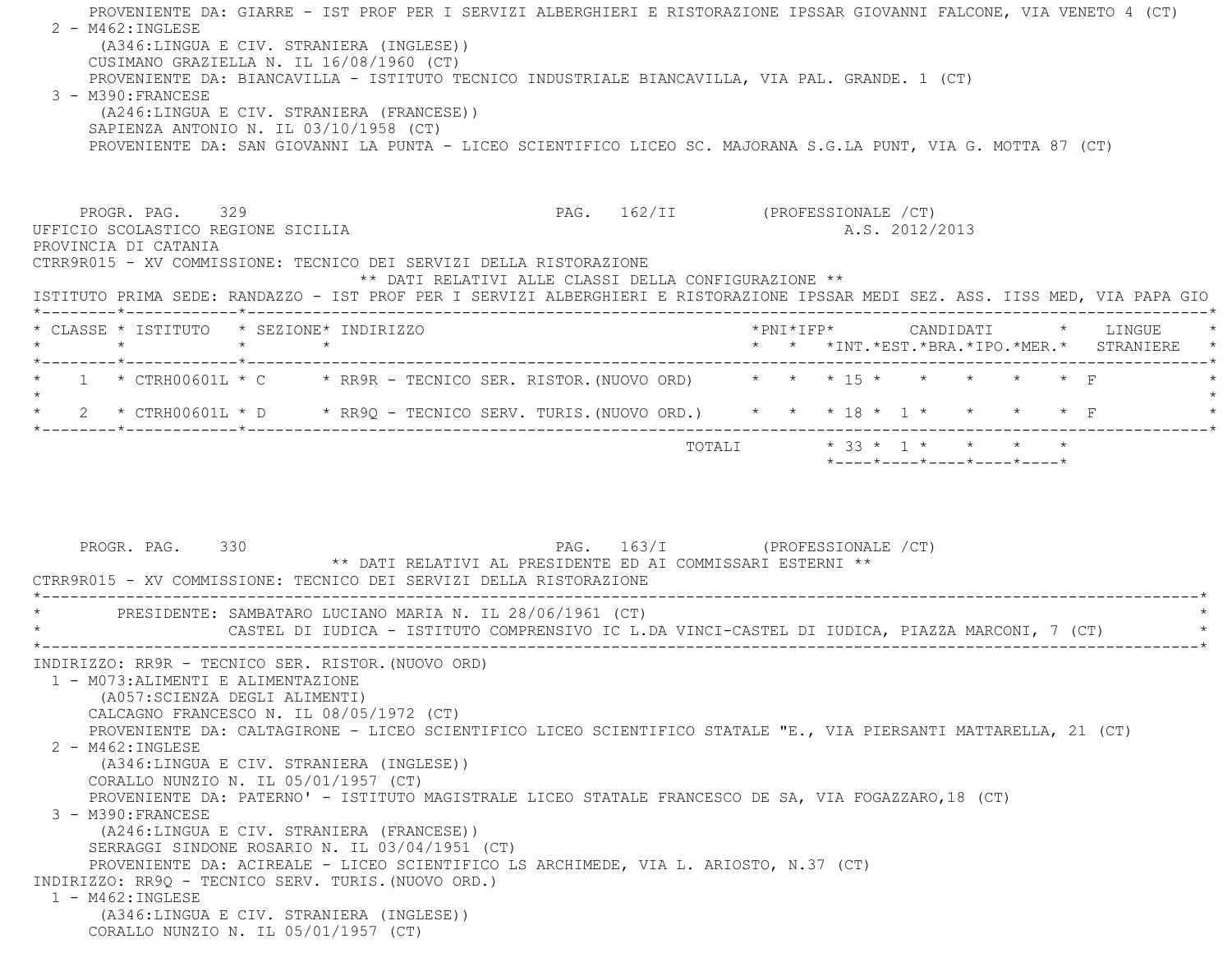PROVENIENTE DA: GIARRE - IST PROF PER I SERVIZI ALBERGHIERI E RISTORAZIONE IPSSAR GIOVANNI FALCONE, VIA VENETO 4 (CT)

2 - M462:INGLESE
(A346:LINGUA E CIV. STRANIERA (INGLESE))
CUSIMANO GRAZIELLA N. IL 16/08/1960 (CT)
PROVENIENTE DA: BIANCAVILLA - ISTITUTO TECNICO INDUSTRIALE BIANCAVILLA, VIA PAL. GRANDE. 1 (CT)

3 - M390:FRANCESE
(A246:LINGUA E CIV. STRANIERA (FRANCESE))
SAPIENZA ANTONIO N. IL 03/10/1958 (CT)
PROVENIENTE DA: SAN GIOVANNI LA PUNTA - LICEO SCIENTIFICO LICEO SC. MAJORANA S.G.LA PUNT, VIA G. MOTTA 87 (CT)

PROGR. PAG. 329 PAG. 162/II (PROFESSIONALE /CT)

UFFICIO SCOLASTICO REGIONE SICILIA A.S. 2012/2013

PROVINCIA DI CATANIA

CTRR9R015 - XV COMMISSIONE: TECNICO DEI SERVIZI DELLA RISTORAZIONE

** DATI RELATIVI ALLE CLASSI DELLA CONFIGURAZIONE **

ISTITUTO PRIMA SEDE: RANDAZZO - IST PROF PER I SERVIZI ALBERGHIERI E RISTORAZIONE IPSSAR MEDI SEZ. ASS. IISS MED, VIA PAPA GIO

| CLASSE | ISTITUTO | SEZIONE | INDIRIZZO | PNI | IFP | CANDIDATI INT. | EST. | BRA. | IPO. | MER. | LINGUE STRANIERE |
|---|---|---|---|---|---|---|---|---|---|---|---|
| 1 | CTRH00601L | C | RR9R - TECNICO SER. RISTOR.(NUOVO ORD) | | | 15 | | | | | F |
| 2 | CTRH00601L | D | RR9Q - TECNICO SERV. TURIS.(NUOVO ORD.) | | | 18 | 1 | | | | F |
| | | | TOTALI | | | 33 | 1 | | | | |

PROGR. PAG. 330 PAG. 163/I (PROFESSIONALE /CT)

** DATI RELATIVI AL PRESIDENTE ED AI COMMISSARI ESTERNI **

CTRR9R015 - XV COMMISSIONE: TECNICO DEI SERVIZI DELLA RISTORAZIONE

PRESIDENTE: SAMBATARO LUCIANO MARIA N. IL 28/06/1961 (CT)
CASTEL DI IUDICA - ISTITUTO COMPRENSIVO IC L.DA VINCI-CASTEL DI IUDICA, PIAZZA MARCONI, 7 (CT)

INDIRIZZO: RR9R - TECNICO SER. RISTOR.(NUOVO ORD)

1 - M073:ALIMENTI E ALIMENTAZIONE
(A057:SCIENZA DEGLI ALIMENTI)
CALCAGNO FRANCESCO N. IL 08/05/1972 (CT)
PROVENIENTE DA: CALTAGIRONE - LICEO SCIENTIFICO LICEO SCIENTIFICO STATALE "E., VIA PIERSANTI MATTARELLA, 21 (CT)

2 - M462:INGLESE
(A346:LINGUA E CIV. STRANIERA (INGLESE))
CORALLO NUNZIO N. IL 05/01/1957 (CT)
PROVENIENTE DA: PATERNO' - ISTITUTO MAGISTRALE LICEO STATALE FRANCESCO DE SA, VIA FOGAZZARO,18 (CT)

3 - M390:FRANCESE
(A246:LINGUA E CIV. STRANIERA (FRANCESE))
SERRAGGI SINDONE ROSARIO N. IL 03/04/1951 (CT)
PROVENIENTE DA: ACIREALE - LICEO SCIENTIFICO LS ARCHIMEDE, VIA L. ARIOSTO, N.37 (CT)

INDIRIZZO: RR9Q - TECNICO SERV. TURIS.(NUOVO ORD.)

1 - M462:INGLESE
(A346:LINGUA E CIV. STRANIERA (INGLESE))
CORALLO NUNZIO N. IL 05/01/1957 (CT)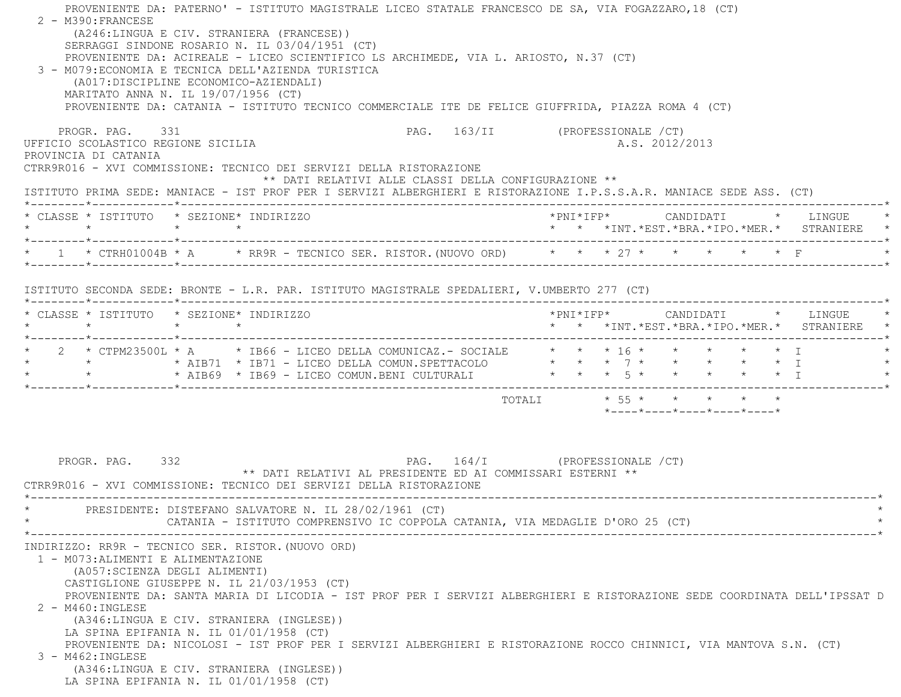PROVENIENTE DA: PATERNO' - ISTITUTO MAGISTRALE LICEO STATALE FRANCESCO DE SA, VIA FOGAZZARO,18 (CT)

2 - M390:FRANCESE
(A246:LINGUA E CIV. STRANIERA (FRANCESE))
SERRAGGI SINDONE ROSARIO N. IL 03/04/1951 (CT)
PROVENIENTE DA: ACIREALE - LICEO SCIENTIFICO LS ARCHIMEDE, VIA L. ARIOSTO, N.37 (CT)

3 - M079:ECONOMIA E TECNICA DELL'AZIENDA TURISTICA
(A017:DISCIPLINE ECONOMICO-AZIENDALI)
MARITATO ANNA N. IL 19/07/1956 (CT)
PROVENIENTE DA: CATANIA - ISTITUTO TECNICO COMMERCIALE ITE DE FELICE GIUFFRIDA, PIAZZA ROMA 4 (CT)

PROGR. PAG. 331 PAG. 163/II (PROFESSIONALE /CT)

UFFICIO SCOLASTICO REGIONE SICILIA A.S. 2012/2013

PROVINCIA DI CATANIA

CTRR9R016 - XVI COMMISSIONE: TECNICO DEI SERVIZI DELLA RISTORAZIONE

** DATI RELATIVI ALLE CLASSI DELLA CONFIGURAZIONE **

ISTITUTO PRIMA SEDE: MANIACE - IST PROF PER I SERVIZI ALBERGHIERI E RISTORAZIONE I.P.S.S.A.R. MANIACE SEDE ASS. (CT)

| CLASSE | ISTITUTO | SEZIONE | INDIRIZZO | PNI | IFP | CANDIDATI INT. | EST. | BRA. | IPO. | MER. | LINGUE STRANIERE |
|---|---|---|---|---|---|---|---|---|---|---|---|
| 1 | CTRH01004B | A | RR9R - TECNICO SER. RISTOR.(NUOVO ORD) | | | 27 | | | | | F |

ISTITUTO SECONDA SEDE: BRONTE - L.R. PAR. ISTITUTO MAGISTRALE SPEDALIERI, V.UMBERTO 277 (CT)

| CLASSE | ISTITUTO | SEZIONE | INDIRIZZO | PNI | IFP | CANDIDATI INT. | EST. | BRA. | IPO. | MER. | LINGUE STRANIERE |
|---|---|---|---|---|---|---|---|---|---|---|---|
| 2 | CTPM23500L | A | IB66 - LICEO DELLA COMUNICAZ.- SOCIALE | | | 16 | | | | | I |
| | | AIB71 | IB71 - LICEO DELLA COMUN.SPETTACOLO | | | 7 | | | | | I |
| | | AIB69 | IB69 - LICEO COMUN.BENI CULTURALI | | | 5 | | | | | I |
| | | | TOTALI | | | 55 | | | | | |

PROGR. PAG. 332 PAG. 164/I (PROFESSIONALE /CT)

** DATI RELATIVI AL PRESIDENTE ED AI COMMISSARI ESTERNI **

CTRR9R016 - XVI COMMISSIONE: TECNICO DEI SERVIZI DELLA RISTORAZIONE

PRESIDENTE: DISTEFANO SALVATORE N. IL 28/02/1961 (CT)
CATANIA - ISTITUTO COMPRENSIVO IC COPPOLA CATANIA, VIA MEDAGLIE D'ORO 25 (CT)

INDIRIZZO: RR9R - TECNICO SER. RISTOR.(NUOVO ORD)

1 - M073:ALIMENTI E ALIMENTAZIONE
(A057:SCIENZA DEGLI ALIMENTI)
CASTIGLIONE GIUSEPPE N. IL 21/03/1953 (CT)
PROVENIENTE DA: SANTA MARIA DI LICODIA - IST PROF PER I SERVIZI ALBERGHIERI E RISTORAZIONE SEDE COORDINATA DELL'IPSSAT D

2 - M460:INGLESE
(A346:LINGUA E CIV. STRANIERA (INGLESE))
LA SPINA EPIFANIA N. IL 01/01/1958 (CT)
PROVENIENTE DA: NICOLOSI - IST PROF PER I SERVIZI ALBERGHIERI E RISTORAZIONE ROCCO CHINNICI, VIA MANTOVA S.N. (CT)

3 - M462:INGLESE
(A346:LINGUA E CIV. STRANIERA (INGLESE))
LA SPINA EPIFANIA N. IL 01/01/1958 (CT)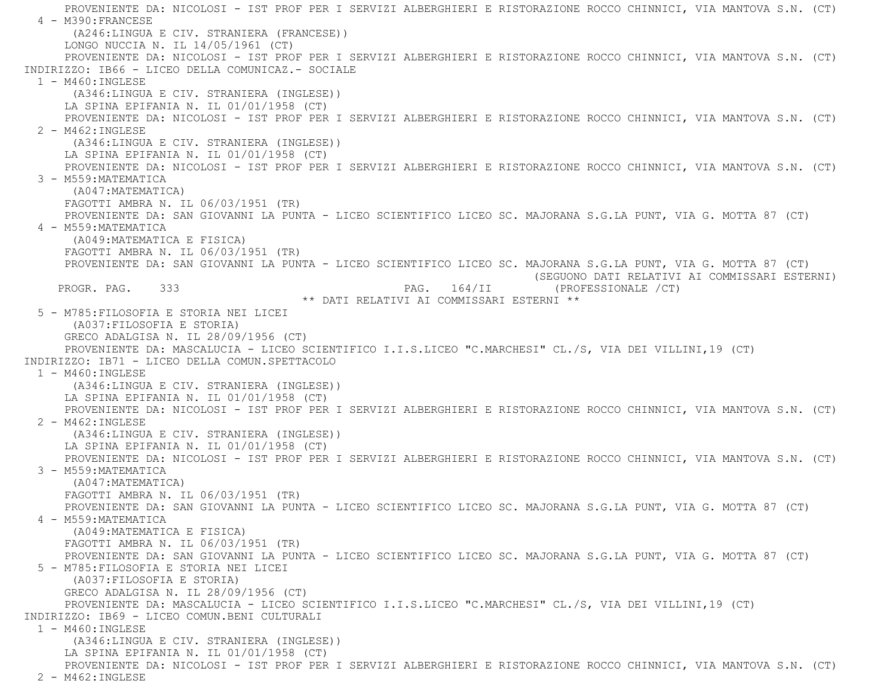PROVENIENTE DA: NICOLOSI - IST PROF PER I SERVIZI ALBERGHIERI E RISTORAZIONE ROCCO CHINNICI, VIA MANTOVA S.N. (CT)

4 - M390:FRANCESE
(A246:LINGUA E CIV. STRANIERA (FRANCESE))
LONGO NUCCIA N. IL 14/05/1961 (CT)
PROVENIENTE DA: NICOLOSI - IST PROF PER I SERVIZI ALBERGHIERI E RISTORAZIONE ROCCO CHINNICI, VIA MANTOVA S.N. (CT)

INDIRIZZO: IB66 - LICEO DELLA COMUNICAZ.- SOCIALE

1 - M460:INGLESE
(A346:LINGUA E CIV. STRANIERA (INGLESE))
LA SPINA EPIFANIA N. IL 01/01/1958 (CT)
PROVENIENTE DA: NICOLOSI - IST PROF PER I SERVIZI ALBERGHIERI E RISTORAZIONE ROCCO CHINNICI, VIA MANTOVA S.N. (CT)

2 - M462:INGLESE
(A346:LINGUA E CIV. STRANIERA (INGLESE))
LA SPINA EPIFANIA N. IL 01/01/1958 (CT)
PROVENIENTE DA: NICOLOSI - IST PROF PER I SERVIZI ALBERGHIERI E RISTORAZIONE ROCCO CHINNICI, VIA MANTOVA S.N. (CT)

3 - M559:MATEMATICA
(A047:MATEMATICA)
FAGOTTI AMBRA N. IL 06/03/1951 (TR)
PROVENIENTE DA: SAN GIOVANNI LA PUNTA - LICEO SCIENTIFICO LICEO SC. MAJORANA S.G.LA PUNT, VIA G. MOTTA 87 (CT)

4 - M559:MATEMATICA
(A049:MATEMATICA E FISICA)
FAGOTTI AMBRA N. IL 06/03/1951 (TR)
PROVENIENTE DA: SAN GIOVANNI LA PUNTA - LICEO SCIENTIFICO LICEO SC. MAJORANA S.G.LA PUNT, VIA G. MOTTA 87 (CT)

(SEGUONO DATI RELATIVI AI COMMISSARI ESTERNI)

\*\* DATI RELATIVI AI COMMISSARI ESTERNI \*\*

5 - M785:FILOSOFIA E STORIA NEI LICEI
(A037:FILOSOFIA E STORIA)
GRECO ADALGISA N. IL 28/09/1956 (CT)
PROVENIENTE DA: MASCALUCIA - LICEO SCIENTIFICO I.I.S.LICEO "C.MARCHESI" CL./S, VIA DEI VILLINI,19 (CT)

INDIRIZZO: IB71 - LICEO DELLA COMUN.SPETTACOLO

1 - M460:INGLESE
(A346:LINGUA E CIV. STRANIERA (INGLESE))
LA SPINA EPIFANIA N. IL 01/01/1958 (CT)
PROVENIENTE DA: NICOLOSI - IST PROF PER I SERVIZI ALBERGHIERI E RISTORAZIONE ROCCO CHINNICI, VIA MANTOVA S.N. (CT)

2 - M462:INGLESE
(A346:LINGUA E CIV. STRANIERA (INGLESE))
LA SPINA EPIFANIA N. IL 01/01/1958 (CT)
PROVENIENTE DA: NICOLOSI - IST PROF PER I SERVIZI ALBERGHIERI E RISTORAZIONE ROCCO CHINNICI, VIA MANTOVA S.N. (CT)

3 - M559:MATEMATICA
(A047:MATEMATICA)
FAGOTTI AMBRA N. IL 06/03/1951 (TR)
PROVENIENTE DA: SAN GIOVANNI LA PUNTA - LICEO SCIENTIFICO LICEO SC. MAJORANA S.G.LA PUNT, VIA G. MOTTA 87 (CT)

4 - M559:MATEMATICA
(A049:MATEMATICA E FISICA)
FAGOTTI AMBRA N. IL 06/03/1951 (TR)
PROVENIENTE DA: SAN GIOVANNI LA PUNTA - LICEO SCIENTIFICO LICEO SC. MAJORANA S.G.LA PUNT, VIA G. MOTTA 87 (CT)

5 - M785:FILOSOFIA E STORIA NEI LICEI
(A037:FILOSOFIA E STORIA)
GRECO ADALGISA N. IL 28/09/1956 (CT)
PROVENIENTE DA: MASCALUCIA - LICEO SCIENTIFICO I.I.S.LICEO "C.MARCHESI" CL./S, VIA DEI VILLINI,19 (CT)

INDIRIZZO: IB69 - LICEO COMUN.BENI CULTURALI

1 - M460:INGLESE
(A346:LINGUA E CIV. STRANIERA (INGLESE))
LA SPINA EPIFANIA N. IL 01/01/1958 (CT)
PROVENIENTE DA: NICOLOSI - IST PROF PER I SERVIZI ALBERGHIERI E RISTORAZIONE ROCCO CHINNICI, VIA MANTOVA S.N. (CT)

2 - M462:INGLESE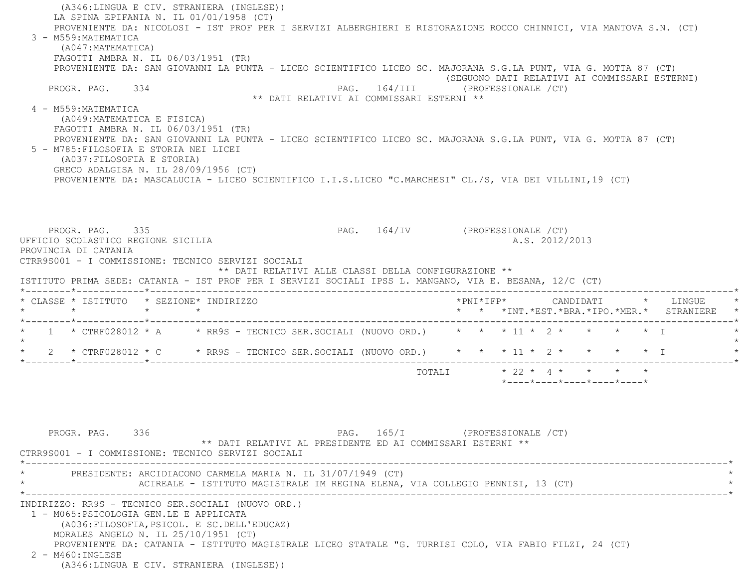(A346:LINGUA E CIV. STRANIERA (INGLESE))
LA SPINA EPIFANIA N. IL 01/01/1958 (CT)
PROVENIENTE DA: NICOLOSI - IST PROF PER I SERVIZI ALBERGHIERI E RISTORAZIONE ROCCO CHINNICI, VIA MANTOVA S.N. (CT)

3 - M559:MATEMATICA
(A047:MATEMATICA)
FAGOTTI AMBRA N. IL 06/03/1951 (TR)
PROVENIENTE DA: SAN GIOVANNI LA PUNTA - LICEO SCIENTIFICO LICEO SC. MAJORANA S.G.LA PUNT, VIA G. MOTTA 87 (CT)

(SEGUONO DATI RELATIVI AI COMMISSARI ESTERNI)

PROGR. PAG. 334 PAG. 164/III (PROFESSIONALE /CT)

** DATI RELATIVI AI COMMISSARI ESTERNI **

4 - M559:MATEMATICA
(A049:MATEMATICA E FISICA)
FAGOTTI AMBRA N. IL 06/03/1951 (TR)
PROVENIENTE DA: SAN GIOVANNI LA PUNTA - LICEO SCIENTIFICO LICEO SC. MAJORANA S.G.LA PUNT, VIA G. MOTTA 87 (CT)

5 - M785:FILOSOFIA E STORIA NEI LICEI
(A037:FILOSOFIA E STORIA)
GRECO ADALGISA N. IL 28/09/1956 (CT)
PROVENIENTE DA: MASCALUCIA - LICEO SCIENTIFICO I.I.S.LICEO "C.MARCHESI" CL./S, VIA DEI VILLINI,19 (CT)

PROGR. PAG. 335 PAG. 164/IV (PROFESSIONALE /CT)

UFFICIO SCOLASTICO REGIONE SICILIA A.S. 2012/2013

PROVINCIA DI CATANIA

CTRR9S001 - I COMMISSIONE: TECNICO SERVIZI SOCIALI

** DATI RELATIVI ALLE CLASSI DELLA CONFIGURAZIONE **

ISTITUTO PRIMA SEDE: CATANIA - IST PROF PER I SERVIZI SOCIALI IPSS L. MANGANO, VIA E. BESANA, 12/C (CT)

| CLASSE | ISTITUTO | SEZIONE | INDIRIZZO | PNI | IFP | CANDIDATI INT. | EST. | BRA. | IPO. | MER. | LINGUE STRANIERE |
|---|---|---|---|---|---|---|---|---|---|---|---|
| 1 | CTRF028012 | A | RR9S - TECNICO SER.SOCIALI (NUOVO ORD.) | | | 11 | 2 | | | | I |
| 2 | CTRF028012 | C | RR9S - TECNICO SER.SOCIALI (NUOVO ORD.) | | | 11 | 2 | | | | I |
| | | | TOTALI | | | 22 | 4 | | | | |

PROGR. PAG. 336 PAG. 165/I (PROFESSIONALE /CT)

** DATI RELATIVI AL PRESIDENTE ED AI COMMISSARI ESTERNI **

CTRR9S001 - I COMMISSIONE: TECNICO SERVIZI SOCIALI

PRESIDENTE: ARCIDIACONO CARMELA MARIA N. IL 31/07/1949 (CT)
ACIREALE - ISTITUTO MAGISTRALE IM REGINA ELENA, VIA COLLEGIO PENNISI, 13 (CT)

INDIRIZZO: RR9S - TECNICO SER.SOCIALI (NUOVO ORD.)

1 - M065:PSICOLOGIA GEN.LE E APPLICATA
(A036:FILOSOFIA,PSICOL. E SC.DELL'EDUCAZ)
MORALES ANGELO N. IL 25/10/1951 (CT)
PROVENIENTE DA: CATANIA - ISTITUTO MAGISTRALE LICEO STATALE "G. TURRISI COLO, VIA FABIO FILZI, 24 (CT)

2 - M460:INGLESE
(A346:LINGUA E CIV. STRANIERA (INGLESE))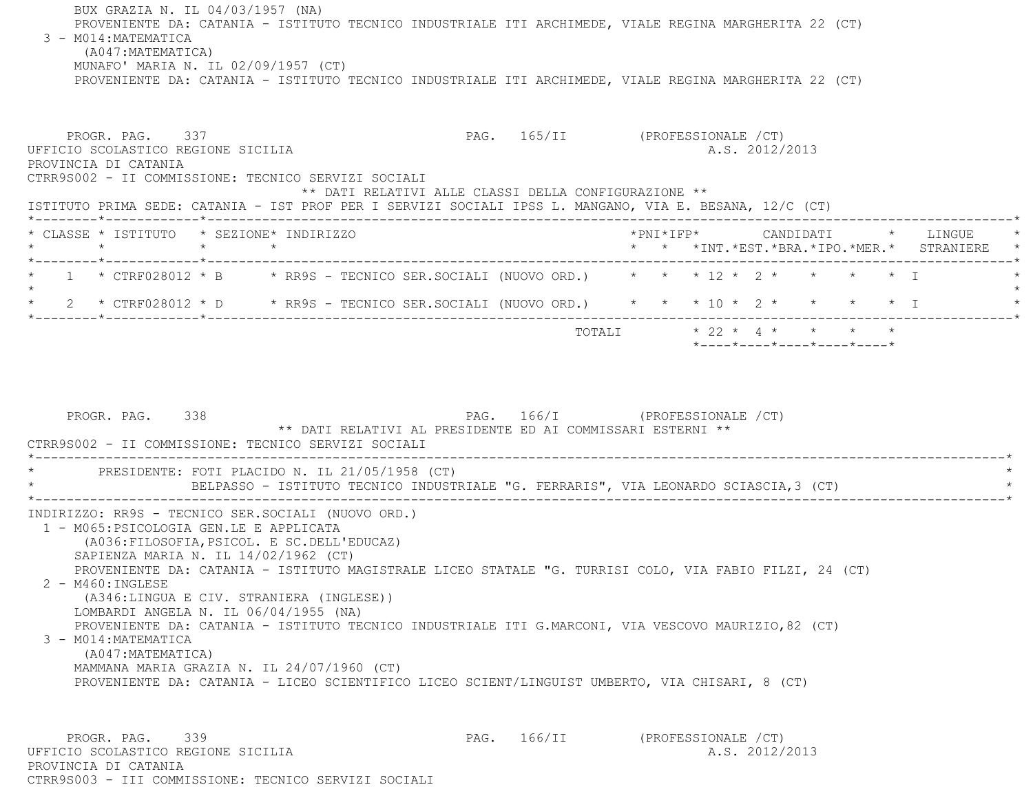BUX GRAZIA N. IL 04/03/1957 (NA)
PROVENIENTE DA: CATANIA - ISTITUTO TECNICO INDUSTRIALE ITI ARCHIMEDE, VIALE REGINA MARGHERITA 22 (CT)

3 - M014:MATEMATICA
(A047:MATEMATICA)
MUNAFO' MARIA N. IL 02/09/1957 (CT)
PROVENIENTE DA: CATANIA - ISTITUTO TECNICO INDUSTRIALE ITI ARCHIMEDE, VIALE REGINA MARGHERITA 22 (CT)

PROGR. PAG. 337 PAG. 165/II (PROFESSIONALE /CT)

UFFICIO SCOLASTICO REGIONE SICILIA A.S. 2012/2013

PROVINCIA DI CATANIA

CTRR9S002 - II COMMISSIONE: TECNICO SERVIZI SOCIALI

** DATI RELATIVI ALLE CLASSI DELLA CONFIGURAZIONE **

ISTITUTO PRIMA SEDE: CATANIA - IST PROF PER I SERVIZI SOCIALI IPSS L. MANGANO, VIA E. BESANA, 12/C (CT)

| CLASSE | ISTITUTO | SEZIONE | INDIRIZZO | PNI | IFP | CANDIDATI INT. | EST. | BRA. | IPO. | MER. | LINGUE STRANIERE |
|---|---|---|---|---|---|---|---|---|---|---|---|
| 1 | CTRF028012 | B | RR9S - TECNICO SER.SOCIALI (NUOVO ORD.) | | | 12 | 2 | | | | I |
| 2 | CTRF028012 | D | RR9S - TECNICO SER.SOCIALI (NUOVO ORD.) | | | 10 | 2 | | | | I |
| | | | TOTALI | | | 22 | 4 | | | | |

PROGR. PAG. 338 PAG. 166/I (PROFESSIONALE /CT)

** DATI RELATIVI AL PRESIDENTE ED AI COMMISSARI ESTERNI **

CTRR9S002 - II COMMISSIONE: TECNICO SERVIZI SOCIALI

PRESIDENTE: FOTI PLACIDO N. IL 21/05/1958 (CT)
BELPASSO - ISTITUTO TECNICO INDUSTRIALE "G. FERRARIS", VIA LEONARDO SCIASCIA,3 (CT)

INDIRIZZO: RR9S - TECNICO SER.SOCIALI (NUOVO ORD.)

1 - M065:PSICOLOGIA GEN.LE E APPLICATA
(A036:FILOSOFIA,PSICOL. E SC.DELL'EDUCAZ)
SAPIENZA MARIA N. IL 14/02/1962 (CT)
PROVENIENTE DA: CATANIA - ISTITUTO MAGISTRALE LICEO STATALE "G. TURRISI COLO, VIA FABIO FILZI, 24 (CT)

2 - M460:INGLESE
(A346:LINGUA E CIV. STRANIERA (INGLESE))
LOMBARDI ANGELA N. IL 06/04/1955 (NA)
PROVENIENTE DA: CATANIA - ISTITUTO TECNICO INDUSTRIALE ITI G.MARCONI, VIA VESCOVO MAURIZIO,82 (CT)

3 - M014:MATEMATICA
(A047:MATEMATICA)
MAMMANA MARIA GRAZIA N. IL 24/07/1960 (CT)
PROVENIENTE DA: CATANIA - LICEO SCIENTIFICO LICEO SCIENT/LINGUIST UMBERTO, VIA CHISARI, 8 (CT)

PROGR. PAG. 339 PAG. 166/II (PROFESSIONALE /CT)

UFFICIO SCOLASTICO REGIONE SICILIA A.S. 2012/2013

PROVINCIA DI CATANIA

CTRR9S003 - III COMMISSIONE: TECNICO SERVIZI SOCIALI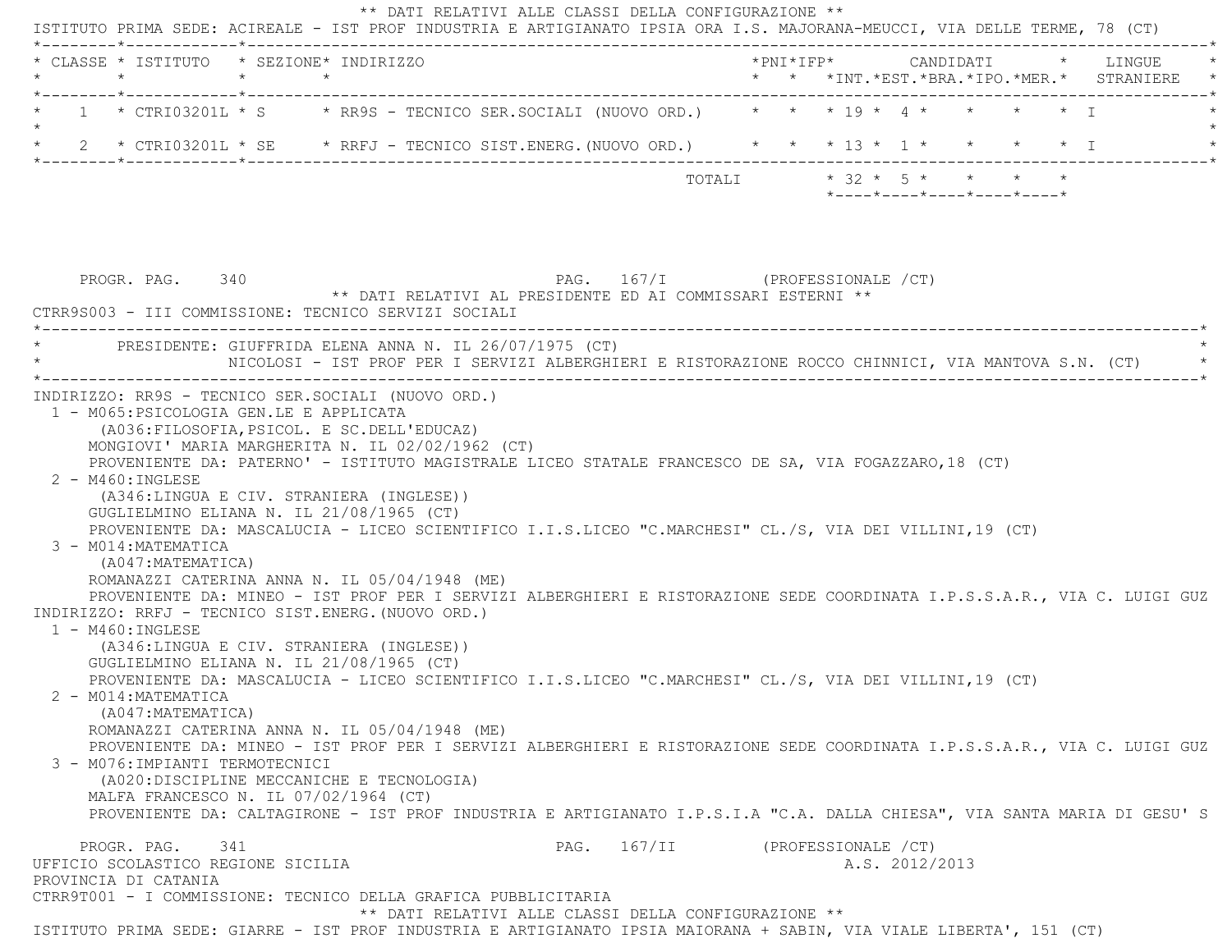** DATI RELATIVI ALLE CLASSI DELLA CONFIGURAZIONE **

ISTITUTO PRIMA SEDE: ACIREALE - IST PROF INDUSTRIA E ARTIGIANATO IPSIA ORA I.S. MAJORANA-MEUCCI, VIA DELLE TERME, 78 (CT)

| CLASSE | ISTITUTO | SEZIONE | INDIRIZZO | PNI | IFP | CANDIDATI INT. | CANDIDATI EST. | CANDIDATI BRA. | CANDIDATI IPO. | CANDIDATI MER. | LINGUE STRANIERE |
|---|---|---|---|---|---|---|---|---|---|---|---|
| 1 | CTRI03201L | S | RR9S - TECNICO SER.SOCIALI (NUOVO ORD.) | | | 19 | 4 | | | | I |
| 2 | CTRI03201L | SE | RRFJ - TECNICO SIST.ENERG.(NUOVO ORD.) | | | 13 | 1 | | | | I |
| | | | TOTALI | | | 32 | 5 | | | | |

PROGR. PAG. 340 PAG. 167/I (PROFESSIONALE /CT)

** DATI RELATIVI AL PRESIDENTE ED AI COMMISSARI ESTERNI **

CTRR9S003 - III COMMISSIONE: TECNICO SERVIZI SOCIALI

PRESIDENTE: GIUFFRIDA ELENA ANNA N. IL 26/07/1975 (CT)
NICOLOSI - IST PROF PER I SERVIZI ALBERGHIERI E RISTORAZIONE ROCCO CHINNICI, VIA MANTOVA S.N. (CT)

INDIRIZZO: RR9S - TECNICO SER.SOCIALI (NUOVO ORD.)

1 - M065:PSICOLOGIA GEN.LE E APPLICATA
(A036:FILOSOFIA,PSICOL. E SC.DELL'EDUCAZ)
MONGIOVI' MARIA MARGHERITA N. IL 02/02/1962 (CT)
PROVENIENTE DA: PATERNO' - ISTITUTO MAGISTRALE LICEO STATALE FRANCESCO DE SA, VIA FOGAZZARO,18 (CT)

2 - M460:INGLESE
(A346:LINGUA E CIV. STRANIERA (INGLESE))
GUGLIELMINO ELIANA N. IL 21/08/1965 (CT)
PROVENIENTE DA: MASCALUCIA - LICEO SCIENTIFICO I.I.S.LICEO "C.MARCHESI" CL./S, VIA DEI VILLINI,19 (CT)

3 - M014:MATEMATICA
(A047:MATEMATICA)
ROMANAZZI CATERINA ANNA N. IL 05/04/1948 (ME)
PROVENIENTE DA: MINEO - IST PROF PER I SERVIZI ALBERGHIERI E RISTORAZIONE SEDE COORDINATA I.P.S.S.A.R., VIA C. LUIGI GUZ

INDIRIZZO: RRFJ - TECNICO SIST.ENERG.(NUOVO ORD.)

1 - M460:INGLESE
(A346:LINGUA E CIV. STRANIERA (INGLESE))
GUGLIELMINO ELIANA N. IL 21/08/1965 (CT)
PROVENIENTE DA: MASCALUCIA - LICEO SCIENTIFICO I.I.S.LICEO "C.MARCHESI" CL./S, VIA DEI VILLINI,19 (CT)

2 - M014:MATEMATICA
(A047:MATEMATICA)
ROMANAZZI CATERINA ANNA N. IL 05/04/1948 (ME)
PROVENIENTE DA: MINEO - IST PROF PER I SERVIZI ALBERGHIERI E RISTORAZIONE SEDE COORDINATA I.P.S.S.A.R., VIA C. LUIGI GUZ

3 - M076:IMPIANTI TERMOTECNICI
(A020:DISCIPLINE MECCANICHE E TECNOLOGIA)
MALFA FRANCESCO N. IL 07/02/1964 (CT)
PROVENIENTE DA: CALTAGIRONE - IST PROF INDUSTRIA E ARTIGIANATO I.P.S.I.A "C.A. DALLA CHIESA", VIA SANTA MARIA DI GESU' S

PROGR. PAG. 341 PAG. 167/II (PROFESSIONALE /CT)

UFFICIO SCOLASTICO REGIONE SICILIA A.S. 2012/2013

PROVINCIA DI CATANIA

CTRR9T001 - I COMMISSIONE: TECNICO DELLA GRAFICA PUBBLICITARIA

** DATI RELATIVI ALLE CLASSI DELLA CONFIGURAZIONE **

ISTITUTO PRIMA SEDE: GIARRE - IST PROF INDUSTRIA E ARTIGIANATO IPSIA MAIORANA + SABIN, VIA VIALE LIBERTA', 151 (CT)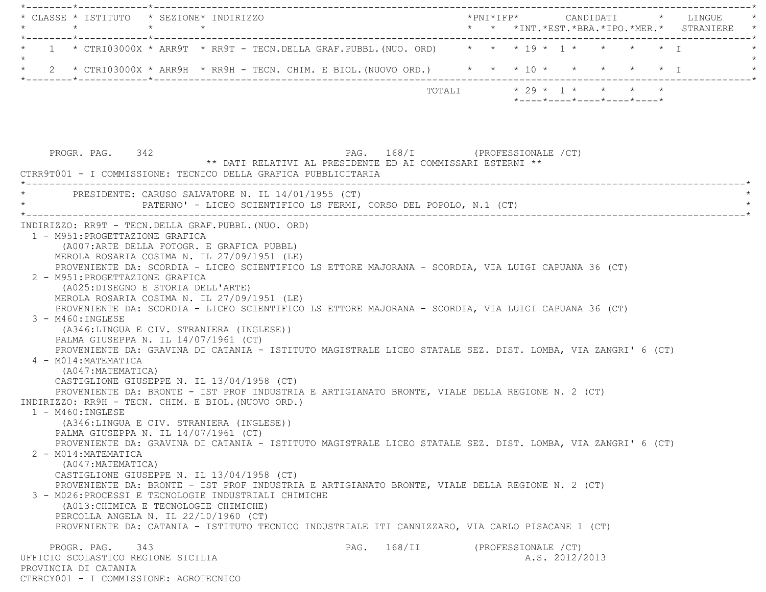| CLASSE | ISTITUTO | SEZIONE | INDIRIZZO | PNI | IFP | CANDIDATI INT. | CANDIDATI EST. | CANDIDATI BRA. | CANDIDATI IPO. | CANDIDATI MER. | LINGUE STRANIERE |
|---|---|---|---|---|---|---|---|---|---|---|---|
| 1 | CTRI03000X | ARR9T | RR9T - TECN.DELLA GRAF.PUBBL.(NUO. ORD) | | | 19 | 1 | | | | I |
| 2 | CTRI03000X | ARR9H | RR9H - TECN. CHIM. E BIOL.(NUOVO ORD.) | | | 10 | | | | | I |
| | | | TOTALI | | | 29 | 1 | | | | |

PROGR. PAG. 342 PAG. 168/I (PROFESSIONALE /CT)

** DATI RELATIVI AL PRESIDENTE ED AI COMMISSARI ESTERNI **

CTRR9T001 - I COMMISSIONE: TECNICO DELLA GRAFICA PUBBLICITARIA

PRESIDENTE: CARUSO SALVATORE N. IL 14/01/1955 (CT)
PATERNO' - LICEO SCIENTIFICO LS FERMI, CORSO DEL POPOLO, N.1 (CT)

INDIRIZZO: RR9T - TECN.DELLA GRAF.PUBBL.(NUO. ORD)

1 - M951:PROGETTAZIONE GRAFICA
(A007:ARTE DELLA FOTOGR. E GRAFICA PUBBL)
MEROLA ROSARIA COSIMA N. IL 27/09/1951 (LE)
PROVENIENTE DA: SCORDIA - LICEO SCIENTIFICO LS ETTORE MAJORANA - SCORDIA, VIA LUIGI CAPUANA 36 (CT)

2 - M951:PROGETTAZIONE GRAFICA
(A025:DISEGNO E STORIA DELL'ARTE)
MEROLA ROSARIA COSIMA N. IL 27/09/1951 (LE)
PROVENIENTE DA: SCORDIA - LICEO SCIENTIFICO LS ETTORE MAJORANA - SCORDIA, VIA LUIGI CAPUANA 36 (CT)

3 - M460:INGLESE
(A346:LINGUA E CIV. STRANIERA (INGLESE))
PALMA GIUSEPPA N. IL 14/07/1961 (CT)
PROVENIENTE DA: GRAVINA DI CATANIA - ISTITUTO MAGISTRALE LICEO STATALE SEZ. DIST. LOMBA, VIA ZANGRI' 6 (CT)

4 - M014:MATEMATICA
(A047:MATEMATICA)
CASTIGLIONE GIUSEPPE N. IL 13/04/1958 (CT)
PROVENIENTE DA: BRONTE - IST PROF INDUSTRIA E ARTIGIANATO BRONTE, VIALE DELLA REGIONE N. 2 (CT)

INDIRIZZO: RR9H - TECN. CHIM. E BIOL.(NUOVO ORD.)

1 - M460:INGLESE
(A346:LINGUA E CIV. STRANIERA (INGLESE))
PALMA GIUSEPPA N. IL 14/07/1961 (CT)
PROVENIENTE DA: GRAVINA DI CATANIA - ISTITUTO MAGISTRALE LICEO STATALE SEZ. DIST. LOMBA, VIA ZANGRI' 6 (CT)

2 - M014:MATEMATICA
(A047:MATEMATICA)
CASTIGLIONE GIUSEPPE N. IL 13/04/1958 (CT)
PROVENIENTE DA: BRONTE - IST PROF INDUSTRIA E ARTIGIANATO BRONTE, VIALE DELLA REGIONE N. 2 (CT)

3 - M026:PROCESSI E TECNOLOGIE INDUSTRIALI CHIMICHE
(A013:CHIMICA E TECNOLOGIE CHIMICHE)
PERCOLLA ANGELA N. IL 22/10/1960 (CT)
PROVENIENTE DA: CATANIA - ISTITUTO TECNICO INDUSTRIALE ITI CANNIZZARO, VIA CARLO PISACANE 1 (CT)

PROGR. PAG. 343 PAG. 168/II (PROFESSIONALE /CT)

UFFICIO SCOLASTICO REGIONE SICILIA A.S. 2012/2013
PROVINCIA DI CATANIA
CTRRCY001 - I COMMISSIONE: AGROTECNICO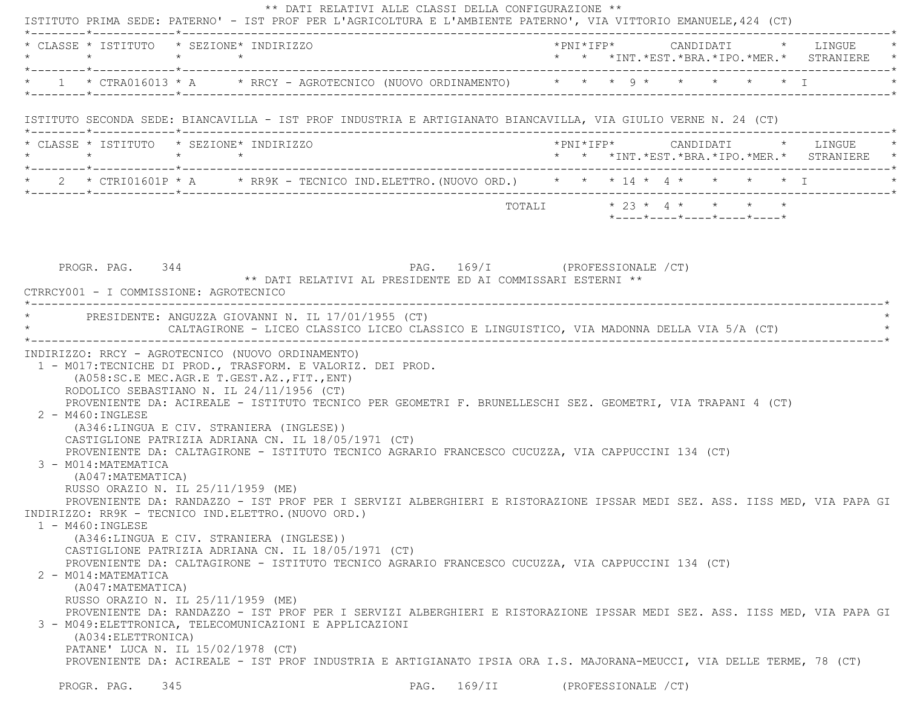** DATI RELATIVI ALLE CLASSI DELLA CONFIGURAZIONE **

ISTITUTO PRIMA SEDE: PATERNO' - IST PROF PER L'AGRICOLTURA E L'AMBIENTE PATERNO', VIA VITTORIO EMANUELE,424 (CT)

| CLASSE | ISTITUTO | SEZIONE | INDIRIZZO | PNI | IFP | CANDIDATI INT. | EST. | BRA. | IPO. | MER. | LINGUE STRANIERE |
|---|---|---|---|---|---|---|---|---|---|---|---|
| 1 | CTRA016013 | A | RRCY - AGROTECNICO (NUOVO ORDINAMENTO) | | | 9 | | | | | I |

ISTITUTO SECONDA SEDE: BIANCAVILLA - IST PROF INDUSTRIA E ARTIGIANATO BIANCAVILLA, VIA GIULIO VERNE N. 24 (CT)

| CLASSE | ISTITUTO | SEZIONE | INDIRIZZO | PNI | IFP | CANDIDATI INT. | EST. | BRA. | IPO. | MER. | LINGUE STRANIERE |
|---|---|---|---|---|---|---|---|---|---|---|---|
| 2 | CTRI01601P | A | RR9K - TECNICO IND.ELETTRO.(NUOVO ORD.) | | | 14 | 4 | | | | I |
| | | | TOTALI | | | 23 | 4 | | | | |

PROGR. PAG. 344 PAG. 169/I (PROFESSIONALE /CT)

** DATI RELATIVI AL PRESIDENTE ED AI COMMISSARI ESTERNI **

CTRRCY001 - I COMMISSIONE: AGROTECNICO

PRESIDENTE: ANGUZZA GIOVANNI N. IL 17/01/1955 (CT)
CALTAGIRONE - LICEO CLASSICO LICEO CLASSICO E LINGUISTICO, VIA MADONNA DELLA VIA 5/A (CT)

INDIRIZZO: RRCY - AGROTECNICO (NUOVO ORDINAMENTO)

1 - M017:TECNICHE DI PROD., TRASFORM. E VALORIZ. DEI PROD.
(A058:SC.E MEC.AGR.E T.GEST.AZ.,FIT.,ENT)
RODOLICO SEBASTIANO N. IL 24/11/1956 (CT)
PROVENIENTE DA: ACIREALE - ISTITUTO TECNICO PER GEOMETRI F. BRUNELLESCHI SEZ. GEOMETRI, VIA TRAPANI 4 (CT)

2 - M460:INGLESE
(A346:LINGUA E CIV. STRANIERA (INGLESE))
CASTIGLIONE PATRIZIA ADRIANA CN. IL 18/05/1971 (CT)
PROVENIENTE DA: CALTAGIRONE - ISTITUTO TECNICO AGRARIO FRANCESCO CUCUZZA, VIA CAPPUCCINI 134 (CT)

3 - M014:MATEMATICA
(A047:MATEMATICA)
RUSSO ORAZIO N. IL 25/11/1959 (ME)
PROVENIENTE DA: RANDAZZO - IST PROF PER I SERVIZI ALBERGHIERI E RISTORAZIONE IPSSAR MEDI SEZ. ASS. IISS MED, VIA PAPA GI

INDIRIZZO: RR9K - TECNICO IND.ELETTRO.(NUOVO ORD.)

1 - M460:INGLESE
(A346:LINGUA E CIV. STRANIERA (INGLESE))
CASTIGLIONE PATRIZIA ADRIANA CN. IL 18/05/1971 (CT)
PROVENIENTE DA: CALTAGIRONE - ISTITUTO TECNICO AGRARIO FRANCESCO CUCUZZA, VIA CAPPUCCINI 134 (CT)

2 - M014:MATEMATICA
(A047:MATEMATICA)
RUSSO ORAZIO N. IL 25/11/1959 (ME)
PROVENIENTE DA: RANDAZZO - IST PROF PER I SERVIZI ALBERGHIERI E RISTORAZIONE IPSSAR MEDI SEZ. ASS. IISS MED, VIA PAPA GI

3 - M049:ELETTRONICA, TELECOMUNICAZIONI E APPLICAZIONI
(A034:ELETTRONICA)
PATANE' LUCA N. IL 15/02/1978 (CT)
PROVENIENTE DA: ACIREALE - IST PROF INDUSTRIA E ARTIGIANATO IPSIA ORA I.S. MAJORANA-MEUCCI, VIA DELLE TERME, 78 (CT)

PROGR. PAG. 345 PAG. 169/II (PROFESSIONALE /CT)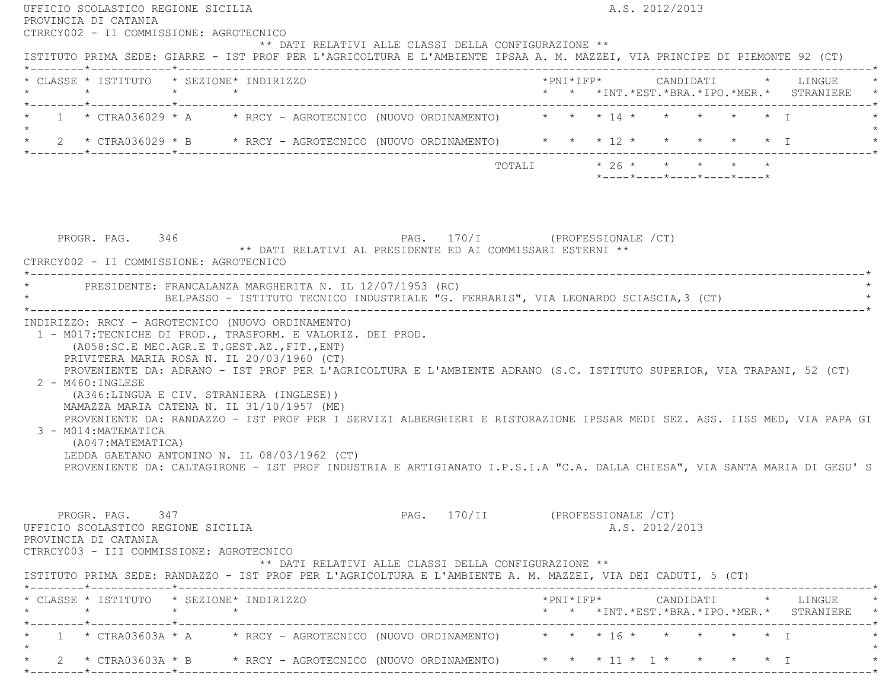UFFICIO SCOLASTICO REGIONE SICILIA A.S. 2012/2013
PROVINCIA DI CATANIA
CTRRCY002 - II COMMISSIONE: AGROTECNICO

** DATI RELATIVI ALLE CLASSI DELLA CONFIGURAZIONE **

ISTITUTO PRIMA SEDE: GIARRE - IST PROF PER L'AGRICOLTURA E L'AMBIENTE IPSAA A. M. MAZZEI, VIA PRINCIPE DI PIEMONTE 92 (CT)

| CLASSE | ISTITUTO | SEZIONE | INDIRIZZO | PNI | IFP | CANDIDATI INT. | EST. | BRA. | IPO. | MER. | LINGUE STRANIERE |
|---|---|---|---|---|---|---|---|---|---|---|---|
| 1 | CTRA036029 | A | RRCY - AGROTECNICO (NUOVO ORDINAMENTO) | | | 14 | | | | | I |
| 2 | CTRA036029 | B | RRCY - AGROTECNICO (NUOVO ORDINAMENTO) | | | 12 | | | | | I |
| | | | TOTALI | | | 26 | | | | | |

PROGR. PAG. 346 PAG. 170/I (PROFESSIONALE /CT)

** DATI RELATIVI AL PRESIDENTE ED AI COMMISSARI ESTERNI **

CTRRCY002 - II COMMISSIONE: AGROTECNICO

PRESIDENTE: FRANCALANZA MARGHERITA N. IL 12/07/1953 (RC)
BELPASSO - ISTITUTO TECNICO INDUSTRIALE "G. FERRARIS", VIA LEONARDO SCIASCIA,3 (CT)

INDIRIZZO: RRCY - AGROTECNICO (NUOVO ORDINAMENTO)

1 - M017:TECNICHE DI PROD., TRASFORM. E VALORIZ. DEI PROD.
(A058:SC.E MEC.AGR.E T.GEST.AZ.,FIT.,ENT)
PRIVITERA MARIA ROSA N. IL 20/03/1960 (CT)
PROVENIENTE DA: ADRANO - IST PROF PER L'AGRICOLTURA E L'AMBIENTE ADRANO (S.C. ISTITUTO SUPERIOR, VIA TRAPANI, 52 (CT)

2 - M460:INGLESE
(A346:LINGUA E CIV. STRANIERA (INGLESE))
MAMAZZA MARIA CATENA N. IL 31/10/1957 (ME)
PROVENIENTE DA: RANDAZZO - IST PROF PER I SERVIZI ALBERGHIERI E RISTORAZIONE IPSSAR MEDI SEZ. ASS. IISS MED, VIA PAPA GI

3 - M014:MATEMATICA
(A047:MATEMATICA)
LEDDA GAETANO ANTONINO N. IL 08/03/1962 (CT)
PROVENIENTE DA: CALTAGIRONE - IST PROF INDUSTRIA E ARTIGIANATO I.P.S.I.A "C.A. DALLA CHIESA", VIA SANTA MARIA DI GESU' S

PROGR. PAG. 347 PAG. 170/II (PROFESSIONALE /CT)

UFFICIO SCOLASTICO REGIONE SICILIA A.S. 2012/2013
PROVINCIA DI CATANIA
CTRRCY003 - III COMMISSIONE: AGROTECNICO

** DATI RELATIVI ALLE CLASSI DELLA CONFIGURAZIONE **

ISTITUTO PRIMA SEDE: RANDAZZO - IST PROF PER L'AGRICOLTURA E L'AMBIENTE A. M. MAZZEI, VIA DEI CADUTI, 5 (CT)

| CLASSE | ISTITUTO | SEZIONE | INDIRIZZO | PNI | IFP | CANDIDATI INT. | EST. | BRA. | IPO. | MER. | LINGUE STRANIERE |
|---|---|---|---|---|---|---|---|---|---|---|---|
| 1 | CTRA03603A | A | RRCY - AGROTECNICO (NUOVO ORDINAMENTO) | | | 16 | | | | | I |
| 2 | CTRA03603A | B | RRCY - AGROTECNICO (NUOVO ORDINAMENTO) | | | 11 | 1 | | | | I |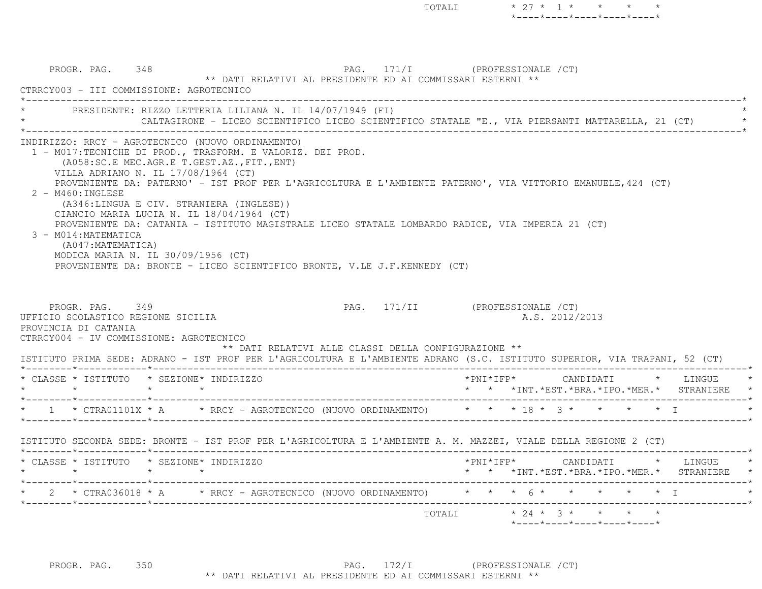| | | INT. | EST. | BRA. | IPO. | MER. |
|---|---|---|---|---|---|---|
| TOTALI | | 27 | 1 | | | |

PROGR. PAG. 348 PAG. 171/I (PROFESSIONALE /CT)

** DATI RELATIVI AL PRESIDENTE ED AI COMMISSARI ESTERNI **

CTRRCY003 - III COMMISSIONE: AGROTECNICO

PRESIDENTE: RIZZO LETTERIA LILIANA N. IL 14/07/1949 (FI)
CALTAGIRONE - LICEO SCIENTIFICO LICEO SCIENTIFICO STATALE "E., VIA PIERSANTI MATTARELLA, 21 (CT)

INDIRIZZO: RRCY - AGROTECNICO (NUOVO ORDINAMENTO)

1 - M017:TECNICHE DI PROD., TRASFORM. E VALORIZ. DEI PROD.
(A058:SC.E MEC.AGR.E T.GEST.AZ.,FIT.,ENT)
VILLA ADRIANO N. IL 17/08/1964 (CT)
PROVENIENTE DA: PATERNO' - IST PROF PER L'AGRICOLTURA E L'AMBIENTE PATERNO', VIA VITTORIO EMANUELE,424 (CT)

2 - M460:INGLESE
(A346:LINGUA E CIV. STRANIERA (INGLESE))
CIANCIO MARIA LUCIA N. IL 18/04/1964 (CT)
PROVENIENTE DA: CATANIA - ISTITUTO MAGISTRALE LICEO STATALE LOMBARDO RADICE, VIA IMPERIA 21 (CT)

3 - M014:MATEMATICA
(A047:MATEMATICA)
MODICA MARIA N. IL 30/09/1956 (CT)
PROVENIENTE DA: BRONTE - LICEO SCIENTIFICO BRONTE, V.LE J.F.KENNEDY (CT)

PROGR. PAG. 349 PAG. 171/II (PROFESSIONALE /CT)

UFFICIO SCOLASTICO REGIONE SICILIA A.S. 2012/2013

PROVINCIA DI CATANIA

CTRRCY004 - IV COMMISSIONE: AGROTECNICO

** DATI RELATIVI ALLE CLASSI DELLA CONFIGURAZIONE **

ISTITUTO PRIMA SEDE: ADRANO - IST PROF PER L'AGRICOLTURA E L'AMBIENTE ADRANO (S.C. ISTITUTO SUPERIOR, VIA TRAPANI, 52 (CT)

| CLASSE | ISTITUTO | SEZIONE | INDIRIZZO | PNI | IFP | CANDIDATI INT. | EST. | BRA. | IPO. | MER. | LINGUE STRANIERE |
|---|---|---|---|---|---|---|---|---|---|---|---|
| 1 | CTRA01101X | A | RRCY - AGROTECNICO (NUOVO ORDINAMENTO) | | | 18 | 3 | | | | I |

ISTITUTO SECONDA SEDE: BRONTE - IST PROF PER L'AGRICOLTURA E L'AMBIENTE A. M. MAZZEI, VIALE DELLA REGIONE 2 (CT)

| CLASSE | ISTITUTO | SEZIONE | INDIRIZZO | PNI | IFP | CANDIDATI INT. | EST. | BRA. | IPO. | MER. | LINGUE STRANIERE |
|---|---|---|---|---|---|---|---|---|---|---|---|
| 2 | CTRA036018 | A | RRCY - AGROTECNICO (NUOVO ORDINAMENTO) | | | 6 | | | | | I |
| | | | TOTALI | | | 24 | 3 | | | | |

PROGR. PAG. 350 PAG. 172/I (PROFESSIONALE /CT)

** DATI RELATIVI AL PRESIDENTE ED AI COMMISSARI ESTERNI **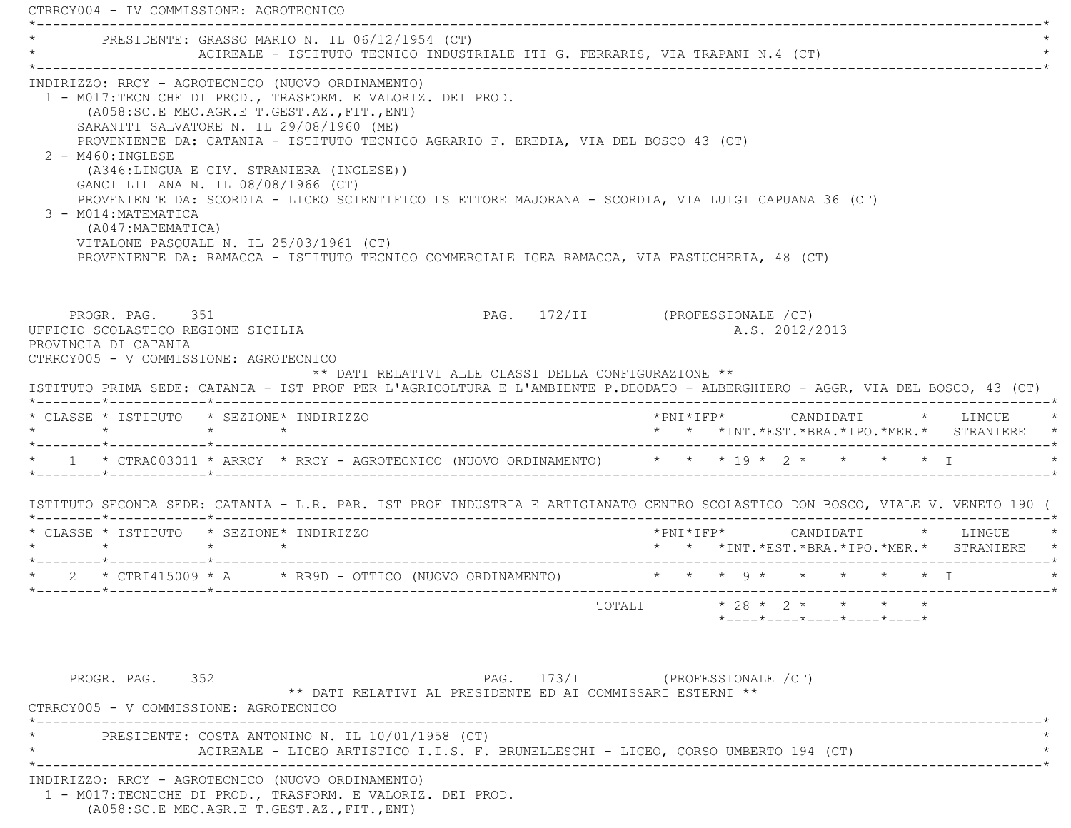CTRRCY004 - IV COMMISSIONE: AGROTECNICO

PRESIDENTE: GRASSO MARIO N. IL 06/12/1954 (CT)
ACIREALE - ISTITUTO TECNICO INDUSTRIALE ITI G. FERRARIS, VIA TRAPANI N.4 (CT)

INDIRIZZO: RRCY - AGROTECNICO (NUOVO ORDINAMENTO)

1 - M017:TECNICHE DI PROD., TRASFORM. E VALORIZ. DEI PROD.
(A058:SC.E MEC.AGR.E T.GEST.AZ.,FIT.,ENT)
SARANITI SALVATORE N. IL 29/08/1960 (ME)
PROVENIENTE DA: CATANIA - ISTITUTO TECNICO AGRARIO F. EREDIA, VIA DEL BOSCO 43 (CT)

2 - M460:INGLESE
(A346:LINGUA E CIV. STRANIERA (INGLESE))
GANCI LILIANA N. IL 08/08/1966 (CT)
PROVENIENTE DA: SCORDIA - LICEO SCIENTIFICO LS ETTORE MAJORANA - SCORDIA, VIA LUIGI CAPUANA 36 (CT)

3 - M014:MATEMATICA
(A047:MATEMATICA)
VITALONE PASQUALE N. IL 25/03/1961 (CT)
PROVENIENTE DA: RAMACCA - ISTITUTO TECNICO COMMERCIALE IGEA RAMACCA, VIA FASTUCHERIA, 48 (CT)

PROGR. PAG. 351 PAG. 172/II (PROFESSIONALE /CT)
UFFICIO SCOLASTICO REGIONE SICILIA A.S. 2012/2013
PROVINCIA DI CATANIA
CTRRCY005 - V COMMISSIONE: AGROTECNICO

** DATI RELATIVI ALLE CLASSI DELLA CONFIGURAZIONE **

ISTITUTO PRIMA SEDE: CATANIA - IST PROF PER L'AGRICOLTURA E L'AMBIENTE P.DEODATO - ALBERGHIERO - AGGR, VIA DEL BOSCO, 43 (CT)

| CLASSE | ISTITUTO | SEZIONE | INDIRIZZO | PNI | IFP | CANDIDATI INT. | EST. | BRA. | IPO. | MER. | LINGUE STRANIERE |
|---|---|---|---|---|---|---|---|---|---|---|---|
| 1 | CTRA003011 | ARRCY | RRCY - AGROTECNICO (NUOVO ORDINAMENTO) | | | 19 | 2 | | | | I |

ISTITUTO SECONDA SEDE: CATANIA - L.R. PAR. IST PROF INDUSTRIA E ARTIGIANATO CENTRO SCOLASTICO DON BOSCO, VIALE V. VENETO 190 (

| CLASSE | ISTITUTO | SEZIONE | INDIRIZZO | PNI | IFP | CANDIDATI INT. | EST. | BRA. | IPO. | MER. | LINGUE STRANIERE |
|---|---|---|---|---|---|---|---|---|---|---|---|
| 2 | CTRI415009 | A | RR9D - OTTICO (NUOVO ORDINAMENTO) | | | 9 | | | | | I |
| | | | TOTALI | | | 28 | 2 | | | | |

PROGR. PAG. 352 PAG. 173/I (PROFESSIONALE /CT)

** DATI RELATIVI AL PRESIDENTE ED AI COMMISSARI ESTERNI **

CTRRCY005 - V COMMISSIONE: AGROTECNICO

PRESIDENTE: COSTA ANTONINO N. IL 10/01/1958 (CT)
ACIREALE - LICEO ARTISTICO I.I.S. F. BRUNELLESCHI - LICEO, CORSO UMBERTO 194 (CT)

INDIRIZZO: RRCY - AGROTECNICO (NUOVO ORDINAMENTO)

1 - M017:TECNICHE DI PROD., TRASFORM. E VALORIZ. DEI PROD.
(A058:SC.E MEC.AGR.E T.GEST.AZ.,FIT.,ENT)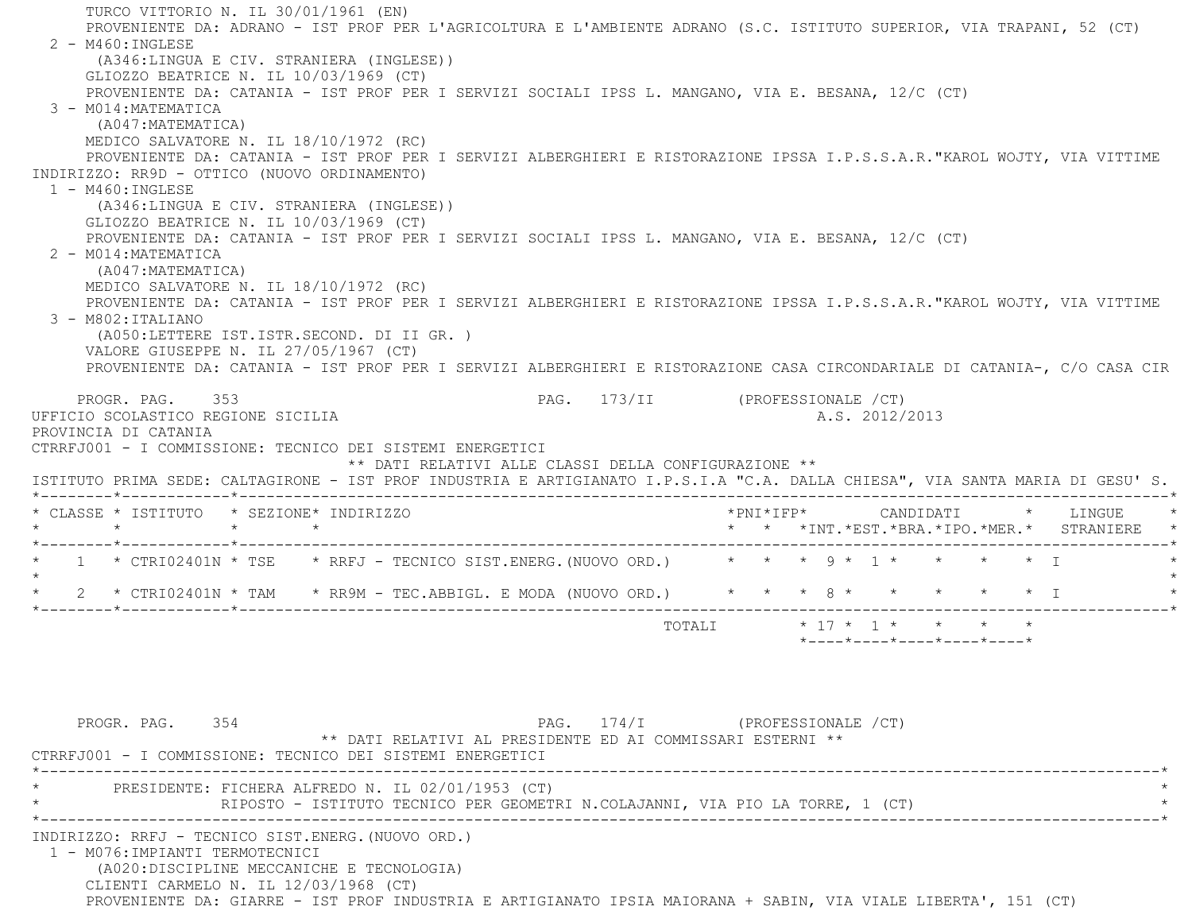TURCO VITTORIO N. IL 30/01/1961 (EN)
PROVENIENTE DA: ADRANO - IST PROF PER L'AGRICOLTURA E L'AMBIENTE ADRANO (S.C. ISTITUTO SUPERIOR, VIA TRAPANI, 52 (CT)

2 - M460:INGLESE
(A346:LINGUA E CIV. STRANIERA (INGLESE))
GLIOZZO BEATRICE N. IL 10/03/1969 (CT)
PROVENIENTE DA: CATANIA - IST PROF PER I SERVIZI SOCIALI IPSS L. MANGANO, VIA E. BESANA, 12/C (CT)

3 - M014:MATEMATICA
(A047:MATEMATICA)
MEDICO SALVATORE N. IL 18/10/1972 (RC)
PROVENIENTE DA: CATANIA - IST PROF PER I SERVIZI ALBERGHIERI E RISTORAZIONE IPSSA I.P.S.S.A.R."KAROL WOJTY, VIA VITTIME

INDIRIZZO: RR9D - OTTICO (NUOVO ORDINAMENTO)

1 - M460:INGLESE
(A346:LINGUA E CIV. STRANIERA (INGLESE))
GLIOZZO BEATRICE N. IL 10/03/1969 (CT)
PROVENIENTE DA: CATANIA - IST PROF PER I SERVIZI SOCIALI IPSS L. MANGANO, VIA E. BESANA, 12/C (CT)

2 - M014:MATEMATICA
(A047:MATEMATICA)
MEDICO SALVATORE N. IL 18/10/1972 (RC)
PROVENIENTE DA: CATANIA - IST PROF PER I SERVIZI ALBERGHIERI E RISTORAZIONE IPSSA I.P.S.S.A.R."KAROL WOJTY, VIA VITTIME

3 - M802:ITALIANO
(A050:LETTERE IST.ISTR.SECOND. DI II GR. )
VALORE GIUSEPPE N. IL 27/05/1967 (CT)
PROVENIENTE DA: CATANIA - IST PROF PER I SERVIZI ALBERGHIERI E RISTORAZIONE CASA CIRCONDARIALE DI CATANIA-, C/O CASA CIR

PROGR. PAG. 353 PAG. 173/II (PROFESSIONALE /CT)

UFFICIO SCOLASTICO REGIONE SICILIA A.S. 2012/2013

PROVINCIA DI CATANIA

CTRRFJ001 - I COMMISSIONE: TECNICO DEI SISTEMI ENERGETICI

** DATI RELATIVI ALLE CLASSI DELLA CONFIGURAZIONE **

ISTITUTO PRIMA SEDE: CALTAGIRONE - IST PROF INDUSTRIA E ARTIGIANATO I.P.S.I.A "C.A. DALLA CHIESA", VIA SANTA MARIA DI GESU' S.

| CLASSE | ISTITUTO | SEZIONE | INDIRIZZO | PNI | IFP | CANDIDATI INT. | EST. | BRA. | IPO. | MER. | LINGUE STRANIERE |
|---|---|---|---|---|---|---|---|---|---|---|---|
| 1 | CTRI02401N | TSE | RRFJ - TECNICO SIST.ENERG.(NUOVO ORD.) | | | 9 | 1 | | | | I |
| 2 | CTRI02401N | TAM | RR9M - TEC.ABBIGL. E MODA (NUOVO ORD.) | | | 8 | | | | | I |
| | | | TOTALI | | | 17 | 1 | | | | |

PROGR. PAG. 354 PAG. 174/I (PROFESSIONALE /CT)

** DATI RELATIVI AL PRESIDENTE ED AI COMMISSARI ESTERNI **

CTRRFJ001 - I COMMISSIONE: TECNICO DEI SISTEMI ENERGETICI

PRESIDENTE: FICHERA ALFREDO N. IL 02/01/1953 (CT)
RIPOSTO - ISTITUTO TECNICO PER GEOMETRI N.COLAJANNI, VIA PIO LA TORRE, 1 (CT)

INDIRIZZO: RRFJ - TECNICO SIST.ENERG.(NUOVO ORD.)

1 - M076:IMPIANTI TERMOTECNICI
(A020:DISCIPLINE MECCANICHE E TECNOLOGIA)
CLIENTI CARMELO N. IL 12/03/1968 (CT)
PROVENIENTE DA: GIARRE - IST PROF INDUSTRIA E ARTIGIANATO IPSIA MAIORANA + SABIN, VIA VIALE LIBERTA', 151 (CT)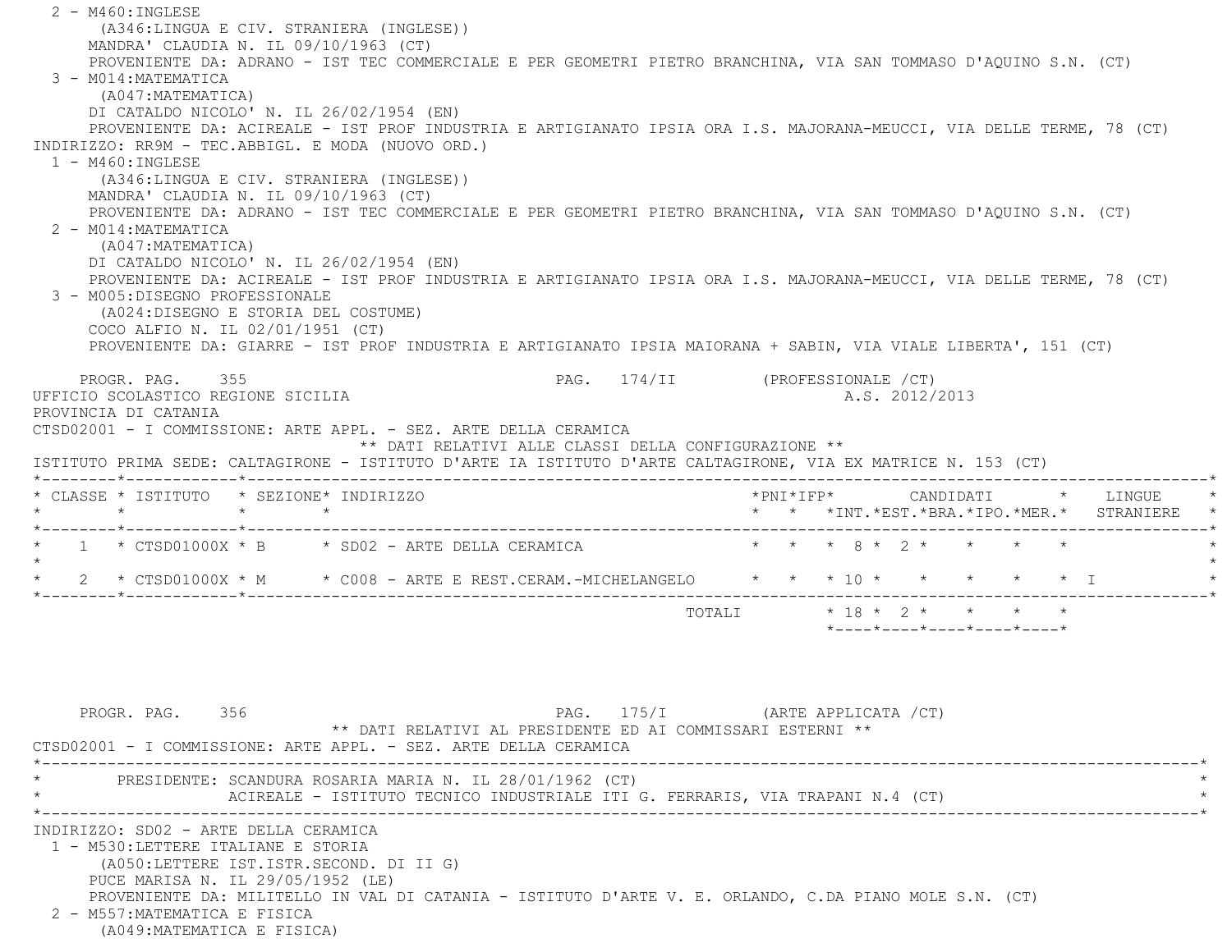2 - M460:INGLESE
(A346:LINGUA E CIV. STRANIERA (INGLESE))
MANDRA' CLAUDIA N. IL 09/10/1963 (CT)
PROVENIENTE DA: ADRANO - IST TEC COMMERCIALE E PER GEOMETRI PIETRO BRANCHINA, VIA SAN TOMMASO D'AQUINO S.N. (CT)

3 - M014:MATEMATICA
(A047:MATEMATICA)
DI CATALDO NICOLO' N. IL 26/02/1954 (EN)
PROVENIENTE DA: ACIREALE - IST PROF INDUSTRIA E ARTIGIANATO IPSIA ORA I.S. MAJORANA-MEUCCI, VIA DELLE TERME, 78 (CT)

INDIRIZZO: RR9M - TEC.ABBIGL. E MODA (NUOVO ORD.)

1 - M460:INGLESE
(A346:LINGUA E CIV. STRANIERA (INGLESE))
MANDRA' CLAUDIA N. IL 09/10/1963 (CT)
PROVENIENTE DA: ADRANO - IST TEC COMMERCIALE E PER GEOMETRI PIETRO BRANCHINA, VIA SAN TOMMASO D'AQUINO S.N. (CT)

2 - M014:MATEMATICA
(A047:MATEMATICA)
DI CATALDO NICOLO' N. IL 26/02/1954 (EN)
PROVENIENTE DA: ACIREALE - IST PROF INDUSTRIA E ARTIGIANATO IPSIA ORA I.S. MAJORANA-MEUCCI, VIA DELLE TERME, 78 (CT)

3 - M005:DISEGNO PROFESSIONALE
(A024:DISEGNO E STORIA DEL COSTUME)
COCO ALFIO N. IL 02/01/1951 (CT)
PROVENIENTE DA: GIARRE - IST PROF INDUSTRIA E ARTIGIANATO IPSIA MAIORANA + SABIN, VIA VIALE LIBERTA', 151 (CT)

PROGR. PAG. 355 PAG. 174/II (PROFESSIONALE /CT)

UFFICIO SCOLASTICO REGIONE SICILIA A.S. 2012/2013

PROVINCIA DI CATANIA

CTSD02001 - I COMMISSIONE: ARTE APPL. - SEZ. ARTE DELLA CERAMICA

** DATI RELATIVI ALLE CLASSI DELLA CONFIGURAZIONE **

ISTITUTO PRIMA SEDE: CALTAGIRONE - ISTITUTO D'ARTE IA ISTITUTO D'ARTE CALTAGIRONE, VIA EX MATRICE N. 153 (CT)

| CLASSE | ISTITUTO | SEZIONE | INDIRIZZO | PNI | IFP | CANDIDATI INT. | CANDIDATI EST. | CANDIDATI BRA. | CANDIDATI IPO. | CANDIDATI MER. | LINGUE STRANIERE |
|---|---|---|---|---|---|---|---|---|---|---|---|
| 1 | CTSD01000X | B | SD02 - ARTE DELLA CERAMICA | | | 8 | 2 | | | | |
| 2 | CTSD01000X | M | C008 - ARTE E REST.CERAM.-MICHELANGELO | | | 10 | | | | | I |
| | | | TOTALI | | | 18 | 2 | | | | |

PROGR. PAG. 356 PAG. 175/I (ARTE APPLICATA /CT)

** DATI RELATIVI AL PRESIDENTE ED AI COMMISSARI ESTERNI **

CTSD02001 - I COMMISSIONE: ARTE APPL. - SEZ. ARTE DELLA CERAMICA

PRESIDENTE: SCANDURA ROSARIA MARIA N. IL 28/01/1962 (CT)
ACIREALE - ISTITUTO TECNICO INDUSTRIALE ITI G. FERRARIS, VIA TRAPANI N.4 (CT)

INDIRIZZO: SD02 - ARTE DELLA CERAMICA

1 - M530:LETTERE ITALIANE E STORIA
(A050:LETTERE IST.ISTR.SECOND. DI II G)
PUCE MARISA N. IL 29/05/1952 (LE)
PROVENIENTE DA: MILITELLO IN VAL DI CATANIA - ISTITUTO D'ARTE V. E. ORLANDO, C.DA PIANO MOLE S.N. (CT)

2 - M557:MATEMATICA E FISICA
(A049:MATEMATICA E FISICA)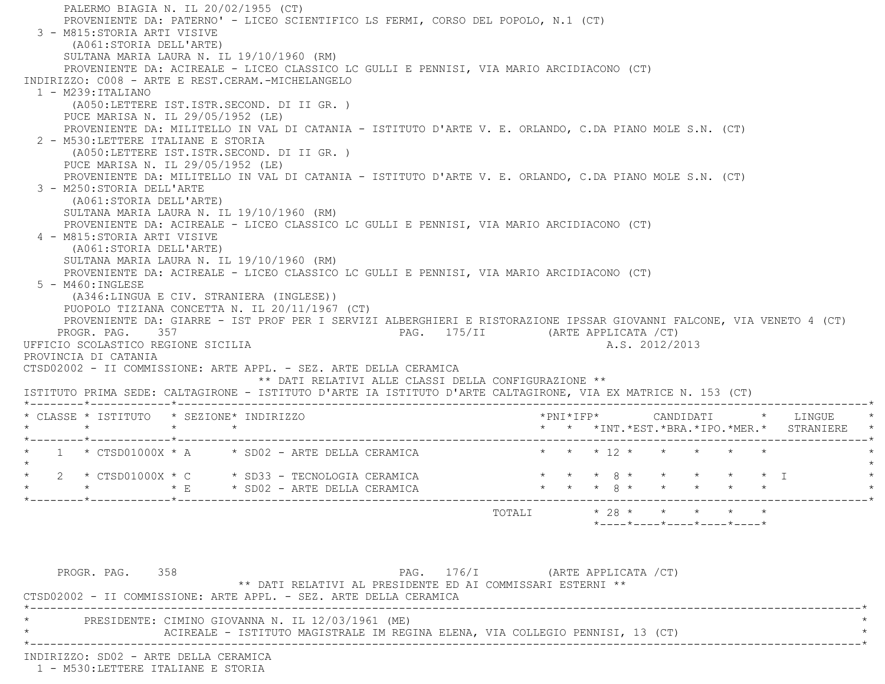PALERMO BIAGIA N. IL 20/02/1955 (CT)
PROVENIENTE DA: PATERNO' - LICEO SCIENTIFICO LS FERMI, CORSO DEL POPOLO, N.1 (CT)

3 - M815:STORIA ARTI VISIVE
(A061:STORIA DELL'ARTE)
SULTANA MARIA LAURA N. IL 19/10/1960 (RM)
PROVENIENTE DA: ACIREALE - LICEO CLASSICO LC GULLI E PENNISI, VIA MARIO ARCIDIACONO (CT)

INDIRIZZO: C008 - ARTE E REST.CERAM.-MICHELANGELO

1 - M239:ITALIANO
(A050:LETTERE IST.ISTR.SECOND. DI II GR. )
PUCE MARISA N. IL 29/05/1952 (LE)
PROVENIENTE DA: MILITELLO IN VAL DI CATANIA - ISTITUTO D'ARTE V. E. ORLANDO, C.DA PIANO MOLE S.N. (CT)

2 - M530:LETTERE ITALIANE E STORIA
(A050:LETTERE IST.ISTR.SECOND. DI II GR. )
PUCE MARISA N. IL 29/05/1952 (LE)
PROVENIENTE DA: MILITELLO IN VAL DI CATANIA - ISTITUTO D'ARTE V. E. ORLANDO, C.DA PIANO MOLE S.N. (CT)

3 - M250:STORIA DELL'ARTE
(A061:STORIA DELL'ARTE)
SULTANA MARIA LAURA N. IL 19/10/1960 (RM)
PROVENIENTE DA: ACIREALE - LICEO CLASSICO LC GULLI E PENNISI, VIA MARIO ARCIDIACONO (CT)

4 - M815:STORIA ARTI VISIVE
(A061:STORIA DELL'ARTE)
SULTANA MARIA LAURA N. IL 19/10/1960 (RM)
PROVENIENTE DA: ACIREALE - LICEO CLASSICO LC GULLI E PENNISI, VIA MARIO ARCIDIACONO (CT)

5 - M460:INGLESE
(A346:LINGUA E CIV. STRANIERA (INGLESE))
PUOPOLO TIZIANA CONCETTA N. IL 20/11/1967 (CT)
PROVENIENTE DA: GIARRE - IST PROF PER I SERVIZI ALBERGHIERI E RISTORAZIONE IPSSAR GIOVANNI FALCONE, VIA VENETO 4 (CT)

PROGR. PAG. 357 PAG. 175/II (ARTE APPLICATA /CT)

UFFICIO SCOLASTICO REGIONE SICILIA A.S. 2012/2013
PROVINCIA DI CATANIA
CTSD02002 - II COMMISSIONE: ARTE APPL. - SEZ. ARTE DELLA CERAMICA

** DATI RELATIVI ALLE CLASSI DELLA CONFIGURAZIONE **

ISTITUTO PRIMA SEDE: CALTAGIRONE - ISTITUTO D'ARTE IA ISTITUTO D'ARTE CALTAGIRONE, VIA EX MATRICE N. 153 (CT)

| CLASSE | ISTITUTO | SEZIONE | INDIRIZZO | PNI | IFP | CANDIDATI INT. | EST. | BRA. | IPO. | MER. | LINGUE STRANIERE |
|---|---|---|---|---|---|---|---|---|---|---|---|
| 1 | CTSD01000X | A | SD02 - ARTE DELLA CERAMICA | | | 12 | | | | | |
| 2 | CTSD01000X | C | SD33 - TECNOLOGIA CERAMICA | | | 8 | | | | | I |
| | | E | SD02 - ARTE DELLA CERAMICA | | | 8 | | | | | |
| | | | TOTALI | | | 28 | | | | | |

PROGR. PAG. 358 PAG. 176/I (ARTE APPLICATA /CT)

** DATI RELATIVI AL PRESIDENTE ED AI COMMISSARI ESTERNI **

CTSD02002 - II COMMISSIONE: ARTE APPL. - SEZ. ARTE DELLA CERAMICA

PRESIDENTE: CIMINO GIOVANNA N. IL 12/03/1961 (ME)
ACIREALE - ISTITUTO MAGISTRALE IM REGINA ELENA, VIA COLLEGIO PENNISI, 13 (CT)

INDIRIZZO: SD02 - ARTE DELLA CERAMICA

1 - M530:LETTERE ITALIANE E STORIA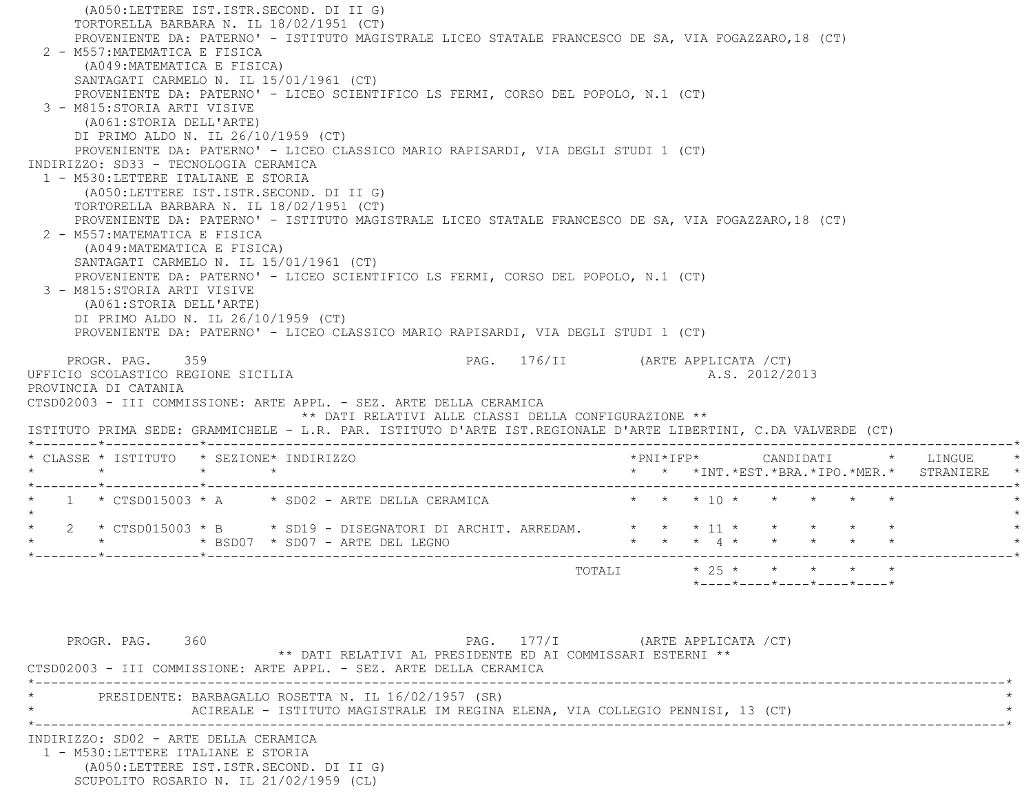(A050:LETTERE IST.ISTR.SECOND. DI II G)
TORTORELLA BARBARA N. IL 18/02/1951 (CT)
PROVENIENTE DA: PATERNO' - ISTITUTO MAGISTRALE LICEO STATALE FRANCESCO DE SA, VIA FOGAZZARO,18 (CT)

2 - M557:MATEMATICA E FISICA
(A049:MATEMATICA E FISICA)
SANTAGATI CARMELO N. IL 15/01/1961 (CT)
PROVENIENTE DA: PATERNO' - LICEO SCIENTIFICO LS FERMI, CORSO DEL POPOLO, N.1 (CT)

3 - M815:STORIA ARTI VISIVE
(A061:STORIA DELL'ARTE)
DI PRIMO ALDO N. IL 26/10/1959 (CT)
PROVENIENTE DA: PATERNO' - LICEO CLASSICO MARIO RAPISARDI, VIA DEGLI STUDI 1 (CT)

INDIRIZZO: SD33 - TECNOLOGIA CERAMICA

1 - M530:LETTERE ITALIANE E STORIA
(A050:LETTERE IST.ISTR.SECOND. DI II G)
TORTORELLA BARBARA N. IL 18/02/1951 (CT)
PROVENIENTE DA: PATERNO' - ISTITUTO MAGISTRALE LICEO STATALE FRANCESCO DE SA, VIA FOGAZZARO,18 (CT)

2 - M557:MATEMATICA E FISICA
(A049:MATEMATICA E FISICA)
SANTAGATI CARMELO N. IL 15/01/1961 (CT)
PROVENIENTE DA: PATERNO' - LICEO SCIENTIFICO LS FERMI, CORSO DEL POPOLO, N.1 (CT)

3 - M815:STORIA ARTI VISIVE
(A061:STORIA DELL'ARTE)
DI PRIMO ALDO N. IL 26/10/1959 (CT)
PROVENIENTE DA: PATERNO' - LICEO CLASSICO MARIO RAPISARDI, VIA DEGLI STUDI 1 (CT)

PROGR. PAG. 359 PAG. 176/II (ARTE APPLICATA /CT)

UFFICIO SCOLASTICO REGIONE SICILIA A.S. 2012/2013
PROVINCIA DI CATANIA
CTSD02003 - III COMMISSIONE: ARTE APPL. - SEZ. ARTE DELLA CERAMICA

** DATI RELATIVI ALLE CLASSI DELLA CONFIGURAZIONE **

ISTITUTO PRIMA SEDE: GRAMMICHELE - L.R. PAR. ISTITUTO D'ARTE IST.REGIONALE D'ARTE LIBERTINI, C.DA VALVERDE (CT)

| CLASSE | ISTITUTO | SEZIONE | INDIRIZZO | PNI | IFP | CANDIDATI INT. | EST. | BRA. | IPO. | MER. | LINGUE STRANIERE |
|---|---|---|---|---|---|---|---|---|---|---|---|
| 1 | CTSD015003 | A | SD02 - ARTE DELLA CERAMICA | | | 10 | | | | | |
| 2 | CTSD015003 | B | SD19 - DISEGNATORI DI ARCHIT. ARREDAM. | | | 11 | | | | | |
| | | BSD07 | SD07 - ARTE DEL LEGNO | | | 4 | | | | | |
| | | | TOTALI | | | 25 | | | | | |

PROGR. PAG. 360 PAG. 177/I (ARTE APPLICATA /CT)

** DATI RELATIVI AL PRESIDENTE ED AI COMMISSARI ESTERNI **

CTSD02003 - III COMMISSIONE: ARTE APPL. - SEZ. ARTE DELLA CERAMICA

PRESIDENTE: BARBAGALLO ROSETTA N. IL 16/02/1957 (SR)
ACIREALE - ISTITUTO MAGISTRALE IM REGINA ELENA, VIA COLLEGIO PENNISI, 13 (CT)

INDIRIZZO: SD02 - ARTE DELLA CERAMICA

1 - M530:LETTERE ITALIANE E STORIA
(A050:LETTERE IST.ISTR.SECOND. DI II G)
SCUPOLITO ROSARIO N. IL 21/02/1959 (CL)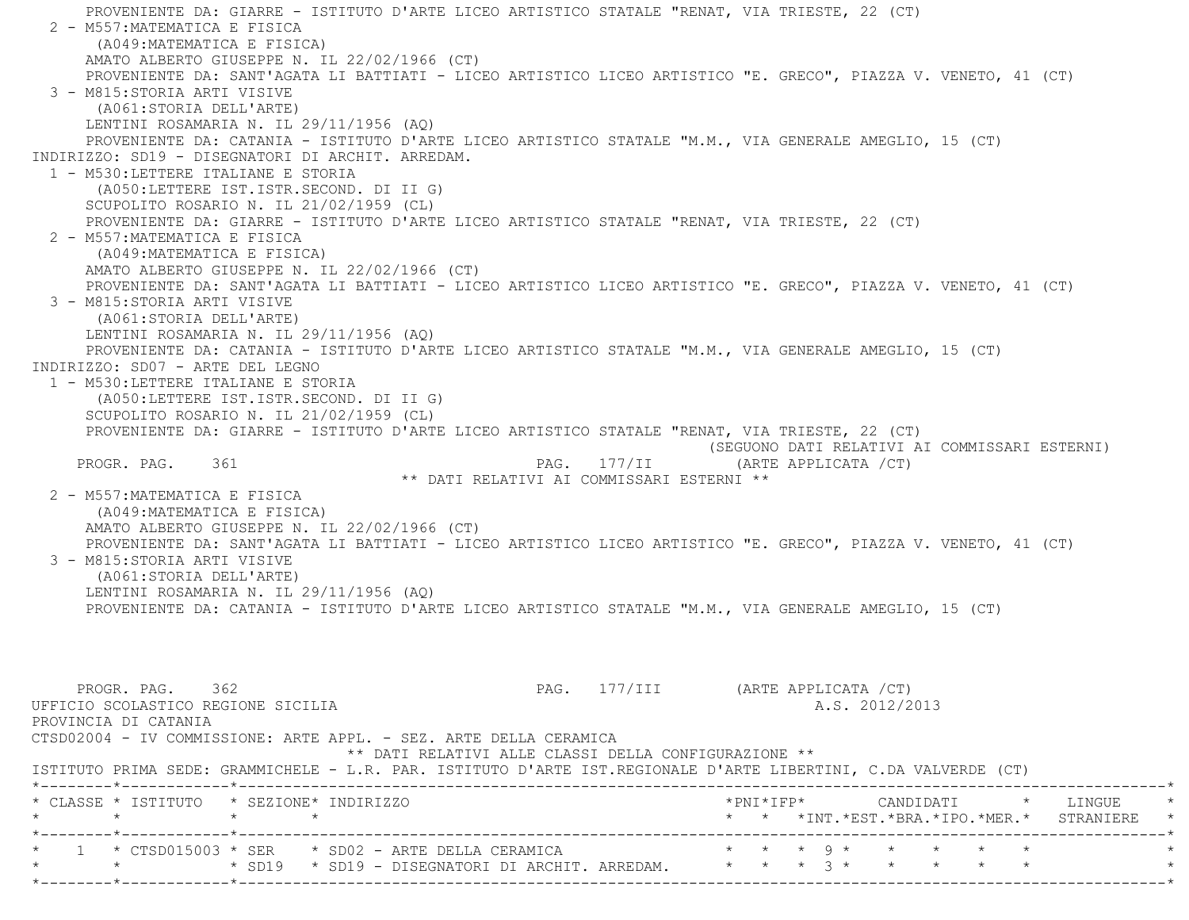PROVENIENTE DA: GIARRE - ISTITUTO D'ARTE LICEO ARTISTICO STATALE "RENAT, VIA TRIESTE, 22 (CT)

2 - M557:MATEMATICA E FISICA
(A049:MATEMATICA E FISICA)
AMATO ALBERTO GIUSEPPE N. IL 22/02/1966 (CT)
PROVENIENTE DA: SANT'AGATA LI BATTIATI - LICEO ARTISTICO LICEO ARTISTICO "E. GRECO", PIAZZA V. VENETO, 41 (CT)

3 - M815:STORIA ARTI VISIVE
(A061:STORIA DELL'ARTE)
LENTINI ROSAMARIA N. IL 29/11/1956 (AQ)
PROVENIENTE DA: CATANIA - ISTITUTO D'ARTE LICEO ARTISTICO STATALE "M.M., VIA GENERALE AMEGLIO, 15 (CT)

INDIRIZZO: SD19 - DISEGNATORI DI ARCHIT. ARREDAM.

1 - M530:LETTERE ITALIANE E STORIA
(A050:LETTERE IST.ISTR.SECOND. DI II G)
SCUPOLITO ROSARIO N. IL 21/02/1959 (CL)
PROVENIENTE DA: GIARRE - ISTITUTO D'ARTE LICEO ARTISTICO STATALE "RENAT, VIA TRIESTE, 22 (CT)

2 - M557:MATEMATICA E FISICA
(A049:MATEMATICA E FISICA)
AMATO ALBERTO GIUSEPPE N. IL 22/02/1966 (CT)
PROVENIENTE DA: SANT'AGATA LI BATTIATI - LICEO ARTISTICO LICEO ARTISTICO "E. GRECO", PIAZZA V. VENETO, 41 (CT)

3 - M815:STORIA ARTI VISIVE
(A061:STORIA DELL'ARTE)
LENTINI ROSAMARIA N. IL 29/11/1956 (AQ)
PROVENIENTE DA: CATANIA - ISTITUTO D'ARTE LICEO ARTISTICO STATALE "M.M., VIA GENERALE AMEGLIO, 15 (CT)

INDIRIZZO: SD07 - ARTE DEL LEGNO

1 - M530:LETTERE ITALIANE E STORIA
(A050:LETTERE IST.ISTR.SECOND. DI II G)
SCUPOLITO ROSARIO N. IL 21/02/1959 (CL)
PROVENIENTE DA: GIARRE - ISTITUTO D'ARTE LICEO ARTISTICO STATALE "RENAT, VIA TRIESTE, 22 (CT)

(SEGUONO DATI RELATIVI AI COMMISSARI ESTERNI)

PROGR. PAG. 361 PAG. 177/II (ARTE APPLICATA /CT)

** DATI RELATIVI AI COMMISSARI ESTERNI **

2 - M557:MATEMATICA E FISICA
(A049:MATEMATICA E FISICA)
AMATO ALBERTO GIUSEPPE N. IL 22/02/1966 (CT)
PROVENIENTE DA: SANT'AGATA LI BATTIATI - LICEO ARTISTICO LICEO ARTISTICO "E. GRECO", PIAZZA V. VENETO, 41 (CT)

3 - M815:STORIA ARTI VISIVE
(A061:STORIA DELL'ARTE)
LENTINI ROSAMARIA N. IL 29/11/1956 (AQ)
PROVENIENTE DA: CATANIA - ISTITUTO D'ARTE LICEO ARTISTICO STATALE "M.M., VIA GENERALE AMEGLIO, 15 (CT)

PROGR. PAG. 362 PAG. 177/III (ARTE APPLICATA /CT)

UFFICIO SCOLASTICO REGIONE SICILIA A.S. 2012/2013

PROVINCIA DI CATANIA

CTSD02004 - IV COMMISSIONE: ARTE APPL. - SEZ. ARTE DELLA CERAMICA

** DATI RELATIVI ALLE CLASSI DELLA CONFIGURAZIONE **

ISTITUTO PRIMA SEDE: GRAMMICHELE - L.R. PAR. ISTITUTO D'ARTE IST.REGIONALE D'ARTE LIBERTINI, C.DA VALVERDE (CT)

| CLASSE | ISTITUTO | SEZIONE | INDIRIZZO | PNI | IFP | CANDIDATI INT. | EST. | BRA. | IPO. | MER. | LINGUE STRANIERE |
|---|---|---|---|---|---|---|---|---|---|---|---|
| 1 | CTSD015003 | SER | SD02 - ARTE DELLA CERAMICA | | | 9 | | | | | |
| | | SD19 | SD19 - DISEGNATORI DI ARCHIT. ARREDAM. | | | 3 | | | | | |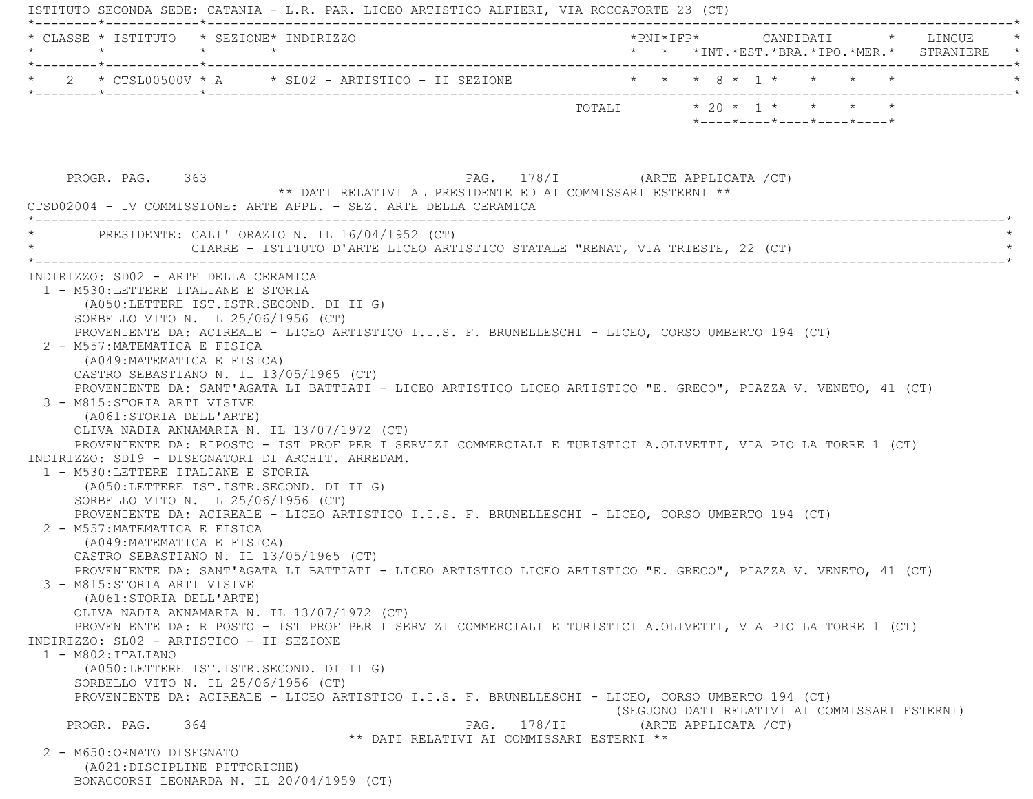ISTITUTO SECONDA SEDE: CATANIA - L.R. PAR. LICEO ARTISTICO ALFIERI, VIA ROCCAFORTE 23 (CT)

| CLASSE | ISTITUTO | SEZIONE | INDIRIZZO | PNI | IFP | CANDIDATI INT. | CANDIDATI EST. | CANDIDATI BRA. | CANDIDATI IPO. | CANDIDATI MER. | LINGUE STRANIERE |
|---|---|---|---|---|---|---|---|---|---|---|---|
| 2 | CTSL00500V | A | SL02 - ARTISTICO - II SEZIONE | | | 8 | 1 | | | | |
| | | | TOTALI | | | 20 | 1 | | | | |

PROGR. PAG. 363 PAG. 178/I (ARTE APPLICATA /CT)

** DATI RELATIVI AL PRESIDENTE ED AI COMMISSARI ESTERNI **

CTSD02004 - IV COMMISSIONE: ARTE APPL. - SEZ. ARTE DELLA CERAMICA

PRESIDENTE: CALI' ORAZIO N. IL 16/04/1952 (CT)
GIARRE - ISTITUTO D'ARTE LICEO ARTISTICO STATALE "RENAT, VIA TRIESTE, 22 (CT)

INDIRIZZO: SD02 - ARTE DELLA CERAMICA
1 - M530:LETTERE ITALIANE E STORIA
(A050:LETTERE IST.ISTR.SECOND. DI II G)
SORBELLO VITO N. IL 25/06/1956 (CT)
PROVENIENTE DA: ACIREALE - LICEO ARTISTICO I.I.S. F. BRUNELLESCHI - LICEO, CORSO UMBERTO 194 (CT)
2 - M557:MATEMATICA E FISICA
(A049:MATEMATICA E FISICA)
CASTRO SEBASTIANO N. IL 13/05/1965 (CT)
PROVENIENTE DA: SANT'AGATA LI BATTIATI - LICEO ARTISTICO LICEO ARTISTICO "E. GRECO", PIAZZA V. VENETO, 41 (CT)
3 - M815:STORIA ARTI VISIVE
(A061:STORIA DELL'ARTE)
OLIVA NADIA ANNAMARIA N. IL 13/07/1972 (CT)
PROVENIENTE DA: RIPOSTO - IST PROF PER I SERVIZI COMMERCIALI E TURISTICI A.OLIVETTI, VIA PIO LA TORRE 1 (CT)

INDIRIZZO: SD19 - DISEGNATORI DI ARCHIT. ARREDAM.
1 - M530:LETTERE ITALIANE E STORIA
(A050:LETTERE IST.ISTR.SECOND. DI II G)
SORBELLO VITO N. IL 25/06/1956 (CT)
PROVENIENTE DA: ACIREALE - LICEO ARTISTICO I.I.S. F. BRUNELLESCHI - LICEO, CORSO UMBERTO 194 (CT)
2 - M557:MATEMATICA E FISICA
(A049:MATEMATICA E FISICA)
CASTRO SEBASTIANO N. IL 13/05/1965 (CT)
PROVENIENTE DA: SANT'AGATA LI BATTIATI - LICEO ARTISTICO LICEO ARTISTICO "E. GRECO", PIAZZA V. VENETO, 41 (CT)
3 - M815:STORIA ARTI VISIVE
(A061:STORIA DELL'ARTE)
OLIVA NADIA ANNAMARIA N. IL 13/07/1972 (CT)
PROVENIENTE DA: RIPOSTO - IST PROF PER I SERVIZI COMMERCIALI E TURISTICI A.OLIVETTI, VIA PIO LA TORRE 1 (CT)

INDIRIZZO: SL02 - ARTISTICO - II SEZIONE
1 - M802:ITALIANO
(A050:LETTERE IST.ISTR.SECOND. DI II G)
SORBELLO VITO N. IL 25/06/1956 (CT)
PROVENIENTE DA: ACIREALE - LICEO ARTISTICO I.I.S. F. BRUNELLESCHI - LICEO, CORSO UMBERTO 194 (CT)

(SEGUONO DATI RELATIVI AI COMMISSARI ESTERNI)

PROGR. PAG. 364 PAG. 178/II (ARTE APPLICATA /CT)

** DATI RELATIVI AI COMMISSARI ESTERNI **

2 - M650:ORNATO DISEGNATO
(A021:DISCIPLINE PITTORICHE)
BONACCORSI LEONARDA N. IL 20/04/1959 (CT)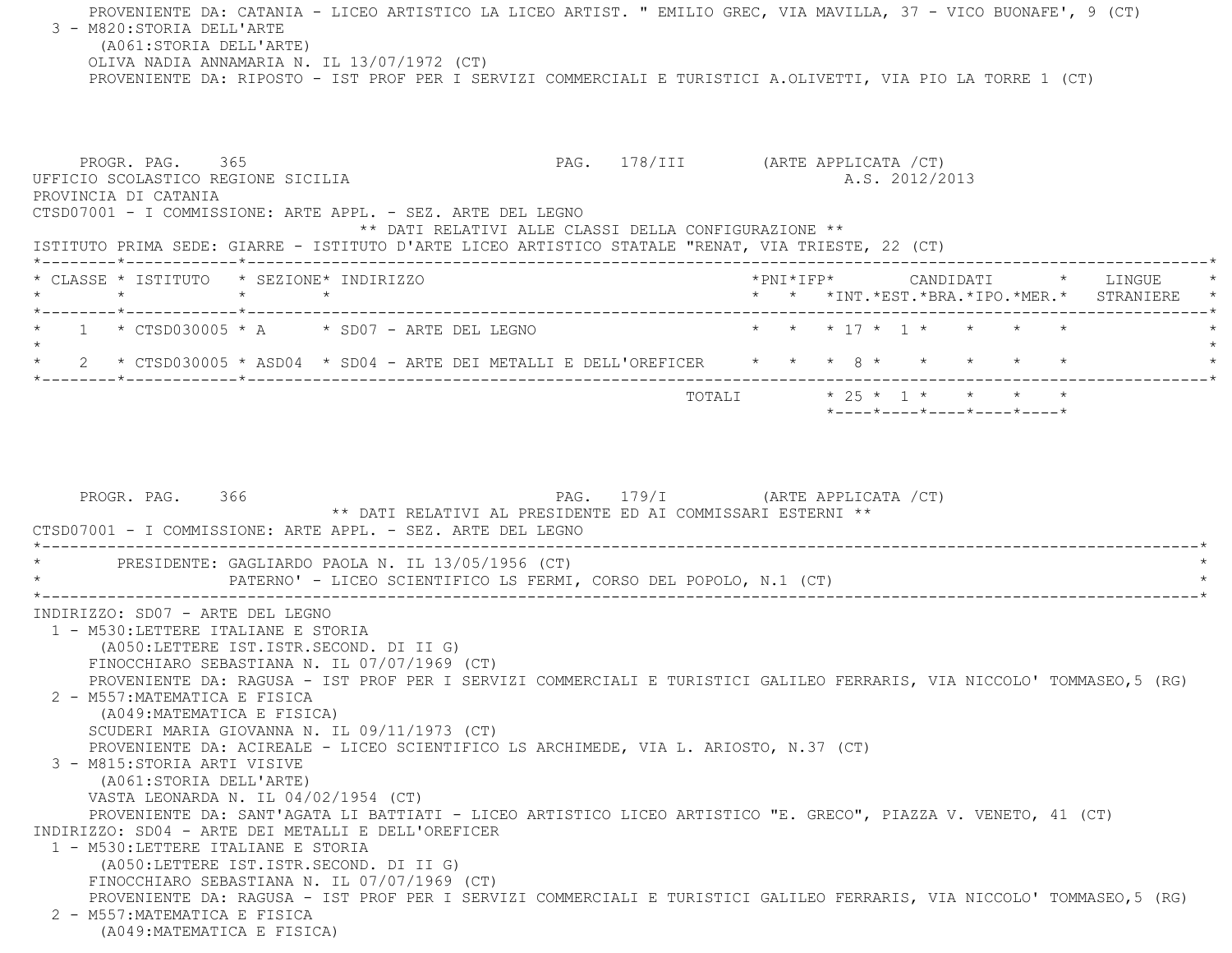PROVENIENTE DA: CATANIA - LICEO ARTISTICO LA LICEO ARTIST. " EMILIO GREC, VIA MAVILLA, 37 - VICO BUONAFE', 9 (CT)

3 - M820:STORIA DELL'ARTE
(A061:STORIA DELL'ARTE)
OLIVA NADIA ANNAMARIA N. IL 13/07/1972 (CT)
PROVENIENTE DA: RIPOSTO - IST PROF PER I SERVIZI COMMERCIALI E TURISTICI A.OLIVETTI, VIA PIO LA TORRE 1 (CT)

PROGR. PAG. 365 PAG. 178/III (ARTE APPLICATA /CT)

UFFICIO SCOLASTICO REGIONE SICILIA A.S. 2012/2013

PROVINCIA DI CATANIA

CTSD07001 - I COMMISSIONE: ARTE APPL. - SEZ. ARTE DEL LEGNO

** DATI RELATIVI ALLE CLASSI DELLA CONFIGURAZIONE **

ISTITUTO PRIMA SEDE: GIARRE - ISTITUTO D'ARTE LICEO ARTISTICO STATALE "RENAT, VIA TRIESTE, 22 (CT)

| CLASSE | ISTITUTO | SEZIONE | INDIRIZZO | PNI | IFP | CANDIDATI INT. | EST. | BRA. | IPO. | MER. | LINGUE STRANIERE |
|---|---|---|---|---|---|---|---|---|---|---|---|
| 1 | CTSD030005 | A | SD07 - ARTE DEL LEGNO | | | 17 | 1 | | | | |
| 2 | CTSD030005 | ASD04 | SD04 - ARTE DEI METALLI E DELL'OREFICER | | | 8 | | | | | |
| | | | TOTALI | | | 25 | 1 | | | | |

PROGR. PAG. 366 PAG. 179/I (ARTE APPLICATA /CT)

** DATI RELATIVI AL PRESIDENTE ED AI COMMISSARI ESTERNI **

CTSD07001 - I COMMISSIONE: ARTE APPL. - SEZ. ARTE DEL LEGNO

PRESIDENTE: GAGLIARDO PAOLA N. IL 13/05/1956 (CT)
PATERNO' - LICEO SCIENTIFICO LS FERMI, CORSO DEL POPOLO, N.1 (CT)

INDIRIZZO: SD07 - ARTE DEL LEGNO

1 - M530:LETTERE ITALIANE E STORIA
(A050:LETTERE IST.ISTR.SECOND. DI II G)
FINOCCHIARO SEBASTIANA N. IL 07/07/1969 (CT)
PROVENIENTE DA: RAGUSA - IST PROF PER I SERVIZI COMMERCIALI E TURISTICI GALILEO FERRARIS, VIA NICCOLO' TOMMASEO,5 (RG)

2 - M557:MATEMATICA E FISICA
(A049:MATEMATICA E FISICA)
SCUDERI MARIA GIOVANNA N. IL 09/11/1973 (CT)
PROVENIENTE DA: ACIREALE - LICEO SCIENTIFICO LS ARCHIMEDE, VIA L. ARIOSTO, N.37 (CT)

3 - M815:STORIA ARTI VISIVE
(A061:STORIA DELL'ARTE)
VASTA LEONARDA N. IL 04/02/1954 (CT)
PROVENIENTE DA: SANT'AGATA LI BATTIATI - LICEO ARTISTICO LICEO ARTISTICO "E. GRECO", PIAZZA V. VENETO, 41 (CT)

INDIRIZZO: SD04 - ARTE DEI METALLI E DELL'OREFICER

1 - M530:LETTERE ITALIANE E STORIA
(A050:LETTERE IST.ISTR.SECOND. DI II G)
FINOCCHIARO SEBASTIANA N. IL 07/07/1969 (CT)
PROVENIENTE DA: RAGUSA - IST PROF PER I SERVIZI COMMERCIALI E TURISTICI GALILEO FERRARIS, VIA NICCOLO' TOMMASEO,5 (RG)

2 - M557:MATEMATICA E FISICA
(A049:MATEMATICA E FISICA)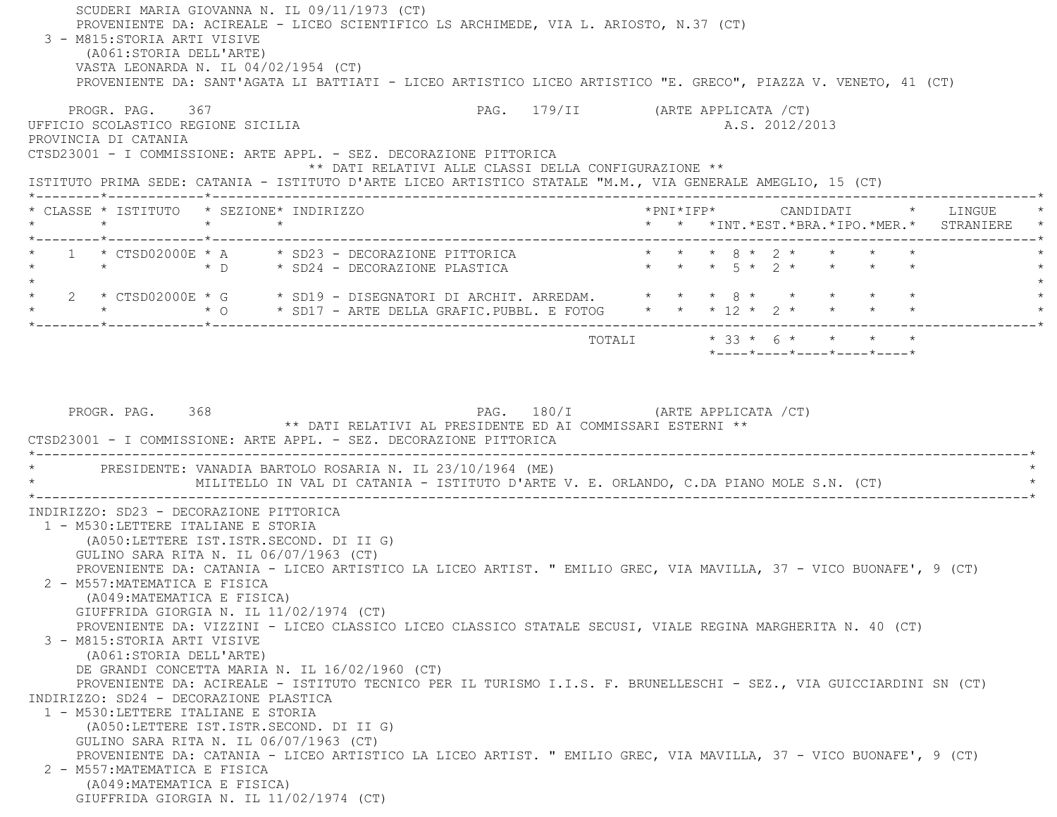SCUDERI MARIA GIOVANNA N. IL 09/11/1973 (CT)
PROVENIENTE DA: ACIREALE - LICEO SCIENTIFICO LS ARCHIMEDE, VIA L. ARIOSTO, N.37 (CT)

3 - M815:STORIA ARTI VISIVE
(A061:STORIA DELL'ARTE)
VASTA LEONARDA N. IL 04/02/1954 (CT)
PROVENIENTE DA: SANT'AGATA LI BATTIATI - LICEO ARTISTICO LICEO ARTISTICO "E. GRECO", PIAZZA V. VENETO, 41 (CT)

PROGR. PAG. 367 PAG. 179/II (ARTE APPLICATA /CT)
UFFICIO SCOLASTICO REGIONE SICILIA A.S. 2012/2013
PROVINCIA DI CATANIA
CTSD23001 - I COMMISSIONE: ARTE APPL. - SEZ. DECORAZIONE PITTORICA

** DATI RELATIVI ALLE CLASSI DELLA CONFIGURAZIONE **

ISTITUTO PRIMA SEDE: CATANIA - ISTITUTO D'ARTE LICEO ARTISTICO STATALE "M.M., VIA GENERALE AMEGLIO, 15 (CT)

| CLASSE | ISTITUTO | SEZIONE | INDIRIZZO | PNI | IFP | CANDIDATI INT. | EST. | BRA. | IPO. | MER. | LINGUE STRANIERE |
|---|---|---|---|---|---|---|---|---|---|---|---|
| 1 | CTSD02000E | A | SD23 - DECORAZIONE PITTORICA | | | 8 | 2 | | | | |
| | | D | SD24 - DECORAZIONE PLASTICA | | | 5 | 2 | | | | |
| 2 | CTSD02000E | G | SD19 - DISEGNATORI DI ARCHIT. ARREDAM. | | | 8 | | | | | |
| | | O | SD17 - ARTE DELLA GRAFIC.PUBBL. E FOTOG | | | 12 | 2 | | | | |
| | | | TOTALI | | | 33 | 6 | | | | |

PROGR. PAG. 368 PAG. 180/I (ARTE APPLICATA /CT)

** DATI RELATIVI AL PRESIDENTE ED AI COMMISSARI ESTERNI **

CTSD23001 - I COMMISSIONE: ARTE APPL. - SEZ. DECORAZIONE PITTORICA

PRESIDENTE: VANADIA BARTOLO ROSARIA N. IL 23/10/1964 (ME)
MILITELLO IN VAL DI CATANIA - ISTITUTO D'ARTE V. E. ORLANDO, C.DA PIANO MOLE S.N. (CT)

INDIRIZZO: SD23 - DECORAZIONE PITTORICA

1 - M530:LETTERE ITALIANE E STORIA
(A050:LETTERE IST.ISTR.SECOND. DI II G)
GULINO SARA RITA N. IL 06/07/1963 (CT)
PROVENIENTE DA: CATANIA - LICEO ARTISTICO LA LICEO ARTIST. " EMILIO GREC, VIA MAVILLA, 37 - VICO BUONAFE', 9 (CT)

2 - M557:MATEMATICA E FISICA
(A049:MATEMATICA E FISICA)
GIUFFRIDA GIORGIA N. IL 11/02/1974 (CT)
PROVENIENTE DA: VIZZINI - LICEO CLASSICO LICEO CLASSICO STATALE SECUSI, VIALE REGINA MARGHERITA N. 40 (CT)

3 - M815:STORIA ARTI VISIVE
(A061:STORIA DELL'ARTE)
DE GRANDI CONCETTA MARIA N. IL 16/02/1960 (CT)
PROVENIENTE DA: ACIREALE - ISTITUTO TECNICO PER IL TURISMO I.I.S. F. BRUNELLESCHI - SEZ., VIA GUICCIARDINI SN (CT)

INDIRIZZO: SD24 - DECORAZIONE PLASTICA

1 - M530:LETTERE ITALIANE E STORIA
(A050:LETTERE IST.ISTR.SECOND. DI II G)
GULINO SARA RITA N. IL 06/07/1963 (CT)
PROVENIENTE DA: CATANIA - LICEO ARTISTICO LA LICEO ARTIST. " EMILIO GREC, VIA MAVILLA, 37 - VICO BUONAFE', 9 (CT)

2 - M557:MATEMATICA E FISICA
(A049:MATEMATICA E FISICA)
GIUFFRIDA GIORGIA N. IL 11/02/1974 (CT)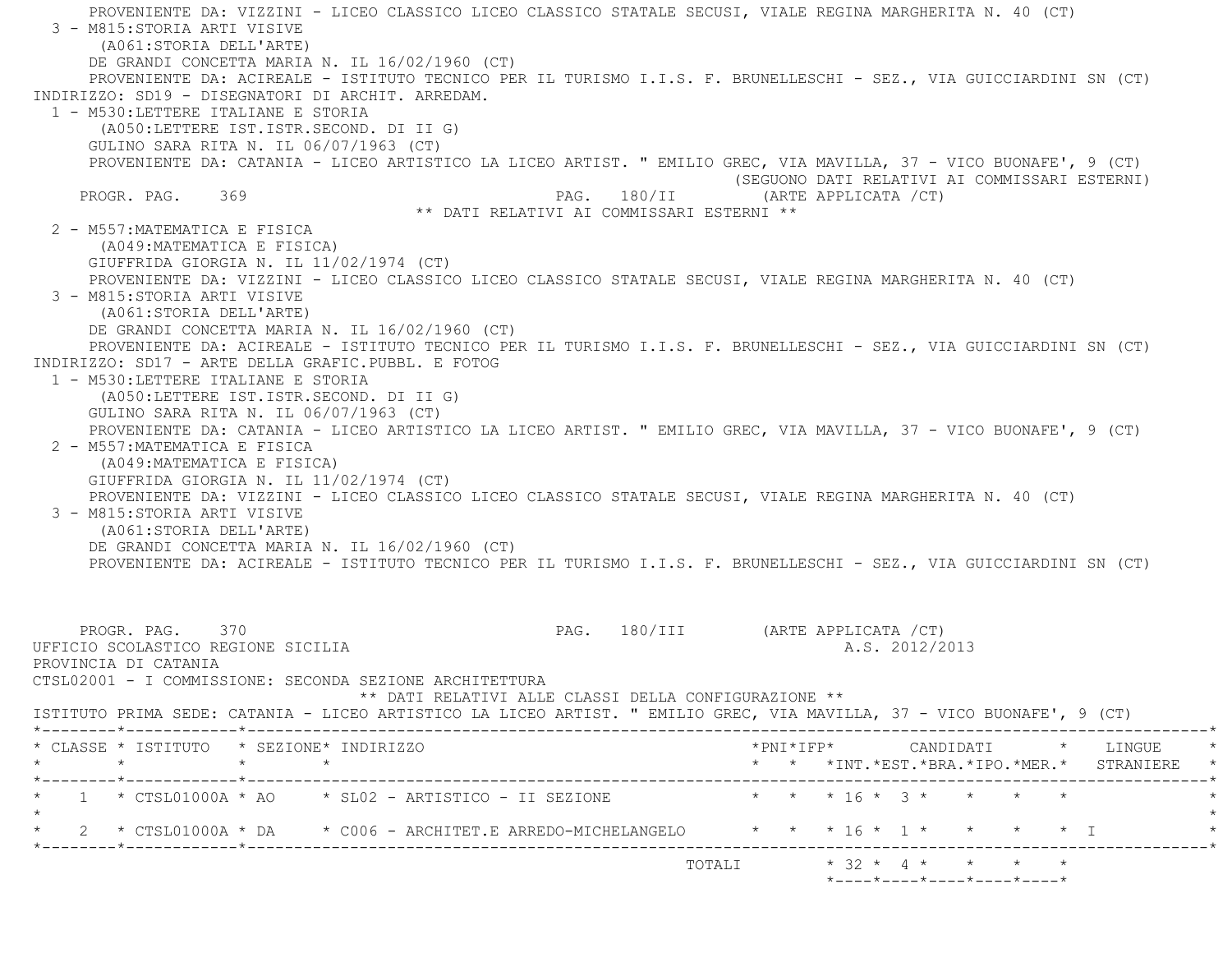PROVENIENTE DA: VIZZINI - LICEO CLASSICO LICEO CLASSICO STATALE SECUSI, VIALE REGINA MARGHERITA N. 40 (CT)

3 - M815:STORIA ARTI VISIVE
(A061:STORIA DELL'ARTE)
DE GRANDI CONCETTA MARIA N. IL 16/02/1960 (CT)
PROVENIENTE DA: ACIREALE - ISTITUTO TECNICO PER IL TURISMO I.I.S. F. BRUNELLESCHI - SEZ., VIA GUICCIARDINI SN (CT)

INDIRIZZO: SD19 - DISEGNATORI DI ARCHIT. ARREDAM.

1 - M530:LETTERE ITALIANE E STORIA
(A050:LETTERE IST.ISTR.SECOND. DI II G)
GULINO SARA RITA N. IL 06/07/1963 (CT)
PROVENIENTE DA: CATANIA - LICEO ARTISTICO LA LICEO ARTIST. " EMILIO GREC, VIA MAVILLA, 37 - VICO BUONAFE', 9 (CT)

(SEGUONO DATI RELATIVI AI COMMISSARI ESTERNI)

PROGR. PAG. 369 PAG. 180/II (ARTE APPLICATA /CT)

** DATI RELATIVI AI COMMISSARI ESTERNI **

2 - M557:MATEMATICA E FISICA
(A049:MATEMATICA E FISICA)
GIUFFRIDA GIORGIA N. IL 11/02/1974 (CT)
PROVENIENTE DA: VIZZINI - LICEO CLASSICO LICEO CLASSICO STATALE SECUSI, VIALE REGINA MARGHERITA N. 40 (CT)

3 - M815:STORIA ARTI VISIVE
(A061:STORIA DELL'ARTE)
DE GRANDI CONCETTA MARIA N. IL 16/02/1960 (CT)
PROVENIENTE DA: ACIREALE - ISTITUTO TECNICO PER IL TURISMO I.I.S. F. BRUNELLESCHI - SEZ., VIA GUICCIARDINI SN (CT)

INDIRIZZO: SD17 - ARTE DELLA GRAFIC.PUBBL. E FOTOG

1 - M530:LETTERE ITALIANE E STORIA
(A050:LETTERE IST.ISTR.SECOND. DI II G)
GULINO SARA RITA N. IL 06/07/1963 (CT)
PROVENIENTE DA: CATANIA - LICEO ARTISTICO LA LICEO ARTIST. " EMILIO GREC, VIA MAVILLA, 37 - VICO BUONAFE', 9 (CT)

2 - M557:MATEMATICA E FISICA
(A049:MATEMATICA E FISICA)
GIUFFRIDA GIORGIA N. IL 11/02/1974 (CT)
PROVENIENTE DA: VIZZINI - LICEO CLASSICO LICEO CLASSICO STATALE SECUSI, VIALE REGINA MARGHERITA N. 40 (CT)

3 - M815:STORIA ARTI VISIVE
(A061:STORIA DELL'ARTE)
DE GRANDI CONCETTA MARIA N. IL 16/02/1960 (CT)
PROVENIENTE DA: ACIREALE - ISTITUTO TECNICO PER IL TURISMO I.I.S. F. BRUNELLESCHI - SEZ., VIA GUICCIARDINI SN (CT)

PROGR. PAG. 370 PAG. 180/III (ARTE APPLICATA /CT)

UFFICIO SCOLASTICO REGIONE SICILIA A.S. 2012/2013

PROVINCIA DI CATANIA

CTSL02001 - I COMMISSIONE: SECONDA SEZIONE ARCHITETTURA

** DATI RELATIVI ALLE CLASSI DELLA CONFIGURAZIONE **

ISTITUTO PRIMA SEDE: CATANIA - LICEO ARTISTICO LA LICEO ARTIST. " EMILIO GREC, VIA MAVILLA, 37 - VICO BUONAFE', 9 (CT)

| CLASSE | ISTITUTO | SEZIONE | INDIRIZZO | PNI | IFP | CANDIDATI INT. | EST. | BRA. | IPO. | MER. | LINGUE STRANIERE |
|---|---|---|---|---|---|---|---|---|---|---|---|
| 1 | CTSL01000A | AO | SL02 - ARTISTICO - II SEZIONE | | | 16 | 3 | | | | |
| 2 | CTSL01000A | DA | C006 - ARCHITET.E ARREDO-MICHELANGELO | | | 16 | 1 | | | | I |
| | | | TOTALI | | | 32 | 4 | | | | |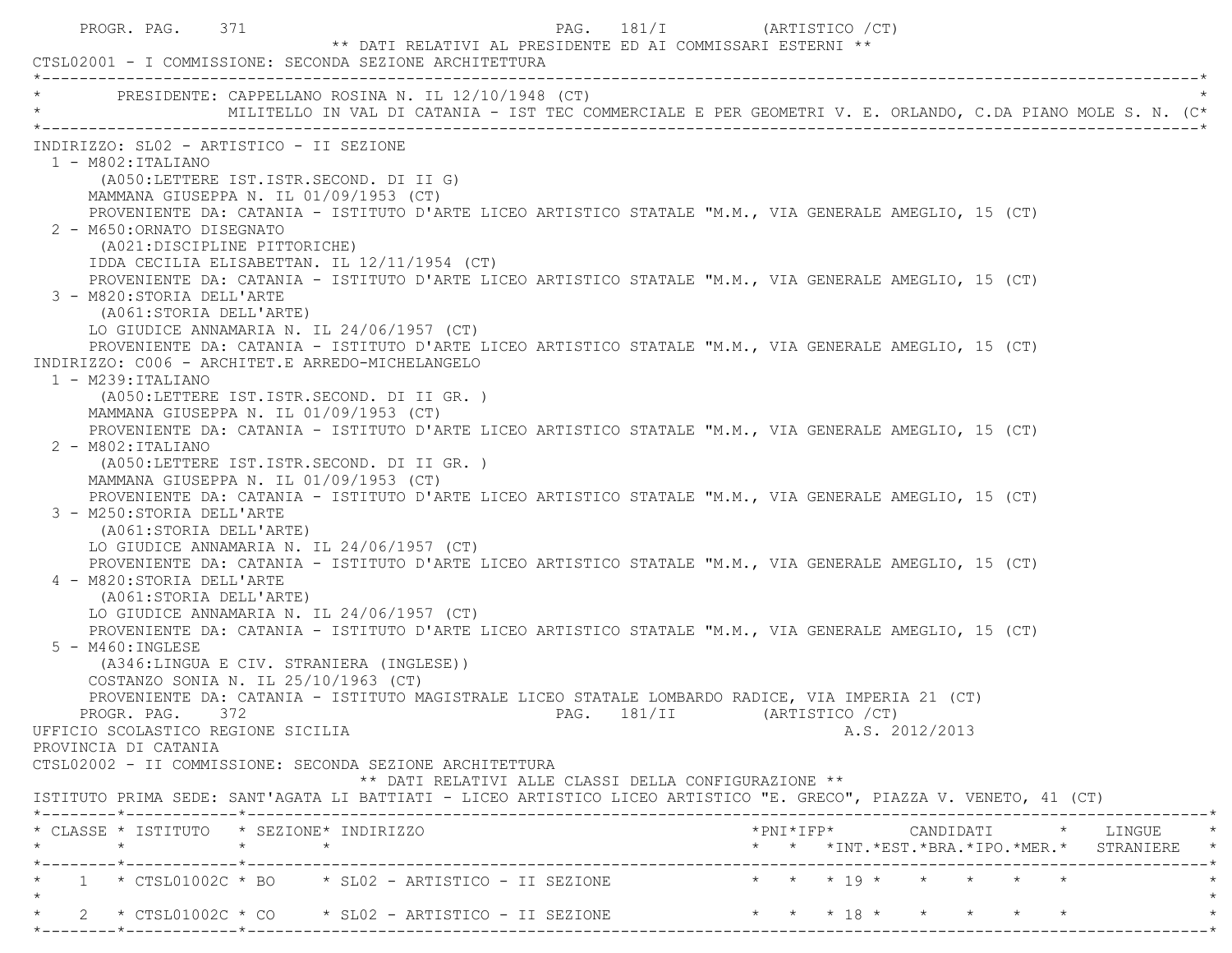** DATI RELATIVI AL PRESIDENTE ED AI COMMISSARI ESTERNI **

CTSL02001 - I COMMISSIONE: SECONDA SEZIONE ARCHITETTURA

PRESIDENTE: CAPPELLANO ROSINA N. IL 12/10/1948 (CT)
MILITELLO IN VAL DI CATANIA - IST TEC COMMERCIALE E PER GEOMETRI V. E. ORLANDO, C.DA PIANO MOLE S. N. (C

INDIRIZZO: SL02 - ARTISTICO - II SEZIONE

1 - M802:ITALIANO
(A050:LETTERE IST.ISTR.SECOND. DI II G)
MAMMANA GIUSEPPA N. IL 01/09/1953 (CT)
PROVENIENTE DA: CATANIA - ISTITUTO D'ARTE LICEO ARTISTICO STATALE "M.M., VIA GENERALE AMEGLIO, 15 (CT)

2 - M650:ORNATO DISEGNATO
(A021:DISCIPLINE PITTORICHE)
IDDA CECILIA ELISABETTAN. IL 12/11/1954 (CT)
PROVENIENTE DA: CATANIA - ISTITUTO D'ARTE LICEO ARTISTICO STATALE "M.M., VIA GENERALE AMEGLIO, 15 (CT)

3 - M820:STORIA DELL'ARTE
(A061:STORIA DELL'ARTE)
LO GIUDICE ANNAMARIA N. IL 24/06/1957 (CT)
PROVENIENTE DA: CATANIA - ISTITUTO D'ARTE LICEO ARTISTICO STATALE "M.M., VIA GENERALE AMEGLIO, 15 (CT)

INDIRIZZO: C006 - ARCHITET.E ARREDO-MICHELANGELO

1 - M239:ITALIANO
(A050:LETTERE IST.ISTR.SECOND. DI II GR. )
MAMMANA GIUSEPPA N. IL 01/09/1953 (CT)
PROVENIENTE DA: CATANIA - ISTITUTO D'ARTE LICEO ARTISTICO STATALE "M.M., VIA GENERALE AMEGLIO, 15 (CT)

2 - M802:ITALIANO
(A050:LETTERE IST.ISTR.SECOND. DI II GR. )
MAMMANA GIUSEPPA N. IL 01/09/1953 (CT)
PROVENIENTE DA: CATANIA - ISTITUTO D'ARTE LICEO ARTISTICO STATALE "M.M., VIA GENERALE AMEGLIO, 15 (CT)

3 - M250:STORIA DELL'ARTE
(A061:STORIA DELL'ARTE)
LO GIUDICE ANNAMARIA N. IL 24/06/1957 (CT)
PROVENIENTE DA: CATANIA - ISTITUTO D'ARTE LICEO ARTISTICO STATALE "M.M., VIA GENERALE AMEGLIO, 15 (CT)

4 - M820:STORIA DELL'ARTE
(A061:STORIA DELL'ARTE)
LO GIUDICE ANNAMARIA N. IL 24/06/1957 (CT)
PROVENIENTE DA: CATANIA - ISTITUTO D'ARTE LICEO ARTISTICO STATALE "M.M., VIA GENERALE AMEGLIO, 15 (CT)

5 - M460:INGLESE
(A346:LINGUA E CIV. STRANIERA (INGLESE))
COSTANZO SONIA N. IL 25/10/1963 (CT)
PROVENIENTE DA: CATANIA - ISTITUTO MAGISTRALE LICEO STATALE LOMBARDO RADICE, VIA IMPERIA 21 (CT)

UFFICIO SCOLASTICO REGIONE SICILIA — A.S. 2012/2013

PROVINCIA DI CATANIA

CTSL02002 - II COMMISSIONE: SECONDA SEZIONE ARCHITETTURA

** DATI RELATIVI ALLE CLASSI DELLA CONFIGURAZIONE **

ISTITUTO PRIMA SEDE: SANT'AGATA LI BATTIATI - LICEO ARTISTICO LICEO ARTISTICO "E. GRECO", PIAZZA V. VENETO, 41 (CT)

| CLASSE | ISTITUTO | SEZIONE | INDIRIZZO | PNI | IFP | CANDIDATI INT. | CANDIDATI EST. | CANDIDATI BRA. | CANDIDATI IPO. | CANDIDATI MER. | LINGUE STRANIERE |
|---|---|---|---|---|---|---|---|---|---|---|---|
| 1 | CTSL01002C | BO | SL02 - ARTISTICO - II SEZIONE | | | 19 | | | | | |
| 2 | CTSL01002C | CO | SL02 - ARTISTICO - II SEZIONE | | | 18 | | | | | |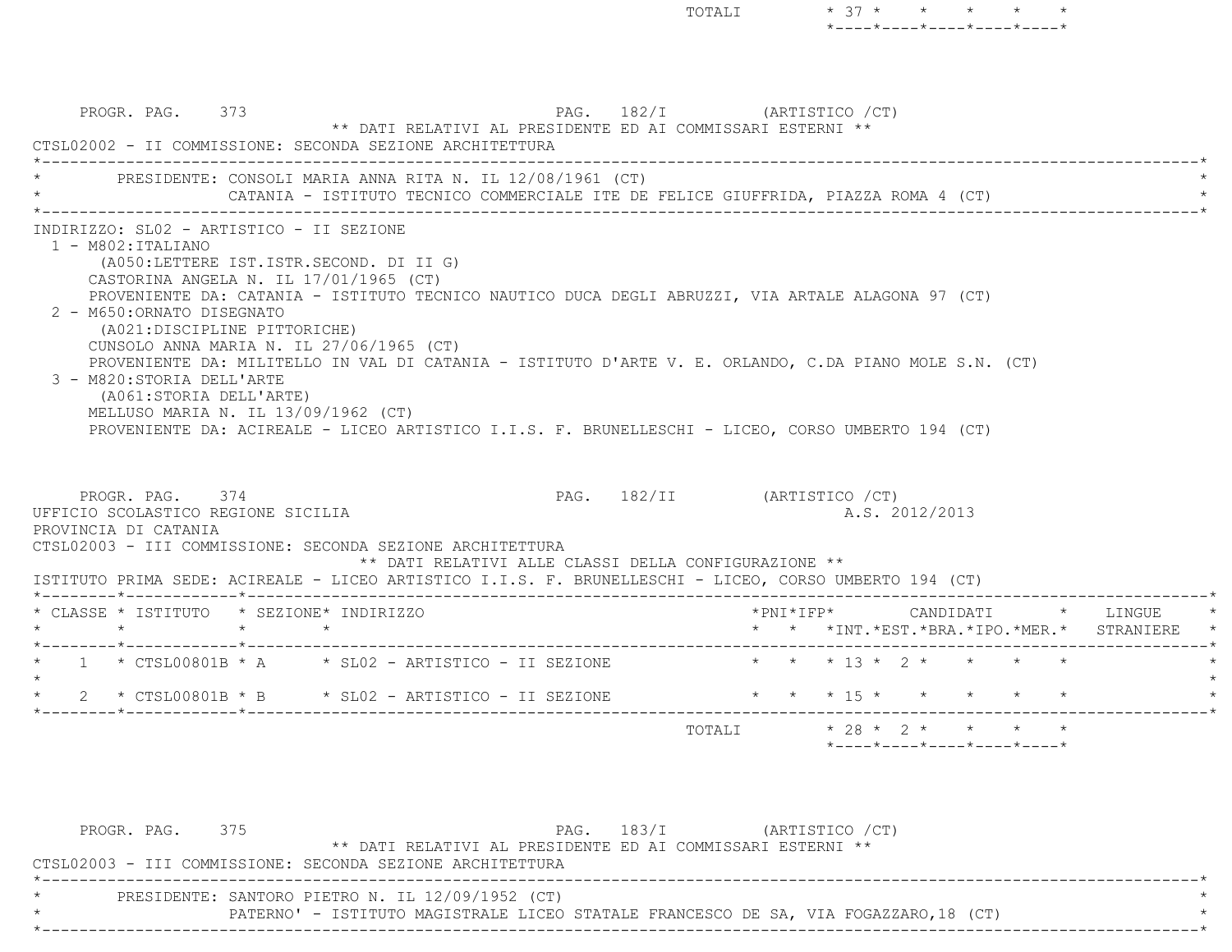| | | | | | | | | |
|---|---|---|---|---|---|---|---|---|
| TOTALI | 37 | | | | | | | |

PROGR. PAG. 373 PAG. 182/I (ARTISTICO /CT)

** DATI RELATIVI AL PRESIDENTE ED AI COMMISSARI ESTERNI **

CTSL02002 - II COMMISSIONE: SECONDA SEZIONE ARCHITETTURA

PRESIDENTE: CONSOLI MARIA ANNA RITA N. IL 12/08/1961 (CT)
CATANIA - ISTITUTO TECNICO COMMERCIALE ITE DE FELICE GIUFFRIDA, PIAZZA ROMA 4 (CT)

INDIRIZZO: SL02 - ARTISTICO - II SEZIONE

1 - M802:ITALIANO
(A050:LETTERE IST.ISTR.SECOND. DI II G)
CASTORINA ANGELA N. IL 17/01/1965 (CT)
PROVENIENTE DA: CATANIA - ISTITUTO TECNICO NAUTICO DUCA DEGLI ABRUZZI, VIA ARTALE ALAGONA 97 (CT)

2 - M650:ORNATO DISEGNATO
(A021:DISCIPLINE PITTORICHE)
CUNSOLO ANNA MARIA N. IL 27/06/1965 (CT)
PROVENIENTE DA: MILITELLO IN VAL DI CATANIA - ISTITUTO D'ARTE V. E. ORLANDO, C.DA PIANO MOLE S.N. (CT)

3 - M820:STORIA DELL'ARTE
(A061:STORIA DELL'ARTE)
MELLUSO MARIA N. IL 13/09/1962 (CT)
PROVENIENTE DA: ACIREALE - LICEO ARTISTICO I.I.S. F. BRUNELLESCHI - LICEO, CORSO UMBERTO 194 (CT)

PROGR. PAG. 374 PAG. 182/II (ARTISTICO /CT)

UFFICIO SCOLASTICO REGIONE SICILIA A.S. 2012/2013

PROVINCIA DI CATANIA

CTSL02003 - III COMMISSIONE: SECONDA SEZIONE ARCHITETTURA

** DATI RELATIVI ALLE CLASSI DELLA CONFIGURAZIONE **

ISTITUTO PRIMA SEDE: ACIREALE - LICEO ARTISTICO I.I.S. F. BRUNELLESCHI - LICEO, CORSO UMBERTO 194 (CT)

| CLASSE | ISTITUTO | SEZIONE | INDIRIZZO | PNI | IFP | CANDIDATI INT. | EST. | BRA. | IPO. | MER. | LINGUE STRANIERE |
|---|---|---|---|---|---|---|---|---|---|---|---|
| 1 | CTSL00801B | A | SL02 - ARTISTICO - II SEZIONE | | | 13 | 2 | | | | |
| 2 | CTSL00801B | B | SL02 - ARTISTICO - II SEZIONE | | | 15 | | | | | |
| | | | TOTALI | | | 28 | 2 | | | | |

PROGR. PAG. 375 PAG. 183/I (ARTISTICO /CT)

** DATI RELATIVI AL PRESIDENTE ED AI COMMISSARI ESTERNI **

CTSL02003 - III COMMISSIONE: SECONDA SEZIONE ARCHITETTURA

PRESIDENTE: SANTORO PIETRO N. IL 12/09/1952 (CT)
PATERNO' - ISTITUTO MAGISTRALE LICEO STATALE FRANCESCO DE SA, VIA FOGAZZARO,18 (CT)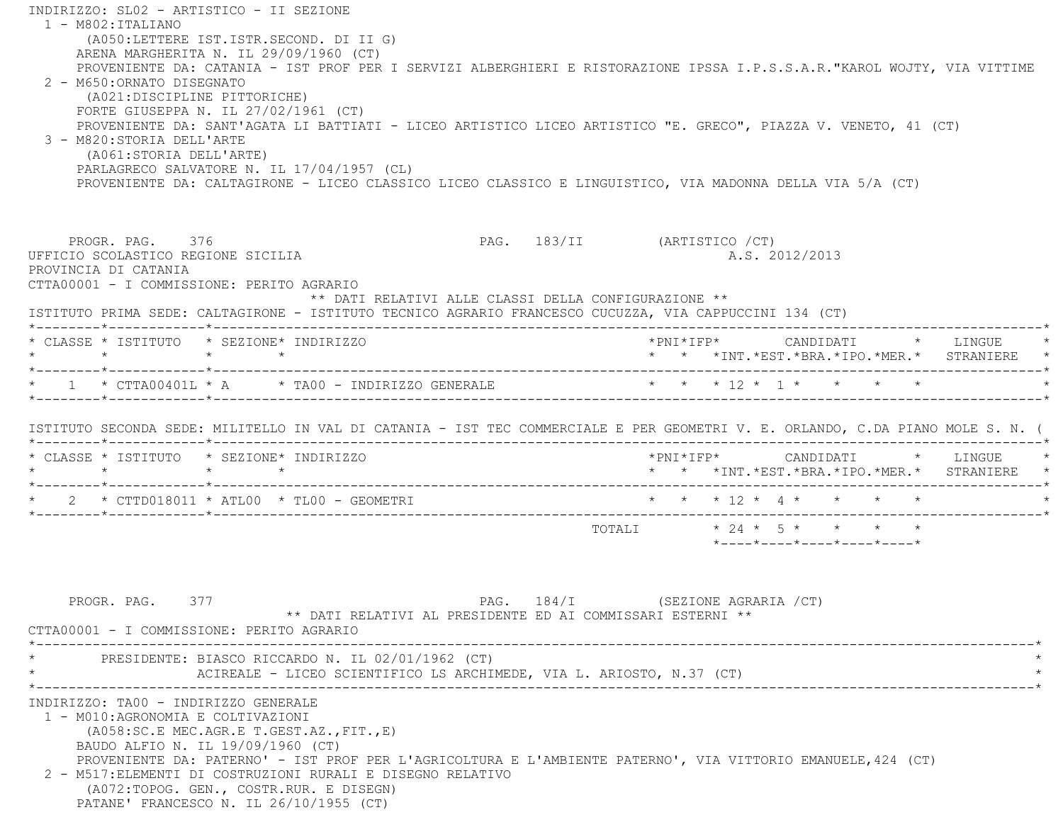INDIRIZZO: SL02 - ARTISTICO - II SEZIONE

1 - M802:ITALIANO
(A050:LETTERE IST.ISTR.SECOND. DI II G)
ARENA MARGHERITA N. IL 29/09/1960 (CT)
PROVENIENTE DA: CATANIA - IST PROF PER I SERVIZI ALBERGHIERI E RISTORAZIONE IPSSA I.P.S.S.A.R."KAROL WOJTY, VIA VITTIME

2 - M650:ORNATO DISEGNATO
(A021:DISCIPLINE PITTORICHE)
FORTE GIUSEPPA N. IL 27/02/1961 (CT)
PROVENIENTE DA: SANT'AGATA LI BATTIATI - LICEO ARTISTICO LICEO ARTISTICO "E. GRECO", PIAZZA V. VENETO, 41 (CT)

3 - M820:STORIA DELL'ARTE
(A061:STORIA DELL'ARTE)
PARLAGRECO SALVATORE N. IL 17/04/1957 (CL)
PROVENIENTE DA: CALTAGIRONE - LICEO CLASSICO LICEO CLASSICO E LINGUISTICO, VIA MADONNA DELLA VIA 5/A (CT)

PROGR. PAG. 376 PAG. 183/II (ARTISTICO /CT)
UFFICIO SCOLASTICO REGIONE SICILIA A.S. 2012/2013
PROVINCIA DI CATANIA
CTTA00001 - I COMMISSIONE: PERITO AGRARIO

** DATI RELATIVI ALLE CLASSI DELLA CONFIGURAZIONE **

ISTITUTO PRIMA SEDE: CALTAGIRONE - ISTITUTO TECNICO AGRARIO FRANCESCO CUCUZZA, VIA CAPPUCCINI 134 (CT)

| CLASSE | ISTITUTO | SEZIONE | INDIRIZZO | PNI | IFP | CANDIDATI INT. | EST. | BRA. | IPO. | MER. | LINGUE STRANIERE |
|---|---|---|---|---|---|---|---|---|---|---|---|
| 1 | CTTA00401L | A | TA00 - INDIRIZZO GENERALE | | | 12 | 1 | | | | |

ISTITUTO SECONDA SEDE: MILITELLO IN VAL DI CATANIA - IST TEC COMMERCIALE E PER GEOMETRI V. E. ORLANDO, C.DA PIANO MOLE S. N. (

| CLASSE | ISTITUTO | SEZIONE | INDIRIZZO | PNI | IFP | CANDIDATI INT. | EST. | BRA. | IPO. | MER. | LINGUE STRANIERE |
|---|---|---|---|---|---|---|---|---|---|---|---|
| 2 | CTTD018011 | ATL00 | TL00 - GEOMETRI | | | 12 | 4 | | | | |
| | | | TOTALI | | | 24 | 5 | | | | |

PROGR. PAG. 377 PAG. 184/I (SEZIONE AGRARIA /CT)

** DATI RELATIVI AL PRESIDENTE ED AI COMMISSARI ESTERNI **

CTTA00001 - I COMMISSIONE: PERITO AGRARIO

PRESIDENTE: BIASCO RICCARDO N. IL 02/01/1962 (CT)
ACIREALE - LICEO SCIENTIFICO LS ARCHIMEDE, VIA L. ARIOSTO, N.37 (CT)

INDIRIZZO: TA00 - INDIRIZZO GENERALE

1 - M010:AGRONOMIA E COLTIVAZIONI
(A058:SC.E MEC.AGR.E T.GEST.AZ.,FIT.,E)
BAUDO ALFIO N. IL 19/09/1960 (CT)
PROVENIENTE DA: PATERNO' - IST PROF PER L'AGRICOLTURA E L'AMBIENTE PATERNO', VIA VITTORIO EMANUELE,424 (CT)

2 - M517:ELEMENTI DI COSTRUZIONI RURALI E DISEGNO RELATIVO
(A072:TOPOG. GEN., COSTR.RUR. E DISEGN)
PATANE' FRANCESCO N. IL 26/10/1955 (CT)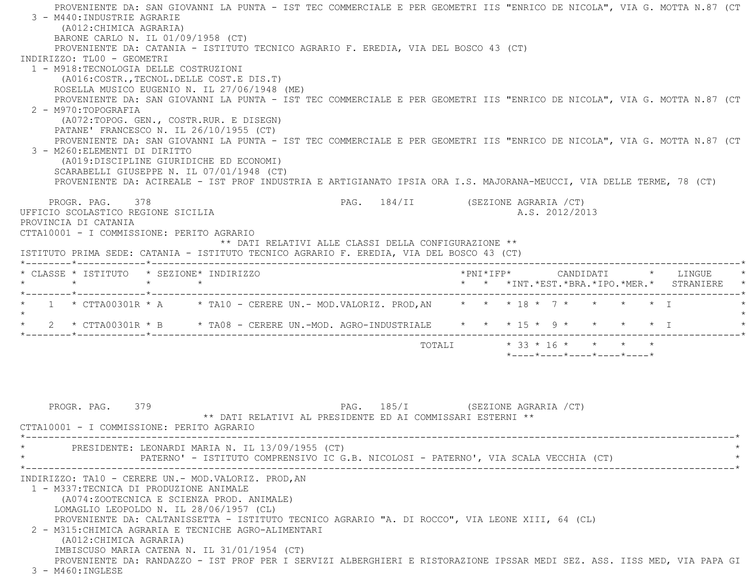PROVENIENTE DA: SAN GIOVANNI LA PUNTA - IST TEC COMMERCIALE E PER GEOMETRI IIS "ENRICO DE NICOLA", VIA G. MOTTA N.87 (CT

3 - M440:INDUSTRIE AGRARIE
(A012:CHIMICA AGRARIA)
BARONE CARLO N. IL 01/09/1958 (CT)
PROVENIENTE DA: CATANIA - ISTITUTO TECNICO AGRARIO F. EREDIA, VIA DEL BOSCO 43 (CT)

INDIRIZZO: TL00 - GEOMETRI

1 - M918:TECNOLOGIA DELLE COSTRUZIONI
(A016:COSTR.,TECNOL.DELLE COST.E DIS.T)
ROSELLA MUSICO EUGENIO N. IL 27/06/1948 (ME)
PROVENIENTE DA: SAN GIOVANNI LA PUNTA - IST TEC COMMERCIALE E PER GEOMETRI IIS "ENRICO DE NICOLA", VIA G. MOTTA N.87 (CT

2 - M970:TOPOGRAFIA
(A072:TOPOG. GEN., COSTR.RUR. E DISEGN)
PATANE' FRANCESCO N. IL 26/10/1955 (CT)
PROVENIENTE DA: SAN GIOVANNI LA PUNTA - IST TEC COMMERCIALE E PER GEOMETRI IIS "ENRICO DE NICOLA", VIA G. MOTTA N.87 (CT

3 - M260:ELEMENTI DI DIRITTO
(A019:DISCIPLINE GIURIDICHE ED ECONOMI)
SCARABELLI GIUSEPPE N. IL 07/01/1948 (CT)
PROVENIENTE DA: ACIREALE - IST PROF INDUSTRIA E ARTIGIANATO IPSIA ORA I.S. MAJORANA-MEUCCI, VIA DELLE TERME, 78 (CT)

PROGR. PAG. 378 PAG. 184/II (SEZIONE AGRARIA /CT)

UFFICIO SCOLASTICO REGIONE SICILIA A.S. 2012/2013

PROVINCIA DI CATANIA

CTTA10001 - I COMMISSIONE: PERITO AGRARIO

** DATI RELATIVI ALLE CLASSI DELLA CONFIGURAZIONE **

ISTITUTO PRIMA SEDE: CATANIA - ISTITUTO TECNICO AGRARIO F. EREDIA, VIA DEL BOSCO 43 (CT)

| CLASSE | ISTITUTO | SEZIONE | INDIRIZZO | PNI | IFP | CANDIDATI INT. | EST. | BRA. | IPO. | MER. | LINGUE STRANIERE |
|---|---|---|---|---|---|---|---|---|---|---|---|
| 1 | CTTA00301R | A | TA10 - CERERE UN.- MOD.VALORIZ. PROD,AN | | | 18 | 7 | | | | I |
| 2 | CTTA00301R | B | TA08 - CERERE UN.-MOD. AGRO-INDUSTRIALE | | | 15 | 9 | | | | I |
| | | | TOTALI | | | 33 | 16 | | | | |

PROGR. PAG. 379 PAG. 185/I (SEZIONE AGRARIA /CT)

** DATI RELATIVI AL PRESIDENTE ED AI COMMISSARI ESTERNI **

CTTA10001 - I COMMISSIONE: PERITO AGRARIO

PRESIDENTE: LEONARDI MARIA N. IL 13/09/1955 (CT)
PATERNO' - ISTITUTO COMPRENSIVO IC G.B. NICOLOSI - PATERNO', VIA SCALA VECCHIA (CT)

INDIRIZZO: TA10 - CERERE UN.- MOD.VALORIZ. PROD,AN

1 - M337:TECNICA DI PRODUZIONE ANIMALE
(A074:ZOOTECNICA E SCIENZA PROD. ANIMALE)
LOMAGLIO LEOPOLDO N. IL 28/06/1957 (CL)
PROVENIENTE DA: CALTANISSETTA - ISTITUTO TECNICO AGRARIO "A. DI ROCCO", VIA LEONE XIII, 64 (CL)

2 - M315:CHIMICA AGRARIA E TECNICHE AGRO-ALIMENTARI
(A012:CHIMICA AGRARIA)
IMBISCUSO MARIA CATENA N. IL 31/01/1954 (CT)
PROVENIENTE DA: RANDAZZO - IST PROF PER I SERVIZI ALBERGHIERI E RISTORAZIONE IPSSAR MEDI SEZ. ASS. IISS MED, VIA PAPA GI

3 - M460:INGLESE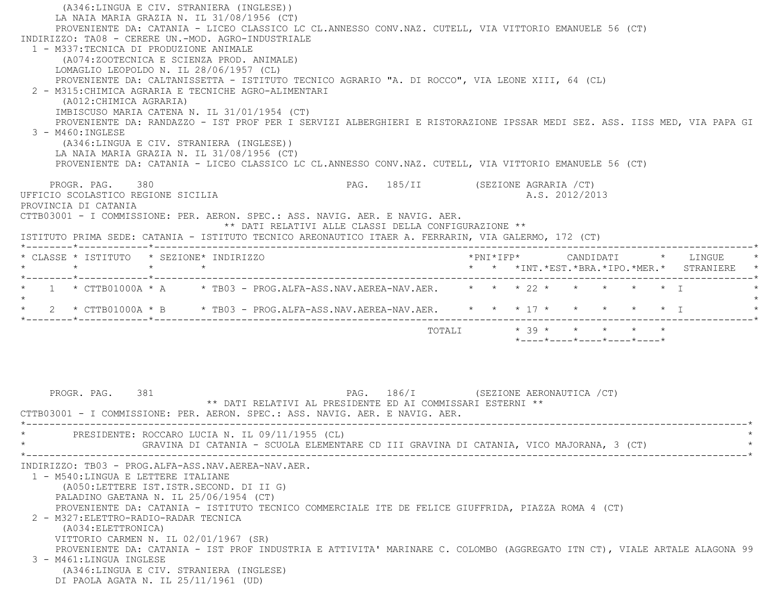(A346:LINGUA E CIV. STRANIERA (INGLESE))
LA NAIA MARIA GRAZIA N. IL 31/08/1956 (CT)
PROVENIENTE DA: CATANIA - LICEO CLASSICO LC CL.ANNESSO CONV.NAZ. CUTELL, VIA VITTORIO EMANUELE 56 (CT)

INDIRIZZO: TA08 - CERERE UN.-MOD. AGRO-INDUSTRIALE

1 - M337:TECNICA DI PRODUZIONE ANIMALE
(A074:ZOOTECNICA E SCIENZA PROD. ANIMALE)
LOMAGLIO LEOPOLDO N. IL 28/06/1957 (CL)
PROVENIENTE DA: CALTANISSETTA - ISTITUTO TECNICO AGRARIO "A. DI ROCCO", VIA LEONE XIII, 64 (CL)

2 - M315:CHIMICA AGRARIA E TECNICHE AGRO-ALIMENTARI
(A012:CHIMICA AGRARIA)
IMBISCUSO MARIA CATENA N. IL 31/01/1954 (CT)
PROVENIENTE DA: RANDAZZO - IST PROF PER I SERVIZI ALBERGHIERI E RISTORAZIONE IPSSAR MEDI SEZ. ASS. IISS MED, VIA PAPA GI

3 - M460:INGLESE
(A346:LINGUA E CIV. STRANIERA (INGLESE))
LA NAIA MARIA GRAZIA N. IL 31/08/1956 (CT)
PROVENIENTE DA: CATANIA - LICEO CLASSICO LC CL.ANNESSO CONV.NAZ. CUTELL, VIA VITTORIO EMANUELE 56 (CT)

PROGR. PAG. 380 PAG. 185/II (SEZIONE AGRARIA /CT)

UFFICIO SCOLASTICO REGIONE SICILIA A.S. 2012/2013

PROVINCIA DI CATANIA

CTTB03001 - I COMMISSIONE: PER. AERON. SPEC.: ASS. NAVIG. AER. E NAVIG. AER.

** DATI RELATIVI ALLE CLASSI DELLA CONFIGURAZIONE **

ISTITUTO PRIMA SEDE: CATANIA - ISTITUTO TECNICO AREONAUTICO ITAER A. FERRARIN, VIA GALERMO, 172 (CT)

| CLASSE | ISTITUTO | SEZIONE | INDIRIZZO | PNI | IFP | CANDIDATI INT. | EST. | BRA. | IPO. | MER. | LINGUE STRANIERE |
|---|---|---|---|---|---|---|---|---|---|---|---|
| 1 | CTTB01000A | A | TB03 - PROG.ALFA-ASS.NAV.AEREA-NAV.AER. | | | 22 | | | | | I |
| 2 | CTTB01000A | B | TB03 - PROG.ALFA-ASS.NAV.AEREA-NAV.AER. | | | 17 | | | | | I |
| | | | TOTALI | | | 39 | | | | | |

PROGR. PAG. 381 PAG. 186/I (SEZIONE AERONAUTICA /CT)

** DATI RELATIVI AL PRESIDENTE ED AI COMMISSARI ESTERNI **

CTTB03001 - I COMMISSIONE: PER. AERON. SPEC.: ASS. NAVIG. AER. E NAVIG. AER.

PRESIDENTE: ROCCARO LUCIA N. IL 09/11/1955 (CL)
GRAVINA DI CATANIA - SCUOLA ELEMENTARE CD III GRAVINA DI CATANIA, VICO MAJORANA, 3 (CT)

INDIRIZZO: TB03 - PROG.ALFA-ASS.NAV.AEREA-NAV.AER.

1 - M540:LINGUA E LETTERE ITALIANE
(A050:LETTERE IST.ISTR.SECOND. DI II G)
PALADINO GAETANA N. IL 25/06/1954 (CT)
PROVENIENTE DA: CATANIA - ISTITUTO TECNICO COMMERCIALE ITE DE FELICE GIUFFRIDA, PIAZZA ROMA 4 (CT)

2 - M327:ELETTRO-RADIO-RADAR TECNICA
(A034:ELETTRONICA)
VITTORIO CARMEN N. IL 02/01/1967 (SR)
PROVENIENTE DA: CATANIA - IST PROF INDUSTRIA E ATTIVITA' MARINARE C. COLOMBO (AGGREGATO ITN CT), VIALE ARTALE ALAGONA 99

3 - M461:LINGUA INGLESE
(A346:LINGUA E CIV. STRANIERA (INGLESE)
DI PAOLA AGATA N. IL 25/11/1961 (UD)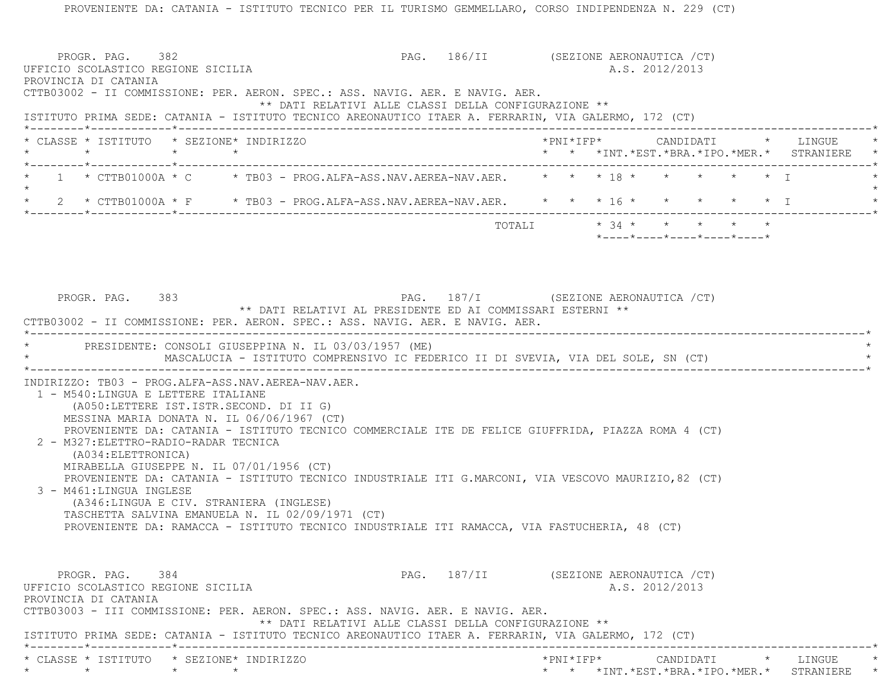PROVENIENTE DA: CATANIA - ISTITUTO TECNICO PER IL TURISMO GEMMELLARO, CORSO INDIPENDENZA N. 229 (CT)

PROGR. PAG. 382 PAG. 186/II (SEZIONE AERONAUTICA /CT)

UFFICIO SCOLASTICO REGIONE SICILIA A.S. 2012/2013

PROVINCIA DI CATANIA

CTTB03002 - II COMMISSIONE: PER. AERON. SPEC.: ASS. NAVIG. AER. E NAVIG. AER.

** DATI RELATIVI ALLE CLASSI DELLA CONFIGURAZIONE **

ISTITUTO PRIMA SEDE: CATANIA - ISTITUTO TECNICO AREONAUTICO ITAER A. FERRARIN, VIA GALERMO, 172 (CT)

| CLASSE | ISTITUTO | SEZIONE | INDIRIZZO | PNI | IFP | CANDIDATI INT. | EST. | BRA. | IPO. | MER. | LINGUE STRANIERE |
|---|---|---|---|---|---|---|---|---|---|---|---|
| 1 | CTTB01000A | C | TB03 - PROG.ALFA-ASS.NAV.AEREA-NAV.AER. | | | 18 | | | | | I |
| 2 | CTTB01000A | F | TB03 - PROG.ALFA-ASS.NAV.AEREA-NAV.AER. | | | 16 | | | | | I |
| | | | TOTALI | | | 34 | | | | | |

PROGR. PAG. 383 PAG. 187/I (SEZIONE AERONAUTICA /CT)

** DATI RELATIVI AL PRESIDENTE ED AI COMMISSARI ESTERNI **

CTTB03002 - II COMMISSIONE: PER. AERON. SPEC.: ASS. NAVIG. AER. E NAVIG. AER.

PRESIDENTE: CONSOLI GIUSEPPINA N. IL 03/03/1957 (ME)
MASCALUCIA - ISTITUTO COMPRENSIVO IC FEDERICO II DI SVEVIA, VIA DEL SOLE, SN (CT)

INDIRIZZO: TB03 - PROG.ALFA-ASS.NAV.AEREA-NAV.AER.

1 - M540:LINGUA E LETTERE ITALIANE
(A050:LETTERE IST.ISTR.SECOND. DI II G)
MESSINA MARIA DONATA N. IL 06/06/1967 (CT)
PROVENIENTE DA: CATANIA - ISTITUTO TECNICO COMMERCIALE ITE DE FELICE GIUFFRIDA, PIAZZA ROMA 4 (CT)

2 - M327:ELETTRO-RADIO-RADAR TECNICA
(A034:ELETTRONICA)
MIRABELLA GIUSEPPE N. IL 07/01/1956 (CT)
PROVENIENTE DA: CATANIA - ISTITUTO TECNICO INDUSTRIALE ITI G.MARCONI, VIA VESCOVO MAURIZIO,82 (CT)

3 - M461:LINGUA INGLESE
(A346:LINGUA E CIV. STRANIERA (INGLESE)
TASCHETTA SALVINA EMANUELA N. IL 02/09/1971 (CT)
PROVENIENTE DA: RAMACCA - ISTITUTO TECNICO INDUSTRIALE ITI RAMACCA, VIA FASTUCHERIA, 48 (CT)

PROGR. PAG. 384 PAG. 187/II (SEZIONE AERONAUTICA /CT)

UFFICIO SCOLASTICO REGIONE SICILIA A.S. 2012/2013

PROVINCIA DI CATANIA

CTTB03003 - III COMMISSIONE: PER. AERON. SPEC.: ASS. NAVIG. AER. E NAVIG. AER.

** DATI RELATIVI ALLE CLASSI DELLA CONFIGURAZIONE **

ISTITUTO PRIMA SEDE: CATANIA - ISTITUTO TECNICO AREONAUTICO ITAER A. FERRARIN, VIA GALERMO, 172 (CT)

| CLASSE | ISTITUTO | SEZIONE | INDIRIZZO | PNI | IFP | CANDIDATI INT. | EST. | BRA. | IPO. | MER. | LINGUE STRANIERE |
|---|---|---|---|---|---|---|---|---|---|---|---|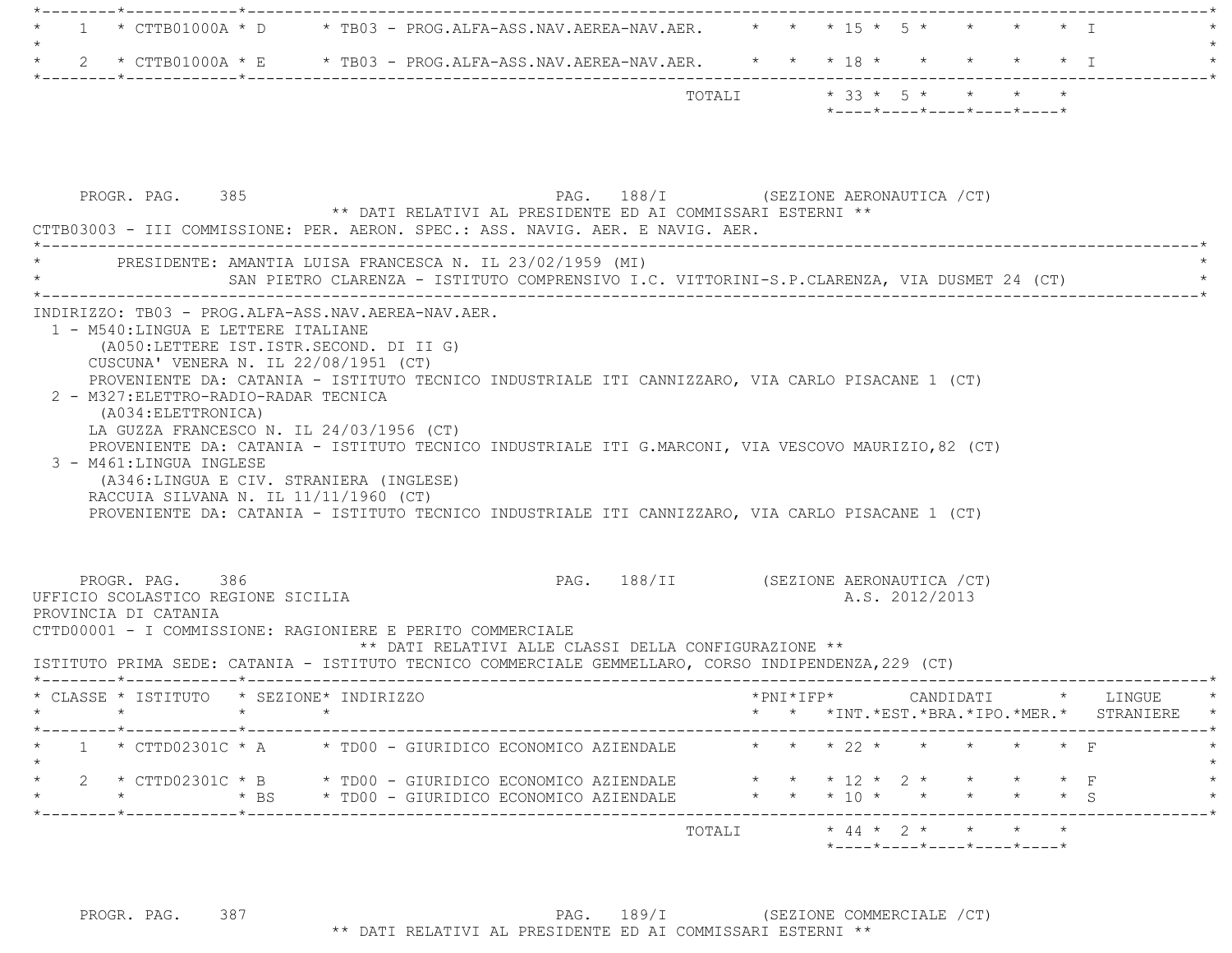| CLASSE | ISTITUTO | SEZIONE | INDIRIZZO | PNI | IFP | INT. | EST. | BRA. | IPO. | MER. | LINGUE STRANIERE |
|---|---|---|---|---|---|---|---|---|---|---|---|
| 1 | CTTB01000A | D | TB03 - PROG.ALFA-ASS.NAV.AEREA-NAV.AER. | | | 15 | 5 | | | | I |
| 2 | CTTB01000A | E | TB03 - PROG.ALFA-ASS.NAV.AEREA-NAV.AER. | | | 18 | | | | | I |
| | | | TOTALI | | | 33 | 5 | | | | |

PROGR. PAG. 385 PAG. 188/I (SEZIONE AERONAUTICA /CT)

** DATI RELATIVI AL PRESIDENTE ED AI COMMISSARI ESTERNI **

CTTB03003 - III COMMISSIONE: PER. AERON. SPEC.: ASS. NAVIG. AER. E NAVIG. AER.

PRESIDENTE: AMANTIA LUISA FRANCESCA N. IL 23/02/1959 (MI)
SAN PIETRO CLARENZA - ISTITUTO COMPRENSIVO I.C. VITTORINI-S.P.CLARENZA, VIA DUSMET 24 (CT)

INDIRIZZO: TB03 - PROG.ALFA-ASS.NAV.AEREA-NAV.AER.

1 - M540:LINGUA E LETTERE ITALIANE
(A050:LETTERE IST.ISTR.SECOND. DI II G)
CUSCUNA' VENERA N. IL 22/08/1951 (CT)
PROVENIENTE DA: CATANIA - ISTITUTO TECNICO INDUSTRIALE ITI CANNIZZARO, VIA CARLO PISACANE 1 (CT)

2 - M327:ELETTRO-RADIO-RADAR TECNICA
(A034:ELETTRONICA)
LA GUZZA FRANCESCO N. IL 24/03/1956 (CT)
PROVENIENTE DA: CATANIA - ISTITUTO TECNICO INDUSTRIALE ITI G.MARCONI, VIA VESCOVO MAURIZIO,82 (CT)

3 - M461:LINGUA INGLESE
(A346:LINGUA E CIV. STRANIERA (INGLESE)
RACCUIA SILVANA N. IL 11/11/1960 (CT)
PROVENIENTE DA: CATANIA - ISTITUTO TECNICO INDUSTRIALE ITI CANNIZZARO, VIA CARLO PISACANE 1 (CT)

PROGR. PAG. 386 PAG. 188/II (SEZIONE AERONAUTICA /CT)

UFFICIO SCOLASTICO REGIONE SICILIA A.S. 2012/2013

PROVINCIA DI CATANIA

CTTD00001 - I COMMISSIONE: RAGIONIERE E PERITO COMMERCIALE

** DATI RELATIVI ALLE CLASSI DELLA CONFIGURAZIONE **

ISTITUTO PRIMA SEDE: CATANIA - ISTITUTO TECNICO COMMERCIALE GEMMELLARO, CORSO INDIPENDENZA,229 (CT)

| CLASSE | ISTITUTO | SEZIONE | INDIRIZZO | PNI | IFP | INT. | EST. | BRA. | IPO. | MER. | LINGUE STRANIERE |
|---|---|---|---|---|---|---|---|---|---|---|---|
| 1 | CTTD02301C | A | TD00 - GIURIDICO ECONOMICO AZIENDALE | | | 22 | | | | | F |
| 2 | CTTD02301C | B | TD00 - GIURIDICO ECONOMICO AZIENDALE | | | 12 | 2 | | | | F |
| | | BS | TD00 - GIURIDICO ECONOMICO AZIENDALE | | | 10 | | | | | S |
| | | | TOTALI | | | 44 | 2 | | | | |

PROGR. PAG. 387 PAG. 189/I (SEZIONE COMMERCIALE /CT)

** DATI RELATIVI AL PRESIDENTE ED AI COMMISSARI ESTERNI **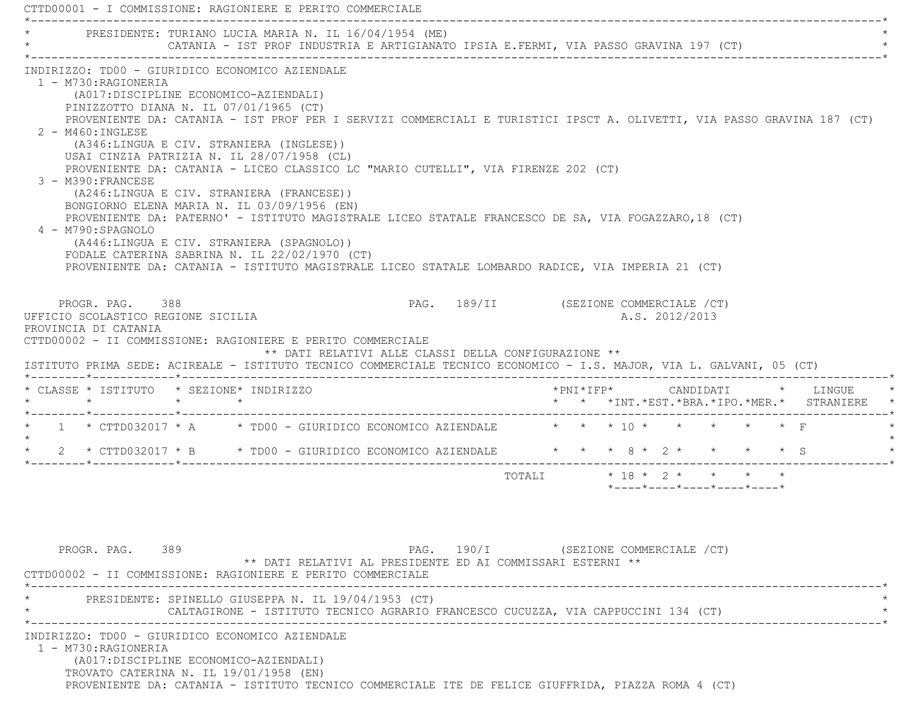CTTD00001 - I COMMISSIONE: RAGIONIERE E PERITO COMMERCIALE

PRESIDENTE: TURIANO LUCIA MARIA N. IL 16/04/1954 (ME)
CATANIA - IST PROF INDUSTRIA E ARTIGIANATO IPSIA E.FERMI, VIA PASSO GRAVINA 197 (CT)

INDIRIZZO: TD00 - GIURIDICO ECONOMICO AZIENDALE

1 - M730:RAGIONERIA
(A017:DISCIPLINE ECONOMICO-AZIENDALI)
PINIZZOTTO DIANA N. IL 07/01/1965 (CT)
PROVENIENTE DA: CATANIA - IST PROF PER I SERVIZI COMMERCIALI E TURISTICI IPSCT A. OLIVETTI, VIA PASSO GRAVINA 187 (CT)

2 - M460:INGLESE
(A346:LINGUA E CIV. STRANIERA (INGLESE))
USAI CINZIA PATRIZIA N. IL 28/07/1958 (CL)
PROVENIENTE DA: CATANIA - LICEO CLASSICO LC "MARIO CUTELLI", VIA FIRENZE 202 (CT)

3 - M390:FRANCESE
(A246:LINGUA E CIV. STRANIERA (FRANCESE))
BONGIORNO ELENA MARIA N. IL 03/09/1956 (EN)
PROVENIENTE DA: PATERNO' - ISTITUTO MAGISTRALE LICEO STATALE FRANCESCO DE SA, VIA FOGAZZARO,18 (CT)

4 - M790:SPAGNOLO
(A446:LINGUA E CIV. STRANIERA (SPAGNOLO))
FODALE CATERINA SABRINA N. IL 22/02/1970 (CT)
PROVENIENTE DA: CATANIA - ISTITUTO MAGISTRALE LICEO STATALE LOMBARDO RADICE, VIA IMPERIA 21 (CT)

UFFICIO SCOLASTICO REGIONE SICILIA A.S. 2012/2013
PROVINCIA DI CATANIA

CTTD00002 - II COMMISSIONE: RAGIONIERE E PERITO COMMERCIALE

** DATI RELATIVI ALLE CLASSI DELLA CONFIGURAZIONE **

ISTITUTO PRIMA SEDE: ACIREALE - ISTITUTO TECNICO COMMERCIALE TECNICO ECONOMICO - I.S. MAJOR, VIA L. GALVANI, 05 (CT)

| CLASSE | ISTITUTO | SEZIONE | INDIRIZZO | PNI | IFP | CANDIDATI INT. | EST. | BRA. | IPO. | MER. | LINGUE STRANIERE |
|---|---|---|---|---|---|---|---|---|---|---|---|
| 1 | CTTD032017 | A | TD00 - GIURIDICO ECONOMICO AZIENDALE | | | 10 | | | | | F |
| 2 | CTTD032017 | B | TD00 - GIURIDICO ECONOMICO AZIENDALE | | | 8 | 2 | | | | S |
| | | | TOTALI | | | 18 | 2 | | | | |

** DATI RELATIVI AL PRESIDENTE ED AI COMMISSARI ESTERNI **

CTTD00002 - II COMMISSIONE: RAGIONIERE E PERITO COMMERCIALE

PRESIDENTE: SPINELLO GIUSEPPA N. IL 19/04/1953 (CT)
CALTAGIRONE - ISTITUTO TECNICO AGRARIO FRANCESCO CUCUZZA, VIA CAPPUCCINI 134 (CT)

INDIRIZZO: TD00 - GIURIDICO ECONOMICO AZIENDALE

1 - M730:RAGIONERIA
(A017:DISCIPLINE ECONOMICO-AZIENDALI)
TROVATO CATERINA N. IL 19/01/1958 (EN)
PROVENIENTE DA: CATANIA - ISTITUTO TECNICO COMMERCIALE ITE DE FELICE GIUFFRIDA, PIAZZA ROMA 4 (CT)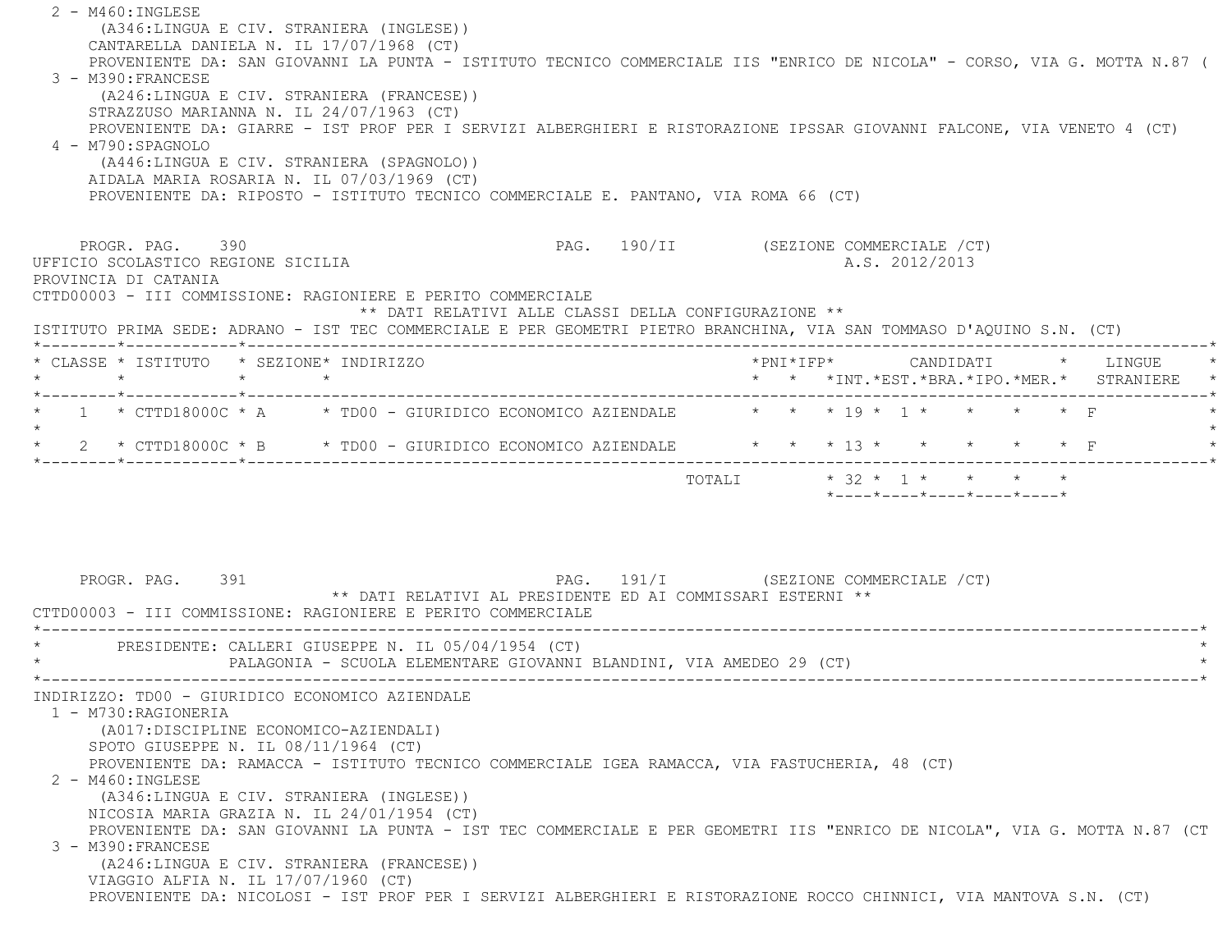2 - M460:INGLESE
(A346:LINGUA E CIV. STRANIERA (INGLESE))
CANTARELLA DANIELA N. IL 17/07/1968 (CT)
PROVENIENTE DA: SAN GIOVANNI LA PUNTA - ISTITUTO TECNICO COMMERCIALE IIS "ENRICO DE NICOLA" - CORSO, VIA G. MOTTA N.87 (

3 - M390:FRANCESE
(A246:LINGUA E CIV. STRANIERA (FRANCESE))
STRAZZUSO MARIANNA N. IL 24/07/1963 (CT)
PROVENIENTE DA: GIARRE - IST PROF PER I SERVIZI ALBERGHIERI E RISTORAZIONE IPSSAR GIOVANNI FALCONE, VIA VENETO 4 (CT)

4 - M790:SPAGNOLO
(A446:LINGUA E CIV. STRANIERA (SPAGNOLO))
AIDALA MARIA ROSARIA N. IL 07/03/1969 (CT)
PROVENIENTE DA: RIPOSTO - ISTITUTO TECNICO COMMERCIALE E. PANTANO, VIA ROMA 66 (CT)

PROGR. PAG. 390 PAG. 190/II (SEZIONE COMMERCIALE /CT)

UFFICIO SCOLASTICO REGIONE SICILIA A.S. 2012/2013

PROVINCIA DI CATANIA

CTTD00003 - III COMMISSIONE: RAGIONIERE E PERITO COMMERCIALE

** DATI RELATIVI ALLE CLASSI DELLA CONFIGURAZIONE **

ISTITUTO PRIMA SEDE: ADRANO - IST TEC COMMERCIALE E PER GEOMETRI PIETRO BRANCHINA, VIA SAN TOMMASO D'AQUINO S.N. (CT)

| CLASSE | ISTITUTO | SEZIONE | INDIRIZZO | PNI | IFP | CANDIDATI INT. | EST. | BRA. | IPO. | MER. | LINGUE STRANIERE |
|---|---|---|---|---|---|---|---|---|---|---|---|
| 1 | CTTD18000C | A | TD00 - GIURIDICO ECONOMICO AZIENDALE | | | 19 | 1 | | | | F |
| 2 | CTTD18000C | B | TD00 - GIURIDICO ECONOMICO AZIENDALE | | | 13 | | | | | F |
| | | | TOTALI | | | 32 | 1 | | | | |

PROGR. PAG. 391 PAG. 191/I (SEZIONE COMMERCIALE /CT)

** DATI RELATIVI AL PRESIDENTE ED AI COMMISSARI ESTERNI **

CTTD00003 - III COMMISSIONE: RAGIONIERE E PERITO COMMERCIALE

PRESIDENTE: CALLERI GIUSEPPE N. IL 05/04/1954 (CT)
PALAGONIA - SCUOLA ELEMENTARE GIOVANNI BLANDINI, VIA AMEDEO 29 (CT)

INDIRIZZO: TD00 - GIURIDICO ECONOMICO AZIENDALE

1 - M730:RAGIONERIA
(A017:DISCIPLINE ECONOMICO-AZIENDALI)
SPOTO GIUSEPPE N. IL 08/11/1964 (CT)
PROVENIENTE DA: RAMACCA - ISTITUTO TECNICO COMMERCIALE IGEA RAMACCA, VIA FASTUCHERIA, 48 (CT)

2 - M460:INGLESE
(A346:LINGUA E CIV. STRANIERA (INGLESE))
NICOSIA MARIA GRAZIA N. IL 24/01/1954 (CT)
PROVENIENTE DA: SAN GIOVANNI LA PUNTA - IST TEC COMMERCIALE E PER GEOMETRI IIS "ENRICO DE NICOLA", VIA G. MOTTA N.87 (CT

3 - M390:FRANCESE
(A246:LINGUA E CIV. STRANIERA (FRANCESE))
VIAGGIO ALFIA N. IL 17/07/1960 (CT)
PROVENIENTE DA: NICOLOSI - IST PROF PER I SERVIZI ALBERGHIERI E RISTORAZIONE ROCCO CHINNICI, VIA MANTOVA S.N. (CT)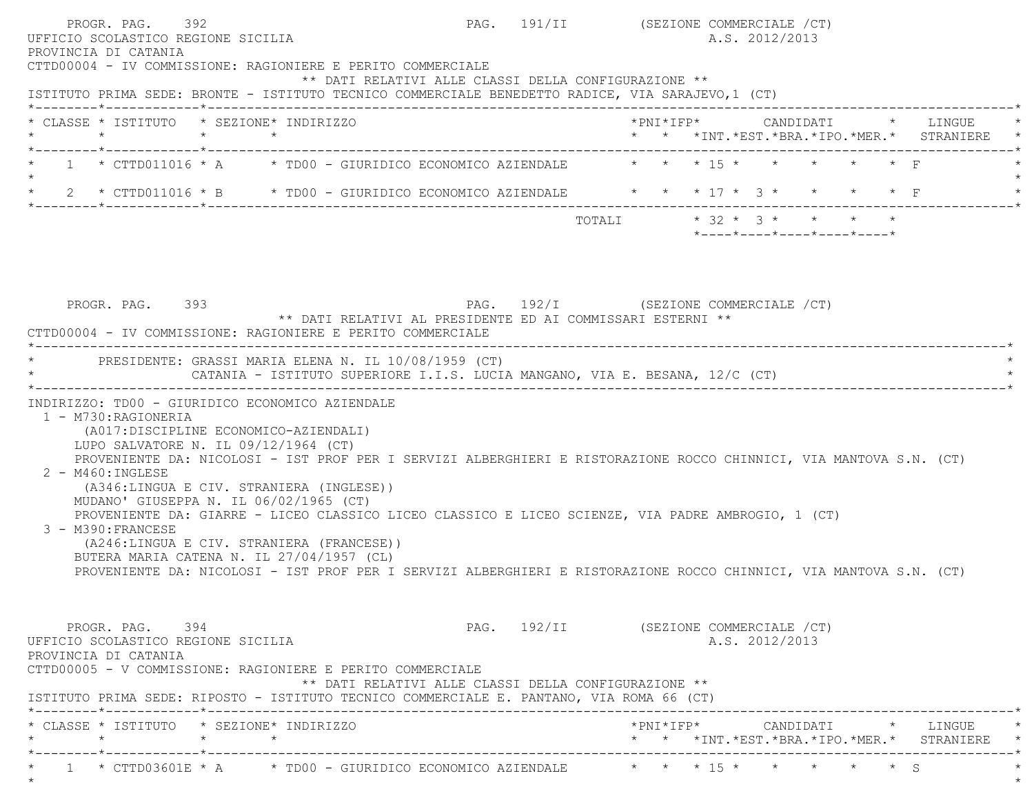UFFICIO SCOLASTICO REGIONE SICILIA

A.S. 2012/2013

PROVINCIA DI CATANIA

CTTD00004 - IV COMMISSIONE: RAGIONIERE E PERITO COMMERCIALE

** DATI RELATIVI ALLE CLASSI DELLA CONFIGURAZIONE **

ISTITUTO PRIMA SEDE: BRONTE - ISTITUTO TECNICO COMMERCIALE BENEDETTO RADICE, VIA SARAJEVO,1 (CT)

| CLASSE | ISTITUTO | SEZIONE | INDIRIZZO | PNI | IFP | CANDIDATI INT. | CANDIDATI EST. | CANDIDATI BRA. | CANDIDATI IPO. | CANDIDATI MER. | LINGUE STRANIERE |
|---|---|---|---|---|---|---|---|---|---|---|---|
| 1 | CTTD011016 | A | TD00 - GIURIDICO ECONOMICO AZIENDALE | | | 15 | | | | | F |
| 2 | CTTD011016 | B | TD00 - GIURIDICO ECONOMICO AZIENDALE | | | 17 | 3 | | | | F |
| | | | TOTALI | | | 32 | 3 | | | | |

** DATI RELATIVI AL PRESIDENTE ED AI COMMISSARI ESTERNI **

CTTD00004 - IV COMMISSIONE: RAGIONIERE E PERITO COMMERCIALE

PRESIDENTE: GRASSI MARIA ELENA N. IL 10/08/1959 (CT)
CATANIA - ISTITUTO SUPERIORE I.I.S. LUCIA MANGANO, VIA E. BESANA, 12/C (CT)

INDIRIZZO: TD00 - GIURIDICO ECONOMICO AZIENDALE

1 - M730:RAGIONERIA
(A017:DISCIPLINE ECONOMICO-AZIENDALI)
LUPO SALVATORE N. IL 09/12/1964 (CT)
PROVENIENTE DA: NICOLOSI - IST PROF PER I SERVIZI ALBERGHIERI E RISTORAZIONE ROCCO CHINNICI, VIA MANTOVA S.N. (CT)

2 - M460:INGLESE
(A346:LINGUA E CIV. STRANIERA (INGLESE))
MUDANO' GIUSEPPA N. IL 06/02/1965 (CT)
PROVENIENTE DA: GIARRE - LICEO CLASSICO LICEO CLASSICO E LICEO SCIENZE, VIA PADRE AMBROGIO, 1 (CT)

3 - M390:FRANCESE
(A246:LINGUA E CIV. STRANIERA (FRANCESE))
BUTERA MARIA CATENA N. IL 27/04/1957 (CL)
PROVENIENTE DA: NICOLOSI - IST PROF PER I SERVIZI ALBERGHIERI E RISTORAZIONE ROCCO CHINNICI, VIA MANTOVA S.N. (CT)

UFFICIO SCOLASTICO REGIONE SICILIA

A.S. 2012/2013

PROVINCIA DI CATANIA

CTTD00005 - V COMMISSIONE: RAGIONIERE E PERITO COMMERCIALE

** DATI RELATIVI ALLE CLASSI DELLA CONFIGURAZIONE **

ISTITUTO PRIMA SEDE: RIPOSTO - ISTITUTO TECNICO COMMERCIALE E. PANTANO, VIA ROMA 66 (CT)

| CLASSE | ISTITUTO | SEZIONE | INDIRIZZO | PNI | IFP | CANDIDATI INT. | CANDIDATI EST. | CANDIDATI BRA. | CANDIDATI IPO. | CANDIDATI MER. | LINGUE STRANIERE |
|---|---|---|---|---|---|---|---|---|---|---|---|
| 1 | CTTD03601E | A | TD00 - GIURIDICO ECONOMICO AZIENDALE | | | 15 | | | | | S |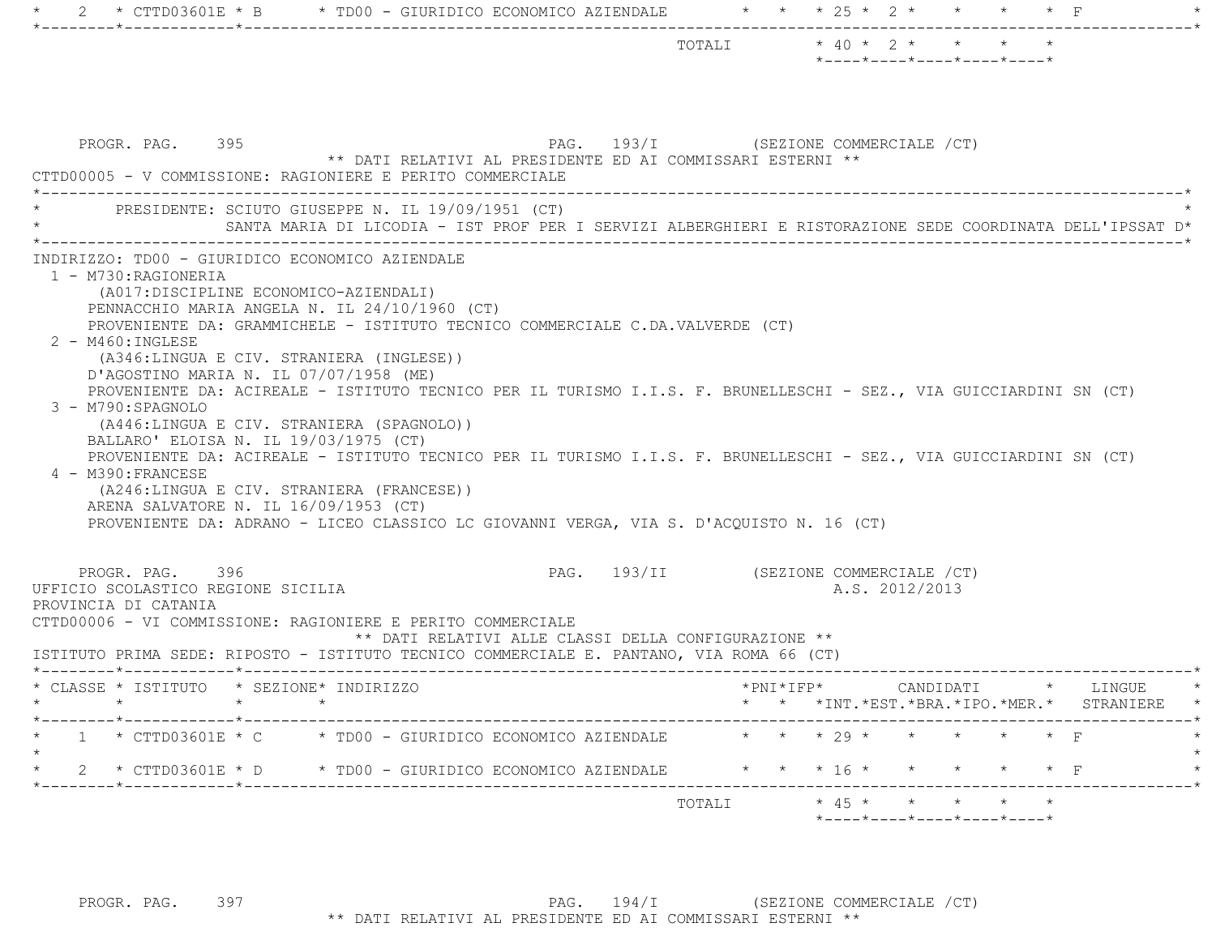| CLASSE | ISTITUTO | SEZIONE | INDIRIZZO | PNI | IFP | INT. | EST. | BRA. | IPO. | MER. | LINGUE STRANIERE |
|---|---|---|---|---|---|---|---|---|---|---|---|
| 2 | CTTD03601E | B | TD00 - GIURIDICO ECONOMICO AZIENDALE | | | 25 | 2 | | | | F |
| | | | TOTALI | | | 40 | 2 | | | | |

PROGR. PAG. 395 PAG. 193/I (SEZIONE COMMERCIALE /CT)

** DATI RELATIVI AL PRESIDENTE ED AI COMMISSARI ESTERNI **

CTTD00005 - V COMMISSIONE: RAGIONIERE E PERITO COMMERCIALE

PRESIDENTE: SCIUTO GIUSEPPE N. IL 19/09/1951 (CT)
SANTA MARIA DI LICODIA - IST PROF PER I SERVIZI ALBERGHIERI E RISTORAZIONE SEDE COORDINATA DELL'IPSSAT D*

INDIRIZZO: TD00 - GIURIDICO ECONOMICO AZIENDALE

1 - M730:RAGIONERIA
(A017:DISCIPLINE ECONOMICO-AZIENDALI)
PENNACCHIO MARIA ANGELA N. IL 24/10/1960 (CT)
PROVENIENTE DA: GRAMMICHELE - ISTITUTO TECNICO COMMERCIALE C.DA.VALVERDE (CT)

2 - M460:INGLESE
(A346:LINGUA E CIV. STRANIERA (INGLESE))
D'AGOSTINO MARIA N. IL 07/07/1958 (ME)
PROVENIENTE DA: ACIREALE - ISTITUTO TECNICO PER IL TURISMO I.I.S. F. BRUNELLESCHI - SEZ., VIA GUICCIARDINI SN (CT)

3 - M790:SPAGNOLO
(A446:LINGUA E CIV. STRANIERA (SPAGNOLO))
BALLARO' ELOISA N. IL 19/03/1975 (CT)
PROVENIENTE DA: ACIREALE - ISTITUTO TECNICO PER IL TURISMO I.I.S. F. BRUNELLESCHI - SEZ., VIA GUICCIARDINI SN (CT)

4 - M390:FRANCESE
(A246:LINGUA E CIV. STRANIERA (FRANCESE))
ARENA SALVATORE N. IL 16/09/1953 (CT)
PROVENIENTE DA: ADRANO - LICEO CLASSICO LC GIOVANNI VERGA, VIA S. D'ACQUISTO N. 16 (CT)

PROGR. PAG. 396 PAG. 193/II (SEZIONE COMMERCIALE /CT)

UFFICIO SCOLASTICO REGIONE SICILIA A.S. 2012/2013

PROVINCIA DI CATANIA

CTTD00006 - VI COMMISSIONE: RAGIONIERE E PERITO COMMERCIALE

** DATI RELATIVI ALLE CLASSI DELLA CONFIGURAZIONE **

ISTITUTO PRIMA SEDE: RIPOSTO - ISTITUTO TECNICO COMMERCIALE E. PANTANO, VIA ROMA 66 (CT)

| CLASSE | ISTITUTO | SEZIONE | INDIRIZZO | PNI | IFP | INT. | EST. | BRA. | IPO. | MER. | LINGUE STRANIERE |
|---|---|---|---|---|---|---|---|---|---|---|---|
| 1 | CTTD03601E | C | TD00 - GIURIDICO ECONOMICO AZIENDALE | | | 29 | | | | | F |
| 2 | CTTD03601E | D | TD00 - GIURIDICO ECONOMICO AZIENDALE | | | 16 | | | | | F |
| | | | TOTALI | | | 45 | | | | | |

PROGR. PAG. 397 PAG. 194/I (SEZIONE COMMERCIALE /CT)

** DATI RELATIVI AL PRESIDENTE ED AI COMMISSARI ESTERNI **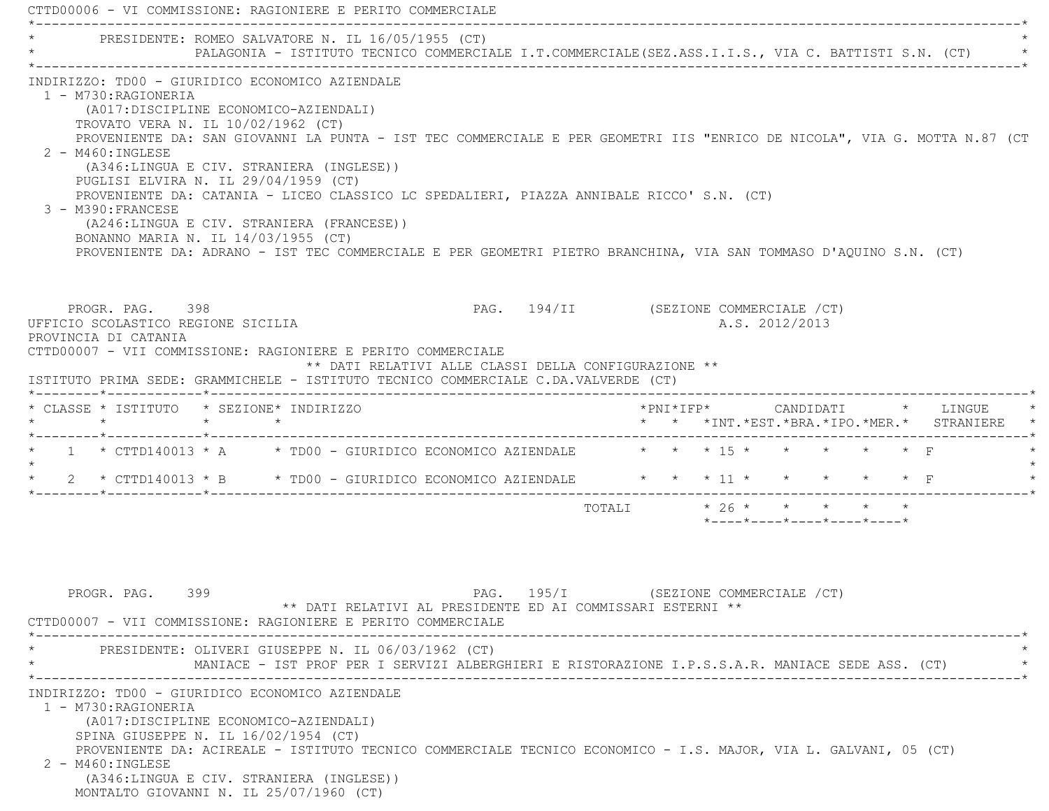CTTD00006 - VI COMMISSIONE: RAGIONIERE E PERITO COMMERCIALE

PRESIDENTE: ROMEO SALVATORE N. IL 16/05/1955 (CT)
PALAGONIA - ISTITUTO TECNICO COMMERCIALE I.T.COMMERCIALE(SEZ.ASS.I.I.S., VIA C. BATTISTI S.N. (CT)

INDIRIZZO: TD00 - GIURIDICO ECONOMICO AZIENDALE

1 - M730:RAGIONERIA
(A017:DISCIPLINE ECONOMICO-AZIENDALI)
TROVATO VERA N. IL 10/02/1962 (CT)
PROVENIENTE DA: SAN GIOVANNI LA PUNTA - IST TEC COMMERCIALE E PER GEOMETRI IIS "ENRICO DE NICOLA", VIA G. MOTTA N.87 (CT

2 - M460:INGLESE
(A346:LINGUA E CIV. STRANIERA (INGLESE))
PUGLISI ELVIRA N. IL 29/04/1959 (CT)
PROVENIENTE DA: CATANIA - LICEO CLASSICO LC SPEDALIERI, PIAZZA ANNIBALE RICCO' S.N. (CT)

3 - M390:FRANCESE
(A246:LINGUA E CIV. STRANIERA (FRANCESE))
BONANNO MARIA N. IL 14/03/1955 (CT)
PROVENIENTE DA: ADRANO - IST TEC COMMERCIALE E PER GEOMETRI PIETRO BRANCHINA, VIA SAN TOMMASO D'AQUINO S.N. (CT)

PROGR. PAG. 398 PAG. 194/II (SEZIONE COMMERCIALE /CT)

UFFICIO SCOLASTICO REGIONE SICILIA A.S. 2012/2013
PROVINCIA DI CATANIA

CTTD00007 - VII COMMISSIONE: RAGIONIERE E PERITO COMMERCIALE

** DATI RELATIVI ALLE CLASSI DELLA CONFIGURAZIONE **

ISTITUTO PRIMA SEDE: GRAMMICHELE - ISTITUTO TECNICO COMMERCIALE C.DA.VALVERDE (CT)

| CLASSE | ISTITUTO | SEZIONE | INDIRIZZO | PNI | IFP | CANDIDATI INT. | EST. | BRA. | IPO. | MER. | LINGUE STRANIERE |
|---|---|---|---|---|---|---|---|---|---|---|---|
| 1 | CTTD140013 | A | TD00 - GIURIDICO ECONOMICO AZIENDALE | | | 15 | | | | | F |
| 2 | CTTD140013 | B | TD00 - GIURIDICO ECONOMICO AZIENDALE | | | 11 | | | | | F |
| | | | TOTALI | | | 26 | | | | | |

PROGR. PAG. 399 PAG. 195/I (SEZIONE COMMERCIALE /CT)

** DATI RELATIVI AL PRESIDENTE ED AI COMMISSARI ESTERNI **

CTTD00007 - VII COMMISSIONE: RAGIONIERE E PERITO COMMERCIALE

PRESIDENTE: OLIVERI GIUSEPPE N. IL 06/03/1962 (CT)
MANIACE - IST PROF PER I SERVIZI ALBERGHIERI E RISTORAZIONE I.P.S.S.A.R. MANIACE SEDE ASS. (CT)

INDIRIZZO: TD00 - GIURIDICO ECONOMICO AZIENDALE

1 - M730:RAGIONERIA
(A017:DISCIPLINE ECONOMICO-AZIENDALI)
SPINA GIUSEPPE N. IL 16/02/1954 (CT)
PROVENIENTE DA: ACIREALE - ISTITUTO TECNICO COMMERCIALE TECNICO ECONOMICO - I.S. MAJOR, VIA L. GALVANI, 05 (CT)

2 - M460:INGLESE
(A346:LINGUA E CIV. STRANIERA (INGLESE))
MONTALTO GIOVANNI N. IL 25/07/1960 (CT)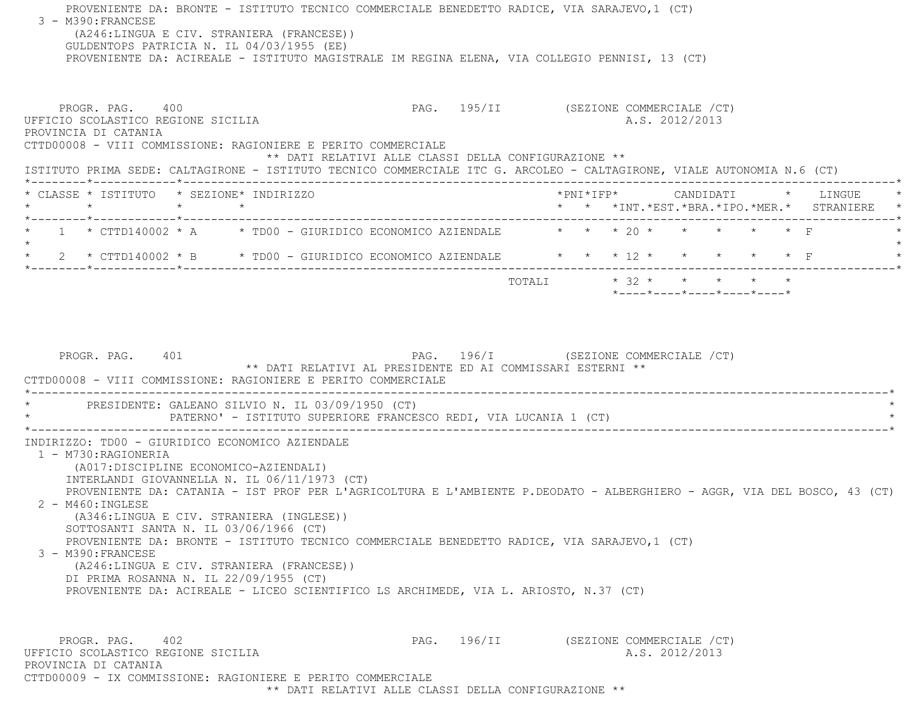PROVENIENTE DA: BRONTE - ISTITUTO TECNICO COMMERCIALE BENEDETTO RADICE, VIA SARAJEVO,1 (CT)

3 - M390:FRANCESE
(A246:LINGUA E CIV. STRANIERA (FRANCESE))
GULDENTOPS PATRICIA N. IL 04/03/1955 (EE)
PROVENIENTE DA: ACIREALE - ISTITUTO MAGISTRALE IM REGINA ELENA, VIA COLLEGIO PENNISI, 13 (CT)

PROGR. PAG. 400 PAG. 195/II (SEZIONE COMMERCIALE /CT)

UFFICIO SCOLASTICO REGIONE SICILIA A.S. 2012/2013

PROVINCIA DI CATANIA

CTTD00008 - VIII COMMISSIONE: RAGIONIERE E PERITO COMMERCIALE

** DATI RELATIVI ALLE CLASSI DELLA CONFIGURAZIONE **

ISTITUTO PRIMA SEDE: CALTAGIRONE - ISTITUTO TECNICO COMMERCIALE ITC G. ARCOLEO - CALTAGIRONE, VIALE AUTONOMIA N.6 (CT)

| CLASSE | ISTITUTO | SEZIONE | INDIRIZZO | PNI | IFP | CANDIDATI INT. | EST. | BRA. | IPO. | MER. | LINGUE STRANIERE |
|---|---|---|---|---|---|---|---|---|---|---|---|
| 1 | CTTD140002 | A | TD00 - GIURIDICO ECONOMICO AZIENDALE | | | 20 | | | | | F |
| 2 | CTTD140002 | B | TD00 - GIURIDICO ECONOMICO AZIENDALE | | | 12 | | | | | F |
| | | | TOTALI | | | 32 | | | | | |

PROGR. PAG. 401 PAG. 196/I (SEZIONE COMMERCIALE /CT)

** DATI RELATIVI AL PRESIDENTE ED AI COMMISSARI ESTERNI **

CTTD00008 - VIII COMMISSIONE: RAGIONIERE E PERITO COMMERCIALE

PRESIDENTE: GALEANO SILVIO N. IL 03/09/1950 (CT)
PATERNO' - ISTITUTO SUPERIORE FRANCESCO REDI, VIA LUCANIA 1 (CT)

INDIRIZZO: TD00 - GIURIDICO ECONOMICO AZIENDALE

1 - M730:RAGIONERIA
(A017:DISCIPLINE ECONOMICO-AZIENDALI)
INTERLANDI GIOVANNELLA N. IL 06/11/1973 (CT)
PROVENIENTE DA: CATANIA - IST PROF PER L'AGRICOLTURA E L'AMBIENTE P.DEODATO - ALBERGHIERO - AGGR, VIA DEL BOSCO, 43 (CT)

2 - M460:INGLESE
(A346:LINGUA E CIV. STRANIERA (INGLESE))
SOTTOSANTI SANTA N. IL 03/06/1966 (CT)
PROVENIENTE DA: BRONTE - ISTITUTO TECNICO COMMERCIALE BENEDETTO RADICE, VIA SARAJEVO,1 (CT)

3 - M390:FRANCESE
(A246:LINGUA E CIV. STRANIERA (FRANCESE))
DI PRIMA ROSANNA N. IL 22/09/1955 (CT)
PROVENIENTE DA: ACIREALE - LICEO SCIENTIFICO LS ARCHIMEDE, VIA L. ARIOSTO, N.37 (CT)

PROGR. PAG. 402 PAG. 196/II (SEZIONE COMMERCIALE /CT)

UFFICIO SCOLASTICO REGIONE SICILIA A.S. 2012/2013

PROVINCIA DI CATANIA

CTTD00009 - IX COMMISSIONE: RAGIONIERE E PERITO COMMERCIALE

** DATI RELATIVI ALLE CLASSI DELLA CONFIGURAZIONE **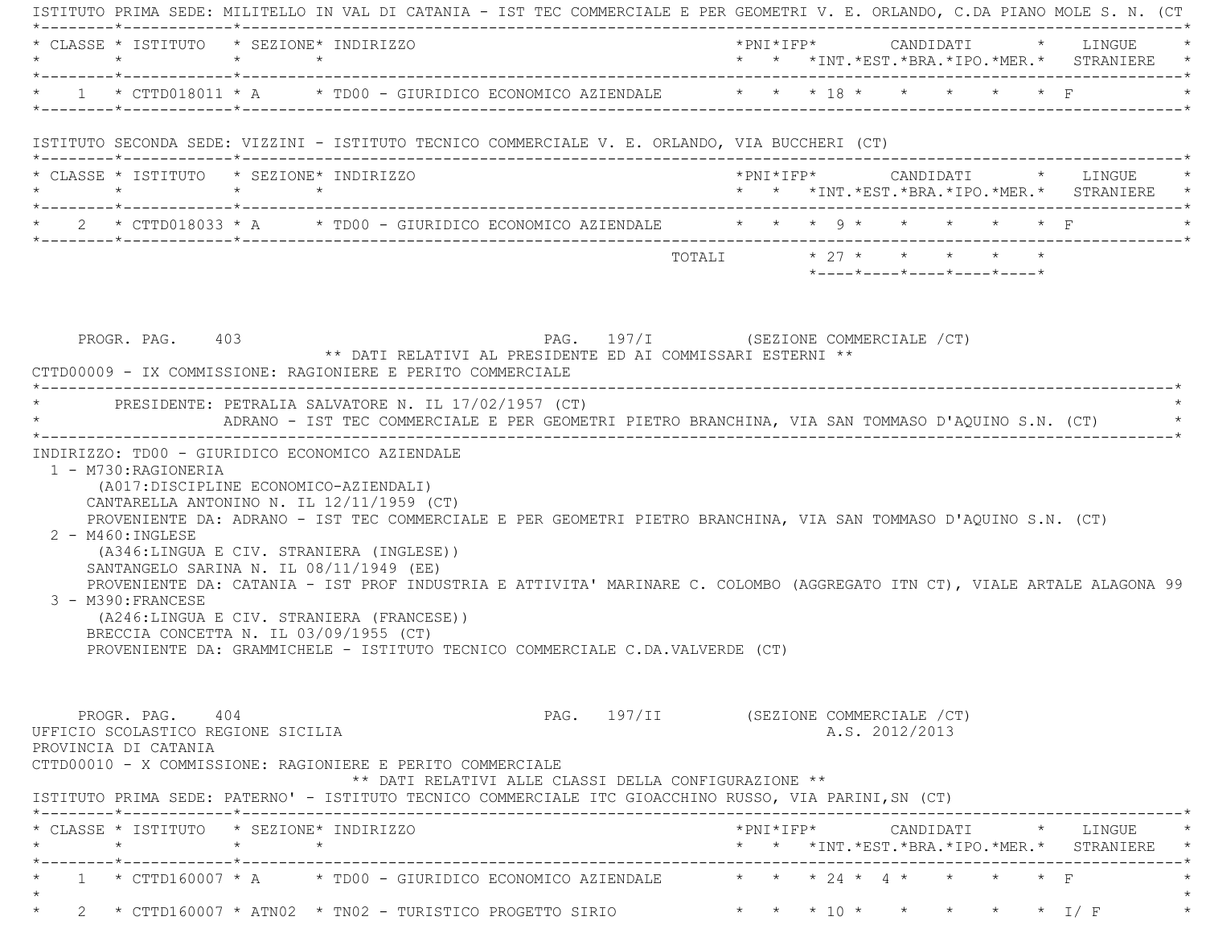ISTITUTO PRIMA SEDE: MILITELLO IN VAL DI CATANIA - IST TEC COMMERCIALE E PER GEOMETRI V. E. ORLANDO, C.DA PIANO MOLE S. N. (CT

| CLASSE | ISTITUTO | SEZIONE | INDIRIZZO | PNI | IFP | CANDIDATI INT. | EST. | BRA. | IPO. | MER. | LINGUE STRANIERE |
|---|---|---|---|---|---|---|---|---|---|---|---|
| 1 | CTTD018011 | A | TD00 - GIURIDICO ECONOMICO AZIENDALE | | | 18 | | | | | F |

ISTITUTO SECONDA SEDE: VIZZINI - ISTITUTO TECNICO COMMERCIALE V. E. ORLANDO, VIA BUCCHERI (CT)

| CLASSE | ISTITUTO | SEZIONE | INDIRIZZO | PNI | IFP | CANDIDATI INT. | EST. | BRA. | IPO. | MER. | LINGUE STRANIERE |
|---|---|---|---|---|---|---|---|---|---|---|---|
| 2 | CTTD018033 | A | TD00 - GIURIDICO ECONOMICO AZIENDALE | | | 9 | | | | | F |
| | | | TOTALI | | | 27 | | | | | |

PROGR. PAG. 403 PAG. 197/I (SEZIONE COMMERCIALE /CT)

** DATI RELATIVI AL PRESIDENTE ED AI COMMISSARI ESTERNI **

CTTD00009 - IX COMMISSIONE: RAGIONIERE E PERITO COMMERCIALE

PRESIDENTE: PETRALIA SALVATORE N. IL 17/02/1957 (CT)
ADRANO - IST TEC COMMERCIALE E PER GEOMETRI PIETRO BRANCHINA, VIA SAN TOMMASO D'AQUINO S.N. (CT)

INDIRIZZO: TD00 - GIURIDICO ECONOMICO AZIENDALE

1 - M730:RAGIONERIA
(A017:DISCIPLINE ECONOMICO-AZIENDALI)
CANTARELLA ANTONINO N. IL 12/11/1959 (CT)
PROVENIENTE DA: ADRANO - IST TEC COMMERCIALE E PER GEOMETRI PIETRO BRANCHINA, VIA SAN TOMMASO D'AQUINO S.N. (CT)

2 - M460:INGLESE
(A346:LINGUA E CIV. STRANIERA (INGLESE))
SANTANGELO SARINA N. IL 08/11/1949 (EE)
PROVENIENTE DA: CATANIA - IST PROF INDUSTRIA E ATTIVITA' MARINARE C. COLOMBO (AGGREGATO ITN CT), VIALE ARTALE ALAGONA 99

3 - M390:FRANCESE
(A246:LINGUA E CIV. STRANIERA (FRANCESE))
BRECCIA CONCETTA N. IL 03/09/1955 (CT)
PROVENIENTE DA: GRAMMICHELE - ISTITUTO TECNICO COMMERCIALE C.DA.VALVERDE (CT)

PROGR. PAG. 404 PAG. 197/II (SEZIONE COMMERCIALE /CT)

UFFICIO SCOLASTICO REGIONE SICILIA A.S. 2012/2013

PROVINCIA DI CATANIA

CTTD00010 - X COMMISSIONE: RAGIONIERE E PERITO COMMERCIALE

** DATI RELATIVI ALLE CLASSI DELLA CONFIGURAZIONE **

ISTITUTO PRIMA SEDE: PATERNO' - ISTITUTO TECNICO COMMERCIALE ITC GIOACCHINO RUSSO, VIA PARINI,SN (CT)

| CLASSE | ISTITUTO | SEZIONE | INDIRIZZO | PNI | IFP | CANDIDATI INT. | EST. | BRA. | IPO. | MER. | LINGUE STRANIERE |
|---|---|---|---|---|---|---|---|---|---|---|---|
| 1 | CTTD160007 | A | TD00 - GIURIDICO ECONOMICO AZIENDALE | | | 24 | 4 | | | | F |
| 2 | CTTD160007 | ATN02 | TN02 - TURISTICO PROGETTO SIRIO | | | 10 | | | | | I/ F |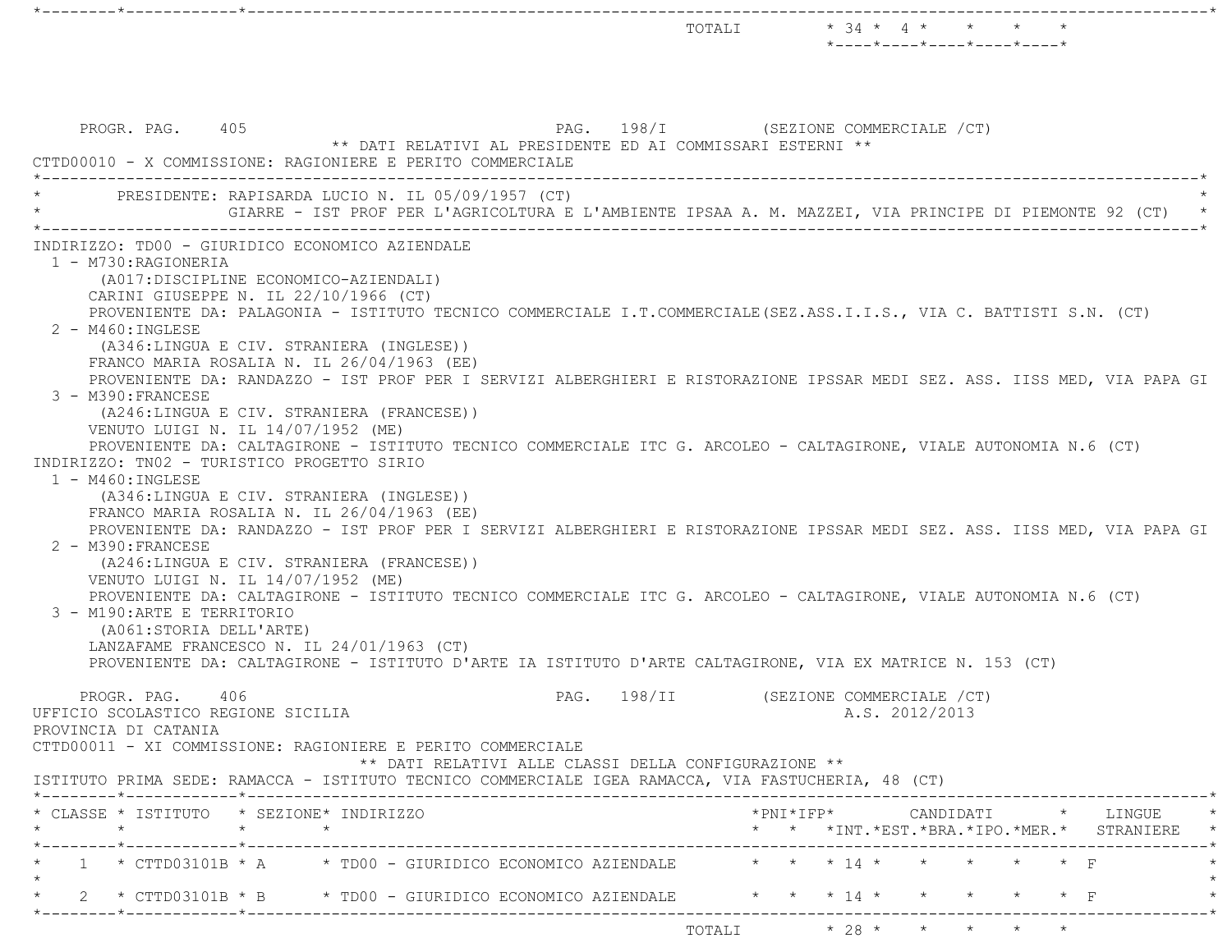| | | | | | | | | | | | | |
|---|---|---|---|---|---|---|---|---|---|---|---|---|
| | | | TOTALI | | | 34 | 4 | | | | | |

PROGR. PAG. 405 PAG. 198/I (SEZIONE COMMERCIALE /CT)

** DATI RELATIVI AL PRESIDENTE ED AI COMMISSARI ESTERNI **

CTTD00010 - X COMMISSIONE: RAGIONIERE E PERITO COMMERCIALE

PRESIDENTE: RAPISARDA LUCIO N. IL 05/09/1957 (CT)
GIARRE - IST PROF PER L'AGRICOLTURA E L'AMBIENTE IPSAA A. M. MAZZEI, VIA PRINCIPE DI PIEMONTE 92 (CT)

INDIRIZZO: TD00 - GIURIDICO ECONOMICO AZIENDALE
- 1 - M730:RAGIONERIA
  (A017:DISCIPLINE ECONOMICO-AZIENDALI)
  CARINI GIUSEPPE N. IL 22/10/1966 (CT)
  PROVENIENTE DA: PALAGONIA - ISTITUTO TECNICO COMMERCIALE I.T.COMMERCIALE(SEZ.ASS.I.I.S., VIA C. BATTISTI S.N. (CT)
- 2 - M460:INGLESE
  (A346:LINGUA E CIV. STRANIERA (INGLESE))
  FRANCO MARIA ROSALIA N. IL 26/04/1963 (EE)
  PROVENIENTE DA: RANDAZZO - IST PROF PER I SERVIZI ALBERGHIERI E RISTORAZIONE IPSSAR MEDI SEZ. ASS. IISS MED, VIA PAPA GI
- 3 - M390:FRANCESE
  (A246:LINGUA E CIV. STRANIERA (FRANCESE))
  VENUTO LUIGI N. IL 14/07/1952 (ME)
  PROVENIENTE DA: CALTAGIRONE - ISTITUTO TECNICO COMMERCIALE ITC G. ARCOLEO - CALTAGIRONE, VIALE AUTONOMIA N.6 (CT)

INDIRIZZO: TN02 - TURISTICO PROGETTO SIRIO
- 1 - M460:INGLESE
  (A346:LINGUA E CIV. STRANIERA (INGLESE))
  FRANCO MARIA ROSALIA N. IL 26/04/1963 (EE)
  PROVENIENTE DA: RANDAZZO - IST PROF PER I SERVIZI ALBERGHIERI E RISTORAZIONE IPSSAR MEDI SEZ. ASS. IISS MED, VIA PAPA GI
- 2 - M390:FRANCESE
  (A246:LINGUA E CIV. STRANIERA (FRANCESE))
  VENUTO LUIGI N. IL 14/07/1952 (ME)
  PROVENIENTE DA: CALTAGIRONE - ISTITUTO TECNICO COMMERCIALE ITC G. ARCOLEO - CALTAGIRONE, VIALE AUTONOMIA N.6 (CT)
- 3 - M190:ARTE E TERRITORIO
  (A061:STORIA DELL'ARTE)
  LANZAFAME FRANCESCO N. IL 24/01/1963 (CT)
  PROVENIENTE DA: CALTAGIRONE - ISTITUTO D'ARTE IA ISTITUTO D'ARTE CALTAGIRONE, VIA EX MATRICE N. 153 (CT)

PROGR. PAG. 406 PAG. 198/II (SEZIONE COMMERCIALE /CT)

UFFICIO SCOLASTICO REGIONE SICILIA A.S. 2012/2013

PROVINCIA DI CATANIA

CTTD00011 - XI COMMISSIONE: RAGIONIERE E PERITO COMMERCIALE

** DATI RELATIVI ALLE CLASSI DELLA CONFIGURAZIONE **

ISTITUTO PRIMA SEDE: RAMACCA - ISTITUTO TECNICO COMMERCIALE IGEA RAMACCA, VIA FASTUCHERIA, 48 (CT)

| CLASSE | ISTITUTO | SEZIONE | INDIRIZZO | PNI | IFP | CANDIDATI INT. | EST. | BRA. | IPO. | MER. | LINGUE STRANIERE |
|---|---|---|---|---|---|---|---|---|---|---|---|
| 1 | CTTD03101B | A | TD00 - GIURIDICO ECONOMICO AZIENDALE | | | 14 | | | | | F |
| 2 | CTTD03101B | B | TD00 - GIURIDICO ECONOMICO AZIENDALE | | | 14 | | | | | F |
| | | | TOTALI | | | 28 | | | | | |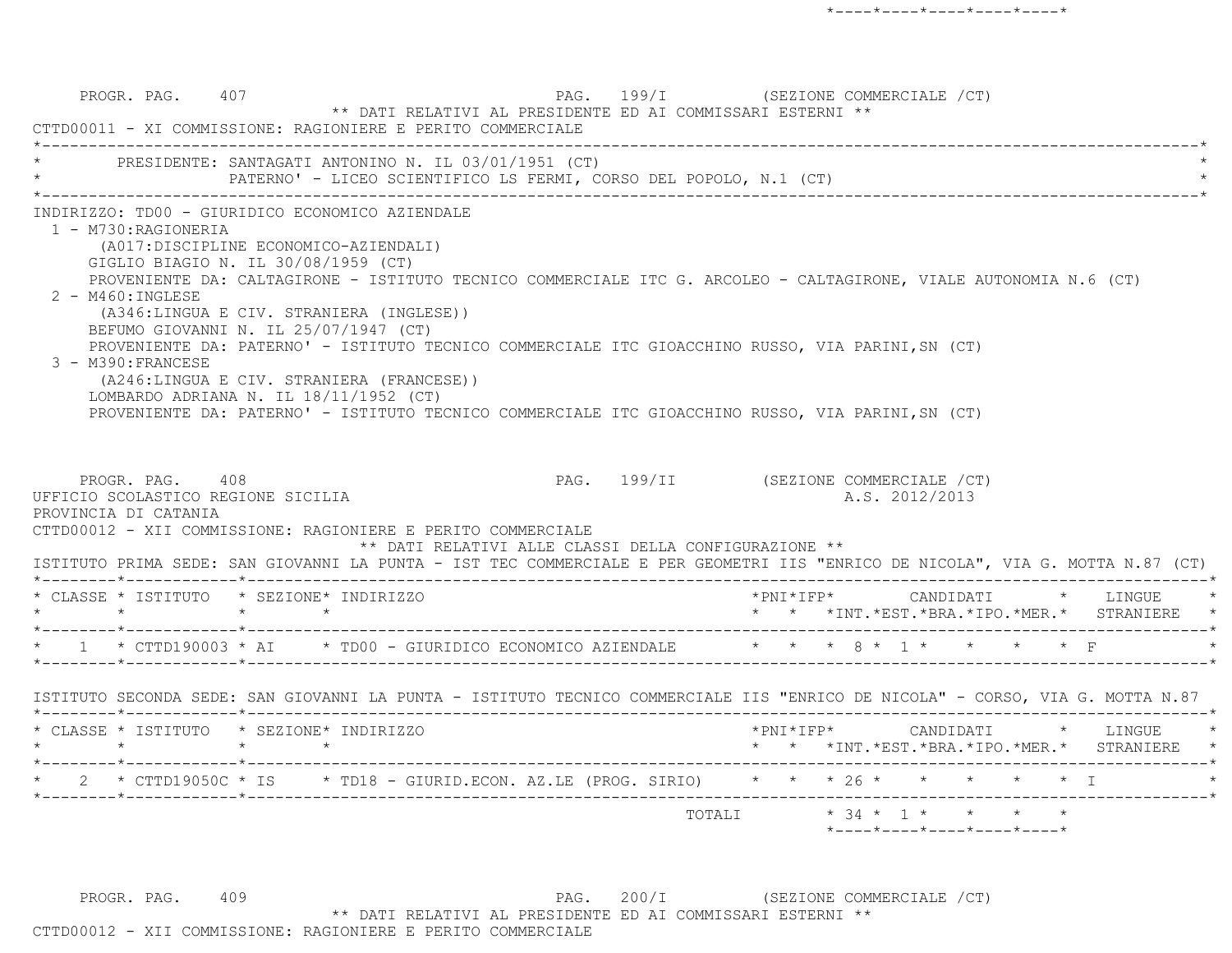PROGR. PAG. 407 PAG. 199/I (SEZIONE COMMERCIALE /CT)

** DATI RELATIVI AL PRESIDENTE ED AI COMMISSARI ESTERNI **

CTTD00011 - XI COMMISSIONE: RAGIONIERE E PERITO COMMERCIALE

PRESIDENTE: SANTAGATI ANTONINO N. IL 03/01/1951 (CT)
PATERNO' - LICEO SCIENTIFICO LS FERMI, CORSO DEL POPOLO, N.1 (CT)

INDIRIZZO: TD00 - GIURIDICO ECONOMICO AZIENDALE

1 - M730:RAGIONERIA
(A017:DISCIPLINE ECONOMICO-AZIENDALI)
GIGLIO BIAGIO N. IL 30/08/1959 (CT)
PROVENIENTE DA: CALTAGIRONE - ISTITUTO TECNICO COMMERCIALE ITC G. ARCOLEO - CALTAGIRONE, VIALE AUTONOMIA N.6 (CT)

2 - M460:INGLESE
(A346:LINGUA E CIV. STRANIERA (INGLESE))
BEFUMO GIOVANNI N. IL 25/07/1947 (CT)
PROVENIENTE DA: PATERNO' - ISTITUTO TECNICO COMMERCIALE ITC GIOACCHINO RUSSO, VIA PARINI,SN (CT)

3 - M390:FRANCESE
(A246:LINGUA E CIV. STRANIERA (FRANCESE))
LOMBARDO ADRIANA N. IL 18/11/1952 (CT)
PROVENIENTE DA: PATERNO' - ISTITUTO TECNICO COMMERCIALE ITC GIOACCHINO RUSSO, VIA PARINI,SN (CT)

PROGR. PAG. 408 PAG. 199/II (SEZIONE COMMERCIALE /CT)

UFFICIO SCOLASTICO REGIONE SICILIA A.S. 2012/2013

PROVINCIA DI CATANIA

CTTD00012 - XII COMMISSIONE: RAGIONIERE E PERITO COMMERCIALE

** DATI RELATIVI ALLE CLASSI DELLA CONFIGURAZIONE **

ISTITUTO PRIMA SEDE: SAN GIOVANNI LA PUNTA - IST TEC COMMERCIALE E PER GEOMETRI IIS "ENRICO DE NICOLA", VIA G. MOTTA N.87 (CT)

| CLASSE | ISTITUTO | SEZIONE | INDIRIZZO | PNI | IFP | CANDIDATI INT. | EST. | BRA. | IPO. | MER. | LINGUE STRANIERE |
|---|---|---|---|---|---|---|---|---|---|---|---|
| 1 | CTTD190003 | AI | TD00 - GIURIDICO ECONOMICO AZIENDALE | | | 8 | 1 | | | | F |

ISTITUTO SECONDA SEDE: SAN GIOVANNI LA PUNTA - ISTITUTO TECNICO COMMERCIALE IIS "ENRICO DE NICOLA" - CORSO, VIA G. MOTTA N.87

| CLASSE | ISTITUTO | SEZIONE | INDIRIZZO | PNI | IFP | CANDIDATI INT. | EST. | BRA. | IPO. | MER. | LINGUE STRANIERE |
|---|---|---|---|---|---|---|---|---|---|---|---|
| 2 | CTTD19050C | IS | TD18 - GIURID.ECON. AZ.LE (PROG. SIRIO) | | | 26 | | | | | I |
| | | | TOTALI | | | 34 | 1 | | | | |

PROGR. PAG. 409 PAG. 200/I (SEZIONE COMMERCIALE /CT)

** DATI RELATIVI AL PRESIDENTE ED AI COMMISSARI ESTERNI **

CTTD00012 - XII COMMISSIONE: RAGIONIERE E PERITO COMMERCIALE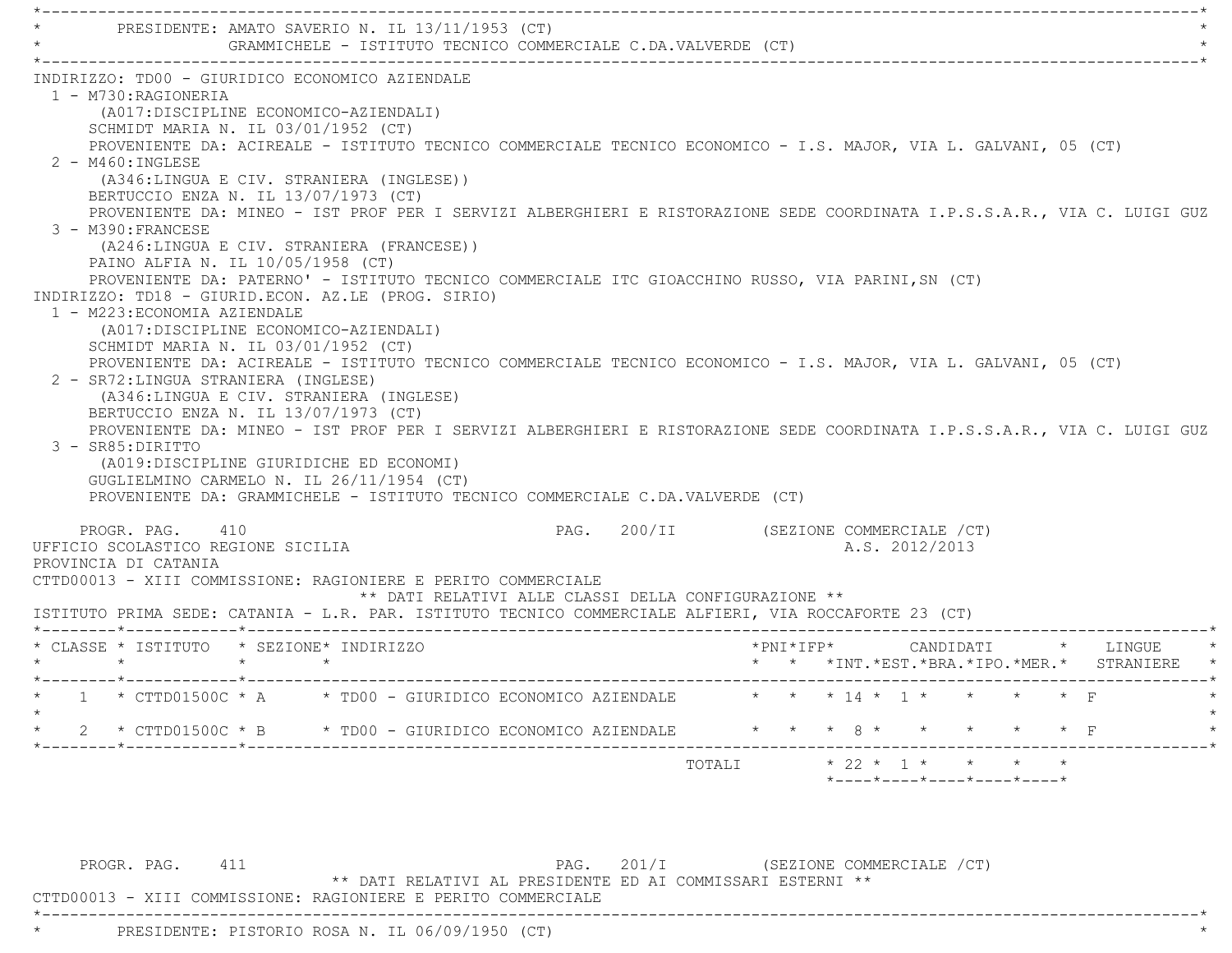PRESIDENTE: AMATO SAVERIO N. IL 13/11/1953 (CT)
GRAMMICHELE - ISTITUTO TECNICO COMMERCIALE C.DA.VALVERDE (CT)

INDIRIZZO: TD00 - GIURIDICO ECONOMICO AZIENDALE

1 - M730:RAGIONERIA
(A017:DISCIPLINE ECONOMICO-AZIENDALI)
SCHMIDT MARIA N. IL 03/01/1952 (CT)
PROVENIENTE DA: ACIREALE - ISTITUTO TECNICO COMMERCIALE TECNICO ECONOMICO - I.S. MAJOR, VIA L. GALVANI, 05 (CT)

2 - M460:INGLESE
(A346:LINGUA E CIV. STRANIERA (INGLESE))
BERTUCCIO ENZA N. IL 13/07/1973 (CT)
PROVENIENTE DA: MINEO - IST PROF PER I SERVIZI ALBERGHIERI E RISTORAZIONE SEDE COORDINATA I.P.S.S.A.R., VIA C. LUIGI GUZ

3 - M390:FRANCESE
(A246:LINGUA E CIV. STRANIERA (FRANCESE))
PAINO ALFIA N. IL 10/05/1958 (CT)
PROVENIENTE DA: PATERNO' - ISTITUTO TECNICO COMMERCIALE ITC GIOACCHINO RUSSO, VIA PARINI,SN (CT)

INDIRIZZO: TD18 - GIURID.ECON. AZ.LE (PROG. SIRIO)

1 - M223:ECONOMIA AZIENDALE
(A017:DISCIPLINE ECONOMICO-AZIENDALI)
SCHMIDT MARIA N. IL 03/01/1952 (CT)
PROVENIENTE DA: ACIREALE - ISTITUTO TECNICO COMMERCIALE TECNICO ECONOMICO - I.S. MAJOR, VIA L. GALVANI, 05 (CT)

2 - SR72:LINGUA STRANIERA (INGLESE)
(A346:LINGUA E CIV. STRANIERA (INGLESE))
BERTUCCIO ENZA N. IL 13/07/1973 (CT)
PROVENIENTE DA: MINEO - IST PROF PER I SERVIZI ALBERGHIERI E RISTORAZIONE SEDE COORDINATA I.P.S.S.A.R., VIA C. LUIGI GUZ

3 - SR85:DIRITTO
(A019:DISCIPLINE GIURIDICHE ED ECONOMI)
GUGLIELMINO CARMELO N. IL 26/11/1954 (CT)
PROVENIENTE DA: GRAMMICHELE - ISTITUTO TECNICO COMMERCIALE C.DA.VALVERDE (CT)

PROGR. PAG. 410 PAG. 200/II (SEZIONE COMMERCIALE /CT)

UFFICIO SCOLASTICO REGIONE SICILIA A.S. 2012/2013
PROVINCIA DI CATANIA
CTTD00013 - XIII COMMISSIONE: RAGIONIERE E PERITO COMMERCIALE

** DATI RELATIVI ALLE CLASSI DELLA CONFIGURAZIONE **

ISTITUTO PRIMA SEDE: CATANIA - L.R. PAR. ISTITUTO TECNICO COMMERCIALE ALFIERI, VIA ROCCAFORTE 23 (CT)

| CLASSE | ISTITUTO | SEZIONE | INDIRIZZO | PNI | IFP | CANDIDATI INT. | EST. | BRA. | IPO. | MER. | LINGUE STRANIERE |
|---|---|---|---|---|---|---|---|---|---|---|---|
| 1 | CTTD01500C | A | TD00 - GIURIDICO ECONOMICO AZIENDALE | | | 14 | 1 | | | | F |
| 2 | CTTD01500C | B | TD00 - GIURIDICO ECONOMICO AZIENDALE | | | 8 | | | | | F |
| | | | TOTALI | | | 22 | 1 | | | | |

PROGR. PAG. 411 PAG. 201/I (SEZIONE COMMERCIALE /CT)

** DATI RELATIVI AL PRESIDENTE ED AI COMMISSARI ESTERNI **

CTTD00013 - XIII COMMISSIONE: RAGIONIERE E PERITO COMMERCIALE

PRESIDENTE: PISTORIO ROSA N. IL 06/09/1950 (CT)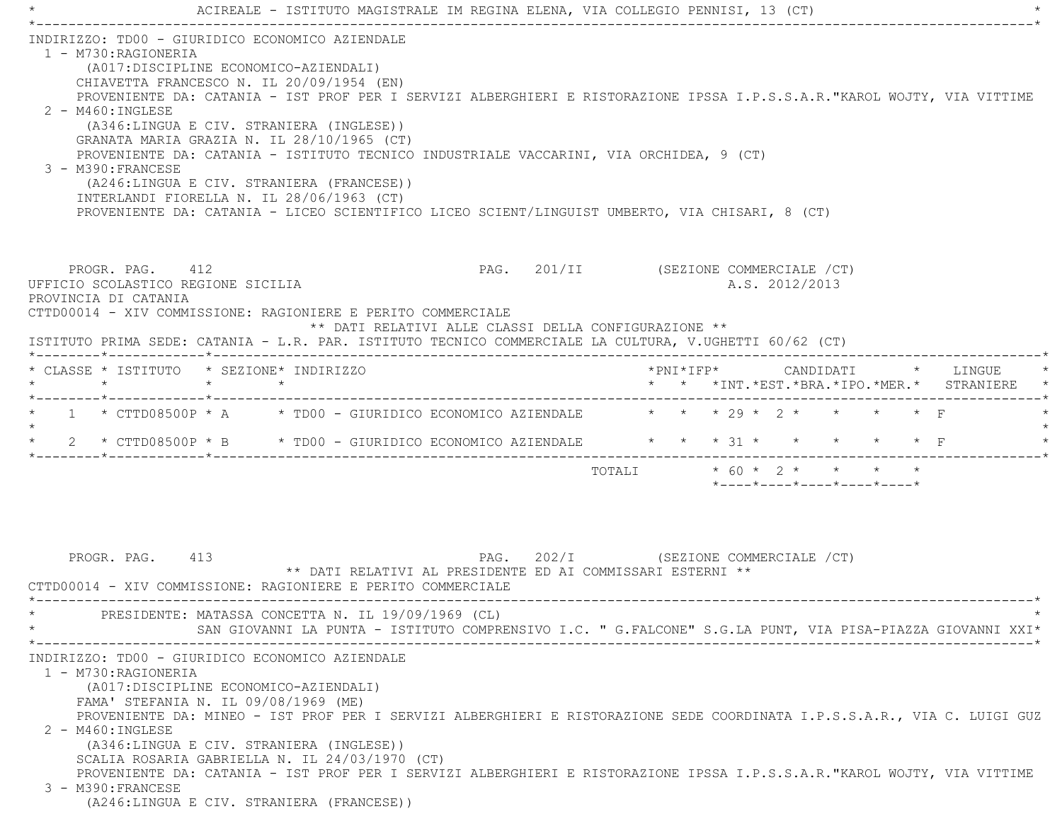ACIREALE - ISTITUTO MAGISTRALE IM REGINA ELENA, VIA COLLEGIO PENNISI, 13 (CT)

INDIRIZZO: TD00 - GIURIDICO ECONOMICO AZIENDALE

1 - M730:RAGIONERIA
   (A017:DISCIPLINE ECONOMICO-AZIENDALI)
   CHIAVETTA FRANCESCO N. IL 20/09/1954 (EN)
   PROVENIENTE DA: CATANIA - IST PROF PER I SERVIZI ALBERGHIERI E RISTORAZIONE IPSSA I.P.S.S.A.R."KAROL WOJTY, VIA VITTIME
2 - M460:INGLESE
   (A346:LINGUA E CIV. STRANIERA (INGLESE))
   GRANATA MARIA GRAZIA N. IL 28/10/1965 (CT)
   PROVENIENTE DA: CATANIA - ISTITUTO TECNICO INDUSTRIALE VACCARINI, VIA ORCHIDEA, 9 (CT)
3 - M390:FRANCESE
   (A246:LINGUA E CIV. STRANIERA (FRANCESE))
   INTERLANDI FIORELLA N. IL 28/06/1963 (CT)
   PROVENIENTE DA: CATANIA - LICEO SCIENTIFICO LICEO SCIENT/LINGUIST UMBERTO, VIA CHISARI, 8 (CT)

PROGR. PAG. 412 PAG. 201/II (SEZIONE COMMERCIALE /CT)

UFFICIO SCOLASTICO REGIONE SICILIA A.S. 2012/2013

PROVINCIA DI CATANIA

CTTD00014 - XIV COMMISSIONE: RAGIONIERE E PERITO COMMERCIALE

** DATI RELATIVI ALLE CLASSI DELLA CONFIGURAZIONE **

ISTITUTO PRIMA SEDE: CATANIA - L.R. PAR. ISTITUTO TECNICO COMMERCIALE LA CULTURA, V.UGHETTI 60/62 (CT)

| CLASSE | ISTITUTO | SEZIONE | INDIRIZZO | PNI | IFP | CANDIDATI INT. | EST. | BRA. | IPO. | MER. | LINGUE STRANIERE |
|---|---|---|---|---|---|---|---|---|---|---|---|
| 1 | CTTD08500P | A | TD00 - GIURIDICO ECONOMICO AZIENDALE | | | 29 | 2 | | | | F |
| 2 | CTTD08500P | B | TD00 - GIURIDICO ECONOMICO AZIENDALE | | | 31 | | | | | F |
| | | | TOTALI | | | 60 | 2 | | | | |

PROGR. PAG. 413 PAG. 202/I (SEZIONE COMMERCIALE /CT)

** DATI RELATIVI AL PRESIDENTE ED AI COMMISSARI ESTERNI **

CTTD00014 - XIV COMMISSIONE: RAGIONIERE E PERITO COMMERCIALE

PRESIDENTE: MATASSA CONCETTA N. IL 19/09/1969 (CL)
SAN GIOVANNI LA PUNTA - ISTITUTO COMPRENSIVO I.C. " G.FALCONE" S.G.LA PUNT, VIA PISA-PIAZZA GIOVANNI XXI

INDIRIZZO: TD00 - GIURIDICO ECONOMICO AZIENDALE

1 - M730:RAGIONERIA
   (A017:DISCIPLINE ECONOMICO-AZIENDALI)
   FAMA' STEFANIA N. IL 09/08/1969 (ME)
   PROVENIENTE DA: MINEO - IST PROF PER I SERVIZI ALBERGHIERI E RISTORAZIONE SEDE COORDINATA I.P.S.S.A.R., VIA C. LUIGI GUZ
2 - M460:INGLESE
   (A346:LINGUA E CIV. STRANIERA (INGLESE))
   SCALIA ROSARIA GABRIELLA N. IL 24/03/1970 (CT)
   PROVENIENTE DA: CATANIA - IST PROF PER I SERVIZI ALBERGHIERI E RISTORAZIONE IPSSA I.P.S.S.A.R."KAROL WOJTY, VIA VITTIME
3 - M390:FRANCESE
   (A246:LINGUA E CIV. STRANIERA (FRANCESE))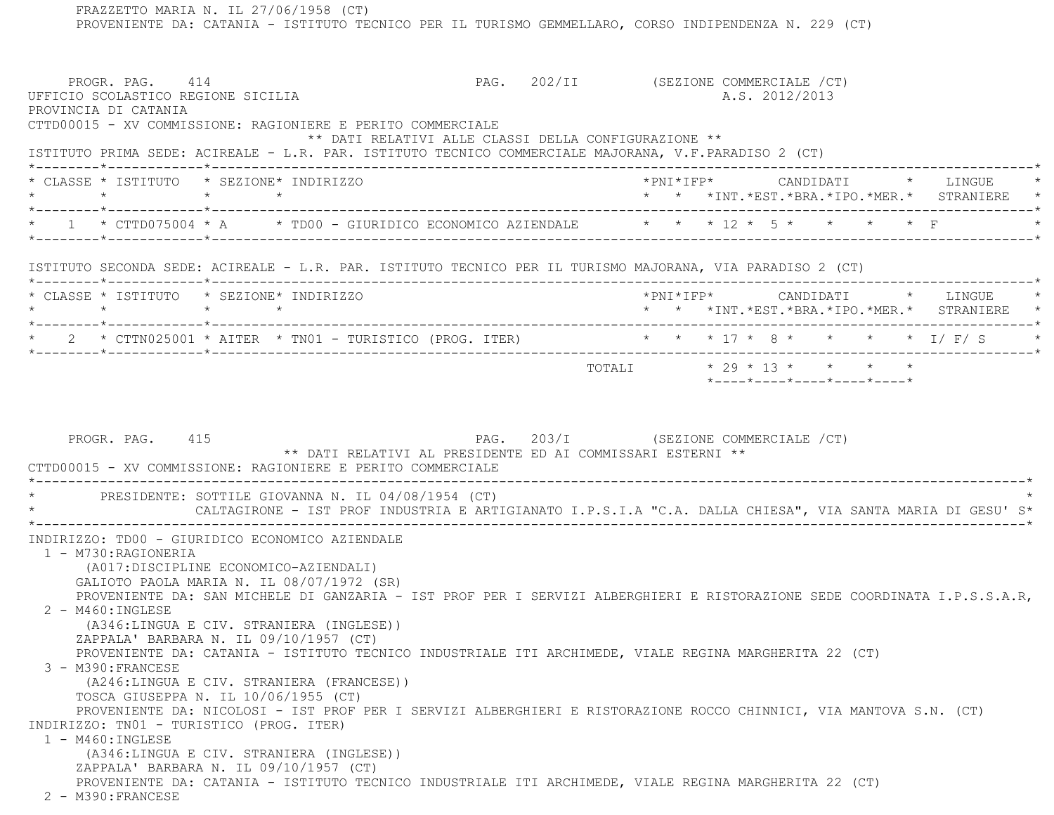FRAZZETTO MARIA N. IL 27/06/1958 (CT)
PROVENIENTE DA: CATANIA - ISTITUTO TECNICO PER IL TURISMO GEMMELLARO, CORSO INDIPENDENZA N. 229 (CT)

PROGR. PAG. 414 PAG. 202/II (SEZIONE COMMERCIALE /CT)
UFFICIO SCOLASTICO REGIONE SICILIA A.S. 2012/2013
PROVINCIA DI CATANIA
CTTD00015 - XV COMMISSIONE: RAGIONIERE E PERITO COMMERCIALE

** DATI RELATIVI ALLE CLASSI DELLA CONFIGURAZIONE **

ISTITUTO PRIMA SEDE: ACIREALE - L.R. PAR. ISTITUTO TECNICO COMMERCIALE MAJORANA, V.F.PARADISO 2 (CT)

| CLASSE | ISTITUTO | SEZIONE | INDIRIZZO | PNI | IFP | CANDIDATI INT. | EST. | BRA. | IPO. | MER. | LINGUE STRANIERE |
|---|---|---|---|---|---|---|---|---|---|---|---|
| 1 | CTTD075004 | A | TD00 - GIURIDICO ECONOMICO AZIENDALE | | | 12 | 5 | | | | F |

ISTITUTO SECONDA SEDE: ACIREALE - L.R. PAR. ISTITUTO TECNICO PER IL TURISMO MAJORANA, VIA PARADISO 2 (CT)

| CLASSE | ISTITUTO | SEZIONE | INDIRIZZO | PNI | IFP | CANDIDATI INT. | EST. | BRA. | IPO. | MER. | LINGUE STRANIERE |
|---|---|---|---|---|---|---|---|---|---|---|---|
| 2 | CTTN025001 | AITER | TN01 - TURISTICO (PROG. ITER) | | | 17 | 8 | | | | I/ F/ S |
| | | | TOTALI | | | 29 | 13 | | | | |

PROGR. PAG. 415 PAG. 203/I (SEZIONE COMMERCIALE /CT)

** DATI RELATIVI AL PRESIDENTE ED AI COMMISSARI ESTERNI **

CTTD00015 - XV COMMISSIONE: RAGIONIERE E PERITO COMMERCIALE

PRESIDENTE: SOTTILE GIOVANNA N. IL 04/08/1954 (CT)
CALTAGIRONE - IST PROF INDUSTRIA E ARTIGIANATO I.P.S.I.A "C.A. DALLA CHIESA", VIA SANTA MARIA DI GESU' S

INDIRIZZO: TD00 - GIURIDICO ECONOMICO AZIENDALE

1 - M730:RAGIONERIA
(A017:DISCIPLINE ECONOMICO-AZIENDALI)
GALIOTO PAOLA MARIA N. IL 08/07/1972 (SR)
PROVENIENTE DA: SAN MICHELE DI GANZARIA - IST PROF PER I SERVIZI ALBERGHIERI E RISTORAZIONE SEDE COORDINATA I.P.S.S.A.R,

2 - M460:INGLESE
(A346:LINGUA E CIV. STRANIERA (INGLESE))
ZAPPALA' BARBARA N. IL 09/10/1957 (CT)
PROVENIENTE DA: CATANIA - ISTITUTO TECNICO INDUSTRIALE ITI ARCHIMEDE, VIALE REGINA MARGHERITA 22 (CT)

3 - M390:FRANCESE
(A246:LINGUA E CIV. STRANIERA (FRANCESE))
TOSCA GIUSEPPA N. IL 10/06/1955 (CT)
PROVENIENTE DA: NICOLOSI - IST PROF PER I SERVIZI ALBERGHIERI E RISTORAZIONE ROCCO CHINNICI, VIA MANTOVA S.N. (CT)

INDIRIZZO: TN01 - TURISTICO (PROG. ITER)

1 - M460:INGLESE
(A346:LINGUA E CIV. STRANIERA (INGLESE))
ZAPPALA' BARBARA N. IL 09/10/1957 (CT)
PROVENIENTE DA: CATANIA - ISTITUTO TECNICO INDUSTRIALE ITI ARCHIMEDE, VIALE REGINA MARGHERITA 22 (CT)

2 - M390:FRANCESE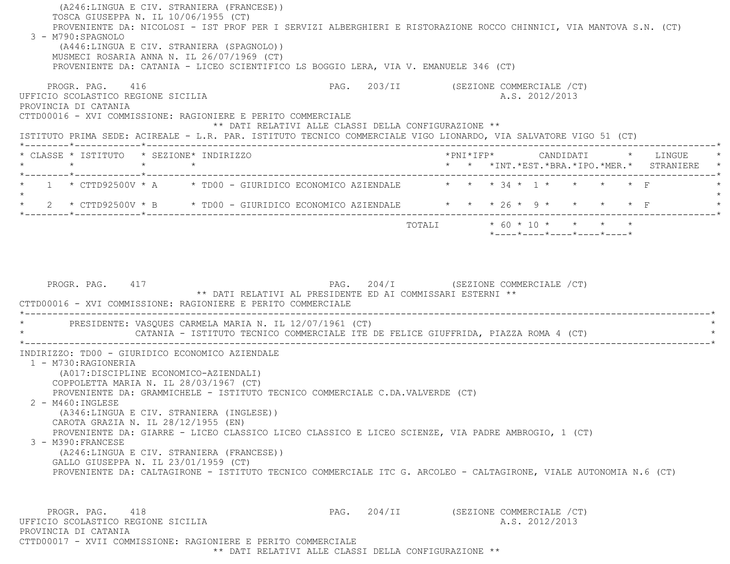(A246:LINGUA E CIV. STRANIERA (FRANCESE))
TOSCA GIUSEPPA N. IL 10/06/1955 (CT)
PROVENIENTE DA: NICOLOSI - IST PROF PER I SERVIZI ALBERGHIERI E RISTORAZIONE ROCCO CHINNICI, VIA MANTOVA S.N. (CT)

3 - M790:SPAGNOLO
(A446:LINGUA E CIV. STRANIERA (SPAGNOLO))
MUSMECI ROSARIA ANNA N. IL 26/07/1969 (CT)
PROVENIENTE DA: CATANIA - LICEO SCIENTIFICO LS BOGGIO LERA, VIA V. EMANUELE 346 (CT)

PROGR. PAG. 416 PAG. 203/II (SEZIONE COMMERCIALE /CT)

UFFICIO SCOLASTICO REGIONE SICILIA A.S. 2012/2013

PROVINCIA DI CATANIA

CTTD00016 - XVI COMMISSIONE: RAGIONIERE E PERITO COMMERCIALE

** DATI RELATIVI ALLE CLASSI DELLA CONFIGURAZIONE **

ISTITUTO PRIMA SEDE: ACIREALE - L.R. PAR. ISTITUTO TECNICO COMMERCIALE VIGO LIONARDO, VIA SALVATORE VIGO 51 (CT)

| CLASSE | ISTITUTO | SEZIONE | INDIRIZZO | PNI | IFP | CANDIDATI INT. | EST. | BRA. | IPO. | MER. | LINGUE STRANIERE |
|---|---|---|---|---|---|---|---|---|---|---|---|
| 1 | CTTD92500V | A | TD00 - GIURIDICO ECONOMICO AZIENDALE | | | 34 | 1 | | | | F |
| 2 | CTTD92500V | B | TD00 - GIURIDICO ECONOMICO AZIENDALE | | | 26 | 9 | | | | F |
| | | | TOTALI | | | 60 | 10 | | | | |

PROGR. PAG. 417 PAG. 204/I (SEZIONE COMMERCIALE /CT)

** DATI RELATIVI AL PRESIDENTE ED AI COMMISSARI ESTERNI **

CTTD00016 - XVI COMMISSIONE: RAGIONIERE E PERITO COMMERCIALE

PRESIDENTE: VASQUES CARMELA MARIA N. IL 12/07/1961 (CT)
CATANIA - ISTITUTO TECNICO COMMERCIALE ITE DE FELICE GIUFFRIDA, PIAZZA ROMA 4 (CT)

INDIRIZZO: TD00 - GIURIDICO ECONOMICO AZIENDALE

1 - M730:RAGIONERIA
(A017:DISCIPLINE ECONOMICO-AZIENDALI)
COPPOLETTA MARIA N. IL 28/03/1967 (CT)
PROVENIENTE DA: GRAMMICHELE - ISTITUTO TECNICO COMMERCIALE C.DA.VALVERDE (CT)

2 - M460:INGLESE
(A346:LINGUA E CIV. STRANIERA (INGLESE))
CAROTA GRAZIA N. IL 28/12/1955 (EN)
PROVENIENTE DA: GIARRE - LICEO CLASSICO LICEO CLASSICO E LICEO SCIENZE, VIA PADRE AMBROGIO, 1 (CT)

3 - M390:FRANCESE
(A246:LINGUA E CIV. STRANIERA (FRANCESE))
GALLO GIUSEPPA N. IL 23/01/1959 (CT)
PROVENIENTE DA: CALTAGIRONE - ISTITUTO TECNICO COMMERCIALE ITC G. ARCOLEO - CALTAGIRONE, VIALE AUTONOMIA N.6 (CT)

PROGR. PAG. 418 PAG. 204/II (SEZIONE COMMERCIALE /CT)

UFFICIO SCOLASTICO REGIONE SICILIA A.S. 2012/2013

PROVINCIA DI CATANIA

CTTD00017 - XVII COMMISSIONE: RAGIONIERE E PERITO COMMERCIALE

** DATI RELATIVI ALLE CLASSI DELLA CONFIGURAZIONE **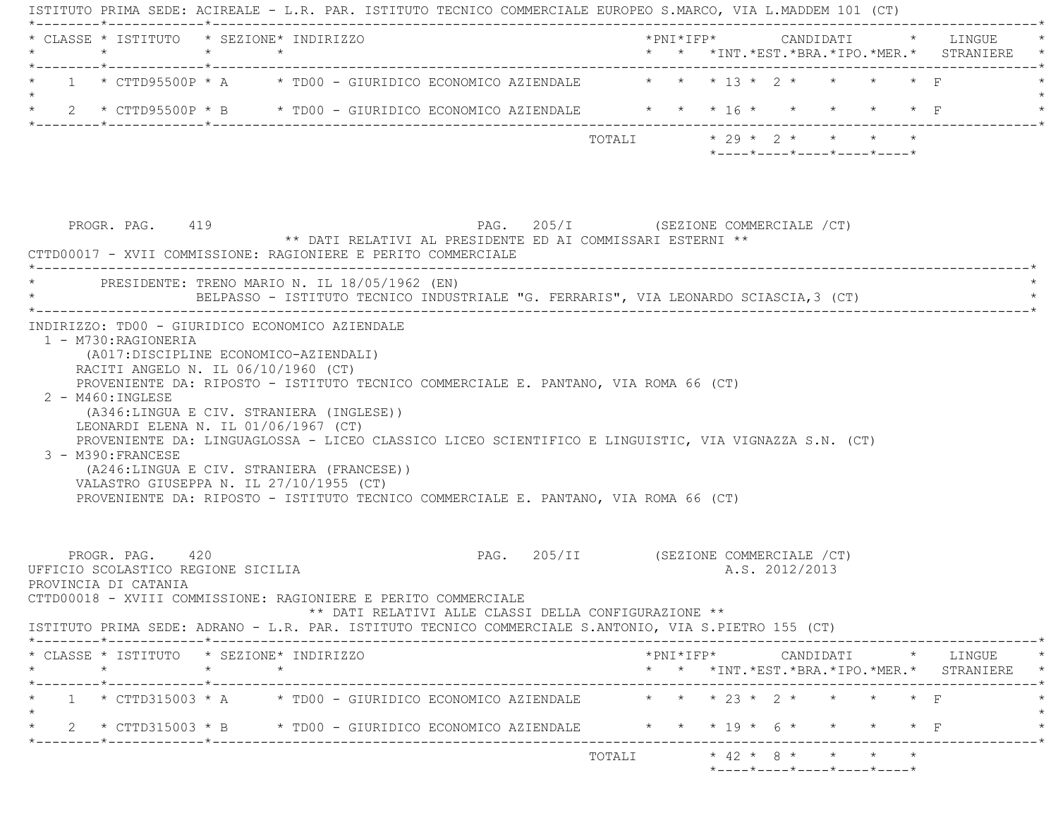ISTITUTO PRIMA SEDE: ACIREALE - L.R. PAR. ISTITUTO TECNICO COMMERCIALE EUROPEO S.MARCO, VIA L.MADDEM 101 (CT)

| CLASSE | ISTITUTO | SEZIONE | INDIRIZZO | PNI | IFP | CANDIDATI INT. | EST. | BRA. | IPO. | MER. | LINGUE STRANIERE |
|---|---|---|---|---|---|---|---|---|---|---|---|
| 1 | CTTD95500P | A | TD00 - GIURIDICO ECONOMICO AZIENDALE | | | 13 | 2 | | | | F |
| 2 | CTTD95500P | B | TD00 - GIURIDICO ECONOMICO AZIENDALE | | | 16 | | | | | F |
| | | | TOTALI | | | 29 | 2 | | | | |

PROGR. PAG. 419 PAG. 205/I (SEZIONE COMMERCIALE /CT)

** DATI RELATIVI AL PRESIDENTE ED AI COMMISSARI ESTERNI **

CTTD00017 - XVII COMMISSIONE: RAGIONIERE E PERITO COMMERCIALE

PRESIDENTE: TRENO MARIO N. IL 18/05/1962 (EN)
BELPASSO - ISTITUTO TECNICO INDUSTRIALE "G. FERRARIS", VIA LEONARDO SCIASCIA,3 (CT)

INDIRIZZO: TD00 - GIURIDICO ECONOMICO AZIENDALE

1 - M730:RAGIONERIA
(A017:DISCIPLINE ECONOMICO-AZIENDALI)
RACITI ANGELO N. IL 06/10/1960 (CT)
PROVENIENTE DA: RIPOSTO - ISTITUTO TECNICO COMMERCIALE E. PANTANO, VIA ROMA 66 (CT)

2 - M460:INGLESE
(A346:LINGUA E CIV. STRANIERA (INGLESE))
LEONARDI ELENA N. IL 01/06/1967 (CT)
PROVENIENTE DA: LINGUAGLOSSA - LICEO CLASSICO LICEO SCIENTIFICO E LINGUISTIC, VIA VIGNAZZA S.N. (CT)

3 - M390:FRANCESE
(A246:LINGUA E CIV. STRANIERA (FRANCESE))
VALASTRO GIUSEPPA N. IL 27/10/1955 (CT)
PROVENIENTE DA: RIPOSTO - ISTITUTO TECNICO COMMERCIALE E. PANTANO, VIA ROMA 66 (CT)

PROGR. PAG. 420 PAG. 205/II (SEZIONE COMMERCIALE /CT)

UFFICIO SCOLASTICO REGIONE SICILIA A.S. 2012/2013

PROVINCIA DI CATANIA

CTTD00018 - XVIII COMMISSIONE: RAGIONIERE E PERITO COMMERCIALE

** DATI RELATIVI ALLE CLASSI DELLA CONFIGURAZIONE **

ISTITUTO PRIMA SEDE: ADRANO - L.R. PAR. ISTITUTO TECNICO COMMERCIALE S.ANTONIO, VIA S.PIETRO 155 (CT)

| CLASSE | ISTITUTO | SEZIONE | INDIRIZZO | PNI | IFP | CANDIDATI INT. | EST. | BRA. | IPO. | MER. | LINGUE STRANIERE |
|---|---|---|---|---|---|---|---|---|---|---|---|
| 1 | CTTD315003 | A | TD00 - GIURIDICO ECONOMICO AZIENDALE | | | 23 | 2 | | | | F |
| 2 | CTTD315003 | B | TD00 - GIURIDICO ECONOMICO AZIENDALE | | | 19 | 6 | | | | F |
| | | | TOTALI | | | 42 | 8 | | | | |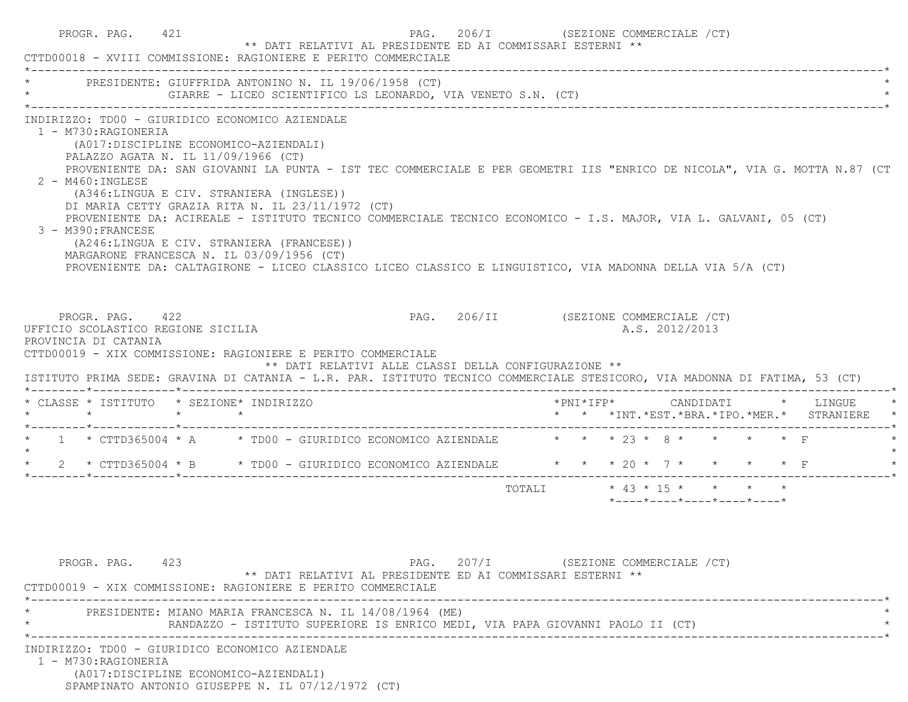PROGR. PAG. 421 PAG. 206/I (SEZIONE COMMERCIALE /CT)

** DATI RELATIVI AL PRESIDENTE ED AI COMMISSARI ESTERNI **

CTTD00018 - XVIII COMMISSIONE: RAGIONIERE E PERITO COMMERCIALE

PRESIDENTE: GIUFFRIDA ANTONINO N. IL 19/06/1958 (CT)
GIARRE - LICEO SCIENTIFICO LS LEONARDO, VIA VENETO S.N. (CT)

INDIRIZZO: TD00 - GIURIDICO ECONOMICO AZIENDALE

1 - M730:RAGIONERIA
(A017:DISCIPLINE ECONOMICO-AZIENDALI)
PALAZZO AGATA N. IL 11/09/1966 (CT)
PROVENIENTE DA: SAN GIOVANNI LA PUNTA - IST TEC COMMERCIALE E PER GEOMETRI IIS "ENRICO DE NICOLA", VIA G. MOTTA N.87 (CT

2 - M460:INGLESE
(A346:LINGUA E CIV. STRANIERA (INGLESE))
DI MARIA CETTY GRAZIA RITA N. IL 23/11/1972 (CT)
PROVENIENTE DA: ACIREALE - ISTITUTO TECNICO COMMERCIALE TECNICO ECONOMICO - I.S. MAJOR, VIA L. GALVANI, 05 (CT)

3 - M390:FRANCESE
(A246:LINGUA E CIV. STRANIERA (FRANCESE))
MARGARONE FRANCESCA N. IL 03/09/1956 (CT)
PROVENIENTE DA: CALTAGIRONE - LICEO CLASSICO LICEO CLASSICO E LINGUISTICO, VIA MADONNA DELLA VIA 5/A (CT)

PROGR. PAG. 422 PAG. 206/II (SEZIONE COMMERCIALE /CT)

UFFICIO SCOLASTICO REGIONE SICILIA A.S. 2012/2013

PROVINCIA DI CATANIA

CTTD00019 - XIX COMMISSIONE: RAGIONIERE E PERITO COMMERCIALE

** DATI RELATIVI ALLE CLASSI DELLA CONFIGURAZIONE **

ISTITUTO PRIMA SEDE: GRAVINA DI CATANIA - L.R. PAR. ISTITUTO TECNICO COMMERCIALE STESICORO, VIA MADONNA DI FATIMA, 53 (CT)

| CLASSE | ISTITUTO | SEZIONE | INDIRIZZO | PNI | IFP | CANDIDATI INT. | EST. | BRA. | IPO. | MER. | LINGUE STRANIERE |
|---|---|---|---|---|---|---|---|---|---|---|---|
| 1 | CTTD365004 | A | TD00 - GIURIDICO ECONOMICO AZIENDALE | | | 23 | 8 | | | | F |
| 2 | CTTD365004 | B | TD00 - GIURIDICO ECONOMICO AZIENDALE | | | 20 | 7 | | | | F |
| | | | TOTALI | | | 43 | 15 | | | | |

PROGR. PAG. 423 PAG. 207/I (SEZIONE COMMERCIALE /CT)

** DATI RELATIVI AL PRESIDENTE ED AI COMMISSARI ESTERNI **

CTTD00019 - XIX COMMISSIONE: RAGIONIERE E PERITO COMMERCIALE

PRESIDENTE: MIANO MARIA FRANCESCA N. IL 14/08/1964 (ME)
RANDAZZO - ISTITUTO SUPERIORE IS ENRICO MEDI, VIA PAPA GIOVANNI PAOLO II (CT)

INDIRIZZO: TD00 - GIURIDICO ECONOMICO AZIENDALE

1 - M730:RAGIONERIA
(A017:DISCIPLINE ECONOMICO-AZIENDALI)
SPAMPINATO ANTONIO GIUSEPPE N. IL 07/12/1972 (CT)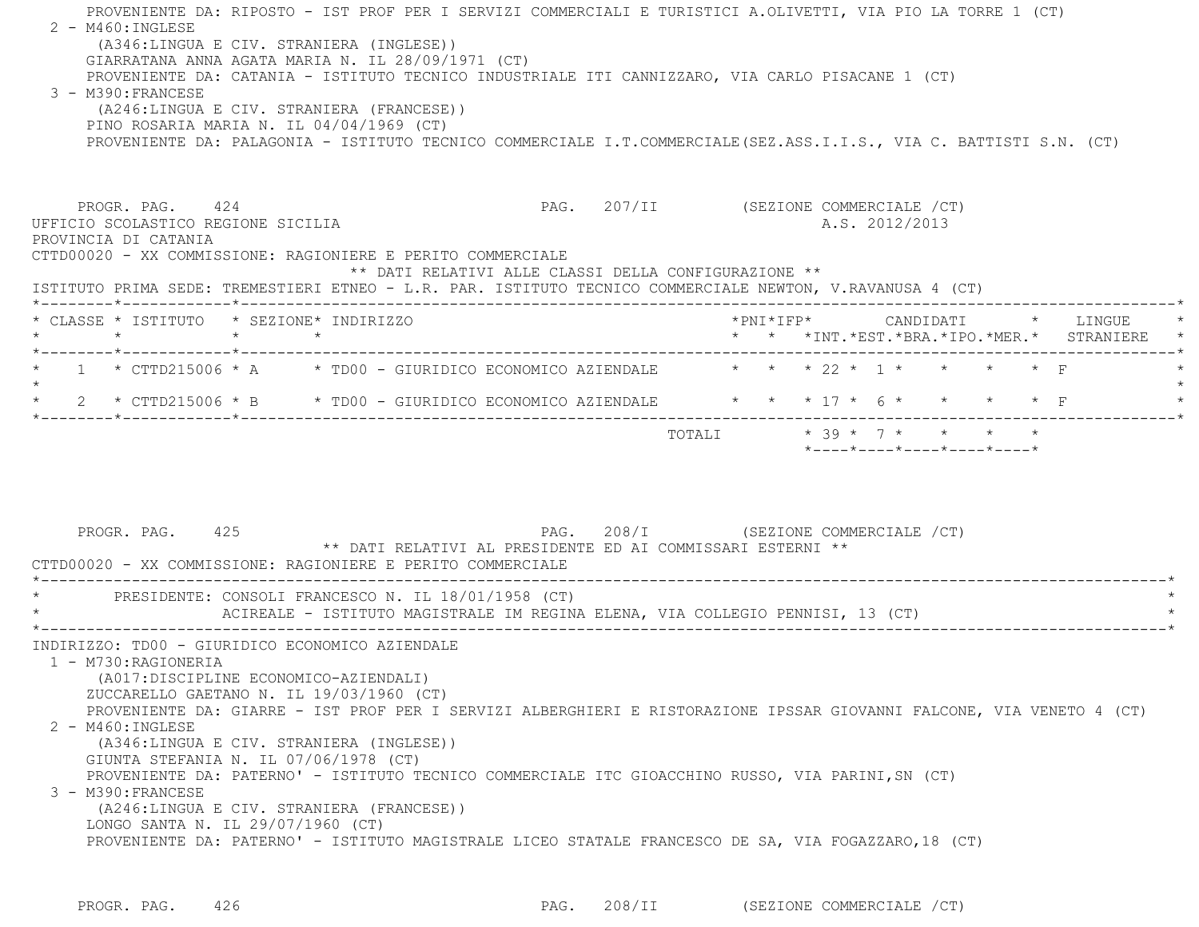PROVENIENTE DA: RIPOSTO - IST PROF PER I SERVIZI COMMERCIALI E TURISTICI A.OLIVETTI, VIA PIO LA TORRE 1 (CT)

2 - M460:INGLESE
(A346:LINGUA E CIV. STRANIERA (INGLESE))
GIARRATANA ANNA AGATA MARIA N. IL 28/09/1971 (CT)
PROVENIENTE DA: CATANIA - ISTITUTO TECNICO INDUSTRIALE ITI CANNIZZARO, VIA CARLO PISACANE 1 (CT)

3 - M390:FRANCESE
(A246:LINGUA E CIV. STRANIERA (FRANCESE))
PINO ROSARIA MARIA N. IL 04/04/1969 (CT)
PROVENIENTE DA: PALAGONIA - ISTITUTO TECNICO COMMERCIALE I.T.COMMERCIALE(SEZ.ASS.I.I.S., VIA C. BATTISTI S.N. (CT)

PROGR. PAG. 424 PAG. 207/II (SEZIONE COMMERCIALE /CT)

UFFICIO SCOLASTICO REGIONE SICILIA A.S. 2012/2013
PROVINCIA DI CATANIA
CTTD00020 - XX COMMISSIONE: RAGIONIERE E PERITO COMMERCIALE

** DATI RELATIVI ALLE CLASSI DELLA CONFIGURAZIONE **

ISTITUTO PRIMA SEDE: TREMESTIERI ETNEO - L.R. PAR. ISTITUTO TECNICO COMMERCIALE NEWTON, V.RAVANUSA 4 (CT)

| CLASSE | ISTITUTO | SEZIONE | INDIRIZZO | PNI | IFP | CANDIDATI INT. | EST. | BRA. | IPO. | MER. | LINGUE STRANIERE |
|---|---|---|---|---|---|---|---|---|---|---|---|
| 1 | CTTD215006 | A | TD00 - GIURIDICO ECONOMICO AZIENDALE | | | 22 | 1 | | | | F |
| 2 | CTTD215006 | B | TD00 - GIURIDICO ECONOMICO AZIENDALE | | | 17 | 6 | | | | F |
| | | | TOTALI | | | 39 | 7 | | | | |

PROGR. PAG. 425 PAG. 208/I (SEZIONE COMMERCIALE /CT)

** DATI RELATIVI AL PRESIDENTE ED AI COMMISSARI ESTERNI **

CTTD00020 - XX COMMISSIONE: RAGIONIERE E PERITO COMMERCIALE

PRESIDENTE: CONSOLI FRANCESCO N. IL 18/01/1958 (CT)
ACIREALE - ISTITUTO MAGISTRALE IM REGINA ELENA, VIA COLLEGIO PENNISI, 13 (CT)

INDIRIZZO: TD00 - GIURIDICO ECONOMICO AZIENDALE

1 - M730:RAGIONERIA
(A017:DISCIPLINE ECONOMICO-AZIENDALI)
ZUCCARELLO GAETANO N. IL 19/03/1960 (CT)
PROVENIENTE DA: GIARRE - IST PROF PER I SERVIZI ALBERGHIERI E RISTORAZIONE IPSSAR GIOVANNI FALCONE, VIA VENETO 4 (CT)

2 - M460:INGLESE
(A346:LINGUA E CIV. STRANIERA (INGLESE))
GIUNTA STEFANIA N. IL 07/06/1978 (CT)
PROVENIENTE DA: PATERNO' - ISTITUTO TECNICO COMMERCIALE ITC GIOACCHINO RUSSO, VIA PARINI,SN (CT)

3 - M390:FRANCESE
(A246:LINGUA E CIV. STRANIERA (FRANCESE))
LONGO SANTA N. IL 29/07/1960 (CT)
PROVENIENTE DA: PATERNO' - ISTITUTO MAGISTRALE LICEO STATALE FRANCESCO DE SA, VIA FOGAZZARO,18 (CT)

PROGR. PAG. 426 PAG. 208/II (SEZIONE COMMERCIALE /CT)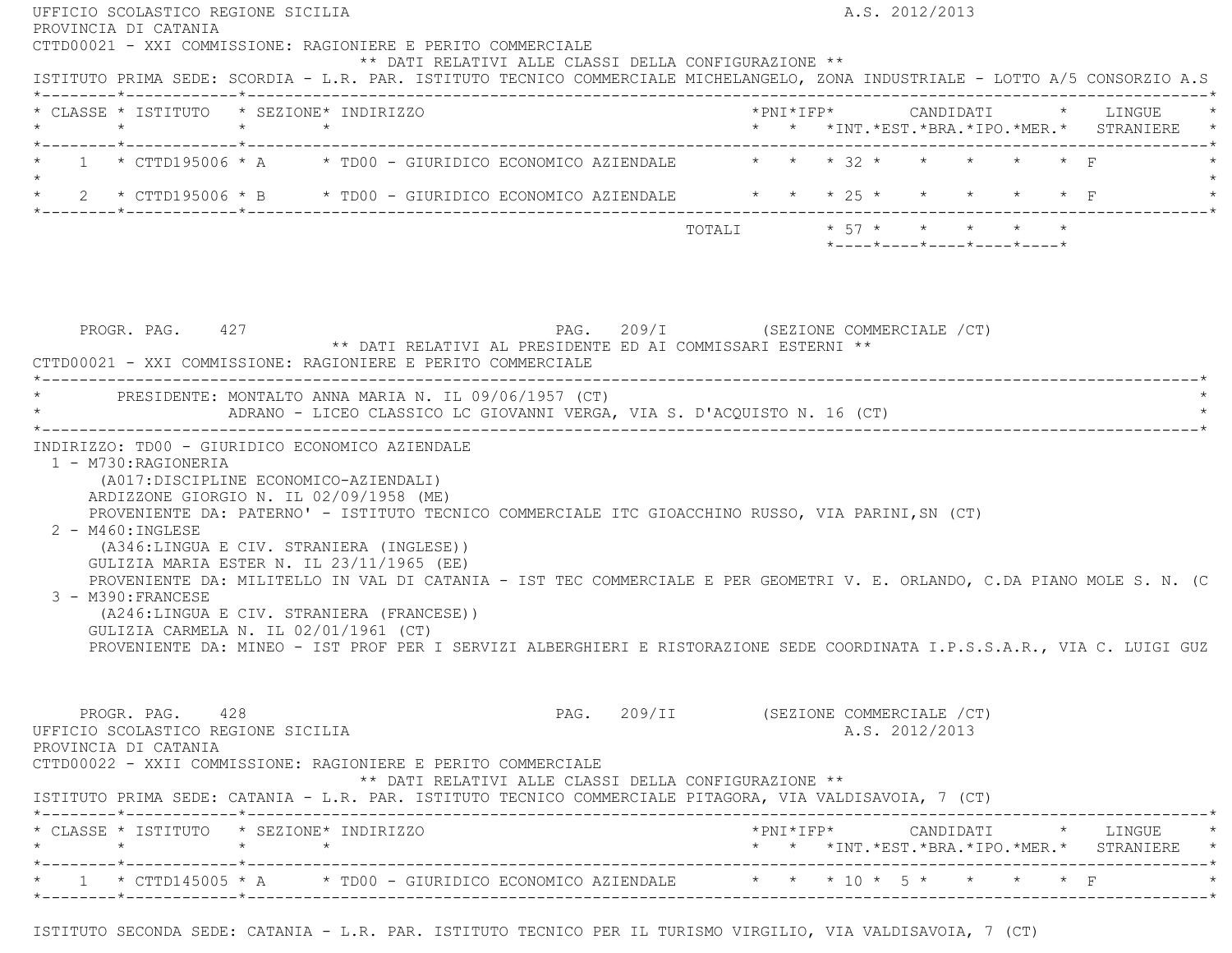UFFICIO SCOLASTICO REGIONE SICILIA A.S. 2012/2013
PROVINCIA DI CATANIA
CTTD00021 - XXI COMMISSIONE: RAGIONIERE E PERITO COMMERCIALE

** DATI RELATIVI ALLE CLASSI DELLA CONFIGURAZIONE **

ISTITUTO PRIMA SEDE: SCORDIA - L.R. PAR. ISTITUTO TECNICO COMMERCIALE MICHELANGELO, ZONA INDUSTRIALE - LOTTO A/5 CONSORZIO A.S

| CLASSE | ISTITUTO | SEZIONE | INDIRIZZO | PNI | IFP | CANDIDATI INT. | EST. | BRA. | IPO. | MER. | LINGUE STRANIERE |
|---|---|---|---|---|---|---|---|---|---|---|---|
| 1 | CTTD195006 | A | TD00 - GIURIDICO ECONOMICO AZIENDALE | | | 32 | | | | | F |
| 2 | CTTD195006 | B | TD00 - GIURIDICO ECONOMICO AZIENDALE | | | 25 | | | | | F |
| | | | TOTALI | | | 57 | | | | | |

PROGR. PAG. 427 PAG. 209/I (SEZIONE COMMERCIALE /CT)

** DATI RELATIVI AL PRESIDENTE ED AI COMMISSARI ESTERNI **

CTTD00021 - XXI COMMISSIONE: RAGIONIERE E PERITO COMMERCIALE

PRESIDENTE: MONTALTO ANNA MARIA N. IL 09/06/1957 (CT)
ADRANO - LICEO CLASSICO LC GIOVANNI VERGA, VIA S. D'ACQUISTO N. 16 (CT)

INDIRIZZO: TD00 - GIURIDICO ECONOMICO AZIENDALE

1 - M730:RAGIONERIA
(A017:DISCIPLINE ECONOMICO-AZIENDALI)
ARDIZZONE GIORGIO N. IL 02/09/1958 (ME)
PROVENIENTE DA: PATERNO' - ISTITUTO TECNICO COMMERCIALE ITC GIOACCHINO RUSSO, VIA PARINI,SN (CT)

2 - M460:INGLESE
(A346:LINGUA E CIV. STRANIERA (INGLESE))
GULIZIA MARIA ESTER N. IL 23/11/1965 (EE)
PROVENIENTE DA: MILITELLO IN VAL DI CATANIA - IST TEC COMMERCIALE E PER GEOMETRI V. E. ORLANDO, C.DA PIANO MOLE S. N. (C

3 - M390:FRANCESE
(A246:LINGUA E CIV. STRANIERA (FRANCESE))
GULIZIA CARMELA N. IL 02/01/1961 (CT)
PROVENIENTE DA: MINEO - IST PROF PER I SERVIZI ALBERGHIERI E RISTORAZIONE SEDE COORDINATA I.P.S.S.A.R., VIA C. LUIGI GUZ

PROGR. PAG. 428 PAG. 209/II (SEZIONE COMMERCIALE /CT)

UFFICIO SCOLASTICO REGIONE SICILIA A.S. 2012/2013
PROVINCIA DI CATANIA
CTTD00022 - XXII COMMISSIONE: RAGIONIERE E PERITO COMMERCIALE

** DATI RELATIVI ALLE CLASSI DELLA CONFIGURAZIONE **

ISTITUTO PRIMA SEDE: CATANIA - L.R. PAR. ISTITUTO TECNICO COMMERCIALE PITAGORA, VIA VALDISAVOIA, 7 (CT)

| CLASSE | ISTITUTO | SEZIONE | INDIRIZZO | PNI | IFP | CANDIDATI INT. | EST. | BRA. | IPO. | MER. | LINGUE STRANIERE |
|---|---|---|---|---|---|---|---|---|---|---|---|
| 1 | CTTD145005 | A | TD00 - GIURIDICO ECONOMICO AZIENDALE | | | 10 | 5 | | | | F |

ISTITUTO SECONDA SEDE: CATANIA - L.R. PAR. ISTITUTO TECNICO PER IL TURISMO VIRGILIO, VIA VALDISAVOIA, 7 (CT)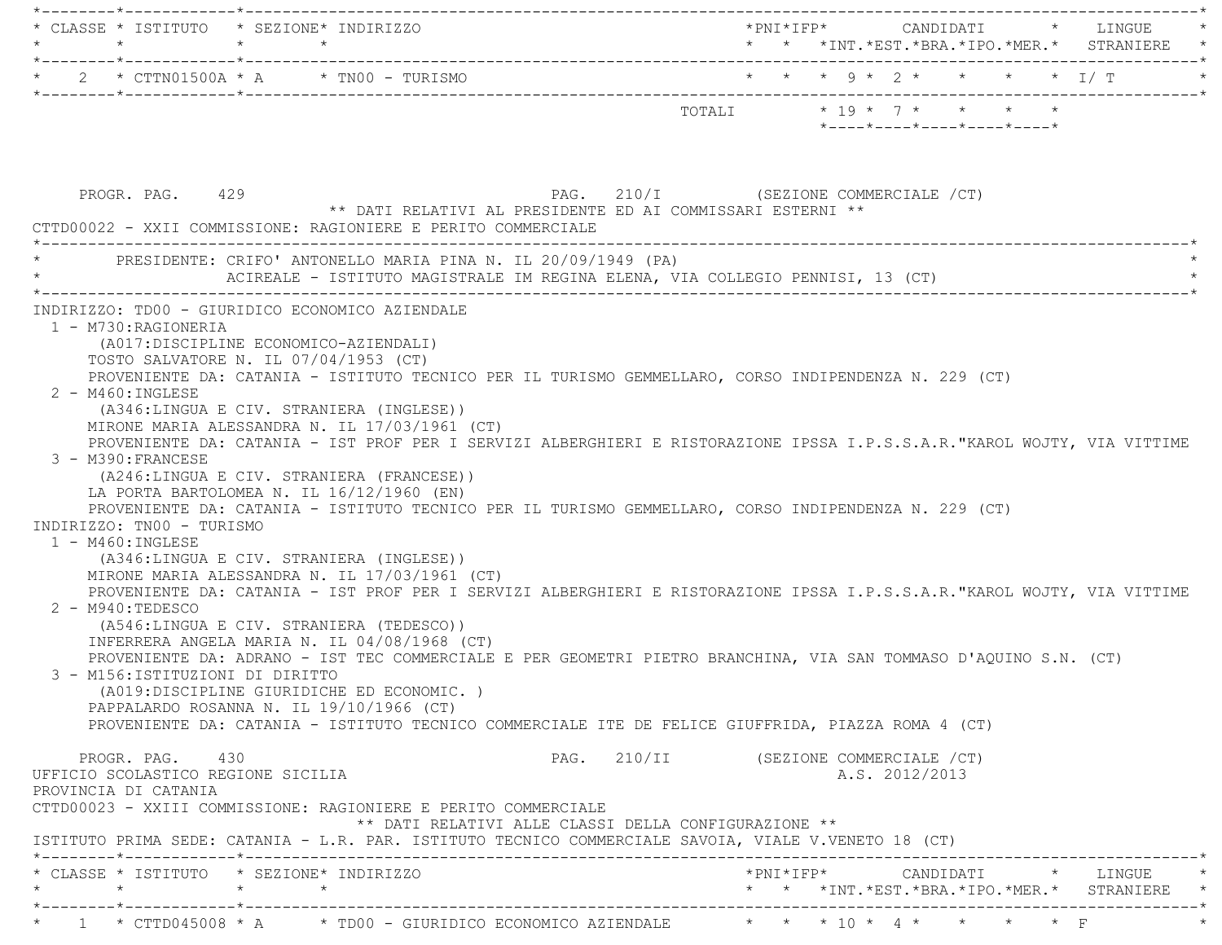| CLASSE | ISTITUTO | SEZIONE | INDIRIZZO | PNI | IFP | CANDIDATI INT. | EST. | BRA. | IPO. | MER. | LINGUE STRANIERE |
|---|---|---|---|---|---|---|---|---|---|---|---|
| 2 | CTTN01500A | A | TN00 - TURISMO | | | 9 | 2 | | | | I/ T |
| | | | TOTALI | | | 19 | 7 | | | | |

PROGR. PAG. 429 PAG. 210/I (SEZIONE COMMERCIALE /CT)

** DATI RELATIVI AL PRESIDENTE ED AI COMMISSARI ESTERNI **

CTTD00022 - XXII COMMISSIONE: RAGIONIERE E PERITO COMMERCIALE

PRESIDENTE: CRIFO' ANTONELLO MARIA PINA N. IL 20/09/1949 (PA)
ACIREALE - ISTITUTO MAGISTRALE IM REGINA ELENA, VIA COLLEGIO PENNISI, 13 (CT)

INDIRIZZO: TD00 - GIURIDICO ECONOMICO AZIENDALE

1 - M730:RAGIONERIA
(A017:DISCIPLINE ECONOMICO-AZIENDALI)
TOSTO SALVATORE N. IL 07/04/1953 (CT)
PROVENIENTE DA: CATANIA - ISTITUTO TECNICO PER IL TURISMO GEMMELLARO, CORSO INDIPENDENZA N. 229 (CT)

2 - M460:INGLESE
(A346:LINGUA E CIV. STRANIERA (INGLESE))
MIRONE MARIA ALESSANDRA N. IL 17/03/1961 (CT)
PROVENIENTE DA: CATANIA - IST PROF PER I SERVIZI ALBERGHIERI E RISTORAZIONE IPSSA I.P.S.S.A.R."KAROL WOJTY, VIA VITTIME

3 - M390:FRANCESE
(A246:LINGUA E CIV. STRANIERA (FRANCESE))
LA PORTA BARTOLOMEA N. IL 16/12/1960 (EN)
PROVENIENTE DA: CATANIA - ISTITUTO TECNICO PER IL TURISMO GEMMELLARO, CORSO INDIPENDENZA N. 229 (CT)

INDIRIZZO: TN00 - TURISMO

1 - M460:INGLESE
(A346:LINGUA E CIV. STRANIERA (INGLESE))
MIRONE MARIA ALESSANDRA N. IL 17/03/1961 (CT)
PROVENIENTE DA: CATANIA - IST PROF PER I SERVIZI ALBERGHIERI E RISTORAZIONE IPSSA I.P.S.S.A.R."KAROL WOJTY, VIA VITTIME

2 - M940:TEDESCO
(A546:LINGUA E CIV. STRANIERA (TEDESCO))
INFERRERA ANGELA MARIA N. IL 04/08/1968 (CT)
PROVENIENTE DA: ADRANO - IST TEC COMMERCIALE E PER GEOMETRI PIETRO BRANCHINA, VIA SAN TOMMASO D'AQUINO S.N. (CT)

3 - M156:ISTITUZIONI DI DIRITTO
(A019:DISCIPLINE GIURIDICHE ED ECONOMIC. )
PAPPALARDO ROSANNA N. IL 19/10/1966 (CT)
PROVENIENTE DA: CATANIA - ISTITUTO TECNICO COMMERCIALE ITE DE FELICE GIUFFRIDA, PIAZZA ROMA 4 (CT)

PROGR. PAG. 430 PAG. 210/II (SEZIONE COMMERCIALE /CT)

UFFICIO SCOLASTICO REGIONE SICILIA A.S. 2012/2013

PROVINCIA DI CATANIA

CTTD00023 - XXIII COMMISSIONE: RAGIONIERE E PERITO COMMERCIALE

** DATI RELATIVI ALLE CLASSI DELLA CONFIGURAZIONE **

ISTITUTO PRIMA SEDE: CATANIA - L.R. PAR. ISTITUTO TECNICO COMMERCIALE SAVOIA, VIALE V.VENETO 18 (CT)

| CLASSE | ISTITUTO | SEZIONE | INDIRIZZO | PNI | IFP | CANDIDATI INT. | EST. | BRA. | IPO. | MER. | LINGUE STRANIERE |
|---|---|---|---|---|---|---|---|---|---|---|---|
| 1 | CTTD045008 | A | TD00 - GIURIDICO ECONOMICO AZIENDALE | | | 10 | 4 | | | | F |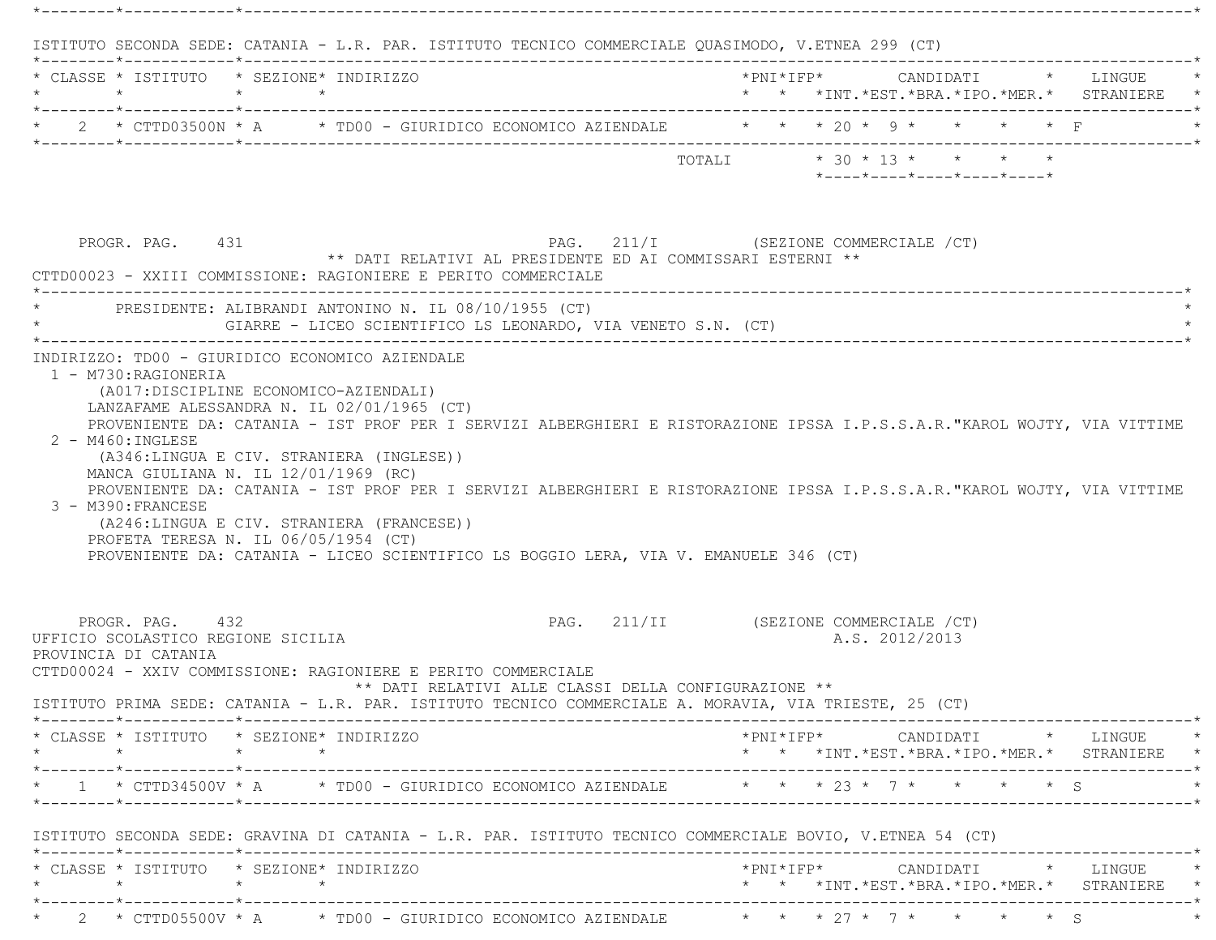ISTITUTO SECONDA SEDE: CATANIA - L.R. PAR. ISTITUTO TECNICO COMMERCIALE QUASIMODO, V.ETNEA 299 (CT)

| CLASSE | ISTITUTO | SEZIONE | INDIRIZZO | PNI | IFP | CANDIDATI INT. | CANDIDATI EST. | CANDIDATI BRA. | CANDIDATI IPO. | CANDIDATI MER. | LINGUE STRANIERE |
|---|---|---|---|---|---|---|---|---|---|---|---|
| 2 | CTTD03500N | A | TD00 - GIURIDICO ECONOMICO AZIENDALE | | | 20 | 9 | | | | F |
| | | | TOTALI | | | 30 | 13 | | | | |

PROGR. PAG. 431 PAG. 211/I (SEZIONE COMMERCIALE /CT)

** DATI RELATIVI AL PRESIDENTE ED AI COMMISSARI ESTERNI **

CTTD00023 - XXIII COMMISSIONE: RAGIONIERE E PERITO COMMERCIALE

PRESIDENTE: ALIBRANDI ANTONINO N. IL 08/10/1955 (CT)
GIARRE - LICEO SCIENTIFICO LS LEONARDO, VIA VENETO S.N. (CT)

INDIRIZZO: TD00 - GIURIDICO ECONOMICO AZIENDALE

1 - M730:RAGIONERIA
(A017:DISCIPLINE ECONOMICO-AZIENDALI)
LANZAFAME ALESSANDRA N. IL 02/01/1965 (CT)
PROVENIENTE DA: CATANIA - IST PROF PER I SERVIZI ALBERGHIERI E RISTORAZIONE IPSSA I.P.S.S.A.R."KAROL WOJTY, VIA VITTIME

2 - M460:INGLESE
(A346:LINGUA E CIV. STRANIERA (INGLESE))
MANCA GIULIANA N. IL 12/01/1969 (RC)
PROVENIENTE DA: CATANIA - IST PROF PER I SERVIZI ALBERGHIERI E RISTORAZIONE IPSSA I.P.S.S.A.R."KAROL WOJTY, VIA VITTIME

3 - M390:FRANCESE
(A246:LINGUA E CIV. STRANIERA (FRANCESE))
PROFETA TERESA N. IL 06/05/1954 (CT)
PROVENIENTE DA: CATANIA - LICEO SCIENTIFICO LS BOGGIO LERA, VIA V. EMANUELE 346 (CT)

PROGR. PAG. 432 PAG. 211/II (SEZIONE COMMERCIALE /CT)

UFFICIO SCOLASTICO REGIONE SICILIA A.S. 2012/2013

PROVINCIA DI CATANIA

CTTD00024 - XXIV COMMISSIONE: RAGIONIERE E PERITO COMMERCIALE

** DATI RELATIVI ALLE CLASSI DELLA CONFIGURAZIONE **

ISTITUTO PRIMA SEDE: CATANIA - L.R. PAR. ISTITUTO TECNICO COMMERCIALE A. MORAVIA, VIA TRIESTE, 25 (CT)

| CLASSE | ISTITUTO | SEZIONE | INDIRIZZO | PNI | IFP | CANDIDATI INT. | CANDIDATI EST. | CANDIDATI BRA. | CANDIDATI IPO. | CANDIDATI MER. | LINGUE STRANIERE |
|---|---|---|---|---|---|---|---|---|---|---|---|
| 1 | CTTD34500V | A | TD00 - GIURIDICO ECONOMICO AZIENDALE | | | 23 | 7 | | | | S |

ISTITUTO SECONDA SEDE: GRAVINA DI CATANIA - L.R. PAR. ISTITUTO TECNICO COMMERCIALE BOVIO, V.ETNEA 54 (CT)

| CLASSE | ISTITUTO | SEZIONE | INDIRIZZO | PNI | IFP | CANDIDATI INT. | CANDIDATI EST. | CANDIDATI BRA. | CANDIDATI IPO. | CANDIDATI MER. | LINGUE STRANIERE |
|---|---|---|---|---|---|---|---|---|---|---|---|
| 2 | CTTD05500V | A | TD00 - GIURIDICO ECONOMICO AZIENDALE | | | 27 | 7 | | | | S |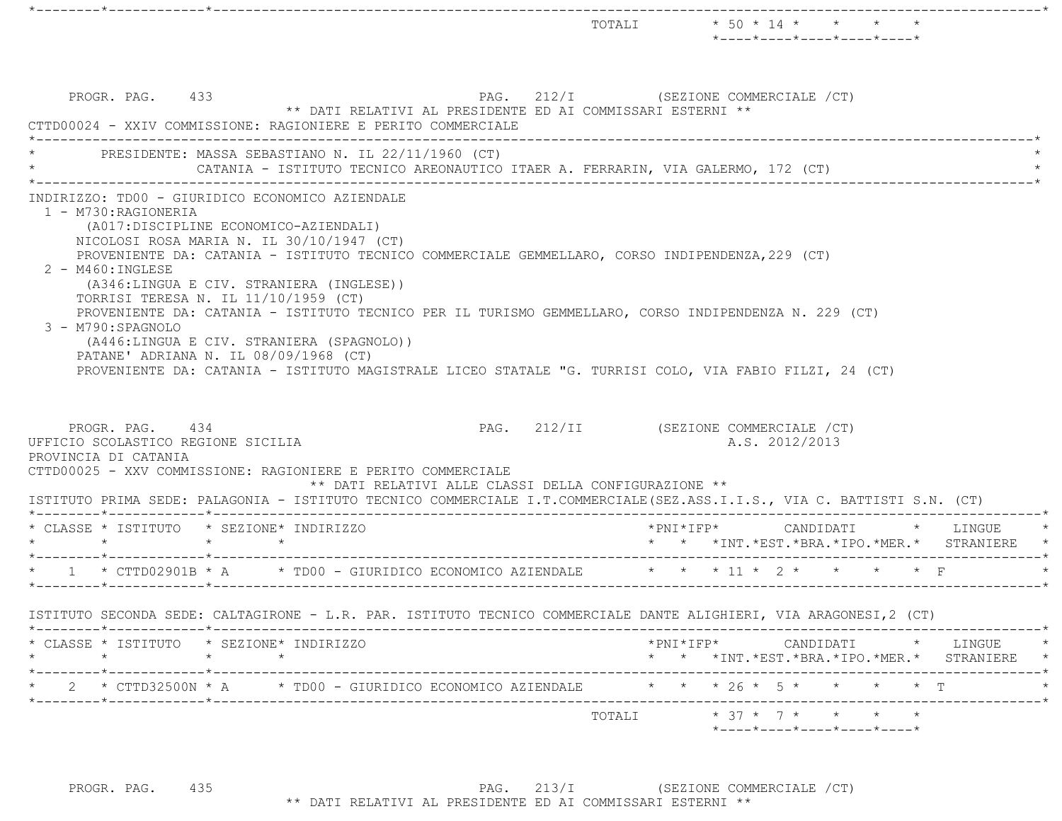| | | | | | | | | | |
|---|---|---|---|---|---|---|---|---|---|
| TOTALI | 50 | 14 | | | | | | | |

PROGR. PAG. 433 PAG. 212/I (SEZIONE COMMERCIALE /CT)

** DATI RELATIVI AL PRESIDENTE ED AI COMMISSARI ESTERNI **

CTTD00024 - XXIV COMMISSIONE: RAGIONIERE E PERITO COMMERCIALE

PRESIDENTE: MASSA SEBASTIANO N. IL 22/11/1960 (CT)
CATANIA - ISTITUTO TECNICO AREONAUTICO ITAER A. FERRARIN, VIA GALERMO, 172 (CT)

INDIRIZZO: TD00 - GIURIDICO ECONOMICO AZIENDALE

1 - M730:RAGIONERIA
(A017:DISCIPLINE ECONOMICO-AZIENDALI)
NICOLOSI ROSA MARIA N. IL 30/10/1947 (CT)
PROVENIENTE DA: CATANIA - ISTITUTO TECNICO COMMERCIALE GEMMELLARO, CORSO INDIPENDENZA,229 (CT)

2 - M460:INGLESE
(A346:LINGUA E CIV. STRANIERA (INGLESE))
TORRISI TERESA N. IL 11/10/1959 (CT)
PROVENIENTE DA: CATANIA - ISTITUTO TECNICO PER IL TURISMO GEMMELLARO, CORSO INDIPENDENZA N. 229 (CT)

3 - M790:SPAGNOLO
(A446:LINGUA E CIV. STRANIERA (SPAGNOLO))
PATANE' ADRIANA N. IL 08/09/1968 (CT)
PROVENIENTE DA: CATANIA - ISTITUTO MAGISTRALE LICEO STATALE "G. TURRISI COLO, VIA FABIO FILZI, 24 (CT)

PROGR. PAG. 434 PAG. 212/II (SEZIONE COMMERCIALE /CT)

UFFICIO SCOLASTICO REGIONE SICILIA A.S. 2012/2013

PROVINCIA DI CATANIA

CTTD00025 - XXV COMMISSIONE: RAGIONIERE E PERITO COMMERCIALE

** DATI RELATIVI ALLE CLASSI DELLA CONFIGURAZIONE **

ISTITUTO PRIMA SEDE: PALAGONIA - ISTITUTO TECNICO COMMERCIALE I.T.COMMERCIALE(SEZ.ASS.I.I.S., VIA C. BATTISTI S.N. (CT)

| CLASSE | ISTITUTO | SEZIONE | INDIRIZZO | PNI | IFP | CANDIDATI INT. | EST. | BRA. | IPO. | MER. | LINGUE STRANIERE |
|---|---|---|---|---|---|---|---|---|---|---|---|
| 1 | CTTD02901B | A | TD00 - GIURIDICO ECONOMICO AZIENDALE | | | 11 | 2 | | | | F |

ISTITUTO SECONDA SEDE: CALTAGIRONE - L.R. PAR. ISTITUTO TECNICO COMMERCIALE DANTE ALIGHIERI, VIA ARAGONESI,2 (CT)

| CLASSE | ISTITUTO | SEZIONE | INDIRIZZO | PNI | IFP | CANDIDATI INT. | EST. | BRA. | IPO. | MER. | LINGUE STRANIERE |
|---|---|---|---|---|---|---|---|---|---|---|---|
| 2 | CTTD32500N | A | TD00 - GIURIDICO ECONOMICO AZIENDALE | | | 26 | 5 | | | | T |
| | | | TOTALI | | | 37 | 7 | | | | |

PROGR. PAG. 435 PAG. 213/I (SEZIONE COMMERCIALE /CT)

** DATI RELATIVI AL PRESIDENTE ED AI COMMISSARI ESTERNI **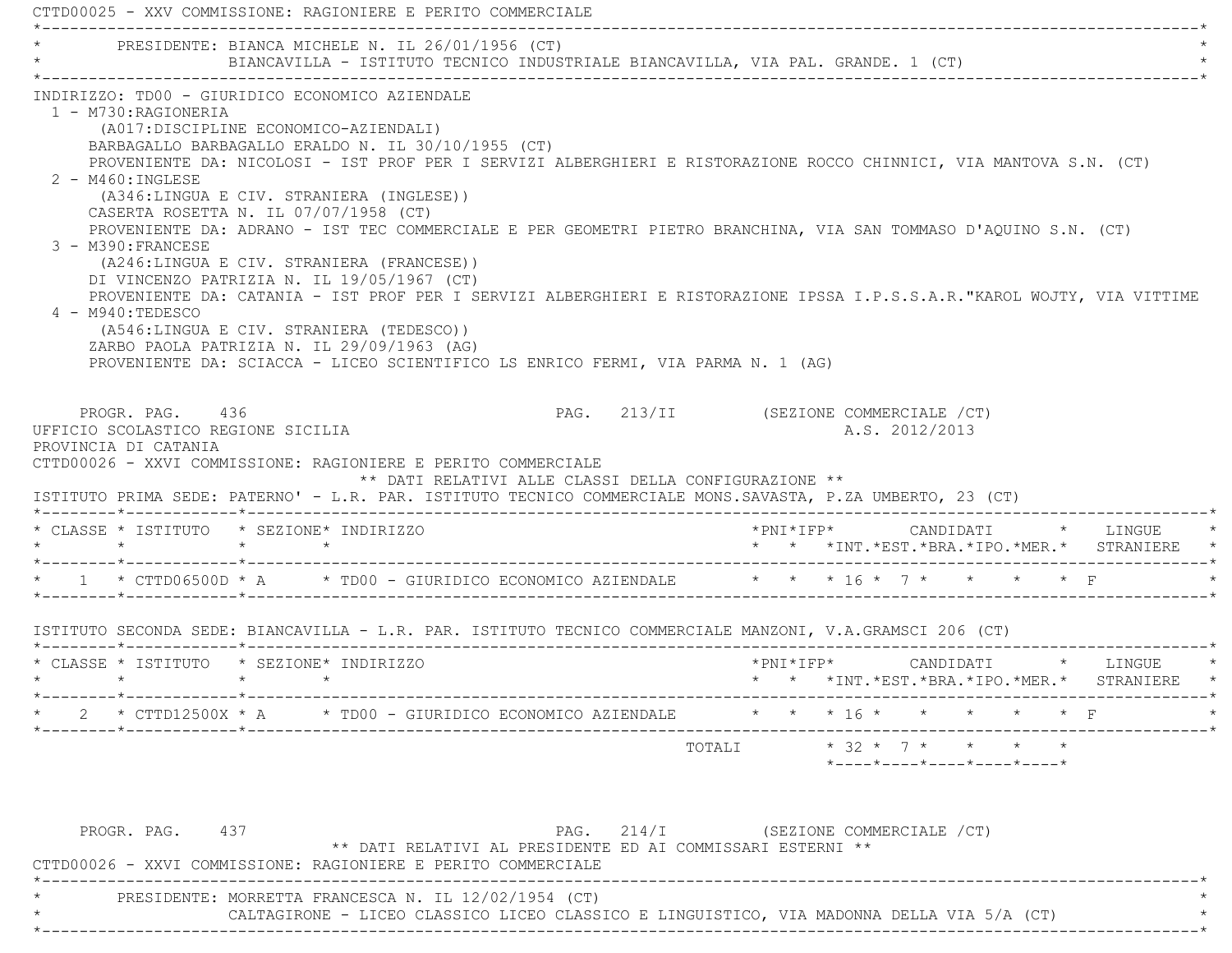CTTD00025 - XXV COMMISSIONE: RAGIONIERE E PERITO COMMERCIALE

PRESIDENTE: BIANCA MICHELE N. IL 26/01/1956 (CT)
BIANCAVILLA - ISTITUTO TECNICO INDUSTRIALE BIANCAVILLA, VIA PAL. GRANDE. 1 (CT)

INDIRIZZO: TD00 - GIURIDICO ECONOMICO AZIENDALE

1 - M730:RAGIONERIA
(A017:DISCIPLINE ECONOMICO-AZIENDALI)
BARBAGALLO BARBAGALLO ERALDO N. IL 30/10/1955 (CT)
PROVENIENTE DA: NICOLOSI - IST PROF PER I SERVIZI ALBERGHIERI E RISTORAZIONE ROCCO CHINNICI, VIA MANTOVA S.N. (CT)

2 - M460:INGLESE
(A346:LINGUA E CIV. STRANIERA (INGLESE))
CASERTA ROSETTA N. IL 07/07/1958 (CT)
PROVENIENTE DA: ADRANO - IST TEC COMMERCIALE E PER GEOMETRI PIETRO BRANCHINA, VIA SAN TOMMASO D'AQUINO S.N. (CT)

3 - M390:FRANCESE
(A246:LINGUA E CIV. STRANIERA (FRANCESE))
DI VINCENZO PATRIZIA N. IL 19/05/1967 (CT)
PROVENIENTE DA: CATANIA - IST PROF PER I SERVIZI ALBERGHIERI E RISTORAZIONE IPSSA I.P.S.S.A.R."KAROL WOJTY, VIA VITTIME

4 - M940:TEDESCO
(A546:LINGUA E CIV. STRANIERA (TEDESCO))
ZARBO PAOLA PATRIZIA N. IL 29/09/1963 (AG)
PROVENIENTE DA: SCIACCA - LICEO SCIENTIFICO LS ENRICO FERMI, VIA PARMA N. 1 (AG)

PROGR. PAG. 436 PAG. 213/II (SEZIONE COMMERCIALE /CT)

UFFICIO SCOLASTICO REGIONE SICILIA A.S. 2012/2013

PROVINCIA DI CATANIA

CTTD00026 - XXVI COMMISSIONE: RAGIONIERE E PERITO COMMERCIALE

** DATI RELATIVI ALLE CLASSI DELLA CONFIGURAZIONE **

ISTITUTO PRIMA SEDE: PATERNO' - L.R. PAR. ISTITUTO TECNICO COMMERCIALE MONS.SAVASTA, P.ZA UMBERTO, 23 (CT)

| CLASSE | ISTITUTO | SEZIONE | INDIRIZZO | PNI | IFP | CANDIDATI INT. | EST. | BRA. | IPO. | MER. | LINGUE STRANIERE |
|---|---|---|---|---|---|---|---|---|---|---|---|
| 1 | CTTD06500D | A | TD00 - GIURIDICO ECONOMICO AZIENDALE | | | 16 | 7 | | | | F |

ISTITUTO SECONDA SEDE: BIANCAVILLA - L.R. PAR. ISTITUTO TECNICO COMMERCIALE MANZONI, V.A.GRAMSCI 206 (CT)

| CLASSE | ISTITUTO | SEZIONE | INDIRIZZO | PNI | IFP | CANDIDATI INT. | EST. | BRA. | IPO. | MER. | LINGUE STRANIERE |
|---|---|---|---|---|---|---|---|---|---|---|---|
| 2 | CTTD12500X | A | TD00 - GIURIDICO ECONOMICO AZIENDALE | | | 16 | | | | | F |
| | | | | | TOTALI | 32 | 7 | | | | |

PROGR. PAG. 437 PAG. 214/I (SEZIONE COMMERCIALE /CT)

** DATI RELATIVI AL PRESIDENTE ED AI COMMISSARI ESTERNI **

CTTD00026 - XXVI COMMISSIONE: RAGIONIERE E PERITO COMMERCIALE

PRESIDENTE: MORRETTA FRANCESCA N. IL 12/02/1954 (CT)
CALTAGIRONE - LICEO CLASSICO LICEO CLASSICO E LINGUISTICO, VIA MADONNA DELLA VIA 5/A (CT)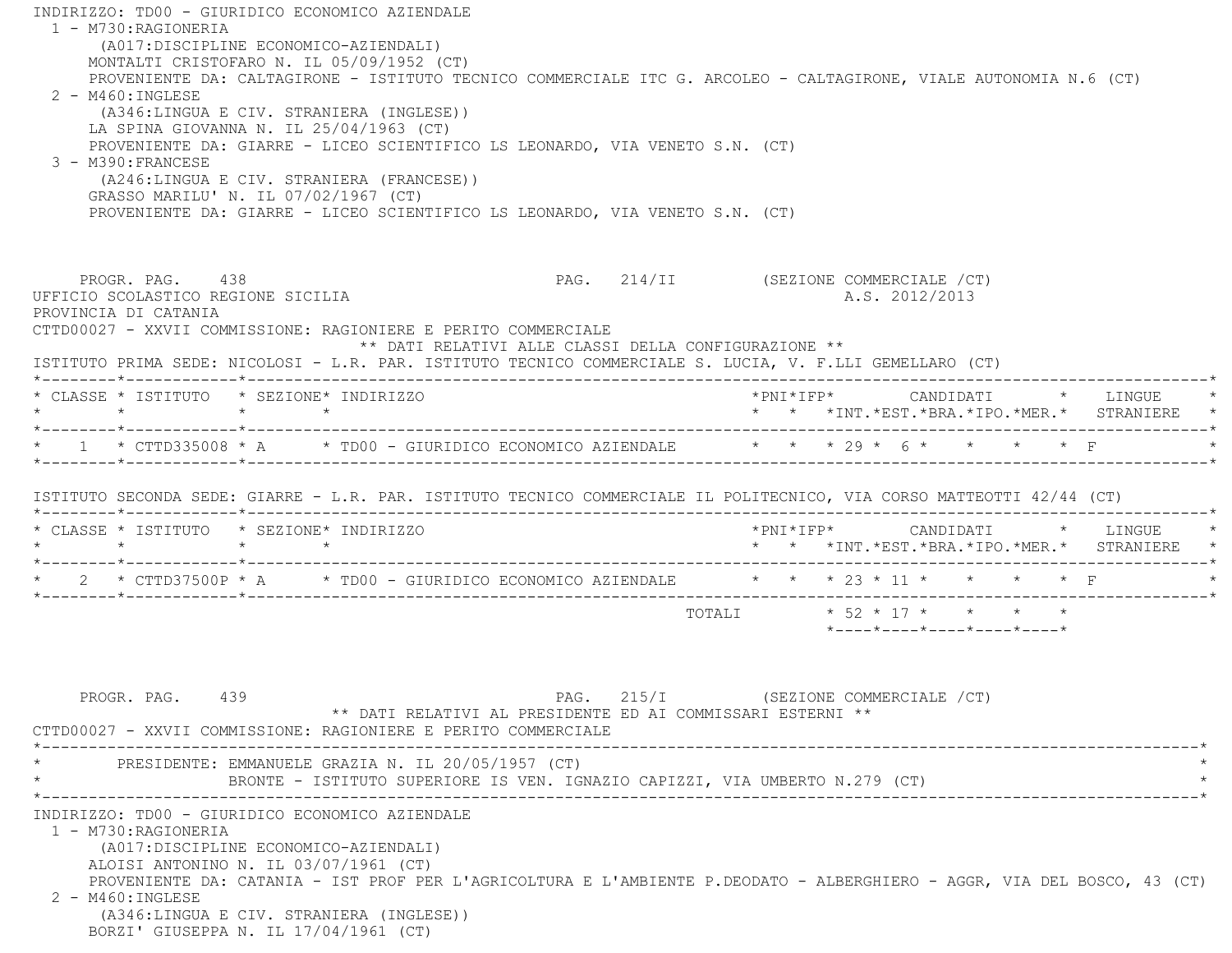INDIRIZZO: TD00 - GIURIDICO ECONOMICO AZIENDALE

1 - M730:RAGIONERIA
   (A017:DISCIPLINE ECONOMICO-AZIENDALI)
   MONTALTI CRISTOFARO N. IL 05/09/1952 (CT)
   PROVENIENTE DA: CALTAGIRONE - ISTITUTO TECNICO COMMERCIALE ITC G. ARCOLEO - CALTAGIRONE, VIALE AUTONOMIA N.6 (CT)

2 - M460:INGLESE
   (A346:LINGUA E CIV. STRANIERA (INGLESE))
   LA SPINA GIOVANNA N. IL 25/04/1963 (CT)
   PROVENIENTE DA: GIARRE - LICEO SCIENTIFICO LS LEONARDO, VIA VENETO S.N. (CT)

3 - M390:FRANCESE
   (A246:LINGUA E CIV. STRANIERA (FRANCESE))
   GRASSO MARILU' N. IL 07/02/1967 (CT)
   PROVENIENTE DA: GIARRE - LICEO SCIENTIFICO LS LEONARDO, VIA VENETO S.N. (CT)

PROGR. PAG. 438 — PAG. 214/II (SEZIONE COMMERCIALE /CT)

UFFICIO SCOLASTICO REGIONE SICILIA — A.S. 2012/2013

PROVINCIA DI CATANIA

CTTD00027 - XXVII COMMISSIONE: RAGIONIERE E PERITO COMMERCIALE

** DATI RELATIVI ALLE CLASSI DELLA CONFIGURAZIONE **

ISTITUTO PRIMA SEDE: NICOLOSI - L.R. PAR. ISTITUTO TECNICO COMMERCIALE S. LUCIA, V. F.LLI GEMELLARO (CT)

| CLASSE | ISTITUTO | SEZIONE | INDIRIZZO | PNI | IFP | CANDIDATI INT. | EST. | BRA. | IPO. | MER. | LINGUE STRANIERE |
|---|---|---|---|---|---|---|---|---|---|---|---|
| 1 | CTTD335008 | A | TD00 - GIURIDICO ECONOMICO AZIENDALE | | | 29 | 6 | | | | F |

ISTITUTO SECONDA SEDE: GIARRE - L.R. PAR. ISTITUTO TECNICO COMMERCIALE IL POLITECNICO, VIA CORSO MATTEOTTI 42/44 (CT)

| CLASSE | ISTITUTO | SEZIONE | INDIRIZZO | PNI | IFP | CANDIDATI INT. | EST. | BRA. | IPO. | MER. | LINGUE STRANIERE |
|---|---|---|---|---|---|---|---|---|---|---|---|
| 2 | CTTD37500P | A | TD00 - GIURIDICO ECONOMICO AZIENDALE | | | 23 | 11 | | | | F |
| | | | TOTALI | | | 52 | 17 | | | | |

PROGR. PAG. 439 — PAG. 215/I (SEZIONE COMMERCIALE /CT)

** DATI RELATIVI AL PRESIDENTE ED AI COMMISSARI ESTERNI **

CTTD00027 - XXVII COMMISSIONE: RAGIONIERE E PERITO COMMERCIALE

PRESIDENTE: EMMANUELE GRAZIA N. IL 20/05/1957 (CT)
BRONTE - ISTITUTO SUPERIORE IS VEN. IGNAZIO CAPIZZI, VIA UMBERTO N.279 (CT)

INDIRIZZO: TD00 - GIURIDICO ECONOMICO AZIENDALE

1 - M730:RAGIONERIA
   (A017:DISCIPLINE ECONOMICO-AZIENDALI)
   ALOISI ANTONINO N. IL 03/07/1961 (CT)
   PROVENIENTE DA: CATANIA - IST PROF PER L'AGRICOLTURA E L'AMBIENTE P.DEODATO - ALBERGHIERO - AGGR, VIA DEL BOSCO, 43 (CT)

2 - M460:INGLESE
   (A346:LINGUA E CIV. STRANIERA (INGLESE))
   BORZI' GIUSEPPA N. IL 17/04/1961 (CT)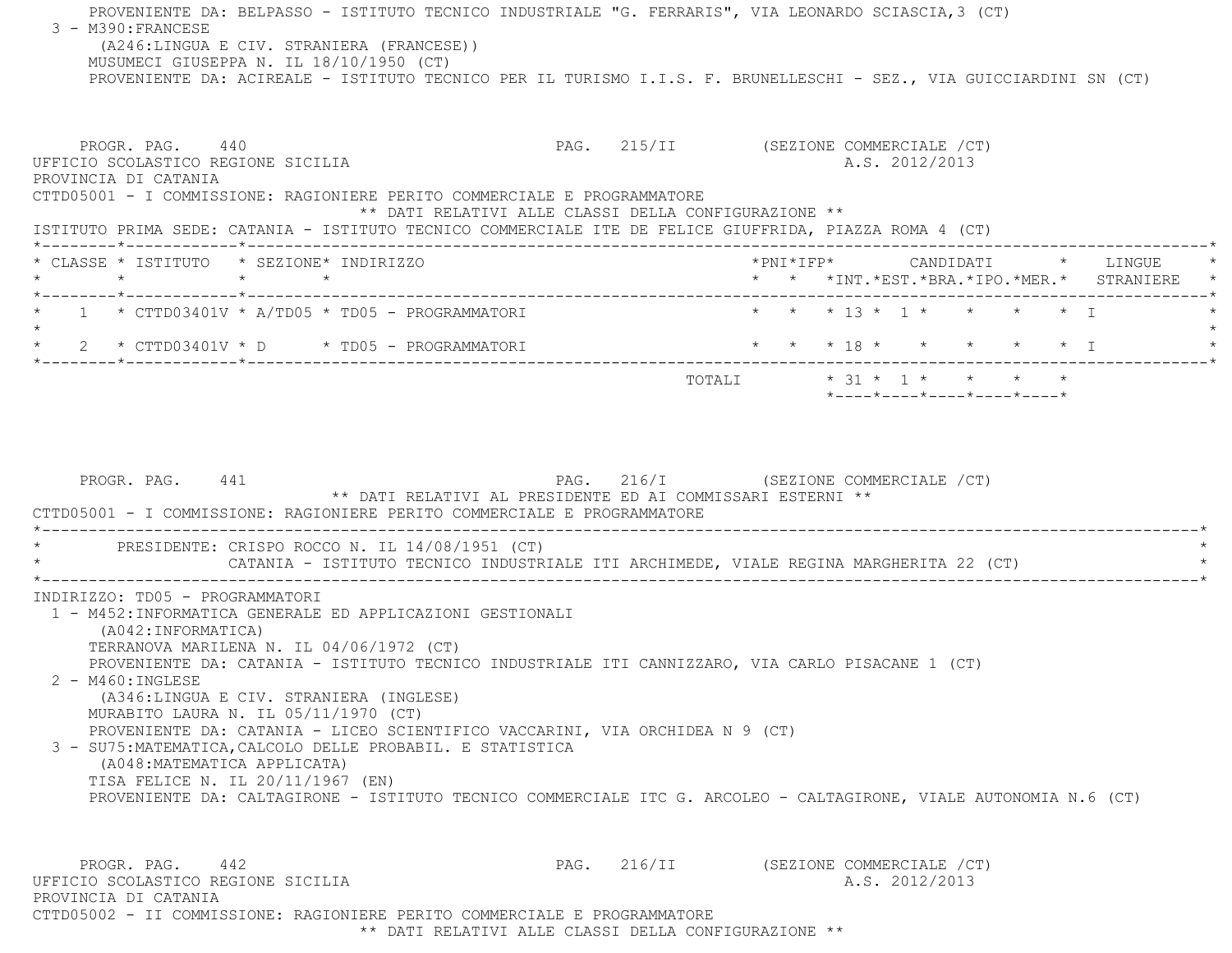PROVENIENTE DA: BELPASSO - ISTITUTO TECNICO INDUSTRIALE "G. FERRARIS", VIA LEONARDO SCIASCIA,3 (CT)

3 - M390:FRANCESE
(A246:LINGUA E CIV. STRANIERA (FRANCESE))
MUSUMECI GIUSEPPA N. IL 18/10/1950 (CT)
PROVENIENTE DA: ACIREALE - ISTITUTO TECNICO PER IL TURISMO I.I.S. F. BRUNELLESCHI - SEZ., VIA GUICCIARDINI SN (CT)

PROGR. PAG. 440 PAG. 215/II (SEZIONE COMMERCIALE /CT)
UFFICIO SCOLASTICO REGIONE SICILIA A.S. 2012/2013
PROVINCIA DI CATANIA
CTTD05001 - I COMMISSIONE: RAGIONIERE PERITO COMMERCIALE E PROGRAMMATORE

** DATI RELATIVI ALLE CLASSI DELLA CONFIGURAZIONE **

ISTITUTO PRIMA SEDE: CATANIA - ISTITUTO TECNICO COMMERCIALE ITE DE FELICE GIUFFRIDA, PIAZZA ROMA 4 (CT)

| CLASSE | ISTITUTO | SEZIONE | INDIRIZZO | PNI | IFP | CANDIDATI INT. | EST. | BRA. | IPO. | MER. | LINGUE STRANIERE |
|---|---|---|---|---|---|---|---|---|---|---|---|
| 1 | CTTD03401V | A/TD05 | TD05 - PROGRAMMATORI | | | 13 | 1 | | | | I |
| 2 | CTTD03401V | D | TD05 - PROGRAMMATORI | | | 18 | | | | | I |
| | | | TOTALI | | | 31 | 1 | | | | |

PROGR. PAG. 441 PAG. 216/I (SEZIONE COMMERCIALE /CT)

** DATI RELATIVI AL PRESIDENTE ED AI COMMISSARI ESTERNI **

CTTD05001 - I COMMISSIONE: RAGIONIERE PERITO COMMERCIALE E PROGRAMMATORE

PRESIDENTE: CRISPO ROCCO N. IL 14/08/1951 (CT)
CATANIA - ISTITUTO TECNICO INDUSTRIALE ITI ARCHIMEDE, VIALE REGINA MARGHERITA 22 (CT)

INDIRIZZO: TD05 - PROGRAMMATORI

1 - M452:INFORMATICA GENERALE ED APPLICAZIONI GESTIONALI
(A042:INFORMATICA)
TERRANOVA MARILENA N. IL 04/06/1972 (CT)
PROVENIENTE DA: CATANIA - ISTITUTO TECNICO INDUSTRIALE ITI CANNIZZARO, VIA CARLO PISACANE 1 (CT)

2 - M460:INGLESE
(A346:LINGUA E CIV. STRANIERA (INGLESE))
MURABITO LAURA N. IL 05/11/1970 (CT)
PROVENIENTE DA: CATANIA - LICEO SCIENTIFICO VACCARINI, VIA ORCHIDEA N 9 (CT)

3 - SU75:MATEMATICA,CALCOLO DELLE PROBABIL. E STATISTICA
(A048:MATEMATICA APPLICATA)
TISA FELICE N. IL 20/11/1967 (EN)
PROVENIENTE DA: CALTAGIRONE - ISTITUTO TECNICO COMMERCIALE ITC G. ARCOLEO - CALTAGIRONE, VIALE AUTONOMIA N.6 (CT)

PROGR. PAG. 442 PAG. 216/II (SEZIONE COMMERCIALE /CT)
UFFICIO SCOLASTICO REGIONE SICILIA A.S. 2012/2013
PROVINCIA DI CATANIA
CTTD05002 - II COMMISSIONE: RAGIONIERE PERITO COMMERCIALE E PROGRAMMATORE

** DATI RELATIVI ALLE CLASSI DELLA CONFIGURAZIONE **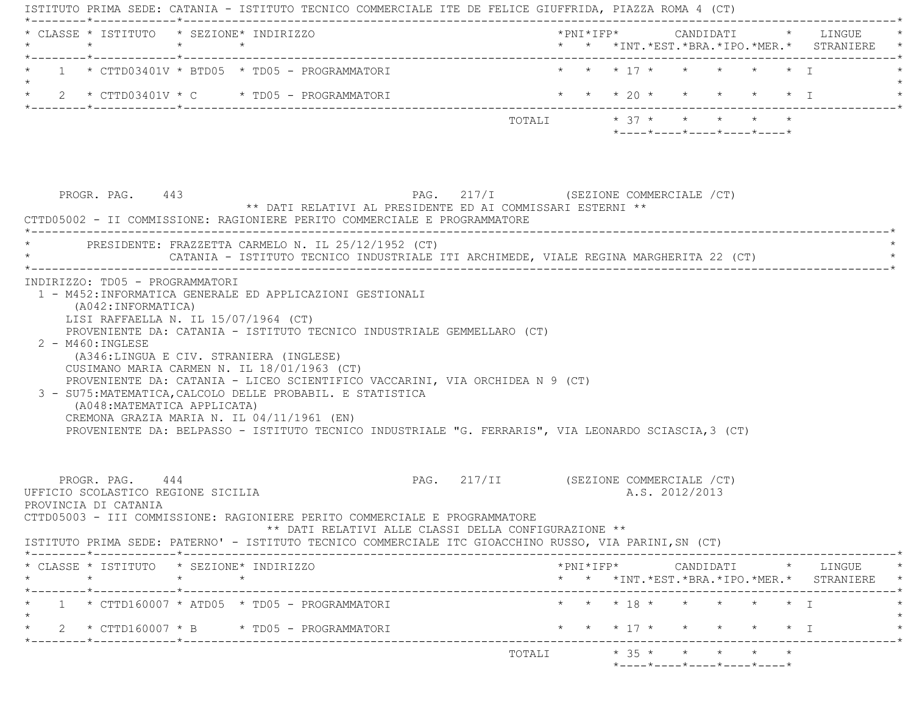ISTITUTO PRIMA SEDE: CATANIA - ISTITUTO TECNICO COMMERCIALE ITE DE FELICE GIUFFRIDA, PIAZZA ROMA 4 (CT)

| CLASSE | ISTITUTO | SEZIONE | INDIRIZZO | PNI | IFP | CANDIDATI INT. | EST. | BRA. | IPO. | MER. | LINGUE STRANIERE |
|---|---|---|---|---|---|---|---|---|---|---|---|
| 1 | CTTD03401V | BTD05 | TD05 - PROGRAMMATORI | | | 17 | | | | | I |
| 2 | CTTD03401V | C | TD05 - PROGRAMMATORI | | | 20 | | | | | I |
| | | | TOTALI | | | 37 | | | | | |

PROGR. PAG. 443 PAG. 217/I (SEZIONE COMMERCIALE /CT)

** DATI RELATIVI AL PRESIDENTE ED AI COMMISSARI ESTERNI **

CTTD05002 - II COMMISSIONE: RAGIONIERE PERITO COMMERCIALE E PROGRAMMATORE

PRESIDENTE: FRAZZETTA CARMELO N. IL 25/12/1952 (CT)
CATANIA - ISTITUTO TECNICO INDUSTRIALE ITI ARCHIMEDE, VIALE REGINA MARGHERITA 22 (CT)

INDIRIZZO: TD05 - PROGRAMMATORI

1 - M452:INFORMATICA GENERALE ED APPLICAZIONI GESTIONALI
(A042:INFORMATICA)
LISI RAFFAELLA N. IL 15/07/1964 (CT)
PROVENIENTE DA: CATANIA - ISTITUTO TECNICO INDUSTRIALE GEMMELLARO (CT)

2 - M460:INGLESE
(A346:LINGUA E CIV. STRANIERA (INGLESE)
CUSIMANO MARIA CARMEN N. IL 18/01/1963 (CT)
PROVENIENTE DA: CATANIA - LICEO SCIENTIFICO VACCARINI, VIA ORCHIDEA N 9 (CT)

3 - SU75:MATEMATICA,CALCOLO DELLE PROBABIL. E STATISTICA
(A048:MATEMATICA APPLICATA)
CREMONA GRAZIA MARIA N. IL 04/11/1961 (EN)
PROVENIENTE DA: BELPASSO - ISTITUTO TECNICO INDUSTRIALE "G. FERRARIS", VIA LEONARDO SCIASCIA,3 (CT)

PROGR. PAG. 444 PAG. 217/II (SEZIONE COMMERCIALE /CT)

UFFICIO SCOLASTICO REGIONE SICILIA A.S. 2012/2013

PROVINCIA DI CATANIA

CTTD05003 - III COMMISSIONE: RAGIONIERE PERITO COMMERCIALE E PROGRAMMATORE

** DATI RELATIVI ALLE CLASSI DELLA CONFIGURAZIONE **

ISTITUTO PRIMA SEDE: PATERNO' - ISTITUTO TECNICO COMMERCIALE ITC GIOACCHINO RUSSO, VIA PARINI,SN (CT)

| CLASSE | ISTITUTO | SEZIONE | INDIRIZZO | PNI | IFP | CANDIDATI INT. | EST. | BRA. | IPO. | MER. | LINGUE STRANIERE |
|---|---|---|---|---|---|---|---|---|---|---|---|
| 1 | CTTD160007 | ATD05 | TD05 - PROGRAMMATORI | | | 18 | | | | | I |
| 2 | CTTD160007 | B | TD05 - PROGRAMMATORI | | | 17 | | | | | I |
| | | | TOTALI | | | 35 | | | | | |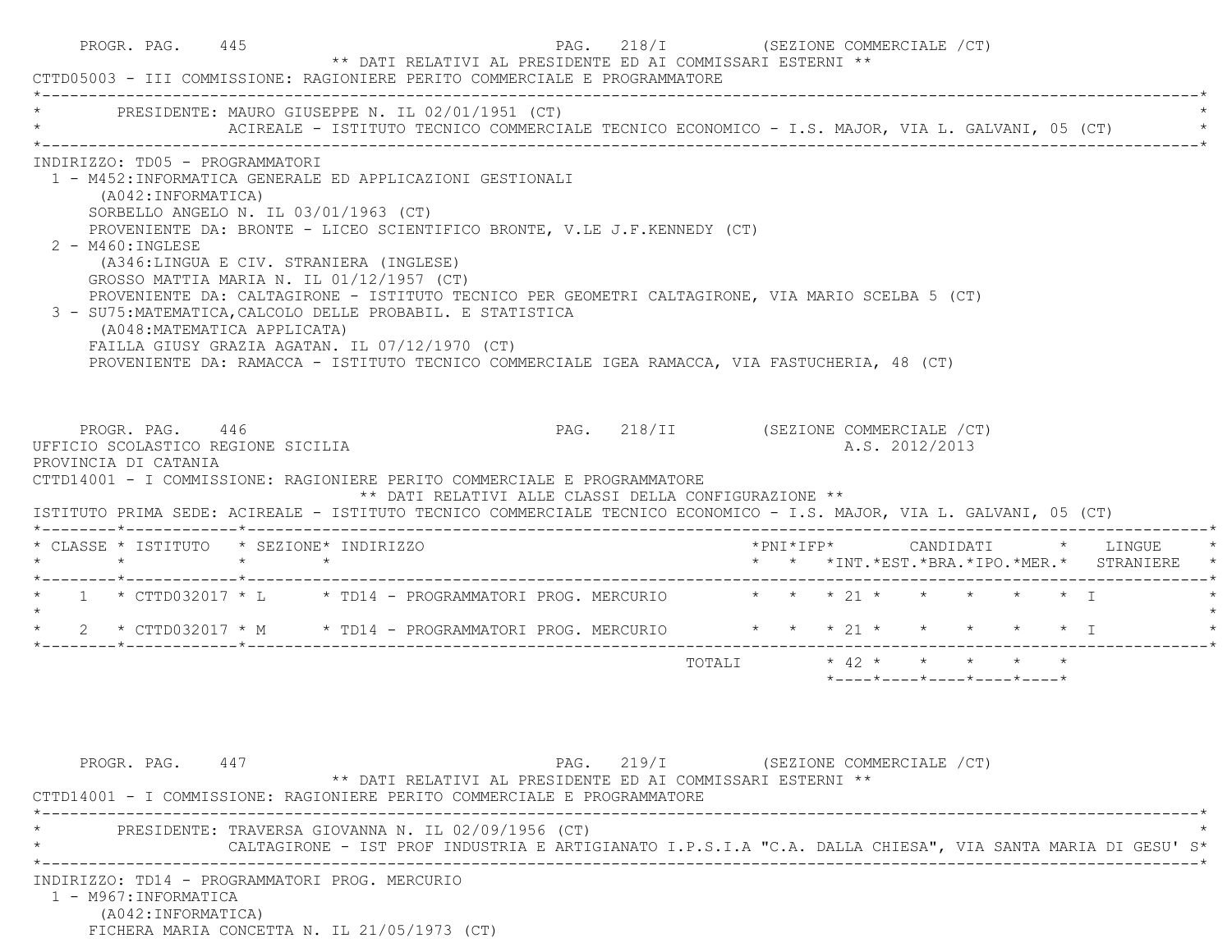PROGR. PAG. 445 PAG. 218/I (SEZIONE COMMERCIALE /CT)

** DATI RELATIVI AL PRESIDENTE ED AI COMMISSARI ESTERNI **

CTTD05003 - III COMMISSIONE: RAGIONIERE PERITO COMMERCIALE E PROGRAMMATORE

PRESIDENTE: MAURO GIUSEPPE N. IL 02/01/1951 (CT)
ACIREALE - ISTITUTO TECNICO COMMERCIALE TECNICO ECONOMICO - I.S. MAJOR, VIA L. GALVANI, 05 (CT)

INDIRIZZO: TD05 - PROGRAMMATORI

1 - M452:INFORMATICA GENERALE ED APPLICAZIONI GESTIONALI
(A042:INFORMATICA)
SORBELLO ANGELO N. IL 03/01/1963 (CT)
PROVENIENTE DA: BRONTE - LICEO SCIENTIFICO BRONTE, V.LE J.F.KENNEDY (CT)

2 - M460:INGLESE
(A346:LINGUA E CIV. STRANIERA (INGLESE)
GROSSO MATTIA MARIA N. IL 01/12/1957 (CT)
PROVENIENTE DA: CALTAGIRONE - ISTITUTO TECNICO PER GEOMETRI CALTAGIRONE, VIA MARIO SCELBA 5 (CT)

3 - SU75:MATEMATICA,CALCOLO DELLE PROBABIL. E STATISTICA
(A048:MATEMATICA APPLICATA)
FAILLA GIUSY GRAZIA AGATAN. IL 07/12/1970 (CT)
PROVENIENTE DA: RAMACCA - ISTITUTO TECNICO COMMERCIALE IGEA RAMACCA, VIA FASTUCHERIA, 48 (CT)

PROGR. PAG. 446 PAG. 218/II (SEZIONE COMMERCIALE /CT)

UFFICIO SCOLASTICO REGIONE SICILIA A.S. 2012/2013
PROVINCIA DI CATANIA

CTTD14001 - I COMMISSIONE: RAGIONIERE PERITO COMMERCIALE E PROGRAMMATORE

** DATI RELATIVI ALLE CLASSI DELLA CONFIGURAZIONE **

ISTITUTO PRIMA SEDE: ACIREALE - ISTITUTO TECNICO COMMERCIALE TECNICO ECONOMICO - I.S. MAJOR, VIA L. GALVANI, 05 (CT)

| CLASSE | ISTITUTO | SEZIONE | INDIRIZZO | PNI | IFP | CANDIDATI INT. | EST. | BRA. | IPO. | MER. | LINGUE STRANIERE |
|---|---|---|---|---|---|---|---|---|---|---|---|
| 1 | CTTD032017 | L | TD14 - PROGRAMMATORI PROG. MERCURIO | | | 21 | | | | | I |
| 2 | CTTD032017 | M | TD14 - PROGRAMMATORI PROG. MERCURIO | | | 21 | | | | | I |
| | | | TOTALI | | | 42 | | | | | |

PROGR. PAG. 447 PAG. 219/I (SEZIONE COMMERCIALE /CT)

** DATI RELATIVI AL PRESIDENTE ED AI COMMISSARI ESTERNI **

CTTD14001 - I COMMISSIONE: RAGIONIERE PERITO COMMERCIALE E PROGRAMMATORE

PRESIDENTE: TRAVERSA GIOVANNA N. IL 02/09/1956 (CT)
CALTAGIRONE - IST PROF INDUSTRIA E ARTIGIANATO I.P.S.I.A "C.A. DALLA CHIESA", VIA SANTA MARIA DI GESU' S

INDIRIZZO: TD14 - PROGRAMMATORI PROG. MERCURIO

1 - M967:INFORMATICA
(A042:INFORMATICA)
FICHERA MARIA CONCETTA N. IL 21/05/1973 (CT)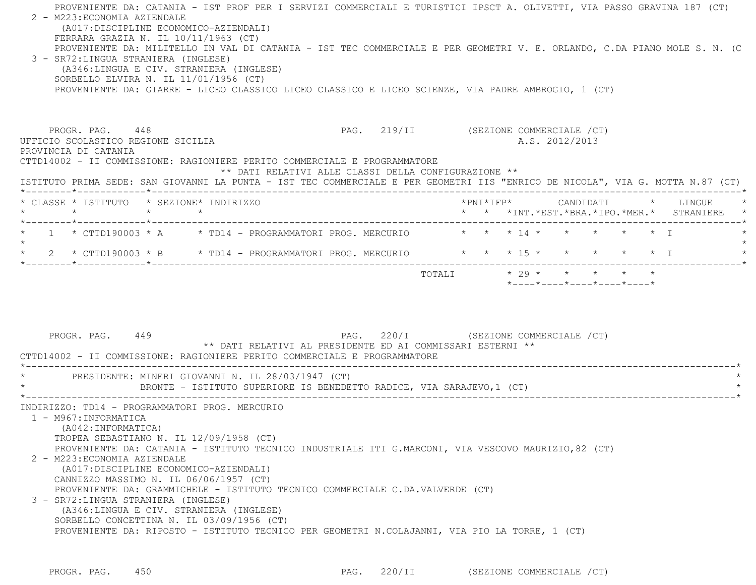PROVENIENTE DA: CATANIA - IST PROF PER I SERVIZI COMMERCIALI E TURISTICI IPSCT A. OLIVETTI, VIA PASSO GRAVINA 187 (CT)

2 - M223:ECONOMIA AZIENDALE
(A017:DISCIPLINE ECONOMICO-AZIENDALI)
FERRARA GRAZIA N. IL 10/11/1963 (CT)
PROVENIENTE DA: MILITELLO IN VAL DI CATANIA - IST TEC COMMERCIALE E PER GEOMETRI V. E. ORLANDO, C.DA PIANO MOLE S. N. (C

3 - SR72:LINGUA STRANIERA (INGLESE)
(A346:LINGUA E CIV. STRANIERA (INGLESE)
SORBELLO ELVIRA N. IL 11/01/1956 (CT)
PROVENIENTE DA: GIARRE - LICEO CLASSICO LICEO CLASSICO E LICEO SCIENZE, VIA PADRE AMBROGIO, 1 (CT)

PROGR. PAG. 448 PAG. 219/II (SEZIONE COMMERCIALE /CT)

UFFICIO SCOLASTICO REGIONE SICILIA A.S. 2012/2013
PROVINCIA DI CATANIA
CTTD14002 - II COMMISSIONE: RAGIONIERE PERITO COMMERCIALE E PROGRAMMATORE

** DATI RELATIVI ALLE CLASSI DELLA CONFIGURAZIONE **

ISTITUTO PRIMA SEDE: SAN GIOVANNI LA PUNTA - IST TEC COMMERCIALE E PER GEOMETRI IIS "ENRICO DE NICOLA", VIA G. MOTTA N.87 (CT)

| CLASSE | ISTITUTO | SEZIONE | INDIRIZZO | PNI | IFP | CANDIDATI INT. | EST. | BRA. | IPO. | MER. | LINGUE STRANIERE |
|---|---|---|---|---|---|---|---|---|---|---|---|
| 1 | CTTD190003 | A | TD14 - PROGRAMMATORI PROG. MERCURIO | | | 14 | | | | | I |
| 2 | CTTD190003 | B | TD14 - PROGRAMMATORI PROG. MERCURIO | | | 15 | | | | | I |
| | | | TOTALI | | | 29 | | | | | |

PROGR. PAG. 449 PAG. 220/I (SEZIONE COMMERCIALE /CT)

** DATI RELATIVI AL PRESIDENTE ED AI COMMISSARI ESTERNI **

CTTD14002 - II COMMISSIONE: RAGIONIERE PERITO COMMERCIALE E PROGRAMMATORE

PRESIDENTE: MINERI GIOVANNI N. IL 28/03/1947 (CT)
BRONTE - ISTITUTO SUPERIORE IS BENEDETTO RADICE, VIA SARAJEVO,1 (CT)

INDIRIZZO: TD14 - PROGRAMMATORI PROG. MERCURIO

1 - M967:INFORMATICA
(A042:INFORMATICA)
TROPEA SEBASTIANO N. IL 12/09/1958 (CT)
PROVENIENTE DA: CATANIA - ISTITUTO TECNICO INDUSTRIALE ITI G.MARCONI, VIA VESCOVO MAURIZIO,82 (CT)

2 - M223:ECONOMIA AZIENDALE
(A017:DISCIPLINE ECONOMICO-AZIENDALI)
CANNIZZO MASSIMO N. IL 06/06/1957 (CT)
PROVENIENTE DA: GRAMMICHELE - ISTITUTO TECNICO COMMERCIALE C.DA.VALVERDE (CT)

3 - SR72:LINGUA STRANIERA (INGLESE)
(A346:LINGUA E CIV. STRANIERA (INGLESE)
SORBELLO CONCETTINA N. IL 03/09/1956 (CT)
PROVENIENTE DA: RIPOSTO - ISTITUTO TECNICO PER GEOMETRI N.COLAJANNI, VIA PIO LA TORRE, 1 (CT)

PROGR. PAG. 450 PAG. 220/II (SEZIONE COMMERCIALE /CT)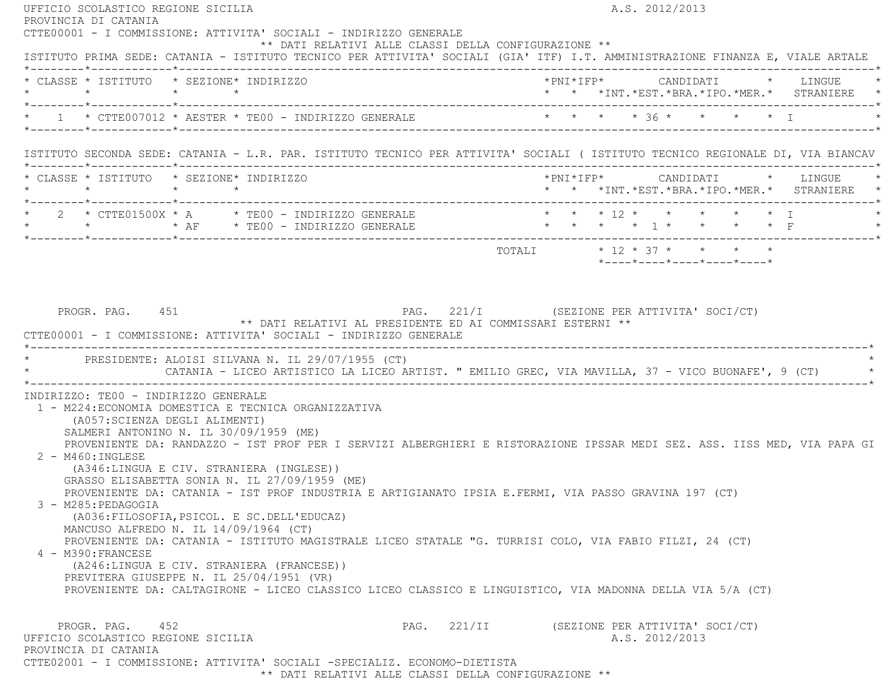UFFICIO SCOLASTICO REGIONE SICILIA A.S. 2012/2013
PROVINCIA DI CATANIA
CTTE00001 - I COMMISSIONE: ATTIVITA' SOCIALI - INDIRIZZO GENERALE

** DATI RELATIVI ALLE CLASSI DELLA CONFIGURAZIONE **

ISTITUTO PRIMA SEDE: CATANIA - ISTITUTO TECNICO PER ATTIVITA' SOCIALI (GIA' ITF) I.T. AMMINISTRAZIONE FINANZA E, VIALE ARTALE

| CLASSE | ISTITUTO | SEZIONE | INDIRIZZO | PNI | IFP | CANDIDATI INT. | CANDIDATI EST. | CANDIDATI BRA. | CANDIDATI IPO. | CANDIDATI MER. | LINGUE STRANIERE |
|---|---|---|---|---|---|---|---|---|---|---|---|
| 1 | CTTE007012 | AESTER | TE00 - INDIRIZZO GENERALE | | | | 36 | | | | I |

ISTITUTO SECONDA SEDE: CATANIA - L.R. PAR. ISTITUTO TECNICO PER ATTIVITA' SOCIALI ( ISTITUTO TECNICO REGIONALE DI, VIA BIANCAV

| CLASSE | ISTITUTO | SEZIONE | INDIRIZZO | PNI | IFP | CANDIDATI INT. | CANDIDATI EST. | CANDIDATI BRA. | CANDIDATI IPO. | CANDIDATI MER. | LINGUE STRANIERE |
|---|---|---|---|---|---|---|---|---|---|---|---|
| 2 | CTTE01500X | A | TE00 - INDIRIZZO GENERALE | | | 12 | | | | | I |
| | | AF | TE00 - INDIRIZZO GENERALE | | | | 1 | | | | F |
| | | | TOTALI | | | 12 | 37 | | | | |

PROGR. PAG. 451 PAG. 221/I (SEZIONE PER ATTIVITA' SOCI/CT)

** DATI RELATIVI AL PRESIDENTE ED AI COMMISSARI ESTERNI **

CTTE00001 - I COMMISSIONE: ATTIVITA' SOCIALI - INDIRIZZO GENERALE

PRESIDENTE: ALOISI SILVANA N. IL 29/07/1955 (CT)
CATANIA - LICEO ARTISTICO LA LICEO ARTIST. " EMILIO GREC, VIA MAVILLA, 37 - VICO BUONAFE', 9 (CT)

INDIRIZZO: TE00 - INDIRIZZO GENERALE

1 - M224:ECONOMIA DOMESTICA E TECNICA ORGANIZZATIVA
 (A057:SCIENZA DEGLI ALIMENTI)
 SALMERI ANTONINO N. IL 30/09/1959 (ME)
 PROVENIENTE DA: RANDAZZO - IST PROF PER I SERVIZI ALBERGHIERI E RISTORAZIONE IPSSAR MEDI SEZ. ASS. IISS MED, VIA PAPA GI

2 - M460:INGLESE
 (A346:LINGUA E CIV. STRANIERA (INGLESE))
 GRASSO ELISABETTA SONIA N. IL 27/09/1959 (ME)
 PROVENIENTE DA: CATANIA - IST PROF INDUSTRIA E ARTIGIANATO IPSIA E.FERMI, VIA PASSO GRAVINA 197 (CT)

3 - M285:PEDAGOGIA
 (A036:FILOSOFIA,PSICOL. E SC.DELL'EDUCAZ)
 MANCUSO ALFREDO N. IL 14/09/1964 (CT)
 PROVENIENTE DA: CATANIA - ISTITUTO MAGISTRALE LICEO STATALE "G. TURRISI COLO, VIA FABIO FILZI, 24 (CT)

4 - M390:FRANCESE
 (A246:LINGUA E CIV. STRANIERA (FRANCESE))
 PREVITERA GIUSEPPE N. IL 25/04/1951 (VR)
 PROVENIENTE DA: CALTAGIRONE - LICEO CLASSICO LICEO CLASSICO E LINGUISTICO, VIA MADONNA DELLA VIA 5/A (CT)

PROGR. PAG. 452 PAG. 221/II (SEZIONE PER ATTIVITA' SOCI/CT)

UFFICIO SCOLASTICO REGIONE SICILIA A.S. 2012/2013
PROVINCIA DI CATANIA
CTTE02001 - I COMMISSIONE: ATTIVITA' SOCIALI -SPECIALIZ. ECONOMO-DIETISTA

** DATI RELATIVI ALLE CLASSI DELLA CONFIGURAZIONE **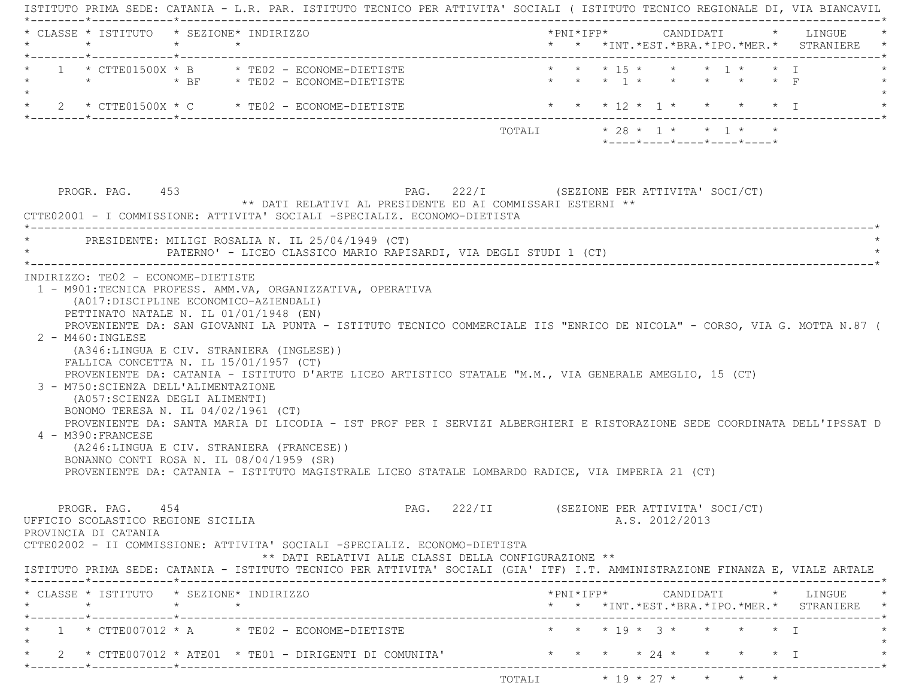ISTITUTO PRIMA SEDE: CATANIA - L.R. PAR. ISTITUTO TECNICO PER ATTIVITA' SOCIALI ( ISTITUTO TECNICO REGIONALE DI, VIA BIANCAVIL

| CLASSE | ISTITUTO | SEZIONE | INDIRIZZO | PNI | IFP | CANDIDATI INT. | EST. | BRA. | IPO. | MER. | LINGUE STRANIERE |
|---|---|---|---|---|---|---|---|---|---|---|---|
| 1 | CTTE01500X | B | TE02 - ECONOME-DIETISTE | | | 15 | | | 1 | | I |
| | | BF | TE02 - ECONOME-DIETISTE | | | 1 | | | | | F |
| 2 | CTTE01500X | C | TE02 - ECONOME-DIETISTE | | | 12 | 1 | | | | I |
| | | | TOTALI | | | 28 | 1 | | 1 | | |

PROGR. PAG. 453 PAG. 222/I (SEZIONE PER ATTIVITA' SOCI/CT)

** DATI RELATIVI AL PRESIDENTE ED AI COMMISSARI ESTERNI **

CTTE02001 - I COMMISSIONE: ATTIVITA' SOCIALI -SPECIALIZ. ECONOMO-DIETISTA

PRESIDENTE: MILIGI ROSALIA N. IL 25/04/1949 (CT)
PATERNO' - LICEO CLASSICO MARIO RAPISARDI, VIA DEGLI STUDI 1 (CT)

INDIRIZZO: TE02 - ECONOME-DIETISTE

1 - M901:TECNICA PROFESS. AMM.VA, ORGANIZZATIVA, OPERATIVA
(A017:DISCIPLINE ECONOMICO-AZIENDALI)
PETTINATO NATALE N. IL 01/01/1948 (EN)
PROVENIENTE DA: SAN GIOVANNI LA PUNTA - ISTITUTO TECNICO COMMERCIALE IIS "ENRICO DE NICOLA" - CORSO, VIA G. MOTTA N.87 (

2 - M460:INGLESE
(A346:LINGUA E CIV. STRANIERA (INGLESE))
FALLICA CONCETTA N. IL 15/01/1957 (CT)
PROVENIENTE DA: CATANIA - ISTITUTO D'ARTE LICEO ARTISTICO STATALE "M.M., VIA GENERALE AMEGLIO, 15 (CT)

3 - M750:SCIENZA DELL'ALIMENTAZIONE
(A057:SCIENZA DEGLI ALIMENTI)
BONOMO TERESA N. IL 04/02/1961 (CT)
PROVENIENTE DA: SANTA MARIA DI LICODIA - IST PROF PER I SERVIZI ALBERGHIERI E RISTORAZIONE SEDE COORDINATA DELL'IPSSAT D

4 - M390:FRANCESE
(A246:LINGUA E CIV. STRANIERA (FRANCESE))
BONANNO CONTI ROSA N. IL 08/04/1959 (SR)
PROVENIENTE DA: CATANIA - ISTITUTO MAGISTRALE LICEO STATALE LOMBARDO RADICE, VIA IMPERIA 21 (CT)

PROGR. PAG. 454 PAG. 222/II (SEZIONE PER ATTIVITA' SOCI/CT)

UFFICIO SCOLASTICO REGIONE SICILIA A.S. 2012/2013

PROVINCIA DI CATANIA

CTTE02002 - II COMMISSIONE: ATTIVITA' SOCIALI -SPECIALIZ. ECONOMO-DIETISTA

** DATI RELATIVI ALLE CLASSI DELLA CONFIGURAZIONE **

ISTITUTO PRIMA SEDE: CATANIA - ISTITUTO TECNICO PER ATTIVITA' SOCIALI (GIA' ITF) I.T. AMMINISTRAZIONE FINANZA E, VIALE ARTALE

| CLASSE | ISTITUTO | SEZIONE | INDIRIZZO | PNI | IFP | CANDIDATI INT. | EST. | BRA. | IPO. | MER. | LINGUE STRANIERE |
|---|---|---|---|---|---|---|---|---|---|---|---|
| 1 | CTTE007012 | A | TE02 - ECONOME-DIETISTE | | | 19 | 3 | | | | I |
| 2 | CTTE007012 | ATE01 | TE01 - DIRIGENTI DI COMUNITA' | | | | 24 | | | | I |
| | | | TOTALI | | | 19 | 27 | | | | |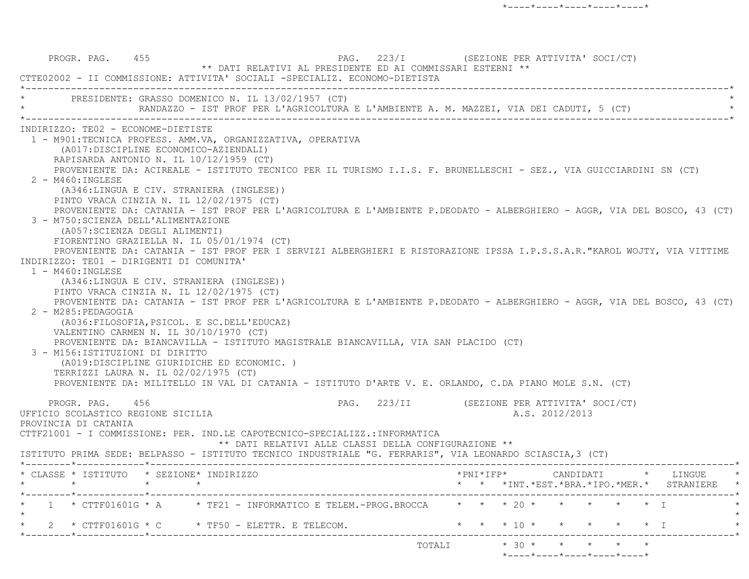PROGR. PAG. 455 PAG. 223/I (SEZIONE PER ATTIVITA' SOCI/CT)

** DATI RELATIVI AL PRESIDENTE ED AI COMMISSARI ESTERNI **

CTTE02002 - II COMMISSIONE: ATTIVITA' SOCIALI -SPECIALIZ. ECONOMO-DIETISTA

PRESIDENTE: GRASSO DOMENICO N. IL 13/02/1957 (CT)
RANDAZZO - IST PROF PER L'AGRICOLTURA E L'AMBIENTE A. M. MAZZEI, VIA DEI CADUTI, 5 (CT)

INDIRIZZO: TE02 - ECONOME-DIETISTE

1 - M901:TECNICA PROFESS. AMM.VA, ORGANIZZATIVA, OPERATIVA
(A017:DISCIPLINE ECONOMICO-AZIENDALI)
RAPISARDA ANTONIO N. IL 10/12/1959 (CT)
PROVENIENTE DA: ACIREALE - ISTITUTO TECNICO PER IL TURISMO I.I.S. F. BRUNELLESCHI - SEZ., VIA GUICCIARDINI SN (CT)

2 - M460:INGLESE
(A346:LINGUA E CIV. STRANIERA (INGLESE))
PINTO VRACA CINZIA N. IL 12/02/1975 (CT)
PROVENIENTE DA: CATANIA - IST PROF PER L'AGRICOLTURA E L'AMBIENTE P.DEODATO - ALBERGHIERO - AGGR, VIA DEL BOSCO, 43 (CT)

3 - M750:SCIENZA DELL'ALIMENTAZIONE
(A057:SCIENZA DEGLI ALIMENTI)
FIORENTINO GRAZIELLA N. IL 05/01/1974 (CT)
PROVENIENTE DA: CATANIA - IST PROF PER I SERVIZI ALBERGHIERI E RISTORAZIONE IPSSA I.P.S.S.A.R."KAROL WOJTY, VIA VITTIME

INDIRIZZO: TE01 - DIRIGENTI DI COMUNITA'

1 - M460:INGLESE
(A346:LINGUA E CIV. STRANIERA (INGLESE))
PINTO VRACA CINZIA N. IL 12/02/1975 (CT)
PROVENIENTE DA: CATANIA - IST PROF PER L'AGRICOLTURA E L'AMBIENTE P.DEODATO - ALBERGHIERO - AGGR, VIA DEL BOSCO, 43 (CT)

2 - M285:PEDAGOGIA
(A036:FILOSOFIA,PSICOL. E SC.DELL'EDUCAZ)
VALENTINO CARMEN N. IL 30/10/1970 (CT)
PROVENIENTE DA: BIANCAVILLA - ISTITUTO MAGISTRALE BIANCAVILLA, VIA SAN PLACIDO (CT)

3 - M156:ISTITUZIONI DI DIRITTO
(A019:DISCIPLINE GIURIDICHE ED ECONOMIC. )
TERRIZZI LAURA N. IL 02/02/1975 (CT)
PROVENIENTE DA: MILITELLO IN VAL DI CATANIA - ISTITUTO D'ARTE V. E. ORLANDO, C.DA PIANO MOLE S.N. (CT)

PROGR. PAG. 456 PAG. 223/II (SEZIONE PER ATTIVITA' SOCI/CT)

UFFICIO SCOLASTICO REGIONE SICILIA A.S. 2012/2013

PROVINCIA DI CATANIA

CTTF21001 - I COMMISSIONE: PER. IND.LE CAPOTECNICO-SPECIALIZZ.:INFORMATICA

** DATI RELATIVI ALLE CLASSI DELLA CONFIGURAZIONE **

ISTITUTO PRIMA SEDE: BELPASSO - ISTITUTO TECNICO INDUSTRIALE "G. FERRARIS", VIA LEONARDO SCIASCIA,3 (CT)

| CLASSE | ISTITUTO | SEZIONE | INDIRIZZO | PNI | IFP | CANDIDATI INT. | EST. | BRA. | IPO. | MER. | LINGUE STRANIERE |
|---|---|---|---|---|---|---|---|---|---|---|---|
| 1 | CTTF01601G | A | TF21 - INFORMATICO E TELEM.-PROG.BROCCA | | | 20 | | | | | I |
| 2 | CTTF01601G | C | TF50 - ELETTR. E TELECOM. | | | 10 | | | | | I |
| | | | TOTALI | | | 30 | | | | | |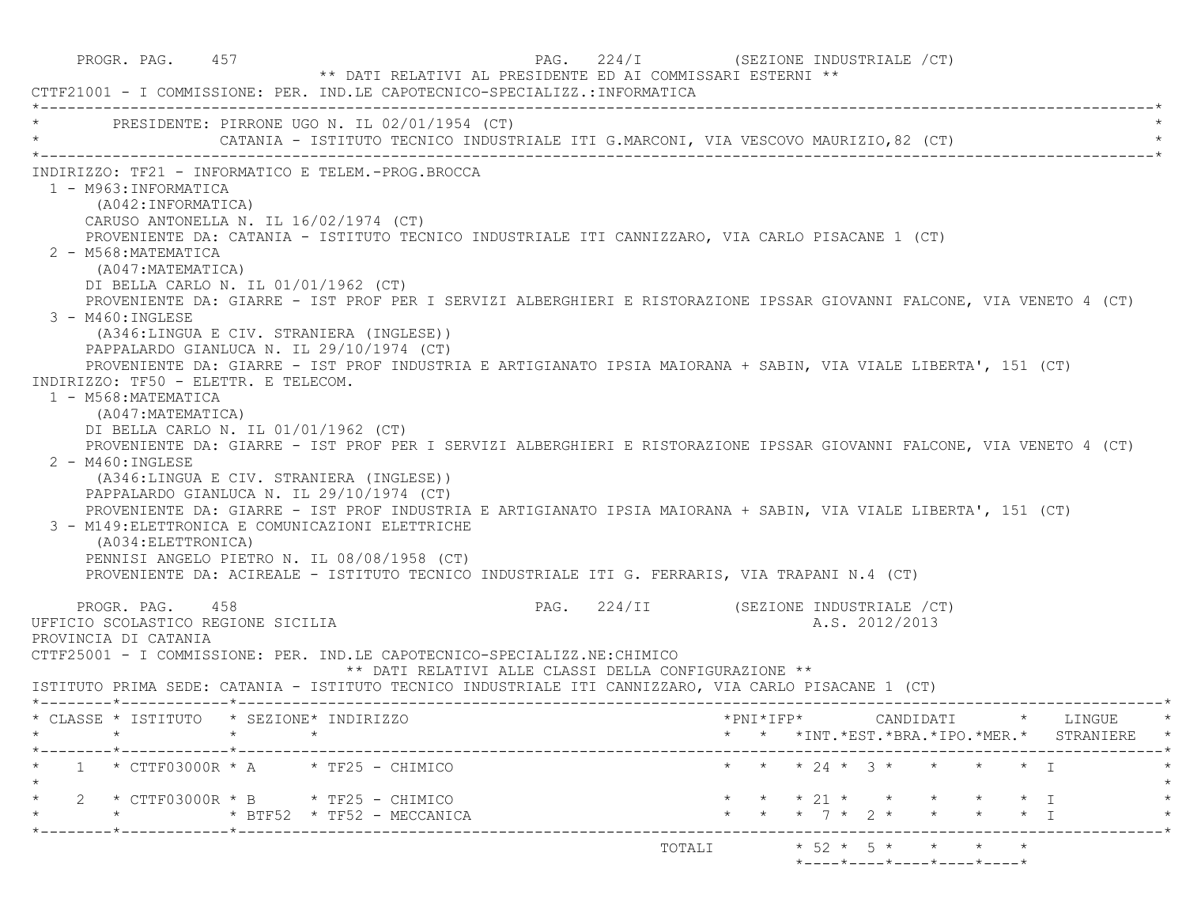PROGR. PAG. 457 PAG. 224/I (SEZIONE INDUSTRIALE /CT)

** DATI RELATIVI AL PRESIDENTE ED AI COMMISSARI ESTERNI **

CTTF21001 - I COMMISSIONE: PER. IND.LE CAPOTECNICO-SPECIALIZZ.:INFORMATICA

PRESIDENTE: PIRRONE UGO N. IL 02/01/1954 (CT)
CATANIA - ISTITUTO TECNICO INDUSTRIALE ITI G.MARCONI, VIA VESCOVO MAURIZIO,82 (CT)

INDIRIZZO: TF21 - INFORMATICO E TELEM.-PROG.BROCCA

1 - M963:INFORMATICA
(A042:INFORMATICA)
CARUSO ANTONELLA N. IL 16/02/1974 (CT)
PROVENIENTE DA: CATANIA - ISTITUTO TECNICO INDUSTRIALE ITI CANNIZZARO, VIA CARLO PISACANE 1 (CT)

2 - M568:MATEMATICA
(A047:MATEMATICA)
DI BELLA CARLO N. IL 01/01/1962 (CT)
PROVENIENTE DA: GIARRE - IST PROF PER I SERVIZI ALBERGHIERI E RISTORAZIONE IPSSAR GIOVANNI FALCONE, VIA VENETO 4 (CT)

3 - M460:INGLESE
(A346:LINGUA E CIV. STRANIERA (INGLESE))
PAPPALARDO GIANLUCA N. IL 29/10/1974 (CT)
PROVENIENTE DA: GIARRE - IST PROF INDUSTRIA E ARTIGIANATO IPSIA MAIORANA + SABIN, VIA VIALE LIBERTA', 151 (CT)

INDIRIZZO: TF50 - ELETTR. E TELECOM.

1 - M568:MATEMATICA
(A047:MATEMATICA)
DI BELLA CARLO N. IL 01/01/1962 (CT)
PROVENIENTE DA: GIARRE - IST PROF PER I SERVIZI ALBERGHIERI E RISTORAZIONE IPSSAR GIOVANNI FALCONE, VIA VENETO 4 (CT)

2 - M460:INGLESE
(A346:LINGUA E CIV. STRANIERA (INGLESE))
PAPPALARDO GIANLUCA N. IL 29/10/1974 (CT)
PROVENIENTE DA: GIARRE - IST PROF INDUSTRIA E ARTIGIANATO IPSIA MAIORANA + SABIN, VIA VIALE LIBERTA', 151 (CT)

3 - M149:ELETTRONICA E COMUNICAZIONI ELETTRICHE
(A034:ELETTRONICA)
PENNISI ANGELO PIETRO N. IL 08/08/1958 (CT)
PROVENIENTE DA: ACIREALE - ISTITUTO TECNICO INDUSTRIALE ITI G. FERRARIS, VIA TRAPANI N.4 (CT)

PROGR. PAG. 458 PAG. 224/II (SEZIONE INDUSTRIALE /CT)

UFFICIO SCOLASTICO REGIONE SICILIA A.S. 2012/2013

PROVINCIA DI CATANIA

CTTF25001 - I COMMISSIONE: PER. IND.LE CAPOTECNICO-SPECIALIZZ.NE:CHIMICO

** DATI RELATIVI ALLE CLASSI DELLA CONFIGURAZIONE **

ISTITUTO PRIMA SEDE: CATANIA - ISTITUTO TECNICO INDUSTRIALE ITI CANNIZZARO, VIA CARLO PISACANE 1 (CT)

| CLASSE | ISTITUTO | SEZIONE | INDIRIZZO | PNI | IFP | CANDIDATI INT. | EST. | BRA. | IPO. | MER. | LINGUE STRANIERE |
|---|---|---|---|---|---|---|---|---|---|---|---|
| 1 | CTTF03000R | A | TF25 - CHIMICO | | | 24 | 3 | | | | I |
| 2 | CTTF03000R | B | TF25 - CHIMICO | | | 21 | | | | | I |
| | | BTF52 | TF52 - MECCANICA | | | 7 | 2 | | | | I |
| | | | TOTALI | | | 52 | 5 | | | | |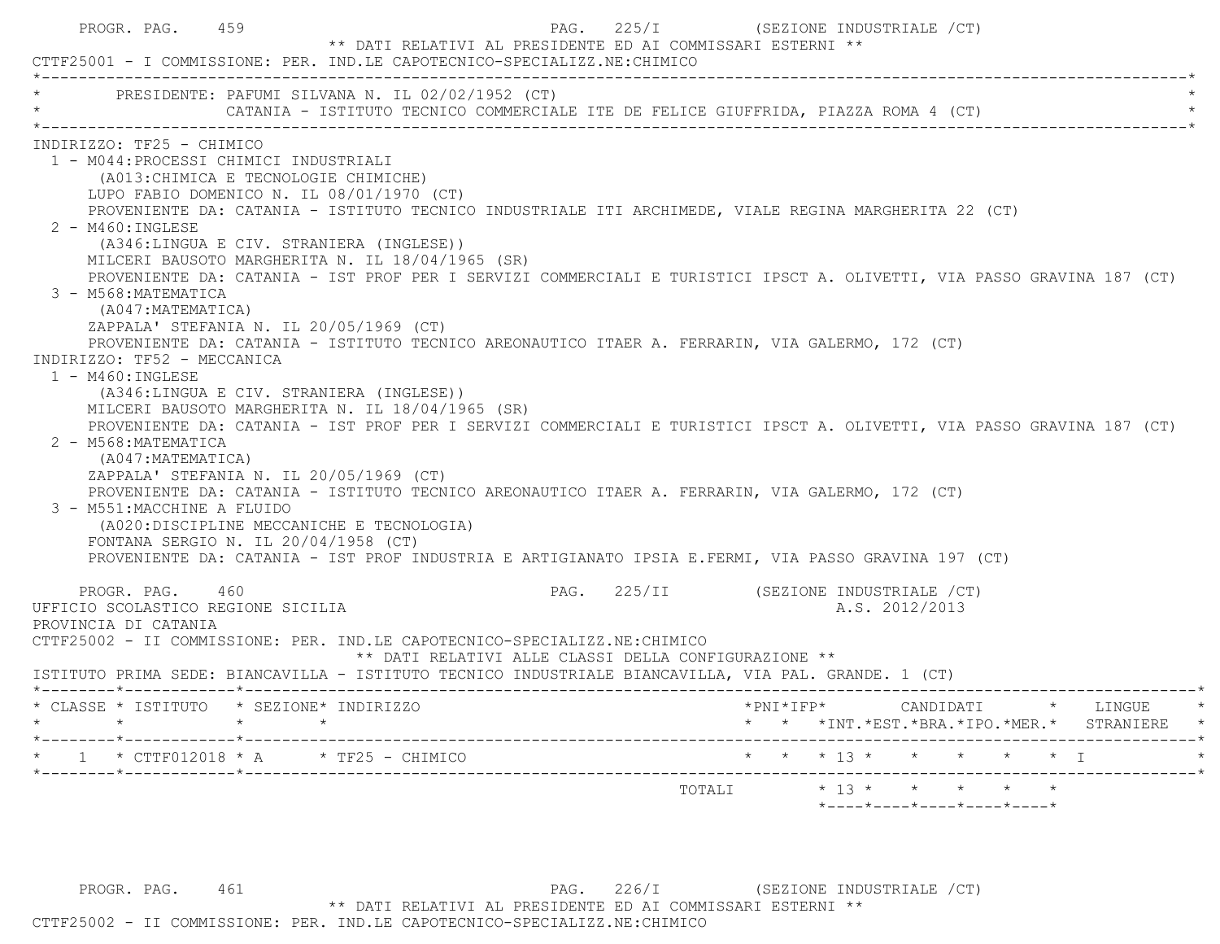** DATI RELATIVI AL PRESIDENTE ED AI COMMISSARI ESTERNI **

CTTF25001 - I COMMISSIONE: PER. IND.LE CAPOTECNICO-SPECIALIZZ.NE:CHIMICO

PRESIDENTE: PAFUMI SILVANA N. IL 02/02/1952 (CT)
CATANIA - ISTITUTO TECNICO COMMERCIALE ITE DE FELICE GIUFFRIDA, PIAZZA ROMA 4 (CT)

INDIRIZZO: TF25 - CHIMICO

1 - M044:PROCESSI CHIMICI INDUSTRIALI
(A013:CHIMICA E TECNOLOGIE CHIMICHE)
LUPO FABIO DOMENICO N. IL 08/01/1970 (CT)
PROVENIENTE DA: CATANIA - ISTITUTO TECNICO INDUSTRIALE ITI ARCHIMEDE, VIALE REGINA MARGHERITA 22 (CT)

2 - M460:INGLESE
(A346:LINGUA E CIV. STRANIERA (INGLESE))
MILCERI BAUSOTO MARGHERITA N. IL 18/04/1965 (SR)
PROVENIENTE DA: CATANIA - IST PROF PER I SERVIZI COMMERCIALI E TURISTICI IPSCT A. OLIVETTI, VIA PASSO GRAVINA 187 (CT)

3 - M568:MATEMATICA
(A047:MATEMATICA)
ZAPPALA' STEFANIA N. IL 20/05/1969 (CT)
PROVENIENTE DA: CATANIA - ISTITUTO TECNICO AREONAUTICO ITAER A. FERRARIN, VIA GALERMO, 172 (CT)

INDIRIZZO: TF52 - MECCANICA

1 - M460:INGLESE
(A346:LINGUA E CIV. STRANIERA (INGLESE))
MILCERI BAUSOTO MARGHERITA N. IL 18/04/1965 (SR)
PROVENIENTE DA: CATANIA - IST PROF PER I SERVIZI COMMERCIALI E TURISTICI IPSCT A. OLIVETTI, VIA PASSO GRAVINA 187 (CT)

2 - M568:MATEMATICA
(A047:MATEMATICA)
ZAPPALA' STEFANIA N. IL 20/05/1969 (CT)
PROVENIENTE DA: CATANIA - ISTITUTO TECNICO AREONAUTICO ITAER A. FERRARIN, VIA GALERMO, 172 (CT)

3 - M551:MACCHINE A FLUIDO
(A020:DISCIPLINE MECCANICHE E TECNOLOGIA)
FONTANA SERGIO N. IL 20/04/1958 (CT)
PROVENIENTE DA: CATANIA - IST PROF INDUSTRIA E ARTIGIANATO IPSIA E.FERMI, VIA PASSO GRAVINA 197 (CT)

UFFICIO SCOLASTICO REGIONE SICILIA — A.S. 2012/2013

PROVINCIA DI CATANIA

CTTF25002 - II COMMISSIONE: PER. IND.LE CAPOTECNICO-SPECIALIZZ.NE:CHIMICO

** DATI RELATIVI ALLE CLASSI DELLA CONFIGURAZIONE **

ISTITUTO PRIMA SEDE: BIANCAVILLA - ISTITUTO TECNICO INDUSTRIALE BIANCAVILLA, VIA PAL. GRANDE. 1 (CT)

| CLASSE | ISTITUTO | SEZIONE | INDIRIZZO | PNI | IFP | CANDIDATI INT. | CANDIDATI EST. | CANDIDATI BRA. | CANDIDATI IPO. | CANDIDATI MER. | LINGUE STRANIERE |
|---|---|---|---|---|---|---|---|---|---|---|---|
| 1 | CTTF012018 | A | TF25 - CHIMICO | | | 13 | | | | | I |
| | | | TOTALI | | | 13 | | | | | |

** DATI RELATIVI AL PRESIDENTE ED AI COMMISSARI ESTERNI **

CTTF25002 - II COMMISSIONE: PER. IND.LE CAPOTECNICO-SPECIALIZZ.NE:CHIMICO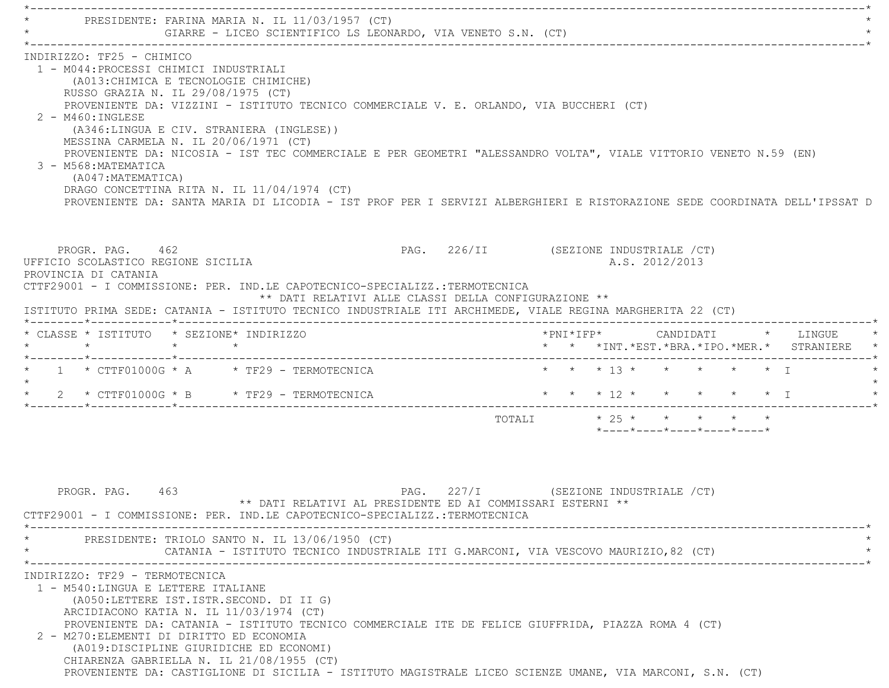PRESIDENTE: FARINA MARIA N. IL 11/03/1957 (CT)
GIARRE - LICEO SCIENTIFICO LS LEONARDO, VIA VENETO S.N. (CT)

INDIRIZZO: TF25 - CHIMICO

1 - M044:PROCESSI CHIMICI INDUSTRIALI
(A013:CHIMICA E TECNOLOGIE CHIMICHE)
RUSSO GRAZIA N. IL 29/08/1975 (CT)
PROVENIENTE DA: VIZZINI - ISTITUTO TECNICO COMMERCIALE V. E. ORLANDO, VIA BUCCHERI (CT)

2 - M460:INGLESE
(A346:LINGUA E CIV. STRANIERA (INGLESE))
MESSINA CARMELA N. IL 20/06/1971 (CT)
PROVENIENTE DA: NICOSIA - IST TEC COMMERCIALE E PER GEOMETRI "ALESSANDRO VOLTA", VIALE VITTORIO VENETO N.59 (EN)

3 - M568:MATEMATICA
(A047:MATEMATICA)
DRAGO CONCETTINA RITA N. IL 11/04/1974 (CT)
PROVENIENTE DA: SANTA MARIA DI LICODIA - IST PROF PER I SERVIZI ALBERGHIERI E RISTORAZIONE SEDE COORDINATA DELL'IPSSAT D

PROGR. PAG. 462 PAG. 226/II (SEZIONE INDUSTRIALE /CT)

UFFICIO SCOLASTICO REGIONE SICILIA A.S. 2012/2013

PROVINCIA DI CATANIA

CTTF29001 - I COMMISSIONE: PER. IND.LE CAPOTECNICO-SPECIALIZZ.:TERMOTECNICA

** DATI RELATIVI ALLE CLASSI DELLA CONFIGURAZIONE **

ISTITUTO PRIMA SEDE: CATANIA - ISTITUTO TECNICO INDUSTRIALE ITI ARCHIMEDE, VIALE REGINA MARGHERITA 22 (CT)

| CLASSE | ISTITUTO | SEZIONE | INDIRIZZO | PNI | IFP | CANDIDATI INT. | EST. | BRA. | IPO. | MER. | LINGUE STRANIERE |
|---|---|---|---|---|---|---|---|---|---|---|---|
| 1 | CTTF01000G | A | TF29 - TERMOTECNICA | | | 13 | | | | | I |
| 2 | CTTF01000G | B | TF29 - TERMOTECNICA | | | 12 | | | | | I |
| | | | TOTALI | | | 25 | | | | | |

PROGR. PAG. 463 PAG. 227/I (SEZIONE INDUSTRIALE /CT)

** DATI RELATIVI AL PRESIDENTE ED AI COMMISSARI ESTERNI **

CTTF29001 - I COMMISSIONE: PER. IND.LE CAPOTECNICO-SPECIALIZZ.:TERMOTECNICA

PRESIDENTE: TRIOLO SANTO N. IL 13/06/1950 (CT)
CATANIA - ISTITUTO TECNICO INDUSTRIALE ITI G.MARCONI, VIA VESCOVO MAURIZIO,82 (CT)

INDIRIZZO: TF29 - TERMOTECNICA

1 - M540:LINGUA E LETTERE ITALIANE
(A050:LETTERE IST.ISTR.SECOND. DI II G)
ARCIDIACONO KATIA N. IL 11/03/1974 (CT)
PROVENIENTE DA: CATANIA - ISTITUTO TECNICO COMMERCIALE ITE DE FELICE GIUFFRIDA, PIAZZA ROMA 4 (CT)

2 - M270:ELEMENTI DI DIRITTO ED ECONOMIA
(A019:DISCIPLINE GIURIDICHE ED ECONOMI)
CHIARENZA GABRIELLA N. IL 21/08/1955 (CT)
PROVENIENTE DA: CASTIGLIONE DI SICILIA - ISTITUTO MAGISTRALE LICEO SCIENZE UMANE, VIA MARCONI, S.N. (CT)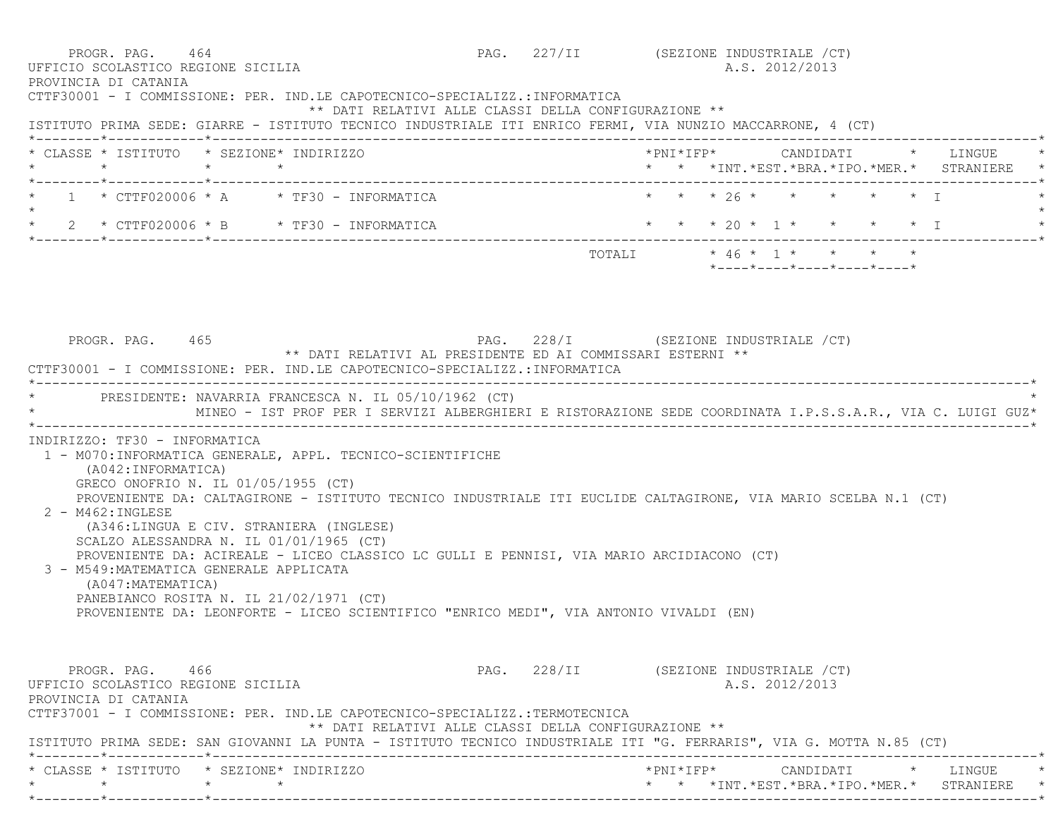PROGR. PAG. 464 PAG. 227/II (SEZIONE INDUSTRIALE /CT)
UFFICIO SCOLASTICO REGIONE SICILIA A.S. 2012/2013
PROVINCIA DI CATANIA
CTTF30001 - I COMMISSIONE: PER. IND.LE CAPOTECNICO-SPECIALIZZ.:INFORMATICA
** DATI RELATIVI ALLE CLASSI DELLA CONFIGURAZIONE **
ISTITUTO PRIMA SEDE: GIARRE - ISTITUTO TECNICO INDUSTRIALE ITI ENRICO FERMI, VIA NUNZIO MACCARRONE, 4 (CT)

| CLASSE | ISTITUTO | SEZIONE | INDIRIZZO | PNI | IFP | CANDIDATI INT. | EST. | BRA. | IPO. | MER. | LINGUE STRANIERE |
|---|---|---|---|---|---|---|---|---|---|---|---|
| 1 | CTTF020006 | A | TF30 - INFORMATICA | | | 26 | | | | | I |
| 2 | CTTF020006 | B | TF30 - INFORMATICA | | | 20 | 1 | | | | I |
| | | | TOTALI | | | 46 | 1 | | | | |

PROGR. PAG. 465 PAG. 228/I (SEZIONE INDUSTRIALE /CT)
** DATI RELATIVI AL PRESIDENTE ED AI COMMISSARI ESTERNI **
CTTF30001 - I COMMISSIONE: PER. IND.LE CAPOTECNICO-SPECIALIZZ.:INFORMATICA

PRESIDENTE: NAVARRIA FRANCESCA N. IL 05/10/1962 (CT)
MINEO - IST PROF PER I SERVIZI ALBERGHIERI E RISTORAZIONE SEDE COORDINATA I.P.S.S.A.R., VIA C. LUIGI GUZ*

INDIRIZZO: TF30 - INFORMATICA
1 - M070:INFORMATICA GENERALE, APPL. TECNICO-SCIENTIFICHE
(A042:INFORMATICA)
GRECO ONOFRIO N. IL 01/05/1955 (CT)
PROVENIENTE DA: CALTAGIRONE - ISTITUTO TECNICO INDUSTRIALE ITI EUCLIDE CALTAGIRONE, VIA MARIO SCELBA N.1 (CT)
2 - M462:INGLESE
(A346:LINGUA E CIV. STRANIERA (INGLESE)
SCALZO ALESSANDRA N. IL 01/01/1965 (CT)
PROVENIENTE DA: ACIREALE - LICEO CLASSICO LC GULLI E PENNISI, VIA MARIO ARCIDIACONO (CT)
3 - M549:MATEMATICA GENERALE APPLICATA
(A047:MATEMATICA)
PANEBIANCO ROSITA N. IL 21/02/1971 (CT)
PROVENIENTE DA: LEONFORTE - LICEO SCIENTIFICO "ENRICO MEDI", VIA ANTONIO VIVALDI (EN)

PROGR. PAG. 466 PAG. 228/II (SEZIONE INDUSTRIALE /CT)
UFFICIO SCOLASTICO REGIONE SICILIA A.S. 2012/2013
PROVINCIA DI CATANIA
CTTF37001 - I COMMISSIONE: PER. IND.LE CAPOTECNICO-SPECIALIZZ.:TERMOTECNICA
** DATI RELATIVI ALLE CLASSI DELLA CONFIGURAZIONE **
ISTITUTO PRIMA SEDE: SAN GIOVANNI LA PUNTA - ISTITUTO TECNICO INDUSTRIALE ITI "G. FERRARIS", VIA G. MOTTA N.85 (CT)

| CLASSE | ISTITUTO | SEZIONE | INDIRIZZO | PNI | IFP | CANDIDATI INT. | EST. | BRA. | IPO. | MER. | LINGUE STRANIERE |
|---|---|---|---|---|---|---|---|---|---|---|---|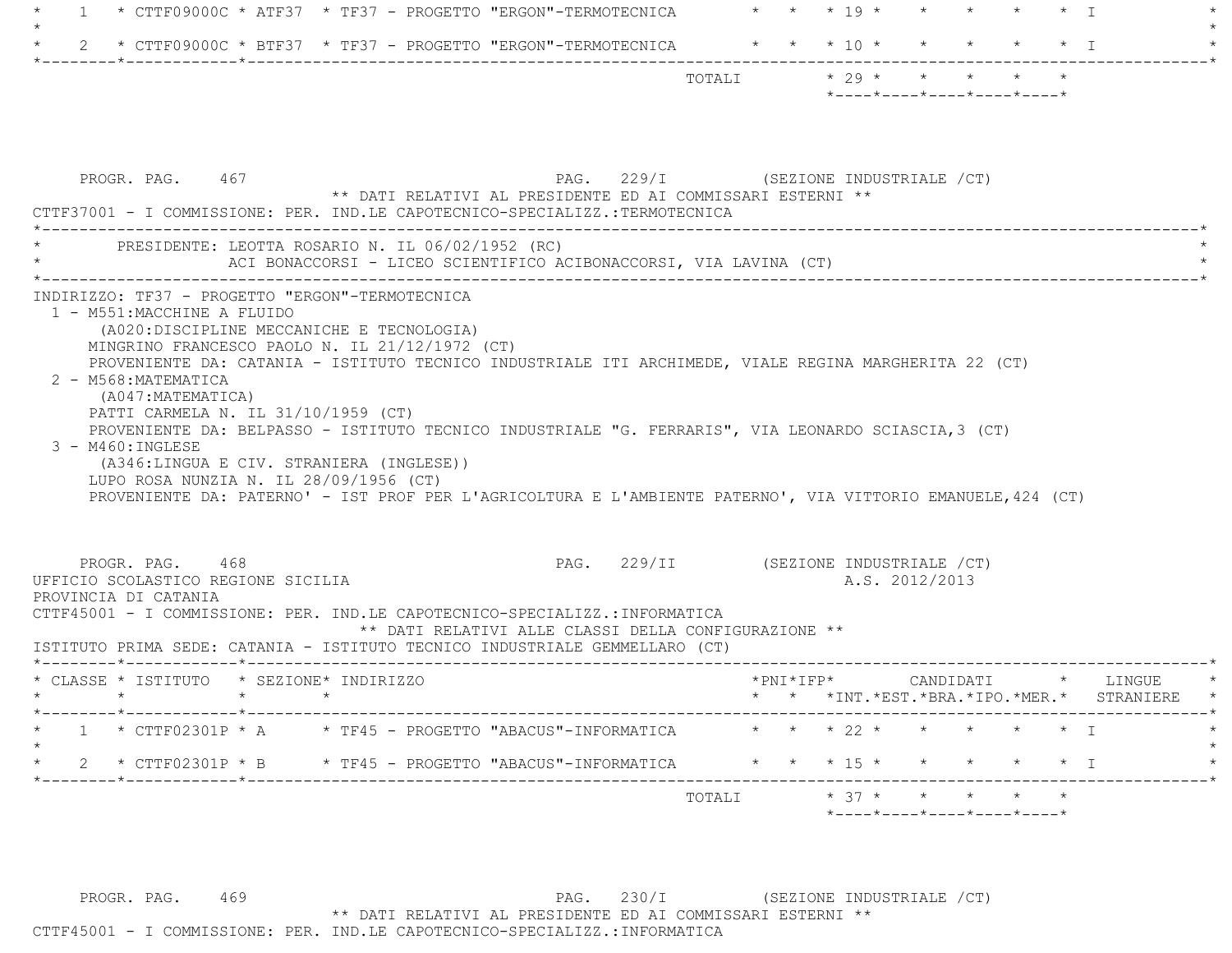| CLASSE | ISTITUTO | SEZIONE | INDIRIZZO | PNI | IFP | INT. | EST. | BRA. | IPO. | MER. | LINGUE STRANIERE |
|---|---|---|---|---|---|---|---|---|---|---|---|
| 1 | CTTF09000C | ATF37 | TF37 - PROGETTO "ERGON"-TERMOTECNICA | | | 19 | | | | | I |
| 2 | CTTF09000C | BTF37 | TF37 - PROGETTO "ERGON"-TERMOTECNICA | | | 10 | | | | | I |
| | | | TOTALI | | | 29 | | | | | |

PROGR. PAG. 467 PAG. 229/I (SEZIONE INDUSTRIALE /CT)

** DATI RELATIVI AL PRESIDENTE ED AI COMMISSARI ESTERNI **

CTTF37001 - I COMMISSIONE: PER. IND.LE CAPOTECNICO-SPECIALIZZ.:TERMOTECNICA

PRESIDENTE: LEOTTA ROSARIO N. IL 06/02/1952 (RC)
ACI BONACCORSI - LICEO SCIENTIFICO ACIBONACCORSI, VIA LAVINA (CT)

INDIRIZZO: TF37 - PROGETTO "ERGON"-TERMOTECNICA

1 - M551:MACCHINE A FLUIDO
(A020:DISCIPLINE MECCANICHE E TECNOLOGIA)
MINGRINO FRANCESCO PAOLO N. IL 21/12/1972 (CT)
PROVENIENTE DA: CATANIA - ISTITUTO TECNICO INDUSTRIALE ITI ARCHIMEDE, VIALE REGINA MARGHERITA 22 (CT)

2 - M568:MATEMATICA
(A047:MATEMATICA)
PATTI CARMELA N. IL 31/10/1959 (CT)
PROVENIENTE DA: BELPASSO - ISTITUTO TECNICO INDUSTRIALE "G. FERRARIS", VIA LEONARDO SCIASCIA,3 (CT)

3 - M460:INGLESE
(A346:LINGUA E CIV. STRANIERA (INGLESE))
LUPO ROSA NUNZIA N. IL 28/09/1956 (CT)
PROVENIENTE DA: PATERNO' - IST PROF PER L'AGRICOLTURA E L'AMBIENTE PATERNO', VIA VITTORIO EMANUELE,424 (CT)

PROGR. PAG. 468 PAG. 229/II (SEZIONE INDUSTRIALE /CT)

UFFICIO SCOLASTICO REGIONE SICILIA A.S. 2012/2013
PROVINCIA DI CATANIA

CTTF45001 - I COMMISSIONE: PER. IND.LE CAPOTECNICO-SPECIALIZZ.:INFORMATICA

** DATI RELATIVI ALLE CLASSI DELLA CONFIGURAZIONE **

ISTITUTO PRIMA SEDE: CATANIA - ISTITUTO TECNICO INDUSTRIALE GEMMELLARO (CT)

| CLASSE | ISTITUTO | SEZIONE | INDIRIZZO | PNI | IFP | INT. | EST. | BRA. | IPO. | MER. | LINGUE STRANIERE |
|---|---|---|---|---|---|---|---|---|---|---|---|
| 1 | CTTF02301P | A | TF45 - PROGETTO "ABACUS"-INFORMATICA | | | 22 | | | | | I |
| 2 | CTTF02301P | B | TF45 - PROGETTO "ABACUS"-INFORMATICA | | | 15 | | | | | I |
| | | | TOTALI | | | 37 | | | | | |

PROGR. PAG. 469 PAG. 230/I (SEZIONE INDUSTRIALE /CT)

** DATI RELATIVI AL PRESIDENTE ED AI COMMISSARI ESTERNI **

CTTF45001 - I COMMISSIONE: PER. IND.LE CAPOTECNICO-SPECIALIZZ.:INFORMATICA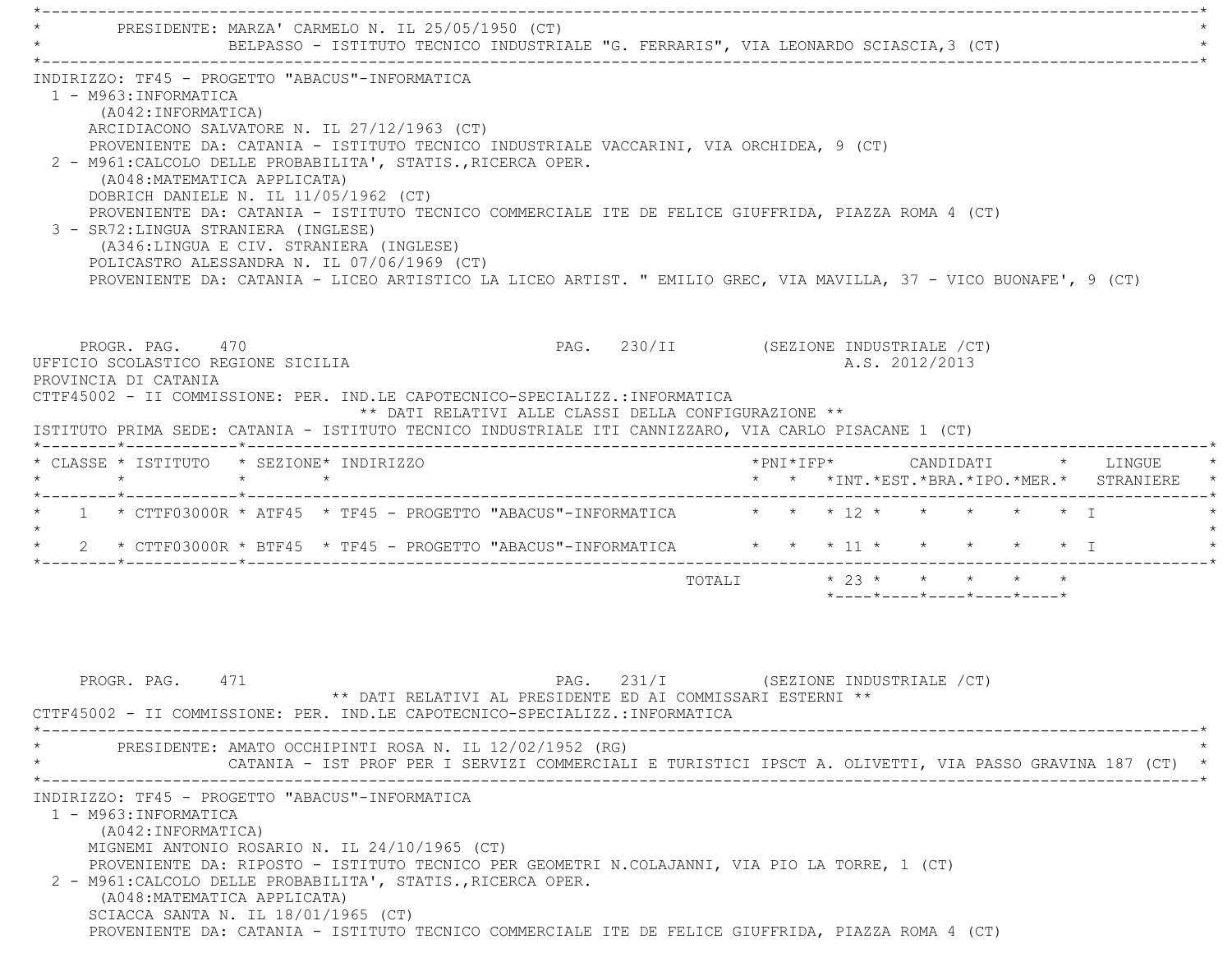PRESIDENTE: MARZA' CARMELO N. IL 25/05/1950 (CT)
BELPASSO - ISTITUTO TECNICO INDUSTRIALE "G. FERRARIS", VIA LEONARDO SCIASCIA,3 (CT)

INDIRIZZO: TF45 - PROGETTO "ABACUS"-INFORMATICA

1 - M963:INFORMATICA
   (A042:INFORMATICA)
   ARCIDIACONO SALVATORE N. IL 27/12/1963 (CT)
   PROVENIENTE DA: CATANIA - ISTITUTO TECNICO INDUSTRIALE VACCARINI, VIA ORCHIDEA, 9 (CT)
2 - M961:CALCOLO DELLE PROBABILITA', STATIS.,RICERCA OPER.
   (A048:MATEMATICA APPLICATA)
   DOBRICH DANIELE N. IL 11/05/1962 (CT)
   PROVENIENTE DA: CATANIA - ISTITUTO TECNICO COMMERCIALE ITE DE FELICE GIUFFRIDA, PIAZZA ROMA 4 (CT)
3 - SR72:LINGUA STRANIERA (INGLESE)
   (A346:LINGUA E CIV. STRANIERA (INGLESE)
   POLICASTRO ALESSANDRA N. IL 07/06/1969 (CT)
   PROVENIENTE DA: CATANIA - LICEO ARTISTICO LA LICEO ARTIST. " EMILIO GREC, VIA MAVILLA, 37 - VICO BUONAFE', 9 (CT)

PROGR. PAG. 470 PAG. 230/II (SEZIONE INDUSTRIALE /CT)

UFFICIO SCOLASTICO REGIONE SICILIA A.S. 2012/2013
PROVINCIA DI CATANIA
CTTF45002 - II COMMISSIONE: PER. IND.LE CAPOTECNICO-SPECIALIZZ.:INFORMATICA

** DATI RELATIVI ALLE CLASSI DELLA CONFIGURAZIONE **

ISTITUTO PRIMA SEDE: CATANIA - ISTITUTO TECNICO INDUSTRIALE ITI CANNIZZARO, VIA CARLO PISACANE 1 (CT)

| CLASSE | ISTITUTO | SEZIONE | INDIRIZZO | PNI | IFP | CANDIDATI INT. | EST. | BRA. | IPO. | MER. | LINGUE STRANIERE |
|---|---|---|---|---|---|---|---|---|---|---|---|
| 1 | CTTF03000R | ATF45 | TF45 - PROGETTO "ABACUS"-INFORMATICA | | | 12 | | | | | I |
| 2 | CTTF03000R | BTF45 | TF45 - PROGETTO "ABACUS"-INFORMATICA | | | 11 | | | | | I |
| | | | TOTALI | | | 23 | | | | | |

PROGR. PAG. 471 PAG. 231/I (SEZIONE INDUSTRIALE /CT)

** DATI RELATIVI AL PRESIDENTE ED AI COMMISSARI ESTERNI **

CTTF45002 - II COMMISSIONE: PER. IND.LE CAPOTECNICO-SPECIALIZZ.:INFORMATICA

PRESIDENTE: AMATO OCCHIPINTI ROSA N. IL 12/02/1952 (RG)
CATANIA - IST PROF PER I SERVIZI COMMERCIALI E TURISTICI IPSCT A. OLIVETTI, VIA PASSO GRAVINA 187 (CT)

INDIRIZZO: TF45 - PROGETTO "ABACUS"-INFORMATICA

1 - M963:INFORMATICA
   (A042:INFORMATICA)
   MIGNEMI ANTONIO ROSARIO N. IL 24/10/1965 (CT)
   PROVENIENTE DA: RIPOSTO - ISTITUTO TECNICO PER GEOMETRI N.COLAJANNI, VIA PIO LA TORRE, 1 (CT)
2 - M961:CALCOLO DELLE PROBABILITA', STATIS.,RICERCA OPER.
   (A048:MATEMATICA APPLICATA)
   SCIACCA SANTA N. IL 18/01/1965 (CT)
   PROVENIENTE DA: CATANIA - ISTITUTO TECNICO COMMERCIALE ITE DE FELICE GIUFFRIDA, PIAZZA ROMA 4 (CT)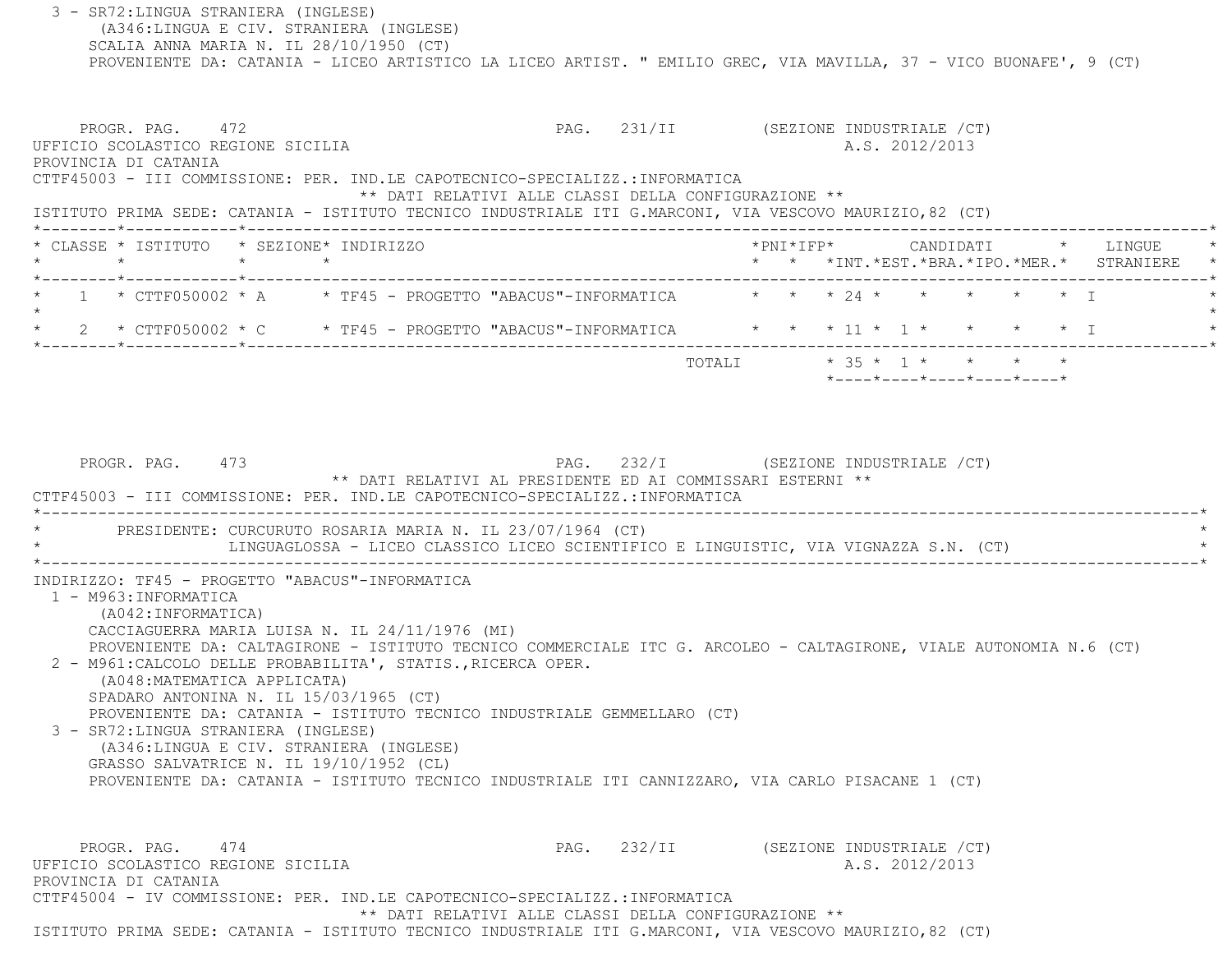3 - SR72:LINGUA STRANIERA (INGLESE)
(A346:LINGUA E CIV. STRANIERA (INGLESE)
SCALIA ANNA MARIA N. IL 28/10/1950 (CT)
PROVENIENTE DA: CATANIA - LICEO ARTISTICO LA LICEO ARTIST. " EMILIO GREC, VIA MAVILLA, 37 - VICO BUONAFE', 9 (CT)

PROGR. PAG. 472 PAG. 231/II (SEZIONE INDUSTRIALE /CT)

UFFICIO SCOLASTICO REGIONE SICILIA A.S. 2012/2013

PROVINCIA DI CATANIA

CTTF45003 - III COMMISSIONE: PER. IND.LE CAPOTECNICO-SPECIALIZZ.:INFORMATICA

** DATI RELATIVI ALLE CLASSI DELLA CONFIGURAZIONE **

ISTITUTO PRIMA SEDE: CATANIA - ISTITUTO TECNICO INDUSTRIALE ITI G.MARCONI, VIA VESCOVO MAURIZIO,82 (CT)

| CLASSE | ISTITUTO | SEZIONE | INDIRIZZO | PNI | IFP | CANDIDATI INT. | EST. | BRA. | IPO. | MER. | LINGUE STRANIERE |
|---|---|---|---|---|---|---|---|---|---|---|---|
| 1 | CTTF050002 | A | TF45 - PROGETTO "ABACUS"-INFORMATICA | | | 24 | | | | | I |
| 2 | CTTF050002 | C | TF45 - PROGETTO "ABACUS"-INFORMATICA | | | 11 | 1 | | | | I |
| | | | TOTALI | | | 35 | 1 | | | | |

PROGR. PAG. 473 PAG. 232/I (SEZIONE INDUSTRIALE /CT)

** DATI RELATIVI AL PRESIDENTE ED AI COMMISSARI ESTERNI **

CTTF45003 - III COMMISSIONE: PER. IND.LE CAPOTECNICO-SPECIALIZZ.:INFORMATICA

PRESIDENTE: CURCURUTO ROSARIA MARIA N. IL 23/07/1964 (CT)
LINGUAGLOSSA - LICEO CLASSICO LICEO SCIENTIFICO E LINGUISTIC, VIA VIGNAZZA S.N. (CT)

INDIRIZZO: TF45 - PROGETTO "ABACUS"-INFORMATICA

1 - M963:INFORMATICA
(A042:INFORMATICA)
CACCIAGUERRA MARIA LUISA N. IL 24/11/1976 (MI)
PROVENIENTE DA: CALTAGIRONE - ISTITUTO TECNICO COMMERCIALE ITC G. ARCOLEO - CALTAGIRONE, VIALE AUTONOMIA N.6 (CT)

2 - M961:CALCOLO DELLE PROBABILITA', STATIS.,RICERCA OPER.
(A048:MATEMATICA APPLICATA)
SPADARO ANTONINA N. IL 15/03/1965 (CT)
PROVENIENTE DA: CATANIA - ISTITUTO TECNICO INDUSTRIALE GEMMELLARO (CT)

3 - SR72:LINGUA STRANIERA (INGLESE)
(A346:LINGUA E CIV. STRANIERA (INGLESE)
GRASSO SALVATRICE N. IL 19/10/1952 (CL)
PROVENIENTE DA: CATANIA - ISTITUTO TECNICO INDUSTRIALE ITI CANNIZZARO, VIA CARLO PISACANE 1 (CT)

PROGR. PAG. 474 PAG. 232/II (SEZIONE INDUSTRIALE /CT)

UFFICIO SCOLASTICO REGIONE SICILIA A.S. 2012/2013

PROVINCIA DI CATANIA

CTTF45004 - IV COMMISSIONE: PER. IND.LE CAPOTECNICO-SPECIALIZZ.:INFORMATICA

** DATI RELATIVI ALLE CLASSI DELLA CONFIGURAZIONE **

ISTITUTO PRIMA SEDE: CATANIA - ISTITUTO TECNICO INDUSTRIALE ITI G.MARCONI, VIA VESCOVO MAURIZIO,82 (CT)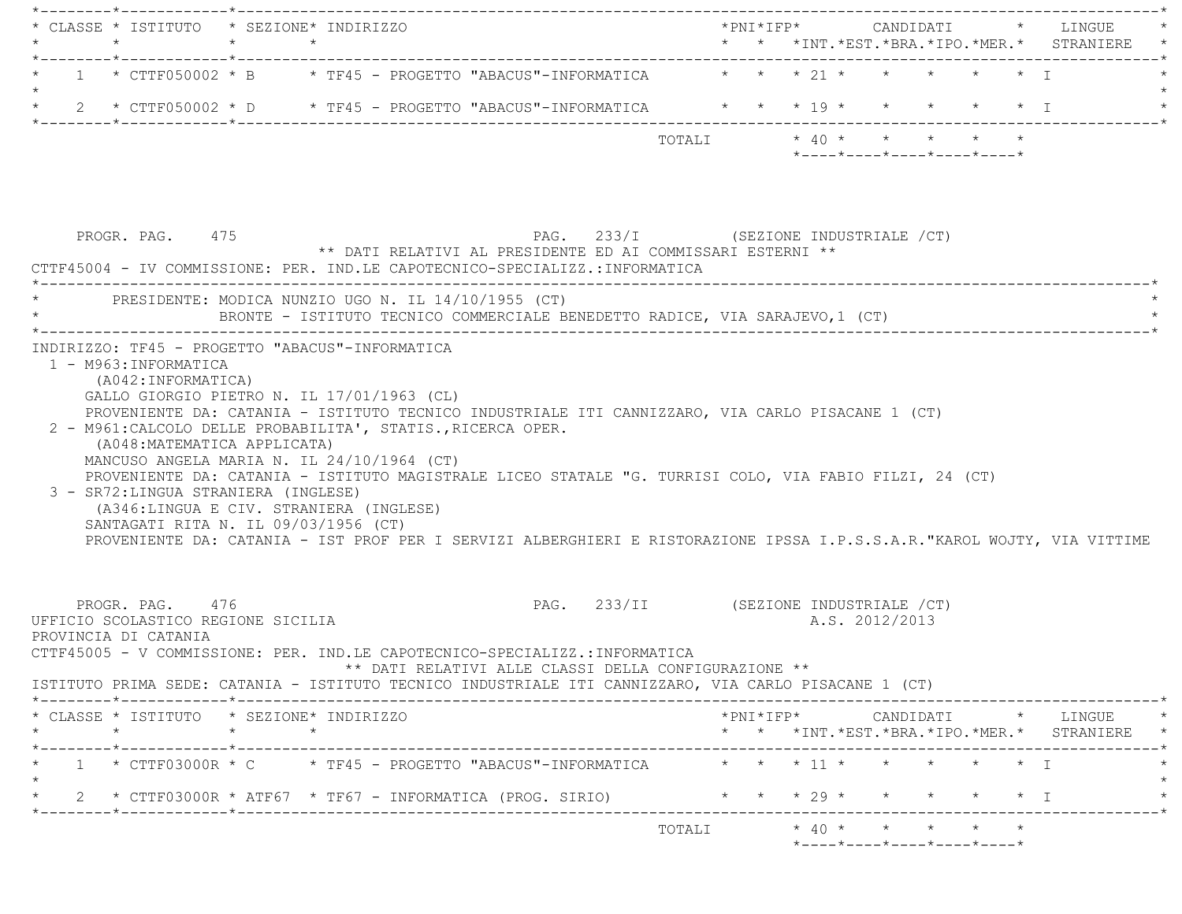| CLASSE | ISTITUTO | SEZIONE | INDIRIZZO | PNI | IFP | INT. | EST. | BRA. | IPO. | MER. | LINGUE STRANIERE |
|---|---|---|---|---|---|---|---|---|---|---|---|
| 1 | CTTF050002 | B | TF45 - PROGETTO "ABACUS"-INFORMATICA | | | 21 | | | | | I |
| 2 | CTTF050002 | D | TF45 - PROGETTO "ABACUS"-INFORMATICA | | | 19 | | | | | I |
| | | | TOTALI | | | 40 | | | | | |

PROGR. PAG. 475 PAG. 233/I (SEZIONE INDUSTRIALE /CT)

** DATI RELATIVI AL PRESIDENTE ED AI COMMISSARI ESTERNI **

CTTF45004 - IV COMMISSIONE: PER. IND.LE CAPOTECNICO-SPECIALIZZ.:INFORMATICA

PRESIDENTE: MODICA NUNZIO UGO N. IL 14/10/1955 (CT)
BRONTE - ISTITUTO TECNICO COMMERCIALE BENEDETTO RADICE, VIA SARAJEVO,1 (CT)

INDIRIZZO: TF45 - PROGETTO "ABACUS"-INFORMATICA

1 - M963:INFORMATICA
(A042:INFORMATICA)
GALLO GIORGIO PIETRO N. IL 17/01/1963 (CL)
PROVENIENTE DA: CATANIA - ISTITUTO TECNICO INDUSTRIALE ITI CANNIZZARO, VIA CARLO PISACANE 1 (CT)

2 - M961:CALCOLO DELLE PROBABILITA', STATIS.,RICERCA OPER.
(A048:MATEMATICA APPLICATA)
MANCUSO ANGELA MARIA N. IL 24/10/1964 (CT)
PROVENIENTE DA: CATANIA - ISTITUTO MAGISTRALE LICEO STATALE "G. TURRISI COLO, VIA FABIO FILZI, 24 (CT)

3 - SR72:LINGUA STRANIERA (INGLESE)
(A346:LINGUA E CIV. STRANIERA (INGLESE)
SANTAGATI RITA N. IL 09/03/1956 (CT)
PROVENIENTE DA: CATANIA - IST PROF PER I SERVIZI ALBERGHIERI E RISTORAZIONE IPSSA I.P.S.S.A.R."KAROL WOJTY, VIA VITTIME

PROGR. PAG. 476 PAG. 233/II (SEZIONE INDUSTRIALE /CT)

UFFICIO SCOLASTICO REGIONE SICILIA A.S. 2012/2013

PROVINCIA DI CATANIA

CTTF45005 - V COMMISSIONE: PER. IND.LE CAPOTECNICO-SPECIALIZZ.:INFORMATICA

** DATI RELATIVI ALLE CLASSI DELLA CONFIGURAZIONE **

ISTITUTO PRIMA SEDE: CATANIA - ISTITUTO TECNICO INDUSTRIALE ITI CANNIZZARO, VIA CARLO PISACANE 1 (CT)

| CLASSE | ISTITUTO | SEZIONE | INDIRIZZO | PNI | IFP | INT. | EST. | BRA. | IPO. | MER. | LINGUE STRANIERE |
|---|---|---|---|---|---|---|---|---|---|---|---|
| 1 | CTTF03000R | C | TF45 - PROGETTO "ABACUS"-INFORMATICA | | | 11 | | | | | I |
| 2 | CTTF03000R | ATF67 | TF67 - INFORMATICA (PROG. SIRIO) | | | 29 | | | | | I |
| | | | TOTALI | | | 40 | | | | | |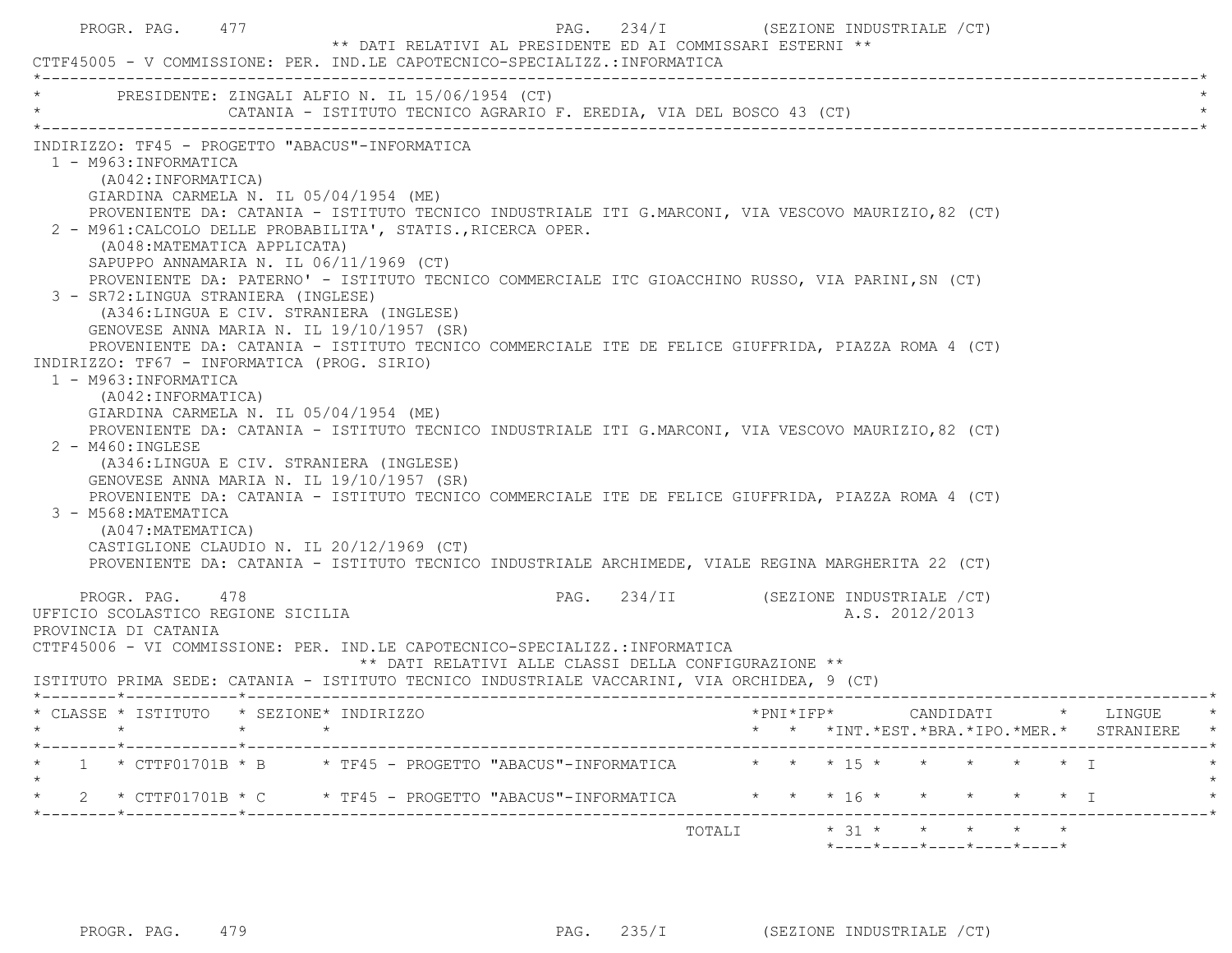** DATI RELATIVI AL PRESIDENTE ED AI COMMISSARI ESTERNI **

CTTF45005 - V COMMISSIONE: PER. IND.LE CAPOTECNICO-SPECIALIZZ.:INFORMATICA

PRESIDENTE: ZINGALI ALFIO N. IL 15/06/1954 (CT)
CATANIA - ISTITUTO TECNICO AGRARIO F. EREDIA, VIA DEL BOSCO 43 (CT)

INDIRIZZO: TF45 - PROGETTO "ABACUS"-INFORMATICA

1 - M963:INFORMATICA
(A042:INFORMATICA)
GIARDINA CARMELA N. IL 05/04/1954 (ME)
PROVENIENTE DA: CATANIA - ISTITUTO TECNICO INDUSTRIALE ITI G.MARCONI, VIA VESCOVO MAURIZIO,82 (CT)

2 - M961:CALCOLO DELLE PROBABILITA', STATIS.,RICERCA OPER.
(A048:MATEMATICA APPLICATA)
SAPUPPO ANNAMARIA N. IL 06/11/1969 (CT)
PROVENIENTE DA: PATERNO' - ISTITUTO TECNICO COMMERCIALE ITC GIOACCHINO RUSSO, VIA PARINI,SN (CT)

3 - SR72:LINGUA STRANIERA (INGLESE)
(A346:LINGUA E CIV. STRANIERA (INGLESE)
GENOVESE ANNA MARIA N. IL 19/10/1957 (SR)
PROVENIENTE DA: CATANIA - ISTITUTO TECNICO COMMERCIALE ITE DE FELICE GIUFFRIDA, PIAZZA ROMA 4 (CT)

INDIRIZZO: TF67 - INFORMATICA (PROG. SIRIO)

1 - M963:INFORMATICA
(A042:INFORMATICA)
GIARDINA CARMELA N. IL 05/04/1954 (ME)
PROVENIENTE DA: CATANIA - ISTITUTO TECNICO INDUSTRIALE ITI G.MARCONI, VIA VESCOVO MAURIZIO,82 (CT)

2 - M460:INGLESE
(A346:LINGUA E CIV. STRANIERA (INGLESE)
GENOVESE ANNA MARIA N. IL 19/10/1957 (SR)
PROVENIENTE DA: CATANIA - ISTITUTO TECNICO COMMERCIALE ITE DE FELICE GIUFFRIDA, PIAZZA ROMA 4 (CT)

3 - M568:MATEMATICA
(A047:MATEMATICA)
CASTIGLIONE CLAUDIO N. IL 20/12/1969 (CT)
PROVENIENTE DA: CATANIA - ISTITUTO TECNICO INDUSTRIALE ARCHIMEDE, VIALE REGINA MARGHERITA 22 (CT)

UFFICIO SCOLASTICO REGIONE SICILIA — A.S. 2012/2013

PROVINCIA DI CATANIA

CTTF45006 - VI COMMISSIONE: PER. IND.LE CAPOTECNICO-SPECIALIZZ.:INFORMATICA

** DATI RELATIVI ALLE CLASSI DELLA CONFIGURAZIONE **

ISTITUTO PRIMA SEDE: CATANIA - ISTITUTO TECNICO INDUSTRIALE VACCARINI, VIA ORCHIDEA, 9 (CT)

| CLASSE | ISTITUTO | SEZIONE | INDIRIZZO | PNI | IFP | CANDIDATI INT. | EST. | BRA. | IPO. | MER. | LINGUE STRANIERE |
|---|---|---|---|---|---|---|---|---|---|---|---|
| 1 | CTTF01701B | B | TF45 - PROGETTO "ABACUS"-INFORMATICA | | | 15 | | | | | I |
| 2 | CTTF01701B | C | TF45 - PROGETTO "ABACUS"-INFORMATICA | | | 16 | | | | | I |
| | | | TOTALI | | | 31 | | | | | |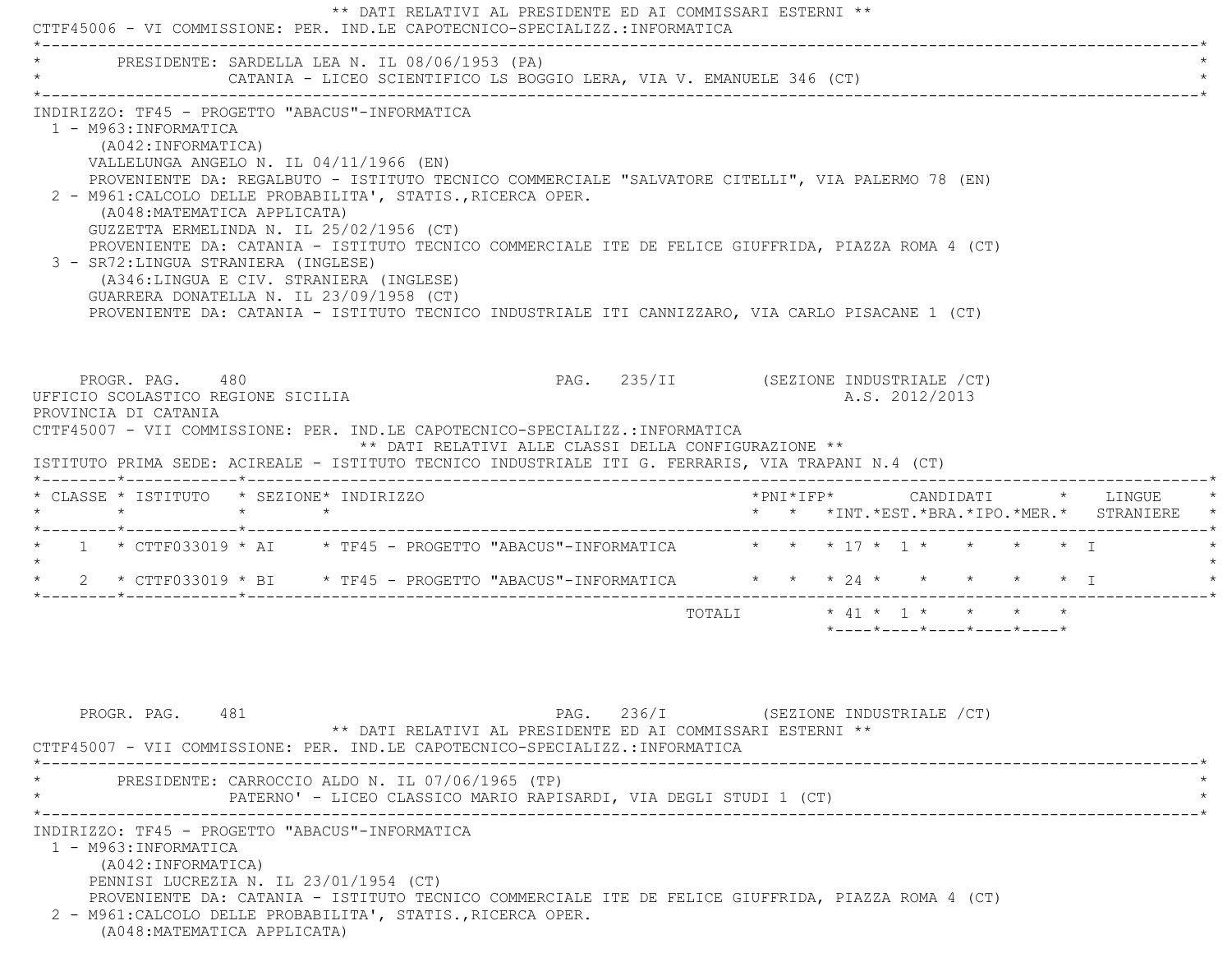** DATI RELATIVI AL PRESIDENTE ED AI COMMISSARI ESTERNI **

CTTF45006 - VI COMMISSIONE: PER. IND.LE CAPOTECNICO-SPECIALIZZ.:INFORMATICA

PRESIDENTE: SARDELLA LEA N. IL 08/06/1953 (PA)
CATANIA - LICEO SCIENTIFICO LS BOGGIO LERA, VIA V. EMANUELE 346 (CT)

INDIRIZZO: TF45 - PROGETTO "ABACUS"-INFORMATICA

1 - M963:INFORMATICA
   (A042:INFORMATICA)
   VALLELUNGA ANGELO N. IL 04/11/1966 (EN)
   PROVENIENTE DA: REGALBUTO - ISTITUTO TECNICO COMMERCIALE "SALVATORE CITELLI", VIA PALERMO 78 (EN)
2 - M961:CALCOLO DELLE PROBABILITA', STATIS.,RICERCA OPER.
   (A048:MATEMATICA APPLICATA)
   GUZZETTA ERMELINDA N. IL 25/02/1956 (CT)
   PROVENIENTE DA: CATANIA - ISTITUTO TECNICO COMMERCIALE ITE DE FELICE GIUFFRIDA, PIAZZA ROMA 4 (CT)
3 - SR72:LINGUA STRANIERA (INGLESE)
   (A346:LINGUA E CIV. STRANIERA (INGLESE)
   GUARRERA DONATELLA N. IL 23/09/1958 (CT)
   PROVENIENTE DA: CATANIA - ISTITUTO TECNICO INDUSTRIALE ITI CANNIZZARO, VIA CARLO PISACANE 1 (CT)

PROGR. PAG. 480 PAG. 235/II (SEZIONE INDUSTRIALE /CT)

UFFICIO SCOLASTICO REGIONE SICILIA A.S. 2012/2013

PROVINCIA DI CATANIA

CTTF45007 - VII COMMISSIONE: PER. IND.LE CAPOTECNICO-SPECIALIZZ.:INFORMATICA

** DATI RELATIVI ALLE CLASSI DELLA CONFIGURAZIONE **

ISTITUTO PRIMA SEDE: ACIREALE - ISTITUTO TECNICO INDUSTRIALE ITI G. FERRARIS, VIA TRAPANI N.4 (CT)

| CLASSE | ISTITUTO | SEZIONE | INDIRIZZO | PNI | IFP | CANDIDATI INT. | EST. | BRA. | IPO. | MER. | LINGUE STRANIERE |
|---|---|---|---|---|---|---|---|---|---|---|---|
| 1 | CTTF033019 | AI | TF45 - PROGETTO "ABACUS"-INFORMATICA | | | 17 | 1 | | | | I |
| 2 | CTTF033019 | BI | TF45 - PROGETTO "ABACUS"-INFORMATICA | | | 24 | | | | | I |
| | | | TOTALI | | | 41 | 1 | | | | |

PROGR. PAG. 481 PAG. 236/I (SEZIONE INDUSTRIALE /CT)

** DATI RELATIVI AL PRESIDENTE ED AI COMMISSARI ESTERNI **

CTTF45007 - VII COMMISSIONE: PER. IND.LE CAPOTECNICO-SPECIALIZZ.:INFORMATICA

PRESIDENTE: CARROCCIO ALDO N. IL 07/06/1965 (TP)
PATERNO' - LICEO CLASSICO MARIO RAPISARDI, VIA DEGLI STUDI 1 (CT)

INDIRIZZO: TF45 - PROGETTO "ABACUS"-INFORMATICA

1 - M963:INFORMATICA
   (A042:INFORMATICA)
   PENNISI LUCREZIA N. IL 23/01/1954 (CT)
   PROVENIENTE DA: CATANIA - ISTITUTO TECNICO COMMERCIALE ITE DE FELICE GIUFFRIDA, PIAZZA ROMA 4 (CT)
2 - M961:CALCOLO DELLE PROBABILITA', STATIS.,RICERCA OPER.
   (A048:MATEMATICA APPLICATA)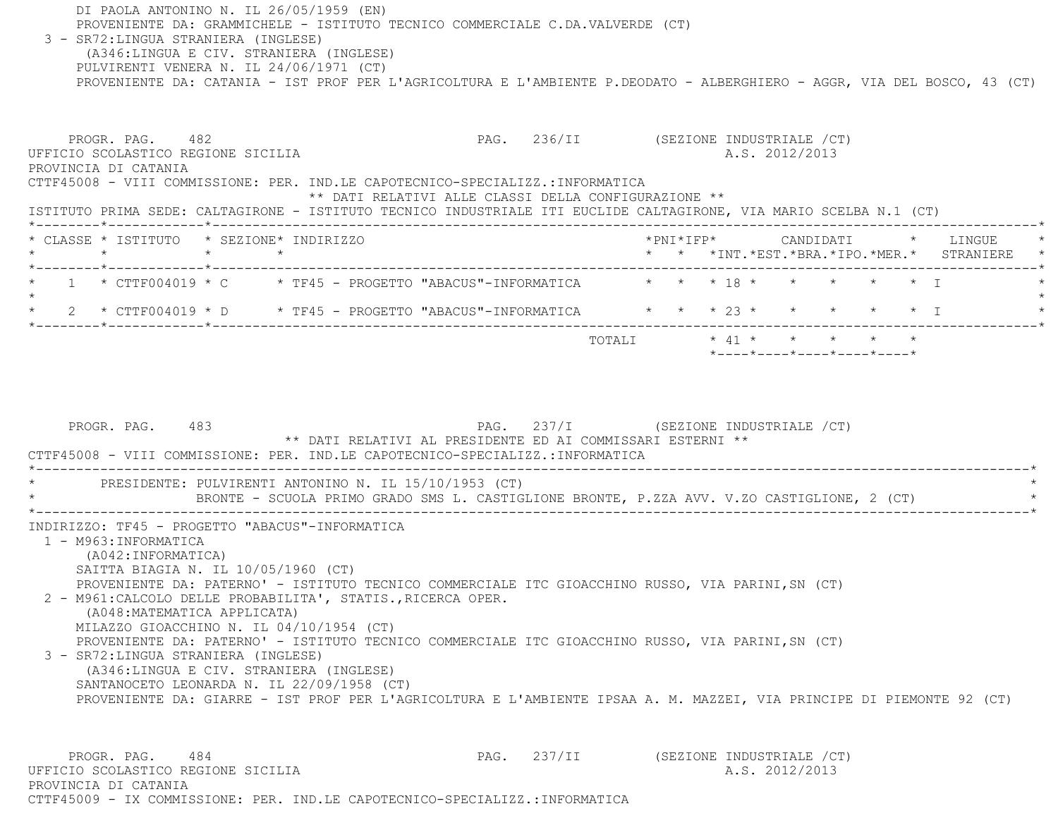DI PAOLA ANTONINO N. IL 26/05/1959 (EN)
PROVENIENTE DA: GRAMMICHELE - ISTITUTO TECNICO COMMERCIALE C.DA.VALVERDE (CT)

3 - SR72:LINGUA STRANIERA (INGLESE)
(A346:LINGUA E CIV. STRANIERA (INGLESE)
PULVIRENTI VENERA N. IL 24/06/1971 (CT)
PROVENIENTE DA: CATANIA - IST PROF PER L'AGRICOLTURA E L'AMBIENTE P.DEODATO - ALBERGHIERO - AGGR, VIA DEL BOSCO, 43 (CT)

PROGR. PAG. 482 PAG. 236/II (SEZIONE INDUSTRIALE /CT)

UFFICIO SCOLASTICO REGIONE SICILIA A.S. 2012/2013
PROVINCIA DI CATANIA
CTTF45008 - VIII COMMISSIONE: PER. IND.LE CAPOTECNICO-SPECIALIZZ.:INFORMATICA

** DATI RELATIVI ALLE CLASSI DELLA CONFIGURAZIONE **

ISTITUTO PRIMA SEDE: CALTAGIRONE - ISTITUTO TECNICO INDUSTRIALE ITI EUCLIDE CALTAGIRONE, VIA MARIO SCELBA N.1 (CT)

| CLASSE | ISTITUTO | SEZIONE | INDIRIZZO | PNI | IFP | CANDIDATI INT. | EST. | BRA. | IPO. | MER. | LINGUE STRANIERE |
|---|---|---|---|---|---|---|---|---|---|---|---|
| 1 | CTTF004019 | C | TF45 - PROGETTO "ABACUS"-INFORMATICA | | | 18 | | | | | I |
| 2 | CTTF004019 | D | TF45 - PROGETTO "ABACUS"-INFORMATICA | | | 23 | | | | | I |
| | | | TOTALI | | | 41 | | | | | |

PROGR. PAG. 483 PAG. 237/I (SEZIONE INDUSTRIALE /CT)

** DATI RELATIVI AL PRESIDENTE ED AI COMMISSARI ESTERNI **

CTTF45008 - VIII COMMISSIONE: PER. IND.LE CAPOTECNICO-SPECIALIZZ.:INFORMATICA

PRESIDENTE: PULVIRENTI ANTONINO N. IL 15/10/1953 (CT)
BRONTE - SCUOLA PRIMO GRADO SMS L. CASTIGLIONE BRONTE, P.ZZA AVV. V.ZO CASTIGLIONE, 2 (CT)

INDIRIZZO: TF45 - PROGETTO "ABACUS"-INFORMATICA

1 - M963:INFORMATICA
(A042:INFORMATICA)
SAITTA BIAGIA N. IL 10/05/1960 (CT)
PROVENIENTE DA: PATERNO' - ISTITUTO TECNICO COMMERCIALE ITC GIOACCHINO RUSSO, VIA PARINI,SN (CT)

2 - M961:CALCOLO DELLE PROBABILITA', STATIS.,RICERCA OPER.
(A048:MATEMATICA APPLICATA)
MILAZZO GIOACCHINO N. IL 04/10/1954 (CT)
PROVENIENTE DA: PATERNO' - ISTITUTO TECNICO COMMERCIALE ITC GIOACCHINO RUSSO, VIA PARINI,SN (CT)

3 - SR72:LINGUA STRANIERA (INGLESE)
(A346:LINGUA E CIV. STRANIERA (INGLESE)
SANTANOCETO LEONARDA N. IL 22/09/1958 (CT)
PROVENIENTE DA: GIARRE - IST PROF PER L'AGRICOLTURA E L'AMBIENTE IPSAA A. M. MAZZEI, VIA PRINCIPE DI PIEMONTE 92 (CT)

PROGR. PAG. 484 PAG. 237/II (SEZIONE INDUSTRIALE /CT)

UFFICIO SCOLASTICO REGIONE SICILIA A.S. 2012/2013
PROVINCIA DI CATANIA
CTTF45009 - IX COMMISSIONE: PER. IND.LE CAPOTECNICO-SPECIALIZZ.:INFORMATICA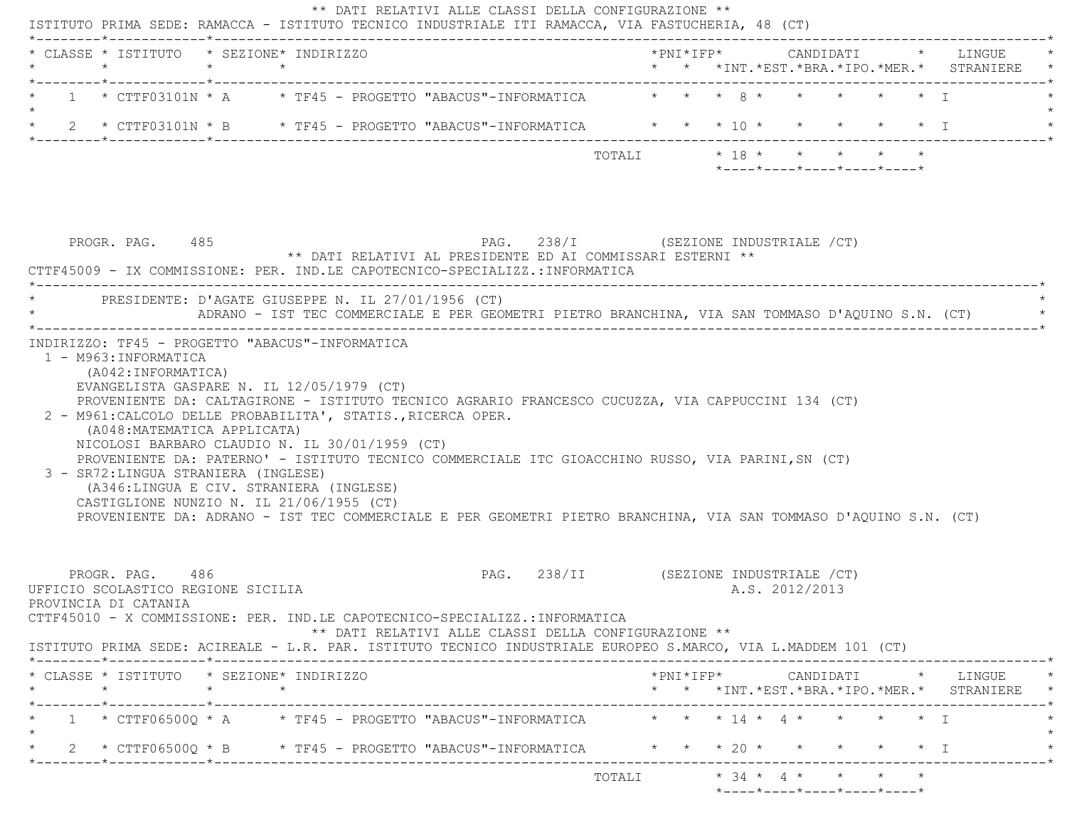** DATI RELATIVI ALLE CLASSI DELLA CONFIGURAZIONE **

ISTITUTO PRIMA SEDE: RAMACCA - ISTITUTO TECNICO INDUSTRIALE ITI RAMACCA, VIA FASTUCHERIA, 48 (CT)

| CLASSE | ISTITUTO | SEZIONE | INDIRIZZO | PNI | IFP | CANDIDATI INT. | EST. | BRA. | IPO. | MER. | LINGUE STRANIERE |
|---|---|---|---|---|---|---|---|---|---|---|---|
| 1 | CTTF03101N | A | TF45 - PROGETTO "ABACUS"-INFORMATICA | | | 8 | | | | | I |
| 2 | CTTF03101N | B | TF45 - PROGETTO "ABACUS"-INFORMATICA | | | 10 | | | | | I |
| | | | TOTALI | | | 18 | | | | | |

PROGR. PAG. 485 PAG. 238/I (SEZIONE INDUSTRIALE /CT)

** DATI RELATIVI AL PRESIDENTE ED AI COMMISSARI ESTERNI **

CTTF45009 - IX COMMISSIONE: PER. IND.LE CAPOTECNICO-SPECIALIZZ.:INFORMATICA

PRESIDENTE: D'AGATE GIUSEPPE N. IL 27/01/1956 (CT)
ADRANO - IST TEC COMMERCIALE E PER GEOMETRI PIETRO BRANCHINA, VIA SAN TOMMASO D'AQUINO S.N. (CT)

INDIRIZZO: TF45 - PROGETTO "ABACUS"-INFORMATICA

1 - M963:INFORMATICA
(A042:INFORMATICA)
EVANGELISTA GASPARE N. IL 12/05/1979 (CT)
PROVENIENTE DA: CALTAGIRONE - ISTITUTO TECNICO AGRARIO FRANCESCO CUCUZZA, VIA CAPPUCCINI 134 (CT)

2 - M961:CALCOLO DELLE PROBABILITA', STATIS.,RICERCA OPER.
(A048:MATEMATICA APPLICATA)
NICOLOSI BARBARO CLAUDIO N. IL 30/01/1959 (CT)
PROVENIENTE DA: PATERNO' - ISTITUTO TECNICO COMMERCIALE ITC GIOACCHINO RUSSO, VIA PARINI,SN (CT)

3 - SR72:LINGUA STRANIERA (INGLESE)
(A346:LINGUA E CIV. STRANIERA (INGLESE)
CASTIGLIONE NUNZIO N. IL 21/06/1955 (CT)
PROVENIENTE DA: ADRANO - IST TEC COMMERCIALE E PER GEOMETRI PIETRO BRANCHINA, VIA SAN TOMMASO D'AQUINO S.N. (CT)

PROGR. PAG. 486 PAG. 238/II (SEZIONE INDUSTRIALE /CT)

UFFICIO SCOLASTICO REGIONE SICILIA A.S. 2012/2013

PROVINCIA DI CATANIA

CTTF45010 - X COMMISSIONE: PER. IND.LE CAPOTECNICO-SPECIALIZZ.:INFORMATICA

** DATI RELATIVI ALLE CLASSI DELLA CONFIGURAZIONE **

ISTITUTO PRIMA SEDE: ACIREALE - L.R. PAR. ISTITUTO TECNICO INDUSTRIALE EUROPEO S.MARCO, VIA L.MADDEM 101 (CT)

| CLASSE | ISTITUTO | SEZIONE | INDIRIZZO | PNI | IFP | CANDIDATI INT. | EST. | BRA. | IPO. | MER. | LINGUE STRANIERE |
|---|---|---|---|---|---|---|---|---|---|---|---|
| 1 | CTTF06500Q | A | TF45 - PROGETTO "ABACUS"-INFORMATICA | | | 14 | 4 | | | | I |
| 2 | CTTF06500Q | B | TF45 - PROGETTO "ABACUS"-INFORMATICA | | | 20 | | | | | I |
| | | | TOTALI | | | 34 | 4 | | | | |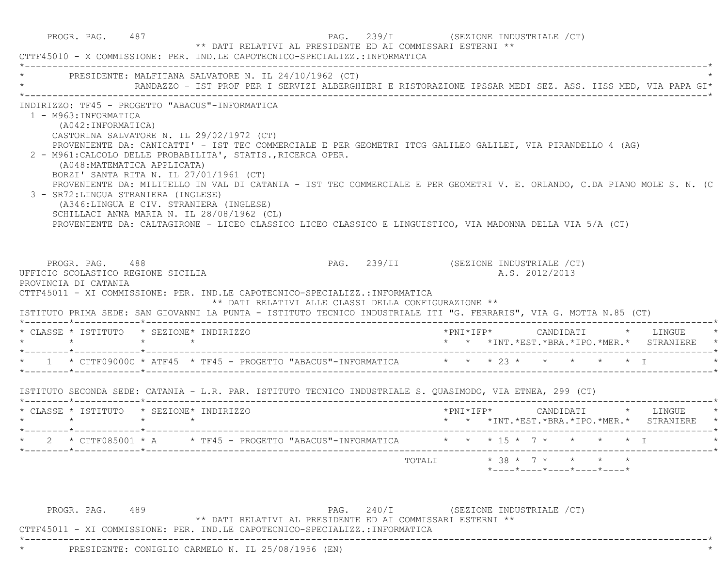PROGR. PAG. 487 PAG. 239/I (SEZIONE INDUSTRIALE /CT)

** DATI RELATIVI AL PRESIDENTE ED AI COMMISSARI ESTERNI **

CTTF45010 - X COMMISSIONE: PER. IND.LE CAPOTECNICO-SPECIALIZZ.:INFORMATICA

PRESIDENTE: MALFITANA SALVATORE N. IL 24/10/1962 (CT)
RANDAZZO - IST PROF PER I SERVIZI ALBERGHIERI E RISTORAZIONE IPSSAR MEDI SEZ. ASS. IISS MED, VIA PAPA GI

INDIRIZZO: TF45 - PROGETTO "ABACUS"-INFORMATICA

1 - M963:INFORMATICA
(A042:INFORMATICA)
CASTORINA SALVATORE N. IL 29/02/1972 (CT)
PROVENIENTE DA: CANICATTI' - IST TEC COMMERCIALE E PER GEOMETRI ITCG GALILEO GALILEI, VIA PIRANDELLO 4 (AG)

2 - M961:CALCOLO DELLE PROBABILITA', STATIS.,RICERCA OPER.
(A048:MATEMATICA APPLICATA)
BORZI' SANTA RITA N. IL 27/01/1961 (CT)
PROVENIENTE DA: MILITELLO IN VAL DI CATANIA - IST TEC COMMERCIALE E PER GEOMETRI V. E. ORLANDO, C.DA PIANO MOLE S. N. (C

3 - SR72:LINGUA STRANIERA (INGLESE)
(A346:LINGUA E CIV. STRANIERA (INGLESE)
SCHILLACI ANNA MARIA N. IL 28/08/1962 (CL)
PROVENIENTE DA: CALTAGIRONE - LICEO CLASSICO LICEO CLASSICO E LINGUISTICO, VIA MADONNA DELLA VIA 5/A (CT)

PROGR. PAG. 488 PAG. 239/II (SEZIONE INDUSTRIALE /CT)

UFFICIO SCOLASTICO REGIONE SICILIA A.S. 2012/2013

PROVINCIA DI CATANIA

CTTF45011 - XI COMMISSIONE: PER. IND.LE CAPOTECNICO-SPECIALIZZ.:INFORMATICA

** DATI RELATIVI ALLE CLASSI DELLA CONFIGURAZIONE **

ISTITUTO PRIMA SEDE: SAN GIOVANNI LA PUNTA - ISTITUTO TECNICO INDUSTRIALE ITI "G. FERRARIS", VIA G. MOTTA N.85 (CT)

| CLASSE | ISTITUTO | SEZIONE | INDIRIZZO | PNI | IFP | CANDIDATI INT. | EST. | BRA. | IPO. | MER. | LINGUE STRANIERE |
|---|---|---|---|---|---|---|---|---|---|---|---|
| 1 | CTTF09000C | ATF45 | TF45 - PROGETTO "ABACUS"-INFORMATICA | | | 23 | | | | | I |

ISTITUTO SECONDA SEDE: CATANIA - L.R. PAR. ISTITUTO TECNICO INDUSTRIALE S. QUASIMODO, VIA ETNEA, 299 (CT)

| CLASSE | ISTITUTO | SEZIONE | INDIRIZZO | PNI | IFP | CANDIDATI INT. | EST. | BRA. | IPO. | MER. | LINGUE STRANIERE |
|---|---|---|---|---|---|---|---|---|---|---|---|
| 2 | CTTF085001 | A | TF45 - PROGETTO "ABACUS"-INFORMATICA | | | 15 | 7 | | | | I |
| | | | TOTALI | | | 38 | 7 | | | | |

PROGR. PAG. 489 PAG. 240/I (SEZIONE INDUSTRIALE /CT)

** DATI RELATIVI AL PRESIDENTE ED AI COMMISSARI ESTERNI **

CTTF45011 - XI COMMISSIONE: PER. IND.LE CAPOTECNICO-SPECIALIZZ.:INFORMATICA

PRESIDENTE: CONIGLIO CARMELO N. IL 25/08/1956 (EN)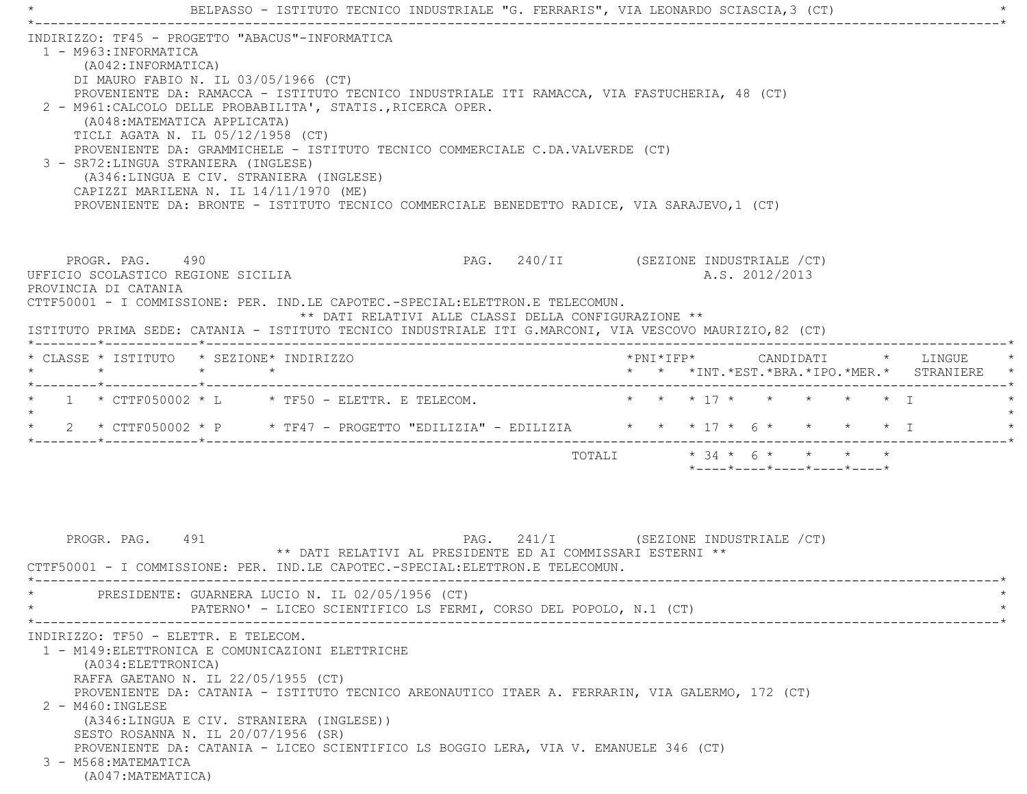BELPASSO - ISTITUTO TECNICO INDUSTRIALE "G. FERRARIS", VIA LEONARDO SCIASCIA,3 (CT)

INDIRIZZO: TF45 - PROGETTO "ABACUS"-INFORMATICA

1 - M963:INFORMATICA
(A042:INFORMATICA)
DI MAURO FABIO N. IL 03/05/1966 (CT)
PROVENIENTE DA: RAMACCA - ISTITUTO TECNICO INDUSTRIALE ITI RAMACCA, VIA FASTUCHERIA, 48 (CT)

2 - M961:CALCOLO DELLE PROBABILITA', STATIS.,RICERCA OPER.
(A048:MATEMATICA APPLICATA)
TICLI AGATA N. IL 05/12/1958 (CT)
PROVENIENTE DA: GRAMMICHELE - ISTITUTO TECNICO COMMERCIALE C.DA.VALVERDE (CT)

3 - SR72:LINGUA STRANIERA (INGLESE)
(A346:LINGUA E CIV. STRANIERA (INGLESE)
CAPIZZI MARILENA N. IL 14/11/1970 (ME)
PROVENIENTE DA: BRONTE - ISTITUTO TECNICO COMMERCIALE BENEDETTO RADICE, VIA SARAJEVO,1 (CT)

PROGR. PAG. 490 PAG. 240/II (SEZIONE INDUSTRIALE /CT)

UFFICIO SCOLASTICO REGIONE SICILIA A.S. 2012/2013

PROVINCIA DI CATANIA

CTTF50001 - I COMMISSIONE: PER. IND.LE CAPOTEC.-SPECIAL:ELETTRON.E TELECOMUN.

** DATI RELATIVI ALLE CLASSI DELLA CONFIGURAZIONE **

ISTITUTO PRIMA SEDE: CATANIA - ISTITUTO TECNICO INDUSTRIALE ITI G.MARCONI, VIA VESCOVO MAURIZIO,82 (CT)

| CLASSE | ISTITUTO | SEZIONE | INDIRIZZO | PNI | IFP | CANDIDATI INT. | EST. | BRA. | IPO. | MER. | LINGUE STRANIERE |
|---|---|---|---|---|---|---|---|---|---|---|---|
| 1 | CTTF050002 | L | TF50 - ELETTR. E TELECOM. | | | 17 | | | | | I |
| 2 | CTTF050002 | P | TF47 - PROGETTO "EDILIZIA" - EDILIZIA | | | 17 | 6 | | | | I |
| | | | TOTALI | | | 34 | 6 | | | | |

PROGR. PAG. 491 PAG. 241/I (SEZIONE INDUSTRIALE /CT)

** DATI RELATIVI AL PRESIDENTE ED AI COMMISSARI ESTERNI **

CTTF50001 - I COMMISSIONE: PER. IND.LE CAPOTEC.-SPECIAL:ELETTRON.E TELECOMUN.

PRESIDENTE: GUARNERA LUCIO N. IL 02/05/1956 (CT)
PATERNO' - LICEO SCIENTIFICO LS FERMI, CORSO DEL POPOLO, N.1 (CT)

INDIRIZZO: TF50 - ELETTR. E TELECOM.

1 - M149:ELETTRONICA E COMUNICAZIONI ELETTRICHE
(A034:ELETTRONICA)
RAFFA GAETANO N. IL 22/05/1955 (CT)
PROVENIENTE DA: CATANIA - ISTITUTO TECNICO AREONAUTICO ITAER A. FERRARIN, VIA GALERMO, 172 (CT)

2 - M460:INGLESE
(A346:LINGUA E CIV. STRANIERA (INGLESE))
SESTO ROSANNA N. IL 20/07/1956 (SR)
PROVENIENTE DA: CATANIA - LICEO SCIENTIFICO LS BOGGIO LERA, VIA V. EMANUELE 346 (CT)

3 - M568:MATEMATICA
(A047:MATEMATICA)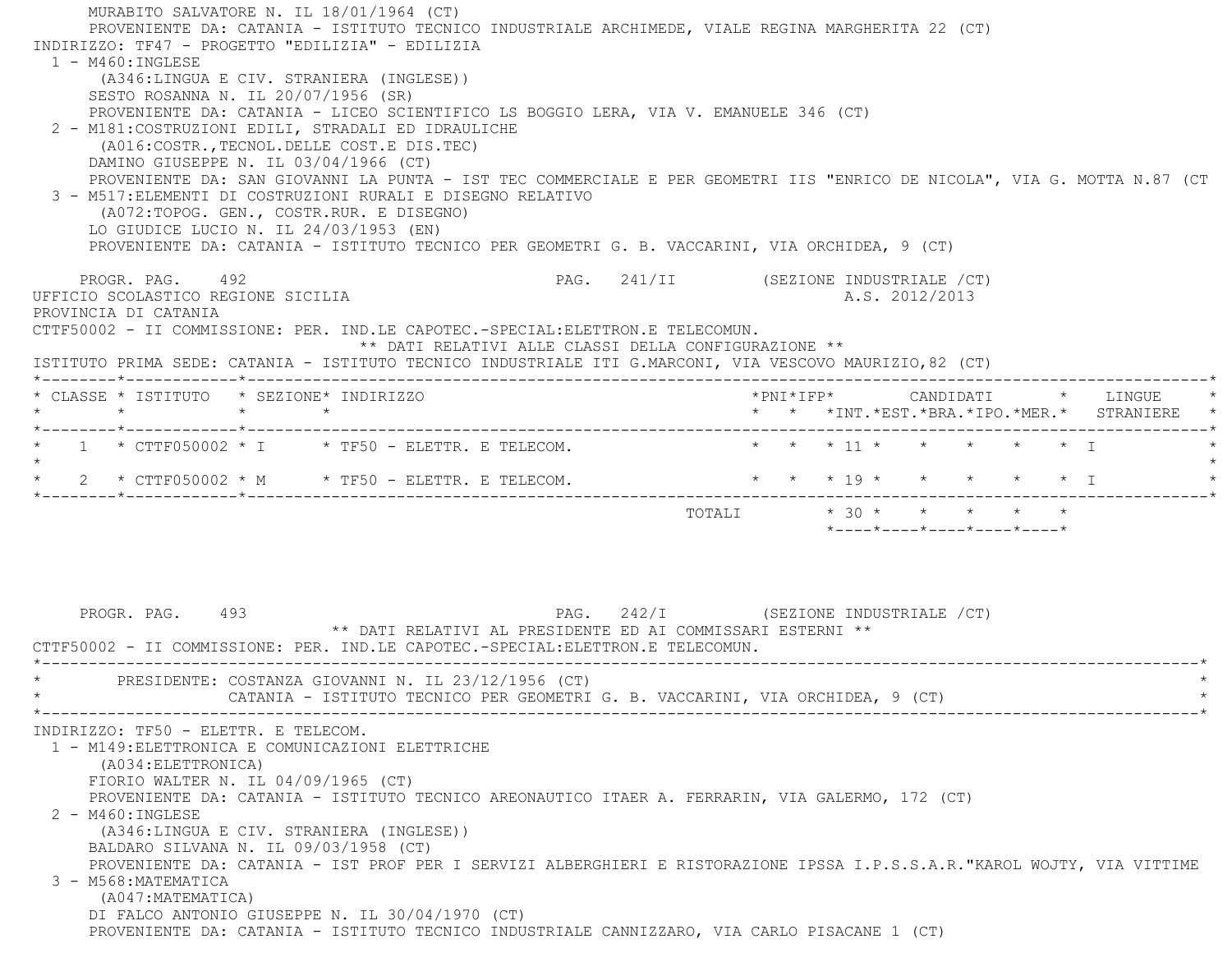MURABITO SALVATORE N. IL 18/01/1964 (CT)
PROVENIENTE DA: CATANIA - ISTITUTO TECNICO INDUSTRIALE ARCHIMEDE, VIALE REGINA MARGHERITA 22 (CT)

INDIRIZZO: TF47 - PROGETTO "EDILIZIA" - EDILIZIA

1 - M460:INGLESE
(A346:LINGUA E CIV. STRANIERA (INGLESE))
SESTO ROSANNA N. IL 20/07/1956 (SR)
PROVENIENTE DA: CATANIA - LICEO SCIENTIFICO LS BOGGIO LERA, VIA V. EMANUELE 346 (CT)

2 - M181:COSTRUZIONI EDILI, STRADALI ED IDRAULICHE
(A016:COSTR.,TECNOL.DELLE COST.E DIS.TEC)
DAMINO GIUSEPPE N. IL 03/04/1966 (CT)
PROVENIENTE DA: SAN GIOVANNI LA PUNTA - IST TEC COMMERCIALE E PER GEOMETRI IIS "ENRICO DE NICOLA", VIA G. MOTTA N.87 (CT

3 - M517:ELEMENTI DI COSTRUZIONI RURALI E DISEGNO RELATIVO
(A072:TOPOG. GEN., COSTR.RUR. E DISEGNO)
LO GIUDICE LUCIO N. IL 24/03/1953 (EN)
PROVENIENTE DA: CATANIA - ISTITUTO TECNICO PER GEOMETRI G. B. VACCARINI, VIA ORCHIDEA, 9 (CT)

PROGR. PAG. 492 PAG. 241/II (SEZIONE INDUSTRIALE /CT)

UFFICIO SCOLASTICO REGIONE SICILIA A.S. 2012/2013
PROVINCIA DI CATANIA
CTTF50002 - II COMMISSIONE: PER. IND.LE CAPOTEC.-SPECIAL:ELETTRON.E TELECOMUN.

** DATI RELATIVI ALLE CLASSI DELLA CONFIGURAZIONE **

ISTITUTO PRIMA SEDE: CATANIA - ISTITUTO TECNICO INDUSTRIALE ITI G.MARCONI, VIA VESCOVO MAURIZIO,82 (CT)

| CLASSE | ISTITUTO | SEZIONE | INDIRIZZO | PNI | IFP | CANDIDATI INT. | EST. | BRA. | IPO. | MER. | LINGUE STRANIERE |
|---|---|---|---|---|---|---|---|---|---|---|---|
| 1 | CTTF050002 | I | TF50 - ELETTR. E TELECOM. | | | 11 | | | | | I |
| 2 | CTTF050002 | M | TF50 - ELETTR. E TELECOM. | | | 19 | | | | | I |
| | | | TOTALI | | | 30 | | | | | |

PROGR. PAG. 493 PAG. 242/I (SEZIONE INDUSTRIALE /CT)

** DATI RELATIVI AL PRESIDENTE ED AI COMMISSARI ESTERNI **

CTTF50002 - II COMMISSIONE: PER. IND.LE CAPOTEC.-SPECIAL:ELETTRON.E TELECOMUN.

PRESIDENTE: COSTANZA GIOVANNI N. IL 23/12/1956 (CT)
CATANIA - ISTITUTO TECNICO PER GEOMETRI G. B. VACCARINI, VIA ORCHIDEA, 9 (CT)

INDIRIZZO: TF50 - ELETTR. E TELECOM.

1 - M149:ELETTRONICA E COMUNICAZIONI ELETTRICHE
(A034:ELETTRONICA)
FIORIO WALTER N. IL 04/09/1965 (CT)
PROVENIENTE DA: CATANIA - ISTITUTO TECNICO AREONAUTICO ITAER A. FERRARIN, VIA GALERMO, 172 (CT)

2 - M460:INGLESE
(A346:LINGUA E CIV. STRANIERA (INGLESE))
BALDARO SILVANA N. IL 09/03/1958 (CT)
PROVENIENTE DA: CATANIA - IST PROF PER I SERVIZI ALBERGHIERI E RISTORAZIONE IPSSA I.P.S.S.A.R."KAROL WOJTY, VIA VITTIME

3 - M568:MATEMATICA
(A047:MATEMATICA)
DI FALCO ANTONIO GIUSEPPE N. IL 30/04/1970 (CT)
PROVENIENTE DA: CATANIA - ISTITUTO TECNICO INDUSTRIALE CANNIZZARO, VIA CARLO PISACANE 1 (CT)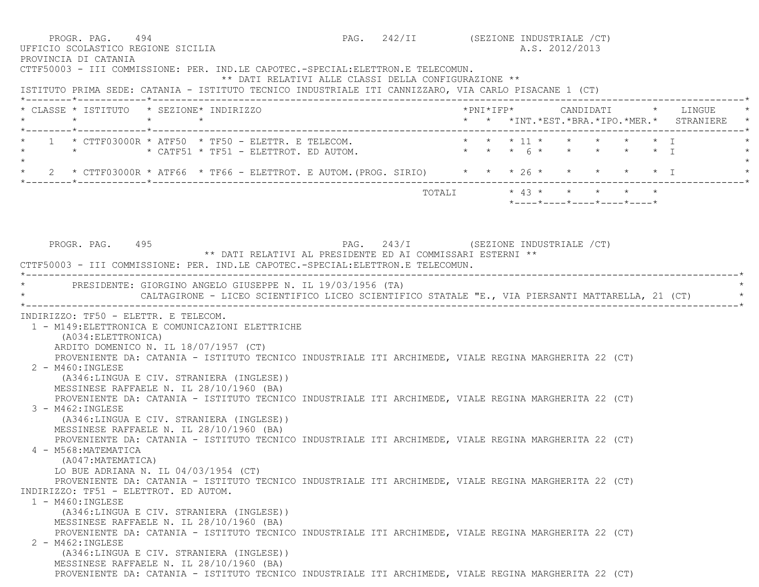UFFICIO SCOLASTICO REGIONE SICILIA A.S. 2012/2013

PROVINCIA DI CATANIA

CTTF50003 - III COMMISSIONE: PER. IND.LE CAPOTEC.-SPECIAL:ELETTRON.E TELECOMUN.

** DATI RELATIVI ALLE CLASSI DELLA CONFIGURAZIONE **

ISTITUTO PRIMA SEDE: CATANIA - ISTITUTO TECNICO INDUSTRIALE ITI CANNIZZARO, VIA CARLO PISACANE 1 (CT)

| CLASSE | ISTITUTO | SEZIONE | INDIRIZZO | PNI | IFP | CANDIDATI INT. | EST. | BRA. | IPO. | MER. | LINGUE STRANIERE |
|---|---|---|---|---|---|---|---|---|---|---|---|
| 1 | CTTF03000R | ATF50 | TF50 - ELETTR. E TELECOM. | | | 11 | | | | | I |
| | | CATF51 | TF51 - ELETTROT. ED AUTOM. | | | 6 | | | | | I |
| 2 | CTTF03000R | ATF66 | TF66 - ELETTROT. E AUTOM.(PROG. SIRIO) | | | 26 | | | | | I |
| | | | TOTALI | | | 43 | | | | | |

** DATI RELATIVI AL PRESIDENTE ED AI COMMISSARI ESTERNI **

CTTF50003 - III COMMISSIONE: PER. IND.LE CAPOTEC.-SPECIAL:ELETTRON.E TELECOMUN.

PRESIDENTE: GIORGINO ANGELO GIUSEPPE N. IL 19/03/1956 (TA)
CALTAGIRONE - LICEO SCIENTIFICO LICEO SCIENTIFICO STATALE "E., VIA PIERSANTI MATTARELLA, 21 (CT)

INDIRIZZO: TF50 - ELETTR. E TELECOM.

1 - M149:ELETTRONICA E COMUNICAZIONI ELETTRICHE
(A034:ELETTRONICA)
ARDITO DOMENICO N. IL 18/07/1957 (CT)
PROVENIENTE DA: CATANIA - ISTITUTO TECNICO INDUSTRIALE ITI ARCHIMEDE, VIALE REGINA MARGHERITA 22 (CT)

2 - M460:INGLESE
(A346:LINGUA E CIV. STRANIERA (INGLESE))
MESSINESE RAFFAELE N. IL 28/10/1960 (BA)
PROVENIENTE DA: CATANIA - ISTITUTO TECNICO INDUSTRIALE ITI ARCHIMEDE, VIALE REGINA MARGHERITA 22 (CT)

3 - M462:INGLESE
(A346:LINGUA E CIV. STRANIERA (INGLESE))
MESSINESE RAFFAELE N. IL 28/10/1960 (BA)
PROVENIENTE DA: CATANIA - ISTITUTO TECNICO INDUSTRIALE ITI ARCHIMEDE, VIALE REGINA MARGHERITA 22 (CT)

4 - M568:MATEMATICA
(A047:MATEMATICA)
LO BUE ADRIANA N. IL 04/03/1954 (CT)
PROVENIENTE DA: CATANIA - ISTITUTO TECNICO INDUSTRIALE ITI ARCHIMEDE, VIALE REGINA MARGHERITA 22 (CT)

INDIRIZZO: TF51 - ELETTROT. ED AUTOM.

1 - M460:INGLESE
(A346:LINGUA E CIV. STRANIERA (INGLESE))
MESSINESE RAFFAELE N. IL 28/10/1960 (BA)
PROVENIENTE DA: CATANIA - ISTITUTO TECNICO INDUSTRIALE ITI ARCHIMEDE, VIALE REGINA MARGHERITA 22 (CT)

2 - M462:INGLESE
(A346:LINGUA E CIV. STRANIERA (INGLESE))
MESSINESE RAFFAELE N. IL 28/10/1960 (BA)
PROVENIENTE DA: CATANIA - ISTITUTO TECNICO INDUSTRIALE ITI ARCHIMEDE, VIALE REGINA MARGHERITA 22 (CT)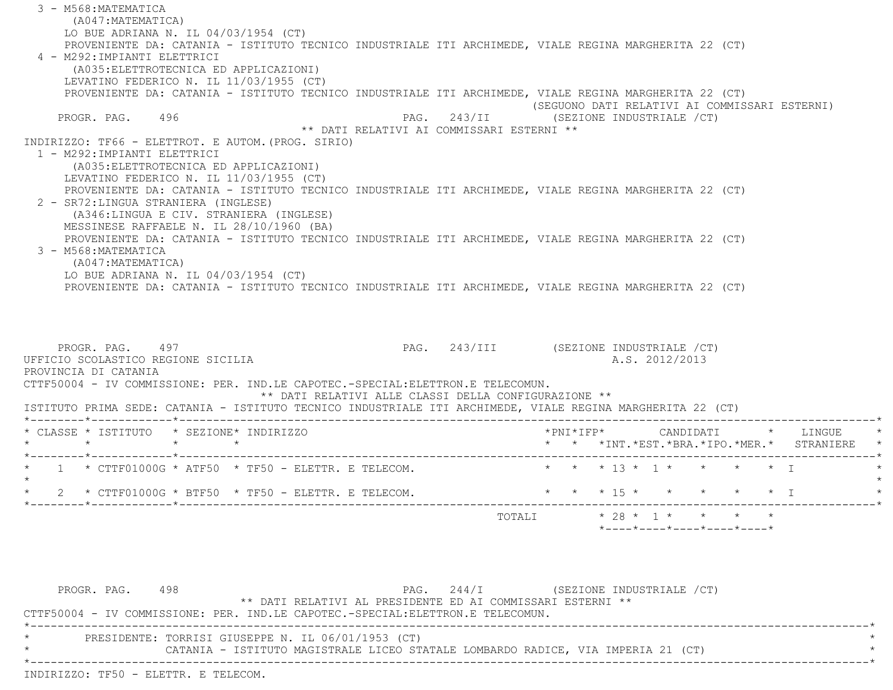3 - M568:MATEMATICA
(A047:MATEMATICA)
LO BUE ADRIANA N. IL 04/03/1954 (CT)
PROVENIENTE DA: CATANIA - ISTITUTO TECNICO INDUSTRIALE ITI ARCHIMEDE, VIALE REGINA MARGHERITA 22 (CT)

4 - M292:IMPIANTI ELETTRICI
(A035:ELETTROTECNICA ED APPLICAZIONI)
LEVATINO FEDERICO N. IL 11/03/1955 (CT)
PROVENIENTE DA: CATANIA - ISTITUTO TECNICO INDUSTRIALE ITI ARCHIMEDE, VIALE REGINA MARGHERITA 22 (CT)

(SEGUONO DATI RELATIVI AI COMMISSARI ESTERNI)

PROGR. PAG. 496 PAG. 243/II (SEZIONE INDUSTRIALE /CT)

** DATI RELATIVI AI COMMISSARI ESTERNI **

INDIRIZZO: TF66 - ELETTROT. E AUTOM.(PROG. SIRIO)

1 - M292:IMPIANTI ELETTRICI
(A035:ELETTROTECNICA ED APPLICAZIONI)
LEVATINO FEDERICO N. IL 11/03/1955 (CT)
PROVENIENTE DA: CATANIA - ISTITUTO TECNICO INDUSTRIALE ITI ARCHIMEDE, VIALE REGINA MARGHERITA 22 (CT)

2 - SR72:LINGUA STRANIERA (INGLESE)
(A346:LINGUA E CIV. STRANIERA (INGLESE)
MESSINESE RAFFAELE N. IL 28/10/1960 (BA)
PROVENIENTE DA: CATANIA - ISTITUTO TECNICO INDUSTRIALE ITI ARCHIMEDE, VIALE REGINA MARGHERITA 22 (CT)

3 - M568:MATEMATICA
(A047:MATEMATICA)
LO BUE ADRIANA N. IL 04/03/1954 (CT)
PROVENIENTE DA: CATANIA - ISTITUTO TECNICO INDUSTRIALE ITI ARCHIMEDE, VIALE REGINA MARGHERITA 22 (CT)

PROGR. PAG. 497 PAG. 243/III (SEZIONE INDUSTRIALE /CT)

UFFICIO SCOLASTICO REGIONE SICILIA A.S. 2012/2013

PROVINCIA DI CATANIA

CTTF50004 - IV COMMISSIONE: PER. IND.LE CAPOTEC.-SPECIAL:ELETTRON.E TELECOMUN.

** DATI RELATIVI ALLE CLASSI DELLA CONFIGURAZIONE **

ISTITUTO PRIMA SEDE: CATANIA - ISTITUTO TECNICO INDUSTRIALE ITI ARCHIMEDE, VIALE REGINA MARGHERITA 22 (CT)

| CLASSE | ISTITUTO | SEZIONE | INDIRIZZO | PNI | IFP | CANDIDATI INT. | EST. | BRA. | IPO. | MER. | LINGUE STRANIERE |
|---|---|---|---|---|---|---|---|---|---|---|---|
| 1 | CTTF01000G | ATF50 | TF50 - ELETTR. E TELECOM. | | | 13 | 1 | | | | I |
| 2 | CTTF01000G | BTF50 | TF50 - ELETTR. E TELECOM. | | | 15 | | | | | I |
| | | | TOTALI | | | 28 | 1 | | | | |

PROGR. PAG. 498 PAG. 244/I (SEZIONE INDUSTRIALE /CT)

** DATI RELATIVI AL PRESIDENTE ED AI COMMISSARI ESTERNI **

CTTF50004 - IV COMMISSIONE: PER. IND.LE CAPOTEC.-SPECIAL:ELETTRON.E TELECOMUN.

PRESIDENTE: TORRISI GIUSEPPE N. IL 06/01/1953 (CT)
CATANIA - ISTITUTO MAGISTRALE LICEO STATALE LOMBARDO RADICE, VIA IMPERIA 21 (CT)

INDIRIZZO: TF50 - ELETTR. E TELECOM.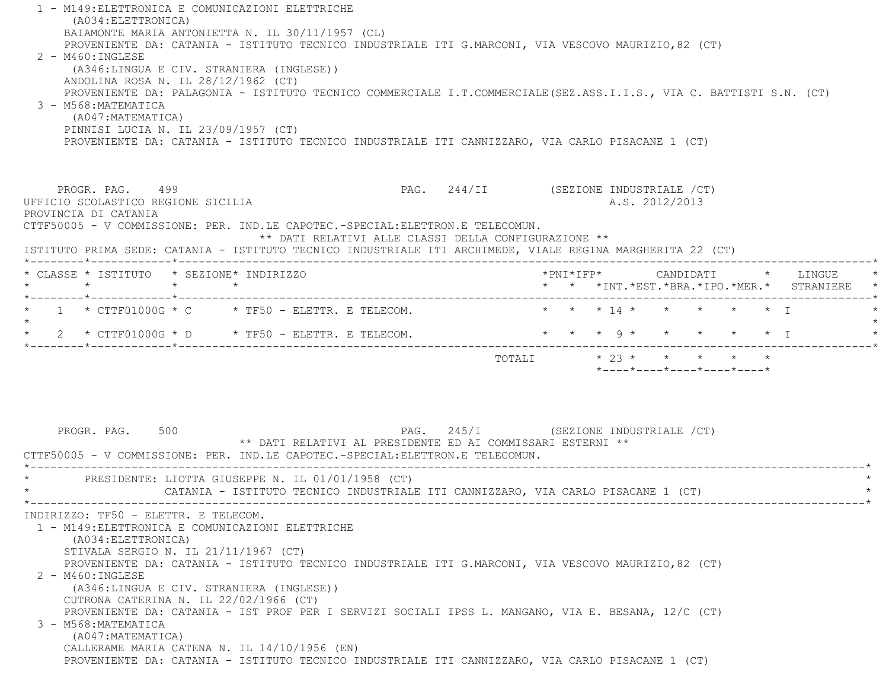1 - M149:ELETTRONICA E COMUNICAZIONI ELETTRICHE
(A034:ELETTRONICA)
BAIAMONTE MARIA ANTONIETTA N. IL 30/11/1957 (CL)
PROVENIENTE DA: CATANIA - ISTITUTO TECNICO INDUSTRIALE ITI G.MARCONI, VIA VESCOVO MAURIZIO,82 (CT)

2 - M460:INGLESE
(A346:LINGUA E CIV. STRANIERA (INGLESE))
ANDOLINA ROSA N. IL 28/12/1962 (CT)
PROVENIENTE DA: PALAGONIA - ISTITUTO TECNICO COMMERCIALE I.T.COMMERCIALE(SEZ.ASS.I.I.S., VIA C. BATTISTI S.N. (CT)

3 - M568:MATEMATICA
(A047:MATEMATICA)
PINNISI LUCIA N. IL 23/09/1957 (CT)
PROVENIENTE DA: CATANIA - ISTITUTO TECNICO INDUSTRIALE ITI CANNIZZARO, VIA CARLO PISACANE 1 (CT)

PROGR. PAG. 499 PAG. 244/II (SEZIONE INDUSTRIALE /CT)
UFFICIO SCOLASTICO REGIONE SICILIA A.S. 2012/2013
PROVINCIA DI CATANIA
CTTF50005 - V COMMISSIONE: PER. IND.LE CAPOTEC.-SPECIAL:ELETTRON.E TELECOMUN.

** DATI RELATIVI ALLE CLASSI DELLA CONFIGURAZIONE **

ISTITUTO PRIMA SEDE: CATANIA - ISTITUTO TECNICO INDUSTRIALE ITI ARCHIMEDE, VIALE REGINA MARGHERITA 22 (CT)

| CLASSE | ISTITUTO | SEZIONE | INDIRIZZO | PNI | IFP | CANDIDATI INT. | EST. | BRA. | IPO. | MER. | LINGUE STRANIERE |
|---|---|---|---|---|---|---|---|---|---|---|---|
| 1 | CTTF01000G | C | TF50 - ELETTR. E TELECOM. | | | 14 | | | | | I |
| 2 | CTTF01000G | D | TF50 - ELETTR. E TELECOM. | | | 9 | | | | | I |
| | | | TOTALI | | | 23 | | | | | |

PROGR. PAG. 500 PAG. 245/I (SEZIONE INDUSTRIALE /CT)

** DATI RELATIVI AL PRESIDENTE ED AI COMMISSARI ESTERNI **

CTTF50005 - V COMMISSIONE: PER. IND.LE CAPOTEC.-SPECIAL:ELETTRON.E TELECOMUN.

PRESIDENTE: LIOTTA GIUSEPPE N. IL 01/01/1958 (CT)
CATANIA - ISTITUTO TECNICO INDUSTRIALE ITI CANNIZZARO, VIA CARLO PISACANE 1 (CT)

INDIRIZZO: TF50 - ELETTR. E TELECOM.

1 - M149:ELETTRONICA E COMUNICAZIONI ELETTRICHE
(A034:ELETTRONICA)
STIVALA SERGIO N. IL 21/11/1967 (CT)
PROVENIENTE DA: CATANIA - ISTITUTO TECNICO INDUSTRIALE ITI G.MARCONI, VIA VESCOVO MAURIZIO,82 (CT)

2 - M460:INGLESE
(A346:LINGUA E CIV. STRANIERA (INGLESE))
CUTRONA CATERINA N. IL 22/02/1966 (CT)
PROVENIENTE DA: CATANIA - IST PROF PER I SERVIZI SOCIALI IPSS L. MANGANO, VIA E. BESANA, 12/C (CT)

3 - M568:MATEMATICA
(A047:MATEMATICA)
CALLERAME MARIA CATENA N. IL 14/10/1956 (EN)
PROVENIENTE DA: CATANIA - ISTITUTO TECNICO INDUSTRIALE ITI CANNIZZARO, VIA CARLO PISACANE 1 (CT)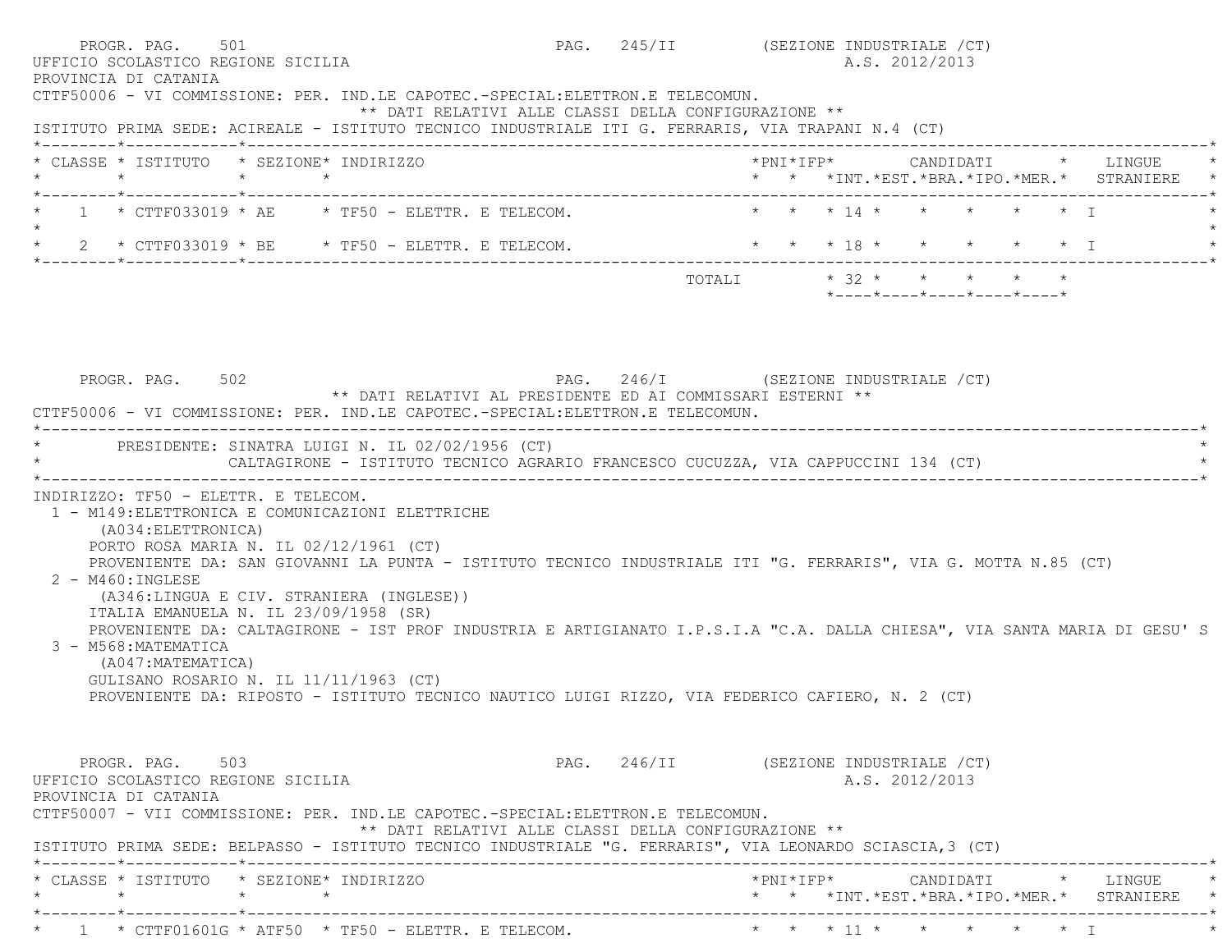PROGR. PAG. 501 PAG. 245/II (SEZIONE INDUSTRIALE /CT)

UFFICIO SCOLASTICO REGIONE SICILIA A.S. 2012/2013

PROVINCIA DI CATANIA

CTTF50006 - VI COMMISSIONE: PER. IND.LE CAPOTEC.-SPECIAL:ELETTRON.E TELECOMUN.

** DATI RELATIVI ALLE CLASSI DELLA CONFIGURAZIONE **

ISTITUTO PRIMA SEDE: ACIREALE - ISTITUTO TECNICO INDUSTRIALE ITI G. FERRARIS, VIA TRAPANI N.4 (CT)

| CLASSE | ISTITUTO | SEZIONE | INDIRIZZO | PNI | IFP | CANDIDATI INT. | EST. | BRA. | IPO. | MER. | LINGUE STRANIERE |
|---|---|---|---|---|---|---|---|---|---|---|---|
| 1 | CTTF033019 | AE | TF50 - ELETTR. E TELECOM. | | | 14 | | | | | I |
| 2 | CTTF033019 | BE | TF50 - ELETTR. E TELECOM. | | | 18 | | | | | I |
| | | | TOTALI | | | 32 | | | | | |

PROGR. PAG. 502 PAG. 246/I (SEZIONE INDUSTRIALE /CT)

** DATI RELATIVI AL PRESIDENTE ED AI COMMISSARI ESTERNI **

CTTF50006 - VI COMMISSIONE: PER. IND.LE CAPOTEC.-SPECIAL:ELETTRON.E TELECOMUN.

PRESIDENTE: SINATRA LUIGI N. IL 02/02/1956 (CT)
CALTAGIRONE - ISTITUTO TECNICO AGRARIO FRANCESCO CUCUZZA, VIA CAPPUCCINI 134 (CT)

INDIRIZZO: TF50 - ELETTR. E TELECOM.

1 - M149:ELETTRONICA E COMUNICAZIONI ELETTRICHE
(A034:ELETTRONICA)
PORTO ROSA MARIA N. IL 02/12/1961 (CT)
PROVENIENTE DA: SAN GIOVANNI LA PUNTA - ISTITUTO TECNICO INDUSTRIALE ITI "G. FERRARIS", VIA G. MOTTA N.85 (CT)

2 - M460:INGLESE
(A346:LINGUA E CIV. STRANIERA (INGLESE))
ITALIA EMANUELA N. IL 23/09/1958 (SR)
PROVENIENTE DA: CALTAGIRONE - IST PROF INDUSTRIA E ARTIGIANATO I.P.S.I.A "C.A. DALLA CHIESA", VIA SANTA MARIA DI GESU' S

3 - M568:MATEMATICA
(A047:MATEMATICA)
GULISANO ROSARIO N. IL 11/11/1963 (CT)
PROVENIENTE DA: RIPOSTO - ISTITUTO TECNICO NAUTICO LUIGI RIZZO, VIA FEDERICO CAFIERO, N. 2 (CT)

PROGR. PAG. 503 PAG. 246/II (SEZIONE INDUSTRIALE /CT)

UFFICIO SCOLASTICO REGIONE SICILIA A.S. 2012/2013

PROVINCIA DI CATANIA

CTTF50007 - VII COMMISSIONE: PER. IND.LE CAPOTEC.-SPECIAL:ELETTRON.E TELECOMUN.

** DATI RELATIVI ALLE CLASSI DELLA CONFIGURAZIONE **

ISTITUTO PRIMA SEDE: BELPASSO - ISTITUTO TECNICO INDUSTRIALE "G. FERRARIS", VIA LEONARDO SCIASCIA,3 (CT)

| CLASSE | ISTITUTO | SEZIONE | INDIRIZZO | PNI | IFP | CANDIDATI INT. | EST. | BRA. | IPO. | MER. | LINGUE STRANIERE |
|---|---|---|---|---|---|---|---|---|---|---|---|
| 1 | CTTF01601G | ATF50 | TF50 - ELETTR. E TELECOM. | | | 11 | | | | | I |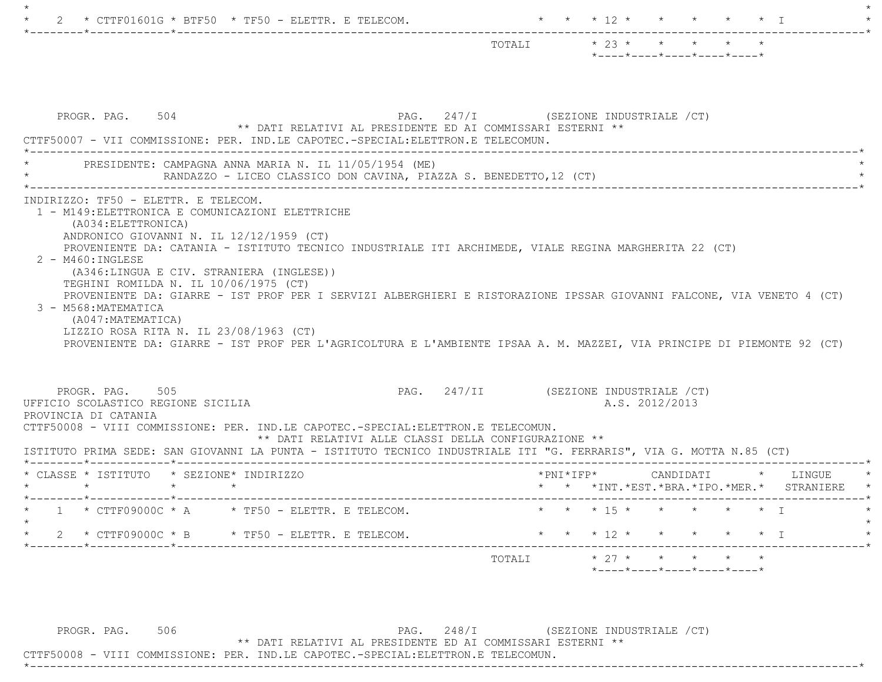| CLASSE | ISTITUTO | SEZIONE | INDIRIZZO | PNI | IFP | INT. | EST. | BRA. | IPO. | MER. | LINGUE STRANIERE |
|---|---|---|---|---|---|---|---|---|---|---|---|
| 2 | CTTF01601G | BTF50 | TF50 - ELETTR. E TELECOM. | | | 12 | | | | | I |
| | | | TOTALI | | | 23 | | | | | |

PROGR. PAG. 504 PAG. 247/I (SEZIONE INDUSTRIALE /CT)

** DATI RELATIVI AL PRESIDENTE ED AI COMMISSARI ESTERNI **

CTTF50007 - VII COMMISSIONE: PER. IND.LE CAPOTEC.-SPECIAL:ELETTRON.E TELECOMUN.

PRESIDENTE: CAMPAGNA ANNA MARIA N. IL 11/05/1954 (ME)
RANDAZZO - LICEO CLASSICO DON CAVINA, PIAZZA S. BENEDETTO,12 (CT)

INDIRIZZO: TF50 - ELETTR. E TELECOM.

1 - M149:ELETTRONICA E COMUNICAZIONI ELETTRICHE
(A034:ELETTRONICA)
ANDRONICO GIOVANNI N. IL 12/12/1959 (CT)
PROVENIENTE DA: CATANIA - ISTITUTO TECNICO INDUSTRIALE ITI ARCHIMEDE, VIALE REGINA MARGHERITA 22 (CT)

2 - M460:INGLESE
(A346:LINGUA E CIV. STRANIERA (INGLESE))
TEGHINI ROMILDA N. IL 10/06/1975 (CT)
PROVENIENTE DA: GIARRE - IST PROF PER I SERVIZI ALBERGHIERI E RISTORAZIONE IPSSAR GIOVANNI FALCONE, VIA VENETO 4 (CT)

3 - M568:MATEMATICA
(A047:MATEMATICA)
LIZZIO ROSA RITA N. IL 23/08/1963 (CT)
PROVENIENTE DA: GIARRE - IST PROF PER L'AGRICOLTURA E L'AMBIENTE IPSAA A. M. MAZZEI, VIA PRINCIPE DI PIEMONTE 92 (CT)

PROGR. PAG. 505 PAG. 247/II (SEZIONE INDUSTRIALE /CT)

UFFICIO SCOLASTICO REGIONE SICILIA A.S. 2012/2013

PROVINCIA DI CATANIA

CTTF50008 - VIII COMMISSIONE: PER. IND.LE CAPOTEC.-SPECIAL:ELETTRON.E TELECOMUN.

** DATI RELATIVI ALLE CLASSI DELLA CONFIGURAZIONE **

ISTITUTO PRIMA SEDE: SAN GIOVANNI LA PUNTA - ISTITUTO TECNICO INDUSTRIALE ITI "G. FERRARIS", VIA G. MOTTA N.85 (CT)

| CLASSE | ISTITUTO | SEZIONE | INDIRIZZO | PNI | IFP | INT. | EST. | BRA. | IPO. | MER. | LINGUE STRANIERE |
|---|---|---|---|---|---|---|---|---|---|---|---|
| 1 | CTTF09000C | A | TF50 - ELETTR. E TELECOM. | | | 15 | | | | | I |
| 2 | CTTF09000C | B | TF50 - ELETTR. E TELECOM. | | | 12 | | | | | I |
| | | | TOTALI | | | 27 | | | | | |

PROGR. PAG. 506 PAG. 248/I (SEZIONE INDUSTRIALE /CT)

** DATI RELATIVI AL PRESIDENTE ED AI COMMISSARI ESTERNI **

CTTF50008 - VIII COMMISSIONE: PER. IND.LE CAPOTEC.-SPECIAL:ELETTRON.E TELECOMUN.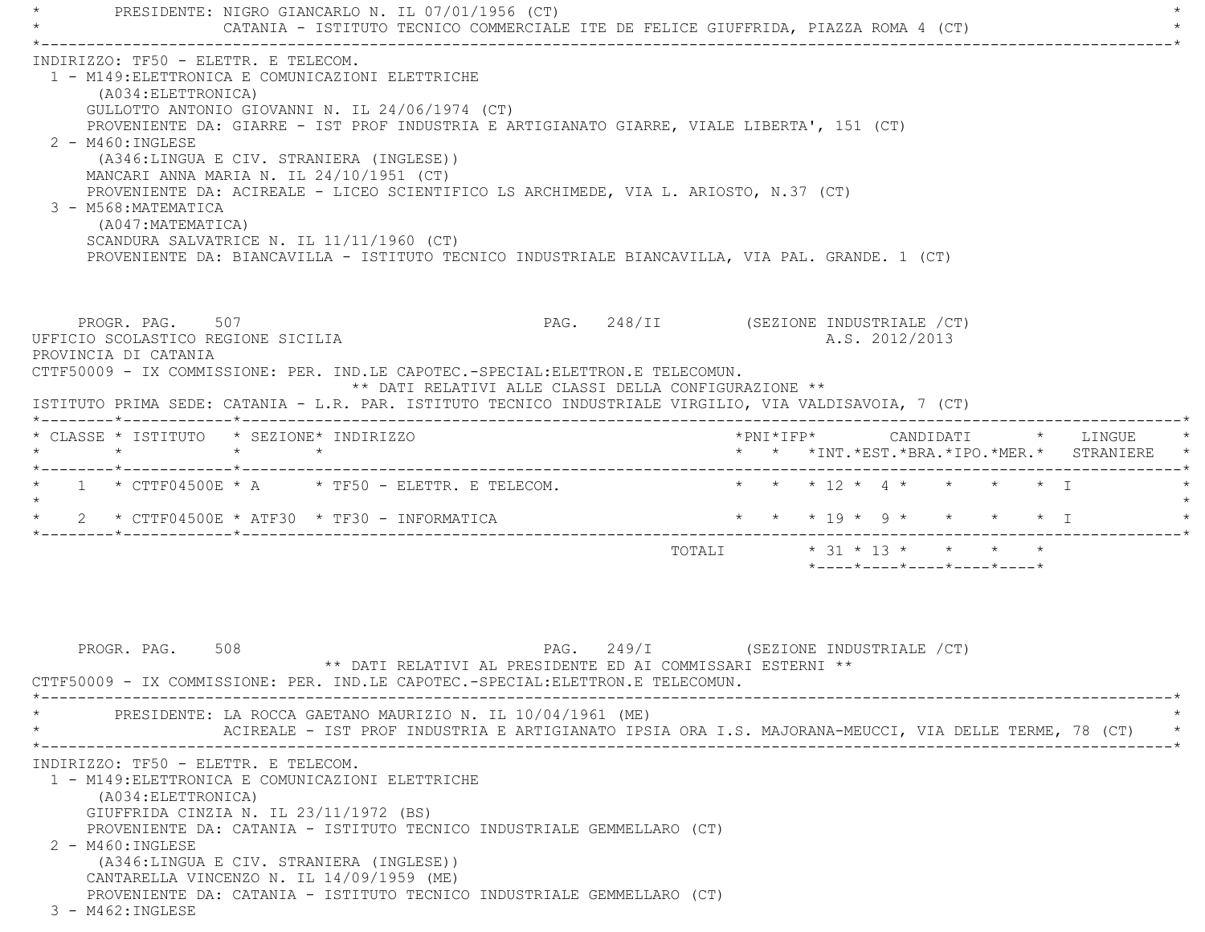PRESIDENTE: NIGRO GIANCARLO N. IL 07/01/1956 (CT)
CATANIA - ISTITUTO TECNICO COMMERCIALE ITE DE FELICE GIUFFRIDA, PIAZZA ROMA 4 (CT)

INDIRIZZO: TF50 - ELETTR. E TELECOM.

1 - M149:ELETTRONICA E COMUNICAZIONI ELETTRICHE
(A034:ELETTRONICA)
GULLOTTO ANTONIO GIOVANNI N. IL 24/06/1974 (CT)
PROVENIENTE DA: GIARRE - IST PROF INDUSTRIA E ARTIGIANATO GIARRE, VIALE LIBERTA', 151 (CT)

2 - M460:INGLESE
(A346:LINGUA E CIV. STRANIERA (INGLESE))
MANCARI ANNA MARIA N. IL 24/10/1951 (CT)
PROVENIENTE DA: ACIREALE - LICEO SCIENTIFICO LS ARCHIMEDE, VIA L. ARIOSTO, N.37 (CT)

3 - M568:MATEMATICA
(A047:MATEMATICA)
SCANDURA SALVATRICE N. IL 11/11/1960 (CT)
PROVENIENTE DA: BIANCAVILLA - ISTITUTO TECNICO INDUSTRIALE BIANCAVILLA, VIA PAL. GRANDE. 1 (CT)

PROGR. PAG. 507 PAG. 248/II (SEZIONE INDUSTRIALE /CT)

UFFICIO SCOLASTICO REGIONE SICILIA A.S. 2012/2013
PROVINCIA DI CATANIA

CTTF50009 - IX COMMISSIONE: PER. IND.LE CAPOTEC.-SPECIAL:ELETTRON.E TELECOMUN.

** DATI RELATIVI ALLE CLASSI DELLA CONFIGURAZIONE **

ISTITUTO PRIMA SEDE: CATANIA - L.R. PAR. ISTITUTO TECNICO INDUSTRIALE VIRGILIO, VIA VALDISAVOIA, 7 (CT)

| CLASSE | ISTITUTO | SEZIONE | INDIRIZZO | PNI | IFP | CANDIDATI INT. | CANDIDATI EST. | CANDIDATI BRA. | CANDIDATI IPO. | CANDIDATI MER. | LINGUE STRANIERE |
|---|---|---|---|---|---|---|---|---|---|---|---|
| 1 | CTTF04500E | A | TF50 - ELETTR. E TELECOM. | | | 12 | 4 | | | | I |
| 2 | CTTF04500E | ATF30 | TF30 - INFORMATICA | | | 19 | 9 | | | | I |
| | | | TOTALI | | | 31 | 13 | | | | |

PROGR. PAG. 508 PAG. 249/I (SEZIONE INDUSTRIALE /CT)

** DATI RELATIVI AL PRESIDENTE ED AI COMMISSARI ESTERNI **

CTTF50009 - IX COMMISSIONE: PER. IND.LE CAPOTEC.-SPECIAL:ELETTRON.E TELECOMUN.

PRESIDENTE: LA ROCCA GAETANO MAURIZIO N. IL 10/04/1961 (ME)
ACIREALE - IST PROF INDUSTRIA E ARTIGIANATO IPSIA ORA I.S. MAJORANA-MEUCCI, VIA DELLE TERME, 78 (CT)

INDIRIZZO: TF50 - ELETTR. E TELECOM.

1 - M149:ELETTRONICA E COMUNICAZIONI ELETTRICHE
(A034:ELETTRONICA)
GIUFFRIDA CINZIA N. IL 23/11/1972 (BS)
PROVENIENTE DA: CATANIA - ISTITUTO TECNICO INDUSTRIALE GEMMELLARO (CT)

2 - M460:INGLESE
(A346:LINGUA E CIV. STRANIERA (INGLESE))
CANTARELLA VINCENZO N. IL 14/09/1959 (ME)
PROVENIENTE DA: CATANIA - ISTITUTO TECNICO INDUSTRIALE GEMMELLARO (CT)

3 - M462:INGLESE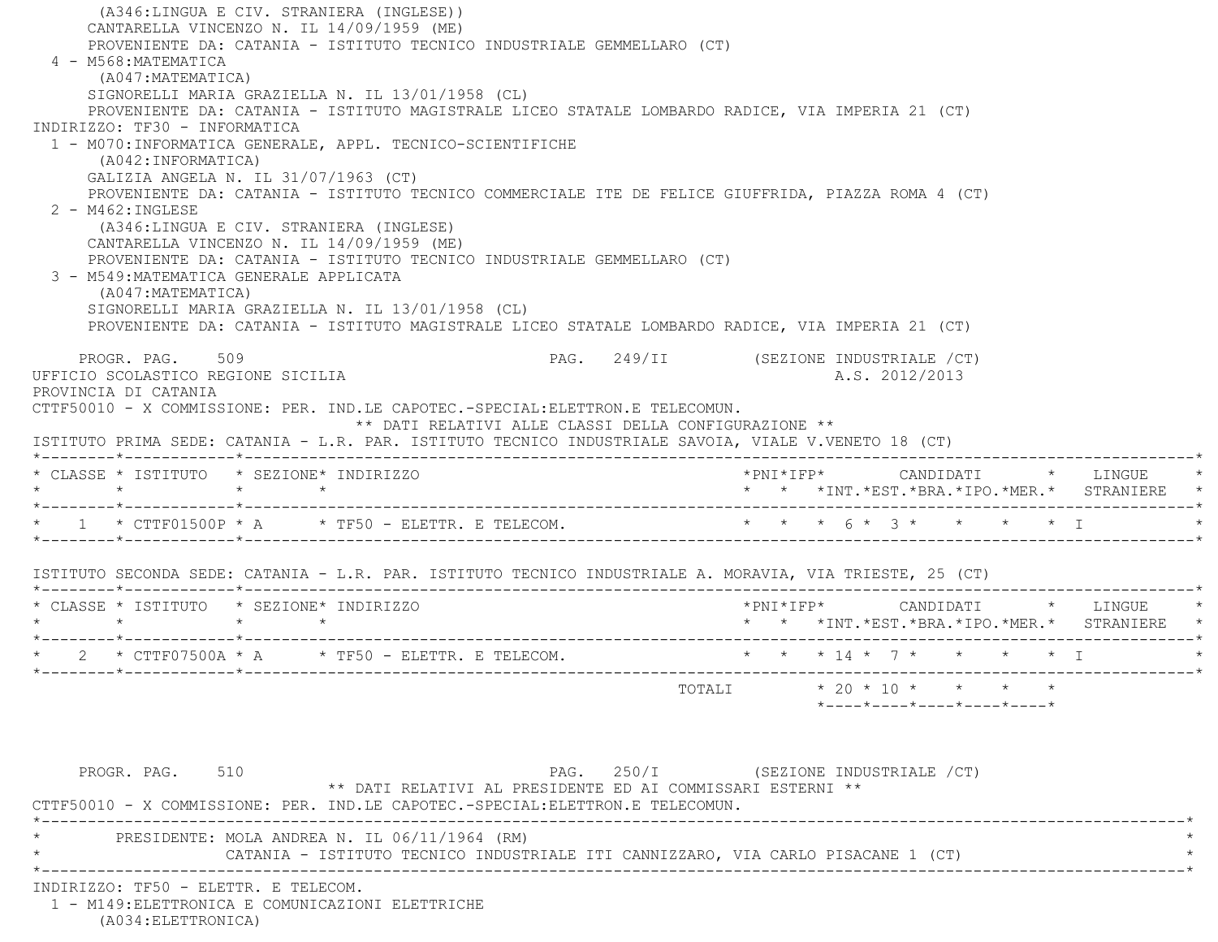(A346:LINGUA E CIV. STRANIERA (INGLESE))
CANTARELLA VINCENZO N. IL 14/09/1959 (ME)
PROVENIENTE DA: CATANIA - ISTITUTO TECNICO INDUSTRIALE GEMMELLARO (CT)

4 - M568:MATEMATICA
(A047:MATEMATICA)
SIGNORELLI MARIA GRAZIELLA N. IL 13/01/1958 (CL)
PROVENIENTE DA: CATANIA - ISTITUTO MAGISTRALE LICEO STATALE LOMBARDO RADICE, VIA IMPERIA 21 (CT)

INDIRIZZO: TF30 - INFORMATICA

1 - M070:INFORMATICA GENERALE, APPL. TECNICO-SCIENTIFICHE
(A042:INFORMATICA)
GALIZIA ANGELA N. IL 31/07/1963 (CT)
PROVENIENTE DA: CATANIA - ISTITUTO TECNICO COMMERCIALE ITE DE FELICE GIUFFRIDA, PIAZZA ROMA 4 (CT)

2 - M462:INGLESE
(A346:LINGUA E CIV. STRANIERA (INGLESE)
CANTARELLA VINCENZO N. IL 14/09/1959 (ME)
PROVENIENTE DA: CATANIA - ISTITUTO TECNICO INDUSTRIALE GEMMELLARO (CT)

3 - M549:MATEMATICA GENERALE APPLICATA
(A047:MATEMATICA)
SIGNORELLI MARIA GRAZIELLA N. IL 13/01/1958 (CL)
PROVENIENTE DA: CATANIA - ISTITUTO MAGISTRALE LICEO STATALE LOMBARDO RADICE, VIA IMPERIA 21 (CT)

PROGR. PAG. 509 PAG. 249/II (SEZIONE INDUSTRIALE /CT)

UFFICIO SCOLASTICO REGIONE SICILIA A.S. 2012/2013

PROVINCIA DI CATANIA

CTTF50010 - X COMMISSIONE: PER. IND.LE CAPOTEC.-SPECIAL:ELETTRON.E TELECOMUN.

** DATI RELATIVI ALLE CLASSI DELLA CONFIGURAZIONE **

ISTITUTO PRIMA SEDE: CATANIA - L.R. PAR. ISTITUTO TECNICO INDUSTRIALE SAVOIA, VIALE V.VENETO 18 (CT)

| CLASSE | ISTITUTO | SEZIONE | INDIRIZZO | PNI | IFP | CANDIDATI INT. | EST. | BRA. | IPO. | MER. | LINGUE STRANIERE |
|---|---|---|---|---|---|---|---|---|---|---|---|
| 1 | CTTF01500P | A | TF50 - ELETTR. E TELECOM. | | | 6 | 3 | | | | I |

ISTITUTO SECONDA SEDE: CATANIA - L.R. PAR. ISTITUTO TECNICO INDUSTRIALE A. MORAVIA, VIA TRIESTE, 25 (CT)

| CLASSE | ISTITUTO | SEZIONE | INDIRIZZO | PNI | IFP | CANDIDATI INT. | EST. | BRA. | IPO. | MER. | LINGUE STRANIERE |
|---|---|---|---|---|---|---|---|---|---|---|---|
| 2 | CTTF07500A | A | TF50 - ELETTR. E TELECOM. | | | 14 | 7 | | | | I |
| | | | TOTALI | | | 20 | 10 | | | | |

PROGR. PAG. 510 PAG. 250/I (SEZIONE INDUSTRIALE /CT)

** DATI RELATIVI AL PRESIDENTE ED AI COMMISSARI ESTERNI **

CTTF50010 - X COMMISSIONE: PER. IND.LE CAPOTEC.-SPECIAL:ELETTRON.E TELECOMUN.

PRESIDENTE: MOLA ANDREA N. IL 06/11/1964 (RM)
CATANIA - ISTITUTO TECNICO INDUSTRIALE ITI CANNIZZARO, VIA CARLO PISACANE 1 (CT)

INDIRIZZO: TF50 - ELETTR. E TELECOM.

1 - M149:ELETTRONICA E COMUNICAZIONI ELETTRICHE
(A034:ELETTRONICA)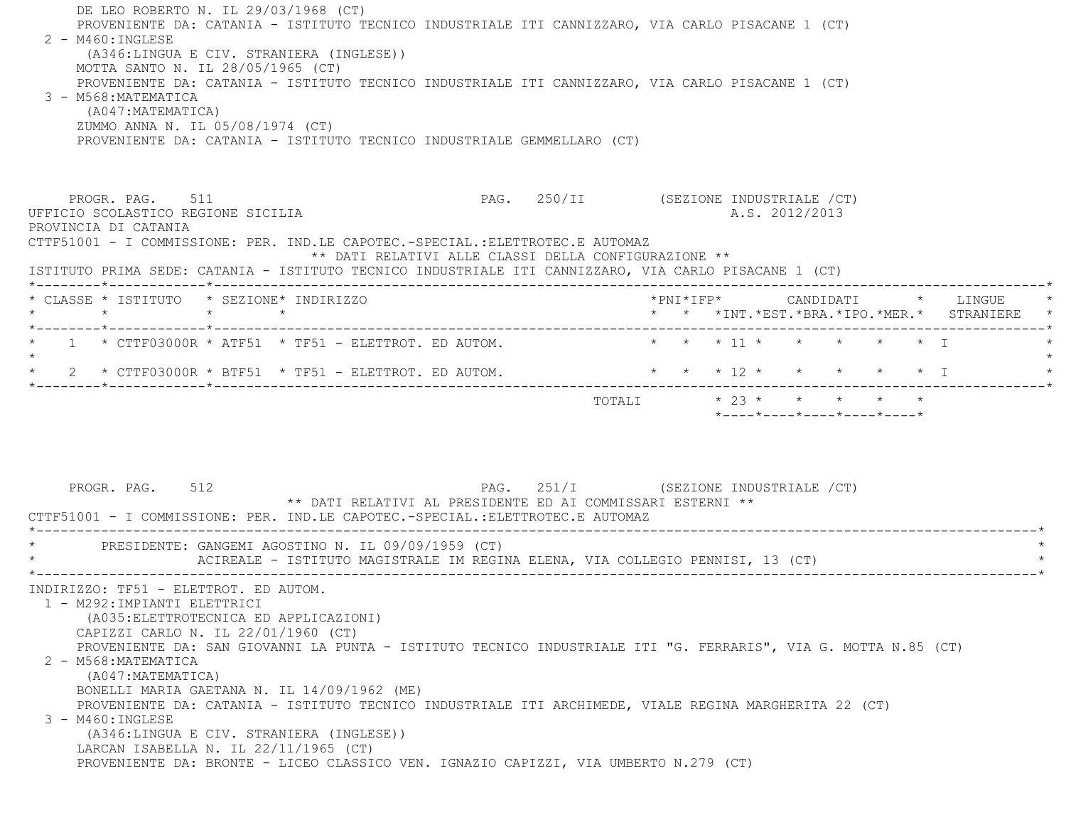DE LEO ROBERTO N. IL 29/03/1968 (CT)
PROVENIENTE DA: CATANIA - ISTITUTO TECNICO INDUSTRIALE ITI CANNIZZARO, VIA CARLO PISACANE 1 (CT)

2 - M460:INGLESE
(A346:LINGUA E CIV. STRANIERA (INGLESE))
MOTTA SANTO N. IL 28/05/1965 (CT)
PROVENIENTE DA: CATANIA - ISTITUTO TECNICO INDUSTRIALE ITI CANNIZZARO, VIA CARLO PISACANE 1 (CT)

3 - M568:MATEMATICA
(A047:MATEMATICA)
ZUMMO ANNA N. IL 05/08/1974 (CT)
PROVENIENTE DA: CATANIA - ISTITUTO TECNICO INDUSTRIALE GEMMELLARO (CT)

PROGR. PAG. 511 — PAG. 250/II (SEZIONE INDUSTRIALE /CT)

UFFICIO SCOLASTICO REGIONE SICILIA — A.S. 2012/2013

PROVINCIA DI CATANIA

CTTF51001 - I COMMISSIONE: PER. IND.LE CAPOTEC.-SPECIAL.:ELETTROTEC.E AUTOMAZ

** DATI RELATIVI ALLE CLASSI DELLA CONFIGURAZIONE **

ISTITUTO PRIMA SEDE: CATANIA - ISTITUTO TECNICO INDUSTRIALE ITI CANNIZZARO, VIA CARLO PISACANE 1 (CT)

| CLASSE | ISTITUTO | SEZIONE | INDIRIZZO | PNI | IFP | CANDIDATI INT. | EST. | BRA. | IPO. | MER. | LINGUE STRANIERE |
|---|---|---|---|---|---|---|---|---|---|---|---|
| 1 | CTTF03000R | ATF51 | TF51 - ELETTROT. ED AUTOM. | | | 11 | | | | | I |
| 2 | CTTF03000R | BTF51 | TF51 - ELETTROT. ED AUTOM. | | | 12 | | | | | I |
| | | | TOTALI | | | 23 | | | | | |

PROGR. PAG. 512 — PAG. 251/I (SEZIONE INDUSTRIALE /CT)

** DATI RELATIVI AL PRESIDENTE ED AI COMMISSARI ESTERNI **

CTTF51001 - I COMMISSIONE: PER. IND.LE CAPOTEC.-SPECIAL.:ELETTROTEC.E AUTOMAZ

PRESIDENTE: GANGEMI AGOSTINO N. IL 09/09/1959 (CT)
ACIREALE - ISTITUTO MAGISTRALE IM REGINA ELENA, VIA COLLEGIO PENNISI, 13 (CT)

INDIRIZZO: TF51 - ELETTROT. ED AUTOM.

1 - M292:IMPIANTI ELETTRICI
(A035:ELETTROTECNICA ED APPLICAZIONI)
CAPIZZI CARLO N. IL 22/01/1960 (CT)
PROVENIENTE DA: SAN GIOVANNI LA PUNTA - ISTITUTO TECNICO INDUSTRIALE ITI "G. FERRARIS", VIA G. MOTTA N.85 (CT)

2 - M568:MATEMATICA
(A047:MATEMATICA)
BONELLI MARIA GAETANA N. IL 14/09/1962 (ME)
PROVENIENTE DA: CATANIA - ISTITUTO TECNICO INDUSTRIALE ITI ARCHIMEDE, VIALE REGINA MARGHERITA 22 (CT)

3 - M460:INGLESE
(A346:LINGUA E CIV. STRANIERA (INGLESE))
LARCAN ISABELLA N. IL 22/11/1965 (CT)
PROVENIENTE DA: BRONTE - LICEO CLASSICO VEN. IGNAZIO CAPIZZI, VIA UMBERTO N.279 (CT)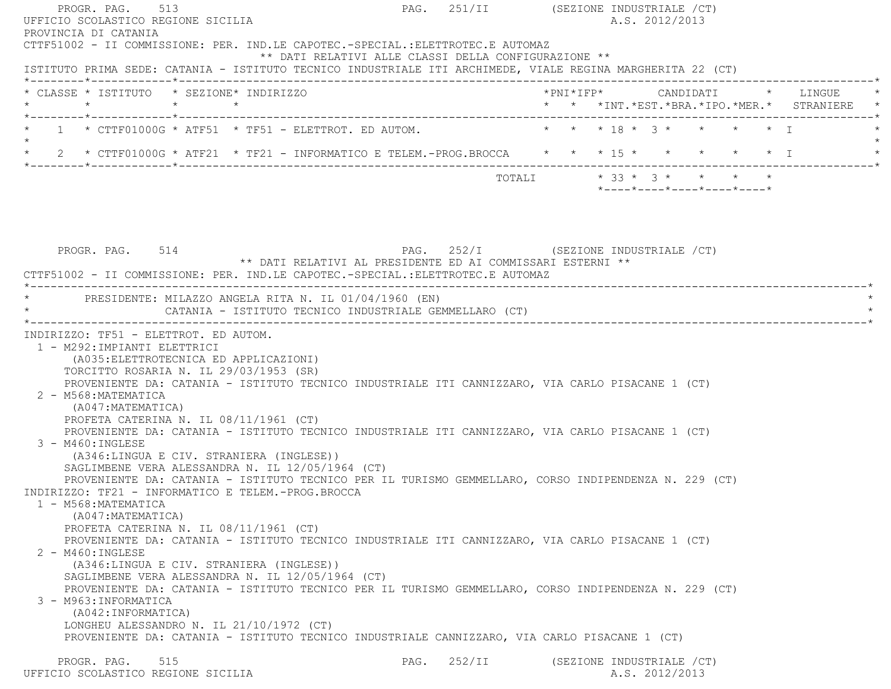UFFICIO SCOLASTICO REGIONE SICILIA — A.S. 2012/2013

PROVINCIA DI CATANIA

CTTF51002 - II COMMISSIONE: PER. IND.LE CAPOTEC.-SPECIAL.:ELETTROTEC.E AUTOMAZ

** DATI RELATIVI ALLE CLASSI DELLA CONFIGURAZIONE **

ISTITUTO PRIMA SEDE: CATANIA - ISTITUTO TECNICO INDUSTRIALE ITI ARCHIMEDE, VIALE REGINA MARGHERITA 22 (CT)

| CLASSE | ISTITUTO | SEZIONE | INDIRIZZO | PNI | IFP | CANDIDATI INT. | CANDIDATI EST. | CANDIDATI BRA. | CANDIDATI IPO. | CANDIDATI MER. | LINGUE STRANIERE |
|---|---|---|---|---|---|---|---|---|---|---|---|
| 1 | CTTF01000G | ATF51 | TF51 - ELETTROT. ED AUTOM. | | | 18 | 3 | | | | I |
| 2 | CTTF01000G | ATF21 | TF21 - INFORMATICO E TELEM.-PROG.BROCCA | | | 15 | | | | | I |
| | | | TOTALI | | | 33 | 3 | | | | |

** DATI RELATIVI AL PRESIDENTE ED AI COMMISSARI ESTERNI **

CTTF51002 - II COMMISSIONE: PER. IND.LE CAPOTEC.-SPECIAL.:ELETTROTEC.E AUTOMAZ

PRESIDENTE: MILAZZO ANGELA RITA N. IL 01/04/1960 (EN)
CATANIA - ISTITUTO TECNICO INDUSTRIALE GEMMELLARO (CT)

INDIRIZZO: TF51 - ELETTROT. ED AUTOM.

1 - M292:IMPIANTI ELETTRICI
(A035:ELETTROTECNICA ED APPLICAZIONI)
TORCITTO ROSARIA N. IL 29/03/1953 (SR)
PROVENIENTE DA: CATANIA - ISTITUTO TECNICO INDUSTRIALE ITI CANNIZZARO, VIA CARLO PISACANE 1 (CT)

2 - M568:MATEMATICA
(A047:MATEMATICA)
PROFETA CATERINA N. IL 08/11/1961 (CT)
PROVENIENTE DA: CATANIA - ISTITUTO TECNICO INDUSTRIALE ITI CANNIZZARO, VIA CARLO PISACANE 1 (CT)

3 - M460:INGLESE
(A346:LINGUA E CIV. STRANIERA (INGLESE))
SAGLIMBENE VERA ALESSANDRA N. IL 12/05/1964 (CT)
PROVENIENTE DA: CATANIA - ISTITUTO TECNICO PER IL TURISMO GEMMELLARO, CORSO INDIPENDENZA N. 229 (CT)

INDIRIZZO: TF21 - INFORMATICO E TELEM.-PROG.BROCCA

1 - M568:MATEMATICA
(A047:MATEMATICA)
PROFETA CATERINA N. IL 08/11/1961 (CT)
PROVENIENTE DA: CATANIA - ISTITUTO TECNICO INDUSTRIALE ITI CANNIZZARO, VIA CARLO PISACANE 1 (CT)

2 - M460:INGLESE
(A346:LINGUA E CIV. STRANIERA (INGLESE))
SAGLIMBENE VERA ALESSANDRA N. IL 12/05/1964 (CT)
PROVENIENTE DA: CATANIA - ISTITUTO TECNICO PER IL TURISMO GEMMELLARO, CORSO INDIPENDENZA N. 229 (CT)

3 - M963:INFORMATICA
(A042:INFORMATICA)
LONGHEU ALESSANDRO N. IL 21/10/1972 (CT)
PROVENIENTE DA: CATANIA - ISTITUTO TECNICO INDUSTRIALE CANNIZZARO, VIA CARLO PISACANE 1 (CT)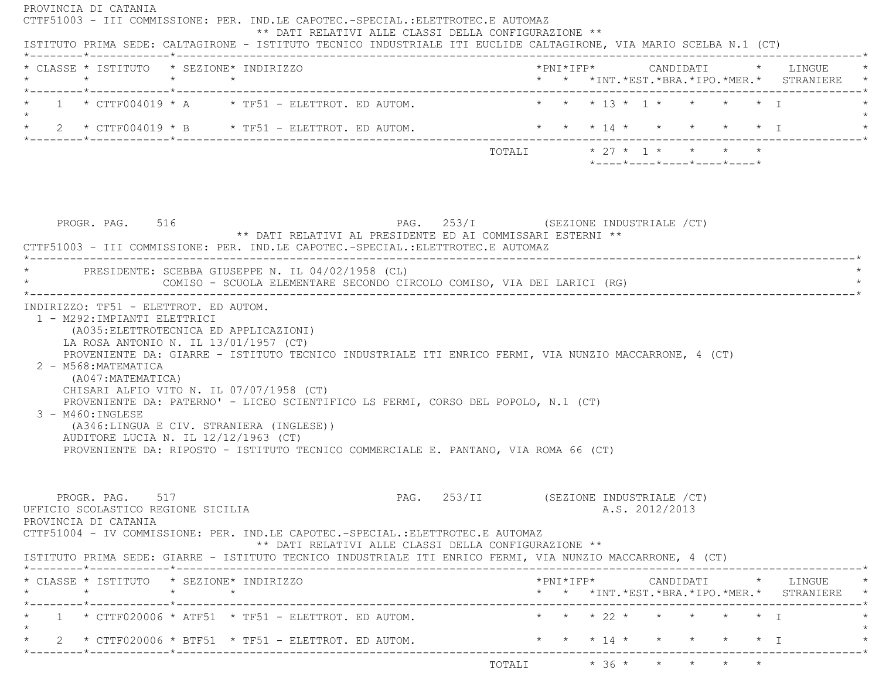PROVINCIA DI CATANIA

CTTF51003 - III COMMISSIONE: PER. IND.LE CAPOTEC.-SPECIAL.:ELETTROTEC.E AUTOMAZ

** DATI RELATIVI ALLE CLASSI DELLA CONFIGURAZIONE **

ISTITUTO PRIMA SEDE: CALTAGIRONE - ISTITUTO TECNICO INDUSTRIALE ITI EUCLIDE CALTAGIRONE, VIA MARIO SCELBA N.1 (CT)

| CLASSE | ISTITUTO | SEZIONE | INDIRIZZO | PNI | IFP | CANDIDATI INT. | EST. | BRA. | IPO. | MER. | LINGUE STRANIERE |
|---|---|---|---|---|---|---|---|---|---|---|---|
| 1 | CTTF004019 | A | TF51 - ELETTROT. ED AUTOM. | | | 13 | 1 | | | | I |
| 2 | CTTF004019 | B | TF51 - ELETTROT. ED AUTOM. | | | 14 | | | | | I |
| | | | TOTALI | | | 27 | 1 | | | | |

PROGR. PAG. 516 PAG. 253/I (SEZIONE INDUSTRIALE /CT)

** DATI RELATIVI AL PRESIDENTE ED AI COMMISSARI ESTERNI **

CTTF51003 - III COMMISSIONE: PER. IND.LE CAPOTEC.-SPECIAL.:ELETTROTEC.E AUTOMAZ

PRESIDENTE: SCEBBA GIUSEPPE N. IL 04/02/1958 (CL)
COMISO - SCUOLA ELEMENTARE SECONDO CIRCOLO COMISO, VIA DEI LARICI (RG)

INDIRIZZO: TF51 - ELETTROT. ED AUTOM.

1 - M292:IMPIANTI ELETTRICI
(A035:ELETTROTECNICA ED APPLICAZIONI)
LA ROSA ANTONIO N. IL 13/01/1957 (CT)
PROVENIENTE DA: GIARRE - ISTITUTO TECNICO INDUSTRIALE ITI ENRICO FERMI, VIA NUNZIO MACCARRONE, 4 (CT)

2 - M568:MATEMATICA
(A047:MATEMATICA)
CHISARI ALFIO VITO N. IL 07/07/1958 (CT)
PROVENIENTE DA: PATERNO' - LICEO SCIENTIFICO LS FERMI, CORSO DEL POPOLO, N.1 (CT)

3 - M460:INGLESE
(A346:LINGUA E CIV. STRANIERA (INGLESE))
AUDITORE LUCIA N. IL 12/12/1963 (CT)
PROVENIENTE DA: RIPOSTO - ISTITUTO TECNICO COMMERCIALE E. PANTANO, VIA ROMA 66 (CT)

PROGR. PAG. 517 PAG. 253/II (SEZIONE INDUSTRIALE /CT)

UFFICIO SCOLASTICO REGIONE SICILIA A.S. 2012/2013

PROVINCIA DI CATANIA

CTTF51004 - IV COMMISSIONE: PER. IND.LE CAPOTEC.-SPECIAL.:ELETTROTEC.E AUTOMAZ

** DATI RELATIVI ALLE CLASSI DELLA CONFIGURAZIONE **

ISTITUTO PRIMA SEDE: GIARRE - ISTITUTO TECNICO INDUSTRIALE ITI ENRICO FERMI, VIA NUNZIO MACCARRONE, 4 (CT)

| CLASSE | ISTITUTO | SEZIONE | INDIRIZZO | PNI | IFP | CANDIDATI INT. | EST. | BRA. | IPO. | MER. | LINGUE STRANIERE |
|---|---|---|---|---|---|---|---|---|---|---|---|
| 1 | CTTF020006 | ATF51 | TF51 - ELETTROT. ED AUTOM. | | | 22 | | | | | I |
| 2 | CTTF020006 | BTF51 | TF51 - ELETTROT. ED AUTOM. | | | 14 | | | | | I |
| | | | TOTALI | | | 36 | | | | | |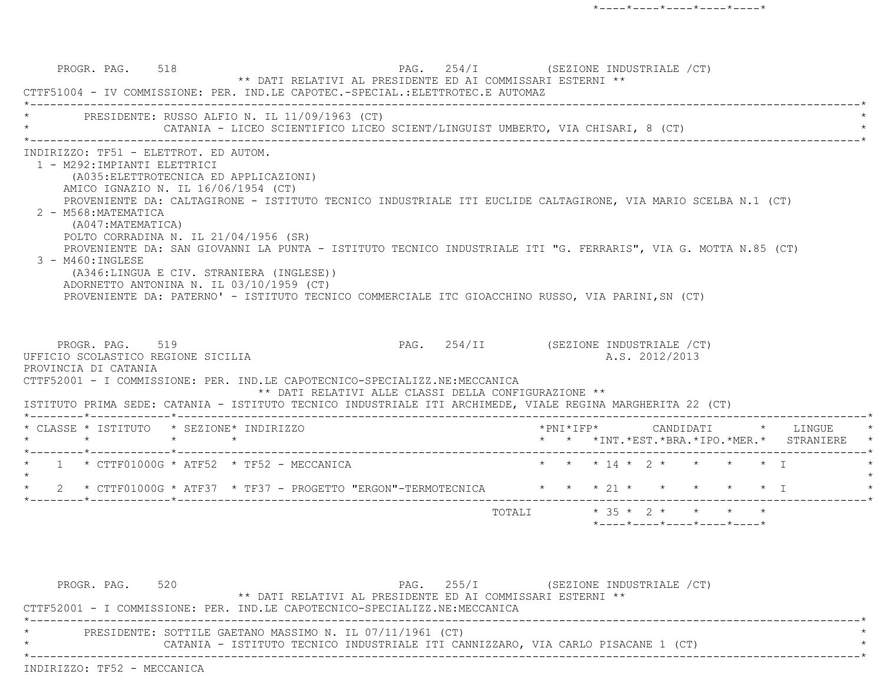PROGR. PAG. 518 PAG. 254/I (SEZIONE INDUSTRIALE /CT)

** DATI RELATIVI AL PRESIDENTE ED AI COMMISSARI ESTERNI **

CTTF51004 - IV COMMISSIONE: PER. IND.LE CAPOTEC.-SPECIAL.:ELETTROTEC.E AUTOMAZ

PRESIDENTE: RUSSO ALFIO N. IL 11/09/1963 (CT)
CATANIA - LICEO SCIENTIFICO LICEO SCIENT/LINGUIST UMBERTO, VIA CHISARI, 8 (CT)

INDIRIZZO: TF51 - ELETTROT. ED AUTOM.

1 - M292:IMPIANTI ELETTRICI
(A035:ELETTROTECNICA ED APPLICAZIONI)
AMICO IGNAZIO N. IL 16/06/1954 (CT)
PROVENIENTE DA: CALTAGIRONE - ISTITUTO TECNICO INDUSTRIALE ITI EUCLIDE CALTAGIRONE, VIA MARIO SCELBA N.1 (CT)

2 - M568:MATEMATICA
(A047:MATEMATICA)
POLTO CORRADINA N. IL 21/04/1956 (SR)
PROVENIENTE DA: SAN GIOVANNI LA PUNTA - ISTITUTO TECNICO INDUSTRIALE ITI "G. FERRARIS", VIA G. MOTTA N.85 (CT)

3 - M460:INGLESE
(A346:LINGUA E CIV. STRANIERA (INGLESE))
ADORNETTO ANTONINA N. IL 03/10/1959 (CT)
PROVENIENTE DA: PATERNO' - ISTITUTO TECNICO COMMERCIALE ITC GIOACCHINO RUSSO, VIA PARINI,SN (CT)

PROGR. PAG. 519 PAG. 254/II (SEZIONE INDUSTRIALE /CT)

UFFICIO SCOLASTICO REGIONE SICILIA A.S. 2012/2013

PROVINCIA DI CATANIA

CTTF52001 - I COMMISSIONE: PER. IND.LE CAPOTECNICO-SPECIALIZZ.NE:MECCANICA

** DATI RELATIVI ALLE CLASSI DELLA CONFIGURAZIONE **

ISTITUTO PRIMA SEDE: CATANIA - ISTITUTO TECNICO INDUSTRIALE ITI ARCHIMEDE, VIALE REGINA MARGHERITA 22 (CT)

| CLASSE | ISTITUTO | SEZIONE | INDIRIZZO | PNI | IFP | CANDIDATI INT. | CANDIDATI EST. | CANDIDATI BRA. | CANDIDATI IPO. | CANDIDATI MER. | LINGUE STRANIERE |
|---|---|---|---|---|---|---|---|---|---|---|---|
| 1 | CTTF01000G | ATF52 | TF52 - MECCANICA | | | 14 | 2 | | | | I |
| 2 | CTTF01000G | ATF37 | TF37 - PROGETTO "ERGON"-TERMOTECNICA | | | 21 | | | | | I |
| | | | TOTALI | | | 35 | 2 | | | | |

PROGR. PAG. 520 PAG. 255/I (SEZIONE INDUSTRIALE /CT)

** DATI RELATIVI AL PRESIDENTE ED AI COMMISSARI ESTERNI **

CTTF52001 - I COMMISSIONE: PER. IND.LE CAPOTECNICO-SPECIALIZZ.NE:MECCANICA

PRESIDENTE: SOTTILE GAETANO MASSIMO N. IL 07/11/1961 (CT)
CATANIA - ISTITUTO TECNICO INDUSTRIALE ITI CANNIZZARO, VIA CARLO PISACANE 1 (CT)

INDIRIZZO: TF52 - MECCANICA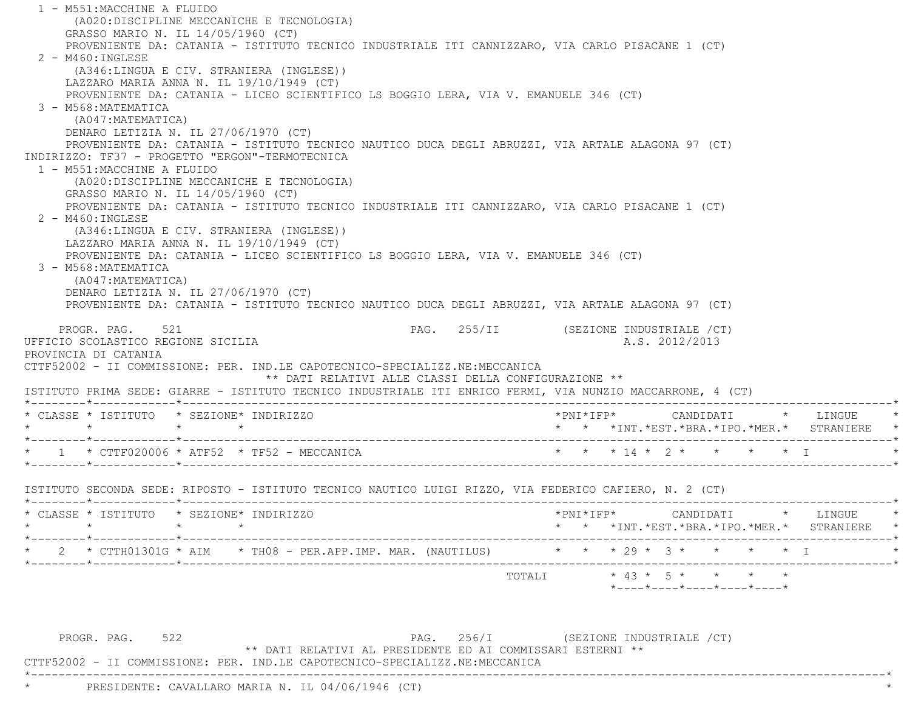1 - M551:MACCHINE A FLUIDO
   (A020:DISCIPLINE MECCANICHE E TECNOLOGIA)
   GRASSO MARIO N. IL 14/05/1960 (CT)
   PROVENIENTE DA: CATANIA - ISTITUTO TECNICO INDUSTRIALE ITI CANNIZZARO, VIA CARLO PISACANE 1 (CT)

2 - M460:INGLESE
   (A346:LINGUA E CIV. STRANIERA (INGLESE))
   LAZZARO MARIA ANNA N. IL 19/10/1949 (CT)
   PROVENIENTE DA: CATANIA - LICEO SCIENTIFICO LS BOGGIO LERA, VIA V. EMANUELE 346 (CT)

3 - M568:MATEMATICA
   (A047:MATEMATICA)
   DENARO LETIZIA N. IL 27/06/1970 (CT)
   PROVENIENTE DA: CATANIA - ISTITUTO TECNICO NAUTICO DUCA DEGLI ABRUZZI, VIA ARTALE ALAGONA 97 (CT)

INDIRIZZO: TF37 - PROGETTO "ERGON"-TERMOTECNICA

1 - M551:MACCHINE A FLUIDO
   (A020:DISCIPLINE MECCANICHE E TECNOLOGIA)
   GRASSO MARIO N. IL 14/05/1960 (CT)
   PROVENIENTE DA: CATANIA - ISTITUTO TECNICO INDUSTRIALE ITI CANNIZZARO, VIA CARLO PISACANE 1 (CT)

2 - M460:INGLESE
   (A346:LINGUA E CIV. STRANIERA (INGLESE))
   LAZZARO MARIA ANNA N. IL 19/10/1949 (CT)
   PROVENIENTE DA: CATANIA - LICEO SCIENTIFICO LS BOGGIO LERA, VIA V. EMANUELE 346 (CT)

3 - M568:MATEMATICA
   (A047:MATEMATICA)
   DENARO LETIZIA N. IL 27/06/1970 (CT)
   PROVENIENTE DA: CATANIA - ISTITUTO TECNICO NAUTICO DUCA DEGLI ABRUZZI, VIA ARTALE ALAGONA 97 (CT)

PROGR. PAG. 521 PAG. 255/II (SEZIONE INDUSTRIALE /CT)

UFFICIO SCOLASTICO REGIONE SICILIA A.S. 2012/2013

PROVINCIA DI CATANIA

CTTF52002 - II COMMISSIONE: PER. IND.LE CAPOTECNICO-SPECIALIZZ.NE:MECCANICA

** DATI RELATIVI ALLE CLASSI DELLA CONFIGURAZIONE **

ISTITUTO PRIMA SEDE: GIARRE - ISTITUTO TECNICO INDUSTRIALE ITI ENRICO FERMI, VIA NUNZIO MACCARRONE, 4 (CT)

| CLASSE | ISTITUTO | SEZIONE | INDIRIZZO | PNI | IFP | CANDIDATI INT. | EST. | BRA. | IPO. | MER. | LINGUE STRANIERE |
|---|---|---|---|---|---|---|---|---|---|---|---|
| 1 | CTTF020006 | ATF52 | TF52 - MECCANICA | | | 14 | 2 | | | | I |

ISTITUTO SECONDA SEDE: RIPOSTO - ISTITUTO TECNICO NAUTICO LUIGI RIZZO, VIA FEDERICO CAFIERO, N. 2 (CT)

| CLASSE | ISTITUTO | SEZIONE | INDIRIZZO | PNI | IFP | CANDIDATI INT. | EST. | BRA. | IPO. | MER. | LINGUE STRANIERE |
|---|---|---|---|---|---|---|---|---|---|---|---|
| 2 | CTTH01301G | AIM | TH08 - PER.APP.IMP. MAR. (NAUTILUS) | | | 29 | 3 | | | | I |
| | | | TOTALI | | | 43 | 5 | | | | |

PROGR. PAG. 522 PAG. 256/I (SEZIONE INDUSTRIALE /CT)

** DATI RELATIVI AL PRESIDENTE ED AI COMMISSARI ESTERNI **

CTTF52002 - II COMMISSIONE: PER. IND.LE CAPOTECNICO-SPECIALIZZ.NE:MECCANICA

PRESIDENTE: CAVALLARO MARIA N. IL 04/06/1946 (CT)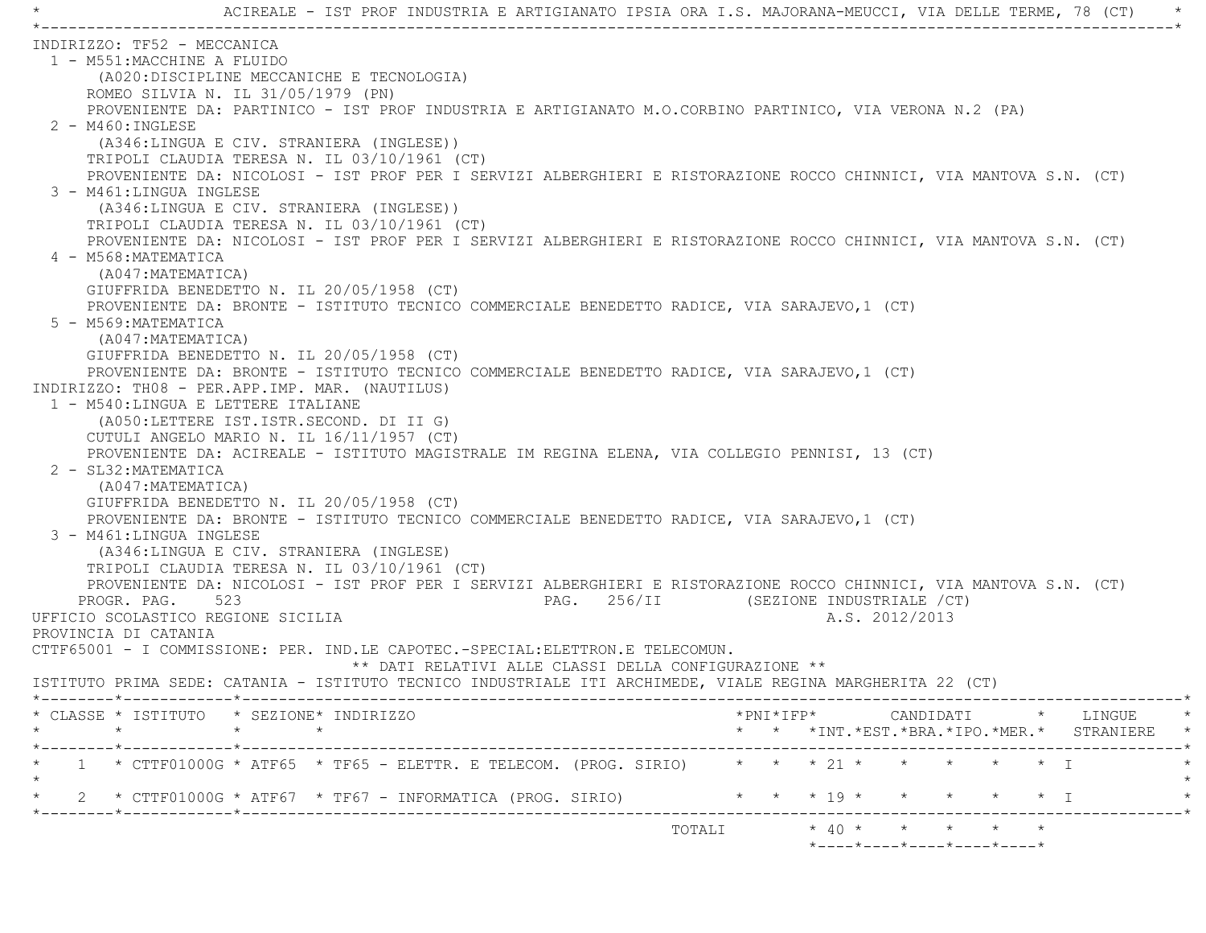ACIREALE - IST PROF INDUSTRIA E ARTIGIANATO IPSIA ORA I.S. MAJORANA-MEUCCI, VIA DELLE TERME, 78 (CT)

INDIRIZZO: TF52 - MECCANICA

1 - M551:MACCHINE A FLUIDO
   (A020:DISCIPLINE MECCANICHE E TECNOLOGIA)
   ROMEO SILVIA N. IL 31/05/1979 (PN)
   PROVENIENTE DA: PARTINICO - IST PROF INDUSTRIA E ARTIGIANATO M.O.CORBINO PARTINICO, VIA VERONA N.2 (PA)
2 - M460:INGLESE
   (A346:LINGUA E CIV. STRANIERA (INGLESE))
   TRIPOLI CLAUDIA TERESA N. IL 03/10/1961 (CT)
   PROVENIENTE DA: NICOLOSI - IST PROF PER I SERVIZI ALBERGHIERI E RISTORAZIONE ROCCO CHINNICI, VIA MANTOVA S.N. (CT)
3 - M461:LINGUA INGLESE
   (A346:LINGUA E CIV. STRANIERA (INGLESE))
   TRIPOLI CLAUDIA TERESA N. IL 03/10/1961 (CT)
   PROVENIENTE DA: NICOLOSI - IST PROF PER I SERVIZI ALBERGHIERI E RISTORAZIONE ROCCO CHINNICI, VIA MANTOVA S.N. (CT)
4 - M568:MATEMATICA
   (A047:MATEMATICA)
   GIUFFRIDA BENEDETTO N. IL 20/05/1958 (CT)
   PROVENIENTE DA: BRONTE - ISTITUTO TECNICO COMMERCIALE BENEDETTO RADICE, VIA SARAJEVO,1 (CT)
5 - M569:MATEMATICA
   (A047:MATEMATICA)
   GIUFFRIDA BENEDETTO N. IL 20/05/1958 (CT)
   PROVENIENTE DA: BRONTE - ISTITUTO TECNICO COMMERCIALE BENEDETTO RADICE, VIA SARAJEVO,1 (CT)

INDIRIZZO: TH08 - PER.APP.IMP. MAR. (NAUTILUS)

1 - M540:LINGUA E LETTERE ITALIANE
   (A050:LETTERE IST.ISTR.SECOND. DI II G)
   CUTULI ANGELO MARIO N. IL 16/11/1957 (CT)
   PROVENIENTE DA: ACIREALE - ISTITUTO MAGISTRALE IM REGINA ELENA, VIA COLLEGIO PENNISI, 13 (CT)
2 - SL32:MATEMATICA
   (A047:MATEMATICA)
   GIUFFRIDA BENEDETTO N. IL 20/05/1958 (CT)
   PROVENIENTE DA: BRONTE - ISTITUTO TECNICO COMMERCIALE BENEDETTO RADICE, VIA SARAJEVO,1 (CT)
3 - M461:LINGUA INGLESE
   (A346:LINGUA E CIV. STRANIERA (INGLESE)
   TRIPOLI CLAUDIA TERESA N. IL 03/10/1961 (CT)
   PROVENIENTE DA: NICOLOSI - IST PROF PER I SERVIZI ALBERGHIERI E RISTORAZIONE ROCCO CHINNICI, VIA MANTOVA S.N. (CT)

UFFICIO SCOLASTICO REGIONE SICILIA — A.S. 2012/2013

PROVINCIA DI CATANIA

CTTF65001 - I COMMISSIONE: PER. IND.LE CAPOTEC.-SPECIAL:ELETTRON.E TELECOMUN.

** DATI RELATIVI ALLE CLASSI DELLA CONFIGURAZIONE **

ISTITUTO PRIMA SEDE: CATANIA - ISTITUTO TECNICO INDUSTRIALE ITI ARCHIMEDE, VIALE REGINA MARGHERITA 22 (CT)

| CLASSE | ISTITUTO | SEZIONE | INDIRIZZO | PNI | IFP | CANDIDATI INT. | CANDIDATI EST. | CANDIDATI BRA. | CANDIDATI IPO. | CANDIDATI MER. | LINGUE STRANIERE |
|---|---|---|---|---|---|---|---|---|---|---|---|
| 1 | CTTF01000G | ATF65 | TF65 - ELETTR. E TELECOM. (PROG. SIRIO) | | | 21 | | | | | I |
| 2 | CTTF01000G | ATF67 | TF67 - INFORMATICA (PROG. SIRIO) | | | 19 | | | | | I |
| | | | TOTALI | | | 40 | | | | | |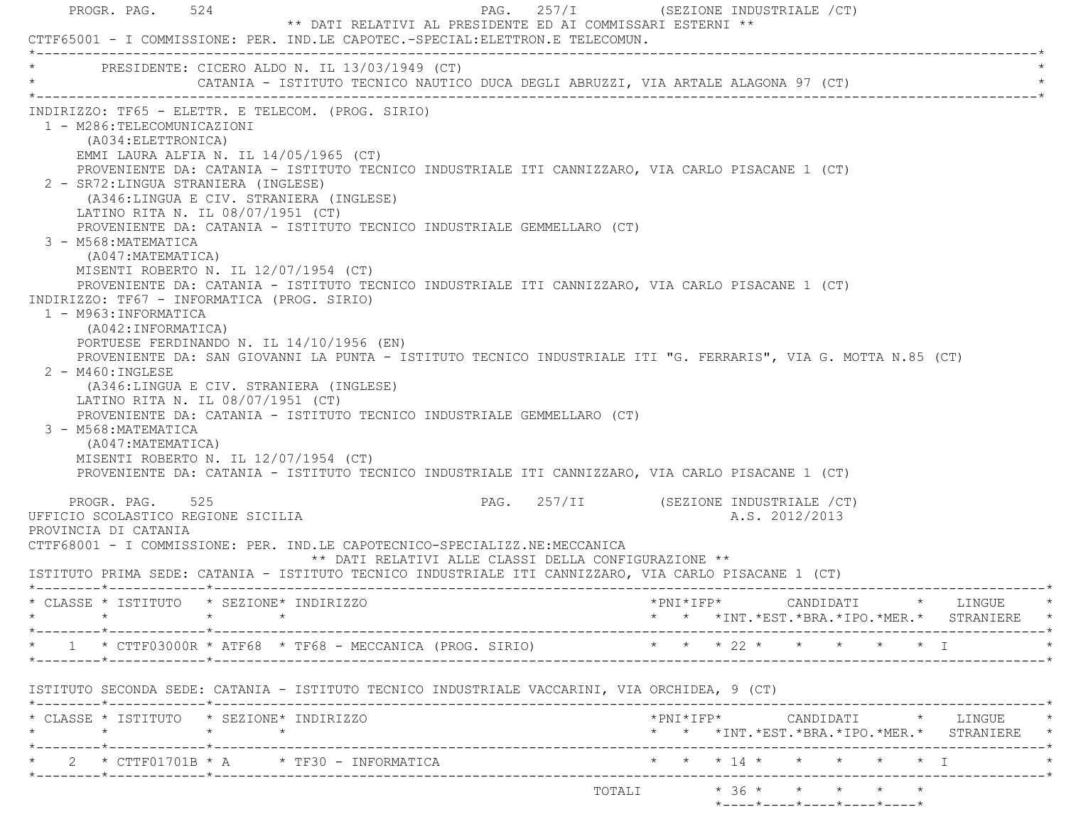** DATI RELATIVI AL PRESIDENTE ED AI COMMISSARI ESTERNI **

CTTF65001 - I COMMISSIONE: PER. IND.LE CAPOTEC.-SPECIAL:ELETTRON.E TELECOMUN.

PRESIDENTE: CICERO ALDO N. IL 13/03/1949 (CT)
CATANIA - ISTITUTO TECNICO NAUTICO DUCA DEGLI ABRUZZI, VIA ARTALE ALAGONA 97 (CT)

INDIRIZZO: TF65 - ELETTR. E TELECOM. (PROG. SIRIO)

1 - M286:TELECOMUNICAZIONI
(A034:ELETTRONICA)
EMMI LAURA ALFIA N. IL 14/05/1965 (CT)
PROVENIENTE DA: CATANIA - ISTITUTO TECNICO INDUSTRIALE ITI CANNIZZARO, VIA CARLO PISACANE 1 (CT)

2 - SR72:LINGUA STRANIERA (INGLESE)
(A346:LINGUA E CIV. STRANIERA (INGLESE)
LATINO RITA N. IL 08/07/1951 (CT)
PROVENIENTE DA: CATANIA - ISTITUTO TECNICO INDUSTRIALE GEMMELLARO (CT)

3 - M568:MATEMATICA
(A047:MATEMATICA)
MISENTI ROBERTO N. IL 12/07/1954 (CT)
PROVENIENTE DA: CATANIA - ISTITUTO TECNICO INDUSTRIALE ITI CANNIZZARO, VIA CARLO PISACANE 1 (CT)

INDIRIZZO: TF67 - INFORMATICA (PROG. SIRIO)

1 - M963:INFORMATICA
(A042:INFORMATICA)
PORTUESE FERDINANDO N. IL 14/10/1956 (EN)
PROVENIENTE DA: SAN GIOVANNI LA PUNTA - ISTITUTO TECNICO INDUSTRIALE ITI "G. FERRARIS", VIA G. MOTTA N.85 (CT)

2 - M460:INGLESE
(A346:LINGUA E CIV. STRANIERA (INGLESE)
LATINO RITA N. IL 08/07/1951 (CT)
PROVENIENTE DA: CATANIA - ISTITUTO TECNICO INDUSTRIALE GEMMELLARO (CT)

3 - M568:MATEMATICA
(A047:MATEMATICA)
MISENTI ROBERTO N. IL 12/07/1954 (CT)
PROVENIENTE DA: CATANIA - ISTITUTO TECNICO INDUSTRIALE ITI CANNIZZARO, VIA CARLO PISACANE 1 (CT)

UFFICIO SCOLASTICO REGIONE SICILIA — A.S. 2012/2013

PROVINCIA DI CATANIA

CTTF68001 - I COMMISSIONE: PER. IND.LE CAPOTECNICO-SPECIALIZZ.NE:MECCANICA

** DATI RELATIVI ALLE CLASSI DELLA CONFIGURAZIONE **

ISTITUTO PRIMA SEDE: CATANIA - ISTITUTO TECNICO INDUSTRIALE ITI CANNIZZARO, VIA CARLO PISACANE 1 (CT)

| CLASSE | ISTITUTO | SEZIONE | INDIRIZZO | PNI | IFP | CANDIDATI INT. | EST. | BRA. | IPO. | MER. | LINGUE STRANIERE |
|---|---|---|---|---|---|---|---|---|---|---|---|
| 1 | CTTF03000R | ATF68 | TF68 - MECCANICA (PROG. SIRIO) | | | 22 | | | | | I |

ISTITUTO SECONDA SEDE: CATANIA - ISTITUTO TECNICO INDUSTRIALE VACCARINI, VIA ORCHIDEA, 9 (CT)

| CLASSE | ISTITUTO | SEZIONE | INDIRIZZO | PNI | IFP | CANDIDATI INT. | EST. | BRA. | IPO. | MER. | LINGUE STRANIERE |
|---|---|---|---|---|---|---|---|---|---|---|---|
| 2 | CTTF01701B | A | TF30 - INFORMATICA | | | 14 | | | | | I |
| | | | TOTALI | | | 36 | | | | | |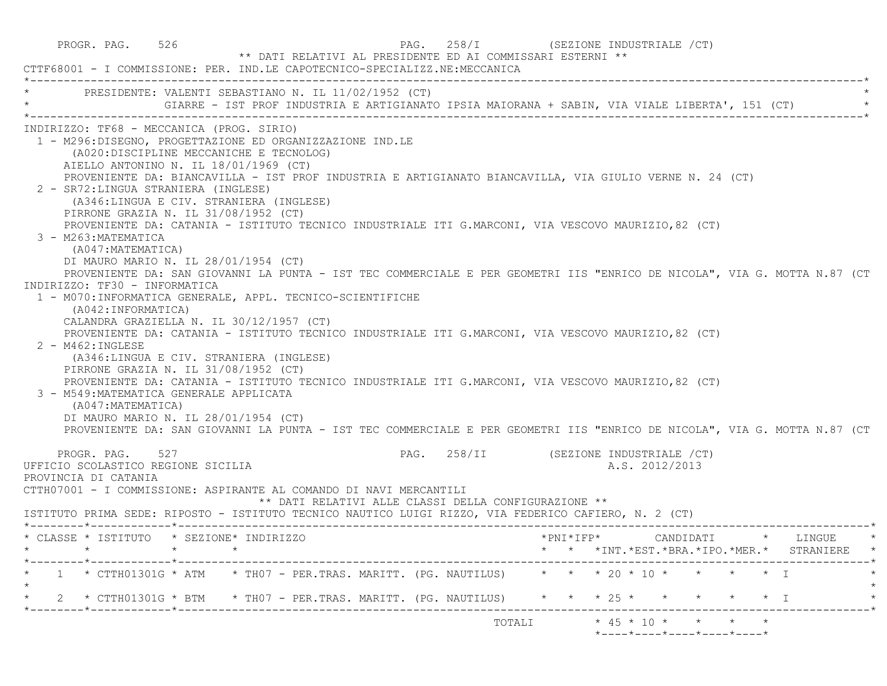PROGR. PAG. 526 PAG. 258/I (SEZIONE INDUSTRIALE /CT)

** DATI RELATIVI AL PRESIDENTE ED AI COMMISSARI ESTERNI **

CTTF68001 - I COMMISSIONE: PER. IND.LE CAPOTECNICO-SPECIALIZZ.NE:MECCANICA

PRESIDENTE: VALENTI SEBASTIANO N. IL 11/02/1952 (CT)
GIARRE - IST PROF INDUSTRIA E ARTIGIANATO IPSIA MAIORANA + SABIN, VIA VIALE LIBERTA', 151 (CT)

INDIRIZZO: TF68 - MECCANICA (PROG. SIRIO)

1 - M296:DISEGNO, PROGETTAZIONE ED ORGANIZZAZIONE IND.LE
(A020:DISCIPLINE MECCANICHE E TECNOLOG)
AIELLO ANTONINO N. IL 18/01/1969 (CT)
PROVENIENTE DA: BIANCAVILLA - IST PROF INDUSTRIA E ARTIGIANATO BIANCAVILLA, VIA GIULIO VERNE N. 24 (CT)

2 - SR72:LINGUA STRANIERA (INGLESE)
(A346:LINGUA E CIV. STRANIERA (INGLESE)
PIRRONE GRAZIA N. IL 31/08/1952 (CT)
PROVENIENTE DA: CATANIA - ISTITUTO TECNICO INDUSTRIALE ITI G.MARCONI, VIA VESCOVO MAURIZIO,82 (CT)

3 - M263:MATEMATICA
(A047:MATEMATICA)
DI MAURO MARIO N. IL 28/01/1954 (CT)
PROVENIENTE DA: SAN GIOVANNI LA PUNTA - IST TEC COMMERCIALE E PER GEOMETRI IIS "ENRICO DE NICOLA", VIA G. MOTTA N.87 (CT

INDIRIZZO: TF30 - INFORMATICA

1 - M070:INFORMATICA GENERALE, APPL. TECNICO-SCIENTIFICHE
(A042:INFORMATICA)
CALANDRA GRAZIELLA N. IL 30/12/1957 (CT)
PROVENIENTE DA: CATANIA - ISTITUTO TECNICO INDUSTRIALE ITI G.MARCONI, VIA VESCOVO MAURIZIO,82 (CT)

2 - M462:INGLESE
(A346:LINGUA E CIV. STRANIERA (INGLESE)
PIRRONE GRAZIA N. IL 31/08/1952 (CT)
PROVENIENTE DA: CATANIA - ISTITUTO TECNICO INDUSTRIALE ITI G.MARCONI, VIA VESCOVO MAURIZIO,82 (CT)

3 - M549:MATEMATICA GENERALE APPLICATA
(A047:MATEMATICA)
DI MAURO MARIO N. IL 28/01/1954 (CT)
PROVENIENTE DA: SAN GIOVANNI LA PUNTA - IST TEC COMMERCIALE E PER GEOMETRI IIS "ENRICO DE NICOLA", VIA G. MOTTA N.87 (CT

PROGR. PAG. 527 PAG. 258/II (SEZIONE INDUSTRIALE /CT)

UFFICIO SCOLASTICO REGIONE SICILIA A.S. 2012/2013

PROVINCIA DI CATANIA

CTTH07001 - I COMMISSIONE: ASPIRANTE AL COMANDO DI NAVI MERCANTILI

** DATI RELATIVI ALLE CLASSI DELLA CONFIGURAZIONE **

ISTITUTO PRIMA SEDE: RIPOSTO - ISTITUTO TECNICO NAUTICO LUIGI RIZZO, VIA FEDERICO CAFIERO, N. 2 (CT)

| CLASSE | ISTITUTO | SEZIONE | INDIRIZZO | PNI | IFP | CANDIDATI INT. | EST. | BRA. | IPO. | MER. | LINGUE STRANIERE |
|---|---|---|---|---|---|---|---|---|---|---|---|
| 1 | CTTH01301G | ATM | TH07 - PER.TRAS. MARITT. (PG. NAUTILUS) | | | 20 | 10 | | | | I |
| 2 | CTTH01301G | BTM | TH07 - PER.TRAS. MARITT. (PG. NAUTILUS) | | | 25 | | | | | I |
| | | | TOTALI | | | 45 | 10 | | | | |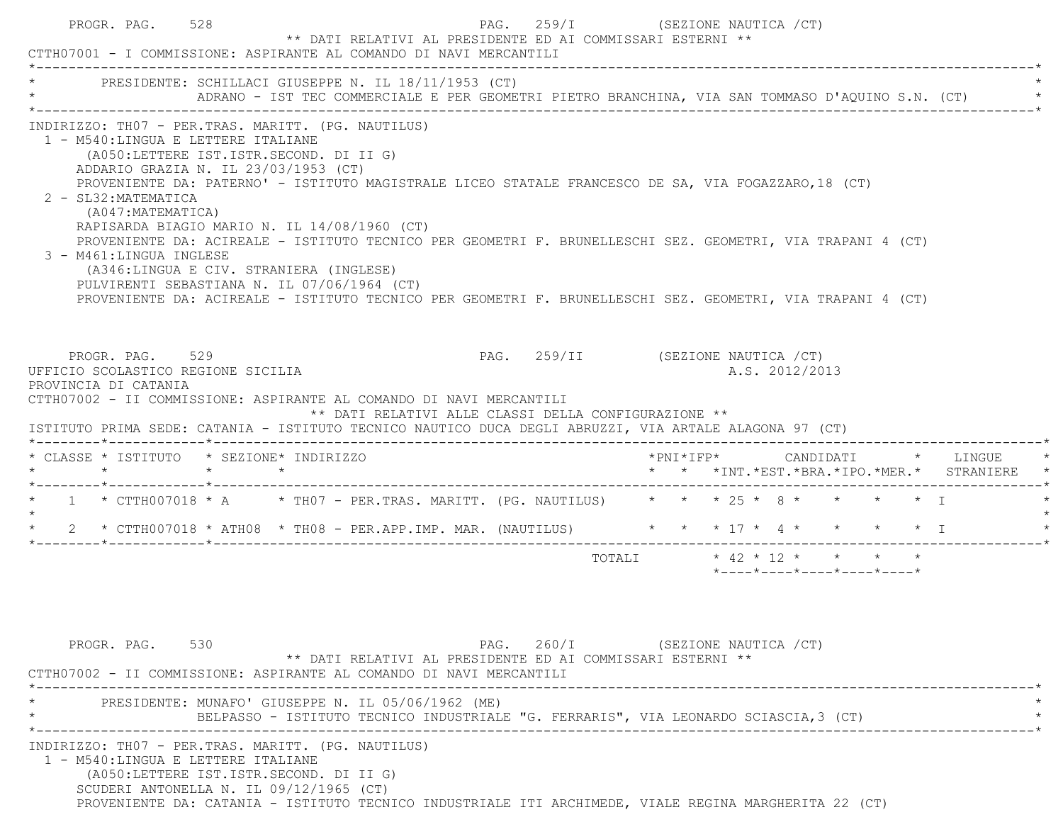PROGR. PAG. 528 — PAG. 259/I (SEZIONE NAUTICA /CT)

** DATI RELATIVI AL PRESIDENTE ED AI COMMISSARI ESTERNI **

CTTH07001 - I COMMISSIONE: ASPIRANTE AL COMANDO DI NAVI MERCANTILI

PRESIDENTE: SCHILLACI GIUSEPPE N. IL 18/11/1953 (CT)
ADRANO - IST TEC COMMERCIALE E PER GEOMETRI PIETRO BRANCHINA, VIA SAN TOMMASO D'AQUINO S.N. (CT)

INDIRIZZO: TH07 - PER.TRAS. MARITT. (PG. NAUTILUS)

1 - M540:LINGUA E LETTERE ITALIANE
(A050:LETTERE IST.ISTR.SECOND. DI II G)
ADDARIO GRAZIA N. IL 23/03/1953 (CT)
PROVENIENTE DA: PATERNO' - ISTITUTO MAGISTRALE LICEO STATALE FRANCESCO DE SA, VIA FOGAZZARO,18 (CT)

2 - SL32:MATEMATICA
(A047:MATEMATICA)
RAPISARDA BIAGIO MARIO N. IL 14/08/1960 (CT)
PROVENIENTE DA: ACIREALE - ISTITUTO TECNICO PER GEOMETRI F. BRUNELLESCHI SEZ. GEOMETRI, VIA TRAPANI 4 (CT)

3 - M461:LINGUA INGLESE
(A346:LINGUA E CIV. STRANIERA (INGLESE)
PULVIRENTI SEBASTIANA N. IL 07/06/1964 (CT)
PROVENIENTE DA: ACIREALE - ISTITUTO TECNICO PER GEOMETRI F. BRUNELLESCHI SEZ. GEOMETRI, VIA TRAPANI 4 (CT)

PROGR. PAG. 529 — PAG. 259/II (SEZIONE NAUTICA /CT)

UFFICIO SCOLASTICO REGIONE SICILIA — A.S. 2012/2013

PROVINCIA DI CATANIA

CTTH07002 - II COMMISSIONE: ASPIRANTE AL COMANDO DI NAVI MERCANTILI

** DATI RELATIVI ALLE CLASSI DELLA CONFIGURAZIONE **

ISTITUTO PRIMA SEDE: CATANIA - ISTITUTO TECNICO NAUTICO DUCA DEGLI ABRUZZI, VIA ARTALE ALAGONA 97 (CT)

| CLASSE | ISTITUTO | SEZIONE | INDIRIZZO | PNI | IFP | CANDIDATI INT. | CANDIDATI EST. | CANDIDATI BRA. | CANDIDATI IPO. | CANDIDATI MER. | LINGUE STRANIERE |
|---|---|---|---|---|---|---|---|---|---|---|---|
| 1 | CTTH007018 | A | TH07 - PER.TRAS. MARITT. (PG. NAUTILUS) | | | 25 | 8 | | | | I |
| 2 | CTTH007018 | ATH08 | TH08 - PER.APP.IMP. MAR. (NAUTILUS) | | | 17 | 4 | | | | I |
| | | | TOTALI | | | 42 | 12 | | | | |

PROGR. PAG. 530 — PAG. 260/I (SEZIONE NAUTICA /CT)

** DATI RELATIVI AL PRESIDENTE ED AI COMMISSARI ESTERNI **

CTTH07002 - II COMMISSIONE: ASPIRANTE AL COMANDO DI NAVI MERCANTILI

PRESIDENTE: MUNAFO' GIUSEPPE N. IL 05/06/1962 (ME)
BELPASSO - ISTITUTO TECNICO INDUSTRIALE "G. FERRARIS", VIA LEONARDO SCIASCIA,3 (CT)

INDIRIZZO: TH07 - PER.TRAS. MARITT. (PG. NAUTILUS)

1 - M540:LINGUA E LETTERE ITALIANE
(A050:LETTERE IST.ISTR.SECOND. DI II G)
SCUDERI ANTONELLA N. IL 09/12/1965 (CT)
PROVENIENTE DA: CATANIA - ISTITUTO TECNICO INDUSTRIALE ITI ARCHIMEDE, VIALE REGINA MARGHERITA 22 (CT)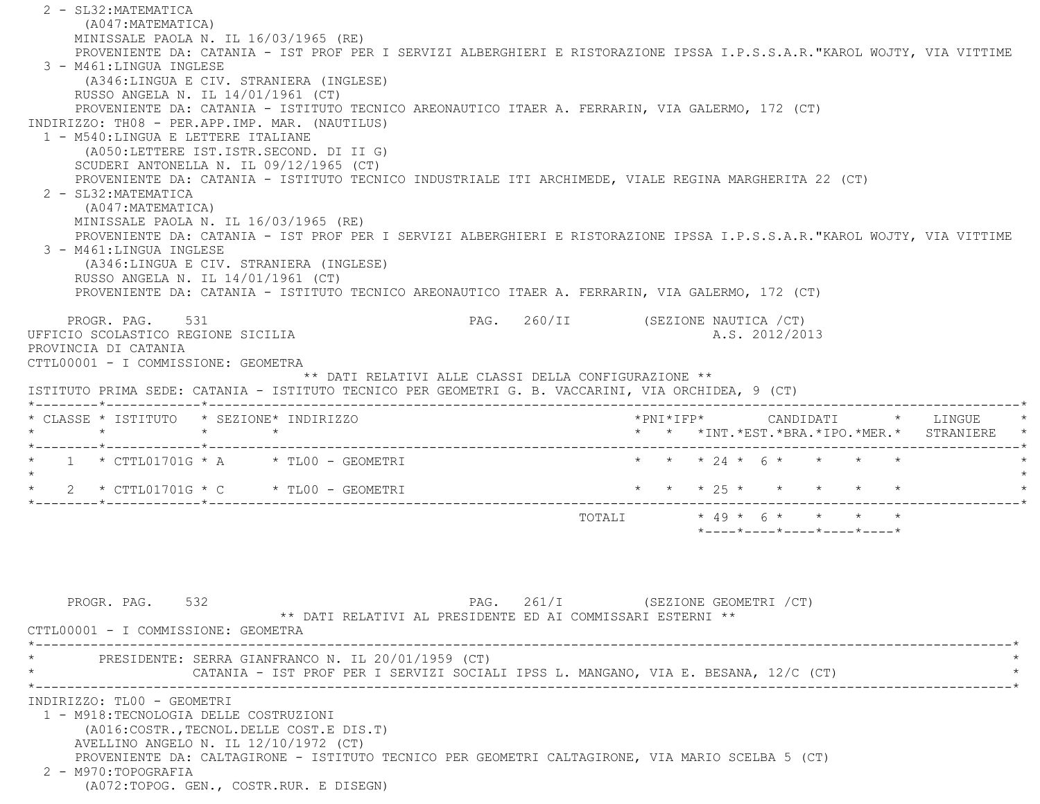2 - SL32:MATEMATICA
 (A047:MATEMATICA)
 MINISSALE PAOLA N. IL 16/03/1965 (RE)
 PROVENIENTE DA: CATANIA - IST PROF PER I SERVIZI ALBERGHIERI E RISTORAZIONE IPSSA I.P.S.S.A.R."KAROL WOJTY, VIA VITTIME

3 - M461:LINGUA INGLESE
 (A346:LINGUA E CIV. STRANIERA (INGLESE)
 RUSSO ANGELA N. IL 14/01/1961 (CT)
 PROVENIENTE DA: CATANIA - ISTITUTO TECNICO AREONAUTICO ITAER A. FERRARIN, VIA GALERMO, 172 (CT)

INDIRIZZO: TH08 - PER.APP.IMP. MAR. (NAUTILUS)

1 - M540:LINGUA E LETTERE ITALIANE
 (A050:LETTERE IST.ISTR.SECOND. DI II G)
 SCUDERI ANTONELLA N. IL 09/12/1965 (CT)
 PROVENIENTE DA: CATANIA - ISTITUTO TECNICO INDUSTRIALE ITI ARCHIMEDE, VIALE REGINA MARGHERITA 22 (CT)

2 - SL32:MATEMATICA
 (A047:MATEMATICA)
 MINISSALE PAOLA N. IL 16/03/1965 (RE)
 PROVENIENTE DA: CATANIA - IST PROF PER I SERVIZI ALBERGHIERI E RISTORAZIONE IPSSA I.P.S.S.A.R."KAROL WOJTY, VIA VITTIME

3 - M461:LINGUA INGLESE
 (A346:LINGUA E CIV. STRANIERA (INGLESE)
 RUSSO ANGELA N. IL 14/01/1961 (CT)
 PROVENIENTE DA: CATANIA - ISTITUTO TECNICO AREONAUTICO ITAER A. FERRARIN, VIA GALERMO, 172 (CT)

PROGR. PAG. 531 PAG. 260/II (SEZIONE NAUTICA /CT)

UFFICIO SCOLASTICO REGIONE SICILIA A.S. 2012/2013

PROVINCIA DI CATANIA

CTTL00001 - I COMMISSIONE: GEOMETRA

** DATI RELATIVI ALLE CLASSI DELLA CONFIGURAZIONE **

ISTITUTO PRIMA SEDE: CATANIA - ISTITUTO TECNICO PER GEOMETRI G. B. VACCARINI, VIA ORCHIDEA, 9 (CT)

| CLASSE | ISTITUTO | SEZIONE | INDIRIZZO | PNI | IFP | CANDIDATI INT. | EST. | BRA. | IPO. | MER. | LINGUE STRANIERE |
|---|---|---|---|---|---|---|---|---|---|---|---|
| 1 | CTTL01701G | A | TL00 - GEOMETRI | | | 24 | 6 | | | | |
| 2 | CTTL01701G | C | TL00 - GEOMETRI | | | 25 | | | | | |
| | | | TOTALI | | | 49 | 6 | | | | |

PROGR. PAG. 532 PAG. 261/I (SEZIONE GEOMETRI /CT)

** DATI RELATIVI AL PRESIDENTE ED AI COMMISSARI ESTERNI **

CTTL00001 - I COMMISSIONE: GEOMETRA

PRESIDENTE: SERRA GIANFRANCO N. IL 20/01/1959 (CT)
 CATANIA - IST PROF PER I SERVIZI SOCIALI IPSS L. MANGANO, VIA E. BESANA, 12/C (CT)

INDIRIZZO: TL00 - GEOMETRI

1 - M918:TECNOLOGIA DELLE COSTRUZIONI
 (A016:COSTR.,TECNOL.DELLE COST.E DIS.T)
 AVELLINO ANGELO N. IL 12/10/1972 (CT)
 PROVENIENTE DA: CALTAGIRONE - ISTITUTO TECNICO PER GEOMETRI CALTAGIRONE, VIA MARIO SCELBA 5 (CT)

2 - M970:TOPOGRAFIA
 (A072:TOPOG. GEN., COSTR.RUR. E DISEGN)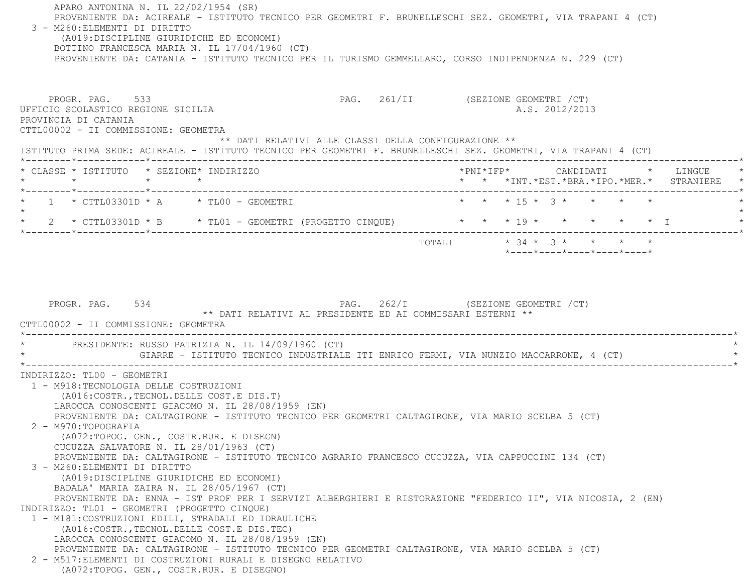APARO ANTONINA N. IL 22/02/1954 (SR)
PROVENIENTE DA: ACIREALE - ISTITUTO TECNICO PER GEOMETRI F. BRUNELLESCHI SEZ. GEOMETRI, VIA TRAPANI 4 (CT)

3 - M260:ELEMENTI DI DIRITTO
(A019:DISCIPLINE GIURIDICHE ED ECONOMI)
BOTTINO FRANCESCA MARIA N. IL 17/04/1960 (CT)
PROVENIENTE DA: CATANIA - ISTITUTO TECNICO PER IL TURISMO GEMMELLARO, CORSO INDIPENDENZA N. 229 (CT)

PROGR. PAG. 533 PAG. 261/II (SEZIONE GEOMETRI /CT)

UFFICIO SCOLASTICO REGIONE SICILIA A.S. 2012/2013
PROVINCIA DI CATANIA
CTTL00002 - II COMMISSIONE: GEOMETRA

** DATI RELATIVI ALLE CLASSI DELLA CONFIGURAZIONE **

ISTITUTO PRIMA SEDE: ACIREALE - ISTITUTO TECNICO PER GEOMETRI F. BRUNELLESCHI SEZ. GEOMETRI, VIA TRAPANI 4 (CT)

| CLASSE | ISTITUTO | SEZIONE | INDIRIZZO | PNI | IFP | CANDIDATI INT. | EST. | BRA. | IPO. | MER. | LINGUE STRANIERE |
|---|---|---|---|---|---|---|---|---|---|---|---|
| 1 | CTTL03301D | A | TL00 - GEOMETRI | | | 15 | 3 | | | | |
| 2 | CTTL03301D | B | TL01 - GEOMETRI (PROGETTO CINQUE) | | | 19 | | | | | I |
| | | | TOTALI | | | 34 | 3 | | | | |

PROGR. PAG. 534 PAG. 262/I (SEZIONE GEOMETRI /CT)

** DATI RELATIVI AL PRESIDENTE ED AI COMMISSARI ESTERNI **

CTTL00002 - II COMMISSIONE: GEOMETRA

PRESIDENTE: RUSSO PATRIZIA N. IL 14/09/1960 (CT)
GIARRE - ISTITUTO TECNICO INDUSTRIALE ITI ENRICO FERMI, VIA NUNZIO MACCARRONE, 4 (CT)

INDIRIZZO: TL00 - GEOMETRI

1 - M918:TECNOLOGIA DELLE COSTRUZIONI
(A016:COSTR.,TECNOL.DELLE COST.E DIS.T)
LAROCCA CONOSCENTI GIACOMO N. IL 28/08/1959 (EN)
PROVENIENTE DA: CALTAGIRONE - ISTITUTO TECNICO PER GEOMETRI CALTAGIRONE, VIA MARIO SCELBA 5 (CT)

2 - M970:TOPOGRAFIA
(A072:TOPOG. GEN., COSTR.RUR. E DISEGN)
CUCUZZA SALVATORE N. IL 28/01/1963 (CT)
PROVENIENTE DA: CALTAGIRONE - ISTITUTO TECNICO AGRARIO FRANCESCO CUCUZZA, VIA CAPPUCCINI 134 (CT)

3 - M260:ELEMENTI DI DIRITTO
(A019:DISCIPLINE GIURIDICHE ED ECONOMI)
BADALA' MARIA ZAIRA N. IL 28/05/1967 (CT)
PROVENIENTE DA: ENNA - IST PROF PER I SERVIZI ALBERGHIERI E RISTORAZIONE "FEDERICO II", VIA NICOSIA, 2 (EN)

INDIRIZZO: TL01 - GEOMETRI (PROGETTO CINQUE)

1 - M181:COSTRUZIONI EDILI, STRADALI ED IDRAULICHE
(A016:COSTR.,TECNOL.DELLE COST.E DIS.TEC)
LAROCCA CONOSCENTI GIACOMO N. IL 28/08/1959 (EN)
PROVENIENTE DA: CALTAGIRONE - ISTITUTO TECNICO PER GEOMETRI CALTAGIRONE, VIA MARIO SCELBA 5 (CT)

2 - M517:ELEMENTI DI COSTRUZIONI RURALI E DISEGNO RELATIVO
(A072:TOPOG. GEN., COSTR.RUR. E DISEGNO)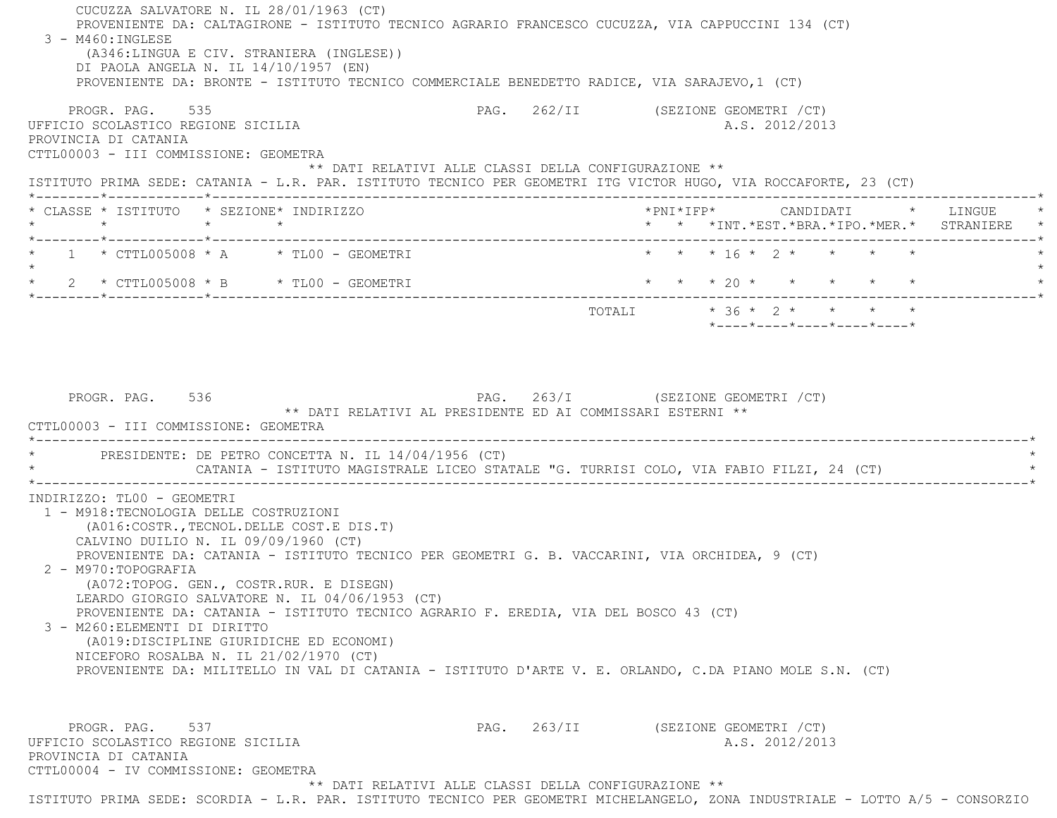CUCUZZA SALVATORE N. IL 28/01/1963 (CT)
PROVENIENTE DA: CALTAGIRONE - ISTITUTO TECNICO AGRARIO FRANCESCO CUCUZZA, VIA CAPPUCCINI 134 (CT)

3 - M460:INGLESE
(A346:LINGUA E CIV. STRANIERA (INGLESE))
DI PAOLA ANGELA N. IL 14/10/1957 (EN)
PROVENIENTE DA: BRONTE - ISTITUTO TECNICO COMMERCIALE BENEDETTO RADICE, VIA SARAJEVO,1 (CT)

PROGR. PAG. 535 — PAG. 262/II (SEZIONE GEOMETRI /CT)

UFFICIO SCOLASTICO REGIONE SICILIA — A.S. 2012/2013
PROVINCIA DI CATANIA
CTTL00003 - III COMMISSIONE: GEOMETRA

** DATI RELATIVI ALLE CLASSI DELLA CONFIGURAZIONE **

ISTITUTO PRIMA SEDE: CATANIA - L.R. PAR. ISTITUTO TECNICO PER GEOMETRI ITG VICTOR HUGO, VIA ROCCAFORTE, 23 (CT)

| CLASSE | ISTITUTO | SEZIONE | INDIRIZZO | PNI | IFP | INT. | EST. | BRA. | IPO. | MER. | LINGUE STRANIERE |
|---|---|---|---|---|---|---|---|---|---|---|---|
| 1 | CTTL005008 | A | TL00 - GEOMETRI | | | 16 | 2 | | | | |
| 2 | CTTL005008 | B | TL00 - GEOMETRI | | | 20 | | | | | |
| | | | TOTALI | | | 36 | 2 | | | | |

PROGR. PAG. 536 — PAG. 263/I (SEZIONE GEOMETRI /CT)

** DATI RELATIVI AL PRESIDENTE ED AI COMMISSARI ESTERNI **

CTTL00003 - III COMMISSIONE: GEOMETRA

PRESIDENTE: DE PETRO CONCETTA N. IL 14/04/1956 (CT)
CATANIA - ISTITUTO MAGISTRALE LICEO STATALE "G. TURRISI COLO, VIA FABIO FILZI, 24 (CT)

INDIRIZZO: TL00 - GEOMETRI

1 - M918:TECNOLOGIA DELLE COSTRUZIONI
(A016:COSTR.,TECNOL.DELLE COST.E DIS.T)
CALVINO DUILIO N. IL 09/09/1960 (CT)
PROVENIENTE DA: CATANIA - ISTITUTO TECNICO PER GEOMETRI G. B. VACCARINI, VIA ORCHIDEA, 9 (CT)

2 - M970:TOPOGRAFIA
(A072:TOPOG. GEN., COSTR.RUR. E DISEGN)
LEARDO GIORGIO SALVATORE N. IL 04/06/1953 (CT)
PROVENIENTE DA: CATANIA - ISTITUTO TECNICO AGRARIO F. EREDIA, VIA DEL BOSCO 43 (CT)

3 - M260:ELEMENTI DI DIRITTO
(A019:DISCIPLINE GIURIDICHE ED ECONOMI)
NICEFORO ROSALBA N. IL 21/02/1970 (CT)
PROVENIENTE DA: MILITELLO IN VAL DI CATANIA - ISTITUTO D'ARTE V. E. ORLANDO, C.DA PIANO MOLE S.N. (CT)

PROGR. PAG. 537 — PAG. 263/II (SEZIONE GEOMETRI /CT)

UFFICIO SCOLASTICO REGIONE SICILIA — A.S. 2012/2013
PROVINCIA DI CATANIA
CTTL00004 - IV COMMISSIONE: GEOMETRA

** DATI RELATIVI ALLE CLASSI DELLA CONFIGURAZIONE **

ISTITUTO PRIMA SEDE: SCORDIA - L.R. PAR. ISTITUTO TECNICO PER GEOMETRI MICHELANGELO, ZONA INDUSTRIALE - LOTTO A/5 - CONSORZIO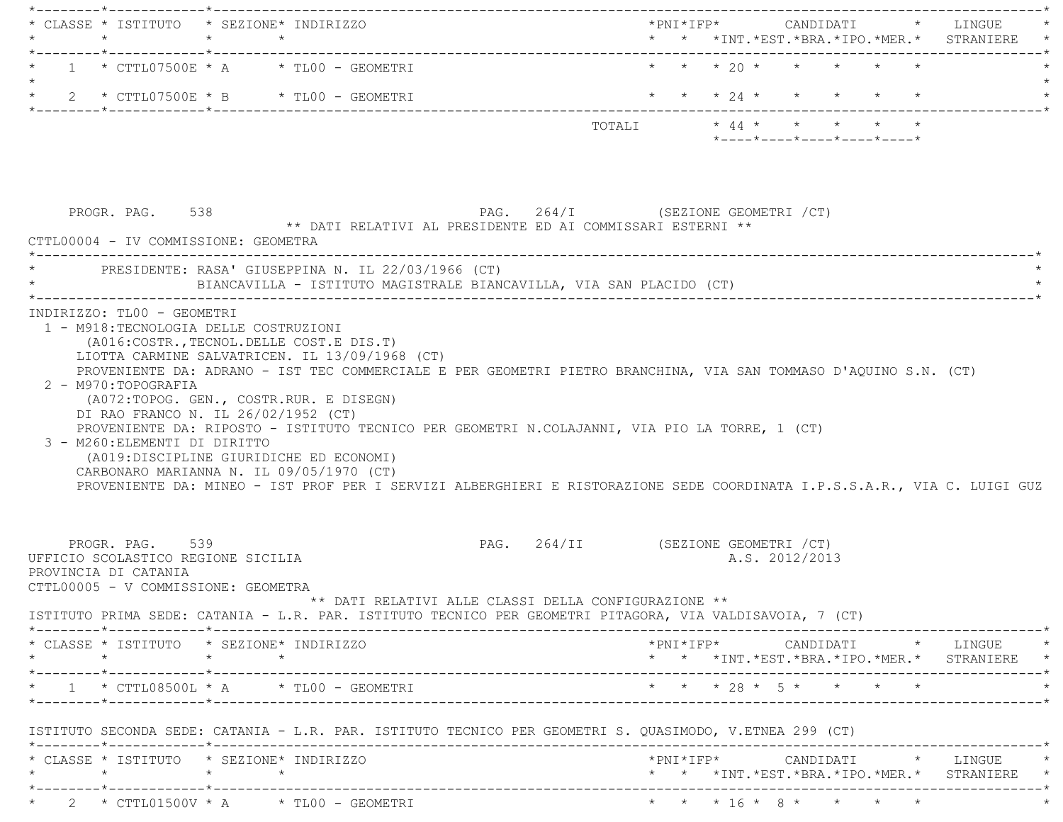| CLASSE | ISTITUTO | SEZIONE | INDIRIZZO | PNI | IFP | CANDIDATI INT. | EST. | BRA. | IPO. | MER. | LINGUE STRANIERE |
|---|---|---|---|---|---|---|---|---|---|---|---|
| 1 | CTTL07500E | A | TL00 - GEOMETRI | | | 20 | | | | | |
| 2 | CTTL07500E | B | TL00 - GEOMETRI | | | 24 | | | | | |
| | | | TOTALI | | | 44 | | | | | |

PROGR. PAG. 538 PAG. 264/I (SEZIONE GEOMETRI /CT)

** DATI RELATIVI AL PRESIDENTE ED AI COMMISSARI ESTERNI **

CTTL00004 - IV COMMISSIONE: GEOMETRA

PRESIDENTE: RASA' GIUSEPPINA N. IL 22/03/1966 (CT)
BIANCAVILLA - ISTITUTO MAGISTRALE BIANCAVILLA, VIA SAN PLACIDO (CT)

INDIRIZZO: TL00 - GEOMETRI

1 - M918:TECNOLOGIA DELLE COSTRUZIONI
(A016:COSTR.,TECNOL.DELLE COST.E DIS.T)
LIOTTA CARMINE SALVATRICEN. IL 13/09/1968 (CT)
PROVENIENTE DA: ADRANO - IST TEC COMMERCIALE E PER GEOMETRI PIETRO BRANCHINA, VIA SAN TOMMASO D'AQUINO S.N. (CT)

2 - M970:TOPOGRAFIA
(A072:TOPOG. GEN., COSTR.RUR. E DISEGN)
DI RAO FRANCO N. IL 26/02/1952 (CT)
PROVENIENTE DA: RIPOSTO - ISTITUTO TECNICO PER GEOMETRI N.COLAJANNI, VIA PIO LA TORRE, 1 (CT)

3 - M260:ELEMENTI DI DIRITTO
(A019:DISCIPLINE GIURIDICHE ED ECONOMI)
CARBONARO MARIANNA N. IL 09/05/1970 (CT)
PROVENIENTE DA: MINEO - IST PROF PER I SERVIZI ALBERGHIERI E RISTORAZIONE SEDE COORDINATA I.P.S.S.A.R., VIA C. LUIGI GUZ

PROGR. PAG. 539 PAG. 264/II (SEZIONE GEOMETRI /CT)

UFFICIO SCOLASTICO REGIONE SICILIA A.S. 2012/2013
PROVINCIA DI CATANIA
CTTL00005 - V COMMISSIONE: GEOMETRA

** DATI RELATIVI ALLE CLASSI DELLA CONFIGURAZIONE **

ISTITUTO PRIMA SEDE: CATANIA - L.R. PAR. ISTITUTO TECNICO PER GEOMETRI PITAGORA, VIA VALDISAVOIA, 7 (CT)

| CLASSE | ISTITUTO | SEZIONE | INDIRIZZO | PNI | IFP | CANDIDATI INT. | EST. | BRA. | IPO. | MER. | LINGUE STRANIERE |
|---|---|---|---|---|---|---|---|---|---|---|---|
| 1 | CTTL08500L | A | TL00 - GEOMETRI | | | 28 | 5 | | | | |

ISTITUTO SECONDA SEDE: CATANIA - L.R. PAR. ISTITUTO TECNICO PER GEOMETRI S. QUASIMODO, V.ETNEA 299 (CT)

| CLASSE | ISTITUTO | SEZIONE | INDIRIZZO | PNI | IFP | CANDIDATI INT. | EST. | BRA. | IPO. | MER. | LINGUE STRANIERE |
|---|---|---|---|---|---|---|---|---|---|---|---|
| 2 | CTTL01500V | A | TL00 - GEOMETRI | | | 16 | 8 | | | | |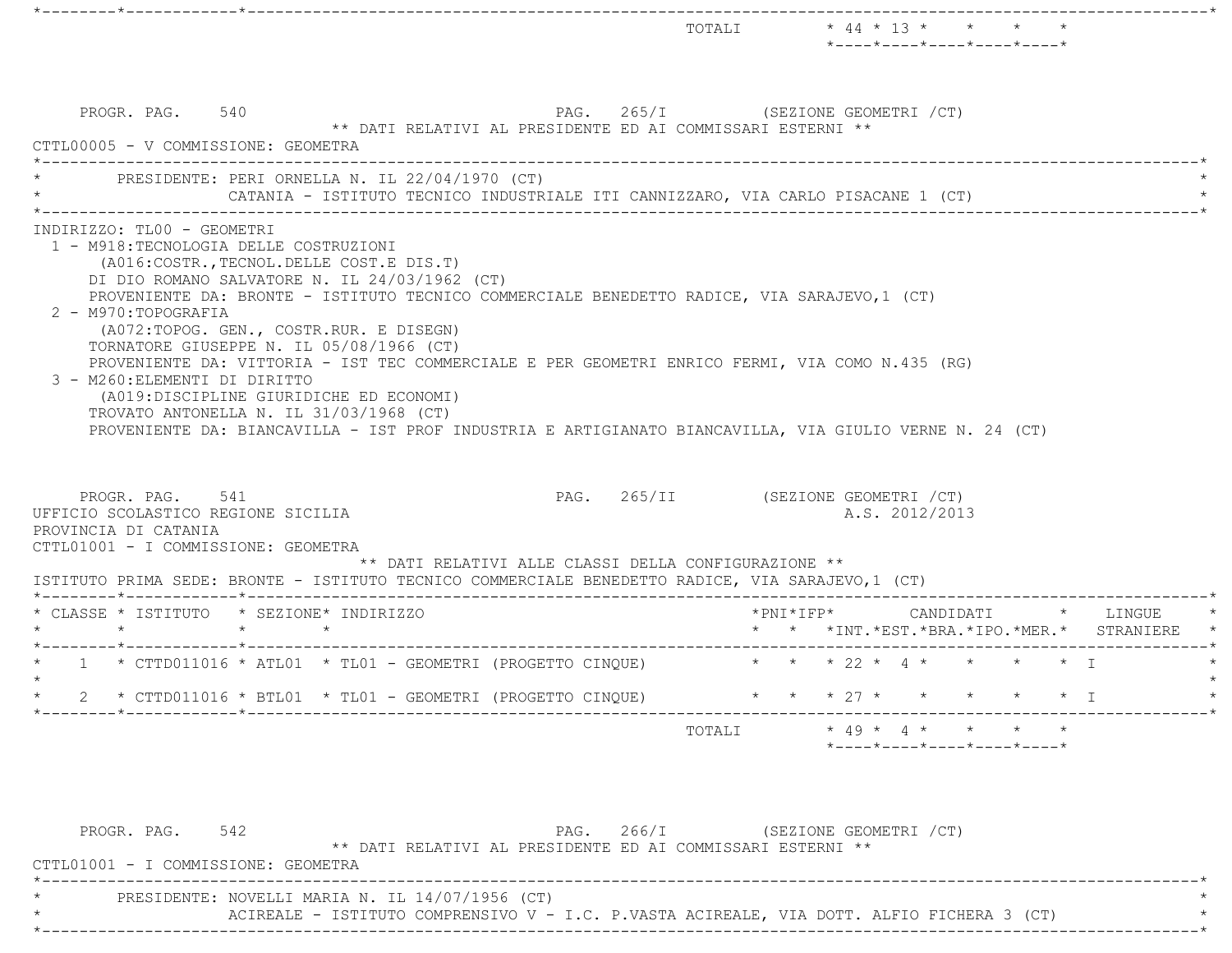| | | | | | | | | | | | |
|---|---|---|---|---|---|---|---|---|---|---|---|
| | | | TOTALI | | | 44 | 13 | | | | |

PROGR. PAG. 540 PAG. 265/I (SEZIONE GEOMETRI /CT)

** DATI RELATIVI AL PRESIDENTE ED AI COMMISSARI ESTERNI **

CTTL00005 - V COMMISSIONE: GEOMETRA

PRESIDENTE: PERI ORNELLA N. IL 22/04/1970 (CT)
CATANIA - ISTITUTO TECNICO INDUSTRIALE ITI CANNIZZARO, VIA CARLO PISACANE 1 (CT)

INDIRIZZO: TL00 - GEOMETRI

1 - M918:TECNOLOGIA DELLE COSTRUZIONI
(A016:COSTR.,TECNOL.DELLE COST.E DIS.T)
DI DIO ROMANO SALVATORE N. IL 24/03/1962 (CT)
PROVENIENTE DA: BRONTE - ISTITUTO TECNICO COMMERCIALE BENEDETTO RADICE, VIA SARAJEVO,1 (CT)

2 - M970:TOPOGRAFIA
(A072:TOPOG. GEN., COSTR.RUR. E DISEGN)
TORNATORE GIUSEPPE N. IL 05/08/1966 (CT)
PROVENIENTE DA: VITTORIA - IST TEC COMMERCIALE E PER GEOMETRI ENRICO FERMI, VIA COMO N.435 (RG)

3 - M260:ELEMENTI DI DIRITTO
(A019:DISCIPLINE GIURIDICHE ED ECONOMI)
TROVATO ANTONELLA N. IL 31/03/1968 (CT)
PROVENIENTE DA: BIANCAVILLA - IST PROF INDUSTRIA E ARTIGIANATO BIANCAVILLA, VIA GIULIO VERNE N. 24 (CT)

PROGR. PAG. 541 PAG. 265/II (SEZIONE GEOMETRI /CT)

UFFICIO SCOLASTICO REGIONE SICILIA A.S. 2012/2013

PROVINCIA DI CATANIA

CTTL01001 - I COMMISSIONE: GEOMETRA

** DATI RELATIVI ALLE CLASSI DELLA CONFIGURAZIONE **

ISTITUTO PRIMA SEDE: BRONTE - ISTITUTO TECNICO COMMERCIALE BENEDETTO RADICE, VIA SARAJEVO,1 (CT)

| CLASSE | ISTITUTO | SEZIONE | INDIRIZZO | PNI | IFP | CANDIDATI INT. | CANDIDATI EST. | CANDIDATI BRA. | CANDIDATI IPO. | CANDIDATI MER. | LINGUE STRANIERE |
|---|---|---|---|---|---|---|---|---|---|---|---|
| 1 | CTTD011016 | ATL01 | TL01 - GEOMETRI (PROGETTO CINQUE) | | | 22 | 4 | | | | I |
| 2 | CTTD011016 | BTL01 | TL01 - GEOMETRI (PROGETTO CINQUE) | | | 27 | | | | | I |
| | | | TOTALI | | | 49 | 4 | | | | |

PROGR. PAG. 542 PAG. 266/I (SEZIONE GEOMETRI /CT)

** DATI RELATIVI AL PRESIDENTE ED AI COMMISSARI ESTERNI **

CTTL01001 - I COMMISSIONE: GEOMETRA

PRESIDENTE: NOVELLI MARIA N. IL 14/07/1956 (CT)
ACIREALE - ISTITUTO COMPRENSIVO V - I.C. P.VASTA ACIREALE, VIA DOTT. ALFIO FICHERA 3 (CT)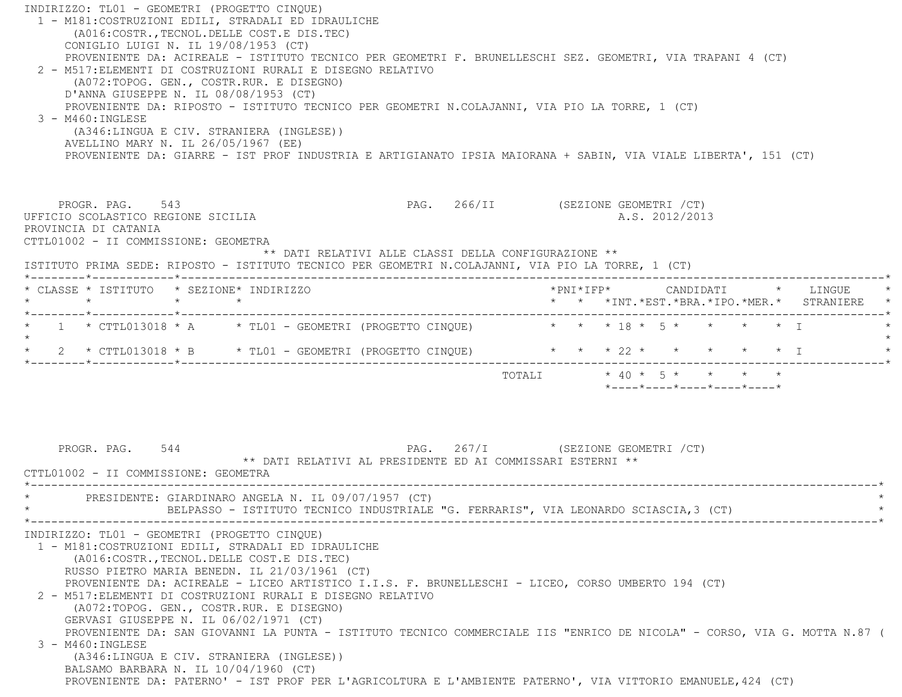INDIRIZZO: TL01 - GEOMETRI (PROGETTO CINQUE)

1 - M181:COSTRUZIONI EDILI, STRADALI ED IDRAULICHE
   (A016:COSTR.,TECNOL.DELLE COST.E DIS.TEC)
   CONIGLIO LUIGI N. IL 19/08/1953 (CT)
   PROVENIENTE DA: ACIREALE - ISTITUTO TECNICO PER GEOMETRI F. BRUNELLESCHI SEZ. GEOMETRI, VIA TRAPANI 4 (CT)

2 - M517:ELEMENTI DI COSTRUZIONI RURALI E DISEGNO RELATIVO
   (A072:TOPOG. GEN., COSTR.RUR. E DISEGNO)
   D'ANNA GIUSEPPE N. IL 08/08/1953 (CT)
   PROVENIENTE DA: RIPOSTO - ISTITUTO TECNICO PER GEOMETRI N.COLAJANNI, VIA PIO LA TORRE, 1 (CT)

3 - M460:INGLESE
   (A346:LINGUA E CIV. STRANIERA (INGLESE))
   AVELLINO MARY N. IL 26/05/1967 (EE)
   PROVENIENTE DA: GIARRE - IST PROF INDUSTRIA E ARTIGIANATO IPSIA MAIORANA + SABIN, VIA VIALE LIBERTA', 151 (CT)

PROGR. PAG. 543 PAG. 266/II (SEZIONE GEOMETRI /CT)

UFFICIO SCOLASTICO REGIONE SICILIA A.S. 2012/2013

PROVINCIA DI CATANIA

CTTL01002 - II COMMISSIONE: GEOMETRA

** DATI RELATIVI ALLE CLASSI DELLA CONFIGURAZIONE **

ISTITUTO PRIMA SEDE: RIPOSTO - ISTITUTO TECNICO PER GEOMETRI N.COLAJANNI, VIA PIO LA TORRE, 1 (CT)

| CLASSE | ISTITUTO | SEZIONE | INDIRIZZO | PNI | IFP | CANDIDATI INT. | EST. | BRA. | IPO. | MER. | LINGUE STRANIERE |
|---|---|---|---|---|---|---|---|---|---|---|---|
| 1 | CTTL013018 | A | TL01 - GEOMETRI (PROGETTO CINQUE) | | | 18 | 5 | | | | I |
| 2 | CTTL013018 | B | TL01 - GEOMETRI (PROGETTO CINQUE) | | | 22 | | | | | I |
| | | | TOTALI | | | 40 | 5 | | | | |

PROGR. PAG. 544 PAG. 267/I (SEZIONE GEOMETRI /CT)

** DATI RELATIVI AL PRESIDENTE ED AI COMMISSARI ESTERNI **

CTTL01002 - II COMMISSIONE: GEOMETRA

PRESIDENTE: GIARDINARO ANGELA N. IL 09/07/1957 (CT)
BELPASSO - ISTITUTO TECNICO INDUSTRIALE "G. FERRARIS", VIA LEONARDO SCIASCIA,3 (CT)

INDIRIZZO: TL01 - GEOMETRI (PROGETTO CINQUE)

1 - M181:COSTRUZIONI EDILI, STRADALI ED IDRAULICHE
   (A016:COSTR.,TECNOL.DELLE COST.E DIS.TEC)
   RUSSO PIETRO MARIA BENEDN. IL 21/03/1961 (CT)
   PROVENIENTE DA: ACIREALE - LICEO ARTISTICO I.I.S. F. BRUNELLESCHI - LICEO, CORSO UMBERTO 194 (CT)

2 - M517:ELEMENTI DI COSTRUZIONI RURALI E DISEGNO RELATIVO
   (A072:TOPOG. GEN., COSTR.RUR. E DISEGNO)
   GERVASI GIUSEPPE N. IL 06/02/1971 (CT)
   PROVENIENTE DA: SAN GIOVANNI LA PUNTA - ISTITUTO TECNICO COMMERCIALE IIS "ENRICO DE NICOLA" - CORSO, VIA G. MOTTA N.87 (

3 - M460:INGLESE
   (A346:LINGUA E CIV. STRANIERA (INGLESE))
   BALSAMO BARBARA N. IL 10/04/1960 (CT)
   PROVENIENTE DA: PATERNO' - IST PROF PER L'AGRICOLTURA E L'AMBIENTE PATERNO', VIA VITTORIO EMANUELE,424 (CT)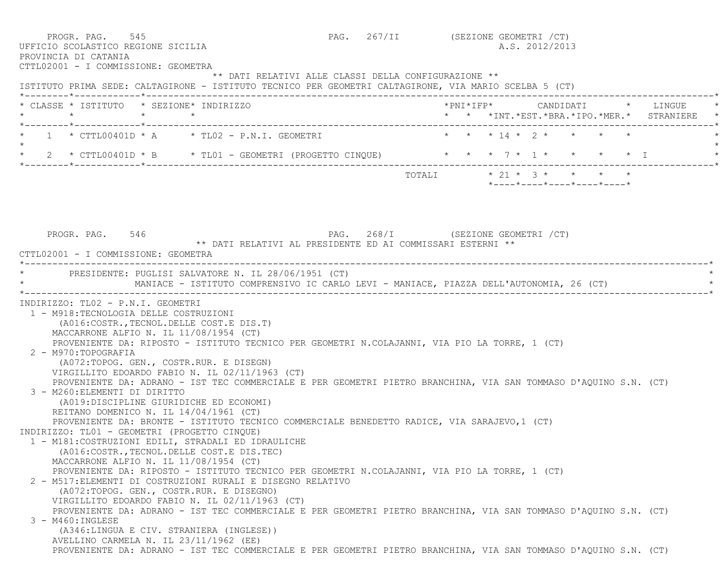PROGR. PAG. 545 PAG. 267/II (SEZIONE GEOMETRI /CT)

UFFICIO SCOLASTICO REGIONE SICILIA A.S. 2012/2013

PROVINCIA DI CATANIA

CTTL02001 - I COMMISSIONE: GEOMETRA

** DATI RELATIVI ALLE CLASSI DELLA CONFIGURAZIONE **

ISTITUTO PRIMA SEDE: CALTAGIRONE - ISTITUTO TECNICO PER GEOMETRI CALTAGIRONE, VIA MARIO SCELBA 5 (CT)

| CLASSE | ISTITUTO | SEZIONE | INDIRIZZO | PNI | IFP | CANDIDATI INT. | CANDIDATI EST. | CANDIDATI BRA. | CANDIDATI IPO. | CANDIDATI MER. | LINGUE STRANIERE |
|---|---|---|---|---|---|---|---|---|---|---|---|
| 1 | CTTL00401D | A | TL02 - P.N.I. GEOMETRI | | | 14 | 2 | | | | |
| 2 | CTTL00401D | B | TL01 - GEOMETRI (PROGETTO CINQUE) | | | 7 | 1 | | | | I |
| | | | TOTALI | | | 21 | 3 | | | | |

PROGR. PAG. 546 PAG. 268/I (SEZIONE GEOMETRI /CT)

** DATI RELATIVI AL PRESIDENTE ED AI COMMISSARI ESTERNI **

CTTL02001 - I COMMISSIONE: GEOMETRA

PRESIDENTE: PUGLISI SALVATORE N. IL 28/06/1951 (CT)
MANIACE - ISTITUTO COMPRENSIVO IC CARLO LEVI - MANIACE, PIAZZA DELL'AUTONOMIA, 26 (CT)

INDIRIZZO: TL02 - P.N.I. GEOMETRI

1 - M918:TECNOLOGIA DELLE COSTRUZIONI
(A016:COSTR.,TECNOL.DELLE COST.E DIS.T)
MACCARRONE ALFIO N. IL 11/08/1954 (CT)
PROVENIENTE DA: RIPOSTO - ISTITUTO TECNICO PER GEOMETRI N.COLAJANNI, VIA PIO LA TORRE, 1 (CT)

2 - M970:TOPOGRAFIA
(A072:TOPOG. GEN., COSTR.RUR. E DISEGN)
VIRGILLITO EDOARDO FABIO N. IL 02/11/1963 (CT)
PROVENIENTE DA: ADRANO - IST TEC COMMERCIALE E PER GEOMETRI PIETRO BRANCHINA, VIA SAN TOMMASO D'AQUINO S.N. (CT)

3 - M260:ELEMENTI DI DIRITTO
(A019:DISCIPLINE GIURIDICHE ED ECONOMI)
REITANO DOMENICO N. IL 14/04/1961 (CT)
PROVENIENTE DA: BRONTE - ISTITUTO TECNICO COMMERCIALE BENEDETTO RADICE, VIA SARAJEVO,1 (CT)

INDIRIZZO: TL01 - GEOMETRI (PROGETTO CINQUE)

1 - M181:COSTRUZIONI EDILI, STRADALI ED IDRAULICHE
(A016:COSTR.,TECNOL.DELLE COST.E DIS.TEC)
MACCARRONE ALFIO N. IL 11/08/1954 (CT)
PROVENIENTE DA: RIPOSTO - ISTITUTO TECNICO PER GEOMETRI N.COLAJANNI, VIA PIO LA TORRE, 1 (CT)

2 - M517:ELEMENTI DI COSTRUZIONI RURALI E DISEGNO RELATIVO
(A072:TOPOG. GEN., COSTR.RUR. E DISEGNO)
VIRGILLITO EDOARDO FABIO N. IL 02/11/1963 (CT)
PROVENIENTE DA: ADRANO - IST TEC COMMERCIALE E PER GEOMETRI PIETRO BRANCHINA, VIA SAN TOMMASO D'AQUINO S.N. (CT)

3 - M460:INGLESE
(A346:LINGUA E CIV. STRANIERA (INGLESE))
AVELLINO CARMELA N. IL 23/11/1962 (EE)
PROVENIENTE DA: ADRANO - IST TEC COMMERCIALE E PER GEOMETRI PIETRO BRANCHINA, VIA SAN TOMMASO D'AQUINO S.N. (CT)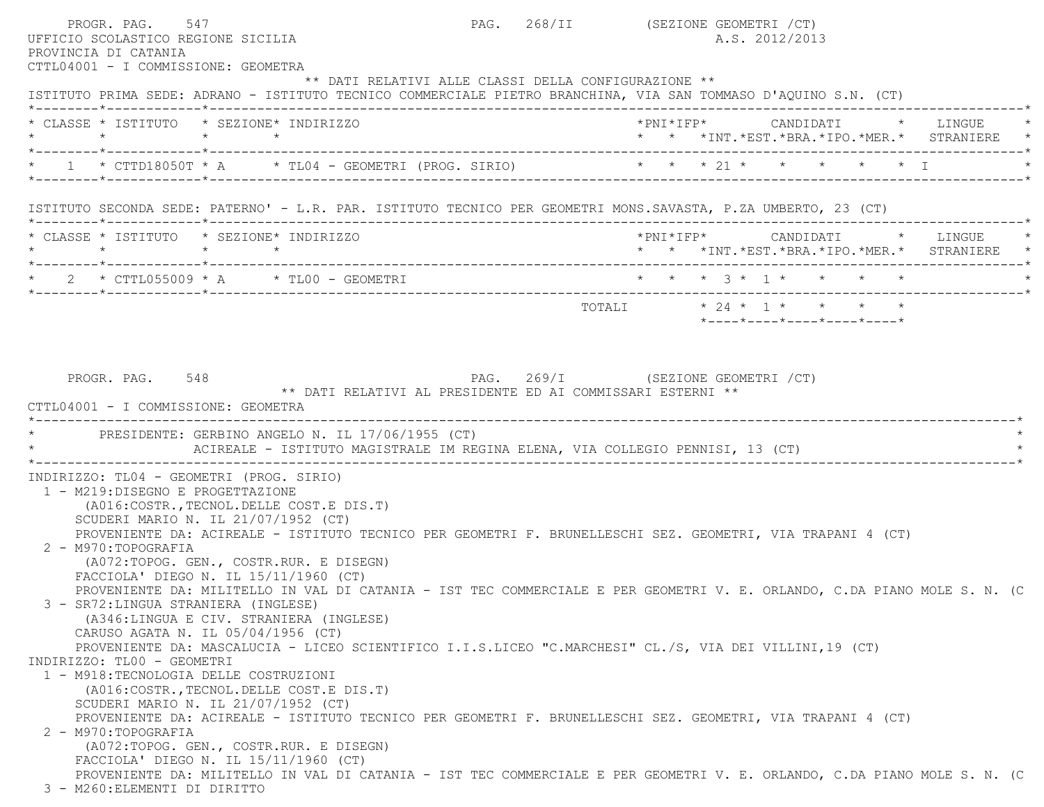UFFICIO SCOLASTICO REGIONE SICILIA
PROVINCIA DI CATANIA
CTTL04001 - I COMMISSIONE: GEOMETRA

** DATI RELATIVI ALLE CLASSI DELLA CONFIGURAZIONE **

ISTITUTO PRIMA SEDE: ADRANO - ISTITUTO TECNICO COMMERCIALE PIETRO BRANCHINA, VIA SAN TOMMASO D'AQUINO S.N. (CT)

| CLASSE | ISTITUTO | SEZIONE | INDIRIZZO | PNI | IFP | INT. | EST. | BRA. | IPO. | MER. | LINGUE STRANIERE |
|---|---|---|---|---|---|---|---|---|---|---|---|
| 1 | CTTD18050T | A | TL04 - GEOMETRI (PROG. SIRIO) | | | 21 | | | | | I |

ISTITUTO SECONDA SEDE: PATERNO' - L.R. PAR. ISTITUTO TECNICO PER GEOMETRI MONS.SAVASTA, P.ZA UMBERTO, 23 (CT)

| CLASSE | ISTITUTO | SEZIONE | INDIRIZZO | PNI | IFP | INT. | EST. | BRA. | IPO. | MER. | LINGUE STRANIERE |
|---|---|---|---|---|---|---|---|---|---|---|---|
| 2 | CTTL055009 | A | TL00 - GEOMETRI | | | 3 | 1 | | | | |
| | | | TOTALI | | | 24 | 1 | | | | |

** DATI RELATIVI AL PRESIDENTE ED AI COMMISSARI ESTERNI **

CTTL04001 - I COMMISSIONE: GEOMETRA

PRESIDENTE: GERBINO ANGELO N. IL 17/06/1955 (CT)
ACIREALE - ISTITUTO MAGISTRALE IM REGINA ELENA, VIA COLLEGIO PENNISI, 13 (CT)

INDIRIZZO: TL04 - GEOMETRI (PROG. SIRIO)

1 - M219:DISEGNO E PROGETTAZIONE
(A016:COSTR.,TECNOL.DELLE COST.E DIS.T)
SCUDERI MARIO N. IL 21/07/1952 (CT)
PROVENIENTE DA: ACIREALE - ISTITUTO TECNICO PER GEOMETRI F. BRUNELLESCHI SEZ. GEOMETRI, VIA TRAPANI 4 (CT)

2 - M970:TOPOGRAFIA
(A072:TOPOG. GEN., COSTR.RUR. E DISEGN)
FACCIOLA' DIEGO N. IL 15/11/1960 (CT)
PROVENIENTE DA: MILITELLO IN VAL DI CATANIA - IST TEC COMMERCIALE E PER GEOMETRI V. E. ORLANDO, C.DA PIANO MOLE S. N. (C

3 - SR72:LINGUA STRANIERA (INGLESE)
(A346:LINGUA E CIV. STRANIERA (INGLESE)
CARUSO AGATA N. IL 05/04/1956 (CT)
PROVENIENTE DA: MASCALUCIA - LICEO SCIENTIFICO I.I.S.LICEO "C.MARCHESI" CL./S, VIA DEI VILLINI,19 (CT)

INDIRIZZO: TL00 - GEOMETRI

1 - M918:TECNOLOGIA DELLE COSTRUZIONI
(A016:COSTR.,TECNOL.DELLE COST.E DIS.T)
SCUDERI MARIO N. IL 21/07/1952 (CT)
PROVENIENTE DA: ACIREALE - ISTITUTO TECNICO PER GEOMETRI F. BRUNELLESCHI SEZ. GEOMETRI, VIA TRAPANI 4 (CT)

2 - M970:TOPOGRAFIA
(A072:TOPOG. GEN., COSTR.RUR. E DISEGN)
FACCIOLA' DIEGO N. IL 15/11/1960 (CT)
PROVENIENTE DA: MILITELLO IN VAL DI CATANIA - IST TEC COMMERCIALE E PER GEOMETRI V. E. ORLANDO, C.DA PIANO MOLE S. N. (C

3 - M260:ELEMENTI DI DIRITTO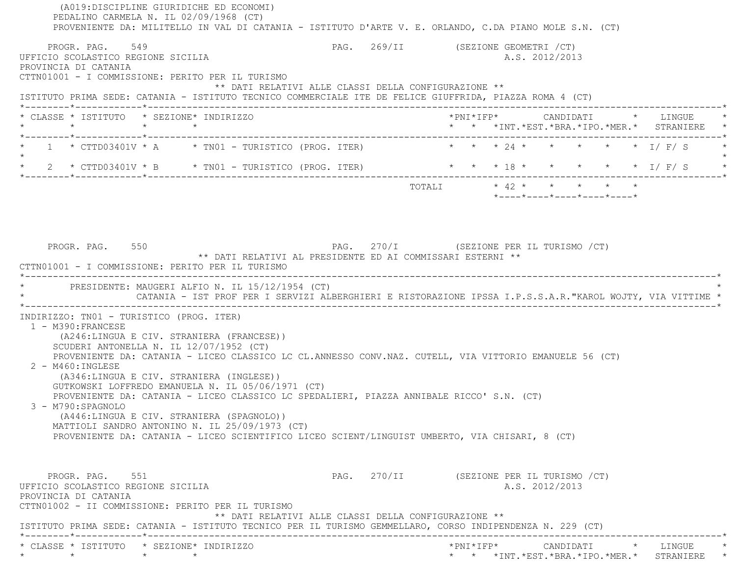(A019:DISCIPLINE GIURIDICHE ED ECONOMI)
PEDALINO CARMELA N. IL 02/09/1968 (CT)
PROVENIENTE DA: MILITELLO IN VAL DI CATANIA - ISTITUTO D'ARTE V. E. ORLANDO, C.DA PIANO MOLE S.N. (CT)

PROGR. PAG. 549 PAG. 269/II (SEZIONE GEOMETRI /CT)
UFFICIO SCOLASTICO REGIONE SICILIA A.S. 2012/2013
PROVINCIA DI CATANIA
CTTN01001 - I COMMISSIONE: PERITO PER IL TURISMO
** DATI RELATIVI ALLE CLASSI DELLA CONFIGURAZIONE **
ISTITUTO PRIMA SEDE: CATANIA - ISTITUTO TECNICO COMMERCIALE ITE DE FELICE GIUFFRIDA, PIAZZA ROMA 4 (CT)

| CLASSE | ISTITUTO | SEZIONE | INDIRIZZO | PNI | IFP | CANDIDATI INT. | EST. | BRA. | IPO. | MER. | LINGUE STRANIERE |
|---|---|---|---|---|---|---|---|---|---|---|---|
| 1 | CTTD03401V | A | TN01 - TURISTICO (PROG. ITER) | | | 24 | | | | | I/ F/ S |
| 2 | CTTD03401V | B | TN01 - TURISTICO (PROG. ITER) | | | 18 | | | | | I/ F/ S |
| | | | TOTALI | | | 42 | | | | | |

PROGR. PAG. 550 PAG. 270/I (SEZIONE PER IL TURISMO /CT)
** DATI RELATIVI AL PRESIDENTE ED AI COMMISSARI ESTERNI **
CTTN01001 - I COMMISSIONE: PERITO PER IL TURISMO

PRESIDENTE: MAUGERI ALFIO N. IL 15/12/1954 (CT)
CATANIA - IST PROF PER I SERVIZI ALBERGHIERI E RISTORAZIONE IPSSA I.P.S.S.A.R."KAROL WOJTY, VIA VITTIME

INDIRIZZO: TN01 - TURISTICO (PROG. ITER)
1 - M390:FRANCESE
(A246:LINGUA E CIV. STRANIERA (FRANCESE))
SCUDERI ANTONELLA N. IL 12/07/1952 (CT)
PROVENIENTE DA: CATANIA - LICEO CLASSICO LC CL.ANNESSO CONV.NAZ. CUTELL, VIA VITTORIO EMANUELE 56 (CT)
2 - M460:INGLESE
(A346:LINGUA E CIV. STRANIERA (INGLESE))
GUTKOWSKI LOFFREDO EMANUELA N. IL 05/06/1971 (CT)
PROVENIENTE DA: CATANIA - LICEO CLASSICO LC SPEDALIERI, PIAZZA ANNIBALE RICCO' S.N. (CT)
3 - M790:SPAGNOLO
(A446:LINGUA E CIV. STRANIERA (SPAGNOLO))
MATTIOLI SANDRO ANTONINO N. IL 25/09/1973 (CT)
PROVENIENTE DA: CATANIA - LICEO SCIENTIFICO LICEO SCIENT/LINGUIST UMBERTO, VIA CHISARI, 8 (CT)

PROGR. PAG. 551 PAG. 270/II (SEZIONE PER IL TURISMO /CT)
UFFICIO SCOLASTICO REGIONE SICILIA A.S. 2012/2013
PROVINCIA DI CATANIA
CTTN01002 - II COMMISSIONE: PERITO PER IL TURISMO
** DATI RELATIVI ALLE CLASSI DELLA CONFIGURAZIONE **
ISTITUTO PRIMA SEDE: CATANIA - ISTITUTO TECNICO PER IL TURISMO GEMMELLARO, CORSO INDIPENDENZA N. 229 (CT)

| CLASSE | ISTITUTO | SEZIONE | INDIRIZZO | PNI | IFP | CANDIDATI INT. | EST. | BRA. | IPO. | MER. | LINGUE STRANIERE |
|---|---|---|---|---|---|---|---|---|---|---|---|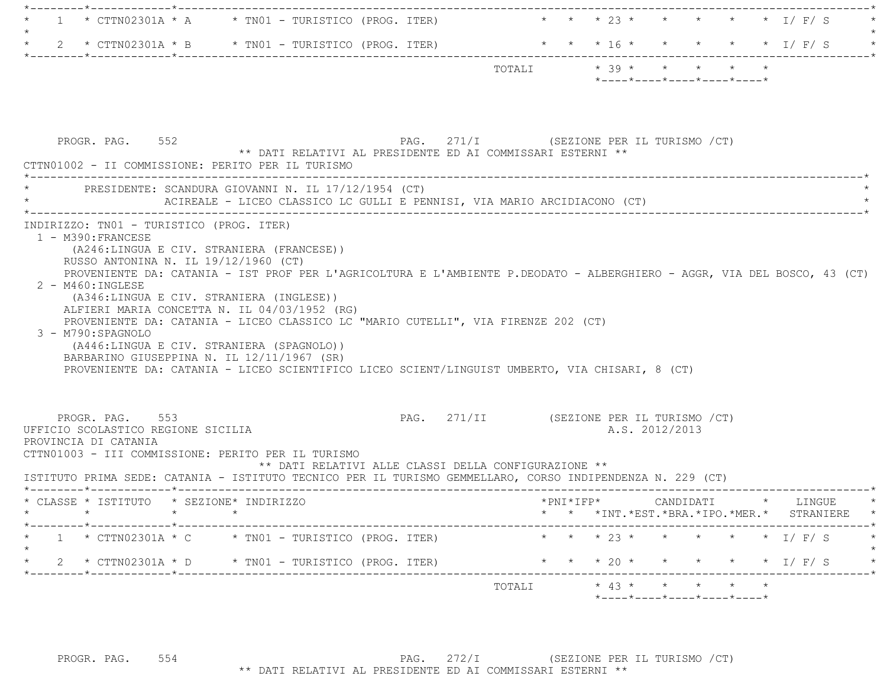| CLASSE | ISTITUTO | SEZIONE | INDIRIZZO | PNI | IFP | INT. | EST. | BRA. | IPO. | MER. | LINGUE STRANIERE |
|---|---|---|---|---|---|---|---|---|---|---|---|
| 1 | CTTN02301A | A | TN01 - TURISTICO (PROG. ITER) | | | 23 | | | | | I/ F/ S |
| 2 | CTTN02301A | B | TN01 - TURISTICO (PROG. ITER) | | | 16 | | | | | I/ F/ S |
| | | | TOTALI | | | 39 | | | | | |

PROGR. PAG. 552 PAG. 271/I (SEZIONE PER IL TURISMO /CT)

** DATI RELATIVI AL PRESIDENTE ED AI COMMISSARI ESTERNI **

CTTN01002 - II COMMISSIONE: PERITO PER IL TURISMO

PRESIDENTE: SCANDURA GIOVANNI N. IL 17/12/1954 (CT)
ACIREALE - LICEO CLASSICO LC GULLI E PENNISI, VIA MARIO ARCIDIACONO (CT)

INDIRIZZO: TN01 - TURISTICO (PROG. ITER)

1 - M390:FRANCESE
(A246:LINGUA E CIV. STRANIERA (FRANCESE))
RUSSO ANTONINA N. IL 19/12/1960 (CT)
PROVENIENTE DA: CATANIA - IST PROF PER L'AGRICOLTURA E L'AMBIENTE P.DEODATO - ALBERGHIERO - AGGR, VIA DEL BOSCO, 43 (CT)

2 - M460:INGLESE
(A346:LINGUA E CIV. STRANIERA (INGLESE))
ALFIERI MARIA CONCETTA N. IL 04/03/1952 (RG)
PROVENIENTE DA: CATANIA - LICEO CLASSICO LC "MARIO CUTELLI", VIA FIRENZE 202 (CT)

3 - M790:SPAGNOLO
(A446:LINGUA E CIV. STRANIERA (SPAGNOLO))
BARBARINO GIUSEPPINA N. IL 12/11/1967 (SR)
PROVENIENTE DA: CATANIA - LICEO SCIENTIFICO LICEO SCIENT/LINGUIST UMBERTO, VIA CHISARI, 8 (CT)

PROGR. PAG. 553 PAG. 271/II (SEZIONE PER IL TURISMO /CT)

UFFICIO SCOLASTICO REGIONE SICILIA A.S. 2012/2013

PROVINCIA DI CATANIA

CTTN01003 - III COMMISSIONE: PERITO PER IL TURISMO

** DATI RELATIVI ALLE CLASSI DELLA CONFIGURAZIONE **

ISTITUTO PRIMA SEDE: CATANIA - ISTITUTO TECNICO PER IL TURISMO GEMMELLARO, CORSO INDIPENDENZA N. 229 (CT)

| CLASSE | ISTITUTO | SEZIONE | INDIRIZZO | PNI | IFP | INT. | EST. | BRA. | IPO. | MER. | LINGUE STRANIERE |
|---|---|---|---|---|---|---|---|---|---|---|---|
| 1 | CTTN02301A | C | TN01 - TURISTICO (PROG. ITER) | | | 23 | | | | | I/ F/ S |
| 2 | CTTN02301A | D | TN01 - TURISTICO (PROG. ITER) | | | 20 | | | | | I/ F/ S |
| | | | TOTALI | | | 43 | | | | | |

PROGR. PAG. 554 PAG. 272/I (SEZIONE PER IL TURISMO /CT)

** DATI RELATIVI AL PRESIDENTE ED AI COMMISSARI ESTERNI **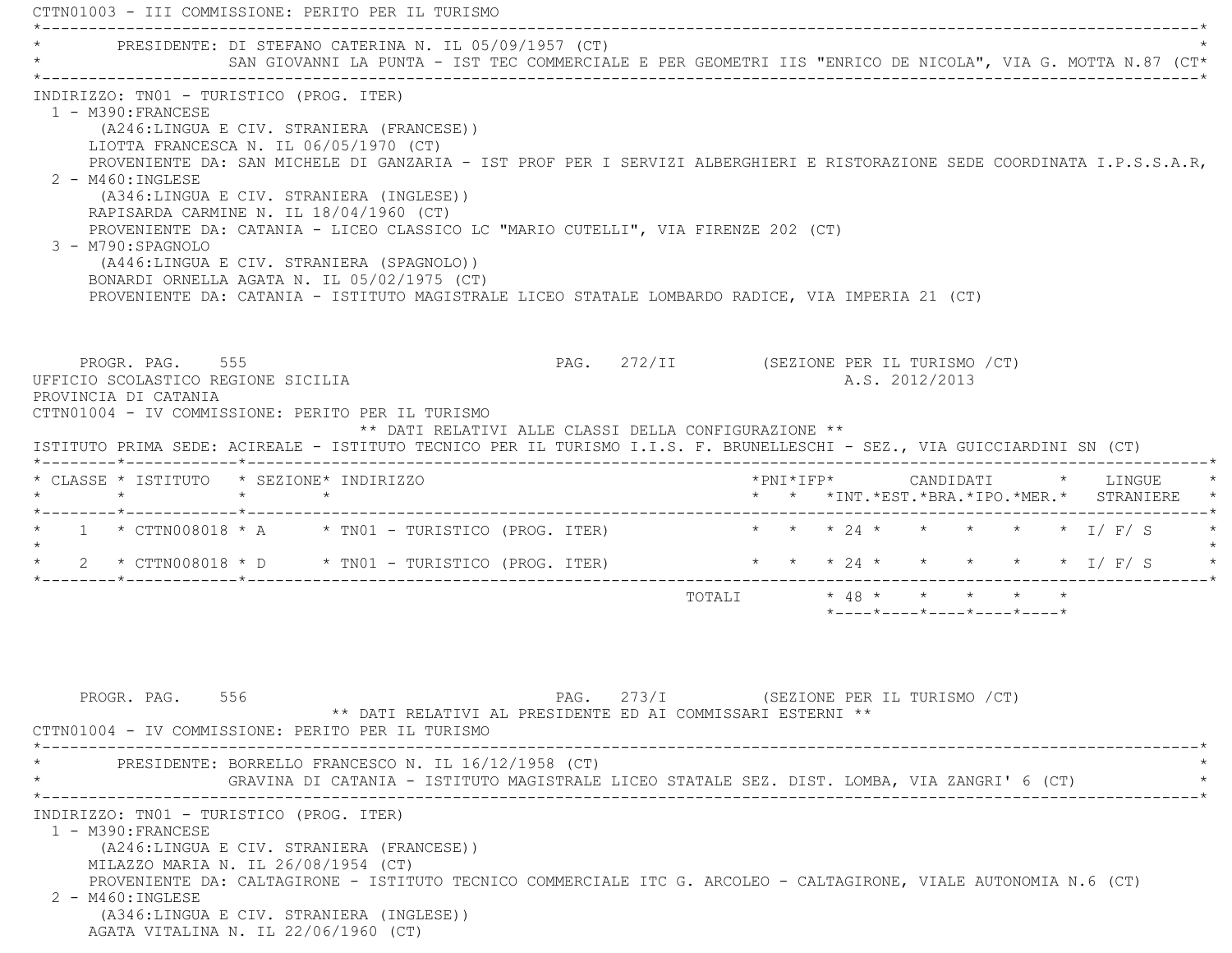CTTN01003 - III COMMISSIONE: PERITO PER IL TURISMO

PRESIDENTE: DI STEFANO CATERINA N. IL 05/09/1957 (CT)
SAN GIOVANNI LA PUNTA - IST TEC COMMERCIALE E PER GEOMETRI IIS "ENRICO DE NICOLA", VIA G. MOTTA N.87 (CT

INDIRIZZO: TN01 - TURISTICO (PROG. ITER)

1 - M390:FRANCESE
(A246:LINGUA E CIV. STRANIERA (FRANCESE))
LIOTTA FRANCESCA N. IL 06/05/1970 (CT)
PROVENIENTE DA: SAN MICHELE DI GANZARIA - IST PROF PER I SERVIZI ALBERGHIERI E RISTORAZIONE SEDE COORDINATA I.P.S.S.A.R,

2 - M460:INGLESE
(A346:LINGUA E CIV. STRANIERA (INGLESE))
RAPISARDA CARMINE N. IL 18/04/1960 (CT)
PROVENIENTE DA: CATANIA - LICEO CLASSICO LC "MARIO CUTELLI", VIA FIRENZE 202 (CT)

3 - M790:SPAGNOLO
(A446:LINGUA E CIV. STRANIERA (SPAGNOLO))
BONARDI ORNELLA AGATA N. IL 05/02/1975 (CT)
PROVENIENTE DA: CATANIA - ISTITUTO MAGISTRALE LICEO STATALE LOMBARDO RADICE, VIA IMPERIA 21 (CT)

PROGR. PAG. 555 PAG. 272/II (SEZIONE PER IL TURISMO /CT)
UFFICIO SCOLASTICO REGIONE SICILIA A.S. 2012/2013
PROVINCIA DI CATANIA

CTTN01004 - IV COMMISSIONE: PERITO PER IL TURISMO

** DATI RELATIVI ALLE CLASSI DELLA CONFIGURAZIONE **

ISTITUTO PRIMA SEDE: ACIREALE - ISTITUTO TECNICO PER IL TURISMO I.I.S. F. BRUNELLESCHI - SEZ., VIA GUICCIARDINI SN (CT)

| CLASSE | ISTITUTO | SEZIONE | INDIRIZZO | PNI | IFP | CANDIDATI INT. | EST. | BRA. | IPO. | MER. | LINGUE STRANIERE |
|---|---|---|---|---|---|---|---|---|---|---|---|
| 1 | CTTN008018 | A | TN01 - TURISTICO (PROG. ITER) | | | 24 | | | | | I/ F/ S |
| 2 | CTTN008018 | D | TN01 - TURISTICO (PROG. ITER) | | | 24 | | | | | I/ F/ S |
| | | | TOTALI | | | 48 | | | | | |

PROGR. PAG. 556 PAG. 273/I (SEZIONE PER IL TURISMO /CT)

** DATI RELATIVI AL PRESIDENTE ED AI COMMISSARI ESTERNI **

CTTN01004 - IV COMMISSIONE: PERITO PER IL TURISMO

PRESIDENTE: BORRELLO FRANCESCO N. IL 16/12/1958 (CT)
GRAVINA DI CATANIA - ISTITUTO MAGISTRALE LICEO STATALE SEZ. DIST. LOMBA, VIA ZANGRI' 6 (CT)

INDIRIZZO: TN01 - TURISTICO (PROG. ITER)

1 - M390:FRANCESE
(A246:LINGUA E CIV. STRANIERA (FRANCESE))
MILAZZO MARIA N. IL 26/08/1954 (CT)
PROVENIENTE DA: CALTAGIRONE - ISTITUTO TECNICO COMMERCIALE ITC G. ARCOLEO - CALTAGIRONE, VIALE AUTONOMIA N.6 (CT)

2 - M460:INGLESE
(A346:LINGUA E CIV. STRANIERA (INGLESE))
AGATA VITALINA N. IL 22/06/1960 (CT)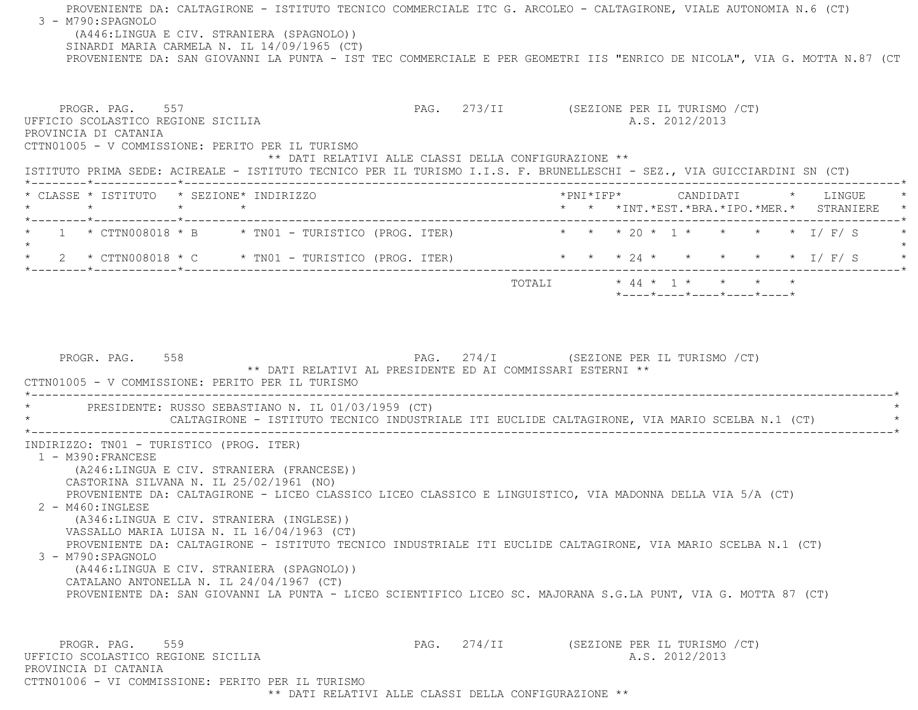PROVENIENTE DA: CALTAGIRONE - ISTITUTO TECNICO COMMERCIALE ITC G. ARCOLEO - CALTAGIRONE, VIALE AUTONOMIA N.6 (CT)

3 - M790:SPAGNOLO
(A446:LINGUA E CIV. STRANIERA (SPAGNOLO))
SINARDI MARIA CARMELA N. IL 14/09/1965 (CT)
PROVENIENTE DA: SAN GIOVANNI LA PUNTA - IST TEC COMMERCIALE E PER GEOMETRI IIS "ENRICO DE NICOLA", VIA G. MOTTA N.87 (CT

PROGR. PAG. 557 PAG. 273/II (SEZIONE PER IL TURISMO /CT)
UFFICIO SCOLASTICO REGIONE SICILIA A.S. 2012/2013
PROVINCIA DI CATANIA
CTTN01005 - V COMMISSIONE: PERITO PER IL TURISMO

** DATI RELATIVI ALLE CLASSI DELLA CONFIGURAZIONE **

ISTITUTO PRIMA SEDE: ACIREALE - ISTITUTO TECNICO PER IL TURISMO I.I.S. F. BRUNELLESCHI - SEZ., VIA GUICCIARDINI SN (CT)

| CLASSE | ISTITUTO | SEZIONE | INDIRIZZO | PNI | IFP | CANDIDATI INT. | EST. | BRA. | IPO. | MER. | LINGUE STRANIERE |
|---|---|---|---|---|---|---|---|---|---|---|---|
| 1 | CTTN008018 | B | TN01 - TURISTICO (PROG. ITER) | | | 20 | 1 | | | | I/ F/ S |
| 2 | CTTN008018 | C | TN01 - TURISTICO (PROG. ITER) | | | 24 | | | | | I/ F/ S |
| | | | TOTALI | | | 44 | 1 | | | | |

PROGR. PAG. 558 PAG. 274/I (SEZIONE PER IL TURISMO /CT)

** DATI RELATIVI AL PRESIDENTE ED AI COMMISSARI ESTERNI **

CTTN01005 - V COMMISSIONE: PERITO PER IL TURISMO

PRESIDENTE: RUSSO SEBASTIANO N. IL 01/03/1959 (CT)
CALTAGIRONE - ISTITUTO TECNICO INDUSTRIALE ITI EUCLIDE CALTAGIRONE, VIA MARIO SCELBA N.1 (CT)

INDIRIZZO: TN01 - TURISTICO (PROG. ITER)

1 - M390:FRANCESE
(A246:LINGUA E CIV. STRANIERA (FRANCESE))
CASTORINA SILVANA N. IL 25/02/1961 (NO)
PROVENIENTE DA: CALTAGIRONE - LICEO CLASSICO LICEO CLASSICO E LINGUISTICO, VIA MADONNA DELLA VIA 5/A (CT)

2 - M460:INGLESE
(A346:LINGUA E CIV. STRANIERA (INGLESE))
VASSALLO MARIA LUISA N. IL 16/04/1963 (CT)
PROVENIENTE DA: CALTAGIRONE - ISTITUTO TECNICO INDUSTRIALE ITI EUCLIDE CALTAGIRONE, VIA MARIO SCELBA N.1 (CT)

3 - M790:SPAGNOLO
(A446:LINGUA E CIV. STRANIERA (SPAGNOLO))
CATALANO ANTONELLA N. IL 24/04/1967 (CT)
PROVENIENTE DA: SAN GIOVANNI LA PUNTA - LICEO SCIENTIFICO LICEO SC. MAJORANA S.G.LA PUNT, VIA G. MOTTA 87 (CT)

PROGR. PAG. 559 PAG. 274/II (SEZIONE PER IL TURISMO /CT)
UFFICIO SCOLASTICO REGIONE SICILIA A.S. 2012/2013
PROVINCIA DI CATANIA
CTTN01006 - VI COMMISSIONE: PERITO PER IL TURISMO

** DATI RELATIVI ALLE CLASSI DELLA CONFIGURAZIONE **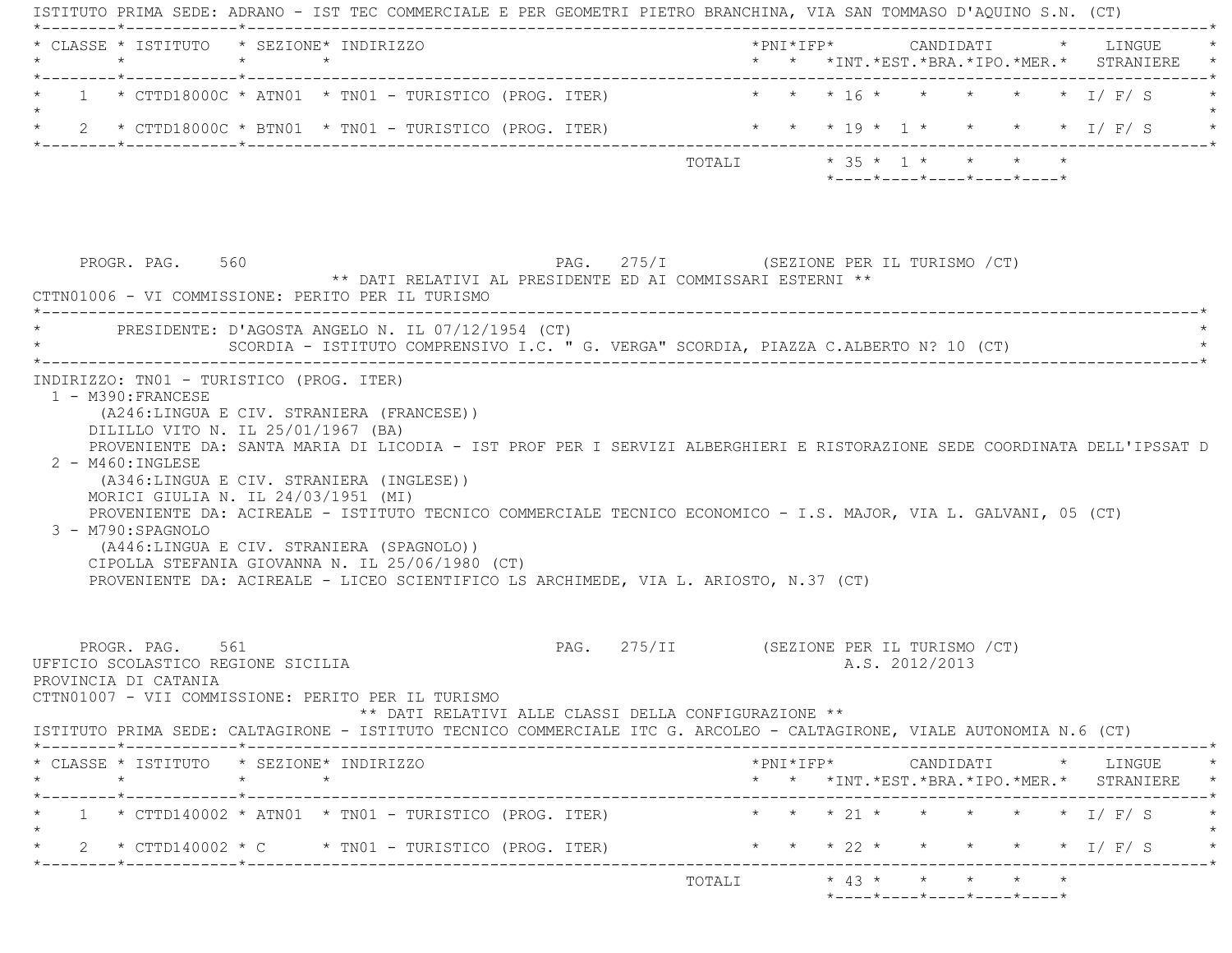ISTITUTO PRIMA SEDE: ADRANO - IST TEC COMMERCIALE E PER GEOMETRI PIETRO BRANCHINA, VIA SAN TOMMASO D'AQUINO S.N. (CT)

| CLASSE | ISTITUTO | SEZIONE | INDIRIZZO | PNI | IFP | CANDIDATI INT. | EST. | BRA. | IPO. | MER. | LINGUE STRANIERE |
|---|---|---|---|---|---|---|---|---|---|---|---|
| 1 | CTTD18000C | ATN01 | TN01 - TURISTICO (PROG. ITER) | | | 16 | | | | | I/ F/ S |
| 2 | CTTD18000C | BTN01 | TN01 - TURISTICO (PROG. ITER) | | | 19 | 1 | | | | I/ F/ S |
| | | | TOTALI | | | 35 | 1 | | | | |

PROGR. PAG. 560 PAG. 275/I (SEZIONE PER IL TURISMO /CT)

** DATI RELATIVI AL PRESIDENTE ED AI COMMISSARI ESTERNI **

CTTN01006 - VI COMMISSIONE: PERITO PER IL TURISMO

PRESIDENTE: D'AGOSTA ANGELO N. IL 07/12/1954 (CT)
SCORDIA - ISTITUTO COMPRENSIVO I.C. " G. VERGA" SCORDIA, PIAZZA C.ALBERTO N? 10 (CT)

INDIRIZZO: TN01 - TURISTICO (PROG. ITER)

1 - M390:FRANCESE
(A246:LINGUA E CIV. STRANIERA (FRANCESE))
DILILLO VITO N. IL 25/01/1967 (BA)
PROVENIENTE DA: SANTA MARIA DI LICODIA - IST PROF PER I SERVIZI ALBERGHIERI E RISTORAZIONE SEDE COORDINATA DELL'IPSSAT D

2 - M460:INGLESE
(A346:LINGUA E CIV. STRANIERA (INGLESE))
MORICI GIULIA N. IL 24/03/1951 (MI)
PROVENIENTE DA: ACIREALE - ISTITUTO TECNICO COMMERCIALE TECNICO ECONOMICO - I.S. MAJOR, VIA L. GALVANI, 05 (CT)

3 - M790:SPAGNOLO
(A446:LINGUA E CIV. STRANIERA (SPAGNOLO))
CIPOLLA STEFANIA GIOVANNA N. IL 25/06/1980 (CT)
PROVENIENTE DA: ACIREALE - LICEO SCIENTIFICO LS ARCHIMEDE, VIA L. ARIOSTO, N.37 (CT)

PROGR. PAG. 561 PAG. 275/II (SEZIONE PER IL TURISMO /CT)

UFFICIO SCOLASTICO REGIONE SICILIA A.S. 2012/2013

PROVINCIA DI CATANIA

CTTN01007 - VII COMMISSIONE: PERITO PER IL TURISMO

** DATI RELATIVI ALLE CLASSI DELLA CONFIGURAZIONE **

ISTITUTO PRIMA SEDE: CALTAGIRONE - ISTITUTO TECNICO COMMERCIALE ITC G. ARCOLEO - CALTAGIRONE, VIALE AUTONOMIA N.6 (CT)

| CLASSE | ISTITUTO | SEZIONE | INDIRIZZO | PNI | IFP | CANDIDATI INT. | EST. | BRA. | IPO. | MER. | LINGUE STRANIERE |
|---|---|---|---|---|---|---|---|---|---|---|---|
| 1 | CTTD140002 | ATN01 | TN01 - TURISTICO (PROG. ITER) | | | 21 | | | | | I/ F/ S |
| 2 | CTTD140002 | C | TN01 - TURISTICO (PROG. ITER) | | | 22 | | | | | I/ F/ S |
| | | | TOTALI | | | 43 | | | | | |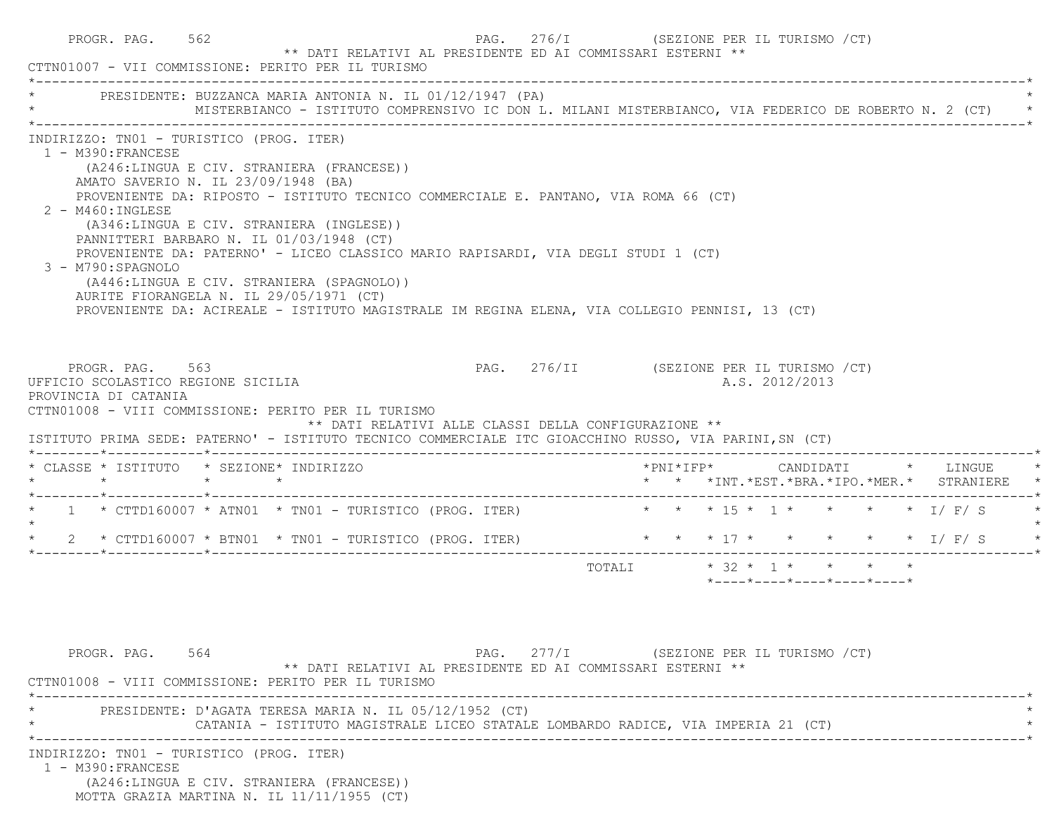PROGR. PAG. 562 — PAG. 276/I (SEZIONE PER IL TURISMO /CT)

** DATI RELATIVI AL PRESIDENTE ED AI COMMISSARI ESTERNI **

CTTN01007 - VII COMMISSIONE: PERITO PER IL TURISMO

PRESIDENTE: BUZZANCA MARIA ANTONIA N. IL 01/12/1947 (PA)
MISTERBIANCO - ISTITUTO COMPRENSIVO IC DON L. MILANI MISTERBIANCO, VIA FEDERICO DE ROBERTO N. 2 (CT)

INDIRIZZO: TN01 - TURISTICO (PROG. ITER)

1 - M390:FRANCESE
(A246:LINGUA E CIV. STRANIERA (FRANCESE))
AMATO SAVERIO N. IL 23/09/1948 (BA)
PROVENIENTE DA: RIPOSTO - ISTITUTO TECNICO COMMERCIALE E. PANTANO, VIA ROMA 66 (CT)

2 - M460:INGLESE
(A346:LINGUA E CIV. STRANIERA (INGLESE))
PANNITTERI BARBARO N. IL 01/03/1948 (CT)
PROVENIENTE DA: PATERNO' - LICEO CLASSICO MARIO RAPISARDI, VIA DEGLI STUDI 1 (CT)

3 - M790:SPAGNOLO
(A446:LINGUA E CIV. STRANIERA (SPAGNOLO))
AURITE FIORANGELA N. IL 29/05/1971 (CT)
PROVENIENTE DA: ACIREALE - ISTITUTO MAGISTRALE IM REGINA ELENA, VIA COLLEGIO PENNISI, 13 (CT)

PROGR. PAG. 563 — PAG. 276/II (SEZIONE PER IL TURISMO /CT)

UFFICIO SCOLASTICO REGIONE SICILIA — A.S. 2012/2013

PROVINCIA DI CATANIA

CTTN01008 - VIII COMMISSIONE: PERITO PER IL TURISMO

** DATI RELATIVI ALLE CLASSI DELLA CONFIGURAZIONE **

ISTITUTO PRIMA SEDE: PATERNO' - ISTITUTO TECNICO COMMERCIALE ITC GIOACCHINO RUSSO, VIA PARINI,SN (CT)

| CLASSE | ISTITUTO | SEZIONE | INDIRIZZO | PNI | IFP | CANDIDATI INT. | CANDIDATI EST. | CANDIDATI BRA. | CANDIDATI IPO. | CANDIDATI MER. | LINGUE STRANIERE |
|---|---|---|---|---|---|---|---|---|---|---|---|
| 1 | CTTD160007 | ATN01 | TN01 - TURISTICO (PROG. ITER) | | | 15 | 1 | | | | I/ F/ S |
| 2 | CTTD160007 | BTN01 | TN01 - TURISTICO (PROG. ITER) | | | 17 | | | | | I/ F/ S |
| | | | TOTALI | | | 32 | 1 | | | | |

PROGR. PAG. 564 — PAG. 277/I (SEZIONE PER IL TURISMO /CT)

** DATI RELATIVI AL PRESIDENTE ED AI COMMISSARI ESTERNI **

CTTN01008 - VIII COMMISSIONE: PERITO PER IL TURISMO

PRESIDENTE: D'AGATA TERESA MARIA N. IL 05/12/1952 (CT)
CATANIA - ISTITUTO MAGISTRALE LICEO STATALE LOMBARDO RADICE, VIA IMPERIA 21 (CT)

INDIRIZZO: TN01 - TURISTICO (PROG. ITER)

1 - M390:FRANCESE
(A246:LINGUA E CIV. STRANIERA (FRANCESE))
MOTTA GRAZIA MARTINA N. IL 11/11/1955 (CT)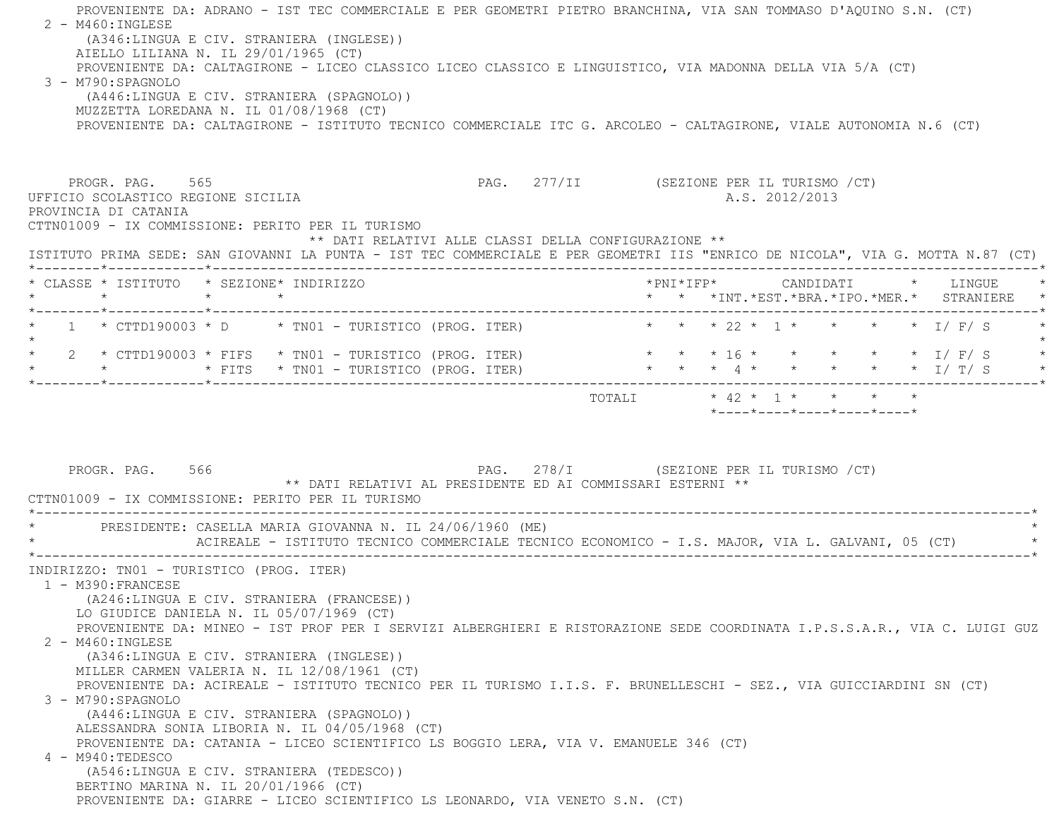PROVENIENTE DA: ADRANO - IST TEC COMMERCIALE E PER GEOMETRI PIETRO BRANCHINA, VIA SAN TOMMASO D'AQUINO S.N. (CT)

2 - M460:INGLESE
(A346:LINGUA E CIV. STRANIERA (INGLESE))
AIELLO LILIANA N. IL 29/01/1965 (CT)
PROVENIENTE DA: CALTAGIRONE - LICEO CLASSICO LICEO CLASSICO E LINGUISTICO, VIA MADONNA DELLA VIA 5/A (CT)

3 - M790:SPAGNOLO
(A446:LINGUA E CIV. STRANIERA (SPAGNOLO))
MUZZETTA LOREDANA N. IL 01/08/1968 (CT)
PROVENIENTE DA: CALTAGIRONE - ISTITUTO TECNICO COMMERCIALE ITC G. ARCOLEO - CALTAGIRONE, VIALE AUTONOMIA N.6 (CT)

PROGR. PAG. 565 PAG. 277/II (SEZIONE PER IL TURISMO /CT)

UFFICIO SCOLASTICO REGIONE SICILIA A.S. 2012/2013

PROVINCIA DI CATANIA

CTTN01009 - IX COMMISSIONE: PERITO PER IL TURISMO

** DATI RELATIVI ALLE CLASSI DELLA CONFIGURAZIONE **

ISTITUTO PRIMA SEDE: SAN GIOVANNI LA PUNTA - IST TEC COMMERCIALE E PER GEOMETRI IIS "ENRICO DE NICOLA", VIA G. MOTTA N.87 (CT)

| CLASSE | ISTITUTO | SEZIONE | INDIRIZZO | PNI | IFP | CANDIDATI INT. | EST. | BRA. | IPO. | MER. | LINGUE STRANIERE |
|---|---|---|---|---|---|---|---|---|---|---|---|
| 1 | CTTD190003 | D | TN01 - TURISTICO (PROG. ITER) | | | 22 | 1 | | | | I/ F/ S |
| 2 | CTTD190003 | FIFS | TN01 - TURISTICO (PROG. ITER) | | | 16 | | | | | I/ F/ S |
| | | FITS | TN01 - TURISTICO (PROG. ITER) | | | 4 | | | | | I/ T/ S |
| | | | TOTALI | | | 42 | 1 | | | | |

PROGR. PAG. 566 PAG. 278/I (SEZIONE PER IL TURISMO /CT)

** DATI RELATIVI AL PRESIDENTE ED AI COMMISSARI ESTERNI **

CTTN01009 - IX COMMISSIONE: PERITO PER IL TURISMO

PRESIDENTE: CASELLA MARIA GIOVANNA N. IL 24/06/1960 (ME)
ACIREALE - ISTITUTO TECNICO COMMERCIALE TECNICO ECONOMICO - I.S. MAJOR, VIA L. GALVANI, 05 (CT)

INDIRIZZO: TN01 - TURISTICO (PROG. ITER)

1 - M390:FRANCESE
(A246:LINGUA E CIV. STRANIERA (FRANCESE))
LO GIUDICE DANIELA N. IL 05/07/1969 (CT)
PROVENIENTE DA: MINEO - IST PROF PER I SERVIZI ALBERGHIERI E RISTORAZIONE SEDE COORDINATA I.P.S.S.A.R., VIA C. LUIGI GUZ

2 - M460:INGLESE
(A346:LINGUA E CIV. STRANIERA (INGLESE))
MILLER CARMEN VALERIA N. IL 12/08/1961 (CT)
PROVENIENTE DA: ACIREALE - ISTITUTO TECNICO PER IL TURISMO I.I.S. F. BRUNELLESCHI - SEZ., VIA GUICCIARDINI SN (CT)

3 - M790:SPAGNOLO
(A446:LINGUA E CIV. STRANIERA (SPAGNOLO))
ALESSANDRA SONIA LIBORIA N. IL 04/05/1968 (CT)
PROVENIENTE DA: CATANIA - LICEO SCIENTIFICO LS BOGGIO LERA, VIA V. EMANUELE 346 (CT)

4 - M940:TEDESCO
(A546:LINGUA E CIV. STRANIERA (TEDESCO))
BERTINO MARINA N. IL 20/01/1966 (CT)
PROVENIENTE DA: GIARRE - LICEO SCIENTIFICO LS LEONARDO, VIA VENETO S.N. (CT)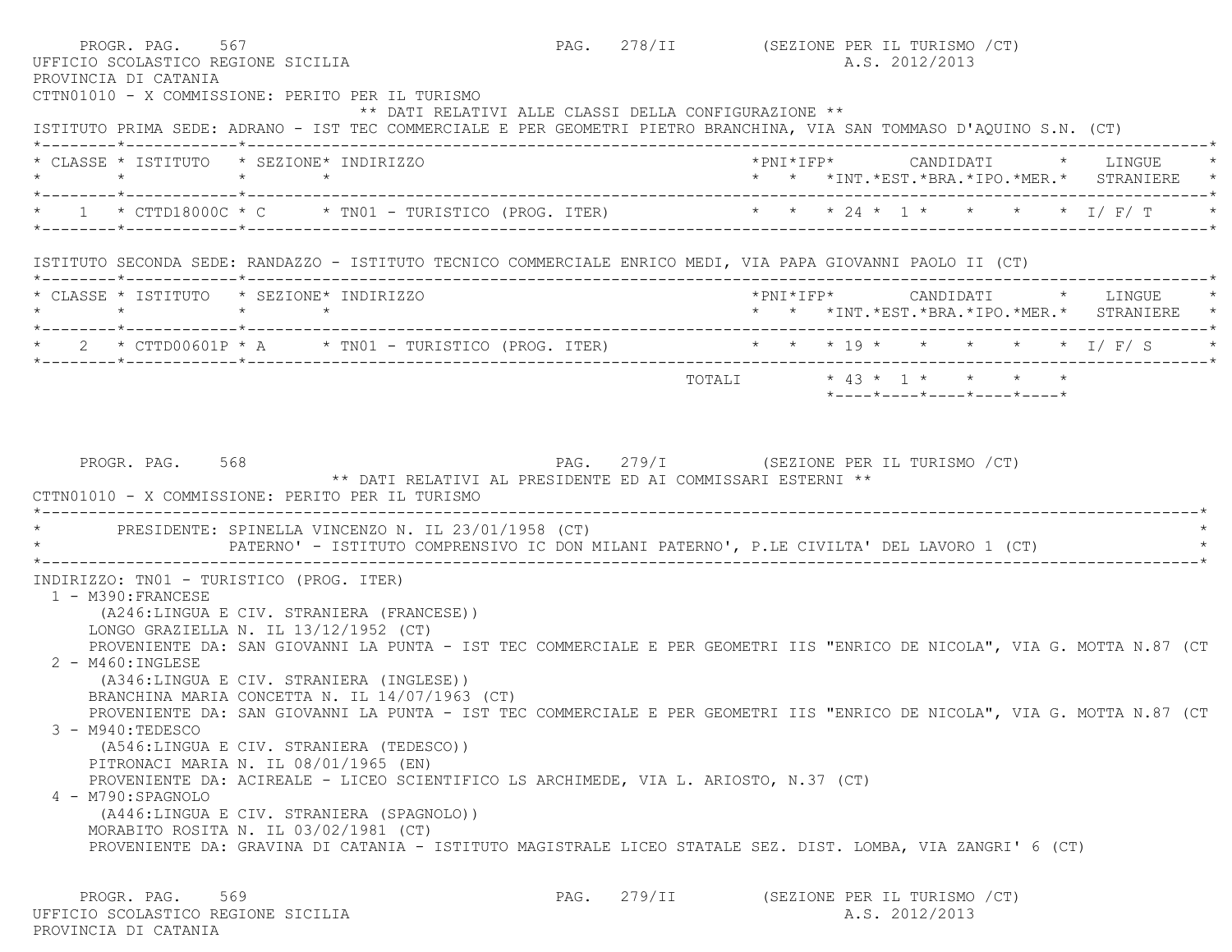PROGR. PAG. 567 PAG. 278/II (SEZIONE PER IL TURISMO /CT)

UFFICIO SCOLASTICO REGIONE SICILIA A.S. 2012/2013

PROVINCIA DI CATANIA

CTTN01010 - X COMMISSIONE: PERITO PER IL TURISMO

** DATI RELATIVI ALLE CLASSI DELLA CONFIGURAZIONE **

ISTITUTO PRIMA SEDE: ADRANO - IST TEC COMMERCIALE E PER GEOMETRI PIETRO BRANCHINA, VIA SAN TOMMASO D'AQUINO S.N. (CT)

| CLASSE | ISTITUTO | SEZIONE | INDIRIZZO | PNI | IFP | CANDIDATI INT. | EST. | BRA. | IPO. | MER. | LINGUE STRANIERE |
|---|---|---|---|---|---|---|---|---|---|---|---|
| 1 | CTTD18000C | C | TN01 - TURISTICO (PROG. ITER) | | | 24 | 1 | | | | I/ F/ T |

ISTITUTO SECONDA SEDE: RANDAZZO - ISTITUTO TECNICO COMMERCIALE ENRICO MEDI, VIA PAPA GIOVANNI PAOLO II (CT)

| CLASSE | ISTITUTO | SEZIONE | INDIRIZZO | PNI | IFP | CANDIDATI INT. | EST. | BRA. | IPO. | MER. | LINGUE STRANIERE |
|---|---|---|---|---|---|---|---|---|---|---|---|
| 2 | CTTD00601P | A | TN01 - TURISTICO (PROG. ITER) | | | 19 | | | | | I/ F/ S |
| | | | TOTALI | | | 43 | 1 | | | | |

PROGR. PAG. 568 PAG. 279/I (SEZIONE PER IL TURISMO /CT)

** DATI RELATIVI AL PRESIDENTE ED AI COMMISSARI ESTERNI **

CTTN01010 - X COMMISSIONE: PERITO PER IL TURISMO

PRESIDENTE: SPINELLA VINCENZO N. IL 23/01/1958 (CT)
PATERNO' - ISTITUTO COMPRENSIVO IC DON MILANI PATERNO', P.LE CIVILTA' DEL LAVORO 1 (CT)

INDIRIZZO: TN01 - TURISTICO (PROG. ITER)

1 - M390:FRANCESE
(A246:LINGUA E CIV. STRANIERA (FRANCESE))
LONGO GRAZIELLA N. IL 13/12/1952 (CT)
PROVENIENTE DA: SAN GIOVANNI LA PUNTA - IST TEC COMMERCIALE E PER GEOMETRI IIS "ENRICO DE NICOLA", VIA G. MOTTA N.87 (CT

2 - M460:INGLESE
(A346:LINGUA E CIV. STRANIERA (INGLESE))
BRANCHINA MARIA CONCETTA N. IL 14/07/1963 (CT)
PROVENIENTE DA: SAN GIOVANNI LA PUNTA - IST TEC COMMERCIALE E PER GEOMETRI IIS "ENRICO DE NICOLA", VIA G. MOTTA N.87 (CT

3 - M940:TEDESCO
(A546:LINGUA E CIV. STRANIERA (TEDESCO))
PITRONACI MARIA N. IL 08/01/1965 (EN)
PROVENIENTE DA: ACIREALE - LICEO SCIENTIFICO LS ARCHIMEDE, VIA L. ARIOSTO, N.37 (CT)

4 - M790:SPAGNOLO
(A446:LINGUA E CIV. STRANIERA (SPAGNOLO))
MORABITO ROSITA N. IL 03/02/1981 (CT)
PROVENIENTE DA: GRAVINA DI CATANIA - ISTITUTO MAGISTRALE LICEO STATALE SEZ. DIST. LOMBA, VIA ZANGRI' 6 (CT)

PROGR. PAG. 569 PAG. 279/II (SEZIONE PER IL TURISMO /CT)

UFFICIO SCOLASTICO REGIONE SICILIA A.S. 2012/2013

PROVINCIA DI CATANIA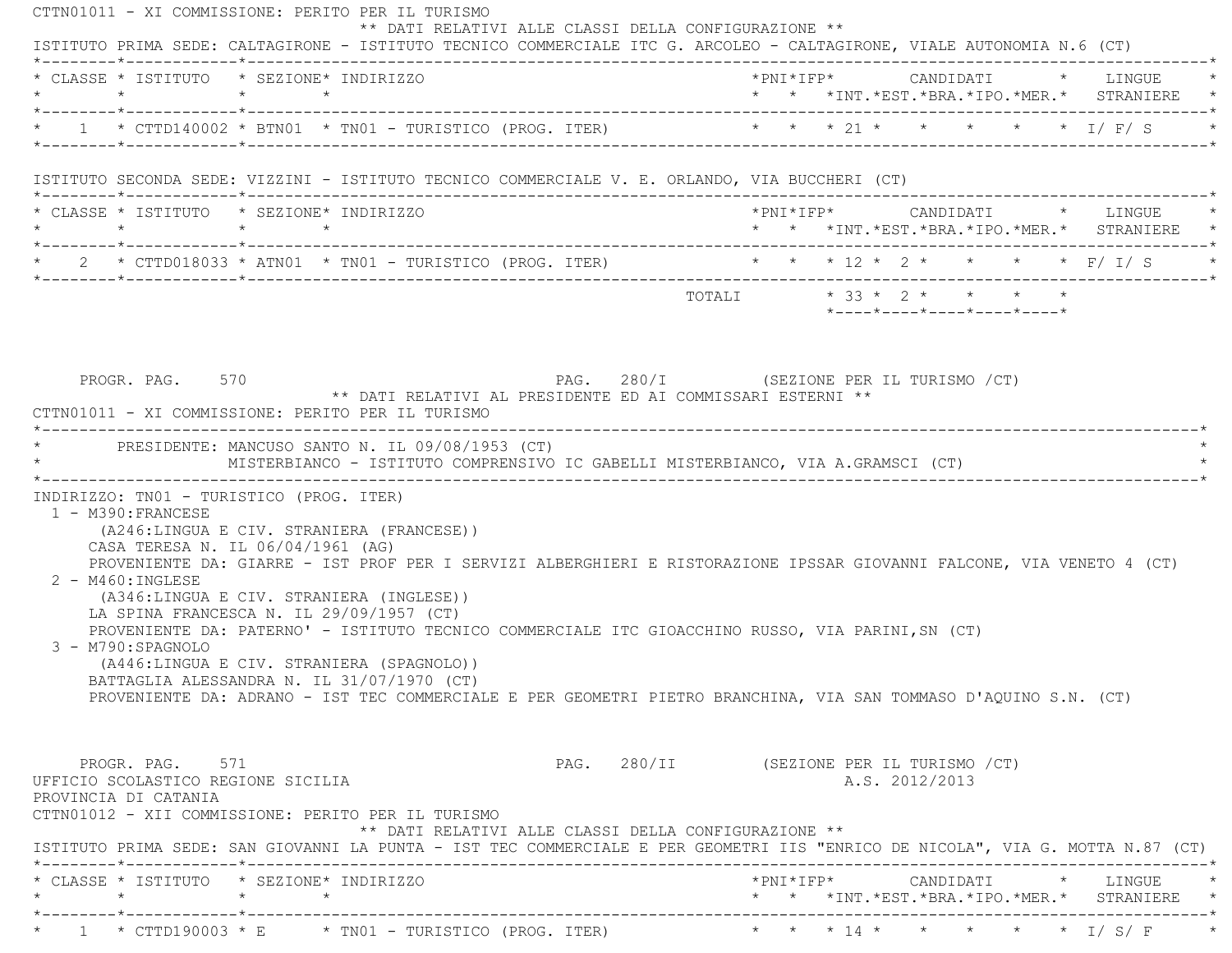CTTN01011 - XI COMMISSIONE: PERITO PER IL TURISMO

** DATI RELATIVI ALLE CLASSI DELLA CONFIGURAZIONE **

ISTITUTO PRIMA SEDE: CALTAGIRONE - ISTITUTO TECNICO COMMERCIALE ITC G. ARCOLEO - CALTAGIRONE, VIALE AUTONOMIA N.6 (CT)

| CLASSE | ISTITUTO | SEZIONE | INDIRIZZO | PNI | IFP | CANDIDATI INT. | CANDIDATI EST. | CANDIDATI BRA. | CANDIDATI IPO. | CANDIDATI MER. | LINGUE STRANIERE |
|---|---|---|---|---|---|---|---|---|---|---|---|
| 1 | CTTD140002 | BTN01 | TN01 - TURISTICO (PROG. ITER) | | | 21 | | | | | I/ F/ S |

ISTITUTO SECONDA SEDE: VIZZINI - ISTITUTO TECNICO COMMERCIALE V. E. ORLANDO, VIA BUCCHERI (CT)

| CLASSE | ISTITUTO | SEZIONE | INDIRIZZO | PNI | IFP | CANDIDATI INT. | CANDIDATI EST. | CANDIDATI BRA. | CANDIDATI IPO. | CANDIDATI MER. | LINGUE STRANIERE |
|---|---|---|---|---|---|---|---|---|---|---|---|
| 2 | CTTD018033 | ATN01 | TN01 - TURISTICO (PROG. ITER) | | | 12 | 2 | | | | F/ I/ S |
| | | | TOTALI | | | 33 | 2 | | | | |

PROGR. PAG. 570 PAG. 280/I (SEZIONE PER IL TURISMO /CT)

** DATI RELATIVI AL PRESIDENTE ED AI COMMISSARI ESTERNI **

CTTN01011 - XI COMMISSIONE: PERITO PER IL TURISMO

PRESIDENTE: MANCUSO SANTO N. IL 09/08/1953 (CT)
MISTERBIANCO - ISTITUTO COMPRENSIVO IC GABELLI MISTERBIANCO, VIA A.GRAMSCI (CT)

INDIRIZZO: TN01 - TURISTICO (PROG. ITER)

1 - M390:FRANCESE
(A246:LINGUA E CIV. STRANIERA (FRANCESE))
CASA TERESA N. IL 06/04/1961 (AG)
PROVENIENTE DA: GIARRE - IST PROF PER I SERVIZI ALBERGHIERI E RISTORAZIONE IPSSAR GIOVANNI FALCONE, VIA VENETO 4 (CT)

2 - M460:INGLESE
(A346:LINGUA E CIV. STRANIERA (INGLESE))
LA SPINA FRANCESCA N. IL 29/09/1957 (CT)
PROVENIENTE DA: PATERNO' - ISTITUTO TECNICO COMMERCIALE ITC GIOACCHINO RUSSO, VIA PARINI,SN (CT)

3 - M790:SPAGNOLO
(A446:LINGUA E CIV. STRANIERA (SPAGNOLO))
BATTAGLIA ALESSANDRA N. IL 31/07/1970 (CT)
PROVENIENTE DA: ADRANO - IST TEC COMMERCIALE E PER GEOMETRI PIETRO BRANCHINA, VIA SAN TOMMASO D'AQUINO S.N. (CT)

PROGR. PAG. 571 PAG. 280/II (SEZIONE PER IL TURISMO /CT)

UFFICIO SCOLASTICO REGIONE SICILIA A.S. 2012/2013

PROVINCIA DI CATANIA

CTTN01012 - XII COMMISSIONE: PERITO PER IL TURISMO

** DATI RELATIVI ALLE CLASSI DELLA CONFIGURAZIONE **

ISTITUTO PRIMA SEDE: SAN GIOVANNI LA PUNTA - IST TEC COMMERCIALE E PER GEOMETRI IIS "ENRICO DE NICOLA", VIA G. MOTTA N.87 (CT)

| CLASSE | ISTITUTO | SEZIONE | INDIRIZZO | PNI | IFP | CANDIDATI INT. | CANDIDATI EST. | CANDIDATI BRA. | CANDIDATI IPO. | CANDIDATI MER. | LINGUE STRANIERE |
|---|---|---|---|---|---|---|---|---|---|---|---|
| 1 | CTTD190003 | E | TN01 - TURISTICO (PROG. ITER) | | | 14 | | | | | I/ S/ F |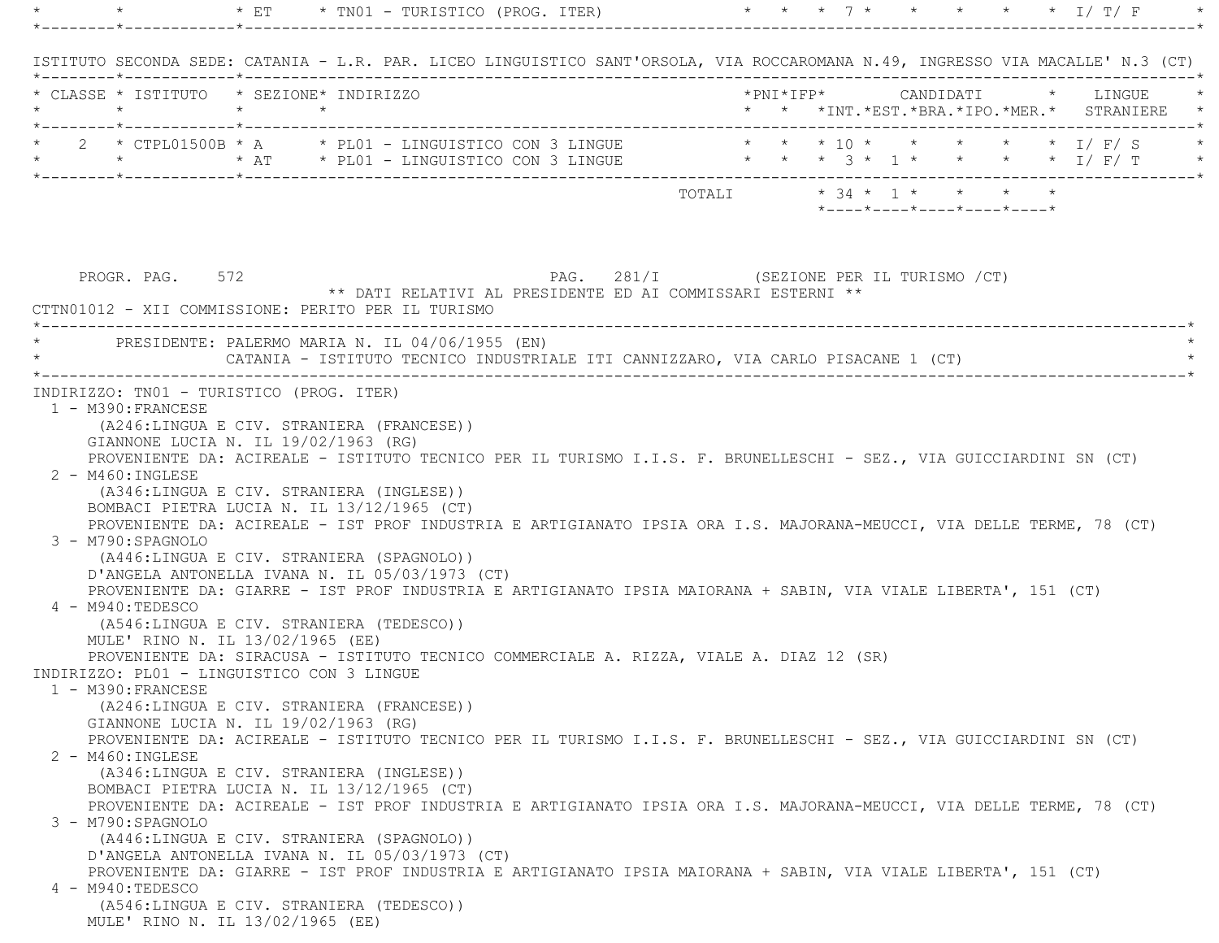| CLASSE | ISTITUTO | SEZIONE | INDIRIZZO | PNI | IFP | INT. | EST. | BRA. | IPO. | MER. | LINGUE STRANIERE |
|---|---|---|---|---|---|---|---|---|---|---|---|
| | | ET | TN01 - TURISTICO (PROG. ITER) | | | 7 | | | | | I/ T/ F |

ISTITUTO SECONDA SEDE: CATANIA - L.R. PAR. LICEO LINGUISTICO SANT'ORSOLA, VIA ROCCAROMANA N.49, INGRESSO VIA MACALLE' N.3 (CT)

| CLASSE | ISTITUTO | SEZIONE | INDIRIZZO | PNI | IFP | INT. | EST. | BRA. | IPO. | MER. | LINGUE STRANIERE |
|---|---|---|---|---|---|---|---|---|---|---|---|
| 2 | CTPL01500B | A | PL01 - LINGUISTICO CON 3 LINGUE | | | 10 | | | | | I/ F/ S |
| | | AT | PL01 - LINGUISTICO CON 3 LINGUE | | | 3 | 1 | | | | I/ F/ T |
| | | | TOTALI | | | 34 | 1 | | | | |

PROGR. PAG. 572 PAG. 281/I (SEZIONE PER IL TURISMO /CT)

** DATI RELATIVI AL PRESIDENTE ED AI COMMISSARI ESTERNI **

CTTN01012 - XII COMMISSIONE: PERITO PER IL TURISMO

PRESIDENTE: PALERMO MARIA N. IL 04/06/1955 (EN)
CATANIA - ISTITUTO TECNICO INDUSTRIALE ITI CANNIZZARO, VIA CARLO PISACANE 1 (CT)

INDIRIZZO: TN01 - TURISTICO (PROG. ITER)

1 - M390:FRANCESE
(A246:LINGUA E CIV. STRANIERA (FRANCESE))
GIANNONE LUCIA N. IL 19/02/1963 (RG)
PROVENIENTE DA: ACIREALE - ISTITUTO TECNICO PER IL TURISMO I.I.S. F. BRUNELLESCHI - SEZ., VIA GUICCIARDINI SN (CT)

2 - M460:INGLESE
(A346:LINGUA E CIV. STRANIERA (INGLESE))
BOMBACI PIETRA LUCIA N. IL 13/12/1965 (CT)
PROVENIENTE DA: ACIREALE - IST PROF INDUSTRIA E ARTIGIANATO IPSIA ORA I.S. MAJORANA-MEUCCI, VIA DELLE TERME, 78 (CT)

3 - M790:SPAGNOLO
(A446:LINGUA E CIV. STRANIERA (SPAGNOLO))
D'ANGELA ANTONELLA IVANA N. IL 05/03/1973 (CT)
PROVENIENTE DA: GIARRE - IST PROF INDUSTRIA E ARTIGIANATO IPSIA MAIORANA + SABIN, VIA VIALE LIBERTA', 151 (CT)

4 - M940:TEDESCO
(A546:LINGUA E CIV. STRANIERA (TEDESCO))
MULE' RINO N. IL 13/02/1965 (EE)
PROVENIENTE DA: SIRACUSA - ISTITUTO TECNICO COMMERCIALE A. RIZZA, VIALE A. DIAZ 12 (SR)

INDIRIZZO: PL01 - LINGUISTICO CON 3 LINGUE

1 - M390:FRANCESE
(A246:LINGUA E CIV. STRANIERA (FRANCESE))
GIANNONE LUCIA N. IL 19/02/1963 (RG)
PROVENIENTE DA: ACIREALE - ISTITUTO TECNICO PER IL TURISMO I.I.S. F. BRUNELLESCHI - SEZ., VIA GUICCIARDINI SN (CT)

2 - M460:INGLESE
(A346:LINGUA E CIV. STRANIERA (INGLESE))
BOMBACI PIETRA LUCIA N. IL 13/12/1965 (CT)
PROVENIENTE DA: ACIREALE - IST PROF INDUSTRIA E ARTIGIANATO IPSIA ORA I.S. MAJORANA-MEUCCI, VIA DELLE TERME, 78 (CT)

3 - M790:SPAGNOLO
(A446:LINGUA E CIV. STRANIERA (SPAGNOLO))
D'ANGELA ANTONELLA IVANA N. IL 05/03/1973 (CT)
PROVENIENTE DA: GIARRE - IST PROF INDUSTRIA E ARTIGIANATO IPSIA MAIORANA + SABIN, VIA VIALE LIBERTA', 151 (CT)

4 - M940:TEDESCO
(A546:LINGUA E CIV. STRANIERA (TEDESCO))
MULE' RINO N. IL 13/02/1965 (EE)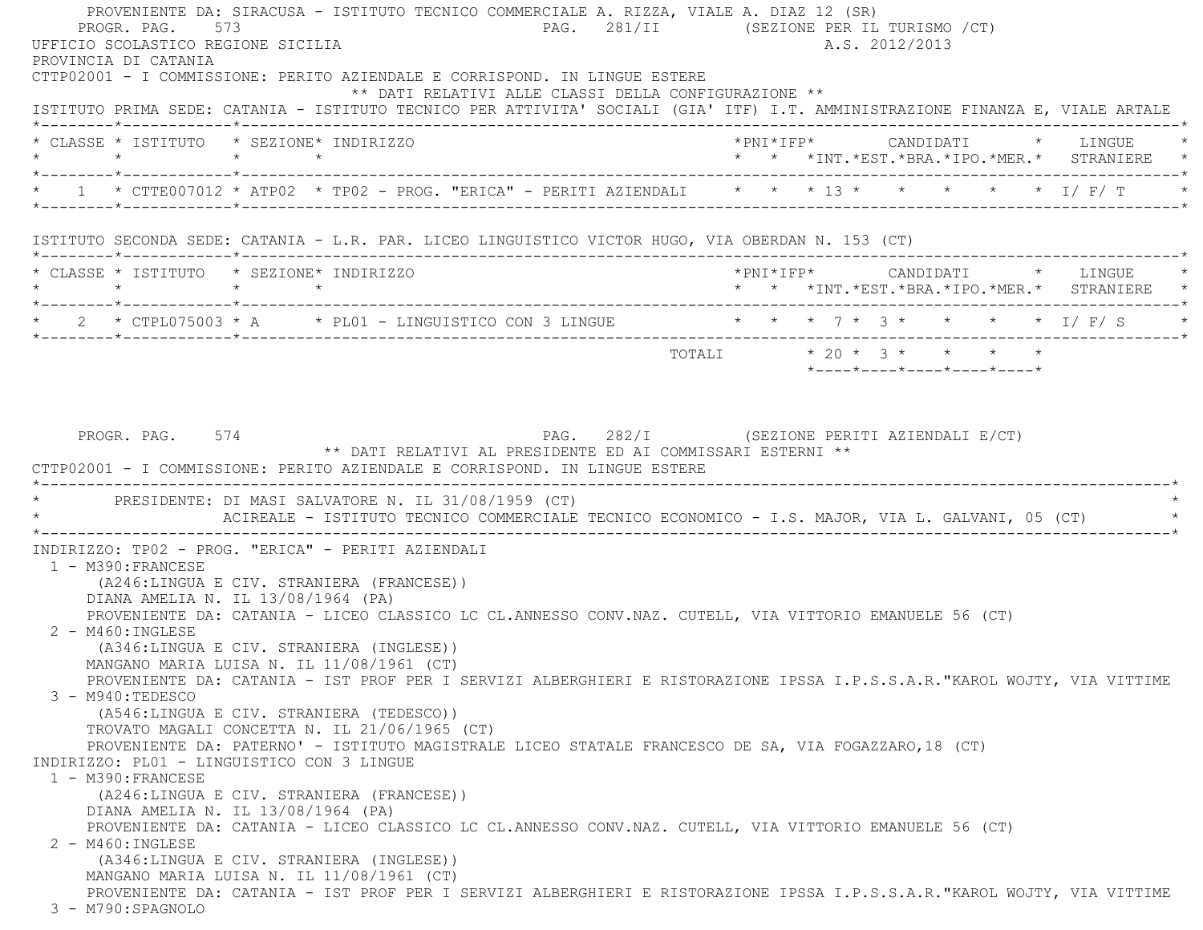PROVENIENTE DA: SIRACUSA - ISTITUTO TECNICO COMMERCIALE A. RIZZA, VIALE A. DIAZ 12 (SR)

PROGR. PAG. 573 PAG. 281/II (SEZIONE PER IL TURISMO /CT)

UFFICIO SCOLASTICO REGIONE SICILIA A.S. 2012/2013

PROVINCIA DI CATANIA

CTTP02001 - I COMMISSIONE: PERITO AZIENDALE E CORRISPOND. IN LINGUE ESTERE

** DATI RELATIVI ALLE CLASSI DELLA CONFIGURAZIONE **

ISTITUTO PRIMA SEDE: CATANIA - ISTITUTO TECNICO PER ATTIVITA' SOCIALI (GIA' ITF) I.T. AMMINISTRAZIONE FINANZA E, VIALE ARTALE

| CLASSE | ISTITUTO | SEZIONE | INDIRIZZO | PNI | IFP | CANDIDATI INT. | EST. | BRA. | IPO. | MER. | LINGUE STRANIERE |
|---|---|---|---|---|---|---|---|---|---|---|---|
| 1 | CTTE007012 | ATP02 | TP02 - PROG. "ERICA" - PERITI AZIENDALI | | | 13 | | | | | I/ F/ T |

ISTITUTO SECONDA SEDE: CATANIA - L.R. PAR. LICEO LINGUISTICO VICTOR HUGO, VIA OBERDAN N. 153 (CT)

| CLASSE | ISTITUTO | SEZIONE | INDIRIZZO | PNI | IFP | CANDIDATI INT. | EST. | BRA. | IPO. | MER. | LINGUE STRANIERE |
|---|---|---|---|---|---|---|---|---|---|---|---|
| 2 | CTPL075003 | A | PL01 - LINGUISTICO CON 3 LINGUE | | | 7 | 3 | | | | I/ F/ S |
| | | | TOTALI | | | 20 | 3 | | | | |

PROGR. PAG. 574 PAG. 282/I (SEZIONE PERITI AZIENDALI E/CT)

** DATI RELATIVI AL PRESIDENTE ED AI COMMISSARI ESTERNI **

CTTP02001 - I COMMISSIONE: PERITO AZIENDALE E CORRISPOND. IN LINGUE ESTERE

PRESIDENTE: DI MASI SALVATORE N. IL 31/08/1959 (CT)
ACIREALE - ISTITUTO TECNICO COMMERCIALE TECNICO ECONOMICO - I.S. MAJOR, VIA L. GALVANI, 05 (CT)

INDIRIZZO: TP02 - PROG. "ERICA" - PERITI AZIENDALI

1 - M390:FRANCESE
(A246:LINGUA E CIV. STRANIERA (FRANCESE))
DIANA AMELIA N. IL 13/08/1964 (PA)
PROVENIENTE DA: CATANIA - LICEO CLASSICO LC CL.ANNESSO CONV.NAZ. CUTELL, VIA VITTORIO EMANUELE 56 (CT)

2 - M460:INGLESE
(A346:LINGUA E CIV. STRANIERA (INGLESE))
MANGANO MARIA LUISA N. IL 11/08/1961 (CT)
PROVENIENTE DA: CATANIA - IST PROF PER I SERVIZI ALBERGHIERI E RISTORAZIONE IPSSA I.P.S.S.A.R."KAROL WOJTY, VIA VITTIME

3 - M940:TEDESCO
(A546:LINGUA E CIV. STRANIERA (TEDESCO))
TROVATO MAGALI CONCETTA N. IL 21/06/1965 (CT)
PROVENIENTE DA: PATERNO' - ISTITUTO MAGISTRALE LICEO STATALE FRANCESCO DE SA, VIA FOGAZZARO,18 (CT)

INDIRIZZO: PL01 - LINGUISTICO CON 3 LINGUE

1 - M390:FRANCESE
(A246:LINGUA E CIV. STRANIERA (FRANCESE))
DIANA AMELIA N. IL 13/08/1964 (PA)
PROVENIENTE DA: CATANIA - LICEO CLASSICO LC CL.ANNESSO CONV.NAZ. CUTELL, VIA VITTORIO EMANUELE 56 (CT)

2 - M460:INGLESE
(A346:LINGUA E CIV. STRANIERA (INGLESE))
MANGANO MARIA LUISA N. IL 11/08/1961 (CT)
PROVENIENTE DA: CATANIA - IST PROF PER I SERVIZI ALBERGHIERI E RISTORAZIONE IPSSA I.P.S.S.A.R."KAROL WOJTY, VIA VITTIME

3 - M790:SPAGNOLO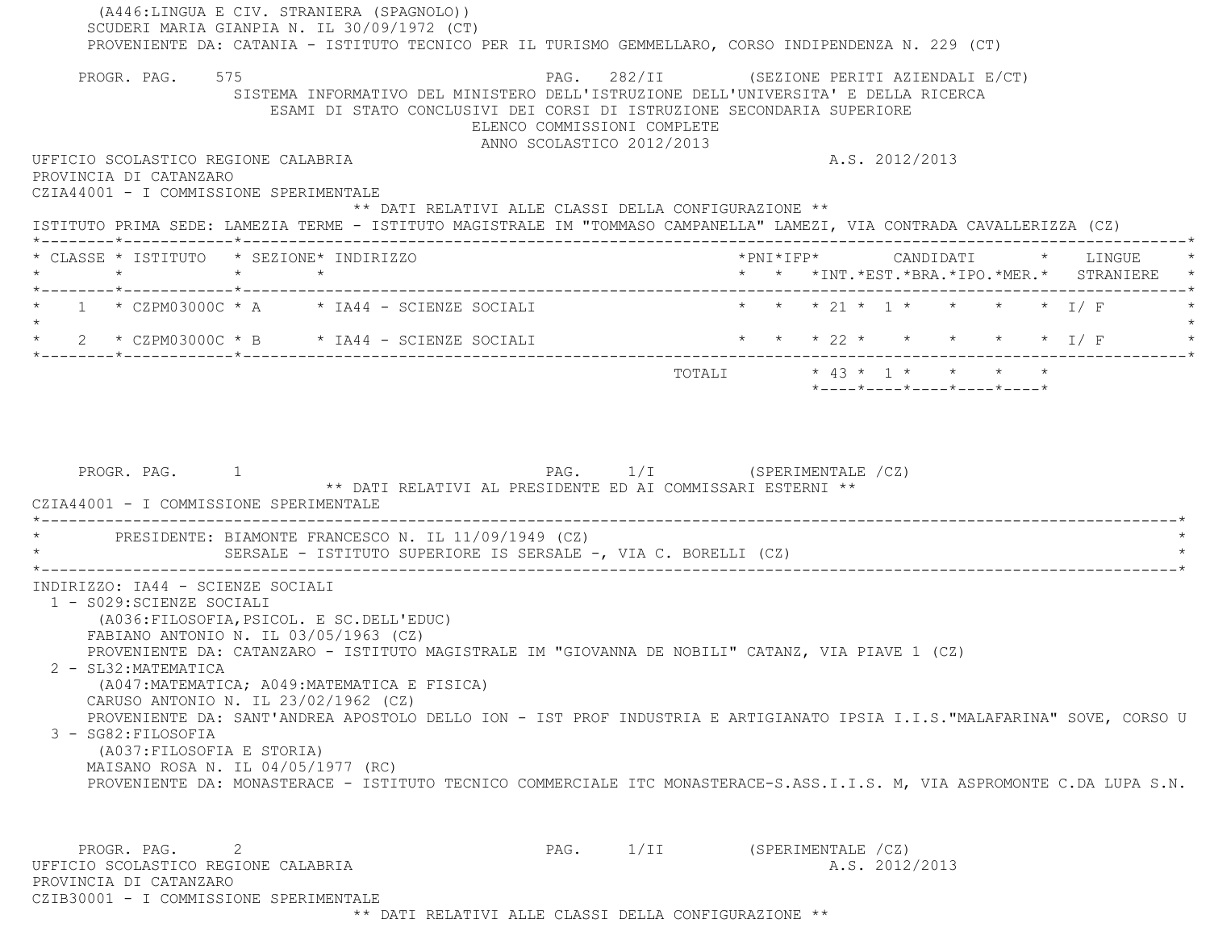(A446:LINGUA E CIV. STRANIERA (SPAGNOLO))
SCUDERI MARIA GIANPIA N. IL 30/09/1972 (CT)
PROVENIENTE DA: CATANIA - ISTITUTO TECNICO PER IL TURISMO GEMMELLARO, CORSO INDIPENDENZA N. 229 (CT)

PROGR. PAG. 575 PAG. 282/II (SEZIONE PERITI AZIENDALI E/CT)

SISTEMA INFORMATIVO DEL MINISTERO DELL'ISTRUZIONE DELL'UNIVERSITA' E DELLA RICERCA
ESAMI DI STATO CONCLUSIVI DEI CORSI DI ISTRUZIONE SECONDARIA SUPERIORE
ELENCO COMMISSIONI COMPLETE
ANNO SCOLASTICO 2012/2013

UFFICIO SCOLASTICO REGIONE CALABRIA A.S. 2012/2013
PROVINCIA DI CATANZARO
CZIA44001 - I COMMISSIONE SPERIMENTALE

** DATI RELATIVI ALLE CLASSI DELLA CONFIGURAZIONE **

ISTITUTO PRIMA SEDE: LAMEZIA TERME - ISTITUTO MAGISTRALE IM "TOMMASO CAMPANELLA" LAMEZI, VIA CONTRADA CAVALLERIZZA (CZ)

| CLASSE | ISTITUTO | SEZIONE | INDIRIZZO | PNI | IFP | CANDIDATI INT. | EST. | BRA. | IPO. | MER. | LINGUE STRANIERE |
|---|---|---|---|---|---|---|---|---|---|---|---|
| 1 | CZPM03000C | A | IA44 - SCIENZE SOCIALI | | | 21 | 1 | | | | I/ F |
| 2 | CZPM03000C | B | IA44 - SCIENZE SOCIALI | | | 22 | | | | | I/ F |
| | | | TOTALI | | | 43 | 1 | | | | |

PROGR. PAG. 1 PAG. 1/I (SPERIMENTALE /CZ)

** DATI RELATIVI AL PRESIDENTE ED AI COMMISSARI ESTERNI **

CZIA44001 - I COMMISSIONE SPERIMENTALE

PRESIDENTE: BIAMONTE FRANCESCO N. IL 11/09/1949 (CZ)
SERSALE - ISTITUTO SUPERIORE IS SERSALE -, VIA C. BORELLI (CZ)

INDIRIZZO: IA44 - SCIENZE SOCIALI

1 - S029:SCIENZE SOCIALI
(A036:FILOSOFIA,PSICOL. E SC.DELL'EDUC)
FABIANO ANTONIO N. IL 03/05/1963 (CZ)
PROVENIENTE DA: CATANZARO - ISTITUTO MAGISTRALE IM "GIOVANNA DE NOBILI" CATANZ, VIA PIAVE 1 (CZ)

2 - SL32:MATEMATICA
(A047:MATEMATICA; A049:MATEMATICA E FISICA)
CARUSO ANTONIO N. IL 23/02/1962 (CZ)
PROVENIENTE DA: SANT'ANDREA APOSTOLO DELLO ION - IST PROF INDUSTRIA E ARTIGIANATO IPSIA I.I.S."MALAFARINA" SOVE, CORSO U

3 - SG82:FILOSOFIA
(A037:FILOSOFIA E STORIA)
MAISANO ROSA N. IL 04/05/1977 (RC)
PROVENIENTE DA: MONASTERACE - ISTITUTO TECNICO COMMERCIALE ITC MONASTERACE-S.ASS.I.I.S. M, VIA ASPROMONTE C.DA LUPA S.N.

PROGR. PAG. 2 PAG. 1/II (SPERIMENTALE /CZ)

UFFICIO SCOLASTICO REGIONE CALABRIA A.S. 2012/2013
PROVINCIA DI CATANZARO
CZIB30001 - I COMMISSIONE SPERIMENTALE

** DATI RELATIVI ALLE CLASSI DELLA CONFIGURAZIONE **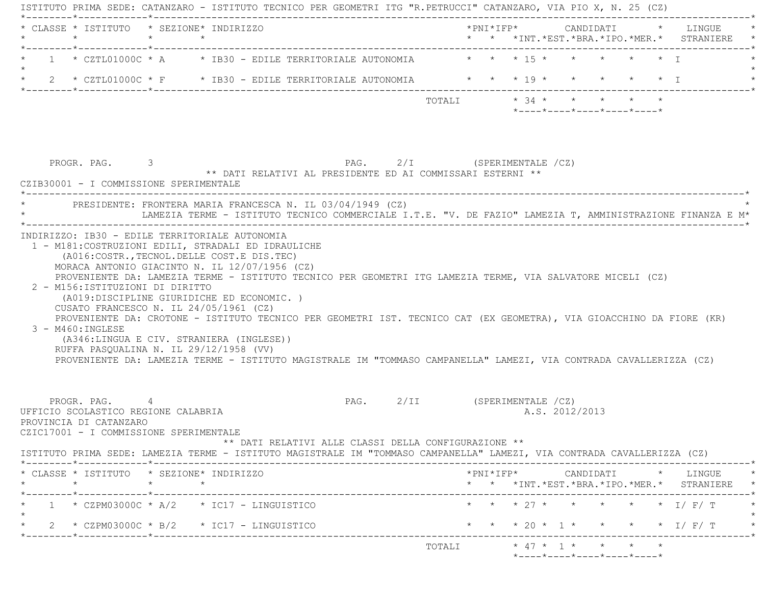ISTITUTO PRIMA SEDE: CATANZARO - ISTITUTO TECNICO PER GEOMETRI ITG "R.PETRUCCI" CATANZARO, VIA PIO X, N. 25 (CZ)

| CLASSE | ISTITUTO | SEZIONE | INDIRIZZO | PNI | IFP | CANDIDATI INT. | EST. | BRA. | IPO. | MER. | LINGUE STRANIERE |
|---|---|---|---|---|---|---|---|---|---|---|---|
| 1 | CZTL01000C | A | IB30 - EDILE TERRITORIALE AUTONOMIA | | | 15 | | | | | I |
| 2 | CZTL01000C | F | IB30 - EDILE TERRITORIALE AUTONOMIA | | | 19 | | | | | I |
| | | | | | TOTALI | 34 | | | | | |

PROGR. PAG. 3 PAG. 2/I (SPERIMENTALE /CZ)

** DATI RELATIVI AL PRESIDENTE ED AI COMMISSARI ESTERNI **

CZIB30001 - I COMMISSIONE SPERIMENTALE

PRESIDENTE: FRONTERA MARIA FRANCESCA N. IL 03/04/1949 (CZ)
LAMEZIA TERME - ISTITUTO TECNICO COMMERCIALE I.T.E. "V. DE FAZIO" LAMEZIA T, AMMINISTRAZIONE FINANZA E M*

INDIRIZZO: IB30 - EDILE TERRITORIALE AUTONOMIA

1 - M181:COSTRUZIONI EDILI, STRADALI ED IDRAULICHE
(A016:COSTR.,TECNOL.DELLE COST.E DIS.TEC)
MORACA ANTONIO GIACINTO N. IL 12/07/1956 (CZ)
PROVENIENTE DA: LAMEZIA TERME - ISTITUTO TECNICO PER GEOMETRI ITG LAMEZIA TERME, VIA SALVATORE MICELI (CZ)

2 - M156:ISTITUZIONI DI DIRITTO
(A019:DISCIPLINE GIURIDICHE ED ECONOMIC. )
CUSATO FRANCESCO N. IL 24/05/1961 (CZ)
PROVENIENTE DA: CROTONE - ISTITUTO TECNICO PER GEOMETRI IST. TECNICO CAT (EX GEOMETRA), VIA GIOACCHINO DA FIORE (KR)

3 - M460:INGLESE
(A346:LINGUA E CIV. STRANIERA (INGLESE))
RUFFA PASQUALINA N. IL 29/12/1958 (VV)
PROVENIENTE DA: LAMEZIA TERME - ISTITUTO MAGISTRALE IM "TOMMASO CAMPANELLA" LAMEZI, VIA CONTRADA CAVALLERIZZA (CZ)

PROGR. PAG. 4 PAG. 2/II (SPERIMENTALE /CZ)

UFFICIO SCOLASTICO REGIONE CALABRIA A.S. 2012/2013
PROVINCIA DI CATANZARO
CZIC17001 - I COMMISSIONE SPERIMENTALE

** DATI RELATIVI ALLE CLASSI DELLA CONFIGURAZIONE **

ISTITUTO PRIMA SEDE: LAMEZIA TERME - ISTITUTO MAGISTRALE IM "TOMMASO CAMPANELLA" LAMEZI, VIA CONTRADA CAVALLERIZZA (CZ)

| CLASSE | ISTITUTO | SEZIONE | INDIRIZZO | PNI | IFP | CANDIDATI INT. | EST. | BRA. | IPO. | MER. | LINGUE STRANIERE |
|---|---|---|---|---|---|---|---|---|---|---|---|
| 1 | CZPM03000C | A/2 | IC17 - LINGUISTICO | | | 27 | | | | | I/ F/ T |
| 2 | CZPM03000C | B/2 | IC17 - LINGUISTICO | | | 20 | 1 | | | | I/ F/ T |
| | | | | | TOTALI | 47 | 1 | | | | |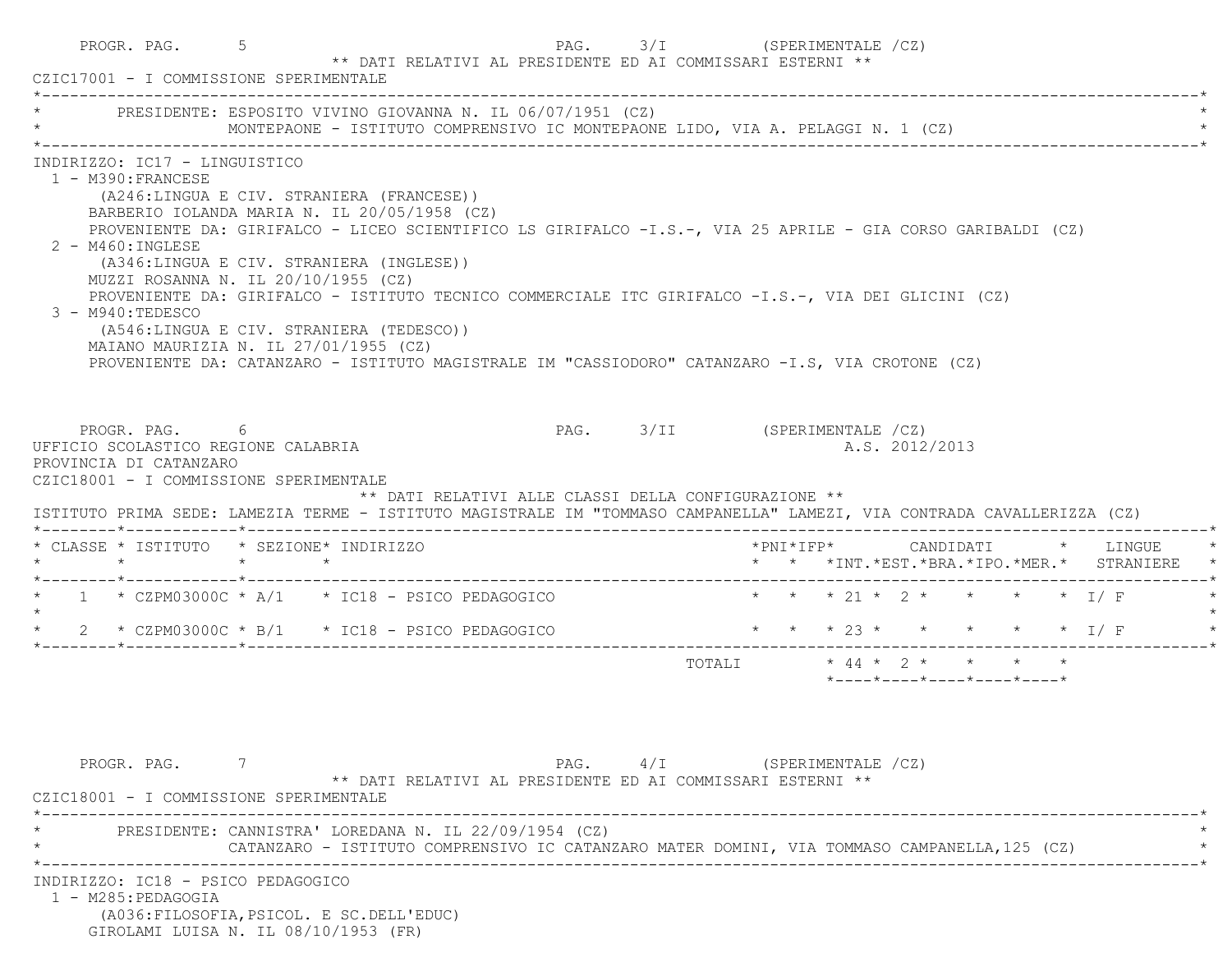PROGR. PAG. 5 PAG. 3/I (SPERIMENTALE /CZ)

** DATI RELATIVI AL PRESIDENTE ED AI COMMISSARI ESTERNI **

CZIC17001 - I COMMISSIONE SPERIMENTALE

PRESIDENTE: ESPOSITO VIVINO GIOVANNA N. IL 06/07/1951 (CZ)
MONTEPAONE - ISTITUTO COMPRENSIVO IC MONTEPAONE LIDO, VIA A. PELAGGI N. 1 (CZ)

INDIRIZZO: IC17 - LINGUISTICO

1 - M390:FRANCESE
(A246:LINGUA E CIV. STRANIERA (FRANCESE))
BARBERIO IOLANDA MARIA N. IL 20/05/1958 (CZ)
PROVENIENTE DA: GIRIFALCO - LICEO SCIENTIFICO LS GIRIFALCO -I.S.-, VIA 25 APRILE - GIA CORSO GARIBALDI (CZ)

2 - M460:INGLESE
(A346:LINGUA E CIV. STRANIERA (INGLESE))
MUZZI ROSANNA N. IL 20/10/1955 (CZ)
PROVENIENTE DA: GIRIFALCO - ISTITUTO TECNICO COMMERCIALE ITC GIRIFALCO -I.S.-, VIA DEI GLICINI (CZ)

3 - M940:TEDESCO
(A546:LINGUA E CIV. STRANIERA (TEDESCO))
MAIANO MAURIZIA N. IL 27/01/1955 (CZ)
PROVENIENTE DA: CATANZARO - ISTITUTO MAGISTRALE IM "CASSIODORO" CATANZARO -I.S, VIA CROTONE (CZ)

PROGR. PAG. 6 PAG. 3/II (SPERIMENTALE /CZ)

UFFICIO SCOLASTICO REGIONE CALABRIA A.S. 2012/2013

PROVINCIA DI CATANZARO

CZIC18001 - I COMMISSIONE SPERIMENTALE

** DATI RELATIVI ALLE CLASSI DELLA CONFIGURAZIONE **

ISTITUTO PRIMA SEDE: LAMEZIA TERME - ISTITUTO MAGISTRALE IM "TOMMASO CAMPANELLA" LAMEZI, VIA CONTRADA CAVALLERIZZA (CZ)

| CLASSE | ISTITUTO | SEZIONE | INDIRIZZO | PNI | IFP | CANDIDATI INT. | CANDIDATI EST. | CANDIDATI BRA. | CANDIDATI IPO. | CANDIDATI MER. | LINGUE STRANIERE |
|---|---|---|---|---|---|---|---|---|---|---|---|
| 1 | CZPM03000C | A/1 | IC18 - PSICO PEDAGOGICO | | | 21 | 2 | | | | I/ F |
| 2 | CZPM03000C | B/1 | IC18 - PSICO PEDAGOGICO | | | 23 | | | | | I/ F |
| | | | TOTALI | | | 44 | 2 | | | | |

PROGR. PAG. 7 PAG. 4/I (SPERIMENTALE /CZ)

** DATI RELATIVI AL PRESIDENTE ED AI COMMISSARI ESTERNI **

CZIC18001 - I COMMISSIONE SPERIMENTALE

PRESIDENTE: CANNISTRA' LOREDANA N. IL 22/09/1954 (CZ)
CATANZARO - ISTITUTO COMPRENSIVO IC CATANZARO MATER DOMINI, VIA TOMMASO CAMPANELLA,125 (CZ)

INDIRIZZO: IC18 - PSICO PEDAGOGICO

1 - M285:PEDAGOGIA
(A036:FILOSOFIA,PSICOL. E SC.DELL'EDUC)
GIROLAMI LUISA N. IL 08/10/1953 (FR)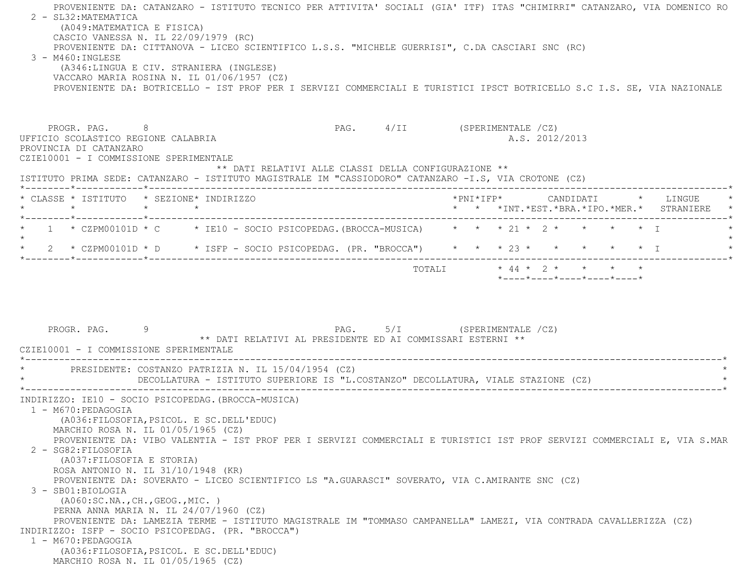PROVENIENTE DA: CATANZARO - ISTITUTO TECNICO PER ATTIVITA' SOCIALI (GIA' ITF) ITAS "CHIMIRRI" CATANZARO, VIA DOMENICO RO

2 - SL32:MATEMATICA
(A049:MATEMATICA E FISICA)
CASCIO VANESSA N. IL 22/09/1979 (RC)
PROVENIENTE DA: CITTANOVA - LICEO SCIENTIFICO L.S.S. "MICHELE GUERRISI", C.DA CASCIARI SNC (RC)

3 - M460:INGLESE
(A346:LINGUA E CIV. STRANIERA (INGLESE)
VACCARO MARIA ROSINA N. IL 01/06/1957 (CZ)
PROVENIENTE DA: BOTRICELLO - IST PROF PER I SERVIZI COMMERCIALI E TURISTICI IPSCT BOTRICELLO S.C I.S. SE, VIA NAZIONALE

PROGR. PAG. 8 PAG. 4/II (SPERIMENTALE /CZ)

UFFICIO SCOLASTICO REGIONE CALABRIA A.S. 2012/2013
PROVINCIA DI CATANZARO
CZIE10001 - I COMMISSIONE SPERIMENTALE

** DATI RELATIVI ALLE CLASSI DELLA CONFIGURAZIONE **

ISTITUTO PRIMA SEDE: CATANZARO - ISTITUTO MAGISTRALE IM "CASSIODORO" CATANZARO -I.S, VIA CROTONE (CZ)

| CLASSE | ISTITUTO | SEZIONE | INDIRIZZO | PNI | IFP | CANDIDATI INT. | EST. | BRA. | IPO. | MER. | LINGUE STRANIERE |
|---|---|---|---|---|---|---|---|---|---|---|---|
| 1 | CZPM00101D | C | IE10 - SOCIO PSICOPEDAG.(BROCCA-MUSICA) | | | 21 | 2 | | | | I |
| 2 | CZPM00101D | D | ISFP - SOCIO PSICOPEDAG. (PR. "BROCCA") | | | 23 | | | | | I |
| | | | TOTALI | | | 44 | 2 | | | | |

PROGR. PAG. 9 PAG. 5/I (SPERIMENTALE /CZ)

** DATI RELATIVI AL PRESIDENTE ED AI COMMISSARI ESTERNI **

CZIE10001 - I COMMISSIONE SPERIMENTALE

PRESIDENTE: COSTANZO PATRIZIA N. IL 15/04/1954 (CZ)
DECOLLATURA - ISTITUTO SUPERIORE IS "L.COSTANZO" DECOLLATURA, VIALE STAZIONE (CZ)

INDIRIZZO: IE10 - SOCIO PSICOPEDAG.(BROCCA-MUSICA)

1 - M670:PEDAGOGIA
(A036:FILOSOFIA,PSICOL. E SC.DELL'EDUC)
MARCHIO ROSA N. IL 01/05/1965 (CZ)
PROVENIENTE DA: VIBO VALENTIA - IST PROF PER I SERVIZI COMMERCIALI E TURISTICI IST PROF SERVIZI COMMERCIALI E, VIA S.MAR

2 - SG82:FILOSOFIA
(A037:FILOSOFIA E STORIA)
ROSA ANTONIO N. IL 31/10/1948 (KR)
PROVENIENTE DA: SOVERATO - LICEO SCIENTIFICO LS "A.GUARASCI" SOVERATO, VIA C.AMIRANTE SNC (CZ)

3 - SB01:BIOLOGIA
(A060:SC.NA.,CH.,GEOG.,MIC. )
PERNA ANNA MARIA N. IL 24/07/1960 (CZ)
PROVENIENTE DA: LAMEZIA TERME - ISTITUTO MAGISTRALE IM "TOMMASO CAMPANELLA" LAMEZI, VIA CONTRADA CAVALLERIZZA (CZ)

INDIRIZZO: ISFP - SOCIO PSICOPEDAG. (PR. "BROCCA")

1 - M670:PEDAGOGIA
(A036:FILOSOFIA,PSICOL. E SC.DELL'EDUC)
MARCHIO ROSA N. IL 01/05/1965 (CZ)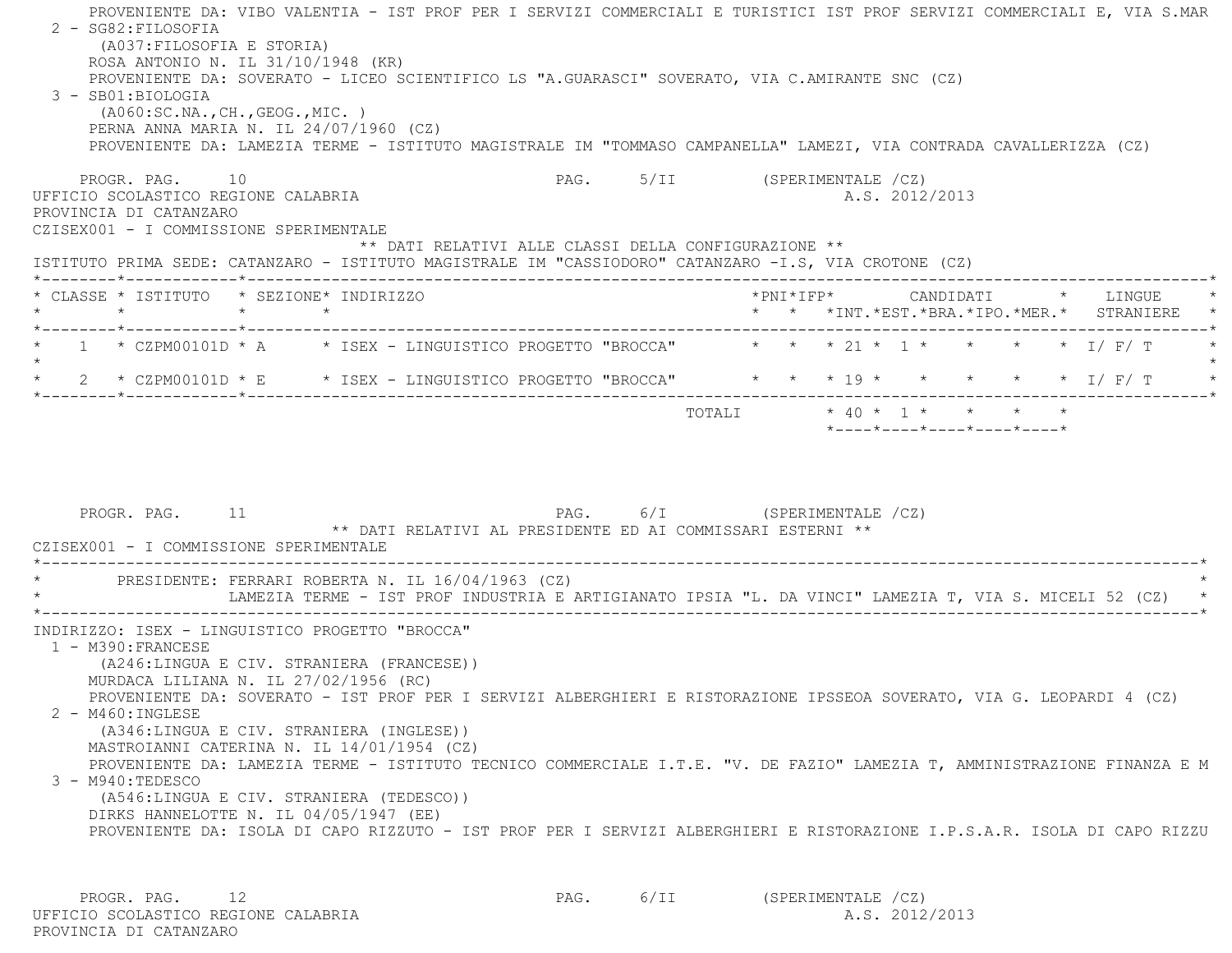PROVENIENTE DA: VIBO VALENTIA - IST PROF PER I SERVIZI COMMERCIALI E TURISTICI IST PROF SERVIZI COMMERCIALI E, VIA S.MAR

2 - SG82:FILOSOFIA
(A037:FILOSOFIA E STORIA)
ROSA ANTONIO N. IL 31/10/1948 (KR)
PROVENIENTE DA: SOVERATO - LICEO SCIENTIFICO LS "A.GUARASCI" SOVERATO, VIA C.AMIRANTE SNC (CZ)

3 - SB01:BIOLOGIA
(A060:SC.NA.,CH.,GEOG.,MIC. )
PERNA ANNA MARIA N. IL 24/07/1960 (CZ)
PROVENIENTE DA: LAMEZIA TERME - ISTITUTO MAGISTRALE IM "TOMMASO CAMPANELLA" LAMEZI, VIA CONTRADA CAVALLERIZZA (CZ)

PROGR. PAG. 10 PAG. 5/II (SPERIMENTALE /CZ)

UFFICIO SCOLASTICO REGIONE CALABRIA A.S. 2012/2013
PROVINCIA DI CATANZARO
CZISEX001 - I COMMISSIONE SPERIMENTALE

** DATI RELATIVI ALLE CLASSI DELLA CONFIGURAZIONE **

ISTITUTO PRIMA SEDE: CATANZARO - ISTITUTO MAGISTRALE IM "CASSIODORO" CATANZARO -I.S, VIA CROTONE (CZ)

| CLASSE | ISTITUTO | SEZIONE | INDIRIZZO | PNI | IFP | CANDIDATI INT. | EST. | BRA. | IPO. | MER. | LINGUE STRANIERE |
|---|---|---|---|---|---|---|---|---|---|---|---|
| 1 | CZPM00101D | A | ISEX - LINGUISTICO PROGETTO "BROCCA" | | | 21 | 1 | | | | I/ F/ T |
| 2 | CZPM00101D | E | ISEX - LINGUISTICO PROGETTO "BROCCA" | | | 19 | | | | | I/ F/ T |
| | | | TOTALI | | | 40 | 1 | | | | |

PROGR. PAG. 11 PAG. 6/I (SPERIMENTALE /CZ)

** DATI RELATIVI AL PRESIDENTE ED AI COMMISSARI ESTERNI **

CZISEX001 - I COMMISSIONE SPERIMENTALE

PRESIDENTE: FERRARI ROBERTA N. IL 16/04/1963 (CZ)
LAMEZIA TERME - IST PROF INDUSTRIA E ARTIGIANATO IPSIA "L. DA VINCI" LAMEZIA T, VIA S. MICELI 52 (CZ)

INDIRIZZO: ISEX - LINGUISTICO PROGETTO "BROCCA"

1 - M390:FRANCESE
(A246:LINGUA E CIV. STRANIERA (FRANCESE))
MURDACA LILIANA N. IL 27/02/1956 (RC)
PROVENIENTE DA: SOVERATO - IST PROF PER I SERVIZI ALBERGHIERI E RISTORAZIONE IPSSEOA SOVERATO, VIA G. LEOPARDI 4 (CZ)

2 - M460:INGLESE
(A346:LINGUA E CIV. STRANIERA (INGLESE))
MASTROIANNI CATERINA N. IL 14/01/1954 (CZ)
PROVENIENTE DA: LAMEZIA TERME - ISTITUTO TECNICO COMMERCIALE I.T.E. "V. DE FAZIO" LAMEZIA T, AMMINISTRAZIONE FINANZA E M

3 - M940:TEDESCO
(A546:LINGUA E CIV. STRANIERA (TEDESCO))
DIRKS HANNELOTTE N. IL 04/05/1947 (EE)
PROVENIENTE DA: ISOLA DI CAPO RIZZUTO - IST PROF PER I SERVIZI ALBERGHIERI E RISTORAZIONE I.P.S.A.R. ISOLA DI CAPO RIZZU

PROGR. PAG. 12 PAG. 6/II (SPERIMENTALE /CZ)

UFFICIO SCOLASTICO REGIONE CALABRIA A.S. 2012/2013
PROVINCIA DI CATANZARO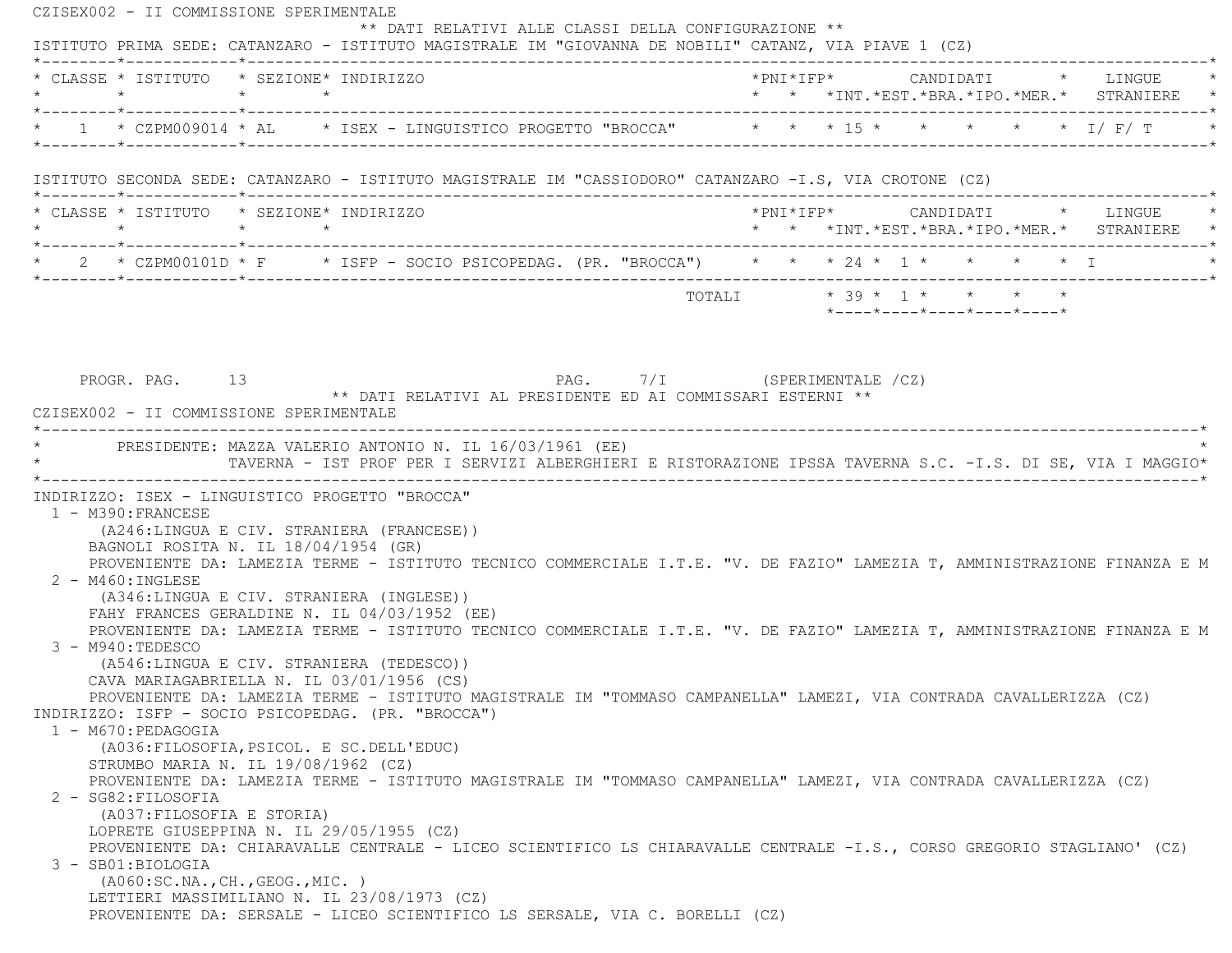CZISEX002 - II COMMISSIONE SPERIMENTALE

** DATI RELATIVI ALLE CLASSI DELLA CONFIGURAZIONE **

ISTITUTO PRIMA SEDE: CATANZARO - ISTITUTO MAGISTRALE IM "GIOVANNA DE NOBILI" CATANZ, VIA PIAVE 1 (CZ)

| CLASSE | ISTITUTO | SEZIONE | INDIRIZZO | PNI | IFP | CANDIDATI INT. | EST. | BRA. | IPO. | MER. | LINGUE STRANIERE |
|---|---|---|---|---|---|---|---|---|---|---|---|
| 1 | CZPM009014 | AL | ISEX - LINGUISTICO PROGETTO "BROCCA" | | | 15 | | | | | I/ F/ T |

ISTITUTO SECONDA SEDE: CATANZARO - ISTITUTO MAGISTRALE IM "CASSIODORO" CATANZARO -I.S, VIA CROTONE (CZ)

| CLASSE | ISTITUTO | SEZIONE | INDIRIZZO | PNI | IFP | CANDIDATI INT. | EST. | BRA. | IPO. | MER. | LINGUE STRANIERE |
|---|---|---|---|---|---|---|---|---|---|---|---|
| 2 | CZPM00101D | F | ISFP - SOCIO PSICOPEDAG. (PR. "BROCCA") | | | 24 | 1 | | | | I |
| | | | TOTALI | | | 39 | 1 | | | | |

PROGR. PAG. 13 PAG. 7/I (SPERIMENTALE /CZ)

** DATI RELATIVI AL PRESIDENTE ED AI COMMISSARI ESTERNI **

CZISEX002 - II COMMISSIONE SPERIMENTALE

PRESIDENTE: MAZZA VALERIO ANTONIO N. IL 16/03/1961 (EE)
TAVERNA - IST PROF PER I SERVIZI ALBERGHIERI E RISTORAZIONE IPSSA TAVERNA S.C. -I.S. DI SE, VIA I MAGGIO

INDIRIZZO: ISEX - LINGUISTICO PROGETTO "BROCCA"

1 - M390:FRANCESE
(A246:LINGUA E CIV. STRANIERA (FRANCESE))
BAGNOLI ROSITA N. IL 18/04/1954 (GR)
PROVENIENTE DA: LAMEZIA TERME - ISTITUTO TECNICO COMMERCIALE I.T.E. "V. DE FAZIO" LAMEZIA T, AMMINISTRAZIONE FINANZA E M

2 - M460:INGLESE
(A346:LINGUA E CIV. STRANIERA (INGLESE))
FAHY FRANCES GERALDINE N. IL 04/03/1952 (EE)
PROVENIENTE DA: LAMEZIA TERME - ISTITUTO TECNICO COMMERCIALE I.T.E. "V. DE FAZIO" LAMEZIA T, AMMINISTRAZIONE FINANZA E M

3 - M940:TEDESCO
(A546:LINGUA E CIV. STRANIERA (TEDESCO))
CAVA MARIAGABRIELLA N. IL 03/01/1956 (CS)
PROVENIENTE DA: LAMEZIA TERME - ISTITUTO MAGISTRALE IM "TOMMASO CAMPANELLA" LAMEZI, VIA CONTRADA CAVALLERIZZA (CZ)

INDIRIZZO: ISFP - SOCIO PSICOPEDAG. (PR. "BROCCA")

1 - M670:PEDAGOGIA
(A036:FILOSOFIA,PSICOL. E SC.DELL'EDUC)
STRUMBO MARIA N. IL 19/08/1962 (CZ)
PROVENIENTE DA: LAMEZIA TERME - ISTITUTO MAGISTRALE IM "TOMMASO CAMPANELLA" LAMEZI, VIA CONTRADA CAVALLERIZZA (CZ)

2 - SG82:FILOSOFIA
(A037:FILOSOFIA E STORIA)
LOPRETE GIUSEPPINA N. IL 29/05/1955 (CZ)
PROVENIENTE DA: CHIARAVALLE CENTRALE - LICEO SCIENTIFICO LS CHIARAVALLE CENTRALE -I.S., CORSO GREGORIO STAGLIANO' (CZ)

3 - SB01:BIOLOGIA
(A060:SC.NA.,CH.,GEOG.,MIC. )
LETTIERI MASSIMILIANO N. IL 23/08/1973 (CZ)
PROVENIENTE DA: SERSALE - LICEO SCIENTIFICO LS SERSALE, VIA C. BORELLI (CZ)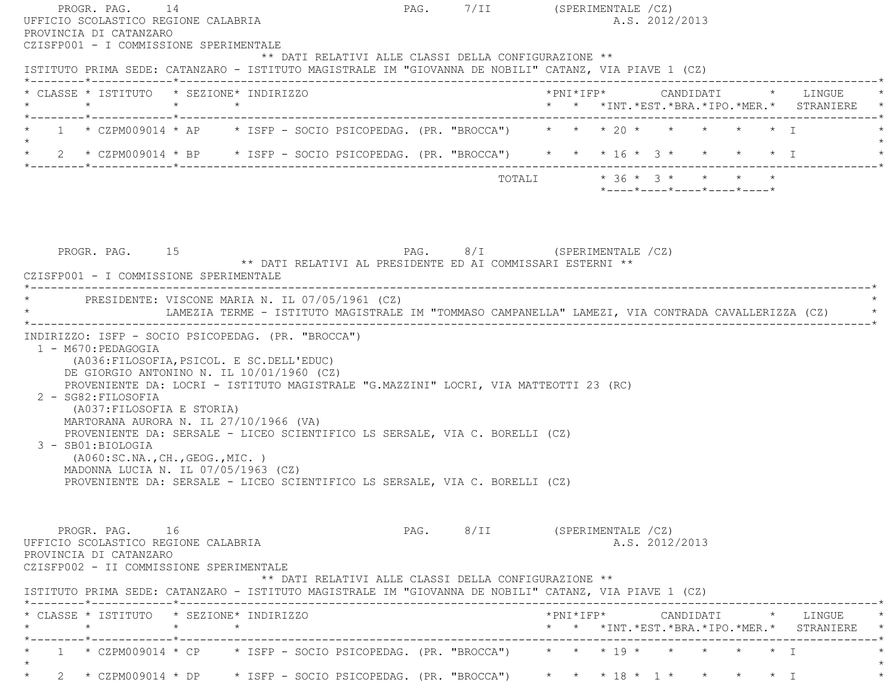PROGR. PAG. 14 PAG. 7/II (SPERIMENTALE /CZ)

UFFICIO SCOLASTICO REGIONE CALABRIA A.S. 2012/2013

PROVINCIA DI CATANZARO

CZISFP001 - I COMMISSIONE SPERIMENTALE

** DATI RELATIVI ALLE CLASSI DELLA CONFIGURAZIONE **

ISTITUTO PRIMA SEDE: CATANZARO - ISTITUTO MAGISTRALE IM "GIOVANNA DE NOBILI" CATANZ, VIA PIAVE 1 (CZ)

| CLASSE | ISTITUTO | SEZIONE | INDIRIZZO | PNI | IFP | CANDIDATI INT. | CANDIDATI EST. | CANDIDATI BRA. | CANDIDATI IPO. | CANDIDATI MER. | LINGUE STRANIERE |
|---|---|---|---|---|---|---|---|---|---|---|---|
| 1 | CZPM009014 | AP | ISFP - SOCIO PSICOPEDAG. (PR. "BROCCA") | | | 20 | | | | | I |
| 2 | CZPM009014 | BP | ISFP - SOCIO PSICOPEDAG. (PR. "BROCCA") | | | 16 | 3 | | | | I |
| | | | TOTALI | | | 36 | 3 | | | | |

PROGR. PAG. 15 PAG. 8/I (SPERIMENTALE /CZ)

** DATI RELATIVI AL PRESIDENTE ED AI COMMISSARI ESTERNI **

CZISFP001 - I COMMISSIONE SPERIMENTALE

PRESIDENTE: VISCONE MARIA N. IL 07/05/1961 (CZ)
LAMEZIA TERME - ISTITUTO MAGISTRALE IM "TOMMASO CAMPANELLA" LAMEZI, VIA CONTRADA CAVALLERIZZA (CZ)

INDIRIZZO: ISFP - SOCIO PSICOPEDAG. (PR. "BROCCA")

1 - M670:PEDAGOGIA
(A036:FILOSOFIA,PSICOL. E SC.DELL'EDUC)
DE GIORGIO ANTONINO N. IL 10/01/1960 (CZ)
PROVENIENTE DA: LOCRI - ISTITUTO MAGISTRALE "G.MAZZINI" LOCRI, VIA MATTEOTTI 23 (RC)

2 - SG82:FILOSOFIA
(A037:FILOSOFIA E STORIA)
MARTORANA AURORA N. IL 27/10/1966 (VA)
PROVENIENTE DA: SERSALE - LICEO SCIENTIFICO LS SERSALE, VIA C. BORELLI (CZ)

3 - SB01:BIOLOGIA
(A060:SC.NA.,CH.,GEOG.,MIC. )
MADONNA LUCIA N. IL 07/05/1963 (CZ)
PROVENIENTE DA: SERSALE - LICEO SCIENTIFICO LS SERSALE, VIA C. BORELLI (CZ)

PROGR. PAG. 16 PAG. 8/II (SPERIMENTALE /CZ)

UFFICIO SCOLASTICO REGIONE CALABRIA A.S. 2012/2013

PROVINCIA DI CATANZARO

CZISFP002 - II COMMISSIONE SPERIMENTALE

** DATI RELATIVI ALLE CLASSI DELLA CONFIGURAZIONE **

ISTITUTO PRIMA SEDE: CATANZARO - ISTITUTO MAGISTRALE IM "GIOVANNA DE NOBILI" CATANZ, VIA PIAVE 1 (CZ)

| CLASSE | ISTITUTO | SEZIONE | INDIRIZZO | PNI | IFP | CANDIDATI INT. | CANDIDATI EST. | CANDIDATI BRA. | CANDIDATI IPO. | CANDIDATI MER. | LINGUE STRANIERE |
|---|---|---|---|---|---|---|---|---|---|---|---|
| 1 | CZPM009014 | CP | ISFP - SOCIO PSICOPEDAG. (PR. "BROCCA") | | | 19 | | | | | I |
| 2 | CZPM009014 | DP | ISFP - SOCIO PSICOPEDAG. (PR. "BROCCA") | | | 18 | 1 | | | | I |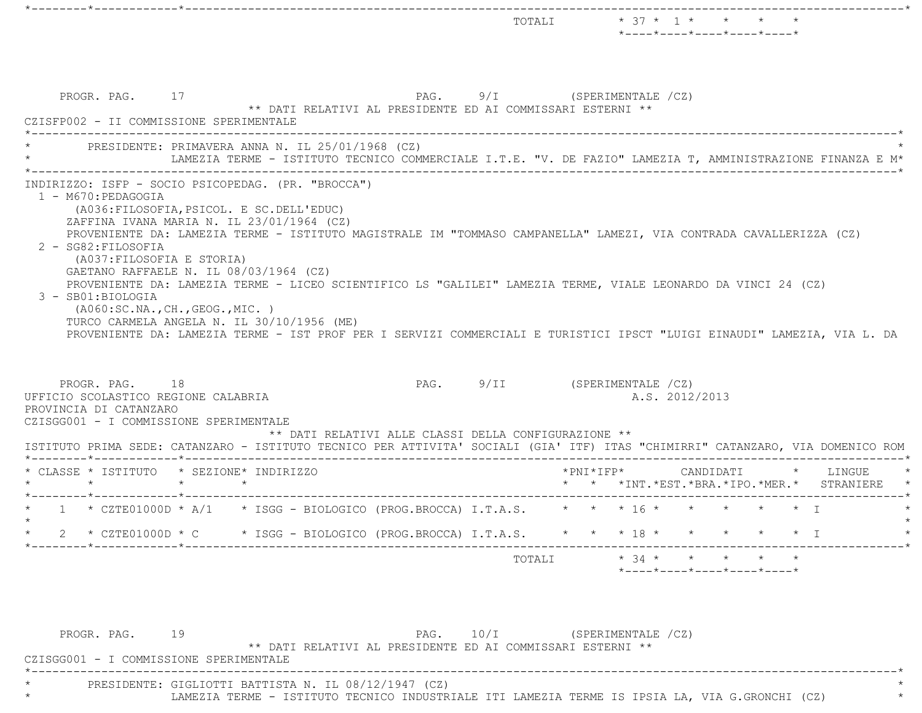| | | | | | | | | | | | | |
|---|---|---|---|---|---|---|---|---|---|---|---|---|
| | | | TOTALI | | | 37 | 1 | | | | | |

PROGR. PAG. 17 PAG. 9/I (SPERIMENTALE /CZ)

** DATI RELATIVI AL PRESIDENTE ED AI COMMISSARI ESTERNI **

CZISFP002 - II COMMISSIONE SPERIMENTALE

PRESIDENTE: PRIMAVERA ANNA N. IL 25/01/1968 (CZ)
LAMEZIA TERME - ISTITUTO TECNICO COMMERCIALE I.T.E. "V. DE FAZIO" LAMEZIA T, AMMINISTRAZIONE FINANZA E M*

INDIRIZZO: ISFP - SOCIO PSICOPEDAG. (PR. "BROCCA")

1 - M670:PEDAGOGIA
(A036:FILOSOFIA,PSICOL. E SC.DELL'EDUC)
ZAFFINA IVANA MARIA N. IL 23/01/1964 (CZ)
PROVENIENTE DA: LAMEZIA TERME - ISTITUTO MAGISTRALE IM "TOMMASO CAMPANELLA" LAMEZI, VIA CONTRADA CAVALLERIZZA (CZ)

2 - SG82:FILOSOFIA
(A037:FILOSOFIA E STORIA)
GAETANO RAFFAELE N. IL 08/03/1964 (CZ)
PROVENIENTE DA: LAMEZIA TERME - LICEO SCIENTIFICO LS "GALILEI" LAMEZIA TERME, VIALE LEONARDO DA VINCI 24 (CZ)

3 - SB01:BIOLOGIA
(A060:SC.NA.,CH.,GEOG.,MIC. )
TURCO CARMELA ANGELA N. IL 30/10/1956 (ME)
PROVENIENTE DA: LAMEZIA TERME - IST PROF PER I SERVIZI COMMERCIALI E TURISTICI IPSCT "LUIGI EINAUDI" LAMEZIA, VIA L. DA

PROGR. PAG. 18 PAG. 9/II (SPERIMENTALE /CZ)

UFFICIO SCOLASTICO REGIONE CALABRIA A.S. 2012/2013

PROVINCIA DI CATANZARO

CZISGG001 - I COMMISSIONE SPERIMENTALE

** DATI RELATIVI ALLE CLASSI DELLA CONFIGURAZIONE **

ISTITUTO PRIMA SEDE: CATANZARO - ISTITUTO TECNICO PER ATTIVITA' SOCIALI (GIA' ITF) ITAS "CHIMIRRI" CATANZARO, VIA DOMENICO ROM

| CLASSE | ISTITUTO | SEZIONE | INDIRIZZO | PNI | IFP | CANDIDATI INT. | EST. | BRA. | IPO. | MER. | LINGUE STRANIERE |
|---|---|---|---|---|---|---|---|---|---|---|---|
| 1 | CZTE01000D | A/1 | ISGG - BIOLOGICO (PROG.BROCCA) I.T.A.S. | | | 16 | | | | | I |
| 2 | CZTE01000D | C | ISGG - BIOLOGICO (PROG.BROCCA) I.T.A.S. | | | 18 | | | | | I |
| | | | TOTALI | | | 34 | | | | | |

PROGR. PAG. 19 PAG. 10/I (SPERIMENTALE /CZ)

** DATI RELATIVI AL PRESIDENTE ED AI COMMISSARI ESTERNI **

CZISGG001 - I COMMISSIONE SPERIMENTALE

PRESIDENTE: GIGLIOTTI BATTISTA N. IL 08/12/1947 (CZ)
LAMEZIA TERME - ISTITUTO TECNICO INDUSTRIALE ITI LAMEZIA TERME IS IPSIA LA, VIA G.GRONCHI (CZ)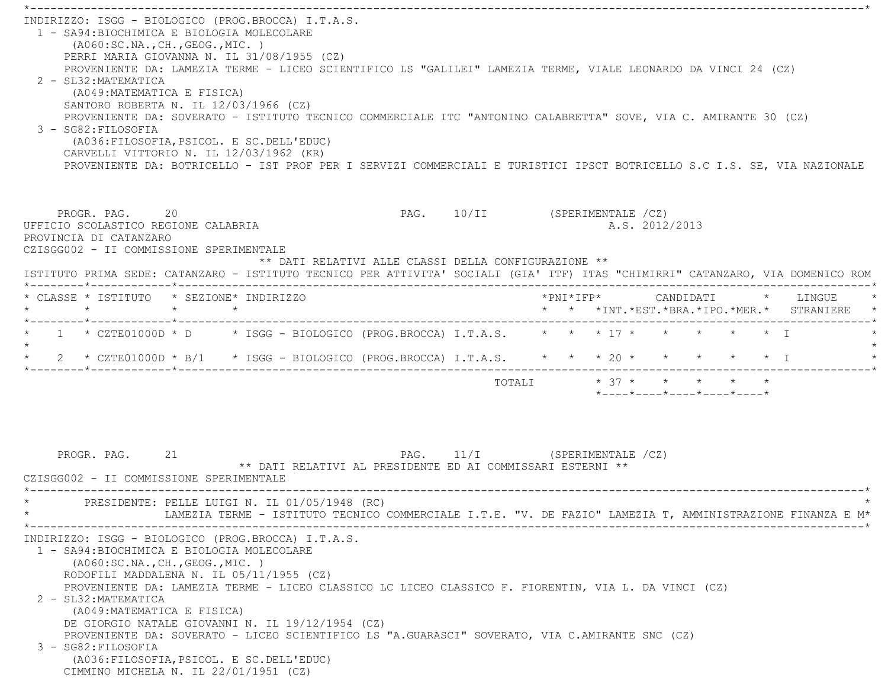INDIRIZZO: ISGG - BIOLOGICO (PROG.BROCCA) I.T.A.S.

1 - SA94:BIOCHIMICA E BIOLOGIA MOLECOLARE
   (A060:SC.NA.,CH.,GEOG.,MIC. )
   PERRI MARIA GIOVANNA N. IL 31/08/1955 (CZ)
   PROVENIENTE DA: LAMEZIA TERME - LICEO SCIENTIFICO LS "GALILEI" LAMEZIA TERME, VIALE LEONARDO DA VINCI 24 (CZ)
2 - SL32:MATEMATICA
   (A049:MATEMATICA E FISICA)
   SANTORO ROBERTA N. IL 12/03/1966 (CZ)
   PROVENIENTE DA: SOVERATO - ISTITUTO TECNICO COMMERCIALE ITC "ANTONINO CALABRETTA" SOVE, VIA C. AMIRANTE 30 (CZ)
3 - SG82:FILOSOFIA
   (A036:FILOSOFIA,PSICOL. E SC.DELL'EDUC)
   CARVELLI VITTORIO N. IL 12/03/1962 (KR)
   PROVENIENTE DA: BOTRICELLO - IST PROF PER I SERVIZI COMMERCIALI E TURISTICI IPSCT BOTRICELLO S.C I.S. SE, VIA NAZIONALE

PROGR. PAG. 20 PAG. 10/II (SPERIMENTALE /CZ)

UFFICIO SCOLASTICO REGIONE CALABRIA A.S. 2012/2013

PROVINCIA DI CATANZARO

CZISGG002 - II COMMISSIONE SPERIMENTALE

** DATI RELATIVI ALLE CLASSI DELLA CONFIGURAZIONE **

ISTITUTO PRIMA SEDE: CATANZARO - ISTITUTO TECNICO PER ATTIVITA' SOCIALI (GIA' ITF) ITAS "CHIMIRRI" CATANZARO, VIA DOMENICO ROM

| CLASSE | ISTITUTO | SEZIONE | INDIRIZZO | PNI | IFP | CANDIDATI INT. | CANDIDATI EST. | CANDIDATI BRA. | CANDIDATI IPO. | CANDIDATI MER. | LINGUE STRANIERE |
|---|---|---|---|---|---|---|---|---|---|---|---|
| 1 | CZTE01000D | D | ISGG - BIOLOGICO (PROG.BROCCA) I.T.A.S. | | | 17 | | | | | I |
| 2 | CZTE01000D | B/1 | ISGG - BIOLOGICO (PROG.BROCCA) I.T.A.S. | | | 20 | | | | | I |
| | | | TOTALI | | | 37 | | | | | |

PROGR. PAG. 21 PAG. 11/I (SPERIMENTALE /CZ)

** DATI RELATIVI AL PRESIDENTE ED AI COMMISSARI ESTERNI **

CZISGG002 - II COMMISSIONE SPERIMENTALE

PRESIDENTE: PELLE LUIGI N. IL 01/05/1948 (RC)
LAMEZIA TERME - ISTITUTO TECNICO COMMERCIALE I.T.E. "V. DE FAZIO" LAMEZIA T, AMMINISTRAZIONE FINANZA E M*

INDIRIZZO: ISGG - BIOLOGICO (PROG.BROCCA) I.T.A.S.

1 - SA94:BIOCHIMICA E BIOLOGIA MOLECOLARE
   (A060:SC.NA.,CH.,GEOG.,MIC. )
   RODOFILI MADDALENA N. IL 05/11/1955 (CZ)
   PROVENIENTE DA: LAMEZIA TERME - LICEO CLASSICO LC LICEO CLASSICO F. FIORENTIN, VIA L. DA VINCI (CZ)
2 - SL32:MATEMATICA
   (A049:MATEMATICA E FISICA)
   DE GIORGIO NATALE GIOVANNI N. IL 19/12/1954 (CZ)
   PROVENIENTE DA: SOVERATO - LICEO SCIENTIFICO LS "A.GUARASCI" SOVERATO, VIA C.AMIRANTE SNC (CZ)
3 - SG82:FILOSOFIA
   (A036:FILOSOFIA,PSICOL. E SC.DELL'EDUC)
   CIMMINO MICHELA N. IL 22/01/1951 (CZ)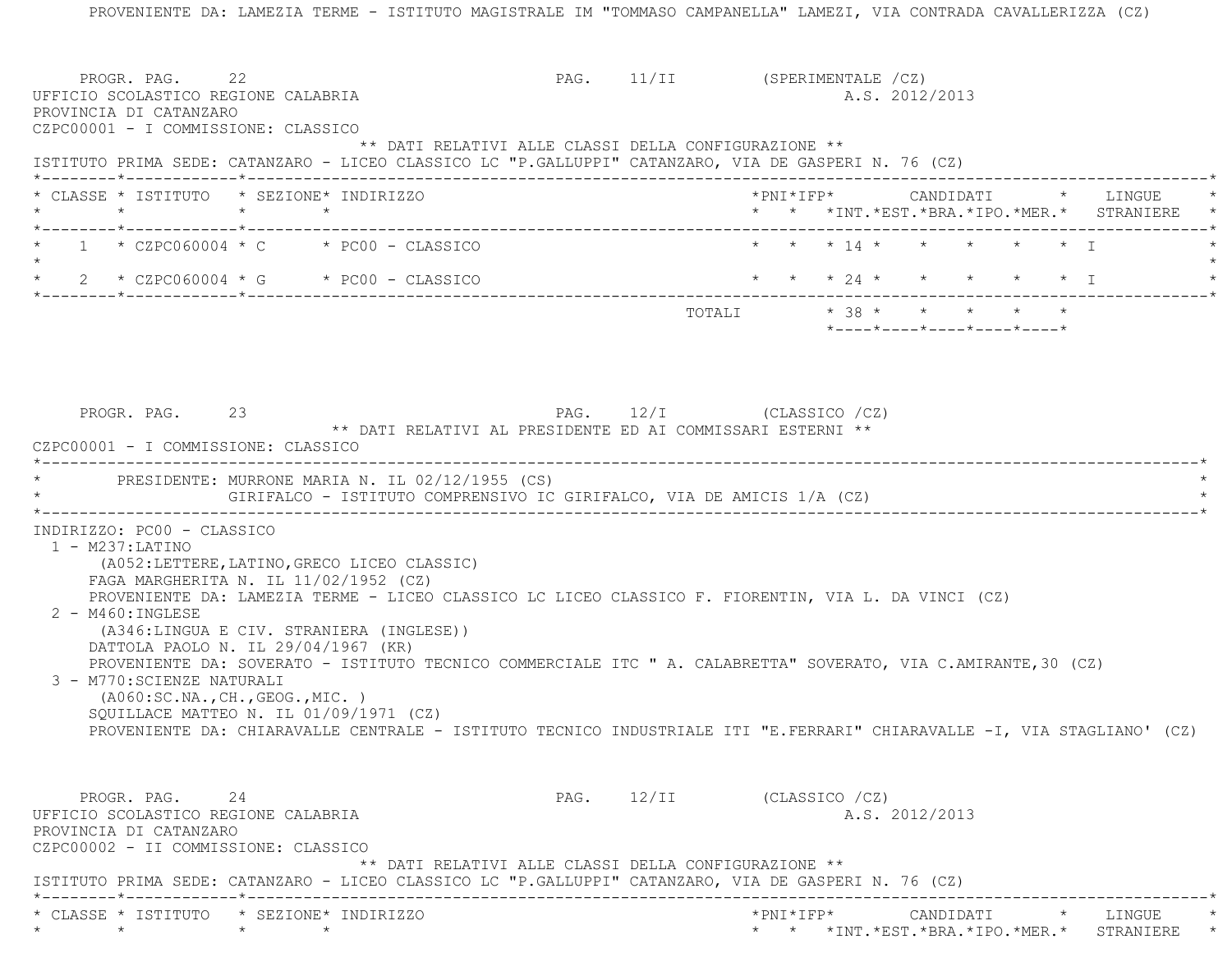PROVENIENTE DA: LAMEZIA TERME - ISTITUTO MAGISTRALE IM "TOMMASO CAMPANELLA" LAMEZI, VIA CONTRADA CAVALLERIZZA (CZ)

PROGR. PAG. 22 PAG. 11/II (SPERIMENTALE /CZ)

UFFICIO SCOLASTICO REGIONE CALABRIA A.S. 2012/2013

PROVINCIA DI CATANZARO

CZPC00001 - I COMMISSIONE: CLASSICO

** DATI RELATIVI ALLE CLASSI DELLA CONFIGURAZIONE **

ISTITUTO PRIMA SEDE: CATANZARO - LICEO CLASSICO LC "P.GALLUPPI" CATANZARO, VIA DE GASPERI N. 76 (CZ)

| CLASSE | ISTITUTO | SEZIONE | INDIRIZZO | PNI | IFP | CANDIDATI INT. | EST. | BRA. | IPO. | MER. | LINGUE STRANIERE |
|---|---|---|---|---|---|---|---|---|---|---|---|
| 1 | CZPC060004 | C | PC00 - CLASSICO | | | 14 | | | | | I |
| 2 | CZPC060004 | G | PC00 - CLASSICO | | | 24 | | | | | I |
| | | | TOTALI | | | 38 | | | | | |

PROGR. PAG. 23 PAG. 12/I (CLASSICO /CZ)

** DATI RELATIVI AL PRESIDENTE ED AI COMMISSARI ESTERNI **

CZPC00001 - I COMMISSIONE: CLASSICO

PRESIDENTE: MURRONE MARIA N. IL 02/12/1955 (CS)
GIRIFALCO - ISTITUTO COMPRENSIVO IC GIRIFALCO, VIA DE AMICIS 1/A (CZ)

INDIRIZZO: PC00 - CLASSICO

1 - M237:LATINO
 (A052:LETTERE,LATINO,GRECO LICEO CLASSIC)
 FAGA MARGHERITA N. IL 11/02/1952 (CZ)
 PROVENIENTE DA: LAMEZIA TERME - LICEO CLASSICO LC LICEO CLASSICO F. FIORENTIN, VIA L. DA VINCI (CZ)

2 - M460:INGLESE
 (A346:LINGUA E CIV. STRANIERA (INGLESE))
 DATTOLA PAOLO N. IL 29/04/1967 (KR)
 PROVENIENTE DA: SOVERATO - ISTITUTO TECNICO COMMERCIALE ITC " A. CALABRETTA" SOVERATO, VIA C.AMIRANTE,30 (CZ)

3 - M770:SCIENZE NATURALI
 (A060:SC.NA.,CH.,GEOG.,MIC. )
 SQUILLACE MATTEO N. IL 01/09/1971 (CZ)
 PROVENIENTE DA: CHIARAVALLE CENTRALE - ISTITUTO TECNICO INDUSTRIALE ITI "E.FERRARI" CHIARAVALLE -I, VIA STAGLIANO' (CZ)

PROGR. PAG. 24 PAG. 12/II (CLASSICO /CZ)

UFFICIO SCOLASTICO REGIONE CALABRIA A.S. 2012/2013

PROVINCIA DI CATANZARO

CZPC00002 - II COMMISSIONE: CLASSICO

** DATI RELATIVI ALLE CLASSI DELLA CONFIGURAZIONE **

ISTITUTO PRIMA SEDE: CATANZARO - LICEO CLASSICO LC "P.GALLUPPI" CATANZARO, VIA DE GASPERI N. 76 (CZ)

| CLASSE | ISTITUTO | SEZIONE | INDIRIZZO | PNI | IFP | CANDIDATI INT. | EST. | BRA. | IPO. | MER. | LINGUE STRANIERE |
|---|---|---|---|---|---|---|---|---|---|---|---|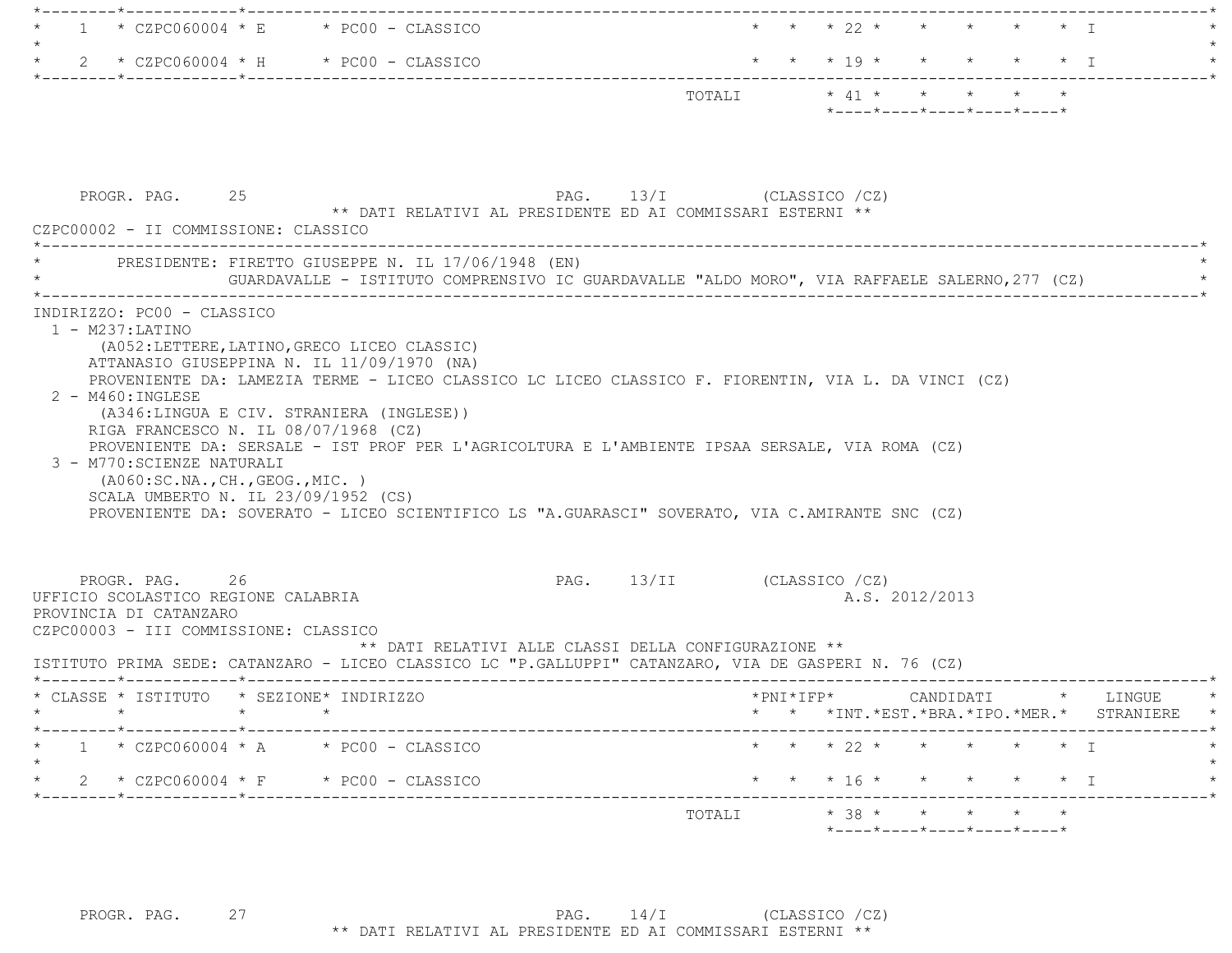| CLASSE | ISTITUTO | SEZIONE | INDIRIZZO | PNI | IFP | INT. | EST. | BRA. | IPO. | MER. | LINGUE STRANIERE |
|---|---|---|---|---|---|---|---|---|---|---|---|
| 1 | CZPC060004 | E | PC00 - CLASSICO | | | 22 | | | | | I |
| 2 | CZPC060004 | H | PC00 - CLASSICO | | | 19 | | | | | I |
| | | | TOTALI | | | 41 | | | | | |

PROGR. PAG. 25 PAG. 13/I (CLASSICO /CZ)

** DATI RELATIVI AL PRESIDENTE ED AI COMMISSARI ESTERNI **

CZPC00002 - II COMMISSIONE: CLASSICO

PRESIDENTE: FIRETTO GIUSEPPE N. IL 17/06/1948 (EN)
GUARDAVALLE - ISTITUTO COMPRENSIVO IC GUARDAVALLE "ALDO MORO", VIA RAFFAELE SALERNO,277 (CZ)

INDIRIZZO: PC00 - CLASSICO

1 - M237:LATINO
(A052:LETTERE,LATINO,GRECO LICEO CLASSIC)
ATTANASIO GIUSEPPINA N. IL 11/09/1970 (NA)
PROVENIENTE DA: LAMEZIA TERME - LICEO CLASSICO LC LICEO CLASSICO F. FIORENTIN, VIA L. DA VINCI (CZ)

2 - M460:INGLESE
(A346:LINGUA E CIV. STRANIERA (INGLESE))
RIGA FRANCESCO N. IL 08/07/1968 (CZ)
PROVENIENTE DA: SERSALE - IST PROF PER L'AGRICOLTURA E L'AMBIENTE IPSAA SERSALE, VIA ROMA (CZ)

3 - M770:SCIENZE NATURALI
(A060:SC.NA.,CH.,GEOG.,MIC. )
SCALA UMBERTO N. IL 23/09/1952 (CS)
PROVENIENTE DA: SOVERATO - LICEO SCIENTIFICO LS "A.GUARASCI" SOVERATO, VIA C.AMIRANTE SNC (CZ)

PROGR. PAG. 26 PAG. 13/II (CLASSICO /CZ)

UFFICIO SCOLASTICO REGIONE CALABRIA A.S. 2012/2013

PROVINCIA DI CATANZARO

CZPC00003 - III COMMISSIONE: CLASSICO

** DATI RELATIVI ALLE CLASSI DELLA CONFIGURAZIONE **

ISTITUTO PRIMA SEDE: CATANZARO - LICEO CLASSICO LC "P.GALLUPPI" CATANZARO, VIA DE GASPERI N. 76 (CZ)

| CLASSE | ISTITUTO | SEZIONE | INDIRIZZO | PNI | IFP | INT. | EST. | BRA. | IPO. | MER. | LINGUE STRANIERE |
|---|---|---|---|---|---|---|---|---|---|---|---|
| 1 | CZPC060004 | A | PC00 - CLASSICO | | | 22 | | | | | I |
| 2 | CZPC060004 | F | PC00 - CLASSICO | | | 16 | | | | | I |
| | | | TOTALI | | | 38 | | | | | |

PROGR. PAG. 27 PAG. 14/I (CLASSICO /CZ)

** DATI RELATIVI AL PRESIDENTE ED AI COMMISSARI ESTERNI **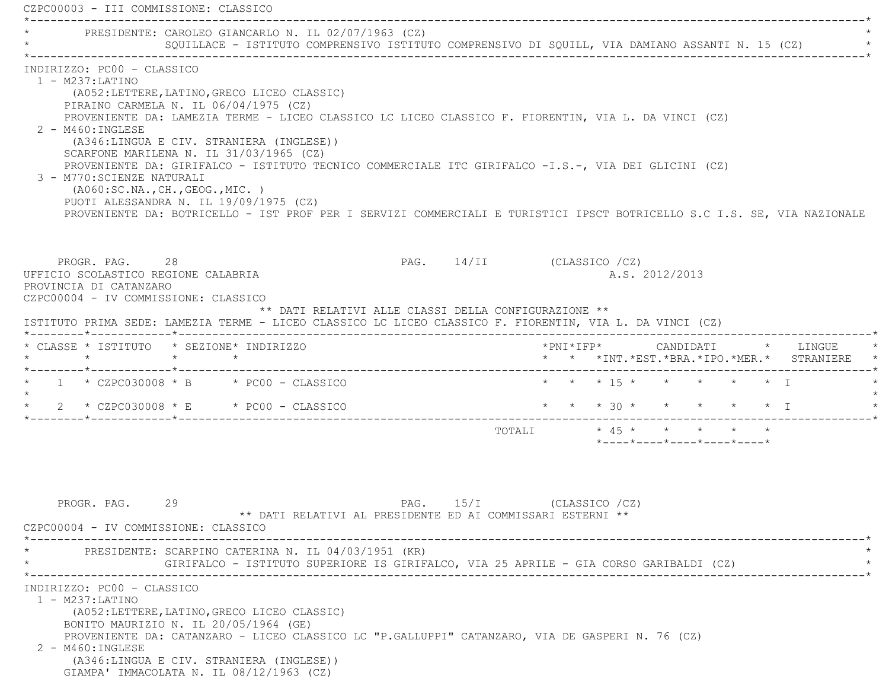CZPC00003 - III COMMISSIONE: CLASSICO

PRESIDENTE: CAROLEO GIANCARLO N. IL 02/07/1963 (CZ)
SQUILLACE - ISTITUTO COMPRENSIVO ISTITUTO COMPRENSIVO DI SQUILL, VIA DAMIANO ASSANTI N. 15 (CZ)

INDIRIZZO: PC00 - CLASSICO

1 - M237:LATINO
(A052:LETTERE,LATINO,GRECO LICEO CLASSIC)
PIRAINO CARMELA N. IL 06/04/1975 (CZ)
PROVENIENTE DA: LAMEZIA TERME - LICEO CLASSICO LC LICEO CLASSICO F. FIORENTIN, VIA L. DA VINCI (CZ)

2 - M460:INGLESE
(A346:LINGUA E CIV. STRANIERA (INGLESE))
SCARFONE MARILENA N. IL 31/03/1965 (CZ)
PROVENIENTE DA: GIRIFALCO - ISTITUTO TECNICO COMMERCIALE ITC GIRIFALCO -I.S.-, VIA DEI GLICINI (CZ)

3 - M770:SCIENZE NATURALI
(A060:SC.NA.,CH.,GEOG.,MIC. )
PUOTI ALESSANDRA N. IL 19/09/1975 (CZ)
PROVENIENTE DA: BOTRICELLO - IST PROF PER I SERVIZI COMMERCIALI E TURISTICI IPSCT BOTRICELLO S.C I.S. SE, VIA NAZIONALE

PROGR. PAG. 28 PAG. 14/II (CLASSICO /CZ)

UFFICIO SCOLASTICO REGIONE CALABRIA A.S. 2012/2013
PROVINCIA DI CATANZARO
CZPC00004 - IV COMMISSIONE: CLASSICO

** DATI RELATIVI ALLE CLASSI DELLA CONFIGURAZIONE **

ISTITUTO PRIMA SEDE: LAMEZIA TERME - LICEO CLASSICO LC LICEO CLASSICO F. FIORENTIN, VIA L. DA VINCI (CZ)

| CLASSE | ISTITUTO | SEZIONE | INDIRIZZO | PNI | IFP | CANDIDATI INT. | EST. | BRA. | IPO. | MER. | LINGUE STRANIERE |
|---|---|---|---|---|---|---|---|---|---|---|---|
| 1 | CZPC030008 | B | PC00 - CLASSICO | | | 15 | | | | | I |
| 2 | CZPC030008 | E | PC00 - CLASSICO | | | 30 | | | | | I |
| | | | TOTALI | | | 45 | | | | | |

PROGR. PAG. 29 PAG. 15/I (CLASSICO /CZ)

** DATI RELATIVI AL PRESIDENTE ED AI COMMISSARI ESTERNI **

CZPC00004 - IV COMMISSIONE: CLASSICO

PRESIDENTE: SCARPINO CATERINA N. IL 04/03/1951 (KR)
GIRIFALCO - ISTITUTO SUPERIORE IS GIRIFALCO, VIA 25 APRILE - GIA CORSO GARIBALDI (CZ)

INDIRIZZO: PC00 - CLASSICO

1 - M237:LATINO
(A052:LETTERE,LATINO,GRECO LICEO CLASSIC)
BONITO MAURIZIO N. IL 20/05/1964 (GE)
PROVENIENTE DA: CATANZARO - LICEO CLASSICO LC "P.GALLUPPI" CATANZARO, VIA DE GASPERI N. 76 (CZ)

2 - M460:INGLESE
(A346:LINGUA E CIV. STRANIERA (INGLESE))
GIAMPA' IMMACOLATA N. IL 08/12/1963 (CZ)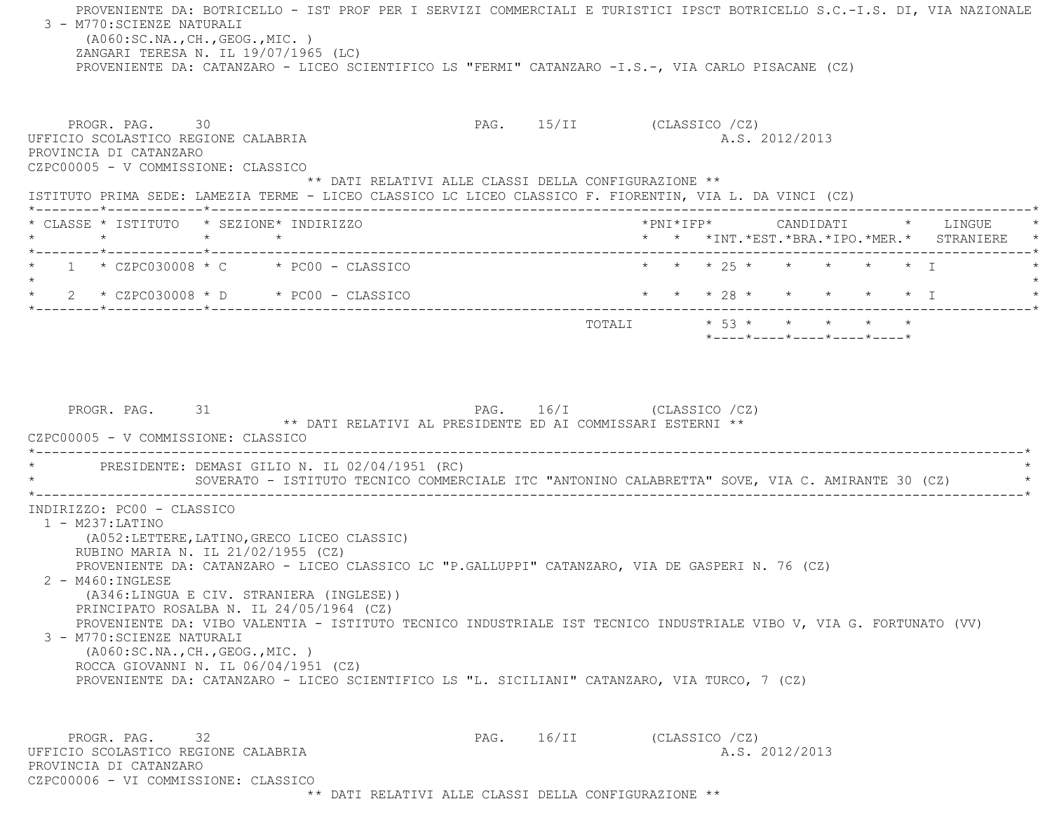PROVENIENTE DA: BOTRICELLO - IST PROF PER I SERVIZI COMMERCIALI E TURISTICI IPSCT BOTRICELLO S.C.-I.S. DI, VIA NAZIONALE

3 - M770:SCIENZE NATURALI
(A060:SC.NA.,CH.,GEOG.,MIC. )
ZANGARI TERESA N. IL 19/07/1965 (LC)
PROVENIENTE DA: CATANZARO - LICEO SCIENTIFICO LS "FERMI" CATANZARO -I.S.-, VIA CARLO PISACANE (CZ)

PROGR. PAG. 30 PAG. 15/II (CLASSICO /CZ)

UFFICIO SCOLASTICO REGIONE CALABRIA A.S. 2012/2013
PROVINCIA DI CATANZARO
CZPC00005 - V COMMISSIONE: CLASSICO

** DATI RELATIVI ALLE CLASSI DELLA CONFIGURAZIONE **

ISTITUTO PRIMA SEDE: LAMEZIA TERME - LICEO CLASSICO LC LICEO CLASSICO F. FIORENTIN, VIA L. DA VINCI (CZ)

| CLASSE | ISTITUTO | SEZIONE | INDIRIZZO | PNI | IFP | CANDIDATI INT. | EST. | BRA. | IPO. | MER. | LINGUE STRANIERE |
|---|---|---|---|---|---|---|---|---|---|---|---|
| 1 | CZPC030008 | C | PC00 - CLASSICO | | | 25 | | | | | I |
| 2 | CZPC030008 | D | PC00 - CLASSICO | | | 28 | | | | | I |
| | | | TOTALI | | | 53 | | | | | |

PROGR. PAG. 31 PAG. 16/I (CLASSICO /CZ)

** DATI RELATIVI AL PRESIDENTE ED AI COMMISSARI ESTERNI **

CZPC00005 - V COMMISSIONE: CLASSICO

PRESIDENTE: DEMASI GILIO N. IL 02/04/1951 (RC)
SOVERATO - ISTITUTO TECNICO COMMERCIALE ITC "ANTONINO CALABRETTA" SOVE, VIA C. AMIRANTE 30 (CZ)

INDIRIZZO: PC00 - CLASSICO

1 - M237:LATINO
(A052:LETTERE,LATINO,GRECO LICEO CLASSIC)
RUBINO MARIA N. IL 21/02/1955 (CZ)
PROVENIENTE DA: CATANZARO - LICEO CLASSICO LC "P.GALLUPPI" CATANZARO, VIA DE GASPERI N. 76 (CZ)

2 - M460:INGLESE
(A346:LINGUA E CIV. STRANIERA (INGLESE))
PRINCIPATO ROSALBA N. IL 24/05/1964 (CZ)
PROVENIENTE DA: VIBO VALENTIA - ISTITUTO TECNICO INDUSTRIALE IST TECNICO INDUSTRIALE VIBO V, VIA G. FORTUNATO (VV)

3 - M770:SCIENZE NATURALI
(A060:SC.NA.,CH.,GEOG.,MIC. )
ROCCA GIOVANNI N. IL 06/04/1951 (CZ)
PROVENIENTE DA: CATANZARO - LICEO SCIENTIFICO LS "L. SICILIANI" CATANZARO, VIA TURCO, 7 (CZ)

PROGR. PAG. 32 PAG. 16/II (CLASSICO /CZ)

UFFICIO SCOLASTICO REGIONE CALABRIA A.S. 2012/2013
PROVINCIA DI CATANZARO
CZPC00006 - VI COMMISSIONE: CLASSICO

** DATI RELATIVI ALLE CLASSI DELLA CONFIGURAZIONE **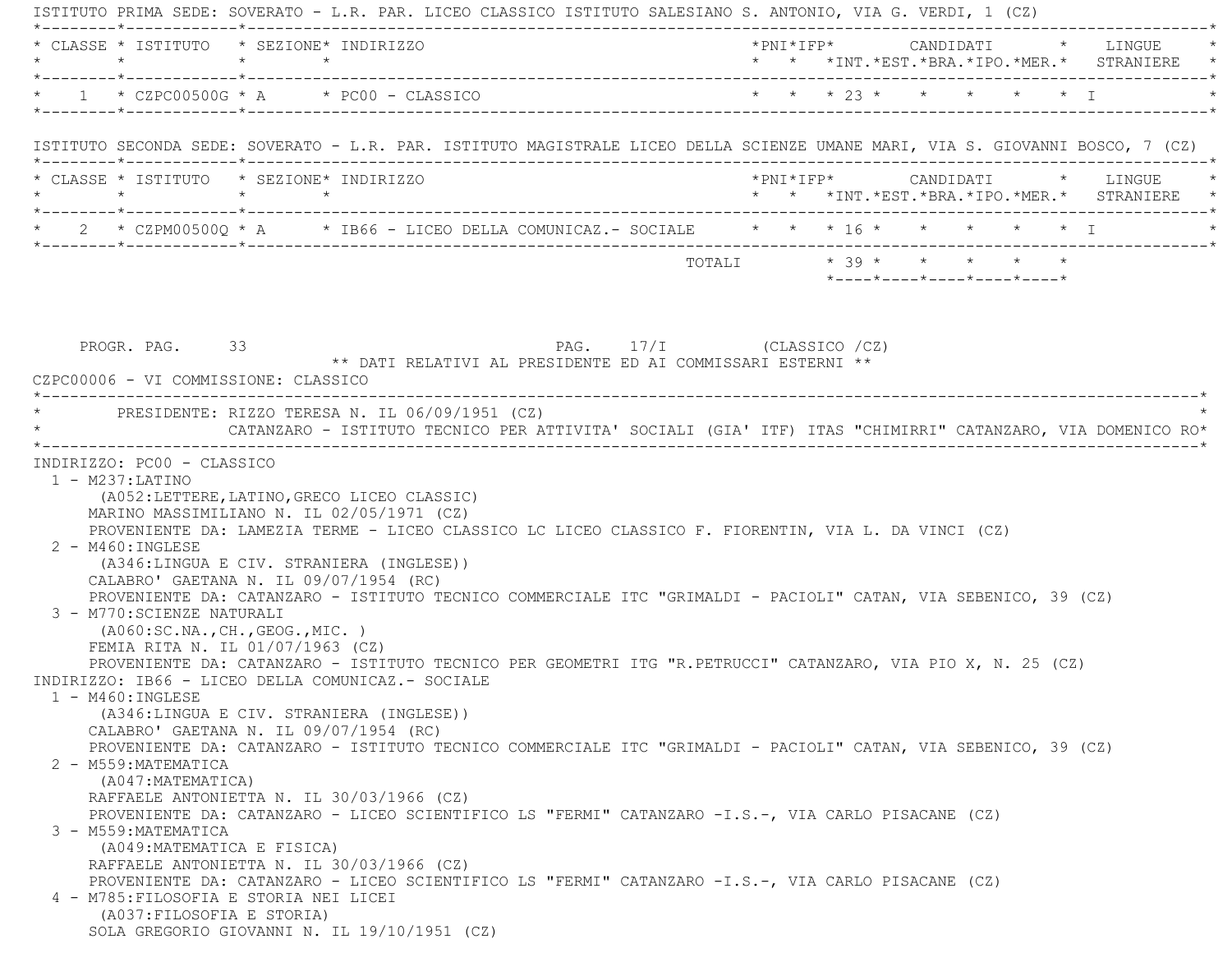ISTITUTO PRIMA SEDE: SOVERATO - L.R. PAR. LICEO CLASSICO ISTITUTO SALESIANO S. ANTONIO, VIA G. VERDI, 1 (CZ)

| CLASSE | ISTITUTO | SEZIONE | INDIRIZZO | PNI | IFP | CANDIDATI INT. | EST. | BRA. | IPO. | MER. | LINGUE STRANIERE |
|---|---|---|---|---|---|---|---|---|---|---|---|
| 1 | CZPC00500G | A | PC00 - CLASSICO | | | 23 | | | | | I |

ISTITUTO SECONDA SEDE: SOVERATO - L.R. PAR. ISTITUTO MAGISTRALE LICEO DELLA SCIENZE UMANE MARI, VIA S. GIOVANNI BOSCO, 7 (CZ)

| CLASSE | ISTITUTO | SEZIONE | INDIRIZZO | PNI | IFP | CANDIDATI INT. | EST. | BRA. | IPO. | MER. | LINGUE STRANIERE |
|---|---|---|---|---|---|---|---|---|---|---|---|
| 2 | CZPM00500Q | A | IB66 - LICEO DELLA COMUNICAZ.- SOCIALE | | | 16 | | | | | I |
| | | | TOTALI | | | 39 | | | | | |

PROGR. PAG. 33 PAG. 17/I (CLASSICO /CZ)

** DATI RELATIVI AL PRESIDENTE ED AI COMMISSARI ESTERNI **

CZPC00006 - VI COMMISSIONE: CLASSICO

PRESIDENTE: RIZZO TERESA N. IL 06/09/1951 (CZ)
CATANZARO - ISTITUTO TECNICO PER ATTIVITA' SOCIALI (GIA' ITF) ITAS "CHIMIRRI" CATANZARO, VIA DOMENICO RO*

INDIRIZZO: PC00 - CLASSICO

1 - M237:LATINO
(A052:LETTERE,LATINO,GRECO LICEO CLASSIC)
MARINO MASSIMILIANO N. IL 02/05/1971 (CZ)
PROVENIENTE DA: LAMEZIA TERME - LICEO CLASSICO LC LICEO CLASSICO F. FIORENTIN, VIA L. DA VINCI (CZ)

2 - M460:INGLESE
(A346:LINGUA E CIV. STRANIERA (INGLESE))
CALABRO' GAETANA N. IL 09/07/1954 (RC)
PROVENIENTE DA: CATANZARO - ISTITUTO TECNICO COMMERCIALE ITC "GRIMALDI - PACIOLI" CATAN, VIA SEBENICO, 39 (CZ)

3 - M770:SCIENZE NATURALI
(A060:SC.NA.,CH.,GEOG.,MIC. )
FEMIA RITA N. IL 01/07/1963 (CZ)
PROVENIENTE DA: CATANZARO - ISTITUTO TECNICO PER GEOMETRI ITG "R.PETRUCCI" CATANZARO, VIA PIO X, N. 25 (CZ)

INDIRIZZO: IB66 - LICEO DELLA COMUNICAZ.- SOCIALE

1 - M460:INGLESE
(A346:LINGUA E CIV. STRANIERA (INGLESE))
CALABRO' GAETANA N. IL 09/07/1954 (RC)
PROVENIENTE DA: CATANZARO - ISTITUTO TECNICO COMMERCIALE ITC "GRIMALDI - PACIOLI" CATAN, VIA SEBENICO, 39 (CZ)

2 - M559:MATEMATICA
(A047:MATEMATICA)
RAFFAELE ANTONIETTA N. IL 30/03/1966 (CZ)
PROVENIENTE DA: CATANZARO - LICEO SCIENTIFICO LS "FERMI" CATANZARO -I.S.-, VIA CARLO PISACANE (CZ)

3 - M559:MATEMATICA
(A049:MATEMATICA E FISICA)
RAFFAELE ANTONIETTA N. IL 30/03/1966 (CZ)
PROVENIENTE DA: CATANZARO - LICEO SCIENTIFICO LS "FERMI" CATANZARO -I.S.-, VIA CARLO PISACANE (CZ)

4 - M785:FILOSOFIA E STORIA NEI LICEI
(A037:FILOSOFIA E STORIA)
SOLA GREGORIO GIOVANNI N. IL 19/10/1951 (CZ)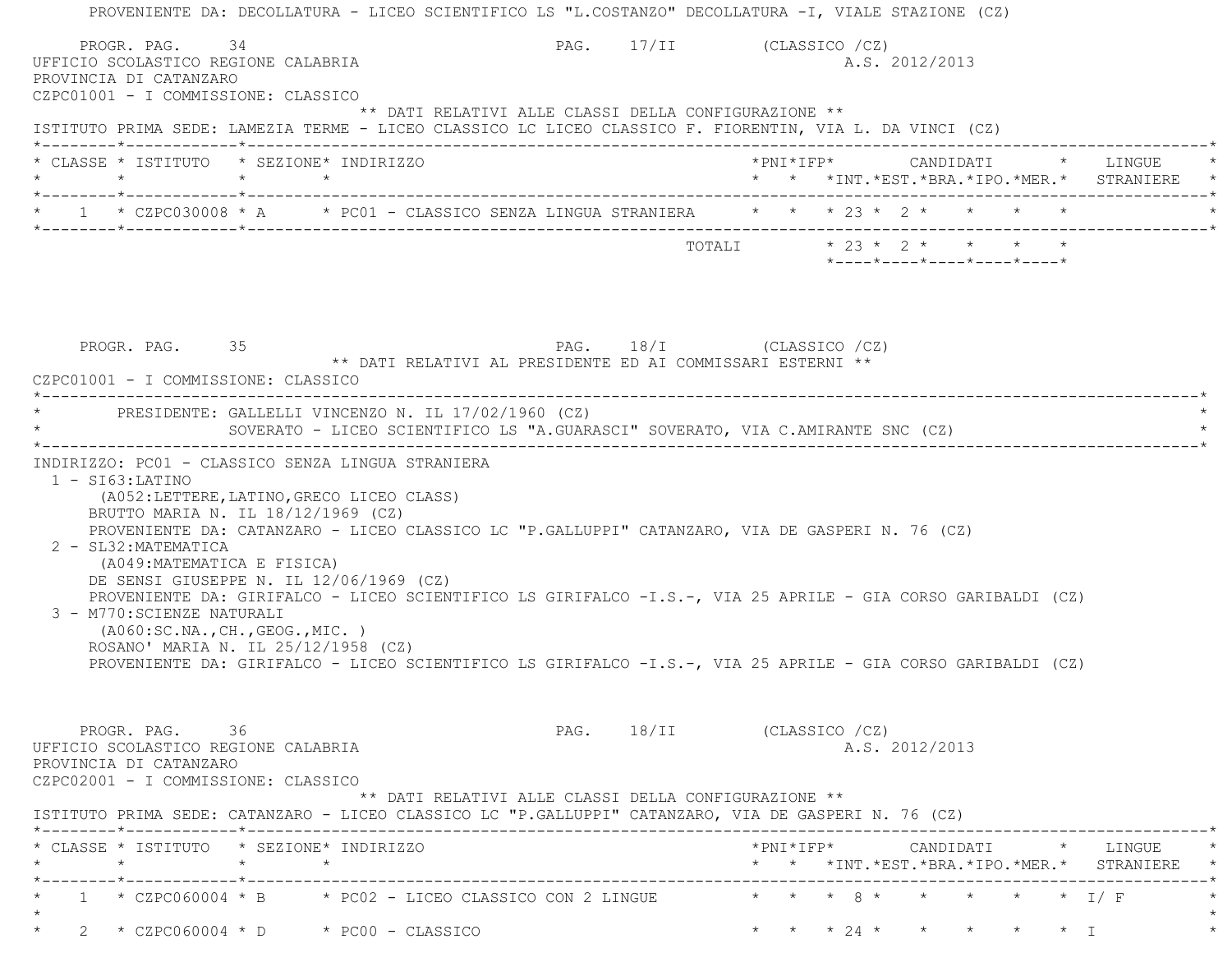PROVENIENTE DA: DECOLLATURA - LICEO SCIENTIFICO LS "L.COSTANZO" DECOLLATURA -I, VIALE STAZIONE (CZ)

PROGR. PAG. 34 PAG. 17/II (CLASSICO /CZ)

UFFICIO SCOLASTICO REGIONE CALABRIA A.S. 2012/2013

PROVINCIA DI CATANZARO

CZPC01001 - I COMMISSIONE: CLASSICO

** DATI RELATIVI ALLE CLASSI DELLA CONFIGURAZIONE **

ISTITUTO PRIMA SEDE: LAMEZIA TERME - LICEO CLASSICO LC LICEO CLASSICO F. FIORENTIN, VIA L. DA VINCI (CZ)

| CLASSE | ISTITUTO | SEZIONE | INDIRIZZO | PNI | IFP | CANDIDATI INT. | EST. | BRA. | IPO. | MER. | LINGUE STRANIERE |
|---|---|---|---|---|---|---|---|---|---|---|---|
| 1 | CZPC030008 | A | PC01 - CLASSICO SENZA LINGUA STRANIERA | | | 23 | 2 | | | | |
| | | | TOTALI | | | 23 | 2 | | | | |

PROGR. PAG. 35 PAG. 18/I (CLASSICO /CZ)

** DATI RELATIVI AL PRESIDENTE ED AI COMMISSARI ESTERNI **

CZPC01001 - I COMMISSIONE: CLASSICO

PRESIDENTE: GALLELLI VINCENZO N. IL 17/02/1960 (CZ)
SOVERATO - LICEO SCIENTIFICO LS "A.GUARASCI" SOVERATO, VIA C.AMIRANTE SNC (CZ)

INDIRIZZO: PC01 - CLASSICO SENZA LINGUA STRANIERA

1 - SI63:LATINO
(A052:LETTERE,LATINO,GRECO LICEO CLASS)
BRUTTO MARIA N. IL 18/12/1969 (CZ)
PROVENIENTE DA: CATANZARO - LICEO CLASSICO LC "P.GALLUPPI" CATANZARO, VIA DE GASPERI N. 76 (CZ)

2 - SL32:MATEMATICA
(A049:MATEMATICA E FISICA)
DE SENSI GIUSEPPE N. IL 12/06/1969 (CZ)
PROVENIENTE DA: GIRIFALCO - LICEO SCIENTIFICO LS GIRIFALCO -I.S.-, VIA 25 APRILE - GIA CORSO GARIBALDI (CZ)

3 - M770:SCIENZE NATURALI
(A060:SC.NA.,CH.,GEOG.,MIC. )
ROSANO' MARIA N. IL 25/12/1958 (CZ)
PROVENIENTE DA: GIRIFALCO - LICEO SCIENTIFICO LS GIRIFALCO -I.S.-, VIA 25 APRILE - GIA CORSO GARIBALDI (CZ)

PROGR. PAG. 36 PAG. 18/II (CLASSICO /CZ)

UFFICIO SCOLASTICO REGIONE CALABRIA A.S. 2012/2013

PROVINCIA DI CATANZARO

CZPC02001 - I COMMISSIONE: CLASSICO

** DATI RELATIVI ALLE CLASSI DELLA CONFIGURAZIONE **

ISTITUTO PRIMA SEDE: CATANZARO - LICEO CLASSICO LC "P.GALLUPPI" CATANZARO, VIA DE GASPERI N. 76 (CZ)

| CLASSE | ISTITUTO | SEZIONE | INDIRIZZO | PNI | IFP | CANDIDATI INT. | EST. | BRA. | IPO. | MER. | LINGUE STRANIERE |
|---|---|---|---|---|---|---|---|---|---|---|---|
| 1 | CZPC060004 | B | PC02 - LICEO CLASSICO CON 2 LINGUE | | | 8 | | | | | I/ F |
| 2 | CZPC060004 | D | PC00 - CLASSICO | | | 24 | | | | | I |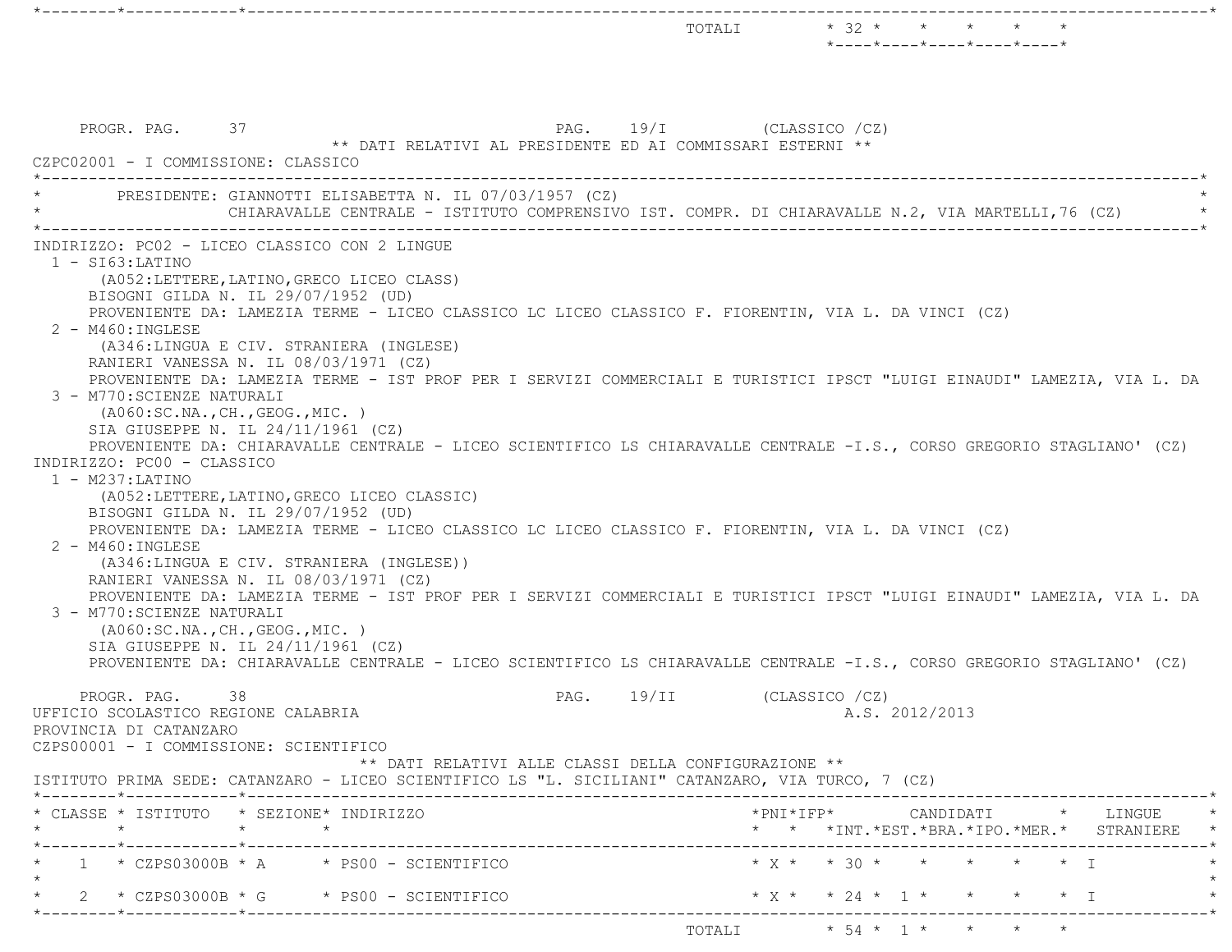| | | | | | | | | | | |
|---|---|---|---|---|---|---|---|---|---|---|
| | | | TOTALI | | 32 | | | | | |

PROGR. PAG. 37 PAG. 19/I (CLASSICO /CZ)

** DATI RELATIVI AL PRESIDENTE ED AI COMMISSARI ESTERNI **

CZPC02001 - I COMMISSIONE: CLASSICO

PRESIDENTE: GIANNOTTI ELISABETTA N. IL 07/03/1957 (CZ)
CHIARAVALLE CENTRALE - ISTITUTO COMPRENSIVO IST. COMPR. DI CHIARAVALLE N.2, VIA MARTELLI,76 (CZ)

INDIRIZZO: PC02 - LICEO CLASSICO CON 2 LINGUE

1 - SI63:LATINO
(A052:LETTERE,LATINO,GRECO LICEO CLASS)
BISOGNI GILDA N. IL 29/07/1952 (UD)
PROVENIENTE DA: LAMEZIA TERME - LICEO CLASSICO LC LICEO CLASSICO F. FIORENTIN, VIA L. DA VINCI (CZ)

2 - M460:INGLESE
(A346:LINGUA E CIV. STRANIERA (INGLESE)
RANIERI VANESSA N. IL 08/03/1971 (CZ)
PROVENIENTE DA: LAMEZIA TERME - IST PROF PER I SERVIZI COMMERCIALI E TURISTICI IPSCT "LUIGI EINAUDI" LAMEZIA, VIA L. DA

3 - M770:SCIENZE NATURALI
(A060:SC.NA.,CH.,GEOG.,MIC. )
SIA GIUSEPPE N. IL 24/11/1961 (CZ)
PROVENIENTE DA: CHIARAVALLE CENTRALE - LICEO SCIENTIFICO LS CHIARAVALLE CENTRALE -I.S., CORSO GREGORIO STAGLIANO' (CZ)

INDIRIZZO: PC00 - CLASSICO

1 - M237:LATINO
(A052:LETTERE,LATINO,GRECO LICEO CLASSIC)
BISOGNI GILDA N. IL 29/07/1952 (UD)
PROVENIENTE DA: LAMEZIA TERME - LICEO CLASSICO LC LICEO CLASSICO F. FIORENTIN, VIA L. DA VINCI (CZ)

2 - M460:INGLESE
(A346:LINGUA E CIV. STRANIERA (INGLESE))
RANIERI VANESSA N. IL 08/03/1971 (CZ)
PROVENIENTE DA: LAMEZIA TERME - IST PROF PER I SERVIZI COMMERCIALI E TURISTICI IPSCT "LUIGI EINAUDI" LAMEZIA, VIA L. DA

3 - M770:SCIENZE NATURALI
(A060:SC.NA.,CH.,GEOG.,MIC. )
SIA GIUSEPPE N. IL 24/11/1961 (CZ)
PROVENIENTE DA: CHIARAVALLE CENTRALE - LICEO SCIENTIFICO LS CHIARAVALLE CENTRALE -I.S., CORSO GREGORIO STAGLIANO' (CZ)

PROGR. PAG. 38 PAG. 19/II (CLASSICO /CZ)

UFFICIO SCOLASTICO REGIONE CALABRIA A.S. 2012/2013

PROVINCIA DI CATANZARO

CZPS00001 - I COMMISSIONE: SCIENTIFICO

** DATI RELATIVI ALLE CLASSI DELLA CONFIGURAZIONE **

ISTITUTO PRIMA SEDE: CATANZARO - LICEO SCIENTIFICO LS "L. SICILIANI" CATANZARO, VIA TURCO, 7 (CZ)

| CLASSE | ISTITUTO | SEZIONE | INDIRIZZO | PNI | IFP | CANDIDATI INT. | EST. | BRA. | IPO. | MER. | LINGUE STRANIERE |
|---|---|---|---|---|---|---|---|---|---|---|---|
| 1 | CZPS03000B | A | PS00 - SCIENTIFICO | X | | 30 | | | | | I |
| 2 | CZPS03000B | G | PS00 - SCIENTIFICO | X | | 24 | 1 | | | | I |
| | | | TOTALI | | | 54 | 1 | | | | |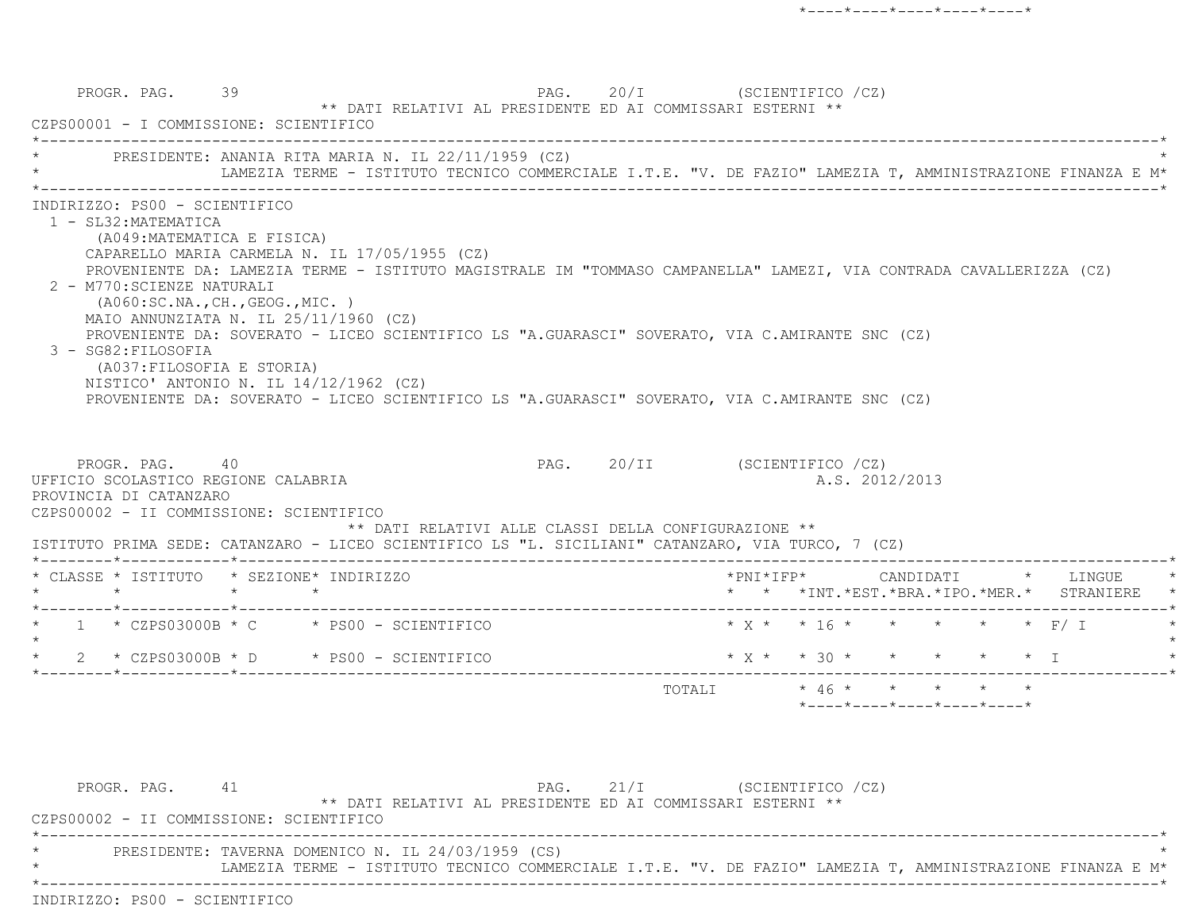PROGR. PAG. 39 PAG. 20/I (SCIENTIFICO /CZ)

** DATI RELATIVI AL PRESIDENTE ED AI COMMISSARI ESTERNI **

CZPS00001 - I COMMISSIONE: SCIENTIFICO

PRESIDENTE: ANANIA RITA MARIA N. IL 22/11/1959 (CZ)
LAMEZIA TERME - ISTITUTO TECNICO COMMERCIALE I.T.E. "V. DE FAZIO" LAMEZIA T, AMMINISTRAZIONE FINANZA E M

INDIRIZZO: PS00 - SCIENTIFICO

1 - SL32:MATEMATICA
(A049:MATEMATICA E FISICA)
CAPARELLO MARIA CARMELA N. IL 17/05/1955 (CZ)
PROVENIENTE DA: LAMEZIA TERME - ISTITUTO MAGISTRALE IM "TOMMASO CAMPANELLA" LAMEZI, VIA CONTRADA CAVALLERIZZA (CZ)

2 - M770:SCIENZE NATURALI
(A060:SC.NA.,CH.,GEOG.,MIC. )
MAIO ANNUNZIATA N. IL 25/11/1960 (CZ)
PROVENIENTE DA: SOVERATO - LICEO SCIENTIFICO LS "A.GUARASCI" SOVERATO, VIA C.AMIRANTE SNC (CZ)

3 - SG82:FILOSOFIA
(A037:FILOSOFIA E STORIA)
NISTICO' ANTONIO N. IL 14/12/1962 (CZ)
PROVENIENTE DA: SOVERATO - LICEO SCIENTIFICO LS "A.GUARASCI" SOVERATO, VIA C.AMIRANTE SNC (CZ)

PROGR. PAG. 40 PAG. 20/II (SCIENTIFICO /CZ)

UFFICIO SCOLASTICO REGIONE CALABRIA A.S. 2012/2013

PROVINCIA DI CATANZARO

CZPS00002 - II COMMISSIONE: SCIENTIFICO

** DATI RELATIVI ALLE CLASSI DELLA CONFIGURAZIONE **

ISTITUTO PRIMA SEDE: CATANZARO - LICEO SCIENTIFICO LS "L. SICILIANI" CATANZARO, VIA TURCO, 7 (CZ)

| CLASSE | ISTITUTO | SEZIONE | INDIRIZZO | PNI | IFP | CANDIDATI INT. | EST. | BRA. | IPO. | MER. | LINGUE STRANIERE |
|---|---|---|---|---|---|---|---|---|---|---|---|
| 1 | CZPS03000B | C | PS00 - SCIENTIFICO | X | | 16 | | | | | F/ I |
| 2 | CZPS03000B | D | PS00 - SCIENTIFICO | X | | 30 | | | | | I |
| | | | TOTALI | | | 46 | | | | | |

PROGR. PAG. 41 PAG. 21/I (SCIENTIFICO /CZ)

** DATI RELATIVI AL PRESIDENTE ED AI COMMISSARI ESTERNI **

CZPS00002 - II COMMISSIONE: SCIENTIFICO

PRESIDENTE: TAVERNA DOMENICO N. IL 24/03/1959 (CS)
LAMEZIA TERME - ISTITUTO TECNICO COMMERCIALE I.T.E. "V. DE FAZIO" LAMEZIA T, AMMINISTRAZIONE FINANZA E M

INDIRIZZO: PS00 - SCIENTIFICO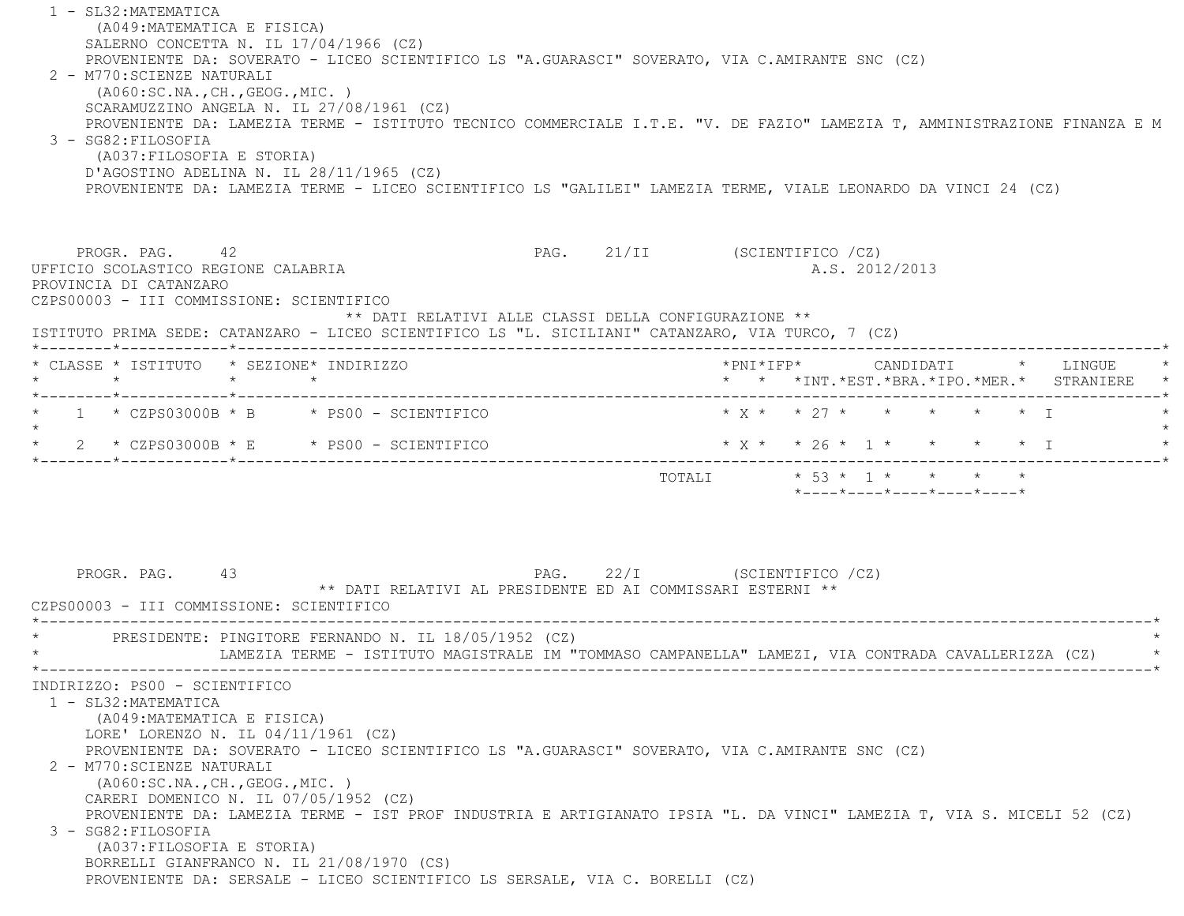1 - SL32:MATEMATICA
(A049:MATEMATICA E FISICA)
SALERNO CONCETTA N. IL 17/04/1966 (CZ)
PROVENIENTE DA: SOVERATO - LICEO SCIENTIFICO LS "A.GUARASCI" SOVERATO, VIA C.AMIRANTE SNC (CZ)

2 - M770:SCIENZE NATURALI
(A060:SC.NA.,CH.,GEOG.,MIC. )
SCARAMUZZINO ANGELA N. IL 27/08/1961 (CZ)
PROVENIENTE DA: LAMEZIA TERME - ISTITUTO TECNICO COMMERCIALE I.T.E. "V. DE FAZIO" LAMEZIA T, AMMINISTRAZIONE FINANZA E M

3 - SG82:FILOSOFIA
(A037:FILOSOFIA E STORIA)
D'AGOSTINO ADELINA N. IL 28/11/1965 (CZ)
PROVENIENTE DA: LAMEZIA TERME - LICEO SCIENTIFICO LS "GALILEI" LAMEZIA TERME, VIALE LEONARDO DA VINCI 24 (CZ)

PROGR. PAG. 42 PAG. 21/II (SCIENTIFICO /CZ)

UFFICIO SCOLASTICO REGIONE CALABRIA A.S. 2012/2013

PROVINCIA DI CATANZARO

CZPS00003 - III COMMISSIONE: SCIENTIFICO

** DATI RELATIVI ALLE CLASSI DELLA CONFIGURAZIONE **

ISTITUTO PRIMA SEDE: CATANZARO - LICEO SCIENTIFICO LS "L. SICILIANI" CATANZARO, VIA TURCO, 7 (CZ)

| CLASSE | ISTITUTO | SEZIONE | INDIRIZZO | PNI | IFP | CANDIDATI INT. | EST. | BRA. | IPO. | MER. | LINGUE STRANIERE |
|---|---|---|---|---|---|---|---|---|---|---|---|
| 1 | CZPS03000B | B | PS00 - SCIENTIFICO | X | | 27 | | | | | I |
| 2 | CZPS03000B | E | PS00 - SCIENTIFICO | X | | 26 | 1 | | | | I |
| | | | TOTALI | | | 53 | 1 | | | | |

PROGR. PAG. 43 PAG. 22/I (SCIENTIFICO /CZ)

** DATI RELATIVI AL PRESIDENTE ED AI COMMISSARI ESTERNI **

CZPS00003 - III COMMISSIONE: SCIENTIFICO

PRESIDENTE: PINGITORE FERNANDO N. IL 18/05/1952 (CZ)
LAMEZIA TERME - ISTITUTO MAGISTRALE IM "TOMMASO CAMPANELLA" LAMEZI, VIA CONTRADA CAVALLERIZZA (CZ)

INDIRIZZO: PS00 - SCIENTIFICO

1 - SL32:MATEMATICA
(A049:MATEMATICA E FISICA)
LORE' LORENZO N. IL 04/11/1961 (CZ)
PROVENIENTE DA: SOVERATO - LICEO SCIENTIFICO LS "A.GUARASCI" SOVERATO, VIA C.AMIRANTE SNC (CZ)

2 - M770:SCIENZE NATURALI
(A060:SC.NA.,CH.,GEOG.,MIC. )
CARERI DOMENICO N. IL 07/05/1952 (CZ)
PROVENIENTE DA: LAMEZIA TERME - IST PROF INDUSTRIA E ARTIGIANATO IPSIA "L. DA VINCI" LAMEZIA T, VIA S. MICELI 52 (CZ)

3 - SG82:FILOSOFIA
(A037:FILOSOFIA E STORIA)
BORRELLI GIANFRANCO N. IL 21/08/1970 (CS)
PROVENIENTE DA: SERSALE - LICEO SCIENTIFICO LS SERSALE, VIA C. BORELLI (CZ)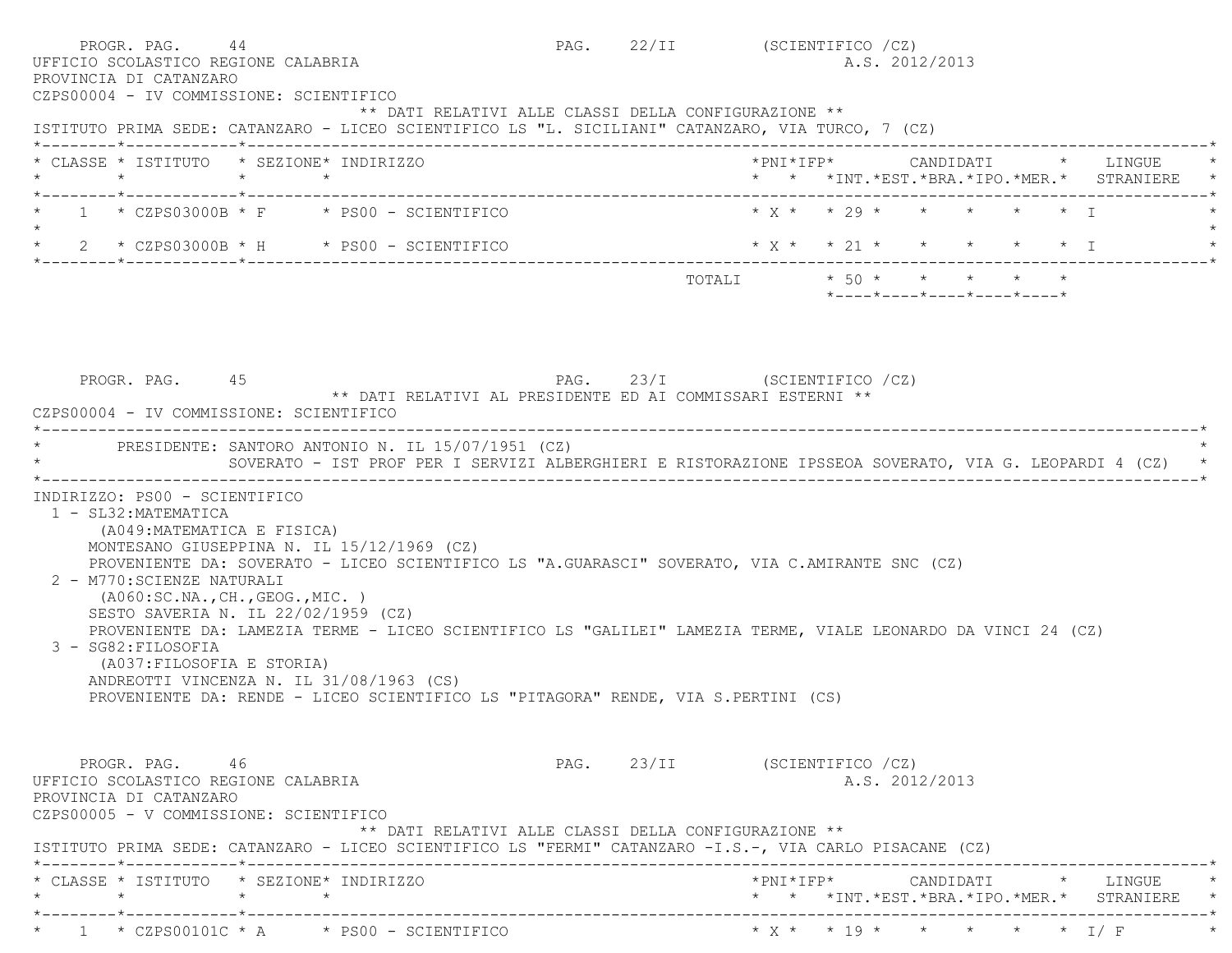PROGR. PAG. 44 PAG. 22/II (SCIENTIFICO /CZ)

UFFICIO SCOLASTICO REGIONE CALABRIA A.S. 2012/2013

PROVINCIA DI CATANZARO

CZPS00004 - IV COMMISSIONE: SCIENTIFICO

** DATI RELATIVI ALLE CLASSI DELLA CONFIGURAZIONE **

ISTITUTO PRIMA SEDE: CATANZARO - LICEO SCIENTIFICO LS "L. SICILIANI" CATANZARO, VIA TURCO, 7 (CZ)

| CLASSE | ISTITUTO | SEZIONE | INDIRIZZO | PNI | IFP | CANDIDATI INT. | EST. | BRA. | IPO. | MER. | LINGUE STRANIERE |
|---|---|---|---|---|---|---|---|---|---|---|---|
| 1 | CZPS03000B | F | PS00 - SCIENTIFICO | X | | 29 | | | | | I |
| 2 | CZPS03000B | H | PS00 - SCIENTIFICO | X | | 21 | | | | | I |
| | | | TOTALI | | | 50 | | | | | |

PROGR. PAG. 45 PAG. 23/I (SCIENTIFICO /CZ)

** DATI RELATIVI AL PRESIDENTE ED AI COMMISSARI ESTERNI **

CZPS00004 - IV COMMISSIONE: SCIENTIFICO

PRESIDENTE: SANTORO ANTONIO N. IL 15/07/1951 (CZ)
SOVERATO - IST PROF PER I SERVIZI ALBERGHIERI E RISTORAZIONE IPSSEOA SOVERATO, VIA G. LEOPARDI 4 (CZ)

INDIRIZZO: PS00 - SCIENTIFICO

1 - SL32:MATEMATICA
(A049:MATEMATICA E FISICA)
MONTESANO GIUSEPPINA N. IL 15/12/1969 (CZ)
PROVENIENTE DA: SOVERATO - LICEO SCIENTIFICO LS "A.GUARASCI" SOVERATO, VIA C.AMIRANTE SNC (CZ)

2 - M770:SCIENZE NATURALI
(A060:SC.NA.,CH.,GEOG.,MIC. )
SESTO SAVERIA N. IL 22/02/1959 (CZ)
PROVENIENTE DA: LAMEZIA TERME - LICEO SCIENTIFICO LS "GALILEI" LAMEZIA TERME, VIALE LEONARDO DA VINCI 24 (CZ)

3 - SG82:FILOSOFIA
(A037:FILOSOFIA E STORIA)
ANDREOTTI VINCENZA N. IL 31/08/1963 (CS)
PROVENIENTE DA: RENDE - LICEO SCIENTIFICO LS "PITAGORA" RENDE, VIA S.PERTINI (CS)

PROGR. PAG. 46 PAG. 23/II (SCIENTIFICO /CZ)

UFFICIO SCOLASTICO REGIONE CALABRIA A.S. 2012/2013

PROVINCIA DI CATANZARO

CZPS00005 - V COMMISSIONE: SCIENTIFICO

** DATI RELATIVI ALLE CLASSI DELLA CONFIGURAZIONE **

ISTITUTO PRIMA SEDE: CATANZARO - LICEO SCIENTIFICO LS "FERMI" CATANZARO -I.S.-, VIA CARLO PISACANE (CZ)

| CLASSE | ISTITUTO | SEZIONE | INDIRIZZO | PNI | IFP | CANDIDATI INT. | EST. | BRA. | IPO. | MER. | LINGUE STRANIERE |
|---|---|---|---|---|---|---|---|---|---|---|---|
| 1 | CZPS00101C | A | PS00 - SCIENTIFICO | X | | 19 | | | | | I/ F |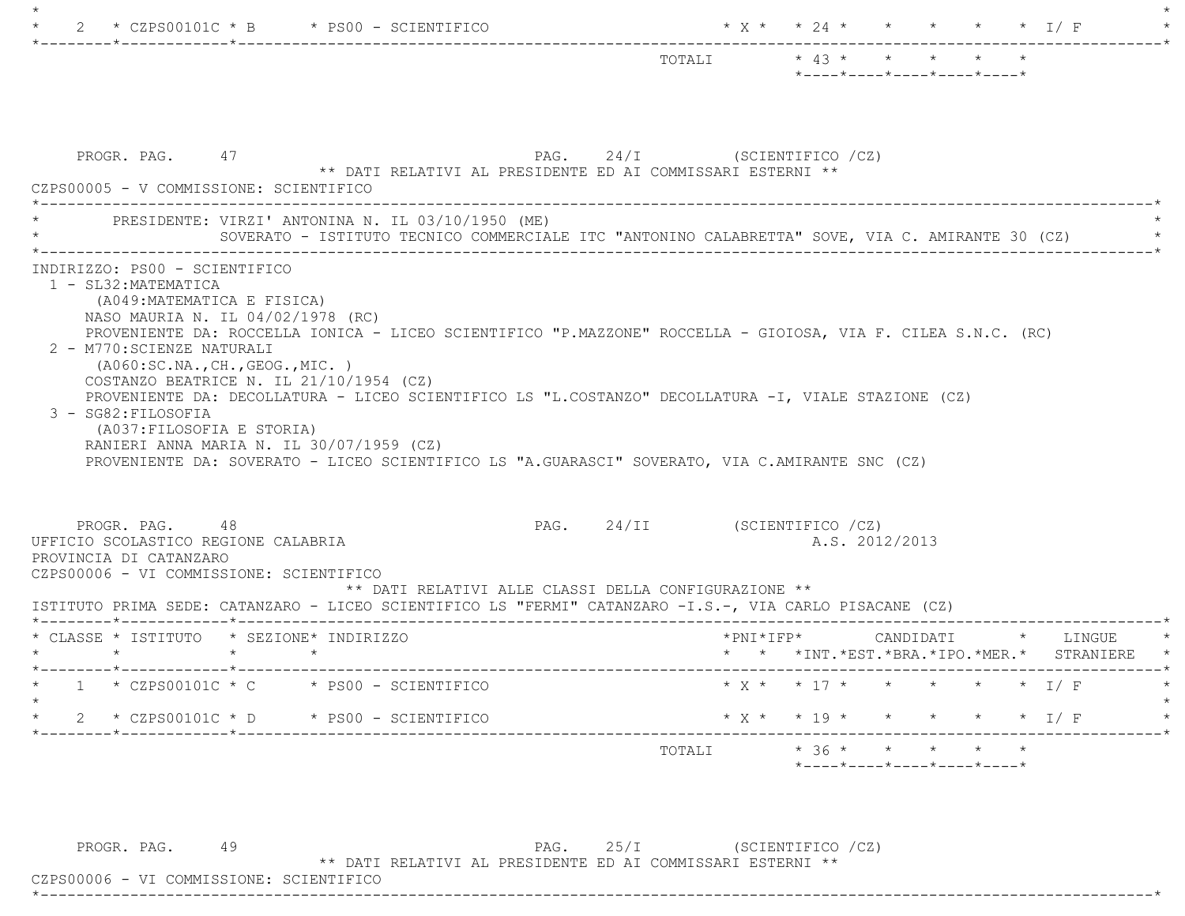| CLASSE | ISTITUTO | SEZIONE | INDIRIZZO | PNI | IFP | INT. | EST. | BRA. | IPO. | MER. | LINGUE STRANIERE |
|---|---|---|---|---|---|---|---|---|---|---|---|
| 2 | CZPS00101C | B | PS00 - SCIENTIFICO | X | | 24 | | | | | I/ F |
| | | | TOTALI | | | 43 | | | | | |

PROGR. PAG. 47 PAG. 24/I (SCIENTIFICO /CZ)

** DATI RELATIVI AL PRESIDENTE ED AI COMMISSARI ESTERNI **

CZPS00005 - V COMMISSIONE: SCIENTIFICO

PRESIDENTE: VIRZI' ANTONINA N. IL 03/10/1950 (ME)
SOVERATO - ISTITUTO TECNICO COMMERCIALE ITC "ANTONINO CALABRETTA" SOVE, VIA C. AMIRANTE 30 (CZ)

INDIRIZZO: PS00 - SCIENTIFICO

1 - SL32:MATEMATICA
(A049:MATEMATICA E FISICA)
NASO MAURIA N. IL 04/02/1978 (RC)
PROVENIENTE DA: ROCCELLA IONICA - LICEO SCIENTIFICO "P.MAZZONE" ROCCELLA - GIOIOSA, VIA F. CILEA S.N.C. (RC)

2 - M770:SCIENZE NATURALI
(A060:SC.NA.,CH.,GEOG.,MIC. )
COSTANZO BEATRICE N. IL 21/10/1954 (CZ)
PROVENIENTE DA: DECOLLATURA - LICEO SCIENTIFICO LS "L.COSTANZO" DECOLLATURA -I, VIALE STAZIONE (CZ)

3 - SG82:FILOSOFIA
(A037:FILOSOFIA E STORIA)
RANIERI ANNA MARIA N. IL 30/07/1959 (CZ)
PROVENIENTE DA: SOVERATO - LICEO SCIENTIFICO LS "A.GUARASCI" SOVERATO, VIA C.AMIRANTE SNC (CZ)

PROGR. PAG. 48 PAG. 24/II (SCIENTIFICO /CZ)

UFFICIO SCOLASTICO REGIONE CALABRIA A.S. 2012/2013

PROVINCIA DI CATANZARO

CZPS00006 - VI COMMISSIONE: SCIENTIFICO

** DATI RELATIVI ALLE CLASSI DELLA CONFIGURAZIONE **

ISTITUTO PRIMA SEDE: CATANZARO - LICEO SCIENTIFICO LS "FERMI" CATANZARO -I.S.-, VIA CARLO PISACANE (CZ)

| CLASSE | ISTITUTO | SEZIONE | INDIRIZZO | PNI | IFP | CANDIDATI INT. | EST. | BRA. | IPO. | MER. | LINGUE STRANIERE |
|---|---|---|---|---|---|---|---|---|---|---|---|
| 1 | CZPS00101C | C | PS00 - SCIENTIFICO | X | | 17 | | | | | I/ F |
| 2 | CZPS00101C | D | PS00 - SCIENTIFICO | X | | 19 | | | | | I/ F |
| | | | TOTALI | | | 36 | | | | | |

PROGR. PAG. 49 PAG. 25/I (SCIENTIFICO /CZ)

** DATI RELATIVI AL PRESIDENTE ED AI COMMISSARI ESTERNI **

CZPS00006 - VI COMMISSIONE: SCIENTIFICO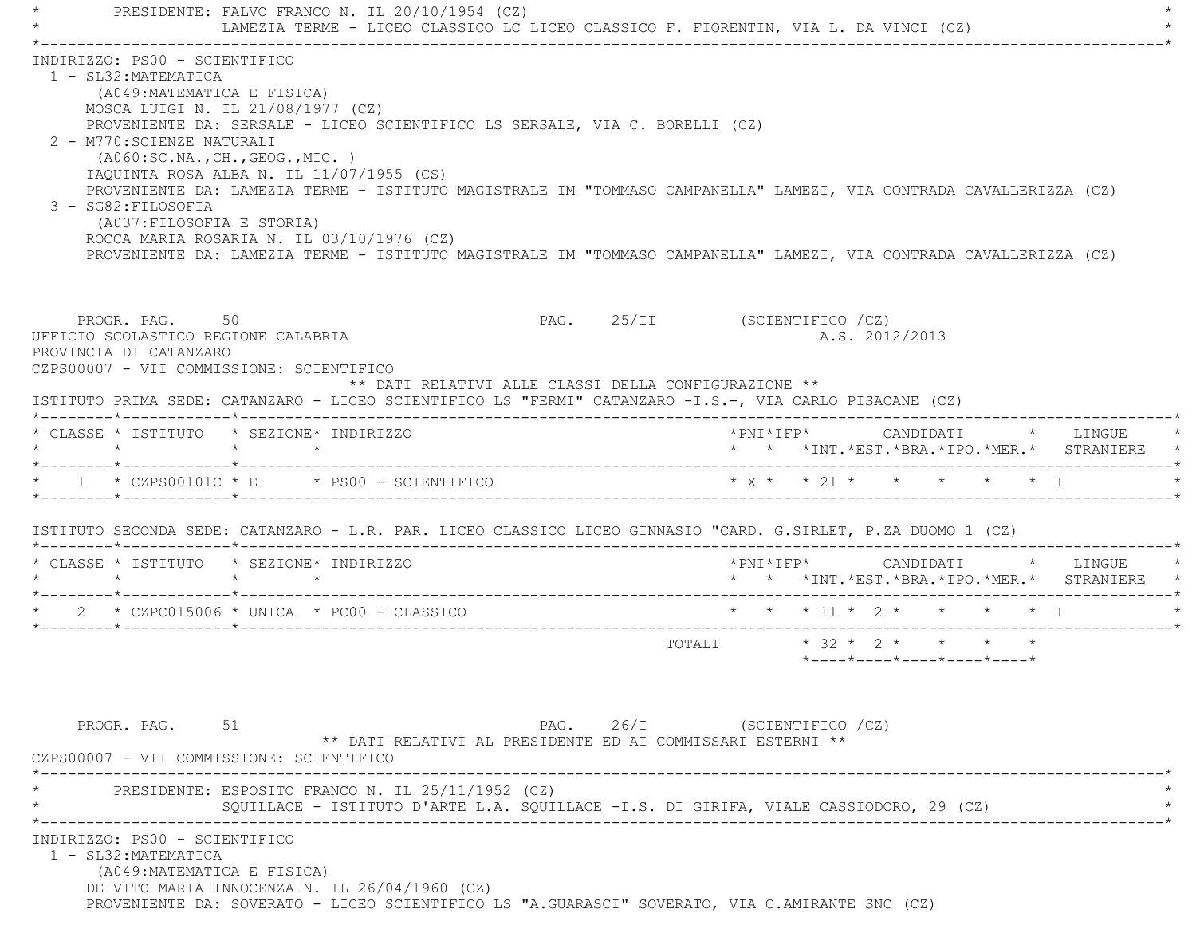PRESIDENTE: FALVO FRANCO N. IL 20/10/1954 (CZ)
LAMEZIA TERME - LICEO CLASSICO LC LICEO CLASSICO F. FIORENTIN, VIA L. DA VINCI (CZ)

INDIRIZZO: PS00 - SCIENTIFICO

1 - SL32:MATEMATICA
(A049:MATEMATICA E FISICA)
MOSCA LUIGI N. IL 21/08/1977 (CZ)
PROVENIENTE DA: SERSALE - LICEO SCIENTIFICO LS SERSALE, VIA C. BORELLI (CZ)

2 - M770:SCIENZE NATURALI
(A060:SC.NA.,CH.,GEOG.,MIC. )
IAQUINTA ROSA ALBA N. IL 11/07/1955 (CS)
PROVENIENTE DA: LAMEZIA TERME - ISTITUTO MAGISTRALE IM "TOMMASO CAMPANELLA" LAMEZI, VIA CONTRADA CAVALLERIZZA (CZ)

3 - SG82:FILOSOFIA
(A037:FILOSOFIA E STORIA)
ROCCA MARIA ROSARIA N. IL 03/10/1976 (CZ)
PROVENIENTE DA: LAMEZIA TERME - ISTITUTO MAGISTRALE IM "TOMMASO CAMPANELLA" LAMEZI, VIA CONTRADA CAVALLERIZZA (CZ)

PROGR. PAG. 50 PAG. 25/II (SCIENTIFICO /CZ)

UFFICIO SCOLASTICO REGIONE CALABRIA A.S. 2012/2013
PROVINCIA DI CATANZARO
CZPS00007 - VII COMMISSIONE: SCIENTIFICO

** DATI RELATIVI ALLE CLASSI DELLA CONFIGURAZIONE **

ISTITUTO PRIMA SEDE: CATANZARO - LICEO SCIENTIFICO LS "FERMI" CATANZARO -I.S.-, VIA CARLO PISACANE (CZ)

| CLASSE | ISTITUTO | SEZIONE | INDIRIZZO | PNI | IFP | CANDIDATI INT. | EST. | BRA. | IPO. | MER. | LINGUE STRANIERE |
|---|---|---|---|---|---|---|---|---|---|---|---|
| 1 | CZPS00101C | E | PS00 - SCIENTIFICO | X | | 21 | | | | | I |

ISTITUTO SECONDA SEDE: CATANZARO - L.R. PAR. LICEO CLASSICO LICEO GINNASIO "CARD. G.SIRLET, P.ZA DUOMO 1 (CZ)

| CLASSE | ISTITUTO | SEZIONE | INDIRIZZO | PNI | IFP | CANDIDATI INT. | EST. | BRA. | IPO. | MER. | LINGUE STRANIERE |
|---|---|---|---|---|---|---|---|---|---|---|---|
| 2 | CZPC015006 | UNICA | PC00 - CLASSICO | | | 11 | 2 | | | | I |
| | | | TOTALI | | | 32 | 2 | | | | |

PROGR. PAG. 51 PAG. 26/I (SCIENTIFICO /CZ)

** DATI RELATIVI AL PRESIDENTE ED AI COMMISSARI ESTERNI **

CZPS00007 - VII COMMISSIONE: SCIENTIFICO

PRESIDENTE: ESPOSITO FRANCO N. IL 25/11/1952 (CZ)
SQUILLACE - ISTITUTO D'ARTE L.A. SQUILLACE -I.S. DI GIRIFA, VIALE CASSIODORO, 29 (CZ)

INDIRIZZO: PS00 - SCIENTIFICO

1 - SL32:MATEMATICA
(A049:MATEMATICA E FISICA)
DE VITO MARIA INNOCENZA N. IL 26/04/1960 (CZ)
PROVENIENTE DA: SOVERATO - LICEO SCIENTIFICO LS "A.GUARASCI" SOVERATO, VIA C.AMIRANTE SNC (CZ)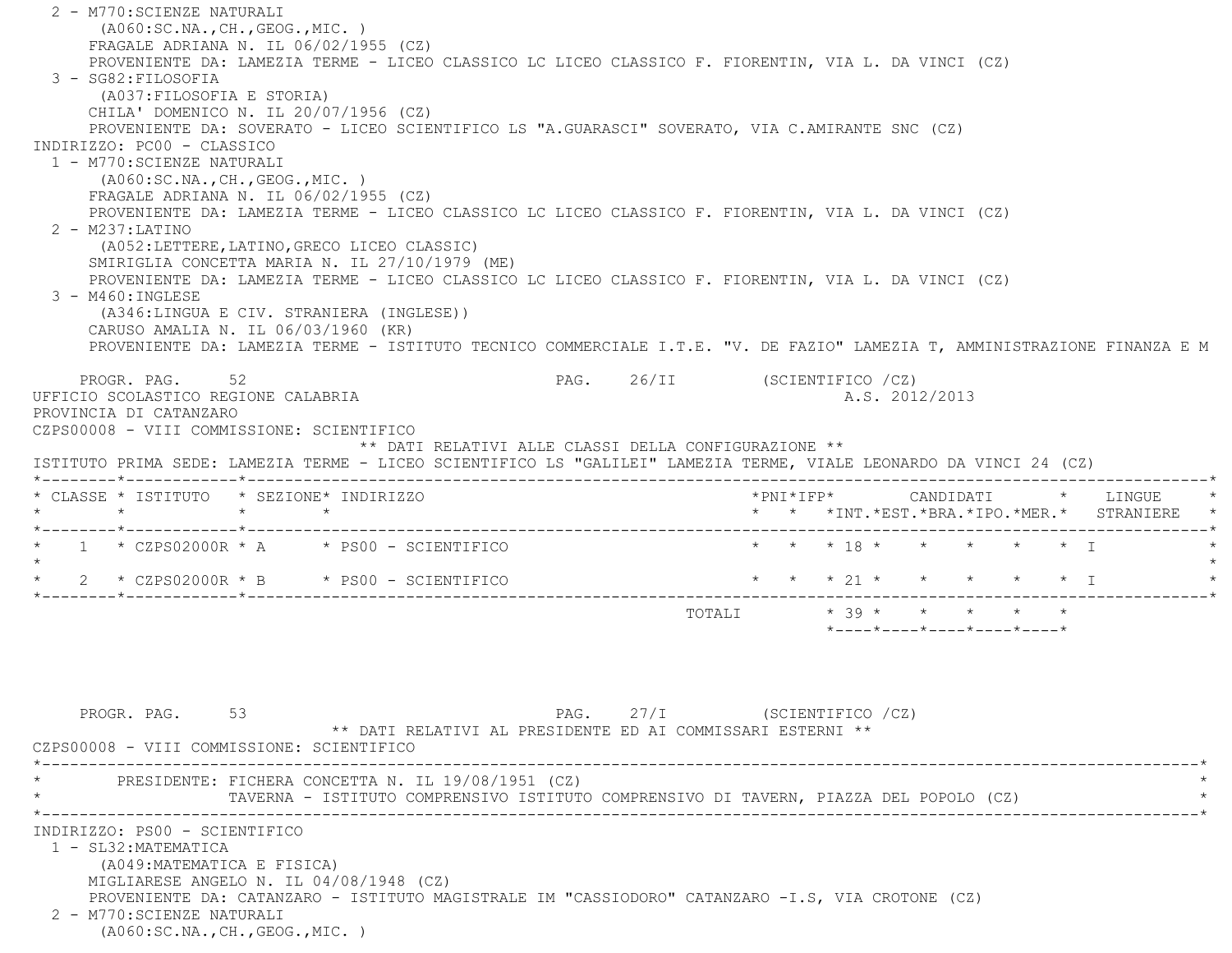2 - M770:SCIENZE NATURALI
(A060:SC.NA.,CH.,GEOG.,MIC. )
FRAGALE ADRIANA N. IL 06/02/1955 (CZ)
PROVENIENTE DA: LAMEZIA TERME - LICEO CLASSICO LC LICEO CLASSICO F. FIORENTIN, VIA L. DA VINCI (CZ)

3 - SG82:FILOSOFIA
(A037:FILOSOFIA E STORIA)
CHILA' DOMENICO N. IL 20/07/1956 (CZ)
PROVENIENTE DA: SOVERATO - LICEO SCIENTIFICO LS "A.GUARASCI" SOVERATO, VIA C.AMIRANTE SNC (CZ)

INDIRIZZO: PC00 - CLASSICO

1 - M770:SCIENZE NATURALI
(A060:SC.NA.,CH.,GEOG.,MIC. )
FRAGALE ADRIANA N. IL 06/02/1955 (CZ)
PROVENIENTE DA: LAMEZIA TERME - LICEO CLASSICO LC LICEO CLASSICO F. FIORENTIN, VIA L. DA VINCI (CZ)

2 - M237:LATINO
(A052:LETTERE,LATINO,GRECO LICEO CLASSIC)
SMIRIGLIA CONCETTA MARIA N. IL 27/10/1979 (ME)
PROVENIENTE DA: LAMEZIA TERME - LICEO CLASSICO LC LICEO CLASSICO F. FIORENTIN, VIA L. DA VINCI (CZ)

3 - M460:INGLESE
(A346:LINGUA E CIV. STRANIERA (INGLESE))
CARUSO AMALIA N. IL 06/03/1960 (KR)
PROVENIENTE DA: LAMEZIA TERME - ISTITUTO TECNICO COMMERCIALE I.T.E. "V. DE FAZIO" LAMEZIA T, AMMINISTRAZIONE FINANZA E M

PROGR. PAG. 52 PAG. 26/II (SCIENTIFICO /CZ)

UFFICIO SCOLASTICO REGIONE CALABRIA A.S. 2012/2013

PROVINCIA DI CATANZARO

CZPS00008 - VIII COMMISSIONE: SCIENTIFICO

** DATI RELATIVI ALLE CLASSI DELLA CONFIGURAZIONE **

ISTITUTO PRIMA SEDE: LAMEZIA TERME - LICEO SCIENTIFICO LS "GALILEI" LAMEZIA TERME, VIALE LEONARDO DA VINCI 24 (CZ)

| CLASSE | ISTITUTO | SEZIONE | INDIRIZZO | PNI | IFP | CANDIDATI INT. | EST. | BRA. | IPO. | MER. | LINGUE STRANIERE |
|---|---|---|---|---|---|---|---|---|---|---|---|
| 1 | CZPS02000R | A | PS00 - SCIENTIFICO | | | 18 | | | | | I |
| 2 | CZPS02000R | B | PS00 - SCIENTIFICO | | | 21 | | | | | I |
| | | | TOTALI | | | 39 | | | | | |

PROGR. PAG. 53 PAG. 27/I (SCIENTIFICO /CZ)

** DATI RELATIVI AL PRESIDENTE ED AI COMMISSARI ESTERNI **

CZPS00008 - VIII COMMISSIONE: SCIENTIFICO

PRESIDENTE: FICHERA CONCETTA N. IL 19/08/1951 (CZ)
TAVERNA - ISTITUTO COMPRENSIVO ISTITUTO COMPRENSIVO DI TAVERN, PIAZZA DEL POPOLO (CZ)

INDIRIZZO: PS00 - SCIENTIFICO

1 - SL32:MATEMATICA
(A049:MATEMATICA E FISICA)
MIGLIARESE ANGELO N. IL 04/08/1948 (CZ)
PROVENIENTE DA: CATANZARO - ISTITUTO MAGISTRALE IM "CASSIODORO" CATANZARO -I.S, VIA CROTONE (CZ)

2 - M770:SCIENZE NATURALI
(A060:SC.NA.,CH.,GEOG.,MIC. )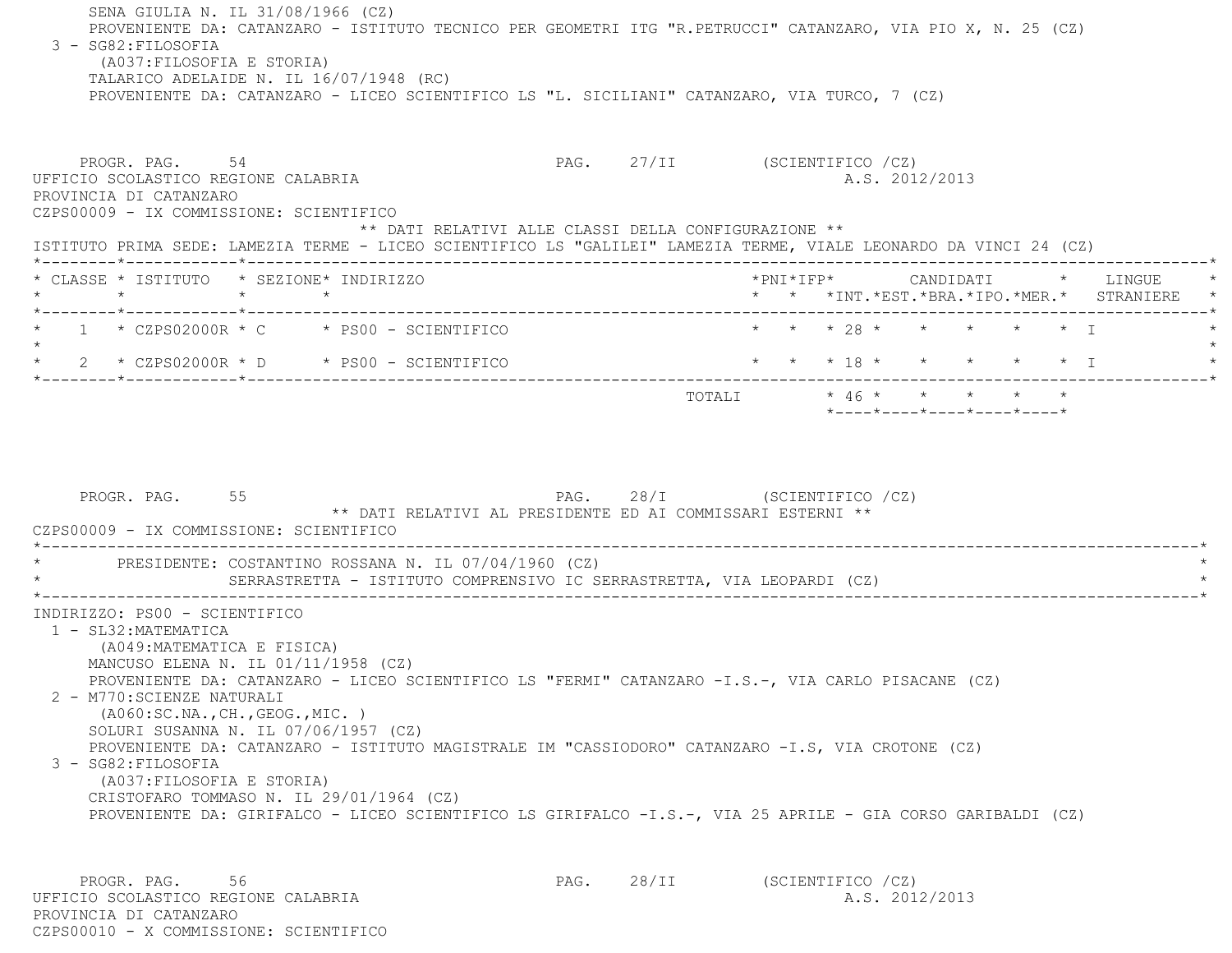SENA GIULIA N. IL 31/08/1966 (CZ)
PROVENIENTE DA: CATANZARO - ISTITUTO TECNICO PER GEOMETRI ITG "R.PETRUCCI" CATANZARO, VIA PIO X, N. 25 (CZ)

3 - SG82:FILOSOFIA
(A037:FILOSOFIA E STORIA)
TALARICO ADELAIDE N. IL 16/07/1948 (RC)
PROVENIENTE DA: CATANZARO - LICEO SCIENTIFICO LS "L. SICILIANI" CATANZARO, VIA TURCO, 7 (CZ)

PROGR. PAG. 54 — PAG. 27/II (SCIENTIFICO /CZ)

UFFICIO SCOLASTICO REGIONE CALABRIA — A.S. 2012/2013

PROVINCIA DI CATANZARO

CZPS00009 - IX COMMISSIONE: SCIENTIFICO

** DATI RELATIVI ALLE CLASSI DELLA CONFIGURAZIONE **

ISTITUTO PRIMA SEDE: LAMEZIA TERME - LICEO SCIENTIFICO LS "GALILEI" LAMEZIA TERME, VIALE LEONARDO DA VINCI 24 (CZ)

| CLASSE | ISTITUTO | SEZIONE | INDIRIZZO | PNI | IFP | CANDIDATI INT. | EST. | BRA. | IPO. | MER. | LINGUE STRANIERE |
|---|---|---|---|---|---|---|---|---|---|---|---|
| 1 | CZPS02000R | C | PS00 - SCIENTIFICO | | | 28 | | | | | I |
| 2 | CZPS02000R | D | PS00 - SCIENTIFICO | | | 18 | | | | | I |
| | | | TOTALI | | | 46 | | | | | |

PROGR. PAG. 55 — PAG. 28/I (SCIENTIFICO /CZ)

** DATI RELATIVI AL PRESIDENTE ED AI COMMISSARI ESTERNI **

CZPS00009 - IX COMMISSIONE: SCIENTIFICO

PRESIDENTE: COSTANTINO ROSSANA N. IL 07/04/1960 (CZ)
SERRASTRETTA - ISTITUTO COMPRENSIVO IC SERRASTRETTA, VIA LEOPARDI (CZ)

INDIRIZZO: PS00 - SCIENTIFICO

1 - SL32:MATEMATICA
(A049:MATEMATICA E FISICA)
MANCUSO ELENA N. IL 01/11/1958 (CZ)
PROVENIENTE DA: CATANZARO - LICEO SCIENTIFICO LS "FERMI" CATANZARO -I.S.-, VIA CARLO PISACANE (CZ)

2 - M770:SCIENZE NATURALI
(A060:SC.NA.,CH.,GEOG.,MIC. )
SOLURI SUSANNA N. IL 07/06/1957 (CZ)
PROVENIENTE DA: CATANZARO - ISTITUTO MAGISTRALE IM "CASSIODORO" CATANZARO -I.S, VIA CROTONE (CZ)

3 - SG82:FILOSOFIA
(A037:FILOSOFIA E STORIA)
CRISTOFARO TOMMASO N. IL 29/01/1964 (CZ)
PROVENIENTE DA: GIRIFALCO - LICEO SCIENTIFICO LS GIRIFALCO -I.S.-, VIA 25 APRILE - GIA CORSO GARIBALDI (CZ)

PROGR. PAG. 56 — PAG. 28/II (SCIENTIFICO /CZ)

UFFICIO SCOLASTICO REGIONE CALABRIA — A.S. 2012/2013

PROVINCIA DI CATANZARO

CZPS00010 - X COMMISSIONE: SCIENTIFICO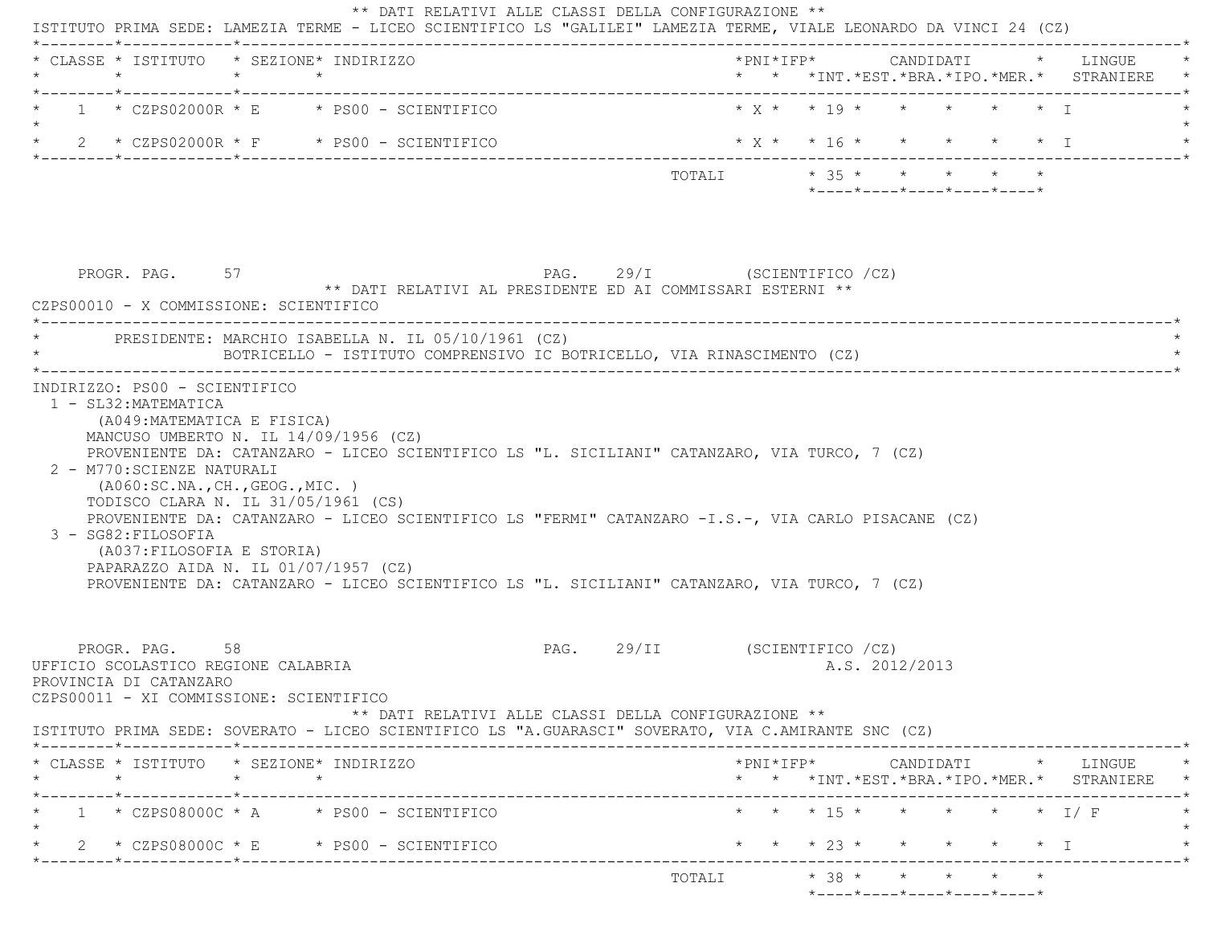** DATI RELATIVI ALLE CLASSI DELLA CONFIGURAZIONE **

ISTITUTO PRIMA SEDE: LAMEZIA TERME - LICEO SCIENTIFICO LS "GALILEI" LAMEZIA TERME, VIALE LEONARDO DA VINCI 24 (CZ)

| CLASSE | ISTITUTO | SEZIONE | INDIRIZZO | PNI | IFP | CANDIDATI INT. | EST. | BRA. | IPO. | MER. | LINGUE STRANIERE |
|---|---|---|---|---|---|---|---|---|---|---|---|
| 1 | CZPS02000R | E | PS00 - SCIENTIFICO | X | | 19 | | | | | I |
| 2 | CZPS02000R | F | PS00 - SCIENTIFICO | X | | 16 | | | | | I |
| | | | TOTALI | | | 35 | | | | | |

PROGR. PAG. 57 PAG. 29/I (SCIENTIFICO /CZ)

** DATI RELATIVI AL PRESIDENTE ED AI COMMISSARI ESTERNI **

CZPS00010 - X COMMISSIONE: SCIENTIFICO

PRESIDENTE: MARCHIO ISABELLA N. IL 05/10/1961 (CZ)
BOTRICELLO - ISTITUTO COMPRENSIVO IC BOTRICELLO, VIA RINASCIMENTO (CZ)

INDIRIZZO: PS00 - SCIENTIFICO

1 - SL32:MATEMATICA
(A049:MATEMATICA E FISICA)
MANCUSO UMBERTO N. IL 14/09/1956 (CZ)
PROVENIENTE DA: CATANZARO - LICEO SCIENTIFICO LS "L. SICILIANI" CATANZARO, VIA TURCO, 7 (CZ)

2 - M770:SCIENZE NATURALI
(A060:SC.NA.,CH.,GEOG.,MIC. )
TODISCO CLARA N. IL 31/05/1961 (CS)
PROVENIENTE DA: CATANZARO - LICEO SCIENTIFICO LS "FERMI" CATANZARO -I.S.-, VIA CARLO PISACANE (CZ)

3 - SG82:FILOSOFIA
(A037:FILOSOFIA E STORIA)
PAPARAZZO AIDA N. IL 01/07/1957 (CZ)
PROVENIENTE DA: CATANZARO - LICEO SCIENTIFICO LS "L. SICILIANI" CATANZARO, VIA TURCO, 7 (CZ)

PROGR. PAG. 58 PAG. 29/II (SCIENTIFICO /CZ)

UFFICIO SCOLASTICO REGIONE CALABRIA A.S. 2012/2013

PROVINCIA DI CATANZARO

CZPS00011 - XI COMMISSIONE: SCIENTIFICO

** DATI RELATIVI ALLE CLASSI DELLA CONFIGURAZIONE **

ISTITUTO PRIMA SEDE: SOVERATO - LICEO SCIENTIFICO LS "A.GUARASCI" SOVERATO, VIA C.AMIRANTE SNC (CZ)

| CLASSE | ISTITUTO | SEZIONE | INDIRIZZO | PNI | IFP | CANDIDATI INT. | EST. | BRA. | IPO. | MER. | LINGUE STRANIERE |
|---|---|---|---|---|---|---|---|---|---|---|---|
| 1 | CZPS08000C | A | PS00 - SCIENTIFICO | | | 15 | | | | | I/ F |
| 2 | CZPS08000C | E | PS00 - SCIENTIFICO | | | 23 | | | | | I |
| | | | TOTALI | | | 38 | | | | | |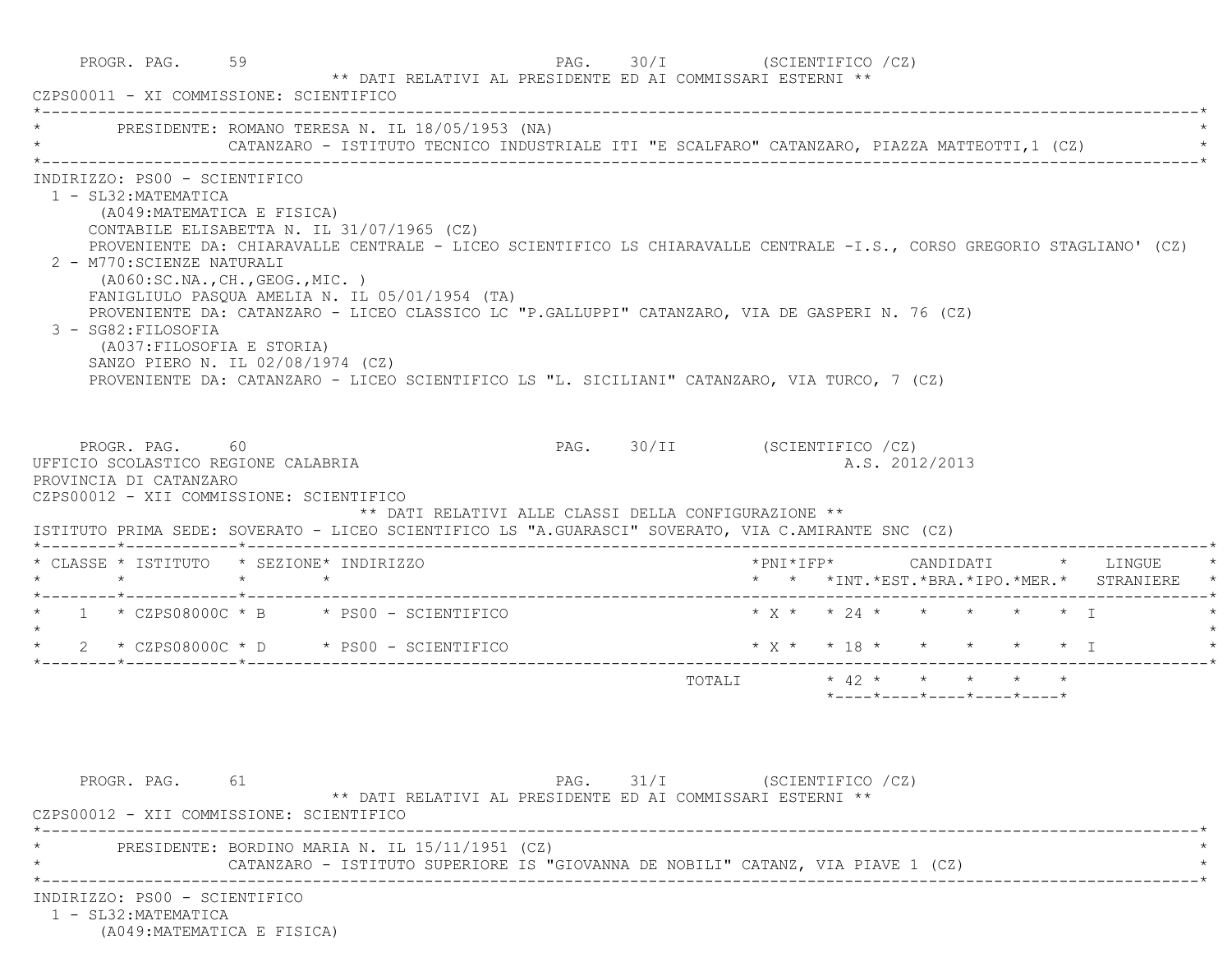PROGR. PAG. 59 PAG. 30/I (SCIENTIFICO /CZ)

** DATI RELATIVI AL PRESIDENTE ED AI COMMISSARI ESTERNI **

CZPS00011 - XI COMMISSIONE: SCIENTIFICO

PRESIDENTE: ROMANO TERESA N. IL 18/05/1953 (NA)
CATANZARO - ISTITUTO TECNICO INDUSTRIALE ITI "E SCALFARO" CATANZARO, PIAZZA MATTEOTTI,1 (CZ)

INDIRIZZO: PS00 - SCIENTIFICO

1 - SL32:MATEMATICA
(A049:MATEMATICA E FISICA)
CONTABILE ELISABETTA N. IL 31/07/1965 (CZ)
PROVENIENTE DA: CHIARAVALLE CENTRALE - LICEO SCIENTIFICO LS CHIARAVALLE CENTRALE -I.S., CORSO GREGORIO STAGLIANO' (CZ)

2 - M770:SCIENZE NATURALI
(A060:SC.NA.,CH.,GEOG.,MIC. )
FANIGLIULO PASQUA AMELIA N. IL 05/01/1954 (TA)
PROVENIENTE DA: CATANZARO - LICEO CLASSICO LC "P.GALLUPPI" CATANZARO, VIA DE GASPERI N. 76 (CZ)

3 - SG82:FILOSOFIA
(A037:FILOSOFIA E STORIA)
SANZO PIERO N. IL 02/08/1974 (CZ)
PROVENIENTE DA: CATANZARO - LICEO SCIENTIFICO LS "L. SICILIANI" CATANZARO, VIA TURCO, 7 (CZ)

PROGR. PAG. 60 PAG. 30/II (SCIENTIFICO /CZ)

UFFICIO SCOLASTICO REGIONE CALABRIA A.S. 2012/2013

PROVINCIA DI CATANZARO

CZPS00012 - XII COMMISSIONE: SCIENTIFICO

** DATI RELATIVI ALLE CLASSI DELLA CONFIGURAZIONE **

ISTITUTO PRIMA SEDE: SOVERATO - LICEO SCIENTIFICO LS "A.GUARASCI" SOVERATO, VIA C.AMIRANTE SNC (CZ)

| CLASSE | ISTITUTO | SEZIONE | INDIRIZZO | PNI | IFP | CANDIDATI INT. | EST. | BRA. | IPO. | MER. | LINGUE STRANIERE |
|---|---|---|---|---|---|---|---|---|---|---|---|
| 1 | CZPS08000C | B | PS00 - SCIENTIFICO | X | | 24 | | | | | I |
| 2 | CZPS08000C | D | PS00 - SCIENTIFICO | X | | 18 | | | | | I |
| | | | TOTALI | | | 42 | | | | | |

PROGR. PAG. 61 PAG. 31/I (SCIENTIFICO /CZ)

** DATI RELATIVI AL PRESIDENTE ED AI COMMISSARI ESTERNI **

CZPS00012 - XII COMMISSIONE: SCIENTIFICO

PRESIDENTE: BORDINO MARIA N. IL 15/11/1951 (CZ)
CATANZARO - ISTITUTO SUPERIORE IS "GIOVANNA DE NOBILI" CATANZ, VIA PIAVE 1 (CZ)

INDIRIZZO: PS00 - SCIENTIFICO

1 - SL32:MATEMATICA
(A049:MATEMATICA E FISICA)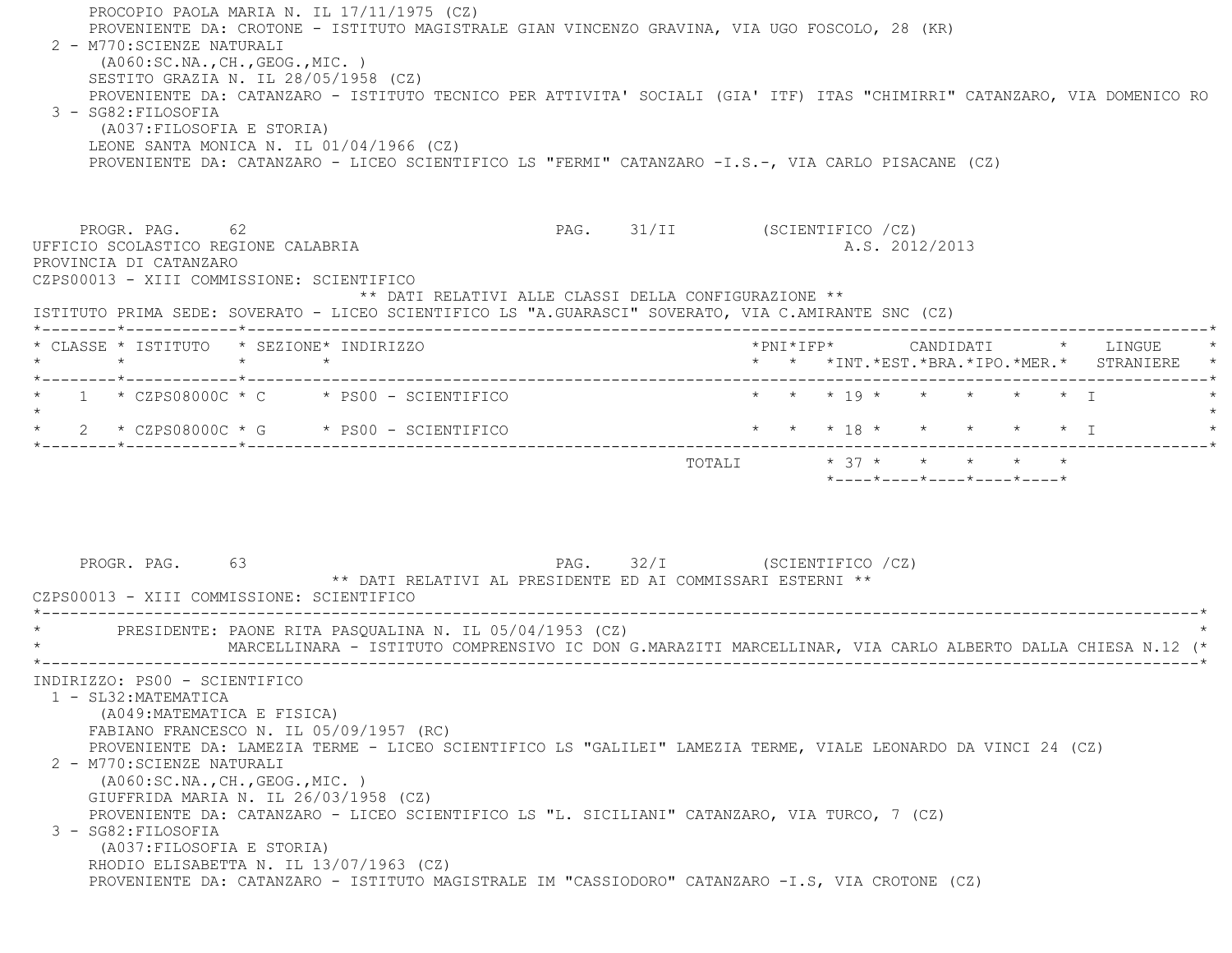PROCOPIO PAOLA MARIA N. IL 17/11/1975 (CZ)
PROVENIENTE DA: CROTONE - ISTITUTO MAGISTRALE GIAN VINCENZO GRAVINA, VIA UGO FOSCOLO, 28 (KR)

2 - M770:SCIENZE NATURALI
(A060:SC.NA.,CH.,GEOG.,MIC. )
SESTITO GRAZIA N. IL 28/05/1958 (CZ)
PROVENIENTE DA: CATANZARO - ISTITUTO TECNICO PER ATTIVITA' SOCIALI (GIA' ITF) ITAS "CHIMIRRI" CATANZARO, VIA DOMENICO RO

3 - SG82:FILOSOFIA
(A037:FILOSOFIA E STORIA)
LEONE SANTA MONICA N. IL 01/04/1966 (CZ)
PROVENIENTE DA: CATANZARO - LICEO SCIENTIFICO LS "FERMI" CATANZARO -I.S.-, VIA CARLO PISACANE (CZ)

PROGR. PAG. 62 PAG. 31/II (SCIENTIFICO /CZ)

UFFICIO SCOLASTICO REGIONE CALABRIA A.S. 2012/2013

PROVINCIA DI CATANZARO

CZPS00013 - XIII COMMISSIONE: SCIENTIFICO

** DATI RELATIVI ALLE CLASSI DELLA CONFIGURAZIONE **

ISTITUTO PRIMA SEDE: SOVERATO - LICEO SCIENTIFICO LS "A.GUARASCI" SOVERATO, VIA C.AMIRANTE SNC (CZ)

| CLASSE | ISTITUTO | SEZIONE | INDIRIZZO | PNI | IFP | CANDIDATI INT. | EST. | BRA. | IPO. | MER. | LINGUE STRANIERE |
|---|---|---|---|---|---|---|---|---|---|---|---|
| 1 | CZPS08000C | C | PS00 - SCIENTIFICO | | | 19 | | | | | I |
| 2 | CZPS08000C | G | PS00 - SCIENTIFICO | | | 18 | | | | | I |
| | | | TOTALI | | | 37 | | | | | |

PROGR. PAG. 63 PAG. 32/I (SCIENTIFICO /CZ)

** DATI RELATIVI AL PRESIDENTE ED AI COMMISSARI ESTERNI **

CZPS00013 - XIII COMMISSIONE: SCIENTIFICO

PRESIDENTE: PAONE RITA PASQUALINA N. IL 05/04/1953 (CZ)
MARCELLINARA - ISTITUTO COMPRENSIVO IC DON G.MARAZITI MARCELLINAR, VIA CARLO ALBERTO DALLA CHIESA N.12 (*

INDIRIZZO: PS00 - SCIENTIFICO

1 - SL32:MATEMATICA
(A049:MATEMATICA E FISICA)
FABIANO FRANCESCO N. IL 05/09/1957 (RC)
PROVENIENTE DA: LAMEZIA TERME - LICEO SCIENTIFICO LS "GALILEI" LAMEZIA TERME, VIALE LEONARDO DA VINCI 24 (CZ)

2 - M770:SCIENZE NATURALI
(A060:SC.NA.,CH.,GEOG.,MIC. )
GIUFFRIDA MARIA N. IL 26/03/1958 (CZ)
PROVENIENTE DA: CATANZARO - LICEO SCIENTIFICO LS "L. SICILIANI" CATANZARO, VIA TURCO, 7 (CZ)

3 - SG82:FILOSOFIA
(A037:FILOSOFIA E STORIA)
RHODIO ELISABETTA N. IL 13/07/1963 (CZ)
PROVENIENTE DA: CATANZARO - ISTITUTO MAGISTRALE IM "CASSIODORO" CATANZARO -I.S, VIA CROTONE (CZ)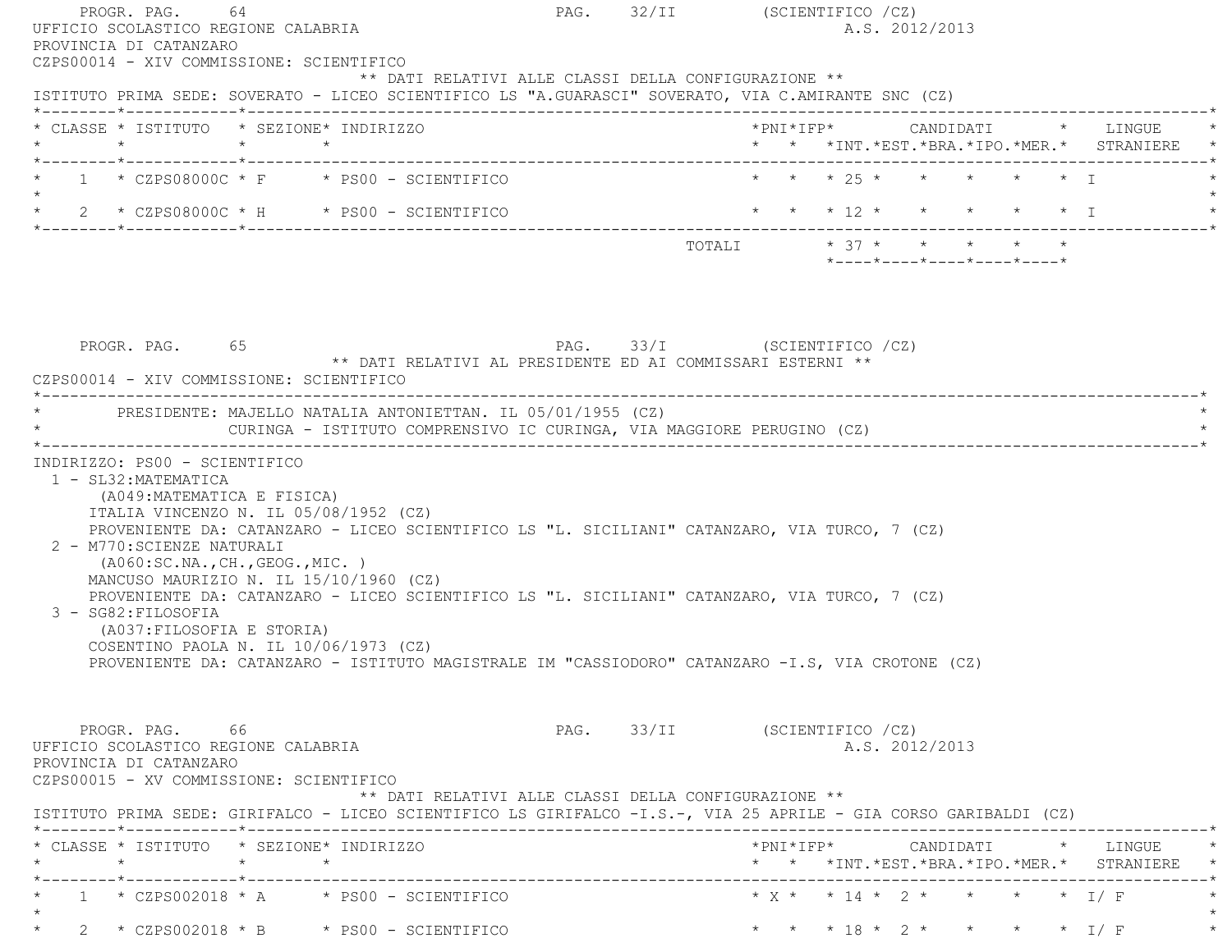PROGR. PAG. 64 PAG. 32/II (SCIENTIFICO /CZ)

UFFICIO SCOLASTICO REGIONE CALABRIA A.S. 2012/2013

PROVINCIA DI CATANZARO

CZPS00014 - XIV COMMISSIONE: SCIENTIFICO

** DATI RELATIVI ALLE CLASSI DELLA CONFIGURAZIONE **

ISTITUTO PRIMA SEDE: SOVERATO - LICEO SCIENTIFICO LS "A.GUARASCI" SOVERATO, VIA C.AMIRANTE SNC (CZ)

| CLASSE | ISTITUTO | SEZIONE | INDIRIZZO | PNI | IFP | CANDIDATI INT. | EST. | BRA. | IPO. | MER. | LINGUE STRANIERE |
|---|---|---|---|---|---|---|---|---|---|---|---|
| 1 | CZPS08000C | F | PS00 - SCIENTIFICO | | | 25 | | | | | I |
| 2 | CZPS08000C | H | PS00 - SCIENTIFICO | | | 12 | | | | | I |
| | | | TOTALI | | | 37 | | | | | |

PROGR. PAG. 65 PAG. 33/I (SCIENTIFICO /CZ)

** DATI RELATIVI AL PRESIDENTE ED AI COMMISSARI ESTERNI **

CZPS00014 - XIV COMMISSIONE: SCIENTIFICO

PRESIDENTE: MAJELLO NATALIA ANTONIETTAN. IL 05/01/1955 (CZ)
CURINGA - ISTITUTO COMPRENSIVO IC CURINGA, VIA MAGGIORE PERUGINO (CZ)

INDIRIZZO: PS00 - SCIENTIFICO

1 - SL32:MATEMATICA
(A049:MATEMATICA E FISICA)
ITALIA VINCENZO N. IL 05/08/1952 (CZ)
PROVENIENTE DA: CATANZARO - LICEO SCIENTIFICO LS "L. SICILIANI" CATANZARO, VIA TURCO, 7 (CZ)

2 - M770:SCIENZE NATURALI
(A060:SC.NA.,CH.,GEOG.,MIC. )
MANCUSO MAURIZIO N. IL 15/10/1960 (CZ)
PROVENIENTE DA: CATANZARO - LICEO SCIENTIFICO LS "L. SICILIANI" CATANZARO, VIA TURCO, 7 (CZ)

3 - SG82:FILOSOFIA
(A037:FILOSOFIA E STORIA)
COSENTINO PAOLA N. IL 10/06/1973 (CZ)
PROVENIENTE DA: CATANZARO - ISTITUTO MAGISTRALE IM "CASSIODORO" CATANZARO -I.S, VIA CROTONE (CZ)

PROGR. PAG. 66 PAG. 33/II (SCIENTIFICO /CZ)

UFFICIO SCOLASTICO REGIONE CALABRIA A.S. 2012/2013

PROVINCIA DI CATANZARO

CZPS00015 - XV COMMISSIONE: SCIENTIFICO

** DATI RELATIVI ALLE CLASSI DELLA CONFIGURAZIONE **

ISTITUTO PRIMA SEDE: GIRIFALCO - LICEO SCIENTIFICO LS GIRIFALCO -I.S.-, VIA 25 APRILE - GIA CORSO GARIBALDI (CZ)

| CLASSE | ISTITUTO | SEZIONE | INDIRIZZO | PNI | IFP | CANDIDATI INT. | EST. | BRA. | IPO. | MER. | LINGUE STRANIERE |
|---|---|---|---|---|---|---|---|---|---|---|---|
| 1 | CZPS002018 | A | PS00 - SCIENTIFICO | X | | 14 | 2 | | | | I/ F |
| 2 | CZPS002018 | B | PS00 - SCIENTIFICO | | | 18 | 2 | | | | I/ F |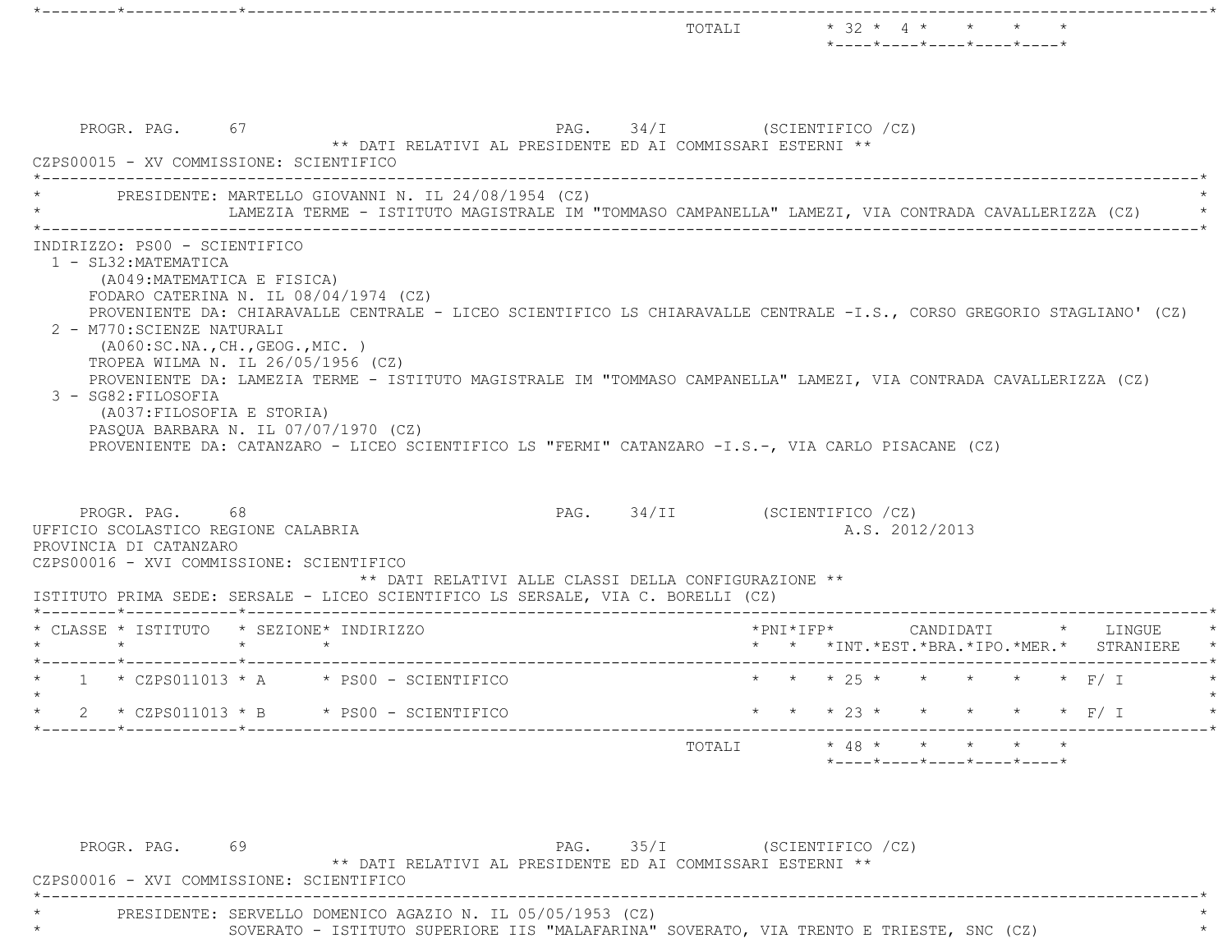| | | | | TOTALI | 32 | 4 | | | |
|---|---|---|---|---|---|---|---|---|---|

PROGR. PAG. 67 PAG. 34/I (SCIENTIFICO /CZ)

** DATI RELATIVI AL PRESIDENTE ED AI COMMISSARI ESTERNI **

CZPS00015 - XV COMMISSIONE: SCIENTIFICO

PRESIDENTE: MARTELLO GIOVANNI N. IL 24/08/1954 (CZ)
LAMEZIA TERME - ISTITUTO MAGISTRALE IM "TOMMASO CAMPANELLA" LAMEZI, VIA CONTRADA CAVALLERIZZA (CZ)

INDIRIZZO: PS00 - SCIENTIFICO

1 - SL32:MATEMATICA
(A049:MATEMATICA E FISICA)
FODARO CATERINA N. IL 08/04/1974 (CZ)
PROVENIENTE DA: CHIARAVALLE CENTRALE - LICEO SCIENTIFICO LS CHIARAVALLE CENTRALE -I.S., CORSO GREGORIO STAGLIANO' (CZ)

2 - M770:SCIENZE NATURALI
(A060:SC.NA.,CH.,GEOG.,MIC. )
TROPEA WILMA N. IL 26/05/1956 (CZ)
PROVENIENTE DA: LAMEZIA TERME - ISTITUTO MAGISTRALE IM "TOMMASO CAMPANELLA" LAMEZI, VIA CONTRADA CAVALLERIZZA (CZ)

3 - SG82:FILOSOFIA
(A037:FILOSOFIA E STORIA)
PASQUA BARBARA N. IL 07/07/1970 (CZ)
PROVENIENTE DA: CATANZARO - LICEO SCIENTIFICO LS "FERMI" CATANZARO -I.S.-, VIA CARLO PISACANE (CZ)

PROGR. PAG. 68 PAG. 34/II (SCIENTIFICO /CZ)

UFFICIO SCOLASTICO REGIONE CALABRIA A.S. 2012/2013

PROVINCIA DI CATANZARO

CZPS00016 - XVI COMMISSIONE: SCIENTIFICO

** DATI RELATIVI ALLE CLASSI DELLA CONFIGURAZIONE **

ISTITUTO PRIMA SEDE: SERSALE - LICEO SCIENTIFICO LS SERSALE, VIA C. BORELLI (CZ)

| CLASSE | ISTITUTO | SEZIONE | INDIRIZZO | PNI | IFP | CANDIDATI INT. | CANDIDATI EST. | CANDIDATI BRA. | CANDIDATI IPO. | CANDIDATI MER. | LINGUE STRANIERE |
|---|---|---|---|---|---|---|---|---|---|---|---|
| 1 | CZPS011013 | A | PS00 - SCIENTIFICO | | | 25 | | | | | F/ I |
| 2 | CZPS011013 | B | PS00 - SCIENTIFICO | | | 23 | | | | | F/ I |
| | | | TOTALI | | | 48 | | | | | |

PROGR. PAG. 69 PAG. 35/I (SCIENTIFICO /CZ)

** DATI RELATIVI AL PRESIDENTE ED AI COMMISSARI ESTERNI **

CZPS00016 - XVI COMMISSIONE: SCIENTIFICO

PRESIDENTE: SERVELLO DOMENICO AGAZIO N. IL 05/05/1953 (CZ)
SOVERATO - ISTITUTO SUPERIORE IIS "MALAFARINA" SOVERATO, VIA TRENTO E TRIESTE, SNC (CZ)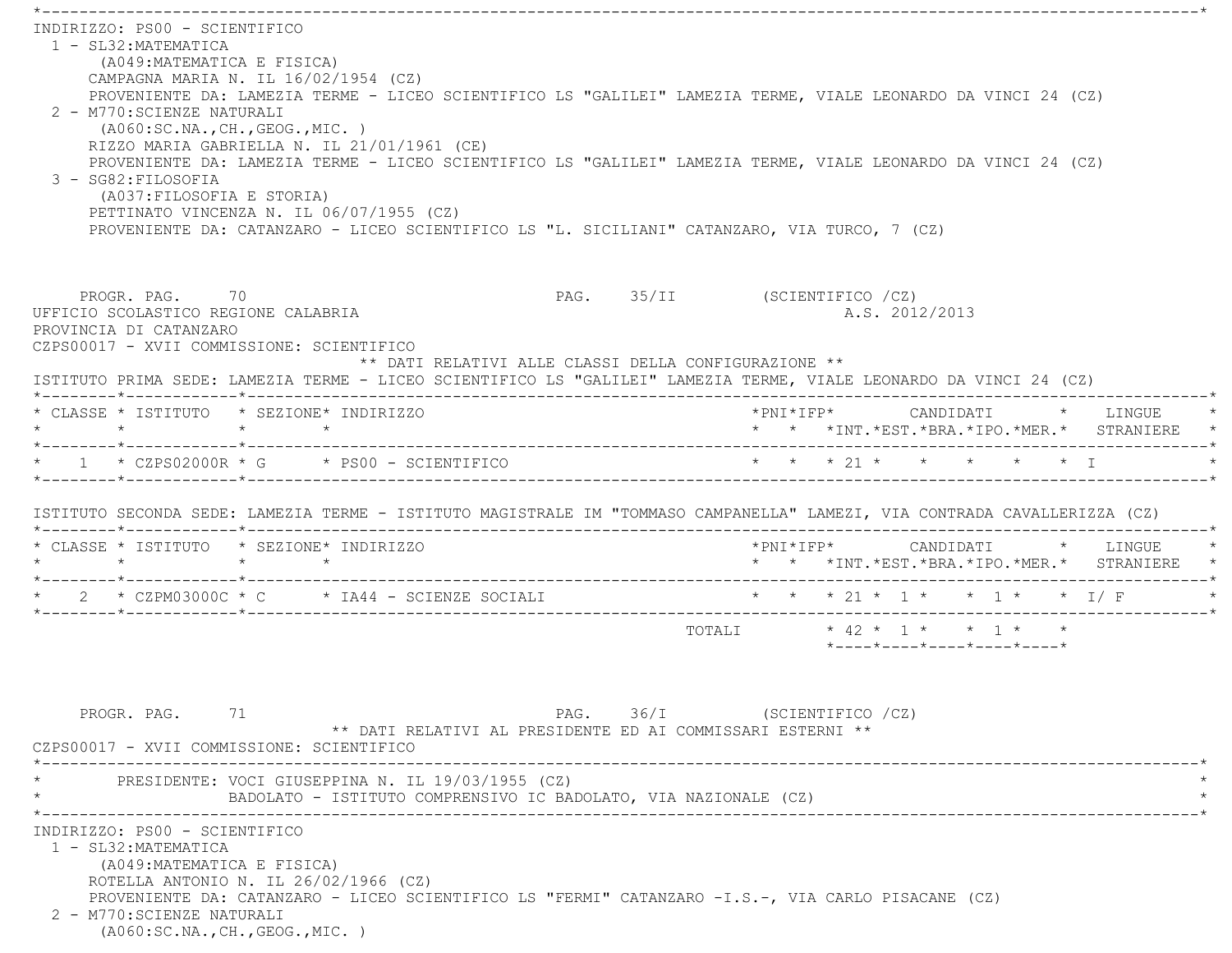INDIRIZZO: PS00 - SCIENTIFICO

1 - SL32:MATEMATICA
   (A049:MATEMATICA E FISICA)
   CAMPAGNA MARIA N. IL 16/02/1954 (CZ)
   PROVENIENTE DA: LAMEZIA TERME - LICEO SCIENTIFICO LS "GALILEI" LAMEZIA TERME, VIALE LEONARDO DA VINCI 24 (CZ)

2 - M770:SCIENZE NATURALI
   (A060:SC.NA.,CH.,GEOG.,MIC. )
   RIZZO MARIA GABRIELLA N. IL 21/01/1961 (CE)
   PROVENIENTE DA: LAMEZIA TERME - LICEO SCIENTIFICO LS "GALILEI" LAMEZIA TERME, VIALE LEONARDO DA VINCI 24 (CZ)

3 - SG82:FILOSOFIA
   (A037:FILOSOFIA E STORIA)
   PETTINATO VINCENZA N. IL 06/07/1955 (CZ)
   PROVENIENTE DA: CATANZARO - LICEO SCIENTIFICO LS "L. SICILIANI" CATANZARO, VIA TURCO, 7 (CZ)

PROGR. PAG. 70 PAG. 35/II (SCIENTIFICO /CZ)

UFFICIO SCOLASTICO REGIONE CALABRIA A.S. 2012/2013

PROVINCIA DI CATANZARO

CZPS00017 - XVII COMMISSIONE: SCIENTIFICO

** DATI RELATIVI ALLE CLASSI DELLA CONFIGURAZIONE **

ISTITUTO PRIMA SEDE: LAMEZIA TERME - LICEO SCIENTIFICO LS "GALILEI" LAMEZIA TERME, VIALE LEONARDO DA VINCI 24 (CZ)

| CLASSE | ISTITUTO | SEZIONE | INDIRIZZO | PNI | IFP | CANDIDATI INT. | EST. | BRA. | IPO. | MER. | LINGUE STRANIERE |
|---|---|---|---|---|---|---|---|---|---|---|---|
| 1 | CZPS02000R | G | PS00 - SCIENTIFICO | | | 21 | | | | | I |

ISTITUTO SECONDA SEDE: LAMEZIA TERME - ISTITUTO MAGISTRALE IM "TOMMASO CAMPANELLA" LAMEZI, VIA CONTRADA CAVALLERIZZA (CZ)

| CLASSE | ISTITUTO | SEZIONE | INDIRIZZO | PNI | IFP | CANDIDATI INT. | EST. | BRA. | IPO. | MER. | LINGUE STRANIERE |
|---|---|---|---|---|---|---|---|---|---|---|---|
| 2 | CZPM03000C | C | IA44 - SCIENZE SOCIALI | | | 21 | 1 | | 1 | | I/ F |
| | | | TOTALI | | | 42 | 1 | | 1 | | |

PROGR. PAG. 71 PAG. 36/I (SCIENTIFICO /CZ)

** DATI RELATIVI AL PRESIDENTE ED AI COMMISSARI ESTERNI **

CZPS00017 - XVII COMMISSIONE: SCIENTIFICO

PRESIDENTE: VOCI GIUSEPPINA N. IL 19/03/1955 (CZ)
BADOLATO - ISTITUTO COMPRENSIVO IC BADOLATO, VIA NAZIONALE (CZ)

INDIRIZZO: PS00 - SCIENTIFICO

1 - SL32:MATEMATICA
   (A049:MATEMATICA E FISICA)
   ROTELLA ANTONIO N. IL 26/02/1966 (CZ)
   PROVENIENTE DA: CATANZARO - LICEO SCIENTIFICO LS "FERMI" CATANZARO -I.S.-, VIA CARLO PISACANE (CZ)

2 - M770:SCIENZE NATURALI
   (A060:SC.NA.,CH.,GEOG.,MIC. )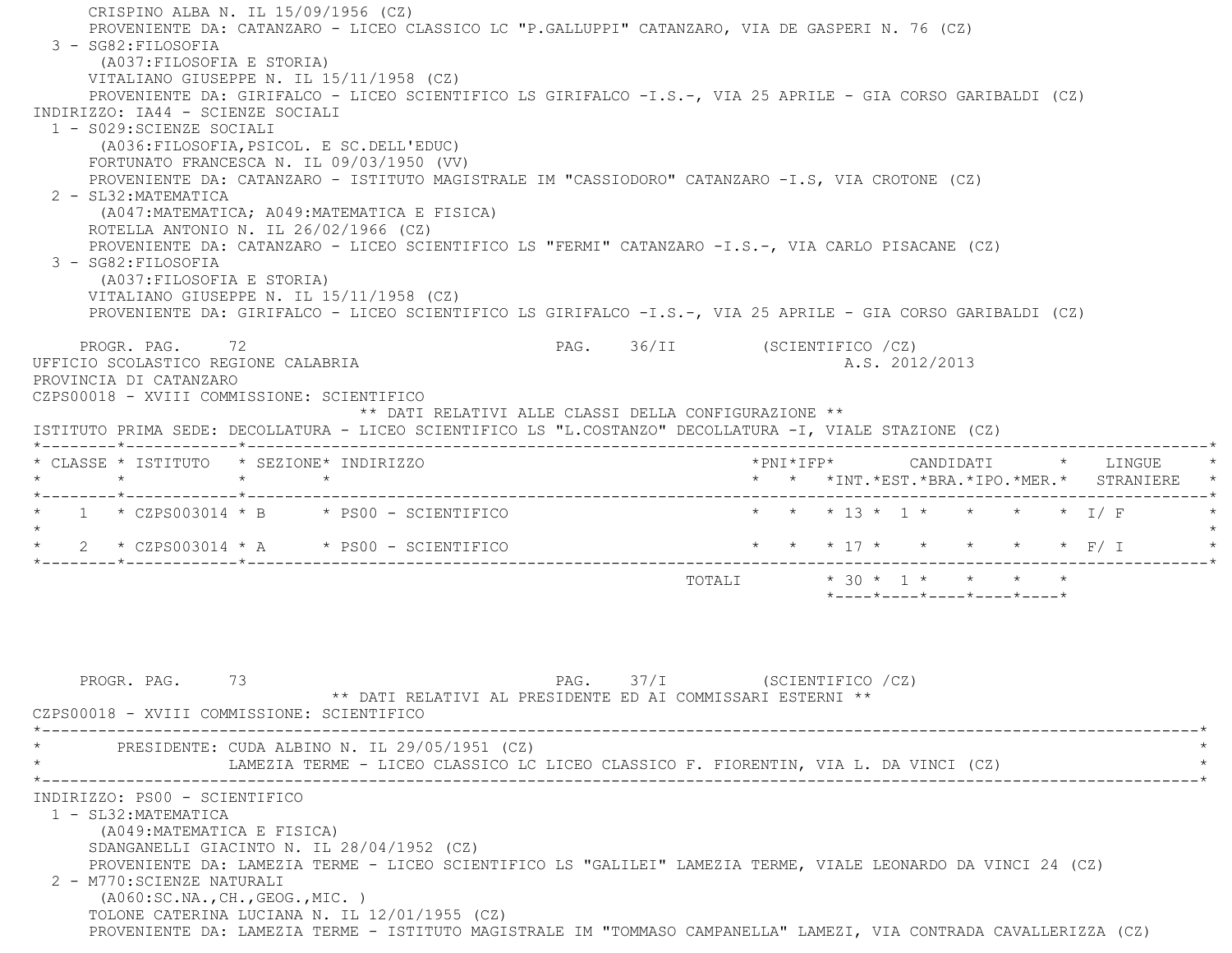CRISPINO ALBA N. IL 15/09/1956 (CZ)
PROVENIENTE DA: CATANZARO - LICEO CLASSICO LC "P.GALLUPPI" CATANZARO, VIA DE GASPERI N. 76 (CZ)

3 - SG82:FILOSOFIA
(A037:FILOSOFIA E STORIA)
VITALIANO GIUSEPPE N. IL 15/11/1958 (CZ)
PROVENIENTE DA: GIRIFALCO - LICEO SCIENTIFICO LS GIRIFALCO -I.S.-, VIA 25 APRILE - GIA CORSO GARIBALDI (CZ)

INDIRIZZO: IA44 - SCIENZE SOCIALI

1 - S029:SCIENZE SOCIALI
(A036:FILOSOFIA,PSICOL. E SC.DELL'EDUC)
FORTUNATO FRANCESCA N. IL 09/03/1950 (VV)
PROVENIENTE DA: CATANZARO - ISTITUTO MAGISTRALE IM "CASSIODORO" CATANZARO -I.S, VIA CROTONE (CZ)

2 - SL32:MATEMATICA
(A047:MATEMATICA; A049:MATEMATICA E FISICA)
ROTELLA ANTONIO N. IL 26/02/1966 (CZ)
PROVENIENTE DA: CATANZARO - LICEO SCIENTIFICO LS "FERMI" CATANZARO -I.S.-, VIA CARLO PISACANE (CZ)

3 - SG82:FILOSOFIA
(A037:FILOSOFIA E STORIA)
VITALIANO GIUSEPPE N. IL 15/11/1958 (CZ)
PROVENIENTE DA: GIRIFALCO - LICEO SCIENTIFICO LS GIRIFALCO -I.S.-, VIA 25 APRILE - GIA CORSO GARIBALDI (CZ)

PROGR. PAG. 72 PAG. 36/II (SCIENTIFICO /CZ)

UFFICIO SCOLASTICO REGIONE CALABRIA A.S. 2012/2013
PROVINCIA DI CATANZARO
CZPS00018 - XVIII COMMISSIONE: SCIENTIFICO

** DATI RELATIVI ALLE CLASSI DELLA CONFIGURAZIONE **

ISTITUTO PRIMA SEDE: DECOLLATURA - LICEO SCIENTIFICO LS "L.COSTANZO" DECOLLATURA -I, VIALE STAZIONE (CZ)

| CLASSE | ISTITUTO | SEZIONE | INDIRIZZO | PNI | IFP | CANDIDATI INT. | EST. | BRA. | IPO. | MER. | LINGUE STRANIERE |
|---|---|---|---|---|---|---|---|---|---|---|---|
| 1 | CZPS003014 | B | PS00 - SCIENTIFICO | | | 13 | 1 | | | | I/ F |
| 2 | CZPS003014 | A | PS00 - SCIENTIFICO | | | 17 | | | | | F/ I |
| | | | TOTALI | | | 30 | 1 | | | | |

PROGR. PAG. 73 PAG. 37/I (SCIENTIFICO /CZ)

** DATI RELATIVI AL PRESIDENTE ED AI COMMISSARI ESTERNI **

CZPS00018 - XVIII COMMISSIONE: SCIENTIFICO

PRESIDENTE: CUDA ALBINO N. IL 29/05/1951 (CZ)
LAMEZIA TERME - LICEO CLASSICO LC LICEO CLASSICO F. FIORENTIN, VIA L. DA VINCI (CZ)

INDIRIZZO: PS00 - SCIENTIFICO

1 - SL32:MATEMATICA
(A049:MATEMATICA E FISICA)
SDANGANELLI GIACINTO N. IL 28/04/1952 (CZ)
PROVENIENTE DA: LAMEZIA TERME - LICEO SCIENTIFICO LS "GALILEI" LAMEZIA TERME, VIALE LEONARDO DA VINCI 24 (CZ)

2 - M770:SCIENZE NATURALI
(A060:SC.NA.,CH.,GEOG.,MIC. )
TOLONE CATERINA LUCIANA N. IL 12/01/1955 (CZ)
PROVENIENTE DA: LAMEZIA TERME - ISTITUTO MAGISTRALE IM "TOMMASO CAMPANELLA" LAMEZI, VIA CONTRADA CAVALLERIZZA (CZ)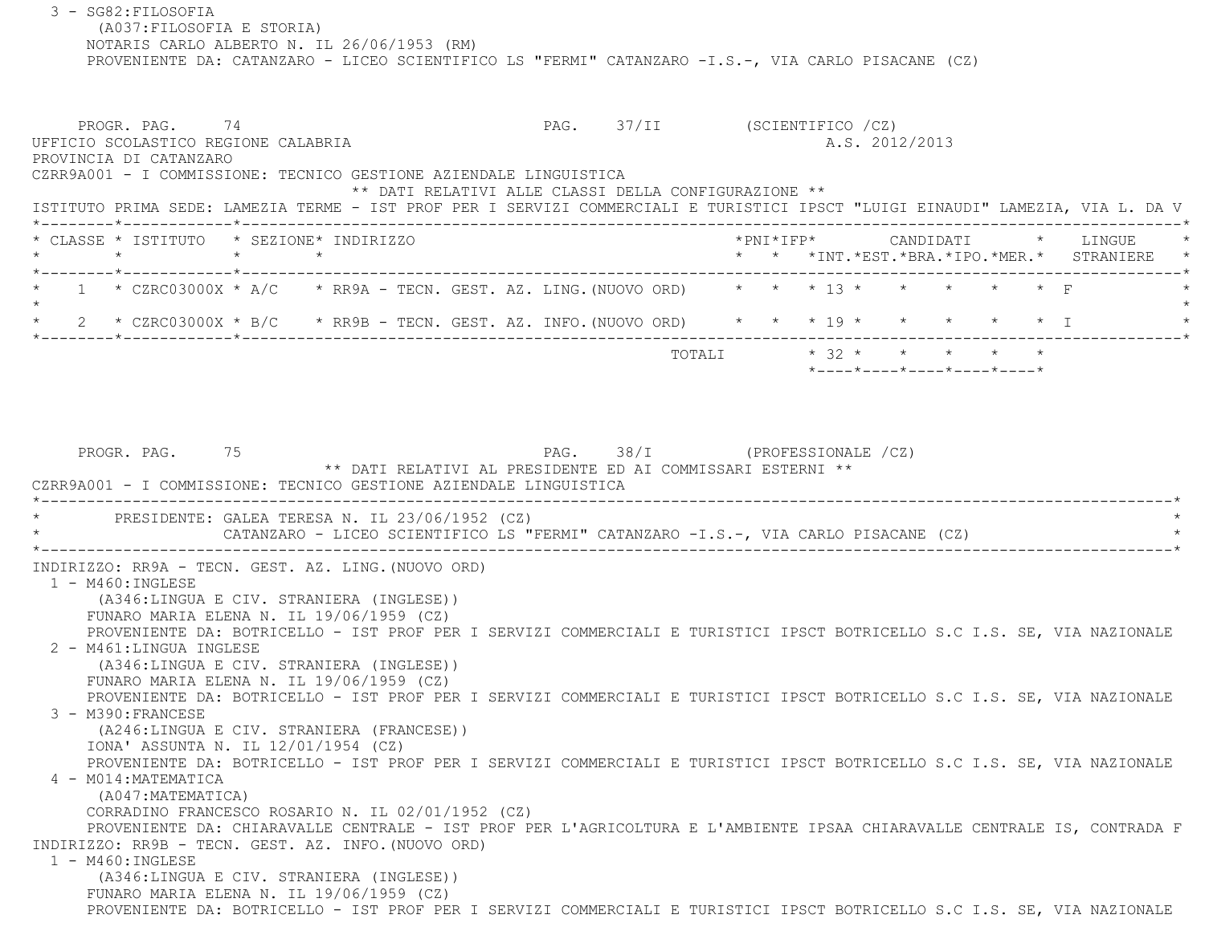3 - SG82:FILOSOFIA
(A037:FILOSOFIA E STORIA)
NOTARIS CARLO ALBERTO N. IL 26/06/1953 (RM)
PROVENIENTE DA: CATANZARO - LICEO SCIENTIFICO LS "FERMI" CATANZARO -I.S.-, VIA CARLO PISACANE (CZ)

PROGR. PAG. 74 PAG. 37/II (SCIENTIFICO /CZ)

UFFICIO SCOLASTICO REGIONE CALABRIA A.S. 2012/2013
PROVINCIA DI CATANZARO
CZRR9A001 - I COMMISSIONE: TECNICO GESTIONE AZIENDALE LINGUISTICA

** DATI RELATIVI ALLE CLASSI DELLA CONFIGURAZIONE **

ISTITUTO PRIMA SEDE: LAMEZIA TERME - IST PROF PER I SERVIZI COMMERCIALI E TURISTICI IPSCT "LUIGI EINAUDI" LAMEZIA, VIA L. DA V

| CLASSE | ISTITUTO | SEZIONE | INDIRIZZO | PNI | IFP | CANDIDATI INT. | EST. | BRA. | IPO. | MER. | LINGUE STRANIERE |
|---|---|---|---|---|---|---|---|---|---|---|---|
| 1 | CZRC03000X | A/C | RR9A - TECN. GEST. AZ. LING.(NUOVO ORD) | | | 13 | | | | | F |
| 2 | CZRC03000X | B/C | RR9B - TECN. GEST. AZ. INFO.(NUOVO ORD) | | | 19 | | | | | I |
| | | | TOTALI | | | 32 | | | | | |

PROGR. PAG. 75 PAG. 38/I (PROFESSIONALE /CZ)

** DATI RELATIVI AL PRESIDENTE ED AI COMMISSARI ESTERNI **

CZRR9A001 - I COMMISSIONE: TECNICO GESTIONE AZIENDALE LINGUISTICA

PRESIDENTE: GALEA TERESA N. IL 23/06/1952 (CZ)
CATANZARO - LICEO SCIENTIFICO LS "FERMI" CATANZARO -I.S.-, VIA CARLO PISACANE (CZ)

INDIRIZZO: RR9A - TECN. GEST. AZ. LING.(NUOVO ORD)

1 - M460:INGLESE
(A346:LINGUA E CIV. STRANIERA (INGLESE))
FUNARO MARIA ELENA N. IL 19/06/1959 (CZ)
PROVENIENTE DA: BOTRICELLO - IST PROF PER I SERVIZI COMMERCIALI E TURISTICI IPSCT BOTRICELLO S.C I.S. SE, VIA NAZIONALE

2 - M461:LINGUA INGLESE
(A346:LINGUA E CIV. STRANIERA (INGLESE))
FUNARO MARIA ELENA N. IL 19/06/1959 (CZ)
PROVENIENTE DA: BOTRICELLO - IST PROF PER I SERVIZI COMMERCIALI E TURISTICI IPSCT BOTRICELLO S.C I.S. SE, VIA NAZIONALE

3 - M390:FRANCESE
(A246:LINGUA E CIV. STRANIERA (FRANCESE))
IONA' ASSUNTA N. IL 12/01/1954 (CZ)
PROVENIENTE DA: BOTRICELLO - IST PROF PER I SERVIZI COMMERCIALI E TURISTICI IPSCT BOTRICELLO S.C I.S. SE, VIA NAZIONALE

4 - M014:MATEMATICA
(A047:MATEMATICA)
CORRADINO FRANCESCO ROSARIO N. IL 02/01/1952 (CZ)
PROVENIENTE DA: CHIARAVALLE CENTRALE - IST PROF PER L'AGRICOLTURA E L'AMBIENTE IPSAA CHIARAVALLE CENTRALE IS, CONTRADA F

INDIRIZZO: RR9B - TECN. GEST. AZ. INFO.(NUOVO ORD)

1 - M460:INGLESE
(A346:LINGUA E CIV. STRANIERA (INGLESE))
FUNARO MARIA ELENA N. IL 19/06/1959 (CZ)
PROVENIENTE DA: BOTRICELLO - IST PROF PER I SERVIZI COMMERCIALI E TURISTICI IPSCT BOTRICELLO S.C I.S. SE, VIA NAZIONALE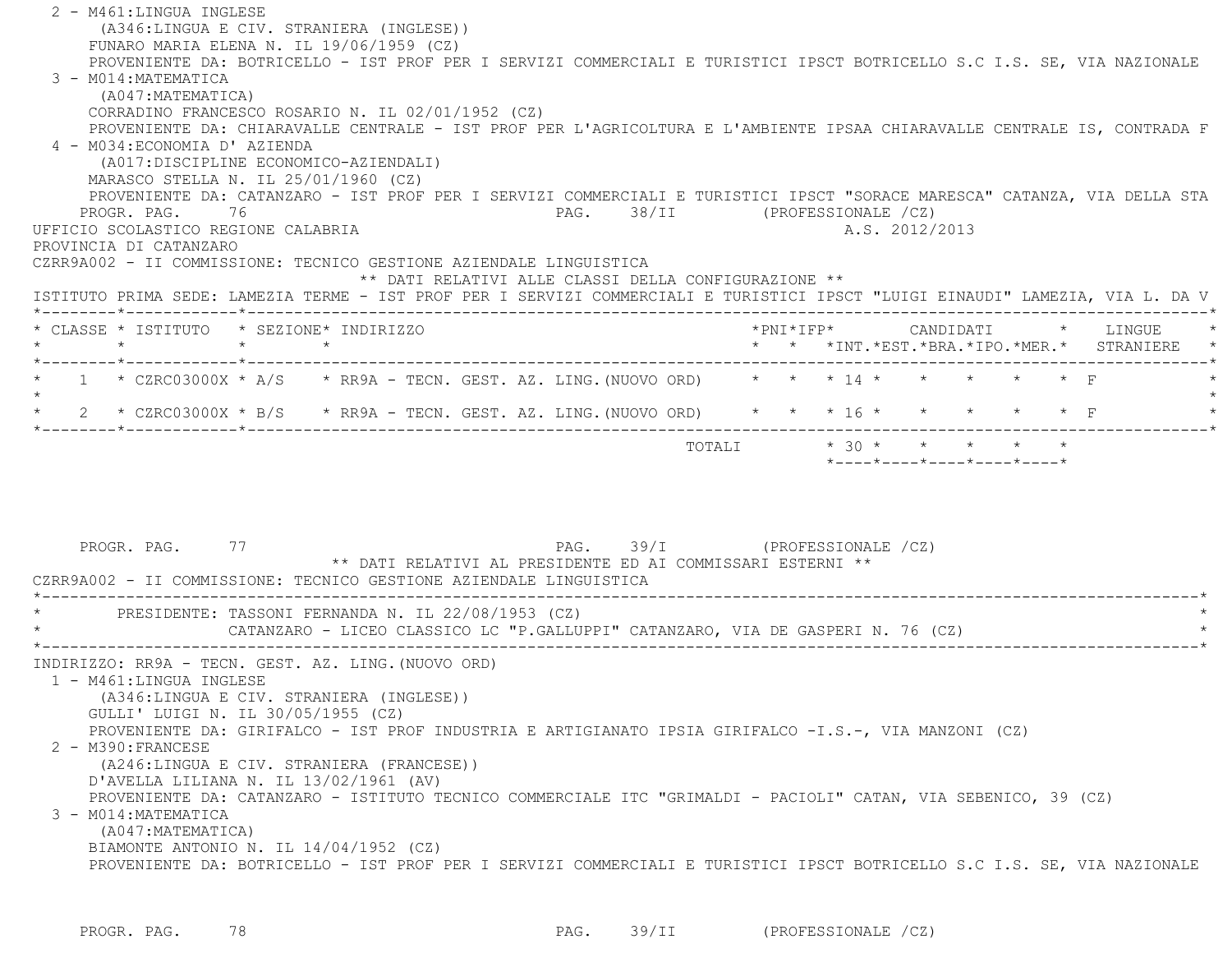2 - M461:LINGUA INGLESE
   (A346:LINGUA E CIV. STRANIERA (INGLESE))
   FUNARO MARIA ELENA N. IL 19/06/1959 (CZ)
   PROVENIENTE DA: BOTRICELLO - IST PROF PER I SERVIZI COMMERCIALI E TURISTICI IPSCT BOTRICELLO S.C I.S. SE, VIA NAZIONALE

3 - M014:MATEMATICA
   (A047:MATEMATICA)
   CORRADINO FRANCESCO ROSARIO N. IL 02/01/1952 (CZ)
   PROVENIENTE DA: CHIARAVALLE CENTRALE - IST PROF PER L'AGRICOLTURA E L'AMBIENTE IPSAA CHIARAVALLE CENTRALE IS, CONTRADA F

4 - M034:ECONOMIA D' AZIENDA
   (A017:DISCIPLINE ECONOMICO-AZIENDALI)
   MARASCO STELLA N. IL 25/01/1960 (CZ)
   PROVENIENTE DA: CATANZARO - IST PROF PER I SERVIZI COMMERCIALI E TURISTICI IPSCT "SORACE MARESCA" CATANZA, VIA DELLA STA

UFFICIO SCOLASTICO REGIONE CALABRIA — A.S. 2012/2013

PROVINCIA DI CATANZARO

CZRR9A002 - II COMMISSIONE: TECNICO GESTIONE AZIENDALE LINGUISTICA

** DATI RELATIVI ALLE CLASSI DELLA CONFIGURAZIONE **

ISTITUTO PRIMA SEDE: LAMEZIA TERME - IST PROF PER I SERVIZI COMMERCIALI E TURISTICI IPSCT "LUIGI EINAUDI" LAMEZIA, VIA L. DA V

| CLASSE | ISTITUTO | SEZIONE | INDIRIZZO | PNI | IFP | CANDIDATI INT. | EST. | BRA. | IPO. | MER. | LINGUE STRANIERE |
|---|---|---|---|---|---|---|---|---|---|---|---|
| 1 | CZRC03000X | A/S | RR9A - TECN. GEST. AZ. LING.(NUOVO ORD) | | | 14 | | | | | F |
| 2 | CZRC03000X | B/S | RR9A - TECN. GEST. AZ. LING.(NUOVO ORD) | | | 16 | | | | | F |
| | | | TOTALI | | | 30 | | | | | |

** DATI RELATIVI AL PRESIDENTE ED AI COMMISSARI ESTERNI **

CZRR9A002 - II COMMISSIONE: TECNICO GESTIONE AZIENDALE LINGUISTICA

PRESIDENTE: TASSONI FERNANDA N. IL 22/08/1953 (CZ)
CATANZARO - LICEO CLASSICO LC "P.GALLUPPI" CATANZARO, VIA DE GASPERI N. 76 (CZ)

INDIRIZZO: RR9A - TECN. GEST. AZ. LING.(NUOVO ORD)

1 - M461:LINGUA INGLESE
   (A346:LINGUA E CIV. STRANIERA (INGLESE))
   GULLI' LUIGI N. IL 30/05/1955 (CZ)
   PROVENIENTE DA: GIRIFALCO - IST PROF INDUSTRIA E ARTIGIANATO IPSIA GIRIFALCO -I.S.-, VIA MANZONI (CZ)

2 - M390:FRANCESE
   (A246:LINGUA E CIV. STRANIERA (FRANCESE))
   D'AVELLA LILIANA N. IL 13/02/1961 (AV)
   PROVENIENTE DA: CATANZARO - ISTITUTO TECNICO COMMERCIALE ITC "GRIMALDI - PACIOLI" CATAN, VIA SEBENICO, 39 (CZ)

3 - M014:MATEMATICA
   (A047:MATEMATICA)
   BIAMONTE ANTONIO N. IL 14/04/1952 (CZ)
   PROVENIENTE DA: BOTRICELLO - IST PROF PER I SERVIZI COMMERCIALI E TURISTICI IPSCT BOTRICELLO S.C I.S. SE, VIA NAZIONALE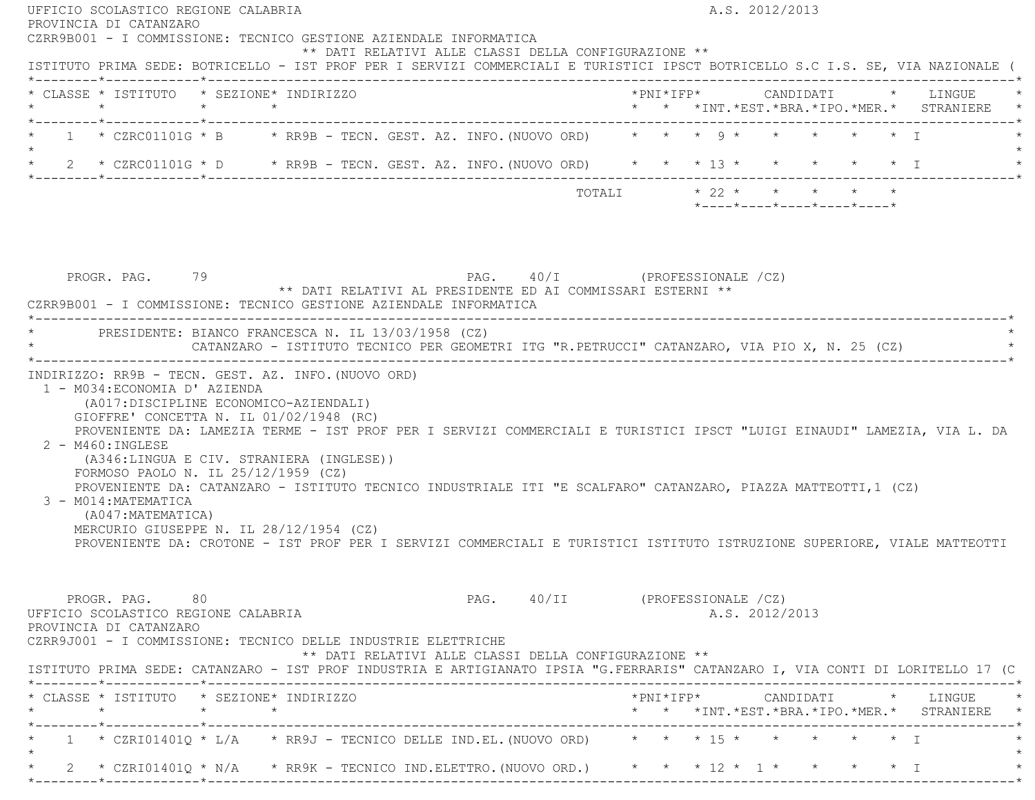UFFICIO SCOLASTICO REGIONE CALABRIA A.S. 2012/2013
PROVINCIA DI CATANZARO
CZRR9B001 - I COMMISSIONE: TECNICO GESTIONE AZIENDALE INFORMATICA

** DATI RELATIVI ALLE CLASSI DELLA CONFIGURAZIONE **

ISTITUTO PRIMA SEDE: BOTRICELLO - IST PROF PER I SERVIZI COMMERCIALI E TURISTICI IPSCT BOTRICELLO S.C I.S. SE, VIA NAZIONALE (

| CLASSE | ISTITUTO | SEZIONE | INDIRIZZO | PNI | IFP | CANDIDATI INT. | EST. | BRA. | IPO. | MER. | LINGUE STRANIERE |
|---|---|---|---|---|---|---|---|---|---|---|---|
| 1 | CZRC01101G | B | RR9B - TECN. GEST. AZ. INFO.(NUOVO ORD) | | | 9 | | | | | I |
| 2 | CZRC01101G | D | RR9B - TECN. GEST. AZ. INFO.(NUOVO ORD) | | | 13 | | | | | I |
| | | | TOTALI | | | 22 | | | | | |

PROGR. PAG. 79 PAG. 40/I (PROFESSIONALE /CZ)

** DATI RELATIVI AL PRESIDENTE ED AI COMMISSARI ESTERNI **

CZRR9B001 - I COMMISSIONE: TECNICO GESTIONE AZIENDALE INFORMATICA

PRESIDENTE: BIANCO FRANCESCA N. IL 13/03/1958 (CZ)
CATANZARO - ISTITUTO TECNICO PER GEOMETRI ITG "R.PETRUCCI" CATANZARO, VIA PIO X, N. 25 (CZ)

INDIRIZZO: RR9B - TECN. GEST. AZ. INFO.(NUOVO ORD)

1 - M034:ECONOMIA D' AZIENDA
(A017:DISCIPLINE ECONOMICO-AZIENDALI)
GIOFFRE' CONCETTA N. IL 01/02/1948 (RC)
PROVENIENTE DA: LAMEZIA TERME - IST PROF PER I SERVIZI COMMERCIALI E TURISTICI IPSCT "LUIGI EINAUDI" LAMEZIA, VIA L. DA

2 - M460:INGLESE
(A346:LINGUA E CIV. STRANIERA (INGLESE))
FORMOSO PAOLO N. IL 25/12/1959 (CZ)
PROVENIENTE DA: CATANZARO - ISTITUTO TECNICO INDUSTRIALE ITI "E SCALFARO" CATANZARO, PIAZZA MATTEOTTI,1 (CZ)

3 - M014:MATEMATICA
(A047:MATEMATICA)
MERCURIO GIUSEPPE N. IL 28/12/1954 (CZ)
PROVENIENTE DA: CROTONE - IST PROF PER I SERVIZI COMMERCIALI E TURISTICI ISTITUTO ISTRUZIONE SUPERIORE, VIALE MATTEOTTI

PROGR. PAG. 80 PAG. 40/II (PROFESSIONALE /CZ)

UFFICIO SCOLASTICO REGIONE CALABRIA A.S. 2012/2013
PROVINCIA DI CATANZARO
CZRR9J001 - I COMMISSIONE: TECNICO DELLE INDUSTRIE ELETTRICHE

** DATI RELATIVI ALLE CLASSI DELLA CONFIGURAZIONE **

ISTITUTO PRIMA SEDE: CATANZARO - IST PROF INDUSTRIA E ARTIGIANATO IPSIA "G.FERRARIS" CATANZARO I, VIA CONTI DI LORITELLO 17 (C

| CLASSE | ISTITUTO | SEZIONE | INDIRIZZO | PNI | IFP | CANDIDATI INT. | EST. | BRA. | IPO. | MER. | LINGUE STRANIERE |
|---|---|---|---|---|---|---|---|---|---|---|---|
| 1 | CZRI01401Q | L/A | RR9J - TECNICO DELLE IND.EL.(NUOVO ORD) | | | 15 | | | | | I |
| 2 | CZRI01401Q | N/A | RR9K - TECNICO IND.ELETTRO.(NUOVO ORD.) | | | 12 | 1 | | | | I |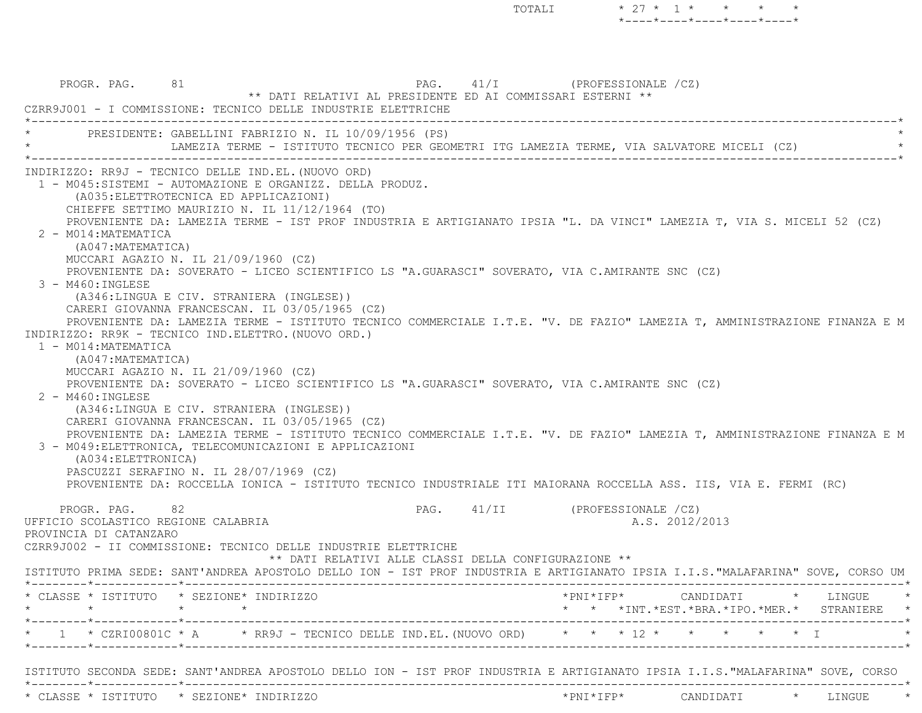TOTALI * 27 * 1 * * * *

PROGR. PAG. 81 PAG. 41/I (PROFESSIONALE /CZ)

** DATI RELATIVI AL PRESIDENTE ED AI COMMISSARI ESTERNI **

CZRR9J001 - I COMMISSIONE: TECNICO DELLE INDUSTRIE ELETTRICHE

PRESIDENTE: GABELLINI FABRIZIO N. IL 10/09/1956 (PS)
LAMEZIA TERME - ISTITUTO TECNICO PER GEOMETRI ITG LAMEZIA TERME, VIA SALVATORE MICELI (CZ)

INDIRIZZO: RR9J - TECNICO DELLE IND.EL.(NUOVO ORD)

1 - M045:SISTEMI - AUTOMAZIONE E ORGANIZZ. DELLA PRODUZ.
(A035:ELETTROTECNICA ED APPLICAZIONI)
CHIEFFE SETTIMO MAURIZIO N. IL 11/12/1964 (TO)
PROVENIENTE DA: LAMEZIA TERME - IST PROF INDUSTRIA E ARTIGIANATO IPSIA "L. DA VINCI" LAMEZIA T, VIA S. MICELI 52 (CZ)

2 - M014:MATEMATICA
(A047:MATEMATICA)
MUCCARI AGAZIO N. IL 21/09/1960 (CZ)
PROVENIENTE DA: SOVERATO - LICEO SCIENTIFICO LS "A.GUARASCI" SOVERATO, VIA C.AMIRANTE SNC (CZ)

3 - M460:INGLESE
(A346:LINGUA E CIV. STRANIERA (INGLESE))
CARERI GIOVANNA FRANCESCAN. IL 03/05/1965 (CZ)
PROVENIENTE DA: LAMEZIA TERME - ISTITUTO TECNICO COMMERCIALE I.T.E. "V. DE FAZIO" LAMEZIA T, AMMINISTRAZIONE FINANZA E M

INDIRIZZO: RR9K - TECNICO IND.ELETTRO.(NUOVO ORD.)

1 - M014:MATEMATICA
(A047:MATEMATICA)
MUCCARI AGAZIO N. IL 21/09/1960 (CZ)
PROVENIENTE DA: SOVERATO - LICEO SCIENTIFICO LS "A.GUARASCI" SOVERATO, VIA C.AMIRANTE SNC (CZ)

2 - M460:INGLESE
(A346:LINGUA E CIV. STRANIERA (INGLESE))
CARERI GIOVANNA FRANCESCAN. IL 03/05/1965 (CZ)
PROVENIENTE DA: LAMEZIA TERME - ISTITUTO TECNICO COMMERCIALE I.T.E. "V. DE FAZIO" LAMEZIA T, AMMINISTRAZIONE FINANZA E M

3 - M049:ELETTRONICA, TELECOMUNICAZIONI E APPLICAZIONI
(A034:ELETTRONICA)
PASCUZZI SERAFINO N. IL 28/07/1969 (CZ)
PROVENIENTE DA: ROCCELLA IONICA - ISTITUTO TECNICO INDUSTRIALE ITI MAIORANA ROCCELLA ASS. IIS, VIA E. FERMI (RC)

PROGR. PAG. 82 PAG. 41/II (PROFESSIONALE /CZ)

UFFICIO SCOLASTICO REGIONE CALABRIA A.S. 2012/2013

PROVINCIA DI CATANZARO

CZRR9J002 - II COMMISSIONE: TECNICO DELLE INDUSTRIE ELETTRICHE

** DATI RELATIVI ALLE CLASSI DELLA CONFIGURAZIONE **

ISTITUTO PRIMA SEDE: SANT'ANDREA APOSTOLO DELLO ION - IST PROF INDUSTRIA E ARTIGIANATO IPSIA I.I.S."MALAFARINA" SOVE, CORSO UM

| CLASSE | ISTITUTO | SEZIONE | INDIRIZZO | PNI | IFP | CANDIDATI INT. | EST. | BRA. | IPO. | MER. | LINGUE STRANIERE |
|---|---|---|---|---|---|---|---|---|---|---|---|
| 1 | CZRI00801C | A | RR9J - TECNICO DELLE IND.EL.(NUOVO ORD) | | | 12 | | | | | I |

ISTITUTO SECONDA SEDE: SANT'ANDREA APOSTOLO DELLO ION - IST PROF INDUSTRIA E ARTIGIANATO IPSIA I.I.S."MALAFARINA" SOVE, CORSO

| CLASSE | ISTITUTO | SEZIONE | INDIRIZZO | PNI | IFP | CANDIDATI | LINGUE |
|---|---|---|---|---|---|---|---|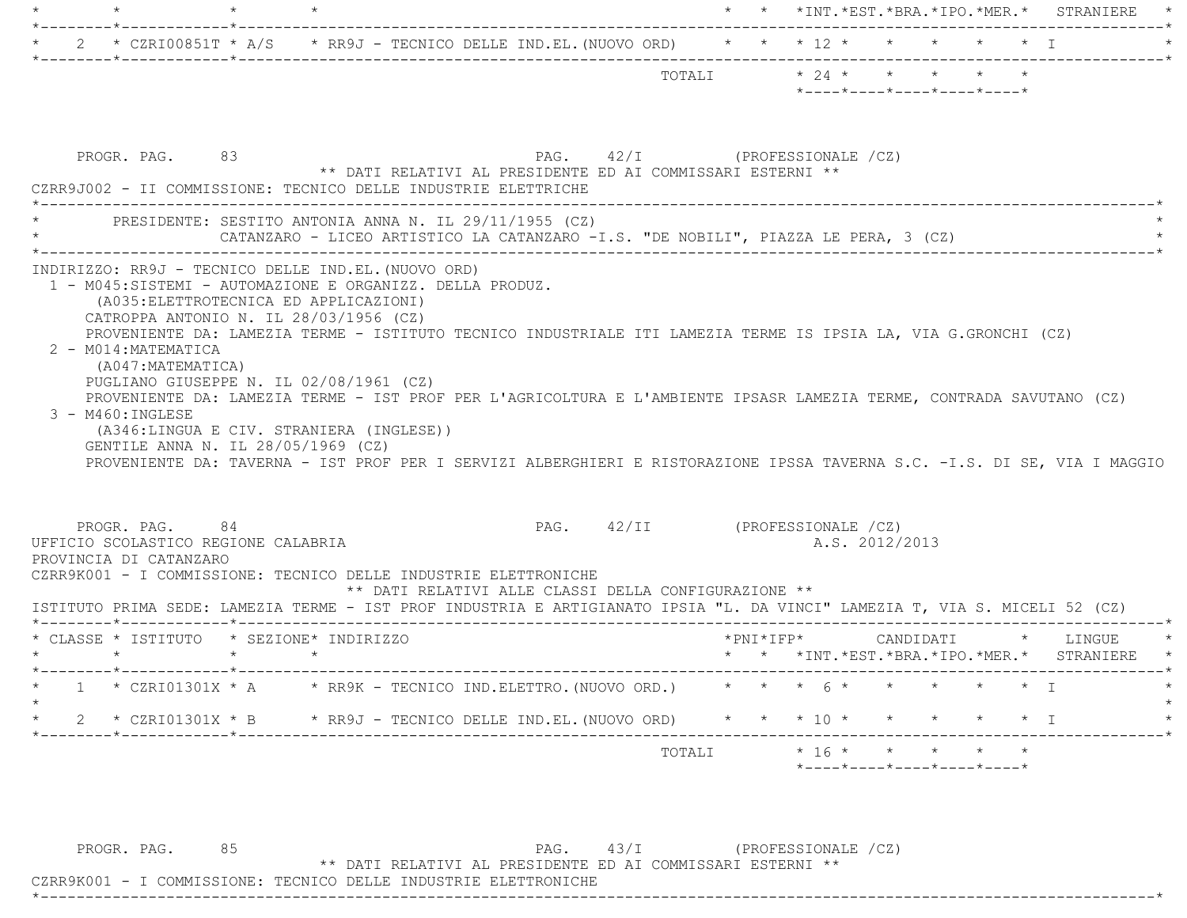| CLASSE | ISTITUTO | SEZIONE | INDIRIZZO | PNI | IFP | INT. | EST. | BRA. | IPO. | MER. | LINGUE STRANIERE |
|---|---|---|---|---|---|---|---|---|---|---|---|
| 2 | CZRI00851T | A/S | RR9J - TECNICO DELLE IND.EL.(NUOVO ORD) | | | 12 | | | | | I |
| | | | TOTALI | | | 24 | | | | | |

PROGR. PAG. 83 PAG. 42/I (PROFESSIONALE /CZ)

** DATI RELATIVI AL PRESIDENTE ED AI COMMISSARI ESTERNI **

CZRR9J002 - II COMMISSIONE: TECNICO DELLE INDUSTRIE ELETTRICHE

PRESIDENTE: SESTITO ANTONIA ANNA N. IL 29/11/1955 (CZ)
CATANZARO - LICEO ARTISTICO LA CATANZARO -I.S. "DE NOBILI", PIAZZA LE PERA, 3 (CZ)

INDIRIZZO: RR9J - TECNICO DELLE IND.EL.(NUOVO ORD)

1 - M045:SISTEMI - AUTOMAZIONE E ORGANIZZ. DELLA PRODUZ.
(A035:ELETTROTECNICA ED APPLICAZIONI)
CATROPPA ANTONIO N. IL 28/03/1956 (CZ)
PROVENIENTE DA: LAMEZIA TERME - ISTITUTO TECNICO INDUSTRIALE ITI LAMEZIA TERME IS IPSIA LA, VIA G.GRONCHI (CZ)

2 - M014:MATEMATICA
(A047:MATEMATICA)
PUGLIANO GIUSEPPE N. IL 02/08/1961 (CZ)
PROVENIENTE DA: LAMEZIA TERME - IST PROF PER L'AGRICOLTURA E L'AMBIENTE IPSASR LAMEZIA TERME, CONTRADA SAVUTANO (CZ)

3 - M460:INGLESE
(A346:LINGUA E CIV. STRANIERA (INGLESE))
GENTILE ANNA N. IL 28/05/1969 (CZ)
PROVENIENTE DA: TAVERNA - IST PROF PER I SERVIZI ALBERGHIERI E RISTORAZIONE IPSSA TAVERNA S.C. -I.S. DI SE, VIA I MAGGIO

PROGR. PAG. 84 PAG. 42/II (PROFESSIONALE /CZ)

UFFICIO SCOLASTICO REGIONE CALABRIA A.S. 2012/2013

PROVINCIA DI CATANZARO

CZRR9K001 - I COMMISSIONE: TECNICO DELLE INDUSTRIE ELETTRONICHE

** DATI RELATIVI ALLE CLASSI DELLA CONFIGURAZIONE **

ISTITUTO PRIMA SEDE: LAMEZIA TERME - IST PROF INDUSTRIA E ARTIGIANATO IPSIA "L. DA VINCI" LAMEZIA T, VIA S. MICELI 52 (CZ)

| CLASSE | ISTITUTO | SEZIONE | INDIRIZZO | PNI | IFP | INT. | EST. | BRA. | IPO. | MER. | LINGUE STRANIERE |
|---|---|---|---|---|---|---|---|---|---|---|---|
| 1 | CZRI01301X | A | RR9K - TECNICO IND.ELETTRO.(NUOVO ORD.) | | | 6 | | | | | I |
| 2 | CZRI01301X | B | RR9J - TECNICO DELLE IND.EL.(NUOVO ORD) | | | 10 | | | | | I |
| | | | TOTALI | | | 16 | | | | | |

PROGR. PAG. 85 PAG. 43/I (PROFESSIONALE /CZ)

** DATI RELATIVI AL PRESIDENTE ED AI COMMISSARI ESTERNI **

CZRR9K001 - I COMMISSIONE: TECNICO DELLE INDUSTRIE ELETTRONICHE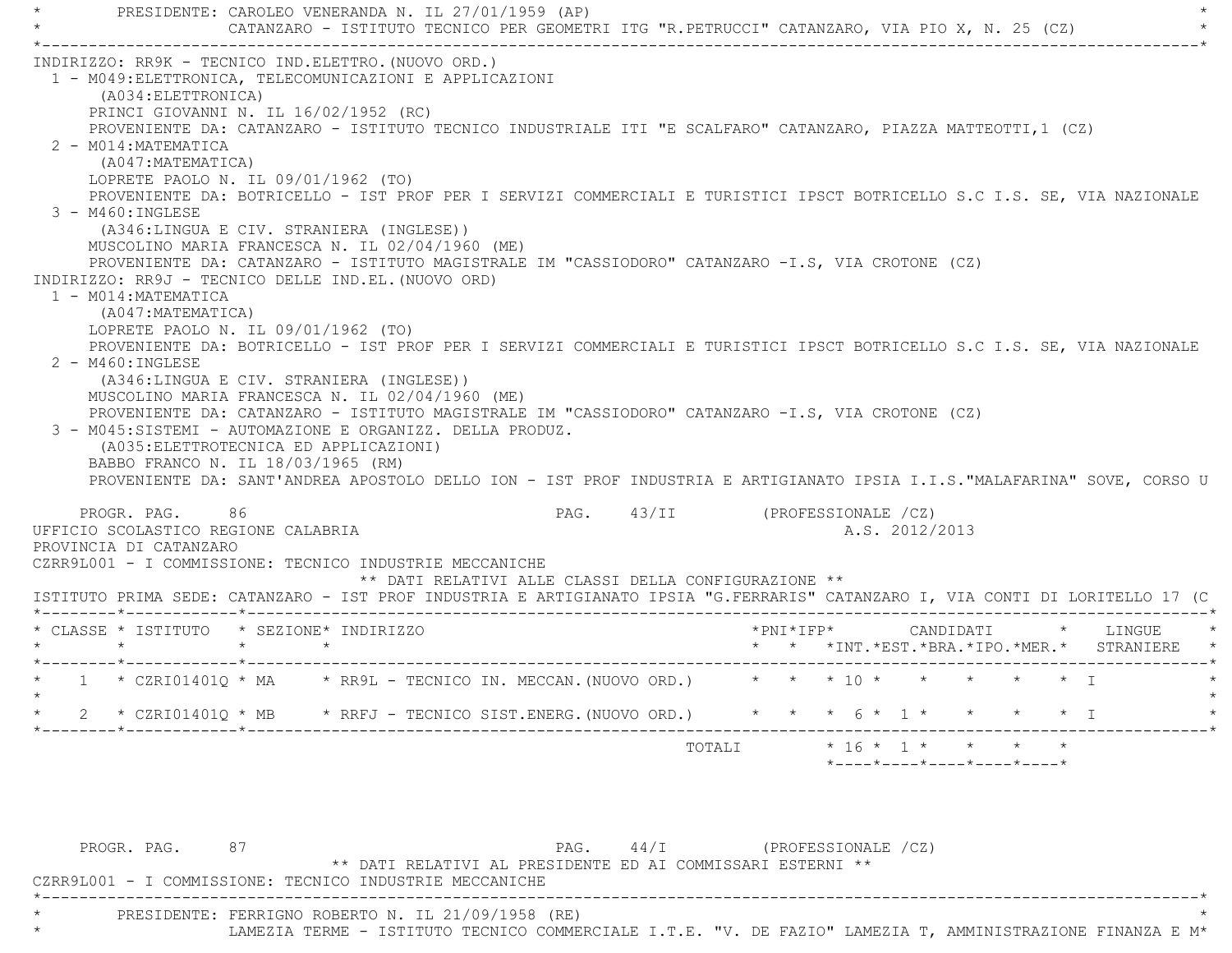PRESIDENTE: CAROLEO VENERANDA N. IL 27/01/1959 (AP)
CATANZARO - ISTITUTO TECNICO PER GEOMETRI ITG "R.PETRUCCI" CATANZARO, VIA PIO X, N. 25 (CZ)

INDIRIZZO: RR9K - TECNICO IND.ELETTRO.(NUOVO ORD.)

1 - M049:ELETTRONICA, TELECOMUNICAZIONI E APPLICAZIONI
(A034:ELETTRONICA)
PRINCI GIOVANNI N. IL 16/02/1952 (RC)
PROVENIENTE DA: CATANZARO - ISTITUTO TECNICO INDUSTRIALE ITI "E SCALFARO" CATANZARO, PIAZZA MATTEOTTI,1 (CZ)

2 - M014:MATEMATICA
(A047:MATEMATICA)
LOPRETE PAOLO N. IL 09/01/1962 (TO)
PROVENIENTE DA: BOTRICELLO - IST PROF PER I SERVIZI COMMERCIALI E TURISTICI IPSCT BOTRICELLO S.C I.S. SE, VIA NAZIONALE

3 - M460:INGLESE
(A346:LINGUA E CIV. STRANIERA (INGLESE))
MUSCOLINO MARIA FRANCESCA N. IL 02/04/1960 (ME)
PROVENIENTE DA: CATANZARO - ISTITUTO MAGISTRALE IM "CASSIODORO" CATANZARO -I.S, VIA CROTONE (CZ)

INDIRIZZO: RR9J - TECNICO DELLE IND.EL.(NUOVO ORD)

1 - M014:MATEMATICA
(A047:MATEMATICA)
LOPRETE PAOLO N. IL 09/01/1962 (TO)
PROVENIENTE DA: BOTRICELLO - IST PROF PER I SERVIZI COMMERCIALI E TURISTICI IPSCT BOTRICELLO S.C I.S. SE, VIA NAZIONALE

2 - M460:INGLESE
(A346:LINGUA E CIV. STRANIERA (INGLESE))
MUSCOLINO MARIA FRANCESCA N. IL 02/04/1960 (ME)
PROVENIENTE DA: CATANZARO - ISTITUTO MAGISTRALE IM "CASSIODORO" CATANZARO -I.S, VIA CROTONE (CZ)

3 - M045:SISTEMI - AUTOMAZIONE E ORGANIZZ. DELLA PRODUZ.
(A035:ELETTROTECNICA ED APPLICAZIONI)
BABBO FRANCO N. IL 18/03/1965 (RM)
PROVENIENTE DA: SANT'ANDREA APOSTOLO DELLO ION - IST PROF INDUSTRIA E ARTIGIANATO IPSIA I.I.S."MALAFARINA" SOVE, CORSO U

UFFICIO SCOLASTICO REGIONE CALABRIA
PROVINCIA DI CATANZARO
A.S. 2012/2013

CZRR9L001 - I COMMISSIONE: TECNICO INDUSTRIE MECCANICHE

** DATI RELATIVI ALLE CLASSI DELLA CONFIGURAZIONE **

ISTITUTO PRIMA SEDE: CATANZARO - IST PROF INDUSTRIA E ARTIGIANATO IPSIA "G.FERRARIS" CATANZARO I, VIA CONTI DI LORITELLO 17 (C

| CLASSE | ISTITUTO | SEZIONE | INDIRIZZO | PNI | IFP | CANDIDATI INT. | CANDIDATI EST. | CANDIDATI BRA. | CANDIDATI IPO. | CANDIDATI MER. | LINGUE STRANIERE |
|---|---|---|---|---|---|---|---|---|---|---|---|
| 1 | CZRI01401Q | MA | RR9L - TECNICO IN. MECCAN.(NUOVO ORD.) | | | 10 | | | | | I |
| 2 | CZRI01401Q | MB | RRFJ - TECNICO SIST.ENERG.(NUOVO ORD.) | | | 6 | 1 | | | | I |
| | | | TOTALI | | | 16 | 1 | | | | |

** DATI RELATIVI AL PRESIDENTE ED AI COMMISSARI ESTERNI **

CZRR9L001 - I COMMISSIONE: TECNICO INDUSTRIE MECCANICHE

PRESIDENTE: FERRIGNO ROBERTO N. IL 21/09/1958 (RE)
LAMEZIA TERME - ISTITUTO TECNICO COMMERCIALE I.T.E. "V. DE FAZIO" LAMEZIA T, AMMINISTRAZIONE FINANZA E M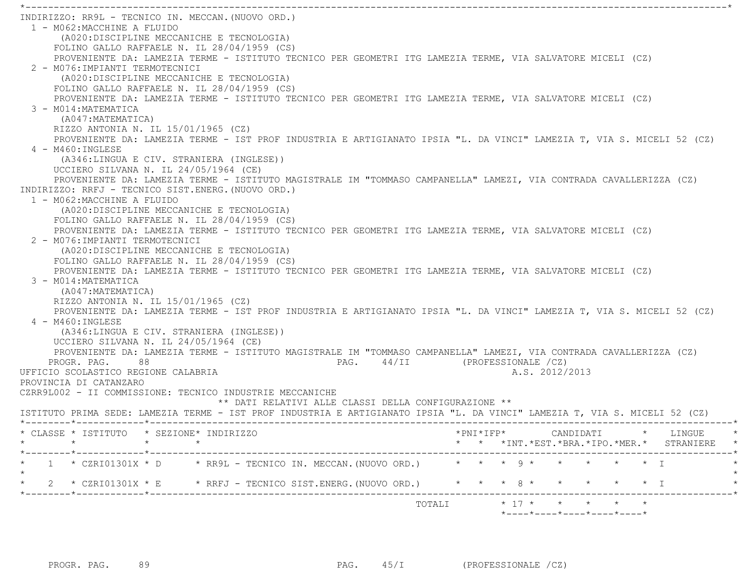INDIRIZZO: RR9L - TECNICO IN. MECCAN.(NUOVO ORD.)

1 - M062:MACCHINE A FLUIDO
 (A020:DISCIPLINE MECCANICHE E TECNOLOGIA)
 FOLINO GALLO RAFFAELE N. IL 28/04/1959 (CS)
 PROVENIENTE DA: LAMEZIA TERME - ISTITUTO TECNICO PER GEOMETRI ITG LAMEZIA TERME, VIA SALVATORE MICELI (CZ)

2 - M076:IMPIANTI TERMOTECNICI
 (A020:DISCIPLINE MECCANICHE E TECNOLOGIA)
 FOLINO GALLO RAFFAELE N. IL 28/04/1959 (CS)
 PROVENIENTE DA: LAMEZIA TERME - ISTITUTO TECNICO PER GEOMETRI ITG LAMEZIA TERME, VIA SALVATORE MICELI (CZ)

3 - M014:MATEMATICA
 (A047:MATEMATICA)
 RIZZO ANTONIA N. IL 15/01/1965 (CZ)
 PROVENIENTE DA: LAMEZIA TERME - IST PROF INDUSTRIA E ARTIGIANATO IPSIA "L. DA VINCI" LAMEZIA T, VIA S. MICELI 52 (CZ)

4 - M460:INGLESE
 (A346:LINGUA E CIV. STRANIERA (INGLESE))
 UCCIERO SILVANA N. IL 24/05/1964 (CE)
 PROVENIENTE DA: LAMEZIA TERME - ISTITUTO MAGISTRALE IM "TOMMASO CAMPANELLA" LAMEZI, VIA CONTRADA CAVALLERIZZA (CZ)

INDIRIZZO: RRFJ - TECNICO SIST.ENERG.(NUOVO ORD.)

1 - M062:MACCHINE A FLUIDO
 (A020:DISCIPLINE MECCANICHE E TECNOLOGIA)
 FOLINO GALLO RAFFAELE N. IL 28/04/1959 (CS)
 PROVENIENTE DA: LAMEZIA TERME - ISTITUTO TECNICO PER GEOMETRI ITG LAMEZIA TERME, VIA SALVATORE MICELI (CZ)

2 - M076:IMPIANTI TERMOTECNICI
 (A020:DISCIPLINE MECCANICHE E TECNOLOGIA)
 FOLINO GALLO RAFFAELE N. IL 28/04/1959 (CS)
 PROVENIENTE DA: LAMEZIA TERME - ISTITUTO TECNICO PER GEOMETRI ITG LAMEZIA TERME, VIA SALVATORE MICELI (CZ)

3 - M014:MATEMATICA
 (A047:MATEMATICA)
 RIZZO ANTONIA N. IL 15/01/1965 (CZ)
 PROVENIENTE DA: LAMEZIA TERME - IST PROF INDUSTRIA E ARTIGIANATO IPSIA "L. DA VINCI" LAMEZIA T, VIA S. MICELI 52 (CZ)

4 - M460:INGLESE
 (A346:LINGUA E CIV. STRANIERA (INGLESE))
 UCCIERO SILVANA N. IL 24/05/1964 (CE)
 PROVENIENTE DA: LAMEZIA TERME - ISTITUTO MAGISTRALE IM "TOMMASO CAMPANELLA" LAMEZI, VIA CONTRADA CAVALLERIZZA (CZ)

UFFICIO SCOLASTICO REGIONE CALABRIA — A.S. 2012/2013

PROVINCIA DI CATANZARO

CZRR9L002 - II COMMISSIONE: TECNICO INDUSTRIE MECCANICHE

** DATI RELATIVI ALLE CLASSI DELLA CONFIGURAZIONE **

ISTITUTO PRIMA SEDE: LAMEZIA TERME - IST PROF INDUSTRIA E ARTIGIANATO IPSIA "L. DA VINCI" LAMEZIA T, VIA S. MICELI 52 (CZ)

| CLASSE | ISTITUTO | SEZIONE | INDIRIZZO | PNI | IFP | CANDIDATI INT. | EST. | BRA. | IPO. | MER. | LINGUE STRANIERE |
|---|---|---|---|---|---|---|---|---|---|---|---|
| 1 | CZRI01301X | D | RR9L - TECNICO IN. MECCAN.(NUOVO ORD.) | | | 9 | | | | | I |
| 2 | CZRI01301X | E | RRFJ - TECNICO SIST.ENERG.(NUOVO ORD.) | | | 8 | | | | | I |
| | | | TOTALI | | | 17 | | | | | |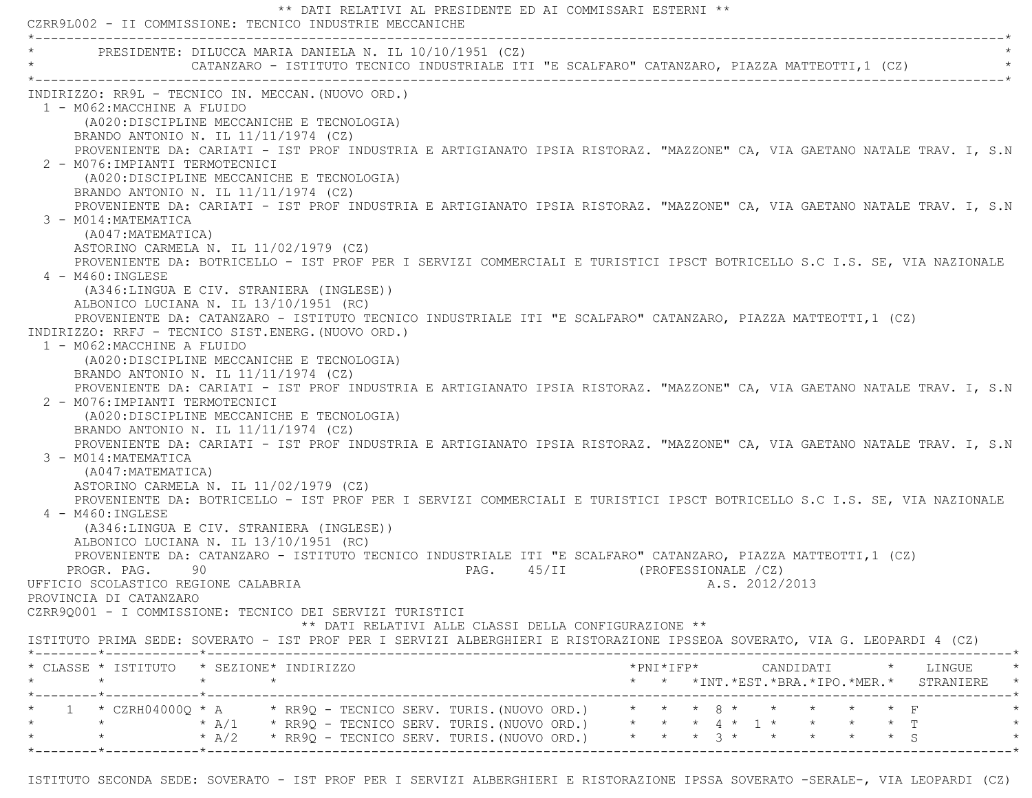** DATI RELATIVI AL PRESIDENTE ED AI COMMISSARI ESTERNI **

CZRR9L002 - II COMMISSIONE: TECNICO INDUSTRIE MECCANICHE

PRESIDENTE: DILUCCA MARIA DANIELA N. IL 10/10/1951 (CZ)
CATANZARO - ISTITUTO TECNICO INDUSTRIALE ITI "E SCALFARO" CATANZARO, PIAZZA MATTEOTTI,1 (CZ)

INDIRIZZO: RR9L - TECNICO IN. MECCAN.(NUOVO ORD.)

1 - M062:MACCHINE A FLUIDO
(A020:DISCIPLINE MECCANICHE E TECNOLOGIA)
BRANDO ANTONIO N. IL 11/11/1974 (CZ)
PROVENIENTE DA: CARIATI - IST PROF INDUSTRIA E ARTIGIANATO IPSIA RISTORAZ. "MAZZONE" CA, VIA GAETANO NATALE TRAV. I, S.N

2 - M076:IMPIANTI TERMOTECNICI
(A020:DISCIPLINE MECCANICHE E TECNOLOGIA)
BRANDO ANTONIO N. IL 11/11/1974 (CZ)
PROVENIENTE DA: CARIATI - IST PROF INDUSTRIA E ARTIGIANATO IPSIA RISTORAZ. "MAZZONE" CA, VIA GAETANO NATALE TRAV. I, S.N

3 - M014:MATEMATICA
(A047:MATEMATICA)
ASTORINO CARMELA N. IL 11/02/1979 (CZ)
PROVENIENTE DA: BOTRICELLO - IST PROF PER I SERVIZI COMMERCIALI E TURISTICI IPSCT BOTRICELLO S.C I.S. SE, VIA NAZIONALE

4 - M460:INGLESE
(A346:LINGUA E CIV. STRANIERA (INGLESE))
ALBONICO LUCIANA N. IL 13/10/1951 (RC)
PROVENIENTE DA: CATANZARO - ISTITUTO TECNICO INDUSTRIALE ITI "E SCALFARO" CATANZARO, PIAZZA MATTEOTTI,1 (CZ)

INDIRIZZO: RRFJ - TECNICO SIST.ENERG.(NUOVO ORD.)

1 - M062:MACCHINE A FLUIDO
(A020:DISCIPLINE MECCANICHE E TECNOLOGIA)
BRANDO ANTONIO N. IL 11/11/1974 (CZ)
PROVENIENTE DA: CARIATI - IST PROF INDUSTRIA E ARTIGIANATO IPSIA RISTORAZ. "MAZZONE" CA, VIA GAETANO NATALE TRAV. I, S.N

2 - M076:IMPIANTI TERMOTECNICI
(A020:DISCIPLINE MECCANICHE E TECNOLOGIA)
BRANDO ANTONIO N. IL 11/11/1974 (CZ)
PROVENIENTE DA: CARIATI - IST PROF INDUSTRIA E ARTIGIANATO IPSIA RISTORAZ. "MAZZONE" CA, VIA GAETANO NATALE TRAV. I, S.N

3 - M014:MATEMATICA
(A047:MATEMATICA)
ASTORINO CARMELA N. IL 11/02/1979 (CZ)
PROVENIENTE DA: BOTRICELLO - IST PROF PER I SERVIZI COMMERCIALI E TURISTICI IPSCT BOTRICELLO S.C I.S. SE, VIA NAZIONALE

4 - M460:INGLESE
(A346:LINGUA E CIV. STRANIERA (INGLESE))
ALBONICO LUCIANA N. IL 13/10/1951 (RC)
PROVENIENTE DA: CATANZARO - ISTITUTO TECNICO INDUSTRIALE ITI "E SCALFARO" CATANZARO, PIAZZA MATTEOTTI,1 (CZ)

PROGR. PAG. 90 PAG. 45/II (PROFESSIONALE /CZ)

UFFICIO SCOLASTICO REGIONE CALABRIA A.S. 2012/2013
PROVINCIA DI CATANZARO

CZRR9Q001 - I COMMISSIONE: TECNICO DEI SERVIZI TURISTICI

** DATI RELATIVI ALLE CLASSI DELLA CONFIGURAZIONE **

ISTITUTO PRIMA SEDE: SOVERATO - IST PROF PER I SERVIZI ALBERGHIERI E RISTORAZIONE IPSSEOA SOVERATO, VIA G. LEOPARDI 4 (CZ)

| CLASSE | ISTITUTO | SEZIONE | INDIRIZZO | PNI | IFP | CANDIDATI INT. | EST. | BRA. | IPO. | MER. | LINGUE STRANIERE |
|---|---|---|---|---|---|---|---|---|---|---|---|
| 1 | CZRH04000Q | A | RR9Q - TECNICO SERV. TURIS.(NUOVO ORD.) | | | 8 | | | | | F |
| | | A/1 | RR9Q - TECNICO SERV. TURIS.(NUOVO ORD.) | | | 4 | 1 | | | | T |
| | | A/2 | RR9Q - TECNICO SERV. TURIS.(NUOVO ORD.) | | | 3 | | | | | S |

ISTITUTO SECONDA SEDE: SOVERATO - IST PROF PER I SERVIZI ALBERGHIERI E RISTORAZIONE IPSSA SOVERATO -SERALE-, VIA LEOPARDI (CZ)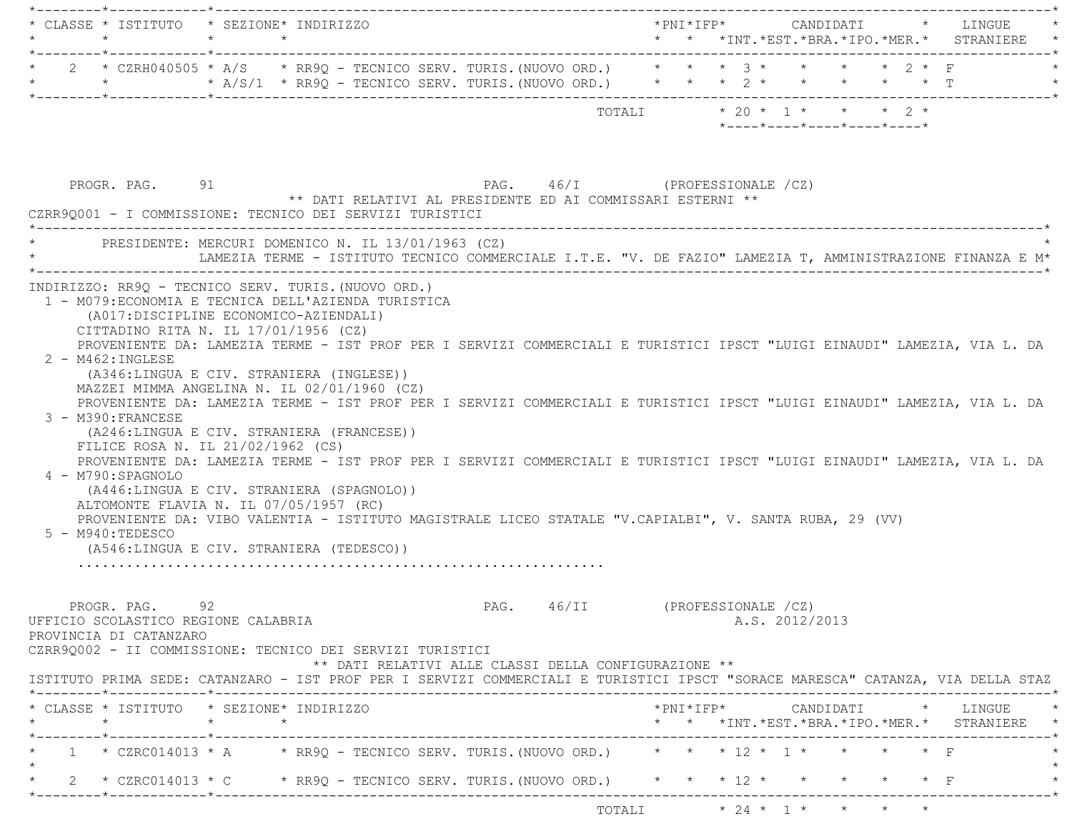| CLASSE | ISTITUTO | SEZIONE | INDIRIZZO | PNI | IFP | INT. | EST. | BRA. | IPO. | MER. | LINGUE STRANIERE |
|---|---|---|---|---|---|---|---|---|---|---|---|
| 2 | CZRH040505 | A/S | RR9Q - TECNICO SERV. TURIS.(NUOVO ORD.) | | | 3 | | | | 2 | F |
| | | A/S/1 | RR9Q - TECNICO SERV. TURIS.(NUOVO ORD.) | | | 2 | | | | | T |
| | | | TOTALI | | | 20 | 1 | | | 2 | |

PROGR. PAG. 91 PAG. 46/I (PROFESSIONALE /CZ)

** DATI RELATIVI AL PRESIDENTE ED AI COMMISSARI ESTERNI **

CZRR9Q001 - I COMMISSIONE: TECNICO DEI SERVIZI TURISTICI

PRESIDENTE: MERCURI DOMENICO N. IL 13/01/1963 (CZ)
LAMEZIA TERME - ISTITUTO TECNICO COMMERCIALE I.T.E. "V. DE FAZIO" LAMEZIA T, AMMINISTRAZIONE FINANZA E M*

INDIRIZZO: RR9Q - TECNICO SERV. TURIS.(NUOVO ORD.)

1 - M079:ECONOMIA E TECNICA DELL'AZIENDA TURISTICA
(A017:DISCIPLINE ECONOMICO-AZIENDALI)
CITTADINO RITA N. IL 17/01/1956 (CZ)
PROVENIENTE DA: LAMEZIA TERME - IST PROF PER I SERVIZI COMMERCIALI E TURISTICI IPSCT "LUIGI EINAUDI" LAMEZIA, VIA L. DA

2 - M462:INGLESE
(A346:LINGUA E CIV. STRANIERA (INGLESE))
MAZZEI MIMMA ANGELINA N. IL 02/01/1960 (CZ)
PROVENIENTE DA: LAMEZIA TERME - IST PROF PER I SERVIZI COMMERCIALI E TURISTICI IPSCT "LUIGI EINAUDI" LAMEZIA, VIA L. DA

3 - M390:FRANCESE
(A246:LINGUA E CIV. STRANIERA (FRANCESE))
FILICE ROSA N. IL 21/02/1962 (CS)
PROVENIENTE DA: LAMEZIA TERME - IST PROF PER I SERVIZI COMMERCIALI E TURISTICI IPSCT "LUIGI EINAUDI" LAMEZIA, VIA L. DA

4 - M790:SPAGNOLO
(A446:LINGUA E CIV. STRANIERA (SPAGNOLO))
ALTOMONTE FLAVIA N. IL 07/05/1957 (RC)
PROVENIENTE DA: VIBO VALENTIA - ISTITUTO MAGISTRALE LICEO STATALE "V.CAPIALBI", V. SANTA RUBA, 29 (VV)

5 - M940:TEDESCO
(A546:LINGUA E CIV. STRANIERA (TEDESCO))
...............................................................

PROGR. PAG. 92 PAG. 46/II (PROFESSIONALE /CZ)

UFFICIO SCOLASTICO REGIONE CALABRIA A.S. 2012/2013

PROVINCIA DI CATANZARO

CZRR9Q002 - II COMMISSIONE: TECNICO DEI SERVIZI TURISTICI

** DATI RELATIVI ALLE CLASSI DELLA CONFIGURAZIONE **

ISTITUTO PRIMA SEDE: CATANZARO - IST PROF PER I SERVIZI COMMERCIALI E TURISTICI IPSCT "SORACE MARESCA" CATANZA, VIA DELLA STAZ

| CLASSE | ISTITUTO | SEZIONE | INDIRIZZO | PNI | IFP | INT. | EST. | BRA. | IPO. | MER. | LINGUE STRANIERE |
|---|---|---|---|---|---|---|---|---|---|---|---|
| 1 | CZRC014013 | A | RR9Q - TECNICO SERV. TURIS.(NUOVO ORD.) | | | 12 | 1 | | | | F |
| 2 | CZRC014013 | C | RR9Q - TECNICO SERV. TURIS.(NUOVO ORD.) | | | 12 | | | | | F |
| | | | TOTALI | | | 24 | 1 | | | | |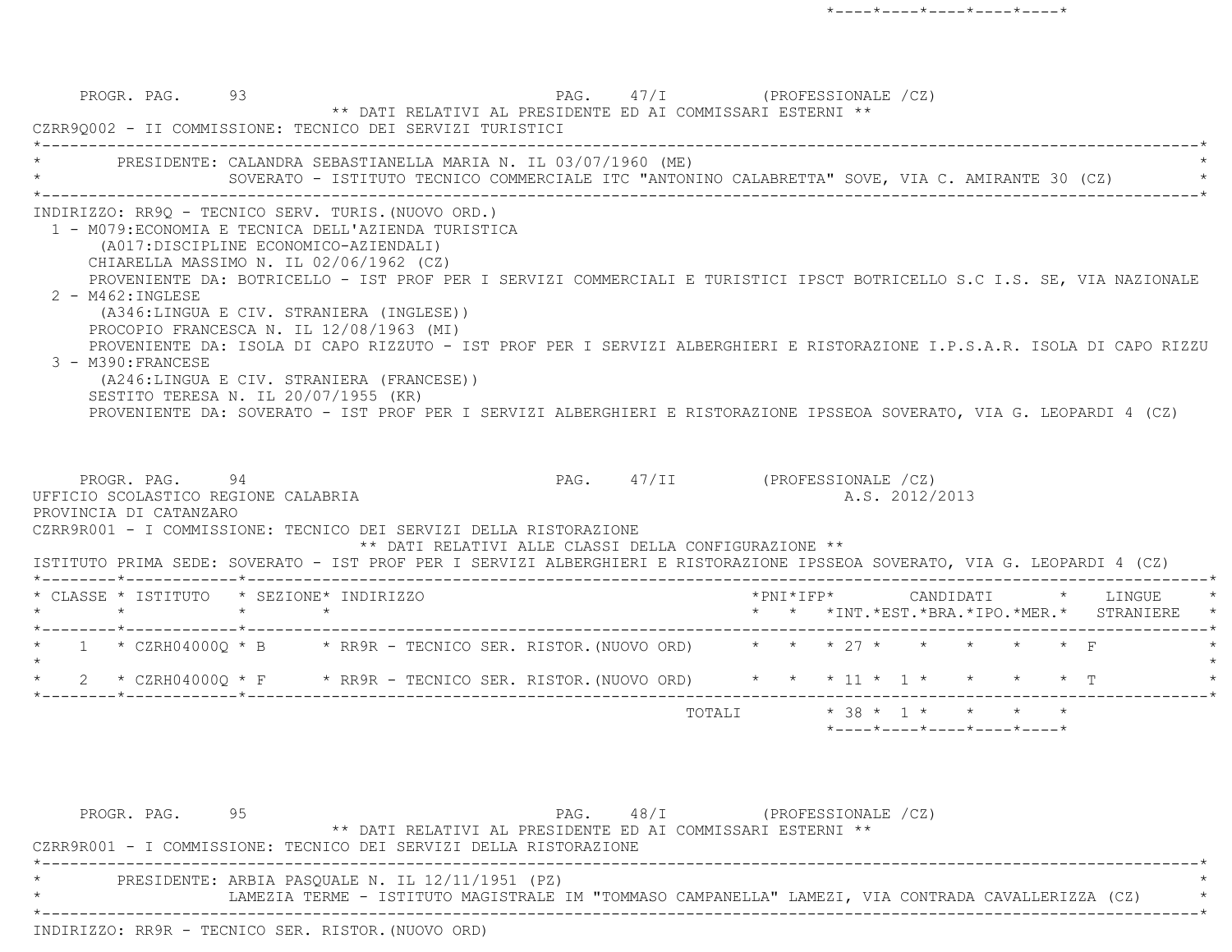PROGR. PAG. 93 PAG. 47/I (PROFESSIONALE /CZ)

** DATI RELATIVI AL PRESIDENTE ED AI COMMISSARI ESTERNI **

CZRR9Q002 - II COMMISSIONE: TECNICO DEI SERVIZI TURISTICI

PRESIDENTE: CALANDRA SEBASTIANELLA MARIA N. IL 03/07/1960 (ME)
SOVERATO - ISTITUTO TECNICO COMMERCIALE ITC "ANTONINO CALABRETTA" SOVE, VIA C. AMIRANTE 30 (CZ)

INDIRIZZO: RR9Q - TECNICO SERV. TURIS.(NUOVO ORD.)

1 - M079:ECONOMIA E TECNICA DELL'AZIENDA TURISTICA
(A017:DISCIPLINE ECONOMICO-AZIENDALI)
CHIARELLA MASSIMO N. IL 02/06/1962 (CZ)
PROVENIENTE DA: BOTRICELLO - IST PROF PER I SERVIZI COMMERCIALI E TURISTICI IPSCT BOTRICELLO S.C I.S. SE, VIA NAZIONALE

2 - M462:INGLESE
(A346:LINGUA E CIV. STRANIERA (INGLESE))
PROCOPIO FRANCESCA N. IL 12/08/1963 (MI)
PROVENIENTE DA: ISOLA DI CAPO RIZZUTO - IST PROF PER I SERVIZI ALBERGHIERI E RISTORAZIONE I.P.S.A.R. ISOLA DI CAPO RIZZU

3 - M390:FRANCESE
(A246:LINGUA E CIV. STRANIERA (FRANCESE))
SESTITO TERESA N. IL 20/07/1955 (KR)
PROVENIENTE DA: SOVERATO - IST PROF PER I SERVIZI ALBERGHIERI E RISTORAZIONE IPSSEOA SOVERATO, VIA G. LEOPARDI 4 (CZ)

PROGR. PAG. 94 PAG. 47/II (PROFESSIONALE /CZ)

UFFICIO SCOLASTICO REGIONE CALABRIA A.S. 2012/2013

PROVINCIA DI CATANZARO

CZRR9R001 - I COMMISSIONE: TECNICO DEI SERVIZI DELLA RISTORAZIONE

** DATI RELATIVI ALLE CLASSI DELLA CONFIGURAZIONE **

ISTITUTO PRIMA SEDE: SOVERATO - IST PROF PER I SERVIZI ALBERGHIERI E RISTORAZIONE IPSSEOA SOVERATO, VIA G. LEOPARDI 4 (CZ)

| CLASSE | ISTITUTO | SEZIONE | INDIRIZZO | PNI | IFP | CANDIDATI INT. | EST. | BRA. | IPO. | MER. | LINGUE STRANIERE |
|---|---|---|---|---|---|---|---|---|---|---|---|
| 1 | CZRH04000Q | B | RR9R - TECNICO SER. RISTOR.(NUOVO ORD) | | | 27 | | | | | F |
| 2 | CZRH04000Q | F | RR9R - TECNICO SER. RISTOR.(NUOVO ORD) | | | 11 | 1 | | | | T |
| | | | TOTALI | | | 38 | 1 | | | | |

PROGR. PAG. 95 PAG. 48/I (PROFESSIONALE /CZ)

** DATI RELATIVI AL PRESIDENTE ED AI COMMISSARI ESTERNI **

CZRR9R001 - I COMMISSIONE: TECNICO DEI SERVIZI DELLA RISTORAZIONE

PRESIDENTE: ARBIA PASQUALE N. IL 12/11/1951 (PZ)
LAMEZIA TERME - ISTITUTO MAGISTRALE IM "TOMMASO CAMPANELLA" LAMEZI, VIA CONTRADA CAVALLERIZZA (CZ)

INDIRIZZO: RR9R - TECNICO SER. RISTOR.(NUOVO ORD)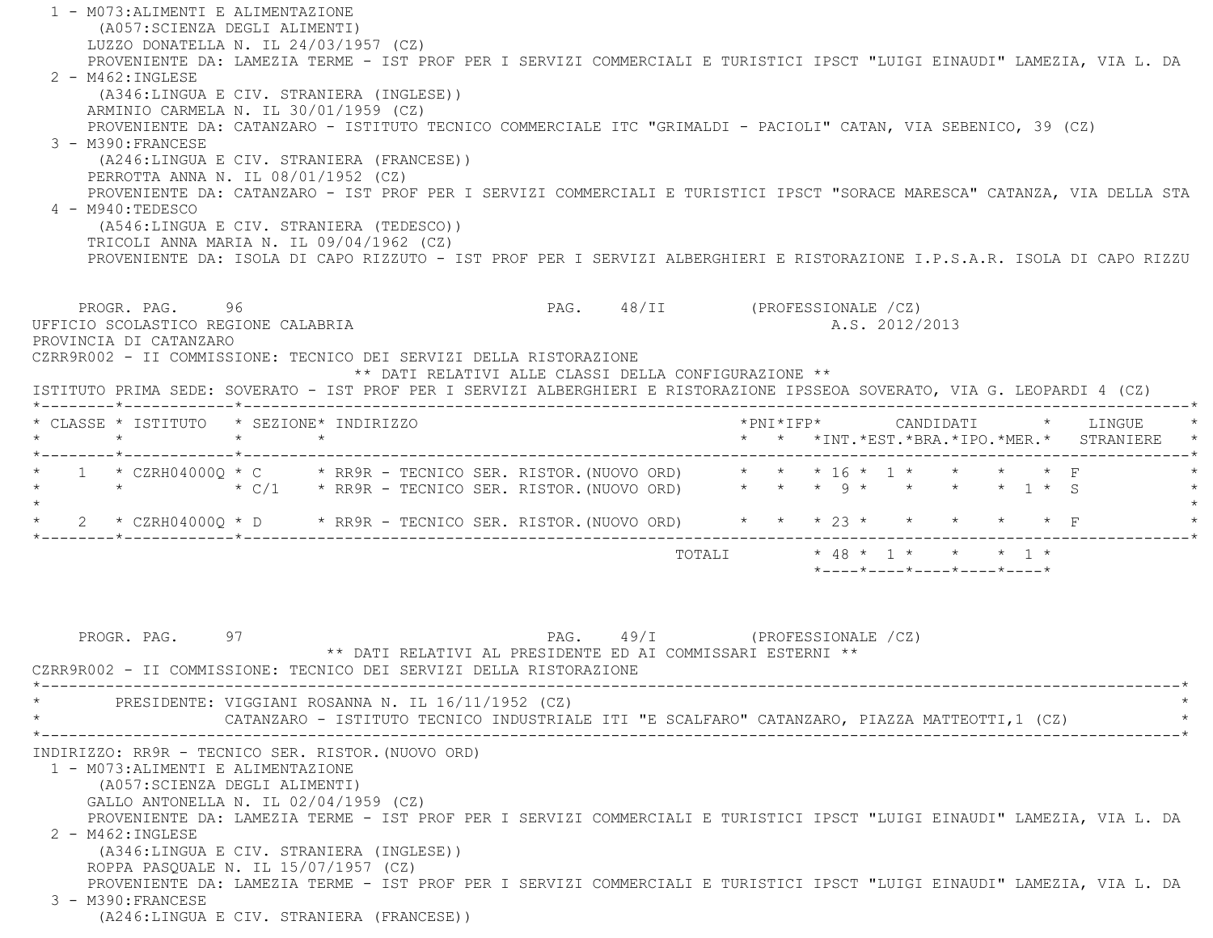1 - M073:ALIMENTI E ALIMENTAZIONE
(A057:SCIENZA DEGLI ALIMENTI)
LUZZO DONATELLA N. IL 24/03/1957 (CZ)
PROVENIENTE DA: LAMEZIA TERME - IST PROF PER I SERVIZI COMMERCIALI E TURISTICI IPSCT "LUIGI EINAUDI" LAMEZIA, VIA L. DA

2 - M462:INGLESE
(A346:LINGUA E CIV. STRANIERA (INGLESE))
ARMINIO CARMELA N. IL 30/01/1959 (CZ)
PROVENIENTE DA: CATANZARO - ISTITUTO TECNICO COMMERCIALE ITC "GRIMALDI - PACIOLI" CATAN, VIA SEBENICO, 39 (CZ)

3 - M390:FRANCESE
(A246:LINGUA E CIV. STRANIERA (FRANCESE))
PERROTTA ANNA N. IL 08/01/1952 (CZ)
PROVENIENTE DA: CATANZARO - IST PROF PER I SERVIZI COMMERCIALI E TURISTICI IPSCT "SORACE MARESCA" CATANZA, VIA DELLA STA

4 - M940:TEDESCO
(A546:LINGUA E CIV. STRANIERA (TEDESCO))
TRICOLI ANNA MARIA N. IL 09/04/1962 (CZ)
PROVENIENTE DA: ISOLA DI CAPO RIZZUTO - IST PROF PER I SERVIZI ALBERGHIERI E RISTORAZIONE I.P.S.A.R. ISOLA DI CAPO RIZZU

PROGR. PAG. 96 PAG. 48/II (PROFESSIONALE /CZ)

UFFICIO SCOLASTICO REGIONE CALABRIA A.S. 2012/2013

PROVINCIA DI CATANZARO

CZRR9R002 - II COMMISSIONE: TECNICO DEI SERVIZI DELLA RISTORAZIONE

** DATI RELATIVI ALLE CLASSI DELLA CONFIGURAZIONE **

ISTITUTO PRIMA SEDE: SOVERATO - IST PROF PER I SERVIZI ALBERGHIERI E RISTORAZIONE IPSSEOA SOVERATO, VIA G. LEOPARDI 4 (CZ)

| CLASSE | ISTITUTO | SEZIONE | INDIRIZZO | PNI | IFP | CANDIDATI INT. | EST. | BRA. | IPO. | MER. | LINGUE STRANIERE |
|---|---|---|---|---|---|---|---|---|---|---|---|
| 1 | CZRH04000Q | C | RR9R - TECNICO SER. RISTOR.(NUOVO ORD) | | | 16 | 1 | | | | F |
| | | C/1 | RR9R - TECNICO SER. RISTOR.(NUOVO ORD) | | | 9 | | | | 1 | S |
| 2 | CZRH04000Q | D | RR9R - TECNICO SER. RISTOR.(NUOVO ORD) | | | 23 | | | | | F |
| | | | TOTALI | | | 48 | 1 | | | 1 | |

PROGR. PAG. 97 PAG. 49/I (PROFESSIONALE /CZ)

** DATI RELATIVI AL PRESIDENTE ED AI COMMISSARI ESTERNI **

CZRR9R002 - II COMMISSIONE: TECNICO DEI SERVIZI DELLA RISTORAZIONE

PRESIDENTE: VIGGIANI ROSANNA N. IL 16/11/1952 (CZ)
CATANZARO - ISTITUTO TECNICO INDUSTRIALE ITI "E SCALFARO" CATANZARO, PIAZZA MATTEOTTI,1 (CZ)

INDIRIZZO: RR9R - TECNICO SER. RISTOR.(NUOVO ORD)

1 - M073:ALIMENTI E ALIMENTAZIONE
(A057:SCIENZA DEGLI ALIMENTI)
GALLO ANTONELLA N. IL 02/04/1959 (CZ)
PROVENIENTE DA: LAMEZIA TERME - IST PROF PER I SERVIZI COMMERCIALI E TURISTICI IPSCT "LUIGI EINAUDI" LAMEZIA, VIA L. DA

2 - M462:INGLESE
(A346:LINGUA E CIV. STRANIERA (INGLESE))
ROPPA PASQUALE N. IL 15/07/1957 (CZ)
PROVENIENTE DA: LAMEZIA TERME - IST PROF PER I SERVIZI COMMERCIALI E TURISTICI IPSCT "LUIGI EINAUDI" LAMEZIA, VIA L. DA

3 - M390:FRANCESE
(A246:LINGUA E CIV. STRANIERA (FRANCESE))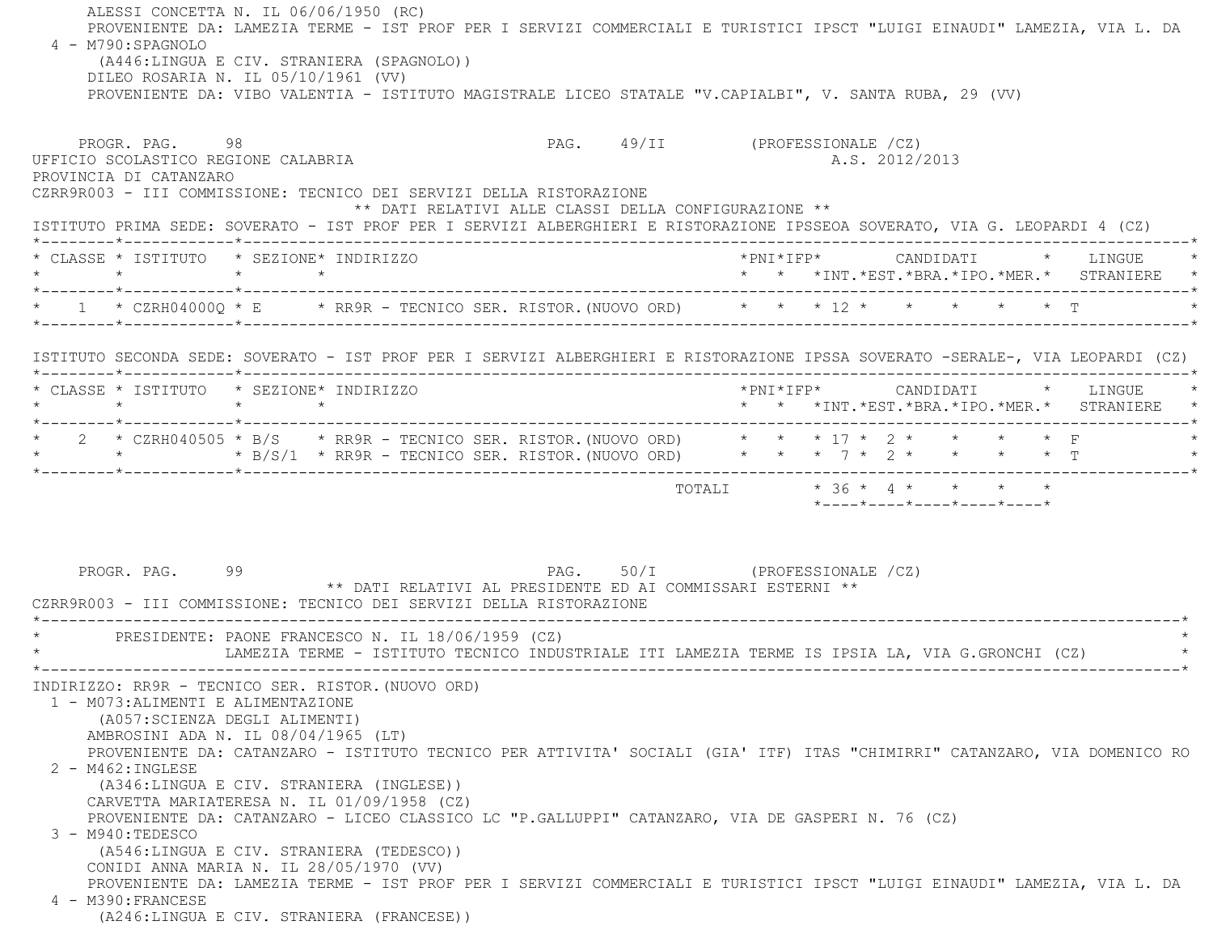ALESSI CONCETTA N. IL 06/06/1950 (RC)
PROVENIENTE DA: LAMEZIA TERME - IST PROF PER I SERVIZI COMMERCIALI E TURISTICI IPSCT "LUIGI EINAUDI" LAMEZIA, VIA L. DA

4 - M790:SPAGNOLO
(A446:LINGUA E CIV. STRANIERA (SPAGNOLO))
DILEO ROSARIA N. IL 05/10/1961 (VV)
PROVENIENTE DA: VIBO VALENTIA - ISTITUTO MAGISTRALE LICEO STATALE "V.CAPIALBI", V. SANTA RUBA, 29 (VV)

PROGR. PAG. 98 PAG. 49/II (PROFESSIONALE /CZ)

UFFICIO SCOLASTICO REGIONE CALABRIA A.S. 2012/2013

PROVINCIA DI CATANZARO

CZRR9R003 - III COMMISSIONE: TECNICO DEI SERVIZI DELLA RISTORAZIONE

** DATI RELATIVI ALLE CLASSI DELLA CONFIGURAZIONE **

ISTITUTO PRIMA SEDE: SOVERATO - IST PROF PER I SERVIZI ALBERGHIERI E RISTORAZIONE IPSSEOA SOVERATO, VIA G. LEOPARDI 4 (CZ)

| CLASSE | ISTITUTO | SEZIONE | INDIRIZZO | PNI | IFP | CANDIDATI INT. | EST. | BRA. | IPO. | MER. | LINGUE STRANIERE |
|---|---|---|---|---|---|---|---|---|---|---|---|
| 1 | CZRH04000Q | E | RR9R - TECNICO SER. RISTOR.(NUOVO ORD) | | | 12 | | | | | T |

ISTITUTO SECONDA SEDE: SOVERATO - IST PROF PER I SERVIZI ALBERGHIERI E RISTORAZIONE IPSSA SOVERATO -SERALE-, VIA LEOPARDI (CZ)

| CLASSE | ISTITUTO | SEZIONE | INDIRIZZO | PNI | IFP | CANDIDATI INT. | EST. | BRA. | IPO. | MER. | LINGUE STRANIERE |
|---|---|---|---|---|---|---|---|---|---|---|---|
| 2 | CZRH040505 | B/S | RR9R - TECNICO SER. RISTOR.(NUOVO ORD) | | | 17 | 2 | | | | F |
| | | B/S/1 | RR9R - TECNICO SER. RISTOR.(NUOVO ORD) | | | 7 | 2 | | | | T |
| | | | TOTALI | | | 36 | 4 | | | | |

PROGR. PAG. 99 PAG. 50/I (PROFESSIONALE /CZ)

** DATI RELATIVI AL PRESIDENTE ED AI COMMISSARI ESTERNI **

CZRR9R003 - III COMMISSIONE: TECNICO DEI SERVIZI DELLA RISTORAZIONE

PRESIDENTE: PAONE FRANCESCO N. IL 18/06/1959 (CZ)
LAMEZIA TERME - ISTITUTO TECNICO INDUSTRIALE ITI LAMEZIA TERME IS IPSIA LA, VIA G.GRONCHI (CZ)

INDIRIZZO: RR9R - TECNICO SER. RISTOR.(NUOVO ORD)

1 - M073:ALIMENTI E ALIMENTAZIONE
(A057:SCIENZA DEGLI ALIMENTI)
AMBROSINI ADA N. IL 08/04/1965 (LT)
PROVENIENTE DA: CATANZARO - ISTITUTO TECNICO PER ATTIVITA' SOCIALI (GIA' ITF) ITAS "CHIMIRRI" CATANZARO, VIA DOMENICO RO

2 - M462:INGLESE
(A346:LINGUA E CIV. STRANIERA (INGLESE))
CARVETTA MARIATERESA N. IL 01/09/1958 (CZ)
PROVENIENTE DA: CATANZARO - LICEO CLASSICO LC "P.GALLUPPI" CATANZARO, VIA DE GASPERI N. 76 (CZ)

3 - M940:TEDESCO
(A546:LINGUA E CIV. STRANIERA (TEDESCO))
CONIDI ANNA MARIA N. IL 28/05/1970 (VV)
PROVENIENTE DA: LAMEZIA TERME - IST PROF PER I SERVIZI COMMERCIALI E TURISTICI IPSCT "LUIGI EINAUDI" LAMEZIA, VIA L. DA

4 - M390:FRANCESE
(A246:LINGUA E CIV. STRANIERA (FRANCESE))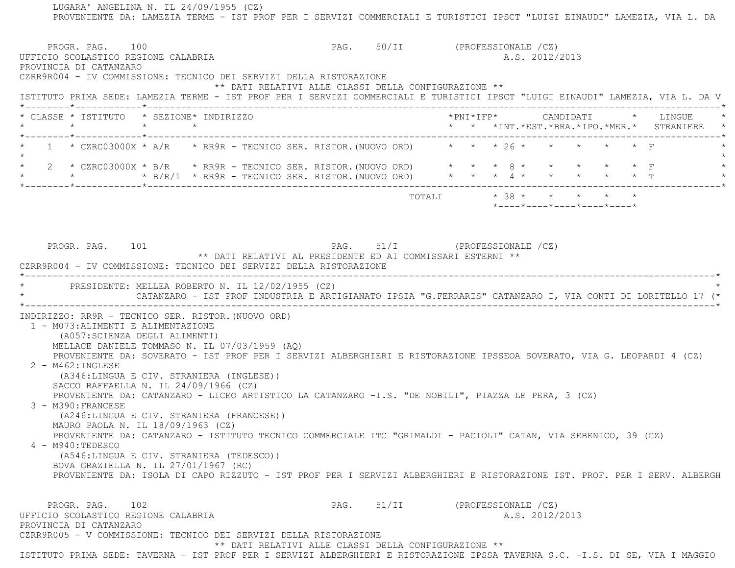LUGARA' ANGELINA N. IL 24/09/1955 (CZ)
PROVENIENTE DA: LAMEZIA TERME - IST PROF PER I SERVIZI COMMERCIALI E TURISTICI IPSCT "LUIGI EINAUDI" LAMEZIA, VIA L. DA

PROGR. PAG. 100 PAG. 50/II (PROFESSIONALE /CZ)

UFFICIO SCOLASTICO REGIONE CALABRIA A.S. 2012/2013

PROVINCIA DI CATANZARO

CZRR9R004 - IV COMMISSIONE: TECNICO DEI SERVIZI DELLA RISTORAZIONE

** DATI RELATIVI ALLE CLASSI DELLA CONFIGURAZIONE **

ISTITUTO PRIMA SEDE: LAMEZIA TERME - IST PROF PER I SERVIZI COMMERCIALI E TURISTICI IPSCT "LUIGI EINAUDI" LAMEZIA, VIA L. DA V

| CLASSE | ISTITUTO | SEZIONE | INDIRIZZO | PNI | IFP | CANDIDATI INT. | EST. | BRA. | IPO. | MER. | LINGUE STRANIERE |
|---|---|---|---|---|---|---|---|---|---|---|---|
| 1 | CZRC03000X | A/R | RR9R - TECNICO SER. RISTOR.(NUOVO ORD) | | | 26 | | | | | F |
| 2 | CZRC03000X | B/R | RR9R - TECNICO SER. RISTOR.(NUOVO ORD) | | | 8 | | | | | F |
| | | B/R/1 | RR9R - TECNICO SER. RISTOR.(NUOVO ORD) | | | 4 | | | | | T |
| | | | TOTALI | | | 38 | | | | | |

PROGR. PAG. 101 PAG. 51/I (PROFESSIONALE /CZ)

** DATI RELATIVI AL PRESIDENTE ED AI COMMISSARI ESTERNI **

CZRR9R004 - IV COMMISSIONE: TECNICO DEI SERVIZI DELLA RISTORAZIONE

PRESIDENTE: MELLEA ROBERTO N. IL 12/02/1955 (CZ)
CATANZARO - IST PROF INDUSTRIA E ARTIGIANATO IPSIA "G.FERRARIS" CATANZARO I, VIA CONTI DI LORITELLO 17 (

INDIRIZZO: RR9R - TECNICO SER. RISTOR.(NUOVO ORD)

1 - M073:ALIMENTI E ALIMENTAZIONE
(A057:SCIENZA DEGLI ALIMENTI)
MELLACE DANIELE TOMMASO N. IL 07/03/1959 (AQ)
PROVENIENTE DA: SOVERATO - IST PROF PER I SERVIZI ALBERGHIERI E RISTORAZIONE IPSSEOA SOVERATO, VIA G. LEOPARDI 4 (CZ)

2 - M462:INGLESE
(A346:LINGUA E CIV. STRANIERA (INGLESE))
SACCO RAFFAELLA N. IL 24/09/1966 (CZ)
PROVENIENTE DA: CATANZARO - LICEO ARTISTICO LA CATANZARO -I.S. "DE NOBILI", PIAZZA LE PERA, 3 (CZ)

3 - M390:FRANCESE
(A246:LINGUA E CIV. STRANIERA (FRANCESE))
MAURO PAOLA N. IL 18/09/1963 (CZ)
PROVENIENTE DA: CATANZARO - ISTITUTO TECNICO COMMERCIALE ITC "GRIMALDI - PACIOLI" CATAN, VIA SEBENICO, 39 (CZ)

4 - M940:TEDESCO
(A546:LINGUA E CIV. STRANIERA (TEDESCO))
BOVA GRAZIELLA N. IL 27/01/1967 (RC)
PROVENIENTE DA: ISOLA DI CAPO RIZZUTO - IST PROF PER I SERVIZI ALBERGHIERI E RISTORAZIONE IST. PROF. PER I SERV. ALBERGH

PROGR. PAG. 102 PAG. 51/II (PROFESSIONALE /CZ)

UFFICIO SCOLASTICO REGIONE CALABRIA A.S. 2012/2013

PROVINCIA DI CATANZARO

CZRR9R005 - V COMMISSIONE: TECNICO DEI SERVIZI DELLA RISTORAZIONE

** DATI RELATIVI ALLE CLASSI DELLA CONFIGURAZIONE **

ISTITUTO PRIMA SEDE: TAVERNA - IST PROF PER I SERVIZI ALBERGHIERI E RISTORAZIONE IPSSA TAVERNA S.C. -I.S. DI SE, VIA I MAGGIO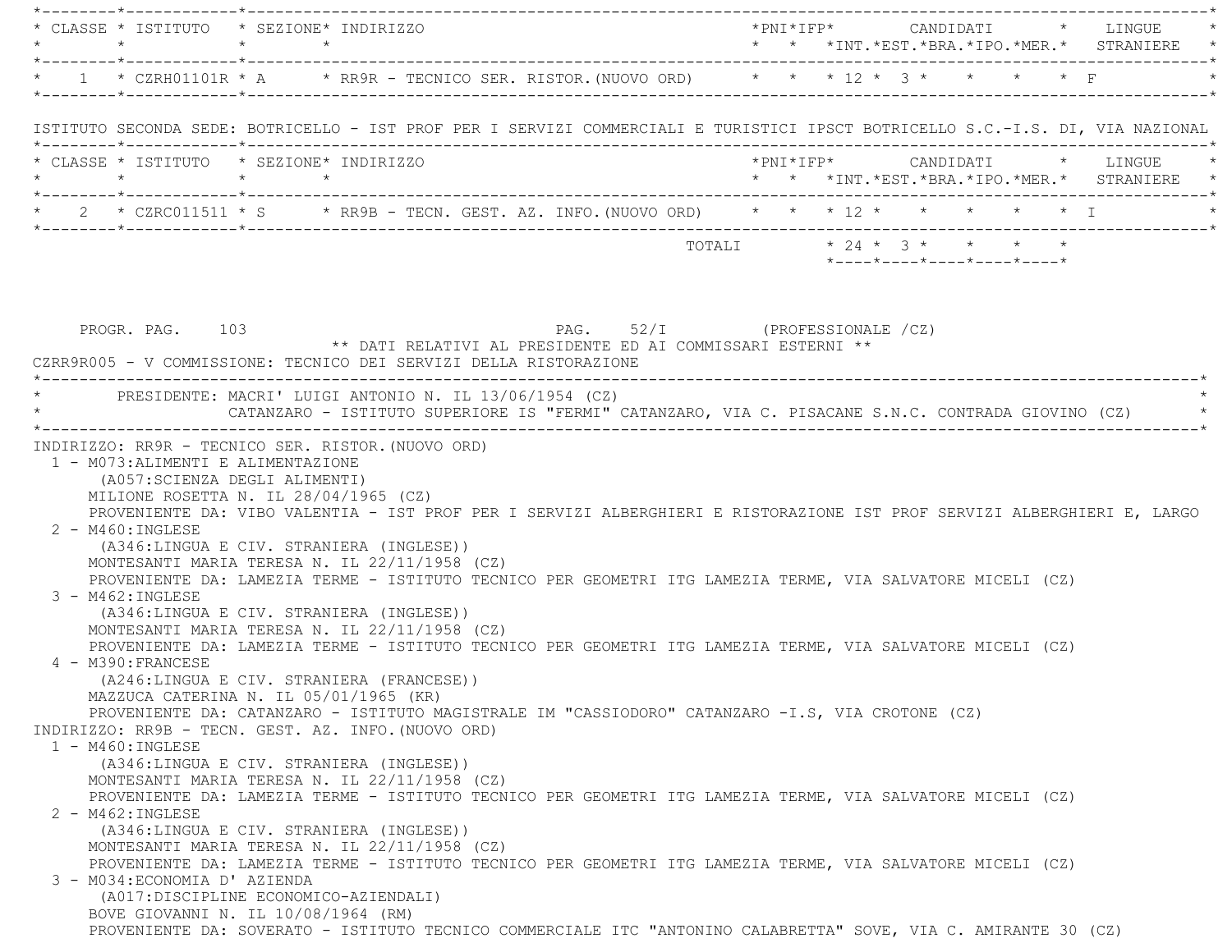| CLASSE | ISTITUTO | SEZIONE | INDIRIZZO | PNI | IFP | CANDIDATI INT. | CANDIDATI EST. | CANDIDATI BRA. | CANDIDATI IPO. | CANDIDATI MER. | LINGUE STRANIERE |
|---|---|---|---|---|---|---|---|---|---|---|---|
| 1 | CZRH01101R | A | RR9R - TECNICO SER. RISTOR.(NUOVO ORD) | | | 12 | 3 | | | | F |

ISTITUTO SECONDA SEDE: BOTRICELLO - IST PROF PER I SERVIZI COMMERCIALI E TURISTICI IPSCT BOTRICELLO S.C.-I.S. DI, VIA NAZIONAL

| CLASSE | ISTITUTO | SEZIONE | INDIRIZZO | PNI | IFP | CANDIDATI INT. | CANDIDATI EST. | CANDIDATI BRA. | CANDIDATI IPO. | CANDIDATI MER. | LINGUE STRANIERE |
|---|---|---|---|---|---|---|---|---|---|---|---|
| 2 | CZRC011511 | S | RR9B - TECN. GEST. AZ. INFO.(NUOVO ORD) | | | 12 | | | | | I |
| | | | TOTALI | | | 24 | 3 | | | | |

PROGR. PAG. 103 PAG. 52/I (PROFESSIONALE /CZ)

** DATI RELATIVI AL PRESIDENTE ED AI COMMISSARI ESTERNI **

CZRR9R005 - V COMMISSIONE: TECNICO DEI SERVIZI DELLA RISTORAZIONE

PRESIDENTE: MACRI' LUIGI ANTONIO N. IL 13/06/1954 (CZ)
CATANZARO - ISTITUTO SUPERIORE IS "FERMI" CATANZARO, VIA C. PISACANE S.N.C. CONTRADA GIOVINO (CZ)

INDIRIZZO: RR9R - TECNICO SER. RISTOR.(NUOVO ORD)

1 - M073:ALIMENTI E ALIMENTAZIONE
(A057:SCIENZA DEGLI ALIMENTI)
MILIONE ROSETTA N. IL 28/04/1965 (CZ)
PROVENIENTE DA: VIBO VALENTIA - IST PROF PER I SERVIZI ALBERGHIERI E RISTORAZIONE IST PROF SERVIZI ALBERGHIERI E, LARGO

2 - M460:INGLESE
(A346:LINGUA E CIV. STRANIERA (INGLESE))
MONTESANTI MARIA TERESA N. IL 22/11/1958 (CZ)
PROVENIENTE DA: LAMEZIA TERME - ISTITUTO TECNICO PER GEOMETRI ITG LAMEZIA TERME, VIA SALVATORE MICELI (CZ)

3 - M462:INGLESE
(A346:LINGUA E CIV. STRANIERA (INGLESE))
MONTESANTI MARIA TERESA N. IL 22/11/1958 (CZ)
PROVENIENTE DA: LAMEZIA TERME - ISTITUTO TECNICO PER GEOMETRI ITG LAMEZIA TERME, VIA SALVATORE MICELI (CZ)

4 - M390:FRANCESE
(A246:LINGUA E CIV. STRANIERA (FRANCESE))
MAZZUCA CATERINA N. IL 05/01/1965 (KR)
PROVENIENTE DA: CATANZARO - ISTITUTO MAGISTRALE IM "CASSIODORO" CATANZARO -I.S, VIA CROTONE (CZ)

INDIRIZZO: RR9B - TECN. GEST. AZ. INFO.(NUOVO ORD)

1 - M460:INGLESE
(A346:LINGUA E CIV. STRANIERA (INGLESE))
MONTESANTI MARIA TERESA N. IL 22/11/1958 (CZ)
PROVENIENTE DA: LAMEZIA TERME - ISTITUTO TECNICO PER GEOMETRI ITG LAMEZIA TERME, VIA SALVATORE MICELI (CZ)

2 - M462:INGLESE
(A346:LINGUA E CIV. STRANIERA (INGLESE))
MONTESANTI MARIA TERESA N. IL 22/11/1958 (CZ)
PROVENIENTE DA: LAMEZIA TERME - ISTITUTO TECNICO PER GEOMETRI ITG LAMEZIA TERME, VIA SALVATORE MICELI (CZ)

3 - M034:ECONOMIA D' AZIENDA
(A017:DISCIPLINE ECONOMICO-AZIENDALI)
BOVE GIOVANNI N. IL 10/08/1964 (RM)
PROVENIENTE DA: SOVERATO - ISTITUTO TECNICO COMMERCIALE ITC "ANTONINO CALABRETTA" SOVE, VIA C. AMIRANTE 30 (CZ)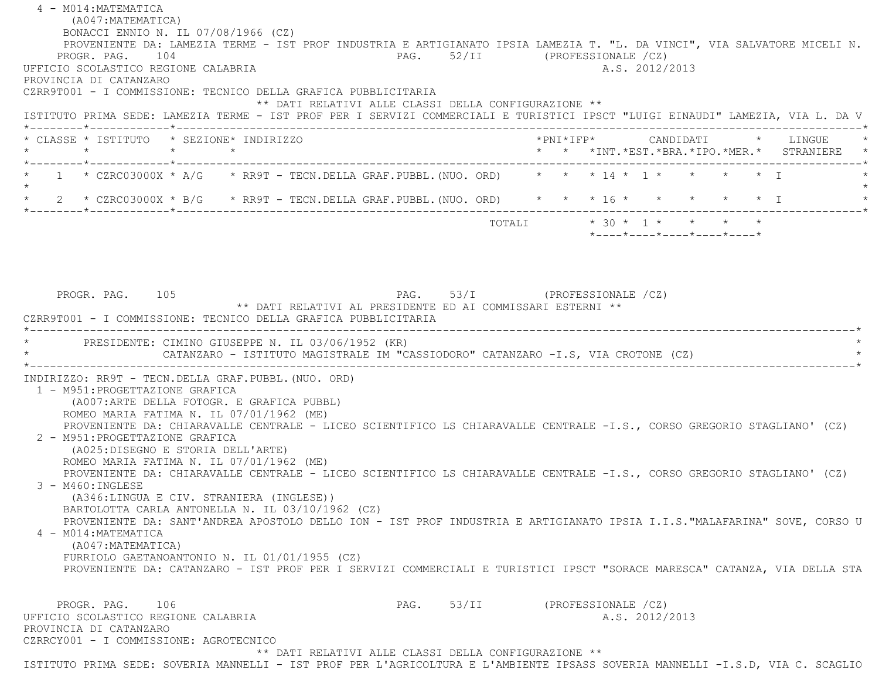4 - M014:MATEMATICA
(A047:MATEMATICA)
BONACCI ENNIO N. IL 07/08/1966 (CZ)
PROVENIENTE DA: LAMEZIA TERME - IST PROF INDUSTRIA E ARTIGIANATO IPSIA LAMEZIA T. "L. DA VINCI", VIA SALVATORE MICELI N.

UFFICIO SCOLASTICO REGIONE CALABRIA — A.S. 2012/2013

PROVINCIA DI CATANZARO

CZRR9T001 - I COMMISSIONE: TECNICO DELLA GRAFICA PUBBLICITARIA

** DATI RELATIVI ALLE CLASSI DELLA CONFIGURAZIONE **

ISTITUTO PRIMA SEDE: LAMEZIA TERME - IST PROF PER I SERVIZI COMMERCIALI E TURISTICI IPSCT "LUIGI EINAUDI" LAMEZIA, VIA L. DA V

| CLASSE | ISTITUTO | SEZIONE | INDIRIZZO | PNI | IFP | CANDIDATI INT. | CANDIDATI EST. | CANDIDATI BRA. | CANDIDATI IPO. | CANDIDATI MER. | LINGUE STRANIERE |
|---|---|---|---|---|---|---|---|---|---|---|---|
| 1 | CZRC03000X | A/G | RR9T - TECN.DELLA GRAF.PUBBL.(NUO. ORD) | | | 14 | 1 | | | | I |
| 2 | CZRC03000X | B/G | RR9T - TECN.DELLA GRAF.PUBBL.(NUO. ORD) | | | 16 | | | | | I |
| | | | TOTALI | | | 30 | 1 | | | | |

** DATI RELATIVI AL PRESIDENTE ED AI COMMISSARI ESTERNI **

CZRR9T001 - I COMMISSIONE: TECNICO DELLA GRAFICA PUBBLICITARIA

PRESIDENTE: CIMINO GIUSEPPE N. IL 03/06/1952 (KR)
CATANZARO - ISTITUTO MAGISTRALE IM "CASSIODORO" CATANZARO -I.S, VIA CROTONE (CZ)

INDIRIZZO: RR9T - TECN.DELLA GRAF.PUBBL.(NUO. ORD)

1 - M951:PROGETTAZIONE GRAFICA
(A007:ARTE DELLA FOTOGR. E GRAFICA PUBBL)
ROMEO MARIA FATIMA N. IL 07/01/1962 (ME)
PROVENIENTE DA: CHIARAVALLE CENTRALE - LICEO SCIENTIFICO LS CHIARAVALLE CENTRALE -I.S., CORSO GREGORIO STAGLIANO' (CZ)

2 - M951:PROGETTAZIONE GRAFICA
(A025:DISEGNO E STORIA DELL'ARTE)
ROMEO MARIA FATIMA N. IL 07/01/1962 (ME)
PROVENIENTE DA: CHIARAVALLE CENTRALE - LICEO SCIENTIFICO LS CHIARAVALLE CENTRALE -I.S., CORSO GREGORIO STAGLIANO' (CZ)

3 - M460:INGLESE
(A346:LINGUA E CIV. STRANIERA (INGLESE))
BARTOLOTTA CARLA ANTONELLA N. IL 03/10/1962 (CZ)
PROVENIENTE DA: SANT'ANDREA APOSTOLO DELLO ION - IST PROF INDUSTRIA E ARTIGIANATO IPSIA I.I.S."MALAFARINA" SOVE, CORSO U

4 - M014:MATEMATICA
(A047:MATEMATICA)
FURRIOLO GAETANOANTONIO N. IL 01/01/1955 (CZ)
PROVENIENTE DA: CATANZARO - IST PROF PER I SERVIZI COMMERCIALI E TURISTICI IPSCT "SORACE MARESCA" CATANZA, VIA DELLA STA

UFFICIO SCOLASTICO REGIONE CALABRIA — A.S. 2012/2013

PROVINCIA DI CATANZARO

CZRRCY001 - I COMMISSIONE: AGROTECNICO

** DATI RELATIVI ALLE CLASSI DELLA CONFIGURAZIONE **

ISTITUTO PRIMA SEDE: SOVERIA MANNELLI - IST PROF PER L'AGRICOLTURA E L'AMBIENTE IPSASS SOVERIA MANNELLI -I.S.D, VIA C. SCAGLIO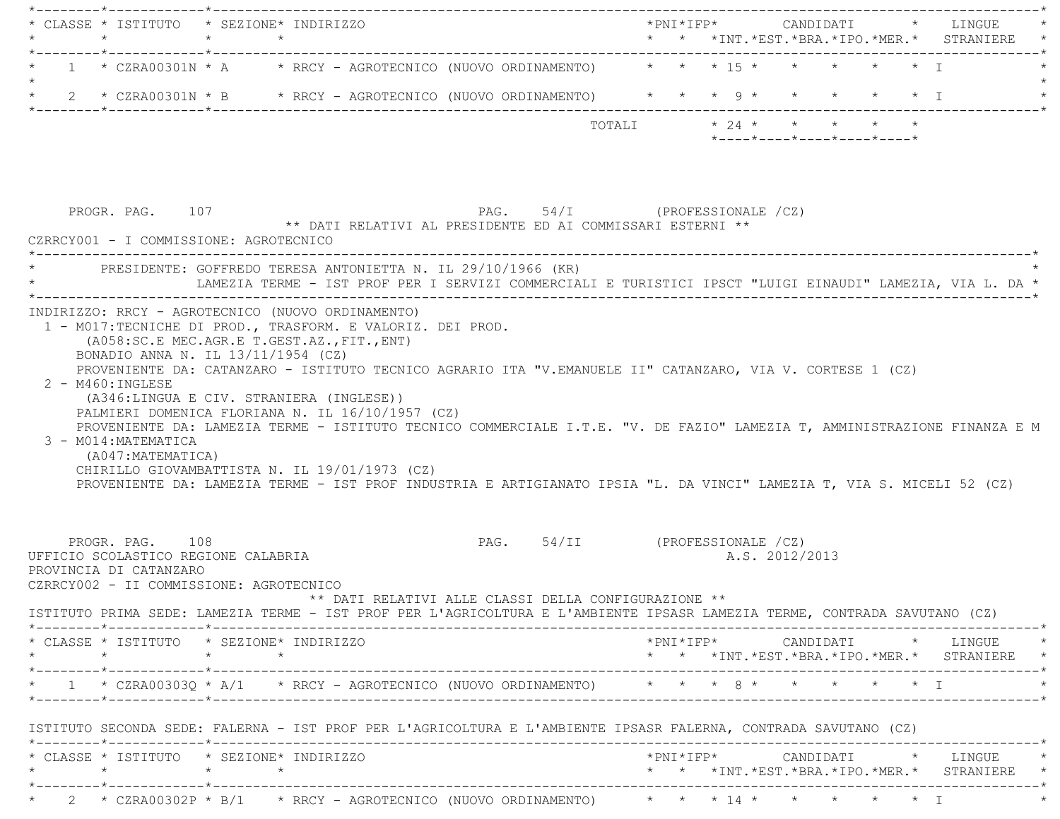| CLASSE | ISTITUTO | SEZIONE | INDIRIZZO | PNI | IFP | CANDIDATI INT. | EST. | BRA. | IPO. | MER. | LINGUE STRANIERE |
|---|---|---|---|---|---|---|---|---|---|---|---|
| 1 | CZRA00301N | A | RRCY - AGROTECNICO (NUOVO ORDINAMENTO) | | | 15 | | | | | I |
| 2 | CZRA00301N | B | RRCY - AGROTECNICO (NUOVO ORDINAMENTO) | | | 9 | | | | | I |
| | | | TOTALI | | | 24 | | | | | |

PROGR. PAG. 107 PAG. 54/I (PROFESSIONALE /CZ)

** DATI RELATIVI AL PRESIDENTE ED AI COMMISSARI ESTERNI **

CZRRCY001 - I COMMISSIONE: AGROTECNICO

PRESIDENTE: GOFFREDO TERESA ANTONIETTA N. IL 29/10/1966 (KR)
LAMEZIA TERME - IST PROF PER I SERVIZI COMMERCIALI E TURISTICI IPSCT "LUIGI EINAUDI" LAMEZIA, VIA L. DA

INDIRIZZO: RRCY - AGROTECNICO (NUOVO ORDINAMENTO)

1 - M017:TECNICHE DI PROD., TRASFORM. E VALORIZ. DEI PROD.
(A058:SC.E MEC.AGR.E T.GEST.AZ.,FIT.,ENT)
BONADIO ANNA N. IL 13/11/1954 (CZ)
PROVENIENTE DA: CATANZARO - ISTITUTO TECNICO AGRARIO ITA "V.EMANUELE II" CATANZARO, VIA V. CORTESE 1 (CZ)

2 - M460:INGLESE
(A346:LINGUA E CIV. STRANIERA (INGLESE))
PALMIERI DOMENICA FLORIANA N. IL 16/10/1957 (CZ)
PROVENIENTE DA: LAMEZIA TERME - ISTITUTO TECNICO COMMERCIALE I.T.E. "V. DE FAZIO" LAMEZIA T, AMMINISTRAZIONE FINANZA E M

3 - M014:MATEMATICA
(A047:MATEMATICA)
CHIRILLO GIOVAMBATTISTA N. IL 19/01/1973 (CZ)
PROVENIENTE DA: LAMEZIA TERME - IST PROF INDUSTRIA E ARTIGIANATO IPSIA "L. DA VINCI" LAMEZIA T, VIA S. MICELI 52 (CZ)

PROGR. PAG. 108 PAG. 54/II (PROFESSIONALE /CZ)

UFFICIO SCOLASTICO REGIONE CALABRIA A.S. 2012/2013

PROVINCIA DI CATANZARO

CZRRCY002 - II COMMISSIONE: AGROTECNICO

** DATI RELATIVI ALLE CLASSI DELLA CONFIGURAZIONE **

ISTITUTO PRIMA SEDE: LAMEZIA TERME - IST PROF PER L'AGRICOLTURA E L'AMBIENTE IPSASR LAMEZIA TERME, CONTRADA SAVUTANO (CZ)

| CLASSE | ISTITUTO | SEZIONE | INDIRIZZO | PNI | IFP | CANDIDATI INT. | EST. | BRA. | IPO. | MER. | LINGUE STRANIERE |
|---|---|---|---|---|---|---|---|---|---|---|---|
| 1 | CZRA00303Q | A/1 | RRCY - AGROTECNICO (NUOVO ORDINAMENTO) | | | 8 | | | | | I |

ISTITUTO SECONDA SEDE: FALERNA - IST PROF PER L'AGRICOLTURA E L'AMBIENTE IPSASR FALERNA, CONTRADA SAVUTANO (CZ)

| CLASSE | ISTITUTO | SEZIONE | INDIRIZZO | PNI | IFP | CANDIDATI INT. | EST. | BRA. | IPO. | MER. | LINGUE STRANIERE |
|---|---|---|---|---|---|---|---|---|---|---|---|
| 2 | CZRA00302P | B/1 | RRCY - AGROTECNICO (NUOVO ORDINAMENTO) | | | 14 | | | | | I |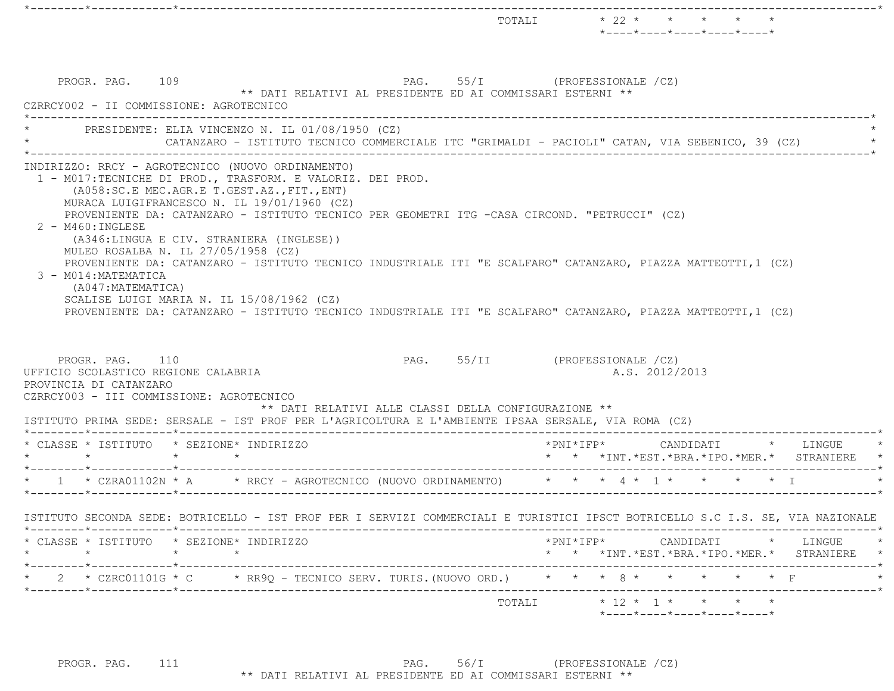| | | TOTALI | 22 | | | | |
|---|---|---|---|---|---|---|---|

PROGR. PAG. 109 PAG. 55/I (PROFESSIONALE /CZ)

** DATI RELATIVI AL PRESIDENTE ED AI COMMISSARI ESTERNI **

CZRRCY002 - II COMMISSIONE: AGROTECNICO

PRESIDENTE: ELIA VINCENZO N. IL 01/08/1950 (CZ)
CATANZARO - ISTITUTO TECNICO COMMERCIALE ITC "GRIMALDI - PACIOLI" CATAN, VIA SEBENICO, 39 (CZ)

INDIRIZZO: RRCY - AGROTECNICO (NUOVO ORDINAMENTO)

1 - M017:TECNICHE DI PROD., TRASFORM. E VALORIZ. DEI PROD.
   (A058:SC.E MEC.AGR.E T.GEST.AZ.,FIT.,ENT)
   MURACA LUIGIFRANCESCO N. IL 19/01/1960 (CZ)
   PROVENIENTE DA: CATANZARO - ISTITUTO TECNICO PER GEOMETRI ITG -CASA CIRCOND. "PETRUCCI" (CZ)
2 - M460:INGLESE
   (A346:LINGUA E CIV. STRANIERA (INGLESE))
   MULEO ROSALBA N. IL 27/05/1958 (CZ)
   PROVENIENTE DA: CATANZARO - ISTITUTO TECNICO INDUSTRIALE ITI "E SCALFARO" CATANZARO, PIAZZA MATTEOTTI,1 (CZ)
3 - M014:MATEMATICA
   (A047:MATEMATICA)
   SCALISE LUIGI MARIA N. IL 15/08/1962 (CZ)
   PROVENIENTE DA: CATANZARO - ISTITUTO TECNICO INDUSTRIALE ITI "E SCALFARO" CATANZARO, PIAZZA MATTEOTTI,1 (CZ)

PROGR. PAG. 110 PAG. 55/II (PROFESSIONALE /CZ)

UFFICIO SCOLASTICO REGIONE CALABRIA A.S. 2012/2013

PROVINCIA DI CATANZARO

CZRRCY003 - III COMMISSIONE: AGROTECNICO

** DATI RELATIVI ALLE CLASSI DELLA CONFIGURAZIONE **

ISTITUTO PRIMA SEDE: SERSALE - IST PROF PER L'AGRICOLTURA E L'AMBIENTE IPSAA SERSALE, VIA ROMA (CZ)

| CLASSE | ISTITUTO | SEZIONE | INDIRIZZO | PNI | IFP | CANDIDATI INT. | EST. | BRA. | IPO. | MER. | LINGUE STRANIERE |
|---|---|---|---|---|---|---|---|---|---|---|---|
| 1 | CZRA01102N | A | RRCY - AGROTECNICO (NUOVO ORDINAMENTO) | | | 4 | 1 | | | | I |

ISTITUTO SECONDA SEDE: BOTRICELLO - IST PROF PER I SERVIZI COMMERCIALI E TURISTICI IPSCT BOTRICELLO S.C I.S. SE, VIA NAZIONALE

| CLASSE | ISTITUTO | SEZIONE | INDIRIZZO | PNI | IFP | CANDIDATI INT. | EST. | BRA. | IPO. | MER. | LINGUE STRANIERE |
|---|---|---|---|---|---|---|---|---|---|---|---|
| 2 | CZRC01101G | C | RR9Q - TECNICO SERV. TURIS.(NUOVO ORD.) | | | 8 | | | | | F |
| | | | TOTALI | | | 12 | 1 | | | | |

PROGR. PAG. 111 PAG. 56/I (PROFESSIONALE /CZ)

** DATI RELATIVI AL PRESIDENTE ED AI COMMISSARI ESTERNI **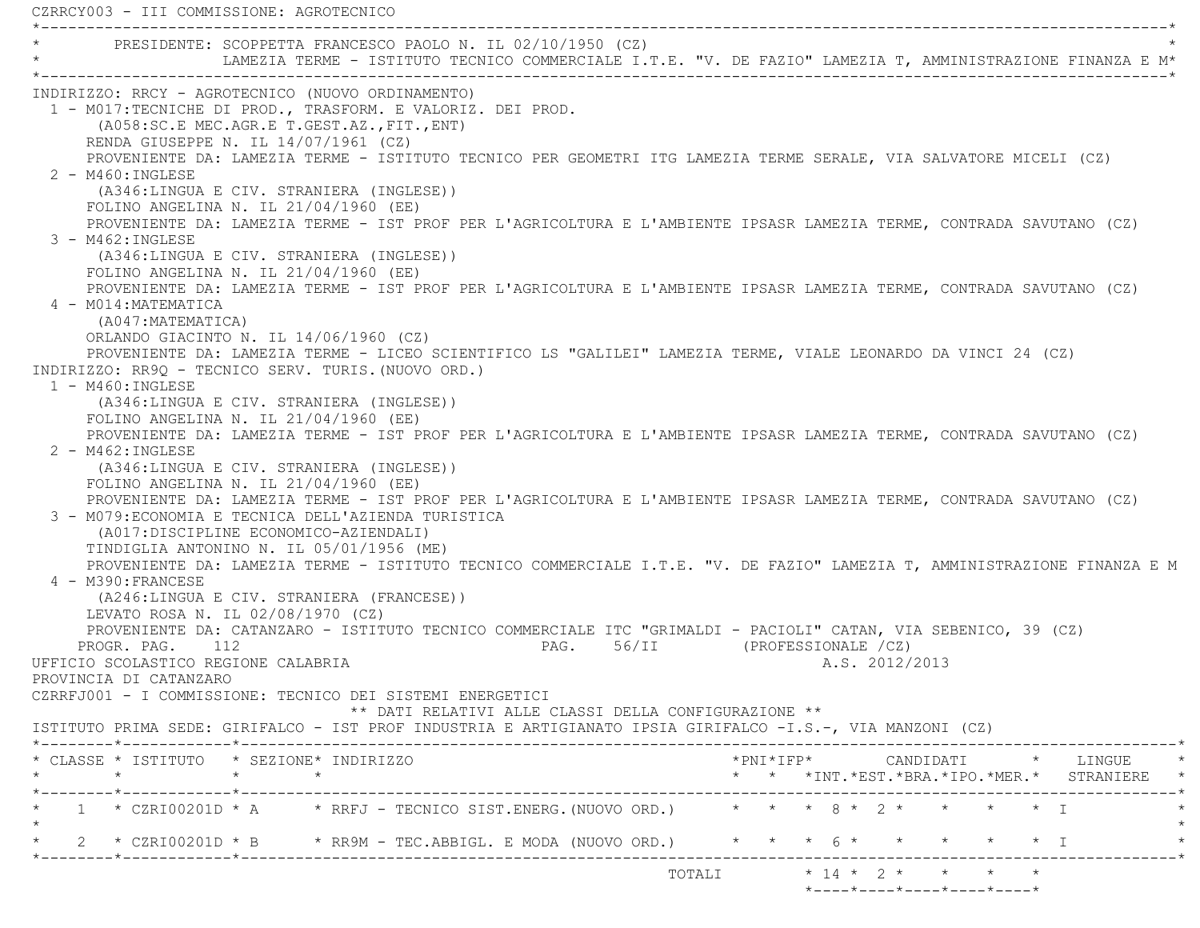CZRRCY003 - III COMMISSIONE: AGROTECNICO

PRESIDENTE: SCOPPETTA FRANCESCO PAOLO N. IL 02/10/1950 (CZ)
LAMEZIA TERME - ISTITUTO TECNICO COMMERCIALE I.T.E. "V. DE FAZIO" LAMEZIA T, AMMINISTRAZIONE FINANZA E M

INDIRIZZO: RRCY - AGROTECNICO (NUOVO ORDINAMENTO)

1 - M017:TECNICHE DI PROD., TRASFORM. E VALORIZ. DEI PROD.
(A058:SC.E MEC.AGR.E T.GEST.AZ.,FIT.,ENT)
RENDA GIUSEPPE N. IL 14/07/1961 (CZ)
PROVENIENTE DA: LAMEZIA TERME - ISTITUTO TECNICO PER GEOMETRI ITG LAMEZIA TERME SERALE, VIA SALVATORE MICELI (CZ)

2 - M460:INGLESE
(A346:LINGUA E CIV. STRANIERA (INGLESE))
FOLINO ANGELINA N. IL 21/04/1960 (EE)
PROVENIENTE DA: LAMEZIA TERME - IST PROF PER L'AGRICOLTURA E L'AMBIENTE IPSASR LAMEZIA TERME, CONTRADA SAVUTANO (CZ)

3 - M462:INGLESE
(A346:LINGUA E CIV. STRANIERA (INGLESE))
FOLINO ANGELINA N. IL 21/04/1960 (EE)
PROVENIENTE DA: LAMEZIA TERME - IST PROF PER L'AGRICOLTURA E L'AMBIENTE IPSASR LAMEZIA TERME, CONTRADA SAVUTANO (CZ)

4 - M014:MATEMATICA
(A047:MATEMATICA)
ORLANDO GIACINTO N. IL 14/06/1960 (CZ)
PROVENIENTE DA: LAMEZIA TERME - LICEO SCIENTIFICO LS "GALILEI" LAMEZIA TERME, VIALE LEONARDO DA VINCI 24 (CZ)

INDIRIZZO: RR9Q - TECNICO SERV. TURIS.(NUOVO ORD.)

1 - M460:INGLESE
(A346:LINGUA E CIV. STRANIERA (INGLESE))
FOLINO ANGELINA N. IL 21/04/1960 (EE)
PROVENIENTE DA: LAMEZIA TERME - IST PROF PER L'AGRICOLTURA E L'AMBIENTE IPSASR LAMEZIA TERME, CONTRADA SAVUTANO (CZ)

2 - M462:INGLESE
(A346:LINGUA E CIV. STRANIERA (INGLESE))
FOLINO ANGELINA N. IL 21/04/1960 (EE)
PROVENIENTE DA: LAMEZIA TERME - IST PROF PER L'AGRICOLTURA E L'AMBIENTE IPSASR LAMEZIA TERME, CONTRADA SAVUTANO (CZ)

3 - M079:ECONOMIA E TECNICA DELL'AZIENDA TURISTICA
(A017:DISCIPLINE ECONOMICO-AZIENDALI)
TINDIGLIA ANTONINO N. IL 05/01/1956 (ME)
PROVENIENTE DA: LAMEZIA TERME - ISTITUTO TECNICO COMMERCIALE I.T.E. "V. DE FAZIO" LAMEZIA T, AMMINISTRAZIONE FINANZA E M

4 - M390:FRANCESE
(A246:LINGUA E CIV. STRANIERA (FRANCESE))
LEVATO ROSA N. IL 02/08/1970 (CZ)
PROVENIENTE DA: CATANZARO - ISTITUTO TECNICO COMMERCIALE ITC "GRIMALDI - PACIOLI" CATAN, VIA SEBENICO, 39 (CZ)

UFFICIO SCOLASTICO REGIONE CALABRIA — A.S. 2012/2013
PROVINCIA DI CATANZARO

CZRRFJ001 - I COMMISSIONE: TECNICO DEI SISTEMI ENERGETICI

** DATI RELATIVI ALLE CLASSI DELLA CONFIGURAZIONE **

ISTITUTO PRIMA SEDE: GIRIFALCO - IST PROF INDUSTRIA E ARTIGIANATO IPSIA GIRIFALCO -I.S.-, VIA MANZONI (CZ)

| CLASSE | ISTITUTO | SEZIONE | INDIRIZZO | PNI | IFP | CANDIDATI INT. | CANDIDATI EST. | CANDIDATI BRA. | CANDIDATI IPO. | CANDIDATI MER. | LINGUE STRANIERE |
|---|---|---|---|---|---|---|---|---|---|---|---|
| 1 | CZRI00201D | A | RRFJ - TECNICO SIST.ENERG.(NUOVO ORD.) | | | 8 | 2 | | | | I |
| 2 | CZRI00201D | B | RR9M - TEC.ABBIGL. E MODA (NUOVO ORD.) | | | 6 | | | | | I |
| | | | TOTALI | | | 14 | 2 | | | | |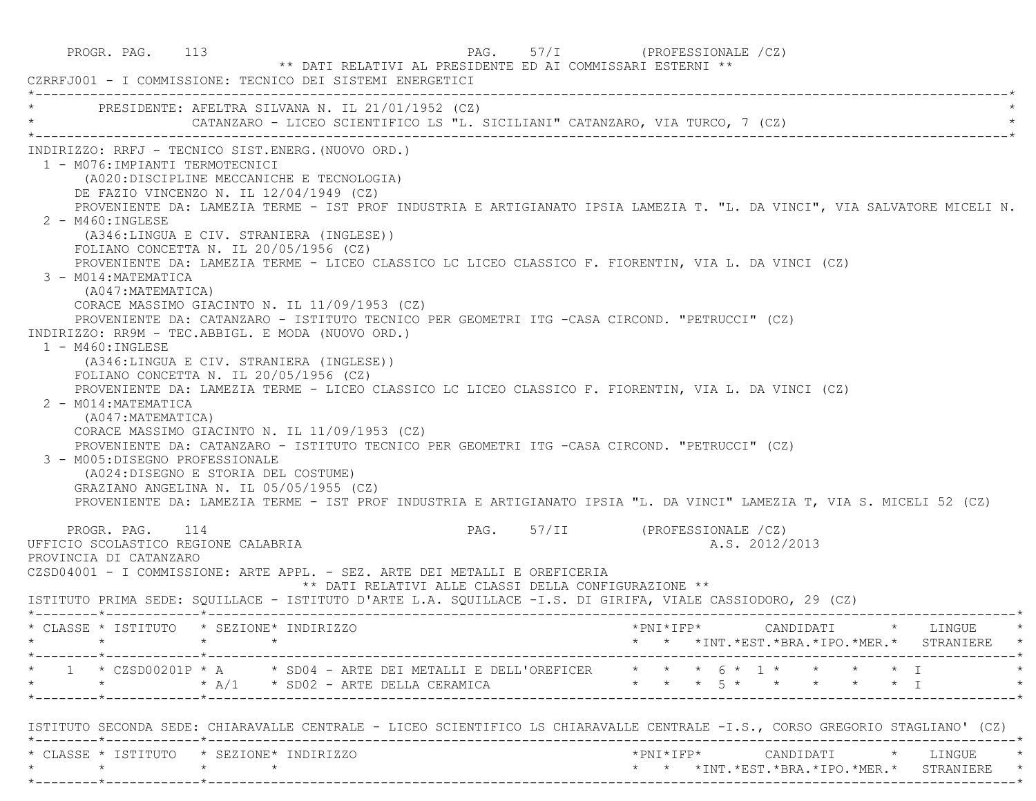** DATI RELATIVI AL PRESIDENTE ED AI COMMISSARI ESTERNI **

CZRRFJ001 - I COMMISSIONE: TECNICO DEI SISTEMI ENERGETICI

PRESIDENTE: AFELTRA SILVANA N. IL 21/01/1952 (CZ)
CATANZARO - LICEO SCIENTIFICO LS "L. SICILIANI" CATANZARO, VIA TURCO, 7 (CZ)

INDIRIZZO: RRFJ - TECNICO SIST.ENERG.(NUOVO ORD.)

1 - M076:IMPIANTI TERMOTECNICI
(A020:DISCIPLINE MECCANICHE E TECNOLOGIA)
DE FAZIO VINCENZO N. IL 12/04/1949 (CZ)
PROVENIENTE DA: LAMEZIA TERME - IST PROF INDUSTRIA E ARTIGIANATO IPSIA LAMEZIA T. "L. DA VINCI", VIA SALVATORE MICELI N.

2 - M460:INGLESE
(A346:LINGUA E CIV. STRANIERA (INGLESE))
FOLIANO CONCETTA N. IL 20/05/1956 (CZ)
PROVENIENTE DA: LAMEZIA TERME - LICEO CLASSICO LC LICEO CLASSICO F. FIORENTIN, VIA L. DA VINCI (CZ)

3 - M014:MATEMATICA
(A047:MATEMATICA)
CORACE MASSIMO GIACINTO N. IL 11/09/1953 (CZ)
PROVENIENTE DA: CATANZARO - ISTITUTO TECNICO PER GEOMETRI ITG -CASA CIRCOND. "PETRUCCI" (CZ)

INDIRIZZO: RR9M - TEC.ABBIGL. E MODA (NUOVO ORD.)

1 - M460:INGLESE
(A346:LINGUA E CIV. STRANIERA (INGLESE))
FOLIANO CONCETTA N. IL 20/05/1956 (CZ)
PROVENIENTE DA: LAMEZIA TERME - LICEO CLASSICO LC LICEO CLASSICO F. FIORENTIN, VIA L. DA VINCI (CZ)

2 - M014:MATEMATICA
(A047:MATEMATICA)
CORACE MASSIMO GIACINTO N. IL 11/09/1953 (CZ)
PROVENIENTE DA: CATANZARO - ISTITUTO TECNICO PER GEOMETRI ITG -CASA CIRCOND. "PETRUCCI" (CZ)

3 - M005:DISEGNO PROFESSIONALE
(A024:DISEGNO E STORIA DEL COSTUME)
GRAZIANO ANGELINA N. IL 05/05/1955 (CZ)
PROVENIENTE DA: LAMEZIA TERME - IST PROF INDUSTRIA E ARTIGIANATO IPSIA "L. DA VINCI" LAMEZIA T, VIA S. MICELI 52 (CZ)

UFFICIO SCOLASTICO REGIONE CALABRIA — A.S. 2012/2013

PROVINCIA DI CATANZARO

CZSD04001 - I COMMISSIONE: ARTE APPL. - SEZ. ARTE DEI METALLI E OREFICERIA

** DATI RELATIVI ALLE CLASSI DELLA CONFIGURAZIONE **

ISTITUTO PRIMA SEDE: SQUILLACE - ISTITUTO D'ARTE L.A. SQUILLACE -I.S. DI GIRIFA, VIALE CASSIODORO, 29 (CZ)

| CLASSE | ISTITUTO | SEZIONE | INDIRIZZO | PNI | IFP | CANDIDATI INT. | EST. | BRA. | IPO. | MER. | LINGUE STRANIERE |
|---|---|---|---|---|---|---|---|---|---|---|---|
| 1 | CZSD00201P | A | SD04 - ARTE DEI METALLI E DELL'OREFICER | | | 6 | 1 | | | | I |
| | | A/1 | SD02 - ARTE DELLA CERAMICA | | | 5 | | | | | I |

ISTITUTO SECONDA SEDE: CHIARAVALLE CENTRALE - LICEO SCIENTIFICO LS CHIARAVALLE CENTRALE -I.S., CORSO GREGORIO STAGLIANO' (CZ)

| CLASSE | ISTITUTO | SEZIONE | INDIRIZZO | PNI | IFP | CANDIDATI INT. | EST. | BRA. | IPO. | MER. | LINGUE STRANIERE |
|---|---|---|---|---|---|---|---|---|---|---|---|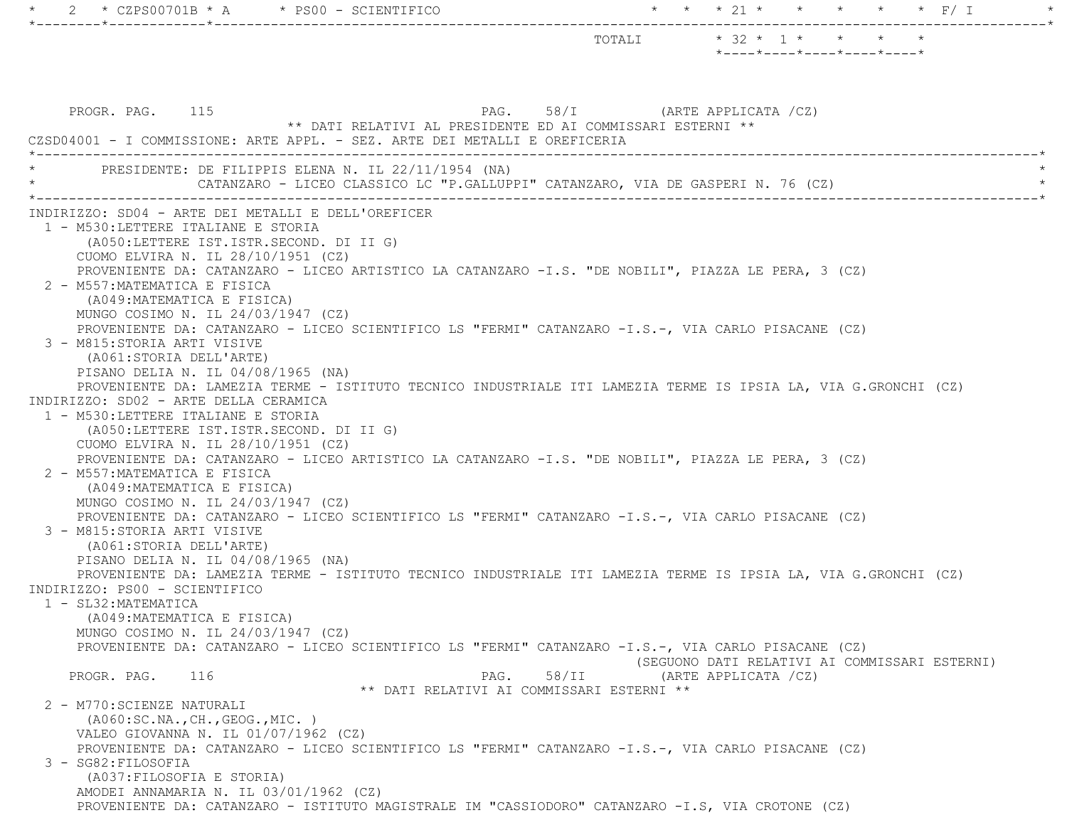| 2 | CZPS00701B | A | PS00 - SCIENTIFICO | | | 21 | | | | | F/ I |
|---|---|---|---|---|---|---|---|---|---|---|---|

| | TOTALI | 32 | 1 | | | |
|---|---|---|---|---|---|---|

PROGR. PAG. 115 PAG. 58/I (ARTE APPLICATA /CZ)

** DATI RELATIVI AL PRESIDENTE ED AI COMMISSARI ESTERNI **

CZSD04001 - I COMMISSIONE: ARTE APPL. - SEZ. ARTE DEI METALLI E OREFICERIA

PRESIDENTE: DE FILIPPIS ELENA N. IL 22/11/1954 (NA)
CATANZARO - LICEO CLASSICO LC "P.GALLUPPI" CATANZARO, VIA DE GASPERI N. 76 (CZ)

INDIRIZZO: SD04 - ARTE DEI METALLI E DELL'OREFICER
1 - M530:LETTERE ITALIANE E STORIA
(A050:LETTERE IST.ISTR.SECOND. DI II G)
CUOMO ELVIRA N. IL 28/10/1951 (CZ)
PROVENIENTE DA: CATANZARO - LICEO ARTISTICO LA CATANZARO -I.S. "DE NOBILI", PIAZZA LE PERA, 3 (CZ)
2 - M557:MATEMATICA E FISICA
(A049:MATEMATICA E FISICA)
MUNGO COSIMO N. IL 24/03/1947 (CZ)
PROVENIENTE DA: CATANZARO - LICEO SCIENTIFICO LS "FERMI" CATANZARO -I.S.-, VIA CARLO PISACANE (CZ)
3 - M815:STORIA ARTI VISIVE
(A061:STORIA DELL'ARTE)
PISANO DELIA N. IL 04/08/1965 (NA)
PROVENIENTE DA: LAMEZIA TERME - ISTITUTO TECNICO INDUSTRIALE ITI LAMEZIA TERME IS IPSIA LA, VIA G.GRONCHI (CZ)

INDIRIZZO: SD02 - ARTE DELLA CERAMICA
1 - M530:LETTERE ITALIANE E STORIA
(A050:LETTERE IST.ISTR.SECOND. DI II G)
CUOMO ELVIRA N. IL 28/10/1951 (CZ)
PROVENIENTE DA: CATANZARO - LICEO ARTISTICO LA CATANZARO -I.S. "DE NOBILI", PIAZZA LE PERA, 3 (CZ)
2 - M557:MATEMATICA E FISICA
(A049:MATEMATICA E FISICA)
MUNGO COSIMO N. IL 24/03/1947 (CZ)
PROVENIENTE DA: CATANZARO - LICEO SCIENTIFICO LS "FERMI" CATANZARO -I.S.-, VIA CARLO PISACANE (CZ)
3 - M815:STORIA ARTI VISIVE
(A061:STORIA DELL'ARTE)
PISANO DELIA N. IL 04/08/1965 (NA)
PROVENIENTE DA: LAMEZIA TERME - ISTITUTO TECNICO INDUSTRIALE ITI LAMEZIA TERME IS IPSIA LA, VIA G.GRONCHI (CZ)

INDIRIZZO: PS00 - SCIENTIFICO
1 - SL32:MATEMATICA
(A049:MATEMATICA E FISICA)
MUNGO COSIMO N. IL 24/03/1947 (CZ)
PROVENIENTE DA: CATANZARO - LICEO SCIENTIFICO LS "FERMI" CATANZARO -I.S.-, VIA CARLO PISACANE (CZ)

(SEGUONO DATI RELATIVI AI COMMISSARI ESTERNI)

PROGR. PAG. 116 PAG. 58/II (ARTE APPLICATA /CZ)

** DATI RELATIVI AI COMMISSARI ESTERNI **

2 - M770:SCIENZE NATURALI
(A060:SC.NA.,CH.,GEOG.,MIC. )
VALEO GIOVANNA N. IL 01/07/1962 (CZ)
PROVENIENTE DA: CATANZARO - LICEO SCIENTIFICO LS "FERMI" CATANZARO -I.S.-, VIA CARLO PISACANE (CZ)
3 - SG82:FILOSOFIA
(A037:FILOSOFIA E STORIA)
AMODEI ANNAMARIA N. IL 03/01/1962 (CZ)
PROVENIENTE DA: CATANZARO - ISTITUTO MAGISTRALE IM "CASSIODORO" CATANZARO -I.S, VIA CROTONE (CZ)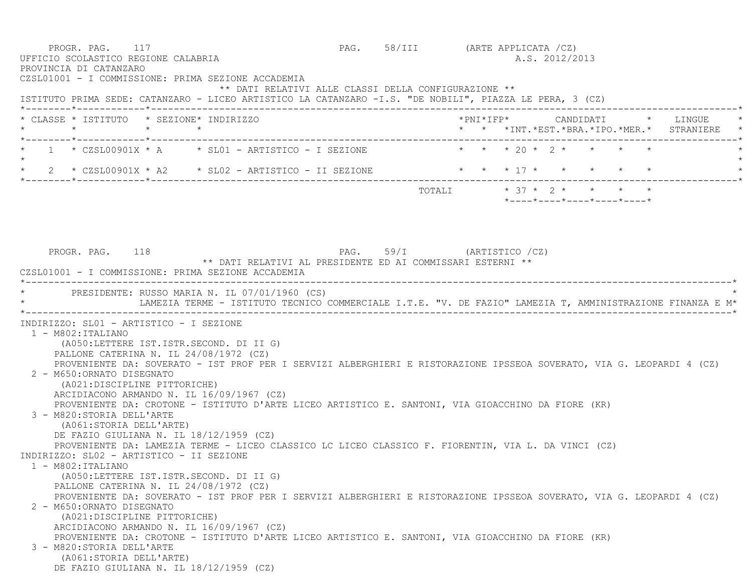PROGR. PAG. 117 PAG. 58/III (ARTE APPLICATA /CZ)

UFFICIO SCOLASTICO REGIONE CALABRIA A.S. 2012/2013

PROVINCIA DI CATANZARO

CZSL01001 - I COMMISSIONE: PRIMA SEZIONE ACCADEMIA

** DATI RELATIVI ALLE CLASSI DELLA CONFIGURAZIONE **

ISTITUTO PRIMA SEDE: CATANZARO - LICEO ARTISTICO LA CATANZARO -I.S. "DE NOBILI", PIAZZA LE PERA, 3 (CZ)

| CLASSE | ISTITUTO | SEZIONE | INDIRIZZO | PNI | IFP | CANDIDATI INT. | EST. | BRA. | IPO. | MER. | LINGUE STRANIERE |
|---|---|---|---|---|---|---|---|---|---|---|---|
| 1 | CZSL00901X | A | SL01 - ARTISTICO - I SEZIONE | | | 20 | 2 | | | | |
| 2 | CZSL00901X | A2 | SL02 - ARTISTICO - II SEZIONE | | | 17 | | | | | |
| | | | TOTALI | | | 37 | 2 | | | | |

PROGR. PAG. 118 PAG. 59/I (ARTISTICO /CZ)

** DATI RELATIVI AL PRESIDENTE ED AI COMMISSARI ESTERNI **

CZSL01001 - I COMMISSIONE: PRIMA SEZIONE ACCADEMIA

PRESIDENTE: RUSSO MARIA N. IL 07/01/1960 (CS)
LAMEZIA TERME - ISTITUTO TECNICO COMMERCIALE I.T.E. "V. DE FAZIO" LAMEZIA T, AMMINISTRAZIONE FINANZA E M

INDIRIZZO: SL01 - ARTISTICO - I SEZIONE

1 - M802:ITALIANO
(A050:LETTERE IST.ISTR.SECOND. DI II G)
PALLONE CATERINA N. IL 24/08/1972 (CZ)
PROVENIENTE DA: SOVERATO - IST PROF PER I SERVIZI ALBERGHIERI E RISTORAZIONE IPSSEOA SOVERATO, VIA G. LEOPARDI 4 (CZ)

2 - M650:ORNATO DISEGNATO
(A021:DISCIPLINE PITTORICHE)
ARCIDIACONO ARMANDO N. IL 16/09/1967 (CZ)
PROVENIENTE DA: CROTONE - ISTITUTO D'ARTE LICEO ARTISTICO E. SANTONI, VIA GIOACCHINO DA FIORE (KR)

3 - M820:STORIA DELL'ARTE
(A061:STORIA DELL'ARTE)
DE FAZIO GIULIANA N. IL 18/12/1959 (CZ)
PROVENIENTE DA: LAMEZIA TERME - LICEO CLASSICO LC LICEO CLASSICO F. FIORENTIN, VIA L. DA VINCI (CZ)

INDIRIZZO: SL02 - ARTISTICO - II SEZIONE

1 - M802:ITALIANO
(A050:LETTERE IST.ISTR.SECOND. DI II G)
PALLONE CATERINA N. IL 24/08/1972 (CZ)
PROVENIENTE DA: SOVERATO - IST PROF PER I SERVIZI ALBERGHIERI E RISTORAZIONE IPSSEOA SOVERATO, VIA G. LEOPARDI 4 (CZ)

2 - M650:ORNATO DISEGNATO
(A021:DISCIPLINE PITTORICHE)
ARCIDIACONO ARMANDO N. IL 16/09/1967 (CZ)
PROVENIENTE DA: CROTONE - ISTITUTO D'ARTE LICEO ARTISTICO E. SANTONI, VIA GIOACCHINO DA FIORE (KR)

3 - M820:STORIA DELL'ARTE
(A061:STORIA DELL'ARTE)
DE FAZIO GIULIANA N. IL 18/12/1959 (CZ)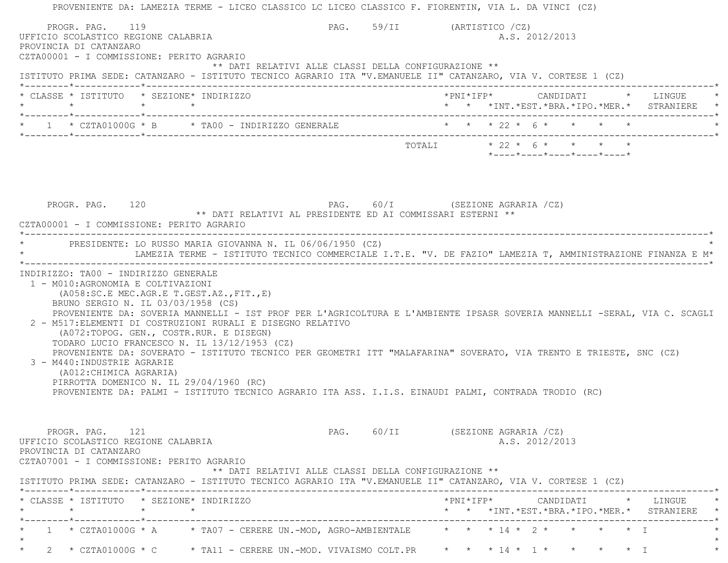PROVENIENTE DA: LAMEZIA TERME - LICEO CLASSICO LC LICEO CLASSICO F. FIORENTIN, VIA L. DA VINCI (CZ)

PROGR. PAG. 119 PAG. 59/II (ARTISTICO /CZ)

UFFICIO SCOLASTICO REGIONE CALABRIA A.S. 2012/2013

PROVINCIA DI CATANZARO

CZTA00001 - I COMMISSIONE: PERITO AGRARIO

** DATI RELATIVI ALLE CLASSI DELLA CONFIGURAZIONE **

ISTITUTO PRIMA SEDE: CATANZARO - ISTITUTO TECNICO AGRARIO ITA "V.EMANUELE II" CATANZARO, VIA V. CORTESE 1 (CZ)

| CLASSE | ISTITUTO | SEZIONE | INDIRIZZO | PNI | IFP | CANDIDATI INT. | EST. | BRA. | IPO. | MER. | LINGUE STRANIERE |
|---|---|---|---|---|---|---|---|---|---|---|---|
| 1 | CZTA01000G | B | TA00 - INDIRIZZO GENERALE | | | 22 | 6 | | | | |
| | | | TOTALI | | | 22 | 6 | | | | |

PROGR. PAG. 120 PAG. 60/I (SEZIONE AGRARIA /CZ)

** DATI RELATIVI AL PRESIDENTE ED AI COMMISSARI ESTERNI **

CZTA00001 - I COMMISSIONE: PERITO AGRARIO

PRESIDENTE: LO RUSSO MARIA GIOVANNA N. IL 06/06/1950 (CZ)
LAMEZIA TERME - ISTITUTO TECNICO COMMERCIALE I.T.E. "V. DE FAZIO" LAMEZIA T, AMMINISTRAZIONE FINANZA E M*

INDIRIZZO: TA00 - INDIRIZZO GENERALE

1 - M010:AGRONOMIA E COLTIVAZIONI
(A058:SC.E MEC.AGR.E T.GEST.AZ.,FIT.,E)
BRUNO SERGIO N. IL 03/03/1958 (CS)
PROVENIENTE DA: SOVERIA MANNELLI - IST PROF PER L'AGRICOLTURA E L'AMBIENTE IPSASR SOVERIA MANNELLI -SERAL, VIA C. SCAGLI

2 - M517:ELEMENTI DI COSTRUZIONI RURALI E DISEGNO RELATIVO
(A072:TOPOG. GEN., COSTR.RUR. E DISEGN)
TODARO LUCIO FRANCESCO N. IL 13/12/1953 (CZ)
PROVENIENTE DA: SOVERATO - ISTITUTO TECNICO PER GEOMETRI ITT "MALAFARINA" SOVERATO, VIA TRENTO E TRIESTE, SNC (CZ)

3 - M440:INDUSTRIE AGRARIE
(A012:CHIMICA AGRARIA)
PIRROTTA DOMENICO N. IL 29/04/1960 (RC)
PROVENIENTE DA: PALMI - ISTITUTO TECNICO AGRARIO ITA ASS. I.I.S. EINAUDI PALMI, CONTRADA TRODIO (RC)

PROGR. PAG. 121 PAG. 60/II (SEZIONE AGRARIA /CZ)

UFFICIO SCOLASTICO REGIONE CALABRIA A.S. 2012/2013

PROVINCIA DI CATANZARO

CZTA07001 - I COMMISSIONE: PERITO AGRARIO

** DATI RELATIVI ALLE CLASSI DELLA CONFIGURAZIONE **

ISTITUTO PRIMA SEDE: CATANZARO - ISTITUTO TECNICO AGRARIO ITA "V.EMANUELE II" CATANZARO, VIA V. CORTESE 1 (CZ)

| CLASSE | ISTITUTO | SEZIONE | INDIRIZZO | PNI | IFP | CANDIDATI INT. | EST. | BRA. | IPO. | MER. | LINGUE STRANIERE |
|---|---|---|---|---|---|---|---|---|---|---|---|
| 1 | CZTA01000G | A | TA07 - CERERE UN.-MOD, AGRO-AMBIENTALE | | | 14 | 2 | | | | I |
| 2 | CZTA01000G | C | TA11 - CERERE UN.-MOD. VIVAISMO COLT.PR | | | 14 | 1 | | | | I |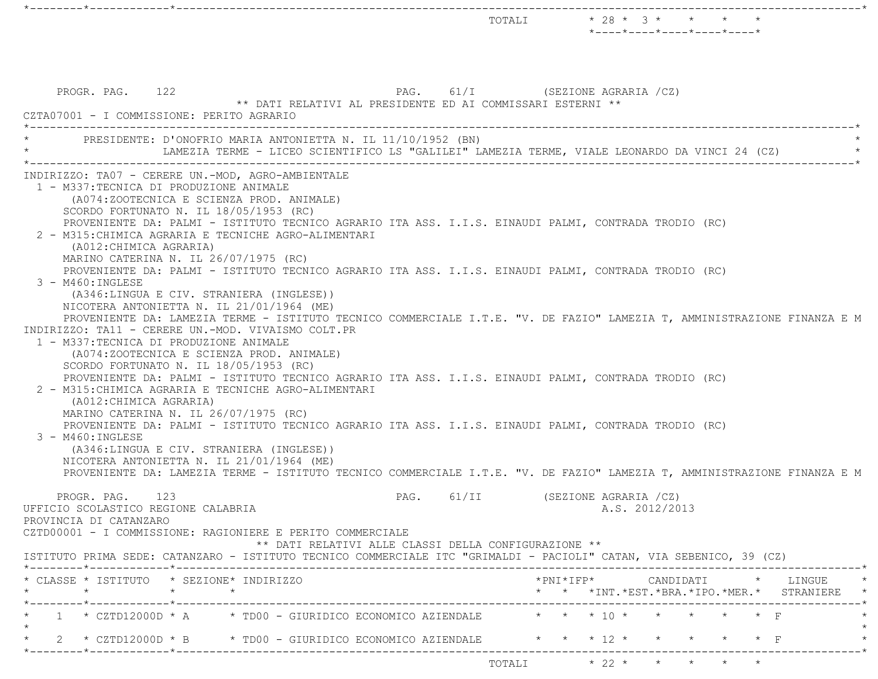TOTALI * 28 * 3 * * * *

PROGR. PAG. 122 PAG. 61/I (SEZIONE AGRARIA /CZ)

** DATI RELATIVI AL PRESIDENTE ED AI COMMISSARI ESTERNI **

CZTA07001 - I COMMISSIONE: PERITO AGRARIO

PRESIDENTE: D'ONOFRIO MARIA ANTONIETTA N. IL 11/10/1952 (BN)
LAMEZIA TERME - LICEO SCIENTIFICO LS "GALILEI" LAMEZIA TERME, VIALE LEONARDO DA VINCI 24 (CZ)

INDIRIZZO: TA07 - CERERE UN.-MOD, AGRO-AMBIENTALE

1 - M337:TECNICA DI PRODUZIONE ANIMALE
(A074:ZOOTECNICA E SCIENZA PROD. ANIMALE)
SCORDO FORTUNATO N. IL 18/05/1953 (RC)
PROVENIENTE DA: PALMI - ISTITUTO TECNICO AGRARIO ITA ASS. I.I.S. EINAUDI PALMI, CONTRADA TRODIO (RC)

2 - M315:CHIMICA AGRARIA E TECNICHE AGRO-ALIMENTARI
(A012:CHIMICA AGRARIA)
MARINO CATERINA N. IL 26/07/1975 (RC)
PROVENIENTE DA: PALMI - ISTITUTO TECNICO AGRARIO ITA ASS. I.I.S. EINAUDI PALMI, CONTRADA TRODIO (RC)

3 - M460:INGLESE
(A346:LINGUA E CIV. STRANIERA (INGLESE))
NICOTERA ANTONIETTA N. IL 21/01/1964 (ME)
PROVENIENTE DA: LAMEZIA TERME - ISTITUTO TECNICO COMMERCIALE I.T.E. "V. DE FAZIO" LAMEZIA T, AMMINISTRAZIONE FINANZA E M

INDIRIZZO: TA11 - CERERE UN.-MOD. VIVAISMO COLT.PR

1 - M337:TECNICA DI PRODUZIONE ANIMALE
(A074:ZOOTECNICA E SCIENZA PROD. ANIMALE)
SCORDO FORTUNATO N. IL 18/05/1953 (RC)
PROVENIENTE DA: PALMI - ISTITUTO TECNICO AGRARIO ITA ASS. I.I.S. EINAUDI PALMI, CONTRADA TRODIO (RC)

2 - M315:CHIMICA AGRARIA E TECNICHE AGRO-ALIMENTARI
(A012:CHIMICA AGRARIA)
MARINO CATERINA N. IL 26/07/1975 (RC)
PROVENIENTE DA: PALMI - ISTITUTO TECNICO AGRARIO ITA ASS. I.I.S. EINAUDI PALMI, CONTRADA TRODIO (RC)

3 - M460:INGLESE
(A346:LINGUA E CIV. STRANIERA (INGLESE))
NICOTERA ANTONIETTA N. IL 21/01/1964 (ME)
PROVENIENTE DA: LAMEZIA TERME - ISTITUTO TECNICO COMMERCIALE I.T.E. "V. DE FAZIO" LAMEZIA T, AMMINISTRAZIONE FINANZA E M

PROGR. PAG. 123 PAG. 61/II (SEZIONE AGRARIA /CZ)

UFFICIO SCOLASTICO REGIONE CALABRIA A.S. 2012/2013

PROVINCIA DI CATANZARO

CZTD00001 - I COMMISSIONE: RAGIONIERE E PERITO COMMERCIALE

** DATI RELATIVI ALLE CLASSI DELLA CONFIGURAZIONE **

ISTITUTO PRIMA SEDE: CATANZARO - ISTITUTO TECNICO COMMERCIALE ITC "GRIMALDI - PACIOLI" CATAN, VIA SEBENICO, 39 (CZ)

| CLASSE | ISTITUTO | SEZIONE | INDIRIZZO | PNI | IFP | CANDIDATI INT. | EST. | BRA. | IPO. | MER. | LINGUE STRANIERE |
|---|---|---|---|---|---|---|---|---|---|---|---|
| 1 | CZTD12000D | A | TD00 - GIURIDICO ECONOMICO AZIENDALE | | | 10 | | | | | F |
| 2 | CZTD12000D | B | TD00 - GIURIDICO ECONOMICO AZIENDALE | | | 12 | | | | | F |
| | | | TOTALI | | | 22 | | | | | |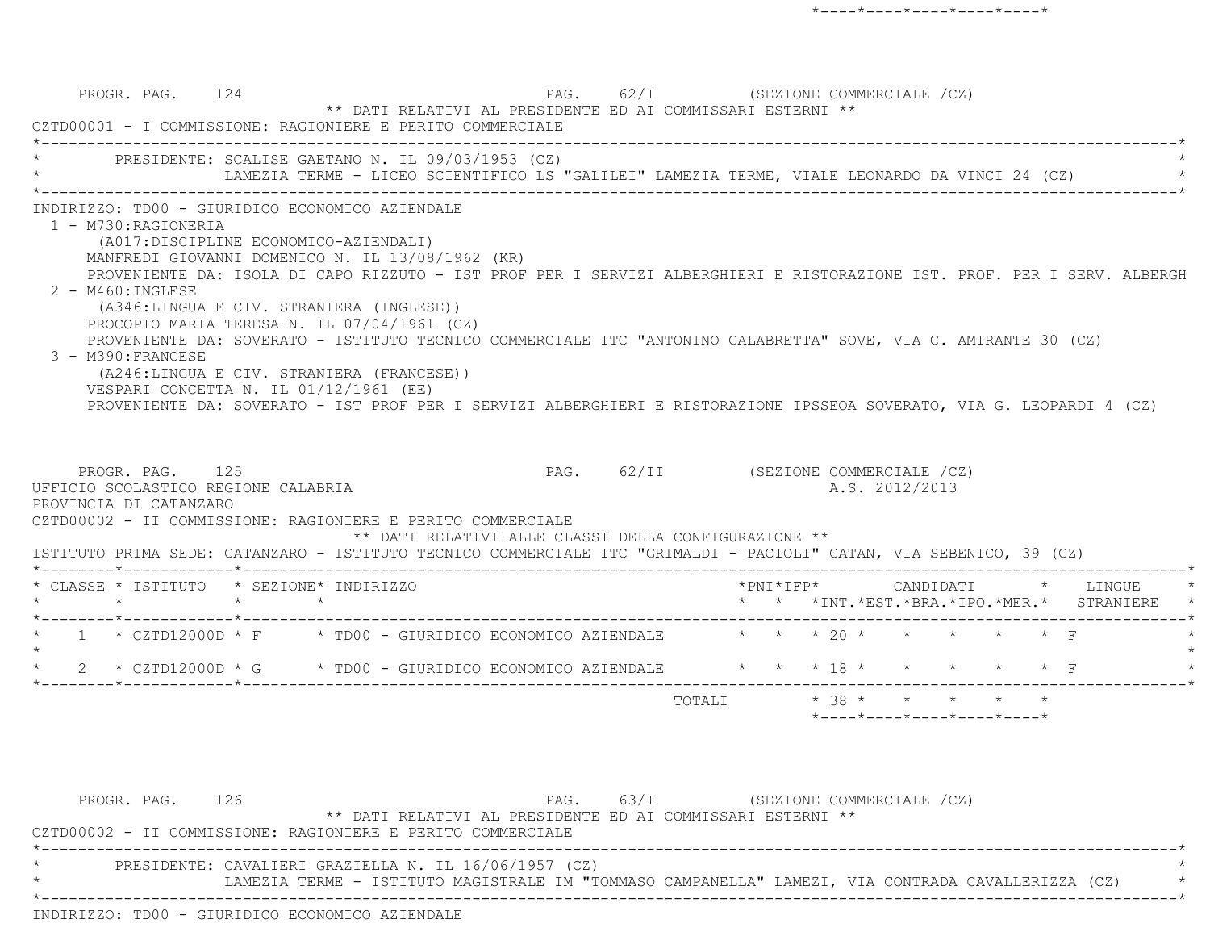PROGR. PAG. 124 PAG. 62/I (SEZIONE COMMERCIALE /CZ)

** DATI RELATIVI AL PRESIDENTE ED AI COMMISSARI ESTERNI **

CZTD00001 - I COMMISSIONE: RAGIONIERE E PERITO COMMERCIALE

PRESIDENTE: SCALISE GAETANO N. IL 09/03/1953 (CZ)
LAMEZIA TERME - LICEO SCIENTIFICO LS "GALILEI" LAMEZIA TERME, VIALE LEONARDO DA VINCI 24 (CZ)

INDIRIZZO: TD00 - GIURIDICO ECONOMICO AZIENDALE

1 - M730:RAGIONERIA
(A017:DISCIPLINE ECONOMICO-AZIENDALI)
MANFREDI GIOVANNI DOMENICO N. IL 13/08/1962 (KR)
PROVENIENTE DA: ISOLA DI CAPO RIZZUTO - IST PROF PER I SERVIZI ALBERGHIERI E RISTORAZIONE IST. PROF. PER I SERV. ALBERGH

2 - M460:INGLESE
(A346:LINGUA E CIV. STRANIERA (INGLESE))
PROCOPIO MARIA TERESA N. IL 07/04/1961 (CZ)
PROVENIENTE DA: SOVERATO - ISTITUTO TECNICO COMMERCIALE ITC "ANTONINO CALABRETTA" SOVE, VIA C. AMIRANTE 30 (CZ)

3 - M390:FRANCESE
(A246:LINGUA E CIV. STRANIERA (FRANCESE))
VESPARI CONCETTA N. IL 01/12/1961 (EE)
PROVENIENTE DA: SOVERATO - IST PROF PER I SERVIZI ALBERGHIERI E RISTORAZIONE IPSSEOA SOVERATO, VIA G. LEOPARDI 4 (CZ)

PROGR. PAG. 125 PAG. 62/II (SEZIONE COMMERCIALE /CZ)

UFFICIO SCOLASTICO REGIONE CALABRIA A.S. 2012/2013

PROVINCIA DI CATANZARO

CZTD00002 - II COMMISSIONE: RAGIONIERE E PERITO COMMERCIALE

** DATI RELATIVI ALLE CLASSI DELLA CONFIGURAZIONE **

ISTITUTO PRIMA SEDE: CATANZARO - ISTITUTO TECNICO COMMERCIALE ITC "GRIMALDI - PACIOLI" CATAN, VIA SEBENICO, 39 (CZ)

| CLASSE | ISTITUTO | SEZIONE | INDIRIZZO | PNI | IFP | CANDIDATI INT. | EST. | BRA. | IPO. | MER. | LINGUE STRANIERE |
|---|---|---|---|---|---|---|---|---|---|---|---|
| 1 | CZTD12000D | F | TD00 - GIURIDICO ECONOMICO AZIENDALE | | | 20 | | | | | F |
| 2 | CZTD12000D | G | TD00 - GIURIDICO ECONOMICO AZIENDALE | | | 18 | | | | | F |
| | | | TOTALI | | | 38 | | | | | |

PROGR. PAG. 126 PAG. 63/I (SEZIONE COMMERCIALE /CZ)

** DATI RELATIVI AL PRESIDENTE ED AI COMMISSARI ESTERNI **

CZTD00002 - II COMMISSIONE: RAGIONIERE E PERITO COMMERCIALE

PRESIDENTE: CAVALIERI GRAZIELLA N. IL 16/06/1957 (CZ)
LAMEZIA TERME - ISTITUTO MAGISTRALE IM "TOMMASO CAMPANELLA" LAMEZI, VIA CONTRADA CAVALLERIZZA (CZ)

INDIRIZZO: TD00 - GIURIDICO ECONOMICO AZIENDALE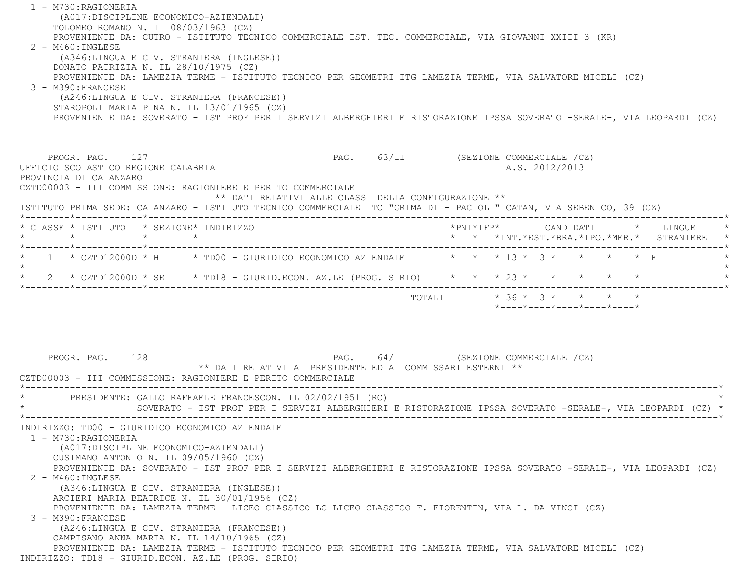1 - M730:RAGIONERIA
(A017:DISCIPLINE ECONOMICO-AZIENDALI)
TOLOMEO ROMANO N. IL 08/03/1963 (CZ)
PROVENIENTE DA: CUTRO - ISTITUTO TECNICO COMMERCIALE IST. TEC. COMMERCIALE, VIA GIOVANNI XXIII 3 (KR)

2 - M460:INGLESE
(A346:LINGUA E CIV. STRANIERA (INGLESE))
DONATO PATRIZIA N. IL 28/10/1975 (CZ)
PROVENIENTE DA: LAMEZIA TERME - ISTITUTO TECNICO PER GEOMETRI ITG LAMEZIA TERME, VIA SALVATORE MICELI (CZ)

3 - M390:FRANCESE
(A246:LINGUA E CIV. STRANIERA (FRANCESE))
STAROPOLI MARIA PINA N. IL 13/01/1965 (CZ)
PROVENIENTE DA: SOVERATO - IST PROF PER I SERVIZI ALBERGHIERI E RISTORAZIONE IPSSA SOVERATO -SERALE-, VIA LEOPARDI (CZ)

PROGR. PAG. 127 PAG. 63/II (SEZIONE COMMERCIALE /CZ)

UFFICIO SCOLASTICO REGIONE CALABRIA A.S. 2012/2013

PROVINCIA DI CATANZARO

CZTD00003 - III COMMISSIONE: RAGIONIERE E PERITO COMMERCIALE

** DATI RELATIVI ALLE CLASSI DELLA CONFIGURAZIONE **

ISTITUTO PRIMA SEDE: CATANZARO - ISTITUTO TECNICO COMMERCIALE ITC "GRIMALDI - PACIOLI" CATAN, VIA SEBENICO, 39 (CZ)

| CLASSE | ISTITUTO | SEZIONE | INDIRIZZO | PNI | IFP | CANDIDATI INT. | EST. | BRA. | IPO. | MER. | LINGUE STRANIERE |
|---|---|---|---|---|---|---|---|---|---|---|---|
| 1 | CZTD12000D | H | TD00 - GIURIDICO ECONOMICO AZIENDALE | | | 13 | 3 | | | | F |
| 2 | CZTD12000D | SE | TD18 - GIURID.ECON. AZ.LE (PROG. SIRIO) | | | 23 | | | | | |
| | | | TOTALI | | | 36 | 3 | | | | |

PROGR. PAG. 128 PAG. 64/I (SEZIONE COMMERCIALE /CZ)

** DATI RELATIVI AL PRESIDENTE ED AI COMMISSARI ESTERNI **

CZTD00003 - III COMMISSIONE: RAGIONIERE E PERITO COMMERCIALE

PRESIDENTE: GALLO RAFFAELE FRANCESCON. IL 02/02/1951 (RC)
SOVERATO - IST PROF PER I SERVIZI ALBERGHIERI E RISTORAZIONE IPSSA SOVERATO -SERALE-, VIA LEOPARDI (CZ)

INDIRIZZO: TD00 - GIURIDICO ECONOMICO AZIENDALE

1 - M730:RAGIONERIA
(A017:DISCIPLINE ECONOMICO-AZIENDALI)
CUSIMANO ANTONIO N. IL 09/05/1960 (CZ)
PROVENIENTE DA: SOVERATO - IST PROF PER I SERVIZI ALBERGHIERI E RISTORAZIONE IPSSA SOVERATO -SERALE-, VIA LEOPARDI (CZ)

2 - M460:INGLESE
(A346:LINGUA E CIV. STRANIERA (INGLESE))
ARCIERI MARIA BEATRICE N. IL 30/01/1956 (CZ)
PROVENIENTE DA: LAMEZIA TERME - LICEO CLASSICO LC LICEO CLASSICO F. FIORENTIN, VIA L. DA VINCI (CZ)

3 - M390:FRANCESE
(A246:LINGUA E CIV. STRANIERA (FRANCESE))
CAMPISANO ANNA MARIA N. IL 14/10/1965 (CZ)
PROVENIENTE DA: LAMEZIA TERME - ISTITUTO TECNICO PER GEOMETRI ITG LAMEZIA TERME, VIA SALVATORE MICELI (CZ)

INDIRIZZO: TD18 - GIURID.ECON. AZ.LE (PROG. SIRIO)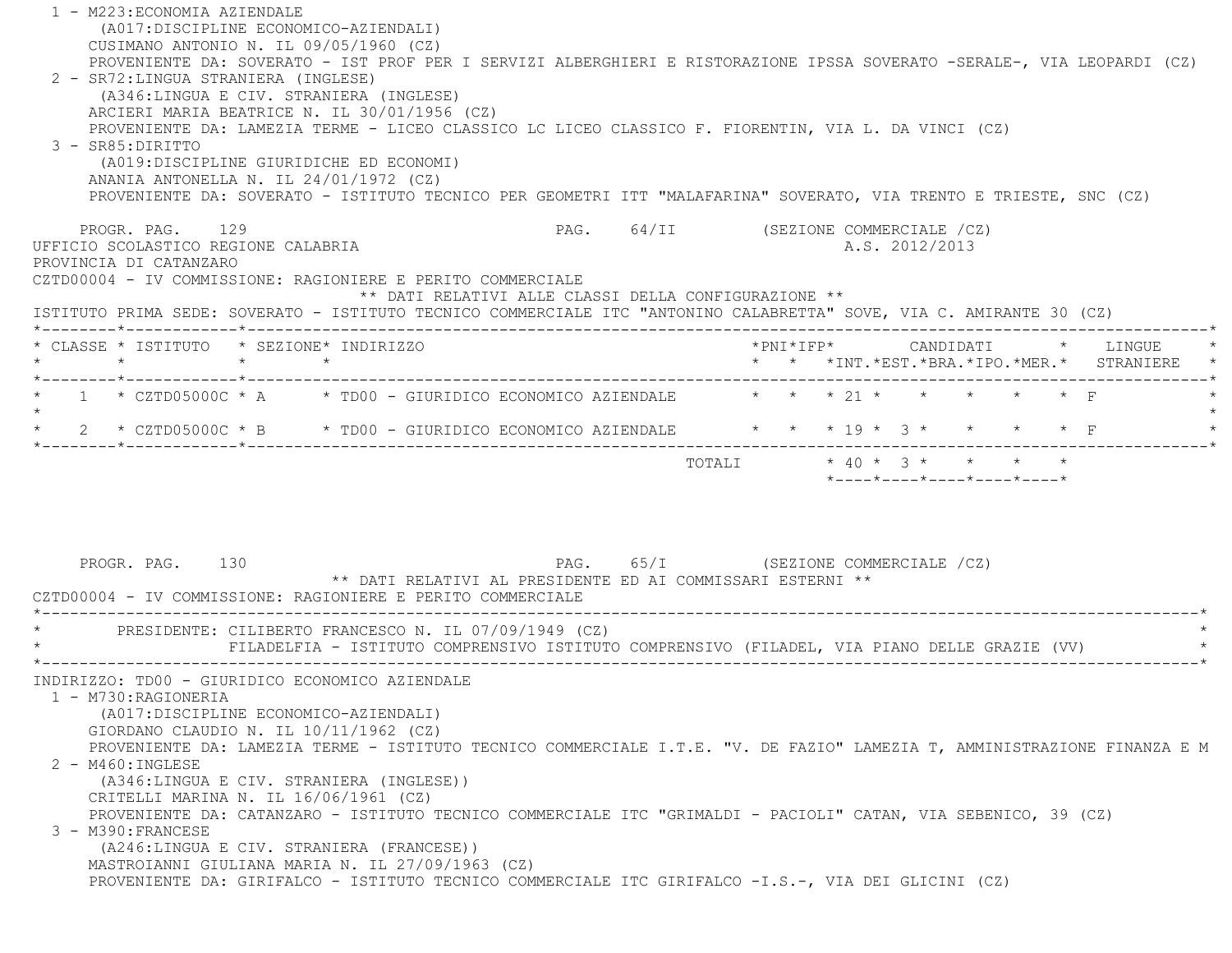1 - M223:ECONOMIA AZIENDALE
(A017:DISCIPLINE ECONOMICO-AZIENDALI)
CUSIMANO ANTONIO N. IL 09/05/1960 (CZ)
PROVENIENTE DA: SOVERATO - IST PROF PER I SERVIZI ALBERGHIERI E RISTORAZIONE IPSSA SOVERATO -SERALE-, VIA LEOPARDI (CZ)

2 - SR72:LINGUA STRANIERA (INGLESE)
(A346:LINGUA E CIV. STRANIERA (INGLESE)
ARCIERI MARIA BEATRICE N. IL 30/01/1956 (CZ)
PROVENIENTE DA: LAMEZIA TERME - LICEO CLASSICO LC LICEO CLASSICO F. FIORENTIN, VIA L. DA VINCI (CZ)

3 - SR85:DIRITTO
(A019:DISCIPLINE GIURIDICHE ED ECONOMI)
ANANIA ANTONELLA N. IL 24/01/1972 (CZ)
PROVENIENTE DA: SOVERATO - ISTITUTO TECNICO PER GEOMETRI ITT "MALAFARINA" SOVERATO, VIA TRENTO E TRIESTE, SNC (CZ)

PROGR. PAG. 129 PAG. 64/II (SEZIONE COMMERCIALE /CZ)

UFFICIO SCOLASTICO REGIONE CALABRIA A.S. 2012/2013
PROVINCIA DI CATANZARO
CZTD00004 - IV COMMISSIONE: RAGIONIERE E PERITO COMMERCIALE

** DATI RELATIVI ALLE CLASSI DELLA CONFIGURAZIONE **

ISTITUTO PRIMA SEDE: SOVERATO - ISTITUTO TECNICO COMMERCIALE ITC "ANTONINO CALABRETTA" SOVE, VIA C. AMIRANTE 30 (CZ)

| CLASSE | ISTITUTO | SEZIONE | INDIRIZZO | PNI | IFP | CANDIDATI INT. | EST. | BRA. | IPO. | MER. | LINGUE STRANIERE |
|---|---|---|---|---|---|---|---|---|---|---|---|
| 1 | CZTD05000C | A | TD00 - GIURIDICO ECONOMICO AZIENDALE | | | 21 | | | | | F |
| 2 | CZTD05000C | B | TD00 - GIURIDICO ECONOMICO AZIENDALE | | | 19 | 3 | | | | F |
| | | | TOTALI | | | 40 | 3 | | | | |

PROGR. PAG. 130 PAG. 65/I (SEZIONE COMMERCIALE /CZ)

** DATI RELATIVI AL PRESIDENTE ED AI COMMISSARI ESTERNI **

CZTD00004 - IV COMMISSIONE: RAGIONIERE E PERITO COMMERCIALE

PRESIDENTE: CILIBERTO FRANCESCO N. IL 07/09/1949 (CZ)
FILADELFIA - ISTITUTO COMPRENSIVO ISTITUTO COMPRENSIVO (FILADEL, VIA PIANO DELLE GRAZIE (VV)

INDIRIZZO: TD00 - GIURIDICO ECONOMICO AZIENDALE

1 - M730:RAGIONERIA
(A017:DISCIPLINE ECONOMICO-AZIENDALI)
GIORDANO CLAUDIO N. IL 10/11/1962 (CZ)
PROVENIENTE DA: LAMEZIA TERME - ISTITUTO TECNICO COMMERCIALE I.T.E. "V. DE FAZIO" LAMEZIA T, AMMINISTRAZIONE FINANZA E M

2 - M460:INGLESE
(A346:LINGUA E CIV. STRANIERA (INGLESE))
CRITELLI MARINA N. IL 16/06/1961 (CZ)
PROVENIENTE DA: CATANZARO - ISTITUTO TECNICO COMMERCIALE ITC "GRIMALDI - PACIOLI" CATAN, VIA SEBENICO, 39 (CZ)

3 - M390:FRANCESE
(A246:LINGUA E CIV. STRANIERA (FRANCESE))
MASTROIANNI GIULIANA MARIA N. IL 27/09/1963 (CZ)
PROVENIENTE DA: GIRIFALCO - ISTITUTO TECNICO COMMERCIALE ITC GIRIFALCO -I.S.-, VIA DEI GLICINI (CZ)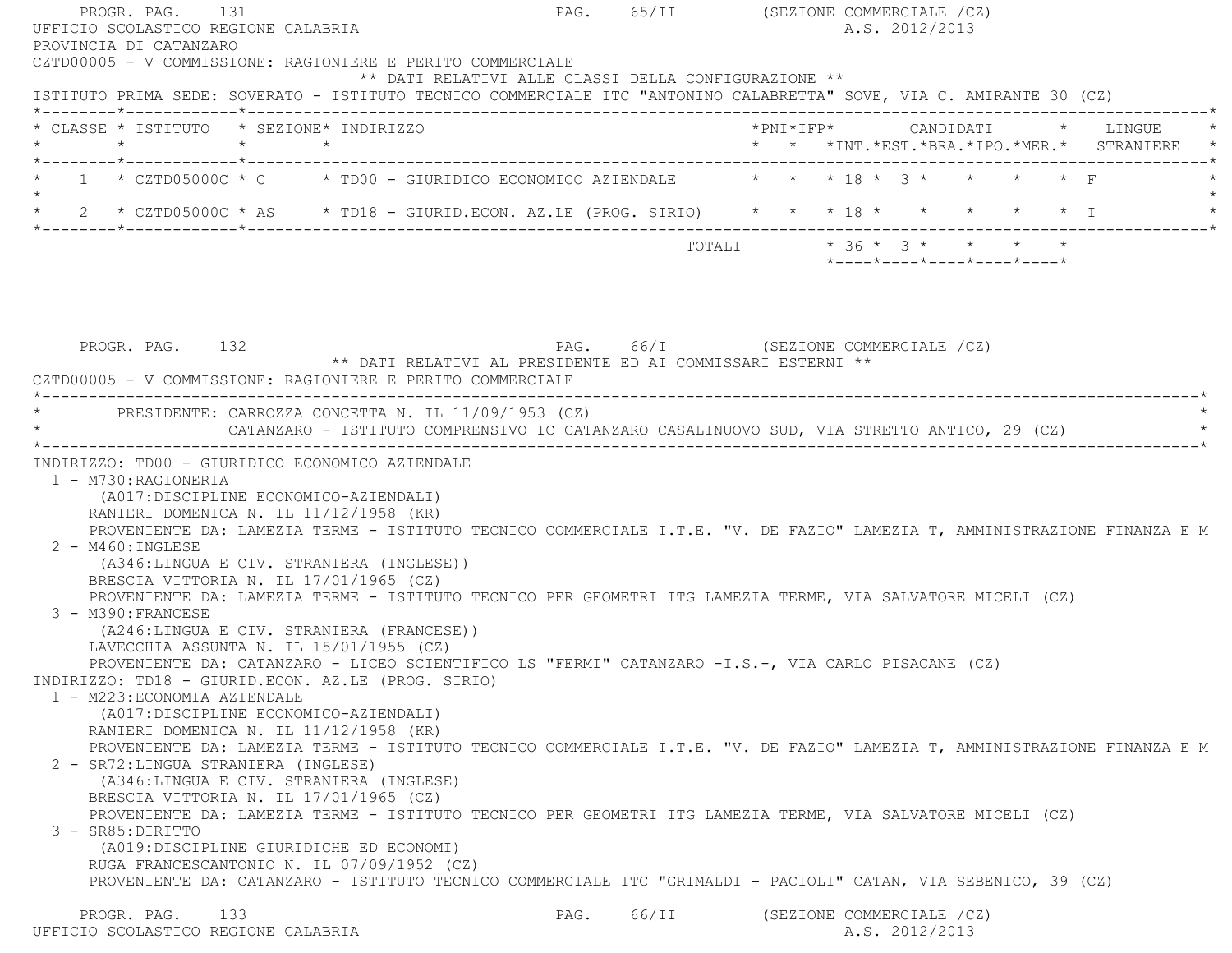UFFICIO SCOLASTICO REGIONE CALABRIA

PROVINCIA DI CATANZARO

CZTD00005 - V COMMISSIONE: RAGIONIERE E PERITO COMMERCIALE

** DATI RELATIVI ALLE CLASSI DELLA CONFIGURAZIONE **

ISTITUTO PRIMA SEDE: SOVERATO - ISTITUTO TECNICO COMMERCIALE ITC "ANTONINO CALABRETTA" SOVE, VIA C. AMIRANTE 30 (CZ)

| CLASSE | ISTITUTO | SEZIONE | INDIRIZZO | PNI | IFP | CANDIDATI INT. | CANDIDATI EST. | CANDIDATI BRA. | CANDIDATI IPO. | CANDIDATI MER. | LINGUE STRANIERE |
|---|---|---|---|---|---|---|---|---|---|---|---|
| 1 | CZTD05000C | C | TD00 - GIURIDICO ECONOMICO AZIENDALE | | | 18 | 3 | | | | F |
| 2 | CZTD05000C | AS | TD18 - GIURID.ECON. AZ.LE (PROG. SIRIO) | | | 18 | | | | | I |
| | | | TOTALI | | | 36 | 3 | | | | |

** DATI RELATIVI AL PRESIDENTE ED AI COMMISSARI ESTERNI **

CZTD00005 - V COMMISSIONE: RAGIONIERE E PERITO COMMERCIALE

PRESIDENTE: CARROZZA CONCETTA N. IL 11/09/1953 (CZ)
CATANZARO - ISTITUTO COMPRENSIVO IC CATANZARO CASALINUOVO SUD, VIA STRETTO ANTICO, 29 (CZ)

INDIRIZZO: TD00 - GIURIDICO ECONOMICO AZIENDALE

1 - M730:RAGIONERIA
(A017:DISCIPLINE ECONOMICO-AZIENDALI)
RANIERI DOMENICA N. IL 11/12/1958 (KR)
PROVENIENTE DA: LAMEZIA TERME - ISTITUTO TECNICO COMMERCIALE I.T.E. "V. DE FAZIO" LAMEZIA T, AMMINISTRAZIONE FINANZA E M

2 - M460:INGLESE
(A346:LINGUA E CIV. STRANIERA (INGLESE))
BRESCIA VITTORIA N. IL 17/01/1965 (CZ)
PROVENIENTE DA: LAMEZIA TERME - ISTITUTO TECNICO PER GEOMETRI ITG LAMEZIA TERME, VIA SALVATORE MICELI (CZ)

3 - M390:FRANCESE
(A246:LINGUA E CIV. STRANIERA (FRANCESE))
LAVECCHIA ASSUNTA N. IL 15/01/1955 (CZ)
PROVENIENTE DA: CATANZARO - LICEO SCIENTIFICO LS "FERMI" CATANZARO -I.S.-, VIA CARLO PISACANE (CZ)

INDIRIZZO: TD18 - GIURID.ECON. AZ.LE (PROG. SIRIO)

1 - M223:ECONOMIA AZIENDALE
(A017:DISCIPLINE ECONOMICO-AZIENDALI)
RANIERI DOMENICA N. IL 11/12/1958 (KR)
PROVENIENTE DA: LAMEZIA TERME - ISTITUTO TECNICO COMMERCIALE I.T.E. "V. DE FAZIO" LAMEZIA T, AMMINISTRAZIONE FINANZA E M

2 - SR72:LINGUA STRANIERA (INGLESE)
(A346:LINGUA E CIV. STRANIERA (INGLESE)
BRESCIA VITTORIA N. IL 17/01/1965 (CZ)
PROVENIENTE DA: LAMEZIA TERME - ISTITUTO TECNICO PER GEOMETRI ITG LAMEZIA TERME, VIA SALVATORE MICELI (CZ)

3 - SR85:DIRITTO
(A019:DISCIPLINE GIURIDICHE ED ECONOMI)
RUGA FRANCESCANTONIO N. IL 07/09/1952 (CZ)
PROVENIENTE DA: CATANZARO - ISTITUTO TECNICO COMMERCIALE ITC "GRIMALDI - PACIOLI" CATAN, VIA SEBENICO, 39 (CZ)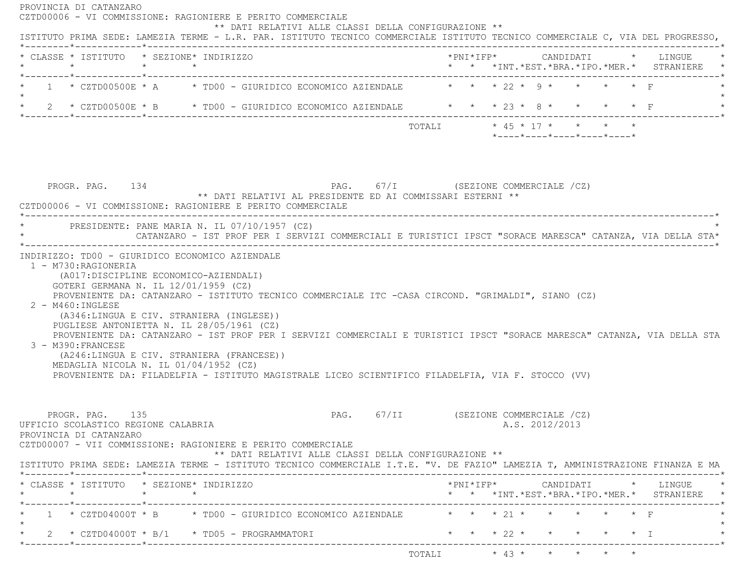PROVINCIA DI CATANZARO

CZTD00006 - VI COMMISSIONE: RAGIONIERE E PERITO COMMERCIALE

** DATI RELATIVI ALLE CLASSI DELLA CONFIGURAZIONE **

ISTITUTO PRIMA SEDE: LAMEZIA TERME - L.R. PAR. ISTITUTO TECNICO COMMERCIALE ISTITUTO TECNICO COMMERCIALE C, VIA DEL PROGRESSO,

| CLASSE | ISTITUTO | SEZIONE | INDIRIZZO | PNI | IFP | CANDIDATI INT. | EST. | BRA. | IPO. | MER. | LINGUE STRANIERE |
|---|---|---|---|---|---|---|---|---|---|---|---|
| 1 | CZTD00500E | A | TD00 - GIURIDICO ECONOMICO AZIENDALE | | | 22 | 9 | | | | F |
| 2 | CZTD00500E | B | TD00 - GIURIDICO ECONOMICO AZIENDALE | | | 23 | 8 | | | | F |
| | | | TOTALI | | | 45 | 17 | | | | |

PROGR. PAG. 134 PAG. 67/I (SEZIONE COMMERCIALE /CZ)

** DATI RELATIVI AL PRESIDENTE ED AI COMMISSARI ESTERNI **

CZTD00006 - VI COMMISSIONE: RAGIONIERE E PERITO COMMERCIALE

PRESIDENTE: PANE MARIA N. IL 07/10/1957 (CZ)
CATANZARO - IST PROF PER I SERVIZI COMMERCIALI E TURISTICI IPSCT "SORACE MARESCA" CATANZA, VIA DELLA STA

INDIRIZZO: TD00 - GIURIDICO ECONOMICO AZIENDALE

1 - M730:RAGIONERIA
(A017:DISCIPLINE ECONOMICO-AZIENDALI)
GOTERI GERMANA N. IL 12/01/1959 (CZ)
PROVENIENTE DA: CATANZARO - ISTITUTO TECNICO COMMERCIALE ITC -CASA CIRCOND. "GRIMALDI", SIANO (CZ)

2 - M460:INGLESE
(A346:LINGUA E CIV. STRANIERA (INGLESE))
PUGLIESE ANTONIETTA N. IL 28/05/1961 (CZ)
PROVENIENTE DA: CATANZARO - IST PROF PER I SERVIZI COMMERCIALI E TURISTICI IPSCT "SORACE MARESCA" CATANZA, VIA DELLA STA

3 - M390:FRANCESE
(A246:LINGUA E CIV. STRANIERA (FRANCESE))
MEDAGLIA NICOLA N. IL 01/04/1952 (CZ)
PROVENIENTE DA: FILADELFIA - ISTITUTO MAGISTRALE LICEO SCIENTIFICO FILADELFIA, VIA F. STOCCO (VV)

PROGR. PAG. 135 PAG. 67/II (SEZIONE COMMERCIALE /CZ)

UFFICIO SCOLASTICO REGIONE CALABRIA A.S. 2012/2013

PROVINCIA DI CATANZARO

CZTD00007 - VII COMMISSIONE: RAGIONIERE E PERITO COMMERCIALE

** DATI RELATIVI ALLE CLASSI DELLA CONFIGURAZIONE **

ISTITUTO PRIMA SEDE: LAMEZIA TERME - ISTITUTO TECNICO COMMERCIALE I.T.E. "V. DE FAZIO" LAMEZIA T, AMMINISTRAZIONE FINANZA E MA

| CLASSE | ISTITUTO | SEZIONE | INDIRIZZO | PNI | IFP | CANDIDATI INT. | EST. | BRA. | IPO. | MER. | LINGUE STRANIERE |
|---|---|---|---|---|---|---|---|---|---|---|---|
| 1 | CZTD04000T | B | TD00 - GIURIDICO ECONOMICO AZIENDALE | | | 21 | | | | | F |
| 2 | CZTD04000T | B/1 | TD05 - PROGRAMMATORI | | | 22 | | | | | I |
| | | | TOTALI | | | 43 | | | | | |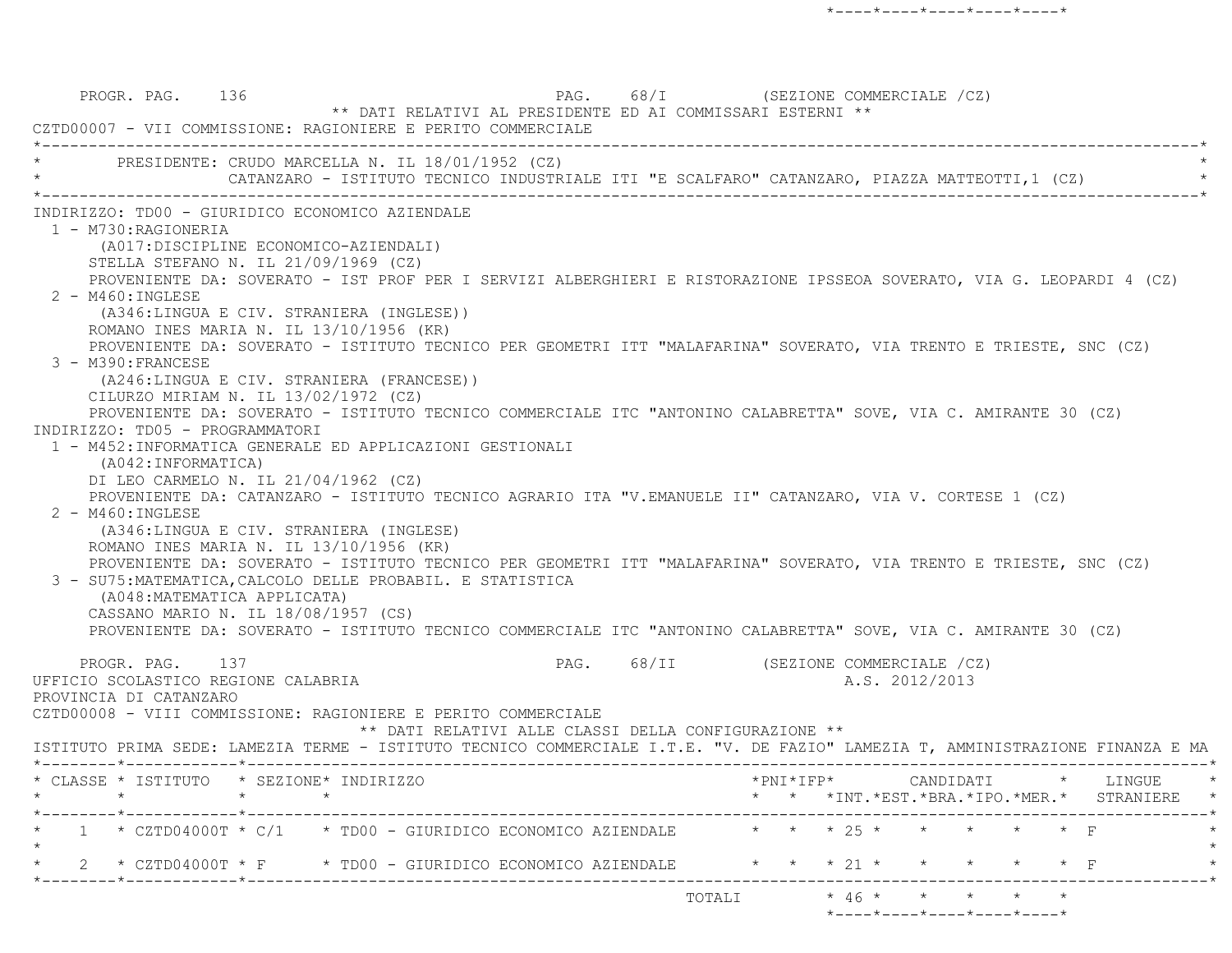PROGR. PAG. 136 PAG. 68/I (SEZIONE COMMERCIALE /CZ)

** DATI RELATIVI AL PRESIDENTE ED AI COMMISSARI ESTERNI **

CZTD00007 - VII COMMISSIONE: RAGIONIERE E PERITO COMMERCIALE

PRESIDENTE: CRUDO MARCELLA N. IL 18/01/1952 (CZ)
CATANZARO - ISTITUTO TECNICO INDUSTRIALE ITI "E SCALFARO" CATANZARO, PIAZZA MATTEOTTI,1 (CZ)

INDIRIZZO: TD00 - GIURIDICO ECONOMICO AZIENDALE

1 - M730:RAGIONERIA
(A017:DISCIPLINE ECONOMICO-AZIENDALI)
STELLA STEFANO N. IL 21/09/1969 (CZ)
PROVENIENTE DA: SOVERATO - IST PROF PER I SERVIZI ALBERGHIERI E RISTORAZIONE IPSSEOA SOVERATO, VIA G. LEOPARDI 4 (CZ)

2 - M460:INGLESE
(A346:LINGUA E CIV. STRANIERA (INGLESE))
ROMANO INES MARIA N. IL 13/10/1956 (KR)
PROVENIENTE DA: SOVERATO - ISTITUTO TECNICO PER GEOMETRI ITT "MALAFARINA" SOVERATO, VIA TRENTO E TRIESTE, SNC (CZ)

3 - M390:FRANCESE
(A246:LINGUA E CIV. STRANIERA (FRANCESE))
CILURZO MIRIAM N. IL 13/02/1972 (CZ)
PROVENIENTE DA: SOVERATO - ISTITUTO TECNICO COMMERCIALE ITC "ANTONINO CALABRETTA" SOVE, VIA C. AMIRANTE 30 (CZ)

INDIRIZZO: TD05 - PROGRAMMATORI

1 - M452:INFORMATICA GENERALE ED APPLICAZIONI GESTIONALI
(A042:INFORMATICA)
DI LEO CARMELO N. IL 21/04/1962 (CZ)
PROVENIENTE DA: CATANZARO - ISTITUTO TECNICO AGRARIO ITA "V.EMANUELE II" CATANZARO, VIA V. CORTESE 1 (CZ)

2 - M460:INGLESE
(A346:LINGUA E CIV. STRANIERA (INGLESE)
ROMANO INES MARIA N. IL 13/10/1956 (KR)
PROVENIENTE DA: SOVERATO - ISTITUTO TECNICO PER GEOMETRI ITT "MALAFARINA" SOVERATO, VIA TRENTO E TRIESTE, SNC (CZ)

3 - SU75:MATEMATICA,CALCOLO DELLE PROBABIL. E STATISTICA
(A048:MATEMATICA APPLICATA)
CASSANO MARIO N. IL 18/08/1957 (CS)
PROVENIENTE DA: SOVERATO - ISTITUTO TECNICO COMMERCIALE ITC "ANTONINO CALABRETTA" SOVE, VIA C. AMIRANTE 30 (CZ)

PROGR. PAG. 137 PAG. 68/II (SEZIONE COMMERCIALE /CZ)

UFFICIO SCOLASTICO REGIONE CALABRIA A.S. 2012/2013

PROVINCIA DI CATANZARO

CZTD00008 - VIII COMMISSIONE: RAGIONIERE E PERITO COMMERCIALE

** DATI RELATIVI ALLE CLASSI DELLA CONFIGURAZIONE **

ISTITUTO PRIMA SEDE: LAMEZIA TERME - ISTITUTO TECNICO COMMERCIALE I.T.E. "V. DE FAZIO" LAMEZIA T, AMMINISTRAZIONE FINANZA E MA

| CLASSE | ISTITUTO | SEZIONE | INDIRIZZO | PNI | IFP | CANDIDATI INT. | EST. | BRA. | IPO. | MER. | LINGUE STRANIERE |
|---|---|---|---|---|---|---|---|---|---|---|---|
| 1 | CZTD04000T | C/1 | TD00 - GIURIDICO ECONOMICO AZIENDALE | | | 25 | | | | | F |
| 2 | CZTD04000T | F | TD00 - GIURIDICO ECONOMICO AZIENDALE | | | 21 | | | | | F |
| | | | TOTALI | | | 46 | | | | | |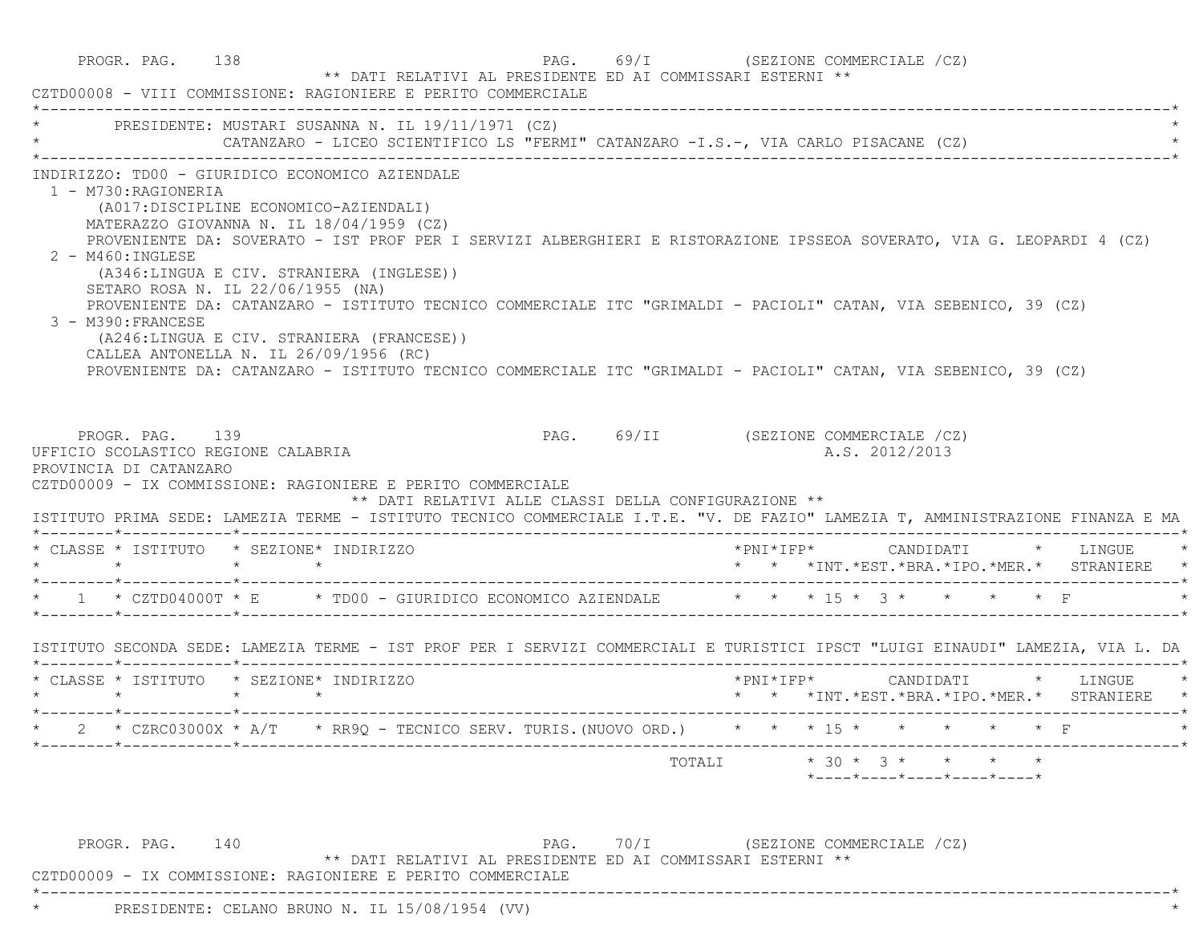PROGR. PAG. 138 PAG. 69/I (SEZIONE COMMERCIALE /CZ)

** DATI RELATIVI AL PRESIDENTE ED AI COMMISSARI ESTERNI **

CZTD00008 - VIII COMMISSIONE: RAGIONIERE E PERITO COMMERCIALE

PRESIDENTE: MUSTARI SUSANNA N. IL 19/11/1971 (CZ)
CATANZARO - LICEO SCIENTIFICO LS "FERMI" CATANZARO -I.S.-, VIA CARLO PISACANE (CZ)

INDIRIZZO: TD00 - GIURIDICO ECONOMICO AZIENDALE

1 - M730:RAGIONERIA
(A017:DISCIPLINE ECONOMICO-AZIENDALI)
MATERAZZO GIOVANNA N. IL 18/04/1959 (CZ)
PROVENIENTE DA: SOVERATO - IST PROF PER I SERVIZI ALBERGHIERI E RISTORAZIONE IPSSEOA SOVERATO, VIA G. LEOPARDI 4 (CZ)

2 - M460:INGLESE
(A346:LINGUA E CIV. STRANIERA (INGLESE))
SETARO ROSA N. IL 22/06/1955 (NA)
PROVENIENTE DA: CATANZARO - ISTITUTO TECNICO COMMERCIALE ITC "GRIMALDI - PACIOLI" CATAN, VIA SEBENICO, 39 (CZ)

3 - M390:FRANCESE
(A246:LINGUA E CIV. STRANIERA (FRANCESE))
CALLEA ANTONELLA N. IL 26/09/1956 (RC)
PROVENIENTE DA: CATANZARO - ISTITUTO TECNICO COMMERCIALE ITC "GRIMALDI - PACIOLI" CATAN, VIA SEBENICO, 39 (CZ)

PROGR. PAG. 139 PAG. 69/II (SEZIONE COMMERCIALE /CZ)

UFFICIO SCOLASTICO REGIONE CALABRIA A.S. 2012/2013

PROVINCIA DI CATANZARO

CZTD00009 - IX COMMISSIONE: RAGIONIERE E PERITO COMMERCIALE

** DATI RELATIVI ALLE CLASSI DELLA CONFIGURAZIONE **

ISTITUTO PRIMA SEDE: LAMEZIA TERME - ISTITUTO TECNICO COMMERCIALE I.T.E. "V. DE FAZIO" LAMEZIA T, AMMINISTRAZIONE FINANZA E MA

| CLASSE | ISTITUTO | SEZIONE | INDIRIZZO | PNI | IFP | CANDIDATI INT. | EST. | BRA. | IPO. | MER. | LINGUE STRANIERE |
|---|---|---|---|---|---|---|---|---|---|---|---|
| 1 | CZTD04000T | E | TD00 - GIURIDICO ECONOMICO AZIENDALE | | | 15 | 3 | | | | F |

ISTITUTO SECONDA SEDE: LAMEZIA TERME - IST PROF PER I SERVIZI COMMERCIALI E TURISTICI IPSCT "LUIGI EINAUDI" LAMEZIA, VIA L. DA

| CLASSE | ISTITUTO | SEZIONE | INDIRIZZO | PNI | IFP | CANDIDATI INT. | EST. | BRA. | IPO. | MER. | LINGUE STRANIERE |
|---|---|---|---|---|---|---|---|---|---|---|---|
| 2 | CZRC03000X | A/T | RR9Q - TECNICO SERV. TURIS.(NUOVO ORD.) | | | 15 | | | | | F |
| | | | TOTALI | | | 30 | 3 | | | | |

PROGR. PAG. 140 PAG. 70/I (SEZIONE COMMERCIALE /CZ)

** DATI RELATIVI AL PRESIDENTE ED AI COMMISSARI ESTERNI **

CZTD00009 - IX COMMISSIONE: RAGIONIERE E PERITO COMMERCIALE

PRESIDENTE: CELANO BRUNO N. IL 15/08/1954 (VV)